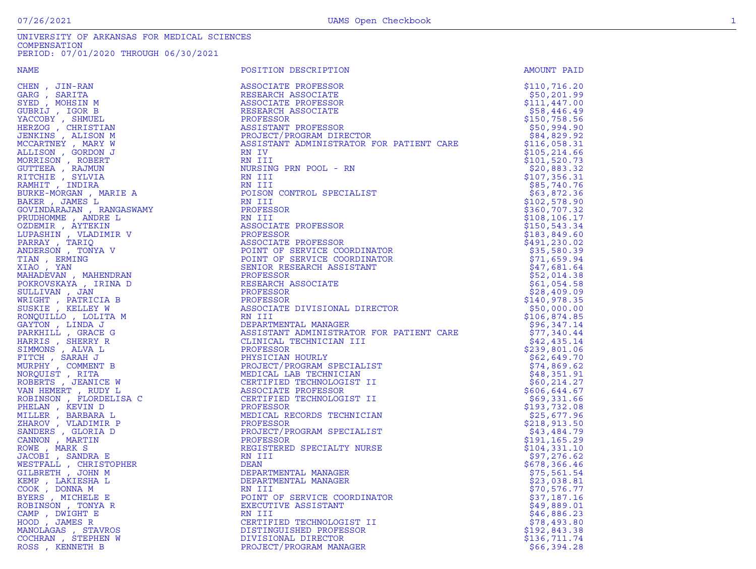UNIVERSITY OF ARKANSAS FOR MEDICAL SCIENCES
COMPENSATION
PERIOD: 07/01/2020 THROUGH 06/30/2021

| NAME | POSITION DESCRIPTION | AMOUNT PAID |
|---|---|---|
| CHEN , JIN-RAN | ASSOCIATE PROFESSOR | $110,716.20 |
| GARG , SARITA | RESEARCH ASSOCIATE | $50,201.99 |
| SYED , MOHSIN M | ASSOCIATE PROFESSOR | $111,447.00 |
| GUBRIJ , IGOR B | RESEARCH ASSOCIATE | $58,446.49 |
| YACCOBY , SHMUEL | PROFESSOR | $150,758.56 |
| HERZOG , CHRISTIAN | ASSISTANT PROFESSOR | $50,994.90 |
| JENKINS , ALISON M | PROJECT/PROGRAM DIRECTOR | $84,829.92 |
| MCCARTNEY , MARY W | ASSISTANT ADMINISTRATOR FOR PATIENT CARE | $116,058.31 |
| ALLISON , GORDON J | RN IV | $105,214.66 |
| MORRISON , ROBERT | RN III | $101,520.73 |
| GUTTEEA , RAJMUN | NURSING PRN POOL - RN | $20,883.32 |
| RITCHIE , SYLVIA | RN III | $107,356.31 |
| RAMHIT , INDIRA | RN III | $85,740.76 |
| BURKE-MORGAN , MARIE A | POISON CONTROL SPECIALIST | $63,872.36 |
| BAKER , JAMES L | RN III | $102,578.90 |
| GOVINDARAJAN , RANGASWAMY | PROFESSOR | $360,707.32 |
| PRUDHOMME , ANDRE L | RN III | $108,106.17 |
| OZDEMIR , AYTEKIN | ASSOCIATE PROFESSOR | $150,543.34 |
| LUPASHIN , VLADIMIR V | PROFESSOR | $183,849.60 |
| PARRAY , TARIQ | ASSOCIATE PROFESSOR | $491,230.02 |
| ANDERSON , TONYA V | POINT OF SERVICE COORDINATOR | $35,580.39 |
| TIAN , ERMING | POINT OF SERVICE COORDINATOR | $71,659.94 |
| XIAO , YAN | SENIOR RESEARCH ASSISTANT | $47,681.64 |
| MAHADEVAN , MAHENDRAN | PROFESSOR | $52,014.38 |
| POKROVSKAYA , IRINA D | RESEARCH ASSOCIATE | $61,054.58 |
| SULLIVAN , JAN | PROFESSOR | $28,409.09 |
| WRIGHT , PATRICIA B | PROFESSOR | $140,978.35 |
| SUSKIE , KELLEY W | ASSOCIATE DIVISIONAL DIRECTOR | $50,000.00 |
| RONQUILLO , LOLITA M | RN III | $106,874.85 |
| GAYTON , LINDA J | DEPARTMENTAL MANAGER | $96,347.14 |
| PARKHILL , GRACE G | ASSISTANT ADMINISTRATOR FOR PATIENT CARE | $77,340.44 |
| HARRIS , SHERRY R | CLINICAL TECHNICIAN III | $42,435.14 |
| SIMMONS , ALVA L | PROFESSOR | $239,801.06 |
| FITCH , SARAH J | PHYSICIAN HOURLY | $62,649.70 |
| MURPHY , COMMENT B | PROJECT/PROGRAM SPECIALIST | $74,869.62 |
| NORQUIST , RITA | MEDICAL LAB TECHNICIAN | $48,351.91 |
| ROBERTS , JEANICE W | CERTIFIED TECHNOLOGIST II | $60,214.27 |
| VAN HEMERT , RUDY L | ASSOCIATE PROFESSOR | $606,644.67 |
| ROBINSON , FLORDELISA C | CERTIFIED TECHNOLOGIST II | $69,331.66 |
| PHELAN , KEVIN D | PROFESSOR | $193,732.08 |
| MILLER , BARBARA L | MEDICAL RECORDS TECHNICIAN | $25,677.96 |
| ZHAROV , VLADIMIR P | PROFESSOR | $218,913.50 |
| SANDERS , GLORIA D | PROJECT/PROGRAM SPECIALIST | $43,484.79 |
| CANNON , MARTIN | PROFESSOR | $191,165.29 |
| ROWE , MARK S | REGISTERED SPECIALTY NURSE | $104,331.10 |
| JACOBI , SANDRA E | RN III | $97,276.62 |
| WESTFALL , CHRISTOPHER | DEAN | $678,366.46 |
| GILBRETH , JOHN M | DEPARTMENTAL MANAGER | $75,561.54 |
| KEMP , LAKIESHA L | DEPARTMENTAL MANAGER | $23,038.81 |
| COOK , DONNA M | RN III | $70,576.77 |
| BYERS , MICHELE E | POINT OF SERVICE COORDINATOR | $37,187.16 |
| ROBINSON , TONYA R | EXECUTIVE ASSISTANT | $49,889.01 |
| CAMP , DWIGHT E | RN III | $46,886.23 |
| HOOD , JAMES R | CERTIFIED TECHNOLOGIST II | $78,493.80 |
| MANOLAGAS , STAVROS | DISTINGUISHED PROFESSOR | $192,843.38 |
| COCHRAN , STEPHEN W | DIVISIONAL DIRECTOR | $136,711.74 |
| ROSS , KENNETH B | PROJECT/PROGRAM MANAGER | $66,394.28 |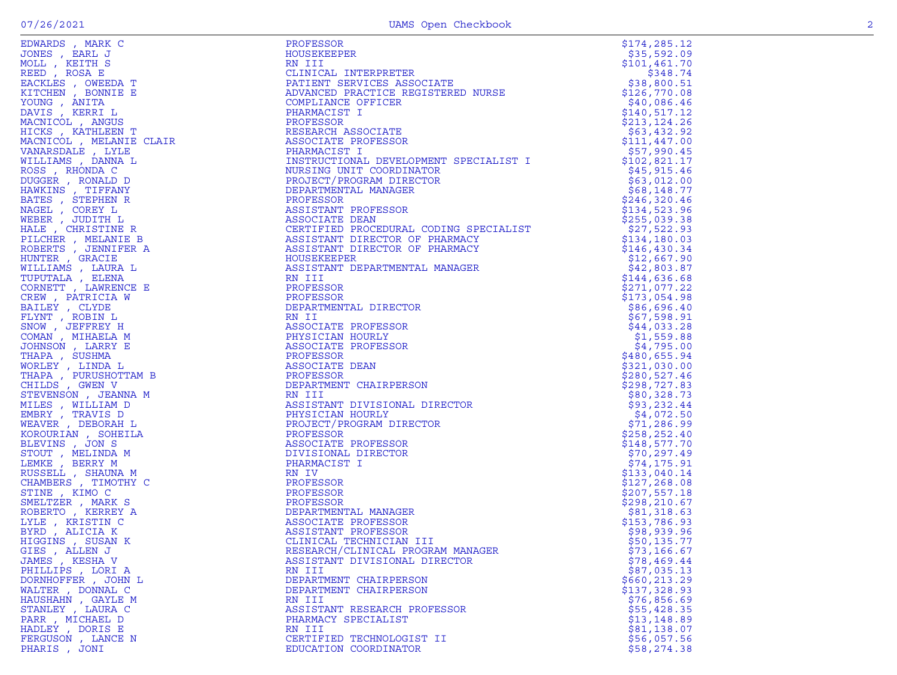| EDWARDS , MARK C | PROFESSOR | $174,285.12 |
|---|---|---|
| JONES , EARL J | HOUSEKEEPER | $35,592.09 |
| MOLL , KEITH S | RN III | $101,461.70 |
| REED , ROSA E | CLINICAL INTERPRETER | $348.74 |
| EACKLES , OWEEDA T | PATIENT SERVICES ASSOCIATE | $38,800.51 |
| KITCHEN , BONNIE E | ADVANCED PRACTICE REGISTERED NURSE | $126,770.08 |
| YOUNG , ANITA | COMPLIANCE OFFICER | $40,086.46 |
| DAVIS , KERRI L | PHARMACIST I | $140,517.12 |
| MACNICOL , ANGUS | PROFESSOR | $213,124.26 |
| HICKS , KATHLEEN T | RESEARCH ASSOCIATE | $63,432.92 |
| MACNICOL , MELANIE CLAIR | ASSOCIATE PROFESSOR | $111,447.00 |
| VANARSDALE , LYLE | PHARMACIST I | $57,990.45 |
| WILLIAMS , DANNA L | INSTRUCTIONAL DEVELOPMENT SPECIALIST I | $102,821.17 |
| ROSS , RHONDA C | NURSING UNIT COORDINATOR | $45,915.46 |
| DUGGER , RONALD D | PROJECT/PROGRAM DIRECTOR | $63,012.00 |
| HAWKINS , TIFFANY | DEPARTMENTAL MANAGER | $68,148.77 |
| BATES , STEPHEN R | PROFESSOR | $246,320.46 |
| NAGEL , COREY L | ASSISTANT PROFESSOR | $134,523.96 |
| WEBER , JUDITH L | ASSOCIATE DEAN | $255,039.38 |
| HALE , CHRISTINE R | CERTIFIED PROCEDURAL CODING SPECIALIST | $27,522.93 |
| PILCHER , MELANIE B | ASSISTANT DIRECTOR OF PHARMACY | $134,180.03 |
| ROBERTS , JENNIFER A | ASSISTANT DIRECTOR OF PHARMACY | $146,430.34 |
| HUNTER , GRACIE | HOUSEKEEPER | $12,667.90 |
| WILLIAMS , LAURA L | ASSISTANT DEPARTMENTAL MANAGER | $42,803.87 |
| TUPUTALA , ELENA | RN III | $144,636.68 |
| CORNETT , LAWRENCE E | PROFESSOR | $271,077.22 |
| CREW , PATRICIA W | PROFESSOR | $173,054.98 |
| BAILEY , CLYDE | DEPARTMENTAL DIRECTOR | $86,696.40 |
| FLYNT , ROBIN L | RN II | $67,598.91 |
| SNOW , JEFFREY H | ASSOCIATE PROFESSOR | $44,033.28 |
| COMAN , MIHAELA M | PHYSICIAN HOURLY | $1,559.88 |
| JOHNSON , LARRY E | ASSOCIATE PROFESSOR | $4,795.00 |
| THAPA , SUSHMA | PROFESSOR | $480,655.94 |
| WORLEY , LINDA L | ASSOCIATE DEAN | $321,030.00 |
| THAPA , PURUSHOTTAM B | PROFESSOR | $280,527.46 |
| CHILDS , GWEN V | DEPARTMENT CHAIRPERSON | $298,727.83 |
| STEVENSON , JEANNA M | RN III | $80,328.73 |
| MILES , WILLIAM D | ASSISTANT DIVISIONAL DIRECTOR | $93,232.44 |
| EMBRY , TRAVIS D | PHYSICIAN HOURLY | $4,072.50 |
| WEAVER , DEBORAH L | PROJECT/PROGRAM DIRECTOR | $71,286.99 |
| KOROURIAN , SOHEILA | PROFESSOR | $258,252.40 |
| BLEVINS , JON S | ASSOCIATE PROFESSOR | $148,577.70 |
| STOUT , MELINDA M | DIVISIONAL DIRECTOR | $70,297.49 |
| LEMKE , BERRY M | PHARMACIST I | $74,175.91 |
| RUSSELL , SHAUNA M | RN IV | $133,040.14 |
| CHAMBERS , TIMOTHY C | PROFESSOR | $127,268.08 |
| STINE , KIMO C | PROFESSOR | $207,557.18 |
| SMELTZER , MARK S | PROFESSOR | $298,210.67 |
| ROBERTO , KERREY A | DEPARTMENTAL MANAGER | $81,318.63 |
| LYLE , KRISTIN C | ASSOCIATE PROFESSOR | $153,786.93 |
| BYRD , ALICIA K | ASSISTANT PROFESSOR | $98,939.96 |
| HIGGINS , SUSAN K | CLINICAL TECHNICIAN III | $50,135.77 |
| GIES , ALLEN J | RESEARCH/CLINICAL PROGRAM MANAGER | $73,166.67 |
| JAMES , KESHA V | ASSISTANT DIVISIONAL DIRECTOR | $78,469.44 |
| PHILLIPS , LORI A | RN III | $87,035.13 |
| DORNHOFFER , JOHN L | DEPARTMENT CHAIRPERSON | $660,213.29 |
| WALTER , DONNAL C | DEPARTMENT CHAIRPERSON | $137,328.93 |
| HAUSHAHN , GAYLE M | RN III | $76,856.69 |
| STANLEY , LAURA C | ASSISTANT RESEARCH PROFESSOR | $55,428.35 |
| PARR , MICHAEL D | PHARMACY SPECIALIST | $13,148.89 |
| HADLEY , DORIS E | RN III | $81,138.07 |
| FERGUSON , LANCE N | CERTIFIED TECHNOLOGIST II | $56,057.56 |
| PHARIS , JONI | EDUCATION COORDINATOR | $58,274.38 |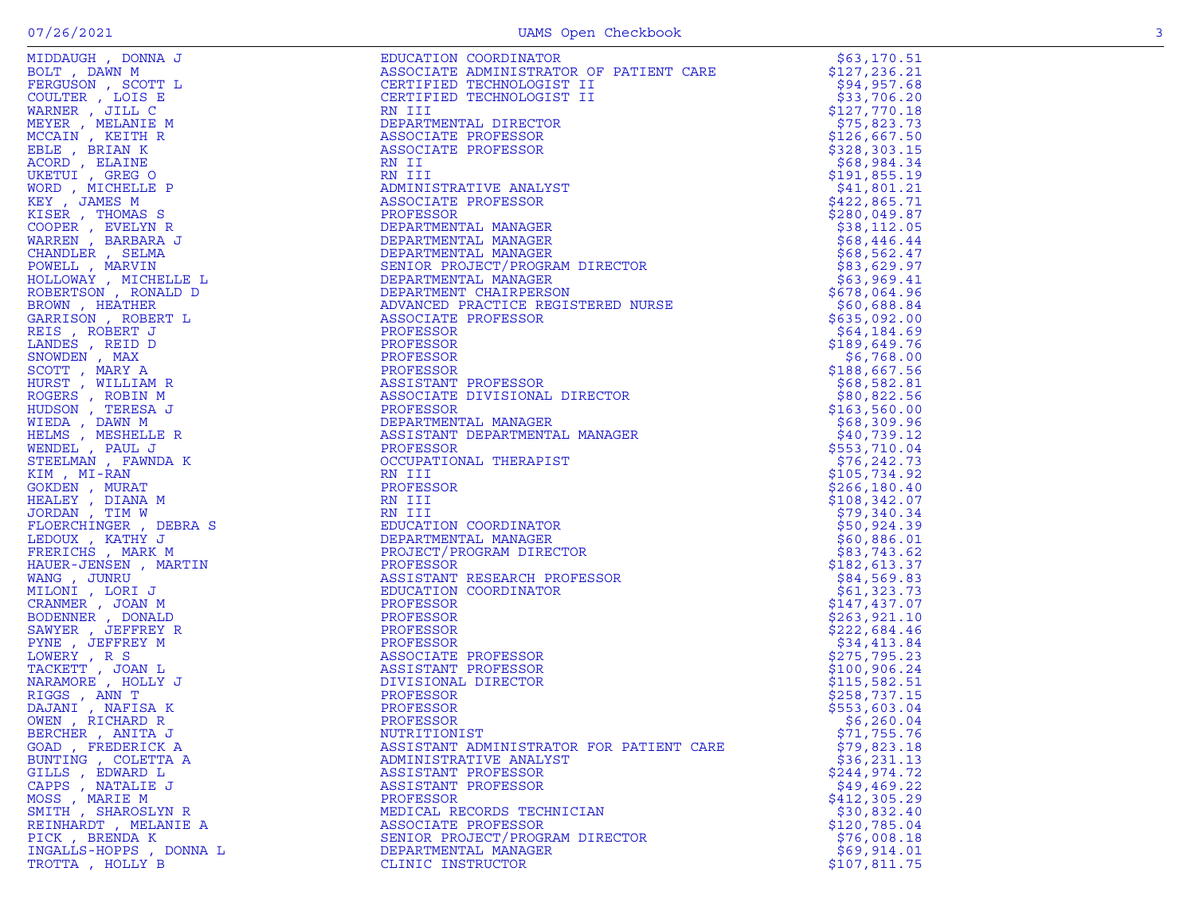| Name | Title | Amount |
|---|---|---|
| MIDDAUGH , DONNA J | EDUCATION COORDINATOR | $63,170.51 |
| BOLT , DAWN M | ASSOCIATE ADMINISTRATOR OF PATIENT CARE | $127,236.21 |
| FERGUSON , SCOTT L | CERTIFIED TECHNOLOGIST II | $94,957.68 |
| COULTER , LOIS E | CERTIFIED TECHNOLOGIST II | $33,706.20 |
| WARNER , JILL C | RN III | $127,770.18 |
| MEYER , MELANIE M | DEPARTMENTAL DIRECTOR | $75,823.73 |
| MCCAIN , KEITH R | ASSOCIATE PROFESSOR | $126,667.50 |
| EBLE , BRIAN K | ASSOCIATE PROFESSOR | $328,303.15 |
| ACORD , ELAINE | RN II | $68,984.34 |
| UKETUI , GREG O | RN III | $191,855.19 |
| WORD , MICHELLE P | ADMINISTRATIVE ANALYST | $41,801.21 |
| KEY , JAMES M | ASSOCIATE PROFESSOR | $422,865.71 |
| KISER , THOMAS S | PROFESSOR | $280,049.87 |
| COOPER , EVELYN R | DEPARTMENTAL MANAGER | $38,112.05 |
| WARREN , BARBARA J | DEPARTMENTAL MANAGER | $68,446.44 |
| CHANDLER , SELMA | DEPARTMENTAL MANAGER | $68,562.47 |
| POWELL , MARVIN | SENIOR PROJECT/PROGRAM DIRECTOR | $83,629.97 |
| HOLLOWAY , MICHELLE L | DEPARTMENTAL MANAGER | $63,969.41 |
| ROBERTSON , RONALD D | DEPARTMENT CHAIRPERSON | $678,064.96 |
| BROWN , HEATHER | ADVANCED PRACTICE REGISTERED NURSE | $60,688.84 |
| GARRISON , ROBERT L | ASSOCIATE PROFESSOR | $635,092.00 |
| REIS , ROBERT J | PROFESSOR | $64,184.69 |
| LANDES , REID D | PROFESSOR | $189,649.76 |
| SNOWDEN , MAX | PROFESSOR | $6,768.00 |
| SCOTT , MARY A | PROFESSOR | $188,667.56 |
| HURST , WILLIAM R | ASSISTANT PROFESSOR | $68,582.81 |
| ROGERS , ROBIN M | ASSOCIATE DIVISIONAL DIRECTOR | $80,822.56 |
| HUDSON , TERESA J | PROFESSOR | $163,560.00 |
| WIEDA , DAWN M | DEPARTMENTAL MANAGER | $68,309.96 |
| HELMS , MESHELLE R | ASSISTANT DEPARTMENTAL MANAGER | $40,739.12 |
| WENDEL , PAUL J | PROFESSOR | $553,710.04 |
| STEELMAN , FAWNDA K | OCCUPATIONAL THERAPIST | $76,242.73 |
| KIM , MI-RAN | RN III | $105,734.92 |
| GOKDEN , MURAT | PROFESSOR | $266,180.40 |
| HEALEY , DIANA M | RN III | $108,342.07 |
| JORDAN , TIM W | RN III | $79,340.34 |
| FLOERCHINGER , DEBRA S | EDUCATION COORDINATOR | $50,924.39 |
| LEDOUX , KATHY J | DEPARTMENTAL MANAGER | $60,886.01 |
| FRERICHS , MARK M | PROJECT/PROGRAM DIRECTOR | $83,743.62 |
| HAUER-JENSEN , MARTIN | PROFESSOR | $182,613.37 |
| WANG , JUNRU | ASSISTANT RESEARCH PROFESSOR | $84,569.83 |
| MILONI , LORI J | EDUCATION COORDINATOR | $61,323.73 |
| CRANMER , JOAN M | PROFESSOR | $147,437.07 |
| BODENNER , DONALD | PROFESSOR | $263,921.10 |
| SAWYER , JEFFREY R | PROFESSOR | $222,684.46 |
| PYNE , JEFFREY M | PROFESSOR | $34,413.84 |
| LOWERY , R S | ASSOCIATE PROFESSOR | $275,795.23 |
| TACKETT , JOAN L | ASSISTANT PROFESSOR | $100,906.24 |
| NARAMORE , HOLLY J | DIVISIONAL DIRECTOR | $115,582.51 |
| RIGGS , ANN T | PROFESSOR | $258,737.15 |
| DAJANI , NAFISA K | PROFESSOR | $553,603.04 |
| OWEN , RICHARD R | PROFESSOR | $6,260.04 |
| BERCHER , ANITA J | NUTRITIONIST | $71,755.76 |
| GOAD , FREDERICK A | ASSISTANT ADMINISTRATOR FOR PATIENT CARE | $79,823.18 |
| BUNTING , COLETTA A | ADMINISTRATIVE ANALYST | $36,231.13 |
| GILLS , EDWARD L | ASSISTANT PROFESSOR | $244,974.72 |
| CAPPS , NATALIE J | ASSISTANT PROFESSOR | $49,469.22 |
| MOSS , MARIE M | PROFESSOR | $412,305.29 |
| SMITH , SHAROSLYN R | MEDICAL RECORDS TECHNICIAN | $30,832.40 |
| REINHARDT , MELANIE A | ASSOCIATE PROFESSOR | $120,785.04 |
| PICK , BRENDA K | SENIOR PROJECT/PROGRAM DIRECTOR | $76,008.18 |
| INGALLS-HOPPS , DONNA L | DEPARTMENTAL MANAGER | $69,914.01 |
| TROTTA , HOLLY B | CLINIC INSTRUCTOR | $107,811.75 |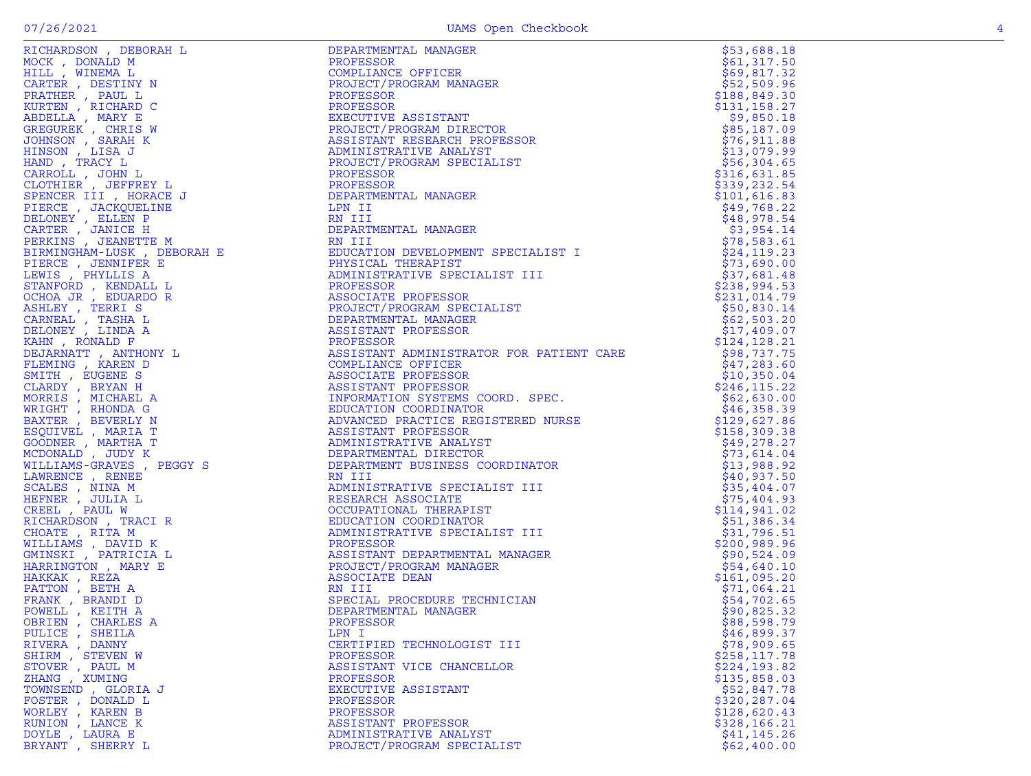| | | |
|---|---|---|
| RICHARDSON , DEBORAH L | DEPARTMENTAL MANAGER | $53,688.18 |
| MOCK , DONALD M | PROFESSOR | $61,317.50 |
| HILL , WINEMA L | COMPLIANCE OFFICER | $69,817.32 |
| CARTER , DESTINY N | PROJECT/PROGRAM MANAGER | $52,509.96 |
| PRATHER , PAUL L | PROFESSOR | $188,849.30 |
| KURTEN , RICHARD C | PROFESSOR | $131,158.27 |
| ABDELLA , MARY E | EXECUTIVE ASSISTANT | $9,850.18 |
| GREGUREK , CHRIS W | PROJECT/PROGRAM DIRECTOR | $85,187.09 |
| JOHNSON , SARAH K | ASSISTANT RESEARCH PROFESSOR | $76,911.88 |
| HINSON , LISA J | ADMINISTRATIVE ANALYST | $13,079.99 |
| HAND , TRACY L | PROJECT/PROGRAM SPECIALIST | $56,304.65 |
| CARROLL , JOHN L | PROFESSOR | $316,631.85 |
| CLOTHIER , JEFFREY L | PROFESSOR | $339,232.54 |
| SPENCER III , HORACE J | DEPARTMENTAL MANAGER | $101,616.83 |
| PIERCE , JACKQUELINE | LPN II | $49,768.22 |
| DELONEY , ELLEN P | RN III | $48,978.54 |
| CARTER , JANICE H | DEPARTMENTAL MANAGER | $3,954.14 |
| PERKINS , JEANETTE M | RN III | $78,583.61 |
| BIRMINGHAM-LUSK , DEBORAH E | EDUCATION DEVELOPMENT SPECIALIST I | $24,119.23 |
| PIERCE , JENNIFER E | PHYSICAL THERAPIST | $73,690.00 |
| LEWIS , PHYLLIS A | ADMINISTRATIVE SPECIALIST III | $37,681.48 |
| STANFORD , KENDALL L | PROFESSOR | $238,994.53 |
| OCHOA JR , EDUARDO R | ASSOCIATE PROFESSOR | $231,014.79 |
| ASHLEY , TERRI S | PROJECT/PROGRAM SPECIALIST | $50,830.14 |
| CARNEAL , TASHA L | DEPARTMENTAL MANAGER | $62,503.20 |
| DELONEY , LINDA A | ASSISTANT PROFESSOR | $17,409.07 |
| KAHN , RONALD F | PROFESSOR | $124,128.21 |
| DEJARNATT , ANTHONY L | ASSISTANT ADMINISTRATOR FOR PATIENT CARE | $98,737.75 |
| FLEMING , KAREN D | COMPLIANCE OFFICER | $47,283.60 |
| SMITH , EUGENE S | ASSOCIATE PROFESSOR | $10,350.04 |
| CLARDY , BRYAN H | ASSISTANT PROFESSOR | $246,115.22 |
| MORRIS , MICHAEL A | INFORMATION SYSTEMS COORD. SPEC. | $62,630.00 |
| WRIGHT , RHONDA G | EDUCATION COORDINATOR | $46,358.39 |
| BAXTER , BEVERLY N | ADVANCED PRACTICE REGISTERED NURSE | $129,627.86 |
| ESQUIVEL , MARIA T | ASSISTANT PROFESSOR | $158,309.38 |
| GOODNER , MARTHA T | ADMINISTRATIVE ANALYST | $49,278.27 |
| MCDONALD , JUDY K | DEPARTMENTAL DIRECTOR | $73,614.04 |
| WILLIAMS-GRAVES , PEGGY S | DEPARTMENT BUSINESS COORDINATOR | $13,988.92 |
| LAWRENCE , RENEE | RN III | $40,937.50 |
| SCALES , NINA M | ADMINISTRATIVE SPECIALIST III | $35,404.07 |
| HEFNER , JULIA L | RESEARCH ASSOCIATE | $75,404.93 |
| CREEL , PAUL W | OCCUPATIONAL THERAPIST | $114,941.02 |
| RICHARDSON , TRACI R | EDUCATION COORDINATOR | $51,386.34 |
| CHOATE , RITA M | ADMINISTRATIVE SPECIALIST III | $31,796.51 |
| WILLIAMS , DAVID K | PROFESSOR | $200,989.96 |
| GMINSKI , PATRICIA L | ASSISTANT DEPARTMENTAL MANAGER | $90,524.09 |
| HARRINGTON , MARY E | PROJECT/PROGRAM MANAGER | $54,640.10 |
| HAKKAK , REZA | ASSOCIATE DEAN | $161,095.20 |
| PATTON , BETH A | RN III | $71,064.21 |
| FRANK , BRANDI D | SPECIAL PROCEDURE TECHNICIAN | $54,702.65 |
| POWELL , KEITH A | DEPARTMENTAL MANAGER | $90,825.32 |
| OBRIEN , CHARLES A | PROFESSOR | $88,598.79 |
| PULICE , SHEILA | LPN I | $46,899.37 |
| RIVERA , DANNY | CERTIFIED TECHNOLOGIST III | $78,909.65 |
| SHIRM , STEVEN W | PROFESSOR | $258,117.78 |
| STOVER , PAUL M | ASSISTANT VICE CHANCELLOR | $224,193.82 |
| ZHANG , XUMING | PROFESSOR | $135,858.03 |
| TOWNSEND , GLORIA J | EXECUTIVE ASSISTANT | $52,847.78 |
| FOSTER , DONALD L | PROFESSOR | $320,287.04 |
| WORLEY , KAREN B | PROFESSOR | $128,620.43 |
| RUNION , LANCE K | ASSISTANT PROFESSOR | $328,166.21 |
| DOYLE , LAURA E | ADMINISTRATIVE ANALYST | $41,145.26 |
| BRYANT , SHERRY L | PROJECT/PROGRAM SPECIALIST | $62,400.00 |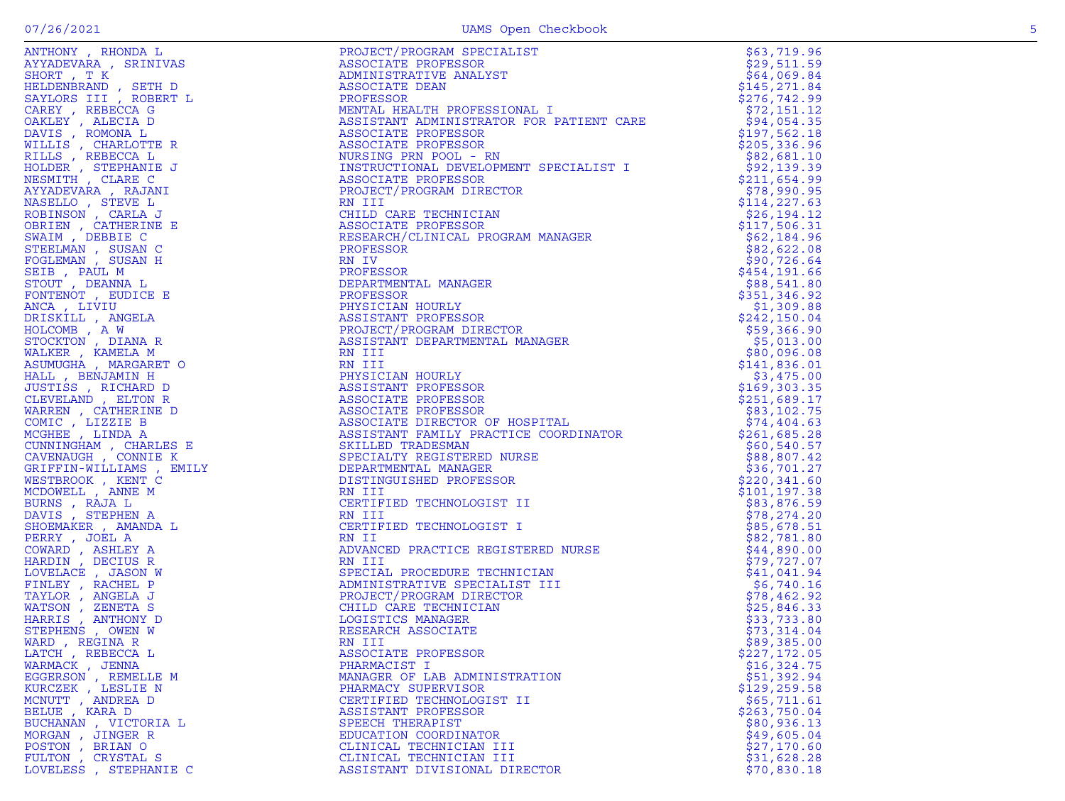| Name | Title | Amount |
|---|---|---|
| ANTHONY , RHONDA L | PROJECT/PROGRAM SPECIALIST | $63,719.96 |
| AYYADEVARA , SRINIVAS | ASSOCIATE PROFESSOR | $29,511.59 |
| SHORT , T K | ADMINISTRATIVE ANALYST | $64,069.84 |
| HELDENBRAND , SETH D | ASSOCIATE DEAN | $145,271.84 |
| SAYLORS III , ROBERT L | PROFESSOR | $276,742.99 |
| CAREY , REBECCA G | MENTAL HEALTH PROFESSIONAL I | $72,151.12 |
| OAKLEY , ALECIA D | ASSISTANT ADMINISTRATOR FOR PATIENT CARE | $94,054.35 |
| DAVIS , ROMONA L | ASSOCIATE PROFESSOR | $197,562.18 |
| WILLIS , CHARLOTTE R | ASSOCIATE PROFESSOR | $205,336.96 |
| RILLS , REBECCA L | NURSING PRN POOL - RN | $82,681.10 |
| HOLDER , STEPHANIE J | INSTRUCTIONAL DEVELOPMENT SPECIALIST I | $92,139.39 |
| NESMITH , CLARE C | ASSOCIATE PROFESSOR | $211,654.99 |
| AYYADEVARA , RAJANI | PROJECT/PROGRAM DIRECTOR | $78,990.95 |
| NASELLO , STEVE L | RN III | $114,227.63 |
| ROBINSON , CARLA J | CHILD CARE TECHNICIAN | $26,194.12 |
| OBRIEN , CATHERINE E | ASSOCIATE PROFESSOR | $117,506.31 |
| SWAIM , DEBBIE C | RESEARCH/CLINICAL PROGRAM MANAGER | $62,184.96 |
| STEELMAN , SUSAN C | PROFESSOR | $82,622.08 |
| FOGLEMAN , SUSAN H | RN IV | $90,726.64 |
| SEIB , PAUL M | PROFESSOR | $454,191.66 |
| STOUT , DEANNA L | DEPARTMENTAL MANAGER | $88,541.80 |
| FONTENOT , EUDICE E | PROFESSOR | $351,346.92 |
| ANCA , LIVIU | PHYSICIAN HOURLY | $1,309.88 |
| DRISKILL , ANGELA | ASSISTANT PROFESSOR | $242,150.04 |
| HOLCOMB , A W | PROJECT/PROGRAM DIRECTOR | $59,366.90 |
| STOCKTON , DIANA R | ASSISTANT DEPARTMENTAL MANAGER | $5,013.00 |
| WALKER , KAMELA M | RN III | $80,096.08 |
| ASUMUGHA , MARGARET O | RN III | $141,836.01 |
| HALL , BENJAMIN H | PHYSICIAN HOURLY | $3,475.00 |
| JUSTISS , RICHARD D | ASSISTANT PROFESSOR | $169,303.35 |
| CLEVELAND , ELTON R | ASSOCIATE PROFESSOR | $251,689.17 |
| WARREN , CATHERINE D | ASSOCIATE PROFESSOR | $83,102.75 |
| COMIC , LIZZIE B | ASSOCIATE DIRECTOR OF HOSPITAL | $74,404.63 |
| MCGHEE , LINDA A | ASSISTANT FAMILY PRACTICE COORDINATOR | $261,685.28 |
| CUNNINGHAM , CHARLES E | SKILLED TRADESMAN | $60,540.57 |
| CAVENAUGH , CONNIE K | SPECIALTY REGISTERED NURSE | $88,807.42 |
| GRIFFIN-WILLIAMS , EMILY | DEPARTMENTAL MANAGER | $36,701.27 |
| WESTBROOK , KENT C | DISTINGUISHED PROFESSOR | $220,341.60 |
| MCDOWELL , ANNE M | RN III | $101,197.38 |
| BURNS , RAJA L | CERTIFIED TECHNOLOGIST II | $83,876.59 |
| DAVIS , STEPHEN A | RN III | $78,274.20 |
| SHOEMAKER , AMANDA L | CERTIFIED TECHNOLOGIST I | $85,678.51 |
| PERRY , JOEL A | RN II | $82,781.80 |
| COWARD , ASHLEY A | ADVANCED PRACTICE REGISTERED NURSE | $44,890.00 |
| HARDIN , DECIUS R | RN III | $79,727.07 |
| LOVELACE , JASON W | SPECIAL PROCEDURE TECHNICIAN | $41,041.94 |
| FINLEY , RACHEL P | ADMINISTRATIVE SPECIALIST III | $6,740.16 |
| TAYLOR , ANGELA J | PROJECT/PROGRAM DIRECTOR | $78,462.92 |
| WATSON , ZENETA S | CHILD CARE TECHNICIAN | $25,846.33 |
| HARRIS , ANTHONY D | LOGISTICS MANAGER | $33,733.80 |
| STEPHENS , OWEN W | RESEARCH ASSOCIATE | $73,314.04 |
| WARD , REGINA R | RN III | $89,385.00 |
| LATCH , REBECCA L | ASSOCIATE PROFESSOR | $227,172.05 |
| WARMACK , JENNA | PHARMACIST I | $16,324.75 |
| EGGERSON , REMELLE M | MANAGER OF LAB ADMINISTRATION | $51,392.94 |
| KURCZEK , LESLIE N | PHARMACY SUPERVISOR | $129,259.58 |
| MCNUTT , ANDREA D | CERTIFIED TECHNOLOGIST II | $65,711.61 |
| BELUE , KARA D | ASSISTANT PROFESSOR | $263,750.04 |
| BUCHANAN , VICTORIA L | SPEECH THERAPIST | $80,936.13 |
| MORGAN , JINGER R | EDUCATION COORDINATOR | $49,605.04 |
| POSTON , BRIAN O | CLINICAL TECHNICIAN III | $27,170.60 |
| FULTON , CRYSTAL S | CLINICAL TECHNICIAN III | $31,628.28 |
| LOVELESS , STEPHANIE C | ASSISTANT DIVISIONAL DIRECTOR | $70,830.18 |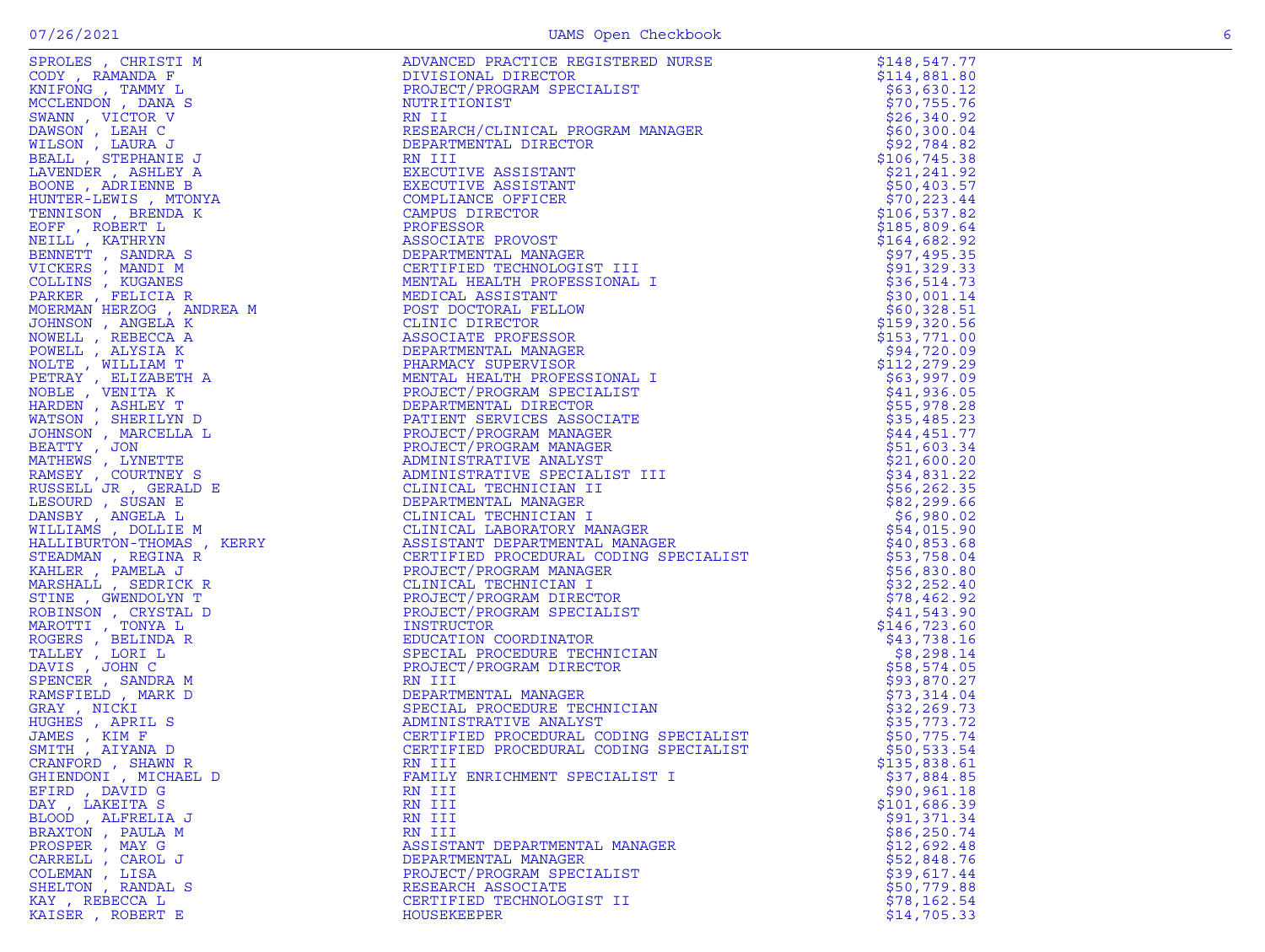| Name | Title | Amount |
|---|---|---|
| SPROLES , CHRISTI M | ADVANCED PRACTICE REGISTERED NURSE | $148,547.77 |
| CODY , RAMANDA F | DIVISIONAL DIRECTOR | $114,881.80 |
| KNIFONG , TAMMY L | PROJECT/PROGRAM SPECIALIST | $63,630.12 |
| MCCLENDON , DANA S | NUTRITIONIST | $70,755.76 |
| SWANN , VICTOR V | RN II | $26,340.92 |
| DAWSON , LEAH C | RESEARCH/CLINICAL PROGRAM MANAGER | $60,300.04 |
| WILSON , LAURA J | DEPARTMENTAL DIRECTOR | $92,784.82 |
| BEALL , STEPHANIE J | RN III | $106,745.38 |
| LAVENDER , ASHLEY A | EXECUTIVE ASSISTANT | $21,241.92 |
| BOONE , ADRIENNE B | EXECUTIVE ASSISTANT | $50,403.57 |
| HUNTER-LEWIS , MTONYA | COMPLIANCE OFFICER | $70,223.44 |
| TENNISON , BRENDA K | CAMPUS DIRECTOR | $106,537.82 |
| EOFF , ROBERT L | PROFESSOR | $185,809.64 |
| NEILL , KATHRYN | ASSOCIATE PROVOST | $164,682.92 |
| BENNETT , SANDRA S | DEPARTMENTAL MANAGER | $97,495.35 |
| VICKERS , MANDI M | CERTIFIED TECHNOLOGIST III | $91,329.33 |
| COLLINS , KUGANES | MENTAL HEALTH PROFESSIONAL I | $36,514.73 |
| PARKER , FELICIA R | MEDICAL ASSISTANT | $30,001.14 |
| MOERMAN HERZOG , ANDREA M | POST DOCTORAL FELLOW | $60,328.51 |
| JOHNSON , ANGELA K | CLINIC DIRECTOR | $159,320.56 |
| NOWELL , REBECCA A | ASSOCIATE PROFESSOR | $153,771.00 |
| POWELL , ALYSIA K | DEPARTMENTAL MANAGER | $94,720.09 |
| NOLTE , WILLIAM T | PHARMACY SUPERVISOR | $112,279.29 |
| PETRAY , ELIZABETH A | MENTAL HEALTH PROFESSIONAL I | $63,997.09 |
| NOBLE , VENITA K | PROJECT/PROGRAM SPECIALIST | $41,936.05 |
| HARDEN , ASHLEY T | DEPARTMENTAL DIRECTOR | $55,978.28 |
| WATSON , SHERILYN D | PATIENT SERVICES ASSOCIATE | $35,485.23 |
| JOHNSON , MARCELLA L | PROJECT/PROGRAM MANAGER | $44,451.77 |
| BEATTY , JON | PROJECT/PROGRAM MANAGER | $51,603.34 |
| MATHEWS , LYNETTE | ADMINISTRATIVE ANALYST | $21,600.20 |
| RAMSEY , COURTNEY S | ADMINISTRATIVE SPECIALIST III | $34,831.22 |
| RUSSELL JR , GERALD E | CLINICAL TECHNICIAN II | $56,262.35 |
| LESOURD , SUSAN E | DEPARTMENTAL MANAGER | $82,299.66 |
| DANSBY , ANGELA L | CLINICAL TECHNICIAN I | $6,980.02 |
| WILLIAMS , DOLLIE M | CLINICAL LABORATORY MANAGER | $54,015.90 |
| HALLIBURTON-THOMAS , KERRY | ASSISTANT DEPARTMENTAL MANAGER | $40,853.68 |
| STEADMAN , REGINA R | CERTIFIED PROCEDURAL CODING SPECIALIST | $53,758.04 |
| KAHLER , PAMELA J | PROJECT/PROGRAM MANAGER | $56,830.80 |
| MARSHALL , SEDRICK R | CLINICAL TECHNICIAN I | $32,252.40 |
| STINE , GWENDOLYN T | PROJECT/PROGRAM DIRECTOR | $78,462.92 |
| ROBINSON , CRYSTAL D | PROJECT/PROGRAM SPECIALIST | $41,543.90 |
| MAROTTI , TONYA L | INSTRUCTOR | $146,723.60 |
| ROGERS , BELINDA R | EDUCATION COORDINATOR | $43,738.16 |
| TALLEY , LORI L | SPECIAL PROCEDURE TECHNICIAN | $8,298.14 |
| DAVIS , JOHN C | PROJECT/PROGRAM DIRECTOR | $58,574.05 |
| SPENCER , SANDRA M | RN III | $93,870.27 |
| RAMSFIELD , MARK D | DEPARTMENTAL MANAGER | $73,314.04 |
| GRAY , NICKI | SPECIAL PROCEDURE TECHNICIAN | $32,269.73 |
| HUGHES , APRIL S | ADMINISTRATIVE ANALYST | $35,773.72 |
| JAMES , KIM F | CERTIFIED PROCEDURAL CODING SPECIALIST | $50,775.74 |
| SMITH , AIYANA D | CERTIFIED PROCEDURAL CODING SPECIALIST | $50,533.54 |
| CRANFORD , SHAWN R | RN III | $135,838.61 |
| GHIENDONI , MICHAEL D | FAMILY ENRICHMENT SPECIALIST I | $37,884.85 |
| EFIRD , DAVID G | RN III | $90,961.18 |
| DAY , LAKEITA S | RN III | $101,686.39 |
| BLOOD , ALFRELIA J | RN III | $91,371.34 |
| BRAXTON , PAULA M | RN III | $86,250.74 |
| PROSPER , MAY G | ASSISTANT DEPARTMENTAL MANAGER | $12,692.48 |
| CARRELL , CAROL J | DEPARTMENTAL MANAGER | $52,848.76 |
| COLEMAN , LISA | PROJECT/PROGRAM SPECIALIST | $39,617.44 |
| SHELTON , RANDAL S | RESEARCH ASSOCIATE | $50,779.88 |
| KAY , REBECCA L | CERTIFIED TECHNOLOGIST II | $78,162.54 |
| KAISER , ROBERT E | HOUSEKEEPER | $14,705.33 |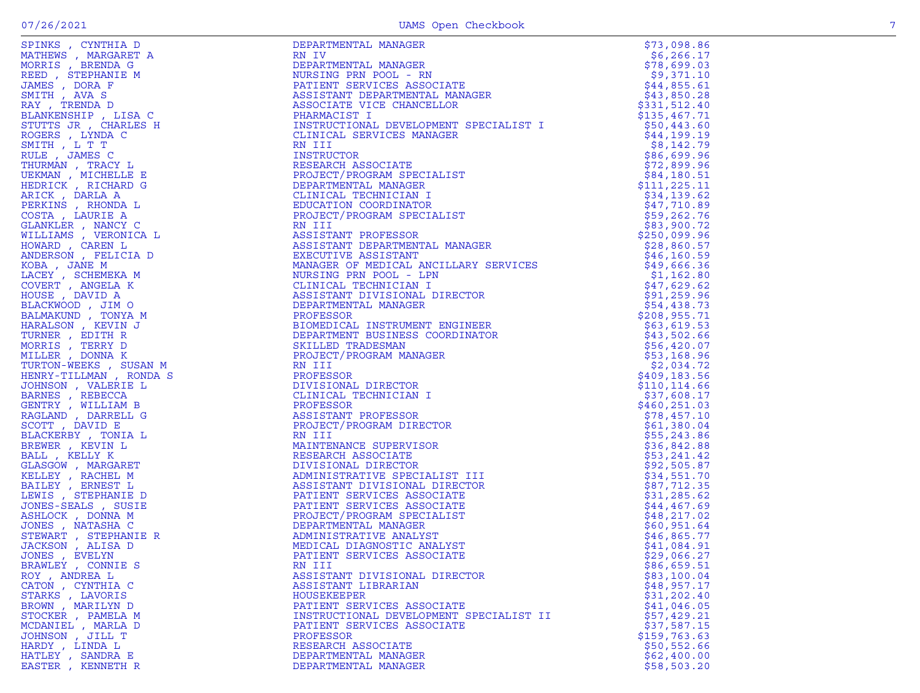| | | |
|---|---|---|
| SPINKS , CYNTHIA D | DEPARTMENTAL MANAGER | $73,098.86 |
| MATHEWS , MARGARET A | RN IV | $6,266.17 |
| MORRIS , BRENDA G | DEPARTMENTAL MANAGER | $78,699.03 |
| REED , STEPHANIE M | NURSING PRN POOL - RN | $9,371.10 |
| JAMES , DORA F | PATIENT SERVICES ASSOCIATE | $44,855.61 |
| SMITH , AVA S | ASSISTANT DEPARTMENTAL MANAGER | $43,850.28 |
| RAY , TRENDA D | ASSOCIATE VICE CHANCELLOR | $331,512.40 |
| BLANKENSHIP , LISA C | PHARMACIST I | $135,467.71 |
| STUTTS JR , CHARLES H | INSTRUCTIONAL DEVELOPMENT SPECIALIST I | $50,443.60 |
| ROGERS , LYNDA C | CLINICAL SERVICES MANAGER | $44,199.19 |
| SMITH , L T T | RN III | $8,142.79 |
| RULE , JAMES C | INSTRUCTOR | $86,699.96 |
| THURMAN , TRACY L | RESEARCH ASSOCIATE | $72,899.96 |
| UEKMAN , MICHELLE E | PROJECT/PROGRAM SPECIALIST | $84,180.51 |
| HEDRICK , RICHARD G | DEPARTMENTAL MANAGER | $111,225.11 |
| ARICK , DARLA A | CLINICAL TECHNICIAN I | $34,139.62 |
| PERKINS , RHONDA L | EDUCATION COORDINATOR | $47,710.89 |
| COSTA , LAURIE A | PROJECT/PROGRAM SPECIALIST | $59,262.76 |
| GLANKLER , NANCY C | RN III | $83,900.72 |
| WILLIAMS , VERONICA L | ASSISTANT PROFESSOR | $250,099.96 |
| HOWARD , CAREN L | ASSISTANT DEPARTMENTAL MANAGER | $28,860.57 |
| ANDERSON , FELICIA D | EXECUTIVE ASSISTANT | $46,160.59 |
| KOBA , JANE M | MANAGER OF MEDICAL ANCILLARY SERVICES | $49,666.36 |
| LACEY , SCHEMEKA M | NURSING PRN POOL - LPN | $1,162.80 |
| COVERT , ANGELA K | CLINICAL TECHNICIAN I | $47,629.62 |
| HOUSE , DAVID A | ASSISTANT DIVISIONAL DIRECTOR | $91,259.96 |
| BLACKWOOD , JIM O | DEPARTMENTAL MANAGER | $54,438.73 |
| BALMAKUND , TONYA M | PROFESSOR | $208,955.71 |
| HARALSON , KEVIN J | BIOMEDICAL INSTRUMENT ENGINEER | $63,619.53 |
| TURNER , EDITH R | DEPARTMENT BUSINESS COORDINATOR | $43,502.66 |
| MORRIS , TERRY D | SKILLED TRADESMAN | $56,420.07 |
| MILLER , DONNA K | PROJECT/PROGRAM MANAGER | $53,168.96 |
| TURTON-WEEKS , SUSAN M | RN III | $2,034.72 |
| HENRY-TILLMAN , RONDA S | PROFESSOR | $409,183.56 |
| JOHNSON , VALERIE L | DIVISIONAL DIRECTOR | $110,114.66 |
| BARNES , REBECCA | CLINICAL TECHNICIAN I | $37,608.17 |
| GENTRY , WILLIAM B | PROFESSOR | $460,251.03 |
| RAGLAND , DARRELL G | ASSISTANT PROFESSOR | $78,457.10 |
| SCOTT , DAVID E | PROJECT/PROGRAM DIRECTOR | $61,380.04 |
| BLACKERBY , TONIA L | RN III | $55,243.86 |
| BREWER , KEVIN L | MAINTENANCE SUPERVISOR | $36,842.88 |
| BALL , KELLY K | RESEARCH ASSOCIATE | $53,241.42 |
| GLASGOW , MARGARET | DIVISIONAL DIRECTOR | $92,505.87 |
| KELLEY , RACHEL M | ADMINISTRATIVE SPECIALIST III | $34,551.70 |
| BAILEY , ERNEST L | ASSISTANT DIVISIONAL DIRECTOR | $87,712.35 |
| LEWIS , STEPHANIE D | PATIENT SERVICES ASSOCIATE | $31,285.62 |
| JONES-SEALS , SUSIE | PATIENT SERVICES ASSOCIATE | $44,467.69 |
| ASHLOCK , DONNA M | PROJECT/PROGRAM SPECIALIST | $48,217.02 |
| JONES , NATASHA C | DEPARTMENTAL MANAGER | $60,951.64 |
| STEWART , STEPHANIE R | ADMINISTRATIVE ANALYST | $46,865.77 |
| JACKSON , ALISA D | MEDICAL DIAGNOSTIC ANALYST | $41,084.91 |
| JONES , EVELYN | PATIENT SERVICES ASSOCIATE | $29,066.27 |
| BRAWLEY , CONNIE S | RN III | $86,659.51 |
| ROY , ANDREA L | ASSISTANT DIVISIONAL DIRECTOR | $83,100.04 |
| CATON , CYNTHIA C | ASSISTANT LIBRARIAN | $48,957.17 |
| STARKS , LAVORIS | HOUSEKEEPER | $31,202.40 |
| BROWN , MARILYN D | PATIENT SERVICES ASSOCIATE | $41,046.05 |
| STOCKER , PAMELA M | INSTRUCTIONAL DEVELOPMENT SPECIALIST II | $57,429.21 |
| MCDANIEL , MARLA D | PATIENT SERVICES ASSOCIATE | $37,587.15 |
| JOHNSON , JILL T | PROFESSOR | $159,763.63 |
| HARDY , LINDA L | RESEARCH ASSOCIATE | $50,552.66 |
| HATLEY , SANDRA E | DEPARTMENTAL MANAGER | $62,400.00 |
| EASTER , KENNETH R | DEPARTMENTAL MANAGER | $58,503.20 |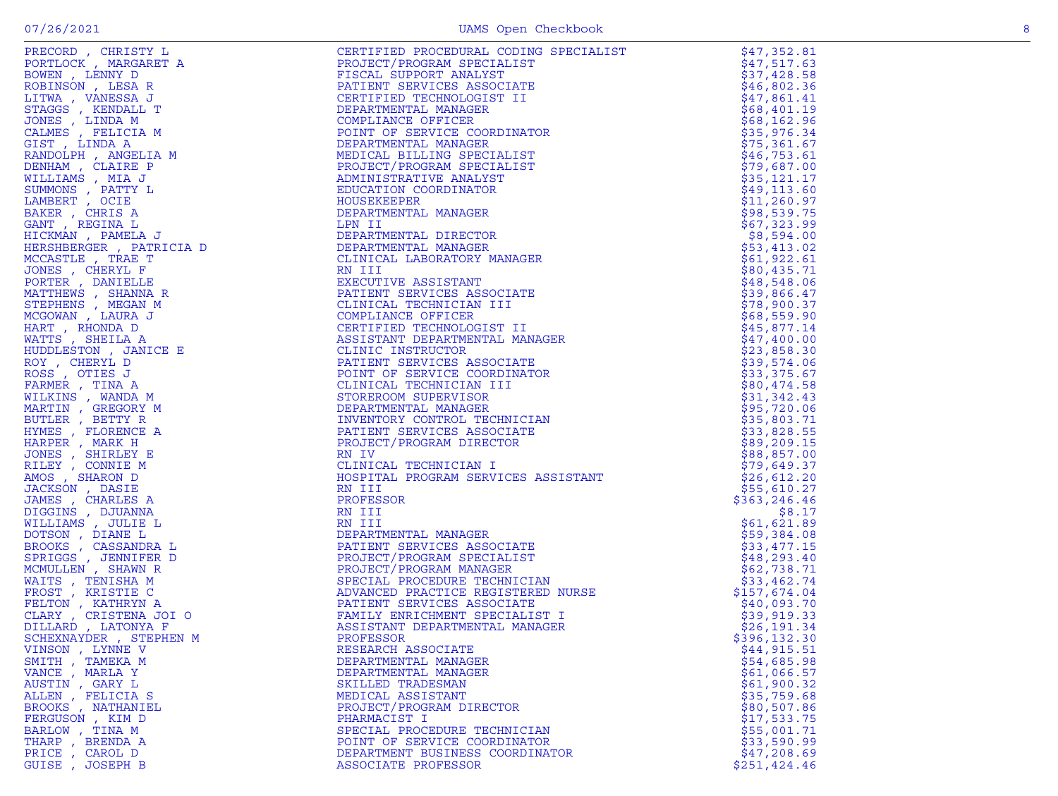| | | |
|---|---|---|
| PRECORD , CHRISTY L | CERTIFIED PROCEDURAL CODING SPECIALIST | $47,352.81 |
| PORTLOCK , MARGARET A | PROJECT/PROGRAM SPECIALIST | $47,517.63 |
| BOWEN , LENNY D | FISCAL SUPPORT ANALYST | $37,428.58 |
| ROBINSON , LESA R | PATIENT SERVICES ASSOCIATE | $46,802.36 |
| LITWA , VANESSA J | CERTIFIED TECHNOLOGIST II | $47,861.41 |
| STAGGS , KENDALL T | DEPARTMENTAL MANAGER | $68,401.19 |
| JONES , LINDA M | COMPLIANCE OFFICER | $68,162.96 |
| CALMES , FELICIA M | POINT OF SERVICE COORDINATOR | $35,976.34 |
| GIST , LINDA A | DEPARTMENTAL MANAGER | $75,361.67 |
| RANDOLPH , ANGELIA M | MEDICAL BILLING SPECIALIST | $46,753.61 |
| DENHAM , CLAIRE P | PROJECT/PROGRAM SPECIALIST | $79,687.00 |
| WILLIAMS , MIA J | ADMINISTRATIVE ANALYST | $35,121.17 |
| SUMMONS , PATTY L | EDUCATION COORDINATOR | $49,113.60 |
| LAMBERT , OCIE | HOUSEKEEPER | $11,260.97 |
| BAKER , CHRIS A | DEPARTMENTAL MANAGER | $98,539.75 |
| GANT , REGINA L | LPN II | $67,323.99 |
| HICKMAN , PAMELA J | DEPARTMENTAL DIRECTOR | $8,594.00 |
| HERSHBERGER , PATRICIA D | DEPARTMENTAL MANAGER | $53,413.02 |
| MCCASTLE , TRAE T | CLINICAL LABORATORY MANAGER | $61,922.61 |
| JONES , CHERYL F | RN III | $80,435.71 |
| PORTER , DANIELLE | EXECUTIVE ASSISTANT | $48,548.06 |
| MATTHEWS , SHANNA R | PATIENT SERVICES ASSOCIATE | $39,866.47 |
| STEPHENS , MEGAN M | CLINICAL TECHNICIAN III | $78,900.37 |
| MCGOWAN , LAURA J | COMPLIANCE OFFICER | $68,559.90 |
| HART , RHONDA D | CERTIFIED TECHNOLOGIST II | $45,877.14 |
| WATTS , SHEILA A | ASSISTANT DEPARTMENTAL MANAGER | $47,400.00 |
| HUDDLESTON , JANICE E | CLINIC INSTRUCTOR | $23,858.30 |
| ROY , CHERYL D | PATIENT SERVICES ASSOCIATE | $39,574.06 |
| ROSS , OTIES J | POINT OF SERVICE COORDINATOR | $33,375.67 |
| FARMER , TINA A | CLINICAL TECHNICIAN III | $80,474.58 |
| WILKINS , WANDA M | STOREROOM SUPERVISOR | $31,342.43 |
| MARTIN , GREGORY M | DEPARTMENTAL MANAGER | $95,720.06 |
| BUTLER , BETTY R | INVENTORY CONTROL TECHNICIAN | $35,803.71 |
| HYMES , FLORENCE A | PATIENT SERVICES ASSOCIATE | $33,828.55 |
| HARPER , MARK H | PROJECT/PROGRAM DIRECTOR | $89,209.15 |
| JONES , SHIRLEY E | RN IV | $88,857.00 |
| RILEY , CONNIE M | CLINICAL TECHNICIAN I | $79,649.37 |
| AMOS , SHARON D | HOSPITAL PROGRAM SERVICES ASSISTANT | $26,612.20 |
| JACKSON , DASIE | RN III | $55,610.27 |
| JAMES , CHARLES A | PROFESSOR | $363,246.46 |
| DIGGINS , DJUANNA | RN III | $8.17 |
| WILLIAMS , JULIE L | RN III | $61,621.89 |
| DOTSON , DIANE L | DEPARTMENTAL MANAGER | $59,384.08 |
| BROOKS , CASSANDRA L | PATIENT SERVICES ASSOCIATE | $33,477.15 |
| SPRIGGS , JENNIFER D | PROJECT/PROGRAM SPECIALIST | $48,293.40 |
| MCMULLEN , SHAWN R | PROJECT/PROGRAM MANAGER | $62,738.71 |
| WAITS , TENISHA M | SPECIAL PROCEDURE TECHNICIAN | $33,462.74 |
| FROST , KRISTIE C | ADVANCED PRACTICE REGISTERED NURSE | $157,674.04 |
| FELTON , KATHRYN A | PATIENT SERVICES ASSOCIATE | $40,093.70 |
| CLARY , CRISTENA JOI O | FAMILY ENRICHMENT SPECIALIST I | $39,919.33 |
| DILLARD , LATONYA F | ASSISTANT DEPARTMENTAL MANAGER | $26,191.34 |
| SCHEXNAYDER , STEPHEN M | PROFESSOR | $396,132.30 |
| VINSON , LYNNE V | RESEARCH ASSOCIATE | $44,915.51 |
| SMITH , TAMEKA M | DEPARTMENTAL MANAGER | $54,685.98 |
| VANCE , MARLA Y | DEPARTMENTAL MANAGER | $61,066.57 |
| AUSTIN , GARY L | SKILLED TRADESMAN | $61,900.32 |
| ALLEN , FELICIA S | MEDICAL ASSISTANT | $35,759.68 |
| BROOKS , NATHANIEL | PROJECT/PROGRAM DIRECTOR | $80,507.86 |
| FERGUSON , KIM D | PHARMACIST I | $17,533.75 |
| BARLOW , TINA M | SPECIAL PROCEDURE TECHNICIAN | $55,001.71 |
| THARP , BRENDA A | POINT OF SERVICE COORDINATOR | $33,590.99 |
| PRICE , CAROL D | DEPARTMENT BUSINESS COORDINATOR | $47,208.69 |
| GUISE , JOSEPH B | ASSOCIATE PROFESSOR | $251,424.46 |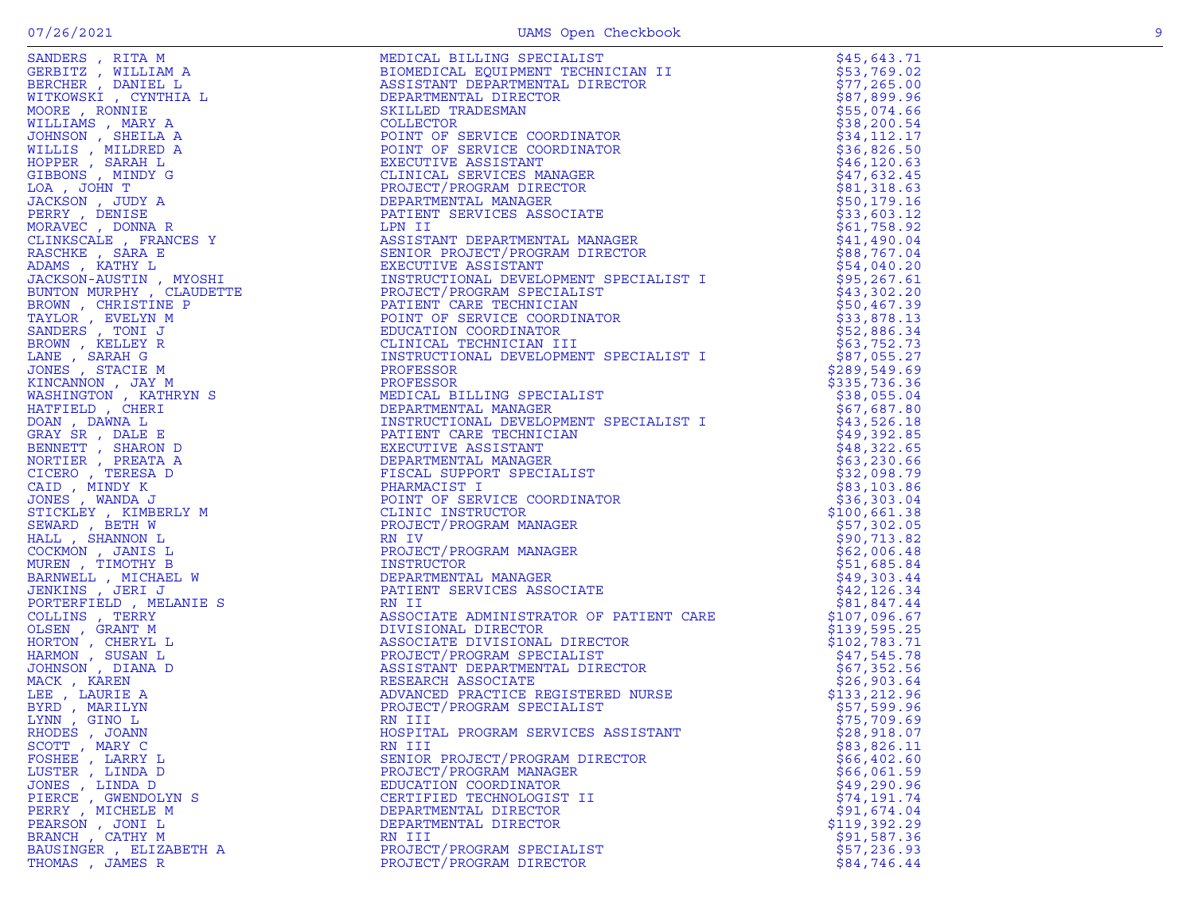| | | |
|---|---|---|
| SANDERS , RITA M | MEDICAL BILLING SPECIALIST | $45,643.71 |
| GERBITZ , WILLIAM A | BIOMEDICAL EQUIPMENT TECHNICIAN II | $53,769.02 |
| BERCHER , DANIEL L | ASSISTANT DEPARTMENTAL DIRECTOR | $77,265.00 |
| WITKOWSKI , CYNTHIA L | DEPARTMENTAL DIRECTOR | $87,899.96 |
| MOORE , RONNIE | SKILLED TRADESMAN | $55,074.66 |
| WILLIAMS , MARY A | COLLECTOR | $38,200.54 |
| JOHNSON , SHEILA A | POINT OF SERVICE COORDINATOR | $34,112.17 |
| WILLIS , MILDRED A | POINT OF SERVICE COORDINATOR | $36,826.50 |
| HOPPER , SARAH L | EXECUTIVE ASSISTANT | $46,120.63 |
| GIBBONS , MINDY G | CLINICAL SERVICES MANAGER | $47,632.45 |
| LOA , JOHN T | PROJECT/PROGRAM DIRECTOR | $81,318.63 |
| JACKSON , JUDY A | DEPARTMENTAL MANAGER | $50,179.16 |
| PERRY , DENISE | PATIENT SERVICES ASSOCIATE | $33,603.12 |
| MORAVEC , DONNA R | LPN II | $61,758.92 |
| CLINKSCALE , FRANCES Y | ASSISTANT DEPARTMENTAL MANAGER | $41,490.04 |
| RASCHKE , SARA E | SENIOR PROJECT/PROGRAM DIRECTOR | $88,767.04 |
| ADAMS , KATHY L | EXECUTIVE ASSISTANT | $54,040.20 |
| JACKSON-AUSTIN , MYOSHI | INSTRUCTIONAL DEVELOPMENT SPECIALIST I | $95,267.61 |
| BUNTON MURPHY , CLAUDETTE | PROJECT/PROGRAM SPECIALIST | $43,302.20 |
| BROWN , CHRISTINE P | PATIENT CARE TECHNICIAN | $50,467.39 |
| TAYLOR , EVELYN M | POINT OF SERVICE COORDINATOR | $33,878.13 |
| SANDERS , TONI J | EDUCATION COORDINATOR | $52,886.34 |
| BROWN , KELLEY R | CLINICAL TECHNICIAN III | $63,752.73 |
| LANE , SARAH G | INSTRUCTIONAL DEVELOPMENT SPECIALIST I | $87,055.27 |
| JONES , STACIE M | PROFESSOR | $289,549.69 |
| KINCANNON , JAY M | PROFESSOR | $335,736.36 |
| WASHINGTON , KATHRYN S | MEDICAL BILLING SPECIALIST | $38,055.04 |
| HATFIELD , CHERI | DEPARTMENTAL MANAGER | $67,687.80 |
| DOAN , DAWNA L | INSTRUCTIONAL DEVELOPMENT SPECIALIST I | $43,526.18 |
| GRAY SR , DALE E | PATIENT CARE TECHNICIAN | $49,392.85 |
| BENNETT , SHARON D | EXECUTIVE ASSISTANT | $48,322.65 |
| NORTIER , PREATA A | DEPARTMENTAL MANAGER | $63,230.66 |
| CICERO , TERESA D | FISCAL SUPPORT SPECIALIST | $32,098.79 |
| CAID , MINDY K | PHARMACIST I | $83,103.86 |
| JONES , WANDA J | POINT OF SERVICE COORDINATOR | $36,303.04 |
| STICKLEY , KIMBERLY M | CLINIC INSTRUCTOR | $100,661.38 |
| SEWARD , BETH W | PROJECT/PROGRAM MANAGER | $57,302.05 |
| HALL , SHANNON L | RN IV | $90,713.82 |
| COCKMON , JANIS L | PROJECT/PROGRAM MANAGER | $62,006.48 |
| MUREN , TIMOTHY B | INSTRUCTOR | $51,685.84 |
| BARNWELL , MICHAEL W | DEPARTMENTAL MANAGER | $49,303.44 |
| JENKINS , JERI J | PATIENT SERVICES ASSOCIATE | $42,126.34 |
| PORTERFIELD , MELANIE S | RN II | $81,847.44 |
| COLLINS , TERRY | ASSOCIATE ADMINISTRATOR OF PATIENT CARE | $107,096.67 |
| OLSEN , GRANT M | DIVISIONAL DIRECTOR | $139,595.25 |
| HORTON , CHERYL L | ASSOCIATE DIVISIONAL DIRECTOR | $102,783.71 |
| HARMON , SUSAN L | PROJECT/PROGRAM SPECIALIST | $47,545.78 |
| JOHNSON , DIANA D | ASSISTANT DEPARTMENTAL DIRECTOR | $67,352.56 |
| MACK , KAREN | RESEARCH ASSOCIATE | $26,903.64 |
| LEE , LAURIE A | ADVANCED PRACTICE REGISTERED NURSE | $133,212.96 |
| BYRD , MARILYN | PROJECT/PROGRAM SPECIALIST | $57,599.96 |
| LYNN , GINO L | RN III | $75,709.69 |
| RHODES , JOANN | HOSPITAL PROGRAM SERVICES ASSISTANT | $28,918.07 |
| SCOTT , MARY C | RN III | $83,826.11 |
| FOSHEE , LARRY L | SENIOR PROJECT/PROGRAM DIRECTOR | $66,402.60 |
| LUSTER , LINDA D | PROJECT/PROGRAM MANAGER | $66,061.59 |
| JONES , LINDA D | EDUCATION COORDINATOR | $49,290.96 |
| PIERCE , GWENDOLYN S | CERTIFIED TECHNOLOGIST II | $74,191.74 |
| PERRY , MICHELE M | DEPARTMENTAL DIRECTOR | $91,674.04 |
| PEARSON , JONI L | DEPARTMENTAL DIRECTOR | $119,392.29 |
| BRANCH , CATHY M | RN III | $91,587.36 |
| BAUSINGER , ELIZABETH A | PROJECT/PROGRAM SPECIALIST | $57,236.93 |
| THOMAS , JAMES R | PROJECT/PROGRAM DIRECTOR | $84,746.44 |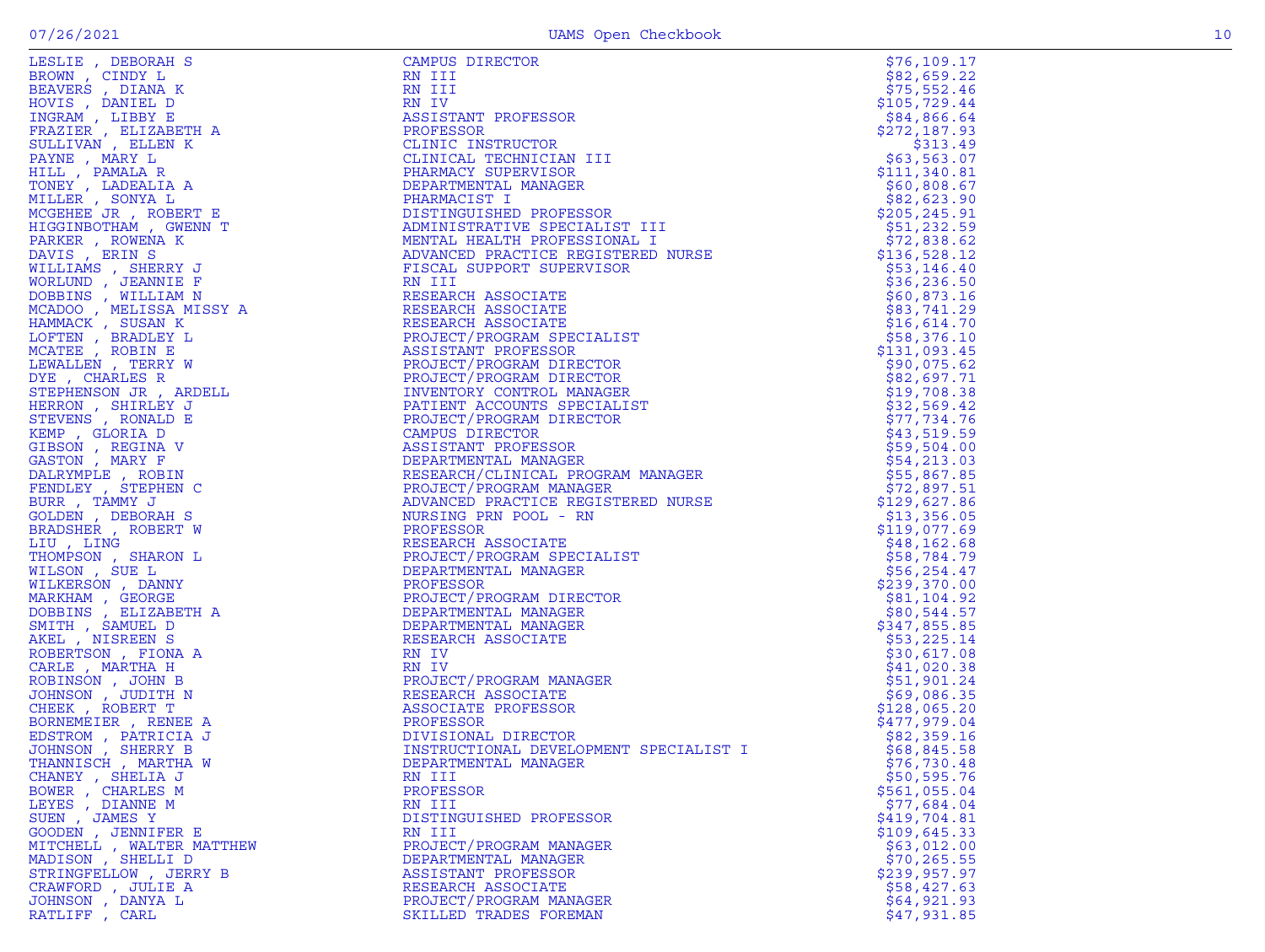| | | |
|---|---|---|
| LESLIE , DEBORAH S | CAMPUS DIRECTOR | $76,109.17 |
| BROWN , CINDY L | RN III | $82,659.22 |
| BEAVERS , DIANA K | RN III | $75,552.46 |
| HOVIS , DANIEL D | RN IV | $105,729.44 |
| INGRAM , LIBBY E | ASSISTANT PROFESSOR | $84,866.64 |
| FRAZIER , ELIZABETH A | PROFESSOR | $272,187.93 |
| SULLIVAN , ELLEN K | CLINIC INSTRUCTOR | $313.49 |
| PAYNE , MARY L | CLINICAL TECHNICIAN III | $63,563.07 |
| HILL , PAMALA R | PHARMACY SUPERVISOR | $111,340.81 |
| TONEY , LADEALIA A | DEPARTMENTAL MANAGER | $60,808.67 |
| MILLER , SONYA L | PHARMACIST I | $82,623.90 |
| MCGEHEE JR , ROBERT E | DISTINGUISHED PROFESSOR | $205,245.91 |
| HIGGINBOTHAM , GWENN T | ADMINISTRATIVE SPECIALIST III | $51,232.59 |
| PARKER , ROWENA K | MENTAL HEALTH PROFESSIONAL I | $72,838.62 |
| DAVIS , ERIN S | ADVANCED PRACTICE REGISTERED NURSE | $136,528.12 |
| WILLIAMS , SHERRY J | FISCAL SUPPORT SUPERVISOR | $53,146.40 |
| WORLUND , JEANNIE F | RN III | $36,236.50 |
| DOBBINS , WILLIAM N | RESEARCH ASSOCIATE | $60,873.16 |
| MCADOO , MELISSA MISSY A | RESEARCH ASSOCIATE | $83,741.29 |
| HAMMACK , SUSAN K | RESEARCH ASSOCIATE | $16,614.70 |
| LOFTEN , BRADLEY L | PROJECT/PROGRAM SPECIALIST | $58,376.10 |
| MCATEE , ROBIN E | ASSISTANT PROFESSOR | $131,093.45 |
| LEWALLEN , TERRY W | PROJECT/PROGRAM DIRECTOR | $90,075.62 |
| DYE , CHARLES R | PROJECT/PROGRAM DIRECTOR | $82,697.71 |
| STEPHENSON JR , ARDELL | INVENTORY CONTROL MANAGER | $19,708.38 |
| HERRON , SHIRLEY J | PATIENT ACCOUNTS SPECIALIST | $32,569.42 |
| STEVENS , RONALD E | PROJECT/PROGRAM DIRECTOR | $77,734.76 |
| KEMP , GLORIA D | CAMPUS DIRECTOR | $43,519.59 |
| GIBSON , REGINA V | ASSISTANT PROFESSOR | $59,504.00 |
| GASTON , MARY F | DEPARTMENTAL MANAGER | $54,213.03 |
| DALRYMPLE , ROBIN | RESEARCH/CLINICAL PROGRAM MANAGER | $55,867.85 |
| FENDLEY , STEPHEN C | PROJECT/PROGRAM MANAGER | $72,897.51 |
| BURR , TAMMY J | ADVANCED PRACTICE REGISTERED NURSE | $129,627.86 |
| GOLDEN , DEBORAH S | NURSING PRN POOL - RN | $13,356.05 |
| BRADSHER , ROBERT W | PROFESSOR | $119,077.69 |
| LIU , LING | RESEARCH ASSOCIATE | $48,162.68 |
| THOMPSON , SHARON L | PROJECT/PROGRAM SPECIALIST | $58,784.79 |
| WILSON , SUE L | DEPARTMENTAL MANAGER | $56,254.47 |
| WILKERSON , DANNY | PROFESSOR | $239,370.00 |
| MARKHAM , GEORGE | PROJECT/PROGRAM DIRECTOR | $81,104.92 |
| DOBBINS , ELIZABETH A | DEPARTMENTAL MANAGER | $80,544.57 |
| SMITH , SAMUEL D | DEPARTMENTAL MANAGER | $347,855.85 |
| AKEL , NISREEN S | RESEARCH ASSOCIATE | $53,225.14 |
| ROBERTSON , FIONA A | RN IV | $30,617.08 |
| CARLE , MARTHA H | RN IV | $41,020.38 |
| ROBINSON , JOHN B | PROJECT/PROGRAM MANAGER | $51,901.24 |
| JOHNSON , JUDITH N | RESEARCH ASSOCIATE | $69,086.35 |
| CHEEK , ROBERT T | ASSOCIATE PROFESSOR | $128,065.20 |
| BORNEMEIER , RENEE A | PROFESSOR | $477,979.04 |
| EDSTROM , PATRICIA J | DIVISIONAL DIRECTOR | $82,359.16 |
| JOHNSON , SHERRY B | INSTRUCTIONAL DEVELOPMENT SPECIALIST I | $68,845.58 |
| THANNISCH , MARTHA W | DEPARTMENTAL MANAGER | $76,730.48 |
| CHANEY , SHELIA J | RN III | $50,595.76 |
| BOWER , CHARLES M | PROFESSOR | $561,055.04 |
| LEYES , DIANNE M | RN III | $77,684.04 |
| SUEN , JAMES Y | DISTINGUISHED PROFESSOR | $419,704.81 |
| GOODEN , JENNIFER E | RN III | $109,645.33 |
| MITCHELL , WALTER MATTHEW | PROJECT/PROGRAM MANAGER | $63,012.00 |
| MADISON , SHELLI D | DEPARTMENTAL MANAGER | $70,265.55 |
| STRINGFELLOW , JERRY B | ASSISTANT PROFESSOR | $239,957.97 |
| CRAWFORD , JULIE A | RESEARCH ASSOCIATE | $58,427.63 |
| JOHNSON , DANYA L | PROJECT/PROGRAM MANAGER | $64,921.93 |
| RATLIFF , CARL | SKILLED TRADES FOREMAN | $47,931.85 |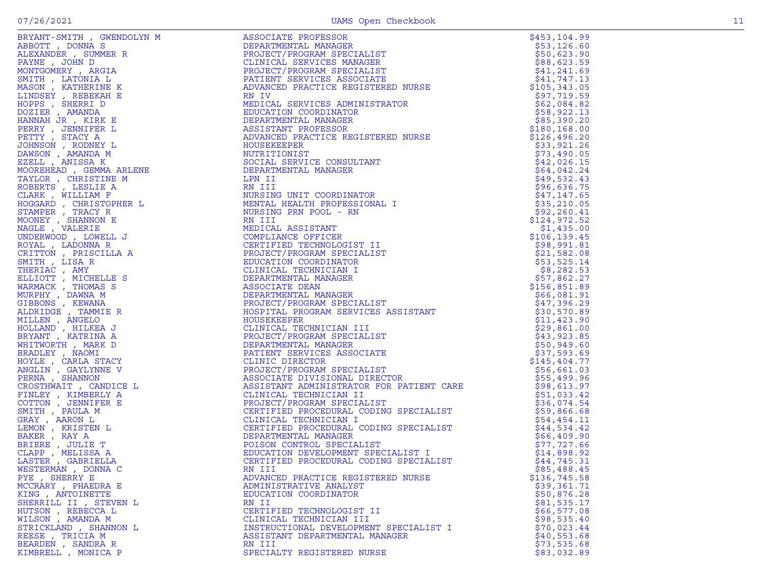| | | |
|---|---|---|
| BRYANT-SMITH , GWENDOLYN M | ASSOCIATE PROFESSOR | $453,104.99 |
| ABBOTT , DONNA S | DEPARTMENTAL MANAGER | $53,126.60 |
| ALEXANDER , SUMMER R | PROJECT/PROGRAM SPECIALIST | $50,623.90 |
| PAYNE , JOHN D | CLINICAL SERVICES MANAGER | $88,623.59 |
| MONTGOMERY , ARGIA | PROJECT/PROGRAM SPECIALIST | $41,241.69 |
| SMITH , LATONIA L | PATIENT SERVICES ASSOCIATE | $41,747.13 |
| MASON , KATHERINE K | ADVANCED PRACTICE REGISTERED NURSE | $105,343.05 |
| LINDSEY , REBEKAH E | RN IV | $97,719.59 |
| HOPPS , SHERRI D | MEDICAL SERVICES ADMINISTRATOR | $62,084.82 |
| DOZIER , AMANDA | EDUCATION COORDINATOR | $58,922.13 |
| HANNAH JR , KIRK E | DEPARTMENTAL MANAGER | $85,390.20 |
| PERRY , JENNIFER L | ASSISTANT PROFESSOR | $180,168.00 |
| PETTY , STACY A | ADVANCED PRACTICE REGISTERED NURSE | $126,496.20 |
| JOHNSON , RODNEY L | HOUSEKEEPER | $33,921.26 |
| DAWSON , AMANDA M | NUTRITIONIST | $73,490.05 |
| EZELL , ANISSA K | SOCIAL SERVICE CONSULTANT | $42,026.15 |
| MOOREHEAD , GEMMA ARLENE | DEPARTMENTAL MANAGER | $64,042.24 |
| TAYLOR , CHRISTINE M | LPN II | $49,532.43 |
| ROBERTS , LESLIE A | RN III | $96,636.75 |
| CLARK , WILLIAM F | NURSING UNIT COORDINATOR | $47,147.65 |
| HOGGARD , CHRISTOPHER L | MENTAL HEALTH PROFESSIONAL I | $35,210.05 |
| STAMPER , TRACY R | NURSING PRN POOL - RN | $92,260.41 |
| MOONEY , SHANNON E | RN III | $124,972.52 |
| NAGLE , VALERIE | MEDICAL ASSISTANT | $1,435.00 |
| UNDERWOOD , LOWELL J | COMPLIANCE OFFICER | $106,139.45 |
| ROYAL , LADONNA R | CERTIFIED TECHNOLOGIST II | $98,991.81 |
| CRITTON , PRISCILLA A | PROJECT/PROGRAM SPECIALIST | $21,582.08 |
| SMITH , LISA R | EDUCATION COORDINATOR | $53,525.14 |
| THERIAC , AMY | CLINICAL TECHNICIAN I | $8,282.53 |
| ELLIOTT , MICHELLE S | DEPARTMENTAL MANAGER | $57,862.27 |
| WARMACK , THOMAS S | ASSOCIATE DEAN | $156,851.89 |
| MURPHY , DAWNA M | DEPARTMENTAL MANAGER | $66,081.91 |
| GIBBONS , KEWANA | PROJECT/PROGRAM SPECIALIST | $47,396.29 |
| ALDRIDGE , TAMMIE R | HOSPITAL PROGRAM SERVICES ASSISTANT | $30,570.89 |
| MILLEN , ANGELO | HOUSEKEEPER | $11,423.90 |
| HOLLAND , HILKEA J | CLINICAL TECHNICIAN III | $29,861.00 |
| BRYANT , KATRINA A | PROJECT/PROGRAM SPECIALIST | $43,923.85 |
| WHITWORTH , MARK D | DEPARTMENTAL MANAGER | $50,949.60 |
| BRADLEY , NAOMI | PATIENT SERVICES ASSOCIATE | $37,593.69 |
| HOYLE , CARLA STACY | CLINIC DIRECTOR | $145,404.77 |
| ANGLIN , GAYLYNNE V | PROJECT/PROGRAM SPECIALIST | $56,661.03 |
| PERNA , SHANNON | ASSOCIATE DIVISIONAL DIRECTOR | $55,499.96 |
| CROSTHWAIT , CANDICE L | ASSISTANT ADMINISTRATOR FOR PATIENT CARE | $98,613.97 |
| FINLEY , KIMBERLY A | CLINICAL TECHNICIAN II | $51,033.42 |
| COTTON , JENNIFER E | PROJECT/PROGRAM SPECIALIST | $36,074.54 |
| SMITH , PAULA M | CERTIFIED PROCEDURAL CODING SPECIALIST | $59,866.68 |
| GRAY , AARON L | CLINICAL TECHNICIAN I | $54,454.11 |
| LEMON , KRISTEN L | CERTIFIED PROCEDURAL CODING SPECIALIST | $44,534.42 |
| BAKER , RAY A | DEPARTMENTAL MANAGER | $66,409.90 |
| BRIERE , JULIE T | POISON CONTROL SPECIALIST | $77,727.66 |
| CLAPP , MELISSA A | EDUCATION DEVELOPMENT SPECIALIST I | $14,898.92 |
| LASTER , GABRIELLA | CERTIFIED PROCEDURAL CODING SPECIALIST | $44,745.31 |
| WESTERMAN , DONNA C | RN III | $85,488.45 |
| PYE , SHERRY E | ADVANCED PRACTICE REGISTERED NURSE | $136,745.58 |
| MCCRARY , PHAEDRA E | ADMINISTRATIVE ANALYST | $39,361.71 |
| KING , ANTOINETTE | EDUCATION COORDINATOR | $50,876.28 |
| SHERRILL II , STEVEN L | RN II | $81,535.17 |
| HUTSON , REBECCA L | CERTIFIED TECHNOLOGIST II | $66,577.08 |
| WILSON , AMANDA M | CLINICAL TECHNICIAN III | $98,535.40 |
| STRICKLAND , SHANNON L | INSTRUCTIONAL DEVELOPMENT SPECIALIST I | $70,023.44 |
| REESE , TRICIA M | ASSISTANT DEPARTMENTAL MANAGER | $40,553.68 |
| BEARDEN , SANDRA R | RN III | $73,535.68 |
| KIMBRELL , MONICA P | SPECIALTY REGISTERED NURSE | $83,032.89 |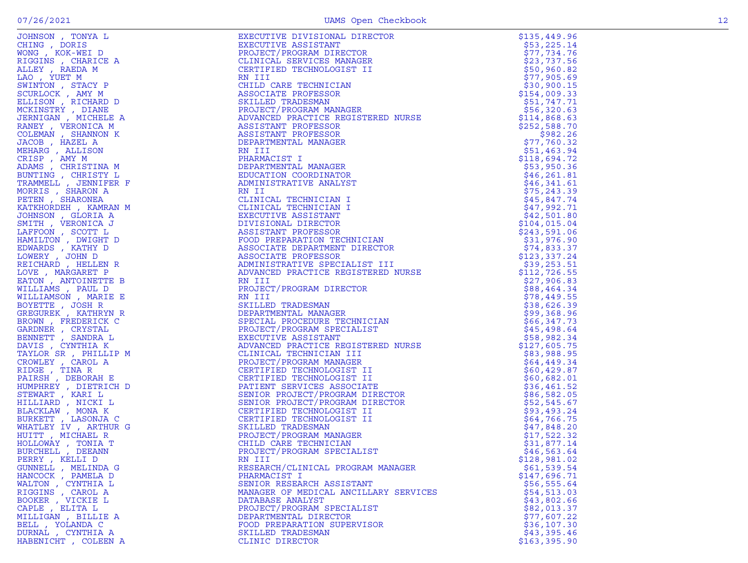| | | |
|---|---|---|
| JOHNSON , TONYA L | EXECUTIVE DIVISIONAL DIRECTOR | $135,449.96 |
| CHING , DORIS | EXECUTIVE ASSISTANT | $53,225.14 |
| WONG , KOK-WEI D | PROJECT/PROGRAM DIRECTOR | $77,734.76 |
| RIGGINS , CHARICE A | CLINICAL SERVICES MANAGER | $23,737.56 |
| ALLEY , RAEDA M | CERTIFIED TECHNOLOGIST II | $50,960.82 |
| LAO , YUET M | RN III | $77,905.69 |
| SWINTON , STACY P | CHILD CARE TECHNICIAN | $30,900.15 |
| SCURLOCK , AMY M | ASSOCIATE PROFESSOR | $154,009.33 |
| ELLISON , RICHARD D | SKILLED TRADESMAN | $51,747.71 |
| MCKINSTRY , DIANE | PROJECT/PROGRAM MANAGER | $56,320.63 |
| JERNIGAN , MICHELE A | ADVANCED PRACTICE REGISTERED NURSE | $114,868.63 |
| RANEY , VERONICA M | ASSISTANT PROFESSOR | $252,588.70 |
| COLEMAN , SHANNON K | ASSISTANT PROFESSOR | $982.26 |
| JACOB , HAZEL A | DEPARTMENTAL MANAGER | $77,760.32 |
| MEHARG , ALLISON | RN III | $51,463.94 |
| CRISP , AMY M | PHARMACIST I | $118,694.72 |
| ADAMS , CHRISTINA M | DEPARTMENTAL MANAGER | $53,950.36 |
| BUNTING , CHRISTY L | EDUCATION COORDINATOR | $46,261.81 |
| TRAMMELL , JENNIFER F | ADMINISTRATIVE ANALYST | $46,341.61 |
| MORRIS , SHARON A | RN II | $75,243.39 |
| PETEN , SHARONEA | CLINICAL TECHNICIAN I | $45,847.74 |
| KATKHORDEH , KAMRAN M | CLINICAL TECHNICIAN I | $47,992.71 |
| JOHNSON , GLORIA A | EXECUTIVE ASSISTANT | $42,501.80 |
| SMITH , VERONICA J | DIVISIONAL DIRECTOR | $104,015.04 |
| LAFFOON , SCOTT L | ASSISTANT PROFESSOR | $243,591.06 |
| HAMILTON , DWIGHT D | FOOD PREPARATION TECHNICIAN | $31,976.90 |
| EDWARDS , KATHY D | ASSOCIATE DEPARTMENT DIRECTOR | $74,833.37 |
| LOWERY , JOHN D | ASSOCIATE PROFESSOR | $123,337.24 |
| REICHARD , HELLEN R | ADMINISTRATIVE SPECIALIST III | $39,253.51 |
| LOVE , MARGARET P | ADVANCED PRACTICE REGISTERED NURSE | $112,726.55 |
| EATON , ANTOINETTE B | RN III | $27,906.83 |
| WILLIAMS , PAUL D | PROJECT/PROGRAM DIRECTOR | $88,464.34 |
| WILLIAMSON , MARIE E | RN III | $78,449.55 |
| BOYETTE , JOSH R | SKILLED TRADESMAN | $38,626.39 |
| GREGUREK , KATHRYN R | DEPARTMENTAL MANAGER | $99,368.96 |
| BROWN , FREDERICK C | SPECIAL PROCEDURE TECHNICIAN | $66,347.73 |
| GARDNER , CRYSTAL | PROJECT/PROGRAM SPECIALIST | $45,498.64 |
| BENNETT , SANDRA L | EXECUTIVE ASSISTANT | $58,982.34 |
| DAVIS , CYNTHIA K | ADVANCED PRACTICE REGISTERED NURSE | $127,605.75 |
| TAYLOR SR , PHILLIP M | CLINICAL TECHNICIAN III | $83,988.95 |
| CROWLEY , CAROL A | PROJECT/PROGRAM MANAGER | $64,449.34 |
| RIDGE , TINA R | CERTIFIED TECHNOLOGIST II | $60,429.87 |
| PAIRSH , DEBORAH E | CERTIFIED TECHNOLOGIST II | $60,682.01 |
| HUMPHREY , DIETRICH D | PATIENT SERVICES ASSOCIATE | $36,461.52 |
| STEWART , KARI L | SENIOR PROJECT/PROGRAM DIRECTOR | $86,582.05 |
| HILLIARD , NICKI L | SENIOR PROJECT/PROGRAM DIRECTOR | $52,545.67 |
| BLACKLAW , MONA K | CERTIFIED TECHNOLOGIST II | $93,493.24 |
| BURKETT , LASONJA C | CERTIFIED TECHNOLOGIST II | $64,766.75 |
| WHATLEY IV , ARTHUR G | SKILLED TRADESMAN | $47,848.20 |
| HUITT , MICHAEL R | PROJECT/PROGRAM MANAGER | $17,522.32 |
| HOLLOWAY , TONIA T | CHILD CARE TECHNICIAN | $31,877.14 |
| BURCHELL , DEEANN | PROJECT/PROGRAM SPECIALIST | $46,563.64 |
| PERRY , KELLI D | RN III | $128,981.02 |
| GUNNELL , MELINDA G | RESEARCH/CLINICAL PROGRAM MANAGER | $61,539.54 |
| HANCOCK , PAMELA D | PHARMACIST I | $147,696.71 |
| WALTON , CYNTHIA L | SENIOR RESEARCH ASSISTANT | $56,555.64 |
| RIGGINS , CAROL A | MANAGER OF MEDICAL ANCILLARY SERVICES | $54,513.03 |
| BOOKER , VICKIE L | DATABASE ANALYST | $43,802.66 |
| CAPLE , ELITA L | PROJECT/PROGRAM SPECIALIST | $82,013.37 |
| MILLIGAN , BILLIE A | DEPARTMENTAL DIRECTOR | $77,607.22 |
| BELL , YOLANDA C | FOOD PREPARATION SUPERVISOR | $36,107.30 |
| DURNAL , CYNTHIA A | SKILLED TRADESMAN | $43,395.46 |
| HABENICHT , COLEEN A | CLINIC DIRECTOR | $163,395.90 |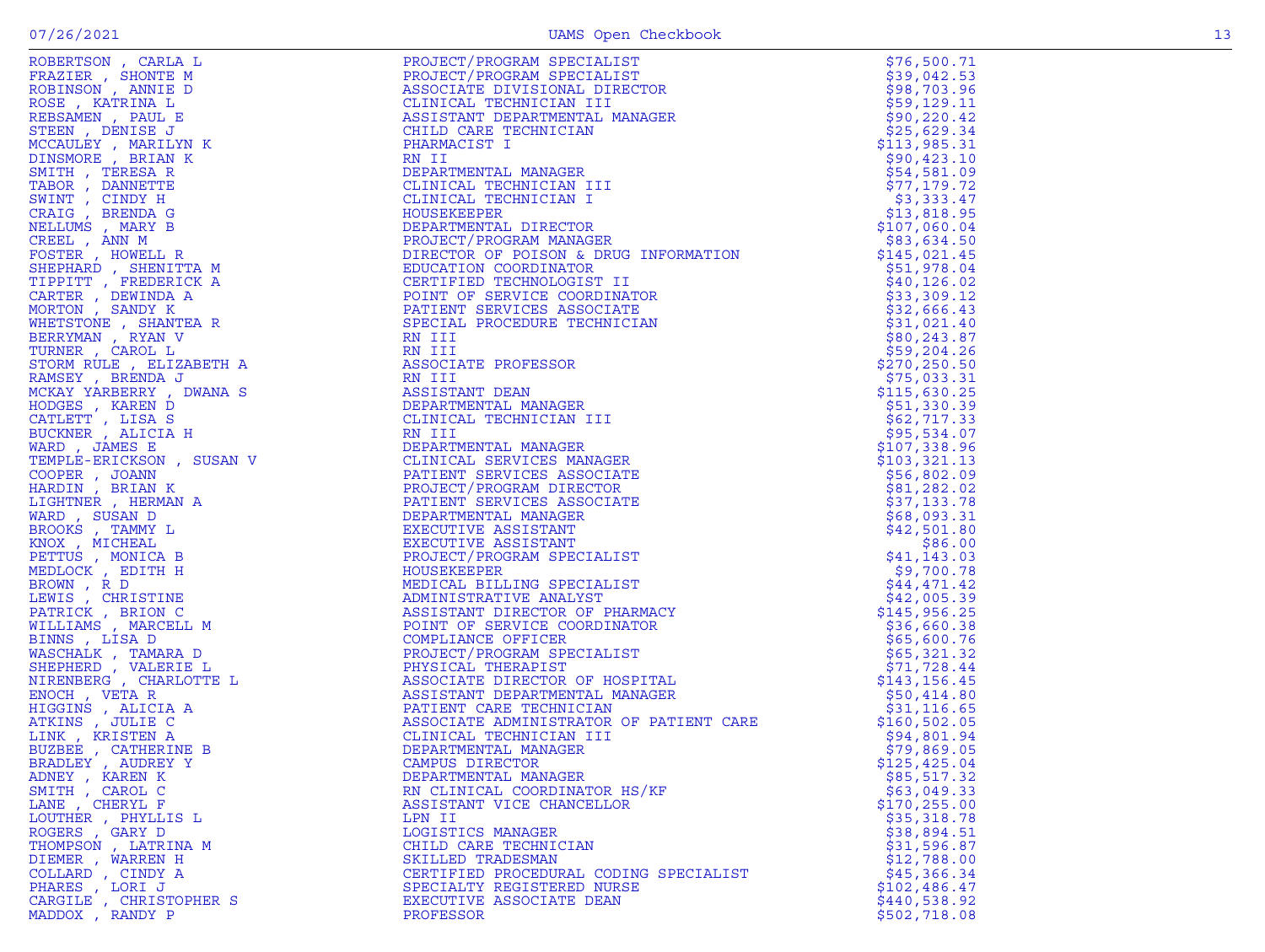| | | |
|---|---|---|
| ROBERTSON , CARLA L | PROJECT/PROGRAM SPECIALIST | $76,500.71 |
| FRAZIER , SHONTE M | PROJECT/PROGRAM SPECIALIST | $39,042.53 |
| ROBINSON , ANNIE D | ASSOCIATE DIVISIONAL DIRECTOR | $98,703.96 |
| ROSE , KATRINA L | CLINICAL TECHNICIAN III | $59,129.11 |
| REBSAMEN , PAUL E | ASSISTANT DEPARTMENTAL MANAGER | $90,220.42 |
| STEEN , DENISE J | CHILD CARE TECHNICIAN | $25,629.34 |
| MCCAULEY , MARILYN K | PHARMACIST I | $113,985.31 |
| DINSMORE , BRIAN K | RN II | $90,423.10 |
| SMITH , TERESA R | DEPARTMENTAL MANAGER | $54,581.09 |
| TABOR , DANNETTE | CLINICAL TECHNICIAN III | $77,179.72 |
| SWINT , CINDY H | CLINICAL TECHNICIAN I | $3,333.47 |
| CRAIG , BRENDA G | HOUSEKEEPER | $13,818.95 |
| NELLUMS , MARY B | DEPARTMENTAL DIRECTOR | $107,060.04 |
| CREEL , ANN M | PROJECT/PROGRAM MANAGER | $83,634.50 |
| FOSTER , HOWELL R | DIRECTOR OF POISON & DRUG INFORMATION | $145,021.45 |
| SHEPHARD , SHENITTA M | EDUCATION COORDINATOR | $51,978.04 |
| TIPPITT , FREDERICK A | CERTIFIED TECHNOLOGIST II | $40,126.02 |
| CARTER , DEWINDA A | POINT OF SERVICE COORDINATOR | $33,309.12 |
| MORTON , SANDY K | PATIENT SERVICES ASSOCIATE | $32,666.43 |
| WHETSTONE , SHANTEA R | SPECIAL PROCEDURE TECHNICIAN | $31,021.40 |
| BERRYMAN , RYAN V | RN III | $80,243.87 |
| TURNER , CAROL L | RN III | $59,204.26 |
| STORM RULE , ELIZABETH A | ASSOCIATE PROFESSOR | $270,250.50 |
| RAMSEY , BRENDA J | RN III | $75,033.31 |
| MCKAY YARBERRY , DWANA S | ASSISTANT DEAN | $115,630.25 |
| HODGES , KAREN D | DEPARTMENTAL MANAGER | $51,330.39 |
| CATLETT , LISA S | CLINICAL TECHNICIAN III | $62,717.33 |
| BUCKNER , ALICIA H | RN III | $95,534.07 |
| WARD , JAMES E | DEPARTMENTAL MANAGER | $107,338.96 |
| TEMPLE-ERICKSON , SUSAN V | CLINICAL SERVICES MANAGER | $103,321.13 |
| COOPER , JOANN | PATIENT SERVICES ASSOCIATE | $56,802.09 |
| HARDIN , BRIAN K | PROJECT/PROGRAM DIRECTOR | $81,282.02 |
| LIGHTNER , HERMAN A | PATIENT SERVICES ASSOCIATE | $37,133.78 |
| WARD , SUSAN D | DEPARTMENTAL MANAGER | $68,093.31 |
| BROOKS , TAMMY L | EXECUTIVE ASSISTANT | $42,501.80 |
| KNOX , MICHEAL | EXECUTIVE ASSISTANT | $86.00 |
| PETTUS , MONICA B | PROJECT/PROGRAM SPECIALIST | $41,143.03 |
| MEDLOCK , EDITH H | HOUSEKEEPER | $9,700.78 |
| BROWN , R D | MEDICAL BILLING SPECIALIST | $44,471.42 |
| LEWIS , CHRISTINE | ADMINISTRATIVE ANALYST | $42,005.39 |
| PATRICK , BRION C | ASSISTANT DIRECTOR OF PHARMACY | $145,956.25 |
| WILLIAMS , MARCELL M | POINT OF SERVICE COORDINATOR | $36,660.38 |
| BINNS , LISA D | COMPLIANCE OFFICER | $65,600.76 |
| WASCHALK , TAMARA D | PROJECT/PROGRAM SPECIALIST | $65,321.32 |
| SHEPHERD , VALERIE L | PHYSICAL THERAPIST | $71,728.44 |
| NIRENBERG , CHARLOTTE L | ASSOCIATE DIRECTOR OF HOSPITAL | $143,156.45 |
| ENOCH , VETA R | ASSISTANT DEPARTMENTAL MANAGER | $50,414.80 |
| HIGGINS , ALICIA A | PATIENT CARE TECHNICIAN | $31,116.65 |
| ATKINS , JULIE C | ASSOCIATE ADMINISTRATOR OF PATIENT CARE | $160,502.05 |
| LINK , KRISTEN A | CLINICAL TECHNICIAN III | $94,801.94 |
| BUZBEE , CATHERINE B | DEPARTMENTAL MANAGER | $79,869.05 |
| BRADLEY , AUDREY Y | CAMPUS DIRECTOR | $125,425.04 |
| ADNEY , KAREN K | DEPARTMENTAL MANAGER | $85,517.32 |
| SMITH , CAROL C | RN CLINICAL COORDINATOR HS/KF | $63,049.33 |
| LANE , CHERYL F | ASSISTANT VICE CHANCELLOR | $170,255.00 |
| LOUTHER , PHYLLIS L | LPN II | $35,318.78 |
| ROGERS , GARY D | LOGISTICS MANAGER | $38,894.51 |
| THOMPSON , LATRINA M | CHILD CARE TECHNICIAN | $31,596.87 |
| DIEMER , WARREN H | SKILLED TRADESMAN | $12,788.00 |
| COLLARD , CINDY A | CERTIFIED PROCEDURAL CODING SPECIALIST | $45,366.34 |
| PHARES , LORI J | SPECIALTY REGISTERED NURSE | $102,486.47 |
| CARGILE , CHRISTOPHER S | EXECUTIVE ASSOCIATE DEAN | $440,538.92 |
| MADDOX , RANDY P | PROFESSOR | $502,718.08 |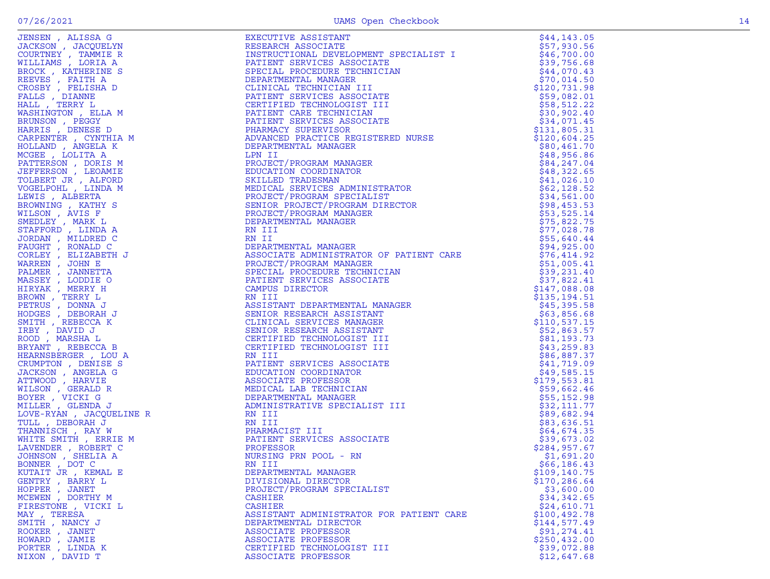| Name | Title | Amount |
|---|---|---|
| JENSEN , ALISSA G | EXECUTIVE ASSISTANT | $44,143.05 |
| JACKSON , JACQUELYN | RESEARCH ASSOCIATE | $57,930.56 |
| COURTNEY , TAMMIE R | INSTRUCTIONAL DEVELOPMENT SPECIALIST I | $46,700.00 |
| WILLIAMS , LORIA A | PATIENT SERVICES ASSOCIATE | $39,756.68 |
| BROCK , KATHERINE S | SPECIAL PROCEDURE TECHNICIAN | $44,070.43 |
| REEVES , FAITH A | DEPARTMENTAL MANAGER | $70,014.50 |
| CROSBY , FELISHA D | CLINICAL TECHNICIAN III | $120,731.98 |
| FALLS , DIANNE | PATIENT SERVICES ASSOCIATE | $59,082.01 |
| HALL , TERRY L | CERTIFIED TECHNOLOGIST III | $58,512.22 |
| WASHINGTON , ELLA M | PATIENT CARE TECHNICIAN | $30,902.40 |
| BRUNSON , PEGGY | PATIENT SERVICES ASSOCIATE | $34,071.45 |
| HARRIS , DENESE D | PHARMACY SUPERVISOR | $131,805.31 |
| CARPENTER , CYNTHIA M | ADVANCED PRACTICE REGISTERED NURSE | $120,604.25 |
| HOLLAND , ANGELA K | DEPARTMENTAL MANAGER | $80,461.70 |
| MCGEE , LOLITA A | LPN II | $48,956.86 |
| PATTERSON , DORIS M | PROJECT/PROGRAM MANAGER | $84,247.04 |
| JEFFERSON , LEOAMIE | EDUCATION COORDINATOR | $48,322.65 |
| TOLBERT JR , ALFORD | SKILLED TRADESMAN | $41,026.10 |
| VOGELPOHL , LINDA M | MEDICAL SERVICES ADMINISTRATOR | $62,128.52 |
| LEWIS , ALBERTA | PROJECT/PROGRAM SPECIALIST | $34,561.00 |
| BROWNING , KATHY S | SENIOR PROJECT/PROGRAM DIRECTOR | $98,453.53 |
| WILSON , AVIS F | PROJECT/PROGRAM MANAGER | $53,525.14 |
| SMEDLEY , MARK L | DEPARTMENTAL MANAGER | $75,822.75 |
| STAFFORD , LINDA A | RN III | $77,028.78 |
| JORDAN , MILDRED C | RN II | $55,640.44 |
| FAUGHT , RONALD C | DEPARTMENTAL MANAGER | $94,925.00 |
| CORLEY , ELIZABETH J | ASSOCIATE ADMINISTRATOR OF PATIENT CARE | $76,414.92 |
| WARREN , JOHN E | PROJECT/PROGRAM MANAGER | $51,005.41 |
| PALMER , JANNETTA | SPECIAL PROCEDURE TECHNICIAN | $39,231.40 |
| MASSEY , LODDIE O | PATIENT SERVICES ASSOCIATE | $37,822.41 |
| HIRYAK , MERRY H | CAMPUS DIRECTOR | $147,088.08 |
| BROWN , TERRY L | RN III | $135,194.51 |
| PETRUS , DONNA J | ASSISTANT DEPARTMENTAL MANAGER | $45,395.58 |
| HODGES , DEBORAH J | SENIOR RESEARCH ASSISTANT | $63,856.68 |
| SMITH , REBECCA K | CLINICAL SERVICES MANAGER | $110,537.15 |
| IRBY , DAVID J | SENIOR RESEARCH ASSISTANT | $52,863.57 |
| ROOD , MARSHA L | CERTIFIED TECHNOLOGIST III | $81,193.73 |
| BRYANT , REBECCA B | CERTIFIED TECHNOLOGIST III | $43,259.83 |
| HEARNSBERGER , LOU A | RN III | $86,887.37 |
| CRUMPTON , DENISE S | PATIENT SERVICES ASSOCIATE | $41,719.09 |
| JACKSON , ANGELA G | EDUCATION COORDINATOR | $49,585.15 |
| ATTWOOD , HARVIE | ASSOCIATE PROFESSOR | $179,553.81 |
| WILSON , GERALD R | MEDICAL LAB TECHNICIAN | $59,662.46 |
| BOYER , VICKI G | DEPARTMENTAL MANAGER | $55,152.98 |
| MILLER , GLENDA J | ADMINISTRATIVE SPECIALIST III | $32,111.77 |
| LOVE-RYAN , JACQUELINE R | RN III | $89,682.94 |
| TULL , DEBORAH J | RN III | $83,636.51 |
| THANNISCH , RAY W | PHARMACIST III | $64,674.35 |
| WHITE SMITH , ERRIE M | PATIENT SERVICES ASSOCIATE | $39,673.02 |
| LAVENDER , ROBERT C | PROFESSOR | $284,957.67 |
| JOHNSON , SHELIA A | NURSING PRN POOL - RN | $1,691.20 |
| BONNER , DOT C | RN III | $66,186.43 |
| KUTAIT JR , KEMAL E | DEPARTMENTAL MANAGER | $109,140.75 |
| GENTRY , BARRY L | DIVISIONAL DIRECTOR | $170,286.64 |
| HOPPER , JANET | PROJECT/PROGRAM SPECIALIST | $3,600.00 |
| MCEWEN , DORTHY M | CASHIER | $34,342.65 |
| FIRESTONE , VICKI L | CASHIER | $24,610.71 |
| MAY , TERESA | ASSISTANT ADMINISTRATOR FOR PATIENT CARE | $100,492.78 |
| SMITH , NANCY J | DEPARTMENTAL DIRECTOR | $144,577.49 |
| ROOKER , JANET | ASSOCIATE PROFESSOR | $91,274.41 |
| HOWARD , JAMIE | ASSOCIATE PROFESSOR | $250,432.00 |
| PORTER , LINDA K | CERTIFIED TECHNOLOGIST III | $39,072.88 |
| NIXON , DAVID T | ASSOCIATE PROFESSOR | $12,647.68 |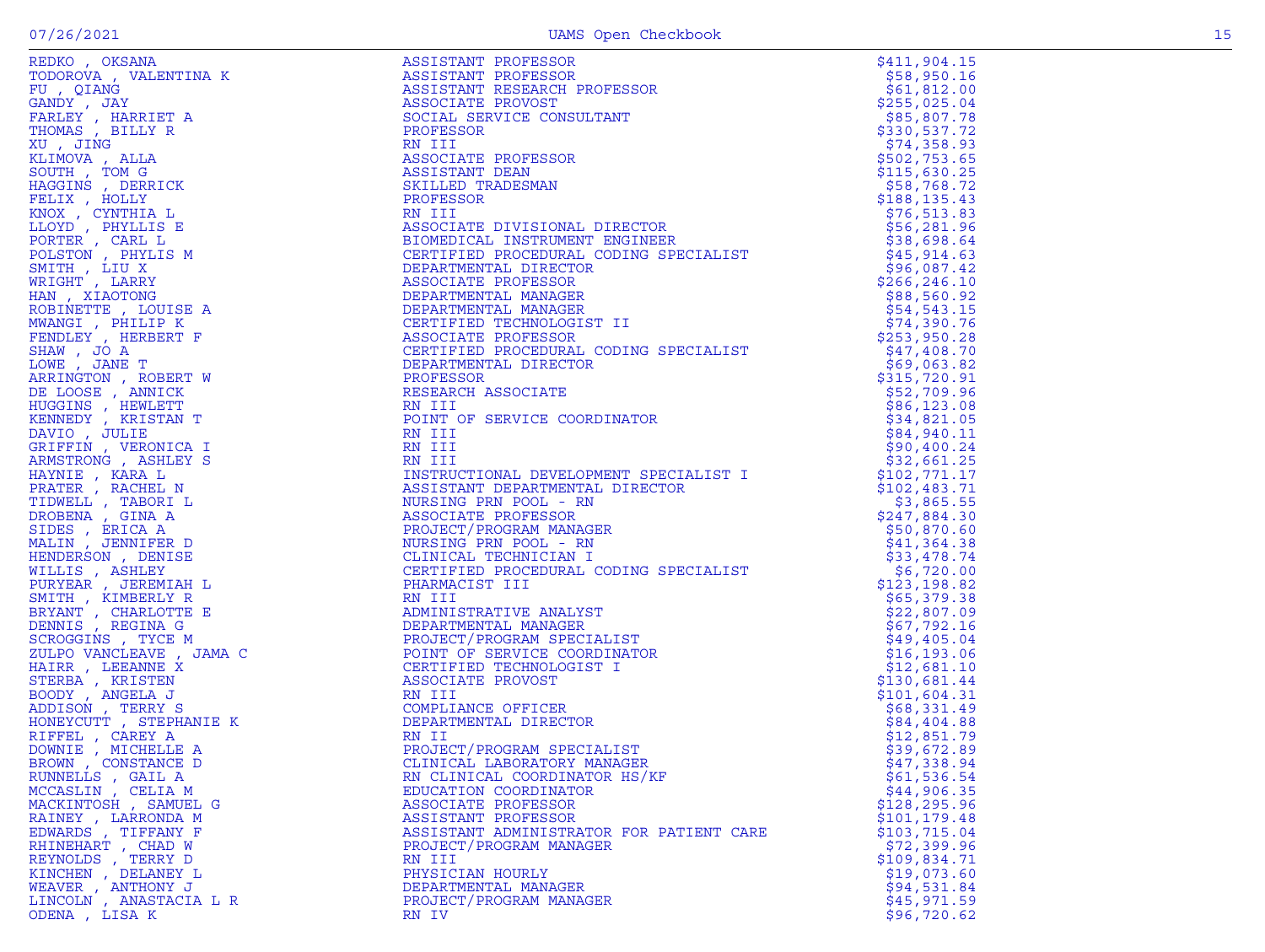| Name | Title | Amount |
|---|---|---|
| REDKO , OKSANA | ASSISTANT PROFESSOR | $411,904.15 |
| TODOROVA , VALENTINA K | ASSISTANT PROFESSOR | $58,950.16 |
| FU , QIANG | ASSISTANT RESEARCH PROFESSOR | $61,812.00 |
| GANDY , JAY | ASSOCIATE PROVOST | $255,025.04 |
| FARLEY , HARRIET A | SOCIAL SERVICE CONSULTANT | $85,807.78 |
| THOMAS , BILLY R | PROFESSOR | $330,537.72 |
| XU , JING | RN III | $74,358.93 |
| KLIMOVA , ALLA | ASSOCIATE PROFESSOR | $502,753.65 |
| SOUTH , TOM G | ASSISTANT DEAN | $115,630.25 |
| HAGGINS , DERRICK | SKILLED TRADESMAN | $58,768.72 |
| FELIX , HOLLY | PROFESSOR | $188,135.43 |
| KNOX , CYNTHIA L | RN III | $76,513.83 |
| LLOYD , PHYLLIS E | ASSOCIATE DIVISIONAL DIRECTOR | $56,281.96 |
| PORTER , CARL L | BIOMEDICAL INSTRUMENT ENGINEER | $38,698.64 |
| POLSTON , PHYLIS M | CERTIFIED PROCEDURAL CODING SPECIALIST | $45,914.63 |
| SMITH , LIU X | DEPARTMENTAL DIRECTOR | $96,087.42 |
| WRIGHT , LARRY | ASSOCIATE PROFESSOR | $266,246.10 |
| HAN , XIAOTONG | DEPARTMENTAL MANAGER | $88,560.92 |
| ROBINETTE , LOUISE A | DEPARTMENTAL MANAGER | $54,543.15 |
| MWANGI , PHILIP K | CERTIFIED TECHNOLOGIST II | $74,390.76 |
| FENDLEY , HERBERT F | ASSOCIATE PROFESSOR | $253,950.28 |
| SHAW , JO A | CERTIFIED PROCEDURAL CODING SPECIALIST | $47,408.70 |
| LOWE , JANE T | DEPARTMENTAL DIRECTOR | $69,063.82 |
| ARRINGTON , ROBERT W | PROFESSOR | $315,720.91 |
| DE LOOSE , ANNICK | RESEARCH ASSOCIATE | $52,709.96 |
| HUGGINS , HEWLETT | RN III | $86,123.08 |
| KENNEDY , KRISTAN T | POINT OF SERVICE COORDINATOR | $34,821.05 |
| DAVIO , JULIE | RN III | $84,940.11 |
| GRIFFIN , VERONICA I | RN III | $90,400.24 |
| ARMSTRONG , ASHLEY S | RN III | $32,661.25 |
| HAYNIE , KARA L | INSTRUCTIONAL DEVELOPMENT SPECIALIST I | $102,771.17 |
| PRATER , RACHEL N | ASSISTANT DEPARTMENTAL DIRECTOR | $102,483.71 |
| TIDWELL , TABORI L | NURSING PRN POOL - RN | $3,865.55 |
| DROBENA , GINA A | ASSOCIATE PROFESSOR | $247,884.30 |
| SIDES , ERICA A | PROJECT/PROGRAM MANAGER | $50,870.60 |
| MALIN , JENNIFER D | NURSING PRN POOL - RN | $41,364.38 |
| HENDERSON , DENISE | CLINICAL TECHNICIAN I | $33,478.74 |
| WILLIS , ASHLEY | CERTIFIED PROCEDURAL CODING SPECIALIST | $6,720.00 |
| PURYEAR , JEREMIAH L | PHARMACIST III | $123,198.82 |
| SMITH , KIMBERLY R | RN III | $65,379.38 |
| BRYANT , CHARLOTTE E | ADMINISTRATIVE ANALYST | $22,807.09 |
| DENNIS , REGINA G | DEPARTMENTAL MANAGER | $67,792.16 |
| SCROGGINS , TYCE M | PROJECT/PROGRAM SPECIALIST | $49,405.04 |
| ZULPO VANCLEAVE , JAMA C | POINT OF SERVICE COORDINATOR | $16,193.06 |
| HAIRR , LEEANNE X | CERTIFIED TECHNOLOGIST I | $12,681.10 |
| STERBA , KRISTEN | ASSOCIATE PROVOST | $130,681.44 |
| BOODY , ANGELA J | RN III | $101,604.31 |
| ADDISON , TERRY S | COMPLIANCE OFFICER | $68,331.49 |
| HONEYCUTT , STEPHANIE K | DEPARTMENTAL DIRECTOR | $84,404.88 |
| RIFFEL , CAREY A | RN II | $12,851.79 |
| DOWNIE , MICHELLE A | PROJECT/PROGRAM SPECIALIST | $39,672.89 |
| BROWN , CONSTANCE D | CLINICAL LABORATORY MANAGER | $47,338.94 |
| RUNNELLS , GAIL A | RN CLINICAL COORDINATOR HS/KF | $61,536.54 |
| MCCASLIN , CELIA M | EDUCATION COORDINATOR | $44,906.35 |
| MACKINTOSH , SAMUEL G | ASSOCIATE PROFESSOR | $128,295.96 |
| RAINEY , LARRONDA M | ASSISTANT PROFESSOR | $101,179.48 |
| EDWARDS , TIFFANY F | ASSISTANT ADMINISTRATOR FOR PATIENT CARE | $103,715.04 |
| RHINEHART , CHAD W | PROJECT/PROGRAM MANAGER | $72,399.96 |
| REYNOLDS , TERRY D | RN III | $109,834.71 |
| KINCHEN , DELANEY L | PHYSICIAN HOURLY | $19,073.60 |
| WEAVER , ANTHONY J | DEPARTMENTAL MANAGER | $94,531.84 |
| LINCOLN , ANASTACIA L R | PROJECT/PROGRAM MANAGER | $45,971.59 |
| ODENA , LISA K | RN IV | $96,720.62 |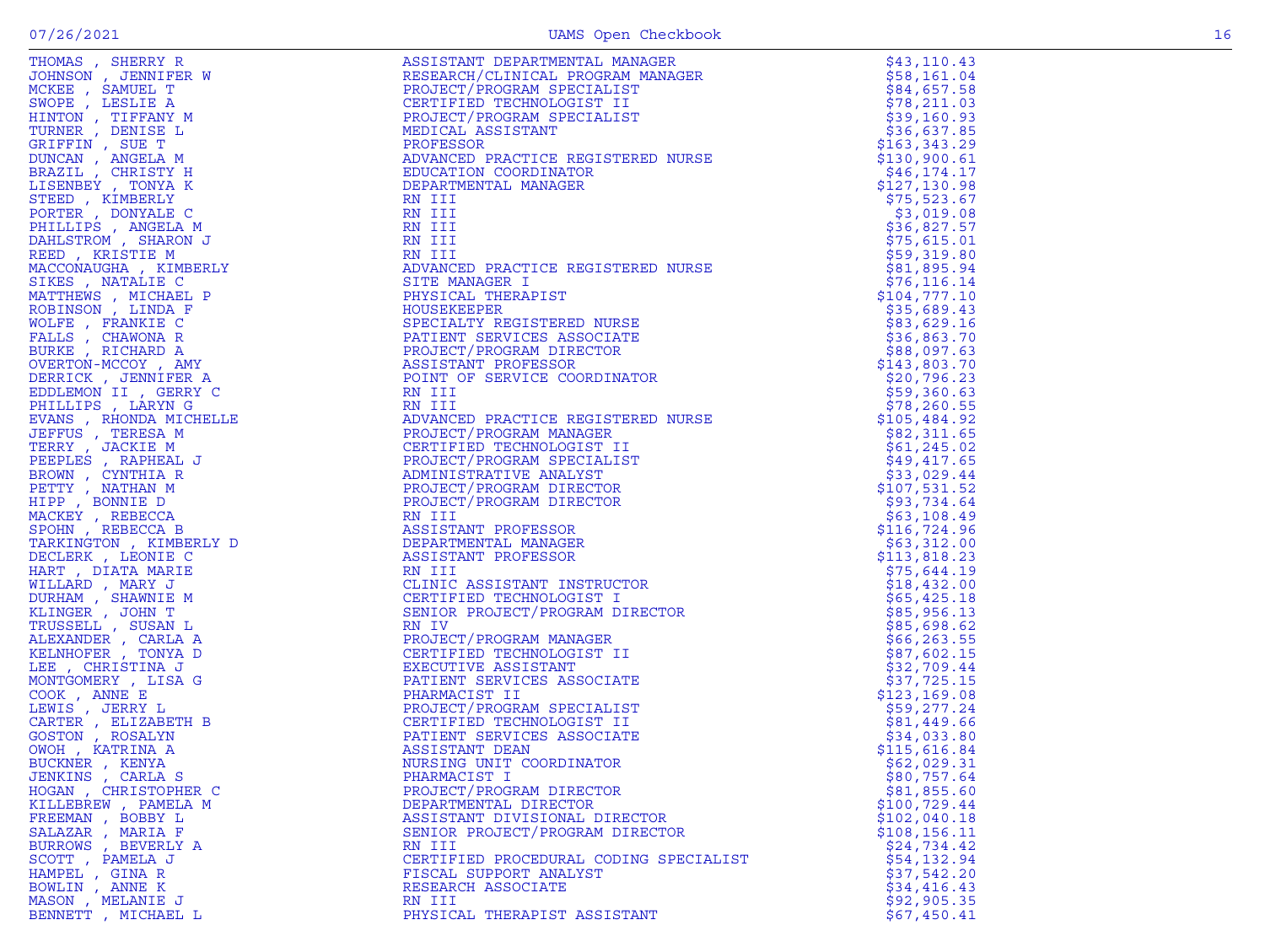| Name | Title | Amount |
|---|---|---|
| THOMAS , SHERRY R | ASSISTANT DEPARTMENTAL MANAGER | $43,110.43 |
| JOHNSON , JENNIFER W | RESEARCH/CLINICAL PROGRAM MANAGER | $58,161.04 |
| MCKEE , SAMUEL T | PROJECT/PROGRAM SPECIALIST | $84,657.58 |
| SWOPE , LESLIE A | CERTIFIED TECHNOLOGIST II | $78,211.03 |
| HINTON , TIFFANY M | PROJECT/PROGRAM SPECIALIST | $39,160.93 |
| TURNER , DENISE L | MEDICAL ASSISTANT | $36,637.85 |
| GRIFFIN , SUE T | PROFESSOR | $163,343.29 |
| DUNCAN , ANGELA M | ADVANCED PRACTICE REGISTERED NURSE | $130,900.61 |
| BRAZIL , CHRISTY H | EDUCATION COORDINATOR | $46,174.17 |
| LISENBEY , TONYA K | DEPARTMENTAL MANAGER | $127,130.98 |
| STEED , KIMBERLY | RN III | $75,523.67 |
| PORTER , DONYALE C | RN III | $3,019.08 |
| PHILLIPS , ANGELA M | RN III | $36,827.57 |
| DAHLSTROM , SHARON J | RN III | $75,615.01 |
| REED , KRISTIE M | RN III | $59,319.80 |
| MACCONAUGHA , KIMBERLY | ADVANCED PRACTICE REGISTERED NURSE | $81,895.94 |
| SIKES , NATALIE C | SITE MANAGER I | $76,116.14 |
| MATTHEWS , MICHAEL P | PHYSICAL THERAPIST | $104,777.10 |
| ROBINSON , LINDA F | HOUSEKEEPER | $35,689.43 |
| WOLFE , FRANKIE C | SPECIALTY REGISTERED NURSE | $83,629.16 |
| FALLS , CHAWONA R | PATIENT SERVICES ASSOCIATE | $36,863.70 |
| BURKE , RICHARD A | PROJECT/PROGRAM DIRECTOR | $88,097.63 |
| OVERTON-MCCOY , AMY | ASSISTANT PROFESSOR | $143,803.70 |
| DERRICK , JENNIFER A | POINT OF SERVICE COORDINATOR | $20,796.23 |
| EDDLEMON II , GERRY C | RN III | $59,360.63 |
| PHILLIPS , LARYN G | RN III | $78,260.55 |
| EVANS , RHONDA MICHELLE | ADVANCED PRACTICE REGISTERED NURSE | $105,484.92 |
| JEFFUS , TERESA M | PROJECT/PROGRAM MANAGER | $82,311.65 |
| TERRY , JACKIE M | CERTIFIED TECHNOLOGIST II | $61,245.02 |
| PEEPLES , RAPHEAL J | PROJECT/PROGRAM SPECIALIST | $49,417.65 |
| BROWN , CYNTHIA R | ADMINISTRATIVE ANALYST | $33,029.44 |
| PETTY , NATHAN M | PROJECT/PROGRAM DIRECTOR | $107,531.52 |
| HIPP , BONNIE D | PROJECT/PROGRAM DIRECTOR | $93,734.64 |
| MACKEY , REBECCA | RN III | $63,108.49 |
| SPOHN , REBECCA B | ASSISTANT PROFESSOR | $116,724.96 |
| TARKINGTON , KIMBERLY D | DEPARTMENTAL MANAGER | $63,312.00 |
| DECLERK , LEONIE C | ASSISTANT PROFESSOR | $113,818.23 |
| HART , DIATA MARIE | RN III | $75,644.19 |
| WILLARD , MARY J | CLINIC ASSISTANT INSTRUCTOR | $18,432.00 |
| DURHAM , SHAWNIE M | CERTIFIED TECHNOLOGIST I | $65,425.18 |
| KLINGER , JOHN T | SENIOR PROJECT/PROGRAM DIRECTOR | $85,956.13 |
| TRUSSELL , SUSAN L | RN IV | $85,698.62 |
| ALEXANDER , CARLA A | PROJECT/PROGRAM MANAGER | $66,263.55 |
| KELNHOFER , TONYA D | CERTIFIED TECHNOLOGIST II | $87,602.15 |
| LEE , CHRISTINA J | EXECUTIVE ASSISTANT | $32,709.44 |
| MONTGOMERY , LISA G | PATIENT SERVICES ASSOCIATE | $37,725.15 |
| COOK , ANNE E | PHARMACIST II | $123,169.08 |
| LEWIS , JERRY L | PROJECT/PROGRAM SPECIALIST | $59,277.24 |
| CARTER , ELIZABETH B | CERTIFIED TECHNOLOGIST II | $81,449.66 |
| GOSTON , ROSALYN | PATIENT SERVICES ASSOCIATE | $34,033.80 |
| OWOH , KATRINA A | ASSISTANT DEAN | $115,616.84 |
| BUCKNER , KENYA | NURSING UNIT COORDINATOR | $62,029.31 |
| JENKINS , CARLA S | PHARMACIST I | $80,757.64 |
| HOGAN , CHRISTOPHER C | PROJECT/PROGRAM DIRECTOR | $81,855.60 |
| KILLEBREW , PAMELA M | DEPARTMENTAL DIRECTOR | $100,729.44 |
| FREEMAN , BOBBY L | ASSISTANT DIVISIONAL DIRECTOR | $102,040.18 |
| SALAZAR , MARIA F | SENIOR PROJECT/PROGRAM DIRECTOR | $108,156.11 |
| BURROWS , BEVERLY A | RN III | $24,734.42 |
| SCOTT , PAMELA J | CERTIFIED PROCEDURAL CODING SPECIALIST | $54,132.94 |
| HAMPEL , GINA R | FISCAL SUPPORT ANALYST | $37,542.20 |
| BOWLIN , ANNE K | RESEARCH ASSOCIATE | $34,416.43 |
| MASON , MELANIE J | RN III | $92,905.35 |
| BENNETT , MICHAEL L | PHYSICAL THERAPIST ASSISTANT | $67,450.41 |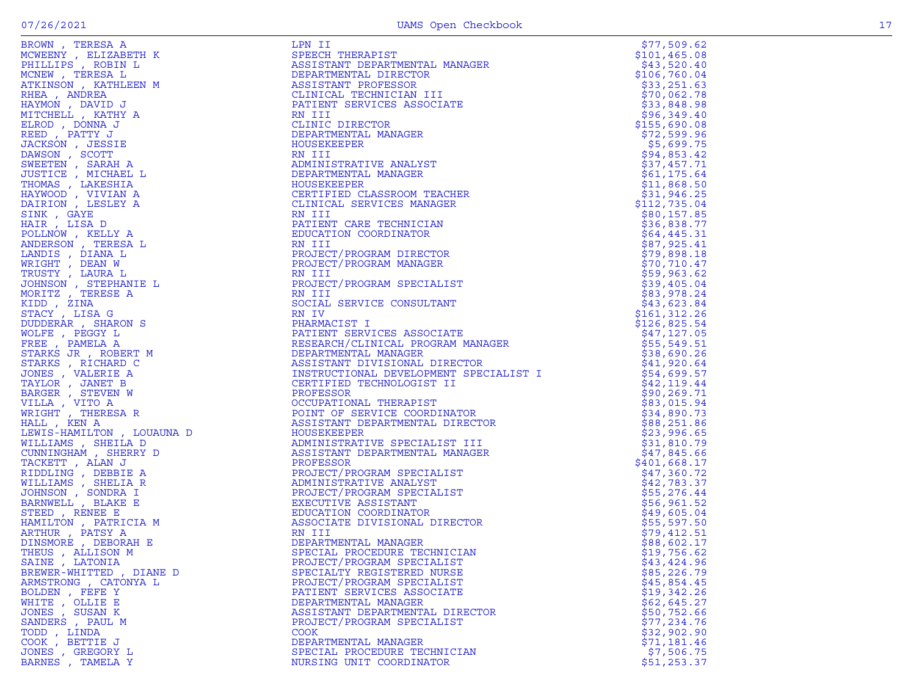| Name | Title | Amount |
|---|---|---|
| BROWN , TERESA A | LPN II | $77,509.62 |
| MCWEENY , ELIZABETH K | SPEECH THERAPIST | $101,465.08 |
| PHILLIPS , ROBIN L | ASSISTANT DEPARTMENTAL MANAGER | $43,520.40 |
| MCNEW , TERESA L | DEPARTMENTAL DIRECTOR | $106,760.04 |
| ATKINSON , KATHLEEN M | ASSISTANT PROFESSOR | $33,251.63 |
| RHEA , ANDREA | CLINICAL TECHNICIAN III | $70,062.78 |
| HAYMON , DAVID J | PATIENT SERVICES ASSOCIATE | $33,848.98 |
| MITCHELL , KATHY A | RN III | $96,349.40 |
| ELROD , DONNA J | CLINIC DIRECTOR | $155,690.08 |
| REED , PATTY J | DEPARTMENTAL MANAGER | $72,599.96 |
| JACKSON , JESSIE | HOUSEKEEPER | $5,699.75 |
| DAWSON , SCOTT | RN III | $94,853.42 |
| SWEETEN , SARAH A | ADMINISTRATIVE ANALYST | $37,457.71 |
| JUSTICE , MICHAEL L | DEPARTMENTAL MANAGER | $61,175.64 |
| THOMAS , LAKESHIA | HOUSEKEEPER | $11,868.50 |
| HAYWOOD , VIVIAN A | CERTIFIED CLASSROOM TEACHER | $31,946.25 |
| DAIRION , LESLEY A | CLINICAL SERVICES MANAGER | $112,735.04 |
| SINK , GAYE | RN III | $80,157.85 |
| HAIR , LISA D | PATIENT CARE TECHNICIAN | $36,838.77 |
| POLLNOW , KELLY A | EDUCATION COORDINATOR | $64,445.31 |
| ANDERSON , TERESA L | RN III | $87,925.41 |
| LANDIS , DIANA L | PROJECT/PROGRAM DIRECTOR | $79,898.18 |
| WRIGHT , DEAN W | PROJECT/PROGRAM MANAGER | $70,710.47 |
| TRUSTY , LAURA L | RN III | $59,963.62 |
| JOHNSON , STEPHANIE L | PROJECT/PROGRAM SPECIALIST | $39,405.04 |
| MORITZ , TERESE A | RN III | $83,978.24 |
| KIDD , ZINA | SOCIAL SERVICE CONSULTANT | $43,623.84 |
| STACY , LISA G | RN IV | $161,312.26 |
| DUDDERAR , SHARON S | PHARMACIST I | $126,825.54 |
| WOLFE , PEGGY L | PATIENT SERVICES ASSOCIATE | $47,127.05 |
| FREE , PAMELA A | RESEARCH/CLINICAL PROGRAM MANAGER | $55,549.51 |
| STARKS JR , ROBERT M | DEPARTMENTAL MANAGER | $38,690.26 |
| STARKS , RICHARD C | ASSISTANT DIVISIONAL DIRECTOR | $41,920.64 |
| JONES , VALERIE A | INSTRUCTIONAL DEVELOPMENT SPECIALIST I | $54,699.57 |
| TAYLOR , JANET B | CERTIFIED TECHNOLOGIST II | $42,119.44 |
| BARGER , STEVEN W | PROFESSOR | $90,269.71 |
| VILLA , VITO A | OCCUPATIONAL THERAPIST | $83,015.94 |
| WRIGHT , THERESA R | POINT OF SERVICE COORDINATOR | $34,890.73 |
| HALL , KEN A | ASSISTANT DEPARTMENTAL DIRECTOR | $88,251.86 |
| LEWIS-HAMILTON , LOUAUNA D | HOUSEKEEPER | $23,996.65 |
| WILLIAMS , SHEILA D | ADMINISTRATIVE SPECIALIST III | $31,810.79 |
| CUNNINGHAM , SHERRY D | ASSISTANT DEPARTMENTAL MANAGER | $47,845.66 |
| TACKETT , ALAN J | PROFESSOR | $401,668.17 |
| RIDDLING , DEBBIE A | PROJECT/PROGRAM SPECIALIST | $47,360.72 |
| WILLIAMS , SHELIA R | ADMINISTRATIVE ANALYST | $42,783.37 |
| JOHNSON , SONDRA I | PROJECT/PROGRAM SPECIALIST | $55,276.44 |
| BARNWELL , BLAKE E | EXECUTIVE ASSISTANT | $56,961.52 |
| STEED , RENEE E | EDUCATION COORDINATOR | $49,605.04 |
| HAMILTON , PATRICIA M | ASSOCIATE DIVISIONAL DIRECTOR | $55,597.50 |
| ARTHUR , PATSY A | RN III | $79,412.51 |
| DINSMORE , DEBORAH E | DEPARTMENTAL MANAGER | $88,602.17 |
| THEUS , ALLISON M | SPECIAL PROCEDURE TECHNICIAN | $19,756.62 |
| SAINE , LATONIA | PROJECT/PROGRAM SPECIALIST | $43,424.96 |
| BREWER-WHITTED , DIANE D | SPECIALTY REGISTERED NURSE | $85,226.79 |
| ARMSTRONG , CATONYA L | PROJECT/PROGRAM SPECIALIST | $45,854.45 |
| BOLDEN , FEFE Y | PATIENT SERVICES ASSOCIATE | $19,342.26 |
| WHITE , OLLIE E | DEPARTMENTAL MANAGER | $62,645.27 |
| JONES , SUSAN K | ASSISTANT DEPARTMENTAL DIRECTOR | $50,752.66 |
| SANDERS , PAUL M | PROJECT/PROGRAM SPECIALIST | $77,234.76 |
| TODD , LINDA | COOK | $32,902.90 |
| COOK , BETTIE J | DEPARTMENTAL MANAGER | $71,181.46 |
| JONES , GREGORY L | SPECIAL PROCEDURE TECHNICIAN | $7,506.75 |
| BARNES , TAMELA Y | NURSING UNIT COORDINATOR | $51,253.37 |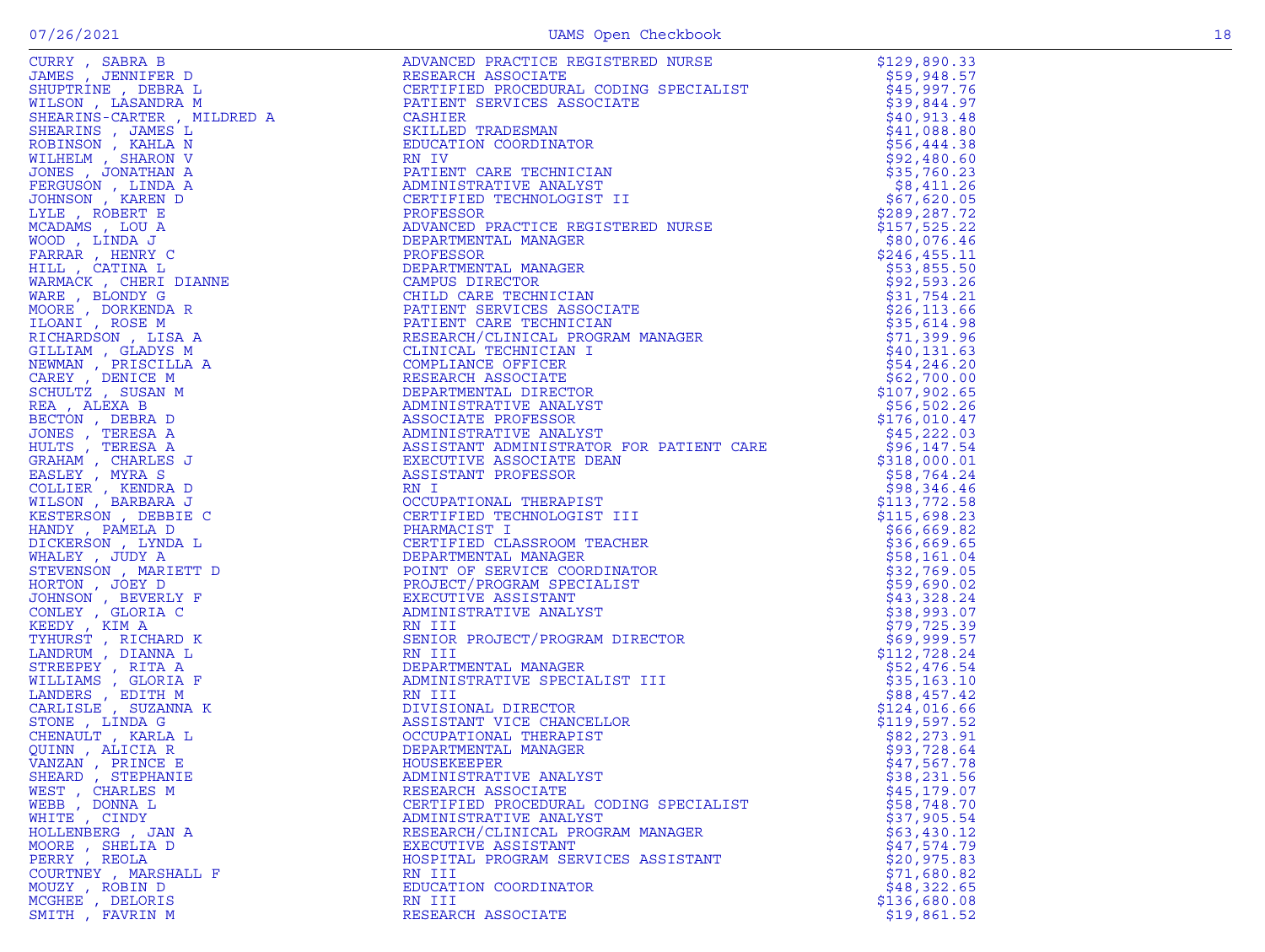| | | |
|---|---|---|
| CURRY , SABRA B | ADVANCED PRACTICE REGISTERED NURSE | $129,890.33 |
| JAMES , JENNIFER D | RESEARCH ASSOCIATE | $59,948.57 |
| SHUPTRINE , DEBRA L | CERTIFIED PROCEDURAL CODING SPECIALIST | $45,997.76 |
| WILSON , LASANDRA M | PATIENT SERVICES ASSOCIATE | $39,844.97 |
| SHEARINS-CARTER , MILDRED A | CASHIER | $40,913.48 |
| SHEARINS , JAMES L | SKILLED TRADESMAN | $41,088.80 |
| ROBINSON , KAHLA N | EDUCATION COORDINATOR | $56,444.38 |
| WILHELM , SHARON V | RN IV | $92,480.60 |
| JONES , JONATHAN A | PATIENT CARE TECHNICIAN | $35,760.23 |
| FERGUSON , LINDA A | ADMINISTRATIVE ANALYST | $8,411.26 |
| JOHNSON , KAREN D | CERTIFIED TECHNOLOGIST II | $67,620.05 |
| LYLE , ROBERT E | PROFESSOR | $289,287.72 |
| MCADAMS , LOU A | ADVANCED PRACTICE REGISTERED NURSE | $157,525.22 |
| WOOD , LINDA J | DEPARTMENTAL MANAGER | $80,076.46 |
| FARRAR , HENRY C | PROFESSOR | $246,455.11 |
| HILL , CATINA L | DEPARTMENTAL MANAGER | $53,855.50 |
| WARMACK , CHERI DIANNE | CAMPUS DIRECTOR | $92,593.26 |
| WARE , BLONDY G | CHILD CARE TECHNICIAN | $31,754.21 |
| MOORE , DORKENDA R | PATIENT SERVICES ASSOCIATE | $26,113.66 |
| ILOANI , ROSE M | PATIENT CARE TECHNICIAN | $35,614.98 |
| RICHARDSON , LISA A | RESEARCH/CLINICAL PROGRAM MANAGER | $71,399.96 |
| GILLIAM , GLADYS M | CLINICAL TECHNICIAN I | $40,131.63 |
| NEWMAN , PRISCILLA A | COMPLIANCE OFFICER | $54,246.20 |
| CAREY , DENICE M | RESEARCH ASSOCIATE | $62,700.00 |
| SCHULTZ , SUSAN M | DEPARTMENTAL DIRECTOR | $107,902.65 |
| REA , ALEXA B | ADMINISTRATIVE ANALYST | $56,502.26 |
| BECTON , DEBRA D | ASSOCIATE PROFESSOR | $176,010.47 |
| JONES , TERESA A | ADMINISTRATIVE ANALYST | $45,222.03 |
| HULTS , TERESA A | ASSISTANT ADMINISTRATOR FOR PATIENT CARE | $96,147.54 |
| GRAHAM , CHARLES J | EXECUTIVE ASSOCIATE DEAN | $318,000.01 |
| EASLEY , MYRA S | ASSISTANT PROFESSOR | $58,764.24 |
| COLLIER , KENDRA D | RN I | $98,346.46 |
| WILSON , BARBARA J | OCCUPATIONAL THERAPIST | $113,772.58 |
| KESTERSON , DEBBIE C | CERTIFIED TECHNOLOGIST III | $115,698.23 |
| HANDY , PAMELA D | PHARMACIST I | $66,669.82 |
| DICKERSON , LYNDA L | CERTIFIED CLASSROOM TEACHER | $36,669.65 |
| WHALEY , JUDY A | DEPARTMENTAL MANAGER | $58,161.04 |
| STEVENSON , MARIETT D | POINT OF SERVICE COORDINATOR | $32,769.05 |
| HORTON , JOEY D | PROJECT/PROGRAM SPECIALIST | $59,690.02 |
| JOHNSON , BEVERLY F | EXECUTIVE ASSISTANT | $43,328.24 |
| CONLEY , GLORIA C | ADMINISTRATIVE ANALYST | $38,993.07 |
| KEEDY , KIM A | RN III | $79,725.39 |
| TYHURST , RICHARD K | SENIOR PROJECT/PROGRAM DIRECTOR | $69,999.57 |
| LANDRUM , DIANNA L | RN III | $112,728.24 |
| STREEPEY , RITA A | DEPARTMENTAL MANAGER | $52,476.54 |
| WILLIAMS , GLORIA F | ADMINISTRATIVE SPECIALIST III | $35,163.10 |
| LANDERS , EDITH M | RN III | $88,457.42 |
| CARLISLE , SUZANNA K | DIVISIONAL DIRECTOR | $124,016.66 |
| STONE , LINDA G | ASSISTANT VICE CHANCELLOR | $119,597.52 |
| CHENAULT , KARLA L | OCCUPATIONAL THERAPIST | $82,273.91 |
| QUINN , ALICIA R | DEPARTMENTAL MANAGER | $93,728.64 |
| VANZAN , PRINCE E | HOUSEKEEPER | $47,567.78 |
| SHEARD , STEPHANIE | ADMINISTRATIVE ANALYST | $38,231.56 |
| WEST , CHARLES M | RESEARCH ASSOCIATE | $45,179.07 |
| WEBB , DONNA L | CERTIFIED PROCEDURAL CODING SPECIALIST | $58,748.70 |
| WHITE , CINDY | ADMINISTRATIVE ANALYST | $37,905.54 |
| HOLLENBERG , JAN A | RESEARCH/CLINICAL PROGRAM MANAGER | $63,430.12 |
| MOORE , SHELIA D | EXECUTIVE ASSISTANT | $47,574.79 |
| PERRY , REOLA | HOSPITAL PROGRAM SERVICES ASSISTANT | $20,975.83 |
| COURTNEY , MARSHALL F | RN III | $71,680.82 |
| MOUZY , ROBIN D | EDUCATION COORDINATOR | $48,322.65 |
| MCGHEE , DELORIS | RN III | $136,680.08 |
| SMITH , FAVRIN M | RESEARCH ASSOCIATE | $19,861.52 |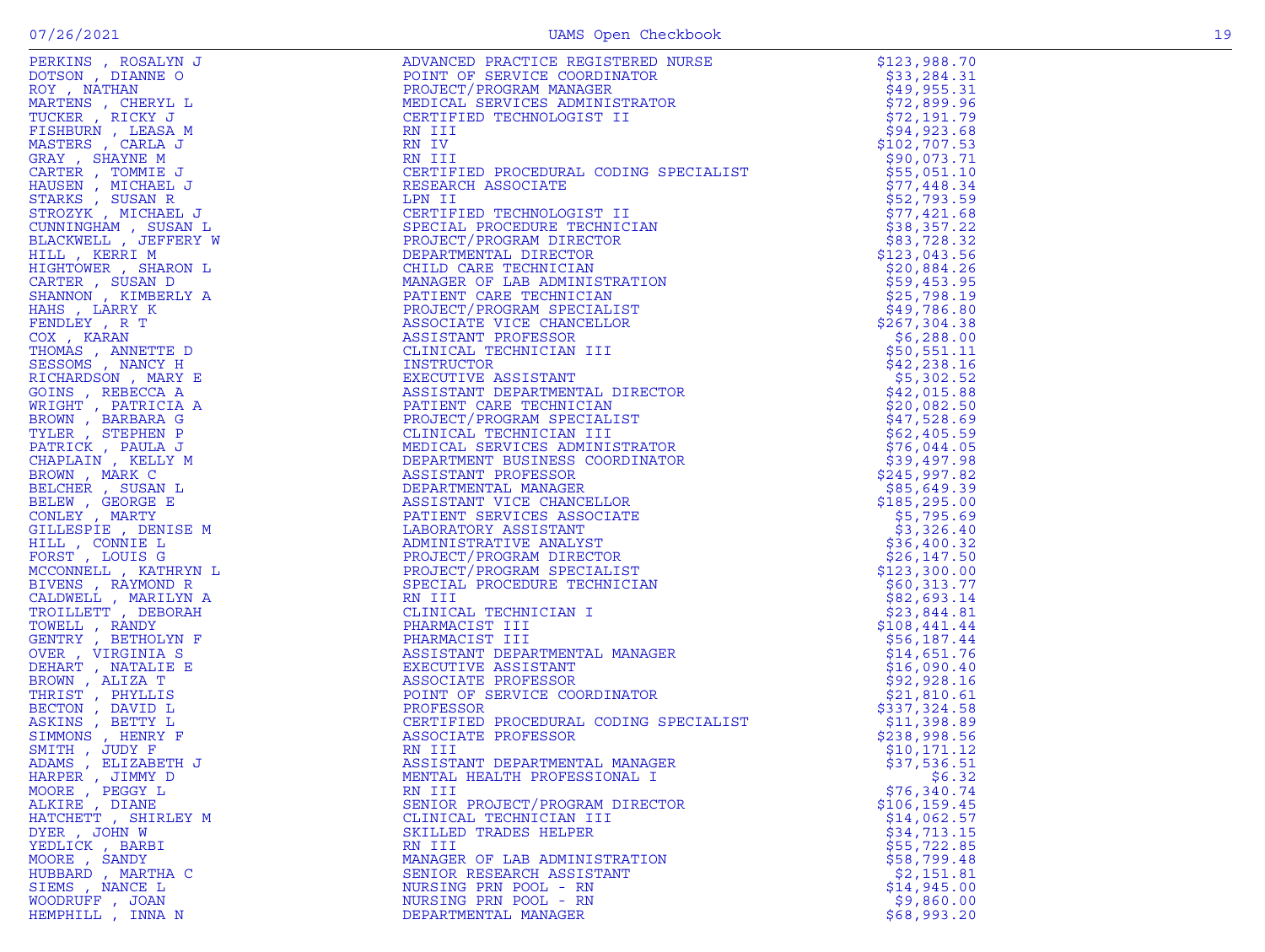| | | |
|---|---|---|
| PERKINS , ROSALYN J | ADVANCED PRACTICE REGISTERED NURSE | $123,988.70 |
| DOTSON , DIANNE O | POINT OF SERVICE COORDINATOR | $33,284.31 |
| ROY , NATHAN | PROJECT/PROGRAM MANAGER | $49,955.31 |
| MARTENS , CHERYL L | MEDICAL SERVICES ADMINISTRATOR | $72,899.96 |
| TUCKER , RICKY J | CERTIFIED TECHNOLOGIST II | $72,191.79 |
| FISHBURN , LEASA M | RN III | $94,923.68 |
| MASTERS , CARLA J | RN IV | $102,707.53 |
| GRAY , SHAYNE M | RN III | $90,073.71 |
| CARTER , TOMMIE J | CERTIFIED PROCEDURAL CODING SPECIALIST | $55,051.10 |
| HAUSEN , MICHAEL J | RESEARCH ASSOCIATE | $77,448.34 |
| STARKS , SUSAN R | LPN II | $52,793.59 |
| STROZYK , MICHAEL J | CERTIFIED TECHNOLOGIST II | $77,421.68 |
| CUNNINGHAM , SUSAN L | SPECIAL PROCEDURE TECHNICIAN | $38,357.22 |
| BLACKWELL , JEFFERY W | PROJECT/PROGRAM DIRECTOR | $83,728.32 |
| HILL , KERRI M | DEPARTMENTAL DIRECTOR | $123,043.56 |
| HIGHTOWER , SHARON L | CHILD CARE TECHNICIAN | $20,884.26 |
| CARTER , SUSAN D | MANAGER OF LAB ADMINISTRATION | $59,453.95 |
| SHANNON , KIMBERLY A | PATIENT CARE TECHNICIAN | $25,798.19 |
| HAHS , LARRY K | PROJECT/PROGRAM SPECIALIST | $49,786.80 |
| FENDLEY , R T | ASSOCIATE VICE CHANCELLOR | $267,304.38 |
| COX , KARAN | ASSISTANT PROFESSOR | $6,288.00 |
| THOMAS , ANNETTE D | CLINICAL TECHNICIAN III | $50,551.11 |
| SESSOMS , NANCY H | INSTRUCTOR | $42,238.16 |
| RICHARDSON , MARY E | EXECUTIVE ASSISTANT | $5,302.52 |
| GOINS , REBECCA A | ASSISTANT DEPARTMENTAL DIRECTOR | $42,015.88 |
| WRIGHT , PATRICIA A | PATIENT CARE TECHNICIAN | $20,082.50 |
| BROWN , BARBARA G | PROJECT/PROGRAM SPECIALIST | $47,528.69 |
| TYLER , STEPHEN P | CLINICAL TECHNICIAN III | $62,405.59 |
| PATRICK , PAULA J | MEDICAL SERVICES ADMINISTRATOR | $76,044.05 |
| CHAPLAIN , KELLY M | DEPARTMENT BUSINESS COORDINATOR | $39,497.98 |
| BROWN , MARK C | ASSISTANT PROFESSOR | $245,997.82 |
| BELCHER , SUSAN L | DEPARTMENTAL MANAGER | $85,649.39 |
| BELEW , GEORGE E | ASSISTANT VICE CHANCELLOR | $185,295.00 |
| CONLEY , MARTY | PATIENT SERVICES ASSOCIATE | $5,795.69 |
| GILLESPIE , DENISE M | LABORATORY ASSISTANT | $3,326.40 |
| HILL , CONNIE L | ADMINISTRATIVE ANALYST | $36,400.32 |
| FORST , LOUIS G | PROJECT/PROGRAM DIRECTOR | $26,147.50 |
| MCCONNELL , KATHRYN L | PROJECT/PROGRAM SPECIALIST | $123,300.00 |
| BIVENS , RAYMOND R | SPECIAL PROCEDURE TECHNICIAN | $60,313.77 |
| CALDWELL , MARILYN A | RN III | $82,693.14 |
| TROILLETT , DEBORAH | CLINICAL TECHNICIAN I | $23,844.81 |
| TOWELL , RANDY | PHARMACIST III | $108,441.44 |
| GENTRY , BETHOLYN F | PHARMACIST III | $56,187.44 |
| OVER , VIRGINIA S | ASSISTANT DEPARTMENTAL MANAGER | $14,651.76 |
| DEHART , NATALIE E | EXECUTIVE ASSISTANT | $16,090.40 |
| BROWN , ALIZA T | ASSOCIATE PROFESSOR | $92,928.16 |
| THRIST , PHYLLIS | POINT OF SERVICE COORDINATOR | $21,810.61 |
| BECTON , DAVID L | PROFESSOR | $337,324.58 |
| ASKINS , BETTY L | CERTIFIED PROCEDURAL CODING SPECIALIST | $11,398.89 |
| SIMMONS , HENRY F | ASSOCIATE PROFESSOR | $238,998.56 |
| SMITH , JUDY F | RN III | $10,171.12 |
| ADAMS , ELIZABETH J | ASSISTANT DEPARTMENTAL MANAGER | $37,536.51 |
| HARPER , JIMMY D | MENTAL HEALTH PROFESSIONAL I | $6.32 |
| MOORE , PEGGY L | RN III | $76,340.74 |
| ALKIRE , DIANE | SENIOR PROJECT/PROGRAM DIRECTOR | $106,159.45 |
| HATCHETT , SHIRLEY M | CLINICAL TECHNICIAN III | $14,062.57 |
| DYER , JOHN W | SKILLED TRADES HELPER | $34,713.15 |
| YEDLICK , BARBI | RN III | $55,722.85 |
| MOORE , SANDY | MANAGER OF LAB ADMINISTRATION | $58,799.48 |
| HUBBARD , MARTHA C | SENIOR RESEARCH ASSISTANT | $2,151.81 |
| SIEMS , NANCE L | NURSING PRN POOL - RN | $14,945.00 |
| WOODRUFF , JOAN | NURSING PRN POOL - RN | $9,860.00 |
| HEMPHILL , INNA N | DEPARTMENTAL MANAGER | $68,993.20 |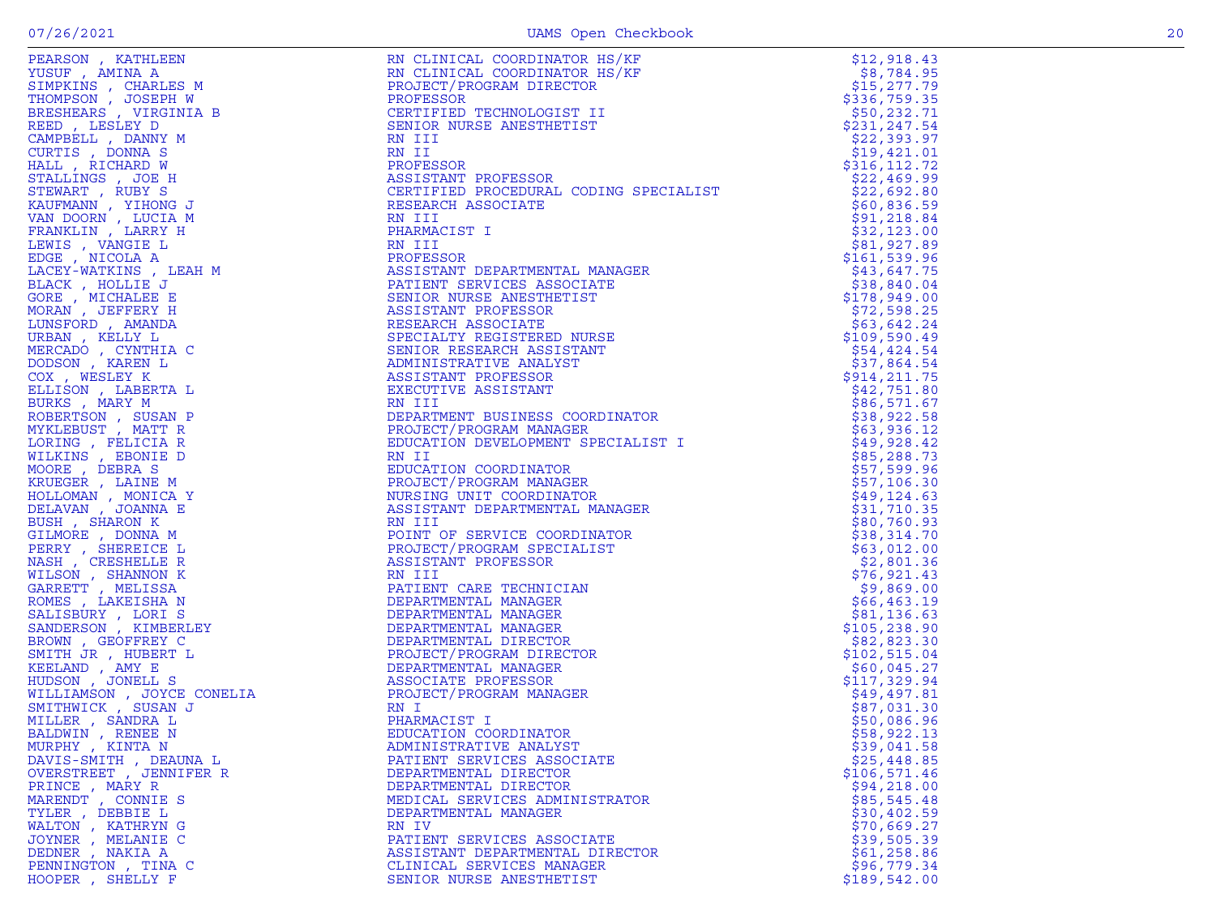| | | |
|---|---|---|
| PEARSON , KATHLEEN | RN CLINICAL COORDINATOR HS/KF | $12,918.43 |
| YUSUF , AMINA A | RN CLINICAL COORDINATOR HS/KF | $8,784.95 |
| SIMPKINS , CHARLES M | PROJECT/PROGRAM DIRECTOR | $15,277.79 |
| THOMPSON , JOSEPH W | PROFESSOR | $336,759.35 |
| BRESHEARS , VIRGINIA B | CERTIFIED TECHNOLOGIST II | $50,232.71 |
| REED , LESLEY D | SENIOR NURSE ANESTHETIST | $231,247.54 |
| CAMPBELL , DANNY M | RN III | $22,393.97 |
| CURTIS , DONNA S | RN II | $19,421.01 |
| HALL , RICHARD W | PROFESSOR | $316,112.72 |
| STALLINGS , JOE H | ASSISTANT PROFESSOR | $22,469.99 |
| STEWART , RUBY S | CERTIFIED PROCEDURAL CODING SPECIALIST | $22,692.80 |
| KAUFMANN , YIHONG J | RESEARCH ASSOCIATE | $60,836.59 |
| VAN DOORN , LUCIA M | RN III | $91,218.84 |
| FRANKLIN , LARRY H | PHARMACIST I | $32,123.00 |
| LEWIS , VANGIE L | RN III | $81,927.89 |
| EDGE , NICOLA A | PROFESSOR | $161,539.96 |
| LACEY-WATKINS , LEAH M | ASSISTANT DEPARTMENTAL MANAGER | $43,647.75 |
| BLACK , HOLLIE J | PATIENT SERVICES ASSOCIATE | $38,840.04 |
| GORE , MICHALEE E | SENIOR NURSE ANESTHETIST | $178,949.00 |
| MORAN , JEFFERY H | ASSISTANT PROFESSOR | $72,598.25 |
| LUNSFORD , AMANDA | RESEARCH ASSOCIATE | $63,642.24 |
| URBAN , KELLY L | SPECIALTY REGISTERED NURSE | $109,590.49 |
| MERCADO , CYNTHIA C | SENIOR RESEARCH ASSISTANT | $54,424.54 |
| DODSON , KAREN L | ADMINISTRATIVE ANALYST | $37,864.54 |
| COX , WESLEY K | ASSISTANT PROFESSOR | $914,211.75 |
| ELLISON , LABERTA L | EXECUTIVE ASSISTANT | $42,751.80 |
| BURKS , MARY M | RN III | $86,571.67 |
| ROBERTSON , SUSAN P | DEPARTMENT BUSINESS COORDINATOR | $38,922.58 |
| MYKLEBUST , MATT R | PROJECT/PROGRAM MANAGER | $63,936.12 |
| LORING , FELICIA R | EDUCATION DEVELOPMENT SPECIALIST I | $49,928.42 |
| WILKINS , EBONIE D | RN II | $85,288.73 |
| MOORE , DEBRA S | EDUCATION COORDINATOR | $57,599.96 |
| KRUEGER , LAINE M | PROJECT/PROGRAM MANAGER | $57,106.30 |
| HOLLOMAN , MONICA Y | NURSING UNIT COORDINATOR | $49,124.63 |
| DELAVAN , JOANNA E | ASSISTANT DEPARTMENTAL MANAGER | $31,710.35 |
| BUSH , SHARON K | RN III | $80,760.93 |
| GILMORE , DONNA M | POINT OF SERVICE COORDINATOR | $38,314.70 |
| PERRY , SHEREICE L | PROJECT/PROGRAM SPECIALIST | $63,012.00 |
| NASH , CRESHELLE R | ASSISTANT PROFESSOR | $2,801.36 |
| WILSON , SHANNON K | RN III | $76,921.43 |
| GARRETT , MELISSA | PATIENT CARE TECHNICIAN | $9,869.00 |
| ROMES , LAKEISHA N | DEPARTMENTAL MANAGER | $66,463.19 |
| SALISBURY , LORI S | DEPARTMENTAL MANAGER | $81,136.63 |
| SANDERSON , KIMBERLEY | DEPARTMENTAL MANAGER | $105,238.90 |
| BROWN , GEOFFREY C | DEPARTMENTAL DIRECTOR | $82,823.30 |
| SMITH JR , HUBERT L | PROJECT/PROGRAM DIRECTOR | $102,515.04 |
| KEELAND , AMY E | DEPARTMENTAL MANAGER | $60,045.27 |
| HUDSON , JONELL S | ASSOCIATE PROFESSOR | $117,329.94 |
| WILLIAMSON , JOYCE CONELIA | PROJECT/PROGRAM MANAGER | $49,497.81 |
| SMITHWICK , SUSAN J | RN I | $87,031.30 |
| MILLER , SANDRA L | PHARMACIST I | $50,086.96 |
| BALDWIN , RENEE N | EDUCATION COORDINATOR | $58,922.13 |
| MURPHY , KINTA N | ADMINISTRATIVE ANALYST | $39,041.58 |
| DAVIS-SMITH , DEAUNA L | PATIENT SERVICES ASSOCIATE | $25,448.85 |
| OVERSTREET , JENNIFER R | DEPARTMENTAL DIRECTOR | $106,571.46 |
| PRINCE , MARY R | DEPARTMENTAL DIRECTOR | $94,218.00 |
| MARENDT , CONNIE S | MEDICAL SERVICES ADMINISTRATOR | $85,545.48 |
| TYLER , DEBBIE L | DEPARTMENTAL MANAGER | $30,402.59 |
| WALTON , KATHRYN G | RN IV | $70,669.27 |
| JOYNER , MELANIE C | PATIENT SERVICES ASSOCIATE | $39,505.39 |
| DEDNER , NAKIA A | ASSISTANT DEPARTMENTAL DIRECTOR | $61,258.86 |
| PENNINGTON , TINA C | CLINICAL SERVICES MANAGER | $96,779.34 |
| HOOPER , SHELLY F | SENIOR NURSE ANESTHETIST | $189,542.00 |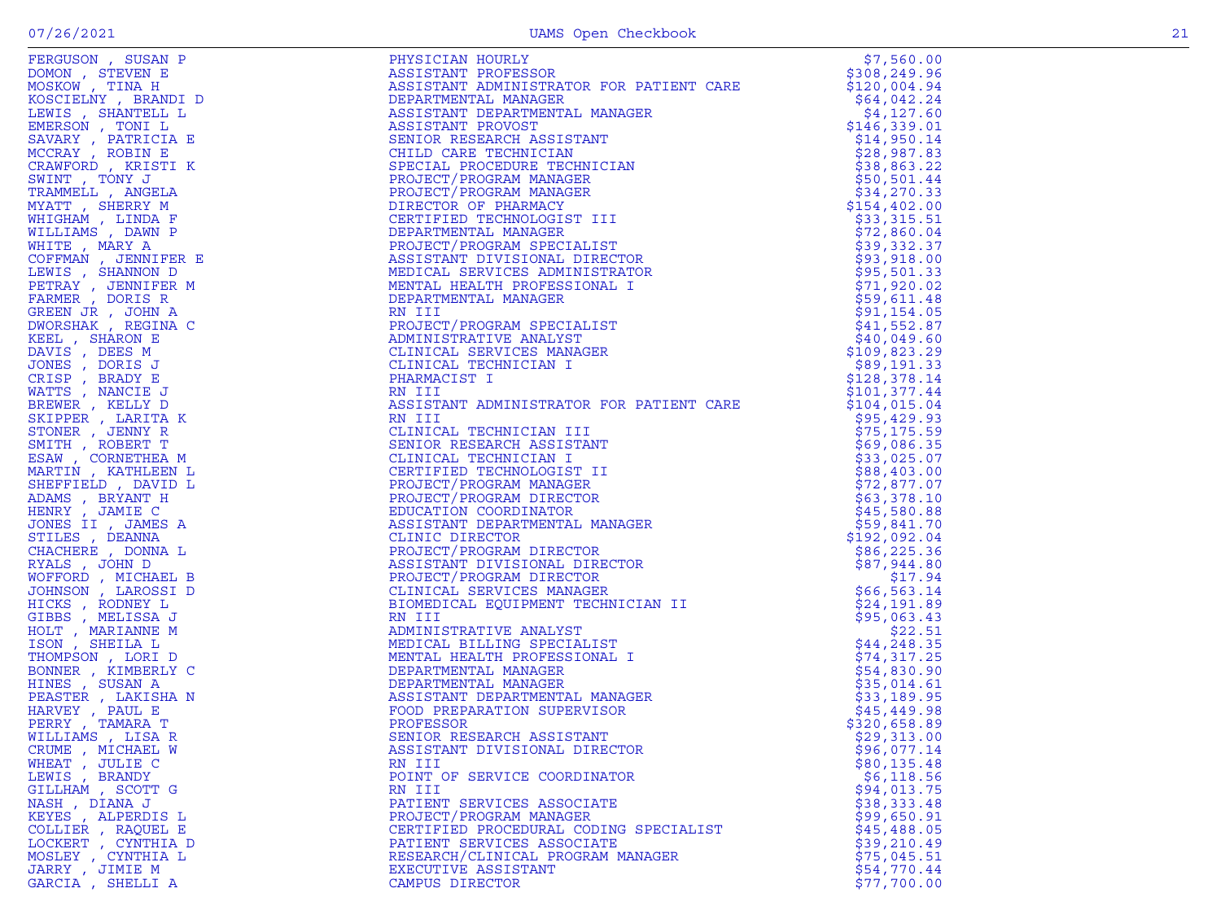| Name | Title | Amount |
|---|---|---|
| FERGUSON , SUSAN P | PHYSICIAN HOURLY | $7,560.00 |
| DOMON , STEVEN E | ASSISTANT PROFESSOR | $308,249.96 |
| MOSKOW , TINA H | ASSISTANT ADMINISTRATOR FOR PATIENT CARE | $120,004.94 |
| KOSCIELNY , BRANDI D | DEPARTMENTAL MANAGER | $64,042.24 |
| LEWIS , SHANTELL L | ASSISTANT DEPARTMENTAL MANAGER | $4,127.60 |
| EMERSON , TONI L | ASSISTANT PROVOST | $146,339.01 |
| SAVARY , PATRICIA E | SENIOR RESEARCH ASSISTANT | $14,950.14 |
| MCCRAY , ROBIN E | CHILD CARE TECHNICIAN | $28,987.83 |
| CRAWFORD , KRISTI K | SPECIAL PROCEDURE TECHNICIAN | $38,863.22 |
| SWINT , TONY J | PROJECT/PROGRAM MANAGER | $50,501.44 |
| TRAMMELL , ANGELA | PROJECT/PROGRAM MANAGER | $34,270.33 |
| MYATT , SHERRY M | DIRECTOR OF PHARMACY | $154,402.00 |
| WHIGHAM , LINDA F | CERTIFIED TECHNOLOGIST III | $33,315.51 |
| WILLIAMS , DAWN P | DEPARTMENTAL MANAGER | $72,860.04 |
| WHITE , MARY A | PROJECT/PROGRAM SPECIALIST | $39,332.37 |
| COFFMAN , JENNIFER E | ASSISTANT DIVISIONAL DIRECTOR | $93,918.00 |
| LEWIS , SHANNON D | MEDICAL SERVICES ADMINISTRATOR | $95,501.33 |
| PETRAY , JENNIFER M | MENTAL HEALTH PROFESSIONAL I | $71,920.02 |
| FARMER , DORIS R | DEPARTMENTAL MANAGER | $59,611.48 |
| GREEN JR , JOHN A | RN III | $91,154.05 |
| DWORSHAK , REGINA C | PROJECT/PROGRAM SPECIALIST | $41,552.87 |
| KEEL , SHARON E | ADMINISTRATIVE ANALYST | $40,049.60 |
| DAVIS , DEES M | CLINICAL SERVICES MANAGER | $109,823.29 |
| JONES , DORIS J | CLINICAL TECHNICIAN I | $89,191.33 |
| CRISP , BRADY E | PHARMACIST I | $128,378.14 |
| WATTS , NANCIE J | RN III | $101,377.44 |
| BREWER , KELLY D | ASSISTANT ADMINISTRATOR FOR PATIENT CARE | $104,015.04 |
| SKIPPER , LARITA K | RN III | $95,429.93 |
| STONER , JENNY R | CLINICAL TECHNICIAN III | $75,175.59 |
| SMITH , ROBERT T | SENIOR RESEARCH ASSISTANT | $69,086.35 |
| ESAW , CORNETHEA M | CLINICAL TECHNICIAN I | $33,025.07 |
| MARTIN , KATHLEEN L | CERTIFIED TECHNOLOGIST II | $88,403.00 |
| SHEFFIELD , DAVID L | PROJECT/PROGRAM MANAGER | $72,877.07 |
| ADAMS , BRYANT H | PROJECT/PROGRAM DIRECTOR | $63,378.10 |
| HENRY , JAMIE C | EDUCATION COORDINATOR | $45,580.88 |
| JONES II , JAMES A | ASSISTANT DEPARTMENTAL MANAGER | $59,841.70 |
| STILES , DEANNA | CLINIC DIRECTOR | $192,092.04 |
| CHACHERE , DONNA L | PROJECT/PROGRAM DIRECTOR | $86,225.36 |
| RYALS , JOHN D | ASSISTANT DIVISIONAL DIRECTOR | $87,944.80 |
| WOFFORD , MICHAEL B | PROJECT/PROGRAM DIRECTOR | $17.94 |
| JOHNSON , LAROSSI D | CLINICAL SERVICES MANAGER | $66,563.14 |
| HICKS , RODNEY L | BIOMEDICAL EQUIPMENT TECHNICIAN II | $24,191.89 |
| GIBBS , MELISSA J | RN III | $95,063.43 |
| HOLT , MARIANNE M | ADMINISTRATIVE ANALYST | $22.51 |
| ISON , SHEILA L | MEDICAL BILLING SPECIALIST | $44,248.35 |
| THOMPSON , LORI D | MENTAL HEALTH PROFESSIONAL I | $74,317.25 |
| BONNER , KIMBERLY C | DEPARTMENTAL MANAGER | $54,830.90 |
| HINES , SUSAN A | DEPARTMENTAL MANAGER | $35,014.61 |
| PEASTER , LAKISHA N | ASSISTANT DEPARTMENTAL MANAGER | $33,189.95 |
| HARVEY , PAUL E | FOOD PREPARATION SUPERVISOR | $45,449.98 |
| PERRY , TAMARA T | PROFESSOR | $320,658.89 |
| WILLIAMS , LISA R | SENIOR RESEARCH ASSISTANT | $29,313.00 |
| CRUME , MICHAEL W | ASSISTANT DIVISIONAL DIRECTOR | $96,077.14 |
| WHEAT , JULIE C | RN III | $80,135.48 |
| LEWIS , BRANDY | POINT OF SERVICE COORDINATOR | $6,118.56 |
| GILLHAM , SCOTT G | RN III | $94,013.75 |
| NASH , DIANA J | PATIENT SERVICES ASSOCIATE | $38,333.48 |
| KEYES , ALPERDIS L | PROJECT/PROGRAM MANAGER | $99,650.91 |
| COLLIER , RAQUEL E | CERTIFIED PROCEDURAL CODING SPECIALIST | $45,488.05 |
| LOCKERT , CYNTHIA D | PATIENT SERVICES ASSOCIATE | $39,210.49 |
| MOSLEY , CYNTHIA L | RESEARCH/CLINICAL PROGRAM MANAGER | $75,045.51 |
| JARRY , JIMIE M | EXECUTIVE ASSISTANT | $54,770.44 |
| GARCIA , SHELLI A | CAMPUS DIRECTOR | $77,700.00 |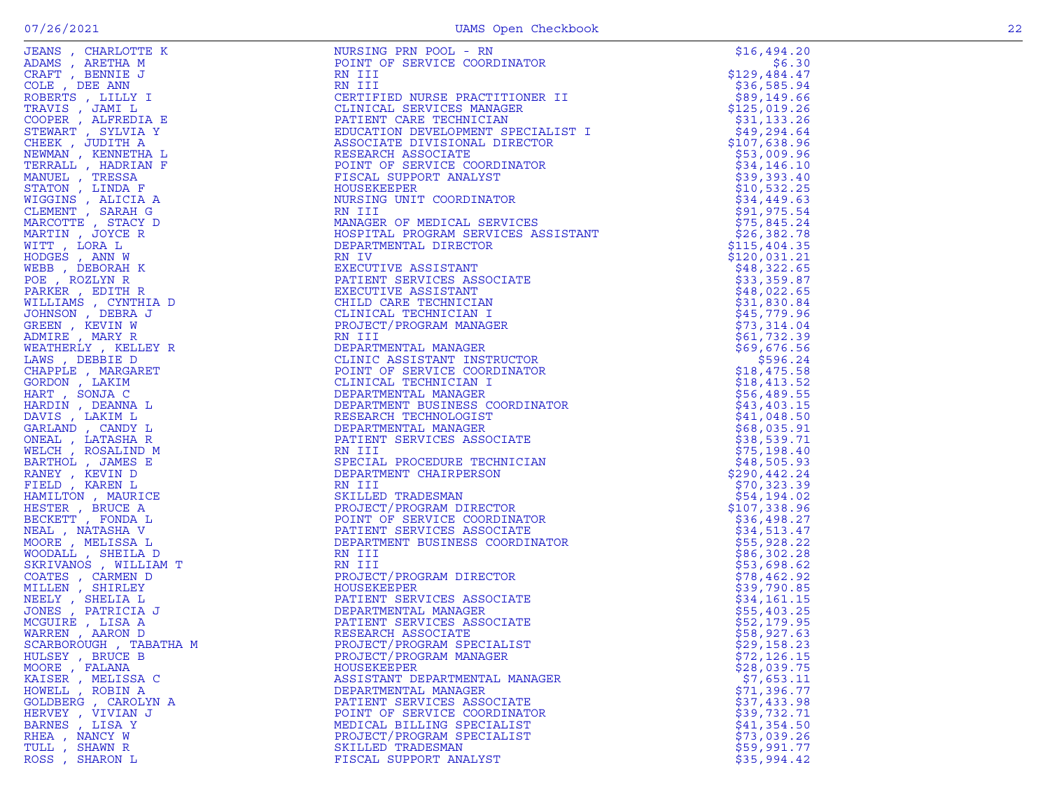| Name | Title | Amount |
|---|---|---|
| JEANS , CHARLOTTE K | NURSING PRN POOL - RN | $16,494.20 |
| ADAMS , ARETHA M | POINT OF SERVICE COORDINATOR | $6.30 |
| CRAFT , BENNIE J | RN III | $129,484.47 |
| COLE , DEE ANN | RN III | $36,585.94 |
| ROBERTS , LILLY I | CERTIFIED NURSE PRACTITIONER II | $89,149.66 |
| TRAVIS , JAMI L | CLINICAL SERVICES MANAGER | $125,019.26 |
| COOPER , ALFREDIA E | PATIENT CARE TECHNICIAN | $31,133.26 |
| STEWART , SYLVIA Y | EDUCATION DEVELOPMENT SPECIALIST I | $49,294.64 |
| CHEEK , JUDITH A | ASSOCIATE DIVISIONAL DIRECTOR | $107,638.96 |
| NEWMAN , KENNETHA L | RESEARCH ASSOCIATE | $53,009.96 |
| TERRALL , HADRIAN F | POINT OF SERVICE COORDINATOR | $34,146.10 |
| MANUEL , TRESSA | FISCAL SUPPORT ANALYST | $39,393.40 |
| STATON , LINDA F | HOUSEKEEPER | $10,532.25 |
| WIGGINS , ALICIA A | NURSING UNIT COORDINATOR | $34,449.63 |
| CLEMENT , SARAH G | RN III | $91,975.54 |
| MARCOTTE , STACY D | MANAGER OF MEDICAL SERVICES | $75,845.24 |
| MARTIN , JOYCE R | HOSPITAL PROGRAM SERVICES ASSISTANT | $26,382.78 |
| WITT , LORA L | DEPARTMENTAL DIRECTOR | $115,404.35 |
| HODGES , ANN W | RN IV | $120,031.21 |
| WEBB , DEBORAH K | EXECUTIVE ASSISTANT | $48,322.65 |
| POE , ROZLYN R | PATIENT SERVICES ASSOCIATE | $33,359.87 |
| PARKER , EDITH R | EXECUTIVE ASSISTANT | $48,022.65 |
| WILLIAMS , CYNTHIA D | CHILD CARE TECHNICIAN | $31,830.84 |
| JOHNSON , DEBRA J | CLINICAL TECHNICIAN I | $45,779.96 |
| GREEN , KEVIN W | PROJECT/PROGRAM MANAGER | $73,314.04 |
| ADMIRE , MARY R | RN III | $61,732.39 |
| WEATHERLY , KELLEY R | DEPARTMENTAL MANAGER | $69,676.56 |
| LAWS , DEBBIE D | CLINIC ASSISTANT INSTRUCTOR | $596.24 |
| CHAPPLE , MARGARET | POINT OF SERVICE COORDINATOR | $18,475.58 |
| GORDON , LAKIM | CLINICAL TECHNICIAN I | $18,413.52 |
| HART , SONJA C | DEPARTMENTAL MANAGER | $56,489.55 |
| HARDIN , DEANNA L | DEPARTMENT BUSINESS COORDINATOR | $43,403.15 |
| DAVIS , LAKIM L | RESEARCH TECHNOLOGIST | $41,048.50 |
| GARLAND , CANDY L | DEPARTMENTAL MANAGER | $68,035.91 |
| ONEAL , LATASHA R | PATIENT SERVICES ASSOCIATE | $38,539.71 |
| WELCH , ROSALIND M | RN III | $75,198.40 |
| BARTHOL , JAMES E | SPECIAL PROCEDURE TECHNICIAN | $48,505.93 |
| RANEY , KEVIN D | DEPARTMENT CHAIRPERSON | $290,442.24 |
| FIELD , KAREN L | RN III | $70,323.39 |
| HAMILTON , MAURICE | SKILLED TRADESMAN | $54,194.02 |
| HESTER , BRUCE A | PROJECT/PROGRAM DIRECTOR | $107,338.96 |
| BECKETT , FONDA L | POINT OF SERVICE COORDINATOR | $36,498.27 |
| NEAL , NATASHA V | PATIENT SERVICES ASSOCIATE | $34,513.47 |
| MOORE , MELISSA L | DEPARTMENT BUSINESS COORDINATOR | $55,928.22 |
| WOODALL , SHEILA D | RN III | $86,302.28 |
| SKRIVANOS , WILLIAM T | RN III | $53,698.62 |
| COATES , CARMEN D | PROJECT/PROGRAM DIRECTOR | $78,462.92 |
| MILLEN , SHIRLEY | HOUSEKEEPER | $39,790.85 |
| NEELY , SHELIA L | PATIENT SERVICES ASSOCIATE | $34,161.15 |
| JONES , PATRICIA J | DEPARTMENTAL MANAGER | $55,403.25 |
| MCGUIRE , LISA A | PATIENT SERVICES ASSOCIATE | $52,179.95 |
| WARREN , AARON D | RESEARCH ASSOCIATE | $58,927.63 |
| SCARBOROUGH , TABATHA M | PROJECT/PROGRAM SPECIALIST | $29,158.23 |
| HULSEY , BRUCE B | PROJECT/PROGRAM MANAGER | $72,126.15 |
| MOORE , FALANA | HOUSEKEEPER | $28,039.75 |
| KAISER , MELISSA C | ASSISTANT DEPARTMENTAL MANAGER | $7,653.11 |
| HOWELL , ROBIN A | DEPARTMENTAL MANAGER | $71,396.77 |
| GOLDBERG , CAROLYN A | PATIENT SERVICES ASSOCIATE | $37,433.98 |
| HERVEY , VIVIAN J | POINT OF SERVICE COORDINATOR | $39,732.71 |
| BARNES , LISA Y | MEDICAL BILLING SPECIALIST | $41,354.50 |
| RHEA , NANCY W | PROJECT/PROGRAM SPECIALIST | $73,039.26 |
| TULL , SHAWN R | SKILLED TRADESMAN | $59,991.77 |
| ROSS , SHARON L | FISCAL SUPPORT ANALYST | $35,994.42 |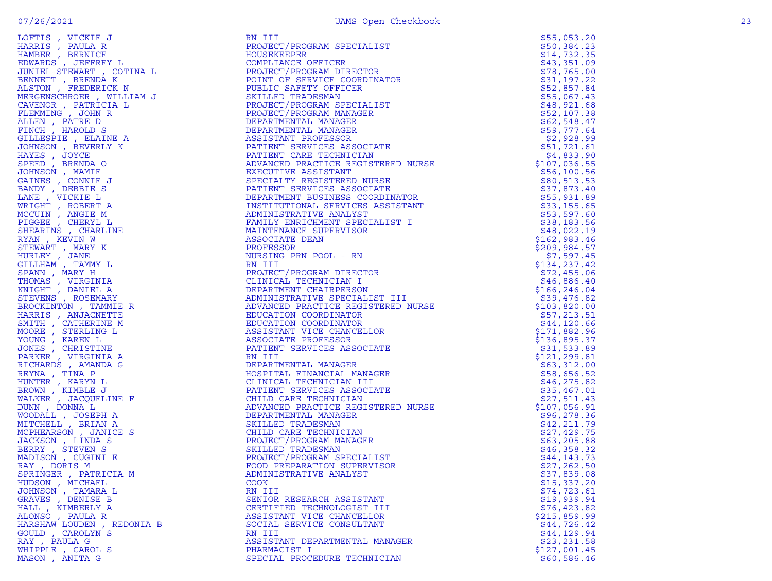| Name | Title | Amount |
|---|---|---|
| LOFTIS , VICKIE J | RN III | $55,053.20 |
| HARRIS , PAULA R | PROJECT/PROGRAM SPECIALIST | $50,384.23 |
| HAMBER , BERNICE | HOUSEKEEPER | $14,732.35 |
| EDWARDS , JEFFREY L | COMPLIANCE OFFICER | $43,351.09 |
| JUNIEL-STEWART , COTINA L | PROJECT/PROGRAM DIRECTOR | $78,765.00 |
| BENNETT , BRENDA K | POINT OF SERVICE COORDINATOR | $31,197.22 |
| ALSTON , FREDERICK N | PUBLIC SAFETY OFFICER | $52,857.84 |
| MERGENSCHROER , WILLIAM J | SKILLED TRADESMAN | $55,067.43 |
| CAVENOR , PATRICIA L | PROJECT/PROGRAM SPECIALIST | $48,921.68 |
| FLEMMING , JOHN R | PROJECT/PROGRAM MANAGER | $52,107.38 |
| ALLEN , PATRE D | DEPARTMENTAL MANAGER | $62,548.47 |
| FINCH , HAROLD S | DEPARTMENTAL MANAGER | $59,777.64 |
| GILLESPIE , ELAINE A | ASSISTANT PROFESSOR | $2,928.99 |
| JOHNSON , BEVERLY K | PATIENT SERVICES ASSOCIATE | $51,721.61 |
| HAYES , JOYCE | PATIENT CARE TECHNICIAN | $4,833.90 |
| SPEED , BRENDA O | ADVANCED PRACTICE REGISTERED NURSE | $107,036.55 |
| JOHNSON , MAMIE | EXECUTIVE ASSISTANT | $56,100.56 |
| GAINES , CONNIE J | SPECIALTY REGISTERED NURSE | $80,513.53 |
| BANDY , DEBBIE S | PATIENT SERVICES ASSOCIATE | $37,873.40 |
| LANE , VICKIE L | DEPARTMENT BUSINESS COORDINATOR | $55,931.89 |
| WRIGHT , ROBERT A | INSTITUTIONAL SERVICES ASSISTANT | $33,155.65 |
| MCCUIN , ANGIE M | ADMINISTRATIVE ANALYST | $53,597.60 |
| PIGGEE , CHERYL L | FAMILY ENRICHMENT SPECIALIST I | $38,183.56 |
| SHEARINS , CHARLINE | MAINTENANCE SUPERVISOR | $48,022.19 |
| RYAN , KEVIN W | ASSOCIATE DEAN | $162,983.46 |
| STEWART , MARY K | PROFESSOR | $209,984.57 |
| HURLEY , JANE | NURSING PRN POOL - RN | $7,597.45 |
| GILLHAM , TAMMY L | RN III | $134,237.42 |
| SPANN , MARY H | PROJECT/PROGRAM DIRECTOR | $72,455.06 |
| THOMAS , VIRGINIA | CLINICAL TECHNICIAN I | $46,886.40 |
| KNIGHT , DANIEL A | DEPARTMENT CHAIRPERSON | $166,246.04 |
| STEVENS , ROSEMARY | ADMINISTRATIVE SPECIALIST III | $39,476.82 |
| BROCKINTON , TAMMIE R | ADVANCED PRACTICE REGISTERED NURSE | $103,820.00 |
| HARRIS , ANJACNETTE | EDUCATION COORDINATOR | $57,213.51 |
| SMITH , CATHERINE M | EDUCATION COORDINATOR | $44,120.66 |
| MOORE , STERLING L | ASSISTANT VICE CHANCELLOR | $171,882.96 |
| YOUNG , KAREN L | ASSOCIATE PROFESSOR | $136,895.37 |
| JONES , CHRISTINE | PATIENT SERVICES ASSOCIATE | $31,533.89 |
| PARKER , VIRGINIA A | RN III | $121,299.81 |
| RICHARDS , AMANDA G | DEPARTMENTAL MANAGER | $63,312.00 |
| REYNA , TINA P | HOSPITAL FINANCIAL MANAGER | $58,656.52 |
| HUNTER , KARYN L | CLINICAL TECHNICIAN III | $46,275.82 |
| BROWN , KIMBLE J | PATIENT SERVICES ASSOCIATE | $35,467.01 |
| WALKER , JACQUELINE F | CHILD CARE TECHNICIAN | $27,511.43 |
| DUNN , DONNA L | ADVANCED PRACTICE REGISTERED NURSE | $107,056.91 |
| WOODALL , JOSEPH A | DEPARTMENTAL MANAGER | $96,278.36 |
| MITCHELL , BRIAN A | SKILLED TRADESMAN | $42,211.79 |
| MCPHEARSON , JANICE S | CHILD CARE TECHNICIAN | $27,429.75 |
| JACKSON , LINDA S | PROJECT/PROGRAM MANAGER | $63,205.88 |
| BERRY , STEVEN S | SKILLED TRADESMAN | $46,358.32 |
| MADISON , CUGINI E | PROJECT/PROGRAM SPECIALIST | $44,143.73 |
| RAY , DORIS M | FOOD PREPARATION SUPERVISOR | $27,262.50 |
| SPRINGER , PATRICIA M | ADMINISTRATIVE ANALYST | $37,839.08 |
| HUDSON , MICHAEL | COOK | $15,337.20 |
| JOHNSON , TAMARA L | RN III | $74,723.61 |
| GRAVES , DENISE B | SENIOR RESEARCH ASSISTANT | $19,939.94 |
| HALL , KIMBERLY A | CERTIFIED TECHNOLOGIST III | $76,423.82 |
| ALONSO , PAULA R | ASSISTANT VICE CHANCELLOR | $215,859.99 |
| HARSHAW LOUDEN , REDONIA B | SOCIAL SERVICE CONSULTANT | $44,726.42 |
| GOULD , CAROLYN S | RN III | $44,129.94 |
| RAY , PAULA G | ASSISTANT DEPARTMENTAL MANAGER | $23,231.58 |
| WHIPPLE , CAROL S | PHARMACIST I | $127,001.45 |
| MASON , ANITA G | SPECIAL PROCEDURE TECHNICIAN | $60,586.46 |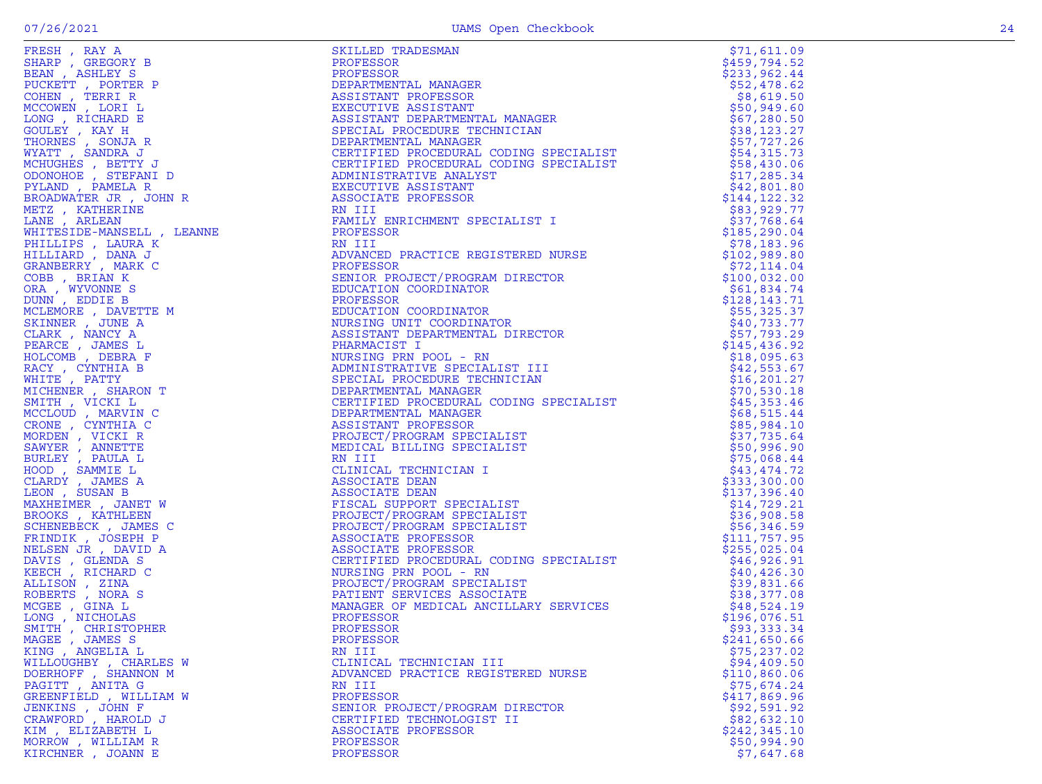| Name | Title | Amount |
|---|---|---|
| FRESH , RAY A | SKILLED TRADESMAN | $71,611.09 |
| SHARP , GREGORY B | PROFESSOR | $459,794.52 |
| BEAN , ASHLEY S | PROFESSOR | $233,962.44 |
| PUCKETT , PORTER P | DEPARTMENTAL MANAGER | $52,478.62 |
| COHEN , TERRI R | ASSISTANT PROFESSOR | $8,619.50 |
| MCCOWEN , LORI L | EXECUTIVE ASSISTANT | $50,949.60 |
| LONG , RICHARD E | ASSISTANT DEPARTMENTAL MANAGER | $67,280.50 |
| GOULEY , KAY H | SPECIAL PROCEDURE TECHNICIAN | $38,123.27 |
| THORNES , SONJA R | DEPARTMENTAL MANAGER | $57,727.26 |
| WYATT , SANDRA J | CERTIFIED PROCEDURAL CODING SPECIALIST | $54,315.73 |
| MCHUGHES , BETTY J | CERTIFIED PROCEDURAL CODING SPECIALIST | $58,430.06 |
| ODONOHOE , STEFANI D | ADMINISTRATIVE ANALYST | $17,285.34 |
| PYLAND , PAMELA R | EXECUTIVE ASSISTANT | $42,801.80 |
| BROADWATER JR , JOHN R | ASSOCIATE PROFESSOR | $144,122.32 |
| METZ , KATHERINE | RN III | $83,929.77 |
| LANE , ARLEAN | FAMILY ENRICHMENT SPECIALIST I | $37,768.64 |
| WHITESIDE-MANSELL , LEANNE | PROFESSOR | $185,290.04 |
| PHILLIPS , LAURA K | RN III | $78,183.96 |
| HILLIARD , DANA J | ADVANCED PRACTICE REGISTERED NURSE | $102,989.80 |
| GRANBERRY , MARK C | PROFESSOR | $72,114.04 |
| COBB , BRIAN K | SENIOR PROJECT/PROGRAM DIRECTOR | $100,032.00 |
| ORA , WYVONNE S | EDUCATION COORDINATOR | $61,834.74 |
| DUNN , EDDIE B | PROFESSOR | $128,143.71 |
| MCLEMORE , DAVETTE M | EDUCATION COORDINATOR | $55,325.37 |
| SKINNER , JUNE A | NURSING UNIT COORDINATOR | $40,733.77 |
| CLARK , NANCY A | ASSISTANT DEPARTMENTAL DIRECTOR | $57,793.29 |
| PEARCE , JAMES L | PHARMACIST I | $145,436.92 |
| HOLCOMB , DEBRA F | NURSING PRN POOL - RN | $18,095.63 |
| RACY , CYNTHIA B | ADMINISTRATIVE SPECIALIST III | $42,553.67 |
| WHITE , PATTY | SPECIAL PROCEDURE TECHNICIAN | $16,201.27 |
| MICHENER , SHARON T | DEPARTMENTAL MANAGER | $70,530.18 |
| SMITH , VICKI L | CERTIFIED PROCEDURAL CODING SPECIALIST | $45,353.46 |
| MCCLOUD , MARVIN C | DEPARTMENTAL MANAGER | $68,515.44 |
| CRONE , CYNTHIA C | ASSISTANT PROFESSOR | $85,984.10 |
| MORDEN , VICKI R | PROJECT/PROGRAM SPECIALIST | $37,735.64 |
| SAWYER , ANNETTE | MEDICAL BILLING SPECIALIST | $50,996.90 |
| BURLEY , PAULA L | RN III | $75,068.44 |
| HOOD , SAMMIE L | CLINICAL TECHNICIAN I | $43,474.72 |
| CLARDY , JAMES A | ASSOCIATE DEAN | $333,300.00 |
| LEON , SUSAN B | ASSOCIATE DEAN | $137,396.40 |
| MAXHEIMER , JANET W | FISCAL SUPPORT SPECIALIST | $14,729.21 |
| BROOKS , KATHLEEN | PROJECT/PROGRAM SPECIALIST | $36,908.58 |
| SCHENEBECK , JAMES C | PROJECT/PROGRAM SPECIALIST | $56,346.59 |
| FRINDIK , JOSEPH P | ASSOCIATE PROFESSOR | $111,757.95 |
| NELSEN JR , DAVID A | ASSOCIATE PROFESSOR | $255,025.04 |
| DAVIS , GLENDA S | CERTIFIED PROCEDURAL CODING SPECIALIST | $46,926.91 |
| KEECH , RICHARD C | NURSING PRN POOL - RN | $40,426.30 |
| ALLISON , ZINA | PROJECT/PROGRAM SPECIALIST | $39,831.66 |
| ROBERTS , NORA S | PATIENT SERVICES ASSOCIATE | $38,377.08 |
| MCGEE , GINA L | MANAGER OF MEDICAL ANCILLARY SERVICES | $48,524.19 |
| LONG , NICHOLAS | PROFESSOR | $196,076.51 |
| SMITH , CHRISTOPHER | PROFESSOR | $93,333.34 |
| MAGEE , JAMES S | PROFESSOR | $241,650.66 |
| KING , ANGELIA L | RN III | $75,237.02 |
| WILLOUGHBY , CHARLES W | CLINICAL TECHNICIAN III | $94,409.50 |
| DOERHOFF , SHANNON M | ADVANCED PRACTICE REGISTERED NURSE | $110,860.06 |
| PAGITT , ANITA G | RN III | $75,674.24 |
| GREENFIELD , WILLIAM W | PROFESSOR | $417,869.96 |
| JENKINS , JOHN F | SENIOR PROJECT/PROGRAM DIRECTOR | $92,591.92 |
| CRAWFORD , HAROLD J | CERTIFIED TECHNOLOGIST II | $82,632.10 |
| KIM , ELIZABETH L | ASSOCIATE PROFESSOR | $242,345.10 |
| MORROW , WILLIAM R | PROFESSOR | $50,994.90 |
| KIRCHNER , JOANN E | PROFESSOR | $7,647.68 |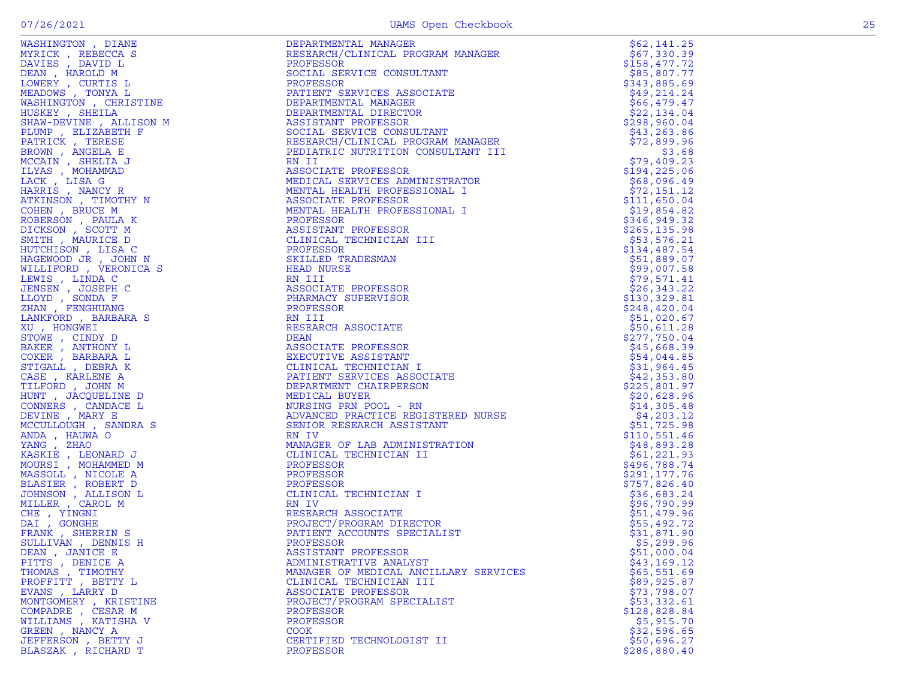| Name | Title | Amount |
|---|---|---|
| WASHINGTON , DIANE | DEPARTMENTAL MANAGER | $62,141.25 |
| MYRICK , REBECCA S | RESEARCH/CLINICAL PROGRAM MANAGER | $67,330.39 |
| DAVIES , DAVID L | PROFESSOR | $158,477.72 |
| DEAN , HAROLD M | SOCIAL SERVICE CONSULTANT | $85,807.77 |
| LOWERY , CURTIS L | PROFESSOR | $343,885.69 |
| MEADOWS , TONYA L | PATIENT SERVICES ASSOCIATE | $49,214.24 |
| WASHINGTON , CHRISTINE | DEPARTMENTAL MANAGER | $66,479.47 |
| HUSKEY , SHEILA | DEPARTMENTAL DIRECTOR | $22,134.04 |
| SHAW-DEVINE , ALLISON M | ASSISTANT PROFESSOR | $298,960.04 |
| PLUMP , ELIZABETH F | SOCIAL SERVICE CONSULTANT | $43,263.86 |
| PATRICK , TERESE | RESEARCH/CLINICAL PROGRAM MANAGER | $72,899.96 |
| BROWN , ANGELA E | PEDIATRIC NUTRITION CONSULTANT III | $3.68 |
| MCCAIN , SHELIA J | RN II | $79,409.23 |
| ILYAS , MOHAMMAD | ASSOCIATE PROFESSOR | $194,225.06 |
| LACK , LISA G | MEDICAL SERVICES ADMINISTRATOR | $68,096.49 |
| HARRIS , NANCY R | MENTAL HEALTH PROFESSIONAL I | $72,151.12 |
| ATKINSON , TIMOTHY N | ASSOCIATE PROFESSOR | $111,650.04 |
| COHEN , BRUCE M | MENTAL HEALTH PROFESSIONAL I | $19,854.82 |
| ROBERSON , PAULA K | PROFESSOR | $346,949.32 |
| DICKSON , SCOTT M | ASSISTANT PROFESSOR | $265,135.98 |
| SMITH , MAURICE D | CLINICAL TECHNICIAN III | $53,576.21 |
| HUTCHISON , LISA C | PROFESSOR | $134,487.54 |
| HAGEWOOD JR , JOHN N | SKILLED TRADESMAN | $51,889.07 |
| WILLIFORD , VERONICA S | HEAD NURSE | $99,007.58 |
| LEWIS , LINDA C | RN III | $79,571.41 |
| JENSEN , JOSEPH C | ASSOCIATE PROFESSOR | $26,343.22 |
| LLOYD , SONDA F | PHARMACY SUPERVISOR | $130,329.81 |
| ZHAN , FENGHUANG | PROFESSOR | $248,420.04 |
| LANKFORD , BARBARA S | RN III | $51,020.67 |
| XU , HONGWEI | RESEARCH ASSOCIATE | $50,611.28 |
| STOWE , CINDY D | DEAN | $277,750.04 |
| BAKER , ANTHONY L | ASSOCIATE PROFESSOR | $45,668.39 |
| COKER , BARBARA L | EXECUTIVE ASSISTANT | $54,044.85 |
| STIGALL , DEBRA K | CLINICAL TECHNICIAN I | $31,964.45 |
| CASE , KARLENE A | PATIENT SERVICES ASSOCIATE | $42,353.80 |
| TILFORD , JOHN M | DEPARTMENT CHAIRPERSON | $225,801.97 |
| HUNT , JACQUELINE D | MEDICAL BUYER | $20,628.96 |
| CONNERS , CANDACE L | NURSING PRN POOL - RN | $14,305.48 |
| DEVINE , MARY E | ADVANCED PRACTICE REGISTERED NURSE | $4,203.12 |
| MCCULLOUGH , SANDRA S | SENIOR RESEARCH ASSISTANT | $51,725.98 |
| ANDA , HAUWA O | RN IV | $110,551.46 |
| YANG , ZHAO | MANAGER OF LAB ADMINISTRATION | $48,893.28 |
| KASKIE , LEONARD J | CLINICAL TECHNICIAN II | $61,221.93 |
| MOURSI , MOHAMMED M | PROFESSOR | $496,788.74 |
| MASSOLL , NICOLE A | PROFESSOR | $291,177.76 |
| BLASIER , ROBERT D | PROFESSOR | $757,826.40 |
| JOHNSON , ALLISON L | CLINICAL TECHNICIAN I | $36,683.24 |
| MILLER , CAROL M | RN IV | $96,790.99 |
| CHE , YINGNI | RESEARCH ASSOCIATE | $51,479.96 |
| DAI , GONGHE | PROJECT/PROGRAM DIRECTOR | $55,492.72 |
| FRANK , SHERRIN S | PATIENT ACCOUNTS SPECIALIST | $31,871.90 |
| SULLIVAN , DENNIS H | PROFESSOR | $5,299.96 |
| DEAN , JANICE E | ASSISTANT PROFESSOR | $51,000.04 |
| PITTS , DENICE A | ADMINISTRATIVE ANALYST | $43,169.12 |
| THOMAS , TIMOTHY | MANAGER OF MEDICAL ANCILLARY SERVICES | $65,551.69 |
| PROFFITT , BETTY L | CLINICAL TECHNICIAN III | $89,925.87 |
| EVANS , LARRY D | ASSOCIATE PROFESSOR | $73,798.07 |
| MONTGOMERY , KRISTINE | PROJECT/PROGRAM SPECIALIST | $53,332.61 |
| COMPADRE , CESAR M | PROFESSOR | $128,828.84 |
| WILLIAMS , KATISHA V | PROFESSOR | $5,915.70 |
| GREEN , NANCY A | COOK | $32,596.65 |
| JEFFERSON , BETTY J | CERTIFIED TECHNOLOGIST II | $50,696.27 |
| BLASZAK , RICHARD T | PROFESSOR | $286,880.40 |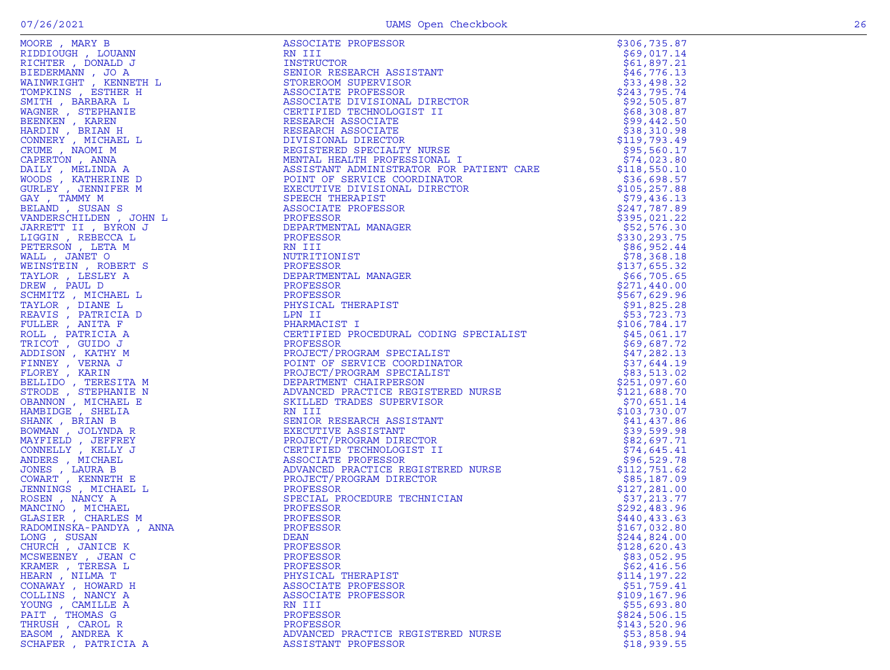| | | |
|---|---|---|
| MOORE , MARY B | ASSOCIATE PROFESSOR | $306,735.87 |
| RIDDIOUGH , LOUANN | RN III | $69,017.14 |
| RICHTER , DONALD J | INSTRUCTOR | $61,897.21 |
| BIEDERMANN , JO A | SENIOR RESEARCH ASSISTANT | $46,776.13 |
| WAINWRIGHT , KENNETH L | STOREROOM SUPERVISOR | $33,498.32 |
| TOMPKINS , ESTHER H | ASSOCIATE PROFESSOR | $243,795.74 |
| SMITH , BARBARA L | ASSOCIATE DIVISIONAL DIRECTOR | $92,505.87 |
| WAGNER , STEPHANIE | CERTIFIED TECHNOLOGIST II | $68,308.87 |
| BEENKEN , KAREN | RESEARCH ASSOCIATE | $99,442.50 |
| HARDIN , BRIAN H | RESEARCH ASSOCIATE | $38,310.98 |
| CONNERY , MICHAEL L | DIVISIONAL DIRECTOR | $119,793.49 |
| CRUME , NAOMI M | REGISTERED SPECIALTY NURSE | $95,560.17 |
| CAPERTON , ANNA | MENTAL HEALTH PROFESSIONAL I | $74,023.80 |
| DAILY , MELINDA A | ASSISTANT ADMINISTRATOR FOR PATIENT CARE | $118,550.10 |
| WOODS , KATHERINE D | POINT OF SERVICE COORDINATOR | $36,698.57 |
| GURLEY , JENNIFER M | EXECUTIVE DIVISIONAL DIRECTOR | $105,257.88 |
| GAY , TAMMY M | SPEECH THERAPIST | $79,436.13 |
| BELAND , SUSAN S | ASSOCIATE PROFESSOR | $247,787.89 |
| VANDERSCHILDEN , JOHN L | PROFESSOR | $395,021.22 |
| JARRETT II , BYRON J | DEPARTMENTAL MANAGER | $52,576.30 |
| LIGGIN , REBECCA L | PROFESSOR | $330,293.75 |
| PETERSON , LETA M | RN III | $86,952.44 |
| WALL , JANET O | NUTRITIONIST | $78,368.18 |
| WEINSTEIN , ROBERT S | PROFESSOR | $137,655.32 |
| TAYLOR , LESLEY A | DEPARTMENTAL MANAGER | $66,705.65 |
| DREW , PAUL D | PROFESSOR | $271,440.00 |
| SCHMITZ , MICHAEL L | PROFESSOR | $567,629.96 |
| TAYLOR , DIANE L | PHYSICAL THERAPIST | $91,825.28 |
| REAVIS , PATRICIA D | LPN II | $53,723.73 |
| FULLER , ANITA F | PHARMACIST I | $106,784.17 |
| ROLL , PATRICIA A | CERTIFIED PROCEDURAL CODING SPECIALIST | $45,061.17 |
| TRICOT , GUIDO J | PROFESSOR | $69,687.72 |
| ADDISON , KATHY M | PROJECT/PROGRAM SPECIALIST | $47,282.13 |
| FINNEY , VERNA J | POINT OF SERVICE COORDINATOR | $37,644.19 |
| FLOREY , KARIN | PROJECT/PROGRAM SPECIALIST | $83,513.02 |
| BELLIDO , TERESITA M | DEPARTMENT CHAIRPERSON | $251,097.60 |
| STRODE , STEPHANIE N | ADVANCED PRACTICE REGISTERED NURSE | $121,688.70 |
| OBANNON , MICHAEL E | SKILLED TRADES SUPERVISOR | $70,651.14 |
| HAMBIDGE , SHELIA | RN III | $103,730.07 |
| SHANK , BRIAN B | SENIOR RESEARCH ASSISTANT | $41,437.86 |
| BOWMAN , JOLYNDA R | EXECUTIVE ASSISTANT | $39,599.98 |
| MAYFIELD , JEFFREY | PROJECT/PROGRAM DIRECTOR | $82,697.71 |
| CONNELLY , KELLY J | CERTIFIED TECHNOLOGIST II | $74,645.41 |
| ANDERS , MICHAEL | ASSOCIATE PROFESSOR | $96,529.78 |
| JONES , LAURA B | ADVANCED PRACTICE REGISTERED NURSE | $112,751.62 |
| COWART , KENNETH E | PROJECT/PROGRAM DIRECTOR | $85,187.09 |
| JENNINGS , MICHAEL L | PROFESSOR | $127,281.00 |
| ROSEN , NANCY A | SPECIAL PROCEDURE TECHNICIAN | $37,213.77 |
| MANCINO , MICHAEL | PROFESSOR | $292,483.96 |
| GLASIER , CHARLES M | PROFESSOR | $440,433.63 |
| RADOMINSKA-PANDYA , ANNA | PROFESSOR | $167,032.80 |
| LONG , SUSAN | DEAN | $244,824.00 |
| CHURCH , JANICE K | PROFESSOR | $128,620.43 |
| MCSWEENEY , JEAN C | PROFESSOR | $83,052.95 |
| KRAMER , TERESA L | PROFESSOR | $62,416.56 |
| HEARN , NILMA T | PHYSICAL THERAPIST | $114,197.22 |
| CONAWAY , HOWARD H | ASSOCIATE PROFESSOR | $51,759.41 |
| COLLINS , NANCY A | ASSOCIATE PROFESSOR | $109,167.96 |
| YOUNG , CAMILLE A | RN III | $55,693.80 |
| PAIT , THOMAS G | PROFESSOR | $824,506.15 |
| THRUSH , CAROL R | PROFESSOR | $143,520.96 |
| EASOM , ANDREA K | ADVANCED PRACTICE REGISTERED NURSE | $53,858.94 |
| SCHAFER , PATRICIA A | ASSISTANT PROFESSOR | $18,939.55 |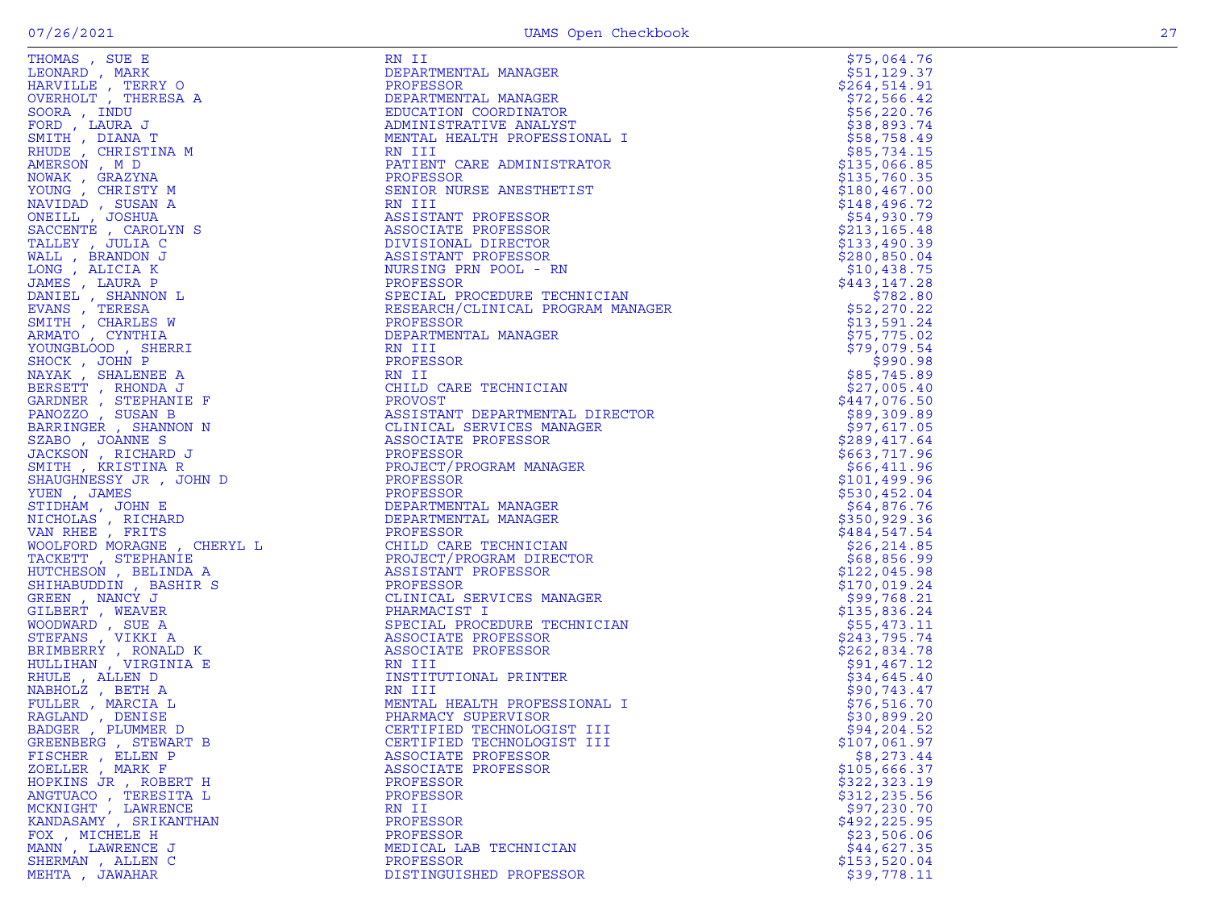| | | |
|---|---|---|
| THOMAS , SUE E | RN II | $75,064.76 |
| LEONARD , MARK | DEPARTMENTAL MANAGER | $51,129.37 |
| HARVILLE , TERRY O | PROFESSOR | $264,514.91 |
| OVERHOLT , THERESA A | DEPARTMENTAL MANAGER | $72,566.42 |
| SOORA , INDU | EDUCATION COORDINATOR | $56,220.76 |
| FORD , LAURA J | ADMINISTRATIVE ANALYST | $38,893.74 |
| SMITH , DIANA T | MENTAL HEALTH PROFESSIONAL I | $58,758.49 |
| RHUDE , CHRISTINA M | RN III | $85,734.15 |
| AMERSON , M D | PATIENT CARE ADMINISTRATOR | $135,066.85 |
| NOWAK , GRAZYNA | PROFESSOR | $135,760.35 |
| YOUNG , CHRISTY M | SENIOR NURSE ANESTHETIST | $180,467.00 |
| NAVIDAD , SUSAN A | RN III | $148,496.72 |
| ONEILL , JOSHUA | ASSISTANT PROFESSOR | $54,930.79 |
| SACCENTE , CAROLYN S | ASSOCIATE PROFESSOR | $213,165.48 |
| TALLEY , JULIA C | DIVISIONAL DIRECTOR | $133,490.39 |
| WALL , BRANDON J | ASSISTANT PROFESSOR | $280,850.04 |
| LONG , ALICIA K | NURSING PRN POOL - RN | $10,438.75 |
| JAMES , LAURA P | PROFESSOR | $443,147.28 |
| DANIEL , SHANNON L | SPECIAL PROCEDURE TECHNICIAN | $782.80 |
| EVANS , TERESA | RESEARCH/CLINICAL PROGRAM MANAGER | $52,270.22 |
| SMITH , CHARLES W | PROFESSOR | $13,591.24 |
| ARMATO , CYNTHIA | DEPARTMENTAL MANAGER | $75,775.02 |
| YOUNGBLOOD , SHERRI | RN III | $79,079.54 |
| SHOCK , JOHN P | PROFESSOR | $990.98 |
| NAYAK , SHALENEE A | RN II | $85,745.89 |
| BERSETT , RHONDA J | CHILD CARE TECHNICIAN | $27,005.40 |
| GARDNER , STEPHANIE F | PROVOST | $447,076.50 |
| PANOZZO , SUSAN B | ASSISTANT DEPARTMENTAL DIRECTOR | $89,309.89 |
| BARRINGER , SHANNON N | CLINICAL SERVICES MANAGER | $97,617.05 |
| SZABO , JOANNE S | ASSOCIATE PROFESSOR | $289,417.64 |
| JACKSON , RICHARD J | PROFESSOR | $663,717.96 |
| SMITH , KRISTINA R | PROJECT/PROGRAM MANAGER | $66,411.96 |
| SHAUGHNESSY JR , JOHN D | PROFESSOR | $101,499.96 |
| YUEN , JAMES | PROFESSOR | $530,452.04 |
| STIDHAM , JOHN E | DEPARTMENTAL MANAGER | $64,876.76 |
| NICHOLAS , RICHARD | DEPARTMENTAL MANAGER | $350,929.36 |
| VAN RHEE , FRITS | PROFESSOR | $484,547.54 |
| WOOLFORD MORAGNE , CHERYL L | CHILD CARE TECHNICIAN | $26,214.85 |
| TACKETT , STEPHANIE | PROJECT/PROGRAM DIRECTOR | $68,856.99 |
| HUTCHESON , BELINDA A | ASSISTANT PROFESSOR | $122,045.98 |
| SHIHABUDDIN , BASHIR S | PROFESSOR | $170,019.24 |
| GREEN , NANCY J | CLINICAL SERVICES MANAGER | $99,768.21 |
| GILBERT , WEAVER | PHARMACIST I | $135,836.24 |
| WOODWARD , SUE A | SPECIAL PROCEDURE TECHNICIAN | $55,473.11 |
| STEFANS , VIKKI A | ASSOCIATE PROFESSOR | $243,795.74 |
| BRIMBERRY , RONALD K | ASSOCIATE PROFESSOR | $262,834.78 |
| HULLIHAN , VIRGINIA E | RN III | $91,467.12 |
| RHULE , ALLEN D | INSTITUTIONAL PRINTER | $34,645.40 |
| NABHOLZ , BETH A | RN III | $90,743.47 |
| FULLER , MARCIA L | MENTAL HEALTH PROFESSIONAL I | $76,516.70 |
| RAGLAND , DENISE | PHARMACY SUPERVISOR | $30,899.20 |
| BADGER , PLUMMER D | CERTIFIED TECHNOLOGIST III | $94,204.52 |
| GREENBERG , STEWART B | CERTIFIED TECHNOLOGIST III | $107,061.97 |
| FISCHER , ELLEN P | ASSOCIATE PROFESSOR | $8,273.44 |
| ZOELLER , MARK F | ASSOCIATE PROFESSOR | $105,666.37 |
| HOPKINS JR , ROBERT H | PROFESSOR | $322,323.19 |
| ANGTUACO , TERESITA L | PROFESSOR | $312,235.56 |
| MCKNIGHT , LAWRENCE | RN II | $97,230.70 |
| KANDASAMY , SRIKANTHAN | PROFESSOR | $492,225.95 |
| FOX , MICHELE H | PROFESSOR | $23,506.06 |
| MANN , LAWRENCE J | MEDICAL LAB TECHNICIAN | $44,627.35 |
| SHERMAN , ALLEN C | PROFESSOR | $153,520.04 |
| MEHTA , JAWAHAR | DISTINGUISHED PROFESSOR | $39,778.11 |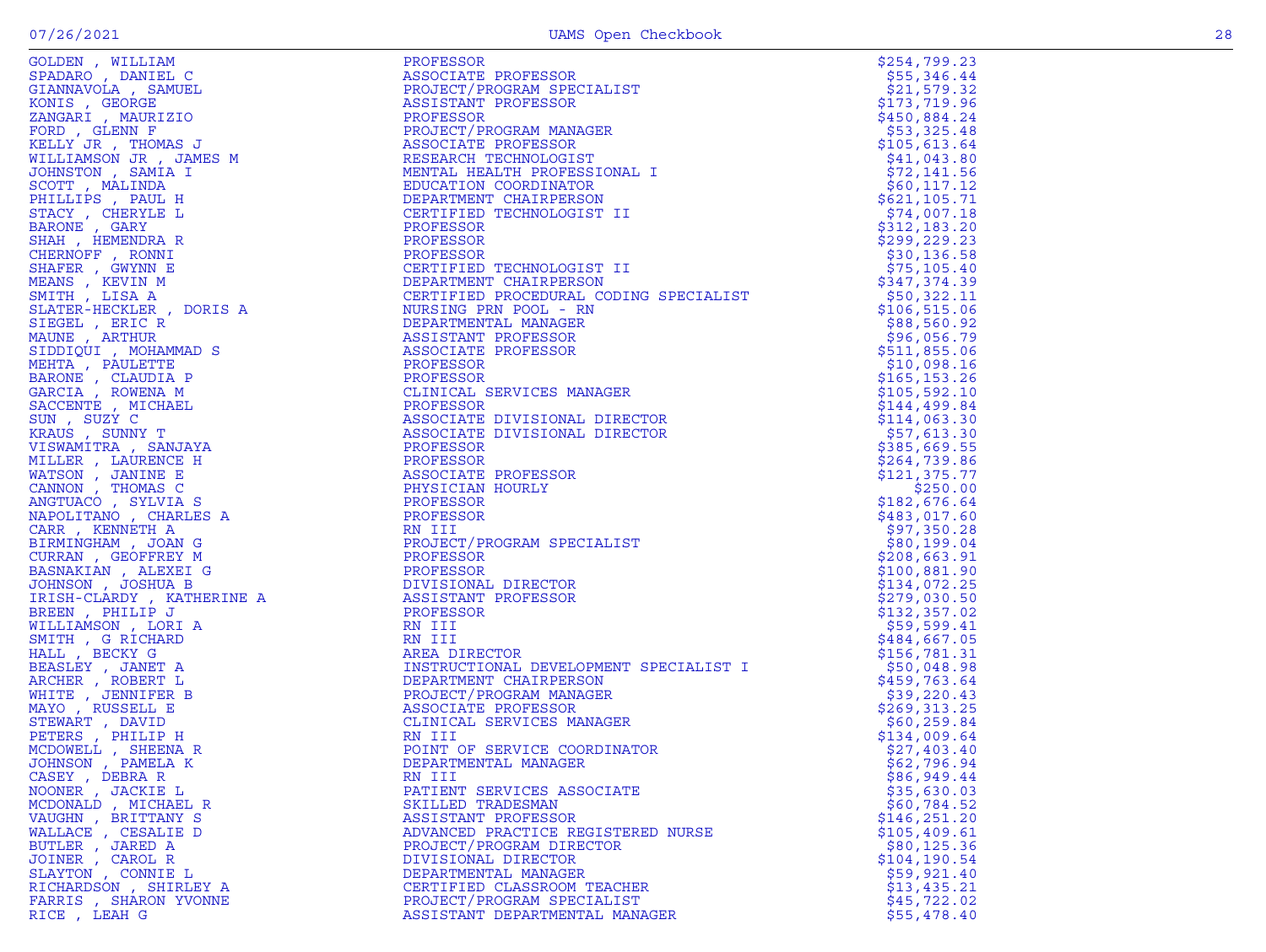| Name | Title | Amount |
|---|---|---|
| GOLDEN , WILLIAM | PROFESSOR | $254,799.23 |
| SPADARO , DANIEL C | ASSOCIATE PROFESSOR | $55,346.44 |
| GIANNAVOLA , SAMUEL | PROJECT/PROGRAM SPECIALIST | $21,579.32 |
| KONIS , GEORGE | ASSISTANT PROFESSOR | $173,719.96 |
| ZANGARI , MAURIZIO | PROFESSOR | $450,884.24 |
| FORD , GLENN F | PROJECT/PROGRAM MANAGER | $53,325.48 |
| KELLY JR , THOMAS J | ASSOCIATE PROFESSOR | $105,613.64 |
| WILLIAMSON JR , JAMES M | RESEARCH TECHNOLOGIST | $41,043.80 |
| JOHNSTON , SAMIA I | MENTAL HEALTH PROFESSIONAL I | $72,141.56 |
| SCOTT , MALINDA | EDUCATION COORDINATOR | $60,117.12 |
| PHILLIPS , PAUL H | DEPARTMENT CHAIRPERSON | $621,105.71 |
| STACY , CHERYLE L | CERTIFIED TECHNOLOGIST II | $74,007.18 |
| BARONE , GARY | PROFESSOR | $312,183.20 |
| SHAH , HEMENDRA R | PROFESSOR | $299,229.23 |
| CHERNOFF , RONNI | PROFESSOR | $30,136.58 |
| SHAFER , GWYNN E | CERTIFIED TECHNOLOGIST II | $75,105.40 |
| MEANS , KEVIN M | DEPARTMENT CHAIRPERSON | $347,374.39 |
| SMITH , LISA A | CERTIFIED PROCEDURAL CODING SPECIALIST | $50,322.11 |
| SLATER-HECKLER , DORIS A | NURSING PRN POOL - RN | $106,515.06 |
| SIEGEL , ERIC R | DEPARTMENTAL MANAGER | $88,560.92 |
| MAUNE , ARTHUR | ASSISTANT PROFESSOR | $96,056.79 |
| SIDDIQUI , MOHAMMAD S | ASSOCIATE PROFESSOR | $511,855.06 |
| MEHTA , PAULETTE | PROFESSOR | $10,098.16 |
| BARONE , CLAUDIA P | PROFESSOR | $165,153.26 |
| GARCIA , ROWENA M | CLINICAL SERVICES MANAGER | $105,592.10 |
| SACCENTE , MICHAEL | PROFESSOR | $144,499.84 |
| SUN , SUZY C | ASSOCIATE DIVISIONAL DIRECTOR | $114,063.30 |
| KRAUS , SUNNY T | ASSOCIATE DIVISIONAL DIRECTOR | $57,613.30 |
| VISWAMITRA , SANJAYA | PROFESSOR | $385,669.55 |
| MILLER , LAURENCE H | PROFESSOR | $264,739.86 |
| WATSON , JANINE E | ASSOCIATE PROFESSOR | $121,375.77 |
| CANNON , THOMAS C | PHYSICIAN HOURLY | $250.00 |
| ANGTUACO , SYLVIA S | PROFESSOR | $182,676.64 |
| NAPOLITANO , CHARLES A | PROFESSOR | $483,017.60 |
| CARR , KENNETH A | RN III | $97,350.28 |
| BIRMINGHAM , JOAN G | PROJECT/PROGRAM SPECIALIST | $80,199.04 |
| CURRAN , GEOFFREY M | PROFESSOR | $208,663.91 |
| BASNAKIAN , ALEXEI G | PROFESSOR | $100,881.90 |
| JOHNSON , JOSHUA B | DIVISIONAL DIRECTOR | $134,072.25 |
| IRISH-CLARDY , KATHERINE A | ASSISTANT PROFESSOR | $279,030.50 |
| BREEN , PHILIP J | PROFESSOR | $132,357.02 |
| WILLIAMSON , LORI A | RN III | $59,599.41 |
| SMITH , G RICHARD | RN III | $484,667.05 |
| HALL , BECKY G | AREA DIRECTOR | $156,781.31 |
| BEASLEY , JANET A | INSTRUCTIONAL DEVELOPMENT SPECIALIST I | $50,048.98 |
| ARCHER , ROBERT L | DEPARTMENT CHAIRPERSON | $459,763.64 |
| WHITE , JENNIFER B | PROJECT/PROGRAM MANAGER | $39,220.43 |
| MAYO , RUSSELL E | ASSOCIATE PROFESSOR | $269,313.25 |
| STEWART , DAVID | CLINICAL SERVICES MANAGER | $60,259.84 |
| PETERS , PHILIP H | RN III | $134,009.64 |
| MCDOWELL , SHEENA R | POINT OF SERVICE COORDINATOR | $27,403.40 |
| JOHNSON , PAMELA K | DEPARTMENTAL MANAGER | $62,796.94 |
| CASEY , DEBRA R | RN III | $86,949.44 |
| NOONER , JACKIE L | PATIENT SERVICES ASSOCIATE | $35,630.03 |
| MCDONALD , MICHAEL R | SKILLED TRADESMAN | $60,784.52 |
| VAUGHN , BRITTANY S | ASSISTANT PROFESSOR | $146,251.20 |
| WALLACE , CESALIE D | ADVANCED PRACTICE REGISTERED NURSE | $105,409.61 |
| BUTLER , JARED A | PROJECT/PROGRAM DIRECTOR | $80,125.36 |
| JOINER , CAROL R | DIVISIONAL DIRECTOR | $104,190.54 |
| SLAYTON , CONNIE L | DEPARTMENTAL MANAGER | $59,921.40 |
| RICHARDSON , SHIRLEY A | CERTIFIED CLASSROOM TEACHER | $13,435.21 |
| FARRIS , SHARON YVONNE | PROJECT/PROGRAM SPECIALIST | $45,722.02 |
| RICE , LEAH G | ASSISTANT DEPARTMENTAL MANAGER | $55,478.40 |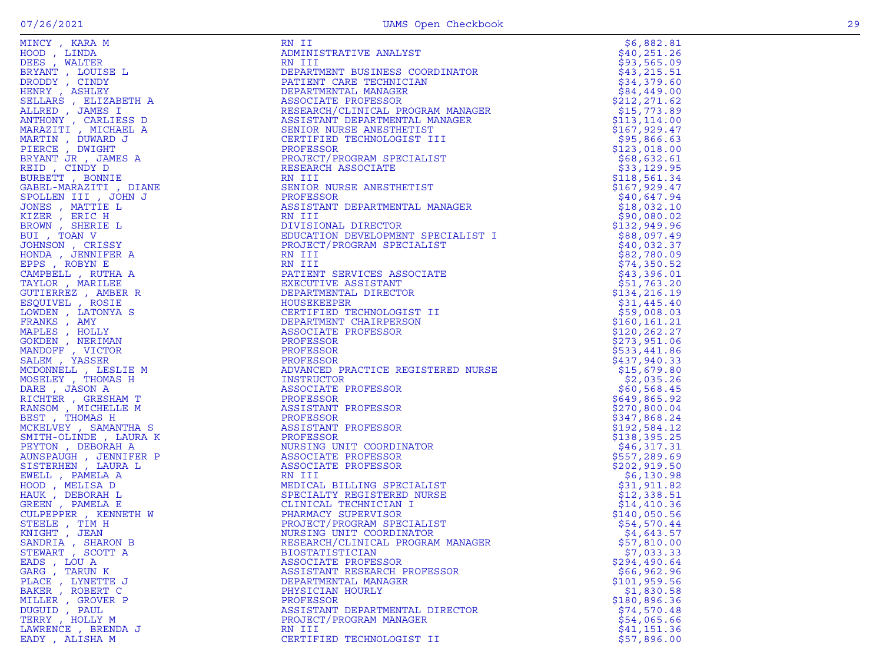| | | |
|---|---|---|
| MINCY , KARA M | RN II | $6,882.81 |
| HOOD , LINDA | ADMINISTRATIVE ANALYST | $40,251.26 |
| DEES , WALTER | RN III | $93,565.09 |
| BRYANT , LOUISE L | DEPARTMENT BUSINESS COORDINATOR | $43,215.51 |
| DRODDY , CINDY | PATIENT CARE TECHNICIAN | $34,379.60 |
| HENRY , ASHLEY | DEPARTMENTAL MANAGER | $84,449.00 |
| SELLARS , ELIZABETH A | ASSOCIATE PROFESSOR | $212,271.62 |
| ALLRED , JAMES I | RESEARCH/CLINICAL PROGRAM MANAGER | $15,773.89 |
| ANTHONY , CARLIESS D | ASSISTANT DEPARTMENTAL MANAGER | $113,114.00 |
| MARAZITI , MICHAEL A | SENIOR NURSE ANESTHETIST | $167,929.47 |
| MARTIN , DUWARD J | CERTIFIED TECHNOLOGIST III | $95,866.63 |
| PIERCE , DWIGHT | PROFESSOR | $123,018.00 |
| BRYANT JR , JAMES A | PROJECT/PROGRAM SPECIALIST | $68,632.61 |
| REID , CINDY D | RESEARCH ASSOCIATE | $33,129.95 |
| BURBETT , BONNIE | RN III | $118,561.34 |
| GABEL-MARAZITI , DIANE | SENIOR NURSE ANESTHETIST | $167,929.47 |
| SPOLLEN III , JOHN J | PROFESSOR | $40,647.94 |
| JONES , MATTIE L | ASSISTANT DEPARTMENTAL MANAGER | $18,032.10 |
| KIZER , ERIC H | RN III | $90,080.02 |
| BROWN , SHERIE L | DIVISIONAL DIRECTOR | $132,949.96 |
| BUI , TOAN V | EDUCATION DEVELOPMENT SPECIALIST I | $88,097.49 |
| JOHNSON , CRISSY | PROJECT/PROGRAM SPECIALIST | $40,032.37 |
| HONDA , JENNIFER A | RN III | $82,780.09 |
| EPPS , ROBYN E | RN III | $74,350.52 |
| CAMPBELL , RUTHA A | PATIENT SERVICES ASSOCIATE | $43,396.01 |
| TAYLOR , MARILEE | EXECUTIVE ASSISTANT | $51,763.20 |
| GUTIERREZ , AMBER R | DEPARTMENTAL DIRECTOR | $134,216.19 |
| ESQUIVEL , ROSIE | HOUSEKEEPER | $31,445.40 |
| LOWDEN , LATONYA S | CERTIFIED TECHNOLOGIST II | $59,008.03 |
| FRANKS , AMY | DEPARTMENT CHAIRPERSON | $160,161.21 |
| MAPLES , HOLLY | ASSOCIATE PROFESSOR | $120,262.27 |
| GOKDEN , NERIMAN | PROFESSOR | $273,951.06 |
| MANDOFF , VICTOR | PROFESSOR | $533,441.86 |
| SALEM , YASSER | PROFESSOR | $437,940.33 |
| MCDONNELL , LESLIE M | ADVANCED PRACTICE REGISTERED NURSE | $15,679.80 |
| MOSELEY , THOMAS H | INSTRUCTOR | $2,035.26 |
| DARE , JASON A | ASSOCIATE PROFESSOR | $60,568.45 |
| RICHTER , GRESHAM T | PROFESSOR | $649,865.92 |
| RANSOM , MICHELLE M | ASSISTANT PROFESSOR | $270,800.04 |
| BEST , THOMAS H | PROFESSOR | $347,868.24 |
| MCKELVEY , SAMANTHA S | ASSISTANT PROFESSOR | $192,584.12 |
| SMITH-OLINDE , LAURA K | PROFESSOR | $138,395.25 |
| PEYTON , DEBORAH A | NURSING UNIT COORDINATOR | $46,317.31 |
| AUNSPAUGH , JENNIFER P | ASSOCIATE PROFESSOR | $557,289.69 |
| SISTERHEN , LAURA L | ASSOCIATE PROFESSOR | $202,919.50 |
| EWELL , PAMELA A | RN III | $6,130.98 |
| HOOD , MELISA D | MEDICAL BILLING SPECIALIST | $31,911.82 |
| HAUK , DEBORAH L | SPECIALTY REGISTERED NURSE | $12,338.51 |
| GREEN , PAMELA E | CLINICAL TECHNICIAN I | $14,410.36 |
| CULPEPPER , KENNETH W | PHARMACY SUPERVISOR | $140,050.56 |
| STEELE , TIM H | PROJECT/PROGRAM SPECIALIST | $54,570.44 |
| KNIGHT , JEAN | NURSING UNIT COORDINATOR | $4,643.57 |
| SANDRIA , SHARON B | RESEARCH/CLINICAL PROGRAM MANAGER | $57,810.00 |
| STEWART , SCOTT A | BIOSTATISTICIAN | $7,033.33 |
| EADS , LOU A | ASSOCIATE PROFESSOR | $294,490.64 |
| GARG , TARUN K | ASSISTANT RESEARCH PROFESSOR | $66,962.96 |
| PLACE , LYNETTE J | DEPARTMENTAL MANAGER | $101,959.56 |
| BAKER , ROBERT C | PHYSICIAN HOURLY | $1,830.58 |
| MILLER , GROVER P | PROFESSOR | $180,896.36 |
| DUGUID , PAUL | ASSISTANT DEPARTMENTAL DIRECTOR | $74,570.48 |
| TERRY , HOLLY M | PROJECT/PROGRAM MANAGER | $54,065.66 |
| LAWRENCE , BRENDA J | RN III | $41,151.36 |
| EADY , ALISHA M | CERTIFIED TECHNOLOGIST II | $57,896.00 |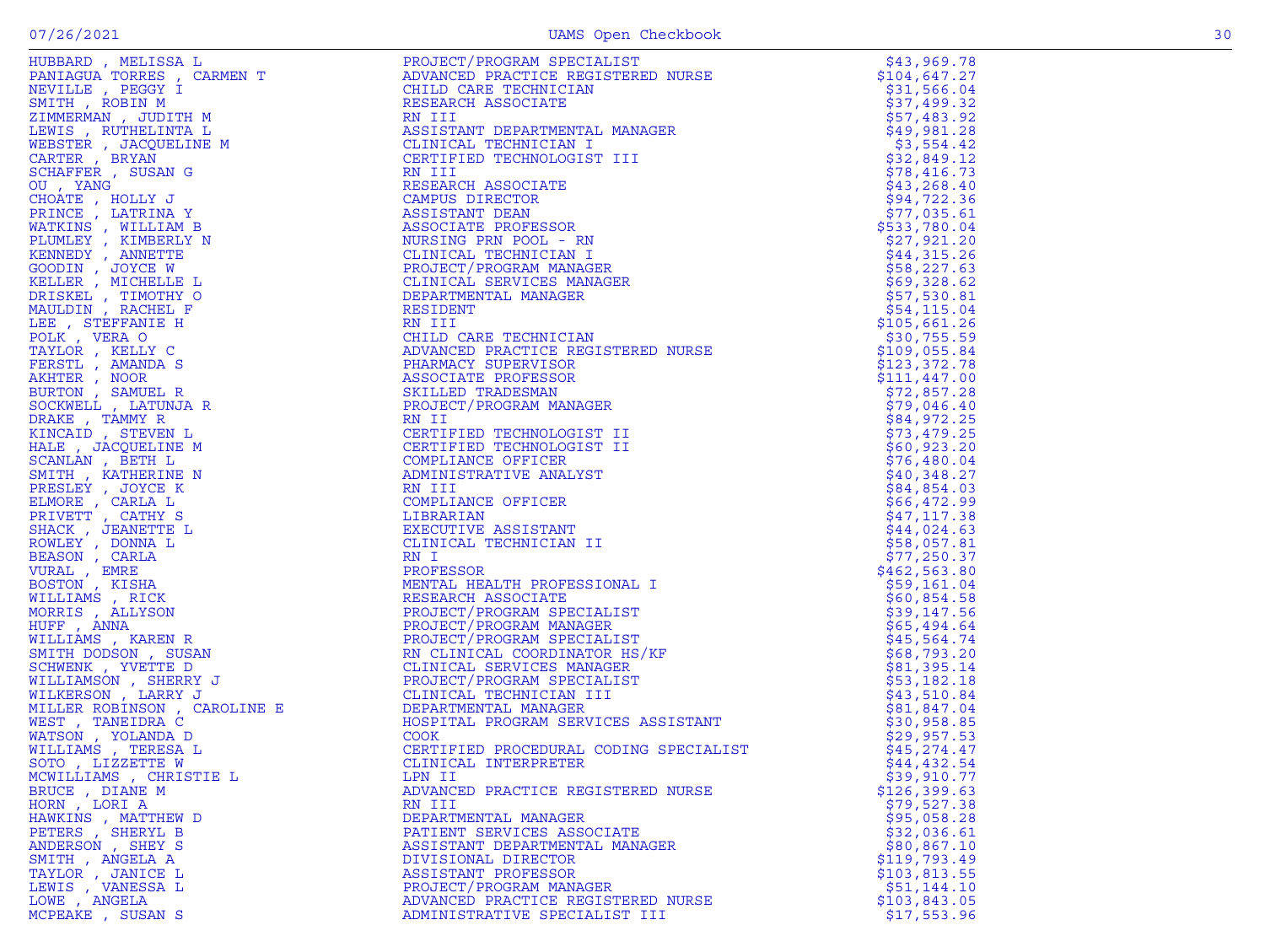| | | |
|---|---|---|
| HUBBARD , MELISSA L | PROJECT/PROGRAM SPECIALIST | $43,969.78 |
| PANIAGUA TORRES , CARMEN T | ADVANCED PRACTICE REGISTERED NURSE | $104,647.27 |
| NEVILLE , PEGGY I | CHILD CARE TECHNICIAN | $31,566.04 |
| SMITH , ROBIN M | RESEARCH ASSOCIATE | $37,499.32 |
| ZIMMERMAN , JUDITH M | RN III | $57,483.92 |
| LEWIS , RUTHELINTA L | ASSISTANT DEPARTMENTAL MANAGER | $49,981.28 |
| WEBSTER , JACQUELINE M | CLINICAL TECHNICIAN I | $3,554.42 |
| CARTER , BRYAN | CERTIFIED TECHNOLOGIST III | $32,849.12 |
| SCHAFFER , SUSAN G | RN III | $78,416.73 |
| OU , YANG | RESEARCH ASSOCIATE | $43,268.40 |
| CHOATE , HOLLY J | CAMPUS DIRECTOR | $94,722.36 |
| PRINCE , LATRINA Y | ASSISTANT DEAN | $77,035.61 |
| WATKINS , WILLIAM B | ASSOCIATE PROFESSOR | $533,780.04 |
| PLUMLEY , KIMBERLY N | NURSING PRN POOL - RN | $27,921.20 |
| KENNEDY , ANNETTE | CLINICAL TECHNICIAN I | $44,315.26 |
| GOODIN , JOYCE W | PROJECT/PROGRAM MANAGER | $58,227.63 |
| KELLER , MICHELLE L | CLINICAL SERVICES MANAGER | $69,328.62 |
| DRISKEL , TIMOTHY O | DEPARTMENTAL MANAGER | $57,530.81 |
| MAULDIN , RACHEL F | RESIDENT | $54,115.04 |
| LEE , STEFFANIE H | RN III | $105,661.26 |
| POLK , VERA O | CHILD CARE TECHNICIAN | $30,755.59 |
| TAYLOR , KELLY C | ADVANCED PRACTICE REGISTERED NURSE | $109,055.84 |
| FERSTL , AMANDA S | PHARMACY SUPERVISOR | $123,372.78 |
| AKHTER , NOOR | ASSOCIATE PROFESSOR | $111,447.00 |
| BURTON , SAMUEL R | SKILLED TRADESMAN | $72,857.28 |
| SOCKWELL , LATUNJA R | PROJECT/PROGRAM MANAGER | $79,046.40 |
| DRAKE , TAMMY R | RN II | $84,972.25 |
| KINCAID , STEVEN L | CERTIFIED TECHNOLOGIST II | $73,479.25 |
| HALE , JACQUELINE M | CERTIFIED TECHNOLOGIST II | $60,923.20 |
| SCANLAN , BETH L | COMPLIANCE OFFICER | $76,480.04 |
| SMITH , KATHERINE N | ADMINISTRATIVE ANALYST | $40,348.27 |
| PRESLEY , JOYCE K | RN III | $84,854.03 |
| ELMORE , CARLA L | COMPLIANCE OFFICER | $66,472.99 |
| PRIVETT , CATHY S | LIBRARIAN | $47,117.38 |
| SHACK , JEANETTE L | EXECUTIVE ASSISTANT | $44,024.63 |
| ROWLEY , DONNA L | CLINICAL TECHNICIAN II | $58,057.81 |
| BEASON , CARLA | RN I | $77,250.37 |
| VURAL , EMRE | PROFESSOR | $462,563.80 |
| BOSTON , KISHA | MENTAL HEALTH PROFESSIONAL I | $59,161.04 |
| WILLIAMS , RICK | RESEARCH ASSOCIATE | $60,854.58 |
| MORRIS , ALLYSON | PROJECT/PROGRAM SPECIALIST | $39,147.56 |
| HUFF , ANNA | PROJECT/PROGRAM MANAGER | $65,494.64 |
| WILLIAMS , KAREN R | PROJECT/PROGRAM SPECIALIST | $45,564.74 |
| SMITH DODSON , SUSAN | RN CLINICAL COORDINATOR HS/KF | $68,793.20 |
| SCHWENK , YVETTE D | CLINICAL SERVICES MANAGER | $81,395.14 |
| WILLIAMSON , SHERRY J | PROJECT/PROGRAM SPECIALIST | $53,182.18 |
| WILKERSON , LARRY J | CLINICAL TECHNICIAN III | $43,510.84 |
| MILLER ROBINSON , CAROLINE E | DEPARTMENTAL MANAGER | $81,847.04 |
| WEST , TANEIDRA C | HOSPITAL PROGRAM SERVICES ASSISTANT | $30,958.85 |
| WATSON , YOLANDA D | COOK | $29,957.53 |
| WILLIAMS , TERESA L | CERTIFIED PROCEDURAL CODING SPECIALIST | $45,274.47 |
| SOTO , LIZZETTE W | CLINICAL INTERPRETER | $44,432.54 |
| MCWILLIAMS , CHRISTIE L | LPN II | $39,910.77 |
| BRUCE , DIANE M | ADVANCED PRACTICE REGISTERED NURSE | $126,399.63 |
| HORN , LORI A | RN III | $79,527.38 |
| HAWKINS , MATTHEW D | DEPARTMENTAL MANAGER | $95,058.28 |
| PETERS , SHERYL B | PATIENT SERVICES ASSOCIATE | $32,036.61 |
| ANDERSON , SHEY S | ASSISTANT DEPARTMENTAL MANAGER | $80,867.10 |
| SMITH , ANGELA A | DIVISIONAL DIRECTOR | $119,793.49 |
| TAYLOR , JANICE L | ASSISTANT PROFESSOR | $103,813.55 |
| LEWIS , VANESSA L | PROJECT/PROGRAM MANAGER | $51,144.10 |
| LOWE , ANGELA | ADVANCED PRACTICE REGISTERED NURSE | $103,843.05 |
| MCPEAKE , SUSAN S | ADMINISTRATIVE SPECIALIST III | $17,553.96 |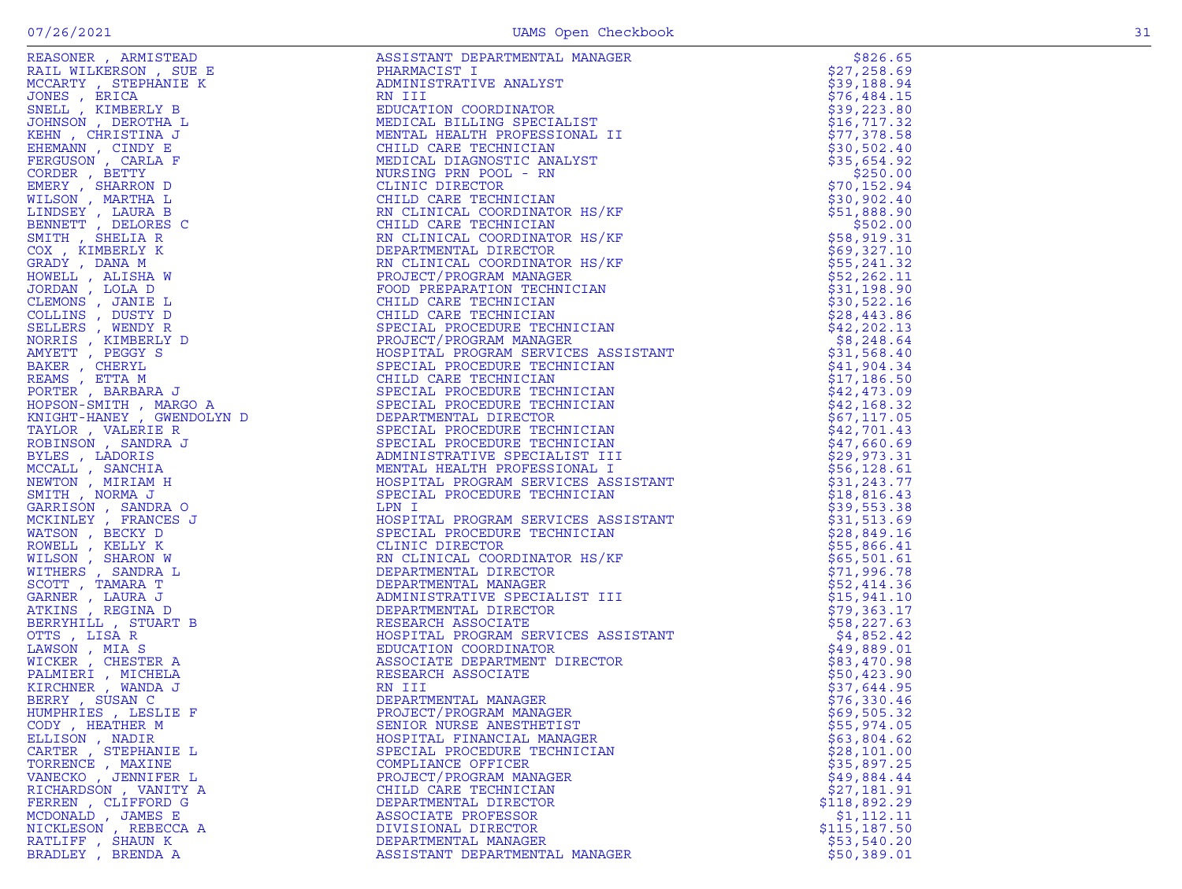| Name | Title | Amount |
|---|---|---|
| REASONER , ARMISTEAD | ASSISTANT DEPARTMENTAL MANAGER | $826.65 |
| RAIL WILKERSON , SUE E | PHARMACIST I | $27,258.69 |
| MCCARTY , STEPHANIE K | ADMINISTRATIVE ANALYST | $39,188.94 |
| JONES , ERICA | RN III | $76,484.15 |
| SNELL , KIMBERLY B | EDUCATION COORDINATOR | $39,223.80 |
| JOHNSON , DEROTHA L | MEDICAL BILLING SPECIALIST | $16,717.32 |
| KEHN , CHRISTINA J | MENTAL HEALTH PROFESSIONAL II | $77,378.58 |
| EHEMANN , CINDY E | CHILD CARE TECHNICIAN | $30,502.40 |
| FERGUSON , CARLA F | MEDICAL DIAGNOSTIC ANALYST | $35,654.92 |
| CORDER , BETTY | NURSING PRN POOL - RN | $250.00 |
| EMERY , SHARRON D | CLINIC DIRECTOR | $70,152.94 |
| WILSON , MARTHA L | CHILD CARE TECHNICIAN | $30,902.40 |
| LINDSEY , LAURA B | RN CLINICAL COORDINATOR HS/KF | $51,888.90 |
| BENNETT , DELORES C | CHILD CARE TECHNICIAN | $502.00 |
| SMITH , SHELIA R | RN CLINICAL COORDINATOR HS/KF | $58,919.31 |
| COX , KIMBERLY K | DEPARTMENTAL DIRECTOR | $69,327.10 |
| GRADY , DANA M | RN CLINICAL COORDINATOR HS/KF | $55,241.32 |
| HOWELL , ALISHA W | PROJECT/PROGRAM MANAGER | $52,262.11 |
| JORDAN , LOLA D | FOOD PREPARATION TECHNICIAN | $31,198.90 |
| CLEMONS , JANIE L | CHILD CARE TECHNICIAN | $30,522.16 |
| COLLINS , DUSTY D | CHILD CARE TECHNICIAN | $28,443.86 |
| SELLERS , WENDY R | SPECIAL PROCEDURE TECHNICIAN | $42,202.13 |
| NORRIS , KIMBERLY D | PROJECT/PROGRAM MANAGER | $8,248.64 |
| AMYETT , PEGGY S | HOSPITAL PROGRAM SERVICES ASSISTANT | $31,568.40 |
| BAKER , CHERYL | SPECIAL PROCEDURE TECHNICIAN | $41,904.34 |
| REAMS , ETTA M | CHILD CARE TECHNICIAN | $17,186.50 |
| PORTER , BARBARA J | SPECIAL PROCEDURE TECHNICIAN | $42,473.09 |
| HOPSON-SMITH , MARGO A | SPECIAL PROCEDURE TECHNICIAN | $42,168.32 |
| KNIGHT-HANEY , GWENDOLYN D | DEPARTMENTAL DIRECTOR | $67,117.05 |
| TAYLOR , VALERIE R | SPECIAL PROCEDURE TECHNICIAN | $42,701.43 |
| ROBINSON , SANDRA J | SPECIAL PROCEDURE TECHNICIAN | $47,660.69 |
| BYLES , LADORIS | ADMINISTRATIVE SPECIALIST III | $29,973.31 |
| MCCALL , SANCHIA | MENTAL HEALTH PROFESSIONAL I | $56,128.61 |
| NEWTON , MIRIAM H | HOSPITAL PROGRAM SERVICES ASSISTANT | $31,243.77 |
| SMITH , NORMA J | SPECIAL PROCEDURE TECHNICIAN | $18,816.43 |
| GARRISON , SANDRA O | LPN I | $39,553.38 |
| MCKINLEY , FRANCES J | HOSPITAL PROGRAM SERVICES ASSISTANT | $31,513.69 |
| WATSON , BECKY D | SPECIAL PROCEDURE TECHNICIAN | $28,849.16 |
| ROWELL , KELLY K | CLINIC DIRECTOR | $55,866.41 |
| WILSON , SHARON W | RN CLINICAL COORDINATOR HS/KF | $65,501.61 |
| WITHERS , SANDRA L | DEPARTMENTAL DIRECTOR | $71,996.78 |
| SCOTT , TAMARA T | DEPARTMENTAL MANAGER | $52,414.36 |
| GARNER , LAURA J | ADMINISTRATIVE SPECIALIST III | $15,941.10 |
| ATKINS , REGINA D | DEPARTMENTAL DIRECTOR | $79,363.17 |
| BERRYHILL , STUART B | RESEARCH ASSOCIATE | $58,227.63 |
| OTTS , LISA R | HOSPITAL PROGRAM SERVICES ASSISTANT | $4,852.42 |
| LAWSON , MIA S | EDUCATION COORDINATOR | $49,889.01 |
| WICKER , CHESTER A | ASSOCIATE DEPARTMENT DIRECTOR | $83,470.98 |
| PALMIERI , MICHELA | RESEARCH ASSOCIATE | $50,423.90 |
| KIRCHNER , WANDA J | RN III | $37,644.95 |
| BERRY , SUSAN C | DEPARTMENTAL MANAGER | $76,330.46 |
| HUMPHRIES , LESLIE F | PROJECT/PROGRAM MANAGER | $69,505.32 |
| CODY , HEATHER M | SENIOR NURSE ANESTHETIST | $55,974.05 |
| ELLISON , NADIR | HOSPITAL FINANCIAL MANAGER | $63,804.62 |
| CARTER , STEPHANIE L | SPECIAL PROCEDURE TECHNICIAN | $28,101.00 |
| TORRENCE , MAXINE | COMPLIANCE OFFICER | $35,897.25 |
| VANECKO , JENNIFER L | PROJECT/PROGRAM MANAGER | $49,884.44 |
| RICHARDSON , VANITY A | CHILD CARE TECHNICIAN | $27,181.91 |
| FERREN , CLIFFORD G | DEPARTMENTAL DIRECTOR | $118,892.29 |
| MCDONALD , JAMES E | ASSOCIATE PROFESSOR | $1,112.11 |
| NICKLESON , REBECCA A | DIVISIONAL DIRECTOR | $115,187.50 |
| RATLIFF , SHAUN K | DEPARTMENTAL MANAGER | $53,540.20 |
| BRADLEY , BRENDA A | ASSISTANT DEPARTMENTAL MANAGER | $50,389.01 |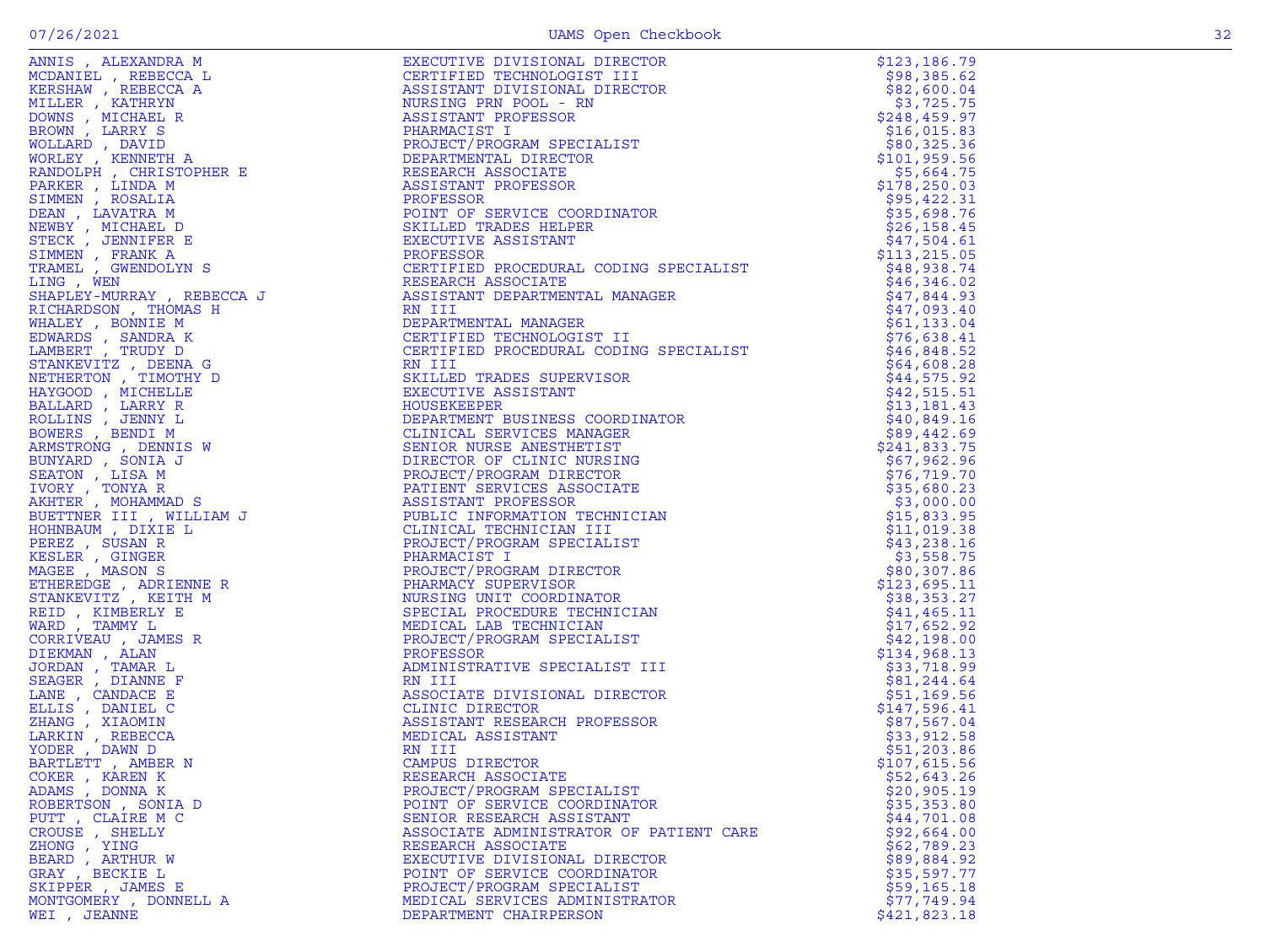| Name | Title | Amount |
|---|---|---|
| ANNIS , ALEXANDRA M | EXECUTIVE DIVISIONAL DIRECTOR | $123,186.79 |
| MCDANIEL , REBECCA L | CERTIFIED TECHNOLOGIST III | $98,385.62 |
| KERSHAW , REBECCA A | ASSISTANT DIVISIONAL DIRECTOR | $82,600.04 |
| MILLER , KATHRYN | NURSING PRN POOL - RN | $3,725.75 |
| DOWNS , MICHAEL R | ASSISTANT PROFESSOR | $248,459.97 |
| BROWN , LARRY S | PHARMACIST I | $16,015.83 |
| WOLLARD , DAVID | PROJECT/PROGRAM SPECIALIST | $80,325.36 |
| WORLEY , KENNETH A | DEPARTMENTAL DIRECTOR | $101,959.56 |
| RANDOLPH , CHRISTOPHER E | RESEARCH ASSOCIATE | $5,664.75 |
| PARKER , LINDA M | ASSISTANT PROFESSOR | $178,250.03 |
| SIMMEN , ROSALIA | PROFESSOR | $95,422.31 |
| DEAN , LAVATRA M | POINT OF SERVICE COORDINATOR | $35,698.76 |
| NEWBY , MICHAEL D | SKILLED TRADES HELPER | $26,158.45 |
| STECK , JENNIFER E | EXECUTIVE ASSISTANT | $47,504.61 |
| SIMMEN , FRANK A | PROFESSOR | $113,215.05 |
| TRAMEL , GWENDOLYN S | CERTIFIED PROCEDURAL CODING SPECIALIST | $48,938.74 |
| LING , WEN | RESEARCH ASSOCIATE | $46,346.02 |
| SHAPLEY-MURRAY , REBECCA J | ASSISTANT DEPARTMENTAL MANAGER | $47,844.93 |
| RICHARDSON , THOMAS H | RN III | $47,093.40 |
| WHALEY , BONNIE M | DEPARTMENTAL MANAGER | $61,133.04 |
| EDWARDS , SANDRA K | CERTIFIED TECHNOLOGIST II | $76,638.41 |
| LAMBERT , TRUDY D | CERTIFIED PROCEDURAL CODING SPECIALIST | $46,848.52 |
| STANKEVITZ , DEENA G | RN III | $64,608.28 |
| NETHERTON , TIMOTHY D | SKILLED TRADES SUPERVISOR | $44,575.92 |
| HAYGOOD , MICHELLE | EXECUTIVE ASSISTANT | $42,515.51 |
| BALLARD , LARRY R | HOUSEKEEPER | $13,181.43 |
| ROLLINS , JENNY L | DEPARTMENT BUSINESS COORDINATOR | $40,849.16 |
| BOWERS , BENDI M | CLINICAL SERVICES MANAGER | $89,442.69 |
| ARMSTRONG , DENNIS W | SENIOR NURSE ANESTHETIST | $241,833.75 |
| BUNYARD , SONIA J | DIRECTOR OF CLINIC NURSING | $67,962.96 |
| SEATON , LISA M | PROJECT/PROGRAM DIRECTOR | $76,719.70 |
| IVORY , TONYA R | PATIENT SERVICES ASSOCIATE | $35,680.23 |
| AKHTER , MOHAMMAD S | ASSISTANT PROFESSOR | $3,000.00 |
| BUETTNER III , WILLIAM J | PUBLIC INFORMATION TECHNICIAN | $15,833.95 |
| HOHNBAUM , DIXIE L | CLINICAL TECHNICIAN III | $11,019.38 |
| PEREZ , SUSAN R | PROJECT/PROGRAM SPECIALIST | $43,238.16 |
| KESLER , GINGER | PHARMACIST I | $3,558.75 |
| MAGEE , MASON S | PROJECT/PROGRAM DIRECTOR | $80,307.86 |
| ETHEREDGE , ADRIENNE R | PHARMACY SUPERVISOR | $123,695.11 |
| STANKEVITZ , KEITH M | NURSING UNIT COORDINATOR | $38,353.27 |
| REID , KIMBERLY E | SPECIAL PROCEDURE TECHNICIAN | $41,465.11 |
| WARD , TAMMY L | MEDICAL LAB TECHNICIAN | $17,652.92 |
| CORRIVEAU , JAMES R | PROJECT/PROGRAM SPECIALIST | $42,198.00 |
| DIEKMAN , ALAN | PROFESSOR | $134,968.13 |
| JORDAN , TAMAR L | ADMINISTRATIVE SPECIALIST III | $33,718.99 |
| SEAGER , DIANNE F | RN III | $81,244.64 |
| LANE , CANDACE E | ASSOCIATE DIVISIONAL DIRECTOR | $51,169.56 |
| ELLIS , DANIEL C | CLINIC DIRECTOR | $147,596.41 |
| ZHANG , XIAOMIN | ASSISTANT RESEARCH PROFESSOR | $87,567.04 |
| LARKIN , REBECCA | MEDICAL ASSISTANT | $33,912.58 |
| YODER , DAWN D | RN III | $51,203.86 |
| BARTLETT , AMBER N | CAMPUS DIRECTOR | $107,615.56 |
| COKER , KAREN K | RESEARCH ASSOCIATE | $52,643.26 |
| ADAMS , DONNA K | PROJECT/PROGRAM SPECIALIST | $20,905.19 |
| ROBERTSON , SONIA D | POINT OF SERVICE COORDINATOR | $35,353.80 |
| PUTT , CLAIRE M C | SENIOR RESEARCH ASSISTANT | $44,701.08 |
| CROUSE , SHELLY | ASSOCIATE ADMINISTRATOR OF PATIENT CARE | $92,664.00 |
| ZHONG , YING | RESEARCH ASSOCIATE | $62,789.23 |
| BEARD , ARTHUR W | EXECUTIVE DIVISIONAL DIRECTOR | $89,884.92 |
| GRAY , BECKIE L | POINT OF SERVICE COORDINATOR | $35,597.77 |
| SKIPPER , JAMES E | PROJECT/PROGRAM SPECIALIST | $59,165.18 |
| MONTGOMERY , DONNELL A | MEDICAL SERVICES ADMINISTRATOR | $77,749.94 |
| WEI , JEANNE | DEPARTMENT CHAIRPERSON | $421,823.18 |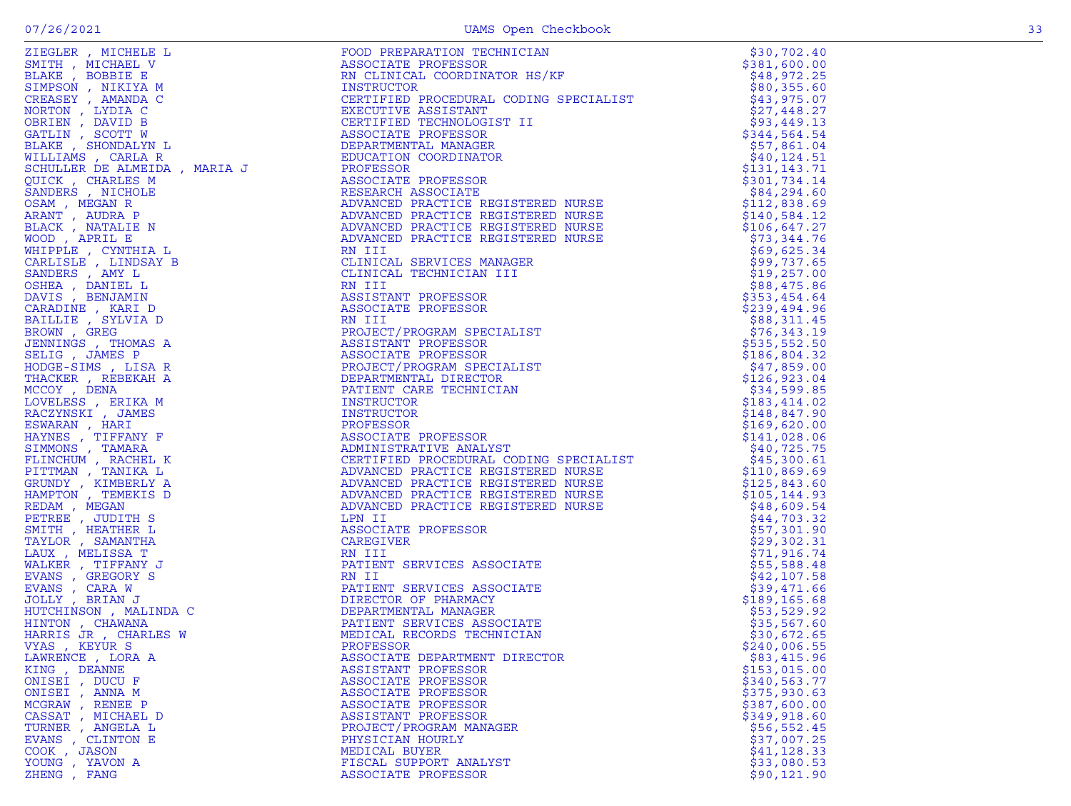| | | |
|---|---|---|
| ZIEGLER , MICHELE L | FOOD PREPARATION TECHNICIAN | $30,702.40 |
| SMITH , MICHAEL V | ASSOCIATE PROFESSOR | $381,600.00 |
| BLAKE , BOBBIE E | RN CLINICAL COORDINATOR HS/KF | $48,972.25 |
| SIMPSON , NIKIYA M | INSTRUCTOR | $80,355.60 |
| CREASEY , AMANDA C | CERTIFIED PROCEDURAL CODING SPECIALIST | $43,975.07 |
| NORTON , LYDIA C | EXECUTIVE ASSISTANT | $27,448.27 |
| OBRIEN , DAVID B | CERTIFIED TECHNOLOGIST II | $93,449.13 |
| GATLIN , SCOTT W | ASSOCIATE PROFESSOR | $344,564.54 |
| BLAKE , SHONDALYN L | DEPARTMENTAL MANAGER | $57,861.04 |
| WILLIAMS , CARLA R | EDUCATION COORDINATOR | $40,124.51 |
| SCHULLER DE ALMEIDA , MARIA J | PROFESSOR | $131,143.71 |
| QUICK , CHARLES M | ASSOCIATE PROFESSOR | $301,734.14 |
| SANDERS , NICHOLE | RESEARCH ASSOCIATE | $84,294.60 |
| OSAM , MEGAN R | ADVANCED PRACTICE REGISTERED NURSE | $112,838.69 |
| ARANT , AUDRA P | ADVANCED PRACTICE REGISTERED NURSE | $140,584.12 |
| BLACK , NATALIE N | ADVANCED PRACTICE REGISTERED NURSE | $106,647.27 |
| WOOD , APRIL E | ADVANCED PRACTICE REGISTERED NURSE | $73,344.76 |
| WHIPPLE , CYNTHIA L | RN III | $69,625.34 |
| CARLISLE , LINDSAY B | CLINICAL SERVICES MANAGER | $99,737.65 |
| SANDERS , AMY L | CLINICAL TECHNICIAN III | $19,257.00 |
| OSHEA , DANIEL L | RN III | $88,475.86 |
| DAVIS , BENJAMIN | ASSISTANT PROFESSOR | $353,454.64 |
| CARADINE , KARI D | ASSOCIATE PROFESSOR | $239,494.96 |
| BAILLIE , SYLVIA D | RN III | $88,311.45 |
| BROWN , GREG | PROJECT/PROGRAM SPECIALIST | $76,343.19 |
| JENNINGS , THOMAS A | ASSISTANT PROFESSOR | $535,552.50 |
| SELIG , JAMES P | ASSOCIATE PROFESSOR | $186,804.32 |
| HODGE-SIMS , LISA R | PROJECT/PROGRAM SPECIALIST | $47,859.00 |
| THACKER , REBEKAH A | DEPARTMENTAL DIRECTOR | $126,923.04 |
| MCCOY , DENA | PATIENT CARE TECHNICIAN | $34,599.85 |
| LOVELESS , ERIKA M | INSTRUCTOR | $183,414.02 |
| RACZYNSKI , JAMES | INSTRUCTOR | $148,847.90 |
| ESWARAN , HARI | PROFESSOR | $169,620.00 |
| HAYNES , TIFFANY F | ASSOCIATE PROFESSOR | $141,028.06 |
| SIMMONS , TAMARA | ADMINISTRATIVE ANALYST | $40,725.75 |
| FLINCHUM , RACHEL K | CERTIFIED PROCEDURAL CODING SPECIALIST | $45,300.61 |
| PITTMAN , TANIKA L | ADVANCED PRACTICE REGISTERED NURSE | $110,869.69 |
| GRUNDY , KIMBERLY A | ADVANCED PRACTICE REGISTERED NURSE | $125,843.60 |
| HAMPTON , TEMEKIS D | ADVANCED PRACTICE REGISTERED NURSE | $105,144.93 |
| REDAM , MEGAN | ADVANCED PRACTICE REGISTERED NURSE | $48,609.54 |
| PETREE , JUDITH S | LPN II | $44,703.32 |
| SMITH , HEATHER L | ASSOCIATE PROFESSOR | $57,301.90 |
| TAYLOR , SAMANTHA | CAREGIVER | $29,302.31 |
| LAUX , MELISSA T | RN III | $71,916.74 |
| WALKER , TIFFANY J | PATIENT SERVICES ASSOCIATE | $55,588.48 |
| EVANS , GREGORY S | RN II | $42,107.58 |
| EVANS , CARA W | PATIENT SERVICES ASSOCIATE | $39,471.66 |
| JOLLY , BRIAN J | DIRECTOR OF PHARMACY | $189,165.68 |
| HUTCHINSON , MALINDA C | DEPARTMENTAL MANAGER | $53,529.92 |
| HINTON , CHAWANA | PATIENT SERVICES ASSOCIATE | $35,567.60 |
| HARRIS JR , CHARLES W | MEDICAL RECORDS TECHNICIAN | $30,672.65 |
| VYAS , KEYUR S | PROFESSOR | $240,006.55 |
| LAWRENCE , LORA A | ASSOCIATE DEPARTMENT DIRECTOR | $83,415.96 |
| KING , DEANNE | ASSISTANT PROFESSOR | $153,015.00 |
| ONISEI , DUCU F | ASSOCIATE PROFESSOR | $340,563.77 |
| ONISEI , ANNA M | ASSOCIATE PROFESSOR | $375,930.63 |
| MCGRAW , RENEE P | ASSOCIATE PROFESSOR | $387,600.00 |
| CASSAT , MICHAEL D | ASSISTANT PROFESSOR | $349,918.60 |
| TURNER , ANGELA L | PROJECT/PROGRAM MANAGER | $56,552.45 |
| EVANS , CLINTON E | PHYSICIAN HOURLY | $37,007.25 |
| COOK , JASON | MEDICAL BUYER | $41,128.33 |
| YOUNG , YAVON A | FISCAL SUPPORT ANALYST | $33,080.53 |
| ZHENG , FANG | ASSOCIATE PROFESSOR | $90,121.90 |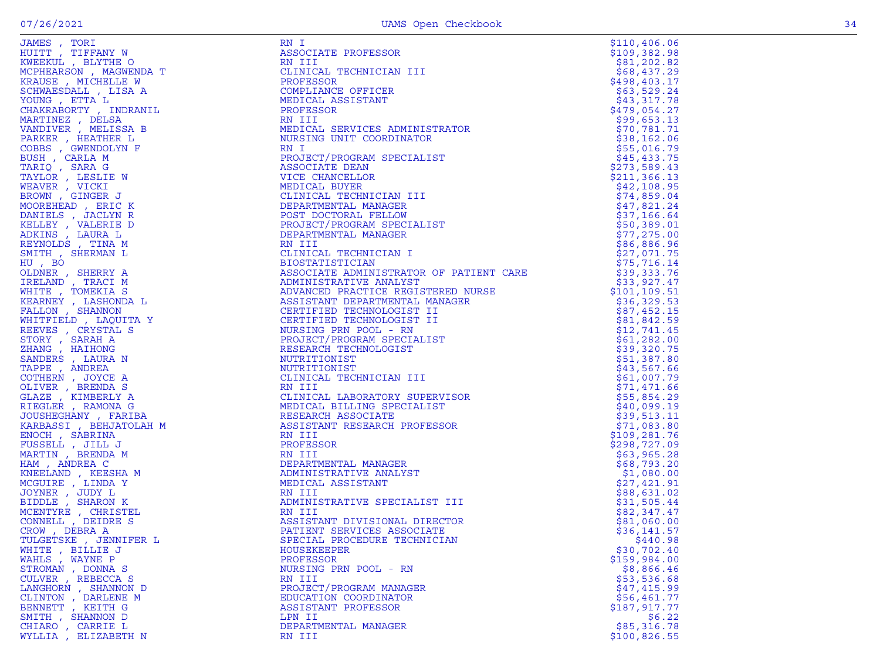| | | |
|---|---|---|
| JAMES , TORI | RN I | $110,406.06 |
| HUITT , TIFFANY W | ASSOCIATE PROFESSOR | $109,382.98 |
| KWEEKUL , BLYTHE O | RN III | $81,202.82 |
| MCPHEARSON , MAGWENDA T | CLINICAL TECHNICIAN III | $68,437.29 |
| KRAUSE , MICHELLE W | PROFESSOR | $498,403.17 |
| SCHWAESDALL , LISA A | COMPLIANCE OFFICER | $63,529.24 |
| YOUNG , ETTA L | MEDICAL ASSISTANT | $43,317.78 |
| CHAKRABORTY , INDRANIL | PROFESSOR | $479,054.27 |
| MARTINEZ , DELSA | RN III | $99,653.13 |
| VANDIVER , MELISSA B | MEDICAL SERVICES ADMINISTRATOR | $70,781.71 |
| PARKER , HEATHER L | NURSING UNIT COORDINATOR | $38,162.06 |
| COBBS , GWENDOLYN F | RN I | $55,016.79 |
| BUSH , CARLA M | PROJECT/PROGRAM SPECIALIST | $45,433.75 |
| TARIQ , SARA G | ASSOCIATE DEAN | $273,589.43 |
| TAYLOR , LESLIE W | VICE CHANCELLOR | $211,366.13 |
| WEAVER , VICKI | MEDICAL BUYER | $42,108.95 |
| BROWN , GINGER J | CLINICAL TECHNICIAN III | $74,859.04 |
| MOOREHEAD , ERIC K | DEPARTMENTAL MANAGER | $47,821.24 |
| DANIELS , JACLYN R | POST DOCTORAL FELLOW | $37,166.64 |
| KELLEY , VALERIE D | PROJECT/PROGRAM SPECIALIST | $50,389.01 |
| ADKINS , LAURA L | DEPARTMENTAL MANAGER | $77,275.00 |
| REYNOLDS , TINA M | RN III | $86,886.96 |
| SMITH , SHERMAN L | CLINICAL TECHNICIAN I | $27,071.75 |
| HU , BO | BIOSTATISTICIAN | $75,716.14 |
| OLDNER , SHERRY A | ASSOCIATE ADMINISTRATOR OF PATIENT CARE | $39,333.76 |
| IRELAND , TRACI M | ADMINISTRATIVE ANALYST | $33,927.47 |
| WHITE , TOMEKIA S | ADVANCED PRACTICE REGISTERED NURSE | $101,109.51 |
| KEARNEY , LASHONDA L | ASSISTANT DEPARTMENTAL MANAGER | $36,329.53 |
| FALLON , SHANNON | CERTIFIED TECHNOLOGIST II | $87,452.15 |
| WHITFIELD , LAQUITA Y | CERTIFIED TECHNOLOGIST II | $81,842.59 |
| REEVES , CRYSTAL S | NURSING PRN POOL - RN | $12,741.45 |
| STORY , SARAH A | PROJECT/PROGRAM SPECIALIST | $61,282.00 |
| ZHANG , HAIHONG | RESEARCH TECHNOLOGIST | $39,320.75 |
| SANDERS , LAURA N | NUTRITIONIST | $51,387.80 |
| TAPPE , ANDREA | NUTRITIONIST | $43,567.66 |
| COTHERN , JOYCE A | CLINICAL TECHNICIAN III | $61,007.79 |
| OLIVER , BRENDA S | RN III | $71,471.66 |
| GLAZE , KIMBERLY A | CLINICAL LABORATORY SUPERVISOR | $55,854.29 |
| RIEGLER , RAMONA G | MEDICAL BILLING SPECIALIST | $40,099.19 |
| JOUSHEGHANY , FARIBA | RESEARCH ASSOCIATE | $39,513.11 |
| KARBASSI , BEHJATOLAH M | ASSISTANT RESEARCH PROFESSOR | $71,083.80 |
| ENOCH , SABRINA | RN III | $109,281.76 |
| FUSSELL , JILL J | PROFESSOR | $298,727.09 |
| MARTIN , BRENDA M | RN III | $63,965.28 |
| HAM , ANDREA C | DEPARTMENTAL MANAGER | $68,793.20 |
| KNEELAND , KEESHA M | ADMINISTRATIVE ANALYST | $1,080.00 |
| MCGUIRE , LINDA Y | MEDICAL ASSISTANT | $27,421.91 |
| JOYNER , JUDY L | RN III | $88,631.02 |
| BIDDLE , SHARON K | ADMINISTRATIVE SPECIALIST III | $31,505.44 |
| MCENTYRE , CHRISTEL | RN III | $82,347.47 |
| CONNELL , DEIDRE S | ASSISTANT DIVISIONAL DIRECTOR | $81,060.00 |
| CROW , DEBRA A | PATIENT SERVICES ASSOCIATE | $36,141.57 |
| TULGETSKE , JENNIFER L | SPECIAL PROCEDURE TECHNICIAN | $440.98 |
| WHITE , BILLIE J | HOUSEKEEPER | $30,702.40 |
| WAHLS , WAYNE P | PROFESSOR | $159,984.00 |
| STROMAN , DONNA S | NURSING PRN POOL - RN | $8,866.46 |
| CULVER , REBECCA S | RN III | $53,536.68 |
| LANGHORN , SHANNON D | PROJECT/PROGRAM MANAGER | $47,415.99 |
| CLINTON , DARLENE M | EDUCATION COORDINATOR | $56,461.77 |
| BENNETT , KEITH G | ASSISTANT PROFESSOR | $187,917.77 |
| SMITH , SHANNON D | LPN II | $6.22 |
| CHIARO , CARRIE L | DEPARTMENTAL MANAGER | $85,316.78 |
| WYLLIA , ELIZABETH N | RN III | $100,826.55 |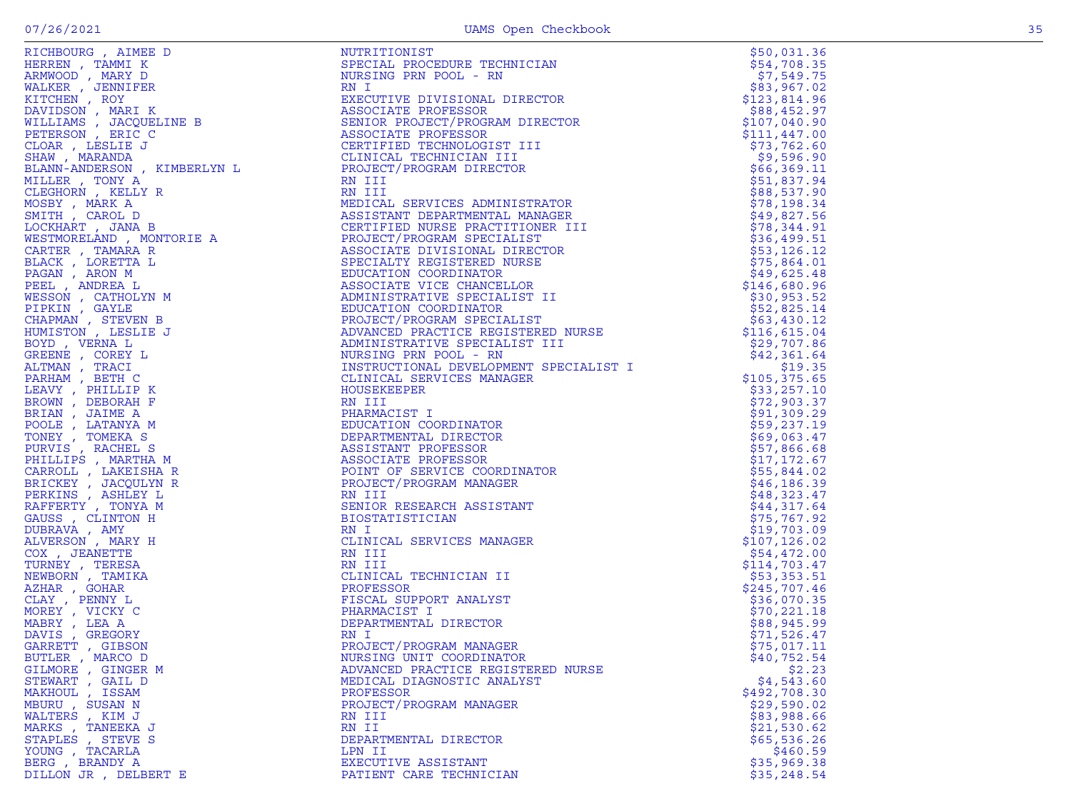| | | |
|---|---|---|
| RICHBOURG , AIMEE D | NUTRITIONIST | $50,031.36 |
| HERREN , TAMMI K | SPECIAL PROCEDURE TECHNICIAN | $54,708.35 |
| ARMWOOD , MARY D | NURSING PRN POOL - RN | $7,549.75 |
| WALKER , JENNIFER | RN I | $83,967.02 |
| KITCHEN , ROY | EXECUTIVE DIVISIONAL DIRECTOR | $123,814.96 |
| DAVIDSON , MARI K | ASSOCIATE PROFESSOR | $88,452.97 |
| WILLIAMS , JACQUELINE B | SENIOR PROJECT/PROGRAM DIRECTOR | $107,040.90 |
| PETERSON , ERIC C | ASSOCIATE PROFESSOR | $111,447.00 |
| CLOAR , LESLIE J | CERTIFIED TECHNOLOGIST III | $73,762.60 |
| SHAW , MARANDA | CLINICAL TECHNICIAN III | $9,596.90 |
| BLANN-ANDERSON , KIMBERLYN L | PROJECT/PROGRAM DIRECTOR | $66,369.11 |
| MILLER , TONY A | RN III | $51,837.94 |
| CLEGHORN , KELLY R | RN III | $88,537.90 |
| MOSBY , MARK A | MEDICAL SERVICES ADMINISTRATOR | $78,198.34 |
| SMITH , CAROL D | ASSISTANT DEPARTMENTAL MANAGER | $49,827.56 |
| LOCKHART , JANA B | CERTIFIED NURSE PRACTITIONER III | $78,344.91 |
| WESTMORELAND , MONTORIE A | PROJECT/PROGRAM SPECIALIST | $36,499.51 |
| CARTER , TAMARA R | ASSOCIATE DIVISIONAL DIRECTOR | $53,126.12 |
| BLACK , LORETTA L | SPECIALTY REGISTERED NURSE | $75,864.01 |
| PAGAN , ARON M | EDUCATION COORDINATOR | $49,625.48 |
| PEEL , ANDREA L | ASSOCIATE VICE CHANCELLOR | $146,680.96 |
| WESSON , CATHOLYN M | ADMINISTRATIVE SPECIALIST II | $30,953.52 |
| PIPKIN , GAYLE | EDUCATION COORDINATOR | $52,825.14 |
| CHAPMAN , STEVEN B | PROJECT/PROGRAM SPECIALIST | $63,430.12 |
| HUMISTON , LESLIE J | ADVANCED PRACTICE REGISTERED NURSE | $116,615.04 |
| BOYD , VERNA L | ADMINISTRATIVE SPECIALIST III | $29,707.86 |
| GREENE , COREY L | NURSING PRN POOL - RN | $42,361.64 |
| ALTMAN , TRACI | INSTRUCTIONAL DEVELOPMENT SPECIALIST I | $19.35 |
| PARHAM , BETH C | CLINICAL SERVICES MANAGER | $105,375.65 |
| LEAVY , PHILLIP K | HOUSEKEEPER | $33,257.10 |
| BROWN , DEBORAH F | RN III | $72,903.37 |
| BRIAN , JAIME A | PHARMACIST I | $91,309.29 |
| POOLE , LATANYA M | EDUCATION COORDINATOR | $59,237.19 |
| TONEY , TOMEKA S | DEPARTMENTAL DIRECTOR | $69,063.47 |
| PURVIS , RACHEL S | ASSISTANT PROFESSOR | $57,866.68 |
| PHILLIPS , MARTHA M | ASSOCIATE PROFESSOR | $17,172.67 |
| CARROLL , LAKEISHA R | POINT OF SERVICE COORDINATOR | $55,844.02 |
| BRICKEY , JACQULYN R | PROJECT/PROGRAM MANAGER | $46,186.39 |
| PERKINS , ASHLEY L | RN III | $48,323.47 |
| RAFFERTY , TONYA M | SENIOR RESEARCH ASSISTANT | $44,317.64 |
| GAUSS , CLINTON H | BIOSTATISTICIAN | $75,767.92 |
| DUBRAVA , AMY | RN I | $19,703.09 |
| ALVERSON , MARY H | CLINICAL SERVICES MANAGER | $107,126.02 |
| COX , JEANETTE | RN III | $54,472.00 |
| TURNEY , TERESA | RN III | $114,703.47 |
| NEWBORN , TAMIKA | CLINICAL TECHNICIAN II | $53,353.51 |
| AZHAR , GOHAR | PROFESSOR | $245,707.46 |
| CLAY , PENNY L | FISCAL SUPPORT ANALYST | $36,070.35 |
| MOREY , VICKY C | PHARMACIST I | $70,221.18 |
| MABRY , LEA A | DEPARTMENTAL DIRECTOR | $88,945.99 |
| DAVIS , GREGORY | RN I | $71,526.47 |
| GARRETT , GIBSON | PROJECT/PROGRAM MANAGER | $75,017.11 |
| BUTLER , MARCO D | NURSING UNIT COORDINATOR | $40,752.54 |
| GILMORE , GINGER M | ADVANCED PRACTICE REGISTERED NURSE | $2.23 |
| STEWART , GAIL D | MEDICAL DIAGNOSTIC ANALYST | $4,543.60 |
| MAKHOUL , ISSAM | PROFESSOR | $492,708.30 |
| MBURU , SUSAN N | PROJECT/PROGRAM MANAGER | $29,590.02 |
| WALTERS , KIM J | RN III | $83,988.66 |
| MARKS , TANEEKA J | RN II | $21,530.62 |
| STAPLES , STEVE S | DEPARTMENTAL DIRECTOR | $65,536.26 |
| YOUNG , TACARLA | LPN II | $460.59 |
| BERG , BRANDY A | EXECUTIVE ASSISTANT | $35,969.38 |
| DILLON JR , DELBERT E | PATIENT CARE TECHNICIAN | $35,248.54 |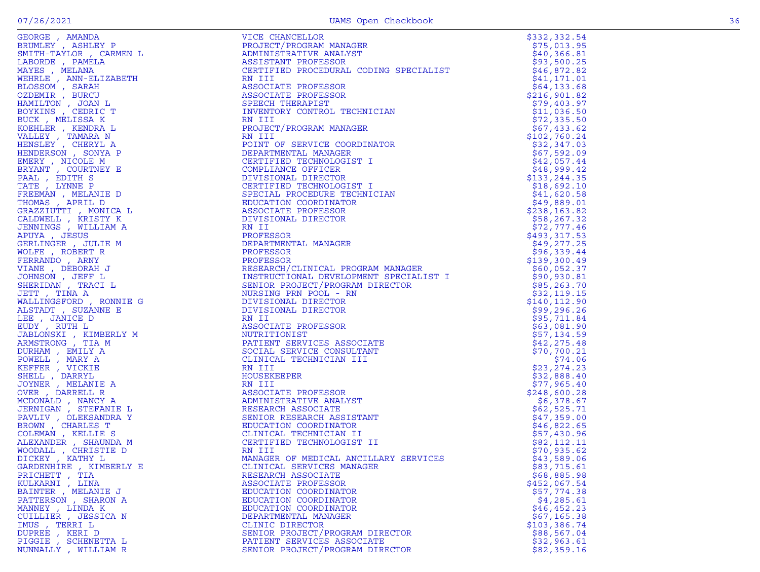| Name | Title | Amount |
|---|---|---|
| GEORGE , AMANDA | VICE CHANCELLOR | $332,332.54 |
| BRUMLEY , ASHLEY P | PROJECT/PROGRAM MANAGER | $75,013.95 |
| SMITH-TAYLOR , CARMEN L | ADMINISTRATIVE ANALYST | $40,366.81 |
| LABORDE , PAMELA | ASSISTANT PROFESSOR | $93,500.25 |
| MAYES , MELANA | CERTIFIED PROCEDURAL CODING SPECIALIST | $46,872.82 |
| WEHRLE , ANN-ELIZABETH | RN III | $41,171.01 |
| BLOSSOM , SARAH | ASSOCIATE PROFESSOR | $64,133.68 |
| OZDEMIR , BURCU | ASSOCIATE PROFESSOR | $216,901.82 |
| HAMILTON , JOAN L | SPEECH THERAPIST | $79,403.97 |
| BOYKINS , CEDRIC T | INVENTORY CONTROL TECHNICIAN | $11,036.50 |
| BUCK , MELISSA K | RN III | $72,335.50 |
| KOEHLER , KENDRA L | PROJECT/PROGRAM MANAGER | $67,433.62 |
| VALLEY , TAMARA N | RN III | $102,760.24 |
| HENSLEY , CHERYL A | POINT OF SERVICE COORDINATOR | $32,347.03 |
| HENDERSON , SONYA P | DEPARTMENTAL MANAGER | $67,592.09 |
| EMERY , NICOLE M | CERTIFIED TECHNOLOGIST I | $42,057.44 |
| BRYANT , COURTNEY E | COMPLIANCE OFFICER | $48,999.42 |
| PAAL , EDITH S | DIVISIONAL DIRECTOR | $133,244.35 |
| TATE , LYNNE P | CERTIFIED TECHNOLOGIST I | $18,692.10 |
| FREEMAN , MELANIE D | SPECIAL PROCEDURE TECHNICIAN | $41,620.58 |
| THOMAS , APRIL D | EDUCATION COORDINATOR | $49,889.01 |
| GRAZZIUTTI , MONICA L | ASSOCIATE PROFESSOR | $238,163.82 |
| CALDWELL , KRISTY K | DIVISIONAL DIRECTOR | $58,267.32 |
| JENNINGS , WILLIAM A | RN II | $72,777.46 |
| APUYA , JESUS | PROFESSOR | $493,317.53 |
| GERLINGER , JULIE M | DEPARTMENTAL MANAGER | $49,277.25 |
| WOLFE , ROBERT R | PROFESSOR | $96,339.44 |
| FERRANDO , ARNY | PROFESSOR | $139,300.49 |
| VIANE , DEBORAH J | RESEARCH/CLINICAL PROGRAM MANAGER | $60,052.37 |
| JOHNSON , JEFF L | INSTRUCTIONAL DEVELOPMENT SPECIALIST I | $90,930.81 |
| SHERIDAN , TRACI L | SENIOR PROJECT/PROGRAM DIRECTOR | $85,263.70 |
| JETT , TINA A | NURSING PRN POOL - RN | $32,119.15 |
| WALLINGSFORD , RONNIE G | DIVISIONAL DIRECTOR | $140,112.90 |
| ALSTADT , SUZANNE E | DIVISIONAL DIRECTOR | $99,296.26 |
| LEE , JANICE D | RN II | $95,711.84 |
| EUDY , RUTH L | ASSOCIATE PROFESSOR | $63,081.90 |
| JABLONSKI , KIMBERLY M | NUTRITIONIST | $57,134.59 |
| ARMSTRONG , TIA M | PATIENT SERVICES ASSOCIATE | $42,275.48 |
| DURHAM , EMILY A | SOCIAL SERVICE CONSULTANT | $70,700.21 |
| POWELL , MARY A | CLINICAL TECHNICIAN III | $74.06 |
| KEFFER , VICKIE | RN III | $23,274.23 |
| SHELL , DARRYL | HOUSEKEEPER | $32,888.40 |
| JOYNER , MELANIE A | RN III | $77,965.40 |
| OVER , DARRELL R | ASSOCIATE PROFESSOR | $248,600.28 |
| MCDONALD , NANCY A | ADMINISTRATIVE ANALYST | $6,378.67 |
| JERNIGAN , STEFANIE L | RESEARCH ASSOCIATE | $62,525.71 |
| PAVLIV , OLEKSANDRA Y | SENIOR RESEARCH ASSISTANT | $47,359.00 |
| BROWN , CHARLES T | EDUCATION COORDINATOR | $46,822.65 |
| COLEMAN , KELLIE S | CLINICAL TECHNICIAN II | $57,430.96 |
| ALEXANDER , SHAUNDA M | CERTIFIED TECHNOLOGIST II | $82,112.11 |
| WOODALL , CHRISTIE D | RN III | $70,935.62 |
| DICKEY , KATHY L | MANAGER OF MEDICAL ANCILLARY SERVICES | $43,589.06 |
| GARDENHIRE , KIMBERLY E | CLINICAL SERVICES MANAGER | $83,715.61 |
| PRICHETT , TIA | RESEARCH ASSOCIATE | $68,885.98 |
| KULKARNI , LINA | ASSOCIATE PROFESSOR | $452,067.54 |
| BAINTER , MELANIE J | EDUCATION COORDINATOR | $57,774.38 |
| PATTERSON , SHARON A | EDUCATION COORDINATOR | $4,285.61 |
| MANNEY , LINDA K | EDUCATION COORDINATOR | $46,452.23 |
| CUILLIER , JESSICA N | DEPARTMENTAL MANAGER | $67,165.38 |
| IMUS , TERRI L | CLINIC DIRECTOR | $103,386.74 |
| DUPREE , KERI D | SENIOR PROJECT/PROGRAM DIRECTOR | $88,567.04 |
| PIGGIE , SCHENETTA L | PATIENT SERVICES ASSOCIATE | $32,963.61 |
| NUNNALLY , WILLIAM R | SENIOR PROJECT/PROGRAM DIRECTOR | $82,359.16 |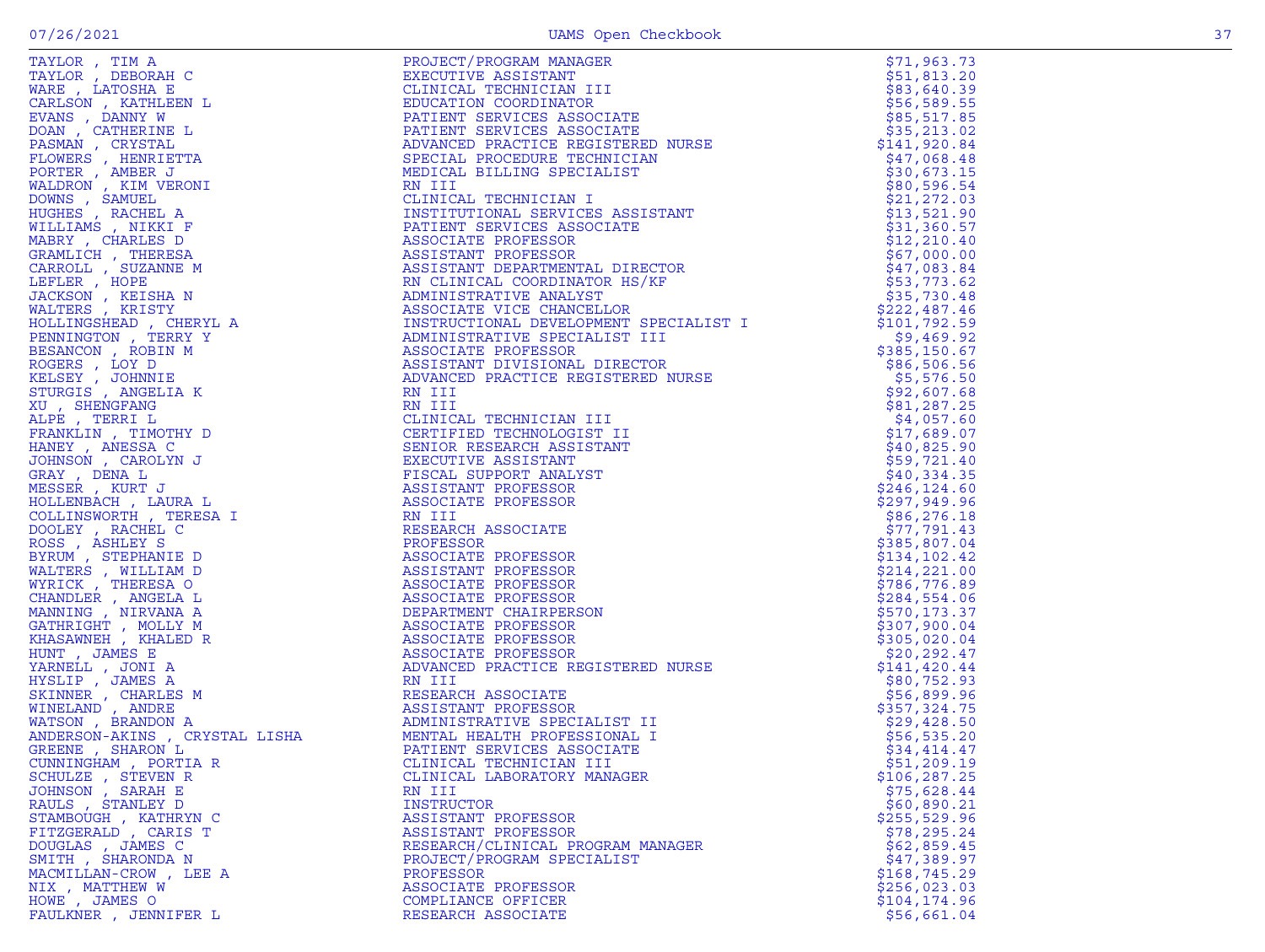| Name | Title | Amount |
|---|---|---|
| TAYLOR , TIM A | PROJECT/PROGRAM MANAGER | $71,963.73 |
| TAYLOR , DEBORAH C | EXECUTIVE ASSISTANT | $51,813.20 |
| WARE , LATOSHA E | CLINICAL TECHNICIAN III | $83,640.39 |
| CARLSON , KATHLEEN L | EDUCATION COORDINATOR | $56,589.55 |
| EVANS , DANNY W | PATIENT SERVICES ASSOCIATE | $85,517.85 |
| DOAN , CATHERINE L | PATIENT SERVICES ASSOCIATE | $35,213.02 |
| PASMAN , CRYSTAL | ADVANCED PRACTICE REGISTERED NURSE | $141,920.84 |
| FLOWERS , HENRIETTA | SPECIAL PROCEDURE TECHNICIAN | $47,068.48 |
| PORTER , AMBER J | MEDICAL BILLING SPECIALIST | $30,673.15 |
| WALDRON , KIM VERONI | RN III | $80,596.54 |
| DOWNS , SAMUEL | CLINICAL TECHNICIAN I | $21,272.03 |
| HUGHES , RACHEL A | INSTITUTIONAL SERVICES ASSISTANT | $13,521.90 |
| WILLIAMS , NIKKI F | PATIENT SERVICES ASSOCIATE | $31,360.57 |
| MABRY , CHARLES D | ASSOCIATE PROFESSOR | $12,210.40 |
| GRAMLICH , THERESA | ASSISTANT PROFESSOR | $67,000.00 |
| CARROLL , SUZANNE M | ASSISTANT DEPARTMENTAL DIRECTOR | $47,083.84 |
| LEFLER , HOPE | RN CLINICAL COORDINATOR HS/KF | $53,773.62 |
| JACKSON , KEISHA N | ADMINISTRATIVE ANALYST | $35,730.48 |
| WALTERS , KRISTY | ASSOCIATE VICE CHANCELLOR | $222,487.46 |
| HOLLINGSHEAD , CHERYL A | INSTRUCTIONAL DEVELOPMENT SPECIALIST I | $101,792.59 |
| PENNINGTON , TERRY Y | ADMINISTRATIVE SPECIALIST III | $9,469.92 |
| BESANCON , ROBIN M | ASSOCIATE PROFESSOR | $385,150.67 |
| ROGERS , LOY D | ASSISTANT DIVISIONAL DIRECTOR | $86,506.56 |
| KELSEY , JOHNNIE | ADVANCED PRACTICE REGISTERED NURSE | $5,576.50 |
| STURGIS , ANGELIA K | RN III | $92,607.68 |
| XU , SHENGFANG | RN III | $81,287.25 |
| ALPE , TERRI L | CLINICAL TECHNICIAN III | $4,057.60 |
| FRANKLIN , TIMOTHY D | CERTIFIED TECHNOLOGIST II | $17,689.07 |
| HANEY , ANESSA C | SENIOR RESEARCH ASSISTANT | $40,825.90 |
| JOHNSON , CAROLYN J | EXECUTIVE ASSISTANT | $59,721.40 |
| GRAY , DENA L | FISCAL SUPPORT ANALYST | $40,334.35 |
| MESSER , KURT J | ASSISTANT PROFESSOR | $246,124.60 |
| HOLLENBACH , LAURA L | ASSOCIATE PROFESSOR | $297,949.96 |
| COLLINSWORTH , TERESA I | RN III | $86,276.18 |
| DOOLEY , RACHEL C | RESEARCH ASSOCIATE | $77,791.43 |
| ROSS , ASHLEY S | PROFESSOR | $385,807.04 |
| BYRUM , STEPHANIE D | ASSOCIATE PROFESSOR | $134,102.42 |
| WALTERS , WILLIAM D | ASSISTANT PROFESSOR | $214,221.00 |
| WYRICK , THERESA O | ASSOCIATE PROFESSOR | $786,776.89 |
| CHANDLER , ANGELA L | ASSOCIATE PROFESSOR | $284,554.06 |
| MANNING , NIRVANA A | DEPARTMENT CHAIRPERSON | $570,173.37 |
| GATHRIGHT , MOLLY M | ASSOCIATE PROFESSOR | $307,900.04 |
| KHASAWNEH , KHALED R | ASSOCIATE PROFESSOR | $305,020.04 |
| HUNT , JAMES E | ASSOCIATE PROFESSOR | $20,292.47 |
| YARNELL , JONI A | ADVANCED PRACTICE REGISTERED NURSE | $141,420.44 |
| HYSLIP , JAMES A | RN III | $80,752.93 |
| SKINNER , CHARLES M | RESEARCH ASSOCIATE | $56,899.96 |
| WINELAND , ANDRE | ASSISTANT PROFESSOR | $357,324.75 |
| WATSON , BRANDON A | ADMINISTRATIVE SPECIALIST II | $29,428.50 |
| ANDERSON-AKINS , CRYSTAL LISHA | MENTAL HEALTH PROFESSIONAL I | $56,535.20 |
| GREENE , SHARON L | PATIENT SERVICES ASSOCIATE | $34,414.47 |
| CUNNINGHAM , PORTIA R | CLINICAL TECHNICIAN III | $51,209.19 |
| SCHULZE , STEVEN R | CLINICAL LABORATORY MANAGER | $106,287.25 |
| JOHNSON , SARAH E | RN III | $75,628.44 |
| RAULS , STANLEY D | INSTRUCTOR | $60,890.21 |
| STAMBOUGH , KATHRYN C | ASSISTANT PROFESSOR | $255,529.96 |
| FITZGERALD , CARIS T | ASSISTANT PROFESSOR | $78,295.24 |
| DOUGLAS , JAMES C | RESEARCH/CLINICAL PROGRAM MANAGER | $62,859.45 |
| SMITH , SHARONDA N | PROJECT/PROGRAM SPECIALIST | $47,389.97 |
| MACMILLAN-CROW , LEE A | PROFESSOR | $168,745.29 |
| NIX , MATTHEW W | ASSOCIATE PROFESSOR | $256,023.03 |
| HOWE , JAMES O | COMPLIANCE OFFICER | $104,174.96 |
| FAULKNER , JENNIFER L | RESEARCH ASSOCIATE | $56,661.04 |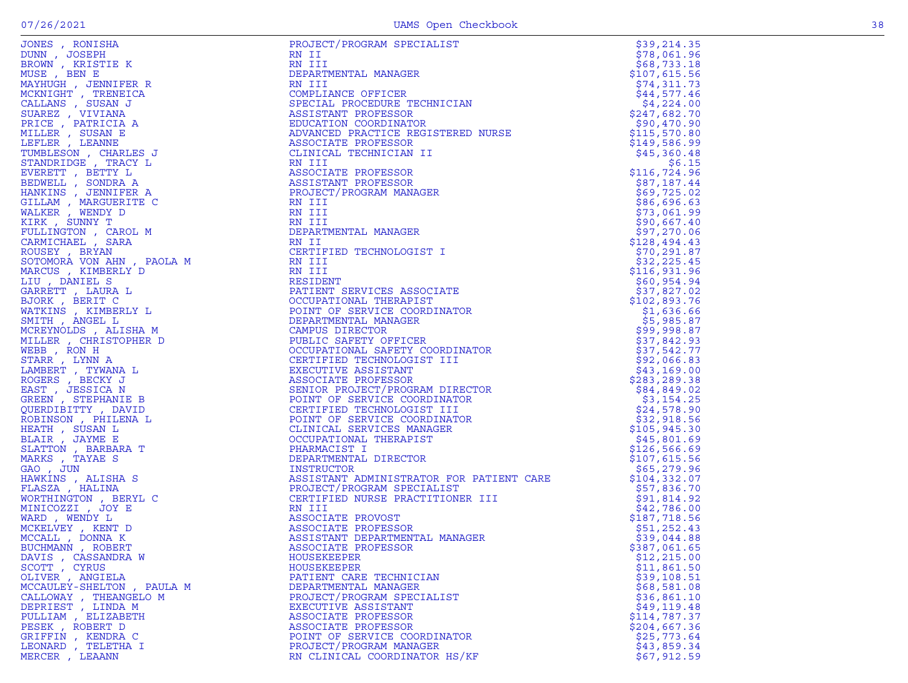| | | |
|---|---|---|
| JONES , RONISHA | PROJECT/PROGRAM SPECIALIST | $39,214.35 |
| DUNN , JOSEPH | RN II | $78,061.96 |
| BROWN , KRISTIE K | RN III | $68,733.18 |
| MUSE , BEN E | DEPARTMENTAL MANAGER | $107,615.56 |
| MAYHUGH , JENNIFER R | RN III | $74,311.73 |
| MCKNIGHT , TRENEICA | COMPLIANCE OFFICER | $44,577.46 |
| CALLANS , SUSAN J | SPECIAL PROCEDURE TECHNICIAN | $4,224.00 |
| SUAREZ , VIVIANA | ASSISTANT PROFESSOR | $247,682.70 |
| PRICE , PATRICIA A | EDUCATION COORDINATOR | $90,470.90 |
| MILLER , SUSAN E | ADVANCED PRACTICE REGISTERED NURSE | $115,570.80 |
| LEFLER , LEANNE | ASSOCIATE PROFESSOR | $149,586.99 |
| TUMBLESON , CHARLES J | CLINICAL TECHNICIAN II | $45,360.48 |
| STANDRIDGE , TRACY L | RN III | $6.15 |
| EVERETT , BETTY L | ASSOCIATE PROFESSOR | $116,724.96 |
| BEDWELL , SONDRA A | ASSISTANT PROFESSOR | $87,187.44 |
| HANKINS , JENNIFER A | PROJECT/PROGRAM MANAGER | $69,725.02 |
| GILLAM , MARGUERITE C | RN III | $86,696.63 |
| WALKER , WENDY D | RN III | $73,061.99 |
| KIRK , SUNNY T | RN III | $90,667.40 |
| FULLINGTON , CAROL M | DEPARTMENTAL MANAGER | $97,270.06 |
| CARMICHAEL , SARA | RN II | $128,494.43 |
| ROUSEY , BRYAN | CERTIFIED TECHNOLOGIST I | $70,291.87 |
| SOTOMORA VON AHN , PAOLA M | RN III | $32,225.45 |
| MARCUS , KIMBERLY D | RN III | $116,931.96 |
| LIU , DANIEL S | RESIDENT | $60,954.94 |
| GARRETT , LAURA L | PATIENT SERVICES ASSOCIATE | $37,827.02 |
| BJORK , BERIT C | OCCUPATIONAL THERAPIST | $102,893.76 |
| WATKINS , KIMBERLY L | POINT OF SERVICE COORDINATOR | $1,636.66 |
| SMITH , ANGEL L | DEPARTMENTAL MANAGER | $5,985.87 |
| MCREYNOLDS , ALISHA M | CAMPUS DIRECTOR | $99,998.87 |
| MILLER , CHRISTOPHER D | PUBLIC SAFETY OFFICER | $37,842.93 |
| WEBB , RON H | OCCUPATIONAL SAFETY COORDINATOR | $37,542.77 |
| STARR , LYNN A | CERTIFIED TECHNOLOGIST III | $92,066.83 |
| LAMBERT , TYWANA L | EXECUTIVE ASSISTANT | $43,169.00 |
| ROGERS , BECKY J | ASSOCIATE PROFESSOR | $283,289.38 |
| EAST , JESSICA N | SENIOR PROJECT/PROGRAM DIRECTOR | $84,849.02 |
| GREEN , STEPHANIE B | POINT OF SERVICE COORDINATOR | $3,154.25 |
| QUERDIBITTY , DAVID | CERTIFIED TECHNOLOGIST III | $24,578.90 |
| ROBINSON , PHILENA L | POINT OF SERVICE COORDINATOR | $32,918.56 |
| HEATH , SUSAN L | CLINICAL SERVICES MANAGER | $105,945.30 |
| BLAIR , JAYME E | OCCUPATIONAL THERAPIST | $45,801.69 |
| SLATTON , BARBARA T | PHARMACIST I | $126,566.69 |
| MARKS , TAYAE S | DEPARTMENTAL DIRECTOR | $107,615.56 |
| GAO , JUN | INSTRUCTOR | $65,279.96 |
| HAWKINS , ALISHA S | ASSISTANT ADMINISTRATOR FOR PATIENT CARE | $104,332.07 |
| FLASZA , HALINA | PROJECT/PROGRAM SPECIALIST | $57,836.70 |
| WORTHINGTON , BERYL C | CERTIFIED NURSE PRACTITIONER III | $91,814.92 |
| MINICOZZI , JOY E | RN III | $42,786.00 |
| WARD , WENDY L | ASSOCIATE PROVOST | $187,718.56 |
| MCKELVEY , KENT D | ASSOCIATE PROFESSOR | $51,252.43 |
| MCCALL , DONNA K | ASSISTANT DEPARTMENTAL MANAGER | $39,044.88 |
| BUCHMANN , ROBERT | ASSOCIATE PROFESSOR | $387,061.65 |
| DAVIS , CASSANDRA W | HOUSEKEEPER | $12,215.00 |
| SCOTT , CYRUS | HOUSEKEEPER | $11,861.50 |
| OLIVER , ANGIELA | PATIENT CARE TECHNICIAN | $39,108.51 |
| MCCAULEY-SHELTON , PAULA M | DEPARTMENTAL MANAGER | $68,581.08 |
| CALLOWAY , THEANGELO M | PROJECT/PROGRAM SPECIALIST | $36,861.10 |
| DEPRIEST , LINDA M | EXECUTIVE ASSISTANT | $49,119.48 |
| PULLIAM , ELIZABETH | ASSOCIATE PROFESSOR | $114,787.37 |
| PESEK , ROBERT D | ASSOCIATE PROFESSOR | $204,667.36 |
| GRIFFIN , KENDRA C | POINT OF SERVICE COORDINATOR | $25,773.64 |
| LEONARD , TELETHA I | PROJECT/PROGRAM MANAGER | $43,859.34 |
| MERCER , LEAANN | RN CLINICAL COORDINATOR HS/KF | $67,912.59 |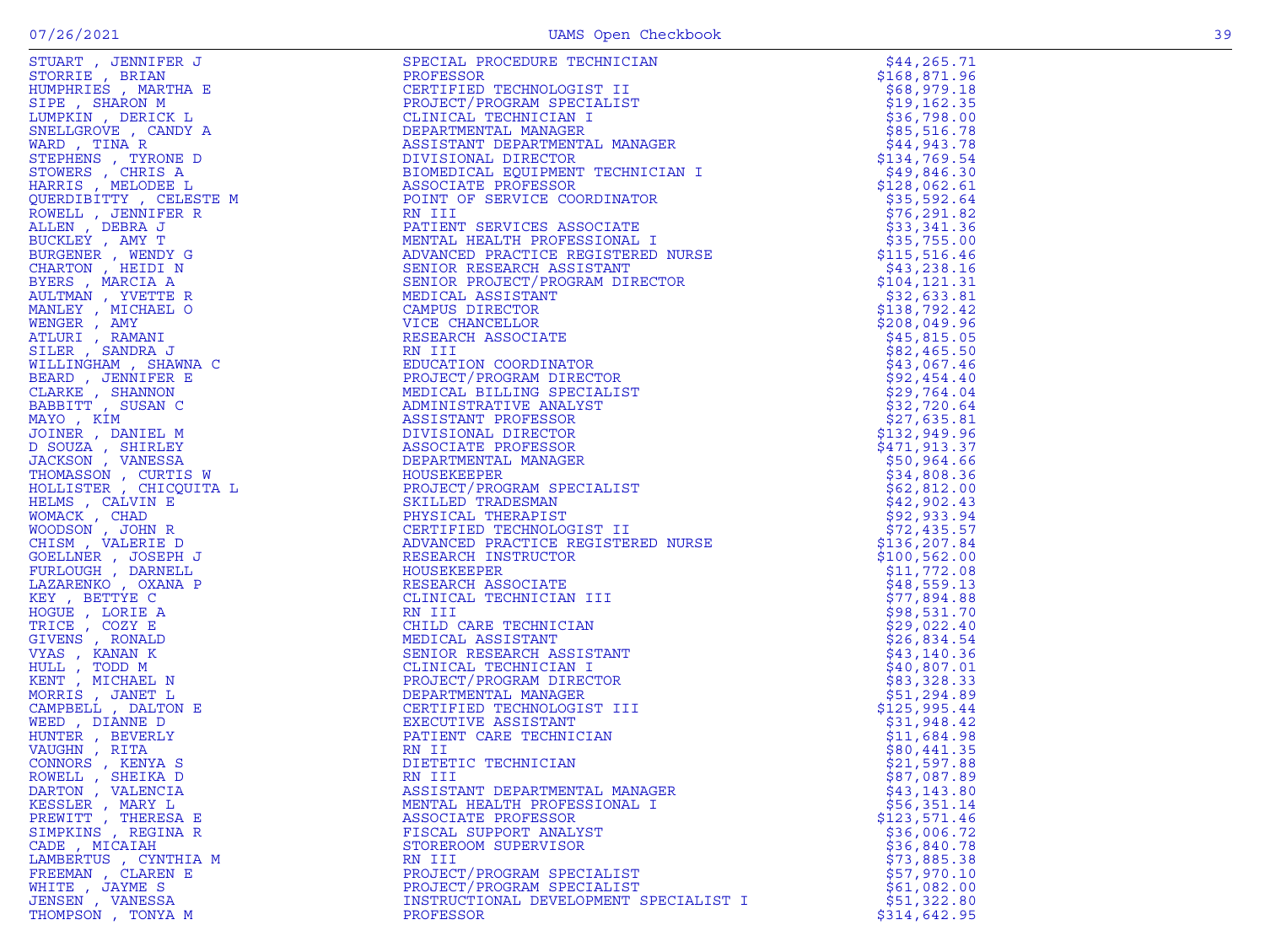| Name | Title | Amount |
|---|---|---|
| STUART , JENNIFER J | SPECIAL PROCEDURE TECHNICIAN | $44,265.71 |
| STORRIE , BRIAN | PROFESSOR | $168,871.96 |
| HUMPHRIES , MARTHA E | CERTIFIED TECHNOLOGIST II | $68,979.18 |
| SIPE , SHARON M | PROJECT/PROGRAM SPECIALIST | $19,162.35 |
| LUMPKIN , DERICK L | CLINICAL TECHNICIAN I | $36,798.00 |
| SNELLGROVE , CANDY A | DEPARTMENTAL MANAGER | $85,516.78 |
| WARD , TINA R | ASSISTANT DEPARTMENTAL MANAGER | $44,943.78 |
| STEPHENS , TYRONE D | DIVISIONAL DIRECTOR | $134,769.54 |
| STOWERS , CHRIS A | BIOMEDICAL EQUIPMENT TECHNICIAN I | $49,846.30 |
| HARRIS , MELODEE L | ASSOCIATE PROFESSOR | $128,062.61 |
| QUERDIBITTY , CELESTE M | POINT OF SERVICE COORDINATOR | $35,592.64 |
| ROWELL , JENNIFER R | RN III | $76,291.82 |
| ALLEN , DEBRA J | PATIENT SERVICES ASSOCIATE | $33,341.36 |
| BUCKLEY , AMY T | MENTAL HEALTH PROFESSIONAL I | $35,755.00 |
| BURGENER , WENDY G | ADVANCED PRACTICE REGISTERED NURSE | $115,516.46 |
| CHARTON , HEIDI N | SENIOR RESEARCH ASSISTANT | $43,238.16 |
| BYERS , MARCIA A | SENIOR PROJECT/PROGRAM DIRECTOR | $104,121.31 |
| AULTMAN , YVETTE R | MEDICAL ASSISTANT | $32,633.81 |
| MANLEY , MICHAEL O | CAMPUS DIRECTOR | $138,792.42 |
| WENGER , AMY | VICE CHANCELLOR | $208,049.96 |
| ATLURI , RAMANI | RESEARCH ASSOCIATE | $45,815.05 |
| SILER , SANDRA J | RN III | $82,465.50 |
| WILLINGHAM , SHAWNA C | EDUCATION COORDINATOR | $43,067.46 |
| BEARD , JENNIFER E | PROJECT/PROGRAM DIRECTOR | $92,454.40 |
| CLARKE , SHANNON | MEDICAL BILLING SPECIALIST | $29,764.04 |
| BABBITT , SUSAN C | ADMINISTRATIVE ANALYST | $32,720.64 |
| MAYO , KIM | ASSISTANT PROFESSOR | $27,635.81 |
| JOINER , DANIEL M | DIVISIONAL DIRECTOR | $132,949.96 |
| D SOUZA , SHIRLEY | ASSOCIATE PROFESSOR | $471,913.37 |
| JACKSON , VANESSA | DEPARTMENTAL MANAGER | $50,964.66 |
| THOMASSON , CURTIS W | HOUSEKEEPER | $34,808.36 |
| HOLLISTER , CHICQUITA L | PROJECT/PROGRAM SPECIALIST | $62,812.00 |
| HELMS , CALVIN E | SKILLED TRADESMAN | $42,902.43 |
| WOMACK , CHAD | PHYSICAL THERAPIST | $92,933.94 |
| WOODSON , JOHN R | CERTIFIED TECHNOLOGIST II | $72,435.57 |
| CHISM , VALERIE D | ADVANCED PRACTICE REGISTERED NURSE | $136,207.84 |
| GOELLNER , JOSEPH J | RESEARCH INSTRUCTOR | $100,562.00 |
| FURLOUGH , DARNELL | HOUSEKEEPER | $11,772.08 |
| LAZARENKO , OXANA P | RESEARCH ASSOCIATE | $48,559.13 |
| KEY , BETTYE C | CLINICAL TECHNICIAN III | $77,894.88 |
| HOGUE , LORIE A | RN III | $98,531.70 |
| TRICE , COZY E | CHILD CARE TECHNICIAN | $29,022.40 |
| GIVENS , RONALD | MEDICAL ASSISTANT | $26,834.54 |
| VYAS , KANAN K | SENIOR RESEARCH ASSISTANT | $43,140.36 |
| HULL , TODD M | CLINICAL TECHNICIAN I | $40,807.01 |
| KENT , MICHAEL N | PROJECT/PROGRAM DIRECTOR | $83,328.33 |
| MORRIS , JANET L | DEPARTMENTAL MANAGER | $51,294.89 |
| CAMPBELL , DALTON E | CERTIFIED TECHNOLOGIST III | $125,995.44 |
| WEED , DIANNE D | EXECUTIVE ASSISTANT | $31,948.42 |
| HUNTER , BEVERLY | PATIENT CARE TECHNICIAN | $11,684.98 |
| VAUGHN , RITA | RN II | $80,441.35 |
| CONNORS , KENYA S | DIETETIC TECHNICIAN | $21,597.88 |
| ROWELL , SHEIKA D | RN III | $87,087.89 |
| DARTON , VALENCIA | ASSISTANT DEPARTMENTAL MANAGER | $43,143.80 |
| KESSLER , MARY L | MENTAL HEALTH PROFESSIONAL I | $56,351.14 |
| PREWITT , THERESA E | ASSOCIATE PROFESSOR | $123,571.46 |
| SIMPKINS , REGINA R | FISCAL SUPPORT ANALYST | $36,006.72 |
| CADE , MICAIAH | STOREROOM SUPERVISOR | $36,840.78 |
| LAMBERTUS , CYNTHIA M | RN III | $73,885.38 |
| FREEMAN , CLAREN E | PROJECT/PROGRAM SPECIALIST | $57,970.10 |
| WHITE , JAYME S | PROJECT/PROGRAM SPECIALIST | $61,082.00 |
| JENSEN , VANESSA | INSTRUCTIONAL DEVELOPMENT SPECIALIST I | $51,322.80 |
| THOMPSON , TONYA M | PROFESSOR | $314,642.95 |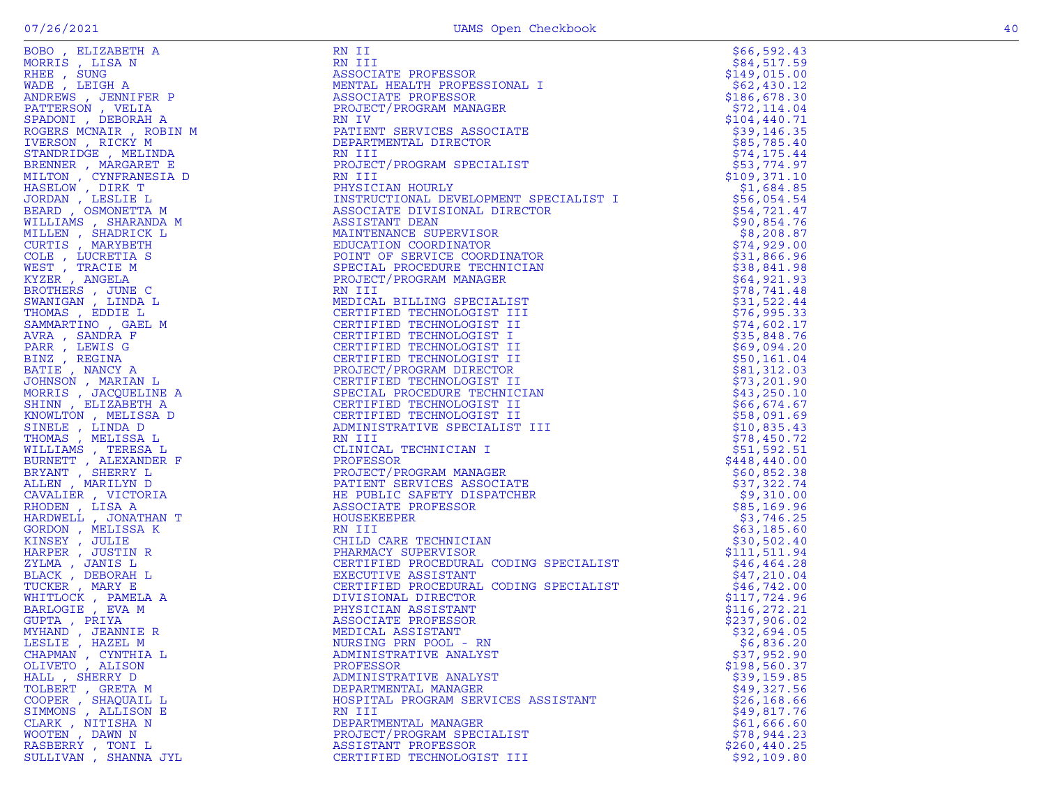| BOBO , ELIZABETH A | RN II | $66,592.43 |
|---|---|---|
| MORRIS , LISA N | RN III | $84,517.59 |
| RHEE , SUNG | ASSOCIATE PROFESSOR | $149,015.00 |
| WADE , LEIGH A | MENTAL HEALTH PROFESSIONAL I | $62,430.12 |
| ANDREWS , JENNIFER P | ASSOCIATE PROFESSOR | $186,678.30 |
| PATTERSON , VELIA | PROJECT/PROGRAM MANAGER | $72,114.04 |
| SPADONI , DEBORAH A | RN IV | $104,440.71 |
| ROGERS MCNAIR , ROBIN M | PATIENT SERVICES ASSOCIATE | $39,146.35 |
| IVERSON , RICKY M | DEPARTMENTAL DIRECTOR | $85,785.40 |
| STANDRIDGE , MELINDA | RN III | $74,175.44 |
| BRENNER , MARGARET E | PROJECT/PROGRAM SPECIALIST | $53,774.97 |
| MILTON , CYNFRANESIA D | RN III | $109,371.10 |
| HASELOW , DIRK T | PHYSICIAN HOURLY | $1,684.85 |
| JORDAN , LESLIE L | INSTRUCTIONAL DEVELOPMENT SPECIALIST I | $56,054.54 |
| BEARD , OSMONETTA M | ASSOCIATE DIVISIONAL DIRECTOR | $54,721.47 |
| WILLIAMS , SHARANDA M | ASSISTANT DEAN | $90,854.76 |
| MILLEN , SHADRICK L | MAINTENANCE SUPERVISOR | $8,208.87 |
| CURTIS , MARYBETH | EDUCATION COORDINATOR | $74,929.00 |
| COLE , LUCRETIA S | POINT OF SERVICE COORDINATOR | $31,866.96 |
| WEST , TRACIE M | SPECIAL PROCEDURE TECHNICIAN | $38,841.98 |
| KYZER , ANGELA | PROJECT/PROGRAM MANAGER | $64,921.93 |
| BROTHERS , JUNE C | RN III | $78,741.48 |
| SWANIGAN , LINDA L | MEDICAL BILLING SPECIALIST | $31,522.44 |
| THOMAS , EDDIE L | CERTIFIED TECHNOLOGIST III | $76,995.33 |
| SAMMARTINO , GAEL M | CERTIFIED TECHNOLOGIST II | $74,602.17 |
| AVRA , SANDRA F | CERTIFIED TECHNOLOGIST I | $35,848.76 |
| PARR , LEWIS G | CERTIFIED TECHNOLOGIST II | $69,094.20 |
| BINZ , REGINA | CERTIFIED TECHNOLOGIST II | $50,161.04 |
| BATIE , NANCY A | PROJECT/PROGRAM DIRECTOR | $81,312.03 |
| JOHNSON , MARIAN L | CERTIFIED TECHNOLOGIST II | $73,201.90 |
| MORRIS , JACQUELINE A | SPECIAL PROCEDURE TECHNICIAN | $43,250.10 |
| SHINN , ELIZABETH A | CERTIFIED TECHNOLOGIST II | $66,674.67 |
| KNOWLTON , MELISSA D | CERTIFIED TECHNOLOGIST II | $58,091.69 |
| SINELE , LINDA D | ADMINISTRATIVE SPECIALIST III | $10,835.43 |
| THOMAS , MELISSA L | RN III | $78,450.72 |
| WILLIAMS , TERESA L | CLINICAL TECHNICIAN I | $51,592.51 |
| BURNETT , ALEXANDER F | PROFESSOR | $448,440.00 |
| BRYANT , SHERRY L | PROJECT/PROGRAM MANAGER | $60,852.38 |
| ALLEN , MARILYN D | PATIENT SERVICES ASSOCIATE | $37,322.74 |
| CAVALIER , VICTORIA | HE PUBLIC SAFETY DISPATCHER | $9,310.00 |
| RHODEN , LISA A | ASSOCIATE PROFESSOR | $85,169.96 |
| HARDWELL , JONATHAN T | HOUSEKEEPER | $3,746.25 |
| GORDON , MELISSA K | RN III | $63,185.60 |
| KINSEY , JULIE | CHILD CARE TECHNICIAN | $30,502.40 |
| HARPER , JUSTIN R | PHARMACY SUPERVISOR | $111,511.94 |
| ZYLMA , JANIS L | CERTIFIED PROCEDURAL CODING SPECIALIST | $46,464.28 |
| BLACK , DEBORAH L | EXECUTIVE ASSISTANT | $47,210.04 |
| TUCKER , MARY E | CERTIFIED PROCEDURAL CODING SPECIALIST | $46,742.00 |
| WHITLOCK , PAMELA A | DIVISIONAL DIRECTOR | $117,724.96 |
| BARLOGIE , EVA M | PHYSICIAN ASSISTANT | $116,272.21 |
| GUPTA , PRIYA | ASSOCIATE PROFESSOR | $237,906.02 |
| MYHAND , JEANNIE R | MEDICAL ASSISTANT | $32,694.05 |
| LESLIE , HAZEL M | NURSING PRN POOL - RN | $6,836.20 |
| CHAPMAN , CYNTHIA L | ADMINISTRATIVE ANALYST | $37,952.90 |
| OLIVETO , ALISON | PROFESSOR | $198,560.37 |
| HALL , SHERRY D | ADMINISTRATIVE ANALYST | $39,159.85 |
| TOLBERT , GRETA M | DEPARTMENTAL MANAGER | $49,327.56 |
| COOPER , SHAQUAIL L | HOSPITAL PROGRAM SERVICES ASSISTANT | $26,168.66 |
| SIMMONS , ALLISON E | RN III | $49,817.76 |
| CLARK , NITISHA N | DEPARTMENTAL MANAGER | $61,666.60 |
| WOOTEN , DAWN N | PROJECT/PROGRAM SPECIALIST | $78,944.23 |
| RASBERRY , TONI L | ASSISTANT PROFESSOR | $260,440.25 |
| SULLIVAN , SHANNA JYL | CERTIFIED TECHNOLOGIST III | $92,109.80 |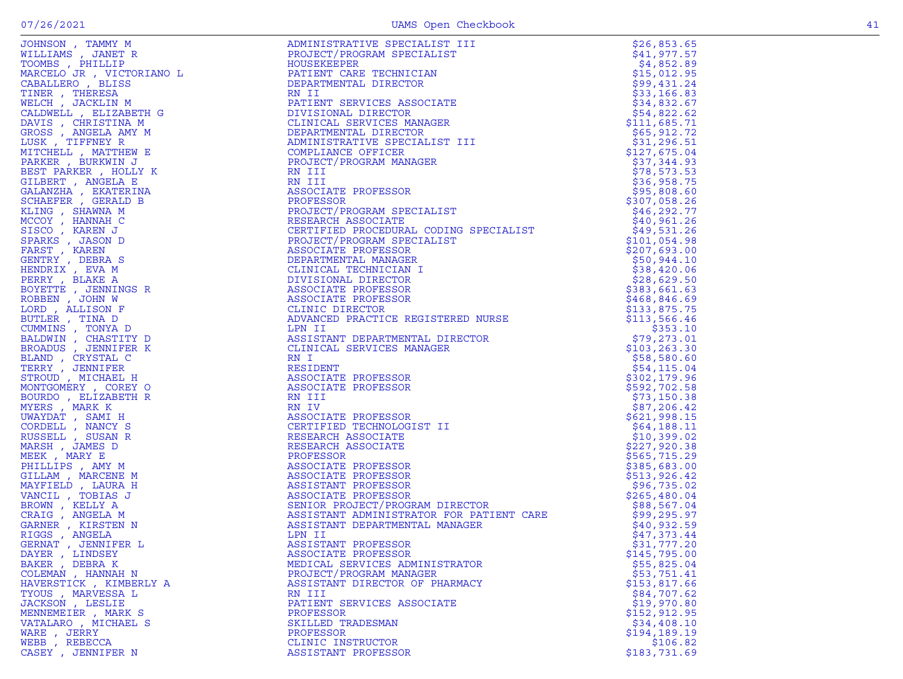| | | |
|---|---|---|
| JOHNSON , TAMMY M | ADMINISTRATIVE SPECIALIST III | $26,853.65 |
| WILLIAMS , JANET R | PROJECT/PROGRAM SPECIALIST | $41,977.57 |
| TOOMBS , PHILLIP | HOUSEKEEPER | $4,852.89 |
| MARCELO JR , VICTORIANO L | PATIENT CARE TECHNICIAN | $15,012.95 |
| CABALLERO , BLISS | DEPARTMENTAL DIRECTOR | $99,431.24 |
| TINER , THERESA | RN II | $33,166.83 |
| WELCH , JACKLIN M | PATIENT SERVICES ASSOCIATE | $34,832.67 |
| CALDWELL , ELIZABETH G | DIVISIONAL DIRECTOR | $54,822.62 |
| DAVIS , CHRISTINA M | CLINICAL SERVICES MANAGER | $111,685.71 |
| GROSS , ANGELA AMY M | DEPARTMENTAL DIRECTOR | $65,912.72 |
| LUSK , TIFFNEY R | ADMINISTRATIVE SPECIALIST III | $31,296.51 |
| MITCHELL , MATTHEW E | COMPLIANCE OFFICER | $127,675.04 |
| PARKER , BURKWIN J | PROJECT/PROGRAM MANAGER | $37,344.93 |
| BEST PARKER , HOLLY K | RN III | $78,573.53 |
| GILBERT , ANGELA E | RN III | $36,958.75 |
| GALANZHA , EKATERINA | ASSOCIATE PROFESSOR | $95,808.60 |
| SCHAEFER , GERALD B | PROFESSOR | $307,058.26 |
| KLING , SHAWNA M | PROJECT/PROGRAM SPECIALIST | $46,292.77 |
| MCCOY , HANNAH C | RESEARCH ASSOCIATE | $40,961.26 |
| SISCO , KAREN J | CERTIFIED PROCEDURAL CODING SPECIALIST | $49,531.26 |
| SPARKS , JASON D | PROJECT/PROGRAM SPECIALIST | $101,054.98 |
| FARST , KAREN | ASSOCIATE PROFESSOR | $207,693.00 |
| GENTRY , DEBRA S | DEPARTMENTAL MANAGER | $50,944.10 |
| HENDRIX , EVA M | CLINICAL TECHNICIAN I | $38,420.06 |
| PERRY , BLAKE A | DIVISIONAL DIRECTOR | $28,629.50 |
| BOYETTE , JENNINGS R | ASSOCIATE PROFESSOR | $383,661.63 |
| ROBBEN , JOHN W | ASSOCIATE PROFESSOR | $468,846.69 |
| LORD , ALLISON F | CLINIC DIRECTOR | $133,875.75 |
| BUTLER , TINA D | ADVANCED PRACTICE REGISTERED NURSE | $113,566.46 |
| CUMMINS , TONYA D | LPN II | $353.10 |
| BALDWIN , CHASTITY D | ASSISTANT DEPARTMENTAL DIRECTOR | $79,273.01 |
| BROADUS , JENNIFER K | CLINICAL SERVICES MANAGER | $103,263.30 |
| BLAND , CRYSTAL C | RN I | $58,580.60 |
| TERRY , JENNIFER | RESIDENT | $54,115.04 |
| STROUD , MICHAEL H | ASSOCIATE PROFESSOR | $302,179.96 |
| MONTGOMERY , COREY O | ASSOCIATE PROFESSOR | $592,702.58 |
| BOURDO , ELIZABETH R | RN III | $73,150.38 |
| MYERS , MARK K | RN IV | $87,206.42 |
| UWAYDAT , SAMI H | ASSOCIATE PROFESSOR | $621,998.15 |
| CORDELL , NANCY S | CERTIFIED TECHNOLOGIST II | $64,188.11 |
| RUSSELL , SUSAN R | RESEARCH ASSOCIATE | $10,399.02 |
| MARSH , JAMES D | RESEARCH ASSOCIATE | $227,920.38 |
| MEEK , MARY E | PROFESSOR | $565,715.29 |
| PHILLIPS , AMY M | ASSOCIATE PROFESSOR | $385,683.00 |
| GILLAM , MARCENE M | ASSOCIATE PROFESSOR | $513,926.42 |
| MAYFIELD , LAURA H | ASSISTANT PROFESSOR | $96,735.02 |
| VANCIL , TOBIAS J | ASSOCIATE PROFESSOR | $265,480.04 |
| BROWN , KELLY A | SENIOR PROJECT/PROGRAM DIRECTOR | $88,567.04 |
| CRAIG , ANGELA M | ASSISTANT ADMINISTRATOR FOR PATIENT CARE | $99,295.97 |
| GARNER , KIRSTEN N | ASSISTANT DEPARTMENTAL MANAGER | $40,932.59 |
| RIGGS , ANGELA | LPN II | $47,373.44 |
| GERNAT , JENNIFER L | ASSISTANT PROFESSOR | $31,777.20 |
| DAYER , LINDSEY | ASSOCIATE PROFESSOR | $145,795.00 |
| BAKER , DEBRA K | MEDICAL SERVICES ADMINISTRATOR | $55,825.04 |
| COLEMAN , HANNAH N | PROJECT/PROGRAM MANAGER | $53,751.41 |
| HAVERSTICK , KIMBERLY A | ASSISTANT DIRECTOR OF PHARMACY | $153,817.66 |
| TYOUS , MARVESSA L | RN III | $84,707.62 |
| JACKSON , LESLIE | PATIENT SERVICES ASSOCIATE | $19,970.80 |
| MENNEMEIER , MARK S | PROFESSOR | $152,912.95 |
| VATALARO , MICHAEL S | SKILLED TRADESMAN | $34,408.10 |
| WARE , JERRY | PROFESSOR | $194,189.19 |
| WEBB , REBECCA | CLINIC INSTRUCTOR | $106.82 |
| CASEY , JENNIFER N | ASSISTANT PROFESSOR | $183,731.69 |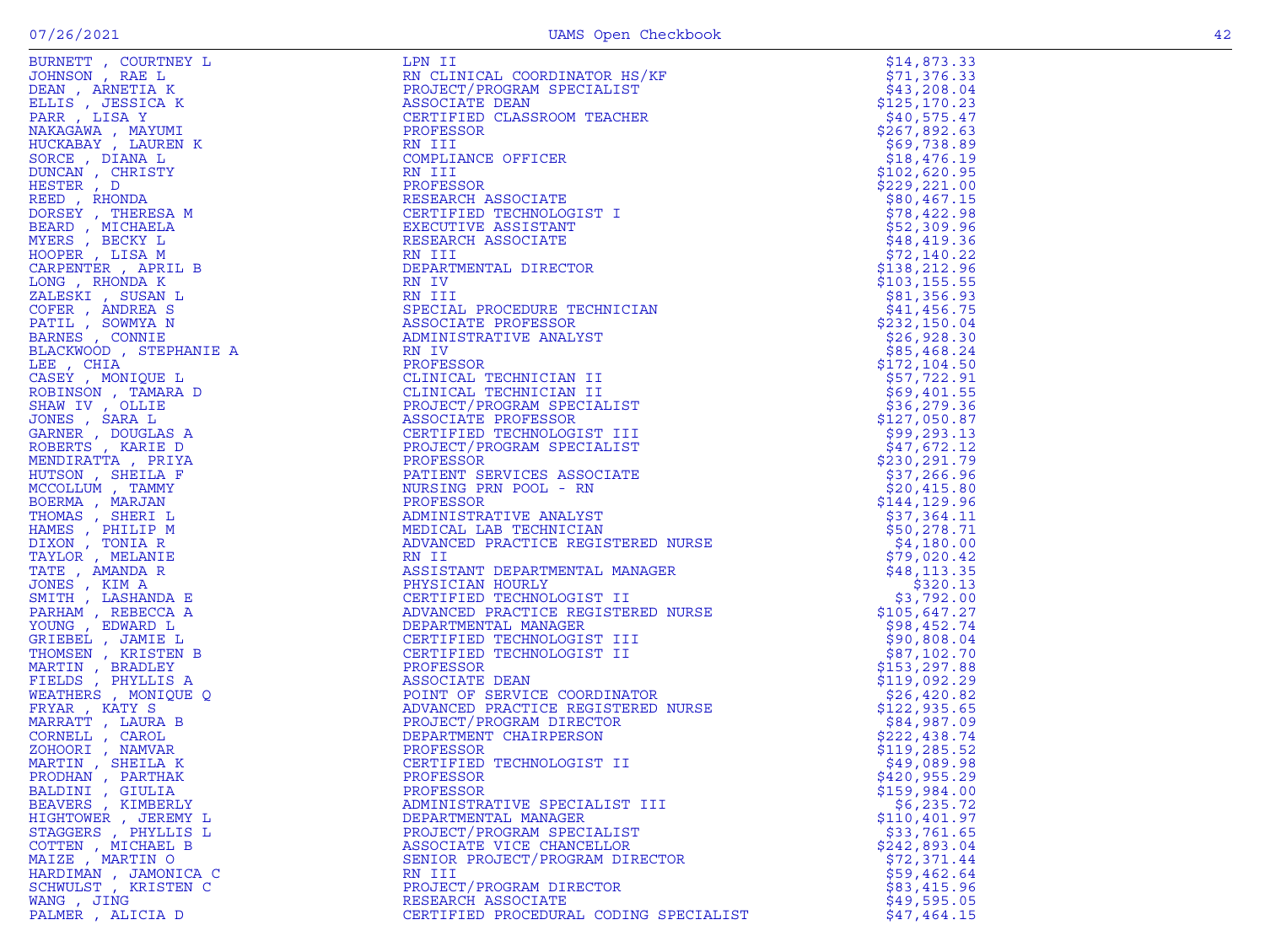| Name | Title | Amount |
|---|---|---|
| BURNETT , COURTNEY L | LPN II | $14,873.33 |
| JOHNSON , RAE L | RN CLINICAL COORDINATOR HS/KF | $71,376.33 |
| DEAN , ARNETIA K | PROJECT/PROGRAM SPECIALIST | $43,208.04 |
| ELLIS , JESSICA K | ASSOCIATE DEAN | $125,170.23 |
| PARR , LISA Y | CERTIFIED CLASSROOM TEACHER | $40,575.47 |
| NAKAGAWA , MAYUMI | PROFESSOR | $267,892.63 |
| HUCKABAY , LAUREN K | RN III | $69,738.89 |
| SORCE , DIANA L | COMPLIANCE OFFICER | $18,476.19 |
| DUNCAN , CHRISTY | RN III | $102,620.95 |
| HESTER , D | PROFESSOR | $229,221.00 |
| REED , RHONDA | RESEARCH ASSOCIATE | $80,467.15 |
| DORSEY , THERESA M | CERTIFIED TECHNOLOGIST I | $78,422.98 |
| BEARD , MICHAELA | EXECUTIVE ASSISTANT | $52,309.96 |
| MYERS , BECKY L | RESEARCH ASSOCIATE | $48,419.36 |
| HOOPER , LISA M | RN III | $72,140.22 |
| CARPENTER , APRIL B | DEPARTMENTAL DIRECTOR | $138,212.96 |
| LONG , RHONDA K | RN IV | $103,155.55 |
| ZALESKI , SUSAN L | RN III | $81,356.93 |
| COFER , ANDREA S | SPECIAL PROCEDURE TECHNICIAN | $41,456.75 |
| PATIL , SOWMYA N | ASSOCIATE PROFESSOR | $232,150.04 |
| BARNES , CONNIE | ADMINISTRATIVE ANALYST | $26,928.30 |
| BLACKWOOD , STEPHANIE A | RN IV | $85,468.24 |
| LEE , CHIA | PROFESSOR | $172,104.50 |
| CASEY , MONIQUE L | CLINICAL TECHNICIAN II | $57,722.91 |
| ROBINSON , TAMARA D | CLINICAL TECHNICIAN II | $69,401.55 |
| SHAW IV , OLLIE | PROJECT/PROGRAM SPECIALIST | $36,279.36 |
| JONES , SARA L | ASSOCIATE PROFESSOR | $127,050.87 |
| GARNER , DOUGLAS A | CERTIFIED TECHNOLOGIST III | $99,293.13 |
| ROBERTS , KARIE D | PROJECT/PROGRAM SPECIALIST | $47,672.12 |
| MENDIRATTA , PRIYA | PROFESSOR | $230,291.79 |
| HUTSON , SHEILA F | PATIENT SERVICES ASSOCIATE | $37,266.96 |
| MCCOLLUM , TAMMY | NURSING PRN POOL - RN | $20,415.80 |
| BOERMA , MARJAN | PROFESSOR | $144,129.96 |
| THOMAS , SHERI L | ADMINISTRATIVE ANALYST | $37,364.11 |
| HAMES , PHILIP M | MEDICAL LAB TECHNICIAN | $50,278.71 |
| DIXON , TONIA R | ADVANCED PRACTICE REGISTERED NURSE | $4,180.00 |
| TAYLOR , MELANIE | RN II | $79,020.42 |
| TATE , AMANDA R | ASSISTANT DEPARTMENTAL MANAGER | $48,113.35 |
| JONES , KIM A | PHYSICIAN HOURLY | $320.13 |
| SMITH , LASHANDA E | CERTIFIED TECHNOLOGIST II | $3,792.00 |
| PARHAM , REBECCA A | ADVANCED PRACTICE REGISTERED NURSE | $105,647.27 |
| YOUNG , EDWARD L | DEPARTMENTAL MANAGER | $98,452.74 |
| GRIEBEL , JAMIE L | CERTIFIED TECHNOLOGIST III | $90,808.04 |
| THOMSEN , KRISTEN B | CERTIFIED TECHNOLOGIST II | $87,102.70 |
| MARTIN , BRADLEY | PROFESSOR | $153,297.88 |
| FIELDS , PHYLLIS A | ASSOCIATE DEAN | $119,092.29 |
| WEATHERS , MONIQUE Q | POINT OF SERVICE COORDINATOR | $26,420.82 |
| FRYAR , KATY S | ADVANCED PRACTICE REGISTERED NURSE | $122,935.65 |
| MARRATT , LAURA B | PROJECT/PROGRAM DIRECTOR | $84,987.09 |
| CORNELL , CAROL | DEPARTMENT CHAIRPERSON | $222,438.74 |
| ZOHOORI , NAMVAR | PROFESSOR | $119,285.52 |
| MARTIN , SHEILA K | CERTIFIED TECHNOLOGIST II | $49,089.98 |
| PRODHAN , PARTHAK | PROFESSOR | $420,955.29 |
| BALDINI , GIULIA | PROFESSOR | $159,984.00 |
| BEAVERS , KIMBERLY | ADMINISTRATIVE SPECIALIST III | $6,235.72 |
| HIGHTOWER , JEREMY L | DEPARTMENTAL MANAGER | $110,401.97 |
| STAGGERS , PHYLLIS L | PROJECT/PROGRAM SPECIALIST | $33,761.65 |
| COTTEN , MICHAEL B | ASSOCIATE VICE CHANCELLOR | $242,893.04 |
| MAIZE , MARTIN O | SENIOR PROJECT/PROGRAM DIRECTOR | $72,371.44 |
| HARDIMAN , JAMONICA C | RN III | $59,462.64 |
| SCHWULST , KRISTEN C | PROJECT/PROGRAM DIRECTOR | $83,415.96 |
| WANG , JING | RESEARCH ASSOCIATE | $49,595.05 |
| PALMER , ALICIA D | CERTIFIED PROCEDURAL CODING SPECIALIST | $47,464.15 |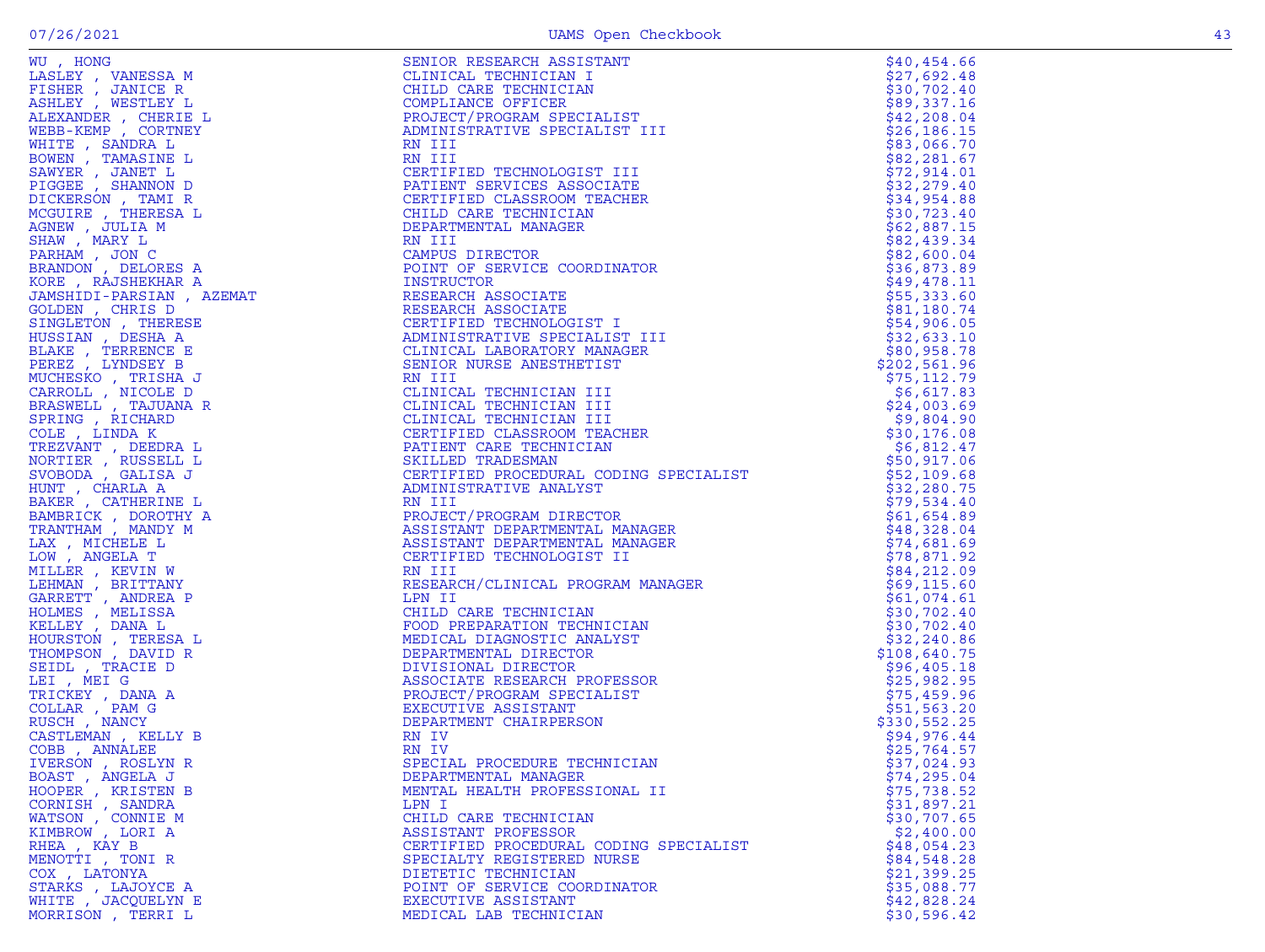| | | |
|---|---|---|
| WU , HONG | SENIOR RESEARCH ASSISTANT | $40,454.66 |
| LASLEY , VANESSA M | CLINICAL TECHNICIAN I | $27,692.48 |
| FISHER , JANICE R | CHILD CARE TECHNICIAN | $30,702.40 |
| ASHLEY , WESTLEY L | COMPLIANCE OFFICER | $89,337.16 |
| ALEXANDER , CHERIE L | PROJECT/PROGRAM SPECIALIST | $42,208.04 |
| WEBB-KEMP , CORTNEY | ADMINISTRATIVE SPECIALIST III | $26,186.15 |
| WHITE , SANDRA L | RN III | $83,066.70 |
| BOWEN , TAMASINE L | RN III | $82,281.67 |
| SAWYER , JANET L | CERTIFIED TECHNOLOGIST III | $72,914.01 |
| PIGGEE , SHANNON D | PATIENT SERVICES ASSOCIATE | $32,279.40 |
| DICKERSON , TAMI R | CERTIFIED CLASSROOM TEACHER | $34,954.88 |
| MCGUIRE , THERESA L | CHILD CARE TECHNICIAN | $30,723.40 |
| AGNEW , JULIA M | DEPARTMENTAL MANAGER | $62,887.15 |
| SHAW , MARY L | RN III | $82,439.34 |
| PARHAM , JON C | CAMPUS DIRECTOR | $82,600.04 |
| BRANDON , DELORES A | POINT OF SERVICE COORDINATOR | $36,873.89 |
| KORE , RAJSHEKHAR A | INSTRUCTOR | $49,478.11 |
| JAMSHIDI-PARSIAN , AZEMAT | RESEARCH ASSOCIATE | $55,333.60 |
| GOLDEN , CHRIS D | RESEARCH ASSOCIATE | $81,180.74 |
| SINGLETON , THERESE | CERTIFIED TECHNOLOGIST I | $54,906.05 |
| HUSSIAN , DESHA A | ADMINISTRATIVE SPECIALIST III | $32,633.10 |
| BLAKE , TERRENCE E | CLINICAL LABORATORY MANAGER | $80,958.78 |
| PEREZ , LYNDSEY B | SENIOR NURSE ANESTHETIST | $202,561.96 |
| MUCHESKO , TRISHA J | RN III | $75,112.79 |
| CARROLL , NICOLE D | CLINICAL TECHNICIAN III | $6,617.83 |
| BRASWELL , TAJUANA R | CLINICAL TECHNICIAN III | $24,003.69 |
| SPRING , RICHARD | CLINICAL TECHNICIAN III | $9,804.90 |
| COLE , LINDA K | CERTIFIED CLASSROOM TEACHER | $30,176.08 |
| TREZVANT , DEEDRA L | PATIENT CARE TECHNICIAN | $6,812.47 |
| NORTIER , RUSSELL L | SKILLED TRADESMAN | $50,917.06 |
| SVOBODA , GALISA J | CERTIFIED PROCEDURAL CODING SPECIALIST | $52,109.68 |
| HUNT , CHARLA A | ADMINISTRATIVE ANALYST | $32,280.75 |
| BAKER , CATHERINE L | RN III | $79,534.40 |
| BAMBRICK , DOROTHY A | PROJECT/PROGRAM DIRECTOR | $61,654.89 |
| TRANTHAM , MANDY M | ASSISTANT DEPARTMENTAL MANAGER | $48,328.04 |
| LAX , MICHELE L | ASSISTANT DEPARTMENTAL MANAGER | $74,681.69 |
| LOW , ANGELA T | CERTIFIED TECHNOLOGIST II | $78,871.92 |
| MILLER , KEVIN W | RN III | $84,212.09 |
| LEHMAN , BRITTANY | RESEARCH/CLINICAL PROGRAM MANAGER | $69,115.60 |
| GARRETT , ANDREA P | LPN II | $61,074.61 |
| HOLMES , MELISSA | CHILD CARE TECHNICIAN | $30,702.40 |
| KELLEY , DANA L | FOOD PREPARATION TECHNICIAN | $30,702.40 |
| HOURSTON , TERESA L | MEDICAL DIAGNOSTIC ANALYST | $32,240.86 |
| THOMPSON , DAVID R | DEPARTMENTAL DIRECTOR | $108,640.75 |
| SEIDL , TRACIE D | DIVISIONAL DIRECTOR | $96,405.18 |
| LEI , MEI G | ASSOCIATE RESEARCH PROFESSOR | $25,982.95 |
| TRICKEY , DANA A | PROJECT/PROGRAM SPECIALIST | $75,459.96 |
| COLLAR , PAM G | EXECUTIVE ASSISTANT | $51,563.20 |
| RUSCH , NANCY | DEPARTMENT CHAIRPERSON | $330,552.25 |
| CASTLEMAN , KELLY B | RN IV | $94,976.44 |
| COBB , ANNALEE | RN IV | $25,764.57 |
| IVERSON , ROSLYN R | SPECIAL PROCEDURE TECHNICIAN | $37,024.93 |
| BOAST , ANGELA J | DEPARTMENTAL MANAGER | $74,295.04 |
| HOOPER , KRISTEN B | MENTAL HEALTH PROFESSIONAL II | $75,738.52 |
| CORNISH , SANDRA | LPN I | $31,897.21 |
| WATSON , CONNIE M | CHILD CARE TECHNICIAN | $30,707.65 |
| KIMBROW , LORI A | ASSISTANT PROFESSOR | $2,400.00 |
| RHEA , KAY B | CERTIFIED PROCEDURAL CODING SPECIALIST | $48,054.23 |
| MENOTTI , TONI R | SPECIALTY REGISTERED NURSE | $84,548.28 |
| COX , LATONYA | DIETETIC TECHNICIAN | $21,399.25 |
| STARKS , LAJOYCE A | POINT OF SERVICE COORDINATOR | $35,088.77 |
| WHITE , JACQUELYN E | EXECUTIVE ASSISTANT | $42,828.24 |
| MORRISON , TERRI L | MEDICAL LAB TECHNICIAN | $30,596.42 |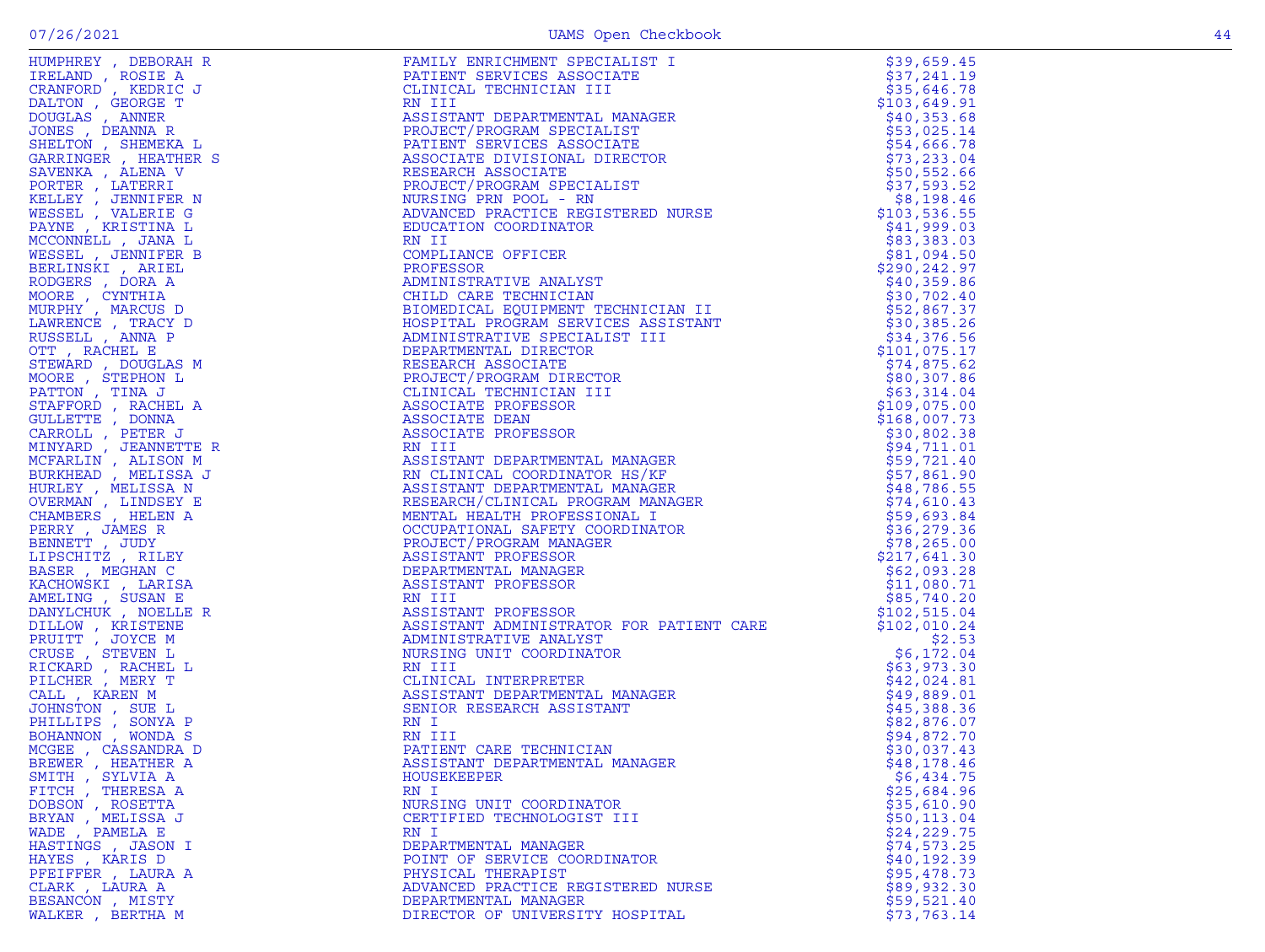| | | |
|---|---|---|
| HUMPHREY , DEBORAH R | FAMILY ENRICHMENT SPECIALIST I | $39,659.45 |
| IRELAND , ROSIE A | PATIENT SERVICES ASSOCIATE | $37,241.19 |
| CRANFORD , KEDRIC J | CLINICAL TECHNICIAN III | $35,646.78 |
| DALTON , GEORGE T | RN III | $103,649.91 |
| DOUGLAS , ANNER | ASSISTANT DEPARTMENTAL MANAGER | $40,353.68 |
| JONES , DEANNA R | PROJECT/PROGRAM SPECIALIST | $53,025.14 |
| SHELTON , SHEMEKA L | PATIENT SERVICES ASSOCIATE | $54,666.78 |
| GARRINGER , HEATHER S | ASSOCIATE DIVISIONAL DIRECTOR | $73,233.04 |
| SAVENKA , ALENA V | RESEARCH ASSOCIATE | $50,552.66 |
| PORTER , LATERRI | PROJECT/PROGRAM SPECIALIST | $37,593.52 |
| KELLEY , JENNIFER N | NURSING PRN POOL - RN | $8,198.46 |
| WESSEL , VALERIE G | ADVANCED PRACTICE REGISTERED NURSE | $103,536.55 |
| PAYNE , KRISTINA L | EDUCATION COORDINATOR | $41,999.03 |
| MCCONNELL , JANA L | RN II | $83,383.03 |
| WESSEL , JENNIFER B | COMPLIANCE OFFICER | $81,094.50 |
| BERLINSKI , ARIEL | PROFESSOR | $290,242.97 |
| RODGERS , DORA A | ADMINISTRATIVE ANALYST | $40,359.86 |
| MOORE , CYNTHIA | CHILD CARE TECHNICIAN | $30,702.40 |
| MURPHY , MARCUS D | BIOMEDICAL EQUIPMENT TECHNICIAN II | $52,867.37 |
| LAWRENCE , TRACY D | HOSPITAL PROGRAM SERVICES ASSISTANT | $30,385.26 |
| RUSSELL , ANNA P | ADMINISTRATIVE SPECIALIST III | $34,376.56 |
| OTT , RACHEL E | DEPARTMENTAL DIRECTOR | $101,075.17 |
| STEWARD , DOUGLAS M | RESEARCH ASSOCIATE | $74,875.62 |
| MOORE , STEPHON L | PROJECT/PROGRAM DIRECTOR | $80,307.86 |
| PATTON , TINA J | CLINICAL TECHNICIAN III | $63,314.04 |
| STAFFORD , RACHEL A | ASSOCIATE PROFESSOR | $109,075.00 |
| GULLETTE , DONNA | ASSOCIATE DEAN | $168,007.73 |
| CARROLL , PETER J | ASSOCIATE PROFESSOR | $30,802.38 |
| MINYARD , JEANNETTE R | RN III | $94,711.01 |
| MCFARLIN , ALISON M | ASSISTANT DEPARTMENTAL MANAGER | $59,721.40 |
| BURKHEAD , MELISSA J | RN CLINICAL COORDINATOR HS/KF | $57,861.90 |
| HURLEY , MELISSA N | ASSISTANT DEPARTMENTAL MANAGER | $48,786.55 |
| OVERMAN , LINDSEY E | RESEARCH/CLINICAL PROGRAM MANAGER | $74,610.43 |
| CHAMBERS , HELEN A | MENTAL HEALTH PROFESSIONAL I | $59,693.84 |
| PERRY , JAMES R | OCCUPATIONAL SAFETY COORDINATOR | $36,279.36 |
| BENNETT , JUDY | PROJECT/PROGRAM MANAGER | $78,265.00 |
| LIPSCHITZ , RILEY | ASSISTANT PROFESSOR | $217,641.30 |
| BASER , MEGHAN C | DEPARTMENTAL MANAGER | $62,093.28 |
| KACHOWSKI , LARISA | ASSISTANT PROFESSOR | $11,080.71 |
| AMELING , SUSAN E | RN III | $85,740.20 |
| DANYLCHUK , NOELLE R | ASSISTANT PROFESSOR | $102,515.04 |
| DILLOW , KRISTENE | ASSISTANT ADMINISTRATOR FOR PATIENT CARE | $102,010.24 |
| PRUITT , JOYCE M | ADMINISTRATIVE ANALYST | $2.53 |
| CRUSE , STEVEN L | NURSING UNIT COORDINATOR | $6,172.04 |
| RICKARD , RACHEL L | RN III | $63,973.30 |
| PILCHER , MERY T | CLINICAL INTERPRETER | $42,024.81 |
| CALL , KAREN M | ASSISTANT DEPARTMENTAL MANAGER | $49,889.01 |
| JOHNSTON , SUE L | SENIOR RESEARCH ASSISTANT | $45,388.36 |
| PHILLIPS , SONYA P | RN I | $82,876.07 |
| BOHANNON , WONDA S | RN III | $94,872.70 |
| MCGEE , CASSANDRA D | PATIENT CARE TECHNICIAN | $30,037.43 |
| BREWER , HEATHER A | ASSISTANT DEPARTMENTAL MANAGER | $48,178.46 |
| SMITH , SYLVIA A | HOUSEKEEPER | $6,434.75 |
| FITCH , THERESA A | RN I | $25,684.96 |
| DOBSON , ROSETTA | NURSING UNIT COORDINATOR | $35,610.90 |
| BRYAN , MELISSA J | CERTIFIED TECHNOLOGIST III | $50,113.04 |
| WADE , PAMELA E | RN I | $24,229.75 |
| HASTINGS , JASON I | DEPARTMENTAL MANAGER | $74,573.25 |
| HAYES , KARIS D | POINT OF SERVICE COORDINATOR | $40,192.39 |
| PFEIFFER , LAURA A | PHYSICAL THERAPIST | $95,478.73 |
| CLARK , LAURA A | ADVANCED PRACTICE REGISTERED NURSE | $89,932.30 |
| BESANCON , MISTY | DEPARTMENTAL MANAGER | $59,521.40 |
| WALKER , BERTHA M | DIRECTOR OF UNIVERSITY HOSPITAL | $73,763.14 |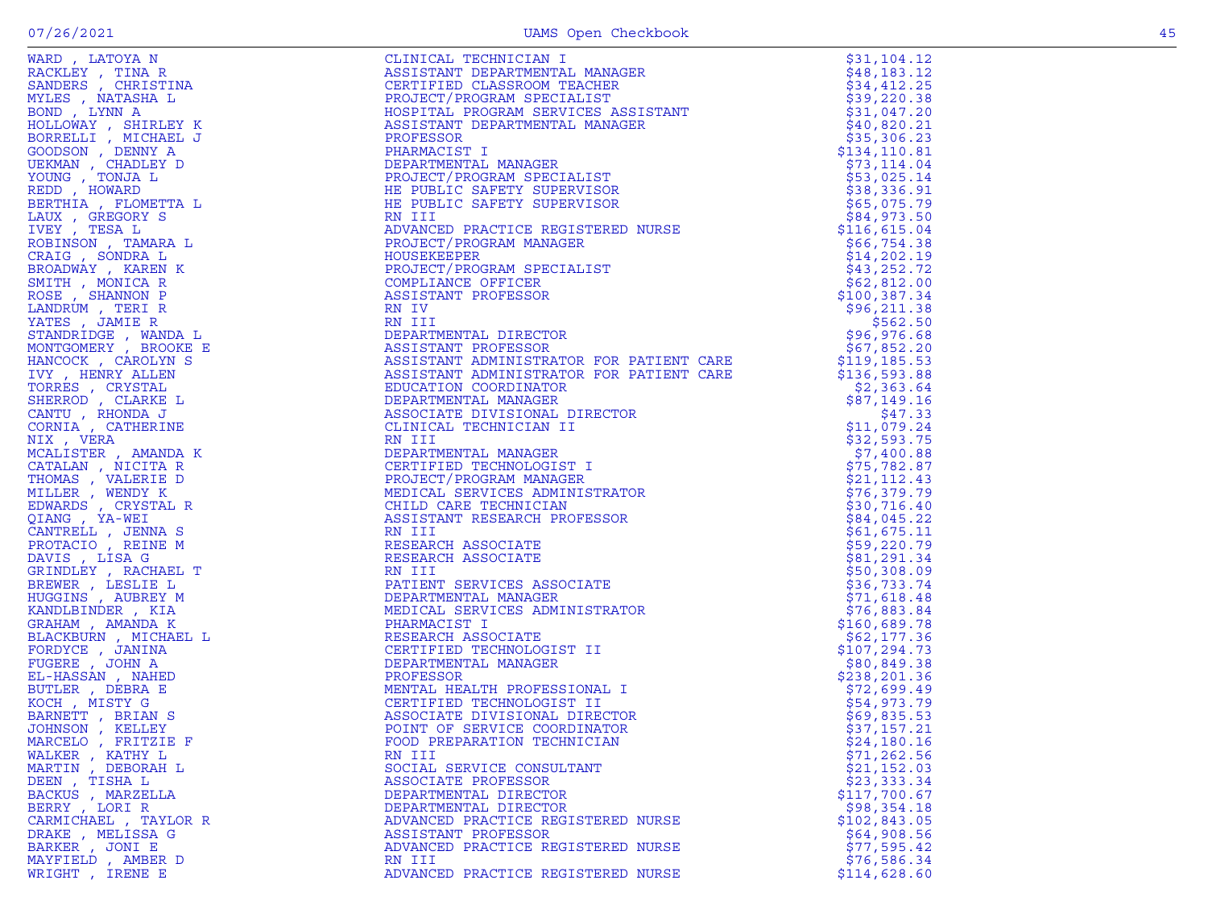| Name | Title | Amount |
|---|---|---|
| WARD , LATOYA N | CLINICAL TECHNICIAN I | $31,104.12 |
| RACKLEY , TINA R | ASSISTANT DEPARTMENTAL MANAGER | $48,183.12 |
| SANDERS , CHRISTINA | CERTIFIED CLASSROOM TEACHER | $34,412.25 |
| MYLES , NATASHA L | PROJECT/PROGRAM SPECIALIST | $39,220.38 |
| BOND , LYNN A | HOSPITAL PROGRAM SERVICES ASSISTANT | $31,047.20 |
| HOLLOWAY , SHIRLEY K | ASSISTANT DEPARTMENTAL MANAGER | $40,820.21 |
| BORRELLI , MICHAEL J | PROFESSOR | $35,306.23 |
| GOODSON , DENNY A | PHARMACIST I | $134,110.81 |
| UEKMAN , CHADLEY D | DEPARTMENTAL MANAGER | $73,114.04 |
| YOUNG , TONJA L | PROJECT/PROGRAM SPECIALIST | $53,025.14 |
| REDD , HOWARD | HE PUBLIC SAFETY SUPERVISOR | $38,336.91 |
| BERTHIA , FLOMETTA L | HE PUBLIC SAFETY SUPERVISOR | $65,075.79 |
| LAUX , GREGORY S | RN III | $84,973.50 |
| IVEY , TESA L | ADVANCED PRACTICE REGISTERED NURSE | $116,615.04 |
| ROBINSON , TAMARA L | PROJECT/PROGRAM MANAGER | $66,754.38 |
| CRAIG , SONDRA L | HOUSEKEEPER | $14,202.19 |
| BROADWAY , KAREN K | PROJECT/PROGRAM SPECIALIST | $43,252.72 |
| SMITH , MONICA R | COMPLIANCE OFFICER | $62,812.00 |
| ROSE , SHANNON P | ASSISTANT PROFESSOR | $100,387.34 |
| LANDRUM , TERI R | RN IV | $96,211.38 |
| YATES , JAMIE R | RN III | $562.50 |
| STANDRIDGE , WANDA L | DEPARTMENTAL DIRECTOR | $96,976.68 |
| MONTGOMERY , BROOKE E | ASSISTANT PROFESSOR | $67,852.20 |
| HANCOCK , CAROLYN S | ASSISTANT ADMINISTRATOR FOR PATIENT CARE | $119,185.53 |
| IVY , HENRY ALLEN | ASSISTANT ADMINISTRATOR FOR PATIENT CARE | $136,593.88 |
| TORRES , CRYSTAL | EDUCATION COORDINATOR | $2,363.64 |
| SHERROD , CLARKE L | DEPARTMENTAL MANAGER | $87,149.16 |
| CANTU , RHONDA J | ASSOCIATE DIVISIONAL DIRECTOR | $47.33 |
| CORNIA , CATHERINE | CLINICAL TECHNICIAN II | $11,079.24 |
| NIX , VERA | RN III | $32,593.75 |
| MCALISTER , AMANDA K | DEPARTMENTAL MANAGER | $7,400.88 |
| CATALAN , NICITA R | CERTIFIED TECHNOLOGIST I | $75,782.87 |
| THOMAS , VALERIE D | PROJECT/PROGRAM MANAGER | $21,112.43 |
| MILLER , WENDY K | MEDICAL SERVICES ADMINISTRATOR | $76,379.79 |
| EDWARDS , CRYSTAL R | CHILD CARE TECHNICIAN | $30,716.40 |
| QIANG , YA-WEI | ASSISTANT RESEARCH PROFESSOR | $84,045.22 |
| CANTRELL , JENNA S | RN III | $61,675.11 |
| PROTACIO , REINE M | RESEARCH ASSOCIATE | $59,220.79 |
| DAVIS , LISA G | RESEARCH ASSOCIATE | $81,291.34 |
| GRINDLEY , RACHAEL T | RN III | $50,308.09 |
| BREWER , LESLIE L | PATIENT SERVICES ASSOCIATE | $36,733.74 |
| HUGGINS , AUBREY M | DEPARTMENTAL MANAGER | $71,618.48 |
| KANDLBINDER , KIA | MEDICAL SERVICES ADMINISTRATOR | $76,883.84 |
| GRAHAM , AMANDA K | PHARMACIST I | $160,689.78 |
| BLACKBURN , MICHAEL L | RESEARCH ASSOCIATE | $62,177.36 |
| FORDYCE , JANINA | CERTIFIED TECHNOLOGIST II | $107,294.73 |
| FUGERE , JOHN A | DEPARTMENTAL MANAGER | $80,849.38 |
| EL-HASSAN , NAHED | PROFESSOR | $238,201.36 |
| BUTLER , DEBRA E | MENTAL HEALTH PROFESSIONAL I | $72,699.49 |
| KOCH , MISTY G | CERTIFIED TECHNOLOGIST II | $54,973.79 |
| BARNETT , BRIAN S | ASSOCIATE DIVISIONAL DIRECTOR | $69,835.53 |
| JOHNSON , KELLEY | POINT OF SERVICE COORDINATOR | $37,157.21 |
| MARCELO , FRITZIE F | FOOD PREPARATION TECHNICIAN | $24,180.16 |
| WALKER , KATHY L | RN III | $71,262.56 |
| MARTIN , DEBORAH L | SOCIAL SERVICE CONSULTANT | $21,152.03 |
| DEEN , TISHA L | ASSOCIATE PROFESSOR | $23,333.34 |
| BACKUS , MARZELLA | DEPARTMENTAL DIRECTOR | $117,700.67 |
| BERRY , LORI R | DEPARTMENTAL DIRECTOR | $98,354.18 |
| CARMICHAEL , TAYLOR R | ADVANCED PRACTICE REGISTERED NURSE | $102,843.05 |
| DRAKE , MELISSA G | ASSISTANT PROFESSOR | $64,908.56 |
| BARKER , JONI E | ADVANCED PRACTICE REGISTERED NURSE | $77,595.42 |
| MAYFIELD , AMBER D | RN III | $76,586.34 |
| WRIGHT , IRENE E | ADVANCED PRACTICE REGISTERED NURSE | $114,628.60 |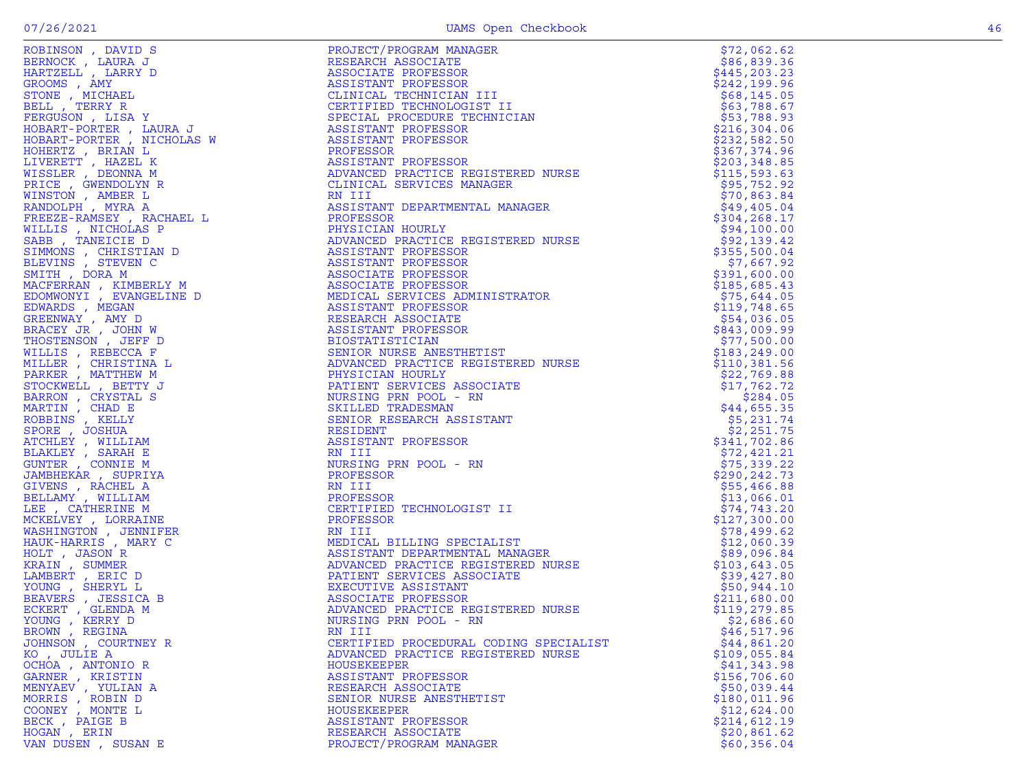| | | |
|---|---|---|
| ROBINSON , DAVID S | PROJECT/PROGRAM MANAGER | $72,062.62 |
| BERNOCK , LAURA J | RESEARCH ASSOCIATE | $86,839.36 |
| HARTZELL , LARRY D | ASSOCIATE PROFESSOR | $445,203.23 |
| GROOMS , AMY | ASSISTANT PROFESSOR | $242,199.96 |
| STONE , MICHAEL | CLINICAL TECHNICIAN III | $68,145.05 |
| BELL , TERRY R | CERTIFIED TECHNOLOGIST II | $63,788.67 |
| FERGUSON , LISA Y | SPECIAL PROCEDURE TECHNICIAN | $53,788.93 |
| HOBART-PORTER , LAURA J | ASSISTANT PROFESSOR | $216,304.06 |
| HOBART-PORTER , NICHOLAS W | ASSISTANT PROFESSOR | $232,582.50 |
| HOHERTZ , BRIAN L | PROFESSOR | $367,374.96 |
| LIVERETT , HAZEL K | ASSISTANT PROFESSOR | $203,348.85 |
| WISSLER , DEONNA M | ADVANCED PRACTICE REGISTERED NURSE | $115,593.63 |
| PRICE , GWENDOLYN R | CLINICAL SERVICES MANAGER | $95,752.92 |
| WINSTON , AMBER L | RN III | $70,863.84 |
| RANDOLPH , MYRA A | ASSISTANT DEPARTMENTAL MANAGER | $49,405.04 |
| FREEZE-RAMSEY , RACHAEL L | PROFESSOR | $304,268.17 |
| WILLIS , NICHOLAS P | PHYSICIAN HOURLY | $94,100.00 |
| SABB , TANEICIE D | ADVANCED PRACTICE REGISTERED NURSE | $92,139.42 |
| SIMMONS , CHRISTIAN D | ASSISTANT PROFESSOR | $355,500.04 |
| BLEVINS , STEVEN C | ASSISTANT PROFESSOR | $7,667.92 |
| SMITH , DORA M | ASSOCIATE PROFESSOR | $391,600.00 |
| MACFERRAN , KIMBERLY M | ASSOCIATE PROFESSOR | $185,685.43 |
| EDOMWONYI , EVANGELINE D | MEDICAL SERVICES ADMINISTRATOR | $75,644.05 |
| EDWARDS , MEGAN | ASSISTANT PROFESSOR | $119,748.65 |
| GREENWAY , AMY D | RESEARCH ASSOCIATE | $54,036.05 |
| BRACEY JR , JOHN W | ASSISTANT PROFESSOR | $843,009.99 |
| THOSTENSON , JEFF D | BIOSTATISTICIAN | $77,500.00 |
| WILLIS , REBECCA F | SENIOR NURSE ANESTHETIST | $183,249.00 |
| MILLER , CHRISTINA L | ADVANCED PRACTICE REGISTERED NURSE | $110,381.56 |
| PARKER , MATTHEW M | PHYSICIAN HOURLY | $22,769.88 |
| STOCKWELL , BETTY J | PATIENT SERVICES ASSOCIATE | $17,762.72 |
| BARRON , CRYSTAL S | NURSING PRN POOL - RN | $284.05 |
| MARTIN , CHAD E | SKILLED TRADESMAN | $44,655.35 |
| ROBBINS , KELLY | SENIOR RESEARCH ASSISTANT | $5,231.74 |
| SPORE , JOSHUA | RESIDENT | $2,251.75 |
| ATCHLEY , WILLIAM | ASSISTANT PROFESSOR | $341,702.86 |
| BLAKLEY , SARAH E | RN III | $72,421.21 |
| GUNTER , CONNIE M | NURSING PRN POOL - RN | $75,339.22 |
| JAMBHEKAR , SUPRIYA | PROFESSOR | $290,242.73 |
| GIVENS , RACHEL A | RN III | $55,466.88 |
| BELLAMY , WILLIAM | PROFESSOR | $13,066.01 |
| LEE , CATHERINE M | CERTIFIED TECHNOLOGIST II | $74,743.20 |
| MCKELVEY , LORRAINE | PROFESSOR | $127,300.00 |
| WASHINGTON , JENNIFER | RN III | $78,499.62 |
| HAUK-HARRIS , MARY C | MEDICAL BILLING SPECIALIST | $12,060.39 |
| HOLT , JASON R | ASSISTANT DEPARTMENTAL MANAGER | $89,096.84 |
| KRAIN , SUMMER | ADVANCED PRACTICE REGISTERED NURSE | $103,643.05 |
| LAMBERT , ERIC D | PATIENT SERVICES ASSOCIATE | $39,427.80 |
| YOUNG , SHERYL L | EXECUTIVE ASSISTANT | $50,944.10 |
| BEAVERS , JESSICA B | ASSOCIATE PROFESSOR | $211,680.00 |
| ECKERT , GLENDA M | ADVANCED PRACTICE REGISTERED NURSE | $119,279.85 |
| YOUNG , KERRY D | NURSING PRN POOL - RN | $2,686.60 |
| BROWN , REGINA | RN III | $46,517.96 |
| JOHNSON , COURTNEY R | CERTIFIED PROCEDURAL CODING SPECIALIST | $44,861.20 |
| KO , JULIE A | ADVANCED PRACTICE REGISTERED NURSE | $109,055.84 |
| OCHOA , ANTONIO R | HOUSEKEEPER | $41,343.98 |
| GARNER , KRISTIN | ASSISTANT PROFESSOR | $156,706.60 |
| MENYAEV , YULIAN A | RESEARCH ASSOCIATE | $50,039.44 |
| MORRIS , ROBIN D | SENIOR NURSE ANESTHETIST | $180,011.96 |
| COONEY , MONTE L | HOUSEKEEPER | $12,624.00 |
| BECK , PAIGE B | ASSISTANT PROFESSOR | $214,612.19 |
| HOGAN , ERIN | RESEARCH ASSOCIATE | $20,861.62 |
| VAN DUSEN , SUSAN E | PROJECT/PROGRAM MANAGER | $60,356.04 |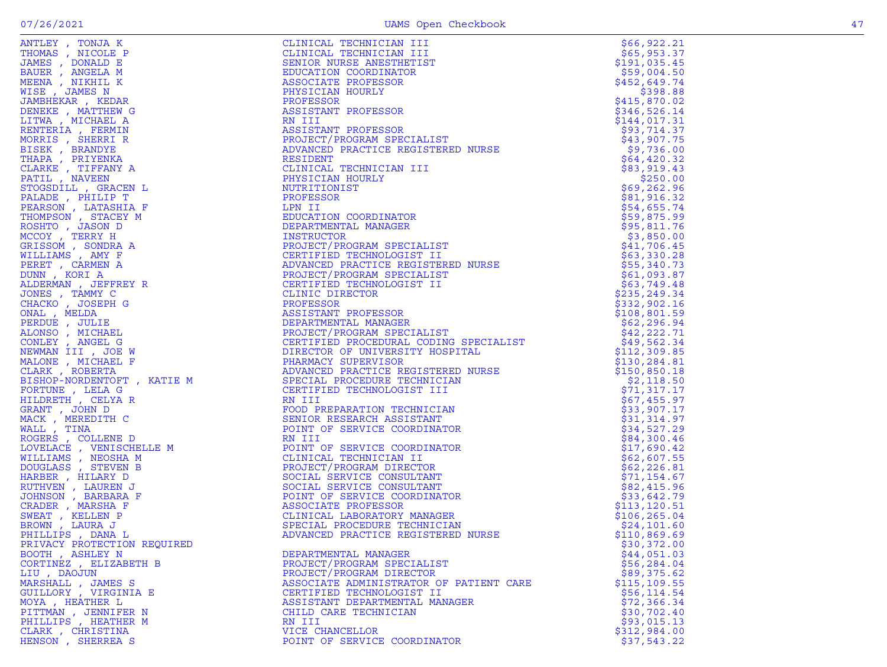| Name | Title | Amount |
|---|---|---|
| ANTLEY , TONJA K | CLINICAL TECHNICIAN III | $66,922.21 |
| THOMAS , NICOLE P | CLINICAL TECHNICIAN III | $65,953.37 |
| JAMES , DONALD E | SENIOR NURSE ANESTHETIST | $191,035.45 |
| BAUER , ANGELA M | EDUCATION COORDINATOR | $59,004.50 |
| MEENA , NIKHIL K | ASSOCIATE PROFESSOR | $452,649.74 |
| WISE , JAMES N | PHYSICIAN HOURLY | $398.88 |
| JAMBHEKAR , KEDAR | PROFESSOR | $415,870.02 |
| DENEKE , MATTHEW G | ASSISTANT PROFESSOR | $346,526.14 |
| LITWA , MICHAEL A | RN III | $144,017.31 |
| RENTERIA , FERMIN | ASSISTANT PROFESSOR | $93,714.37 |
| MORRIS , SHERRI R | PROJECT/PROGRAM SPECIALIST | $43,907.75 |
| BISEK , BRANDYE | ADVANCED PRACTICE REGISTERED NURSE | $9,736.00 |
| THAPA , PRIYENKA | RESIDENT | $64,420.32 |
| CLARKE , TIFFANY A | CLINICAL TECHNICIAN III | $83,919.43 |
| PATIL , NAVEEN | PHYSICIAN HOURLY | $250.00 |
| STOGSDILL , GRACEN L | NUTRITIONIST | $69,262.96 |
| PALADE , PHILIP T | PROFESSOR | $81,916.32 |
| PEARSON , LATASHIA F | LPN II | $54,655.74 |
| THOMPSON , STACEY M | EDUCATION COORDINATOR | $59,875.99 |
| ROSHTO , JASON D | DEPARTMENTAL MANAGER | $95,811.76 |
| MCCOY , TERRY H | INSTRUCTOR | $3,850.00 |
| GRISSOM , SONDRA A | PROJECT/PROGRAM SPECIALIST | $41,706.45 |
| WILLIAMS , AMY F | CERTIFIED TECHNOLOGIST II | $63,330.28 |
| PERET , CARMEN A | ADVANCED PRACTICE REGISTERED NURSE | $55,340.73 |
| DUNN , KORI A | PROJECT/PROGRAM SPECIALIST | $61,093.87 |
| ALDERMAN , JEFFREY R | CERTIFIED TECHNOLOGIST II | $63,749.48 |
| JONES , TAMMY C | CLINIC DIRECTOR | $235,249.34 |
| CHACKO , JOSEPH G | PROFESSOR | $332,902.16 |
| ONAL , MELDA | ASSISTANT PROFESSOR | $108,801.59 |
| PERDUE , JULIE | DEPARTMENTAL MANAGER | $62,296.94 |
| ALONSO , MICHAEL | PROJECT/PROGRAM SPECIALIST | $42,222.71 |
| CONLEY , ANGEL G | CERTIFIED PROCEDURAL CODING SPECIALIST | $49,562.34 |
| NEWMAN III , JOE W | DIRECTOR OF UNIVERSITY HOSPITAL | $112,309.85 |
| MALONE , MICHAEL F | PHARMACY SUPERVISOR | $130,284.81 |
| CLARK , ROBERTA | ADVANCED PRACTICE REGISTERED NURSE | $150,850.18 |
| BISHOP-NORDENTOFT , KATIE M | SPECIAL PROCEDURE TECHNICIAN | $2,118.50 |
| FORTUNE , LELA G | CERTIFIED TECHNOLOGIST III | $71,317.17 |
| HILDRETH , CELYA R | RN III | $67,455.97 |
| GRANT , JOHN D | FOOD PREPARATION TECHNICIAN | $33,907.17 |
| MACK , MEREDITH C | SENIOR RESEARCH ASSISTANT | $31,314.97 |
| WALL , TINA | POINT OF SERVICE COORDINATOR | $34,527.29 |
| ROGERS , COLLENE D | RN III | $84,300.46 |
| LOVELACE , VENISCHELLE M | POINT OF SERVICE COORDINATOR | $17,690.42 |
| WILLIAMS , NEOSHA M | CLINICAL TECHNICIAN II | $62,607.55 |
| DOUGLASS , STEVEN B | PROJECT/PROGRAM DIRECTOR | $62,226.81 |
| HARBER , HILARY D | SOCIAL SERVICE CONSULTANT | $71,154.67 |
| RUTHVEN , LAUREN J | SOCIAL SERVICE CONSULTANT | $82,415.96 |
| JOHNSON , BARBARA F | POINT OF SERVICE COORDINATOR | $33,642.79 |
| CRADER , MARSHA F | ASSOCIATE PROFESSOR | $113,120.51 |
| SWEAT , KELLEN P | CLINICAL LABORATORY MANAGER | $106,265.04 |
| BROWN , LAURA J | SPECIAL PROCEDURE TECHNICIAN | $24,101.60 |
| PHILLIPS , DANA L | ADVANCED PRACTICE REGISTERED NURSE | $110,869.69 |
| PRIVACY PROTECTION REQUIRED | | $30,372.00 |
| BOOTH , ASHLEY N | DEPARTMENTAL MANAGER | $44,051.03 |
| CORTINEZ , ELIZABETH B | PROJECT/PROGRAM SPECIALIST | $56,284.04 |
| LIU , DAOJUN | PROJECT/PROGRAM DIRECTOR | $89,375.62 |
| MARSHALL , JAMES S | ASSOCIATE ADMINISTRATOR OF PATIENT CARE | $115,109.55 |
| GUILLORY , VIRGINIA E | CERTIFIED TECHNOLOGIST II | $56,114.54 |
| MOYA , HEATHER L | ASSISTANT DEPARTMENTAL MANAGER | $72,366.34 |
| PITTMAN , JENNIFER N | CHILD CARE TECHNICIAN | $30,702.40 |
| PHILLIPS , HEATHER M | RN III | $93,015.13 |
| CLARK , CHRISTINA | VICE CHANCELLOR | $312,984.00 |
| HENSON , SHERREA S | POINT OF SERVICE COORDINATOR | $37,543.22 |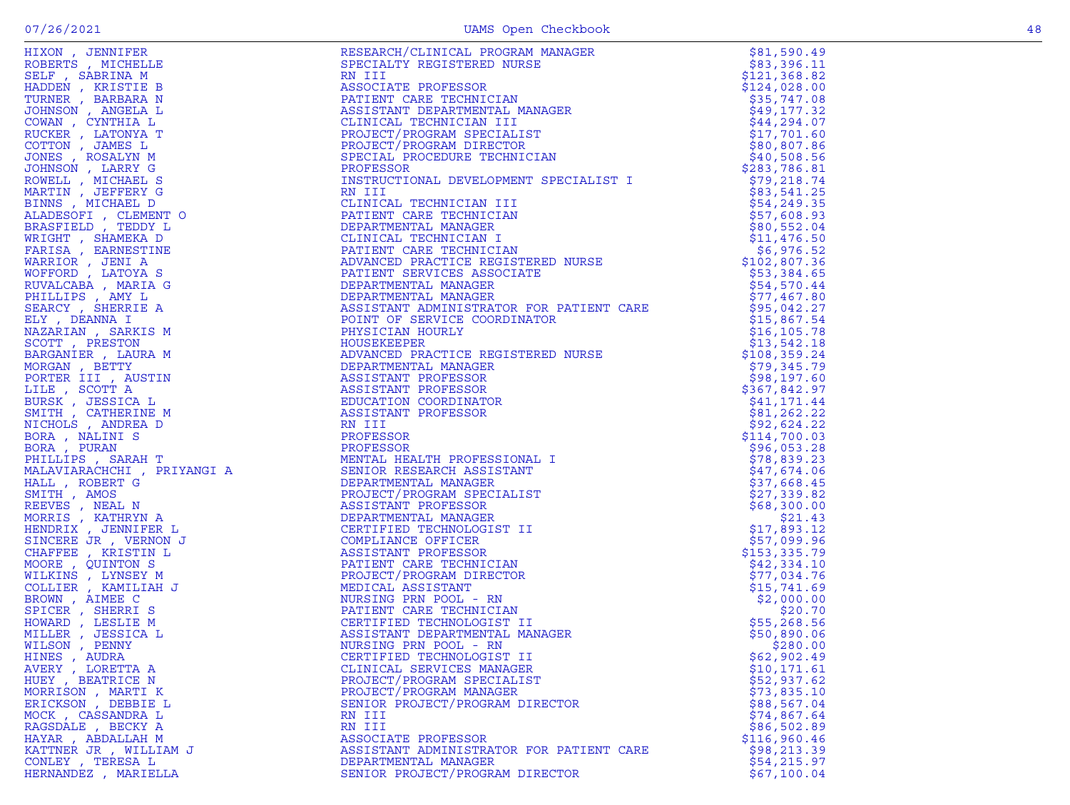| Name | Title | Amount |
|---|---|---|
| HIXON , JENNIFER | RESEARCH/CLINICAL PROGRAM MANAGER | $81,590.49 |
| ROBERTS , MICHELLE | SPECIALTY REGISTERED NURSE | $83,396.11 |
| SELF , SABRINA M | RN III | $121,368.82 |
| HADDEN , KRISTIE B | ASSOCIATE PROFESSOR | $124,028.00 |
| TURNER , BARBARA N | PATIENT CARE TECHNICIAN | $35,747.08 |
| JOHNSON , ANGELA L | ASSISTANT DEPARTMENTAL MANAGER | $49,177.32 |
| COWAN , CYNTHIA L | CLINICAL TECHNICIAN III | $44,294.07 |
| RUCKER , LATONYA T | PROJECT/PROGRAM SPECIALIST | $17,701.60 |
| COTTON , JAMES L | PROJECT/PROGRAM DIRECTOR | $80,807.86 |
| JONES , ROSALYN M | SPECIAL PROCEDURE TECHNICIAN | $40,508.56 |
| JOHNSON , LARRY G | PROFESSOR | $283,786.81 |
| ROWELL , MICHAEL S | INSTRUCTIONAL DEVELOPMENT SPECIALIST I | $79,218.74 |
| MARTIN , JEFFERY G | RN III | $83,541.25 |
| BINNS , MICHAEL D | CLINICAL TECHNICIAN III | $54,249.35 |
| ALADESOFI , CLEMENT O | PATIENT CARE TECHNICIAN | $57,608.93 |
| BRASFIELD , TEDDY L | DEPARTMENTAL MANAGER | $80,552.04 |
| WRIGHT , SHAMEKA D | CLINICAL TECHNICIAN I | $11,476.50 |
| FARISA , EARNESTINE | PATIENT CARE TECHNICIAN | $6,976.52 |
| WARRIOR , JENI A | ADVANCED PRACTICE REGISTERED NURSE | $102,807.36 |
| WOFFORD , LATOYA S | PATIENT SERVICES ASSOCIATE | $53,384.65 |
| RUVALCABA , MARIA G | DEPARTMENTAL MANAGER | $54,570.44 |
| PHILLIPS , AMY L | DEPARTMENTAL MANAGER | $77,467.80 |
| SEARCY , SHERRIE A | ASSISTANT ADMINISTRATOR FOR PATIENT CARE | $95,042.27 |
| ELY , DEANNA I | POINT OF SERVICE COORDINATOR | $15,867.54 |
| NAZARIAN , SARKIS M | PHYSICIAN HOURLY | $16,105.78 |
| SCOTT , PRESTON | HOUSEKEEPER | $13,542.18 |
| BARGANIER , LAURA M | ADVANCED PRACTICE REGISTERED NURSE | $108,359.24 |
| MORGAN , BETTY | DEPARTMENTAL MANAGER | $79,345.79 |
| PORTER III , AUSTIN | ASSISTANT PROFESSOR | $98,197.60 |
| LILE , SCOTT A | ASSISTANT PROFESSOR | $367,842.97 |
| BURSK , JESSICA L | EDUCATION COORDINATOR | $41,171.44 |
| SMITH , CATHERINE M | ASSISTANT PROFESSOR | $81,262.22 |
| NICHOLS , ANDREA D | RN III | $92,624.22 |
| BORA , NALINI S | PROFESSOR | $114,700.03 |
| BORA , PURAN | PROFESSOR | $96,053.28 |
| PHILLIPS , SARAH T | MENTAL HEALTH PROFESSIONAL I | $78,839.23 |
| MALAVIARACHCHI , PRIYANGI A | SENIOR RESEARCH ASSISTANT | $47,674.06 |
| HALL , ROBERT G | DEPARTMENTAL MANAGER | $37,668.45 |
| SMITH , AMOS | PROJECT/PROGRAM SPECIALIST | $27,339.82 |
| REEVES , NEAL N | ASSISTANT PROFESSOR | $68,300.00 |
| MORRIS , KATHRYN A | DEPARTMENTAL MANAGER | $21.43 |
| HENDRIX , JENNIFER L | CERTIFIED TECHNOLOGIST II | $17,893.12 |
| SINCERE JR , VERNON J | COMPLIANCE OFFICER | $57,099.96 |
| CHAFFEE , KRISTIN L | ASSISTANT PROFESSOR | $153,335.79 |
| MOORE , QUINTON S | PATIENT CARE TECHNICIAN | $42,334.10 |
| WILKINS , LYNSEY M | PROJECT/PROGRAM DIRECTOR | $77,034.76 |
| COLLIER , KAMILIAH J | MEDICAL ASSISTANT | $15,741.69 |
| BROWN , AIMEE C | NURSING PRN POOL - RN | $2,000.00 |
| SPICER , SHERRI S | PATIENT CARE TECHNICIAN | $20.70 |
| HOWARD , LESLIE M | CERTIFIED TECHNOLOGIST II | $55,268.56 |
| MILLER , JESSICA L | ASSISTANT DEPARTMENTAL MANAGER | $50,890.06 |
| WILSON , PENNY | NURSING PRN POOL - RN | $280.00 |
| HINES , AUDRA | CERTIFIED TECHNOLOGIST II | $62,902.49 |
| AVERY , LORETTA A | CLINICAL SERVICES MANAGER | $10,171.61 |
| HUEY , BEATRICE N | PROJECT/PROGRAM SPECIALIST | $52,937.62 |
| MORRISON , MARTI K | PROJECT/PROGRAM MANAGER | $73,835.10 |
| ERICKSON , DEBBIE L | SENIOR PROJECT/PROGRAM DIRECTOR | $88,567.04 |
| MOCK , CASSANDRA L | RN III | $74,867.64 |
| RAGSDALE , BECKY A | RN III | $86,502.89 |
| HAYAR , ABDALLAH M | ASSOCIATE PROFESSOR | $116,960.46 |
| KATTNER JR , WILLIAM J | ASSISTANT ADMINISTRATOR FOR PATIENT CARE | $98,213.39 |
| CONLEY , TERESA L | DEPARTMENTAL MANAGER | $54,215.97 |
| HERNANDEZ , MARIELLA | SENIOR PROJECT/PROGRAM DIRECTOR | $67,100.04 |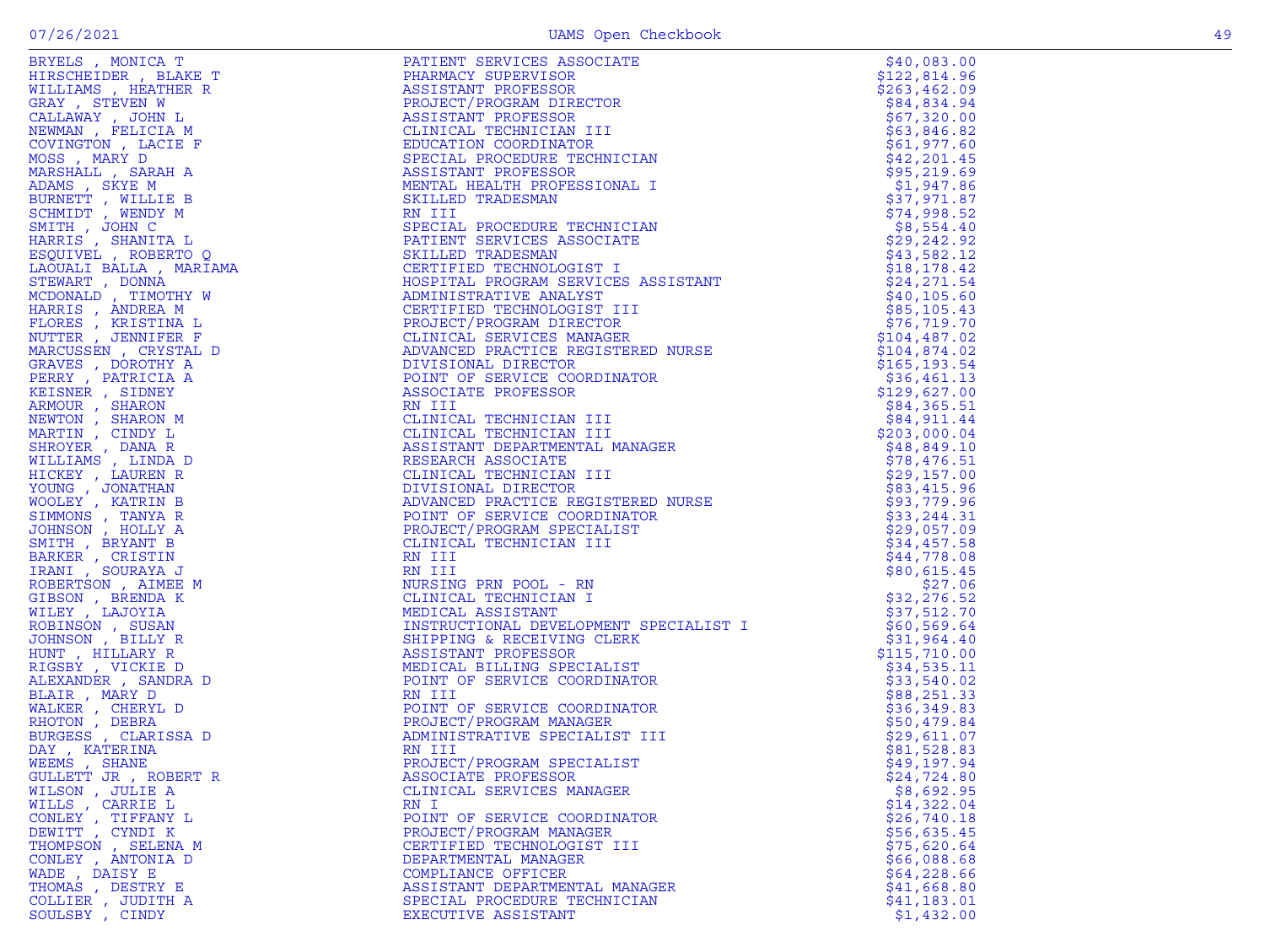| | | |
|---|---|---|
| BRYELS , MONICA T | PATIENT SERVICES ASSOCIATE | $40,083.00 |
| HIRSCHEIDER , BLAKE T | PHARMACY SUPERVISOR | $122,814.96 |
| WILLIAMS , HEATHER R | ASSISTANT PROFESSOR | $263,462.09 |
| GRAY , STEVEN W | PROJECT/PROGRAM DIRECTOR | $84,834.94 |
| CALLAWAY , JOHN L | ASSISTANT PROFESSOR | $67,320.00 |
| NEWMAN , FELICIA M | CLINICAL TECHNICIAN III | $63,846.82 |
| COVINGTON , LACIE F | EDUCATION COORDINATOR | $61,977.60 |
| MOSS , MARY D | SPECIAL PROCEDURE TECHNICIAN | $42,201.45 |
| MARSHALL , SARAH A | ASSISTANT PROFESSOR | $95,219.69 |
| ADAMS , SKYE M | MENTAL HEALTH PROFESSIONAL I | $1,947.86 |
| BURNETT , WILLIE B | SKILLED TRADESMAN | $37,971.87 |
| SCHMIDT , WENDY M | RN III | $74,998.52 |
| SMITH , JOHN C | SPECIAL PROCEDURE TECHNICIAN | $8,554.40 |
| HARRIS , SHANITA L | PATIENT SERVICES ASSOCIATE | $29,242.92 |
| ESQUIVEL , ROBERTO Q | SKILLED TRADESMAN | $43,582.12 |
| LAOUALI BALLA , MARIAMA | CERTIFIED TECHNOLOGIST I | $18,178.42 |
| STEWART , DONNA | HOSPITAL PROGRAM SERVICES ASSISTANT | $24,271.54 |
| MCDONALD , TIMOTHY W | ADMINISTRATIVE ANALYST | $40,105.60 |
| HARRIS , ANDREA M | CERTIFIED TECHNOLOGIST III | $85,105.43 |
| FLORES , KRISTINA L | PROJECT/PROGRAM DIRECTOR | $76,719.70 |
| NUTTER , JENNIFER F | CLINICAL SERVICES MANAGER | $104,487.02 |
| MARCUSSEN , CRYSTAL D | ADVANCED PRACTICE REGISTERED NURSE | $104,874.02 |
| GRAVES , DOROTHY A | DIVISIONAL DIRECTOR | $165,193.54 |
| PERRY , PATRICIA A | POINT OF SERVICE COORDINATOR | $36,461.13 |
| KEISNER , SIDNEY | ASSOCIATE PROFESSOR | $129,627.00 |
| ARMOUR , SHARON | RN III | $84,365.51 |
| NEWTON , SHARON M | CLINICAL TECHNICIAN III | $84,911.44 |
| MARTIN , CINDY L | CLINICAL TECHNICIAN III | $203,000.04 |
| SHROYER , DANA R | ASSISTANT DEPARTMENTAL MANAGER | $48,849.10 |
| WILLIAMS , LINDA D | RESEARCH ASSOCIATE | $78,476.51 |
| HICKEY , LAUREN R | CLINICAL TECHNICIAN III | $29,157.00 |
| YOUNG , JONATHAN | DIVISIONAL DIRECTOR | $83,415.96 |
| WOOLEY , KATRIN B | ADVANCED PRACTICE REGISTERED NURSE | $93,779.96 |
| SIMMONS , TANYA R | POINT OF SERVICE COORDINATOR | $33,244.31 |
| JOHNSON , HOLLY A | PROJECT/PROGRAM SPECIALIST | $29,057.09 |
| SMITH , BRYANT B | CLINICAL TECHNICIAN III | $34,457.58 |
| BARKER , CRISTIN | RN III | $44,778.08 |
| IRANI , SOURAYA J | RN III | $80,615.45 |
| ROBERTSON , AIMEE M | NURSING PRN POOL - RN | $27.06 |
| GIBSON , BRENDA K | CLINICAL TECHNICIAN I | $32,276.52 |
| WILEY , LAJOYIA | MEDICAL ASSISTANT | $37,512.70 |
| ROBINSON , SUSAN | INSTRUCTIONAL DEVELOPMENT SPECIALIST I | $60,569.64 |
| JOHNSON , BILLY R | SHIPPING & RECEIVING CLERK | $31,964.40 |
| HUNT , HILLARY R | ASSISTANT PROFESSOR | $115,710.00 |
| RIGSBY , VICKIE D | MEDICAL BILLING SPECIALIST | $34,535.11 |
| ALEXANDER , SANDRA D | POINT OF SERVICE COORDINATOR | $33,540.02 |
| BLAIR , MARY D | RN III | $88,251.33 |
| WALKER , CHERYL D | POINT OF SERVICE COORDINATOR | $36,349.83 |
| RHOTON , DEBRA | PROJECT/PROGRAM MANAGER | $50,479.84 |
| BURGESS , CLARISSA D | ADMINISTRATIVE SPECIALIST III | $29,611.07 |
| DAY , KATERINA | RN III | $81,528.83 |
| WEEMS , SHANE | PROJECT/PROGRAM SPECIALIST | $49,197.94 |
| GULLETT JR , ROBERT R | ASSOCIATE PROFESSOR | $24,724.80 |
| WILSON , JULIE A | CLINICAL SERVICES MANAGER | $8,692.95 |
| WILLS , CARRIE L | RN I | $14,322.04 |
| CONLEY , TIFFANY L | POINT OF SERVICE COORDINATOR | $26,740.18 |
| DEWITT , CYNDI K | PROJECT/PROGRAM MANAGER | $56,635.45 |
| THOMPSON , SELENA M | CERTIFIED TECHNOLOGIST III | $75,620.64 |
| CONLEY , ANTONIA D | DEPARTMENTAL MANAGER | $66,088.68 |
| WADE , DAISY E | COMPLIANCE OFFICER | $64,228.66 |
| THOMAS , DESTRY E | ASSISTANT DEPARTMENTAL MANAGER | $41,668.80 |
| COLLIER , JUDITH A | SPECIAL PROCEDURE TECHNICIAN | $41,183.01 |
| SOULSBY , CINDY | EXECUTIVE ASSISTANT | $1,432.00 |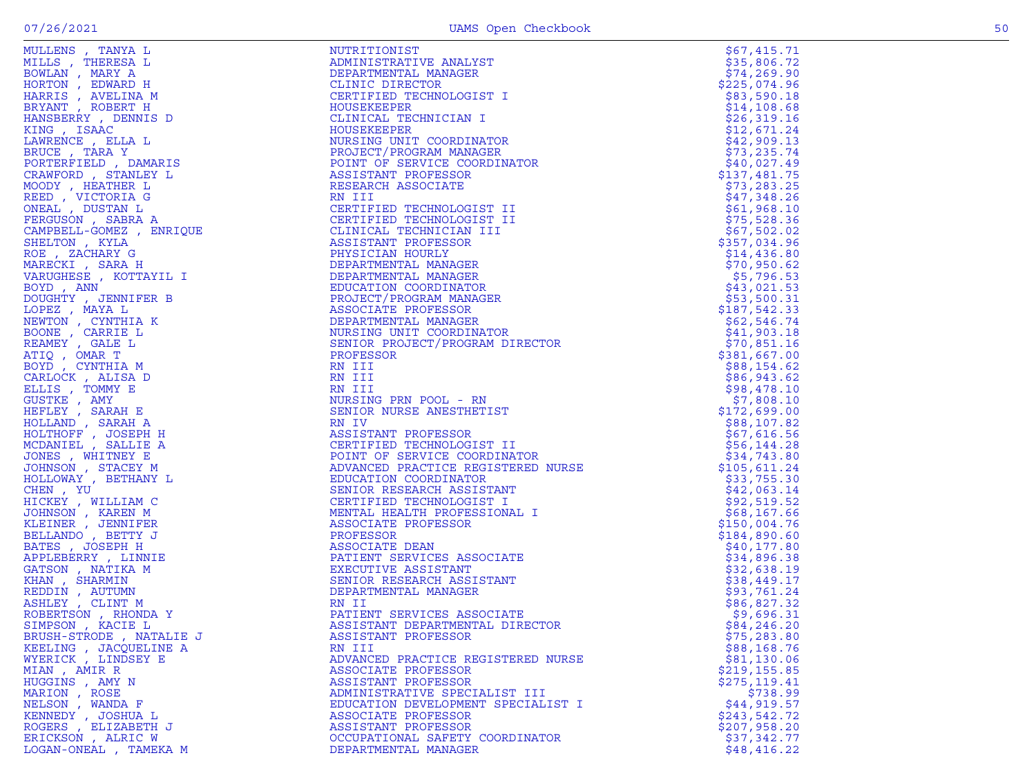| Name | Title | Amount |
|---|---|---|
| MULLENS , TANYA L | NUTRITIONIST | $67,415.71 |
| MILLS , THERESA L | ADMINISTRATIVE ANALYST | $35,806.72 |
| BOWLAN , MARY A | DEPARTMENTAL MANAGER | $74,269.90 |
| HORTON , EDWARD H | CLINIC DIRECTOR | $225,074.96 |
| HARRIS , AVELINA M | CERTIFIED TECHNOLOGIST I | $83,590.18 |
| BRYANT , ROBERT H | HOUSEKEEPER | $14,108.68 |
| HANSBERRY , DENNIS D | CLINICAL TECHNICIAN I | $26,319.16 |
| KING , ISAAC | HOUSEKEEPER | $12,671.24 |
| LAWRENCE , ELLA L | NURSING UNIT COORDINATOR | $42,909.13 |
| BRUCE , TARA Y | PROJECT/PROGRAM MANAGER | $73,235.74 |
| PORTERFIELD , DAMARIS | POINT OF SERVICE COORDINATOR | $40,027.49 |
| CRAWFORD , STANLEY L | ASSISTANT PROFESSOR | $137,481.75 |
| MOODY , HEATHER L | RESEARCH ASSOCIATE | $73,283.25 |
| REED , VICTORIA G | RN III | $47,348.26 |
| ONEAL , DUSTAN L | CERTIFIED TECHNOLOGIST II | $61,968.10 |
| FERGUSON , SABRA A | CERTIFIED TECHNOLOGIST II | $75,528.36 |
| CAMPBELL-GOMEZ , ENRIQUE | CLINICAL TECHNICIAN III | $67,502.02 |
| SHELTON , KYLA | ASSISTANT PROFESSOR | $357,034.96 |
| ROE , ZACHARY G | PHYSICIAN HOURLY | $14,436.80 |
| MARECKI , SARA H | DEPARTMENTAL MANAGER | $70,950.62 |
| VARUGHESE , KOTTAYIL I | DEPARTMENTAL MANAGER | $5,796.53 |
| BOYD , ANN | EDUCATION COORDINATOR | $43,021.53 |
| DOUGHTY , JENNIFER B | PROJECT/PROGRAM MANAGER | $53,500.31 |
| LOPEZ , MAYA L | ASSOCIATE PROFESSOR | $187,542.33 |
| NEWTON , CYNTHIA K | DEPARTMENTAL MANAGER | $62,546.74 |
| BOONE , CARRIE L | NURSING UNIT COORDINATOR | $41,903.18 |
| REAMEY , GALE L | SENIOR PROJECT/PROGRAM DIRECTOR | $70,851.16 |
| ATIQ , OMAR T | PROFESSOR | $381,667.00 |
| BOYD , CYNTHIA M | RN III | $88,154.62 |
| CARLOCK , ALISA D | RN III | $86,943.62 |
| ELLIS , TOMMY E | RN III | $98,478.10 |
| GUSTKE , AMY | NURSING PRN POOL - RN | $7,808.10 |
| HEFLEY , SARAH E | SENIOR NURSE ANESTHETIST | $172,699.00 |
| HOLLAND , SARAH A | RN IV | $88,107.82 |
| HOLTHOFF , JOSEPH H | ASSISTANT PROFESSOR | $67,616.56 |
| MCDANIEL , SALLIE A | CERTIFIED TECHNOLOGIST II | $56,144.28 |
| JONES , WHITNEY E | POINT OF SERVICE COORDINATOR | $34,743.80 |
| JOHNSON , STACEY M | ADVANCED PRACTICE REGISTERED NURSE | $105,611.24 |
| HOLLOWAY , BETHANY L | EDUCATION COORDINATOR | $33,755.30 |
| CHEN , YU | SENIOR RESEARCH ASSISTANT | $42,063.14 |
| HICKEY , WILLIAM C | CERTIFIED TECHNOLOGIST I | $92,519.52 |
| JOHNSON , KAREN M | MENTAL HEALTH PROFESSIONAL I | $68,167.66 |
| KLEINER , JENNIFER | ASSOCIATE PROFESSOR | $150,004.76 |
| BELLANDO , BETTY J | PROFESSOR | $184,890.60 |
| BATES , JOSEPH H | ASSOCIATE DEAN | $40,177.80 |
| APPLEBERRY , LINNIE | PATIENT SERVICES ASSOCIATE | $34,896.38 |
| GATSON , NATIKA M | EXECUTIVE ASSISTANT | $32,638.19 |
| KHAN , SHARMIN | SENIOR RESEARCH ASSISTANT | $38,449.17 |
| REDDIN , AUTUMN | DEPARTMENTAL MANAGER | $93,761.24 |
| ASHLEY , CLINT M | RN II | $86,827.32 |
| ROBERTSON , RHONDA Y | PATIENT SERVICES ASSOCIATE | $9,696.31 |
| SIMPSON , KACIE L | ASSISTANT DEPARTMENTAL DIRECTOR | $84,246.20 |
| BRUSH-STRODE , NATALIE J | ASSISTANT PROFESSOR | $75,283.80 |
| KEELING , JACQUELINE A | RN III | $88,168.76 |
| WYERICK , LINDSEY E | ADVANCED PRACTICE REGISTERED NURSE | $81,130.06 |
| MIAN , AMIR R | ASSOCIATE PROFESSOR | $219,155.85 |
| HUGGINS , AMY N | ASSISTANT PROFESSOR | $275,119.41 |
| MARION , ROSE | ADMINISTRATIVE SPECIALIST III | $738.99 |
| NELSON , WANDA F | EDUCATION DEVELOPMENT SPECIALIST I | $44,919.57 |
| KENNEDY , JOSHUA L | ASSOCIATE PROFESSOR | $243,542.72 |
| ROGERS , ELIZABETH J | ASSISTANT PROFESSOR | $207,958.20 |
| ERICKSON , ALRIC W | OCCUPATIONAL SAFETY COORDINATOR | $37,342.77 |
| LOGAN-ONEAL , TAMEKA M | DEPARTMENTAL MANAGER | $48,416.22 |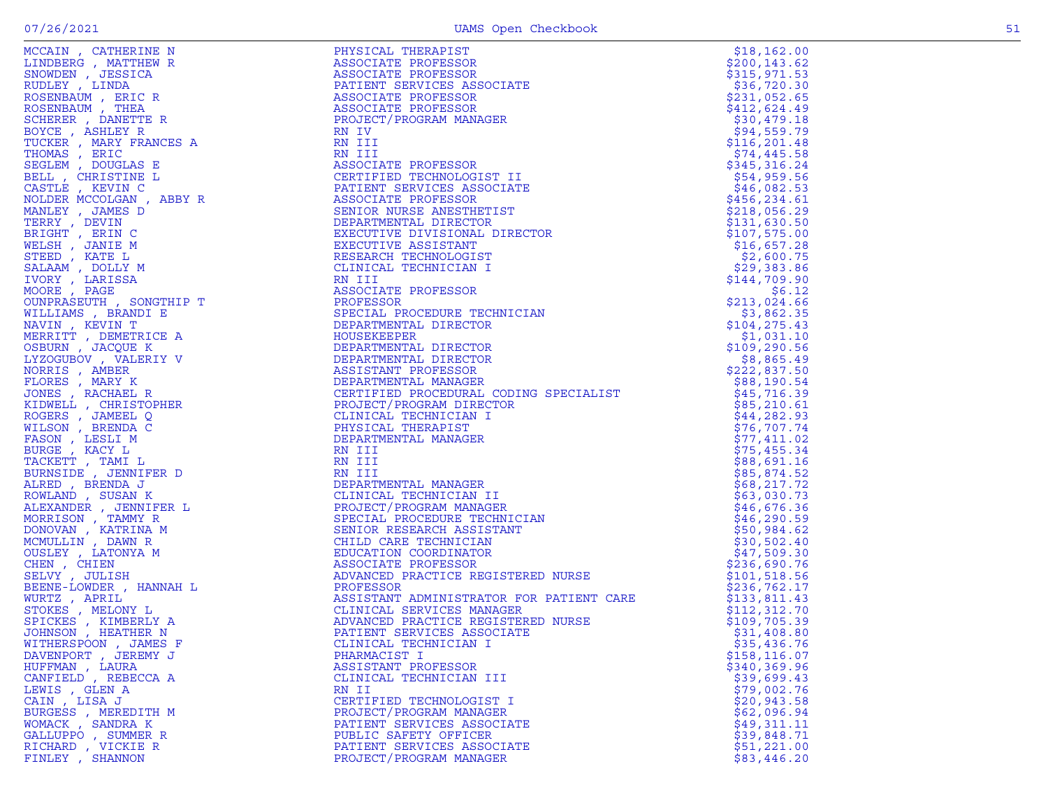| Name | Title | Amount |
|---|---|---|
| MCCAIN , CATHERINE N | PHYSICAL THERAPIST | $18,162.00 |
| LINDBERG , MATTHEW R | ASSOCIATE PROFESSOR | $200,143.62 |
| SNOWDEN , JESSICA | ASSOCIATE PROFESSOR | $315,971.53 |
| RUDLEY , LINDA | PATIENT SERVICES ASSOCIATE | $36,720.30 |
| ROSENBAUM , ERIC R | ASSOCIATE PROFESSOR | $231,052.65 |
| ROSENBAUM , THEA | ASSOCIATE PROFESSOR | $412,624.49 |
| SCHERER , DANETTE R | PROJECT/PROGRAM MANAGER | $30,479.18 |
| BOYCE , ASHLEY R | RN IV | $94,559.79 |
| TUCKER , MARY FRANCES A | RN III | $116,201.48 |
| THOMAS , ERIC | RN III | $74,445.58 |
| SEGLEM , DOUGLAS E | ASSOCIATE PROFESSOR | $345,316.24 |
| BELL , CHRISTINE L | CERTIFIED TECHNOLOGIST II | $54,959.56 |
| CASTLE , KEVIN C | PATIENT SERVICES ASSOCIATE | $46,082.53 |
| NOLDER MCCOLGAN , ABBY R | ASSOCIATE PROFESSOR | $456,234.61 |
| MANLEY , JAMES D | SENIOR NURSE ANESTHETIST | $218,056.29 |
| TERRY , DEVIN | DEPARTMENTAL DIRECTOR | $131,630.50 |
| BRIGHT , ERIN C | EXECUTIVE DIVISIONAL DIRECTOR | $107,575.00 |
| WELSH , JANIE M | EXECUTIVE ASSISTANT | $16,657.28 |
| STEED , KATE L | RESEARCH TECHNOLOGIST | $2,600.75 |
| SALAAM , DOLLY M | CLINICAL TECHNICIAN I | $29,383.86 |
| IVORY , LARISSA | RN III | $144,709.90 |
| MOORE , PAGE | ASSOCIATE PROFESSOR | $6.12 |
| OUNPRASEUTH , SONGTHIP T | PROFESSOR | $213,024.66 |
| WILLIAMS , BRANDI E | SPECIAL PROCEDURE TECHNICIAN | $3,862.35 |
| NAVIN , KEVIN T | DEPARTMENTAL DIRECTOR | $104,275.43 |
| MERRITT , DEMETRICE A | HOUSEKEEPER | $1,031.10 |
| OSBURN , JACQUE K | DEPARTMENTAL DIRECTOR | $109,290.56 |
| LYZOGUBOV , VALERIY V | DEPARTMENTAL DIRECTOR | $8,865.49 |
| NORRIS , AMBER | ASSISTANT PROFESSOR | $222,837.50 |
| FLORES , MARY K | DEPARTMENTAL MANAGER | $88,190.54 |
| JONES , RACHAEL R | CERTIFIED PROCEDURAL CODING SPECIALIST | $45,716.39 |
| KIDWELL , CHRISTOPHER | PROJECT/PROGRAM DIRECTOR | $85,210.61 |
| ROGERS , JAMEEL Q | CLINICAL TECHNICIAN I | $44,282.93 |
| WILSON , BRENDA C | PHYSICAL THERAPIST | $76,707.74 |
| FASON , LESLI M | DEPARTMENTAL MANAGER | $77,411.02 |
| BURGE , KACY L | RN III | $75,455.34 |
| TACKETT , TAMI L | RN III | $88,691.16 |
| BURNSIDE , JENNIFER D | RN III | $85,874.52 |
| ALRED , BRENDA J | DEPARTMENTAL MANAGER | $68,217.72 |
| ROWLAND , SUSAN K | CLINICAL TECHNICIAN II | $63,030.73 |
| ALEXANDER , JENNIFER L | PROJECT/PROGRAM MANAGER | $46,676.36 |
| MORRISON , TAMMY R | SPECIAL PROCEDURE TECHNICIAN | $46,290.59 |
| DONOVAN , KATRINA M | SENIOR RESEARCH ASSISTANT | $50,984.62 |
| MCMULLIN , DAWN R | CHILD CARE TECHNICIAN | $30,502.40 |
| OUSLEY , LATONYA M | EDUCATION COORDINATOR | $47,509.30 |
| CHEN , CHIEN | ASSOCIATE PROFESSOR | $236,690.76 |
| SELVY , JULISH | ADVANCED PRACTICE REGISTERED NURSE | $101,518.56 |
| BEENE-LOWDER , HANNAH L | PROFESSOR | $236,762.17 |
| WURTZ , APRIL | ASSISTANT ADMINISTRATOR FOR PATIENT CARE | $133,811.43 |
| STOKES , MELONY L | CLINICAL SERVICES MANAGER | $112,312.70 |
| SPICKES , KIMBERLY A | ADVANCED PRACTICE REGISTERED NURSE | $109,705.39 |
| JOHNSON , HEATHER N | PATIENT SERVICES ASSOCIATE | $31,408.80 |
| WITHERSPOON , JAMES F | CLINICAL TECHNICIAN I | $35,436.76 |
| DAVENPORT , JEREMY J | PHARMACIST I | $158,116.07 |
| HUFFMAN , LAURA | ASSISTANT PROFESSOR | $340,369.96 |
| CANFIELD , REBECCA A | CLINICAL TECHNICIAN III | $39,699.43 |
| LEWIS , GLEN A | RN II | $79,002.76 |
| CAIN , LISA J | CERTIFIED TECHNOLOGIST I | $20,943.58 |
| BURGESS , MEREDITH M | PROJECT/PROGRAM MANAGER | $62,096.94 |
| WOMACK , SANDRA K | PATIENT SERVICES ASSOCIATE | $49,311.11 |
| GALLUPPO , SUMMER R | PUBLIC SAFETY OFFICER | $39,848.71 |
| RICHARD , VICKIE R | PATIENT SERVICES ASSOCIATE | $51,221.00 |
| FINLEY , SHANNON | PROJECT/PROGRAM MANAGER | $83,446.20 |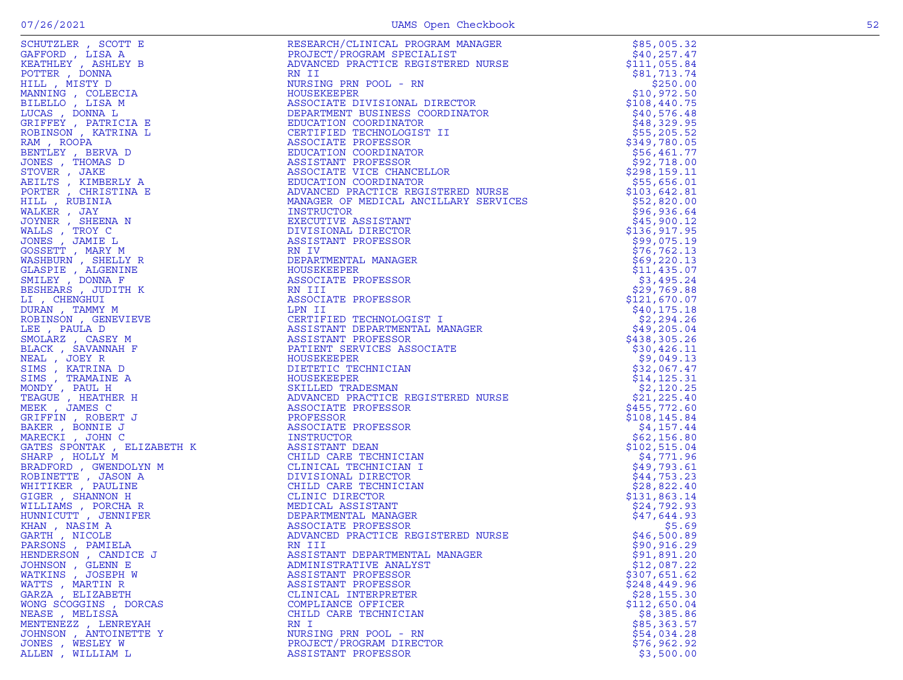| | | |
|---|---|---|
| SCHUTZLER , SCOTT E | RESEARCH/CLINICAL PROGRAM MANAGER | $85,005.32 |
| GAFFORD , LISA A | PROJECT/PROGRAM SPECIALIST | $40,257.47 |
| KEATHLEY , ASHLEY B | ADVANCED PRACTICE REGISTERED NURSE | $111,055.84 |
| POTTER , DONNA | RN II | $81,713.74 |
| HILL , MISTY D | NURSING PRN POOL - RN | $250.00 |
| MANNING , COLEECIA | HOUSEKEEPER | $10,972.50 |
| BILELLO , LISA M | ASSOCIATE DIVISIONAL DIRECTOR | $108,440.75 |
| LUCAS , DONNA L | DEPARTMENT BUSINESS COORDINATOR | $40,576.48 |
| GRIFFEY , PATRICIA E | EDUCATION COORDINATOR | $48,329.95 |
| ROBINSON , KATRINA L | CERTIFIED TECHNOLOGIST II | $55,205.52 |
| RAM , ROOPA | ASSOCIATE PROFESSOR | $349,780.05 |
| BENTLEY , BERVA D | EDUCATION COORDINATOR | $56,461.77 |
| JONES , THOMAS D | ASSISTANT PROFESSOR | $92,718.00 |
| STOVER , JAKE | ASSOCIATE VICE CHANCELLOR | $298,159.11 |
| AEILTS , KIMBERLY A | EDUCATION COORDINATOR | $55,656.01 |
| PORTER , CHRISTINA E | ADVANCED PRACTICE REGISTERED NURSE | $103,642.81 |
| HILL , RUBINIA | MANAGER OF MEDICAL ANCILLARY SERVICES | $52,820.00 |
| WALKER , JAY | INSTRUCTOR | $96,936.64 |
| JOYNER , SHEENA N | EXECUTIVE ASSISTANT | $45,900.12 |
| WALLS , TROY C | DIVISIONAL DIRECTOR | $136,917.95 |
| JONES , JAMIE L | ASSISTANT PROFESSOR | $99,075.19 |
| GOSSETT , MARY M | RN IV | $76,762.13 |
| WASHBURN , SHELLY R | DEPARTMENTAL MANAGER | $69,220.13 |
| GLASPIE , ALGENINE | HOUSEKEEPER | $11,435.07 |
| SMILEY , DONNA F | ASSOCIATE PROFESSOR | $3,495.24 |
| BESHEARS , JUDITH K | RN III | $29,769.88 |
| LI , CHENGHUI | ASSOCIATE PROFESSOR | $121,670.07 |
| DURAN , TAMMY M | LPN II | $40,175.18 |
| ROBINSON , GENEVIEVE | CERTIFIED TECHNOLOGIST I | $2,294.26 |
| LEE , PAULA D | ASSISTANT DEPARTMENTAL MANAGER | $49,205.04 |
| SMOLARZ , CASEY M | ASSISTANT PROFESSOR | $438,305.26 |
| BLACK , SAVANNAH F | PATIENT SERVICES ASSOCIATE | $30,426.11 |
| NEAL , JOEY R | HOUSEKEEPER | $9,049.13 |
| SIMS , KATRINA D | DIETETIC TECHNICIAN | $32,067.47 |
| SIMS , TRAMAINE A | HOUSEKEEPER | $14,125.31 |
| MONDY , PAUL H | SKILLED TRADESMAN | $2,120.25 |
| TEAGUE , HEATHER H | ADVANCED PRACTICE REGISTERED NURSE | $21,225.40 |
| MEEK , JAMES C | ASSOCIATE PROFESSOR | $455,772.60 |
| GRIFFIN , ROBERT J | PROFESSOR | $108,145.84 |
| BAKER , BONNIE J | ASSOCIATE PROFESSOR | $4,157.44 |
| MARECKI , JOHN C | INSTRUCTOR | $62,156.80 |
| GATES SPONTAK , ELIZABETH K | ASSISTANT DEAN | $102,515.04 |
| SHARP , HOLLY M | CHILD CARE TECHNICIAN | $4,771.96 |
| BRADFORD , GWENDOLYN M | CLINICAL TECHNICIAN I | $49,793.61 |
| ROBINETTE , JASON A | DIVISIONAL DIRECTOR | $44,753.23 |
| WHITIKER , PAULINE | CHILD CARE TECHNICIAN | $28,822.40 |
| GIGER , SHANNON H | CLINIC DIRECTOR | $131,863.14 |
| WILLIAMS , PORCHA R | MEDICAL ASSISTANT | $24,792.93 |
| HUNNICUTT , JENNIFER | DEPARTMENTAL MANAGER | $47,644.93 |
| KHAN , NASIM A | ASSOCIATE PROFESSOR | $5.69 |
| GARTH , NICOLE | ADVANCED PRACTICE REGISTERED NURSE | $46,500.89 |
| PARSONS , PAMIELA | RN III | $90,916.29 |
| HENDERSON , CANDICE J | ASSISTANT DEPARTMENTAL MANAGER | $91,891.20 |
| JOHNSON , GLENN E | ADMINISTRATIVE ANALYST | $12,087.22 |
| WATKINS , JOSEPH W | ASSISTANT PROFESSOR | $307,651.62 |
| WATTS , MARTIN R | ASSISTANT PROFESSOR | $248,449.96 |
| GARZA , ELIZABETH | CLINICAL INTERPRETER | $28,155.30 |
| WONG SCOGGINS , DORCAS | COMPLIANCE OFFICER | $112,650.04 |
| NEASE , MELISSA | CHILD CARE TECHNICIAN | $8,385.86 |
| MENTENEZZ , LENREYAH | RN I | $85,363.57 |
| JOHNSON , ANTOINETTE Y | NURSING PRN POOL - RN | $54,034.28 |
| JONES , WESLEY W | PROJECT/PROGRAM DIRECTOR | $76,962.92 |
| ALLEN , WILLIAM L | ASSISTANT PROFESSOR | $3,500.00 |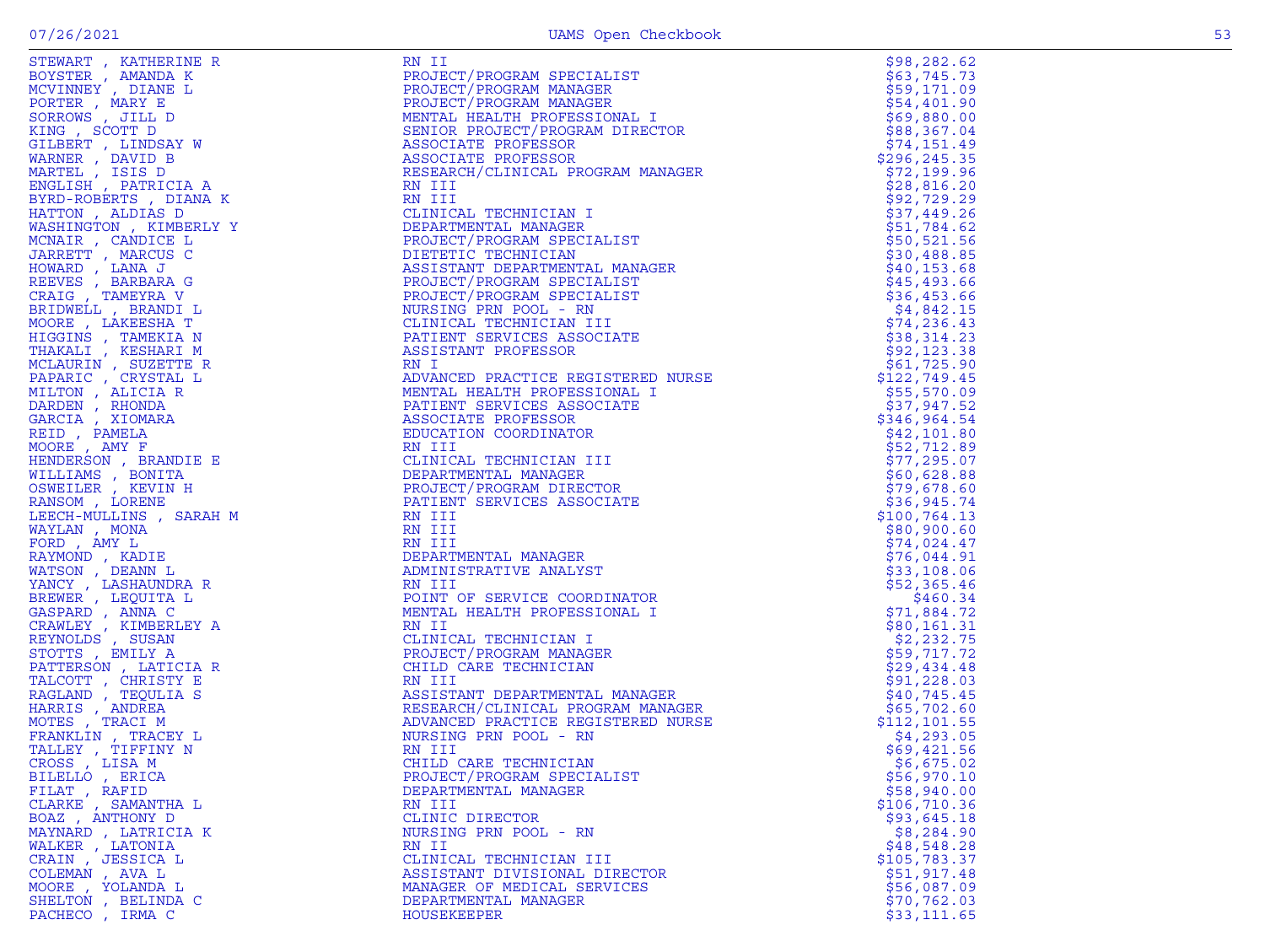| | | |
|---|---|---|
| STEWART , KATHERINE R | RN II | $98,282.62 |
| BOYSTER , AMANDA K | PROJECT/PROGRAM SPECIALIST | $63,745.73 |
| MCVINNEY , DIANE L | PROJECT/PROGRAM MANAGER | $59,171.09 |
| PORTER , MARY E | PROJECT/PROGRAM MANAGER | $54,401.90 |
| SORROWS , JILL D | MENTAL HEALTH PROFESSIONAL I | $69,880.00 |
| KING , SCOTT D | SENIOR PROJECT/PROGRAM DIRECTOR | $88,367.04 |
| GILBERT , LINDSAY W | ASSOCIATE PROFESSOR | $74,151.49 |
| WARNER , DAVID B | ASSOCIATE PROFESSOR | $296,245.35 |
| MARTEL , ISIS D | RESEARCH/CLINICAL PROGRAM MANAGER | $72,199.96 |
| ENGLISH , PATRICIA A | RN III | $28,816.20 |
| BYRD-ROBERTS , DIANA K | RN III | $92,729.29 |
| HATTON , ALDIAS D | CLINICAL TECHNICIAN I | $37,449.26 |
| WASHINGTON , KIMBERLY Y | DEPARTMENTAL MANAGER | $51,784.62 |
| MCNAIR , CANDICE L | PROJECT/PROGRAM SPECIALIST | $50,521.56 |
| JARRETT , MARCUS C | DIETETIC TECHNICIAN | $30,488.85 |
| HOWARD , LANA J | ASSISTANT DEPARTMENTAL MANAGER | $40,153.68 |
| REEVES , BARBARA G | PROJECT/PROGRAM SPECIALIST | $45,493.66 |
| CRAIG , TAMEYRA V | PROJECT/PROGRAM SPECIALIST | $36,453.66 |
| BRIDWELL , BRANDI L | NURSING PRN POOL - RN | $4,842.15 |
| MOORE , LAKEESHA T | CLINICAL TECHNICIAN III | $74,236.43 |
| HIGGINS , TAMEKIA N | PATIENT SERVICES ASSOCIATE | $38,314.23 |
| THAKALI , KESHARI M | ASSISTANT PROFESSOR | $92,123.38 |
| MCLAURIN , SUZETTE R | RN I | $61,725.90 |
| PAPARIC , CRYSTAL L | ADVANCED PRACTICE REGISTERED NURSE | $122,749.45 |
| MILTON , ALICIA R | MENTAL HEALTH PROFESSIONAL I | $55,570.09 |
| DARDEN , RHONDA | PATIENT SERVICES ASSOCIATE | $37,947.52 |
| GARCIA , XIOMARA | ASSOCIATE PROFESSOR | $346,964.54 |
| REID , PAMELA | EDUCATION COORDINATOR | $42,101.80 |
| MOORE , AMY F | RN III | $52,712.89 |
| HENDERSON , BRANDIE E | CLINICAL TECHNICIAN III | $77,295.07 |
| WILLIAMS , BONITA | DEPARTMENTAL MANAGER | $60,628.88 |
| OSWEILER , KEVIN H | PROJECT/PROGRAM DIRECTOR | $79,678.60 |
| RANSOM , LORENE | PATIENT SERVICES ASSOCIATE | $36,945.74 |
| LEECH-MULLINS , SARAH M | RN III | $100,764.13 |
| WAYLAN , MONA | RN III | $80,900.60 |
| FORD , AMY L | RN III | $74,024.47 |
| RAYMOND , KADIE | DEPARTMENTAL MANAGER | $76,044.91 |
| WATSON , DEANN L | ADMINISTRATIVE ANALYST | $33,108.06 |
| YANCY , LASHAUNDRA R | RN III | $52,365.46 |
| BREWER , LEQUITA L | POINT OF SERVICE COORDINATOR | $460.34 |
| GASPARD , ANNA C | MENTAL HEALTH PROFESSIONAL I | $71,884.72 |
| CRAWLEY , KIMBERLEY A | RN II | $80,161.31 |
| REYNOLDS , SUSAN | CLINICAL TECHNICIAN I | $2,232.75 |
| STOTTS , EMILY A | PROJECT/PROGRAM MANAGER | $59,717.72 |
| PATTERSON , LATICIA R | CHILD CARE TECHNICIAN | $29,434.48 |
| TALCOTT , CHRISTY E | RN III | $91,228.03 |
| RAGLAND , TEQULIA S | ASSISTANT DEPARTMENTAL MANAGER | $40,745.45 |
| HARRIS , ANDREA | RESEARCH/CLINICAL PROGRAM MANAGER | $65,702.60 |
| MOTES , TRACI M | ADVANCED PRACTICE REGISTERED NURSE | $112,101.55 |
| FRANKLIN , TRACEY L | NURSING PRN POOL - RN | $4,293.05 |
| TALLEY , TIFFINY N | RN III | $69,421.56 |
| CROSS , LISA M | CHILD CARE TECHNICIAN | $6,675.02 |
| BILELLO , ERICA | PROJECT/PROGRAM SPECIALIST | $56,970.10 |
| FILAT , RAFID | DEPARTMENTAL MANAGER | $58,940.00 |
| CLARKE , SAMANTHA L | RN III | $106,710.36 |
| BOAZ , ANTHONY D | CLINIC DIRECTOR | $93,645.18 |
| MAYNARD , LATRICIA K | NURSING PRN POOL - RN | $8,284.90 |
| WALKER , LATONIA | RN II | $48,548.28 |
| CRAIN , JESSICA L | CLINICAL TECHNICIAN III | $105,783.37 |
| COLEMAN , AVA L | ASSISTANT DIVISIONAL DIRECTOR | $51,917.48 |
| MOORE , YOLANDA L | MANAGER OF MEDICAL SERVICES | $56,087.09 |
| SHELTON , BELINDA C | DEPARTMENTAL MANAGER | $70,762.03 |
| PACHECO , IRMA C | HOUSEKEEPER | $33,111.65 |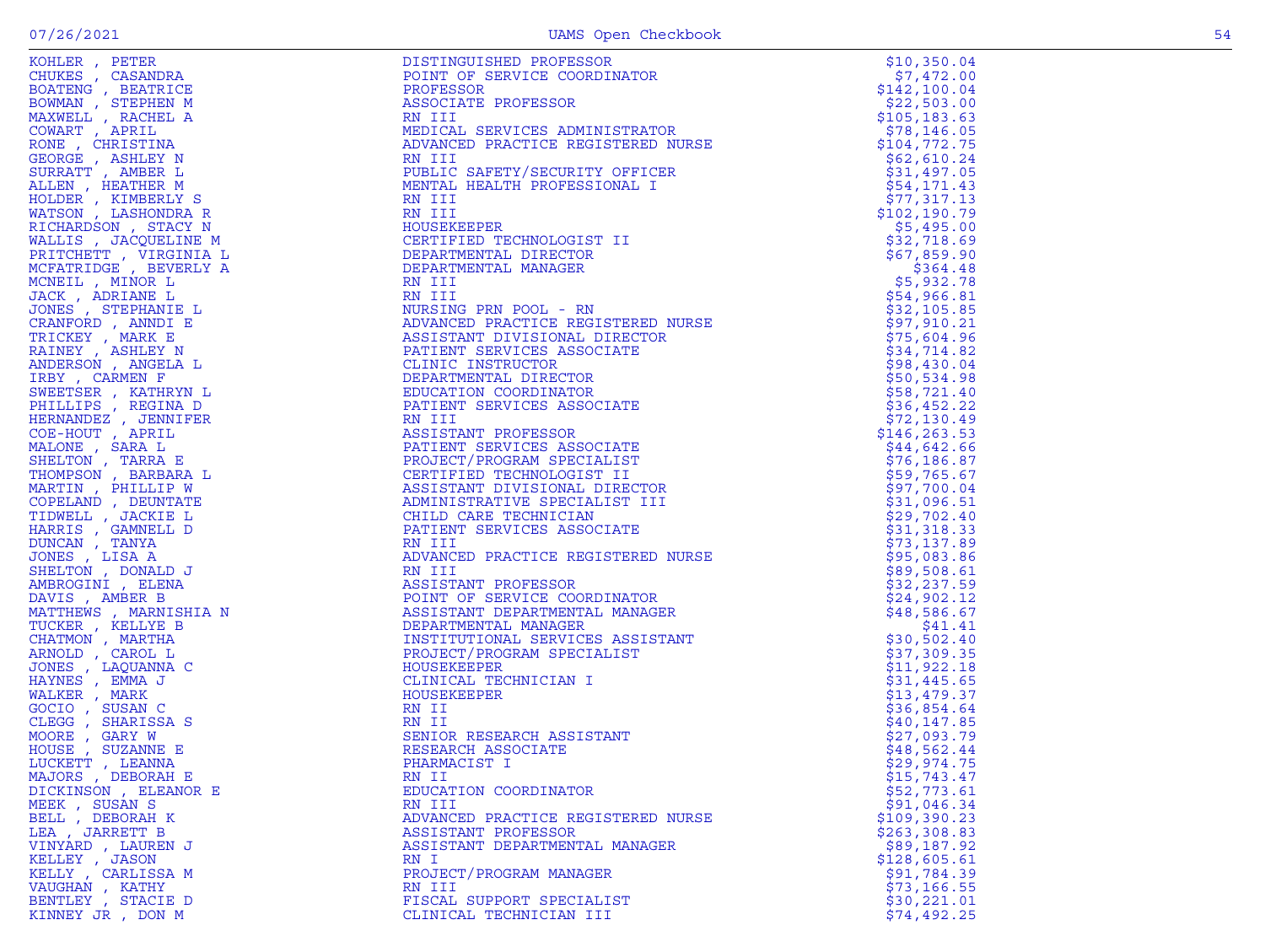| Name | Title | Amount |
|---|---|---|
| KOHLER , PETER | DISTINGUISHED PROFESSOR | $10,350.04 |
| CHUKES , CASANDRA | POINT OF SERVICE COORDINATOR | $7,472.00 |
| BOATENG , BEATRICE | PROFESSOR | $142,100.04 |
| BOWMAN , STEPHEN M | ASSOCIATE PROFESSOR | $22,503.00 |
| MAXWELL , RACHEL A | RN III | $105,183.63 |
| COWART , APRIL | MEDICAL SERVICES ADMINISTRATOR | $78,146.05 |
| RONE , CHRISTINA | ADVANCED PRACTICE REGISTERED NURSE | $104,772.75 |
| GEORGE , ASHLEY N | RN III | $62,610.24 |
| SURRATT , AMBER L | PUBLIC SAFETY/SECURITY OFFICER | $31,497.05 |
| ALLEN , HEATHER M | MENTAL HEALTH PROFESSIONAL I | $54,171.43 |
| HOLDER , KIMBERLY S | RN III | $77,317.13 |
| WATSON , LASHONDRA R | RN III | $102,190.79 |
| RICHARDSON , STACY N | HOUSEKEEPER | $5,495.00 |
| WALLIS , JACQUELINE M | CERTIFIED TECHNOLOGIST II | $32,718.69 |
| PRITCHETT , VIRGINIA L | DEPARTMENTAL DIRECTOR | $67,859.90 |
| MCFATRIDGE , BEVERLY A | DEPARTMENTAL MANAGER | $364.48 |
| MCNEIL , MINOR L | RN III | $5,932.78 |
| JACK , ADRIANE L | RN III | $54,966.81 |
| JONES , STEPHANIE L | NURSING PRN POOL - RN | $32,105.85 |
| CRANFORD , ANNDI E | ADVANCED PRACTICE REGISTERED NURSE | $97,910.21 |
| TRICKEY , MARK E | ASSISTANT DIVISIONAL DIRECTOR | $75,604.96 |
| RAINEY , ASHLEY N | PATIENT SERVICES ASSOCIATE | $34,714.82 |
| ANDERSON , ANGELA L | CLINIC INSTRUCTOR | $98,430.04 |
| IRBY , CARMEN F | DEPARTMENTAL DIRECTOR | $50,534.98 |
| SWEETSER , KATHRYN L | EDUCATION COORDINATOR | $58,721.40 |
| PHILLIPS , REGINA D | PATIENT SERVICES ASSOCIATE | $36,452.22 |
| HERNANDEZ , JENNIFER | RN III | $72,130.49 |
| COE-HOUT , APRIL | ASSISTANT PROFESSOR | $146,263.53 |
| MALONE , SARA L | PATIENT SERVICES ASSOCIATE | $44,642.66 |
| SHELTON , TARRA E | PROJECT/PROGRAM SPECIALIST | $76,186.87 |
| THOMPSON , BARBARA L | CERTIFIED TECHNOLOGIST II | $59,765.67 |
| MARTIN , PHILLIP W | ASSISTANT DIVISIONAL DIRECTOR | $97,700.04 |
| COPELAND , DEUNTATE | ADMINISTRATIVE SPECIALIST III | $31,096.51 |
| TIDWELL , JACKIE L | CHILD CARE TECHNICIAN | $29,702.40 |
| HARRIS , GAMNELL D | PATIENT SERVICES ASSOCIATE | $31,318.33 |
| DUNCAN , TANYA | RN III | $73,137.89 |
| JONES , LISA A | ADVANCED PRACTICE REGISTERED NURSE | $95,083.86 |
| SHELTON , DONALD J | RN III | $89,508.61 |
| AMBROGINI , ELENA | ASSISTANT PROFESSOR | $32,237.59 |
| DAVIS , AMBER B | POINT OF SERVICE COORDINATOR | $24,902.12 |
| MATTHEWS , MARNISHIA N | ASSISTANT DEPARTMENTAL MANAGER | $48,586.67 |
| TUCKER , KELLYE B | DEPARTMENTAL MANAGER | $41.41 |
| CHATMON , MARTHA | INSTITUTIONAL SERVICES ASSISTANT | $30,502.40 |
| ARNOLD , CAROL L | PROJECT/PROGRAM SPECIALIST | $37,309.35 |
| JONES , LAQUANNA C | HOUSEKEEPER | $11,922.18 |
| HAYNES , EMMA J | CLINICAL TECHNICIAN I | $31,445.65 |
| WALKER , MARK | HOUSEKEEPER | $13,479.37 |
| GOCIO , SUSAN C | RN II | $36,854.64 |
| CLEGG , SHARISSA S | RN II | $40,147.85 |
| MOORE , GARY W | SENIOR RESEARCH ASSISTANT | $27,093.79 |
| HOUSE , SUZANNE E | RESEARCH ASSOCIATE | $48,562.44 |
| LUCKETT , LEANNA | PHARMACIST I | $29,974.75 |
| MAJORS , DEBORAH E | RN II | $15,743.47 |
| DICKINSON , ELEANOR E | EDUCATION COORDINATOR | $52,773.61 |
| MEEK , SUSAN S | RN III | $91,046.34 |
| BELL , DEBORAH K | ADVANCED PRACTICE REGISTERED NURSE | $109,390.23 |
| LEA , JARRETT B | ASSISTANT PROFESSOR | $263,308.83 |
| VINYARD , LAUREN J | ASSISTANT DEPARTMENTAL MANAGER | $89,187.92 |
| KELLEY , JASON | RN I | $128,605.61 |
| KELLY , CARLISSA M | PROJECT/PROGRAM MANAGER | $91,784.39 |
| VAUGHAN , KATHY | RN III | $73,166.55 |
| BENTLEY , STACIE D | FISCAL SUPPORT SPECIALIST | $30,221.01 |
| KINNEY JR , DON M | CLINICAL TECHNICIAN III | $74,492.25 |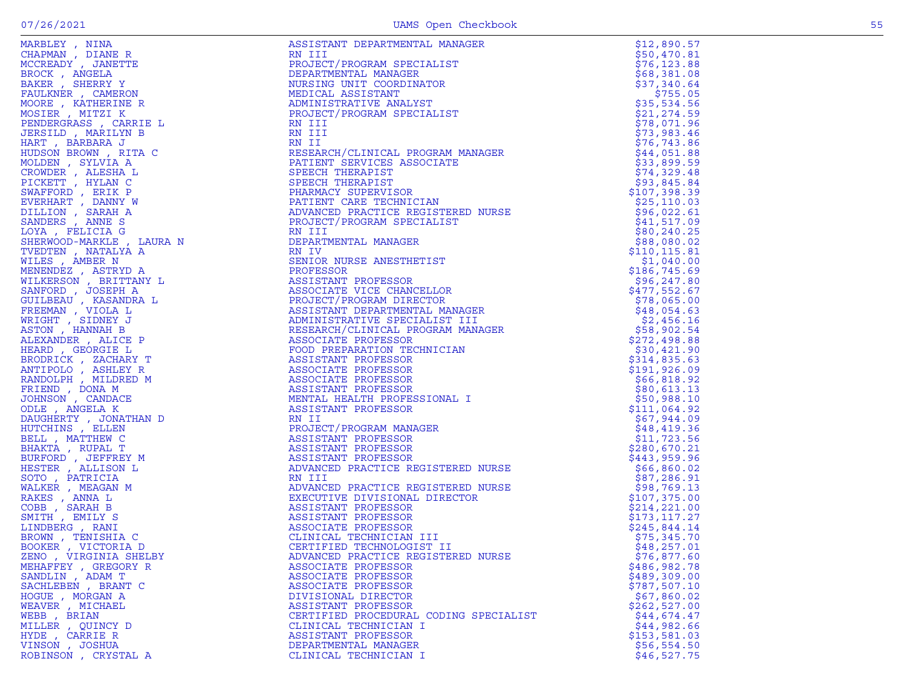| Name | Title | Amount |
|---|---|---|
| MARBLEY , NINA | ASSISTANT DEPARTMENTAL MANAGER | $12,890.57 |
| CHAPMAN , DIANE R | RN III | $50,470.81 |
| MCCREADY , JANETTE | PROJECT/PROGRAM SPECIALIST | $76,123.88 |
| BROCK , ANGELA | DEPARTMENTAL MANAGER | $68,381.08 |
| BAKER , SHERRY Y | NURSING UNIT COORDINATOR | $37,340.64 |
| FAULKNER , CAMERON | MEDICAL ASSISTANT | $755.05 |
| MOORE , KATHERINE R | ADMINISTRATIVE ANALYST | $35,534.56 |
| MOSIER , MITZI K | PROJECT/PROGRAM SPECIALIST | $21,274.59 |
| PENDERGRASS , CARRIE L | RN III | $78,071.96 |
| JERSILD , MARILYN B | RN III | $73,983.46 |
| HART , BARBARA J | RN II | $76,743.86 |
| HUDSON BROWN , RITA C | RESEARCH/CLINICAL PROGRAM MANAGER | $44,051.88 |
| MOLDEN , SYLVIA A | PATIENT SERVICES ASSOCIATE | $33,899.59 |
| CROWDER , ALESHA L | SPEECH THERAPIST | $74,329.48 |
| PICKETT , HYLAN C | SPEECH THERAPIST | $93,845.84 |
| SWAFFORD , ERIK P | PHARMACY SUPERVISOR | $107,398.39 |
| EVERHART , DANNY W | PATIENT CARE TECHNICIAN | $25,110.03 |
| DILLION , SARAH A | ADVANCED PRACTICE REGISTERED NURSE | $96,022.61 |
| SANDERS , ANNE S | PROJECT/PROGRAM SPECIALIST | $41,517.09 |
| LOYA , FELICIA G | RN III | $80,240.25 |
| SHERWOOD-MARKLE , LAURA N | DEPARTMENTAL MANAGER | $88,080.02 |
| TVEDTEN , NATALYA A | RN IV | $110,115.81 |
| WILES , AMBER N | SENIOR NURSE ANESTHETIST | $1,040.00 |
| MENENDEZ , ASTRYD A | PROFESSOR | $186,745.69 |
| WILKERSON , BRITTANY L | ASSISTANT PROFESSOR | $96,247.80 |
| SANFORD , JOSEPH A | ASSOCIATE VICE CHANCELLOR | $477,552.67 |
| GUILBEAU , KASANDRA L | PROJECT/PROGRAM DIRECTOR | $78,065.00 |
| FREEMAN , VIOLA L | ASSISTANT DEPARTMENTAL MANAGER | $48,054.63 |
| WRIGHT , SIDNEY J | ADMINISTRATIVE SPECIALIST III | $2,456.16 |
| ASTON , HANNAH B | RESEARCH/CLINICAL PROGRAM MANAGER | $58,902.54 |
| ALEXANDER , ALICE P | ASSOCIATE PROFESSOR | $272,498.88 |
| HEARD , GEORGIE L | FOOD PREPARATION TECHNICIAN | $30,421.90 |
| BRODRICK , ZACHARY T | ASSISTANT PROFESSOR | $314,835.63 |
| ANTIPOLO , ASHLEY R | ASSOCIATE PROFESSOR | $191,926.09 |
| RANDOLPH , MILDRED M | ASSOCIATE PROFESSOR | $66,818.92 |
| FRIEND , DONA M | ASSISTANT PROFESSOR | $80,613.13 |
| JOHNSON , CANDACE | MENTAL HEALTH PROFESSIONAL I | $50,988.10 |
| ODLE , ANGELA K | ASSISTANT PROFESSOR | $111,064.92 |
| DAUGHERTY , JONATHAN D | RN II | $67,944.09 |
| HUTCHINS , ELLEN | PROJECT/PROGRAM MANAGER | $48,419.36 |
| BELL , MATTHEW C | ASSISTANT PROFESSOR | $11,723.56 |
| BHAKTA , RUPAL T | ASSISTANT PROFESSOR | $280,670.21 |
| BURFORD , JEFFREY M | ASSISTANT PROFESSOR | $443,959.96 |
| HESTER , ALLISON L | ADVANCED PRACTICE REGISTERED NURSE | $66,860.02 |
| SOTO , PATRICIA | RN III | $87,286.91 |
| WALKER , MEAGAN M | ADVANCED PRACTICE REGISTERED NURSE | $98,769.13 |
| RAKES , ANNA L | EXECUTIVE DIVISIONAL DIRECTOR | $107,375.00 |
| COBB , SARAH B | ASSISTANT PROFESSOR | $214,221.00 |
| SMITH , EMILY S | ASSISTANT PROFESSOR | $173,117.27 |
| LINDBERG , RANI | ASSOCIATE PROFESSOR | $245,844.14 |
| BROWN , TENISHIA C | CLINICAL TECHNICIAN III | $75,345.70 |
| BOOKER , VICTORIA D | CERTIFIED TECHNOLOGIST II | $48,257.01 |
| ZENO , VIRGINIA SHELBY | ADVANCED PRACTICE REGISTERED NURSE | $76,877.60 |
| MEHAFFEY , GREGORY R | ASSOCIATE PROFESSOR | $486,982.78 |
| SANDLIN , ADAM T | ASSOCIATE PROFESSOR | $489,309.00 |
| SACHLEBEN , BRANT C | ASSOCIATE PROFESSOR | $787,507.10 |
| HOGUE , MORGAN A | DIVISIONAL DIRECTOR | $67,860.02 |
| WEAVER , MICHAEL | ASSISTANT PROFESSOR | $262,527.00 |
| WEBB , BRIAN | CERTIFIED PROCEDURAL CODING SPECIALIST | $44,674.47 |
| MILLER , QUINCY D | CLINICAL TECHNICIAN I | $44,982.66 |
| HYDE , CARRIE R | ASSISTANT PROFESSOR | $153,581.03 |
| VINSON , JOSHUA | DEPARTMENTAL MANAGER | $56,554.50 |
| ROBINSON , CRYSTAL A | CLINICAL TECHNICIAN I | $46,527.75 |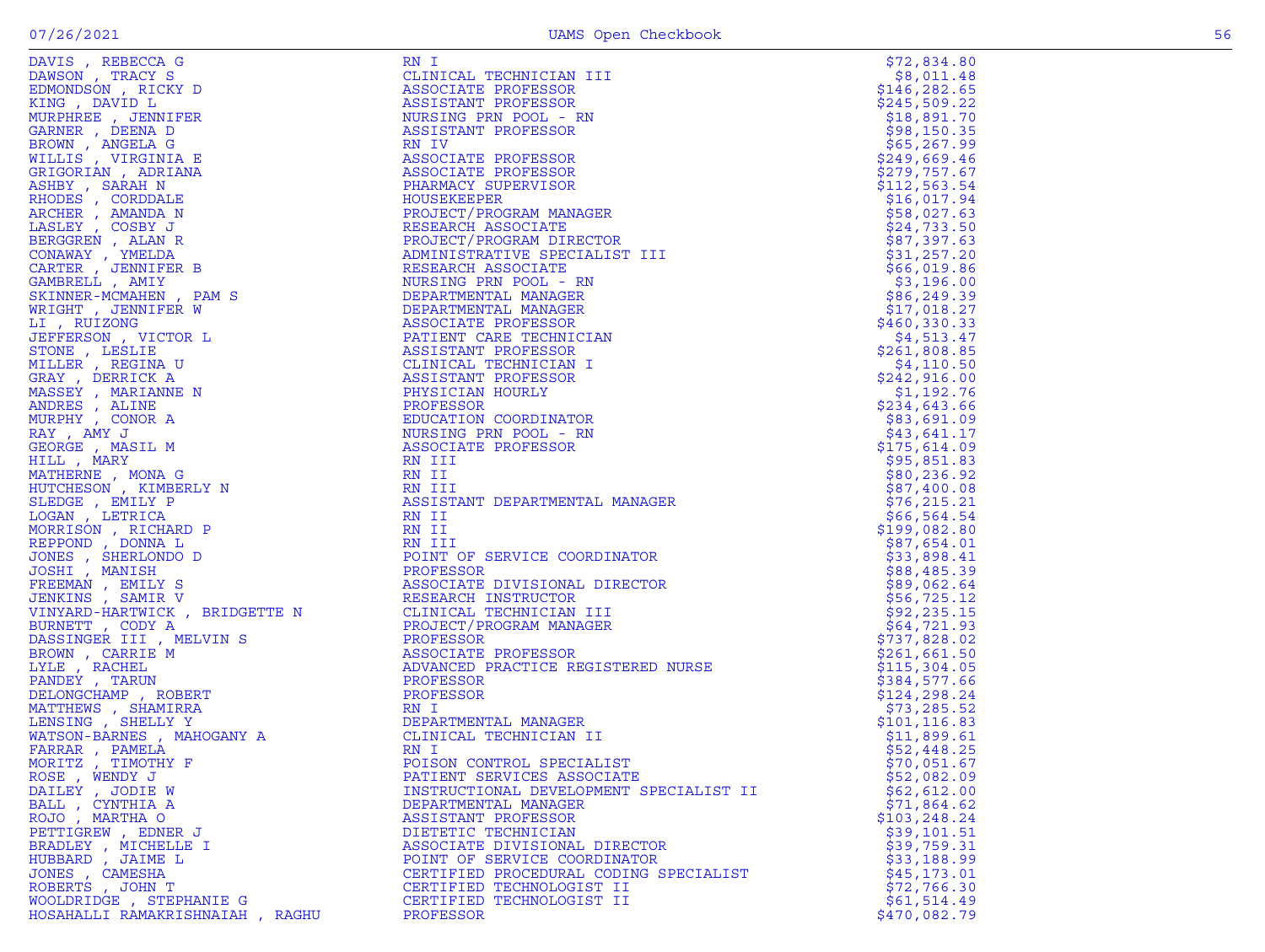| | | |
|---|---|---|
| DAVIS , REBECCA G | RN I | $72,834.80 |
| DAWSON , TRACY S | CLINICAL TECHNICIAN III | $8,011.48 |
| EDMONDSON , RICKY D | ASSOCIATE PROFESSOR | $146,282.65 |
| KING , DAVID L | ASSISTANT PROFESSOR | $245,509.22 |
| MURPHREE , JENNIFER | NURSING PRN POOL - RN | $18,891.70 |
| GARNER , DEENA D | ASSISTANT PROFESSOR | $98,150.35 |
| BROWN , ANGELA G | RN IV | $65,267.99 |
| WILLIS , VIRGINIA E | ASSOCIATE PROFESSOR | $249,669.46 |
| GRIGORIAN , ADRIANA | ASSOCIATE PROFESSOR | $279,757.67 |
| ASHBY , SARAH N | PHARMACY SUPERVISOR | $112,563.54 |
| RHODES , CORDDALE | HOUSEKEEPER | $16,017.94 |
| ARCHER , AMANDA N | PROJECT/PROGRAM MANAGER | $58,027.63 |
| LASLEY , COSBY J | RESEARCH ASSOCIATE | $24,733.50 |
| BERGGREN , ALAN R | PROJECT/PROGRAM DIRECTOR | $87,397.63 |
| CONAWAY , YMELDA | ADMINISTRATIVE SPECIALIST III | $31,257.20 |
| CARTER , JENNIFER B | RESEARCH ASSOCIATE | $66,019.86 |
| GAMBRELL , AMIY | NURSING PRN POOL - RN | $3,196.00 |
| SKINNER-MCMAHEN , PAM S | DEPARTMENTAL MANAGER | $86,249.39 |
| WRIGHT , JENNIFER W | DEPARTMENTAL MANAGER | $17,018.27 |
| LI , RUIZONG | ASSOCIATE PROFESSOR | $460,330.33 |
| JEFFERSON , VICTOR L | PATIENT CARE TECHNICIAN | $4,513.47 |
| STONE , LESLIE | ASSISTANT PROFESSOR | $261,808.85 |
| MILLER , REGINA U | CLINICAL TECHNICIAN I | $4,110.50 |
| GRAY , DERRICK A | ASSISTANT PROFESSOR | $242,916.00 |
| MASSEY , MARIANNE N | PHYSICIAN HOURLY | $1,192.76 |
| ANDRES , ALINE | PROFESSOR | $234,643.66 |
| MURPHY , CONOR A | EDUCATION COORDINATOR | $83,691.09 |
| RAY , AMY J | NURSING PRN POOL - RN | $43,641.17 |
| GEORGE , MASIL M | ASSOCIATE PROFESSOR | $175,614.09 |
| HILL , MARY | RN III | $95,851.83 |
| MATHERNE , MONA G | RN II | $80,236.92 |
| HUTCHESON , KIMBERLY N | RN III | $87,400.08 |
| SLEDGE , EMILY P | ASSISTANT DEPARTMENTAL MANAGER | $76,215.21 |
| LOGAN , LETRICA | RN II | $66,564.54 |
| MORRISON , RICHARD P | RN II | $199,082.80 |
| REPPOND , DONNA L | RN III | $87,654.01 |
| JONES , SHERLONDO D | POINT OF SERVICE COORDINATOR | $33,898.41 |
| JOSHI , MANISH | PROFESSOR | $88,485.39 |
| FREEMAN , EMILY S | ASSOCIATE DIVISIONAL DIRECTOR | $89,062.64 |
| JENKINS , SAMIR V | RESEARCH INSTRUCTOR | $56,725.12 |
| VINYARD-HARTWICK , BRIDGETTE N | CLINICAL TECHNICIAN III | $92,235.15 |
| BURNETT , CODY A | PROJECT/PROGRAM MANAGER | $64,721.93 |
| DASSINGER III , MELVIN S | PROFESSOR | $737,828.02 |
| BROWN , CARRIE M | ASSOCIATE PROFESSOR | $261,661.50 |
| LYLE , RACHEL | ADVANCED PRACTICE REGISTERED NURSE | $115,304.05 |
| PANDEY , TARUN | PROFESSOR | $384,577.66 |
| DELONGCHAMP , ROBERT | PROFESSOR | $124,298.24 |
| MATTHEWS , SHAMIRRA | RN I | $73,285.52 |
| LENSING , SHELLY Y | DEPARTMENTAL MANAGER | $101,116.83 |
| WATSON-BARNES , MAHOGANY A | CLINICAL TECHNICIAN II | $11,899.61 |
| FARRAR , PAMELA | RN I | $52,448.25 |
| MORITZ , TIMOTHY F | POISON CONTROL SPECIALIST | $70,051.67 |
| ROSE , WENDY J | PATIENT SERVICES ASSOCIATE | $52,082.09 |
| DAILEY , JODIE W | INSTRUCTIONAL DEVELOPMENT SPECIALIST II | $62,612.00 |
| BALL , CYNTHIA A | DEPARTMENTAL MANAGER | $71,864.62 |
| ROJO , MARTHA O | ASSISTANT PROFESSOR | $103,248.24 |
| PETTIGREW , EDNER J | DIETETIC TECHNICIAN | $39,101.51 |
| BRADLEY , MICHELLE I | ASSOCIATE DIVISIONAL DIRECTOR | $39,759.31 |
| HUBBARD , JAIME L | POINT OF SERVICE COORDINATOR | $33,188.99 |
| JONES , CAMESHA | CERTIFIED PROCEDURAL CODING SPECIALIST | $45,173.01 |
| ROBERTS , JOHN T | CERTIFIED TECHNOLOGIST II | $72,766.30 |
| WOOLDRIDGE , STEPHANIE G | CERTIFIED TECHNOLOGIST II | $61,514.49 |
| HOSAHALLI RAMAKRISHNAIAH , RAGHU | PROFESSOR | $470,082.79 |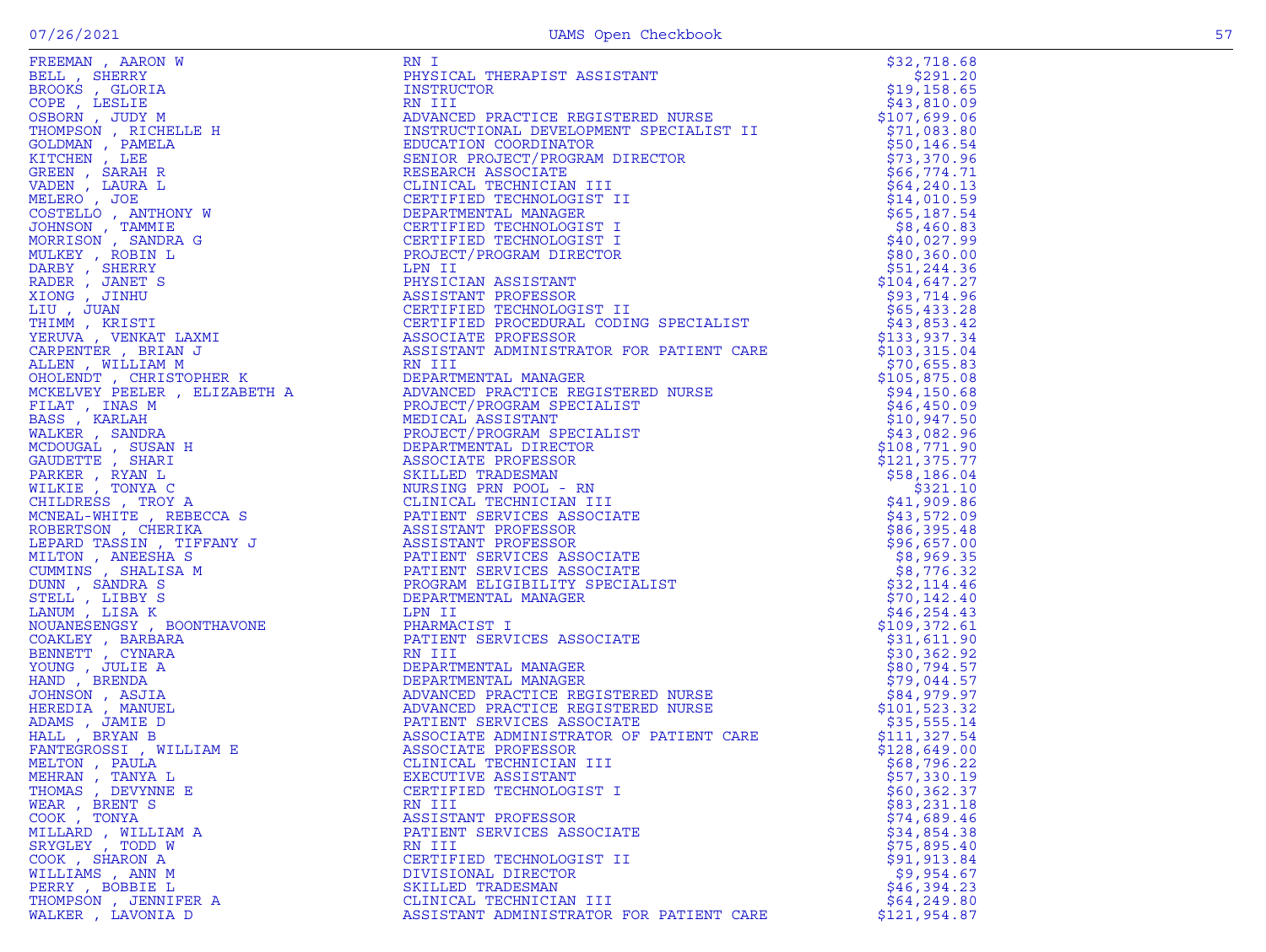| Name | Title | Amount |
|---|---|---|
| FREEMAN , AARON W | RN I | $32,718.68 |
| BELL , SHERRY | PHYSICAL THERAPIST ASSISTANT | $291.20 |
| BROOKS , GLORIA | INSTRUCTOR | $19,158.65 |
| COPE , LESLIE | RN III | $43,810.09 |
| OSBORN , JUDY M | ADVANCED PRACTICE REGISTERED NURSE | $107,699.06 |
| THOMPSON , RICHELLE H | INSTRUCTIONAL DEVELOPMENT SPECIALIST II | $71,083.80 |
| GOLDMAN , PAMELA | EDUCATION COORDINATOR | $50,146.54 |
| KITCHEN , LEE | SENIOR PROJECT/PROGRAM DIRECTOR | $73,370.96 |
| GREEN , SARAH R | RESEARCH ASSOCIATE | $66,774.71 |
| VADEN , LAURA L | CLINICAL TECHNICIAN III | $64,240.13 |
| MELERO , JOE | CERTIFIED TECHNOLOGIST II | $14,010.59 |
| COSTELLO , ANTHONY W | DEPARTMENTAL MANAGER | $65,187.54 |
| JOHNSON , TAMMIE | CERTIFIED TECHNOLOGIST I | $8,460.83 |
| MORRISON , SANDRA G | CERTIFIED TECHNOLOGIST I | $40,027.99 |
| MULKEY , ROBIN L | PROJECT/PROGRAM DIRECTOR | $80,360.00 |
| DARBY , SHERRY | LPN II | $51,244.36 |
| RADER , JANET S | PHYSICIAN ASSISTANT | $104,647.27 |
| XIONG , JINHU | ASSISTANT PROFESSOR | $93,714.96 |
| LIU , JUAN | CERTIFIED TECHNOLOGIST II | $65,433.28 |
| THIMM , KRISTI | CERTIFIED PROCEDURAL CODING SPECIALIST | $43,853.42 |
| YERUVA , VENKAT LAXMI | ASSOCIATE PROFESSOR | $133,937.34 |
| CARPENTER , BRIAN J | ASSISTANT ADMINISTRATOR FOR PATIENT CARE | $103,315.04 |
| ALLEN , WILLIAM M | RN III | $70,655.83 |
| OHOLENDT , CHRISTOPHER K | DEPARTMENTAL MANAGER | $105,875.08 |
| MCKELVEY PEELER , ELIZABETH A | ADVANCED PRACTICE REGISTERED NURSE | $94,150.68 |
| FILAT , INAS M | PROJECT/PROGRAM SPECIALIST | $46,450.09 |
| BASS , KARLAH | MEDICAL ASSISTANT | $10,947.50 |
| WALKER , SANDRA | PROJECT/PROGRAM SPECIALIST | $43,082.96 |
| MCDOUGAL , SUSAN H | DEPARTMENTAL DIRECTOR | $108,771.90 |
| GAUDETTE , SHARI | ASSOCIATE PROFESSOR | $121,375.77 |
| PARKER , RYAN L | SKILLED TRADESMAN | $58,186.04 |
| WILKIE , TONYA C | NURSING PRN POOL - RN | $321.10 |
| CHILDRESS , TROY A | CLINICAL TECHNICIAN III | $41,909.86 |
| MCNEAL-WHITE , REBECCA S | PATIENT SERVICES ASSOCIATE | $43,572.09 |
| ROBERTSON , CHERIKA | ASSISTANT PROFESSOR | $86,395.48 |
| LEPARD TASSIN , TIFFANY J | ASSISTANT PROFESSOR | $96,657.00 |
| MILTON , ANEESHA S | PATIENT SERVICES ASSOCIATE | $8,969.35 |
| CUMMINS , SHALISA M | PATIENT SERVICES ASSOCIATE | $8,776.32 |
| DUNN , SANDRA S | PROGRAM ELIGIBILITY SPECIALIST | $32,114.46 |
| STELL , LIBBY S | DEPARTMENTAL MANAGER | $70,142.40 |
| LANUM , LISA K | LPN II | $46,254.43 |
| NOUANESENGSY , BOONTHAVONE | PHARMACIST I | $109,372.61 |
| COAKLEY , BARBARA | PATIENT SERVICES ASSOCIATE | $31,611.90 |
| BENNETT , CYNARA | RN III | $30,362.92 |
| YOUNG , JULIE A | DEPARTMENTAL MANAGER | $80,794.57 |
| HAND , BRENDA | DEPARTMENTAL MANAGER | $79,044.57 |
| JOHNSON , ASJIA | ADVANCED PRACTICE REGISTERED NURSE | $84,979.97 |
| HEREDIA , MANUEL | ADVANCED PRACTICE REGISTERED NURSE | $101,523.32 |
| ADAMS , JAMIE D | PATIENT SERVICES ASSOCIATE | $35,555.14 |
| HALL , BRYAN B | ASSOCIATE ADMINISTRATOR OF PATIENT CARE | $111,327.54 |
| FANTEGROSSI , WILLIAM E | ASSOCIATE PROFESSOR | $128,649.00 |
| MELTON , PAULA | CLINICAL TECHNICIAN III | $68,796.22 |
| MEHRAN , TANYA L | EXECUTIVE ASSISTANT | $57,330.19 |
| THOMAS , DEVYNNE E | CERTIFIED TECHNOLOGIST I | $60,362.37 |
| WEAR , BRENT S | RN III | $83,231.18 |
| COOK , TONYA | ASSISTANT PROFESSOR | $74,689.46 |
| MILLARD , WILLIAM A | PATIENT SERVICES ASSOCIATE | $34,854.38 |
| SRYGLEY , TODD W | RN III | $75,895.40 |
| COOK , SHARON A | CERTIFIED TECHNOLOGIST II | $91,913.84 |
| WILLIAMS , ANN M | DIVISIONAL DIRECTOR | $9,954.67 |
| PERRY , BOBBIE L | SKILLED TRADESMAN | $46,394.23 |
| THOMPSON , JENNIFER A | CLINICAL TECHNICIAN III | $64,249.80 |
| WALKER , LAVONIA D | ASSISTANT ADMINISTRATOR FOR PATIENT CARE | $121,954.87 |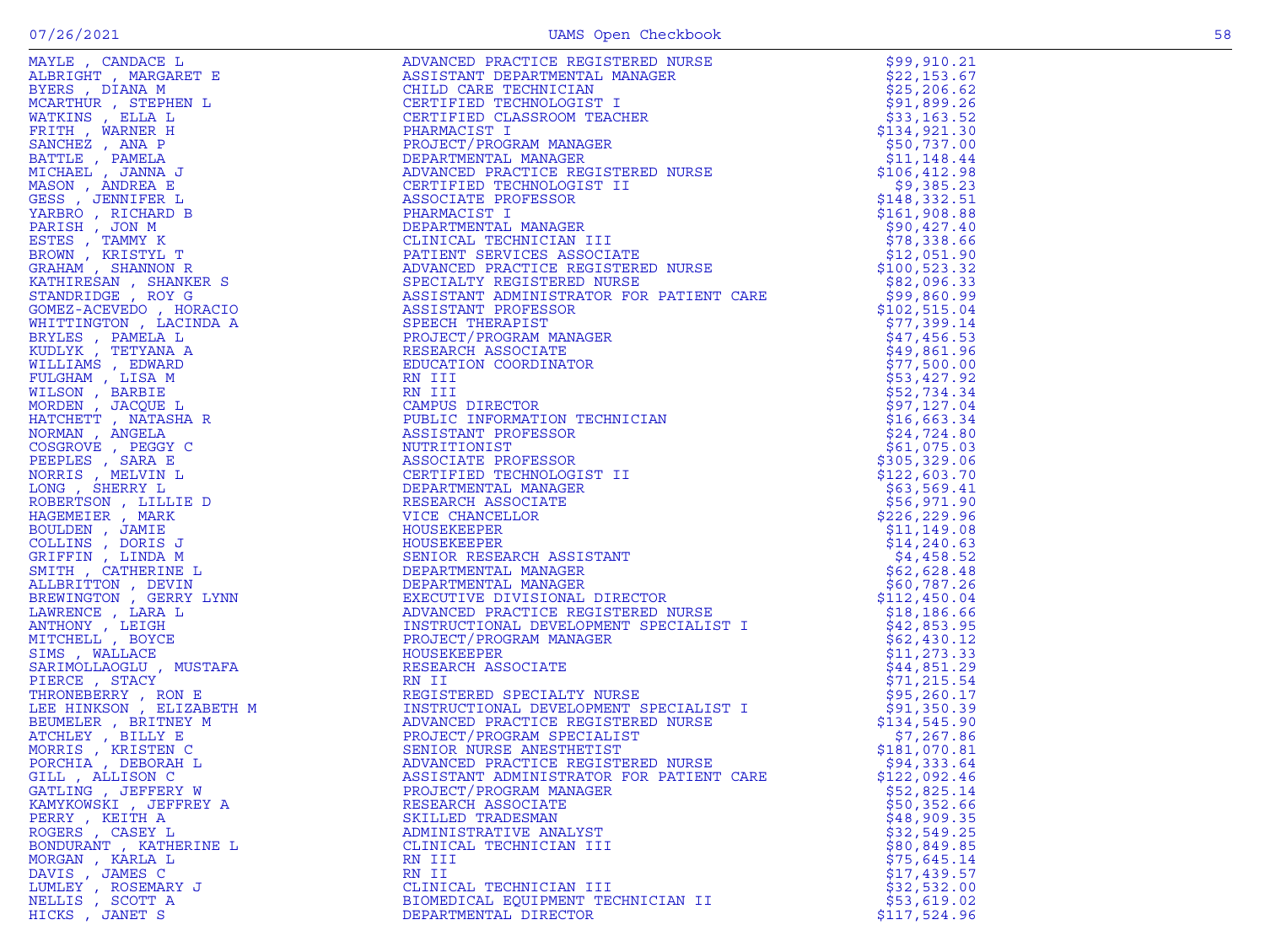| Name | Title | Amount |
|---|---|---|
| MAYLE , CANDACE L | ADVANCED PRACTICE REGISTERED NURSE | $99,910.21 |
| ALBRIGHT , MARGARET E | ASSISTANT DEPARTMENTAL MANAGER | $22,153.67 |
| BYERS , DIANA M | CHILD CARE TECHNICIAN | $25,206.62 |
| MCARTHUR , STEPHEN L | CERTIFIED TECHNOLOGIST I | $91,899.26 |
| WATKINS , ELLA L | CERTIFIED CLASSROOM TEACHER | $33,163.52 |
| FRITH , WARNER H | PHARMACIST I | $134,921.30 |
| SANCHEZ , ANA P | PROJECT/PROGRAM MANAGER | $50,737.00 |
| BATTLE , PAMELA | DEPARTMENTAL MANAGER | $11,148.44 |
| MICHAEL , JANNA J | ADVANCED PRACTICE REGISTERED NURSE | $106,412.98 |
| MASON , ANDREA E | CERTIFIED TECHNOLOGIST II | $9,385.23 |
| GESS , JENNIFER L | ASSOCIATE PROFESSOR | $148,332.51 |
| YARBRO , RICHARD B | PHARMACIST I | $161,908.88 |
| PARISH , JON M | DEPARTMENTAL MANAGER | $90,427.40 |
| ESTES , TAMMY K | CLINICAL TECHNICIAN III | $78,338.66 |
| BROWN , KRISTYL T | PATIENT SERVICES ASSOCIATE | $12,051.90 |
| GRAHAM , SHANNON R | ADVANCED PRACTICE REGISTERED NURSE | $100,523.32 |
| KATHIRESAN , SHANKER S | SPECIALTY REGISTERED NURSE | $82,096.33 |
| STANDRIDGE , ROY G | ASSISTANT ADMINISTRATOR FOR PATIENT CARE | $99,860.99 |
| GOMEZ-ACEVEDO , HORACIO | ASSISTANT PROFESSOR | $102,515.04 |
| WHITTINGTON , LACINDA A | SPEECH THERAPIST | $77,399.14 |
| BRYLES , PAMELA L | PROJECT/PROGRAM MANAGER | $47,456.53 |
| KUDLYK , TETYANA A | RESEARCH ASSOCIATE | $49,861.96 |
| WILLIAMS , EDWARD | EDUCATION COORDINATOR | $77,500.00 |
| FULGHAM , LISA M | RN III | $53,427.92 |
| WILSON , BARBIE | RN III | $52,734.34 |
| MORDEN , JACQUE L | CAMPUS DIRECTOR | $97,127.04 |
| HATCHETT , NATASHA R | PUBLIC INFORMATION TECHNICIAN | $16,663.34 |
| NORMAN , ANGELA | ASSISTANT PROFESSOR | $24,724.80 |
| COSGROVE , PEGGY C | NUTRITIONIST | $61,075.03 |
| PEEPLES , SARA E | ASSOCIATE PROFESSOR | $305,329.06 |
| NORRIS , MELVIN L | CERTIFIED TECHNOLOGIST II | $122,603.70 |
| LONG , SHERRY L | DEPARTMENTAL MANAGER | $63,569.41 |
| ROBERTSON , LILLIE D | RESEARCH ASSOCIATE | $56,971.90 |
| HAGEMEIER , MARK | VICE CHANCELLOR | $226,229.96 |
| BOULDEN , JAMIE | HOUSEKEEPER | $11,149.08 |
| COLLINS , DORIS J | HOUSEKEEPER | $14,240.63 |
| GRIFFIN , LINDA M | SENIOR RESEARCH ASSISTANT | $4,458.52 |
| SMITH , CATHERINE L | DEPARTMENTAL MANAGER | $62,628.48 |
| ALLBRITTON , DEVIN | DEPARTMENTAL MANAGER | $60,787.26 |
| BREWINGTON , GERRY LYNN | EXECUTIVE DIVISIONAL DIRECTOR | $112,450.04 |
| LAWRENCE , LARA L | ADVANCED PRACTICE REGISTERED NURSE | $18,186.66 |
| ANTHONY , LEIGH | INSTRUCTIONAL DEVELOPMENT SPECIALIST I | $42,853.95 |
| MITCHELL , BOYCE | PROJECT/PROGRAM MANAGER | $62,430.12 |
| SIMS , WALLACE | HOUSEKEEPER | $11,273.33 |
| SARIMOLLAOGLU , MUSTAFA | RESEARCH ASSOCIATE | $44,851.29 |
| PIERCE , STACY | RN II | $71,215.54 |
| THRONEBERRY , RON E | REGISTERED SPECIALTY NURSE | $95,260.17 |
| LEE HINKSON , ELIZABETH M | INSTRUCTIONAL DEVELOPMENT SPECIALIST I | $91,350.39 |
| BEUMELER , BRITNEY M | ADVANCED PRACTICE REGISTERED NURSE | $134,545.90 |
| ATCHLEY , BILLY E | PROJECT/PROGRAM SPECIALIST | $7,267.86 |
| MORRIS , KRISTEN C | SENIOR NURSE ANESTHETIST | $181,070.81 |
| PORCHIA , DEBORAH L | ADVANCED PRACTICE REGISTERED NURSE | $94,333.64 |
| GILL , ALLISON C | ASSISTANT ADMINISTRATOR FOR PATIENT CARE | $122,092.46 |
| GATLING , JEFFERY W | PROJECT/PROGRAM MANAGER | $52,825.14 |
| KAMYKOWSKI , JEFFREY A | RESEARCH ASSOCIATE | $50,352.66 |
| PERRY , KEITH A | SKILLED TRADESMAN | $48,909.35 |
| ROGERS , CASEY L | ADMINISTRATIVE ANALYST | $32,549.25 |
| BONDURANT , KATHERINE L | CLINICAL TECHNICIAN III | $80,849.85 |
| MORGAN , KARLA L | RN III | $75,645.14 |
| DAVIS , JAMES C | RN II | $17,439.57 |
| LUMLEY , ROSEMARY J | CLINICAL TECHNICIAN III | $32,532.00 |
| NELLIS , SCOTT A | BIOMEDICAL EQUIPMENT TECHNICIAN II | $53,619.02 |
| HICKS , JANET S | DEPARTMENTAL DIRECTOR | $117,524.96 |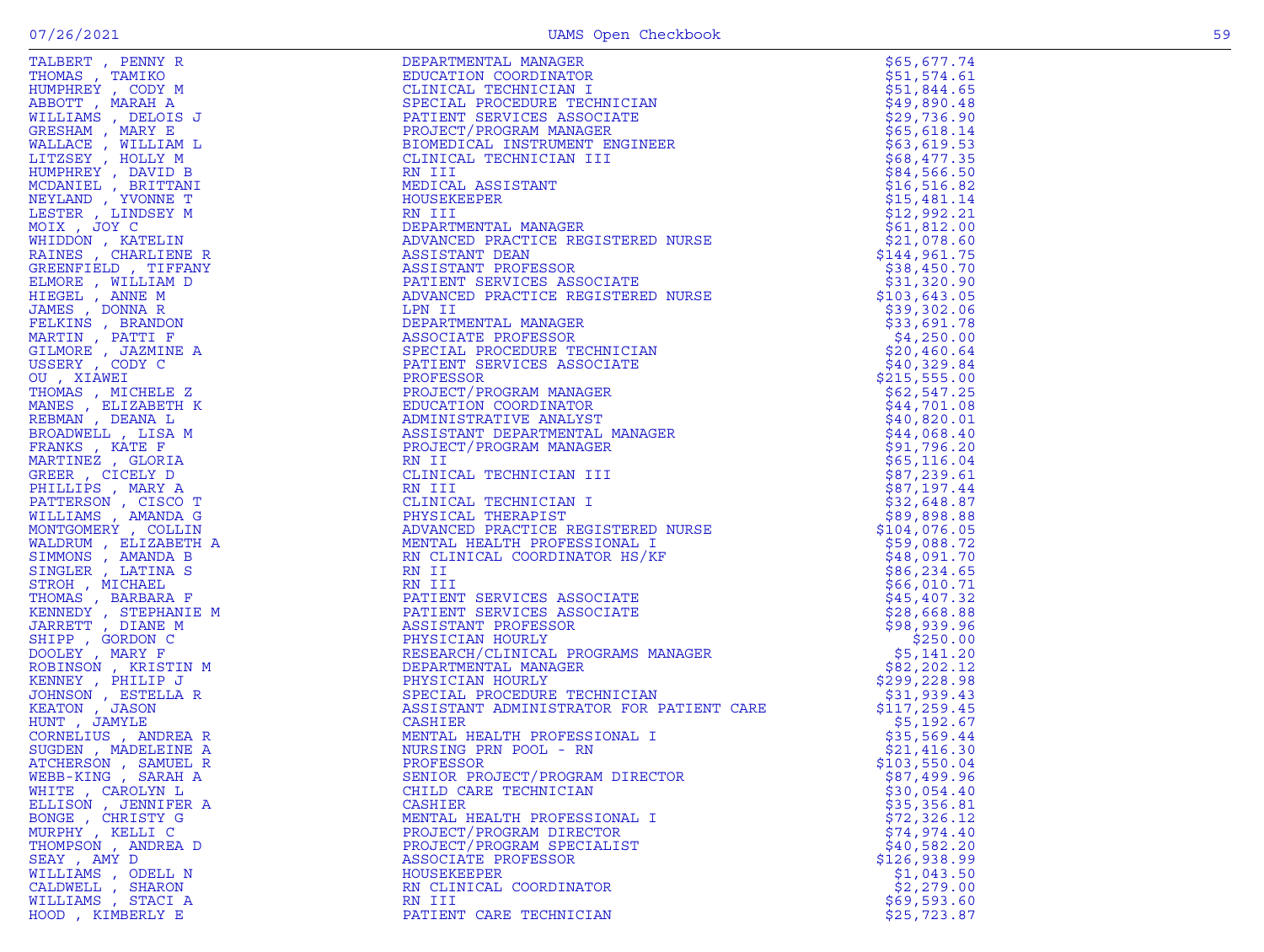| | | |
|---|---|---|
| TALBERT , PENNY R | DEPARTMENTAL MANAGER | $65,677.74 |
| THOMAS , TAMIKO | EDUCATION COORDINATOR | $51,574.61 |
| HUMPHREY , CODY M | CLINICAL TECHNICIAN I | $51,844.65 |
| ABBOTT , MARAH A | SPECIAL PROCEDURE TECHNICIAN | $49,890.48 |
| WILLIAMS , DELOIS J | PATIENT SERVICES ASSOCIATE | $29,736.90 |
| GRESHAM , MARY E | PROJECT/PROGRAM MANAGER | $65,618.14 |
| WALLACE , WILLIAM L | BIOMEDICAL INSTRUMENT ENGINEER | $63,619.53 |
| LITZSEY , HOLLY M | CLINICAL TECHNICIAN III | $68,477.35 |
| HUMPHREY , DAVID B | RN III | $84,566.50 |
| MCDANIEL , BRITTANI | MEDICAL ASSISTANT | $16,516.82 |
| NEYLAND , YVONNE T | HOUSEKEEPER | $15,481.14 |
| LESTER , LINDSEY M | RN III | $12,992.21 |
| MOIX , JOY C | DEPARTMENTAL MANAGER | $61,812.00 |
| WHIDDON , KATELIN | ADVANCED PRACTICE REGISTERED NURSE | $21,078.60 |
| RAINES , CHARLIENE R | ASSISTANT DEAN | $144,961.75 |
| GREENFIELD , TIFFANY | ASSISTANT PROFESSOR | $38,450.70 |
| ELMORE , WILLIAM D | PATIENT SERVICES ASSOCIATE | $31,320.90 |
| HIEGEL , ANNE M | ADVANCED PRACTICE REGISTERED NURSE | $103,643.05 |
| JAMES , DONNA R | LPN II | $39,302.06 |
| FELKINS , BRANDON | DEPARTMENTAL MANAGER | $33,691.78 |
| MARTIN , PATTI F | ASSOCIATE PROFESSOR | $4,250.00 |
| GILMORE , JAZMINE A | SPECIAL PROCEDURE TECHNICIAN | $20,460.64 |
| USSERY , CODY C | PATIENT SERVICES ASSOCIATE | $40,329.84 |
| OU , XIAWEI | PROFESSOR | $215,555.00 |
| THOMAS , MICHELE Z | PROJECT/PROGRAM MANAGER | $62,547.25 |
| MANES , ELIZABETH K | EDUCATION COORDINATOR | $44,701.08 |
| REBMAN , DEANA L | ADMINISTRATIVE ANALYST | $40,820.01 |
| BROADWELL , LISA M | ASSISTANT DEPARTMENTAL MANAGER | $44,068.40 |
| FRANKS , KATE F | PROJECT/PROGRAM MANAGER | $91,796.20 |
| MARTINEZ , GLORIA | RN II | $65,116.04 |
| GREER , CICELY D | CLINICAL TECHNICIAN III | $87,239.61 |
| PHILLIPS , MARY A | RN III | $87,197.44 |
| PATTERSON , CISCO T | CLINICAL TECHNICIAN I | $32,648.87 |
| WILLIAMS , AMANDA G | PHYSICAL THERAPIST | $89,898.88 |
| MONTGOMERY , COLLIN | ADVANCED PRACTICE REGISTERED NURSE | $104,076.05 |
| WALDRUM , ELIZABETH A | MENTAL HEALTH PROFESSIONAL I | $59,088.72 |
| SIMMONS , AMANDA B | RN CLINICAL COORDINATOR HS/KF | $48,091.70 |
| SINGLER , LATINA S | RN II | $86,234.65 |
| STROH , MICHAEL | RN III | $66,010.71 |
| THOMAS , BARBARA F | PATIENT SERVICES ASSOCIATE | $45,407.32 |
| KENNEDY , STEPHANIE M | PATIENT SERVICES ASSOCIATE | $28,668.88 |
| JARRETT , DIANE M | ASSISTANT PROFESSOR | $98,939.96 |
| SHIPP , GORDON C | PHYSICIAN HOURLY | $250.00 |
| DOOLEY , MARY F | RESEARCH/CLINICAL PROGRAMS MANAGER | $5,141.20 |
| ROBINSON , KRISTIN M | DEPARTMENTAL MANAGER | $82,202.12 |
| KENNEY , PHILIP J | PHYSICIAN HOURLY | $299,228.98 |
| JOHNSON , ESTELLA R | SPECIAL PROCEDURE TECHNICIAN | $31,939.43 |
| KEATON , JASON | ASSISTANT ADMINISTRATOR FOR PATIENT CARE | $117,259.45 |
| HUNT , JAMYLE | CASHIER | $5,192.67 |
| CORNELIUS , ANDREA R | MENTAL HEALTH PROFESSIONAL I | $35,569.44 |
| SUGDEN , MADELEINE A | NURSING PRN POOL - RN | $21,416.30 |
| ATCHERSON , SAMUEL R | PROFESSOR | $103,550.04 |
| WEBB-KING , SARAH A | SENIOR PROJECT/PROGRAM DIRECTOR | $87,499.96 |
| WHITE , CAROLYN L | CHILD CARE TECHNICIAN | $30,054.40 |
| ELLISON , JENNIFER A | CASHIER | $35,356.81 |
| BONGE , CHRISTY G | MENTAL HEALTH PROFESSIONAL I | $72,326.12 |
| MURPHY , KELLI C | PROJECT/PROGRAM DIRECTOR | $74,974.40 |
| THOMPSON , ANDREA D | PROJECT/PROGRAM SPECIALIST | $40,582.20 |
| SEAY , AMY D | ASSOCIATE PROFESSOR | $126,938.99 |
| WILLIAMS , ODELL N | HOUSEKEEPER | $1,043.50 |
| CALDWELL , SHARON | RN CLINICAL COORDINATOR | $2,279.00 |
| WILLIAMS , STACI A | RN III | $69,593.60 |
| HOOD , KIMBERLY E | PATIENT CARE TECHNICIAN | $25,723.87 |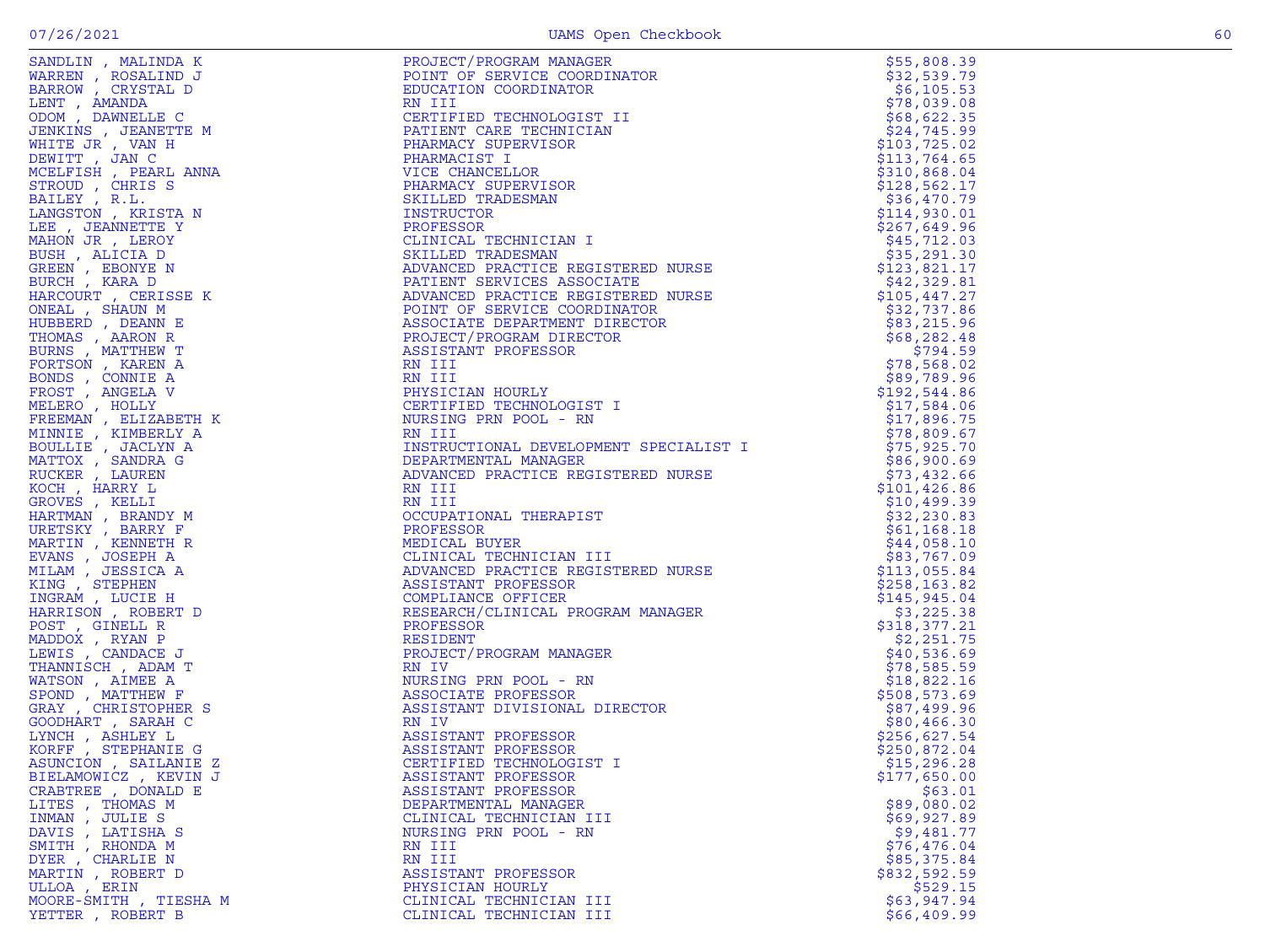| Name | Title | Amount |
|---|---|---|
| SANDLIN , MALINDA K | PROJECT/PROGRAM MANAGER | $55,808.39 |
| WARREN , ROSALIND J | POINT OF SERVICE COORDINATOR | $32,539.79 |
| BARROW , CRYSTAL D | EDUCATION COORDINATOR | $6,105.53 |
| LENT , AMANDA | RN III | $78,039.08 |
| ODOM , DAWNELLE C | CERTIFIED TECHNOLOGIST II | $68,622.35 |
| JENKINS , JEANETTE M | PATIENT CARE TECHNICIAN | $24,745.99 |
| WHITE JR , VAN H | PHARMACY SUPERVISOR | $103,725.02 |
| DEWITT , JAN C | PHARMACIST I | $113,764.65 |
| MCELFISH , PEARL ANNA | VICE CHANCELLOR | $310,868.04 |
| STROUD , CHRIS S | PHARMACY SUPERVISOR | $128,562.17 |
| BAILEY , R.L. | SKILLED TRADESMAN | $36,470.79 |
| LANGSTON , KRISTA N | INSTRUCTOR | $114,930.01 |
| LEE , JEANNETTE Y | PROFESSOR | $267,649.96 |
| MAHON JR , LEROY | CLINICAL TECHNICIAN I | $45,712.03 |
| BUSH , ALICIA D | SKILLED TRADESMAN | $35,291.30 |
| GREEN , EBONYE N | ADVANCED PRACTICE REGISTERED NURSE | $123,821.17 |
| BURCH , KARA D | PATIENT SERVICES ASSOCIATE | $42,329.81 |
| HARCOURT , CERISSE K | ADVANCED PRACTICE REGISTERED NURSE | $105,447.27 |
| ONEAL , SHAUN M | POINT OF SERVICE COORDINATOR | $32,737.86 |
| HUBBERD , DEANN E | ASSOCIATE DEPARTMENT DIRECTOR | $83,215.96 |
| THOMAS , AARON R | PROJECT/PROGRAM DIRECTOR | $68,282.48 |
| BURNS , MATTHEW T | ASSISTANT PROFESSOR | $794.59 |
| FORTSON , KAREN A | RN III | $78,568.02 |
| BONDS , CONNIE A | RN III | $89,789.96 |
| FROST , ANGELA V | PHYSICIAN HOURLY | $192,544.86 |
| MELERO , HOLLY | CERTIFIED TECHNOLOGIST I | $17,584.06 |
| FREEMAN , ELIZABETH K | NURSING PRN POOL - RN | $17,896.75 |
| MINNIE , KIMBERLY A | RN III | $78,809.67 |
| BOULLIE , JACLYN A | INSTRUCTIONAL DEVELOPMENT SPECIALIST I | $75,925.70 |
| MATTOX , SANDRA G | DEPARTMENTAL MANAGER | $86,900.69 |
| RUCKER , LAUREN | ADVANCED PRACTICE REGISTERED NURSE | $73,432.66 |
| KOCH , HARRY L | RN III | $101,426.86 |
| GROVES , KELLI | RN III | $10,499.39 |
| HARTMAN , BRANDY M | OCCUPATIONAL THERAPIST | $32,230.83 |
| URETSKY , BARRY F | PROFESSOR | $61,168.18 |
| MARTIN , KENNETH R | MEDICAL BUYER | $44,058.10 |
| EVANS , JOSEPH A | CLINICAL TECHNICIAN III | $83,767.09 |
| MILAM , JESSICA A | ADVANCED PRACTICE REGISTERED NURSE | $113,055.84 |
| KING , STEPHEN | ASSISTANT PROFESSOR | $258,163.82 |
| INGRAM , LUCIE H | COMPLIANCE OFFICER | $145,945.04 |
| HARRISON , ROBERT D | RESEARCH/CLINICAL PROGRAM MANAGER | $3,225.38 |
| POST , GINELL R | PROFESSOR | $318,377.21 |
| MADDOX , RYAN P | RESIDENT | $2,251.75 |
| LEWIS , CANDACE J | PROJECT/PROGRAM MANAGER | $40,536.69 |
| THANNISCH , ADAM T | RN IV | $78,585.59 |
| WATSON , AIMEE A | NURSING PRN POOL - RN | $18,822.16 |
| SPOND , MATTHEW F | ASSOCIATE PROFESSOR | $508,573.69 |
| GRAY , CHRISTOPHER S | ASSISTANT DIVISIONAL DIRECTOR | $87,499.96 |
| GOODHART , SARAH C | RN IV | $80,466.30 |
| LYNCH , ASHLEY L | ASSISTANT PROFESSOR | $256,627.54 |
| KORFF , STEPHANIE G | ASSISTANT PROFESSOR | $250,872.04 |
| ASUNCION , SAILANIE Z | CERTIFIED TECHNOLOGIST I | $15,296.28 |
| BIELAMOWICZ , KEVIN J | ASSISTANT PROFESSOR | $177,650.00 |
| CRABTREE , DONALD E | ASSISTANT PROFESSOR | $63.01 |
| LITES , THOMAS M | DEPARTMENTAL MANAGER | $89,080.02 |
| INMAN , JULIE S | CLINICAL TECHNICIAN III | $69,927.89 |
| DAVIS , LATISHA S | NURSING PRN POOL - RN | $9,481.77 |
| SMITH , RHONDA M | RN III | $76,476.04 |
| DYER , CHARLIE N | RN III | $85,375.84 |
| MARTIN , ROBERT D | ASSISTANT PROFESSOR | $832,592.59 |
| ULLOA , ERIN | PHYSICIAN HOURLY | $529.15 |
| MOORE-SMITH , TIESHA M | CLINICAL TECHNICIAN III | $63,947.94 |
| YETTER , ROBERT B | CLINICAL TECHNICIAN III | $66,409.99 |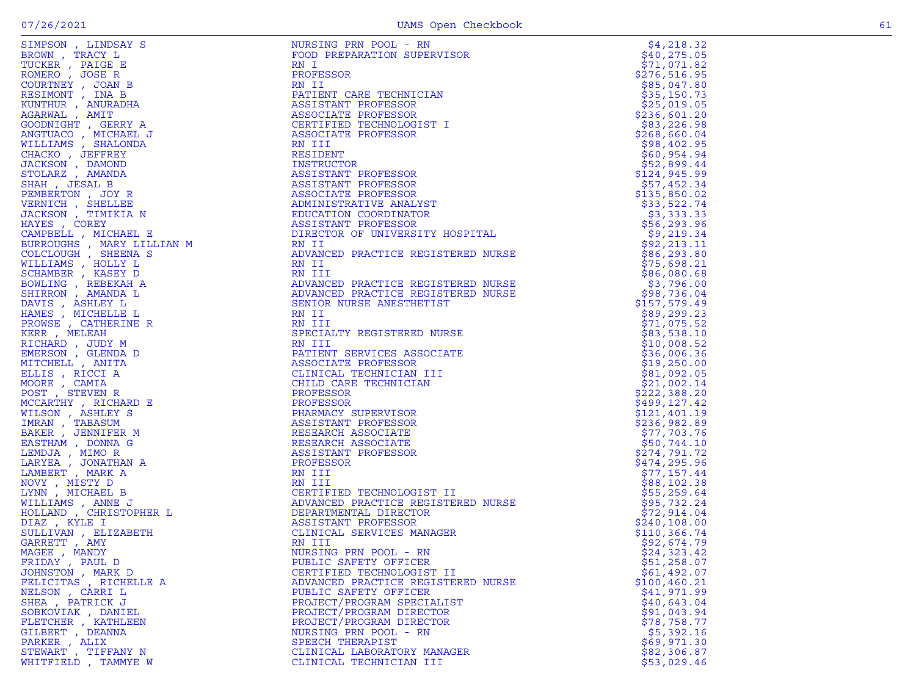| Name | Title | Amount |
|---|---|---|
| SIMPSON , LINDSAY S | NURSING PRN POOL - RN | $4,218.32 |
| BROWN , TRACY L | FOOD PREPARATION SUPERVISOR | $40,275.05 |
| TUCKER , PAIGE E | RN I | $71,071.82 |
| ROMERO , JOSE R | PROFESSOR | $276,516.95 |
| COURTNEY , JOAN B | RN II | $85,047.80 |
| RESIMONT , INA B | PATIENT CARE TECHNICIAN | $35,150.73 |
| KUNTHUR , ANURADHA | ASSISTANT PROFESSOR | $25,019.05 |
| AGARWAL , AMIT | ASSOCIATE PROFESSOR | $236,601.20 |
| GOODNIGHT , GERRY A | CERTIFIED TECHNOLOGIST I | $83,226.98 |
| ANGTUACO , MICHAEL J | ASSOCIATE PROFESSOR | $268,660.04 |
| WILLIAMS , SHALONDA | RN III | $98,402.95 |
| CHACKO , JEFFREY | RESIDENT | $60,954.94 |
| JACKSON , DAMOND | INSTRUCTOR | $52,899.44 |
| STOLARZ , AMANDA | ASSISTANT PROFESSOR | $124,945.99 |
| SHAH , JESAL B | ASSISTANT PROFESSOR | $57,452.34 |
| PEMBERTON , JOY R | ASSOCIATE PROFESSOR | $135,850.02 |
| VERNICH , SHELLEE | ADMINISTRATIVE ANALYST | $33,522.74 |
| JACKSON , TIMIKIA N | EDUCATION COORDINATOR | $3,333.33 |
| HAYES , COREY | ASSISTANT PROFESSOR | $56,293.96 |
| CAMPBELL , MICHAEL E | DIRECTOR OF UNIVERSITY HOSPITAL | $9,219.34 |
| BURROUGHS , MARY LILLIAN M | RN II | $92,213.11 |
| COLCLOUGH , SHEENA S | ADVANCED PRACTICE REGISTERED NURSE | $86,293.80 |
| WILLIAMS , HOLLY L | RN II | $75,698.21 |
| SCHAMBER , KASEY D | RN III | $86,080.68 |
| BOWLING , REBEKAH A | ADVANCED PRACTICE REGISTERED NURSE | $3,796.00 |
| SHIRRON , AMANDA L | ADVANCED PRACTICE REGISTERED NURSE | $98,736.04 |
| DAVIS , ASHLEY L | SENIOR NURSE ANESTHETIST | $157,579.49 |
| HAMES , MICHELLE L | RN II | $89,299.23 |
| PROWSE , CATHERINE R | RN III | $71,075.52 |
| KERR , MELEAH | SPECIALTY REGISTERED NURSE | $83,538.10 |
| RICHARD , JUDY M | RN III | $10,008.52 |
| EMERSON , GLENDA D | PATIENT SERVICES ASSOCIATE | $36,006.36 |
| MITCHELL , ANITA | ASSOCIATE PROFESSOR | $19,250.00 |
| ELLIS , RICCI A | CLINICAL TECHNICIAN III | $81,092.05 |
| MOORE , CAMIA | CHILD CARE TECHNICIAN | $21,002.14 |
| POST , STEVEN R | PROFESSOR | $222,388.20 |
| MCCARTHY , RICHARD E | PROFESSOR | $499,127.42 |
| WILSON , ASHLEY S | PHARMACY SUPERVISOR | $121,401.19 |
| IMRAN , TABASUM | ASSISTANT PROFESSOR | $236,982.89 |
| BAKER , JENNIFER M | RESEARCH ASSOCIATE | $77,703.76 |
| EASTHAM , DONNA G | RESEARCH ASSOCIATE | $50,744.10 |
| LEMDJA , MIMO R | ASSISTANT PROFESSOR | $274,791.72 |
| LARYEA , JONATHAN A | PROFESSOR | $474,295.96 |
| LAMBERT , MARK A | RN III | $77,157.44 |
| NOVY , MISTY D | RN III | $88,102.38 |
| LYNN , MICHAEL B | CERTIFIED TECHNOLOGIST II | $55,259.64 |
| WILLIAMS , ANNE J | ADVANCED PRACTICE REGISTERED NURSE | $95,732.24 |
| HOLLAND , CHRISTOPHER L | DEPARTMENTAL DIRECTOR | $72,914.04 |
| DIAZ , KYLE I | ASSISTANT PROFESSOR | $240,108.00 |
| SULLIVAN , ELIZABETH | CLINICAL SERVICES MANAGER | $110,366.74 |
| GARRETT , AMY | RN III | $92,674.79 |
| MAGEE , MANDY | NURSING PRN POOL - RN | $24,323.42 |
| FRIDAY , PAUL D | PUBLIC SAFETY OFFICER | $51,258.07 |
| JOHNSTON , MARK D | CERTIFIED TECHNOLOGIST II | $61,492.07 |
| FELICITAS , RICHELLE A | ADVANCED PRACTICE REGISTERED NURSE | $100,460.21 |
| NELSON , CARRI L | PUBLIC SAFETY OFFICER | $41,971.99 |
| SHEA , PATRICK J | PROJECT/PROGRAM SPECIALIST | $40,643.04 |
| SOBKOVIAK , DANIEL | PROJECT/PROGRAM DIRECTOR | $91,043.94 |
| FLETCHER , KATHLEEN | PROJECT/PROGRAM DIRECTOR | $78,758.77 |
| GILBERT , DEANNA | NURSING PRN POOL - RN | $5,392.16 |
| PARKER , ALIX | SPEECH THERAPIST | $69,971.30 |
| STEWART , TIFFANY N | CLINICAL LABORATORY MANAGER | $82,306.87 |
| WHITFIELD , TAMMYE W | CLINICAL TECHNICIAN III | $53,029.46 |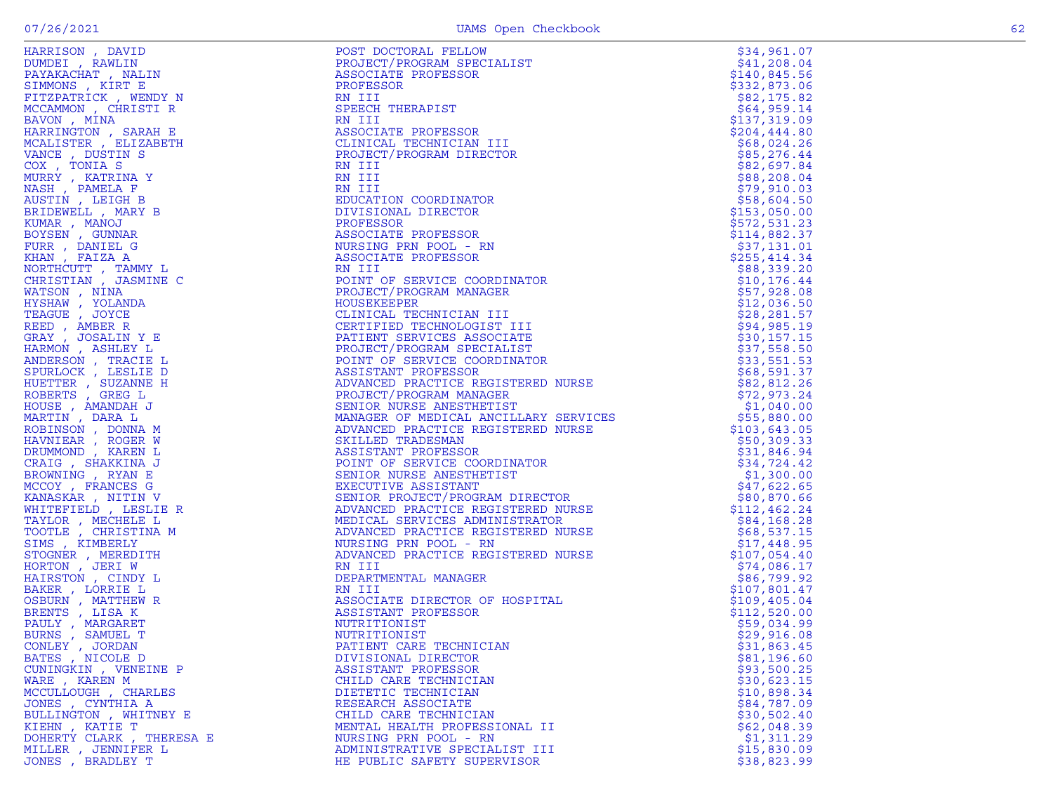| | | |
|---|---|---|
| HARRISON , DAVID | POST DOCTORAL FELLOW | $34,961.07 |
| DUMDEI , RAWLIN | PROJECT/PROGRAM SPECIALIST | $41,208.04 |
| PAYAKACHAT , NALIN | ASSOCIATE PROFESSOR | $140,845.56 |
| SIMMONS , KIRT E | PROFESSOR | $332,873.06 |
| FITZPATRICK , WENDY N | RN III | $82,175.82 |
| MCCAMMON , CHRISTI R | SPEECH THERAPIST | $64,959.14 |
| BAVON , MINA | RN III | $137,319.09 |
| HARRINGTON , SARAH E | ASSOCIATE PROFESSOR | $204,444.80 |
| MCALISTER , ELIZABETH | CLINICAL TECHNICIAN III | $68,024.26 |
| VANCE , DUSTIN S | PROJECT/PROGRAM DIRECTOR | $85,276.44 |
| COX , TONIA S | RN III | $82,697.84 |
| MURRY , KATRINA Y | RN III | $88,208.04 |
| NASH , PAMELA F | RN III | $79,910.03 |
| AUSTIN , LEIGH B | EDUCATION COORDINATOR | $58,604.50 |
| BRIDEWELL , MARY B | DIVISIONAL DIRECTOR | $153,050.00 |
| KUMAR , MANOJ | PROFESSOR | $572,531.23 |
| BOYSEN , GUNNAR | ASSOCIATE PROFESSOR | $114,882.37 |
| FURR , DANIEL G | NURSING PRN POOL - RN | $37,131.01 |
| KHAN , FAIZA A | ASSOCIATE PROFESSOR | $255,414.34 |
| NORTHCUTT , TAMMY L | RN III | $88,339.20 |
| CHRISTIAN , JASMINE C | POINT OF SERVICE COORDINATOR | $10,176.44 |
| WATSON , NINA | PROJECT/PROGRAM MANAGER | $57,928.08 |
| HYSHAW , YOLANDA | HOUSEKEEPER | $12,036.50 |
| TEAGUE , JOYCE | CLINICAL TECHNICIAN III | $28,281.57 |
| REED , AMBER R | CERTIFIED TECHNOLOGIST III | $94,985.19 |
| GRAY , JOSALIN Y E | PATIENT SERVICES ASSOCIATE | $30,157.15 |
| HARMON , ASHLEY L | PROJECT/PROGRAM SPECIALIST | $37,558.50 |
| ANDERSON , TRACIE L | POINT OF SERVICE COORDINATOR | $33,551.53 |
| SPURLOCK , LESLIE D | ASSISTANT PROFESSOR | $68,591.37 |
| HUETTER , SUZANNE H | ADVANCED PRACTICE REGISTERED NURSE | $82,812.26 |
| ROBERTS , GREG L | PROJECT/PROGRAM MANAGER | $72,973.24 |
| HOUSE , AMANDAH J | SENIOR NURSE ANESTHETIST | $1,040.00 |
| MARTIN , DARA L | MANAGER OF MEDICAL ANCILLARY SERVICES | $55,880.00 |
| ROBINSON , DONNA M | ADVANCED PRACTICE REGISTERED NURSE | $103,643.05 |
| HAVNIEAR , ROGER W | SKILLED TRADESMAN | $50,309.33 |
| DRUMMOND , KAREN L | ASSISTANT PROFESSOR | $31,846.94 |
| CRAIG , SHAKKINA J | POINT OF SERVICE COORDINATOR | $34,724.42 |
| BROWNING , RYAN E | SENIOR NURSE ANESTHETIST | $1,300.00 |
| MCCOY , FRANCES G | EXECUTIVE ASSISTANT | $47,622.65 |
| KANASKAR , NITIN V | SENIOR PROJECT/PROGRAM DIRECTOR | $80,870.66 |
| WHITEFIELD , LESLIE R | ADVANCED PRACTICE REGISTERED NURSE | $112,462.24 |
| TAYLOR , MECHELE L | MEDICAL SERVICES ADMINISTRATOR | $84,168.28 |
| TOOTLE , CHRISTINA M | ADVANCED PRACTICE REGISTERED NURSE | $68,537.15 |
| SIMS , KIMBERLY | NURSING PRN POOL - RN | $17,448.95 |
| STOGNER , MEREDITH | ADVANCED PRACTICE REGISTERED NURSE | $107,054.40 |
| HORTON , JERI W | RN III | $74,086.17 |
| HAIRSTON , CINDY L | DEPARTMENTAL MANAGER | $86,799.92 |
| BAKER , LORRIE L | RN III | $107,801.47 |
| OSBURN , MATTHEW R | ASSOCIATE DIRECTOR OF HOSPITAL | $109,405.04 |
| BRENTS , LISA K | ASSISTANT PROFESSOR | $112,520.00 |
| PAULY , MARGARET | NUTRITIONIST | $59,034.99 |
| BURNS , SAMUEL T | NUTRITIONIST | $29,916.08 |
| CONLEY , JORDAN | PATIENT CARE TECHNICIAN | $31,863.45 |
| BATES , NICOLE D | DIVISIONAL DIRECTOR | $81,196.60 |
| CUNINGKIN , VENEINE P | ASSISTANT PROFESSOR | $93,500.25 |
| WARE , KAREN M | CHILD CARE TECHNICIAN | $30,623.15 |
| MCCULLOUGH , CHARLES | DIETETIC TECHNICIAN | $10,898.34 |
| JONES , CYNTHIA A | RESEARCH ASSOCIATE | $84,787.09 |
| BULLINGTON , WHITNEY E | CHILD CARE TECHNICIAN | $30,502.40 |
| KIEHN , KATIE T | MENTAL HEALTH PROFESSIONAL II | $62,048.39 |
| DOHERTY CLARK , THERESA E | NURSING PRN POOL - RN | $1,311.29 |
| MILLER , JENNIFER L | ADMINISTRATIVE SPECIALIST III | $15,830.09 |
| JONES , BRADLEY T | HE PUBLIC SAFETY SUPERVISOR | $38,823.99 |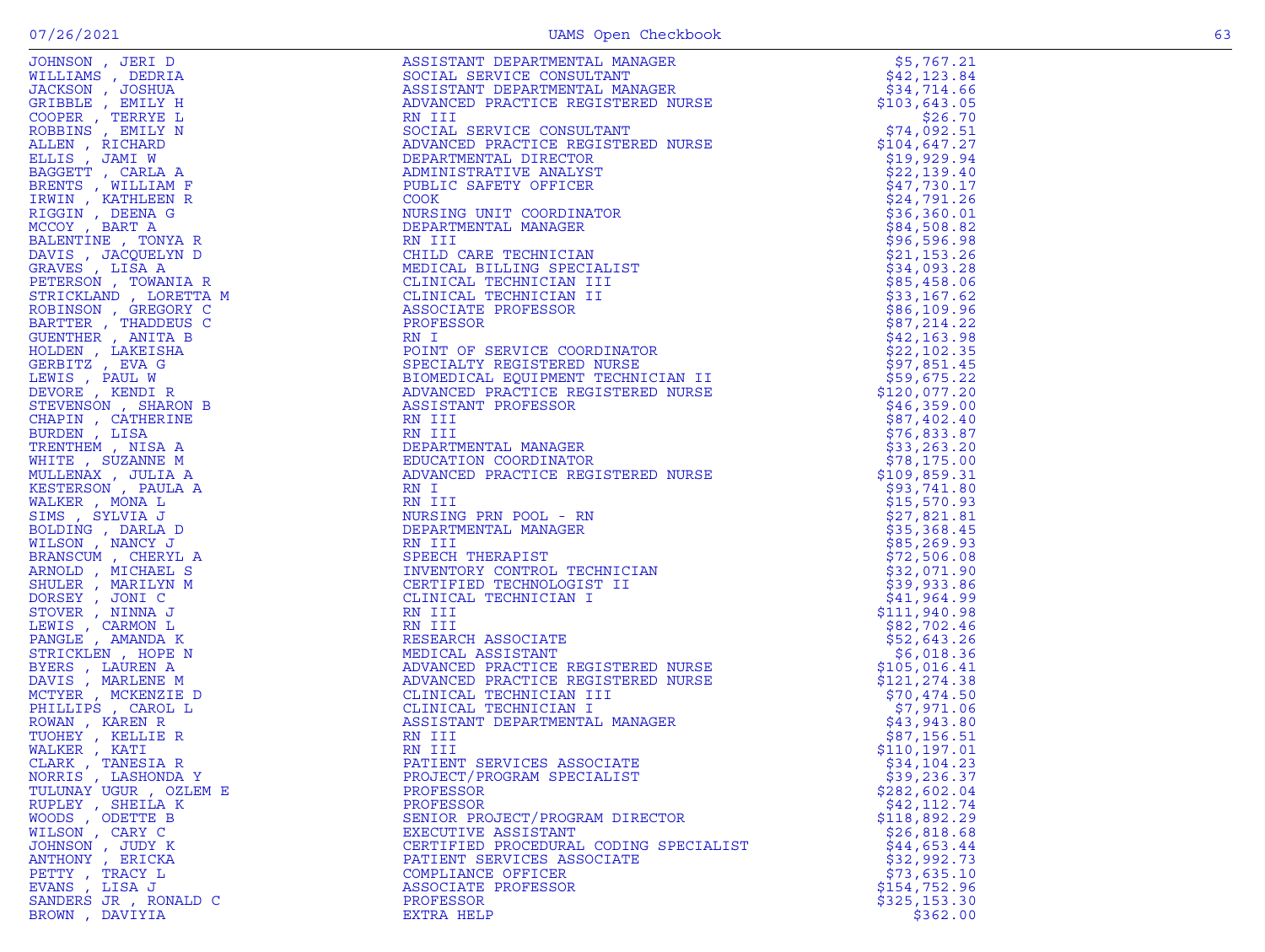| | | |
|---|---|---|
| JOHNSON , JERI D | ASSISTANT DEPARTMENTAL MANAGER | $5,767.21 |
| WILLIAMS , DEDRIA | SOCIAL SERVICE CONSULTANT | $42,123.84 |
| JACKSON , JOSHUA | ASSISTANT DEPARTMENTAL MANAGER | $34,714.66 |
| GRIBBLE , EMILY H | ADVANCED PRACTICE REGISTERED NURSE | $103,643.05 |
| COOPER , TERRYE L | RN III | $26.70 |
| ROBBINS , EMILY N | SOCIAL SERVICE CONSULTANT | $74,092.51 |
| ALLEN , RICHARD | ADVANCED PRACTICE REGISTERED NURSE | $104,647.27 |
| ELLIS , JAMI W | DEPARTMENTAL DIRECTOR | $19,929.94 |
| BAGGETT , CARLA A | ADMINISTRATIVE ANALYST | $22,139.40 |
| BRENTS , WILLIAM F | PUBLIC SAFETY OFFICER | $47,730.17 |
| IRWIN , KATHLEEN R | COOK | $24,791.26 |
| RIGGIN , DEENA G | NURSING UNIT COORDINATOR | $36,360.01 |
| MCCOY , BART A | DEPARTMENTAL MANAGER | $84,508.82 |
| BALENTINE , TONYA R | RN III | $96,596.98 |
| DAVIS , JACQUELYN D | CHILD CARE TECHNICIAN | $21,153.26 |
| GRAVES , LISA A | MEDICAL BILLING SPECIALIST | $34,093.28 |
| PETERSON , TOWANIA R | CLINICAL TECHNICIAN III | $85,458.06 |
| STRICKLAND , LORETTA M | CLINICAL TECHNICIAN II | $33,167.62 |
| ROBINSON , GREGORY C | ASSOCIATE PROFESSOR | $86,109.96 |
| BARTTER , THADDEUS C | PROFESSOR | $87,214.22 |
| GUENTHER , ANITA B | RN I | $42,163.98 |
| HOLDEN , LAKEISHA | POINT OF SERVICE COORDINATOR | $22,102.35 |
| GERBITZ , EVA G | SPECIALTY REGISTERED NURSE | $97,851.45 |
| LEWIS , PAUL W | BIOMEDICAL EQUIPMENT TECHNICIAN II | $59,675.22 |
| DEVORE , KENDI R | ADVANCED PRACTICE REGISTERED NURSE | $120,077.20 |
| STEVENSON , SHARON B | ASSISTANT PROFESSOR | $46,359.00 |
| CHAPIN , CATHERINE | RN III | $87,402.40 |
| BURDEN , LISA | RN III | $76,833.87 |
| TRENTHEM , NISA A | DEPARTMENTAL MANAGER | $33,263.20 |
| WHITE , SUZANNE M | EDUCATION COORDINATOR | $78,175.00 |
| MULLENAX , JULIA A | ADVANCED PRACTICE REGISTERED NURSE | $109,859.31 |
| KESTERSON , PAULA A | RN I | $93,741.80 |
| WALKER , MONA L | RN III | $15,570.93 |
| SIMS , SYLVIA J | NURSING PRN POOL - RN | $27,821.81 |
| BOLDING , DARLA D | DEPARTMENTAL MANAGER | $35,368.45 |
| WILSON , NANCY J | RN III | $85,269.93 |
| BRANSCUM , CHERYL A | SPEECH THERAPIST | $72,506.08 |
| ARNOLD , MICHAEL S | INVENTORY CONTROL TECHNICIAN | $32,071.90 |
| SHULER , MARILYN M | CERTIFIED TECHNOLOGIST II | $39,933.86 |
| DORSEY , JONI C | CLINICAL TECHNICIAN I | $41,964.99 |
| STOVER , NINNA J | RN III | $111,940.98 |
| LEWIS , CARMON L | RN III | $82,702.46 |
| PANGLE , AMANDA K | RESEARCH ASSOCIATE | $52,643.26 |
| STRICKLEN , HOPE N | MEDICAL ASSISTANT | $6,018.36 |
| BYERS , LAUREN A | ADVANCED PRACTICE REGISTERED NURSE | $105,016.41 |
| DAVIS , MARLENE M | ADVANCED PRACTICE REGISTERED NURSE | $121,274.38 |
| MCTYER , MCKENZIE D | CLINICAL TECHNICIAN III | $70,474.50 |
| PHILLIPS , CAROL L | CLINICAL TECHNICIAN I | $7,971.06 |
| ROWAN , KAREN R | ASSISTANT DEPARTMENTAL MANAGER | $43,943.80 |
| TUOHEY , KELLIE R | RN III | $87,156.51 |
| WALKER , KATI | RN III | $110,197.01 |
| CLARK , TANESIA R | PATIENT SERVICES ASSOCIATE | $34,104.23 |
| NORRIS , LASHONDA Y | PROJECT/PROGRAM SPECIALIST | $39,236.37 |
| TULUNAY UGUR , OZLEM E | PROFESSOR | $282,602.04 |
| RUPLEY , SHEILA K | PROFESSOR | $42,112.74 |
| WOODS , ODETTE B | SENIOR PROJECT/PROGRAM DIRECTOR | $118,892.29 |
| WILSON , CARY C | EXECUTIVE ASSISTANT | $26,818.68 |
| JOHNSON , JUDY K | CERTIFIED PROCEDURAL CODING SPECIALIST | $44,653.44 |
| ANTHONY , ERICKA | PATIENT SERVICES ASSOCIATE | $32,992.73 |
| PETTY , TRACY L | COMPLIANCE OFFICER | $73,635.10 |
| EVANS , LISA J | ASSOCIATE PROFESSOR | $154,752.96 |
| SANDERS JR , RONALD C | PROFESSOR | $325,153.30 |
| BROWN , DAVIYIA | EXTRA HELP | $362.00 |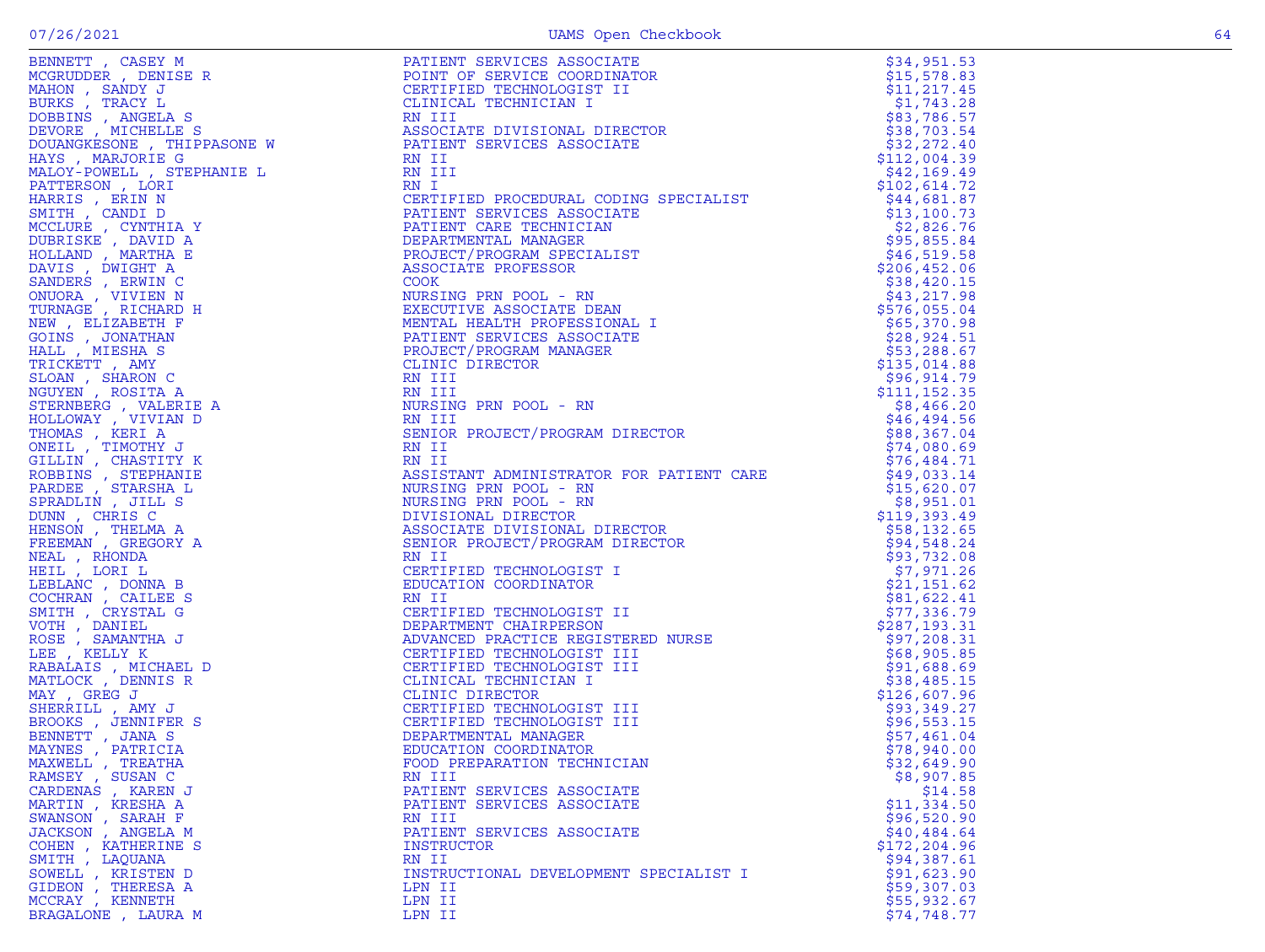| Name | Title | Amount |
|---|---|---|
| BENNETT , CASEY M | PATIENT SERVICES ASSOCIATE | $34,951.53 |
| MCGRUDDER , DENISE R | POINT OF SERVICE COORDINATOR | $15,578.83 |
| MAHON , SANDY J | CERTIFIED TECHNOLOGIST II | $11,217.45 |
| BURKS , TRACY L | CLINICAL TECHNICIAN I | $1,743.28 |
| DOBBINS , ANGELA S | RN III | $83,786.57 |
| DEVORE , MICHELLE S | ASSOCIATE DIVISIONAL DIRECTOR | $38,703.54 |
| DOUANGKESONE , THIPPASONE W | PATIENT SERVICES ASSOCIATE | $32,272.40 |
| HAYS , MARJORIE G | RN II | $112,004.39 |
| MALOY-POWELL , STEPHANIE L | RN III | $42,169.49 |
| PATTERSON , LORI | RN I | $102,614.72 |
| HARRIS , ERIN N | CERTIFIED PROCEDURAL CODING SPECIALIST | $44,681.87 |
| SMITH , CANDI D | PATIENT SERVICES ASSOCIATE | $13,100.73 |
| MCCLURE , CYNTHIA Y | PATIENT CARE TECHNICIAN | $2,826.76 |
| DUBRISKE , DAVID A | DEPARTMENTAL MANAGER | $95,855.84 |
| HOLLAND , MARTHA E | PROJECT/PROGRAM SPECIALIST | $46,519.58 |
| DAVIS , DWIGHT A | ASSOCIATE PROFESSOR | $206,452.06 |
| SANDERS , ERWIN C | COOK | $38,420.15 |
| ONUORA , VIVIEN N | NURSING PRN POOL - RN | $43,217.98 |
| TURNAGE , RICHARD H | EXECUTIVE ASSOCIATE DEAN | $576,055.04 |
| NEW , ELIZABETH F | MENTAL HEALTH PROFESSIONAL I | $65,370.98 |
| GOINS , JONATHAN | PATIENT SERVICES ASSOCIATE | $28,924.51 |
| HALL , MIESHA S | PROJECT/PROGRAM MANAGER | $53,288.67 |
| TRICKETT , AMY | CLINIC DIRECTOR | $135,014.88 |
| SLOAN , SHARON C | RN III | $96,914.79 |
| NGUYEN , ROSITA A | RN III | $111,152.35 |
| STERNBERG , VALERIE A | NURSING PRN POOL - RN | $8,466.20 |
| HOLLOWAY , VIVIAN D | RN III | $46,494.56 |
| THOMAS , KERI A | SENIOR PROJECT/PROGRAM DIRECTOR | $88,367.04 |
| ONEIL , TIMOTHY J | RN II | $74,080.69 |
| GILLIN , CHASTITY K | RN II | $76,484.71 |
| ROBBINS , STEPHANIE | ASSISTANT ADMINISTRATOR FOR PATIENT CARE | $49,033.14 |
| PARDEE , STARSHA L | NURSING PRN POOL - RN | $15,620.07 |
| SPRADLIN , JILL S | NURSING PRN POOL - RN | $8,951.01 |
| DUNN , CHRIS C | DIVISIONAL DIRECTOR | $119,393.49 |
| HENSON , THELMA A | ASSOCIATE DIVISIONAL DIRECTOR | $58,132.65 |
| FREEMAN , GREGORY A | SENIOR PROJECT/PROGRAM DIRECTOR | $94,548.24 |
| NEAL , RHONDA | RN II | $93,732.08 |
| HEIL , LORI L | CERTIFIED TECHNOLOGIST I | $7,971.26 |
| LEBLANC , DONNA B | EDUCATION COORDINATOR | $21,151.62 |
| COCHRAN , CAILEE S | RN II | $81,622.41 |
| SMITH , CRYSTAL G | CERTIFIED TECHNOLOGIST II | $77,336.79 |
| VOTH , DANIEL | DEPARTMENT CHAIRPERSON | $287,193.31 |
| ROSE , SAMANTHA J | ADVANCED PRACTICE REGISTERED NURSE | $97,208.31 |
| LEE , KELLY K | CERTIFIED TECHNOLOGIST III | $68,905.85 |
| RABALAIS , MICHAEL D | CERTIFIED TECHNOLOGIST III | $91,688.69 |
| MATLOCK , DENNIS R | CLINICAL TECHNICIAN I | $38,485.15 |
| MAY , GREG J | CLINIC DIRECTOR | $126,607.96 |
| SHERRILL , AMY J | CERTIFIED TECHNOLOGIST III | $93,349.27 |
| BROOKS , JENNIFER S | CERTIFIED TECHNOLOGIST III | $96,553.15 |
| BENNETT , JANA S | DEPARTMENTAL MANAGER | $57,461.04 |
| MAYNES , PATRICIA | EDUCATION COORDINATOR | $78,940.00 |
| MAXWELL , TREATHA | FOOD PREPARATION TECHNICIAN | $32,649.90 |
| RAMSEY , SUSAN C | RN III | $8,907.85 |
| CARDENAS , KAREN J | PATIENT SERVICES ASSOCIATE | $14.58 |
| MARTIN , KRESHA A | PATIENT SERVICES ASSOCIATE | $11,334.50 |
| SWANSON , SARAH F | RN III | $96,520.90 |
| JACKSON , ANGELA M | PATIENT SERVICES ASSOCIATE | $40,484.64 |
| COHEN , KATHERINE S | INSTRUCTOR | $172,204.96 |
| SMITH , LAQUANA | RN II | $94,387.61 |
| SOWELL , KRISTEN D | INSTRUCTIONAL DEVELOPMENT SPECIALIST I | $91,623.90 |
| GIDEON , THERESA A | LPN II | $59,307.03 |
| MCCRAY , KENNETH | LPN II | $55,932.67 |
| BRAGALONE , LAURA M | LPN II | $74,748.77 |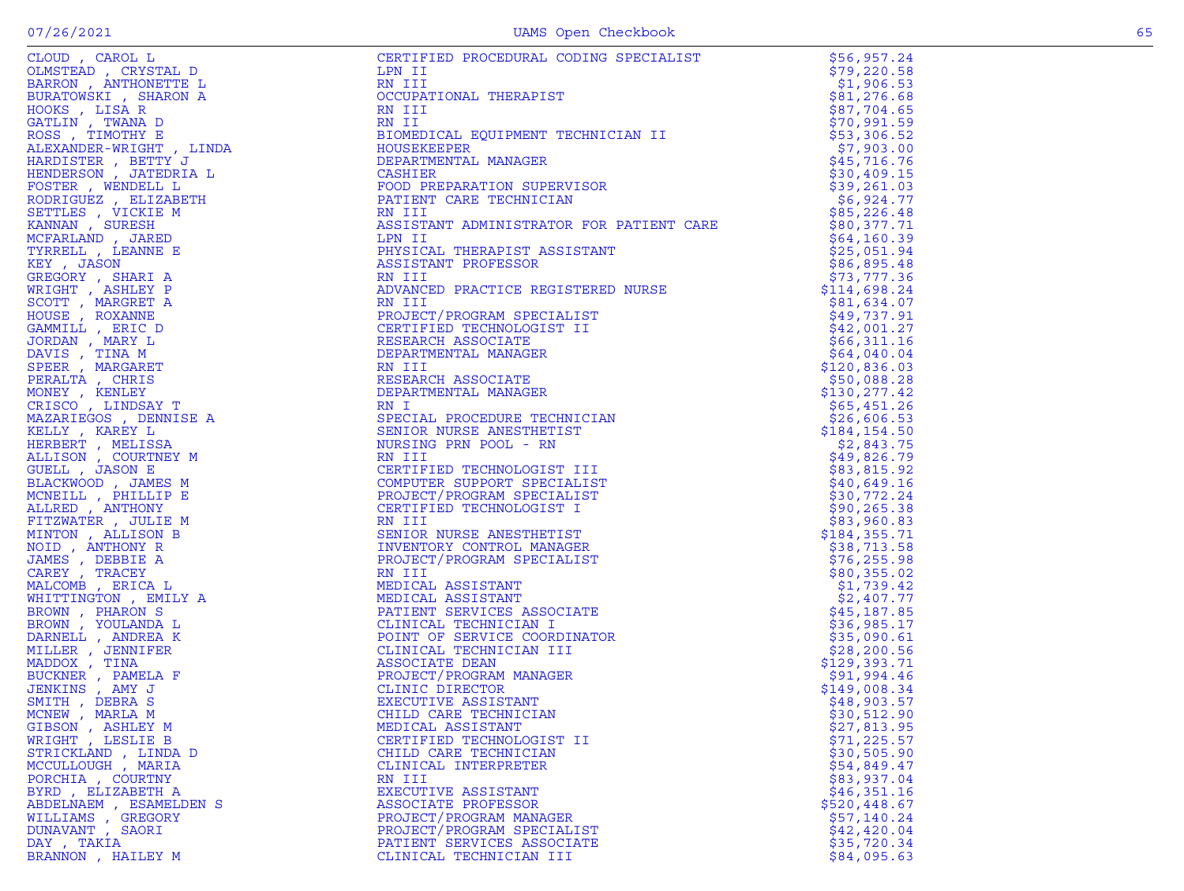| | | |
|---|---|---|
| CLOUD , CAROL L | CERTIFIED PROCEDURAL CODING SPECIALIST | $56,957.24 |
| OLMSTEAD , CRYSTAL D | LPN II | $79,220.58 |
| BARRON , ANTHONETTE L | RN III | $1,906.53 |
| BURATOWSKI , SHARON A | OCCUPATIONAL THERAPIST | $81,276.68 |
| HOOKS , LISA R | RN III | $87,704.65 |
| GATLIN , TWANA D | RN II | $70,991.59 |
| ROSS , TIMOTHY E | BIOMEDICAL EQUIPMENT TECHNICIAN II | $53,306.52 |
| ALEXANDER-WRIGHT , LINDA | HOUSEKEEPER | $7,903.00 |
| HARDISTER , BETTY J | DEPARTMENTAL MANAGER | $45,716.76 |
| HENDERSON , JATEDRIA L | CASHIER | $30,409.15 |
| FOSTER , WENDELL L | FOOD PREPARATION SUPERVISOR | $39,261.03 |
| RODRIGUEZ , ELIZABETH | PATIENT CARE TECHNICIAN | $6,924.77 |
| SETTLES , VICKIE M | RN III | $85,226.48 |
| KANNAN , SURESH | ASSISTANT ADMINISTRATOR FOR PATIENT CARE | $80,377.71 |
| MCFARLAND , JARED | LPN II | $64,160.39 |
| TYRRELL , LEANNE E | PHYSICAL THERAPIST ASSISTANT | $25,051.94 |
| KEY , JASON | ASSISTANT PROFESSOR | $86,895.48 |
| GREGORY , SHARI A | RN III | $73,777.36 |
| WRIGHT , ASHLEY P | ADVANCED PRACTICE REGISTERED NURSE | $114,698.24 |
| SCOTT , MARGRET A | RN III | $81,634.07 |
| HOUSE , ROXANNE | PROJECT/PROGRAM SPECIALIST | $49,737.91 |
| GAMMILL , ERIC D | CERTIFIED TECHNOLOGIST II | $42,001.27 |
| JORDAN , MARY L | RESEARCH ASSOCIATE | $66,311.16 |
| DAVIS , TINA M | DEPARTMENTAL MANAGER | $64,040.04 |
| SPEER , MARGARET | RN III | $120,836.03 |
| PERALTA , CHRIS | RESEARCH ASSOCIATE | $50,088.28 |
| MONEY , KENLEY | DEPARTMENTAL MANAGER | $130,277.42 |
| CRISCO , LINDSAY T | RN I | $65,451.26 |
| MAZARIEGOS , DENNISE A | SPECIAL PROCEDURE TECHNICIAN | $26,606.53 |
| KELLY , KAREY L | SENIOR NURSE ANESTHETIST | $184,154.50 |
| HERBERT , MELISSA | NURSING PRN POOL - RN | $2,843.75 |
| ALLISON , COURTNEY M | RN III | $49,826.79 |
| GUELL , JASON E | CERTIFIED TECHNOLOGIST III | $83,815.92 |
| BLACKWOOD , JAMES M | COMPUTER SUPPORT SPECIALIST | $40,649.16 |
| MCNEILL , PHILLIP E | PROJECT/PROGRAM SPECIALIST | $30,772.24 |
| ALLRED , ANTHONY | CERTIFIED TECHNOLOGIST I | $90,265.38 |
| FITZWATER , JULIE M | RN III | $83,960.83 |
| MINTON , ALLISON B | SENIOR NURSE ANESTHETIST | $184,355.71 |
| NOID , ANTHONY R | INVENTORY CONTROL MANAGER | $38,713.58 |
| JAMES , DEBBIE A | PROJECT/PROGRAM SPECIALIST | $76,255.98 |
| CAREY , TRACEY | RN III | $80,355.02 |
| MALCOMB , ERICA L | MEDICAL ASSISTANT | $1,739.42 |
| WHITTINGTON , EMILY A | MEDICAL ASSISTANT | $2,407.77 |
| BROWN , PHARON S | PATIENT SERVICES ASSOCIATE | $45,187.85 |
| BROWN , YOULANDA L | CLINICAL TECHNICIAN I | $36,985.17 |
| DARNELL , ANDREA K | POINT OF SERVICE COORDINATOR | $35,090.61 |
| MILLER , JENNIFER | CLINICAL TECHNICIAN III | $28,200.56 |
| MADDOX , TINA | ASSOCIATE DEAN | $129,393.71 |
| BUCKNER , PAMELA F | PROJECT/PROGRAM MANAGER | $91,994.46 |
| JENKINS , AMY J | CLINIC DIRECTOR | $149,008.34 |
| SMITH , DEBRA S | EXECUTIVE ASSISTANT | $48,903.57 |
| MCNEW , MARLA M | CHILD CARE TECHNICIAN | $30,512.90 |
| GIBSON , ASHLEY M | MEDICAL ASSISTANT | $27,813.95 |
| WRIGHT , LESLIE B | CERTIFIED TECHNOLOGIST II | $71,225.57 |
| STRICKLAND , LINDA D | CHILD CARE TECHNICIAN | $30,505.90 |
| MCCULLOUGH , MARIA | CLINICAL INTERPRETER | $54,849.47 |
| PORCHIA , COURTNY | RN III | $83,937.04 |
| BYRD , ELIZABETH A | EXECUTIVE ASSISTANT | $46,351.16 |
| ABDELNAEM , ESAMELDEN S | ASSOCIATE PROFESSOR | $520,448.67 |
| WILLIAMS , GREGORY | PROJECT/PROGRAM MANAGER | $57,140.24 |
| DUNAVANT , SAORI | PROJECT/PROGRAM SPECIALIST | $42,420.04 |
| DAY , TAKIA | PATIENT SERVICES ASSOCIATE | $35,720.34 |
| BRANNON , HAILEY M | CLINICAL TECHNICIAN III | $84,095.63 |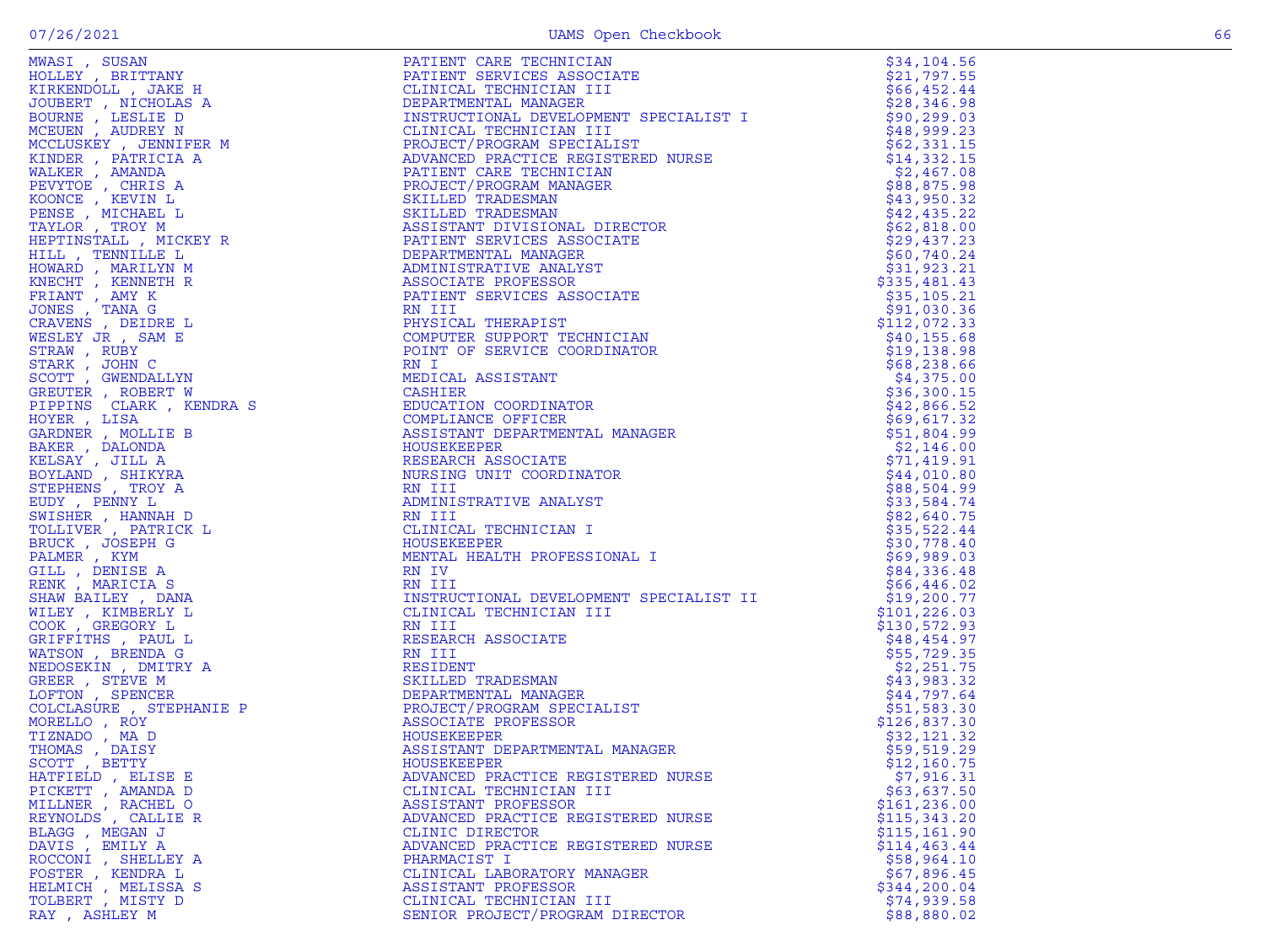| | | |
|---|---|---|
| MWASI , SUSAN | PATIENT CARE TECHNICIAN | $34,104.56 |
| HOLLEY , BRITTANY | PATIENT SERVICES ASSOCIATE | $21,797.55 |
| KIRKENDOLL , JAKE H | CLINICAL TECHNICIAN III | $66,452.44 |
| JOUBERT , NICHOLAS A | DEPARTMENTAL MANAGER | $28,346.98 |
| BOURNE , LESLIE D | INSTRUCTIONAL DEVELOPMENT SPECIALIST I | $90,299.03 |
| MCEUEN , AUDREY N | CLINICAL TECHNICIAN III | $48,999.23 |
| MCCLUSKEY , JENNIFER M | PROJECT/PROGRAM SPECIALIST | $62,331.15 |
| KINDER , PATRICIA A | ADVANCED PRACTICE REGISTERED NURSE | $14,332.15 |
| WALKER , AMANDA | PATIENT CARE TECHNICIAN | $2,467.08 |
| PEVYTOE , CHRIS A | PROJECT/PROGRAM MANAGER | $88,875.98 |
| KOONCE , KEVIN L | SKILLED TRADESMAN | $43,950.32 |
| PENSE , MICHAEL L | SKILLED TRADESMAN | $42,435.22 |
| TAYLOR , TROY M | ASSISTANT DIVISIONAL DIRECTOR | $62,818.00 |
| HEPTINSTALL , MICKEY R | PATIENT SERVICES ASSOCIATE | $29,437.23 |
| HILL , TENNILLE L | DEPARTMENTAL MANAGER | $60,740.24 |
| HOWARD , MARILYN M | ADMINISTRATIVE ANALYST | $31,923.21 |
| KNECHT , KENNETH R | ASSOCIATE PROFESSOR | $335,481.43 |
| FRIANT , AMY K | PATIENT SERVICES ASSOCIATE | $35,105.21 |
| JONES , TANA G | RN III | $91,030.36 |
| CRAVENS , DEIDRE L | PHYSICAL THERAPIST | $112,072.33 |
| WESLEY JR , SAM E | COMPUTER SUPPORT TECHNICIAN | $40,155.68 |
| STRAW , RUBY | POINT OF SERVICE COORDINATOR | $19,138.98 |
| STARK , JOHN C | RN I | $68,238.66 |
| SCOTT , GWENDALLYN | MEDICAL ASSISTANT | $4,375.00 |
| GREUTER , ROBERT W | CASHIER | $36,300.15 |
| PIPPINS CLARK , KENDRA S | EDUCATION COORDINATOR | $42,866.52 |
| HOYER , LISA | COMPLIANCE OFFICER | $69,617.32 |
| GARDNER , MOLLIE B | ASSISTANT DEPARTMENTAL MANAGER | $51,804.99 |
| BAKER , DALONDA | HOUSEKEEPER | $2,146.00 |
| KELSAY , JILL A | RESEARCH ASSOCIATE | $71,419.91 |
| BOYLAND , SHIKYRA | NURSING UNIT COORDINATOR | $44,010.80 |
| STEPHENS , TROY A | RN III | $88,504.99 |
| EUDY , PENNY L | ADMINISTRATIVE ANALYST | $33,584.74 |
| SWISHER , HANNAH D | RN III | $82,640.75 |
| TOLLIVER , PATRICK L | CLINICAL TECHNICIAN I | $35,522.44 |
| BRUCK , JOSEPH G | HOUSEKEEPER | $30,778.40 |
| PALMER , KYM | MENTAL HEALTH PROFESSIONAL I | $69,989.03 |
| GILL , DENISE A | RN IV | $84,336.48 |
| RENK , MARICIA S | RN III | $66,446.02 |
| SHAW BAILEY , DANA | INSTRUCTIONAL DEVELOPMENT SPECIALIST II | $19,200.77 |
| WILEY , KIMBERLY L | CLINICAL TECHNICIAN III | $101,226.03 |
| COOK , GREGORY L | RN III | $130,572.93 |
| GRIFFITHS , PAUL L | RESEARCH ASSOCIATE | $48,454.97 |
| WATSON , BRENDA G | RN III | $55,729.35 |
| NEDOSEKIN , DMITRY A | RESIDENT | $2,251.75 |
| GREER , STEVE M | SKILLED TRADESMAN | $43,983.32 |
| LOFTON , SPENCER | DEPARTMENTAL MANAGER | $44,797.64 |
| COLCLASURE , STEPHANIE P | PROJECT/PROGRAM SPECIALIST | $51,583.30 |
| MORELLO , ROY | ASSOCIATE PROFESSOR | $126,837.30 |
| TIZNADO , MA D | HOUSEKEEPER | $32,121.32 |
| THOMAS , DAISY | ASSISTANT DEPARTMENTAL MANAGER | $59,519.29 |
| SCOTT , BETTY | HOUSEKEEPER | $12,160.75 |
| HATFIELD , ELISE E | ADVANCED PRACTICE REGISTERED NURSE | $7,916.31 |
| PICKETT , AMANDA D | CLINICAL TECHNICIAN III | $63,637.50 |
| MILLNER , RACHEL O | ASSISTANT PROFESSOR | $161,236.00 |
| REYNOLDS , CALLIE R | ADVANCED PRACTICE REGISTERED NURSE | $115,343.20 |
| BLAGG , MEGAN J | CLINIC DIRECTOR | $115,161.90 |
| DAVIS , EMILY A | ADVANCED PRACTICE REGISTERED NURSE | $114,463.44 |
| ROCCONI , SHELLEY A | PHARMACIST I | $58,964.10 |
| FOSTER , KENDRA L | CLINICAL LABORATORY MANAGER | $67,896.45 |
| HELMICH , MELISSA S | ASSISTANT PROFESSOR | $344,200.04 |
| TOLBERT , MISTY D | CLINICAL TECHNICIAN III | $74,939.58 |
| RAY , ASHLEY M | SENIOR PROJECT/PROGRAM DIRECTOR | $88,880.02 |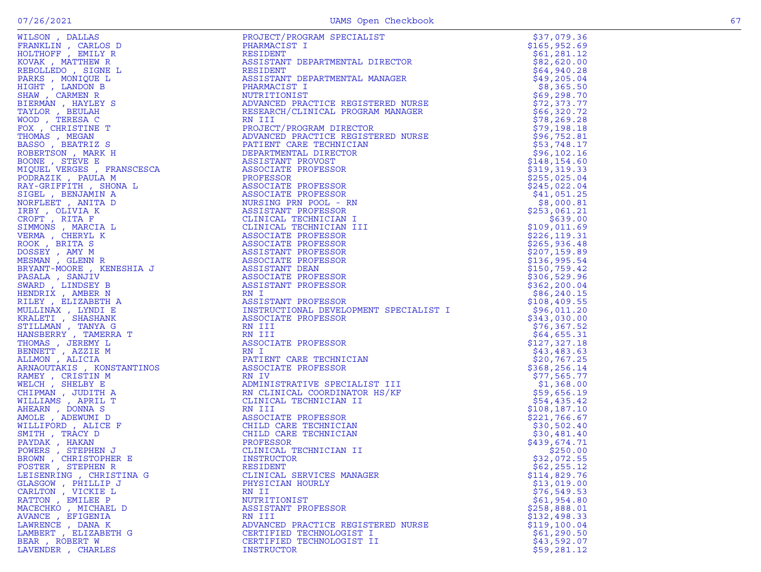| | | |
|---|---|---|
| WILSON , DALLAS | PROJECT/PROGRAM SPECIALIST | $37,079.36 |
| FRANKLIN , CARLOS D | PHARMACIST I | $165,952.69 |
| HOLTHOFF , EMILY R | RESIDENT | $61,281.12 |
| KOVAK , MATTHEW R | ASSISTANT DEPARTMENTAL DIRECTOR | $82,620.00 |
| REBOLLEDO , SIGNE L | RESIDENT | $64,940.28 |
| PARKS , MONIQUE L | ASSISTANT DEPARTMENTAL MANAGER | $49,205.04 |
| HIGHT , LANDON B | PHARMACIST I | $8,365.50 |
| SHAW , CARMEN R | NUTRITIONIST | $69,298.70 |
| BIERMAN , HAYLEY S | ADVANCED PRACTICE REGISTERED NURSE | $72,373.77 |
| TAYLOR , BEULAH | RESEARCH/CLINICAL PROGRAM MANAGER | $66,320.72 |
| WOOD , TERESA C | RN III | $78,269.28 |
| FOX , CHRISTINE T | PROJECT/PROGRAM DIRECTOR | $79,198.18 |
| THOMAS , MEGAN | ADVANCED PRACTICE REGISTERED NURSE | $96,752.81 |
| BASSO , BEATRIZ S | PATIENT CARE TECHNICIAN | $53,748.17 |
| ROBERTSON , MARK H | DEPARTMENTAL DIRECTOR | $96,102.16 |
| BOONE , STEVE E | ASSISTANT PROVOST | $148,154.60 |
| MIQUEL VERGES , FRANSCESCA | ASSOCIATE PROFESSOR | $319,319.33 |
| PODRAZIK , PAULA M | PROFESSOR | $255,025.04 |
| RAY-GRIFFITH , SHONA L | ASSOCIATE PROFESSOR | $245,022.04 |
| SIGEL , BENJAMIN A | ASSOCIATE PROFESSOR | $41,051.25 |
| NORFLEET , ANITA D | NURSING PRN POOL - RN | $8,000.81 |
| IRBY , OLIVIA K | ASSISTANT PROFESSOR | $253,061.21 |
| CROFT , RITA F | CLINICAL TECHNICIAN I | $639.00 |
| SIMMONS , MARCIA L | CLINICAL TECHNICIAN III | $109,011.69 |
| VERMA , CHERYL K | ASSOCIATE PROFESSOR | $226,119.31 |
| ROOK , BRITA S | ASSOCIATE PROFESSOR | $265,936.48 |
| DOSSEY , AMY M | ASSISTANT PROFESSOR | $207,159.89 |
| MESMAN , GLENN R | ASSOCIATE PROFESSOR | $136,995.54 |
| BRYANT-MOORE , KENESHIA J | ASSISTANT DEAN | $150,759.42 |
| PASALA , SANJIV | ASSOCIATE PROFESSOR | $306,529.96 |
| SWARD , LINDSEY B | ASSISTANT PROFESSOR | $362,200.04 |
| HENDRIX , AMBER N | RN I | $86,240.15 |
| RILEY , ELIZABETH A | ASSISTANT PROFESSOR | $108,409.55 |
| MULLINAX , LYNDI E | INSTRUCTIONAL DEVELOPMENT SPECIALIST I | $96,011.20 |
| KRALETI , SHASHANK | ASSOCIATE PROFESSOR | $343,030.00 |
| STILLMAN , TANYA G | RN III | $76,367.52 |
| HANSBERRY , TAMERRA T | RN III | $64,655.31 |
| THOMAS , JEREMY L | ASSOCIATE PROFESSOR | $127,327.18 |
| BENNETT , AZZIE M | RN I | $43,483.63 |
| ALLMON , ALICIA | PATIENT CARE TECHNICIAN | $20,767.25 |
| ARNAOUTAKIS , KONSTANTINOS | ASSOCIATE PROFESSOR | $368,256.14 |
| RAMEY , CRISTIN M | RN IV | $77,565.77 |
| WELCH , SHELBY E | ADMINISTRATIVE SPECIALIST III | $1,368.00 |
| CHIPMAN , JUDITH A | RN CLINICAL COORDINATOR HS/KF | $59,656.19 |
| WILLIAMS , APRIL T | CLINICAL TECHNICIAN II | $54,435.42 |
| AHEARN , DONNA S | RN III | $108,187.10 |
| AMOLE , ADEWUMI D | ASSOCIATE PROFESSOR | $221,766.67 |
| WILLIFORD , ALICE F | CHILD CARE TECHNICIAN | $30,502.40 |
| SMITH , TRACY D | CHILD CARE TECHNICIAN | $30,481.40 |
| PAYDAK , HAKAN | PROFESSOR | $439,674.71 |
| POWERS , STEPHEN J | CLINICAL TECHNICIAN II | $250.00 |
| BROWN , CHRISTOPHER E | INSTRUCTOR | $32,072.55 |
| FOSTER , STEPHEN R | RESIDENT | $62,255.12 |
| LEISENRING , CHRISTINA G | CLINICAL SERVICES MANAGER | $114,829.76 |
| GLASGOW , PHILLIP J | PHYSICIAN HOURLY | $13,019.00 |
| CARLTON , VICKIE L | RN II | $76,549.53 |
| RATTON , EMILEE P | NUTRITIONIST | $61,954.80 |
| MACECHKO , MICHAEL D | ASSISTANT PROFESSOR | $258,888.01 |
| AVANCE , EFIGENIA | RN III | $132,498.33 |
| LAWRENCE , DANA K | ADVANCED PRACTICE REGISTERED NURSE | $119,100.04 |
| LAMBERT , ELIZABETH G | CERTIFIED TECHNOLOGIST I | $61,290.50 |
| BEAR , ROBERT W | CERTIFIED TECHNOLOGIST II | $43,592.07 |
| LAVENDER , CHARLES | INSTRUCTOR | $59,281.12 |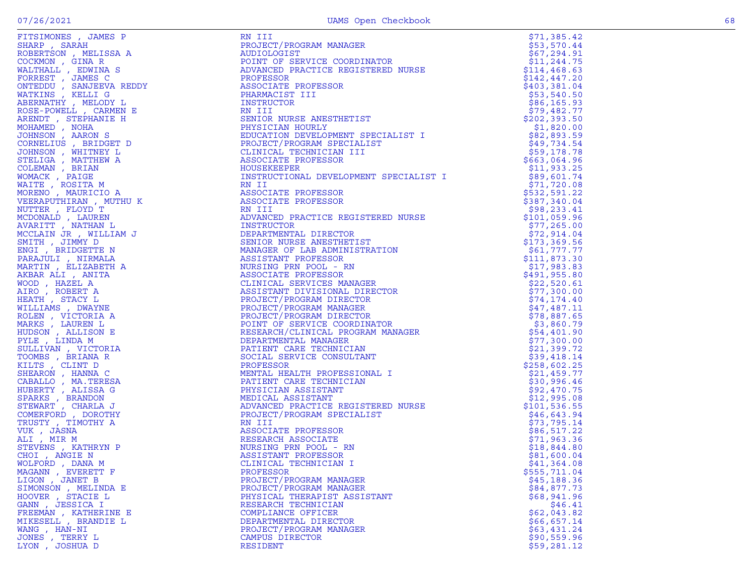| Name | Title | Amount |
|---|---|---|
| FITSIMONES , JAMES P | RN III | $71,385.42 |
| SHARP , SARAH | PROJECT/PROGRAM MANAGER | $53,570.44 |
| ROBERTSON , MELISSA A | AUDIOLOGIST | $67,294.91 |
| COCKMON , GINA R | POINT OF SERVICE COORDINATOR | $11,244.75 |
| WALTHALL , EDWINA S | ADVANCED PRACTICE REGISTERED NURSE | $114,468.63 |
| FORREST , JAMES C | PROFESSOR | $142,447.20 |
| ONTEDDU , SANJEEVA REDDY | ASSOCIATE PROFESSOR | $403,381.04 |
| WATKINS , KELLI G | PHARMACIST III | $53,540.50 |
| ABERNATHY , MELODY L | INSTRUCTOR | $86,165.93 |
| ROSE-POWELL , CARMEN E | RN III | $79,482.77 |
| ARENDT , STEPHANIE H | SENIOR NURSE ANESTHETIST | $202,393.50 |
| MOHAMED , NOHA | PHYSICIAN HOURLY | $1,820.00 |
| JOHNSON , AARON S | EDUCATION DEVELOPMENT SPECIALIST I | $82,893.59 |
| CORNELIUS , BRIDGET D | PROJECT/PROGRAM SPECIALIST | $49,734.54 |
| JOHNSON , WHITNEY L | CLINICAL TECHNICIAN III | $59,178.78 |
| STELIGA , MATTHEW A | ASSOCIATE PROFESSOR | $663,064.96 |
| COLEMAN , BRIAN | HOUSEKEEPER | $11,933.25 |
| WOMACK , PAIGE | INSTRUCTIONAL DEVELOPMENT SPECIALIST I | $89,601.74 |
| WAITE , ROSITA M | RN II | $71,720.08 |
| MORENO , MAURICIO A | ASSOCIATE PROFESSOR | $532,591.22 |
| VEERAPUTHIRAN , MUTHU K | ASSOCIATE PROFESSOR | $387,340.04 |
| NUTTER , FLOYD T | RN III | $98,233.41 |
| MCDONALD , LAUREN | ADVANCED PRACTICE REGISTERED NURSE | $101,059.96 |
| AVARITT , NATHAN L | INSTRUCTOR | $77,265.00 |
| MCCLAIN JR , WILLIAM J | DEPARTMENTAL DIRECTOR | $72,914.04 |
| SMITH , JIMMY D | SENIOR NURSE ANESTHETIST | $173,369.56 |
| ENGI , BRIDGETTE N | MANAGER OF LAB ADMINISTRATION | $61,777.77 |
| PARAJULI , NIRMALA | ASSISTANT PROFESSOR | $111,873.30 |
| MARTIN , ELIZABETH A | NURSING PRN POOL - RN | $17,983.83 |
| AKBAR ALI , ANITA | ASSOCIATE PROFESSOR | $491,955.80 |
| WOOD , HAZEL A | CLINICAL SERVICES MANAGER | $22,520.61 |
| AIRO , ROBERT A | ASSISTANT DIVISIONAL DIRECTOR | $77,300.00 |
| HEATH , STACY L | PROJECT/PROGRAM DIRECTOR | $74,174.40 |
| WILLIAMS , DWAYNE | PROJECT/PROGRAM MANAGER | $47,487.11 |
| ROLEN , VICTORIA A | PROJECT/PROGRAM DIRECTOR | $78,887.65 |
| MARKS , LAUREN L | POINT OF SERVICE COORDINATOR | $3,860.79 |
| HUDSON , ALLISON E | RESEARCH/CLINICAL PROGRAM MANAGER | $54,401.90 |
| PYLE , LINDA M | DEPARTMENTAL MANAGER | $77,300.00 |
| SULLIVAN , VICTORIA | PATIENT CARE TECHNICIAN | $21,399.72 |
| TOOMBS , BRIANA R | SOCIAL SERVICE CONSULTANT | $39,418.14 |
| KILTS , CLINT D | PROFESSOR | $258,602.25 |
| SHEARON , HANNA C | MENTAL HEALTH PROFESSIONAL I | $21,459.77 |
| CABALLO , MA.TERESA | PATIENT CARE TECHNICIAN | $30,996.46 |
| HUBERTY , ALISSA G | PHYSICIAN ASSISTANT | $92,470.75 |
| SPARKS , BRANDON | MEDICAL ASSISTANT | $12,995.08 |
| STEWART , CHARLA J | ADVANCED PRACTICE REGISTERED NURSE | $101,536.55 |
| COMERFORD , DOROTHY | PROJECT/PROGRAM SPECIALIST | $46,643.94 |
| TRUSTY , TIMOTHY A | RN III | $73,795.14 |
| VUK , JASNA | ASSOCIATE PROFESSOR | $86,517.22 |
| ALI , MIR M | RESEARCH ASSOCIATE | $71,963.36 |
| STEVENS , KATHRYN P | NURSING PRN POOL - RN | $18,844.80 |
| CHOI , ANGIE N | ASSISTANT PROFESSOR | $81,600.04 |
| WOLFORD , DANA M | CLINICAL TECHNICIAN I | $41,364.08 |
| MAGANN , EVERETT F | PROFESSOR | $555,711.04 |
| LIGON , JANET B | PROJECT/PROGRAM MANAGER | $45,188.36 |
| SIMONSON , MELINDA E | PROJECT/PROGRAM MANAGER | $84,877.73 |
| HOOVER , STACIE L | PHYSICAL THERAPIST ASSISTANT | $68,941.96 |
| GANN , JESSICA I | RESEARCH TECHNICIAN | $46.41 |
| FREEMAN , KATHERINE E | COMPLIANCE OFFICER | $62,043.82 |
| MIKESELL , BRANDIE L | DEPARTMENTAL DIRECTOR | $66,657.14 |
| WANG , HAN-NI | PROJECT/PROGRAM MANAGER | $63,431.24 |
| JONES , TERRY L | CAMPUS DIRECTOR | $90,559.96 |
| LYON , JOSHUA D | RESIDENT | $59,281.12 |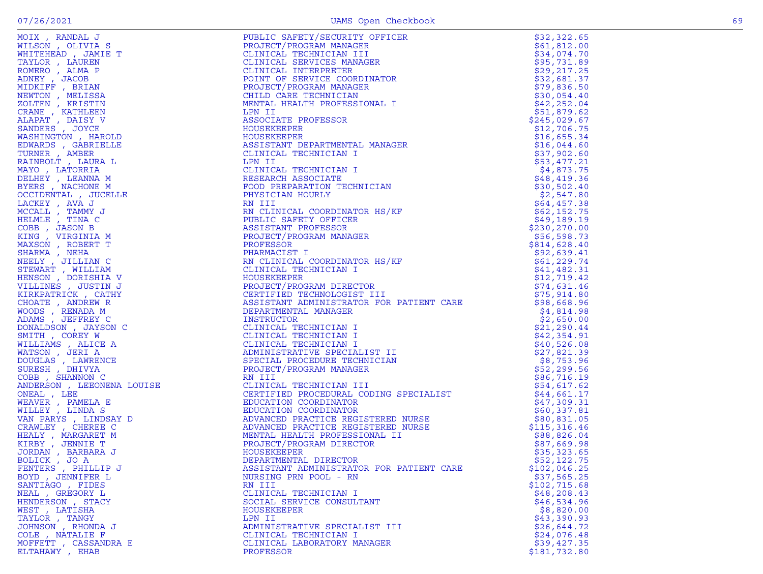| | | |
|---|---|---|
| MOIX , RANDAL J | PUBLIC SAFETY/SECURITY OFFICER | $32,322.65 |
| WILSON , OLIVIA S | PROJECT/PROGRAM MANAGER | $61,812.00 |
| WHITEHEAD , JAMIE T | CLINICAL TECHNICIAN III | $34,074.70 |
| TAYLOR , LAUREN | CLINICAL SERVICES MANAGER | $95,731.89 |
| ROMERO , ALMA P | CLINICAL INTERPRETER | $29,217.25 |
| ADNEY , JACOB | POINT OF SERVICE COORDINATOR | $32,681.37 |
| MIDKIFF , BRIAN | PROJECT/PROGRAM MANAGER | $79,836.50 |
| NEWTON , MELISSA | CHILD CARE TECHNICIAN | $30,054.40 |
| ZOLTEN , KRISTIN | MENTAL HEALTH PROFESSIONAL I | $42,252.04 |
| CRANE , KATHLEEN | LPN II | $51,879.62 |
| ALAPAT , DAISY V | ASSOCIATE PROFESSOR | $245,029.67 |
| SANDERS , JOYCE | HOUSEKEEPER | $12,706.75 |
| WASHINGTON , HAROLD | HOUSEKEEPER | $16,655.34 |
| EDWARDS , GABRIELLE | ASSISTANT DEPARTMENTAL MANAGER | $16,044.60 |
| TURNER , AMBER | CLINICAL TECHNICIAN I | $37,902.60 |
| RAINBOLT , LAURA L | LPN II | $53,477.21 |
| MAYO , LATORRIA | CLINICAL TECHNICIAN I | $4,873.75 |
| DELHEY , LEANNA M | RESEARCH ASSOCIATE | $48,419.36 |
| BYERS , NACHONE M | FOOD PREPARATION TECHNICIAN | $30,502.40 |
| OCCIDENTAL , JUCELLE | PHYSICIAN HOURLY | $2,547.80 |
| LACKEY , AVA J | RN III | $64,457.38 |
| MCCALL , TAMMY J | RN CLINICAL COORDINATOR HS/KF | $62,152.75 |
| HELMLE , TINA C | PUBLIC SAFETY OFFICER | $49,189.19 |
| COBB , JASON B | ASSISTANT PROFESSOR | $230,270.00 |
| KING , VIRGINIA M | PROJECT/PROGRAM MANAGER | $56,598.73 |
| MAXSON , ROBERT T | PROFESSOR | $814,628.40 |
| SHARMA , NEHA | PHARMACIST I | $92,639.41 |
| NEELY , JILLIAN C | RN CLINICAL COORDINATOR HS/KF | $61,229.74 |
| STEWART , WILLIAM | CLINICAL TECHNICIAN I | $41,482.31 |
| HENSON , DORISHIA V | HOUSEKEEPER | $12,719.42 |
| VILLINES , JUSTIN J | PROJECT/PROGRAM DIRECTOR | $74,631.46 |
| KIRKPATRICK , CATHY | CERTIFIED TECHNOLOGIST III | $75,914.80 |
| CHOATE , ANDREW R | ASSISTANT ADMINISTRATOR FOR PATIENT CARE | $98,668.96 |
| WOODS , RENADA M | DEPARTMENTAL MANAGER | $4,814.98 |
| ADAMS , JEFFREY C | INSTRUCTOR | $2,650.00 |
| DONALDSON , JAYSON C | CLINICAL TECHNICIAN I | $21,290.44 |
| SMITH , COREY W | CLINICAL TECHNICIAN I | $42,354.91 |
| WILLIAMS , ALICE A | CLINICAL TECHNICIAN I | $40,526.08 |
| WATSON , JERI A | ADMINISTRATIVE SPECIALIST II | $27,821.39 |
| DOUGLAS , LAWRENCE | SPECIAL PROCEDURE TECHNICIAN | $8,753.96 |
| SURESH , DHIVYA | PROJECT/PROGRAM MANAGER | $52,299.56 |
| COBB , SHANNON C | RN III | $86,716.19 |
| ANDERSON , LEEONENA LOUISE | CLINICAL TECHNICIAN III | $54,617.62 |
| ONEAL , LEE | CERTIFIED PROCEDURAL CODING SPECIALIST | $44,661.17 |
| WEAVER , PAMELA E | EDUCATION COORDINATOR | $47,309.31 |
| WILLEY , LINDA S | EDUCATION COORDINATOR | $60,337.81 |
| VAN PARYS , LINDSAY D | ADVANCED PRACTICE REGISTERED NURSE | $80,831.05 |
| CRAWLEY , CHEREE C | ADVANCED PRACTICE REGISTERED NURSE | $115,316.46 |
| HEALY , MARGARET M | MENTAL HEALTH PROFESSIONAL II | $88,826.04 |
| KIRBY , JENNIE T | PROJECT/PROGRAM DIRECTOR | $87,669.98 |
| JORDAN , BARBARA J | HOUSEKEEPER | $35,323.65 |
| BOLICK , JO A | DEPARTMENTAL DIRECTOR | $52,122.75 |
| FENTERS , PHILLIP J | ASSISTANT ADMINISTRATOR FOR PATIENT CARE | $102,046.25 |
| BOYD , JENNIFER L | NURSING PRN POOL - RN | $37,565.25 |
| SANTIAGO , FIDES | RN III | $102,715.68 |
| NEAL , GREGORY L | CLINICAL TECHNICIAN I | $48,208.43 |
| HENDERSON , STACY | SOCIAL SERVICE CONSULTANT | $46,534.96 |
| WEST , LATISHA | HOUSEKEEPER | $8,820.00 |
| TAYLOR , TANGY | LPN II | $43,390.93 |
| JOHNSON , RHONDA J | ADMINISTRATIVE SPECIALIST III | $26,644.72 |
| COLE , NATALIE F | CLINICAL TECHNICIAN I | $24,076.48 |
| MOFFETT , CASSANDRA E | CLINICAL LABORATORY MANAGER | $39,427.35 |
| ELTAHAWY , EHAB | PROFESSOR | $181,732.80 |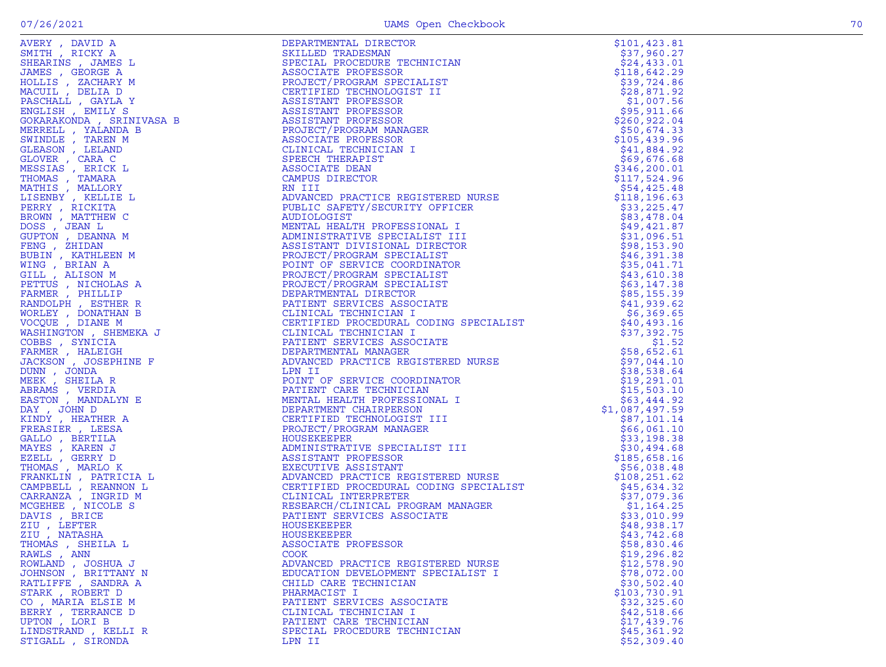| Name | Title | Amount |
|---|---|---|
| AVERY , DAVID A | DEPARTMENTAL DIRECTOR | $101,423.81 |
| SMITH , RICKY A | SKILLED TRADESMAN | $37,960.27 |
| SHEARINS , JAMES L | SPECIAL PROCEDURE TECHNICIAN | $24,433.01 |
| JAMES , GEORGE A | ASSOCIATE PROFESSOR | $118,642.29 |
| HOLLIS , ZACHARY M | PROJECT/PROGRAM SPECIALIST | $39,724.86 |
| MACUIL , DELIA D | CERTIFIED TECHNOLOGIST II | $28,871.92 |
| PASCHALL , GAYLA Y | ASSISTANT PROFESSOR | $1,007.56 |
| ENGLISH , EMILY S | ASSISTANT PROFESSOR | $95,911.66 |
| GOKARAKONDA , SRINIVASA B | ASSISTANT PROFESSOR | $260,922.04 |
| MERRELL , YALANDA B | PROJECT/PROGRAM MANAGER | $50,674.33 |
| SWINDLE , TAREN M | ASSOCIATE PROFESSOR | $105,439.96 |
| GLEASON , LELAND | CLINICAL TECHNICIAN I | $41,884.92 |
| GLOVER , CARA C | SPEECH THERAPIST | $69,676.68 |
| MESSIAS , ERICK L | ASSOCIATE DEAN | $346,200.01 |
| THOMAS , TAMARA | CAMPUS DIRECTOR | $117,524.96 |
| MATHIS , MALLORY | RN III | $54,425.48 |
| LISENBY , KELLIE L | ADVANCED PRACTICE REGISTERED NURSE | $118,196.63 |
| PERRY , RICKITA | PUBLIC SAFETY/SECURITY OFFICER | $33,225.47 |
| BROWN , MATTHEW C | AUDIOLOGIST | $83,478.04 |
| DOSS , JEAN L | MENTAL HEALTH PROFESSIONAL I | $49,421.87 |
| GUPTON , DEANNA M | ADMINISTRATIVE SPECIALIST III | $31,096.51 |
| FENG , ZHIDAN | ASSISTANT DIVISIONAL DIRECTOR | $98,153.90 |
| BUBIN , KATHLEEN M | PROJECT/PROGRAM SPECIALIST | $46,391.38 |
| WING , BRIAN A | POINT OF SERVICE COORDINATOR | $35,041.71 |
| GILL , ALISON M | PROJECT/PROGRAM SPECIALIST | $43,610.38 |
| PETTUS , NICHOLAS A | PROJECT/PROGRAM SPECIALIST | $63,147.38 |
| FARMER , PHILLIP | DEPARTMENTAL DIRECTOR | $85,155.39 |
| RANDOLPH , ESTHER R | PATIENT SERVICES ASSOCIATE | $41,939.62 |
| WORLEY , DONATHAN B | CLINICAL TECHNICIAN I | $6,369.65 |
| VOCQUE , DIANE M | CERTIFIED PROCEDURAL CODING SPECIALIST | $40,493.16 |
| WASHINGTON , SHEMEKA J | CLINICAL TECHNICIAN I | $37,392.75 |
| COBBS , SYNICIA | PATIENT SERVICES ASSOCIATE | $1.52 |
| FARMER , HALEIGH | DEPARTMENTAL MANAGER | $58,652.61 |
| JACKSON , JOSEPHINE F | ADVANCED PRACTICE REGISTERED NURSE | $97,044.10 |
| DUNN , JONDA | LPN II | $38,538.64 |
| MEEK , SHEILA R | POINT OF SERVICE COORDINATOR | $19,291.01 |
| ABRAMS , VERDIA | PATIENT CARE TECHNICIAN | $15,503.10 |
| EASTON , MANDALYN E | MENTAL HEALTH PROFESSIONAL I | $63,444.92 |
| DAY , JOHN D | DEPARTMENT CHAIRPERSON | $1,087,497.59 |
| KINDY , HEATHER A | CERTIFIED TECHNOLOGIST III | $87,101.14 |
| FREASIER , LEESA | PROJECT/PROGRAM MANAGER | $66,061.10 |
| GALLO , BERTILA | HOUSEKEEPER | $33,198.38 |
| MAYES , KAREN J | ADMINISTRATIVE SPECIALIST III | $30,494.68 |
| EZELL , GERRY D | ASSISTANT PROFESSOR | $185,658.16 |
| THOMAS , MARLO K | EXECUTIVE ASSISTANT | $56,038.48 |
| FRANKLIN , PATRICIA L | ADVANCED PRACTICE REGISTERED NURSE | $108,251.62 |
| CAMPBELL , REANNON L | CERTIFIED PROCEDURAL CODING SPECIALIST | $45,634.32 |
| CARRANZA , INGRID M | CLINICAL INTERPRETER | $37,079.36 |
| MCGEHEE , NICOLE S | RESEARCH/CLINICAL PROGRAM MANAGER | $1,164.25 |
| DAVIS , BRICE | PATIENT SERVICES ASSOCIATE | $33,010.99 |
| ZIU , LEFTER | HOUSEKEEPER | $48,938.17 |
| ZIU , NATASHA | HOUSEKEEPER | $43,742.68 |
| THOMAS , SHEILA L | ASSOCIATE PROFESSOR | $58,830.46 |
| RAWLS , ANN | COOK | $19,296.82 |
| ROWLAND , JOSHUA J | ADVANCED PRACTICE REGISTERED NURSE | $12,578.90 |
| JOHNSON , BRITTANY N | EDUCATION DEVELOPMENT SPECIALIST I | $78,072.00 |
| RATLIFFE , SANDRA A | CHILD CARE TECHNICIAN | $30,502.40 |
| STARK , ROBERT D | PHARMACIST I | $103,730.91 |
| CO , MARIA ELSIE M | PATIENT SERVICES ASSOCIATE | $32,325.60 |
| BERRY , TERRANCE D | CLINICAL TECHNICIAN I | $42,518.66 |
| UPTON , LORI B | PATIENT CARE TECHNICIAN | $17,439.76 |
| LINDSTRAND , KELLI R | SPECIAL PROCEDURE TECHNICIAN | $45,361.92 |
| STIGALL , SIRONDA | LPN II | $52,309.40 |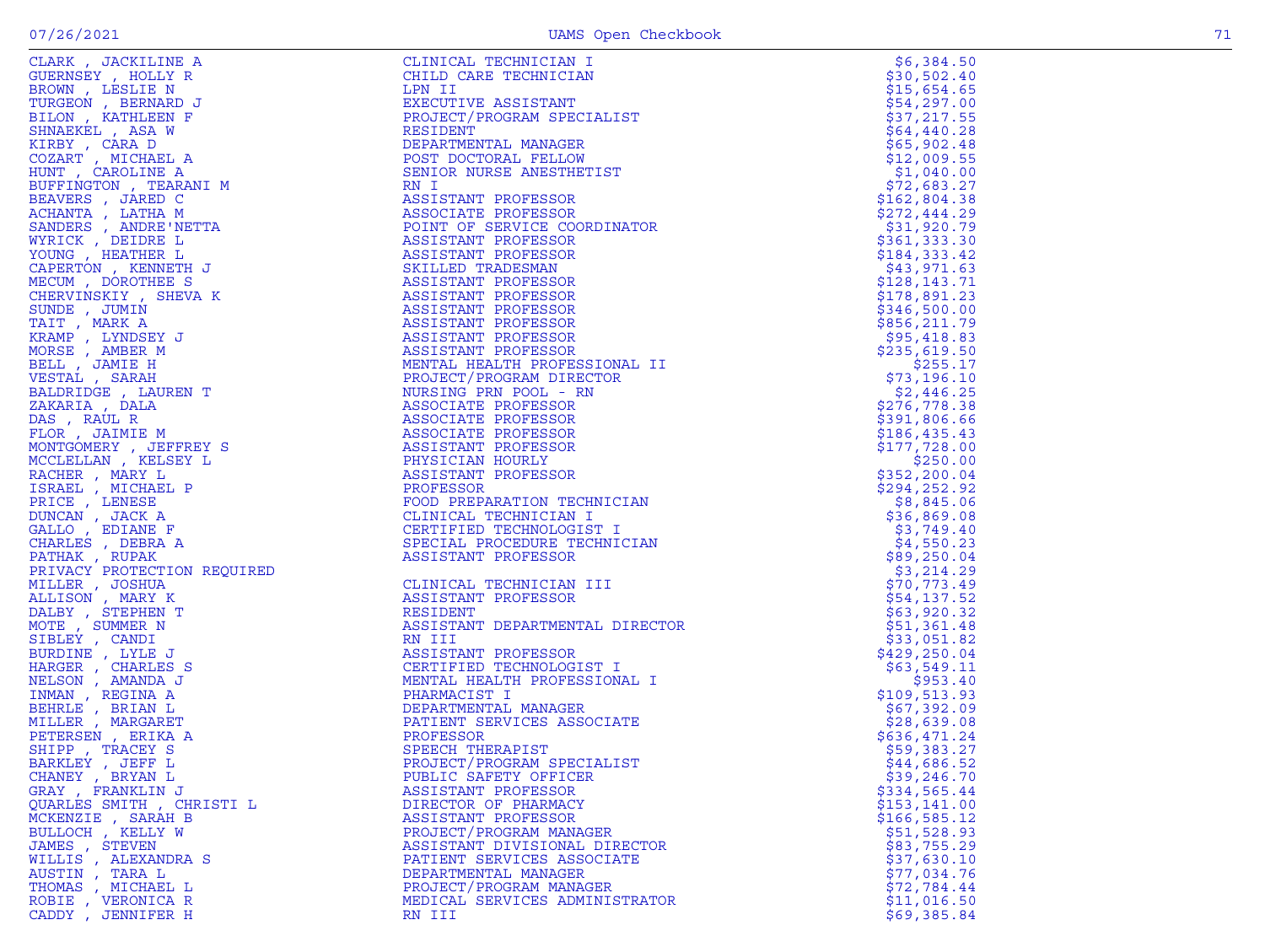| Name | Title | Amount |
|---|---|---|
| CLARK , JACKILINE A | CLINICAL TECHNICIAN I | $6,384.50 |
| GUERNSEY , HOLLY R | CHILD CARE TECHNICIAN | $30,502.40 |
| BROWN , LESLIE N | LPN II | $15,654.65 |
| TURGEON , BERNARD J | EXECUTIVE ASSISTANT | $54,297.00 |
| BILON , KATHLEEN F | PROJECT/PROGRAM SPECIALIST | $37,217.55 |
| SHNAEKEL , ASA W | RESIDENT | $64,440.28 |
| KIRBY , CARA D | DEPARTMENTAL MANAGER | $65,902.48 |
| COZART , MICHAEL A | POST DOCTORAL FELLOW | $12,009.55 |
| HUNT , CAROLINE A | SENIOR NURSE ANESTHETIST | $1,040.00 |
| BUFFINGTON , TEARANI M | RN I | $72,683.27 |
| BEAVERS , JARED C | ASSISTANT PROFESSOR | $162,804.38 |
| ACHANTA , LATHA M | ASSOCIATE PROFESSOR | $272,444.29 |
| SANDERS , ANDRE'NETTA | POINT OF SERVICE COORDINATOR | $31,920.79 |
| WYRICK , DEIDRE L | ASSISTANT PROFESSOR | $361,333.30 |
| YOUNG , HEATHER L | ASSISTANT PROFESSOR | $184,333.42 |
| CAPERTON , KENNETH J | SKILLED TRADESMAN | $43,971.63 |
| MECUM , DOROTHEE S | ASSISTANT PROFESSOR | $128,143.71 |
| CHERVINSKIY , SHEVA K | ASSISTANT PROFESSOR | $178,891.23 |
| SUNDE , JUMIN | ASSISTANT PROFESSOR | $346,500.00 |
| TAIT , MARK A | ASSISTANT PROFESSOR | $856,211.79 |
| KRAMP , LYNDSEY J | ASSISTANT PROFESSOR | $95,418.83 |
| MORSE , AMBER M | ASSISTANT PROFESSOR | $235,619.50 |
| BELL , JAMIE H | MENTAL HEALTH PROFESSIONAL II | $255.17 |
| VESTAL , SARAH | PROJECT/PROGRAM DIRECTOR | $73,196.10 |
| BALDRIDGE , LAUREN T | NURSING PRN POOL - RN | $2,446.25 |
| ZAKARIA , DALA | ASSOCIATE PROFESSOR | $276,778.38 |
| DAS , RAUL R | ASSOCIATE PROFESSOR | $391,806.66 |
| FLOR , JAIMIE M | ASSOCIATE PROFESSOR | $186,435.43 |
| MONTGOMERY , JEFFREY S | ASSISTANT PROFESSOR | $177,728.00 |
| MCCLELLAN , KELSEY L | PHYSICIAN HOURLY | $250.00 |
| RACHER , MARY L | ASSISTANT PROFESSOR | $352,200.04 |
| ISRAEL , MICHAEL P | PROFESSOR | $294,252.92 |
| PRICE , LENESE | FOOD PREPARATION TECHNICIAN | $8,845.06 |
| DUNCAN , JACK A | CLINICAL TECHNICIAN I | $36,869.08 |
| GALLO , EDIANE F | CERTIFIED TECHNOLOGIST I | $3,749.40 |
| CHARLES , DEBRA A | SPECIAL PROCEDURE TECHNICIAN | $4,550.23 |
| PATHAK , RUPAK | ASSISTANT PROFESSOR | $89,250.04 |
| PRIVACY PROTECTION REQUIRED | | $3,214.29 |
| MILLER , JOSHUA | CLINICAL TECHNICIAN III | $70,773.49 |
| ALLISON , MARY K | ASSISTANT PROFESSOR | $54,137.52 |
| DALBY , STEPHEN T | RESIDENT | $63,920.32 |
| MOTE , SUMMER N | ASSISTANT DEPARTMENTAL DIRECTOR | $51,361.48 |
| SIBLEY , CANDI | RN III | $33,051.82 |
| BURDINE , LYLE J | ASSISTANT PROFESSOR | $429,250.04 |
| HARGER , CHARLES S | CERTIFIED TECHNOLOGIST I | $63,549.11 |
| NELSON , AMANDA J | MENTAL HEALTH PROFESSIONAL I | $953.40 |
| INMAN , REGINA A | PHARMACIST I | $109,513.93 |
| BEHRLE , BRIAN L | DEPARTMENTAL MANAGER | $67,392.09 |
| MILLER , MARGARET | PATIENT SERVICES ASSOCIATE | $28,639.08 |
| PETERSEN , ERIKA A | PROFESSOR | $636,471.24 |
| SHIPP , TRACEY S | SPEECH THERAPIST | $59,383.27 |
| BARKLEY , JEFF L | PROJECT/PROGRAM SPECIALIST | $44,686.52 |
| CHANEY , BRYAN L | PUBLIC SAFETY OFFICER | $39,246.70 |
| GRAY , FRANKLIN J | ASSISTANT PROFESSOR | $334,565.44 |
| QUARLES SMITH , CHRISTI L | DIRECTOR OF PHARMACY | $153,141.00 |
| MCKENZIE , SARAH B | ASSISTANT PROFESSOR | $166,585.12 |
| BULLOCH , KELLY W | PROJECT/PROGRAM MANAGER | $51,528.93 |
| JAMES , STEVEN | ASSISTANT DIVISIONAL DIRECTOR | $83,755.29 |
| WILLIS , ALEXANDRA S | PATIENT SERVICES ASSOCIATE | $37,630.10 |
| AUSTIN , TARA L | DEPARTMENTAL MANAGER | $77,034.76 |
| THOMAS , MICHAEL L | PROJECT/PROGRAM MANAGER | $72,784.44 |
| ROBIE , VERONICA R | MEDICAL SERVICES ADMINISTRATOR | $11,016.50 |
| CADDY , JENNIFER H | RN III | $69,385.84 |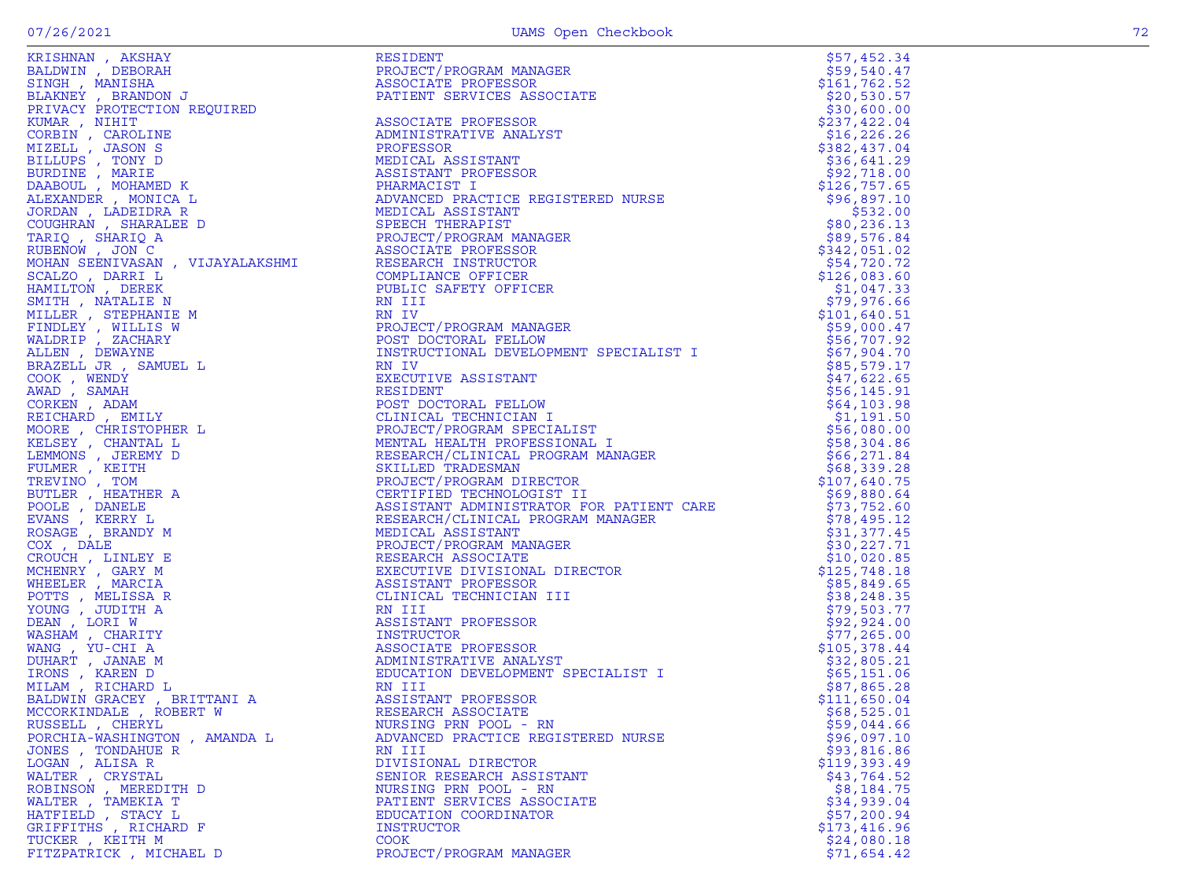| Name | Title | Amount |
|---|---|---|
| KRISHNAN , AKSHAY | RESIDENT | $57,452.34 |
| BALDWIN , DEBORAH | PROJECT/PROGRAM MANAGER | $59,540.47 |
| SINGH , MANISHA | ASSOCIATE PROFESSOR | $161,762.52 |
| BLAKNEY , BRANDON J | PATIENT SERVICES ASSOCIATE | $20,530.57 |
| PRIVACY PROTECTION REQUIRED | | $30,600.00 |
| KUMAR , NIHIT | ASSOCIATE PROFESSOR | $237,422.04 |
| CORBIN , CAROLINE | ADMINISTRATIVE ANALYST | $16,226.26 |
| MIZELL , JASON S | PROFESSOR | $382,437.04 |
| BILLUPS , TONY D | MEDICAL ASSISTANT | $36,641.29 |
| BURDINE , MARIE | ASSISTANT PROFESSOR | $92,718.00 |
| DAABOUL , MOHAMED K | PHARMACIST I | $126,757.65 |
| ALEXANDER , MONICA L | ADVANCED PRACTICE REGISTERED NURSE | $96,897.10 |
| JORDAN , LADEIDRA R | MEDICAL ASSISTANT | $532.00 |
| COUGHRAN , SHARALEE D | SPEECH THERAPIST | $80,236.13 |
| TARIQ , SHARIQ A | PROJECT/PROGRAM MANAGER | $89,576.84 |
| RUBENOW , JON C | ASSOCIATE PROFESSOR | $342,051.02 |
| MOHAN SEENIVASAN , VIJAYALAKSHMI | RESEARCH INSTRUCTOR | $54,720.72 |
| SCALZO , DARRI L | COMPLIANCE OFFICER | $126,083.60 |
| HAMILTON , DEREK | PUBLIC SAFETY OFFICER | $1,047.33 |
| SMITH , NATALIE N | RN III | $79,976.66 |
| MILLER , STEPHANIE M | RN IV | $101,640.51 |
| FINDLEY , WILLIS W | PROJECT/PROGRAM MANAGER | $59,000.47 |
| WALDRIP , ZACHARY | POST DOCTORAL FELLOW | $56,707.92 |
| ALLEN , DEWAYNE | INSTRUCTIONAL DEVELOPMENT SPECIALIST I | $67,904.70 |
| BRAZELL JR , SAMUEL L | RN IV | $85,579.17 |
| COOK , WENDY | EXECUTIVE ASSISTANT | $47,622.65 |
| AWAD , SAMAH | RESIDENT | $56,145.91 |
| CORKEN , ADAM | POST DOCTORAL FELLOW | $64,103.98 |
| REICHARD , EMILY | CLINICAL TECHNICIAN I | $1,191.50 |
| MOORE , CHRISTOPHER L | PROJECT/PROGRAM SPECIALIST | $56,080.00 |
| KELSEY , CHANTAL L | MENTAL HEALTH PROFESSIONAL I | $58,304.86 |
| LEMMONS , JEREMY D | RESEARCH/CLINICAL PROGRAM MANAGER | $66,271.84 |
| FULMER , KEITH | SKILLED TRADESMAN | $68,339.28 |
| TREVINO , TOM | PROJECT/PROGRAM DIRECTOR | $107,640.75 |
| BUTLER , HEATHER A | CERTIFIED TECHNOLOGIST II | $69,880.64 |
| POOLE , DANELE | ASSISTANT ADMINISTRATOR FOR PATIENT CARE | $73,752.60 |
| EVANS , KERRY L | RESEARCH/CLINICAL PROGRAM MANAGER | $78,495.12 |
| ROSAGE , BRANDY M | MEDICAL ASSISTANT | $31,377.45 |
| COX , DALE | PROJECT/PROGRAM MANAGER | $30,227.71 |
| CROUCH , LINLEY E | RESEARCH ASSOCIATE | $10,020.85 |
| MCHENRY , GARY M | EXECUTIVE DIVISIONAL DIRECTOR | $125,748.18 |
| WHEELER , MARCIA | ASSISTANT PROFESSOR | $85,849.65 |
| POTTS , MELISSA R | CLINICAL TECHNICIAN III | $38,248.35 |
| YOUNG , JUDITH A | RN III | $79,503.77 |
| DEAN , LORI W | ASSISTANT PROFESSOR | $92,924.00 |
| WASHAM , CHARITY | INSTRUCTOR | $77,265.00 |
| WANG , YU-CHI A | ASSOCIATE PROFESSOR | $105,378.44 |
| DUHART , JANAE M | ADMINISTRATIVE ANALYST | $32,805.21 |
| IRONS , KAREN D | EDUCATION DEVELOPMENT SPECIALIST I | $65,151.06 |
| MILAM , RICHARD L | RN III | $87,865.28 |
| BALDWIN GRACEY , BRITTANI A | ASSISTANT PROFESSOR | $111,650.04 |
| MCCORKINDALE , ROBERT W | RESEARCH ASSOCIATE | $68,525.01 |
| RUSSELL , CHERYL | NURSING PRN POOL - RN | $59,044.66 |
| PORCHIA-WASHINGTON , AMANDA L | ADVANCED PRACTICE REGISTERED NURSE | $96,097.10 |
| JONES , TONDAHUE R | RN III | $93,816.86 |
| LOGAN , ALISA R | DIVISIONAL DIRECTOR | $119,393.49 |
| WALTER , CRYSTAL | SENIOR RESEARCH ASSISTANT | $43,764.52 |
| ROBINSON , MEREDITH D | NURSING PRN POOL - RN | $8,184.75 |
| WALTER , TAMEKIA T | PATIENT SERVICES ASSOCIATE | $34,939.04 |
| HATFIELD , STACY L | EDUCATION COORDINATOR | $57,200.94 |
| GRIFFITHS , RICHARD F | INSTRUCTOR | $173,416.96 |
| TUCKER , KEITH M | COOK | $24,080.18 |
| FITZPATRICK , MICHAEL D | PROJECT/PROGRAM MANAGER | $71,654.42 |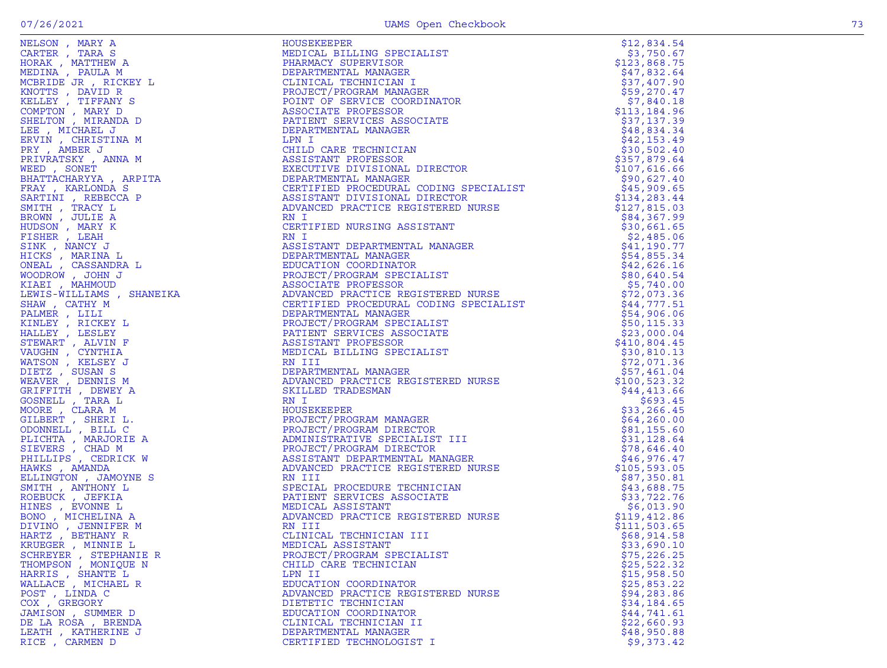| | | |
|---|---|---|
| NELSON , MARY A | HOUSEKEEPER | $12,834.54 |
| CARTER , TARA S | MEDICAL BILLING SPECIALIST | $3,750.67 |
| HORAK , MATTHEW A | PHARMACY SUPERVISOR | $123,868.75 |
| MEDINA , PAULA M | DEPARTMENTAL MANAGER | $47,832.64 |
| MCBRIDE JR , RICKEY L | CLINICAL TECHNICIAN I | $37,407.90 |
| KNOTTS , DAVID R | PROJECT/PROGRAM MANAGER | $59,270.47 |
| KELLEY , TIFFANY S | POINT OF SERVICE COORDINATOR | $7,840.18 |
| COMPTON , MARY D | ASSOCIATE PROFESSOR | $113,184.96 |
| SHELTON , MIRANDA D | PATIENT SERVICES ASSOCIATE | $37,137.39 |
| LEE , MICHAEL J | DEPARTMENTAL MANAGER | $48,834.34 |
| ERVIN , CHRISTINA M | LPN I | $42,153.49 |
| PRY , AMBER J | CHILD CARE TECHNICIAN | $30,502.40 |
| PRIVRATSKY , ANNA M | ASSISTANT PROFESSOR | $357,879.64 |
| WEED , SONET | EXECUTIVE DIVISIONAL DIRECTOR | $107,616.66 |
| BHATTACHARYYA , ARPITA | DEPARTMENTAL MANAGER | $90,627.40 |
| FRAY , KARLONDA S | CERTIFIED PROCEDURAL CODING SPECIALIST | $45,909.65 |
| SARTINI , REBECCA P | ASSISTANT DIVISIONAL DIRECTOR | $134,283.44 |
| SMITH , TRACY L | ADVANCED PRACTICE REGISTERED NURSE | $127,815.03 |
| BROWN , JULIE A | RN I | $84,367.99 |
| HUDSON , MARY K | CERTIFIED NURSING ASSISTANT | $30,661.65 |
| FISHER , LEAH | RN I | $2,485.06 |
| SINK , NANCY J | ASSISTANT DEPARTMENTAL MANAGER | $41,190.77 |
| HICKS , MARINA L | DEPARTMENTAL MANAGER | $54,855.34 |
| ONEAL , CASSANDRA L | EDUCATION COORDINATOR | $42,626.16 |
| WOODROW , JOHN J | PROJECT/PROGRAM SPECIALIST | $80,640.54 |
| KIAEI , MAHMOUD | ASSOCIATE PROFESSOR | $5,740.00 |
| LEWIS-WILLIAMS , SHANEIKA | ADVANCED PRACTICE REGISTERED NURSE | $72,073.36 |
| SHAW , CATHY M | CERTIFIED PROCEDURAL CODING SPECIALIST | $44,777.51 |
| PALMER , LILI | DEPARTMENTAL MANAGER | $54,906.06 |
| KINLEY , RICKEY L | PROJECT/PROGRAM SPECIALIST | $50,115.33 |
| HALLEY , LESLEY | PATIENT SERVICES ASSOCIATE | $23,000.04 |
| STEWART , ALVIN F | ASSISTANT PROFESSOR | $410,804.45 |
| VAUGHN , CYNTHIA | MEDICAL BILLING SPECIALIST | $30,810.13 |
| WATSON , KELSEY J | RN III | $72,071.36 |
| DIETZ , SUSAN S | DEPARTMENTAL MANAGER | $57,461.04 |
| WEAVER , DENNIS M | ADVANCED PRACTICE REGISTERED NURSE | $100,523.32 |
| GRIFFITH , DEWEY A | SKILLED TRADESMAN | $44,413.66 |
| GOSNELL , TARA L | RN I | $693.45 |
| MOORE , CLARA M | HOUSEKEEPER | $33,266.45 |
| GILBERT , SHERI L. | PROJECT/PROGRAM MANAGER | $64,260.00 |
| ODONNELL , BILL C | PROJECT/PROGRAM DIRECTOR | $81,155.60 |
| PLICHTA , MARJORIE A | ADMINISTRATIVE SPECIALIST III | $31,128.64 |
| SIEVERS , CHAD M | PROJECT/PROGRAM DIRECTOR | $78,646.40 |
| PHILLIPS , CEDRICK W | ASSISTANT DEPARTMENTAL MANAGER | $46,976.47 |
| HAWKS , AMANDA | ADVANCED PRACTICE REGISTERED NURSE | $105,593.05 |
| ELLINGTON , JAMOYNE S | RN III | $87,350.81 |
| SMITH , ANTHONY L | SPECIAL PROCEDURE TECHNICIAN | $43,688.75 |
| ROEBUCK , JEFKIA | PATIENT SERVICES ASSOCIATE | $33,722.76 |
| HINES , EVONNE L | MEDICAL ASSISTANT | $6,013.90 |
| BONO , MICHELINA A | ADVANCED PRACTICE REGISTERED NURSE | $119,412.86 |
| DIVINO , JENNIFER M | RN III | $111,503.65 |
| HARTZ , BETHANY R | CLINICAL TECHNICIAN III | $68,914.58 |
| KRUEGER , MINNIE L | MEDICAL ASSISTANT | $33,690.10 |
| SCHREYER , STEPHANIE R | PROJECT/PROGRAM SPECIALIST | $75,226.25 |
| THOMPSON , MONIQUE N | CHILD CARE TECHNICIAN | $25,522.32 |
| HARRIS , SHANTE L | LPN II | $15,958.50 |
| WALLACE , MICHAEL R | EDUCATION COORDINATOR | $25,853.22 |
| POST , LINDA C | ADVANCED PRACTICE REGISTERED NURSE | $94,283.86 |
| COX , GREGORY | DIETETIC TECHNICIAN | $34,184.65 |
| JAMISON , SUMMER D | EDUCATION COORDINATOR | $44,741.61 |
| DE LA ROSA , BRENDA | CLINICAL TECHNICIAN II | $22,660.93 |
| LEATH , KATHERINE J | DEPARTMENTAL MANAGER | $48,950.88 |
| RICE , CARMEN D | CERTIFIED TECHNOLOGIST I | $9,373.42 |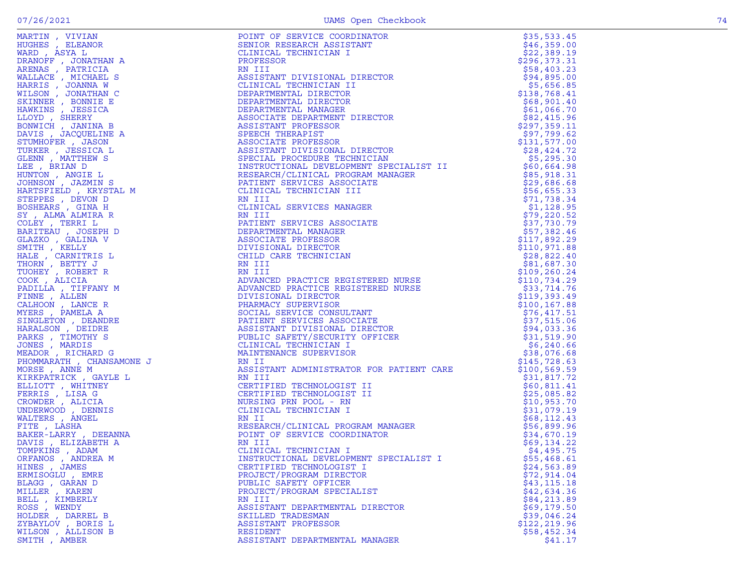| Name | Title | Amount |
|---|---|---|
| MARTIN , VIVIAN | POINT OF SERVICE COORDINATOR | $35,533.45 |
| HUGHES , ELEANOR | SENIOR RESEARCH ASSISTANT | $46,359.00 |
| WARD , ASYA L | CLINICAL TECHNICIAN I | $22,389.19 |
| DRANOFF , JONATHAN A | PROFESSOR | $296,373.31 |
| ARENAS , PATRICIA | RN III | $58,403.23 |
| WALLACE , MICHAEL S | ASSISTANT DIVISIONAL DIRECTOR | $94,895.00 |
| HARRIS , JOANNA W | CLINICAL TECHNICIAN II | $5,656.85 |
| WILSON , JONATHAN C | DEPARTMENTAL DIRECTOR | $138,768.41 |
| SKINNER , BONNIE E | DEPARTMENTAL DIRECTOR | $68,901.40 |
| HAWKINS , JESSICA | DEPARTMENTAL MANAGER | $61,066.70 |
| LLOYD , SHERRY | ASSOCIATE DEPARTMENT DIRECTOR | $82,415.96 |
| BONWICH , JANINA B | ASSISTANT PROFESSOR | $297,359.11 |
| DAVIS , JACQUELINE A | SPEECH THERAPIST | $97,799.62 |
| STUMHOFER , JASON | ASSOCIATE PROFESSOR | $131,577.00 |
| TURKER , JESSICA L | ASSISTANT DIVISIONAL DIRECTOR | $28,424.72 |
| GLENN , MATTHEW S | SPECIAL PROCEDURE TECHNICIAN | $5,295.30 |
| LEE , BRIAN D | INSTRUCTIONAL DEVELOPMENT SPECIALIST II | $60,664.98 |
| HUNTON , ANGIE L | RESEARCH/CLINICAL PROGRAM MANAGER | $85,918.31 |
| JOHNSON , JAZMIN S | PATIENT SERVICES ASSOCIATE | $29,686.68 |
| HARTSFIELD , KRYSTAL M | CLINICAL TECHNICIAN III | $56,655.33 |
| STEPPES , DEVON D | RN III | $71,738.34 |
| BOSHEARS , GINA H | CLINICAL SERVICES MANAGER | $1,128.95 |
| SY , ALMA ALMIRA R | RN III | $79,220.52 |
| COLEY , TERRI L | PATIENT SERVICES ASSOCIATE | $37,730.79 |
| BARITEAU , JOSEPH D | DEPARTMENTAL MANAGER | $57,382.46 |
| GLAZKO , GALINA V | ASSOCIATE PROFESSOR | $117,892.29 |
| SMITH , KELLY | DIVISIONAL DIRECTOR | $110,971.88 |
| HALE , CARNITRIS L | CHILD CARE TECHNICIAN | $28,822.40 |
| THORN , BETTY J | RN III | $81,687.30 |
| TUOHEY , ROBERT R | RN III | $109,260.24 |
| COOK , ALICIA | ADVANCED PRACTICE REGISTERED NURSE | $110,734.29 |
| PADILLA , TIFFANY M | ADVANCED PRACTICE REGISTERED NURSE | $33,714.76 |
| FINNE , ALLEN | DIVISIONAL DIRECTOR | $119,393.49 |
| CALHOON , LANCE R | PHARMACY SUPERVISOR | $100,167.88 |
| MYERS , PAMELA A | SOCIAL SERVICE CONSULTANT | $76,417.51 |
| SINGLETON , DEANDRE | PATIENT SERVICES ASSOCIATE | $37,515.06 |
| HARALSON , DEIDRE | ASSISTANT DIVISIONAL DIRECTOR | $94,033.36 |
| PARKS , TIMOTHY S | PUBLIC SAFETY/SECURITY OFFICER | $31,519.90 |
| JONES , MARDIS | CLINICAL TECHNICIAN I | $6,240.66 |
| MEADOR , RICHARD G | MAINTENANCE SUPERVISOR | $38,076.68 |
| PHOMMARATH , CHANSAMONE J | RN II | $145,728.63 |
| MORSE , ANNE M | ASSISTANT ADMINISTRATOR FOR PATIENT CARE | $100,569.59 |
| KIRKPATRICK , GAYLE L | RN III | $31,817.72 |
| ELLIOTT , WHITNEY | CERTIFIED TECHNOLOGIST II | $60,811.41 |
| FERRIS , LISA G | CERTIFIED TECHNOLOGIST II | $25,085.82 |
| CROWDER , ALICIA | NURSING PRN POOL - RN | $10,953.70 |
| UNDERWOOD , DENNIS | CLINICAL TECHNICIAN I | $31,079.19 |
| WALTERS , ANGEL | RN II | $68,112.43 |
| FITE , LASHA | RESEARCH/CLINICAL PROGRAM MANAGER | $56,899.96 |
| BAKER-LARRY , DEEANNA | POINT OF SERVICE COORDINATOR | $34,670.19 |
| DAVIS , ELIZABETH A | RN III | $69,134.22 |
| TOMPKINS , ADAM | CLINICAL TECHNICIAN I | $4,495.75 |
| ORFANOS , ANDREA M | INSTRUCTIONAL DEVELOPMENT SPECIALIST I | $55,468.61 |
| HINES , JAMES | CERTIFIED TECHNOLOGIST I | $24,563.89 |
| ERMISOGLU , EMRE | PROJECT/PROGRAM DIRECTOR | $72,914.04 |
| BLAGG , GARAN D | PUBLIC SAFETY OFFICER | $43,115.18 |
| MILLER , KAREN | PROJECT/PROGRAM SPECIALIST | $42,634.36 |
| BELL , KIMBERLY | RN III | $84,213.89 |
| ROSS , WENDY | ASSISTANT DEPARTMENTAL DIRECTOR | $69,179.50 |
| HOLDER , DARREL B | SKILLED TRADESMAN | $39,046.24 |
| ZYBAYLOV , BORIS L | ASSISTANT PROFESSOR | $122,219.96 |
| WILSON , ALLISON B | RESIDENT | $58,452.34 |
| SMITH , AMBER | ASSISTANT DEPARTMENTAL MANAGER | $41.17 |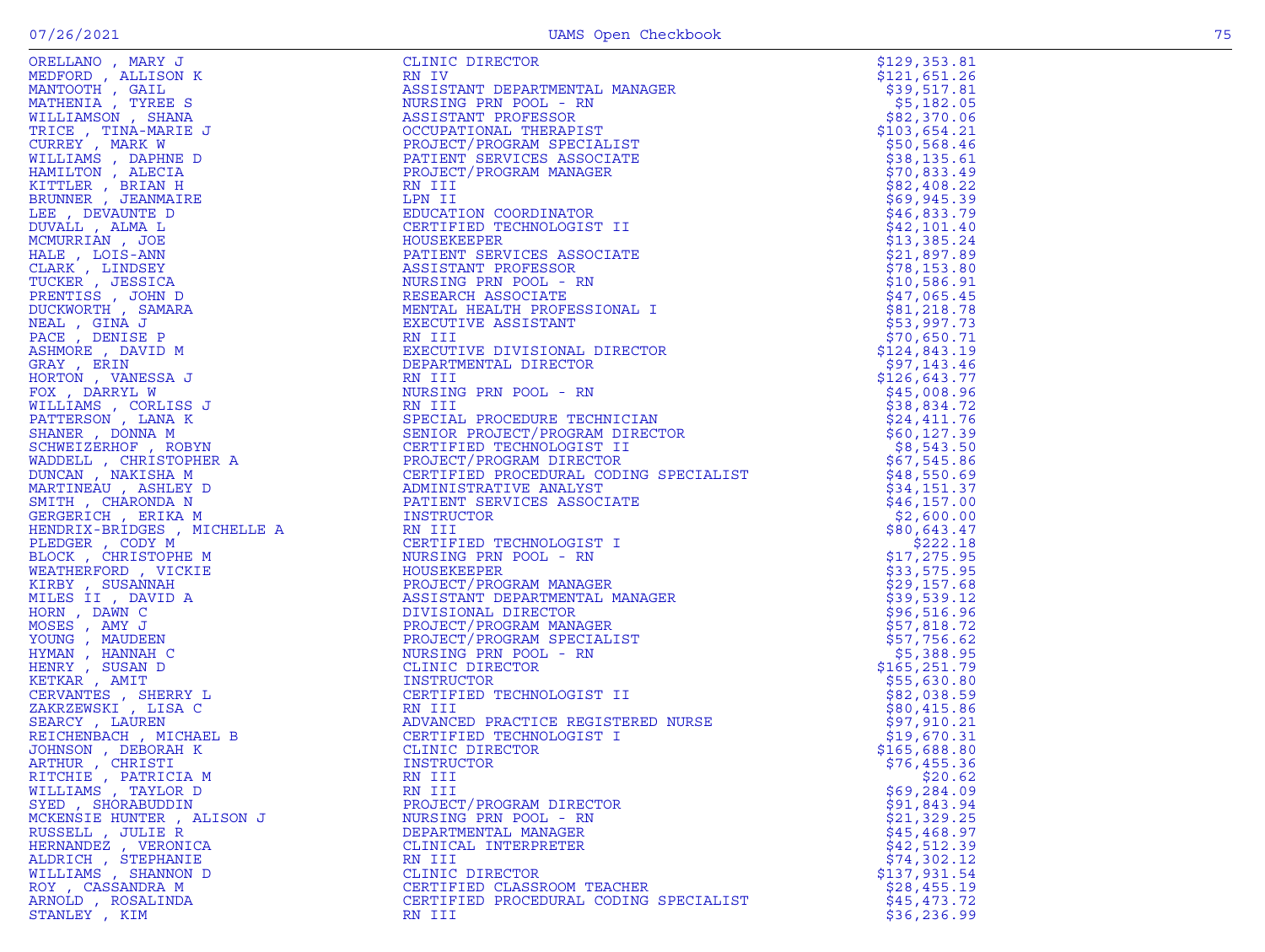| | | |
|---|---|---|
| ORELLANO , MARY J | CLINIC DIRECTOR | $129,353.81 |
| MEDFORD , ALLISON K | RN IV | $121,651.26 |
| MANTOOTH , GAIL | ASSISTANT DEPARTMENTAL MANAGER | $39,517.81 |
| MATHENIA , TYREE S | NURSING PRN POOL - RN | $5,182.05 |
| WILLIAMSON , SHANA | ASSISTANT PROFESSOR | $82,370.06 |
| TRICE , TINA-MARIE J | OCCUPATIONAL THERAPIST | $103,654.21 |
| CURREY , MARK W | PROJECT/PROGRAM SPECIALIST | $50,568.46 |
| WILLIAMS , DAPHNE D | PATIENT SERVICES ASSOCIATE | $38,135.61 |
| HAMILTON , ALECIA | PROJECT/PROGRAM MANAGER | $70,833.49 |
| KITTLER , BRIAN H | RN III | $82,408.22 |
| BRUNNER , JEANMAIRE | LPN II | $69,945.39 |
| LEE , DEVAUNTE D | EDUCATION COORDINATOR | $46,833.79 |
| DUVALL , ALMA L | CERTIFIED TECHNOLOGIST II | $42,101.40 |
| MCMURRIAN , JOE | HOUSEKEEPER | $13,385.24 |
| HALE , LOIS-ANN | PATIENT SERVICES ASSOCIATE | $21,897.89 |
| CLARK , LINDSEY | ASSISTANT PROFESSOR | $78,153.80 |
| TUCKER , JESSICA | NURSING PRN POOL - RN | $10,586.91 |
| PRENTISS , JOHN D | RESEARCH ASSOCIATE | $47,065.45 |
| DUCKWORTH , SAMARA | MENTAL HEALTH PROFESSIONAL I | $81,218.78 |
| NEAL , GINA J | EXECUTIVE ASSISTANT | $53,997.73 |
| PACE , DENISE P | RN III | $70,650.71 |
| ASHMORE , DAVID M | EXECUTIVE DIVISIONAL DIRECTOR | $124,843.19 |
| GRAY , ERIN | DEPARTMENTAL DIRECTOR | $97,143.46 |
| HORTON , VANESSA J | RN III | $126,643.77 |
| FOX , DARRYL W | NURSING PRN POOL - RN | $45,008.96 |
| WILLIAMS , CORLISS J | RN III | $38,834.72 |
| PATTERSON , LANA K | SPECIAL PROCEDURE TECHNICIAN | $24,411.76 |
| SHANER , DONNA M | SENIOR PROJECT/PROGRAM DIRECTOR | $60,127.39 |
| SCHWEIZERHOF , ROBYN | CERTIFIED TECHNOLOGIST II | $8,543.50 |
| WADDELL , CHRISTOPHER A | PROJECT/PROGRAM DIRECTOR | $67,545.86 |
| DUNCAN , NAKISHA M | CERTIFIED PROCEDURAL CODING SPECIALIST | $48,550.69 |
| MARTINEAU , ASHLEY D | ADMINISTRATIVE ANALYST | $34,151.37 |
| SMITH , CHARONDA N | PATIENT SERVICES ASSOCIATE | $46,157.00 |
| GERGERICH , ERIKA M | INSTRUCTOR | $2,600.00 |
| HENDRIX-BRIDGES , MICHELLE A | RN III | $80,643.47 |
| PLEDGER , CODY M | CERTIFIED TECHNOLOGIST I | $222.18 |
| BLOCK , CHRISTOPHE M | NURSING PRN POOL - RN | $17,275.95 |
| WEATHERFORD , VICKIE | HOUSEKEEPER | $33,575.95 |
| KIRBY , SUSANNAH | PROJECT/PROGRAM MANAGER | $29,157.68 |
| MILES II , DAVID A | ASSISTANT DEPARTMENTAL MANAGER | $39,539.12 |
| HORN , DAWN C | DIVISIONAL DIRECTOR | $96,516.96 |
| MOSES , AMY J | PROJECT/PROGRAM MANAGER | $57,818.72 |
| YOUNG , MAUDEEN | PROJECT/PROGRAM SPECIALIST | $57,756.62 |
| HYMAN , HANNAH C | NURSING PRN POOL - RN | $5,388.95 |
| HENRY , SUSAN D | CLINIC DIRECTOR | $165,251.79 |
| KETKAR , AMIT | INSTRUCTOR | $55,630.80 |
| CERVANTES , SHERRY L | CERTIFIED TECHNOLOGIST II | $82,038.59 |
| ZAKRZEWSKI , LISA C | RN III | $80,415.86 |
| SEARCY , LAUREN | ADVANCED PRACTICE REGISTERED NURSE | $97,910.21 |
| REICHENBACH , MICHAEL B | CERTIFIED TECHNOLOGIST I | $19,670.31 |
| JOHNSON , DEBORAH K | CLINIC DIRECTOR | $165,688.80 |
| ARTHUR , CHRISTI | INSTRUCTOR | $76,455.36 |
| RITCHIE , PATRICIA M | RN III | $20.62 |
| WILLIAMS , TAYLOR D | RN III | $69,284.09 |
| SYED , SHORABUDDIN | PROJECT/PROGRAM DIRECTOR | $91,843.94 |
| MCKENSIE HUNTER , ALISON J | NURSING PRN POOL - RN | $21,329.25 |
| RUSSELL , JULIE R | DEPARTMENTAL MANAGER | $45,468.97 |
| HERNANDEZ , VERONICA | CLINICAL INTERPRETER | $42,512.39 |
| ALDRICH , STEPHANIE | RN III | $74,302.12 |
| WILLIAMS , SHANNON D | CLINIC DIRECTOR | $137,931.54 |
| ROY , CASSANDRA M | CERTIFIED CLASSROOM TEACHER | $28,455.19 |
| ARNOLD , ROSALINDA | CERTIFIED PROCEDURAL CODING SPECIALIST | $45,473.72 |
| STANLEY , KIM | RN III | $36,236.99 |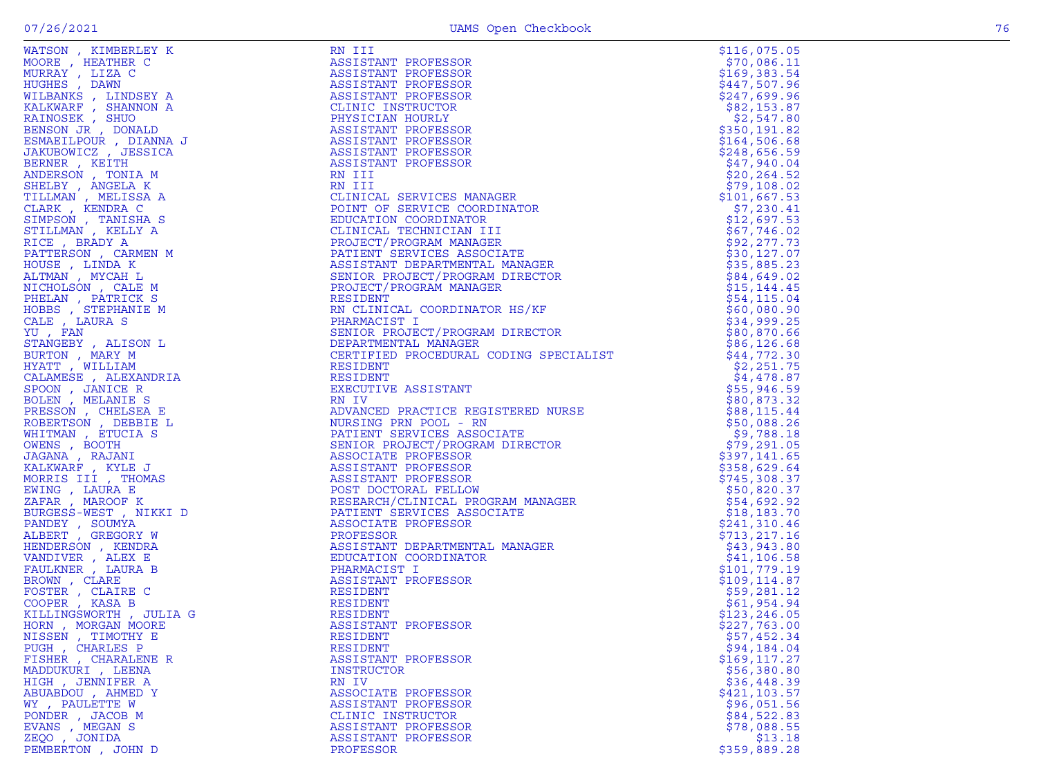| | | |
|---|---|---|
| WATSON , KIMBERLEY K | RN III | $116,075.05 |
| MOORE , HEATHER C | ASSISTANT PROFESSOR | $70,086.11 |
| MURRAY , LIZA C | ASSISTANT PROFESSOR | $169,383.54 |
| HUGHES , DAWN | ASSISTANT PROFESSOR | $447,507.96 |
| WILBANKS , LINDSEY A | ASSISTANT PROFESSOR | $247,699.96 |
| KALKWARF , SHANNON A | CLINIC INSTRUCTOR | $82,153.87 |
| RAINOSEK , SHUO | PHYSICIAN HOURLY | $2,547.80 |
| BENSON JR , DONALD | ASSISTANT PROFESSOR | $350,191.82 |
| ESMAEILPOUR , DIANNA J | ASSISTANT PROFESSOR | $164,506.68 |
| JAKUBOWICZ , JESSICA | ASSISTANT PROFESSOR | $248,656.59 |
| BERNER , KEITH | ASSISTANT PROFESSOR | $47,940.04 |
| ANDERSON , TONIA M | RN III | $20,264.52 |
| SHELBY , ANGELA K | RN III | $79,108.02 |
| TILLMAN , MELISSA A | CLINICAL SERVICES MANAGER | $101,667.53 |
| CLARK , KENDRA C | POINT OF SERVICE COORDINATOR | $7,230.41 |
| SIMPSON , TANISHA S | EDUCATION COORDINATOR | $12,697.53 |
| STILLMAN , KELLY A | CLINICAL TECHNICIAN III | $67,746.02 |
| RICE , BRADY A | PROJECT/PROGRAM MANAGER | $92,277.73 |
| PATTERSON , CARMEN M | PATIENT SERVICES ASSOCIATE | $30,127.07 |
| HOUSE , LINDA K | ASSISTANT DEPARTMENTAL MANAGER | $35,885.23 |
| ALTMAN , MYCAH L | SENIOR PROJECT/PROGRAM DIRECTOR | $84,649.02 |
| NICHOLSON , CALE M | PROJECT/PROGRAM MANAGER | $15,144.45 |
| PHELAN , PATRICK S | RESIDENT | $54,115.04 |
| HOBBS , STEPHANIE M | RN CLINICAL COORDINATOR HS/KF | $60,080.90 |
| CALE , LAURA S | PHARMACIST I | $34,999.25 |
| YU , FAN | SENIOR PROJECT/PROGRAM DIRECTOR | $80,870.66 |
| STANGEBY , ALISON L | DEPARTMENTAL MANAGER | $86,126.68 |
| BURTON , MARY M | CERTIFIED PROCEDURAL CODING SPECIALIST | $44,772.30 |
| HYATT , WILLIAM | RESIDENT | $2,251.75 |
| CALAMESE , ALEXANDRIA | RESIDENT | $4,478.87 |
| SPOON , JANICE R | EXECUTIVE ASSISTANT | $55,946.59 |
| BOLEN , MELANIE S | RN IV | $80,873.32 |
| PRESSON , CHELSEA E | ADVANCED PRACTICE REGISTERED NURSE | $88,115.44 |
| ROBERTSON , DEBBIE L | NURSING PRN POOL - RN | $50,088.26 |
| WHITMAN , ETUCIA S | PATIENT SERVICES ASSOCIATE | $9,788.18 |
| OWENS , BOOTH | SENIOR PROJECT/PROGRAM DIRECTOR | $79,291.05 |
| JAGANA , RAJANI | ASSOCIATE PROFESSOR | $397,141.65 |
| KALKWARF , KYLE J | ASSISTANT PROFESSOR | $358,629.64 |
| MORRIS III , THOMAS | ASSISTANT PROFESSOR | $745,308.37 |
| EWING , LAURA E | POST DOCTORAL FELLOW | $50,820.37 |
| ZAFAR , MAROOF K | RESEARCH/CLINICAL PROGRAM MANAGER | $54,692.92 |
| BURGESS-WEST , NIKKI D | PATIENT SERVICES ASSOCIATE | $18,183.70 |
| PANDEY , SOUMYA | ASSOCIATE PROFESSOR | $241,310.46 |
| ALBERT , GREGORY W | PROFESSOR | $713,217.16 |
| HENDERSON , KENDRA | ASSISTANT DEPARTMENTAL MANAGER | $43,943.80 |
| VANDIVER , ALEX E | EDUCATION COORDINATOR | $41,106.58 |
| FAULKNER , LAURA B | PHARMACIST I | $101,779.19 |
| BROWN , CLARE | ASSISTANT PROFESSOR | $109,114.87 |
| FOSTER , CLAIRE C | RESIDENT | $59,281.12 |
| COOPER , KASA B | RESIDENT | $61,954.94 |
| KILLINGSWORTH , JULIA G | RESIDENT | $123,246.05 |
| HORN , MORGAN MOORE | ASSISTANT PROFESSOR | $227,763.00 |
| NISSEN , TIMOTHY E | RESIDENT | $57,452.34 |
| PUGH , CHARLES P | RESIDENT | $94,184.04 |
| FISHER , CHARALENE R | ASSISTANT PROFESSOR | $169,117.27 |
| MADDUKURI , LEENA | INSTRUCTOR | $56,380.80 |
| HIGH , JENNIFER A | RN IV | $36,448.39 |
| ABUABDOU , AHMED Y | ASSOCIATE PROFESSOR | $421,103.57 |
| WY , PAULETTE W | ASSISTANT PROFESSOR | $96,051.56 |
| PONDER , JACOB M | CLINIC INSTRUCTOR | $84,522.83 |
| EVANS , MEGAN S | ASSISTANT PROFESSOR | $78,088.55 |
| ZEQO , JONIDA | ASSISTANT PROFESSOR | $13.18 |
| PEMBERTON , JOHN D | PROFESSOR | $359,889.28 |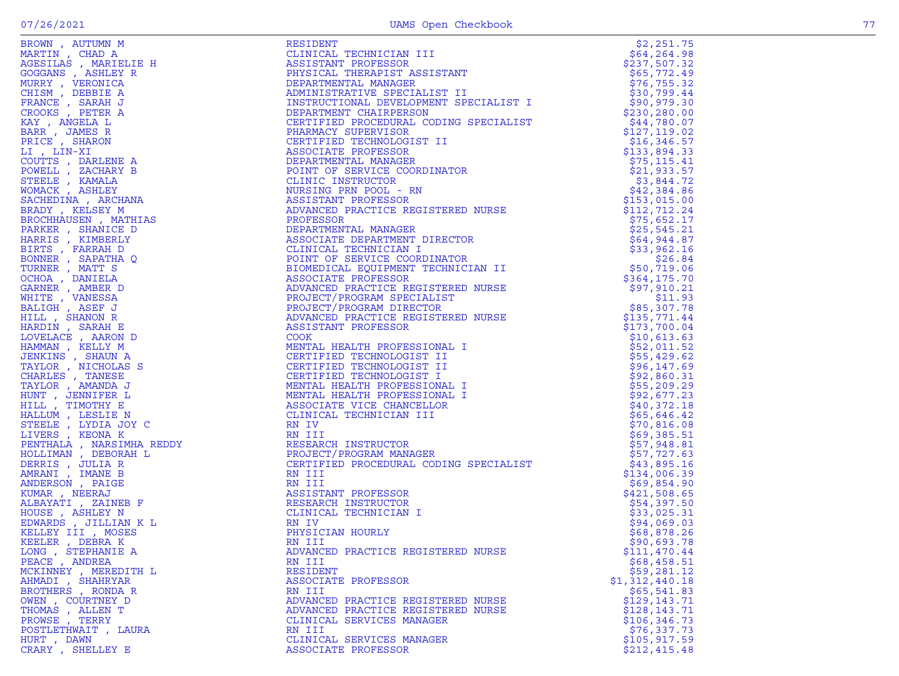| | | |
|---|---|---|
| BROWN , AUTUMN M | RESIDENT | $2,251.75 |
| MARTIN , CHAD A | CLINICAL TECHNICIAN III | $64,264.98 |
| AGESILAS , MARIELIE H | ASSISTANT PROFESSOR | $237,507.32 |
| GOGGANS , ASHLEY R | PHYSICAL THERAPIST ASSISTANT | $65,772.49 |
| MURRY , VERONICA | DEPARTMENTAL MANAGER | $76,755.32 |
| CHISM , DEBBIE A | ADMINISTRATIVE SPECIALIST II | $30,799.44 |
| FRANCE , SARAH J | INSTRUCTIONAL DEVELOPMENT SPECIALIST I | $90,979.30 |
| CROOKS , PETER A | DEPARTMENT CHAIRPERSON | $230,280.00 |
| KAY , ANGELA L | CERTIFIED PROCEDURAL CODING SPECIALIST | $44,780.07 |
| BARR , JAMES R | PHARMACY SUPERVISOR | $127,119.02 |
| PRICE , SHARON | CERTIFIED TECHNOLOGIST II | $16,346.57 |
| LI , LIN-XI | ASSOCIATE PROFESSOR | $133,894.33 |
| COUTTS , DARLENE A | DEPARTMENTAL MANAGER | $75,115.41 |
| POWELL , ZACHARY B | POINT OF SERVICE COORDINATOR | $21,933.57 |
| STEELE , KAMALA | CLINIC INSTRUCTOR | $3,844.72 |
| WOMACK , ASHLEY | NURSING PRN POOL - RN | $42,384.86 |
| SACHEDINA , ARCHANA | ASSISTANT PROFESSOR | $153,015.00 |
| BRADY , KELSEY M | ADVANCED PRACTICE REGISTERED NURSE | $112,712.24 |
| BROCHHAUSEN , MATHIAS | PROFESSOR | $75,652.17 |
| PARKER , SHANICE D | DEPARTMENTAL MANAGER | $25,545.21 |
| HARRIS , KIMBERLY | ASSOCIATE DEPARTMENT DIRECTOR | $64,944.87 |
| BIRTS , FARRAH D | CLINICAL TECHNICIAN I | $33,962.16 |
| BONNER , SAPATHA Q | POINT OF SERVICE COORDINATOR | $26.84 |
| TURNER , MATT S | BIOMEDICAL EQUIPMENT TECHNICIAN II | $50,719.06 |
| OCHOA , DANIELA | ASSOCIATE PROFESSOR | $364,175.70 |
| GARNER , AMBER D | ADVANCED PRACTICE REGISTERED NURSE | $97,910.21 |
| WHITE , VANESSA | PROJECT/PROGRAM SPECIALIST | $11.93 |
| BALIGH , ASEF J | PROJECT/PROGRAM DIRECTOR | $85,307.78 |
| HILL , SHANON R | ADVANCED PRACTICE REGISTERED NURSE | $135,771.44 |
| HARDIN , SARAH E | ASSISTANT PROFESSOR | $173,700.04 |
| LOVELACE , AARON D | COOK | $10,613.63 |
| HAMMAN , KELLY M | MENTAL HEALTH PROFESSIONAL I | $52,011.52 |
| JENKINS , SHAUN A | CERTIFIED TECHNOLOGIST II | $55,429.62 |
| TAYLOR , NICHOLAS S | CERTIFIED TECHNOLOGIST II | $96,147.69 |
| CHARLES , TANESE | CERTIFIED TECHNOLOGIST I | $92,860.31 |
| TAYLOR , AMANDA J | MENTAL HEALTH PROFESSIONAL I | $55,209.29 |
| HUNT , JENNIFER L | MENTAL HEALTH PROFESSIONAL I | $92,677.23 |
| HILL , TIMOTHY E | ASSOCIATE VICE CHANCELLOR | $40,372.18 |
| HALLUM , LESLIE N | CLINICAL TECHNICIAN III | $65,646.42 |
| STEELE , LYDIA JOY C | RN IV | $70,816.08 |
| LIVERS , KEONA K | RN III | $69,385.51 |
| PENTHALA , NARSIMHA REDDY | RESEARCH INSTRUCTOR | $57,948.81 |
| HOLLIMAN , DEBORAH L | PROJECT/PROGRAM MANAGER | $57,727.63 |
| DERRIS , JULIA R | CERTIFIED PROCEDURAL CODING SPECIALIST | $43,895.16 |
| AMRANI , IMANE B | RN III | $134,006.39 |
| ANDERSON , PAIGE | RN III | $69,854.90 |
| KUMAR , NEERAJ | ASSISTANT PROFESSOR | $421,508.65 |
| ALBAYATI , ZAINEB F | RESEARCH INSTRUCTOR | $54,397.50 |
| HOUSE , ASHLEY N | CLINICAL TECHNICIAN I | $33,025.31 |
| EDWARDS , JILLIAN K L | RN IV | $94,069.03 |
| KELLEY III , MOSES | PHYSICIAN HOURLY | $68,878.26 |
| KEELER , DEBRA K | RN III | $90,693.78 |
| LONG , STEPHANIE A | ADVANCED PRACTICE REGISTERED NURSE | $111,470.44 |
| PEACE , ANDREA | RN III | $68,458.51 |
| MCKINNEY , MEREDITH L | RESIDENT | $59,281.12 |
| AHMADI , SHAHRYAR | ASSOCIATE PROFESSOR | $1,312,440.18 |
| BROTHERS , RONDA R | RN III | $65,541.83 |
| OWEN , COURTNEY D | ADVANCED PRACTICE REGISTERED NURSE | $129,143.71 |
| THOMAS , ALLEN T | ADVANCED PRACTICE REGISTERED NURSE | $128,143.71 |
| PROWSE , TERRY | CLINICAL SERVICES MANAGER | $106,346.73 |
| POSTLETHWAIT , LAURA | RN III | $76,337.73 |
| HURT , DAWN | CLINICAL SERVICES MANAGER | $105,917.59 |
| CRARY , SHELLEY E | ASSOCIATE PROFESSOR | $212,415.48 |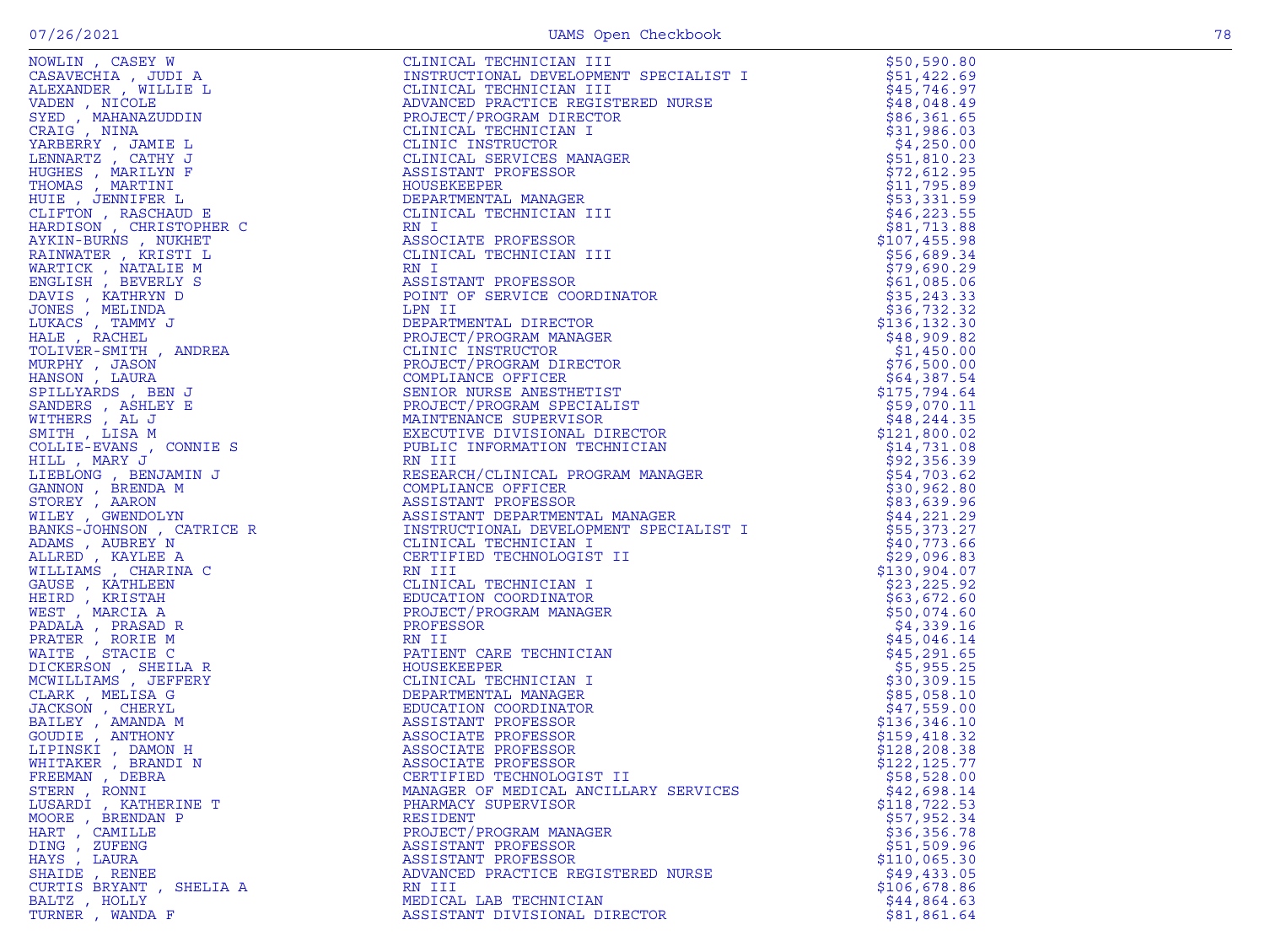| Name | Title | Amount |
|---|---|---|
| NOWLIN , CASEY W | CLINICAL TECHNICIAN III | $50,590.80 |
| CASAVECHIA , JUDI A | INSTRUCTIONAL DEVELOPMENT SPECIALIST I | $51,422.69 |
| ALEXANDER , WILLIE L | CLINICAL TECHNICIAN III | $45,746.97 |
| VADEN , NICOLE | ADVANCED PRACTICE REGISTERED NURSE | $48,048.49 |
| SYED , MAHANAZUDDIN | PROJECT/PROGRAM DIRECTOR | $86,361.65 |
| CRAIG , NINA | CLINICAL TECHNICIAN I | $31,986.03 |
| YARBERRY , JAMIE L | CLINIC INSTRUCTOR | $4,250.00 |
| LENNARTZ , CATHY J | CLINICAL SERVICES MANAGER | $51,810.23 |
| HUGHES , MARILYN F | ASSISTANT PROFESSOR | $72,612.95 |
| THOMAS , MARTINI | HOUSEKEEPER | $11,795.89 |
| HUIE , JENNIFER L | DEPARTMENTAL MANAGER | $53,331.59 |
| CLIFTON , RASCHAUD E | CLINICAL TECHNICIAN III | $46,223.55 |
| HARDISON , CHRISTOPHER C | RN I | $81,713.88 |
| AYKIN-BURNS , NUKHET | ASSOCIATE PROFESSOR | $107,455.98 |
| RAINWATER , KRISTI L | CLINICAL TECHNICIAN III | $56,689.34 |
| WARTICK , NATALIE M | RN I | $79,690.29 |
| ENGLISH , BEVERLY S | ASSISTANT PROFESSOR | $61,085.06 |
| DAVIS , KATHRYN D | POINT OF SERVICE COORDINATOR | $35,243.33 |
| JONES , MELINDA | LPN II | $36,732.32 |
| LUKACS , TAMMY J | DEPARTMENTAL DIRECTOR | $136,132.30 |
| HALE , RACHEL | PROJECT/PROGRAM MANAGER | $48,909.82 |
| TOLIVER-SMITH , ANDREA | CLINIC INSTRUCTOR | $1,450.00 |
| MURPHY , JASON | PROJECT/PROGRAM DIRECTOR | $76,500.00 |
| HANSON , LAURA | COMPLIANCE OFFICER | $64,387.54 |
| SPILLYARDS , BEN J | SENIOR NURSE ANESTHETIST | $175,794.64 |
| SANDERS , ASHLEY E | PROJECT/PROGRAM SPECIALIST | $59,070.11 |
| WITHERS , AL J | MAINTENANCE SUPERVISOR | $48,244.35 |
| SMITH , LISA M | EXECUTIVE DIVISIONAL DIRECTOR | $121,800.02 |
| COLLIE-EVANS , CONNIE S | PUBLIC INFORMATION TECHNICIAN | $14,731.08 |
| HILL , MARY J | RN III | $92,356.39 |
| LIEBLONG , BENJAMIN J | RESEARCH/CLINICAL PROGRAM MANAGER | $54,703.62 |
| GANNON , BRENDA M | COMPLIANCE OFFICER | $30,962.80 |
| STOREY , AARON | ASSISTANT PROFESSOR | $83,639.96 |
| WILEY , GWENDOLYN | ASSISTANT DEPARTMENTAL MANAGER | $44,221.29 |
| BANKS-JOHNSON , CATRICE R | INSTRUCTIONAL DEVELOPMENT SPECIALIST I | $55,373.27 |
| ADAMS , AUBREY N | CLINICAL TECHNICIAN I | $40,773.66 |
| ALLRED , KAYLEE A | CERTIFIED TECHNOLOGIST II | $29,096.83 |
| WILLIAMS , CHARINA C | RN III | $130,904.07 |
| GAUSE , KATHLEEN | CLINICAL TECHNICIAN I | $23,225.92 |
| HEIRD , KRISTAH | EDUCATION COORDINATOR | $63,672.60 |
| WEST , MARCIA A | PROJECT/PROGRAM MANAGER | $50,074.60 |
| PADALA , PRASAD R | PROFESSOR | $4,339.16 |
| PRATER , RORIE M | RN II | $45,046.14 |
| WAITE , STACIE C | PATIENT CARE TECHNICIAN | $45,291.65 |
| DICKERSON , SHEILA R | HOUSEKEEPER | $5,955.25 |
| MCWILLIAMS , JEFFERY | CLINICAL TECHNICIAN I | $30,309.15 |
| CLARK , MELISA G | DEPARTMENTAL MANAGER | $85,058.10 |
| JACKSON , CHERYL | EDUCATION COORDINATOR | $47,559.00 |
| BAILEY , AMANDA M | ASSISTANT PROFESSOR | $136,346.10 |
| GOUDIE , ANTHONY | ASSOCIATE PROFESSOR | $159,418.32 |
| LIPINSKI , DAMON H | ASSOCIATE PROFESSOR | $128,208.38 |
| WHITAKER , BRANDI N | ASSOCIATE PROFESSOR | $122,125.77 |
| FREEMAN , DEBRA | CERTIFIED TECHNOLOGIST II | $58,528.00 |
| STERN , RONNI | MANAGER OF MEDICAL ANCILLARY SERVICES | $42,698.14 |
| LUSARDI , KATHERINE T | PHARMACY SUPERVISOR | $118,722.53 |
| MOORE , BRENDAN P | RESIDENT | $57,952.34 |
| HART , CAMILLE | PROJECT/PROGRAM MANAGER | $36,356.78 |
| DING , ZUFENG | ASSISTANT PROFESSOR | $51,509.96 |
| HAYS , LAURA | ASSISTANT PROFESSOR | $110,065.30 |
| SHAIDE , RENEE | ADVANCED PRACTICE REGISTERED NURSE | $49,433.05 |
| CURTIS BRYANT , SHELIA A | RN III | $106,678.86 |
| BALTZ , HOLLY | MEDICAL LAB TECHNICIAN | $44,864.63 |
| TURNER , WANDA F | ASSISTANT DIVISIONAL DIRECTOR | $81,861.64 |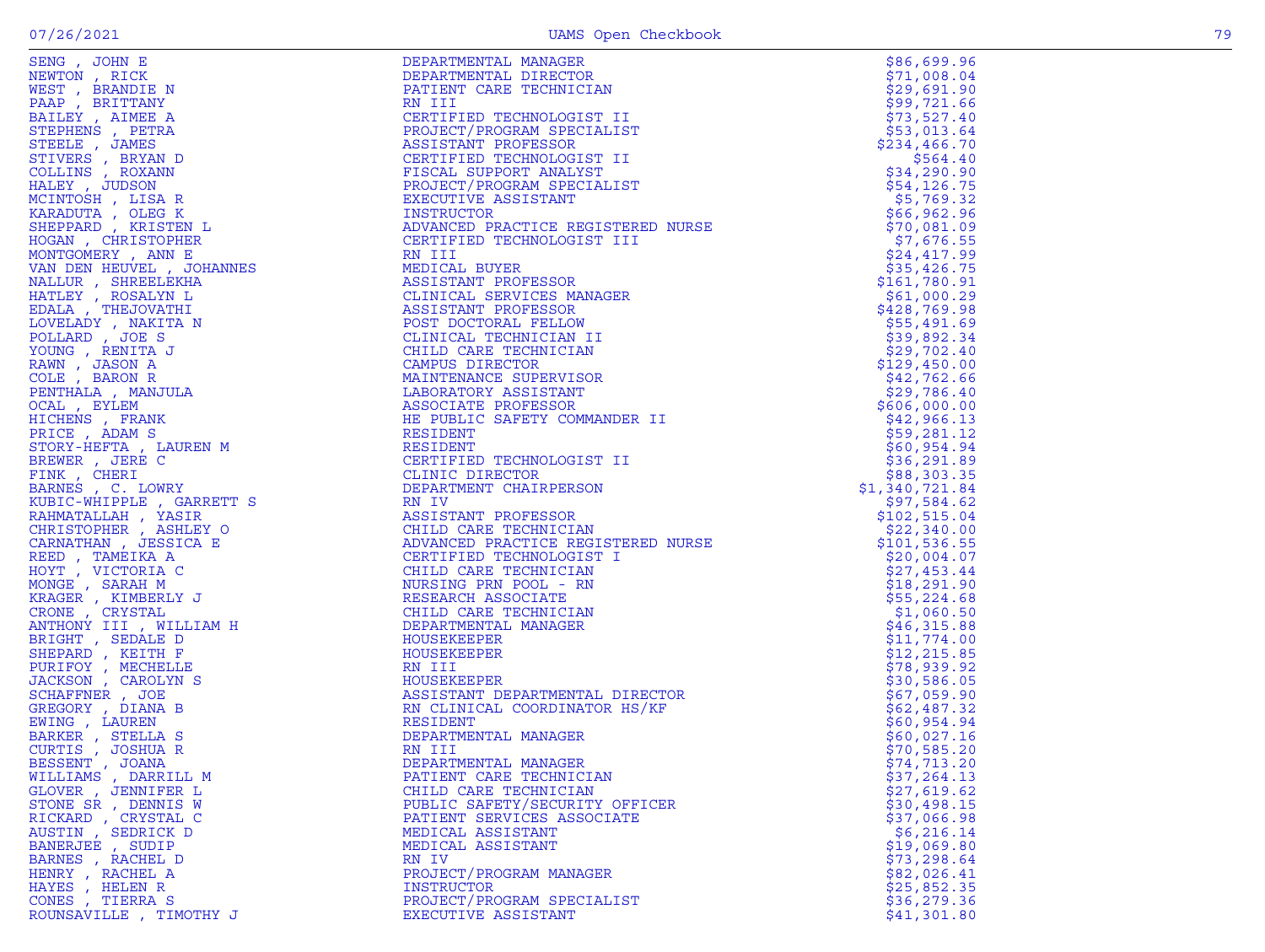| | | |
|---|---|---|
| SENG , JOHN E | DEPARTMENTAL MANAGER | $86,699.96 |
| NEWTON , RICK | DEPARTMENTAL DIRECTOR | $71,008.04 |
| WEST , BRANDIE N | PATIENT CARE TECHNICIAN | $29,691.90 |
| PAAP , BRITTANY | RN III | $99,721.66 |
| BAILEY , AIMEE A | CERTIFIED TECHNOLOGIST II | $73,527.40 |
| STEPHENS , PETRA | PROJECT/PROGRAM SPECIALIST | $53,013.64 |
| STEELE , JAMES | ASSISTANT PROFESSOR | $234,466.70 |
| STIVERS , BRYAN D | CERTIFIED TECHNOLOGIST II | $564.40 |
| COLLINS , ROXANN | FISCAL SUPPORT ANALYST | $34,290.90 |
| HALEY , JUDSON | PROJECT/PROGRAM SPECIALIST | $54,126.75 |
| MCINTOSH , LISA R | EXECUTIVE ASSISTANT | $5,769.32 |
| KARADUTA , OLEG K | INSTRUCTOR | $66,962.96 |
| SHEPPARD , KRISTEN L | ADVANCED PRACTICE REGISTERED NURSE | $70,081.09 |
| HOGAN , CHRISTOPHER | CERTIFIED TECHNOLOGIST III | $7,676.55 |
| MONTGOMERY , ANN E | RN III | $24,417.99 |
| VAN DEN HEUVEL , JOHANNES | MEDICAL BUYER | $35,426.75 |
| NALLUR , SHREELEKHA | ASSISTANT PROFESSOR | $161,780.91 |
| HATLEY , ROSALYN L | CLINICAL SERVICES MANAGER | $61,000.29 |
| EDALA , THEJOVATHI | ASSISTANT PROFESSOR | $428,769.98 |
| LOVELADY , NAKITA N | POST DOCTORAL FELLOW | $55,491.69 |
| POLLARD , JOE S | CLINICAL TECHNICIAN II | $39,892.34 |
| YOUNG , RENITA J | CHILD CARE TECHNICIAN | $29,702.40 |
| RAWN , JASON A | CAMPUS DIRECTOR | $129,450.00 |
| COLE , BARON R | MAINTENANCE SUPERVISOR | $42,762.66 |
| PENTHALA , MANJULA | LABORATORY ASSISTANT | $29,786.40 |
| OCAL , EYLEM | ASSOCIATE PROFESSOR | $606,000.00 |
| HICHENS , FRANK | HE PUBLIC SAFETY COMMANDER II | $42,966.13 |
| PRICE , ADAM S | RESIDENT | $59,281.12 |
| STORY-HEFTA , LAUREN M | RESIDENT | $60,954.94 |
| BREWER , JERE C | CERTIFIED TECHNOLOGIST II | $36,291.89 |
| FINK , CHERI | CLINIC DIRECTOR | $88,303.35 |
| BARNES , C. LOWRY | DEPARTMENT CHAIRPERSON | $1,340,721.84 |
| KUBIC-WHIPPLE , GARRETT S | RN IV | $97,584.62 |
| RAHMATALLAH , YASIR | ASSISTANT PROFESSOR | $102,515.04 |
| CHRISTOPHER , ASHLEY O | CHILD CARE TECHNICIAN | $22,340.00 |
| CARNATHAN , JESSICA E | ADVANCED PRACTICE REGISTERED NURSE | $101,536.55 |
| REED , TAMEIKA A | CERTIFIED TECHNOLOGIST I | $20,004.07 |
| HOYT , VICTORIA C | CHILD CARE TECHNICIAN | $27,453.44 |
| MONGE , SARAH M | NURSING PRN POOL - RN | $18,291.90 |
| KRAGER , KIMBERLY J | RESEARCH ASSOCIATE | $55,224.68 |
| CRONE , CRYSTAL | CHILD CARE TECHNICIAN | $1,060.50 |
| ANTHONY III , WILLIAM H | DEPARTMENTAL MANAGER | $46,315.88 |
| BRIGHT , SEDALE D | HOUSEKEEPER | $11,774.00 |
| SHEPARD , KEITH F | HOUSEKEEPER | $12,215.85 |
| PURIFOY , MECHELLE | RN III | $78,939.92 |
| JACKSON , CAROLYN S | HOUSEKEEPER | $30,586.05 |
| SCHAFFNER , JOE | ASSISTANT DEPARTMENTAL DIRECTOR | $67,059.90 |
| GREGORY , DIANA B | RN CLINICAL COORDINATOR HS/KF | $62,487.32 |
| EWING , LAUREN | RESIDENT | $60,954.94 |
| BARKER , STELLA S | DEPARTMENTAL MANAGER | $60,027.16 |
| CURTIS , JOSHUA R | RN III | $70,585.20 |
| BESSENT , JOANA | DEPARTMENTAL MANAGER | $74,713.20 |
| WILLIAMS , DARRILL M | PATIENT CARE TECHNICIAN | $37,264.13 |
| GLOVER , JENNIFER L | CHILD CARE TECHNICIAN | $27,619.62 |
| STONE SR , DENNIS W | PUBLIC SAFETY/SECURITY OFFICER | $30,498.15 |
| RICKARD , CRYSTAL C | PATIENT SERVICES ASSOCIATE | $37,066.98 |
| AUSTIN , SEDRICK D | MEDICAL ASSISTANT | $6,216.14 |
| BANERJEE , SUDIP | MEDICAL ASSISTANT | $19,069.80 |
| BARNES , RACHEL D | RN IV | $73,298.64 |
| HENRY , RACHEL A | PROJECT/PROGRAM MANAGER | $82,026.41 |
| HAYES , HELEN R | INSTRUCTOR | $25,852.35 |
| CONES , TIERRA S | PROJECT/PROGRAM SPECIALIST | $36,279.36 |
| ROUNSAVILLE , TIMOTHY J | EXECUTIVE ASSISTANT | $41,301.80 |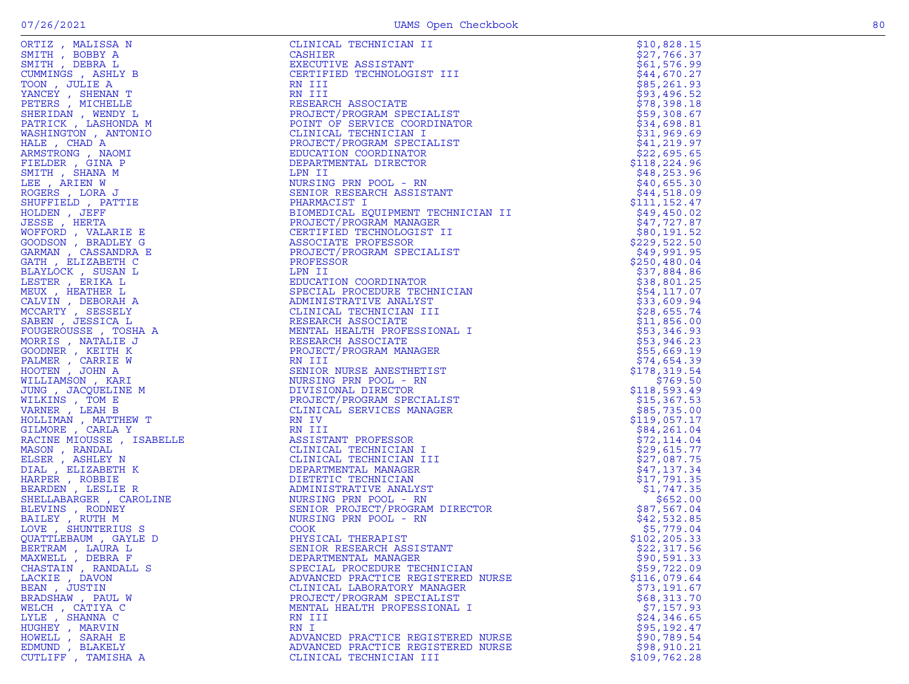| Name | Title | Amount |
|---|---|---|
| ORTIZ , MALISSA N | CLINICAL TECHNICIAN II | $10,828.15 |
| SMITH , BOBBY A | CASHIER | $27,766.37 |
| SMITH , DEBRA L | EXECUTIVE ASSISTANT | $61,576.99 |
| CUMMINGS , ASHLY B | CERTIFIED TECHNOLOGIST III | $44,670.27 |
| TOON , JULIE A | RN III | $85,261.93 |
| YANCEY , SHENAN T | RN III | $93,496.52 |
| PETERS , MICHELLE | RESEARCH ASSOCIATE | $78,398.18 |
| SHERIDAN , WENDY L | PROJECT/PROGRAM SPECIALIST | $59,308.67 |
| PATRICK , LASHONDA M | POINT OF SERVICE COORDINATOR | $34,698.81 |
| WASHINGTON , ANTONIO | CLINICAL TECHNICIAN I | $31,969.69 |
| HALE , CHAD A | PROJECT/PROGRAM SPECIALIST | $41,219.97 |
| ARMSTRONG , NAOMI | EDUCATION COORDINATOR | $22,695.65 |
| FIELDER , GINA P | DEPARTMENTAL DIRECTOR | $118,224.96 |
| SMITH , SHANA M | LPN II | $48,253.96 |
| LEE , ARIEN W | NURSING PRN POOL - RN | $40,655.30 |
| ROGERS , LORA J | SENIOR RESEARCH ASSISTANT | $44,518.09 |
| SHUFFIELD , PATTIE | PHARMACIST I | $111,152.47 |
| HOLDEN , JEFF | BIOMEDICAL EQUIPMENT TECHNICIAN II | $49,450.02 |
| JESSE , HERTA | PROJECT/PROGRAM MANAGER | $47,727.87 |
| WOFFORD , VALARIE E | CERTIFIED TECHNOLOGIST II | $80,191.52 |
| GOODSON , BRADLEY G | ASSOCIATE PROFESSOR | $229,522.50 |
| GARMAN , CASSANDRA E | PROJECT/PROGRAM SPECIALIST | $49,991.95 |
| GATH , ELIZABETH C | PROFESSOR | $250,480.04 |
| BLAYLOCK , SUSAN L | LPN II | $37,884.86 |
| LESTER , ERIKA L | EDUCATION COORDINATOR | $38,801.25 |
| MEUX , HEATHER L | SPECIAL PROCEDURE TECHNICIAN | $54,117.07 |
| CALVIN , DEBORAH A | ADMINISTRATIVE ANALYST | $33,609.94 |
| MCCARTY , SESSELY | CLINICAL TECHNICIAN III | $28,655.74 |
| SABEN , JESSICA L | RESEARCH ASSOCIATE | $11,856.00 |
| FOUGEROUSSE , TOSHA A | MENTAL HEALTH PROFESSIONAL I | $53,346.93 |
| MORRIS , NATALIE J | RESEARCH ASSOCIATE | $53,946.23 |
| GOODNER , KEITH K | PROJECT/PROGRAM MANAGER | $55,669.19 |
| PALMER , CARRIE W | RN III | $74,654.39 |
| HOOTEN , JOHN A | SENIOR NURSE ANESTHETIST | $178,319.54 |
| WILLIAMSON , KARI | NURSING PRN POOL - RN | $769.50 |
| JUNG , JACQUELINE M | DIVISIONAL DIRECTOR | $118,593.49 |
| WILKINS , TOM E | PROJECT/PROGRAM SPECIALIST | $15,367.53 |
| VARNER , LEAH B | CLINICAL SERVICES MANAGER | $85,735.00 |
| HOLLIMAN , MATTHEW T | RN IV | $119,057.17 |
| GILMORE , CARLA Y | RN III | $84,261.04 |
| RACINE MIOUSSE , ISABELLE | ASSISTANT PROFESSOR | $72,114.04 |
| MASON , RANDAL | CLINICAL TECHNICIAN I | $29,615.77 |
| ELSER , ASHLEY N | CLINICAL TECHNICIAN III | $27,087.75 |
| DIAL , ELIZABETH K | DEPARTMENTAL MANAGER | $47,137.34 |
| HARPER , ROBBIE | DIETETIC TECHNICIAN | $17,791.35 |
| BEARDEN , LESLIE R | ADMINISTRATIVE ANALYST | $1,747.35 |
| SHELLABARGER , CAROLINE | NURSING PRN POOL - RN | $652.00 |
| BLEVINS , RODNEY | SENIOR PROJECT/PROGRAM DIRECTOR | $87,567.04 |
| BAILEY , RUTH M | NURSING PRN POOL - RN | $42,532.85 |
| LOVE , SHUNTERIUS S | COOK | $5,779.04 |
| QUATTLEBAUM , GAYLE D | PHYSICAL THERAPIST | $102,205.33 |
| BERTRAM , LAURA L | SENIOR RESEARCH ASSISTANT | $22,317.56 |
| MAXWELL , DEBRA F | DEPARTMENTAL MANAGER | $90,591.33 |
| CHASTAIN , RANDALL S | SPECIAL PROCEDURE TECHNICIAN | $59,722.09 |
| LACKIE , DAVON | ADVANCED PRACTICE REGISTERED NURSE | $116,079.64 |
| BEAN , JUSTIN | CLINICAL LABORATORY MANAGER | $73,191.67 |
| BRADSHAW , PAUL W | PROJECT/PROGRAM SPECIALIST | $68,313.70 |
| WELCH , CATIYA C | MENTAL HEALTH PROFESSIONAL I | $7,157.93 |
| LYLE , SHANNA C | RN III | $24,346.65 |
| HUGHEY , MARVIN | RN I | $95,192.47 |
| HOWELL , SARAH E | ADVANCED PRACTICE REGISTERED NURSE | $90,789.54 |
| EDMUND , BLAKELY | ADVANCED PRACTICE REGISTERED NURSE | $98,910.21 |
| CUTLIFF , TAMISHA A | CLINICAL TECHNICIAN III | $109,762.28 |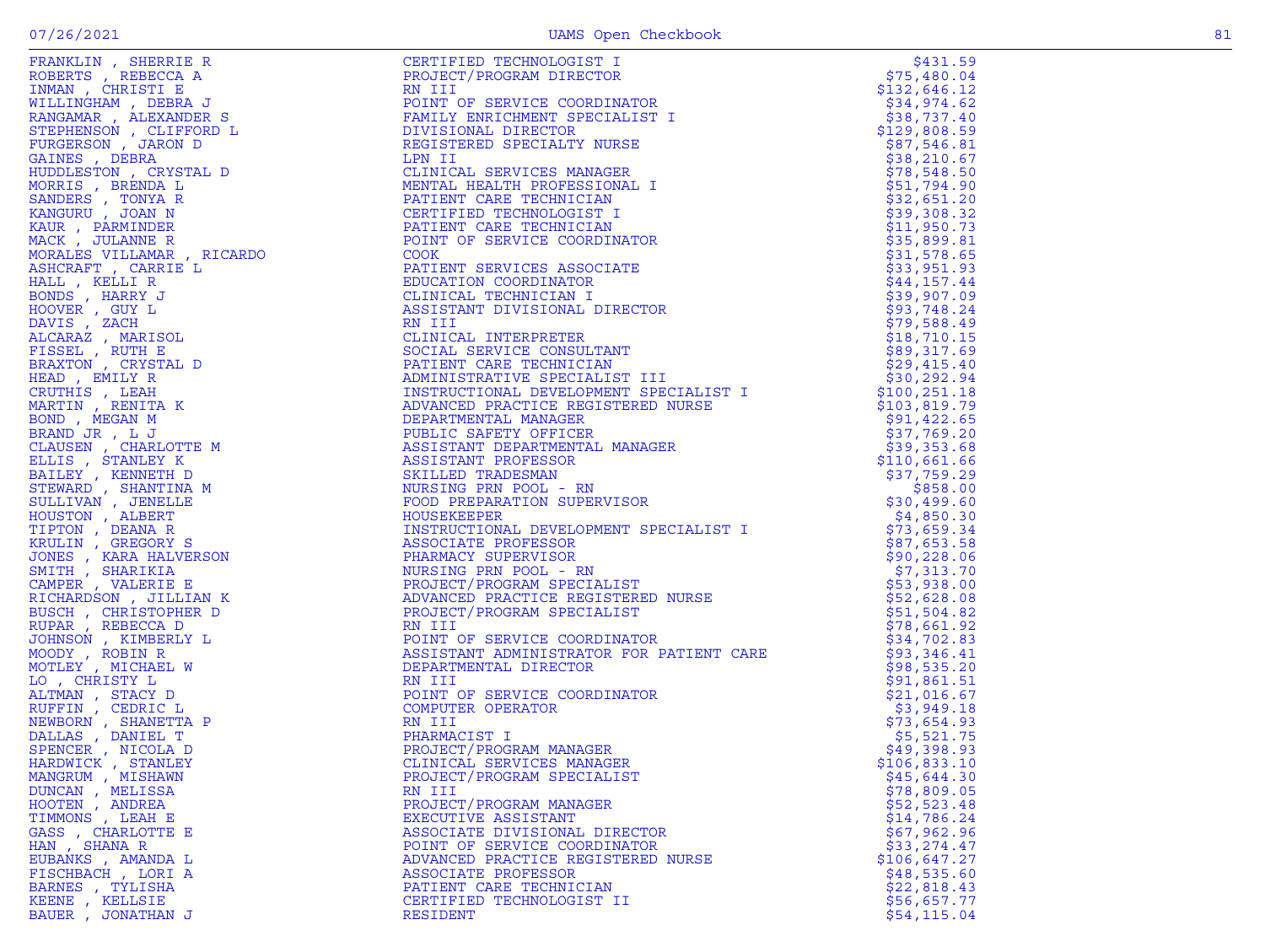| | | |
|---|---|---|
| FRANKLIN , SHERRIE R | CERTIFIED TECHNOLOGIST I | $431.59 |
| ROBERTS , REBECCA A | PROJECT/PROGRAM DIRECTOR | $75,480.04 |
| INMAN , CHRISTI E | RN III | $132,646.12 |
| WILLINGHAM , DEBRA J | POINT OF SERVICE COORDINATOR | $34,974.62 |
| RANGAMAR , ALEXANDER S | FAMILY ENRICHMENT SPECIALIST I | $38,737.40 |
| STEPHENSON , CLIFFORD L | DIVISIONAL DIRECTOR | $129,808.59 |
| FURGERSON , JARON D | REGISTERED SPECIALTY NURSE | $87,546.81 |
| GAINES , DEBRA | LPN II | $38,210.67 |
| HUDDLESTON , CRYSTAL D | CLINICAL SERVICES MANAGER | $78,548.50 |
| MORRIS , BRENDA L | MENTAL HEALTH PROFESSIONAL I | $51,794.90 |
| SANDERS , TONYA R | PATIENT CARE TECHNICIAN | $32,651.20 |
| KANGURU , JOAN N | CERTIFIED TECHNOLOGIST I | $39,308.32 |
| KAUR , PARMINDER | PATIENT CARE TECHNICIAN | $11,950.73 |
| MACK , JULANNE R | POINT OF SERVICE COORDINATOR | $35,899.81 |
| MORALES VILLAMAR , RICARDO | COOK | $31,578.65 |
| ASHCRAFT , CARRIE L | PATIENT SERVICES ASSOCIATE | $33,951.93 |
| HALL , KELLI R | EDUCATION COORDINATOR | $44,157.44 |
| BONDS , HARRY J | CLINICAL TECHNICIAN I | $39,907.09 |
| HOOVER , GUY L | ASSISTANT DIVISIONAL DIRECTOR | $93,748.24 |
| DAVIS , ZACH | RN III | $79,588.49 |
| ALCARAZ , MARISOL | CLINICAL INTERPRETER | $18,710.15 |
| FISSEL , RUTH E | SOCIAL SERVICE CONSULTANT | $89,317.69 |
| BRAXTON , CRYSTAL D | PATIENT CARE TECHNICIAN | $29,415.40 |
| HEAD , EMILY R | ADMINISTRATIVE SPECIALIST III | $30,292.94 |
| CRUTHIS , LEAH | INSTRUCTIONAL DEVELOPMENT SPECIALIST I | $100,251.18 |
| MARTIN , RENITA K | ADVANCED PRACTICE REGISTERED NURSE | $103,819.79 |
| BOND , MEGAN M | DEPARTMENTAL MANAGER | $91,422.65 |
| BRAND JR , L J | PUBLIC SAFETY OFFICER | $37,769.20 |
| CLAUSEN , CHARLOTTE M | ASSISTANT DEPARTMENTAL MANAGER | $39,353.68 |
| ELLIS , STANLEY K | ASSISTANT PROFESSOR | $110,661.66 |
| BAILEY , KENNETH D | SKILLED TRADESMAN | $37,759.29 |
| STEWARD , SHANTINA M | NURSING PRN POOL - RN | $858.00 |
| SULLIVAN , JENELLE | FOOD PREPARATION SUPERVISOR | $30,499.60 |
| HOUSTON , ALBERT | HOUSEKEEPER | $4,850.30 |
| TIPTON , DEANA R | INSTRUCTIONAL DEVELOPMENT SPECIALIST I | $73,659.34 |
| KRULIN , GREGORY S | ASSOCIATE PROFESSOR | $87,653.58 |
| JONES , KARA HALVERSON | PHARMACY SUPERVISOR | $90,228.06 |
| SMITH , SHARIKIA | NURSING PRN POOL - RN | $7,313.70 |
| CAMPER , VALERIE E | PROJECT/PROGRAM SPECIALIST | $53,938.00 |
| RICHARDSON , JILLIAN K | ADVANCED PRACTICE REGISTERED NURSE | $52,628.08 |
| BUSCH , CHRISTOPHER D | PROJECT/PROGRAM SPECIALIST | $51,504.82 |
| RUPAR , REBECCA D | RN III | $78,661.92 |
| JOHNSON , KIMBERLY L | POINT OF SERVICE COORDINATOR | $34,702.83 |
| MOODY , ROBIN R | ASSISTANT ADMINISTRATOR FOR PATIENT CARE | $93,346.41 |
| MOTLEY , MICHAEL W | DEPARTMENTAL DIRECTOR | $98,535.20 |
| LO , CHRISTY L | RN III | $91,861.51 |
| ALTMAN , STACY D | POINT OF SERVICE COORDINATOR | $21,016.67 |
| RUFFIN , CEDRIC L | COMPUTER OPERATOR | $3,949.18 |
| NEWBORN , SHANETTA P | RN III | $73,654.93 |
| DALLAS , DANIEL T | PHARMACIST I | $5,521.75 |
| SPENCER , NICOLA D | PROJECT/PROGRAM MANAGER | $49,398.93 |
| HARDWICK , STANLEY | CLINICAL SERVICES MANAGER | $106,833.10 |
| MANGRUM , MISHAWN | PROJECT/PROGRAM SPECIALIST | $45,644.30 |
| DUNCAN , MELISSA | RN III | $78,809.05 |
| HOOTEN , ANDREA | PROJECT/PROGRAM MANAGER | $52,523.48 |
| TIMMONS , LEAH E | EXECUTIVE ASSISTANT | $14,786.24 |
| GASS , CHARLOTTE E | ASSOCIATE DIVISIONAL DIRECTOR | $67,962.96 |
| HAN , SHANA R | POINT OF SERVICE COORDINATOR | $33,274.47 |
| EUBANKS , AMANDA L | ADVANCED PRACTICE REGISTERED NURSE | $106,647.27 |
| FISCHBACH , LORI A | ASSOCIATE PROFESSOR | $48,535.60 |
| BARNES , TYLISHA | PATIENT CARE TECHNICIAN | $22,818.43 |
| KEENE , KELLSIE | CERTIFIED TECHNOLOGIST II | $56,657.77 |
| BAUER , JONATHAN J | RESIDENT | $54,115.04 |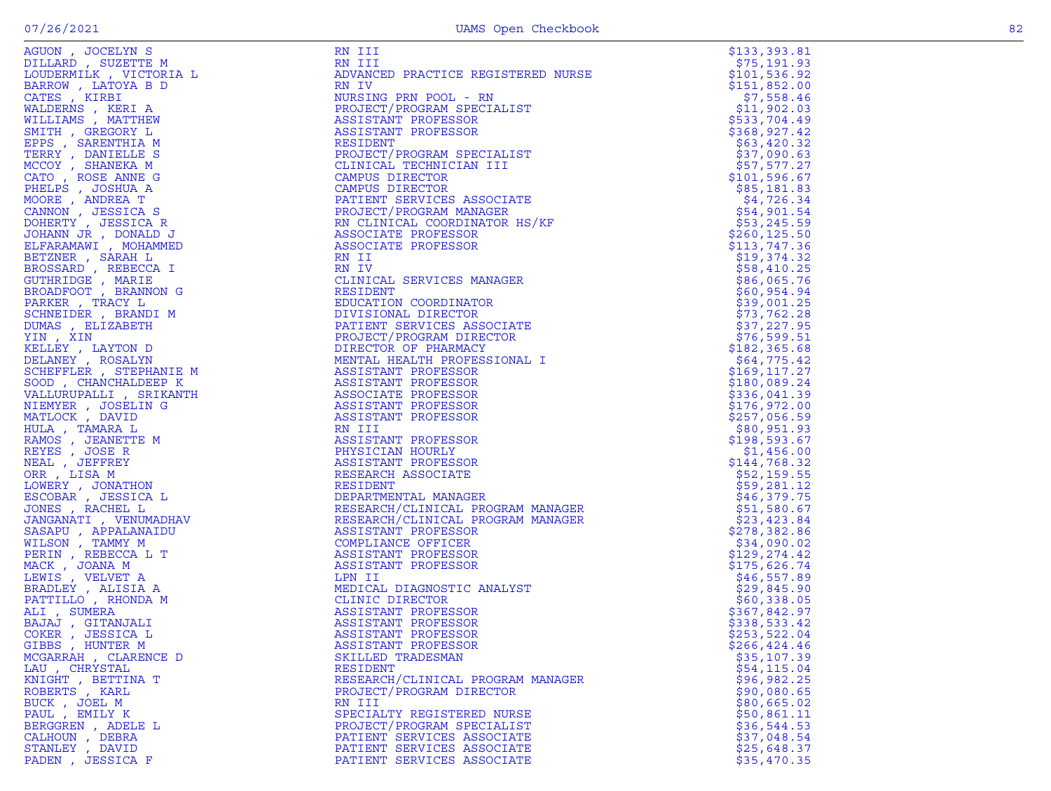| Name | Title | Amount |
|---|---|---|
| AGUON , JOCELYN S | RN III | $133,393.81 |
| DILLARD , SUZETTE M | RN III | $75,191.93 |
| LOUDERMILK , VICTORIA L | ADVANCED PRACTICE REGISTERED NURSE | $101,536.92 |
| BARROW , LATOYA B D | RN IV | $151,852.00 |
| CATES , KIRBI | NURSING PRN POOL - RN | $7,558.46 |
| WALDERNS , KERI A | PROJECT/PROGRAM SPECIALIST | $11,902.03 |
| WILLIAMS , MATTHEW | ASSISTANT PROFESSOR | $533,704.49 |
| SMITH , GREGORY L | ASSISTANT PROFESSOR | $368,927.42 |
| EPPS , SARENTHIA M | RESIDENT | $63,420.32 |
| TERRY , DANIELLE S | PROJECT/PROGRAM SPECIALIST | $37,090.63 |
| MCCOY , SHANEKA M | CLINICAL TECHNICIAN III | $57,577.27 |
| CATO , ROSE ANNE G | CAMPUS DIRECTOR | $101,596.67 |
| PHELPS , JOSHUA A | CAMPUS DIRECTOR | $85,181.83 |
| MOORE , ANDREA T | PATIENT SERVICES ASSOCIATE | $4,726.34 |
| CANNON , JESSICA S | PROJECT/PROGRAM MANAGER | $54,901.54 |
| DOHERTY , JESSICA R | RN CLINICAL COORDINATOR HS/KF | $53,245.59 |
| JOHANN JR , DONALD J | ASSOCIATE PROFESSOR | $260,125.50 |
| ELFARAMAWI , MOHAMMED | ASSOCIATE PROFESSOR | $113,747.36 |
| BETZNER , SARAH L | RN II | $19,374.32 |
| BROSSARD , REBECCA I | RN IV | $58,410.25 |
| GUTHRIDGE , MARIE | CLINICAL SERVICES MANAGER | $86,065.76 |
| BROADFOOT , BRANNON G | RESIDENT | $60,954.94 |
| PARKER , TRACY L | EDUCATION COORDINATOR | $39,001.25 |
| SCHNEIDER , BRANDI M | DIVISIONAL DIRECTOR | $73,762.28 |
| DUMAS , ELIZABETH | PATIENT SERVICES ASSOCIATE | $37,227.95 |
| YIN , XIN | PROJECT/PROGRAM DIRECTOR | $76,599.51 |
| KELLEY , LAYTON D | DIRECTOR OF PHARMACY | $182,365.68 |
| DELANEY , ROSALYN | MENTAL HEALTH PROFESSIONAL I | $64,775.42 |
| SCHEFFLER , STEPHANIE M | ASSISTANT PROFESSOR | $169,117.27 |
| SOOD , CHANCHALDEEP K | ASSISTANT PROFESSOR | $180,089.24 |
| VALLURUPALLI , SRIKANTH | ASSOCIATE PROFESSOR | $336,041.39 |
| NIEMYER , JOSELIN G | ASSISTANT PROFESSOR | $176,972.00 |
| MATLOCK , DAVID | ASSISTANT PROFESSOR | $257,056.59 |
| HULA , TAMARA L | RN III | $80,951.93 |
| RAMOS , JEANETTE M | ASSISTANT PROFESSOR | $198,593.67 |
| REYES , JOSE R | PHYSICIAN HOURLY | $1,456.00 |
| NEAL , JEFFREY | ASSISTANT PROFESSOR | $144,768.32 |
| ORR , LISA M | RESEARCH ASSOCIATE | $52,159.55 |
| LOWERY , JONATHON | RESIDENT | $59,281.12 |
| ESCOBAR , JESSICA L | DEPARTMENTAL MANAGER | $46,379.75 |
| JONES , RACHEL L | RESEARCH/CLINICAL PROGRAM MANAGER | $51,580.67 |
| JANGANATI , VENUMADHAV | RESEARCH/CLINICAL PROGRAM MANAGER | $23,423.84 |
| SASAPU , APPALANAIDU | ASSISTANT PROFESSOR | $278,382.86 |
| WILSON , TAMMY M | COMPLIANCE OFFICER | $34,090.02 |
| PERIN , REBECCA L T | ASSISTANT PROFESSOR | $129,274.42 |
| MACK , JOANA M | ASSISTANT PROFESSOR | $175,626.74 |
| LEWIS , VELVET A | LPN II | $46,557.89 |
| BRADLEY , ALISIA A | MEDICAL DIAGNOSTIC ANALYST | $29,845.90 |
| PATTILLO , RHONDA M | CLINIC DIRECTOR | $60,338.05 |
| ALI , SUMERA | ASSISTANT PROFESSOR | $367,842.97 |
| BAJAJ , GITANJALI | ASSISTANT PROFESSOR | $338,533.42 |
| COKER , JESSICA L | ASSISTANT PROFESSOR | $253,522.04 |
| GIBBS , HUNTER M | ASSISTANT PROFESSOR | $266,424.46 |
| MCGARRAH , CLARENCE D | SKILLED TRADESMAN | $35,107.39 |
| LAU , CHRYSTAL | RESIDENT | $54,115.04 |
| KNIGHT , BETTINA T | RESEARCH/CLINICAL PROGRAM MANAGER | $96,982.25 |
| ROBERTS , KARL | PROJECT/PROGRAM DIRECTOR | $90,080.65 |
| BUCK , JOEL M | RN III | $80,665.02 |
| PAUL , EMILY K | SPECIALTY REGISTERED NURSE | $50,861.11 |
| BERGGREN , ADELE L | PROJECT/PROGRAM SPECIALIST | $36,544.53 |
| CALHOUN , DEBRA | PATIENT SERVICES ASSOCIATE | $37,048.54 |
| STANLEY , DAVID | PATIENT SERVICES ASSOCIATE | $25,648.37 |
| PADEN , JESSICA F | PATIENT SERVICES ASSOCIATE | $35,470.35 |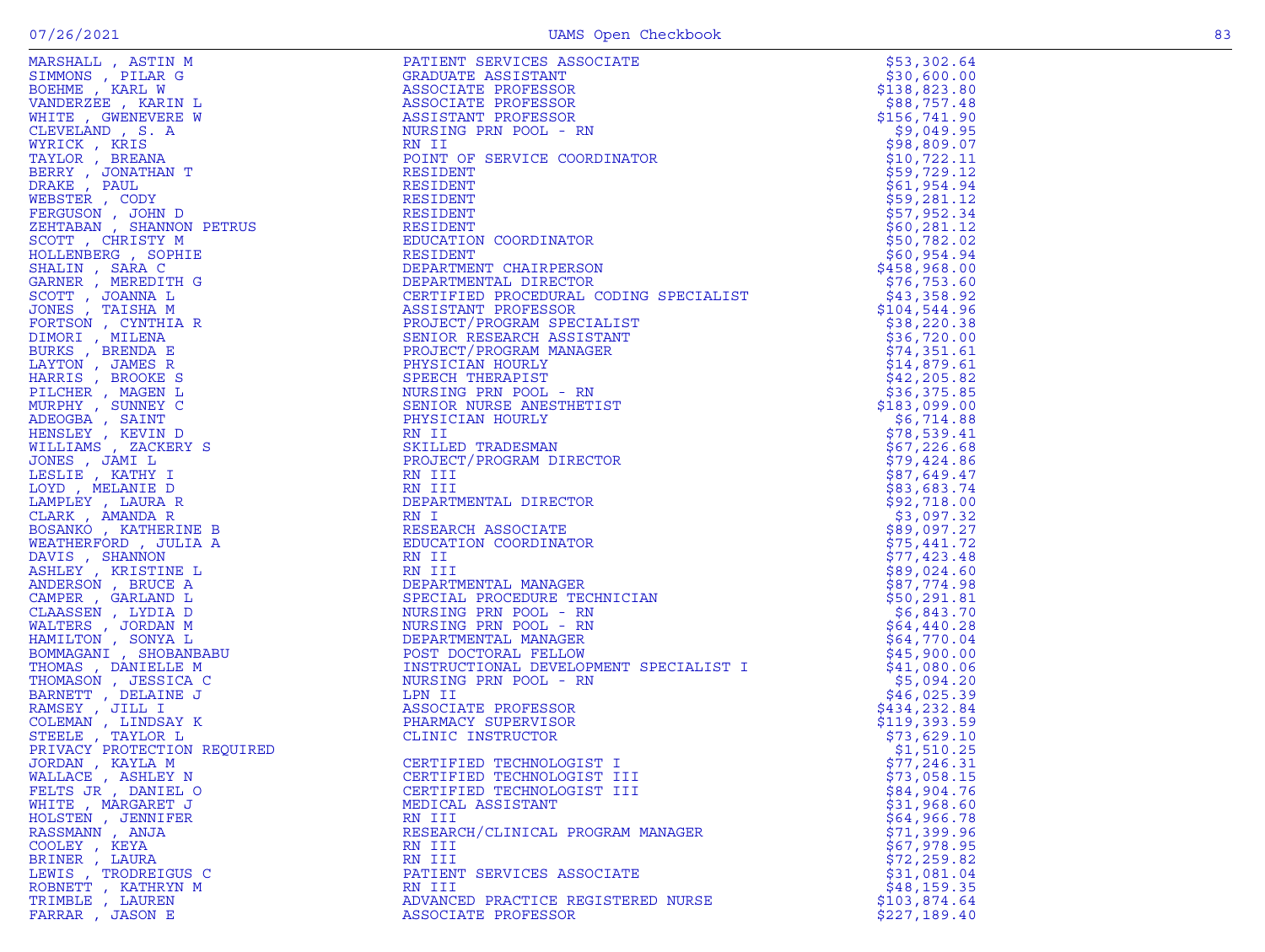| Name | Title | Amount |
|---|---|---|
| MARSHALL , ASTIN M | PATIENT SERVICES ASSOCIATE | $53,302.64 |
| SIMMONS , PILAR G | GRADUATE ASSISTANT | $30,600.00 |
| BOEHME , KARL W | ASSOCIATE PROFESSOR | $138,823.80 |
| VANDERZEE , KARIN L | ASSOCIATE PROFESSOR | $88,757.48 |
| WHITE , GWENEVERE W | ASSISTANT PROFESSOR | $156,741.90 |
| CLEVELAND , S. A | NURSING PRN POOL - RN | $9,049.95 |
| WYRICK , KRIS | RN II | $98,809.07 |
| TAYLOR , BREANA | POINT OF SERVICE COORDINATOR | $10,722.11 |
| BERRY , JONATHAN T | RESIDENT | $59,729.12 |
| DRAKE , PAUL | RESIDENT | $61,954.94 |
| WEBSTER , CODY | RESIDENT | $59,281.12 |
| FERGUSON , JOHN D | RESIDENT | $57,952.34 |
| ZEHTABAN , SHANNON PETRUS | RESIDENT | $60,281.12 |
| SCOTT , CHRISTY M | EDUCATION COORDINATOR | $50,782.02 |
| HOLLENBERG , SOPHIE | RESIDENT | $60,954.94 |
| SHALIN , SARA C | DEPARTMENT CHAIRPERSON | $458,968.00 |
| GARNER , MEREDITH G | DEPARTMENTAL DIRECTOR | $76,753.60 |
| SCOTT , JOANNA L | CERTIFIED PROCEDURAL CODING SPECIALIST | $43,358.92 |
| JONES , TAISHA M | ASSISTANT PROFESSOR | $104,544.96 |
| FORTSON , CYNTHIA R | PROJECT/PROGRAM SPECIALIST | $38,220.38 |
| DIMORI , MILENA | SENIOR RESEARCH ASSISTANT | $36,720.00 |
| BURKS , BRENDA E | PROJECT/PROGRAM MANAGER | $74,351.61 |
| LAYTON , JAMES R | PHYSICIAN HOURLY | $14,879.61 |
| HARRIS , BROOKE S | SPEECH THERAPIST | $42,205.82 |
| PILCHER , MAGEN L | NURSING PRN POOL - RN | $36,375.85 |
| MURPHY , SUNNEY C | SENIOR NURSE ANESTHETIST | $183,099.00 |
| ADEOGBA , SAINT | PHYSICIAN HOURLY | $6,714.88 |
| HENSLEY , KEVIN D | RN II | $78,539.41 |
| WILLIAMS , ZACKERY S | SKILLED TRADESMAN | $67,226.68 |
| JONES , JAMI L | PROJECT/PROGRAM DIRECTOR | $79,424.86 |
| LESLIE , KATHY I | RN III | $87,649.47 |
| LOYD , MELANIE D | RN III | $83,683.74 |
| LAMPLEY , LAURA R | DEPARTMENTAL DIRECTOR | $92,718.00 |
| CLARK , AMANDA R | RN I | $3,097.32 |
| BOSANKO , KATHERINE B | RESEARCH ASSOCIATE | $89,097.27 |
| WEATHERFORD , JULIA A | EDUCATION COORDINATOR | $75,441.72 |
| DAVIS , SHANNON | RN II | $77,423.48 |
| ASHLEY , KRISTINE L | RN III | $89,024.60 |
| ANDERSON , BRUCE A | DEPARTMENTAL MANAGER | $87,774.98 |
| CAMPER , GARLAND L | SPECIAL PROCEDURE TECHNICIAN | $50,291.81 |
| CLAASSEN , LYDIA D | NURSING PRN POOL - RN | $6,843.70 |
| WALTERS , JORDAN M | NURSING PRN POOL - RN | $64,440.28 |
| HAMILTON , SONYA L | DEPARTMENTAL MANAGER | $64,770.04 |
| BOMMAGANI , SHOBANBABU | POST DOCTORAL FELLOW | $45,900.00 |
| THOMAS , DANIELLE M | INSTRUCTIONAL DEVELOPMENT SPECIALIST I | $41,080.06 |
| THOMASON , JESSICA C | NURSING PRN POOL - RN | $5,094.20 |
| BARNETT , DELAINE J | LPN II | $46,025.39 |
| RAMSEY , JILL I | ASSOCIATE PROFESSOR | $434,232.84 |
| COLEMAN , LINDSAY K | PHARMACY SUPERVISOR | $119,393.59 |
| STEELE , TAYLOR L | CLINIC INSTRUCTOR | $73,629.10 |
| PRIVACY PROTECTION REQUIRED | | $1,510.25 |
| JORDAN , KAYLA M | CERTIFIED TECHNOLOGIST I | $77,246.31 |
| WALLACE , ASHLEY N | CERTIFIED TECHNOLOGIST III | $73,058.15 |
| FELTS JR , DANIEL O | CERTIFIED TECHNOLOGIST III | $84,904.76 |
| WHITE , MARGARET J | MEDICAL ASSISTANT | $31,968.60 |
| HOLSTEN , JENNIFER | RN III | $64,966.78 |
| RASSMANN , ANJA | RESEARCH/CLINICAL PROGRAM MANAGER | $71,399.96 |
| COOLEY , KEYA | RN III | $67,978.95 |
| BRINER , LAURA | RN III | $72,259.82 |
| LEWIS , TRODREIGUS C | PATIENT SERVICES ASSOCIATE | $31,081.04 |
| ROBNETT , KATHRYN M | RN III | $48,159.35 |
| TRIMBLE , LAUREN | ADVANCED PRACTICE REGISTERED NURSE | $103,874.64 |
| FARRAR , JASON E | ASSOCIATE PROFESSOR | $227,189.40 |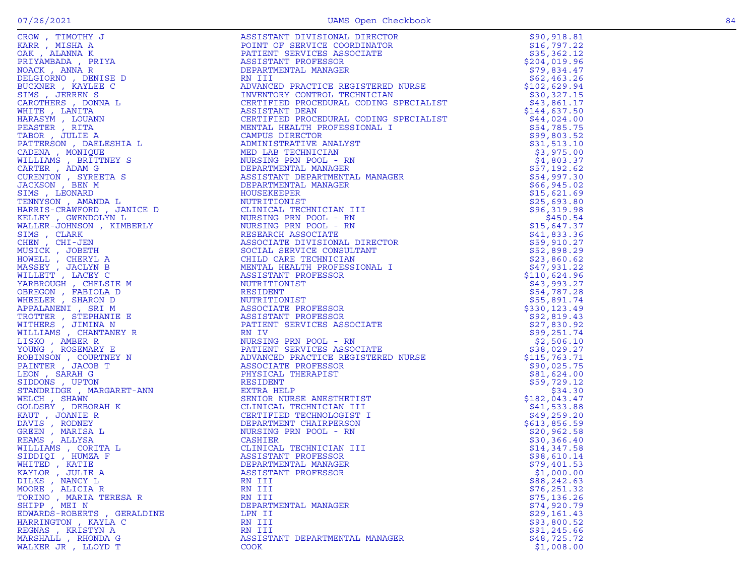| Name | Title | Amount |
|---|---|---|
| CROW , TIMOTHY J | ASSISTANT DIVISIONAL DIRECTOR | $90,918.81 |
| KARR , MISHA A | POINT OF SERVICE COORDINATOR | $16,797.22 |
| OAK , ALANNA K | PATIENT SERVICES ASSOCIATE | $35,362.12 |
| PRIYAMBADA , PRIYA | ASSISTANT PROFESSOR | $204,019.96 |
| NOACK , ANNA R | DEPARTMENTAL MANAGER | $79,834.47 |
| DELGIORNO , DENISE D | RN III | $62,463.26 |
| BUCKNER , KAYLEE C | ADVANCED PRACTICE REGISTERED NURSE | $102,629.94 |
| SIMS , JERREN S | INVENTORY CONTROL TECHNICIAN | $30,327.15 |
| CAROTHERS , DONNA L | CERTIFIED PROCEDURAL CODING SPECIALIST | $43,861.17 |
| WHITE , LANITA | ASSISTANT DEAN | $144,637.50 |
| HARASYM , LOUANN | CERTIFIED PROCEDURAL CODING SPECIALIST | $44,024.00 |
| PEASTER , RITA | MENTAL HEALTH PROFESSIONAL I | $54,785.75 |
| TABOR , JULIE A | CAMPUS DIRECTOR | $99,803.52 |
| PATTERSON , DAELESHIA L | ADMINISTRATIVE ANALYST | $31,513.10 |
| CADENA , MONIQUE | MED LAB TECHNICIAN | $3,975.00 |
| WILLIAMS , BRITTNEY S | NURSING PRN POOL - RN | $4,803.37 |
| CARTER , ADAM G | DEPARTMENTAL MANAGER | $57,192.62 |
| CURENTON , SYREETA S | ASSISTANT DEPARTMENTAL MANAGER | $54,997.30 |
| JACKSON , BEN M | DEPARTMENTAL MANAGER | $66,945.02 |
| SIMS , LEONARD | HOUSEKEEPER | $15,621.69 |
| TENNYSON , AMANDA L | NUTRITIONIST | $25,693.80 |
| HARRIS-CRAWFORD , JANICE D | CLINICAL TECHNICIAN III | $96,319.98 |
| KELLEY , GWENDOLYN L | NURSING PRN POOL - RN | $450.54 |
| WALLER-JOHNSON , KIMBERLY | NURSING PRN POOL - RN | $15,647.37 |
| SIMS , CLARK | RESEARCH ASSOCIATE | $41,833.36 |
| CHEN , CHI-JEN | ASSOCIATE DIVISIONAL DIRECTOR | $59,910.27 |
| MUSICK , JOBETH | SOCIAL SERVICE CONSULTANT | $52,898.29 |
| HOWELL , CHERYL A | CHILD CARE TECHNICIAN | $23,860.62 |
| MASSEY , JACLYN B | MENTAL HEALTH PROFESSIONAL I | $47,931.22 |
| WILLETT , LACEY C | ASSISTANT PROFESSOR | $110,624.96 |
| YARBROUGH , CHELSIE M | NUTRITIONIST | $43,993.27 |
| OBREGON , FABIOLA D | RESIDENT | $54,787.28 |
| WHEELER , SHARON D | NUTRITIONIST | $55,891.74 |
| APPALANENI , SRI M | ASSOCIATE PROFESSOR | $330,123.49 |
| TROTTER , STEPHANIE E | ASSISTANT PROFESSOR | $92,819.43 |
| WITHERS , JIMINA N | PATIENT SERVICES ASSOCIATE | $27,830.92 |
| WILLIAMS , CHANTANEY R | RN IV | $99,251.74 |
| LISKO , AMBER R | NURSING PRN POOL - RN | $2,506.10 |
| YOUNG , ROSEMARY E | PATIENT SERVICES ASSOCIATE | $38,029.27 |
| ROBINSON , COURTNEY N | ADVANCED PRACTICE REGISTERED NURSE | $115,763.71 |
| PAINTER , JACOB T | ASSOCIATE PROFESSOR | $90,025.75 |
| LEON , SARAH G | PHYSICAL THERAPIST | $81,624.00 |
| SIDDONS , UPTON | RESIDENT | $59,729.12 |
| STANDRIDGE , MARGARET-ANN | EXTRA HELP | $34.30 |
| WELCH , SHAWN | SENIOR NURSE ANESTHETIST | $182,043.47 |
| GOLDSBY , DEBORAH K | CLINICAL TECHNICIAN III | $41,533.88 |
| KAUT , JOANIE R | CERTIFIED TECHNOLOGIST I | $49,259.20 |
| DAVIS , RODNEY | DEPARTMENT CHAIRPERSON | $613,856.59 |
| GREEN , MARISA L | NURSING PRN POOL - RN | $20,962.58 |
| REAMS , ALLYSA | CASHIER | $30,366.40 |
| WILLIAMS , CORITA L | CLINICAL TECHNICIAN III | $14,347.58 |
| SIDDIQI , HUMZA F | ASSISTANT PROFESSOR | $98,610.14 |
| WHITED , KATIE | DEPARTMENTAL MANAGER | $79,401.53 |
| KAYLOR , JULIE A | ASSISTANT PROFESSOR | $1,000.00 |
| DILKS , NANCY L | RN III | $88,242.63 |
| MOORE , ALICIA R | RN III | $76,251.32 |
| TORINO , MARIA TERESA R | RN III | $75,136.26 |
| SHIPP , MEI N | DEPARTMENTAL MANAGER | $74,920.79 |
| EDWARDS-ROBERTS , GERALDINE | LPN II | $29,161.43 |
| HARRINGTON , KAYLA C | RN III | $93,800.52 |
| REGNAS , KRISTYN A | RN III | $91,245.66 |
| MARSHALL , RHONDA G | ASSISTANT DEPARTMENTAL MANAGER | $48,725.72 |
| WALKER JR , LLOYD T | COOK | $1,008.00 |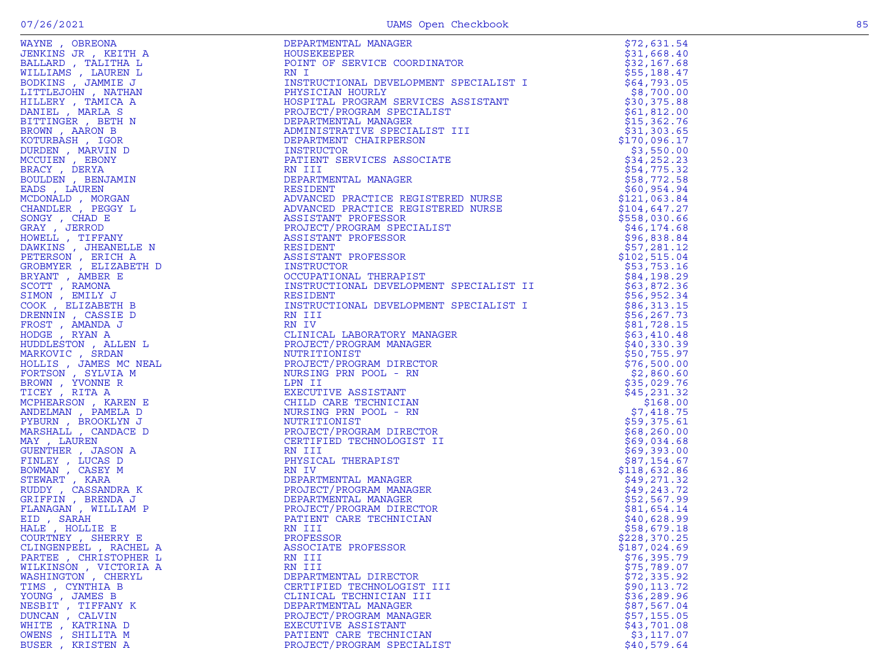| | | |
|---|---|---|
| WAYNE , OBREONA | DEPARTMENTAL MANAGER | $72,631.54 |
| JENKINS JR , KEITH A | HOUSEKEEPER | $31,668.40 |
| BALLARD , TALITHA L | POINT OF SERVICE COORDINATOR | $32,167.68 |
| WILLIAMS , LAUREN L | RN I | $55,188.47 |
| BODKINS , JAMMIE J | INSTRUCTIONAL DEVELOPMENT SPECIALIST I | $64,793.05 |
| LITTLEJOHN , NATHAN | PHYSICIAN HOURLY | $8,700.00 |
| HILLERY , TAMICA A | HOSPITAL PROGRAM SERVICES ASSISTANT | $30,375.88 |
| DANIEL , MARLA S | PROJECT/PROGRAM SPECIALIST | $61,812.00 |
| BITTINGER , BETH N | DEPARTMENTAL MANAGER | $15,362.76 |
| BROWN , AARON B | ADMINISTRATIVE SPECIALIST III | $31,303.65 |
| KOTURBASH , IGOR | DEPARTMENT CHAIRPERSON | $170,096.17 |
| DURDEN , MARVIN D | INSTRUCTOR | $3,550.00 |
| MCCUIEN , EBONY | PATIENT SERVICES ASSOCIATE | $34,252.23 |
| BRACY , DERYA | RN III | $54,775.32 |
| BOULDEN , BENJAMIN | DEPARTMENTAL MANAGER | $58,772.58 |
| EADS , LAUREN | RESIDENT | $60,954.94 |
| MCDONALD , MORGAN | ADVANCED PRACTICE REGISTERED NURSE | $121,063.84 |
| CHANDLER , PEGGY L | ADVANCED PRACTICE REGISTERED NURSE | $104,647.27 |
| SONGY , CHAD E | ASSISTANT PROFESSOR | $558,030.66 |
| GRAY , JERROD | PROJECT/PROGRAM SPECIALIST | $46,174.68 |
| HOWELL , TIFFANY | ASSISTANT PROFESSOR | $96,838.84 |
| DAWKINS , JHEANELLE N | RESIDENT | $57,281.12 |
| PETERSON , ERICH A | ASSISTANT PROFESSOR | $102,515.04 |
| GROBMYER , ELIZABETH D | INSTRUCTOR | $53,753.16 |
| BRYANT , AMBER E | OCCUPATIONAL THERAPIST | $84,198.29 |
| SCOTT , RAMONA | INSTRUCTIONAL DEVELOPMENT SPECIALIST II | $63,872.36 |
| SIMON , EMILY J | RESIDENT | $56,952.34 |
| COOK , ELIZABETH B | INSTRUCTIONAL DEVELOPMENT SPECIALIST I | $86,313.15 |
| DRENNIN , CASSIE D | RN III | $56,267.73 |
| FROST , AMANDA J | RN IV | $81,728.15 |
| HODGE , RYAN A | CLINICAL LABORATORY MANAGER | $63,410.48 |
| HUDDLESTON , ALLEN L | PROJECT/PROGRAM MANAGER | $40,330.39 |
| MARKOVIC , SRDAN | NUTRITIONIST | $50,755.97 |
| HOLLIS , JAMES MC NEAL | PROJECT/PROGRAM DIRECTOR | $76,500.00 |
| FORTSON , SYLVIA M | NURSING PRN POOL - RN | $2,860.60 |
| BROWN , YVONNE R | LPN II | $35,029.76 |
| TICEY , RITA A | EXECUTIVE ASSISTANT | $45,231.32 |
| MCPHEARSON , KAREN E | CHILD CARE TECHNICIAN | $168.00 |
| ANDELMAN , PAMELA D | NURSING PRN POOL - RN | $7,418.75 |
| PYBURN , BROOKLYN J | NUTRITIONIST | $59,375.61 |
| MARSHALL , CANDACE D | PROJECT/PROGRAM DIRECTOR | $68,260.00 |
| MAY , LAUREN | CERTIFIED TECHNOLOGIST II | $69,034.68 |
| GUENTHER , JASON A | RN III | $69,393.00 |
| FINLEY , LUCAS D | PHYSICAL THERAPIST | $87,154.67 |
| BOWMAN , CASEY M | RN IV | $118,632.86 |
| STEWART , KARA | DEPARTMENTAL MANAGER | $49,271.32 |
| RUDDY , CASSANDRA K | PROJECT/PROGRAM MANAGER | $49,243.72 |
| GRIFFIN , BRENDA J | DEPARTMENTAL MANAGER | $52,567.99 |
| FLANAGAN , WILLIAM P | PROJECT/PROGRAM DIRECTOR | $81,654.14 |
| EID , SARAH | PATIENT CARE TECHNICIAN | $40,628.99 |
| HALE , HOLLIE E | RN III | $58,679.18 |
| COURTNEY , SHERRY E | PROFESSOR | $228,370.25 |
| CLINGENPEEL , RACHEL A | ASSOCIATE PROFESSOR | $187,024.69 |
| PARTEE , CHRISTOPHER L | RN III | $76,395.79 |
| WILKINSON , VICTORIA A | RN III | $75,789.07 |
| WASHINGTON , CHERYL | DEPARTMENTAL DIRECTOR | $72,335.92 |
| TIMS , CYNTHIA B | CERTIFIED TECHNOLOGIST III | $90,113.72 |
| YOUNG , JAMES B | CLINICAL TECHNICIAN III | $36,289.96 |
| NESBIT , TIFFANY K | DEPARTMENTAL MANAGER | $87,567.04 |
| DUNCAN , CALVIN | PROJECT/PROGRAM MANAGER | $57,155.05 |
| WHITE , KATRINA D | EXECUTIVE ASSISTANT | $43,701.08 |
| OWENS , SHILITA M | PATIENT CARE TECHNICIAN | $3,117.07 |
| BUSER , KRISTEN A | PROJECT/PROGRAM SPECIALIST | $40,579.64 |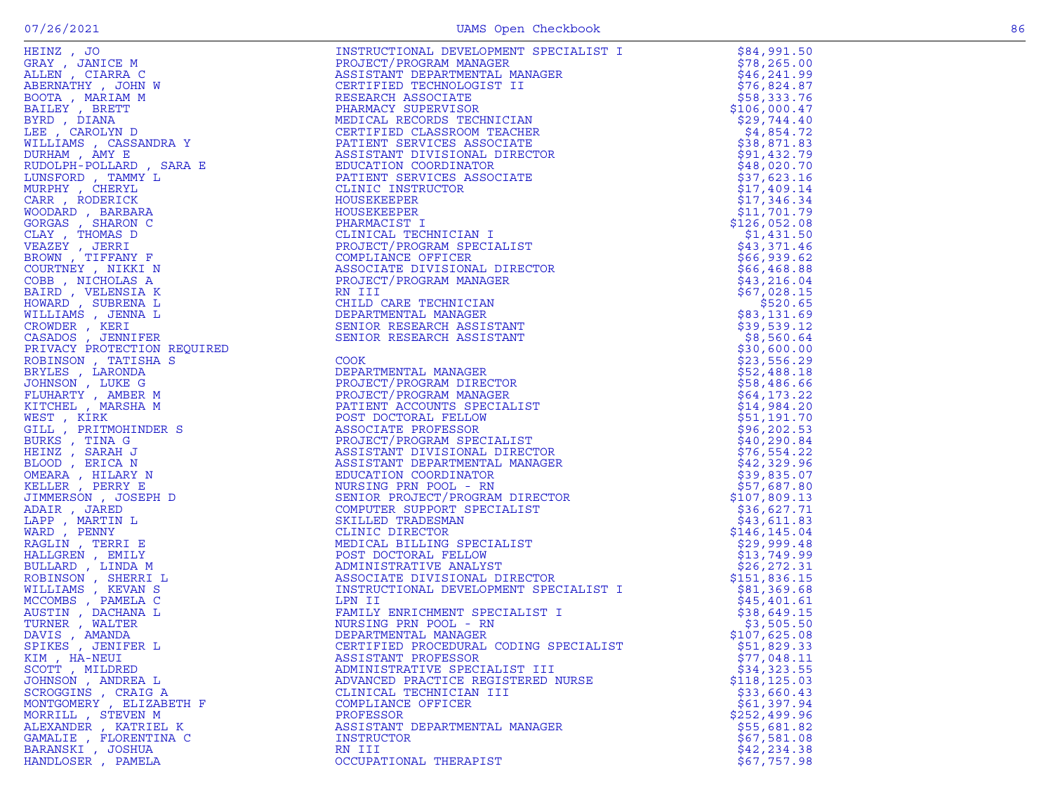| Name | Title | Amount |
|---|---|---|
| HEINZ , JO | INSTRUCTIONAL DEVELOPMENT SPECIALIST I | $84,991.50 |
| GRAY , JANICE M | PROJECT/PROGRAM MANAGER | $78,265.00 |
| ALLEN , CIARRA C | ASSISTANT DEPARTMENTAL MANAGER | $46,241.99 |
| ABERNATHY , JOHN W | CERTIFIED TECHNOLOGIST II | $76,824.87 |
| BOOTA , MARIAM M | RESEARCH ASSOCIATE | $58,333.76 |
| BAILEY , BRETT | PHARMACY SUPERVISOR | $106,000.47 |
| BYRD , DIANA | MEDICAL RECORDS TECHNICIAN | $29,744.40 |
| LEE , CAROLYN D | CERTIFIED CLASSROOM TEACHER | $4,854.72 |
| WILLIAMS , CASSANDRA Y | PATIENT SERVICES ASSOCIATE | $38,871.83 |
| DURHAM , AMY E | ASSISTANT DIVISIONAL DIRECTOR | $91,432.79 |
| RUDOLPH-POLLARD , SARA E | EDUCATION COORDINATOR | $48,020.70 |
| LUNSFORD , TAMMY L | PATIENT SERVICES ASSOCIATE | $37,623.16 |
| MURPHY , CHERYL | CLINIC INSTRUCTOR | $17,409.14 |
| CARR , RODERICK | HOUSEKEEPER | $17,346.34 |
| WOODARD , BARBARA | HOUSEKEEPER | $11,701.79 |
| GORGAS , SHARON C | PHARMACIST I | $126,052.08 |
| CLAY , THOMAS D | CLINICAL TECHNICIAN I | $1,431.50 |
| VEAZEY , JERRI | PROJECT/PROGRAM SPECIALIST | $43,371.46 |
| BROWN , TIFFANY F | COMPLIANCE OFFICER | $66,939.62 |
| COURTNEY , NIKKI N | ASSOCIATE DIVISIONAL DIRECTOR | $66,468.88 |
| COBB , NICHOLAS A | PROJECT/PROGRAM MANAGER | $43,216.04 |
| BAIRD , VELENSIA K | RN III | $67,028.15 |
| HOWARD , SUBRENA L | CHILD CARE TECHNICIAN | $520.65 |
| WILLIAMS , JENNA L | DEPARTMENTAL MANAGER | $83,131.69 |
| CROWDER , KERI | SENIOR RESEARCH ASSISTANT | $39,539.12 |
| CASADOS , JENNIFER | SENIOR RESEARCH ASSISTANT | $8,560.64 |
| PRIVACY PROTECTION REQUIRED | | $30,600.00 |
| ROBINSON , TATISHA S | COOK | $23,556.29 |
| BRYLES , LARONDA | DEPARTMENTAL MANAGER | $52,488.18 |
| JOHNSON , LUKE G | PROJECT/PROGRAM DIRECTOR | $58,486.66 |
| FLUHARTY , AMBER M | PROJECT/PROGRAM MANAGER | $64,173.22 |
| KITCHEL , MARSHA M | PATIENT ACCOUNTS SPECIALIST | $14,984.20 |
| WEST , KIRK | POST DOCTORAL FELLOW | $51,191.70 |
| GILL , PRITMOHINDER S | ASSOCIATE PROFESSOR | $96,202.53 |
| BURKS , TINA G | PROJECT/PROGRAM SPECIALIST | $40,290.84 |
| HEINZ , SARAH J | ASSISTANT DIVISIONAL DIRECTOR | $76,554.22 |
| BLOOD , ERICA N | ASSISTANT DEPARTMENTAL MANAGER | $42,329.96 |
| OMEARA , HILARY N | EDUCATION COORDINATOR | $39,835.07 |
| KELLER , PERRY E | NURSING PRN POOL - RN | $57,687.80 |
| JIMMERSON , JOSEPH D | SENIOR PROJECT/PROGRAM DIRECTOR | $107,809.13 |
| ADAIR , JARED | COMPUTER SUPPORT SPECIALIST | $36,627.71 |
| LAPP , MARTIN L | SKILLED TRADESMAN | $43,611.83 |
| WARD , PENNY | CLINIC DIRECTOR | $146,145.04 |
| RAGLIN , TERRI E | MEDICAL BILLING SPECIALIST | $29,999.48 |
| HALLGREN , EMILY | POST DOCTORAL FELLOW | $13,749.99 |
| BULLARD , LINDA M | ADMINISTRATIVE ANALYST | $26,272.31 |
| ROBINSON , SHERRI L | ASSOCIATE DIVISIONAL DIRECTOR | $151,836.15 |
| WILLIAMS , KEVAN S | INSTRUCTIONAL DEVELOPMENT SPECIALIST I | $81,369.68 |
| MCCOMBS , PAMELA C | LPN II | $45,401.61 |
| AUSTIN , DACHANA L | FAMILY ENRICHMENT SPECIALIST I | $38,649.15 |
| TURNER , WALTER | NURSING PRN POOL - RN | $3,505.50 |
| DAVIS , AMANDA | DEPARTMENTAL MANAGER | $107,625.08 |
| SPIKES , JENIFER L | CERTIFIED PROCEDURAL CODING SPECIALIST | $51,829.33 |
| KIM , HA-NEUI | ASSISTANT PROFESSOR | $77,048.11 |
| SCOTT , MILDRED | ADMINISTRATIVE SPECIALIST III | $34,323.55 |
| JOHNSON , ANDREA L | ADVANCED PRACTICE REGISTERED NURSE | $118,125.03 |
| SCROGGINS , CRAIG A | CLINICAL TECHNICIAN III | $33,660.43 |
| MONTGOMERY , ELIZABETH F | COMPLIANCE OFFICER | $61,397.94 |
| MORRILL , STEVEN M | PROFESSOR | $252,499.96 |
| ALEXANDER , KATRIEL K | ASSISTANT DEPARTMENTAL MANAGER | $55,681.82 |
| GAMALIE , FLORENTINA C | INSTRUCTOR | $67,581.08 |
| BARANSKI , JOSHUA | RN III | $42,234.38 |
| HANDLOSER , PAMELA | OCCUPATIONAL THERAPIST | $67,757.98 |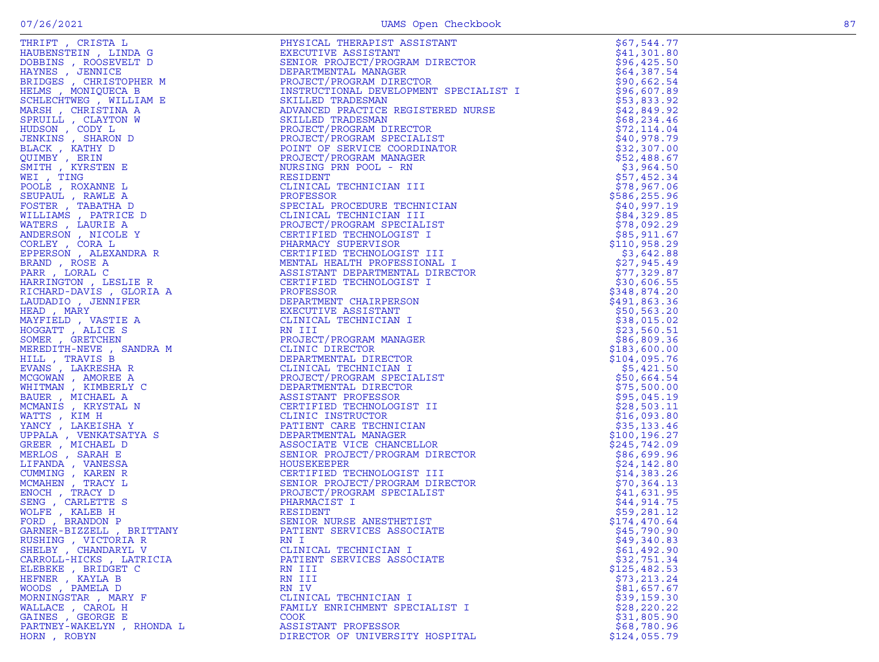| | | |
|---|---|---|
| THRIFT , CRISTA L | PHYSICAL THERAPIST ASSISTANT | $67,544.77 |
| HAUBENSTEIN , LINDA G | EXECUTIVE ASSISTANT | $41,301.80 |
| DOBBINS , ROOSEVELT D | SENIOR PROJECT/PROGRAM DIRECTOR | $96,425.50 |
| HAYNES , JENNICE | DEPARTMENTAL MANAGER | $64,387.54 |
| BRIDGES , CHRISTOPHER M | PROJECT/PROGRAM DIRECTOR | $90,662.54 |
| HELMS , MONIQUECA B | INSTRUCTIONAL DEVELOPMENT SPECIALIST I | $96,607.89 |
| SCHLECHTWEG , WILLIAM E | SKILLED TRADESMAN | $53,833.92 |
| MARSH , CHRISTINA A | ADVANCED PRACTICE REGISTERED NURSE | $42,849.92 |
| SPRUILL , CLAYTON W | SKILLED TRADESMAN | $68,234.46 |
| HUDSON , CODY L | PROJECT/PROGRAM DIRECTOR | $72,114.04 |
| JENKINS , SHARON D | PROJECT/PROGRAM SPECIALIST | $40,978.79 |
| BLACK , KATHY D | POINT OF SERVICE COORDINATOR | $32,307.00 |
| QUIMBY , ERIN | PROJECT/PROGRAM MANAGER | $52,488.67 |
| SMITH , KYRSTEN E | NURSING PRN POOL - RN | $3,964.50 |
| WEI , TING | RESIDENT | $57,452.34 |
| POOLE , ROXANNE L | CLINICAL TECHNICIAN III | $78,967.06 |
| SEUPAUL , RAWLE A | PROFESSOR | $586,255.96 |
| FOSTER , TABATHA D | SPECIAL PROCEDURE TECHNICIAN | $40,997.19 |
| WILLIAMS , PATRICE D | CLINICAL TECHNICIAN III | $84,329.85 |
| WATERS , LAURIE A | PROJECT/PROGRAM SPECIALIST | $78,092.29 |
| ANDERSON , NICOLE Y | CERTIFIED TECHNOLOGIST I | $85,911.67 |
| CORLEY , CORA L | PHARMACY SUPERVISOR | $110,958.29 |
| EPPERSON , ALEXANDRA R | CERTIFIED TECHNOLOGIST III | $3,642.88 |
| BRAND , ROSE A | MENTAL HEALTH PROFESSIONAL I | $27,945.49 |
| PARR , LORAL C | ASSISTANT DEPARTMENTAL DIRECTOR | $77,329.87 |
| HARRINGTON , LESLIE R | CERTIFIED TECHNOLOGIST I | $30,606.55 |
| RICHARD-DAVIS , GLORIA A | PROFESSOR | $348,874.20 |
| LAUDADIO , JENNIFER | DEPARTMENT CHAIRPERSON | $491,863.36 |
| HEAD , MARY | EXECUTIVE ASSISTANT | $50,563.20 |
| MAYFIELD , VASTIE A | CLINICAL TECHNICIAN I | $38,015.02 |
| HOGGATT , ALICE S | RN III | $23,560.51 |
| SOMER , GRETCHEN | PROJECT/PROGRAM MANAGER | $86,809.36 |
| MEREDITH-NEVE , SANDRA M | CLINIC DIRECTOR | $183,600.00 |
| HILL , TRAVIS B | DEPARTMENTAL DIRECTOR | $104,095.76 |
| EVANS , LAKRESHA R | CLINICAL TECHNICIAN I | $5,421.50 |
| MCGOWAN , AMOREE A | PROJECT/PROGRAM SPECIALIST | $50,664.54 |
| WHITMAN , KIMBERLY C | DEPARTMENTAL DIRECTOR | $75,500.00 |
| BAUER , MICHAEL A | ASSISTANT PROFESSOR | $95,045.19 |
| MCMANIS , KRYSTAL N | CERTIFIED TECHNOLOGIST II | $28,503.11 |
| WATTS , KIM H | CLINIC INSTRUCTOR | $16,093.80 |
| YANCY , LAKEISHA Y | PATIENT CARE TECHNICIAN | $35,133.46 |
| UPPALA , VENKATSATYA S | DEPARTMENTAL MANAGER | $100,196.27 |
| GREER , MICHAEL D | ASSOCIATE VICE CHANCELLOR | $245,742.09 |
| MERLOS , SARAH E | SENIOR PROJECT/PROGRAM DIRECTOR | $86,699.96 |
| LIFANDA , VANESSA | HOUSEKEEPER | $24,142.80 |
| CUMMING , KAREN R | CERTIFIED TECHNOLOGIST III | $14,383.26 |
| MCMAHEN , TRACY L | SENIOR PROJECT/PROGRAM DIRECTOR | $70,364.13 |
| ENOCH , TRACY D | PROJECT/PROGRAM SPECIALIST | $41,631.95 |
| SENG , CARLETTE S | PHARMACIST I | $44,914.75 |
| WOLFE , KALEB H | RESIDENT | $59,281.12 |
| FORD , BRANDON P | SENIOR NURSE ANESTHETIST | $174,470.64 |
| GARNER-BIZZELL , BRITTANY | PATIENT SERVICES ASSOCIATE | $45,790.90 |
| RUSHING , VICTORIA R | RN I | $49,340.83 |
| SHELBY , CHANDARYL V | CLINICAL TECHNICIAN I | $61,492.90 |
| CARROLL-HICKS , LATRICIA | PATIENT SERVICES ASSOCIATE | $32,751.34 |
| ELEBEKE , BRIDGET C | RN III | $125,482.53 |
| HEFNER , KAYLA B | RN III | $73,213.24 |
| WOODS , PAMELA D | RN IV | $81,657.67 |
| MORNINGSTAR , MARY F | CLINICAL TECHNICIAN I | $39,159.30 |
| WALLACE , CAROL H | FAMILY ENRICHMENT SPECIALIST I | $28,220.22 |
| GAINES , GEORGE E | COOK | $31,805.90 |
| PARTNEY-WAKELYN , RHONDA L | ASSISTANT PROFESSOR | $68,780.96 |
| HORN , ROBYN | DIRECTOR OF UNIVERSITY HOSPITAL | $124,055.79 |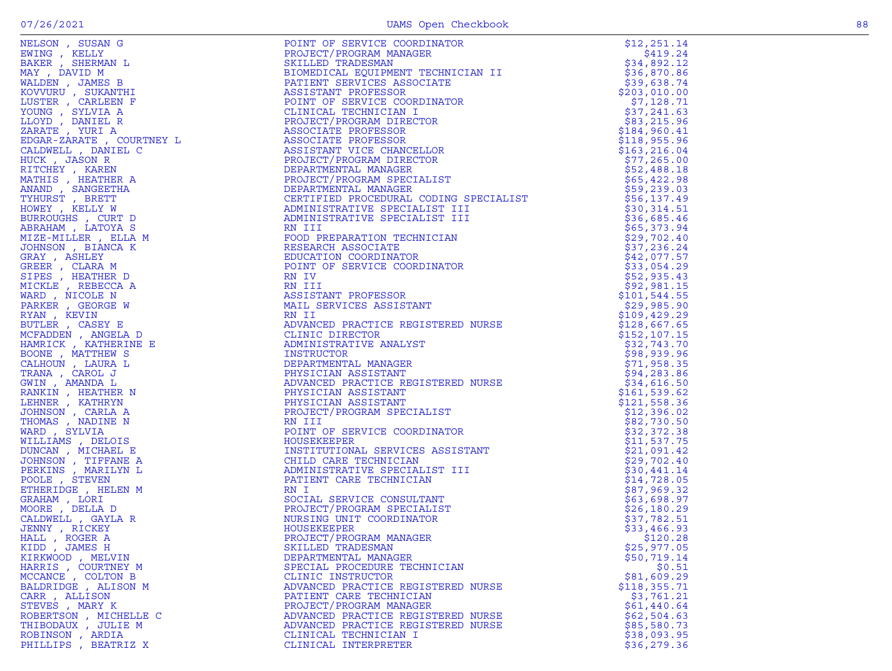| | | |
|---|---|---|
| NELSON , SUSAN G | POINT OF SERVICE COORDINATOR | $12,251.14 |
| EWING , KELLY | PROJECT/PROGRAM MANAGER | $419.24 |
| BAKER , SHERMAN L | SKILLED TRADESMAN | $34,892.12 |
| MAY , DAVID M | BIOMEDICAL EQUIPMENT TECHNICIAN II | $36,870.86 |
| WALDEN , JAMES B | PATIENT SERVICES ASSOCIATE | $39,638.74 |
| KOVVURU , SUKANTHI | ASSISTANT PROFESSOR | $203,010.00 |
| LUSTER , CARLEEN F | POINT OF SERVICE COORDINATOR | $7,128.71 |
| YOUNG , SYLVIA A | CLINICAL TECHNICIAN I | $37,241.63 |
| LLOYD , DANIEL R | PROJECT/PROGRAM DIRECTOR | $83,215.96 |
| ZARATE , YURI A | ASSOCIATE PROFESSOR | $184,960.41 |
| EDGAR-ZARATE , COURTNEY L | ASSOCIATE PROFESSOR | $118,955.96 |
| CALDWELL , DANIEL C | ASSISTANT VICE CHANCELLOR | $163,216.04 |
| HUCK , JASON R | PROJECT/PROGRAM DIRECTOR | $77,265.00 |
| RITCHEY , KAREN | DEPARTMENTAL MANAGER | $52,488.18 |
| MATHIS , HEATHER A | PROJECT/PROGRAM SPECIALIST | $65,422.98 |
| ANAND , SANGEETHA | DEPARTMENTAL MANAGER | $59,239.03 |
| TYHURST , BRETT | CERTIFIED PROCEDURAL CODING SPECIALIST | $56,137.49 |
| HOWEY , KELLY W | ADMINISTRATIVE SPECIALIST III | $30,314.51 |
| BURROUGHS , CURT D | ADMINISTRATIVE SPECIALIST III | $36,685.46 |
| ABRAHAM , LATOYA S | RN III | $65,373.94 |
| MIZE-MILLER , ELLA M | FOOD PREPARATION TECHNICIAN | $29,702.40 |
| JOHNSON , BIANCA K | RESEARCH ASSOCIATE | $37,236.24 |
| GRAY , ASHLEY | EDUCATION COORDINATOR | $42,077.57 |
| GREER , CLARA M | POINT OF SERVICE COORDINATOR | $33,054.29 |
| SIPES , HEATHER D | RN IV | $52,935.43 |
| MICKLE , REBECCA A | RN III | $92,981.15 |
| WARD , NICOLE N | ASSISTANT PROFESSOR | $101,544.55 |
| PARKER , GEORGE W | MAIL SERVICES ASSISTANT | $29,985.90 |
| RYAN , KEVIN | RN II | $109,429.29 |
| BUTLER , CASEY E | ADVANCED PRACTICE REGISTERED NURSE | $128,667.65 |
| MCFADDEN , ANGELA D | CLINIC DIRECTOR | $152,107.15 |
| HAMRICK , KATHERINE E | ADMINISTRATIVE ANALYST | $32,743.70 |
| BOONE , MATTHEW S | INSTRUCTOR | $98,939.96 |
| CALHOUN , LAURA L | DEPARTMENTAL MANAGER | $71,958.35 |
| TRANA , CAROL J | PHYSICIAN ASSISTANT | $94,283.86 |
| GWIN , AMANDA L | ADVANCED PRACTICE REGISTERED NURSE | $34,616.50 |
| RANKIN , HEATHER N | PHYSICIAN ASSISTANT | $161,539.62 |
| LEHNER , KATHRYN | PHYSICIAN ASSISTANT | $121,558.36 |
| JOHNSON , CARLA A | PROJECT/PROGRAM SPECIALIST | $12,396.02 |
| THOMAS , NADINE N | RN III | $82,730.50 |
| WARD , SYLVIA | POINT OF SERVICE COORDINATOR | $32,372.38 |
| WILLIAMS , DELOIS | HOUSEKEEPER | $11,537.75 |
| DUNCAN , MICHAEL E | INSTITUTIONAL SERVICES ASSISTANT | $21,091.42 |
| JOHNSON , TIFFANE A | CHILD CARE TECHNICIAN | $29,702.40 |
| PERKINS , MARILYN L | ADMINISTRATIVE SPECIALIST III | $30,441.14 |
| POOLE , STEVEN | PATIENT CARE TECHNICIAN | $14,728.05 |
| ETHERIDGE , HELEN M | RN I | $87,969.32 |
| GRAHAM , LORI | SOCIAL SERVICE CONSULTANT | $63,698.97 |
| MOORE , DELLA D | PROJECT/PROGRAM SPECIALIST | $26,180.29 |
| CALDWELL , GAYLA R | NURSING UNIT COORDINATOR | $37,782.51 |
| JENNY , RICKEY | HOUSEKEEPER | $33,466.93 |
| HALL , ROGER A | PROJECT/PROGRAM MANAGER | $120.28 |
| KIDD , JAMES H | SKILLED TRADESMAN | $25,977.05 |
| KIRKWOOD , MELVIN | DEPARTMENTAL MANAGER | $50,719.14 |
| HARRIS , COURTNEY M | SPECIAL PROCEDURE TECHNICIAN | $0.51 |
| MCCANCE , COLTON B | CLINIC INSTRUCTOR | $81,609.29 |
| BALDRIDGE , ALISON M | ADVANCED PRACTICE REGISTERED NURSE | $118,355.71 |
| CARR , ALLISON | PATIENT CARE TECHNICIAN | $3,761.21 |
| STEVES , MARY K | PROJECT/PROGRAM MANAGER | $61,440.64 |
| ROBERTSON , MICHELLE C | ADVANCED PRACTICE REGISTERED NURSE | $62,504.63 |
| THIBODAUX , JULIE M | ADVANCED PRACTICE REGISTERED NURSE | $85,580.73 |
| ROBINSON , ARDIA | CLINICAL TECHNICIAN I | $38,093.95 |
| PHILLIPS , BEATRIZ X | CLINICAL INTERPRETER | $36,279.36 |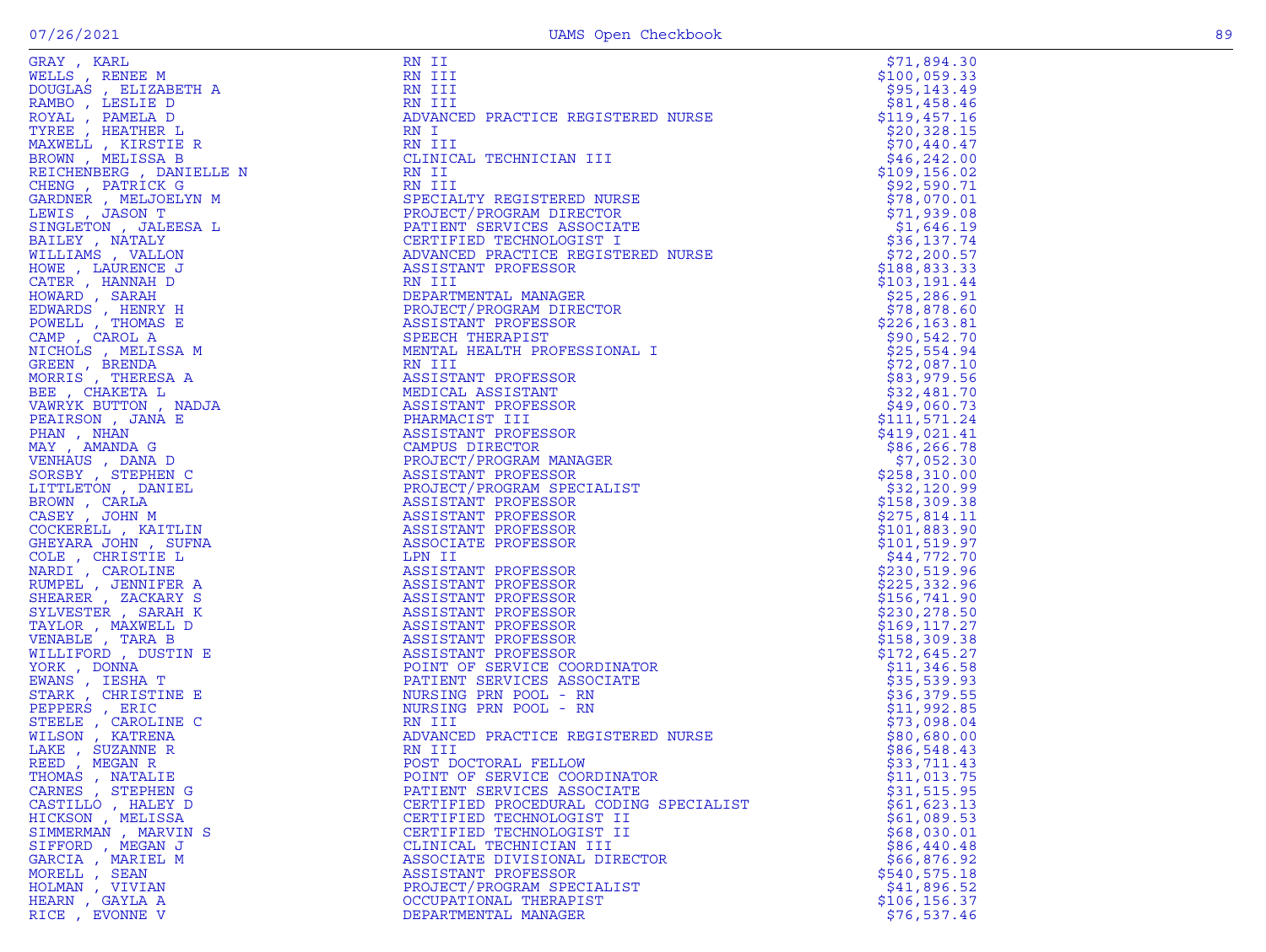| Name | Title | Amount |
|---|---|---|
| GRAY , KARL | RN II | $71,894.30 |
| WELLS , RENEE M | RN III | $100,059.33 |
| DOUGLAS , ELIZABETH A | RN III | $95,143.49 |
| RAMBO , LESLIE D | RN III | $81,458.46 |
| ROYAL , PAMELA D | ADVANCED PRACTICE REGISTERED NURSE | $119,457.16 |
| TYREE , HEATHER L | RN I | $20,328.15 |
| MAXWELL , KIRSTIE R | RN III | $70,440.47 |
| BROWN , MELISSA B | CLINICAL TECHNICIAN III | $46,242.00 |
| REICHENBERG , DANIELLE N | RN II | $109,156.02 |
| CHENG , PATRICK G | RN III | $92,590.71 |
| GARDNER , MELJOELYN M | SPECIALTY REGISTERED NURSE | $78,070.01 |
| LEWIS , JASON T | PROJECT/PROGRAM DIRECTOR | $71,939.08 |
| SINGLETON , JALEESA L | PATIENT SERVICES ASSOCIATE | $1,646.19 |
| BAILEY , NATALY | CERTIFIED TECHNOLOGIST I | $36,137.74 |
| WILLIAMS , VALLON | ADVANCED PRACTICE REGISTERED NURSE | $72,200.57 |
| HOWE , LAURENCE J | ASSISTANT PROFESSOR | $188,833.33 |
| CATER , HANNAH D | RN III | $103,191.44 |
| HOWARD , SARAH | DEPARTMENTAL MANAGER | $25,286.91 |
| EDWARDS , HENRY H | PROJECT/PROGRAM DIRECTOR | $78,878.60 |
| POWELL , THOMAS E | ASSISTANT PROFESSOR | $226,163.81 |
| CAMP , CAROL A | SPEECH THERAPIST | $90,542.70 |
| NICHOLS , MELISSA M | MENTAL HEALTH PROFESSIONAL I | $25,554.94 |
| GREEN , BRENDA | RN III | $72,087.10 |
| MORRIS , THERESA A | ASSISTANT PROFESSOR | $83,979.56 |
| BEE , CHAKETA L | MEDICAL ASSISTANT | $32,481.70 |
| VAWRYK BUTTON , NADJA | ASSISTANT PROFESSOR | $49,060.73 |
| PEAIRSON , JANA E | PHARMACIST III | $111,571.24 |
| PHAN , NHAN | ASSISTANT PROFESSOR | $419,021.41 |
| MAY , AMANDA G | CAMPUS DIRECTOR | $86,266.78 |
| VENHAUS , DANA D | PROJECT/PROGRAM MANAGER | $7,052.30 |
| SORSBY , STEPHEN C | ASSISTANT PROFESSOR | $258,310.00 |
| LITTLETON , DANIEL | PROJECT/PROGRAM SPECIALIST | $32,120.99 |
| BROWN , CARLA | ASSISTANT PROFESSOR | $158,309.38 |
| CASEY , JOHN M | ASSISTANT PROFESSOR | $275,814.11 |
| COCKERELL , KAITLIN | ASSISTANT PROFESSOR | $101,883.90 |
| GHEYARA JOHN , SUFNA | ASSOCIATE PROFESSOR | $101,519.97 |
| COLE , CHRISTIE L | LPN II | $44,772.70 |
| NARDI , CAROLINE | ASSISTANT PROFESSOR | $230,519.96 |
| RUMPEL , JENNIFER A | ASSISTANT PROFESSOR | $225,332.96 |
| SHEARER , ZACKARY S | ASSISTANT PROFESSOR | $156,741.90 |
| SYLVESTER , SARAH K | ASSISTANT PROFESSOR | $230,278.50 |
| TAYLOR , MAXWELL D | ASSISTANT PROFESSOR | $169,117.27 |
| VENABLE , TARA B | ASSISTANT PROFESSOR | $158,309.38 |
| WILLIFORD , DUSTIN E | ASSISTANT PROFESSOR | $172,645.27 |
| YORK , DONNA | POINT OF SERVICE COORDINATOR | $11,346.58 |
| EWANS , IESHA T | PATIENT SERVICES ASSOCIATE | $35,539.93 |
| STARK , CHRISTINE E | NURSING PRN POOL - RN | $36,379.55 |
| PEPPERS , ERIC | NURSING PRN POOL - RN | $11,992.85 |
| STEELE , CAROLINE C | RN III | $73,098.04 |
| WILSON , KATRENA | ADVANCED PRACTICE REGISTERED NURSE | $80,680.00 |
| LAKE , SUZANNE R | RN III | $86,548.43 |
| REED , MEGAN R | POST DOCTORAL FELLOW | $33,711.43 |
| THOMAS , NATALIE | POINT OF SERVICE COORDINATOR | $11,013.75 |
| CARNES , STEPHEN G | PATIENT SERVICES ASSOCIATE | $31,515.95 |
| CASTILLO , HALEY D | CERTIFIED PROCEDURAL CODING SPECIALIST | $61,623.13 |
| HICKSON , MELISSA | CERTIFIED TECHNOLOGIST II | $61,089.53 |
| SIMMERMAN , MARVIN S | CERTIFIED TECHNOLOGIST II | $68,030.01 |
| SIFFORD , MEGAN J | CLINICAL TECHNICIAN III | $86,440.48 |
| GARCIA , MARIEL M | ASSOCIATE DIVISIONAL DIRECTOR | $66,876.92 |
| MORELL , SEAN | ASSISTANT PROFESSOR | $540,575.18 |
| HOLMAN , VIVIAN | PROJECT/PROGRAM SPECIALIST | $41,896.52 |
| HEARN , GAYLA A | OCCUPATIONAL THERAPIST | $106,156.37 |
| RICE , EVONNE V | DEPARTMENTAL MANAGER | $76,537.46 |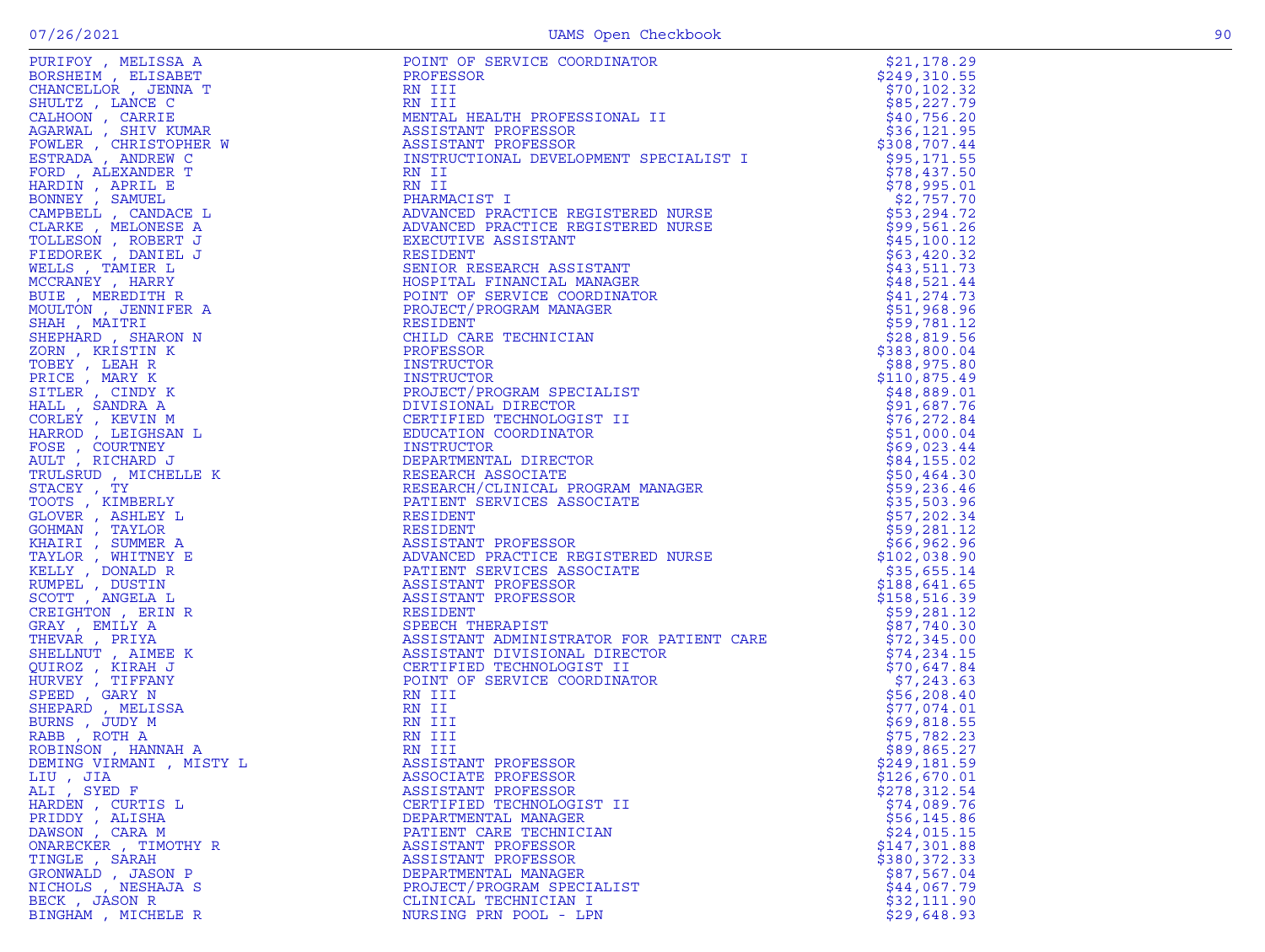| Name | Title | Amount |
|---|---|---|
| PURIFOY , MELISSA A | POINT OF SERVICE COORDINATOR | $21,178.29 |
| BORSHEIM , ELISABET | PROFESSOR | $249,310.55 |
| CHANCELLOR , JENNA T | RN III | $70,102.32 |
| SHULTZ , LANCE C | RN III | $85,227.79 |
| CALHOON , CARRIE | MENTAL HEALTH PROFESSIONAL II | $40,756.20 |
| AGARWAL , SHIV KUMAR | ASSISTANT PROFESSOR | $36,121.95 |
| FOWLER , CHRISTOPHER W | ASSISTANT PROFESSOR | $308,707.44 |
| ESTRADA , ANDREW C | INSTRUCTIONAL DEVELOPMENT SPECIALIST I | $95,171.55 |
| FORD , ALEXANDER T | RN II | $78,437.50 |
| HARDIN , APRIL E | RN II | $78,995.01 |
| BONNEY , SAMUEL | PHARMACIST I | $2,757.70 |
| CAMPBELL , CANDACE L | ADVANCED PRACTICE REGISTERED NURSE | $53,294.72 |
| CLARKE , MELONESE A | ADVANCED PRACTICE REGISTERED NURSE | $99,561.26 |
| TOLLESON , ROBERT J | EXECUTIVE ASSISTANT | $45,100.12 |
| FIEDOREK , DANIEL J | RESIDENT | $63,420.32 |
| WELLS , TAMIER L | SENIOR RESEARCH ASSISTANT | $43,511.73 |
| MCCRANEY , HARRY | HOSPITAL FINANCIAL MANAGER | $48,521.44 |
| BUIE , MEREDITH R | POINT OF SERVICE COORDINATOR | $41,274.73 |
| MOULTON , JENNIFER A | PROJECT/PROGRAM MANAGER | $51,968.96 |
| SHAH , MAITRI | RESIDENT | $59,781.12 |
| SHEPHARD , SHARON N | CHILD CARE TECHNICIAN | $28,819.56 |
| ZORN , KRISTIN K | PROFESSOR | $383,800.04 |
| TOBEY , LEAH R | INSTRUCTOR | $88,975.80 |
| PRICE , MARY K | INSTRUCTOR | $110,875.49 |
| SITLER , CINDY K | PROJECT/PROGRAM SPECIALIST | $48,889.01 |
| HALL , SANDRA A | DIVISIONAL DIRECTOR | $91,687.76 |
| CORLEY , KEVIN M | CERTIFIED TECHNOLOGIST II | $76,272.84 |
| HARROD , LEIGHSAN L | EDUCATION COORDINATOR | $51,000.04 |
| FOSE , COURTNEY | INSTRUCTOR | $69,023.44 |
| AULT , RICHARD J | DEPARTMENTAL DIRECTOR | $84,155.02 |
| TRULSRUD , MICHELLE K | RESEARCH ASSOCIATE | $50,464.30 |
| STACEY , TY | RESEARCH/CLINICAL PROGRAM MANAGER | $59,236.46 |
| TOOTS , KIMBERLY | PATIENT SERVICES ASSOCIATE | $35,503.96 |
| GLOVER , ASHLEY L | RESIDENT | $57,202.34 |
| GOHMAN , TAYLOR | RESIDENT | $59,281.12 |
| KHAIRI , SUMMER A | ASSISTANT PROFESSOR | $66,962.96 |
| TAYLOR , WHITNEY E | ADVANCED PRACTICE REGISTERED NURSE | $102,038.90 |
| KELLY , DONALD R | PATIENT SERVICES ASSOCIATE | $35,655.14 |
| RUMPEL , DUSTIN | ASSISTANT PROFESSOR | $188,641.65 |
| SCOTT , ANGELA L | ASSISTANT PROFESSOR | $158,516.39 |
| CREIGHTON , ERIN R | RESIDENT | $59,281.12 |
| GRAY , EMILY A | SPEECH THERAPIST | $87,740.30 |
| THEVAR , PRIYA | ASSISTANT ADMINISTRATOR FOR PATIENT CARE | $72,345.00 |
| SHELLNUT , AIMEE K | ASSISTANT DIVISIONAL DIRECTOR | $74,234.15 |
| QUIROZ , KIRAH J | CERTIFIED TECHNOLOGIST II | $70,647.84 |
| HURVEY , TIFFANY | POINT OF SERVICE COORDINATOR | $7,243.63 |
| SPEED , GARY N | RN III | $56,208.40 |
| SHEPARD , MELISSA | RN II | $77,074.01 |
| BURNS , JUDY M | RN III | $69,818.55 |
| RABB , ROTH A | RN III | $75,782.23 |
| ROBINSON , HANNAH A | RN III | $89,865.27 |
| DEMING VIRMANI , MISTY L | ASSISTANT PROFESSOR | $249,181.59 |
| LIU , JIA | ASSOCIATE PROFESSOR | $126,670.01 |
| ALI , SYED F | ASSISTANT PROFESSOR | $278,312.54 |
| HARDEN , CURTIS L | CERTIFIED TECHNOLOGIST II | $74,089.76 |
| PRIDDY , ALISHA | DEPARTMENTAL MANAGER | $56,145.86 |
| DAWSON , CARA M | PATIENT CARE TECHNICIAN | $24,015.15 |
| ONARECKER , TIMOTHY R | ASSISTANT PROFESSOR | $147,301.88 |
| TINGLE , SARAH | ASSISTANT PROFESSOR | $380,372.33 |
| GRONWALD , JASON P | DEPARTMENTAL MANAGER | $87,567.04 |
| NICHOLS , NESHAJA S | PROJECT/PROGRAM SPECIALIST | $44,067.79 |
| BECK , JASON R | CLINICAL TECHNICIAN I | $32,111.90 |
| BINGHAM , MICHELE R | NURSING PRN POOL - LPN | $29,648.93 |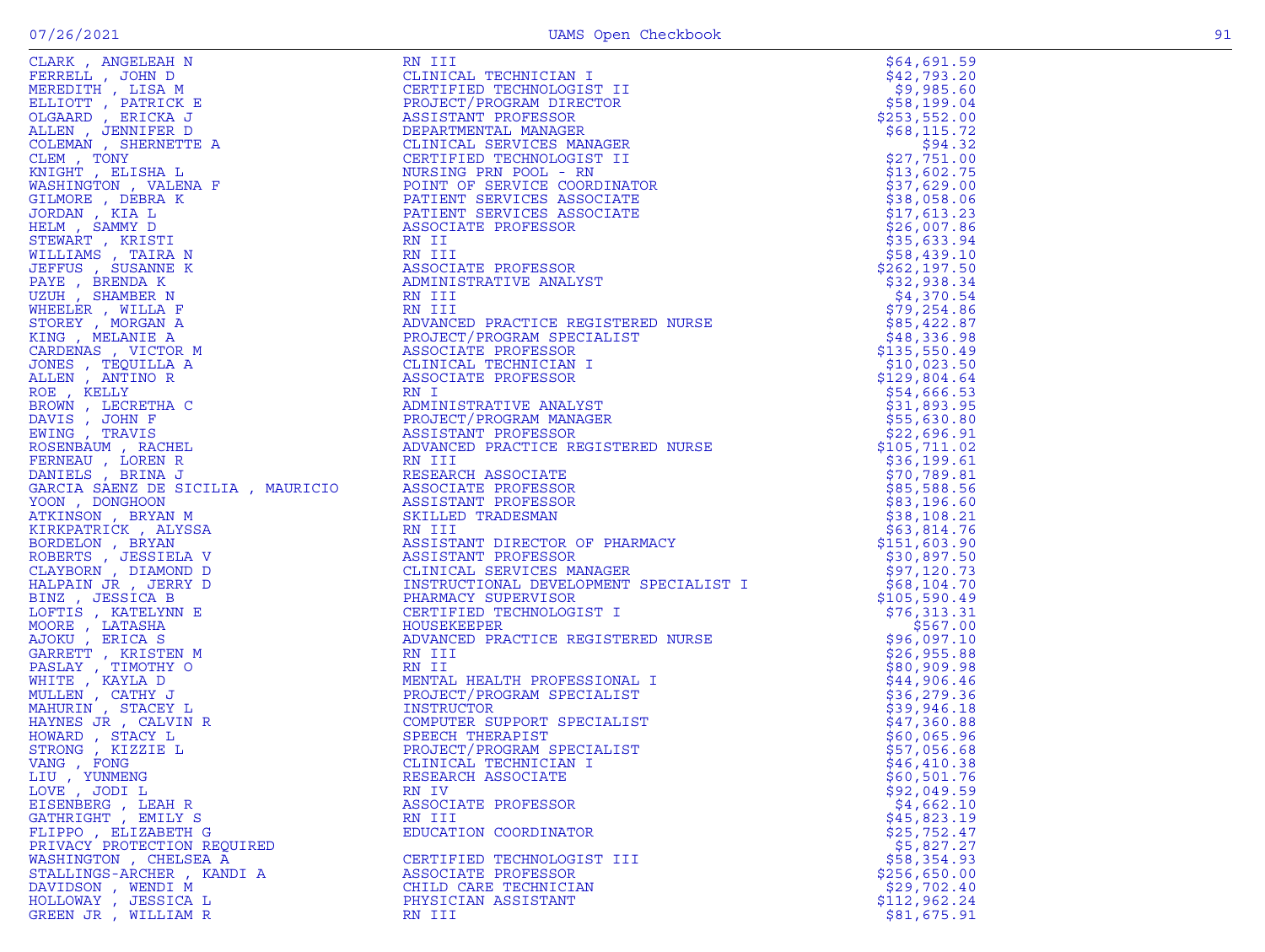| Name | Title | Amount |
|---|---|---|
| CLARK , ANGELEAH N | RN III | $64,691.59 |
| FERRELL , JOHN D | CLINICAL TECHNICIAN I | $42,793.20 |
| MEREDITH , LISA M | CERTIFIED TECHNOLOGIST II | $9,985.60 |
| ELLIOTT , PATRICK E | PROJECT/PROGRAM DIRECTOR | $58,199.04 |
| OLGAARD , ERICKA J | ASSISTANT PROFESSOR | $253,552.00 |
| ALLEN , JENNIFER D | DEPARTMENTAL MANAGER | $68,115.72 |
| COLEMAN , SHERNETTE A | CLINICAL SERVICES MANAGER | $94.32 |
| CLEM , TONY | CERTIFIED TECHNOLOGIST II | $27,751.00 |
| KNIGHT , ELISHA L | NURSING PRN POOL - RN | $13,602.75 |
| WASHINGTON , VALENA F | POINT OF SERVICE COORDINATOR | $37,629.00 |
| GILMORE , DEBRA K | PATIENT SERVICES ASSOCIATE | $38,058.06 |
| JORDAN , KIA L | PATIENT SERVICES ASSOCIATE | $17,613.23 |
| HELM , SAMMY D | ASSOCIATE PROFESSOR | $26,007.86 |
| STEWART , KRISTI | RN II | $35,633.94 |
| WILLIAMS , TAIRA N | RN III | $58,439.10 |
| JEFFUS , SUSANNE K | ASSOCIATE PROFESSOR | $262,197.50 |
| PAYE , BRENDA K | ADMINISTRATIVE ANALYST | $32,938.34 |
| UZUH , SHAMBER N | RN III | $4,370.54 |
| WHEELER , WILLA F | RN III | $79,254.86 |
| STOREY , MORGAN A | ADVANCED PRACTICE REGISTERED NURSE | $85,422.87 |
| KING , MELANIE A | PROJECT/PROGRAM SPECIALIST | $48,336.98 |
| CARDENAS , VICTOR M | ASSOCIATE PROFESSOR | $135,550.49 |
| JONES , TEQUILLA A | CLINICAL TECHNICIAN I | $10,023.50 |
| ALLEN , ANTINO R | ASSOCIATE PROFESSOR | $129,804.64 |
| ROE , KELLY | RN I | $54,666.53 |
| BROWN , LECRETHA C | ADMINISTRATIVE ANALYST | $31,893.95 |
| DAVIS , JOHN F | PROJECT/PROGRAM MANAGER | $55,630.80 |
| EWING , TRAVIS | ASSISTANT PROFESSOR | $22,696.91 |
| ROSENBAUM , RACHEL | ADVANCED PRACTICE REGISTERED NURSE | $105,711.02 |
| FERNEAU , LOREN R | RN III | $36,199.61 |
| DANIELS , BRINA J | RESEARCH ASSOCIATE | $70,789.81 |
| GARCIA SAENZ DE SICILIA , MAURICIO | ASSOCIATE PROFESSOR | $85,588.56 |
| YOON , DONGHOON | ASSISTANT PROFESSOR | $83,196.60 |
| ATKINSON , BRYAN M | SKILLED TRADESMAN | $38,108.21 |
| KIRKPATRICK , ALYSSA | RN III | $63,814.76 |
| BORDELON , BRYAN | ASSISTANT DIRECTOR OF PHARMACY | $151,603.90 |
| ROBERTS , JESSIELA V | ASSISTANT PROFESSOR | $30,897.50 |
| CLAYBORN , DIAMOND D | CLINICAL SERVICES MANAGER | $97,120.73 |
| HALPAIN JR , JERRY D | INSTRUCTIONAL DEVELOPMENT SPECIALIST I | $68,104.70 |
| BINZ , JESSICA B | PHARMACY SUPERVISOR | $105,590.49 |
| LOFTIS , KATELYNN E | CERTIFIED TECHNOLOGIST I | $76,313.31 |
| MOORE , LATASHA | HOUSEKEEPER | $567.00 |
| AJOKU , ERICA S | ADVANCED PRACTICE REGISTERED NURSE | $96,097.10 |
| GARRETT , KRISTEN M | RN III | $26,955.88 |
| PASLAY , TIMOTHY O | RN II | $80,909.98 |
| WHITE , KAYLA D | MENTAL HEALTH PROFESSIONAL I | $44,906.46 |
| MULLEN , CATHY J | PROJECT/PROGRAM SPECIALIST | $36,279.36 |
| MAHURIN , STACEY L | INSTRUCTOR | $39,946.18 |
| HAYNES JR , CALVIN R | COMPUTER SUPPORT SPECIALIST | $47,360.88 |
| HOWARD , STACY L | SPEECH THERAPIST | $60,065.96 |
| STRONG , KIZZIE L | PROJECT/PROGRAM SPECIALIST | $57,056.68 |
| VANG , FONG | CLINICAL TECHNICIAN I | $46,410.38 |
| LIU , YUNMENG | RESEARCH ASSOCIATE | $60,501.76 |
| LOVE , JODI L | RN IV | $92,049.59 |
| EISENBERG , LEAH R | ASSOCIATE PROFESSOR | $4,662.10 |
| GATHRIGHT , EMILY S | RN III | $45,823.19 |
| FLIPPO , ELIZABETH G | EDUCATION COORDINATOR | $25,752.47 |
| PRIVACY PROTECTION REQUIRED | | $5,827.27 |
| WASHINGTON , CHELSEA A | CERTIFIED TECHNOLOGIST III | $58,354.93 |
| STALLINGS-ARCHER , KANDI A | ASSOCIATE PROFESSOR | $256,650.00 |
| DAVIDSON , WENDI M | CHILD CARE TECHNICIAN | $29,702.40 |
| HOLLOWAY , JESSICA L | PHYSICIAN ASSISTANT | $112,962.24 |
| GREEN JR , WILLIAM R | RN III | $81,675.91 |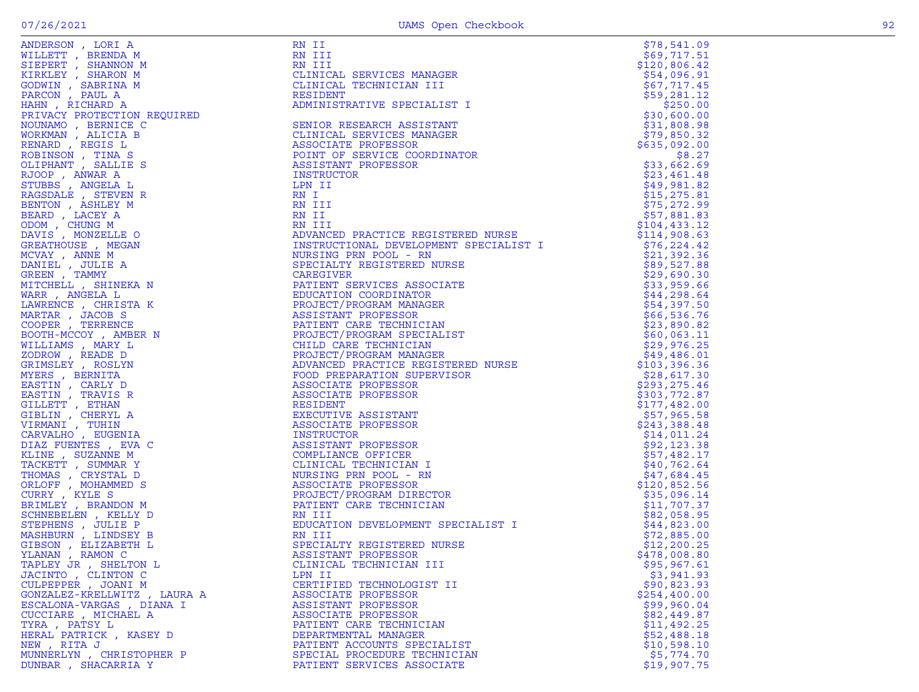| | | |
|---|---|---|
| ANDERSON , LORI A | RN II | $78,541.09 |
| WILLETT , BRENDA M | RN III | $69,717.51 |
| SIEPERT , SHANNON M | RN III | $120,806.42 |
| KIRKLEY , SHARON M | CLINICAL SERVICES MANAGER | $54,096.91 |
| GODWIN , SABRINA M | CLINICAL TECHNICIAN III | $67,717.45 |
| PARCON , PAUL A | RESIDENT | $59,281.12 |
| HAHN , RICHARD A | ADMINISTRATIVE SPECIALIST I | $250.00 |
| PRIVACY PROTECTION REQUIRED | | $30,600.00 |
| NOUNAMO , BERNICE C | SENIOR RESEARCH ASSISTANT | $31,808.98 |
| WORKMAN , ALICIA B | CLINICAL SERVICES MANAGER | $79,850.32 |
| RENARD , REGIS L | ASSOCIATE PROFESSOR | $635,092.00 |
| ROBINSON , TINA S | POINT OF SERVICE COORDINATOR | $8.27 |
| OLIPHANT , SALLIE S | ASSISTANT PROFESSOR | $33,662.69 |
| RJOOP , ANWAR A | INSTRUCTOR | $23,461.48 |
| STUBBS , ANGELA L | LPN II | $49,981.82 |
| RAGSDALE , STEVEN R | RN I | $15,275.81 |
| BENTON , ASHLEY M | RN III | $75,272.99 |
| BEARD , LACEY A | RN II | $57,881.83 |
| ODOM , CHUNG M | RN III | $104,433.12 |
| DAVIS , MONZELLE O | ADVANCED PRACTICE REGISTERED NURSE | $114,908.63 |
| GREATHOUSE , MEGAN | INSTRUCTIONAL DEVELOPMENT SPECIALIST I | $76,224.42 |
| MCVAY , ANNE M | NURSING PRN POOL - RN | $21,392.36 |
| DANIEL , JULIE A | SPECIALTY REGISTERED NURSE | $89,527.88 |
| GREEN , TAMMY | CAREGIVER | $29,690.30 |
| MITCHELL , SHINEKA N | PATIENT SERVICES ASSOCIATE | $33,959.66 |
| WARR , ANGELA L | EDUCATION COORDINATOR | $44,298.64 |
| LAWRENCE , CHRISTA K | PROJECT/PROGRAM MANAGER | $54,397.50 |
| MARTAR , JACOB S | ASSISTANT PROFESSOR | $66,536.76 |
| COOPER , TERRENCE | PATIENT CARE TECHNICIAN | $23,890.82 |
| BOOTH-MCCOY , AMBER N | PROJECT/PROGRAM SPECIALIST | $60,063.11 |
| WILLIAMS , MARY L | CHILD CARE TECHNICIAN | $29,976.25 |
| ZODROW , READE D | PROJECT/PROGRAM MANAGER | $49,486.01 |
| GRIMSLEY , ROSLYN | ADVANCED PRACTICE REGISTERED NURSE | $103,396.36 |
| MYERS , BERNITA | FOOD PREPARATION SUPERVISOR | $28,617.30 |
| EASTIN , CARLY D | ASSOCIATE PROFESSOR | $293,275.46 |
| EASTIN , TRAVIS R | ASSOCIATE PROFESSOR | $303,772.87 |
| GILLETT , ETHAN | RESIDENT | $177,482.00 |
| GIBLIN , CHERYL A | EXECUTIVE ASSISTANT | $57,965.58 |
| VIRMANI , TUHIN | ASSOCIATE PROFESSOR | $243,388.48 |
| CARVALHO , EUGENIA | INSTRUCTOR | $14,011.24 |
| DIAZ FUENTES , EVA C | ASSISTANT PROFESSOR | $92,123.38 |
| KLINE , SUZANNE M | COMPLIANCE OFFICER | $57,482.17 |
| TACKETT , SUMMAR Y | CLINICAL TECHNICIAN I | $40,762.64 |
| THOMAS , CRYSTAL D | NURSING PRN POOL - RN | $47,684.45 |
| ORLOFF , MOHAMMED S | ASSOCIATE PROFESSOR | $120,852.56 |
| CURRY , KYLE S | PROJECT/PROGRAM DIRECTOR | $35,096.14 |
| BRIMLEY , BRANDON M | PATIENT CARE TECHNICIAN | $11,707.37 |
| SCHNEBELEN , KELLY D | RN III | $82,058.95 |
| STEPHENS , JULIE P | EDUCATION DEVELOPMENT SPECIALIST I | $44,823.00 |
| MASHBURN , LINDSEY B | RN III | $72,885.00 |
| GIBSON , ELIZABETH L | SPECIALTY REGISTERED NURSE | $12,200.25 |
| YLANAN , RAMON C | ASSISTANT PROFESSOR | $478,008.80 |
| TAPLEY JR , SHELTON L | CLINICAL TECHNICIAN III | $95,967.61 |
| JACINTO , CLINTON C | LPN II | $3,941.93 |
| CULPEPPER , JOANI M | CERTIFIED TECHNOLOGIST II | $90,823.93 |
| GONZALEZ-KRELLWITZ , LAURA A | ASSOCIATE PROFESSOR | $254,400.00 |
| ESCALONA-VARGAS , DIANA I | ASSISTANT PROFESSOR | $99,960.04 |
| CUCCIARE , MICHAEL A | ASSOCIATE PROFESSOR | $82,449.87 |
| TYRA , PATSY L | PATIENT CARE TECHNICIAN | $11,492.25 |
| HERAL PATRICK , KASEY D | DEPARTMENTAL MANAGER | $52,488.18 |
| NEW , RITA J | PATIENT ACCOUNTS SPECIALIST | $10,598.10 |
| MUNNERLYN , CHRISTOPHER P | SPECIAL PROCEDURE TECHNICIAN | $5,774.70 |
| DUNBAR , SHACARRIA Y | PATIENT SERVICES ASSOCIATE | $19,907.75 |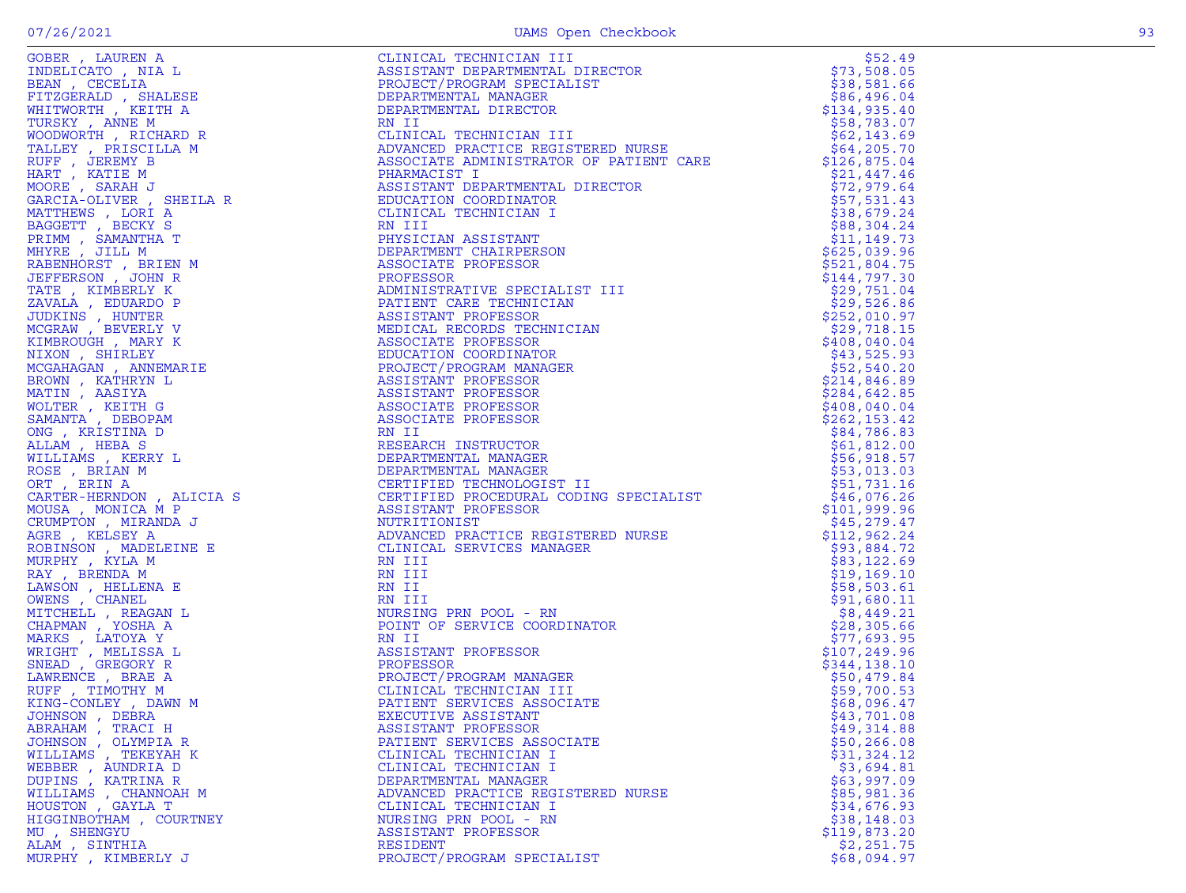| | | |
|---|---|---|
| GOBER , LAUREN A | CLINICAL TECHNICIAN III | $52.49 |
| INDELICATO , NIA L | ASSISTANT DEPARTMENTAL DIRECTOR | $73,508.05 |
| BEAN , CECELIA | PROJECT/PROGRAM SPECIALIST | $38,581.66 |
| FITZGERALD , SHALESE | DEPARTMENTAL MANAGER | $86,496.04 |
| WHITWORTH , KEITH A | DEPARTMENTAL DIRECTOR | $134,935.40 |
| TURSKY , ANNE M | RN II | $58,783.07 |
| WOODWORTH , RICHARD R | CLINICAL TECHNICIAN III | $62,143.69 |
| TALLEY , PRISCILLA M | ADVANCED PRACTICE REGISTERED NURSE | $64,205.70 |
| RUFF , JEREMY B | ASSOCIATE ADMINISTRATOR OF PATIENT CARE | $126,875.04 |
| HART , KATIE M | PHARMACIST I | $21,447.46 |
| MOORE , SARAH J | ASSISTANT DEPARTMENTAL DIRECTOR | $72,979.64 |
| GARCIA-OLIVER , SHEILA R | EDUCATION COORDINATOR | $57,531.43 |
| MATTHEWS , LORI A | CLINICAL TECHNICIAN I | $38,679.24 |
| BAGGETT , BECKY S | RN III | $88,304.24 |
| PRIMM , SAMANTHA T | PHYSICIAN ASSISTANT | $11,149.73 |
| MHYRE , JILL M | DEPARTMENT CHAIRPERSON | $625,039.96 |
| RABENHORST , BRIEN M | ASSOCIATE PROFESSOR | $521,804.75 |
| JEFFERSON , JOHN R | PROFESSOR | $144,797.30 |
| TATE , KIMBERLY K | ADMINISTRATIVE SPECIALIST III | $29,751.04 |
| ZAVALA , EDUARDO P | PATIENT CARE TECHNICIAN | $29,526.86 |
| JUDKINS , HUNTER | ASSISTANT PROFESSOR | $252,010.97 |
| MCGRAW , BEVERLY V | MEDICAL RECORDS TECHNICIAN | $29,718.15 |
| KIMBROUGH , MARY K | ASSOCIATE PROFESSOR | $408,040.04 |
| NIXON , SHIRLEY | EDUCATION COORDINATOR | $43,525.93 |
| MCGAHAGAN , ANNEMARIE | PROJECT/PROGRAM MANAGER | $52,540.20 |
| BROWN , KATHRYN L | ASSISTANT PROFESSOR | $214,846.89 |
| MATIN , AASIYA | ASSISTANT PROFESSOR | $284,642.85 |
| WOLTER , KEITH G | ASSOCIATE PROFESSOR | $408,040.04 |
| SAMANTA , DEBOPAM | ASSOCIATE PROFESSOR | $262,153.42 |
| ONG , KRISTINA D | RN II | $84,786.83 |
| ALLAM , HEBA S | RESEARCH INSTRUCTOR | $61,812.00 |
| WILLIAMS , KERRY L | DEPARTMENTAL MANAGER | $56,918.57 |
| ROSE , BRIAN M | DEPARTMENTAL MANAGER | $53,013.03 |
| ORT , ERIN A | CERTIFIED TECHNOLOGIST II | $51,731.16 |
| CARTER-HERNDON , ALICIA S | CERTIFIED PROCEDURAL CODING SPECIALIST | $46,076.26 |
| MOUSA , MONICA M P | ASSISTANT PROFESSOR | $101,999.96 |
| CRUMPTON , MIRANDA J | NUTRITIONIST | $45,279.47 |
| AGRE , KELSEY A | ADVANCED PRACTICE REGISTERED NURSE | $112,962.24 |
| ROBINSON , MADELEINE E | CLINICAL SERVICES MANAGER | $93,884.72 |
| MURPHY , KYLA M | RN III | $83,122.69 |
| RAY , BRENDA M | RN III | $19,169.10 |
| LAWSON , HELLENA E | RN II | $58,503.61 |
| OWENS , CHANEL | RN III | $91,680.11 |
| MITCHELL , REAGAN L | NURSING PRN POOL - RN | $8,449.21 |
| CHAPMAN , YOSHA A | POINT OF SERVICE COORDINATOR | $28,305.66 |
| MARKS , LATOYA Y | RN II | $77,693.95 |
| WRIGHT , MELISSA L | ASSISTANT PROFESSOR | $107,249.96 |
| SNEAD , GREGORY R | PROFESSOR | $344,138.10 |
| LAWRENCE , BRAE A | PROJECT/PROGRAM MANAGER | $50,479.84 |
| RUFF , TIMOTHY M | CLINICAL TECHNICIAN III | $59,700.53 |
| KING-CONLEY , DAWN M | PATIENT SERVICES ASSOCIATE | $68,096.47 |
| JOHNSON , DEBRA | EXECUTIVE ASSISTANT | $43,701.08 |
| ABRAHAM , TRACI H | ASSISTANT PROFESSOR | $49,314.88 |
| JOHNSON , OLYMPIA R | PATIENT SERVICES ASSOCIATE | $50,266.08 |
| WILLIAMS , TEKEYAH K | CLINICAL TECHNICIAN I | $31,324.12 |
| WEBBER , AUNDRIA D | CLINICAL TECHNICIAN I | $3,694.81 |
| DUPINS , KATRINA R | DEPARTMENTAL MANAGER | $63,997.09 |
| WILLIAMS , CHANNOAH M | ADVANCED PRACTICE REGISTERED NURSE | $85,981.36 |
| HOUSTON , GAYLA T | CLINICAL TECHNICIAN I | $34,676.93 |
| HIGGINBOTHAM , COURTNEY | NURSING PRN POOL - RN | $38,148.03 |
| MU , SHENGYU | ASSISTANT PROFESSOR | $119,873.20 |
| ALAM , SINTHIA | RESIDENT | $2,251.75 |
| MURPHY , KIMBERLY J | PROJECT/PROGRAM SPECIALIST | $68,094.97 |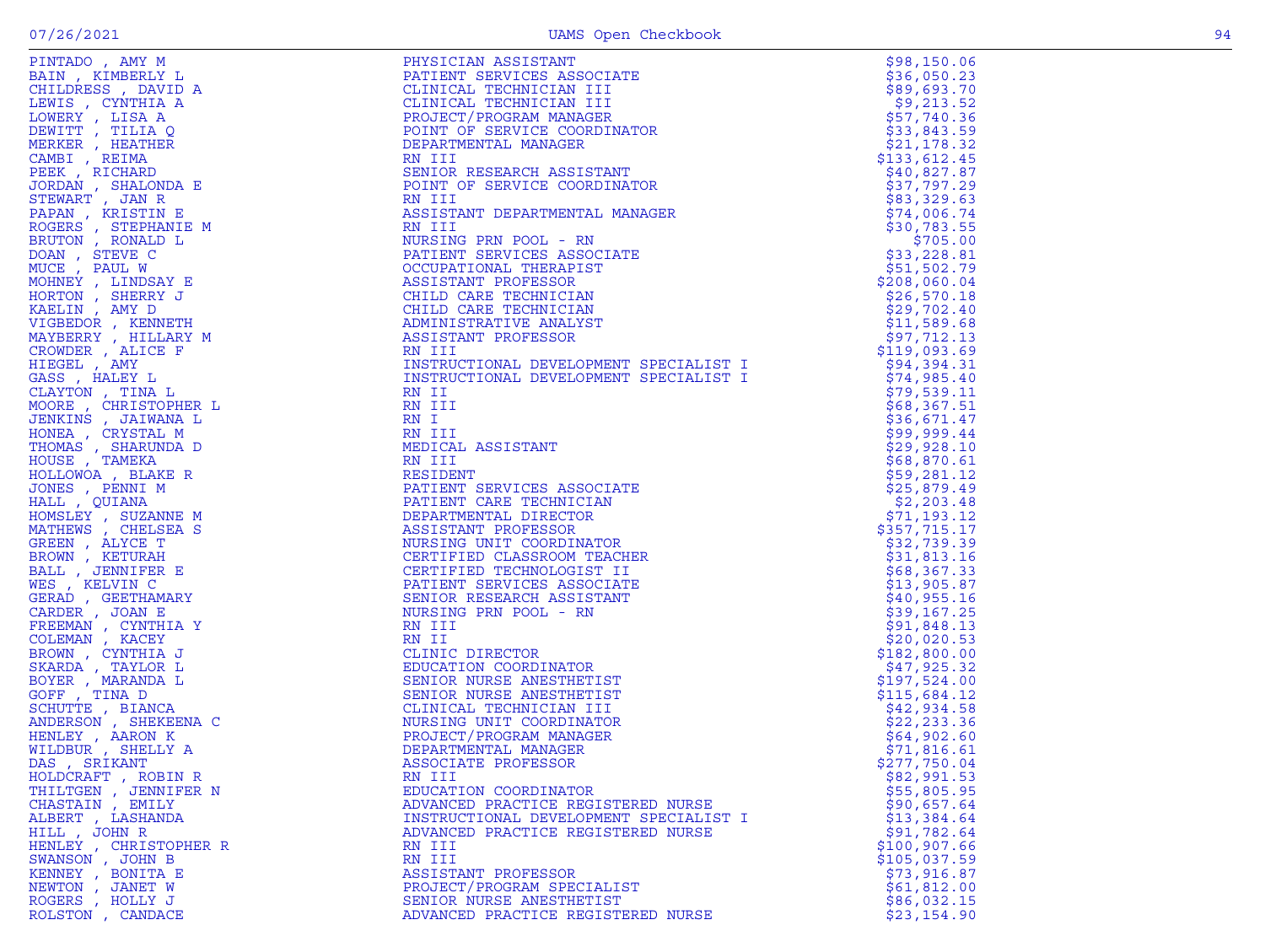| | | |
|---|---|---|
| PINTADO , AMY M | PHYSICIAN ASSISTANT | $98,150.06 |
| BAIN , KIMBERLY L | PATIENT SERVICES ASSOCIATE | $36,050.23 |
| CHILDRESS , DAVID A | CLINICAL TECHNICIAN III | $89,693.70 |
| LEWIS , CYNTHIA A | CLINICAL TECHNICIAN III | $9,213.52 |
| LOWERY , LISA A | PROJECT/PROGRAM MANAGER | $57,740.36 |
| DEWITT , TILIA Q | POINT OF SERVICE COORDINATOR | $33,843.59 |
| MERKER , HEATHER | DEPARTMENTAL MANAGER | $21,178.32 |
| CAMBI , REIMA | RN III | $133,612.45 |
| PEEK , RICHARD | SENIOR RESEARCH ASSISTANT | $40,827.87 |
| JORDAN , SHALONDA E | POINT OF SERVICE COORDINATOR | $37,797.29 |
| STEWART , JAN R | RN III | $83,329.63 |
| PAPAN , KRISTIN E | ASSISTANT DEPARTMENTAL MANAGER | $74,006.74 |
| ROGERS , STEPHANIE M | RN III | $30,783.55 |
| BRUTON , RONALD L | NURSING PRN POOL - RN | $705.00 |
| DOAN , STEVE C | PATIENT SERVICES ASSOCIATE | $33,228.81 |
| MUCE , PAUL W | OCCUPATIONAL THERAPIST | $51,502.79 |
| MOHNEY , LINDSAY E | ASSISTANT PROFESSOR | $208,060.04 |
| HORTON , SHERRY J | CHILD CARE TECHNICIAN | $26,570.18 |
| KAELIN , AMY D | CHILD CARE TECHNICIAN | $29,702.40 |
| VIGBEDOR , KENNETH | ADMINISTRATIVE ANALYST | $11,589.68 |
| MAYBERRY , HILLARY M | ASSISTANT PROFESSOR | $97,712.13 |
| CROWDER , ALICE F | RN III | $119,093.69 |
| HIEGEL , AMY | INSTRUCTIONAL DEVELOPMENT SPECIALIST I | $94,394.31 |
| GASS , HALEY L | INSTRUCTIONAL DEVELOPMENT SPECIALIST I | $74,985.40 |
| CLAYTON , TINA L | RN II | $79,539.11 |
| MOORE , CHRISTOPHER L | RN III | $68,367.51 |
| JENKINS , JAIWANA L | RN I | $36,671.47 |
| HONEA , CRYSTAL M | RN III | $99,999.44 |
| THOMAS , SHARUNDA D | MEDICAL ASSISTANT | $29,928.10 |
| HOUSE , TAMEKA | RN III | $68,870.61 |
| HOLLOWOA , BLAKE R | RESIDENT | $59,281.12 |
| JONES , PENNI M | PATIENT SERVICES ASSOCIATE | $25,879.49 |
| HALL , QUIANA | PATIENT CARE TECHNICIAN | $2,203.48 |
| HOMSLEY , SUZANNE M | DEPARTMENTAL DIRECTOR | $71,193.12 |
| MATHEWS , CHELSEA S | ASSISTANT PROFESSOR | $357,715.17 |
| GREEN , ALYCE T | NURSING UNIT COORDINATOR | $32,739.39 |
| BROWN , KETURAH | CERTIFIED CLASSROOM TEACHER | $31,813.16 |
| BALL , JENNIFER E | CERTIFIED TECHNOLOGIST II | $68,367.33 |
| WES , KELVIN C | PATIENT SERVICES ASSOCIATE | $13,905.87 |
| GERAD , GEETHAMARY | SENIOR RESEARCH ASSISTANT | $40,955.16 |
| CARDER , JOAN E | NURSING PRN POOL - RN | $39,167.25 |
| FREEMAN , CYNTHIA Y | RN III | $91,848.13 |
| COLEMAN , KACEY | RN II | $20,020.53 |
| BROWN , CYNTHIA J | CLINIC DIRECTOR | $182,800.00 |
| SKARDA , TAYLOR L | EDUCATION COORDINATOR | $47,925.32 |
| BOYER , MARANDA L | SENIOR NURSE ANESTHETIST | $197,524.00 |
| GOFF , TINA D | SENIOR NURSE ANESTHETIST | $115,684.12 |
| SCHUTTE , BIANCA | CLINICAL TECHNICIAN III | $42,934.58 |
| ANDERSON , SHEKEENA C | NURSING UNIT COORDINATOR | $22,233.36 |
| HENLEY , AARON K | PROJECT/PROGRAM MANAGER | $64,902.60 |
| WILDBUR , SHELLY A | DEPARTMENTAL MANAGER | $71,816.61 |
| DAS , SRIKANT | ASSOCIATE PROFESSOR | $277,750.04 |
| HOLDCRAFT , ROBIN R | RN III | $82,991.53 |
| THILTGEN , JENNIFER N | EDUCATION COORDINATOR | $55,805.95 |
| CHASTAIN , EMILY | ADVANCED PRACTICE REGISTERED NURSE | $90,657.64 |
| ALBERT , LASHANDA | INSTRUCTIONAL DEVELOPMENT SPECIALIST I | $13,384.64 |
| HILL , JOHN R | ADVANCED PRACTICE REGISTERED NURSE | $91,782.64 |
| HENLEY , CHRISTOPHER R | RN III | $100,907.66 |
| SWANSON , JOHN B | RN III | $105,037.59 |
| KENNEY , BONITA E | ASSISTANT PROFESSOR | $73,916.87 |
| NEWTON , JANET W | PROJECT/PROGRAM SPECIALIST | $61,812.00 |
| ROGERS , HOLLY J | SENIOR NURSE ANESTHETIST | $86,032.15 |
| ROLSTON , CANDACE | ADVANCED PRACTICE REGISTERED NURSE | $23,154.90 |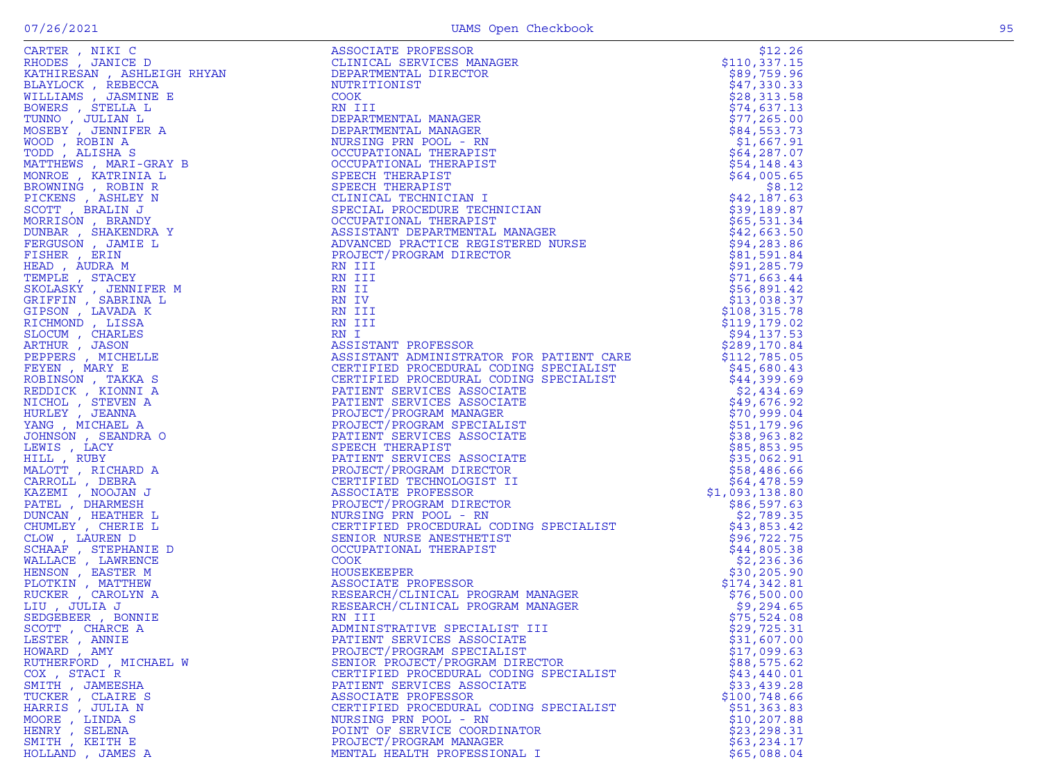| | | |
|---|---|---|
| CARTER , NIKI C | ASSOCIATE PROFESSOR | $12.26 |
| RHODES , JANICE D | CLINICAL SERVICES MANAGER | $110,337.15 |
| KATHIRESAN , ASHLEIGH RHYAN | DEPARTMENTAL DIRECTOR | $89,759.96 |
| BLAYLOCK , REBECCA | NUTRITIONIST | $47,330.33 |
| WILLIAMS , JASMINE E | COOK | $28,313.58 |
| BOWERS , STELLA L | RN III | $74,637.13 |
| TUNNO , JULIAN L | DEPARTMENTAL MANAGER | $77,265.00 |
| MOSEBY , JENNIFER A | DEPARTMENTAL MANAGER | $84,553.73 |
| WOOD , ROBIN A | NURSING PRN POOL - RN | $1,667.91 |
| TODD , ALISHA S | OCCUPATIONAL THERAPIST | $64,287.07 |
| MATTHEWS , MARI-GRAY B | OCCUPATIONAL THERAPIST | $54,148.43 |
| MONROE , KATRINIA L | SPEECH THERAPIST | $64,005.65 |
| BROWNING , ROBIN R | SPEECH THERAPIST | $8.12 |
| PICKENS , ASHLEY N | CLINICAL TECHNICIAN I | $42,187.63 |
| SCOTT , BRALIN J | SPECIAL PROCEDURE TECHNICIAN | $39,189.87 |
| MORRISON , BRANDY | OCCUPATIONAL THERAPIST | $65,531.34 |
| DUNBAR , SHAKENDRA Y | ASSISTANT DEPARTMENTAL MANAGER | $42,663.50 |
| FERGUSON , JAMIE L | ADVANCED PRACTICE REGISTERED NURSE | $94,283.86 |
| FISHER , ERIN | PROJECT/PROGRAM DIRECTOR | $81,591.84 |
| HEAD , AUDRA M | RN III | $91,285.79 |
| TEMPLE , STACEY | RN III | $71,663.44 |
| SKOLASKY , JENNIFER M | RN II | $56,891.42 |
| GRIFFIN , SABRINA L | RN IV | $13,038.37 |
| GIPSON , LAVADA K | RN III | $108,315.78 |
| RICHMOND , LISSA | RN III | $119,179.02 |
| SLOCUM , CHARLES | RN I | $94,137.53 |
| ARTHUR , JASON | ASSISTANT PROFESSOR | $289,170.84 |
| PEPPERS , MICHELLE | ASSISTANT ADMINISTRATOR FOR PATIENT CARE | $112,785.05 |
| FEYEN , MARY E | CERTIFIED PROCEDURAL CODING SPECIALIST | $45,680.43 |
| ROBINSON , TAKKA S | CERTIFIED PROCEDURAL CODING SPECIALIST | $44,399.69 |
| REDDICK , KIONNI A | PATIENT SERVICES ASSOCIATE | $2,434.69 |
| NICHOL , STEVEN A | PATIENT SERVICES ASSOCIATE | $49,676.92 |
| HURLEY , JEANNA | PROJECT/PROGRAM MANAGER | $70,999.04 |
| YANG , MICHAEL A | PROJECT/PROGRAM SPECIALIST | $51,179.96 |
| JOHNSON , SEANDRA O | PATIENT SERVICES ASSOCIATE | $38,963.82 |
| LEWIS , LACY | SPEECH THERAPIST | $85,853.95 |
| HILL , RUBY | PATIENT SERVICES ASSOCIATE | $35,062.91 |
| MALOTT , RICHARD A | PROJECT/PROGRAM DIRECTOR | $58,486.66 |
| CARROLL , DEBRA | CERTIFIED TECHNOLOGIST II | $64,478.59 |
| KAZEMI , NOOJAN J | ASSOCIATE PROFESSOR | $1,093,138.80 |
| PATEL , DHARMESH | PROJECT/PROGRAM DIRECTOR | $86,597.63 |
| DUNCAN , HEATHER L | NURSING PRN POOL - RN | $2,789.35 |
| CHUMLEY , CHERIE L | CERTIFIED PROCEDURAL CODING SPECIALIST | $43,853.42 |
| CLOW , LAUREN D | SENIOR NURSE ANESTHETIST | $96,722.75 |
| SCHAAF , STEPHANIE D | OCCUPATIONAL THERAPIST | $44,805.38 |
| WALLACE , LAWRENCE | COOK | $2,236.36 |
| HENSON , EASTER M | HOUSEKEEPER | $30,205.90 |
| PLOTKIN , MATTHEW | ASSOCIATE PROFESSOR | $174,342.81 |
| RUCKER , CAROLYN A | RESEARCH/CLINICAL PROGRAM MANAGER | $76,500.00 |
| LIU , JULIA J | RESEARCH/CLINICAL PROGRAM MANAGER | $9,294.65 |
| SEDGEBEER , BONNIE | RN III | $75,524.08 |
| SCOTT , CHARCE A | ADMINISTRATIVE SPECIALIST III | $29,725.31 |
| LESTER , ANNIE | PATIENT SERVICES ASSOCIATE | $31,607.00 |
| HOWARD , AMY | PROJECT/PROGRAM SPECIALIST | $17,099.63 |
| RUTHERFORD , MICHAEL W | SENIOR PROJECT/PROGRAM DIRECTOR | $88,575.62 |
| COX , STACI R | CERTIFIED PROCEDURAL CODING SPECIALIST | $43,440.01 |
| SMITH , JAMEESHA | PATIENT SERVICES ASSOCIATE | $33,439.28 |
| TUCKER , CLAIRE S | ASSOCIATE PROFESSOR | $100,748.66 |
| HARRIS , JULIA N | CERTIFIED PROCEDURAL CODING SPECIALIST | $51,363.83 |
| MOORE , LINDA S | NURSING PRN POOL - RN | $10,207.88 |
| HENRY , SELENA | POINT OF SERVICE COORDINATOR | $23,298.31 |
| SMITH , KEITH E | PROJECT/PROGRAM MANAGER | $63,234.17 |
| HOLLAND , JAMES A | MENTAL HEALTH PROFESSIONAL I | $65,088.04 |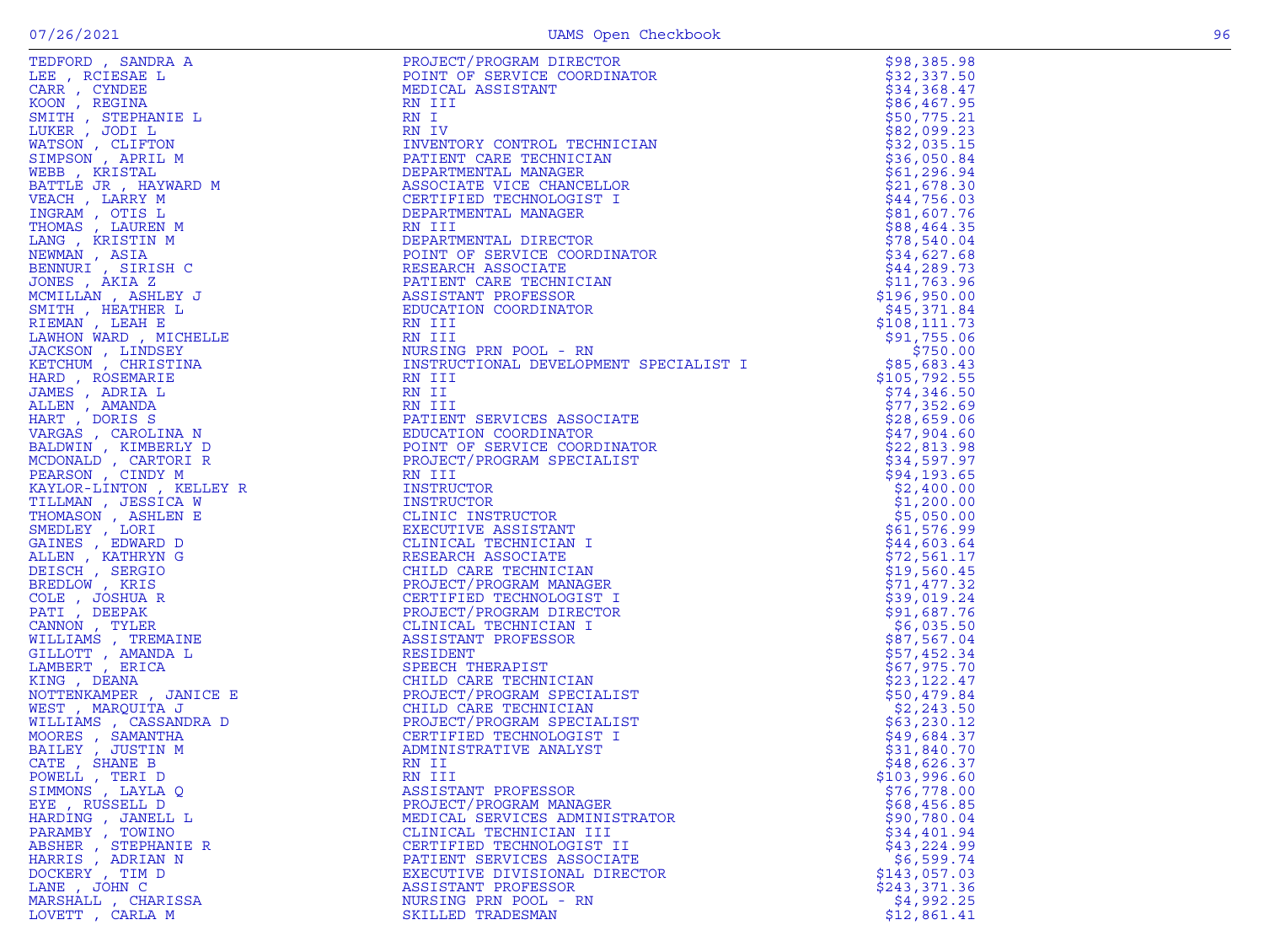| Name | Title | Amount |
|---|---|---|
| TEDFORD , SANDRA A | PROJECT/PROGRAM DIRECTOR | $98,385.98 |
| LEE , RCIESAE L | POINT OF SERVICE COORDINATOR | $32,337.50 |
| CARR , CYNDEE | MEDICAL ASSISTANT | $34,368.47 |
| KOON , REGINA | RN III | $86,467.95 |
| SMITH , STEPHANIE L | RN I | $50,775.21 |
| LUKER , JODI L | RN IV | $82,099.23 |
| WATSON , CLIFTON | INVENTORY CONTROL TECHNICIAN | $32,035.15 |
| SIMPSON , APRIL M | PATIENT CARE TECHNICIAN | $36,050.84 |
| WEBB , KRISTAL | DEPARTMENTAL MANAGER | $61,296.94 |
| BATTLE JR , HAYWARD M | ASSOCIATE VICE CHANCELLOR | $21,678.30 |
| VEACH , LARRY M | CERTIFIED TECHNOLOGIST I | $44,756.03 |
| INGRAM , OTIS L | DEPARTMENTAL MANAGER | $81,607.76 |
| THOMAS , LAUREN M | RN III | $88,464.35 |
| LANG , KRISTIN M | DEPARTMENTAL DIRECTOR | $78,540.04 |
| NEWMAN , ASIA | POINT OF SERVICE COORDINATOR | $34,627.68 |
| BENNURI , SIRISH C | RESEARCH ASSOCIATE | $44,289.73 |
| JONES , AKIA Z | PATIENT CARE TECHNICIAN | $11,763.96 |
| MCMILLAN , ASHLEY J | ASSISTANT PROFESSOR | $196,950.00 |
| SMITH , HEATHER L | EDUCATION COORDINATOR | $45,371.84 |
| RIEMAN , LEAH E | RN III | $108,111.73 |
| LAWHON WARD , MICHELLE | RN III | $91,755.06 |
| JACKSON , LINDSEY | NURSING PRN POOL - RN | $750.00 |
| KETCHUM , CHRISTINA | INSTRUCTIONAL DEVELOPMENT SPECIALIST I | $85,683.43 |
| HARD , ROSEMARIE | RN III | $105,792.55 |
| JAMES , ADRIA L | RN II | $74,346.50 |
| ALLEN , AMANDA | RN III | $77,352.69 |
| HART , DORIS S | PATIENT SERVICES ASSOCIATE | $28,659.06 |
| VARGAS , CAROLINA N | EDUCATION COORDINATOR | $47,904.60 |
| BALDWIN , KIMBERLY D | POINT OF SERVICE COORDINATOR | $22,813.98 |
| MCDONALD , CARTORI R | PROJECT/PROGRAM SPECIALIST | $34,597.97 |
| PEARSON , CINDY M | RN III | $94,193.65 |
| KAYLOR-LINTON , KELLEY R | INSTRUCTOR | $2,400.00 |
| TILLMAN , JESSICA W | INSTRUCTOR | $1,200.00 |
| THOMASON , ASHLEN E | CLINIC INSTRUCTOR | $5,050.00 |
| SMEDLEY , LORI | EXECUTIVE ASSISTANT | $61,576.99 |
| GAINES , EDWARD D | CLINICAL TECHNICIAN I | $44,603.64 |
| ALLEN , KATHRYN G | RESEARCH ASSOCIATE | $72,561.17 |
| DEISCH , SERGIO | CHILD CARE TECHNICIAN | $19,560.45 |
| BREDLOW , KRIS | PROJECT/PROGRAM MANAGER | $71,477.32 |
| COLE , JOSHUA R | CERTIFIED TECHNOLOGIST I | $39,019.24 |
| PATI , DEEPAK | PROJECT/PROGRAM DIRECTOR | $91,687.76 |
| CANNON , TYLER | CLINICAL TECHNICIAN I | $6,035.50 |
| WILLIAMS , TREMAINE | ASSISTANT PROFESSOR | $87,567.04 |
| GILLOTT , AMANDA L | RESIDENT | $57,452.34 |
| LAMBERT , ERICA | SPEECH THERAPIST | $67,975.70 |
| KING , DEANA | CHILD CARE TECHNICIAN | $23,122.47 |
| NOTTENKAMPER , JANICE E | PROJECT/PROGRAM SPECIALIST | $50,479.84 |
| WEST , MARQUITA J | CHILD CARE TECHNICIAN | $2,243.50 |
| WILLIAMS , CASSANDRA D | PROJECT/PROGRAM SPECIALIST | $63,230.12 |
| MOORES , SAMANTHA | CERTIFIED TECHNOLOGIST I | $49,684.37 |
| BAILEY , JUSTIN M | ADMINISTRATIVE ANALYST | $31,840.70 |
| CATE , SHANE B | RN II | $48,626.37 |
| POWELL , TERI D | RN III | $103,996.60 |
| SIMMONS , LAYLA Q | ASSISTANT PROFESSOR | $76,778.00 |
| EYE , RUSSELL D | PROJECT/PROGRAM MANAGER | $68,456.85 |
| HARDING , JANELL L | MEDICAL SERVICES ADMINISTRATOR | $90,780.04 |
| PARAMBY , TOWINO | CLINICAL TECHNICIAN III | $34,401.94 |
| ABSHER , STEPHANIE R | CERTIFIED TECHNOLOGIST II | $43,224.99 |
| HARRIS , ADRIAN N | PATIENT SERVICES ASSOCIATE | $6,599.74 |
| DOCKERY , TIM D | EXECUTIVE DIVISIONAL DIRECTOR | $143,057.03 |
| LANE , JOHN C | ASSISTANT PROFESSOR | $243,371.36 |
| MARSHALL , CHARISSA | NURSING PRN POOL - RN | $4,992.25 |
| LOVETT , CARLA M | SKILLED TRADESMAN | $12,861.41 |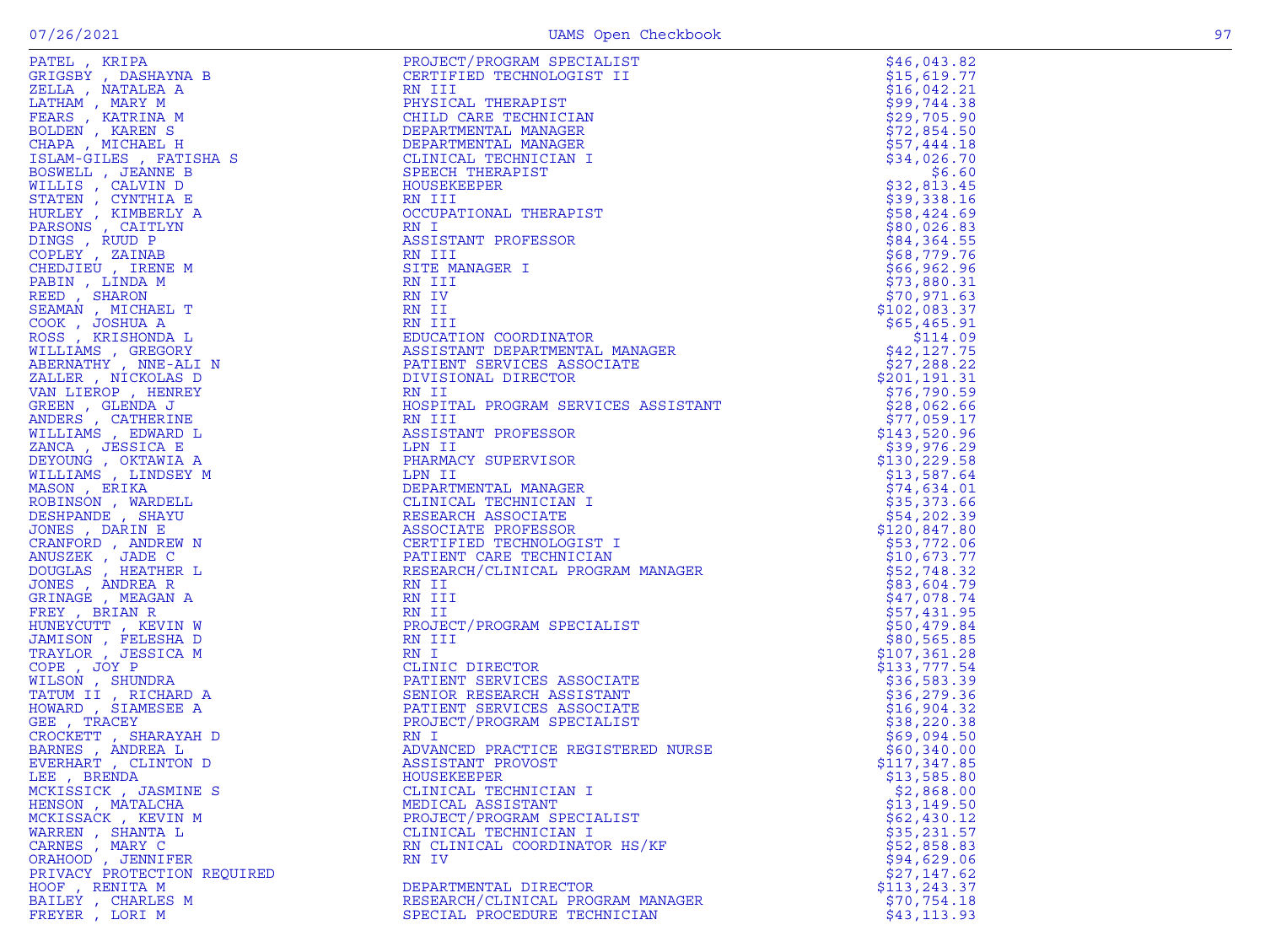| Name | Title | Amount |
|---|---|---|
| PATEL , KRIPA | PROJECT/PROGRAM SPECIALIST | $46,043.82 |
| GRIGSBY , DASHAYNA B | CERTIFIED TECHNOLOGIST II | $15,619.77 |
| ZELLA , NATALEA A | RN III | $16,042.21 |
| LATHAM , MARY M | PHYSICAL THERAPIST | $99,744.38 |
| FEARS , KATRINA M | CHILD CARE TECHNICIAN | $29,705.90 |
| BOLDEN , KAREN S | DEPARTMENTAL MANAGER | $72,854.50 |
| CHAPA , MICHAEL H | DEPARTMENTAL MANAGER | $57,444.18 |
| ISLAM-GILES , FATISHA S | CLINICAL TECHNICIAN I | $34,026.70 |
| BOSWELL , JEANNE B | SPEECH THERAPIST | $6.60 |
| WILLIS , CALVIN D | HOUSEKEEPER | $32,813.45 |
| STATEN , CYNTHIA E | RN III | $39,338.16 |
| HURLEY , KIMBERLY A | OCCUPATIONAL THERAPIST | $58,424.69 |
| PARSONS , CAITLYN | RN I | $80,026.83 |
| DINGS , RUUD P | ASSISTANT PROFESSOR | $84,364.55 |
| COPLEY , ZAINAB | RN III | $68,779.76 |
| CHEDJIEU , IRENE M | SITE MANAGER I | $66,962.96 |
| PABIN , LINDA M | RN III | $73,880.31 |
| REED , SHARON | RN IV | $70,971.63 |
| SEAMAN , MICHAEL T | RN II | $102,083.37 |
| COOK , JOSHUA A | RN III | $65,465.91 |
| ROSS , KRISHONDA L | EDUCATION COORDINATOR | $114.09 |
| WILLIAMS , GREGORY | ASSISTANT DEPARTMENTAL MANAGER | $42,127.75 |
| ABERNATHY , NNE-ALI N | PATIENT SERVICES ASSOCIATE | $27,288.22 |
| ZALLER , NICKOLAS D | DIVISIONAL DIRECTOR | $201,191.31 |
| VAN LIEROP , HENREY | RN II | $76,790.59 |
| GREEN , GLENDA J | HOSPITAL PROGRAM SERVICES ASSISTANT | $28,062.66 |
| ANDERS , CATHERINE | RN III | $77,059.17 |
| WILLIAMS , EDWARD L | ASSISTANT PROFESSOR | $143,520.96 |
| ZANCA , JESSICA E | LPN II | $39,976.29 |
| DEYOUNG , OKTAWIA A | PHARMACY SUPERVISOR | $130,229.58 |
| WILLIAMS , LINDSEY M | LPN II | $13,587.64 |
| MASON , ERIKA | DEPARTMENTAL MANAGER | $74,634.01 |
| ROBINSON , WARDELL | CLINICAL TECHNICIAN I | $35,373.66 |
| DESHPANDE , SHAYU | RESEARCH ASSOCIATE | $54,202.39 |
| JONES , DARIN E | ASSOCIATE PROFESSOR | $120,847.80 |
| CRANFORD , ANDREW N | CERTIFIED TECHNOLOGIST I | $53,772.06 |
| ANUSZEK , JADE C | PATIENT CARE TECHNICIAN | $10,673.77 |
| DOUGLAS , HEATHER L | RESEARCH/CLINICAL PROGRAM MANAGER | $52,748.32 |
| JONES , ANDREA R | RN II | $83,604.79 |
| GRINAGE , MEAGAN A | RN III | $47,078.74 |
| FREY , BRIAN R | RN II | $57,431.95 |
| HUNEYCUTT , KEVIN W | PROJECT/PROGRAM SPECIALIST | $50,479.84 |
| JAMISON , FELESHA D | RN III | $80,565.85 |
| TRAYLOR , JESSICA M | RN I | $107,361.28 |
| COPE , JOY P | CLINIC DIRECTOR | $133,777.54 |
| WILSON , SHUNDRA | PATIENT SERVICES ASSOCIATE | $36,583.39 |
| TATUM II , RICHARD A | SENIOR RESEARCH ASSISTANT | $36,279.36 |
| HOWARD , SIAMESEE A | PATIENT SERVICES ASSOCIATE | $16,904.32 |
| GEE , TRACEY | PROJECT/PROGRAM SPECIALIST | $38,220.38 |
| CROCKETT , SHARAYAH D | RN I | $69,094.50 |
| BARNES , ANDREA L | ADVANCED PRACTICE REGISTERED NURSE | $60,340.00 |
| EVERHART , CLINTON D | ASSISTANT PROVOST | $117,347.85 |
| LEE , BRENDA | HOUSEKEEPER | $13,585.80 |
| MCKISSICK , JASMINE S | CLINICAL TECHNICIAN I | $2,868.00 |
| HENSON , MATALCHA | MEDICAL ASSISTANT | $13,149.50 |
| MCKISSACK , KEVIN M | PROJECT/PROGRAM SPECIALIST | $62,430.12 |
| WARREN , SHANTA L | CLINICAL TECHNICIAN I | $35,231.57 |
| CARNES , MARY C | RN CLINICAL COORDINATOR HS/KF | $52,858.83 |
| ORAHOOD , JENNIFER | RN IV | $94,629.06 |
| PRIVACY PROTECTION REQUIRED | | $27,147.62 |
| HOOF , RENITA M | DEPARTMENTAL DIRECTOR | $113,243.37 |
| BAILEY , CHARLES M | RESEARCH/CLINICAL PROGRAM MANAGER | $70,754.18 |
| FREYER , LORI M | SPECIAL PROCEDURE TECHNICIAN | $43,113.93 |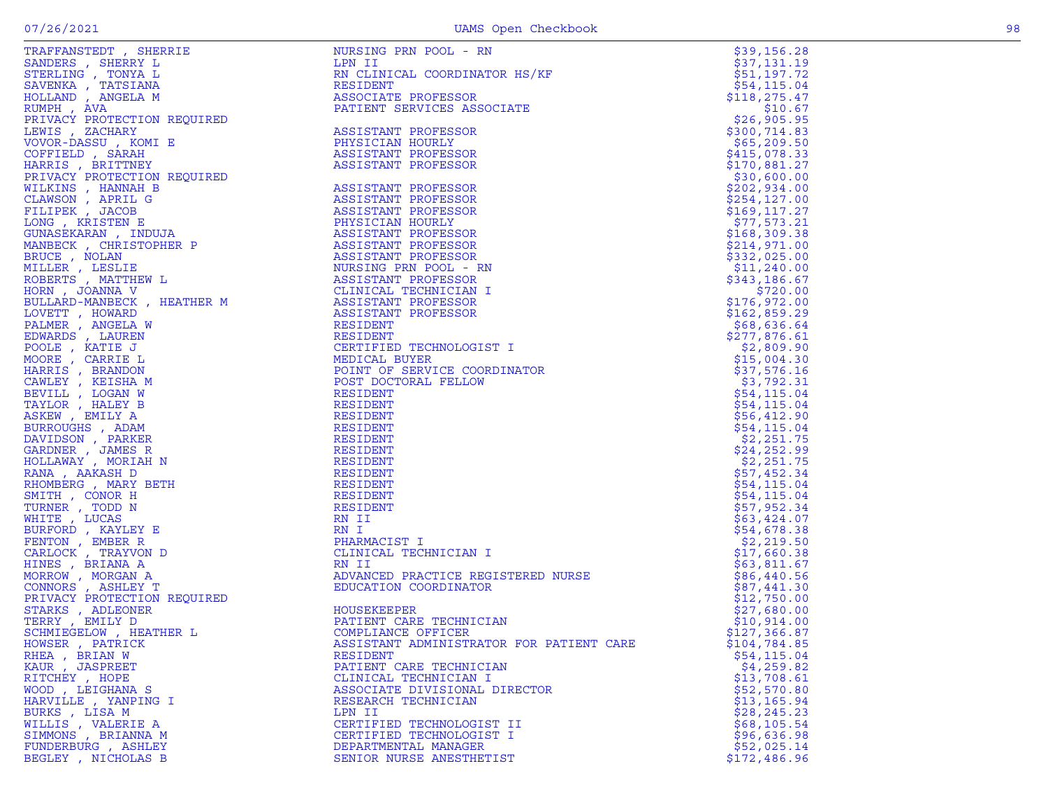| Name | Title | Amount |
|---|---|---|
| TRAFFANSTEDT , SHERRIE | NURSING PRN POOL - RN | $39,156.28 |
| SANDERS , SHERRY L | LPN II | $37,131.19 |
| STERLING , TONYA L | RN CLINICAL COORDINATOR HS/KF | $51,197.72 |
| SAVENKA , TATSIANA | RESIDENT | $54,115.04 |
| HOLLAND , ANGELA M | ASSOCIATE PROFESSOR | $118,275.47 |
| RUMPH , AVA | PATIENT SERVICES ASSOCIATE | $10.67 |
| PRIVACY PROTECTION REQUIRED | | $26,905.95 |
| LEWIS , ZACHARY | ASSISTANT PROFESSOR | $300,714.83 |
| VOVOR-DASSU , KOMI E | PHYSICIAN HOURLY | $65,209.50 |
| COFFIELD , SARAH | ASSISTANT PROFESSOR | $415,078.33 |
| HARRIS , BRITTNEY | ASSISTANT PROFESSOR | $170,881.27 |
| PRIVACY PROTECTION REQUIRED | | $30,600.00 |
| WILKINS , HANNAH B | ASSISTANT PROFESSOR | $202,934.00 |
| CLAWSON , APRIL G | ASSISTANT PROFESSOR | $254,127.00 |
| FILIPEK , JACOB | ASSISTANT PROFESSOR | $169,117.27 |
| LONG , KRISTEN E | PHYSICIAN HOURLY | $77,573.21 |
| GUNASEKARAN , INDUJA | ASSISTANT PROFESSOR | $168,309.38 |
| MANBECK , CHRISTOPHER P | ASSISTANT PROFESSOR | $214,971.00 |
| BRUCE , NOLAN | ASSISTANT PROFESSOR | $332,025.00 |
| MILLER , LESLIE | NURSING PRN POOL - RN | $11,240.00 |
| ROBERTS , MATTHEW L | ASSISTANT PROFESSOR | $343,186.67 |
| HORN , JOANNA V | CLINICAL TECHNICIAN I | $720.00 |
| BULLARD-MANBECK , HEATHER M | ASSISTANT PROFESSOR | $176,972.00 |
| LOVETT , HOWARD | ASSISTANT PROFESSOR | $162,859.29 |
| PALMER , ANGELA W | RESIDENT | $68,636.64 |
| EDWARDS , LAUREN | RESIDENT | $277,876.61 |
| POOLE , KATIE J | CERTIFIED TECHNOLOGIST I | $2,809.90 |
| MOORE , CARRIE L | MEDICAL BUYER | $15,004.30 |
| HARRIS , BRANDON | POINT OF SERVICE COORDINATOR | $37,576.16 |
| CAWLEY , KEISHA M | POST DOCTORAL FELLOW | $3,792.31 |
| BEVILL , LOGAN W | RESIDENT | $54,115.04 |
| TAYLOR , HALEY B | RESIDENT | $54,115.04 |
| ASKEW , EMILY A | RESIDENT | $56,412.90 |
| BURROUGHS , ADAM | RESIDENT | $54,115.04 |
| DAVIDSON , PARKER | RESIDENT | $2,251.75 |
| GARDNER , JAMES R | RESIDENT | $24,252.99 |
| HOLLAWAY , MORIAH N | RESIDENT | $2,251.75 |
| RANA , AAKASH D | RESIDENT | $57,452.34 |
| RHOMBERG , MARY BETH | RESIDENT | $54,115.04 |
| SMITH , CONOR H | RESIDENT | $54,115.04 |
| TURNER , TODD N | RESIDENT | $57,952.34 |
| WHITE , LUCAS | RN II | $63,424.07 |
| BURFORD , KAYLEY E | RN I | $54,678.38 |
| FENTON , EMBER R | PHARMACIST I | $2,219.50 |
| CARLOCK , TRAYVON D | CLINICAL TECHNICIAN I | $17,660.38 |
| HINES , BRIANA A | RN II | $63,811.67 |
| MORROW , MORGAN A | ADVANCED PRACTICE REGISTERED NURSE | $86,440.56 |
| CONNORS , ASHLEY T | EDUCATION COORDINATOR | $87,441.30 |
| PRIVACY PROTECTION REQUIRED | | $12,750.00 |
| STARKS , ADLEONER | HOUSEKEEPER | $27,680.00 |
| TERRY , EMILY D | PATIENT CARE TECHNICIAN | $10,914.00 |
| SCHMIEGELOW , HEATHER L | COMPLIANCE OFFICER | $127,366.87 |
| HOWSER , PATRICK | ASSISTANT ADMINISTRATOR FOR PATIENT CARE | $104,784.85 |
| RHEA , BRIAN W | RESIDENT | $54,115.04 |
| KAUR , JASPREET | PATIENT CARE TECHNICIAN | $4,259.82 |
| RITCHEY , HOPE | CLINICAL TECHNICIAN I | $13,708.61 |
| WOOD , LEIGHANA S | ASSOCIATE DIVISIONAL DIRECTOR | $52,570.80 |
| HARVILLE , YANPING I | RESEARCH TECHNICIAN | $13,165.94 |
| BURKS , LISA M | LPN II | $28,245.23 |
| WILLIS , VALERIE A | CERTIFIED TECHNOLOGIST II | $68,105.54 |
| SIMMONS , BRIANNA M | CERTIFIED TECHNOLOGIST I | $96,636.98 |
| FUNDERBURG , ASHLEY | DEPARTMENTAL MANAGER | $52,025.14 |
| BEGLEY , NICHOLAS B | SENIOR NURSE ANESTHETIST | $172,486.96 |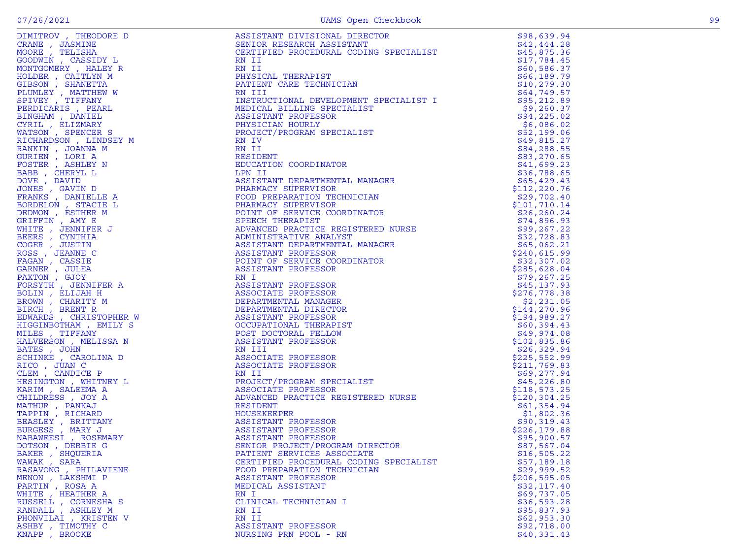| Name | Title | Amount |
| --- | --- | --- |
| DIMITROV , THEODORE D | ASSISTANT DIVISIONAL DIRECTOR | $98,639.94 |
| CRANE , JASMINE | SENIOR RESEARCH ASSISTANT | $42,444.28 |
| MOORE , TELISHA | CERTIFIED PROCEDURAL CODING SPECIALIST | $45,875.36 |
| GOODWIN , CASSIDY L | RN II | $17,784.45 |
| MONTGOMERY , HALEY R | RN II | $60,586.37 |
| HOLDER , CAITLYN M | PHYSICAL THERAPIST | $66,189.79 |
| GIBSON , SHANETTA | PATIENT CARE TECHNICIAN | $10,279.30 |
| PLUMLEY , MATTHEW W | RN III | $64,749.57 |
| SPIVEY , TIFFANY | INSTRUCTIONAL DEVELOPMENT SPECIALIST I | $95,212.89 |
| PERDICARIS , PEARL | MEDICAL BILLING SPECIALIST | $9,260.37 |
| BINGHAM , DANIEL | ASSISTANT PROFESSOR | $94,225.02 |
| CYRIL , ELIZMARY | PHYSICIAN HOURLY | $6,086.02 |
| WATSON , SPENCER S | PROJECT/PROGRAM SPECIALIST | $52,199.06 |
| RICHARDSON , LINDSEY M | RN IV | $49,815.27 |
| RANKIN , JOANNA M | RN II | $84,288.55 |
| GURIEN , LORI A | RESIDENT | $83,270.65 |
| FOSTER , ASHLEY N | EDUCATION COORDINATOR | $41,699.23 |
| BABB , CHERYL L | LPN II | $36,788.65 |
| DOVE , DAVID | ASSISTANT DEPARTMENTAL MANAGER | $65,429.43 |
| JONES , GAVIN D | PHARMACY SUPERVISOR | $112,220.76 |
| FRANKS , DANIELLE A | FOOD PREPARATION TECHNICIAN | $29,702.40 |
| BORDELON , STACIE L | PHARMACY SUPERVISOR | $101,710.14 |
| DEDMON , ESTHER M | POINT OF SERVICE COORDINATOR | $26,260.24 |
| GRIFFIN , AMY E | SPEECH THERAPIST | $74,896.93 |
| WHITE , JENNIFER J | ADVANCED PRACTICE REGISTERED NURSE | $99,267.22 |
| BEERS , CYNTHIA | ADMINISTRATIVE ANALYST | $32,728.83 |
| COGER , JUSTIN | ASSISTANT DEPARTMENTAL MANAGER | $65,062.21 |
| ROSS , JEANNE C | ASSISTANT PROFESSOR | $240,615.99 |
| FAGAN , CASSIE | POINT OF SERVICE COORDINATOR | $32,307.02 |
| GARNER , JULEA | ASSISTANT PROFESSOR | $285,628.04 |
| PAXTON , GJOY | RN I | $79,267.25 |
| FORSYTH , JENNIFER A | ASSISTANT PROFESSOR | $45,137.93 |
| BOLIN , ELIJAH H | ASSOCIATE PROFESSOR | $276,778.38 |
| BROWN , CHARITY M | DEPARTMENTAL MANAGER | $2,231.05 |
| BIRCH , BRENT R | DEPARTMENTAL DIRECTOR | $144,270.96 |
| EDWARDS , CHRISTOPHER W | ASSISTANT PROFESSOR | $194,989.27 |
| HIGGINBOTHAM , EMILY S | OCCUPATIONAL THERAPIST | $60,394.43 |
| MILES , TIFFANY | POST DOCTORAL FELLOW | $49,974.08 |
| HALVERSON , MELISSA N | ASSISTANT PROFESSOR | $102,835.86 |
| BATES , JOHN | RN III | $26,329.94 |
| SCHINKE , CAROLINA D | ASSOCIATE PROFESSOR | $225,552.99 |
| RICO , JUAN C | ASSOCIATE PROFESSOR | $211,769.83 |
| CLEM , CANDICE P | RN II | $69,277.94 |
| HESINGTON , WHITNEY L | PROJECT/PROGRAM SPECIALIST | $45,226.80 |
| KARIM , SALEEMA A | ASSOCIATE PROFESSOR | $118,573.25 |
| CHILDRESS , JOY A | ADVANCED PRACTICE REGISTERED NURSE | $120,304.25 |
| MATHUR , PANKAJ | RESIDENT | $61,354.94 |
| TAPPIN , RICHARD | HOUSEKEEPER | $1,802.36 |
| BEASLEY , BRITTANY | ASSISTANT PROFESSOR | $90,319.43 |
| BURGESS , MARY J | ASSISTANT PROFESSOR | $226,179.88 |
| NABAWEESI , ROSEMARY | ASSISTANT PROFESSOR | $95,900.57 |
| DOTSON , DEBBIE G | SENIOR PROJECT/PROGRAM DIRECTOR | $87,567.04 |
| BAKER , SHQUERIA | PATIENT SERVICES ASSOCIATE | $16,505.22 |
| WAWAK , SARA | CERTIFIED PROCEDURAL CODING SPECIALIST | $57,189.18 |
| RASAVONG , PHILAVIENE | FOOD PREPARATION TECHNICIAN | $29,999.52 |
| MENON , LAKSHMI P | ASSISTANT PROFESSOR | $206,595.05 |
| PARTIN , ROSA A | MEDICAL ASSISTANT | $32,117.40 |
| WHITE , HEATHER A | RN I | $69,737.05 |
| RUSSELL , CORNESHA S | CLINICAL TECHNICIAN I | $36,593.28 |
| RANDALL , ASHLEY M | RN II | $95,837.93 |
| PHONVILAI , KRISTEN V | RN II | $62,953.30 |
| ASHBY , TIMOTHY C | ASSISTANT PROFESSOR | $92,718.00 |
| KNAPP , BROOKE | NURSING PRN POOL - RN | $40,331.43 |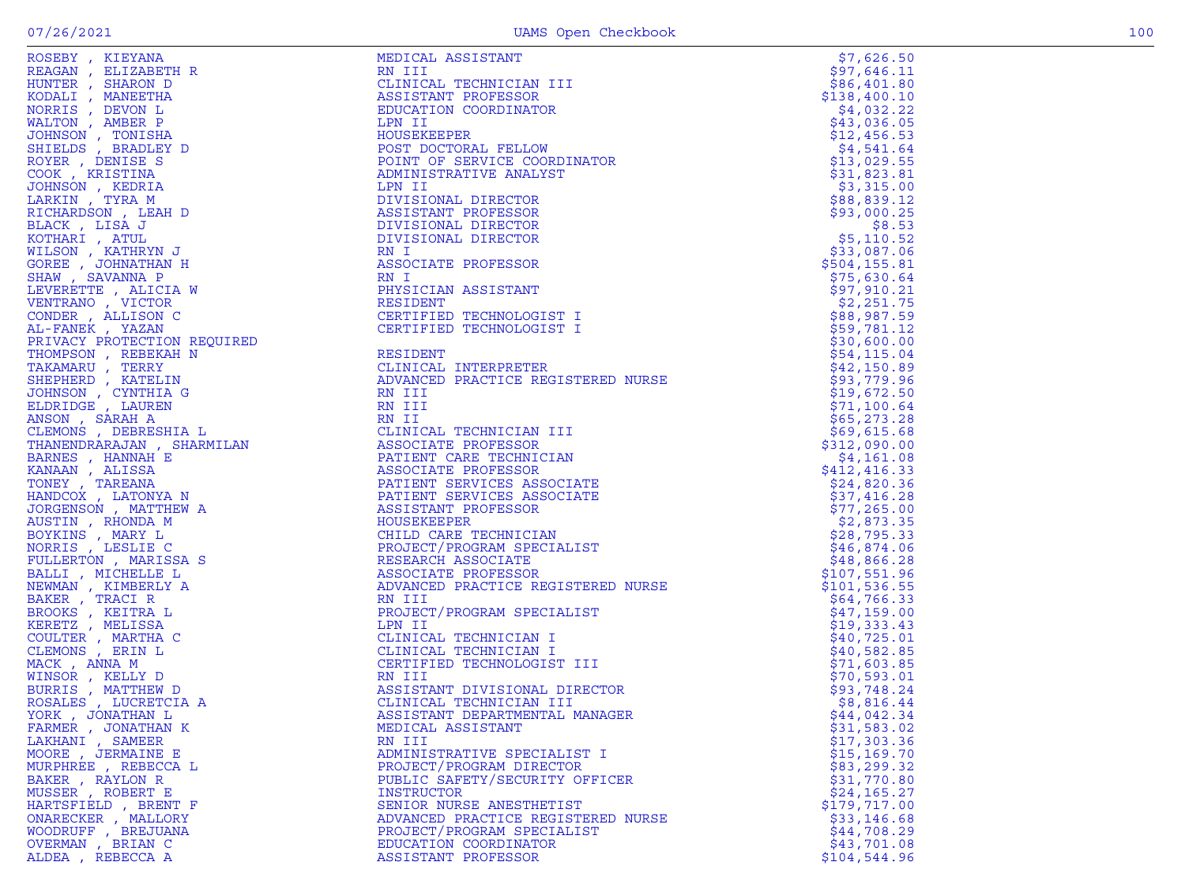| Name | Title | Amount |
|---|---|---|
| ROSEBY , KIEYANA | MEDICAL ASSISTANT | $7,626.50 |
| REAGAN , ELIZABETH R | RN III | $97,646.11 |
| HUNTER , SHARON D | CLINICAL TECHNICIAN III | $86,401.80 |
| KODALI , MANEETHA | ASSISTANT PROFESSOR | $138,400.10 |
| NORRIS , DEVON L | EDUCATION COORDINATOR | $4,032.22 |
| WALTON , AMBER P | LPN II | $43,036.05 |
| JOHNSON , TONISHA | HOUSEKEEPER | $12,456.53 |
| SHIELDS , BRADLEY D | POST DOCTORAL FELLOW | $4,541.64 |
| ROYER , DENISE S | POINT OF SERVICE COORDINATOR | $13,029.55 |
| COOK , KRISTINA | ADMINISTRATIVE ANALYST | $31,823.81 |
| JOHNSON , KEDRIA | LPN II | $3,315.00 |
| LARKIN , TYRA M | DIVISIONAL DIRECTOR | $88,839.12 |
| RICHARDSON , LEAH D | ASSISTANT PROFESSOR | $93,000.25 |
| BLACK , LISA J | DIVISIONAL DIRECTOR | $8.53 |
| KOTHARI , ATUL | DIVISIONAL DIRECTOR | $5,110.52 |
| WILSON , KATHRYN J | RN I | $33,087.06 |
| GOREE , JOHNATHAN H | ASSOCIATE PROFESSOR | $504,155.81 |
| SHAW , SAVANNA P | RN I | $75,630.64 |
| LEVERETTE , ALICIA W | PHYSICIAN ASSISTANT | $97,910.21 |
| VENTRANO , VICTOR | RESIDENT | $2,251.75 |
| CONDER , ALLISON C | CERTIFIED TECHNOLOGIST I | $88,987.59 |
| AL-FANEK , YAZAN | CERTIFIED TECHNOLOGIST I | $59,781.12 |
| PRIVACY PROTECTION REQUIRED | | $30,600.00 |
| THOMPSON , REBEKAH N | RESIDENT | $54,115.04 |
| TAKAMARU , TERRY | CLINICAL INTERPRETER | $42,150.89 |
| SHEPHERD , KATELIN | ADVANCED PRACTICE REGISTERED NURSE | $93,779.96 |
| JOHNSON , CYNTHIA G | RN III | $19,672.50 |
| ELDRIDGE , LAUREN | RN III | $71,100.64 |
| ANSON , SARAH A | RN II | $65,273.28 |
| CLEMONS , DEBRESHIA L | CLINICAL TECHNICIAN III | $69,615.68 |
| THANENDRARAJAN , SHARMILAN | ASSOCIATE PROFESSOR | $312,090.00 |
| BARNES , HANNAH E | PATIENT CARE TECHNICIAN | $4,161.08 |
| KANAAN , ALISSA | ASSOCIATE PROFESSOR | $412,416.33 |
| TONEY , TAREANA | PATIENT SERVICES ASSOCIATE | $24,820.36 |
| HANDCOX , LATONYA N | PATIENT SERVICES ASSOCIATE | $37,416.28 |
| JORGENSON , MATTHEW A | ASSISTANT PROFESSOR | $77,265.00 |
| AUSTIN , RHONDA M | HOUSEKEEPER | $2,873.35 |
| BOYKINS , MARY L | CHILD CARE TECHNICIAN | $28,795.33 |
| NORRIS , LESLIE C | PROJECT/PROGRAM SPECIALIST | $46,874.06 |
| FULLERTON , MARISSA S | RESEARCH ASSOCIATE | $48,866.28 |
| BALLI , MICHELLE L | ASSOCIATE PROFESSOR | $107,551.96 |
| NEWMAN , KIMBERLY A | ADVANCED PRACTICE REGISTERED NURSE | $101,536.55 |
| BAKER , TRACI R | RN III | $64,766.33 |
| BROOKS , KEITRA L | PROJECT/PROGRAM SPECIALIST | $47,159.00 |
| KERETZ , MELISSA | LPN II | $19,333.43 |
| COULTER , MARTHA C | CLINICAL TECHNICIAN I | $40,725.01 |
| CLEMONS , ERIN L | CLINICAL TECHNICIAN I | $40,582.85 |
| MACK , ANNA M | CERTIFIED TECHNOLOGIST III | $71,603.85 |
| WINSOR , KELLY D | RN III | $70,593.01 |
| BURRIS , MATTHEW D | ASSISTANT DIVISIONAL DIRECTOR | $93,748.24 |
| ROSALES , LUCRETCIA A | CLINICAL TECHNICIAN III | $8,816.44 |
| YORK , JONATHAN L | ASSISTANT DEPARTMENTAL MANAGER | $44,042.34 |
| FARMER , JONATHAN K | MEDICAL ASSISTANT | $31,583.02 |
| LAKHANI , SAMEER | RN III | $17,303.36 |
| MOORE , JERMAINE E | ADMINISTRATIVE SPECIALIST I | $15,169.70 |
| MURPHREE , REBECCA L | PROJECT/PROGRAM DIRECTOR | $83,299.32 |
| BAKER , RAYLON R | PUBLIC SAFETY/SECURITY OFFICER | $31,770.80 |
| MUSSER , ROBERT E | INSTRUCTOR | $24,165.27 |
| HARTSFIELD , BRENT F | SENIOR NURSE ANESTHETIST | $179,717.00 |
| ONARECKER , MALLORY | ADVANCED PRACTICE REGISTERED NURSE | $33,146.68 |
| WOODRUFF , BREJUANA | PROJECT/PROGRAM SPECIALIST | $44,708.29 |
| OVERMAN , BRIAN C | EDUCATION COORDINATOR | $43,701.08 |
| ALDEA , REBECCA A | ASSISTANT PROFESSOR | $104,544.96 |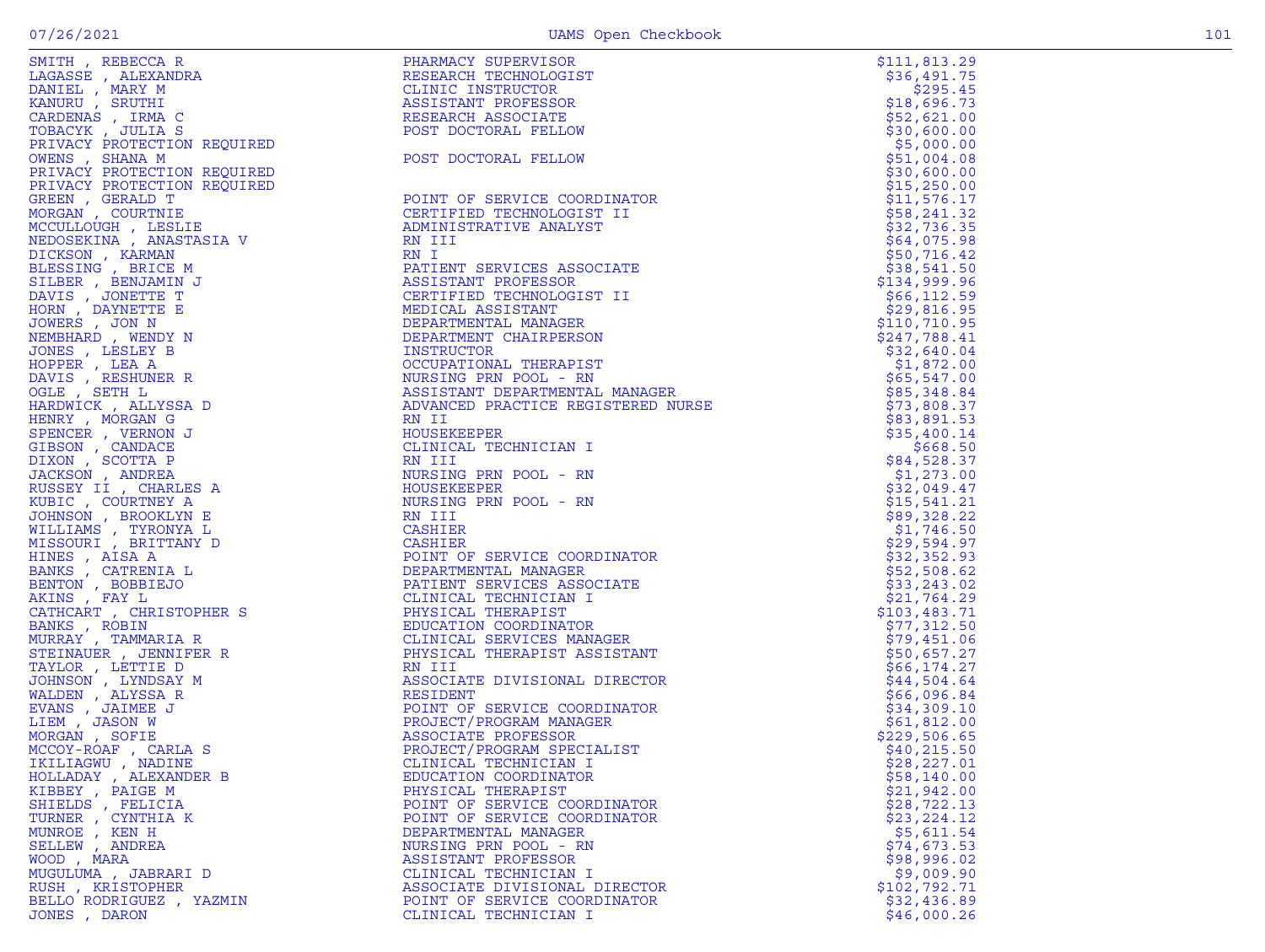| | | |
|---|---|---|
| SMITH , REBECCA R | PHARMACY SUPERVISOR | $111,813.29 |
| LAGASSE , ALEXANDRA | RESEARCH TECHNOLOGIST | $36,491.75 |
| DANIEL , MARY M | CLINIC INSTRUCTOR | $295.45 |
| KANURU , SRUTHI | ASSISTANT PROFESSOR | $18,696.73 |
| CARDENAS , IRMA C | RESEARCH ASSOCIATE | $52,621.00 |
| TOBACYK , JULIA S | POST DOCTORAL FELLOW | $30,600.00 |
| PRIVACY PROTECTION REQUIRED | | $5,000.00 |
| OWENS , SHANA M | POST DOCTORAL FELLOW | $51,004.08 |
| PRIVACY PROTECTION REQUIRED | | $30,600.00 |
| PRIVACY PROTECTION REQUIRED | | $15,250.00 |
| GREEN , GERALD T | POINT OF SERVICE COORDINATOR | $11,576.17 |
| MORGAN , COURTNIE | CERTIFIED TECHNOLOGIST II | $58,241.32 |
| MCCULLOUGH , LESLIE | ADMINISTRATIVE ANALYST | $32,736.35 |
| NEDOSEKINA , ANASTASIA V | RN III | $64,075.98 |
| DICKSON , KARMAN | RN I | $50,716.42 |
| BLESSING , BRICE M | PATIENT SERVICES ASSOCIATE | $38,541.50 |
| SILBER , BENJAMIN J | ASSISTANT PROFESSOR | $134,999.96 |
| DAVIS , JONETTE T | CERTIFIED TECHNOLOGIST II | $66,112.59 |
| HORN , DAYNETTE E | MEDICAL ASSISTANT | $29,816.95 |
| JOWERS , JON N | DEPARTMENTAL MANAGER | $110,710.95 |
| NEMBHARD , WENDY N | DEPARTMENT CHAIRPERSON | $247,788.41 |
| JONES , LESLEY B | INSTRUCTOR | $32,640.04 |
| HOPPER , LEA A | OCCUPATIONAL THERAPIST | $1,872.00 |
| DAVIS , RESHUNER R | NURSING PRN POOL - RN | $65,547.00 |
| OGLE , SETH L | ASSISTANT DEPARTMENTAL MANAGER | $85,348.84 |
| HARDWICK , ALLYSSA D | ADVANCED PRACTICE REGISTERED NURSE | $73,808.37 |
| HENRY , MORGAN G | RN II | $83,891.53 |
| SPENCER , VERNON J | HOUSEKEEPER | $35,400.14 |
| GIBSON , CANDACE | CLINICAL TECHNICIAN I | $668.50 |
| DIXON , SCOTTA P | RN III | $84,528.37 |
| JACKSON , ANDREA | NURSING PRN POOL - RN | $1,273.00 |
| RUSSEY II , CHARLES A | HOUSEKEEPER | $32,049.47 |
| KUBIC , COURTNEY A | NURSING PRN POOL - RN | $15,541.21 |
| JOHNSON , BROOKLYN E | RN III | $89,328.22 |
| WILLIAMS , TYRONYA L | CASHIER | $1,746.50 |
| MISSOURI , BRITTANY D | CASHIER | $29,594.97 |
| HINES , AISA A | POINT OF SERVICE COORDINATOR | $32,352.93 |
| BANKS , CATRENIA L | DEPARTMENTAL MANAGER | $52,508.62 |
| BENTON , BOBBIEJO | PATIENT SERVICES ASSOCIATE | $33,243.02 |
| AKINS , FAY L | CLINICAL TECHNICIAN I | $21,764.29 |
| CATHCART , CHRISTOPHER S | PHYSICAL THERAPIST | $103,483.71 |
| BANKS , ROBIN | EDUCATION COORDINATOR | $77,312.50 |
| MURRAY , TAMMARIA R | CLINICAL SERVICES MANAGER | $79,451.06 |
| STEINAUER , JENNIFER R | PHYSICAL THERAPIST ASSISTANT | $50,657.27 |
| TAYLOR , LETTIE D | RN III | $66,174.27 |
| JOHNSON , LYNDSAY M | ASSOCIATE DIVISIONAL DIRECTOR | $44,504.64 |
| WALDEN , ALYSSA R | RESIDENT | $66,096.84 |
| EVANS , JAIMEE J | POINT OF SERVICE COORDINATOR | $34,309.10 |
| LIEM , JASON W | PROJECT/PROGRAM MANAGER | $61,812.00 |
| MORGAN , SOFIE | ASSOCIATE PROFESSOR | $229,506.65 |
| MCCOY-ROAF , CARLA S | PROJECT/PROGRAM SPECIALIST | $40,215.50 |
| IKILIAGWU , NADINE | CLINICAL TECHNICIAN I | $28,227.01 |
| HOLLADAY , ALEXANDER B | EDUCATION COORDINATOR | $58,140.00 |
| KIBBEY , PAIGE M | PHYSICAL THERAPIST | $21,942.00 |
| SHIELDS , FELICIA | POINT OF SERVICE COORDINATOR | $28,722.13 |
| TURNER , CYNTHIA K | POINT OF SERVICE COORDINATOR | $23,224.12 |
| MUNROE , KEN H | DEPARTMENTAL MANAGER | $5,611.54 |
| SELLEW , ANDREA | NURSING PRN POOL - RN | $74,673.53 |
| WOOD , MARA | ASSISTANT PROFESSOR | $98,996.02 |
| MUGULUMA , JABRARI D | CLINICAL TECHNICIAN I | $9,009.90 |
| RUSH , KRISTOPHER | ASSOCIATE DIVISIONAL DIRECTOR | $102,792.71 |
| BELLO RODRIGUEZ , YAZMIN | POINT OF SERVICE COORDINATOR | $32,436.89 |
| JONES , DARON | CLINICAL TECHNICIAN I | $46,000.26 |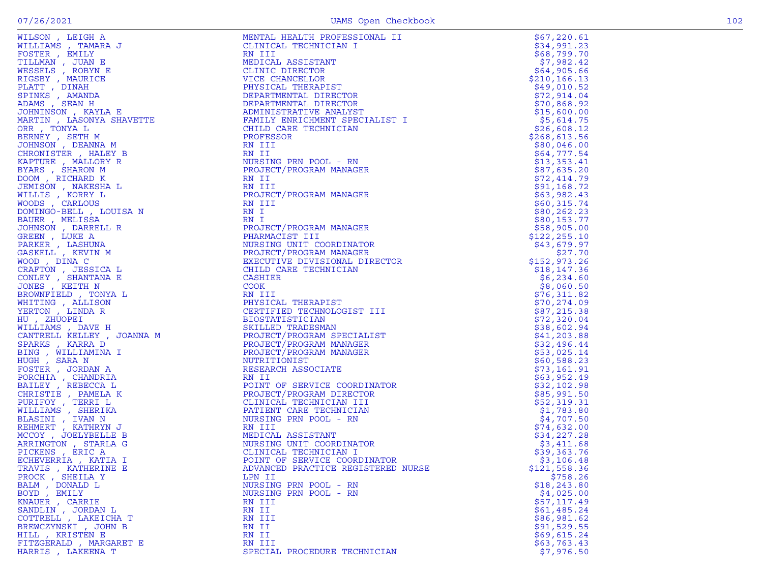| Name | Title | Amount |
|---|---|---|
| WILSON , LEIGH A | MENTAL HEALTH PROFESSIONAL II | $67,220.61 |
| WILLIAMS , TAMARA J | CLINICAL TECHNICIAN I | $34,991.23 |
| FOSTER , EMILY | RN III | $68,799.70 |
| TILLMAN , JUAN E | MEDICAL ASSISTANT | $7,982.42 |
| WESSELS , ROBYN E | CLINIC DIRECTOR | $64,905.66 |
| RIGSBY , MAURICE | VICE CHANCELLOR | $210,166.13 |
| PLATT , DINAH | PHYSICAL THERAPIST | $49,010.52 |
| SPINKS , AMANDA | DEPARTMENTAL DIRECTOR | $72,914.04 |
| ADAMS , SEAN H | DEPARTMENTAL DIRECTOR | $70,868.92 |
| JOHNINSON , KAYLA E | ADMINISTRATIVE ANALYST | $15,600.00 |
| MARTIN , LASONYA SHAVETTE | FAMILY ENRICHMENT SPECIALIST I | $5,614.75 |
| ORR , TONYA L | CHILD CARE TECHNICIAN | $26,608.12 |
| BERNEY , SETH M | PROFESSOR | $268,613.56 |
| JOHNSON , DEANNA M | RN III | $80,046.00 |
| CHRONISTER , HALEY B | RN II | $64,777.54 |
| KAPTURE , MALLORY R | NURSING PRN POOL - RN | $13,353.41 |
| BYARS , SHARON M | PROJECT/PROGRAM MANAGER | $87,635.20 |
| DOOM , RICHARD K | RN II | $72,414.79 |
| JEMISON , NAKESHA L | RN III | $91,168.72 |
| WILLIS , KORRY L | PROJECT/PROGRAM MANAGER | $63,982.43 |
| WOODS , CARLOUS | RN III | $60,315.74 |
| DOMINGO-BELL , LOUISA N | RN I | $80,262.23 |
| BAUER , MELISSA | RN I | $80,153.77 |
| JOHNSON , DARRELL R | PROJECT/PROGRAM MANAGER | $58,905.00 |
| GREEN , LUKE A | PHARMACIST III | $122,255.10 |
| PARKER , LASHUNA | NURSING UNIT COORDINATOR | $43,679.97 |
| GASKELL , KEVIN M | PROJECT/PROGRAM MANAGER | $27.70 |
| WOOD , DINA C | EXECUTIVE DIVISIONAL DIRECTOR | $152,973.26 |
| CRAFTON , JESSICA L | CHILD CARE TECHNICIAN | $18,147.36 |
| CONLEY , SHANTANA E | CASHIER | $6,234.60 |
| JONES , KEITH N | COOK | $8,060.50 |
| BROWNFIELD , TONYA L | RN III | $76,311.82 |
| WHITING , ALLISON | PHYSICAL THERAPIST | $70,274.09 |
| YERTON , LINDA R | CERTIFIED TECHNOLOGIST III | $87,215.38 |
| HU , ZHUOPEI | BIOSTATISTICIAN | $72,320.04 |
| WILLIAMS , DAVE H | SKILLED TRADESMAN | $38,602.94 |
| CANTRELL KELLEY , JOANNA M | PROJECT/PROGRAM SPECIALIST | $41,203.88 |
| SPARKS , KARRA D | PROJECT/PROGRAM MANAGER | $32,496.44 |
| BING , WILLIAMINA I | PROJECT/PROGRAM MANAGER | $53,025.14 |
| HUGH , SARA N | NUTRITIONIST | $60,588.23 |
| FOSTER , JORDAN A | RESEARCH ASSOCIATE | $73,161.91 |
| PORCHIA , CHANDRIA | RN II | $63,952.49 |
| BAILEY , REBECCA L | POINT OF SERVICE COORDINATOR | $32,102.98 |
| CHRISTIE , PAMELA K | PROJECT/PROGRAM DIRECTOR | $85,991.50 |
| PURIFOY , TERRI L | CLINICAL TECHNICIAN III | $52,319.31 |
| WILLIAMS , SHERIKA | PATIENT CARE TECHNICIAN | $1,783.80 |
| BLASINI , IVAN N | NURSING PRN POOL - RN | $4,707.50 |
| REHMERT , KATHRYN J | RN III | $74,632.00 |
| MCCOY , JOELYBELLE B | MEDICAL ASSISTANT | $34,227.28 |
| ARRINGTON , STARLA G | NURSING UNIT COORDINATOR | $3,411.68 |
| PICKENS , ERIC A | CLINICAL TECHNICIAN I | $39,363.76 |
| ECHEVERRIA , KATIA I | POINT OF SERVICE COORDINATOR | $3,106.48 |
| TRAVIS , KATHERINE E | ADVANCED PRACTICE REGISTERED NURSE | $121,558.36 |
| PROCK , SHEILA Y | LPN II | $758.26 |
| BALM , DONALD L | NURSING PRN POOL - RN | $18,243.80 |
| BOYD , EMILY | NURSING PRN POOL - RN | $4,025.00 |
| KNAUER , CARRIE | RN III | $57,117.49 |
| SANDLIN , JORDAN L | RN II | $61,485.24 |
| COTTRELL , LAKEICHA T | RN III | $86,981.62 |
| BREWCZYNSKI , JOHN B | RN II | $91,529.55 |
| HILL , KRISTEN E | RN II | $69,615.24 |
| FITZGERALD , MARGARET E | RN III | $63,763.43 |
| HARRIS , LAKEENA T | SPECIAL PROCEDURE TECHNICIAN | $7,976.50 |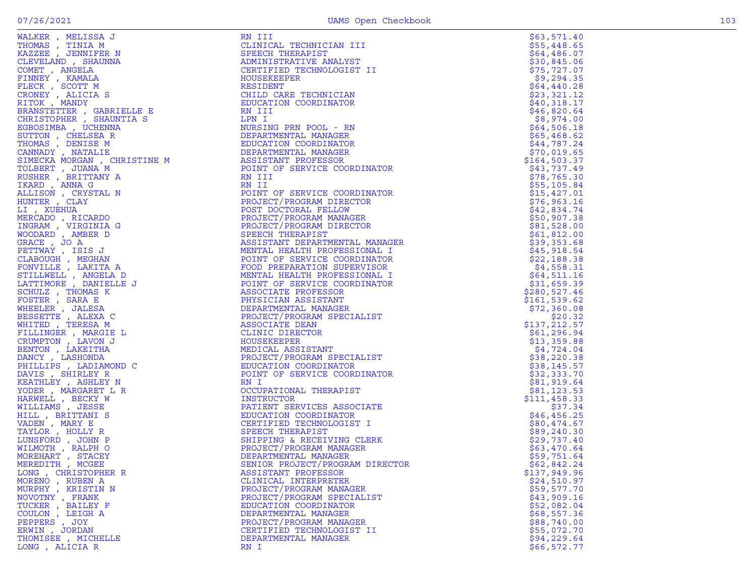| Name | Title | Amount |
|---|---|---|
| WALKER , MELISSA J | RN III | $63,571.40 |
| THOMAS , TINIA M | CLINICAL TECHNICIAN III | $55,448.65 |
| KAZZEE , JENNIFER N | SPEECH THERAPIST | $64,486.07 |
| CLEVELAND , SHAUNNA | ADMINISTRATIVE ANALYST | $30,845.06 |
| COMET , ANGELA | CERTIFIED TECHNOLOGIST II | $75,727.07 |
| FINNEY , KAMALA | HOUSEKEEPER | $9,294.35 |
| FLECK , SCOTT M | RESIDENT | $64,440.28 |
| CRONEY , ALICIA S | CHILD CARE TECHNICIAN | $23,321.12 |
| RITOK , MANDY | EDUCATION COORDINATOR | $40,318.17 |
| BRANSTETTER , GABRIELLE E | RN III | $46,820.64 |
| CHRISTOPHER , SHAUNTIA S | LPN I | $8,974.00 |
| EGBOSIMBA , UCHENNA | NURSING PRN POOL - RN | $64,506.18 |
| SUTTON , CHELSEA R | DEPARTMENTAL MANAGER | $65,468.62 |
| THOMAS , DENISE M | EDUCATION COORDINATOR | $44,787.24 |
| CANNADY , NATALIE | DEPARTMENTAL MANAGER | $70,019.65 |
| SIMECKA MORGAN , CHRISTINE M | ASSISTANT PROFESSOR | $164,503.37 |
| TOLBERT , JUANA M | POINT OF SERVICE COORDINATOR | $43,737.49 |
| RUSHER , BRITTANY A | RN III | $78,765.30 |
| IKARD , ANNA G | RN II | $55,105.84 |
| ALLISON , CRYSTAL N | POINT OF SERVICE COORDINATOR | $15,427.01 |
| HUNTER , CLAY | PROJECT/PROGRAM DIRECTOR | $76,963.16 |
| LI , XUEHUA | POST DOCTORAL FELLOW | $42,834.74 |
| MERCADO , RICARDO | PROJECT/PROGRAM MANAGER | $50,907.38 |
| INGRAM , VIRGINIA G | PROJECT/PROGRAM DIRECTOR | $81,528.00 |
| WOODARD , AMBER D | SPEECH THERAPIST | $61,812.00 |
| GRACE , JO A | ASSISTANT DEPARTMENTAL MANAGER | $39,353.68 |
| PETTWAY , ISIS J | MENTAL HEALTH PROFESSIONAL I | $45,918.54 |
| CLABOUGH , MEGHAN | POINT OF SERVICE COORDINATOR | $22,188.38 |
| FONVILLE , LAKITA A | FOOD PREPARATION SUPERVISOR | $4,558.31 |
| STILLWELL , ANGELA D | MENTAL HEALTH PROFESSIONAL I | $64,511.16 |
| LATTIMORE , DANIELLE J | POINT OF SERVICE COORDINATOR | $31,659.39 |
| SCHULZ , THOMAS K | ASSOCIATE PROFESSOR | $280,527.46 |
| FOSTER , SARA E | PHYSICIAN ASSISTANT | $161,539.62 |
| WHEELER , JALESA | DEPARTMENTAL MANAGER | $72,360.08 |
| BESSETTE , ALEXA C | PROJECT/PROGRAM SPECIALIST | $20.32 |
| WHITED , TERESA M | ASSOCIATE DEAN | $137,212.57 |
| FILLINGER , MARGIE L | CLINIC DIRECTOR | $61,296.94 |
| CRUMPTON , LAVON J | HOUSEKEEPER | $13,359.88 |
| BENTON , LAKEITHA | MEDICAL ASSISTANT | $4,724.04 |
| DANCY , LASHONDA | PROJECT/PROGRAM SPECIALIST | $38,220.38 |
| PHILLIPS , LADIAMOND C | EDUCATION COORDINATOR | $38,145.57 |
| DAVIS , SHIRLEY R | POINT OF SERVICE COORDINATOR | $32,333.70 |
| KEATHLEY , ASHLEY N | RN I | $81,919.64 |
| YODER , MARGARET L R | OCCUPATIONAL THERAPIST | $81,123.53 |
| HARWELL , BECKY W | INSTRUCTOR | $111,458.33 |
| WILLIAMS , JESSE | PATIENT SERVICES ASSOCIATE | $37.34 |
| HILL , BRITTANI S | EDUCATION COORDINATOR | $46,456.25 |
| VADEN , MARY E | CERTIFIED TECHNOLOGIST I | $80,474.67 |
| TAYLOR , HOLLY R | SPEECH THERAPIST | $89,240.30 |
| LUNSFORD , JOHN P | SHIPPING & RECEIVING CLERK | $29,737.40 |
| WILMOTH , RALPH O | PROJECT/PROGRAM MANAGER | $63,470.64 |
| MOREHART , STACEY | DEPARTMENTAL MANAGER | $59,751.64 |
| MEREDITH , MCGEE | SENIOR PROJECT/PROGRAM DIRECTOR | $62,842.24 |
| LONG , CHRISTOPHER R | ASSISTANT PROFESSOR | $137,949.96 |
| MORENO , RUBEN A | CLINICAL INTERPRETER | $24,510.97 |
| MURPHY , KRISTIN N | PROJECT/PROGRAM MANAGER | $59,577.70 |
| NOVOTNY , FRANK | PROJECT/PROGRAM SPECIALIST | $43,909.16 |
| TUCKER , BAILEY F | EDUCATION COORDINATOR | $52,082.04 |
| COULON , LEIGH A | DEPARTMENTAL MANAGER | $68,557.36 |
| PEPPERS , JOY | PROJECT/PROGRAM MANAGER | $88,740.00 |
| ERWIN , JORDAN | CERTIFIED TECHNOLOGIST II | $55,072.70 |
| THOMISEE , MICHELLE | DEPARTMENTAL MANAGER | $94,229.64 |
| LONG , ALICIA R | RN I | $66,572.77 |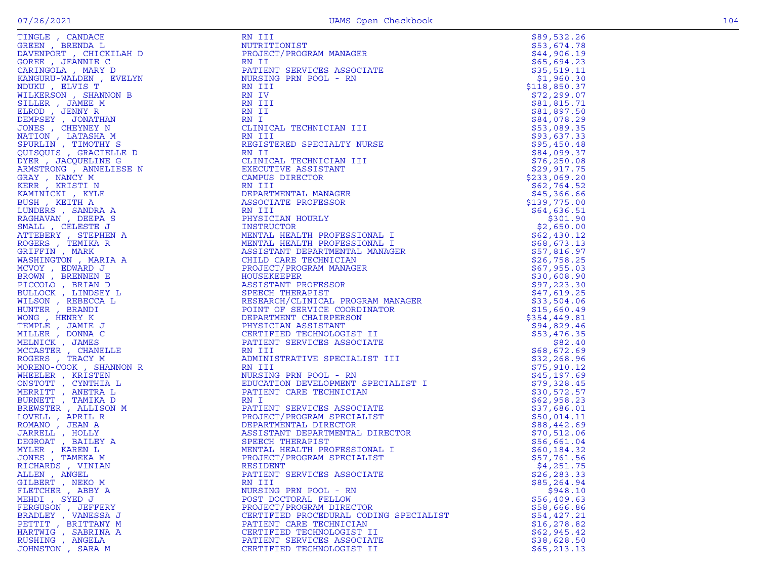| Name | Title | Amount |
|---|---|---|
| TINGLE , CANDACE | RN III | $89,532.26 |
| GREEN , BRENDA L | NUTRITIONIST | $53,674.78 |
| DAVENPORT , CHICKILAH D | PROJECT/PROGRAM MANAGER | $44,906.19 |
| GOREE , JEANNIE C | RN II | $65,694.23 |
| CARINGOLA , MARY D | PATIENT SERVICES ASSOCIATE | $35,519.11 |
| KANGURU-WALDEN , EVELYN | NURSING PRN POOL - RN | $1,960.30 |
| NDUKU , ELVIS T | RN III | $118,850.37 |
| WILKERSON , SHANNON B | RN IV | $72,299.07 |
| SILLER , JAMEE M | RN III | $81,815.71 |
| ELROD , JENNY R | RN II | $81,897.50 |
| DEMPSEY , JONATHAN | RN I | $84,078.29 |
| JONES , CHEYNEY N | CLINICAL TECHNICIAN III | $53,089.35 |
| NATION , LATASHA M | RN III | $93,637.33 |
| SPURLIN , TIMOTHY S | REGISTERED SPECIALTY NURSE | $95,450.48 |
| QUISQUIS , GRACIELLE D | RN II | $84,099.37 |
| DYER , JACQUELINE G | CLINICAL TECHNICIAN III | $76,250.08 |
| ARMSTRONG , ANNELIESE N | EXECUTIVE ASSISTANT | $29,917.75 |
| GRAY , NANCY M | CAMPUS DIRECTOR | $233,069.20 |
| KERR , KRISTI N | RN III | $62,764.52 |
| KAMINICKI , KYLE | DEPARTMENTAL MANAGER | $45,366.66 |
| BUSH , KEITH A | ASSOCIATE PROFESSOR | $139,775.00 |
| LUNDERS , SANDRA A | RN III | $64,636.51 |
| RAGHAVAN , DEEPA S | PHYSICIAN HOURLY | $301.90 |
| SMALL , CELESTE J | INSTRUCTOR | $2,650.00 |
| ATTEBERY , STEPHEN A | MENTAL HEALTH PROFESSIONAL I | $62,430.12 |
| ROGERS , TEMIKA R | MENTAL HEALTH PROFESSIONAL I | $68,673.13 |
| GRIFFIN , MARK | ASSISTANT DEPARTMENTAL MANAGER | $57,816.97 |
| WASHINGTON , MARIA A | CHILD CARE TECHNICIAN | $26,758.25 |
| MCVOY , EDWARD J | PROJECT/PROGRAM MANAGER | $67,955.03 |
| BROWN , BRENNEN E | HOUSEKEEPER | $30,608.90 |
| PICCOLO , BRIAN D | ASSISTANT PROFESSOR | $97,223.30 |
| BULLOCK , LINDSEY L | SPEECH THERAPIST | $47,619.25 |
| WILSON , REBECCA L | RESEARCH/CLINICAL PROGRAM MANAGER | $33,504.06 |
| HUNTER , BRANDI | POINT OF SERVICE COORDINATOR | $15,660.49 |
| WONG , HENRY K | DEPARTMENT CHAIRPERSON | $354,449.81 |
| TEMPLE , JAMIE J | PHYSICIAN ASSISTANT | $94,829.46 |
| MILLER , DONNA C | CERTIFIED TECHNOLOGIST II | $53,476.35 |
| MELNICK , JAMES | PATIENT SERVICES ASSOCIATE | $82.40 |
| MCCASTER , CHANELLE | RN III | $68,672.69 |
| ROGERS , TRACY M | ADMINISTRATIVE SPECIALIST III | $32,268.96 |
| MORENO-COOK , SHANNON R | RN III | $75,910.12 |
| WHEELER , KRISTEN | NURSING PRN POOL - RN | $45,197.69 |
| ONSTOTT , CYNTHIA L | EDUCATION DEVELOPMENT SPECIALIST I | $79,328.45 |
| MERRITT , ANETRA L | PATIENT CARE TECHNICIAN | $30,572.57 |
| BURNETT , TAMIKA D | RN I | $62,958.23 |
| BREWSTER , ALLISON M | PATIENT SERVICES ASSOCIATE | $37,686.01 |
| LOVELL , APRIL R | PROJECT/PROGRAM SPECIALIST | $50,014.11 |
| ROMANO , JEAN A | DEPARTMENTAL DIRECTOR | $88,442.69 |
| JARRELL , HOLLY | ASSISTANT DEPARTMENTAL DIRECTOR | $70,512.06 |
| DEGROAT , BAILEY A | SPEECH THERAPIST | $56,661.04 |
| MYLER , KAREN L | MENTAL HEALTH PROFESSIONAL I | $60,184.32 |
| JONES , TAMEKA M | PROJECT/PROGRAM SPECIALIST | $57,761.56 |
| RICHARDS , VINIAN | RESIDENT | $4,251.75 |
| ALLEN , ANGEL | PATIENT SERVICES ASSOCIATE | $26,283.33 |
| GILBERT , NEKO M | RN III | $85,264.94 |
| FLETCHER , ABBY A | NURSING PRN POOL - RN | $948.10 |
| MEHDI , SYED J | POST DOCTORAL FELLOW | $56,409.63 |
| FERGUSON , JEFFERY | PROJECT/PROGRAM DIRECTOR | $58,666.86 |
| BRADLEY , VANESSA J | CERTIFIED PROCEDURAL CODING SPECIALIST | $54,427.21 |
| PETTIT , BRITTANY M | PATIENT CARE TECHNICIAN | $16,278.82 |
| HARTWIG , SABRINA A | CERTIFIED TECHNOLOGIST II | $62,945.42 |
| RUSHING , ANGELA | PATIENT SERVICES ASSOCIATE | $38,628.50 |
| JOHNSTON , SARA M | CERTIFIED TECHNOLOGIST II | $65,213.13 |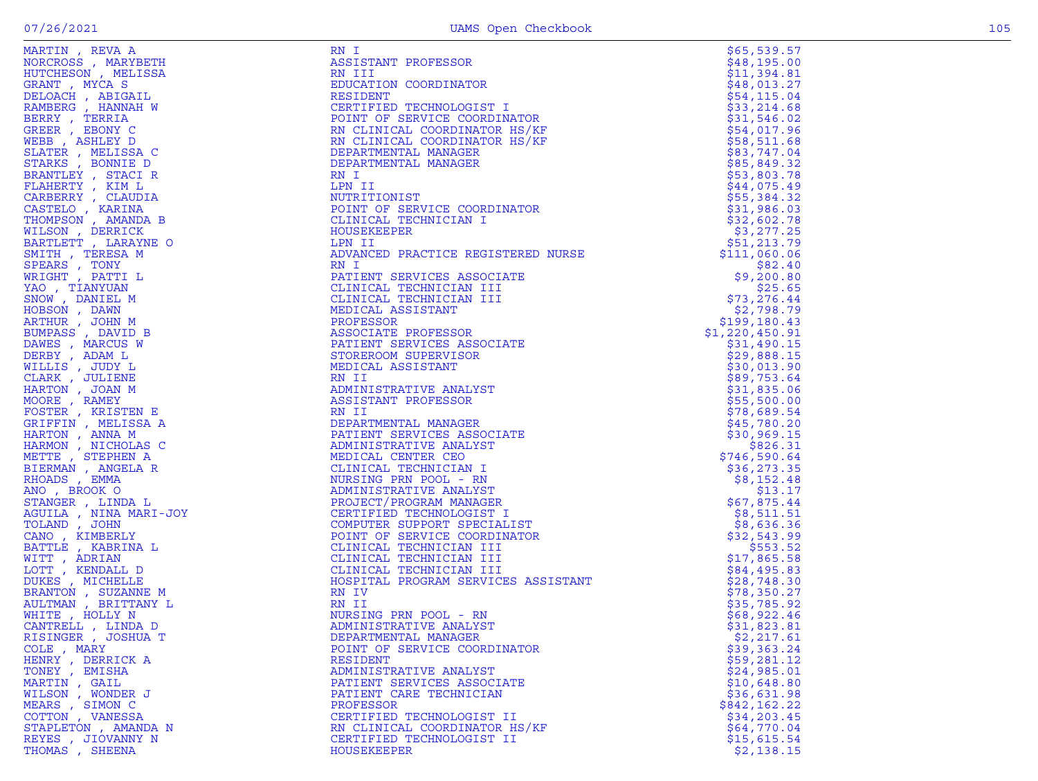| | | |
|---|---|---|
| MARTIN , REVA A | RN I | $65,539.57 |
| NORCROSS , MARYBETH | ASSISTANT PROFESSOR | $48,195.00 |
| HUTCHESON , MELISSA | RN III | $11,394.81 |
| GRANT , MYCA S | EDUCATION COORDINATOR | $48,013.27 |
| DELOACH , ABIGAIL | RESIDENT | $54,115.04 |
| RAMBERG , HANNAH W | CERTIFIED TECHNOLOGIST I | $33,214.68 |
| BERRY , TERRIA | POINT OF SERVICE COORDINATOR | $31,546.02 |
| GREER , EBONY C | RN CLINICAL COORDINATOR HS/KF | $54,017.96 |
| WEBB , ASHLEY D | RN CLINICAL COORDINATOR HS/KF | $58,511.68 |
| SLATER , MELISSA C | DEPARTMENTAL MANAGER | $83,747.04 |
| STARKS , BONNIE D | DEPARTMENTAL MANAGER | $85,849.32 |
| BRANTLEY , STACI R | RN I | $53,803.78 |
| FLAHERTY , KIM L | LPN II | $44,075.49 |
| CARBERRY , CLAUDIA | NUTRITIONIST | $55,384.32 |
| CASTELO , KARINA | POINT OF SERVICE COORDINATOR | $31,986.03 |
| THOMPSON , AMANDA B | CLINICAL TECHNICIAN I | $32,602.78 |
| WILSON , DERRICK | HOUSEKEEPER | $3,277.25 |
| BARTLETT , LARAYNE O | LPN II | $51,213.79 |
| SMITH , TERESA M | ADVANCED PRACTICE REGISTERED NURSE | $111,060.06 |
| SPEARS , TONY | RN I | $82.40 |
| WRIGHT , PATTI L | PATIENT SERVICES ASSOCIATE | $9,200.80 |
| YAO , TIANYUAN | CLINICAL TECHNICIAN III | $25.65 |
| SNOW , DANIEL M | CLINICAL TECHNICIAN III | $73,276.44 |
| HOBSON , DAWN | MEDICAL ASSISTANT | $2,798.79 |
| ARTHUR , JOHN M | PROFESSOR | $199,180.43 |
| BUMPASS , DAVID B | ASSOCIATE PROFESSOR | $1,220,450.91 |
| DAWES , MARCUS W | PATIENT SERVICES ASSOCIATE | $31,490.15 |
| DERBY , ADAM L | STOREROOM SUPERVISOR | $29,888.15 |
| WILLIS , JUDY L | MEDICAL ASSISTANT | $30,013.90 |
| CLARK , JULIENE | RN II | $89,753.64 |
| HARTON , JOAN M | ADMINISTRATIVE ANALYST | $31,835.06 |
| MOORE , RAMEY | ASSISTANT PROFESSOR | $55,500.00 |
| FOSTER , KRISTEN E | RN II | $78,689.54 |
| GRIFFIN , MELISSA A | DEPARTMENTAL MANAGER | $45,780.20 |
| HARTON , ANNA M | PATIENT SERVICES ASSOCIATE | $30,969.15 |
| HARMON , NICHOLAS C | ADMINISTRATIVE ANALYST | $826.31 |
| METTE , STEPHEN A | MEDICAL CENTER CEO | $746,590.64 |
| BIERMAN , ANGELA R | CLINICAL TECHNICIAN I | $36,273.35 |
| RHOADS , EMMA | NURSING PRN POOL - RN | $8,152.48 |
| ANO , BROOK O | ADMINISTRATIVE ANALYST | $13.17 |
| STANGER , LINDA L | PROJECT/PROGRAM MANAGER | $67,875.44 |
| AGUILA , NINA MARI-JOY | CERTIFIED TECHNOLOGIST I | $8,511.51 |
| TOLAND , JOHN | COMPUTER SUPPORT SPECIALIST | $8,636.36 |
| CANO , KIMBERLY | POINT OF SERVICE COORDINATOR | $32,543.99 |
| BATTLE , KABRINA L | CLINICAL TECHNICIAN III | $553.52 |
| WITT , ADRIAN | CLINICAL TECHNICIAN III | $17,865.58 |
| LOTT , KENDALL D | CLINICAL TECHNICIAN III | $84,495.83 |
| DUKES , MICHELLE | HOSPITAL PROGRAM SERVICES ASSISTANT | $28,748.30 |
| BRANTON , SUZANNE M | RN IV | $78,350.27 |
| AULTMAN , BRITTANY L | RN II | $35,785.92 |
| WHITE , HOLLY N | NURSING PRN POOL - RN | $68,922.46 |
| CANTRELL , LINDA D | ADMINISTRATIVE ANALYST | $31,823.81 |
| RISINGER , JOSHUA T | DEPARTMENTAL MANAGER | $2,217.61 |
| COLE , MARY | POINT OF SERVICE COORDINATOR | $39,363.24 |
| HENRY , DERRICK A | RESIDENT | $59,281.12 |
| TONEY , EMISHA | ADMINISTRATIVE ANALYST | $24,985.01 |
| MARTIN , GAIL | PATIENT SERVICES ASSOCIATE | $10,648.80 |
| WILSON , WONDER J | PATIENT CARE TECHNICIAN | $36,631.98 |
| MEARS , SIMON C | PROFESSOR | $842,162.22 |
| COTTON , VANESSA | CERTIFIED TECHNOLOGIST II | $34,203.45 |
| STAPLETON , AMANDA N | RN CLINICAL COORDINATOR HS/KF | $64,770.04 |
| REYES , JIOVANNY N | CERTIFIED TECHNOLOGIST II | $15,615.54 |
| THOMAS , SHEENA | HOUSEKEEPER | $2,138.15 |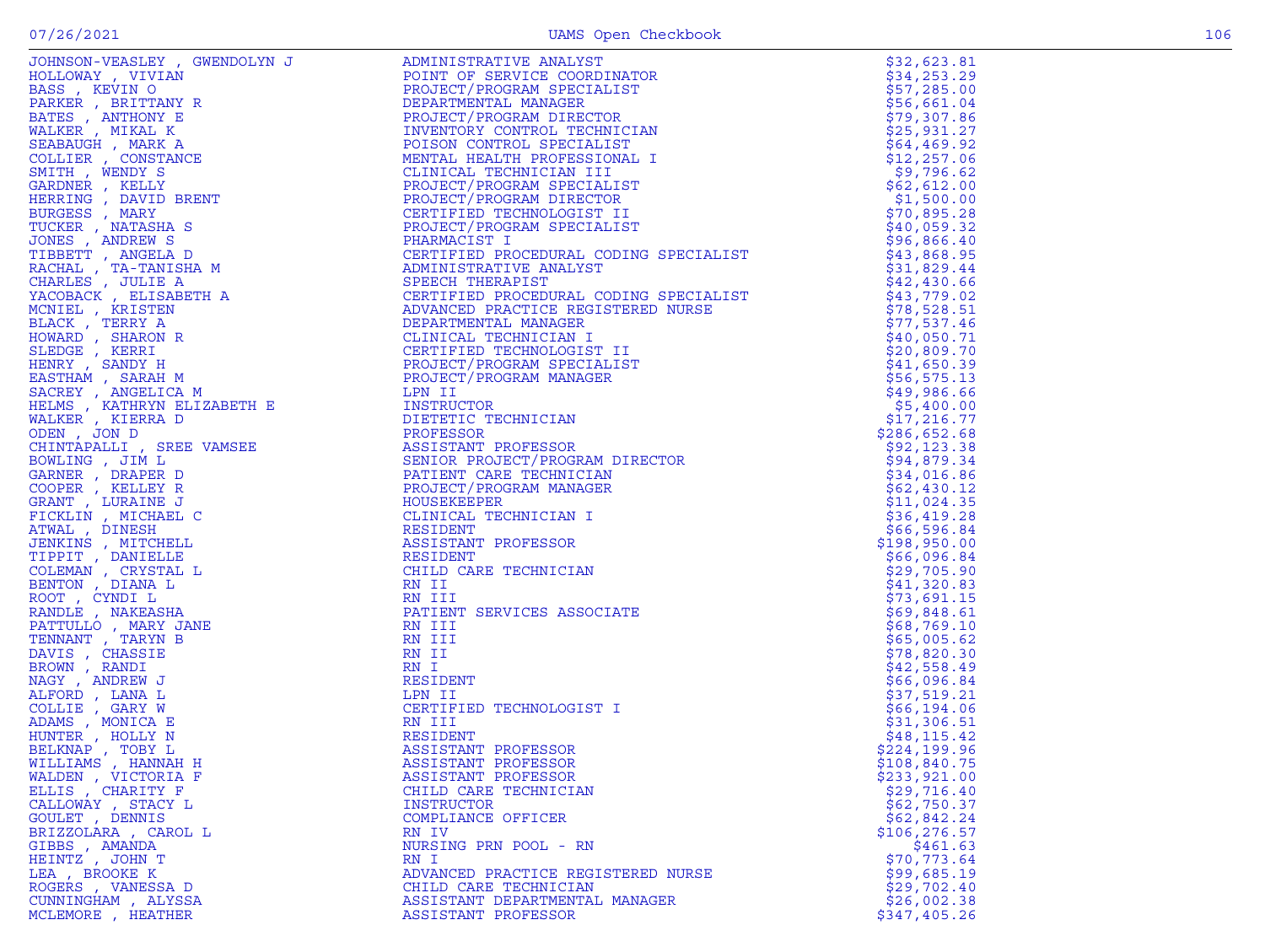| | | |
|---|---|---|
| JOHNSON-VEASLEY , GWENDOLYN J | ADMINISTRATIVE ANALYST | $32,623.81 |
| HOLLOWAY , VIVIAN | POINT OF SERVICE COORDINATOR | $34,253.29 |
| BASS , KEVIN O | PROJECT/PROGRAM SPECIALIST | $57,285.00 |
| PARKER , BRITTANY R | DEPARTMENTAL MANAGER | $56,661.04 |
| BATES , ANTHONY E | PROJECT/PROGRAM DIRECTOR | $79,307.86 |
| WALKER , MIKAL K | INVENTORY CONTROL TECHNICIAN | $25,931.27 |
| SEABAUGH , MARK A | POISON CONTROL SPECIALIST | $64,469.92 |
| COLLIER , CONSTANCE | MENTAL HEALTH PROFESSIONAL I | $12,257.06 |
| SMITH , WENDY S | CLINICAL TECHNICIAN III | $9,796.62 |
| GARDNER , KELLY | PROJECT/PROGRAM SPECIALIST | $62,612.00 |
| HERRING , DAVID BRENT | PROJECT/PROGRAM DIRECTOR | $1,500.00 |
| BURGESS , MARY | CERTIFIED TECHNOLOGIST II | $70,895.28 |
| TUCKER , NATASHA S | PROJECT/PROGRAM SPECIALIST | $40,059.32 |
| JONES , ANDREW S | PHARMACIST I | $96,866.40 |
| TIBBETT , ANGELA D | CERTIFIED PROCEDURAL CODING SPECIALIST | $43,868.95 |
| RACHAL , TA-TANISHA M | ADMINISTRATIVE ANALYST | $31,829.44 |
| CHARLES , JULIE A | SPEECH THERAPIST | $42,430.66 |
| YACOBACK , ELISABETH A | CERTIFIED PROCEDURAL CODING SPECIALIST | $43,779.02 |
| MCNIEL , KRISTEN | ADVANCED PRACTICE REGISTERED NURSE | $78,528.51 |
| BLACK , TERRY A | DEPARTMENTAL MANAGER | $77,537.46 |
| HOWARD , SHARON R | CLINICAL TECHNICIAN I | $40,050.71 |
| SLEDGE , KERRI | CERTIFIED TECHNOLOGIST II | $20,809.70 |
| HENRY , SANDY H | PROJECT/PROGRAM SPECIALIST | $41,650.39 |
| EASTHAM , SARAH M | PROJECT/PROGRAM MANAGER | $56,575.13 |
| SACREY , ANGELICA M | LPN II | $49,986.66 |
| HELMS , KATHRYN ELIZABETH E | INSTRUCTOR | $5,400.00 |
| WALKER , KIERRA D | DIETETIC TECHNICIAN | $17,216.77 |
| ODEN , JON D | PROFESSOR | $286,652.68 |
| CHINTAPALLI , SREE VAMSEE | ASSISTANT PROFESSOR | $92,123.38 |
| BOWLING , JIM L | SENIOR PROJECT/PROGRAM DIRECTOR | $94,879.34 |
| GARNER , DRAPER D | PATIENT CARE TECHNICIAN | $34,016.86 |
| COOPER , KELLEY R | PROJECT/PROGRAM MANAGER | $62,430.12 |
| GRANT , LURAINE J | HOUSEKEEPER | $11,024.35 |
| FICKLIN , MICHAEL C | CLINICAL TECHNICIAN I | $36,419.28 |
| ATWAL , DINESH | RESIDENT | $66,596.84 |
| JENKINS , MITCHELL | ASSISTANT PROFESSOR | $198,950.00 |
| TIPPIT , DANIELLE | RESIDENT | $66,096.84 |
| COLEMAN , CRYSTAL L | CHILD CARE TECHNICIAN | $29,705.90 |
| BENTON , DIANA L | RN II | $41,320.83 |
| ROOT , CYNDI L | RN III | $73,691.15 |
| RANDLE , NAKEASHA | PATIENT SERVICES ASSOCIATE | $69,848.61 |
| PATTULLO , MARY JANE | RN III | $68,769.10 |
| TENNANT , TARYN B | RN III | $65,005.62 |
| DAVIS , CHASSIE | RN II | $78,820.30 |
| BROWN , RANDI | RN I | $42,558.49 |
| NAGY , ANDREW J | RESIDENT | $66,096.84 |
| ALFORD , LANA L | LPN II | $37,519.21 |
| COLLIE , GARY W | CERTIFIED TECHNOLOGIST I | $66,194.06 |
| ADAMS , MONICA E | RN III | $31,306.51 |
| HUNTER , HOLLY N | RESIDENT | $48,115.42 |
| BELKNAP , TOBY L | ASSISTANT PROFESSOR | $224,199.96 |
| WILLIAMS , HANNAH H | ASSISTANT PROFESSOR | $108,840.75 |
| WALDEN , VICTORIA F | ASSISTANT PROFESSOR | $233,921.00 |
| ELLIS , CHARITY F | CHILD CARE TECHNICIAN | $29,716.40 |
| CALLOWAY , STACY L | INSTRUCTOR | $62,750.37 |
| GOULET , DENNIS | COMPLIANCE OFFICER | $62,842.24 |
| BRIZZOLARA , CAROL L | RN IV | $106,276.57 |
| GIBBS , AMANDA | NURSING PRN POOL - RN | $461.63 |
| HEINTZ , JOHN T | RN I | $70,773.64 |
| LEA , BROOKE K | ADVANCED PRACTICE REGISTERED NURSE | $99,685.19 |
| ROGERS , VANESSA D | CHILD CARE TECHNICIAN | $29,702.40 |
| CUNNINGHAM , ALYSSA | ASSISTANT DEPARTMENTAL MANAGER | $26,002.38 |
| MCLEMORE , HEATHER | ASSISTANT PROFESSOR | $347,405.26 |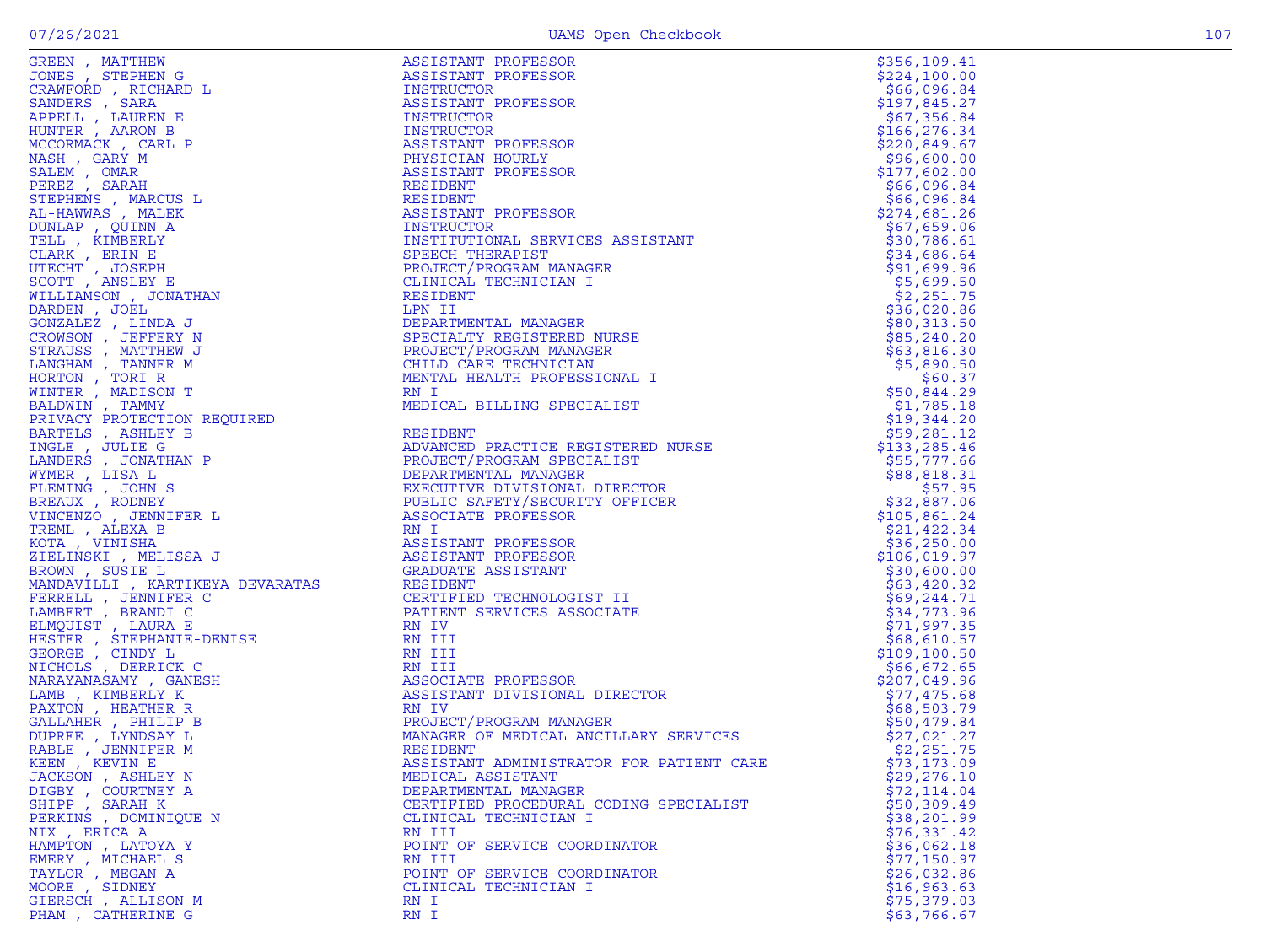| | | |
|---|---|---|
| GREEN , MATTHEW | ASSISTANT PROFESSOR | $356,109.41 |
| JONES , STEPHEN G | ASSISTANT PROFESSOR | $224,100.00 |
| CRAWFORD , RICHARD L | INSTRUCTOR | $66,096.84 |
| SANDERS , SARA | ASSISTANT PROFESSOR | $197,845.27 |
| APPELL , LAUREN E | INSTRUCTOR | $67,356.84 |
| HUNTER , AARON B | INSTRUCTOR | $166,276.34 |
| MCCORMACK , CARL P | ASSISTANT PROFESSOR | $220,849.67 |
| NASH , GARY M | PHYSICIAN HOURLY | $96,600.00 |
| SALEM , OMAR | ASSISTANT PROFESSOR | $177,602.00 |
| PEREZ , SARAH | RESIDENT | $66,096.84 |
| STEPHENS , MARCUS L | RESIDENT | $66,096.84 |
| AL-HAWWAS , MALEK | ASSISTANT PROFESSOR | $274,681.26 |
| DUNLAP , QUINN A | INSTRUCTOR | $67,659.06 |
| TELL , KIMBERLY | INSTITUTIONAL SERVICES ASSISTANT | $30,786.61 |
| CLARK , ERIN E | SPEECH THERAPIST | $34,686.64 |
| UTECHT , JOSEPH | PROJECT/PROGRAM MANAGER | $91,699.96 |
| SCOTT , ANSLEY E | CLINICAL TECHNICIAN I | $5,699.50 |
| WILLIAMSON , JONATHAN | RESIDENT | $2,251.75 |
| DARDEN , JOEL | LPN II | $36,020.86 |
| GONZALEZ , LINDA J | DEPARTMENTAL MANAGER | $80,313.50 |
| CROWSON , JEFFERY N | SPECIALTY REGISTERED NURSE | $85,240.20 |
| STRAUSS , MATTHEW J | PROJECT/PROGRAM MANAGER | $63,816.30 |
| LANGHAM , TANNER M | CHILD CARE TECHNICIAN | $5,890.50 |
| HORTON , TORI R | MENTAL HEALTH PROFESSIONAL I | $60.37 |
| WINTER , MADISON T | RN I | $50,844.29 |
| BALDWIN , TAMMY | MEDICAL BILLING SPECIALIST | $1,785.18 |
| PRIVACY PROTECTION REQUIRED | | $19,344.20 |
| BARTELS , ASHLEY B | RESIDENT | $59,281.12 |
| INGLE , JULIE G | ADVANCED PRACTICE REGISTERED NURSE | $133,285.46 |
| LANDERS , JONATHAN P | PROJECT/PROGRAM SPECIALIST | $55,777.66 |
| WYMER , LISA L | DEPARTMENTAL MANAGER | $88,818.31 |
| FLEMING , JOHN S | EXECUTIVE DIVISIONAL DIRECTOR | $57.95 |
| BREAUX , RODNEY | PUBLIC SAFETY/SECURITY OFFICER | $32,887.06 |
| VINCENZO , JENNIFER L | ASSOCIATE PROFESSOR | $105,861.24 |
| TREML , ALEXA B | RN I | $21,422.34 |
| KOTA , VINISHA | ASSISTANT PROFESSOR | $36,250.00 |
| ZIELINSKI , MELISSA J | ASSISTANT PROFESSOR | $106,019.97 |
| BROWN , SUSIE L | GRADUATE ASSISTANT | $30,600.00 |
| MANDAVILLI , KARTIKEYA DEVARATAS | RESIDENT | $63,420.32 |
| FERRELL , JENNIFER C | CERTIFIED TECHNOLOGIST II | $69,244.71 |
| LAMBERT , BRANDI C | PATIENT SERVICES ASSOCIATE | $34,773.96 |
| ELMQUIST , LAURA E | RN IV | $71,997.35 |
| HESTER , STEPHANIE-DENISE | RN III | $68,610.57 |
| GEORGE , CINDY L | RN III | $109,100.50 |
| NICHOLS , DERRICK C | RN III | $66,672.65 |
| NARAYANASAMY , GANESH | ASSOCIATE PROFESSOR | $207,049.96 |
| LAMB , KIMBERLY K | ASSISTANT DIVISIONAL DIRECTOR | $77,475.68 |
| PAXTON , HEATHER R | RN IV | $68,503.79 |
| GALLAHER , PHILIP B | PROJECT/PROGRAM MANAGER | $50,479.84 |
| DUPREE , LYNDSAY L | MANAGER OF MEDICAL ANCILLARY SERVICES | $27,021.27 |
| RABLE , JENNIFER M | RESIDENT | $2,251.75 |
| KEEN , KEVIN E | ASSISTANT ADMINISTRATOR FOR PATIENT CARE | $73,173.09 |
| JACKSON , ASHLEY N | MEDICAL ASSISTANT | $29,276.10 |
| DIGBY , COURTNEY A | DEPARTMENTAL MANAGER | $72,114.04 |
| SHIPP , SARAH K | CERTIFIED PROCEDURAL CODING SPECIALIST | $50,309.49 |
| PERKINS , DOMINIQUE N | CLINICAL TECHNICIAN I | $38,201.99 |
| NIX , ERICA A | RN III | $76,331.42 |
| HAMPTON , LATOYA Y | POINT OF SERVICE COORDINATOR | $36,062.18 |
| EMERY , MICHAEL S | RN III | $77,150.97 |
| TAYLOR , MEGAN A | POINT OF SERVICE COORDINATOR | $26,032.86 |
| MOORE , SIDNEY | CLINICAL TECHNICIAN I | $16,963.63 |
| GIERSCH , ALLISON M | RN I | $75,379.03 |
| PHAM , CATHERINE G | RN I | $63,766.67 |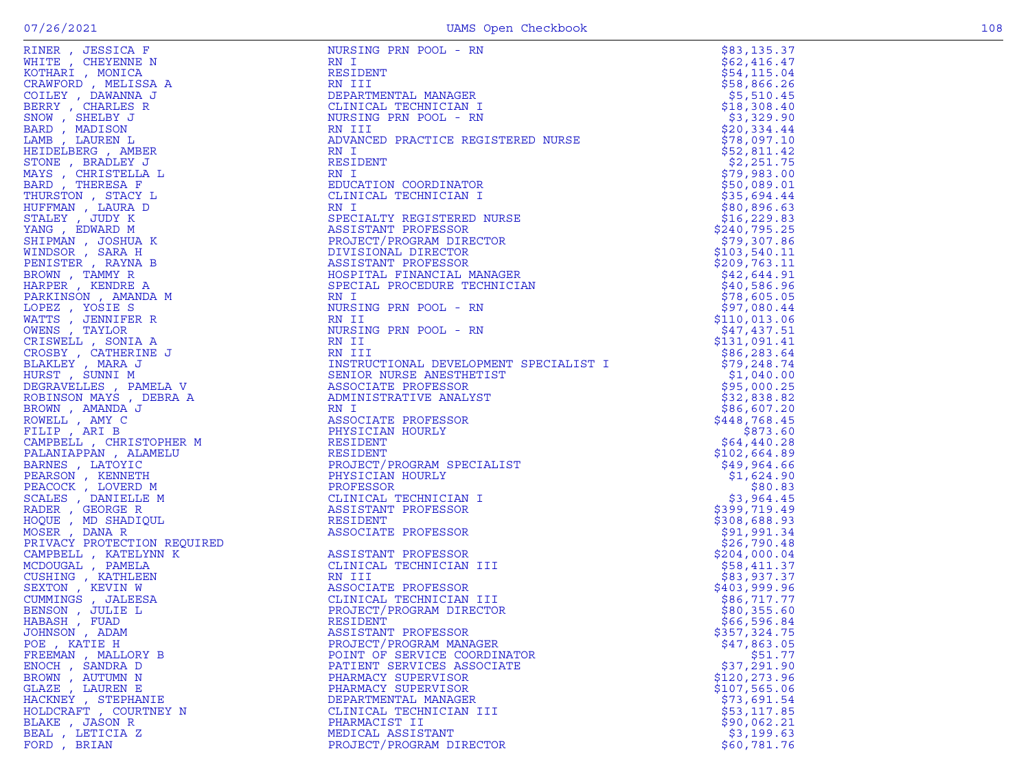| Name | Title | Amount |
|---|---|---|
| RINER , JESSICA F | NURSING PRN POOL - RN | $83,135.37 |
| WHITE , CHEYENNE N | RN I | $62,416.47 |
| KOTHARI , MONICA | RESIDENT | $54,115.04 |
| CRAWFORD , MELISSA A | RN III | $58,866.26 |
| COILEY , DAWANNA J | DEPARTMENTAL MANAGER | $5,510.45 |
| BERRY , CHARLES R | CLINICAL TECHNICIAN I | $18,308.40 |
| SNOW , SHELBY J | NURSING PRN POOL - RN | $3,329.90 |
| BARD , MADISON | RN III | $20,334.44 |
| LAMB , LAUREN L | ADVANCED PRACTICE REGISTERED NURSE | $78,097.10 |
| HEIDELBERG , AMBER | RN I | $52,811.42 |
| STONE , BRADLEY J | RESIDENT | $2,251.75 |
| MAYS , CHRISTELLA L | RN I | $79,983.00 |
| BARD , THERESA F | EDUCATION COORDINATOR | $50,089.01 |
| THURSTON , STACY L | CLINICAL TECHNICIAN I | $35,694.44 |
| HUFFMAN , LAURA D | RN I | $80,896.63 |
| STALEY , JUDY K | SPECIALTY REGISTERED NURSE | $16,229.83 |
| YANG , EDWARD M | ASSISTANT PROFESSOR | $240,795.25 |
| SHIPMAN , JOSHUA K | PROJECT/PROGRAM DIRECTOR | $79,307.86 |
| WINDSOR , SARA H | DIVISIONAL DIRECTOR | $103,540.11 |
| PENISTER , RAYNA B | ASSISTANT PROFESSOR | $209,763.11 |
| BROWN , TAMMY R | HOSPITAL FINANCIAL MANAGER | $42,644.91 |
| HARPER , KENDRE A | SPECIAL PROCEDURE TECHNICIAN | $40,586.96 |
| PARKINSON , AMANDA M | RN I | $78,605.05 |
| LOPEZ , YOSIE S | NURSING PRN POOL - RN | $97,080.44 |
| WATTS , JENNIFER R | RN II | $110,013.06 |
| OWENS , TAYLOR | NURSING PRN POOL - RN | $47,437.51 |
| CRISWELL , SONIA A | RN II | $131,091.41 |
| CROSBY , CATHERINE J | RN III | $86,283.64 |
| BLAKLEY , MARA J | INSTRUCTIONAL DEVELOPMENT SPECIALIST I | $79,248.74 |
| HURST , SUNNI M | SENIOR NURSE ANESTHETIST | $1,040.00 |
| DEGRAVELLES , PAMELA V | ASSOCIATE PROFESSOR | $95,000.25 |
| ROBINSON MAYS , DEBRA A | ADMINISTRATIVE ANALYST | $32,838.82 |
| BROWN , AMANDA J | RN I | $86,607.20 |
| ROWELL , AMY C | ASSOCIATE PROFESSOR | $448,768.45 |
| FILIP , ARI B | PHYSICIAN HOURLY | $873.60 |
| CAMPBELL , CHRISTOPHER M | RESIDENT | $64,440.28 |
| PALANIAPPAN , ALAMELU | RESIDENT | $102,664.89 |
| BARNES , LATOYIC | PROJECT/PROGRAM SPECIALIST | $49,964.66 |
| PEARSON , KENNETH | PHYSICIAN HOURLY | $1,624.90 |
| PEACOCK , LOVERD M | PROFESSOR | $80.83 |
| SCALES , DANIELLE M | CLINICAL TECHNICIAN I | $3,964.45 |
| RADER , GEORGE R | ASSISTANT PROFESSOR | $399,719.49 |
| HOQUE , MD SHADIQUL | RESIDENT | $308,688.93 |
| MOSER , DANA R | ASSOCIATE PROFESSOR | $91,991.34 |
| PRIVACY PROTECTION REQUIRED | | $26,790.48 |
| CAMPBELL , KATELYNN K | ASSISTANT PROFESSOR | $204,000.04 |
| MCDOUGAL , PAMELA | CLINICAL TECHNICIAN III | $58,411.37 |
| CUSHING , KATHLEEN | RN III | $83,937.37 |
| SEXTON , KEVIN W | ASSOCIATE PROFESSOR | $403,999.96 |
| CUMMINGS , JALEESA | CLINICAL TECHNICIAN III | $86,717.77 |
| BENSON , JULIE L | PROJECT/PROGRAM DIRECTOR | $80,355.60 |
| HABASH , FUAD | RESIDENT | $66,596.84 |
| JOHNSON , ADAM | ASSISTANT PROFESSOR | $357,324.75 |
| POE , KATIE H | PROJECT/PROGRAM MANAGER | $47,863.05 |
| FREEMAN , MALLORY B | POINT OF SERVICE COORDINATOR | $51.77 |
| ENOCH , SANDRA D | PATIENT SERVICES ASSOCIATE | $37,291.90 |
| BROWN , AUTUMN N | PHARMACY SUPERVISOR | $120,273.96 |
| GLAZE , LAUREN E | PHARMACY SUPERVISOR | $107,565.06 |
| HACKNEY , STEPHANIE | DEPARTMENTAL MANAGER | $73,691.54 |
| HOLDCRAFT , COURTNEY N | CLINICAL TECHNICIAN III | $53,117.85 |
| BLAKE , JASON R | PHARMACIST II | $90,062.21 |
| BEAL , LETICIA Z | MEDICAL ASSISTANT | $3,199.63 |
| FORD , BRIAN | PROJECT/PROGRAM DIRECTOR | $60,781.76 |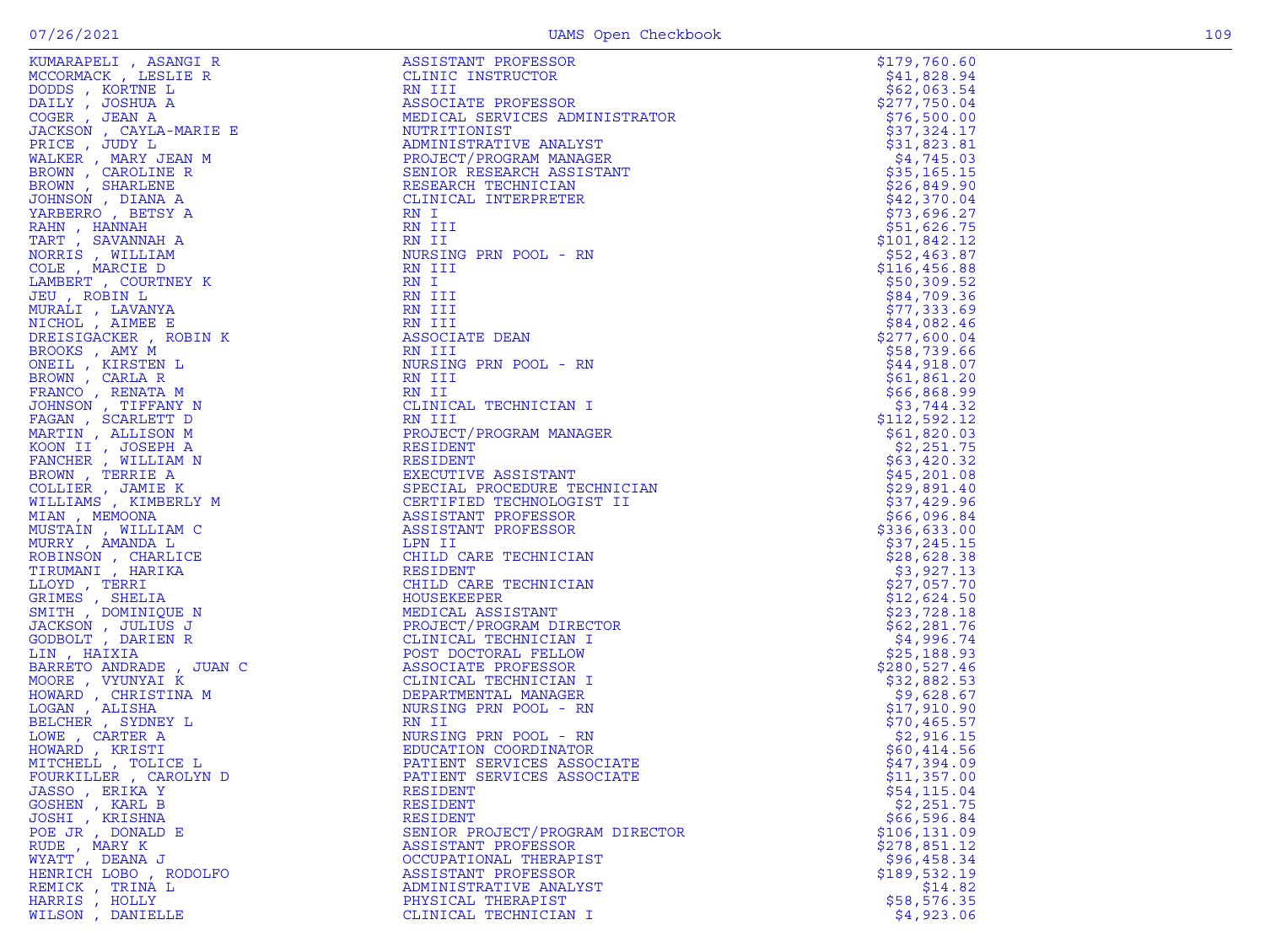| Name | Title | Amount |
|---|---|---|
| KUMARAPELI , ASANGI R | ASSISTANT PROFESSOR | $179,760.60 |
| MCCORMACK , LESLIE R | CLINIC INSTRUCTOR | $41,828.94 |
| DODDS , KORTNE L | RN III | $62,063.54 |
| DAILY , JOSHUA A | ASSOCIATE PROFESSOR | $277,750.04 |
| COGER , JEAN A | MEDICAL SERVICES ADMINISTRATOR | $76,500.00 |
| JACKSON , CAYLA-MARIE E | NUTRITIONIST | $37,324.17 |
| PRICE , JUDY L | ADMINISTRATIVE ANALYST | $31,823.81 |
| WALKER , MARY JEAN M | PROJECT/PROGRAM MANAGER | $4,745.03 |
| BROWN , CAROLINE R | SENIOR RESEARCH ASSISTANT | $35,165.15 |
| BROWN , SHARLENE | RESEARCH TECHNICIAN | $26,849.90 |
| JOHNSON , DIANA A | CLINICAL INTERPRETER | $42,370.04 |
| YARBERRO , BETSY A | RN I | $73,696.27 |
| RAHN , HANNAH | RN III | $51,626.75 |
| TART , SAVANNAH A | RN II | $101,842.12 |
| NORRIS , WILLIAM | NURSING PRN POOL - RN | $52,463.87 |
| COLE , MARCIE D | RN III | $116,456.88 |
| LAMBERT , COURTNEY K | RN I | $50,309.52 |
| JEU , ROBIN L | RN III | $84,709.36 |
| MURALI , LAVANYA | RN III | $77,333.69 |
| NICHOL , AIMEE E | RN III | $84,082.46 |
| DREISIGACKER , ROBIN K | ASSOCIATE DEAN | $277,600.04 |
| BROOKS , AMY M | RN III | $58,739.66 |
| ONEIL , KIRSTEN L | NURSING PRN POOL - RN | $44,918.07 |
| BROWN , CARLA R | RN III | $61,861.20 |
| FRANCO , RENATA M | RN II | $66,868.99 |
| JOHNSON , TIFFANY N | CLINICAL TECHNICIAN I | $3,744.32 |
| FAGAN , SCARLETT D | RN III | $112,592.12 |
| MARTIN , ALLISON M | PROJECT/PROGRAM MANAGER | $61,820.03 |
| KOON II , JOSEPH A | RESIDENT | $2,251.75 |
| FANCHER , WILLIAM N | RESIDENT | $63,420.32 |
| BROWN , TERRIE A | EXECUTIVE ASSISTANT | $45,201.08 |
| COLLIER , JAMIE K | SPECIAL PROCEDURE TECHNICIAN | $29,891.40 |
| WILLIAMS , KIMBERLY M | CERTIFIED TECHNOLOGIST II | $37,429.96 |
| MIAN , MEMOONA | ASSISTANT PROFESSOR | $66,096.84 |
| MUSTAIN , WILLIAM C | ASSISTANT PROFESSOR | $336,633.00 |
| MURRY , AMANDA L | LPN II | $37,245.15 |
| ROBINSON , CHARLICE | CHILD CARE TECHNICIAN | $28,628.38 |
| TIRUMANI , HARIKA | RESIDENT | $3,927.13 |
| LLOYD , TERRI | CHILD CARE TECHNICIAN | $27,057.70 |
| GRIMES , SHELIA | HOUSEKEEPER | $12,624.50 |
| SMITH , DOMINIQUE N | MEDICAL ASSISTANT | $23,728.18 |
| JACKSON , JULIUS J | PROJECT/PROGRAM DIRECTOR | $62,281.76 |
| GODBOLT , DARIEN R | CLINICAL TECHNICIAN I | $4,996.74 |
| LIN , HAIXIA | POST DOCTORAL FELLOW | $25,188.93 |
| BARRETO ANDRADE , JUAN C | ASSOCIATE PROFESSOR | $280,527.46 |
| MOORE , VYUNYAI K | CLINICAL TECHNICIAN I | $32,882.53 |
| HOWARD , CHRISTINA M | DEPARTMENTAL MANAGER | $9,628.67 |
| LOGAN , ALISHA | NURSING PRN POOL - RN | $17,910.90 |
| BELCHER , SYDNEY L | RN II | $70,465.57 |
| LOWE , CARTER A | NURSING PRN POOL - RN | $2,916.15 |
| HOWARD , KRISTI | EDUCATION COORDINATOR | $60,414.56 |
| MITCHELL , TOLICE L | PATIENT SERVICES ASSOCIATE | $47,394.09 |
| FOURKILLER , CAROLYN D | PATIENT SERVICES ASSOCIATE | $11,357.00 |
| JASSO , ERIKA Y | RESIDENT | $54,115.04 |
| GOSHEN , KARL B | RESIDENT | $2,251.75 |
| JOSHI , KRISHNA | RESIDENT | $66,596.84 |
| POE JR , DONALD E | SENIOR PROJECT/PROGRAM DIRECTOR | $106,131.09 |
| RUDE , MARY K | ASSISTANT PROFESSOR | $278,851.12 |
| WYATT , DEANA J | OCCUPATIONAL THERAPIST | $96,458.34 |
| HENRICH LOBO , RODOLFO | ASSISTANT PROFESSOR | $189,532.19 |
| REMICK , TRINA L | ADMINISTRATIVE ANALYST | $14.82 |
| HARRIS , HOLLY | PHYSICAL THERAPIST | $58,576.35 |
| WILSON , DANIELLE | CLINICAL TECHNICIAN I | $4,923.06 |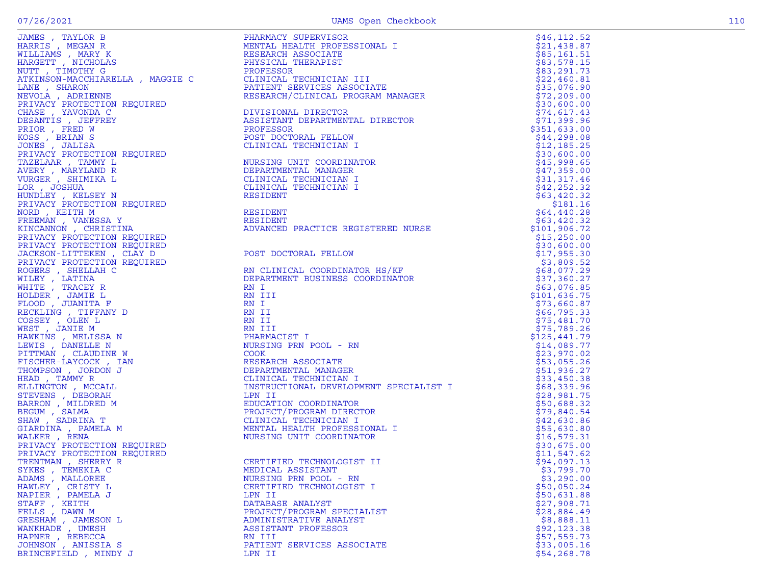| Name | Title | Amount |
|---|---|---|
| JAMES , TAYLOR B | PHARMACY SUPERVISOR | $46,112.52 |
| HARRIS , MEGAN R | MENTAL HEALTH PROFESSIONAL I | $21,438.87 |
| WILLIAMS , MARY K | RESEARCH ASSOCIATE | $85,161.51 |
| HARGETT , NICHOLAS | PHYSICAL THERAPIST | $83,578.15 |
| NUTT , TIMOTHY G | PROFESSOR | $83,291.73 |
| ATKINSON-MACCHIARELLA , MAGGIE C | CLINICAL TECHNICIAN III | $22,460.81 |
| LANE , SHARON | PATIENT SERVICES ASSOCIATE | $35,076.90 |
| NEVOLA , ADRIENNE | RESEARCH/CLINICAL PROGRAM MANAGER | $72,209.00 |
| PRIVACY PROTECTION REQUIRED | | $30,600.00 |
| CHASE , YAVONDA C | DIVISIONAL DIRECTOR | $74,617.43 |
| DESANTIS , JEFFREY | ASSISTANT DEPARTMENTAL DIRECTOR | $71,399.96 |
| PRIOR , FRED W | PROFESSOR | $351,633.00 |
| KOSS , BRIAN S | POST DOCTORAL FELLOW | $44,298.08 |
| JONES , JALISA | CLINICAL TECHNICIAN I | $12,185.25 |
| PRIVACY PROTECTION REQUIRED | | $30,600.00 |
| TAZELAAR , TAMMY L | NURSING UNIT COORDINATOR | $45,998.65 |
| AVERY , MARYLAND R | DEPARTMENTAL MANAGER | $47,359.00 |
| VURGER , SHIMIKA L | CLINICAL TECHNICIAN I | $31,317.46 |
| LOR , JOSHUA | CLINICAL TECHNICIAN I | $42,252.32 |
| HUNDLEY , KELSEY N | RESIDENT | $63,420.32 |
| PRIVACY PROTECTION REQUIRED | | $181.16 |
| NORD , KEITH M | RESIDENT | $64,440.28 |
| FREEMAN , VANESSA Y | RESIDENT | $63,420.32 |
| KINCANNON , CHRISTINA | ADVANCED PRACTICE REGISTERED NURSE | $101,906.72 |
| PRIVACY PROTECTION REQUIRED | | $15,250.00 |
| PRIVACY PROTECTION REQUIRED | | $30,600.00 |
| JACKSON-LITTEKEN , CLAY D | POST DOCTORAL FELLOW | $17,955.30 |
| PRIVACY PROTECTION REQUIRED | | $3,809.52 |
| ROGERS , SHELLAH C | RN CLINICAL COORDINATOR HS/KF | $68,077.29 |
| WILEY , LATINA | DEPARTMENT BUSINESS COORDINATOR | $37,360.27 |
| WHITE , TRACEY R | RN I | $63,076.85 |
| HOLDER , JAMIE L | RN III | $101,636.75 |
| FLOOD , JUANITA F | RN I | $73,660.87 |
| RECKLING , TIFFANY D | RN II | $66,795.33 |
| COSSEY , OLEN L | RN II | $75,481.70 |
| WEST , JANIE M | RN III | $75,789.26 |
| HAWKINS , MELISSA N | PHARMACIST I | $125,441.79 |
| LEWIS , DANELLE N | NURSING PRN POOL - RN | $14,089.77 |
| PITTMAN , CLAUDINE W | COOK | $23,970.02 |
| FISCHER-LAYCOCK , IAN | RESEARCH ASSOCIATE | $53,055.26 |
| THOMPSON , JORDON J | DEPARTMENTAL MANAGER | $51,936.27 |
| HEAD , TAMMY R | CLINICAL TECHNICIAN I | $33,450.38 |
| ELLINGTON , MCCALL | INSTRUCTIONAL DEVELOPMENT SPECIALIST I | $68,339.96 |
| STEVENS , DEBORAH | LPN II | $28,981.75 |
| BARRON , MILDRED M | EDUCATION COORDINATOR | $50,688.32 |
| BEGUM , SALMA | PROJECT/PROGRAM DIRECTOR | $79,840.54 |
| SHAW , SADRINA T | CLINICAL TECHNICIAN I | $42,630.86 |
| GIARDINA , PAMELA M | MENTAL HEALTH PROFESSIONAL I | $55,630.80 |
| WALKER , RENA | NURSING UNIT COORDINATOR | $16,579.31 |
| PRIVACY PROTECTION REQUIRED | | $30,675.00 |
| PRIVACY PROTECTION REQUIRED | | $11,547.62 |
| TRENTMAN , SHERRY R | CERTIFIED TECHNOLOGIST II | $94,097.13 |
| SYKES , TEMEKIA C | MEDICAL ASSISTANT | $3,799.70 |
| ADAMS , MALLOREE | NURSING PRN POOL - RN | $3,290.00 |
| HAWLEY , CRISTY L | CERTIFIED TECHNOLOGIST I | $50,050.24 |
| NAPIER , PAMELA J | LPN II | $50,631.88 |
| STAFF , KEITH | DATABASE ANALYST | $27,908.71 |
| FELLS , DAWN M | PROJECT/PROGRAM SPECIALIST | $28,884.49 |
| GRESHAM , JAMESON L | ADMINISTRATIVE ANALYST | $8,888.11 |
| WANKHADE , UMESH | ASSISTANT PROFESSOR | $92,123.38 |
| HAPNER , REBECCA | RN III | $57,559.73 |
| JOHNSON , ANISSIA S | PATIENT SERVICES ASSOCIATE | $33,005.16 |
| BRINCEFIELD , MINDY J | LPN II | $54,268.78 |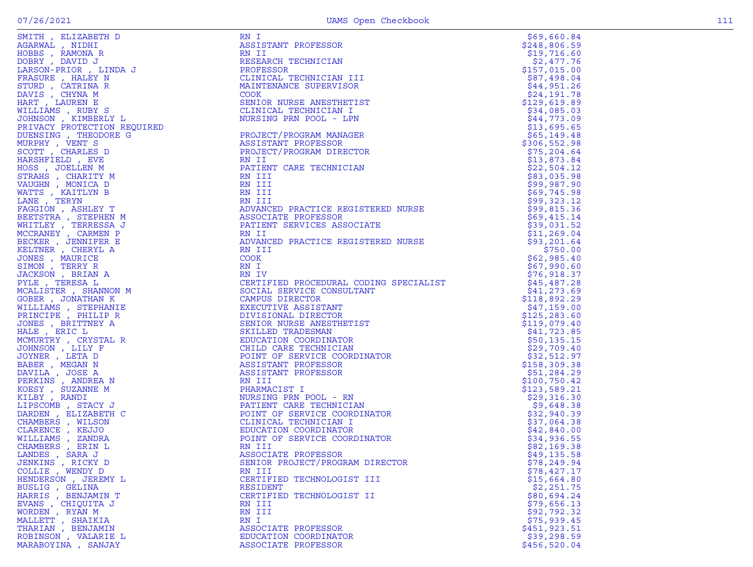| | | |
|---|---|---|
| SMITH , ELIZABETH D | RN I | $69,660.84 |
| AGARWAL , NIDHI | ASSISTANT PROFESSOR | $248,806.59 |
| HOBBS , RAMONA R | RN II | $19,716.60 |
| DOBRY , DAVID J | RESEARCH TECHNICIAN | $2,477.76 |
| LARSON-PRIOR , LINDA J | PROFESSOR | $157,015.00 |
| FRASURE , HALEY N | CLINICAL TECHNICIAN III | $87,498.04 |
| STURD , CATRINA R | MAINTENANCE SUPERVISOR | $44,951.26 |
| DAVIS , CHYNA M | COOK | $24,191.78 |
| HART , LAUREN E | SENIOR NURSE ANESTHETIST | $129,619.89 |
| WILLIAMS , RUBY S | CLINICAL TECHNICIAN I | $34,085.03 |
| JOHNSON , KIMBERLY L | NURSING PRN POOL - LPN | $44,773.09 |
| PRIVACY PROTECTION REQUIRED | | $13,695.65 |
| DUENSING , THEODORE G | PROJECT/PROGRAM MANAGER | $65,149.48 |
| MURPHY , VENT S | ASSISTANT PROFESSOR | $306,552.98 |
| SCOTT , CHARLES D | PROJECT/PROGRAM DIRECTOR | $75,204.64 |
| HARSHFIELD , EVE | RN II | $13,873.84 |
| HOSS , JOELLEN M | PATIENT CARE TECHNICIAN | $22,504.12 |
| STRAHS , CHARITY M | RN III | $83,035.98 |
| VAUGHN , MONICA D | RN III | $99,987.90 |
| WATTS , KAITLYN B | RN III | $69,745.98 |
| LANE , TERYN | RN III | $99,323.12 |
| FAGGION , ASHLEY T | ADVANCED PRACTICE REGISTERED NURSE | $99,815.36 |
| BEETSTRA , STEPHEN M | ASSOCIATE PROFESSOR | $69,415.14 |
| WHITLEY , TERRESSA J | PATIENT SERVICES ASSOCIATE | $39,031.52 |
| MCCRANEY , CARMEN P | RN II | $11,269.04 |
| BECKER , JENNIFER E | ADVANCED PRACTICE REGISTERED NURSE | $93,201.64 |
| KELTNER , CHERYL A | RN III | $750.00 |
| JONES , MAURICE | COOK | $62,985.40 |
| SIMON , TERRY R | RN I | $67,990.60 |
| JACKSON , BRIAN A | RN IV | $76,918.37 |
| PYLE , TERESA L | CERTIFIED PROCEDURAL CODING SPECIALIST | $45,487.28 |
| MCALISTER , SHANNON M | SOCIAL SERVICE CONSULTANT | $41,273.69 |
| GOBER , JONATHAN K | CAMPUS DIRECTOR | $118,892.29 |
| WILLIAMS , STEPHANIE | EXECUTIVE ASSISTANT | $47,159.00 |
| PRINCIPE , PHILIP R | DIVISIONAL DIRECTOR | $125,283.60 |
| JONES , BRITTNEY A | SENIOR NURSE ANESTHETIST | $119,079.40 |
| HALE , ERIC L | SKILLED TRADESMAN | $41,723.85 |
| MCMURTRY , CRYSTAL R | EDUCATION COORDINATOR | $50,135.15 |
| JOHNSON , LILY F | CHILD CARE TECHNICIAN | $29,709.40 |
| JOYNER , LETA D | POINT OF SERVICE COORDINATOR | $32,512.97 |
| BABER , MEGAN N | ASSISTANT PROFESSOR | $158,309.38 |
| DAVILA , JOSE A | ASSISTANT PROFESSOR | $51,284.29 |
| PERKINS , ANDREA N | RN III | $100,750.42 |
| KOESY , SUZANNE M | PHARMACIST I | $123,589.21 |
| KILBY , RANDI | NURSING PRN POOL - RN | $29,316.30 |
| LIPSCOMB , STACY J | PATIENT CARE TECHNICIAN | $9,648.38 |
| DARDEN , ELIZABETH C | POINT OF SERVICE COORDINATOR | $32,940.39 |
| CHAMBERS , WILSON | CLINICAL TECHNICIAN I | $37,064.38 |
| CLARENCE , KEJJO | EDUCATION COORDINATOR | $42,840.00 |
| WILLIAMS , ZANDRA | POINT OF SERVICE COORDINATOR | $34,936.55 |
| CHAMBERS , ERIN L | RN III | $82,169.38 |
| LANDES , SARA J | ASSOCIATE PROFESSOR | $49,135.58 |
| JENKINS , RICKY D | SENIOR PROJECT/PROGRAM DIRECTOR | $78,249.94 |
| COLLIE , WENDY D | RN III | $78,427.17 |
| HENDERSON , JEREMY L | CERTIFIED TECHNOLOGIST III | $15,664.80 |
| BUSLIG , GELINA | RESIDENT | $2,251.75 |
| HARRIS , BENJAMIN T | CERTIFIED TECHNOLOGIST II | $80,694.24 |
| EVANS , CHIQUITA J | RN III | $79,656.13 |
| WORDEN , RYAN M | RN III | $92,792.32 |
| MALLETT , SHAIKIA | RN I | $75,939.45 |
| THARIAN , BENJAMIN | ASSOCIATE PROFESSOR | $451,923.51 |
| ROBINSON , VALARIE L | EDUCATION COORDINATOR | $39,298.59 |
| MARABOYINA , SANJAY | ASSOCIATE PROFESSOR | $456,520.04 |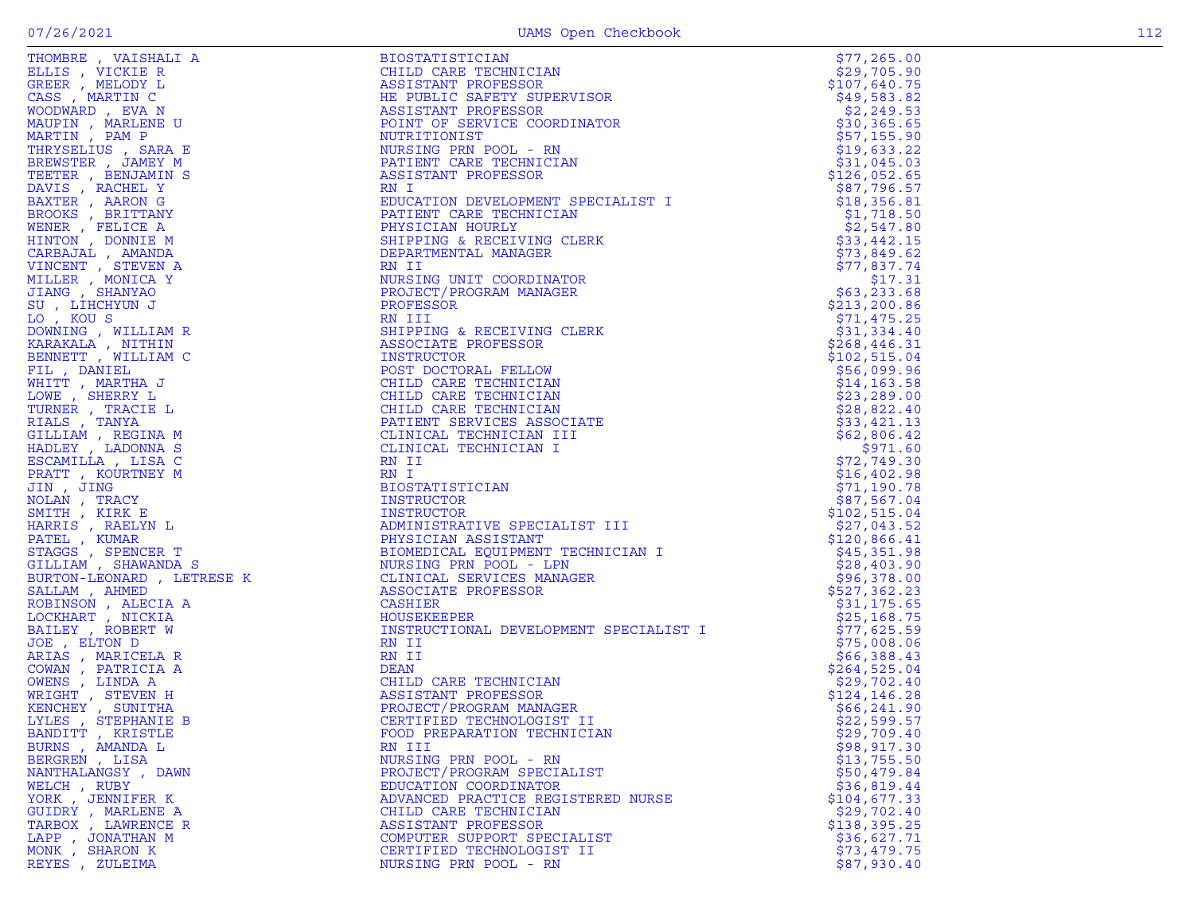| Name | Title | Amount |
|---|---|---|
| THOMBRE , VAISHALI A | BIOSTATISTICIAN | $77,265.00 |
| ELLIS , VICKIE R | CHILD CARE TECHNICIAN | $29,705.90 |
| GREER , MELODY L | ASSISTANT PROFESSOR | $107,640.75 |
| CASS , MARTIN C | HE PUBLIC SAFETY SUPERVISOR | $49,583.82 |
| WOODWARD , EVA N | ASSISTANT PROFESSOR | $2,249.53 |
| MAUPIN , MARLENE U | POINT OF SERVICE COORDINATOR | $30,365.65 |
| MARTIN , PAM P | NUTRITIONIST | $57,155.90 |
| THRYSELIUS , SARA E | NURSING PRN POOL - RN | $19,633.22 |
| BREWSTER , JAMEY M | PATIENT CARE TECHNICIAN | $31,045.03 |
| TEETER , BENJAMIN S | ASSISTANT PROFESSOR | $126,052.65 |
| DAVIS , RACHEL Y | RN I | $87,796.57 |
| BAXTER , AARON G | EDUCATION DEVELOPMENT SPECIALIST I | $18,356.81 |
| BROOKS , BRITTANY | PATIENT CARE TECHNICIAN | $1,718.50 |
| WENER , FELICE A | PHYSICIAN HOURLY | $2,547.80 |
| HINTON , DONNIE M | SHIPPING & RECEIVING CLERK | $33,442.15 |
| CARBAJAL , AMANDA | DEPARTMENTAL MANAGER | $73,849.62 |
| VINCENT , STEVEN A | RN II | $77,837.74 |
| MILLER , MONICA Y | NURSING UNIT COORDINATOR | $17.31 |
| JIANG , SHANYAO | PROJECT/PROGRAM MANAGER | $63,233.68 |
| SU , LIHCHYUN J | PROFESSOR | $213,200.86 |
| LO , KOU S | RN III | $71,475.25 |
| DOWNING , WILLIAM R | SHIPPING & RECEIVING CLERK | $31,334.40 |
| KARAKALA , NITHIN | ASSOCIATE PROFESSOR | $268,446.31 |
| BENNETT , WILLIAM C | INSTRUCTOR | $102,515.04 |
| FIL , DANIEL | POST DOCTORAL FELLOW | $56,099.96 |
| WHITT , MARTHA J | CHILD CARE TECHNICIAN | $14,163.58 |
| LOWE , SHERRY L | CHILD CARE TECHNICIAN | $23,289.00 |
| TURNER , TRACIE L | CHILD CARE TECHNICIAN | $28,822.40 |
| RIALS , TANYA | PATIENT SERVICES ASSOCIATE | $33,421.13 |
| GILLIAM , REGINA M | CLINICAL TECHNICIAN III | $62,806.42 |
| HADLEY , LADONNA S | CLINICAL TECHNICIAN I | $971.60 |
| ESCAMILLA , LISA C | RN II | $72,749.30 |
| PRATT , KOURTNEY M | RN I | $16,402.98 |
| JIN , JING | BIOSTATISTICIAN | $71,190.78 |
| NOLAN , TRACY | INSTRUCTOR | $87,567.04 |
| SMITH , KIRK E | INSTRUCTOR | $102,515.04 |
| HARRIS , RAELYN L | ADMINISTRATIVE SPECIALIST III | $27,043.52 |
| PATEL , KUMAR | PHYSICIAN ASSISTANT | $120,866.41 |
| STAGGS , SPENCER T | BIOMEDICAL EQUIPMENT TECHNICIAN I | $45,351.98 |
| GILLIAM , SHAWANDA S | NURSING PRN POOL - LPN | $28,403.90 |
| BURTON-LEONARD , LETRESE K | CLINICAL SERVICES MANAGER | $96,378.00 |
| SALLAM , AHMED | ASSOCIATE PROFESSOR | $527,362.23 |
| ROBINSON , ALECIA A | CASHIER | $31,175.65 |
| LOCKHART , NICKIA | HOUSEKEEPER | $25,168.75 |
| BAILEY , ROBERT W | INSTRUCTIONAL DEVELOPMENT SPECIALIST I | $77,625.59 |
| JOE , ELTON D | RN II | $75,008.06 |
| ARIAS , MARICELA R | RN II | $66,388.43 |
| COWAN , PATRICIA A | DEAN | $264,525.04 |
| OWENS , LINDA A | CHILD CARE TECHNICIAN | $29,702.40 |
| WRIGHT , STEVEN H | ASSISTANT PROFESSOR | $124,146.28 |
| KENCHEY , SUNITHA | PROJECT/PROGRAM MANAGER | $66,241.90 |
| LYLES , STEPHANIE B | CERTIFIED TECHNOLOGIST II | $22,599.57 |
| BANDITT , KRISTLE | FOOD PREPARATION TECHNICIAN | $29,709.40 |
| BURNS , AMANDA L | RN III | $98,917.30 |
| BERGREN , LISA | NURSING PRN POOL - RN | $13,755.50 |
| NANTHALANGSY , DAWN | PROJECT/PROGRAM SPECIALIST | $50,479.84 |
| WELCH , RUBY | EDUCATION COORDINATOR | $36,819.44 |
| YORK , JENNIFER K | ADVANCED PRACTICE REGISTERED NURSE | $104,677.33 |
| GUIDRY , MARLENE A | CHILD CARE TECHNICIAN | $29,702.40 |
| TARBOX , LAWRENCE R | ASSISTANT PROFESSOR | $138,395.25 |
| LAPP , JONATHAN M | COMPUTER SUPPORT SPECIALIST | $36,627.71 |
| MONK , SHARON K | CERTIFIED TECHNOLOGIST II | $73,479.75 |
| REYES , ZULEIMA | NURSING PRN POOL - RN | $87,930.40 |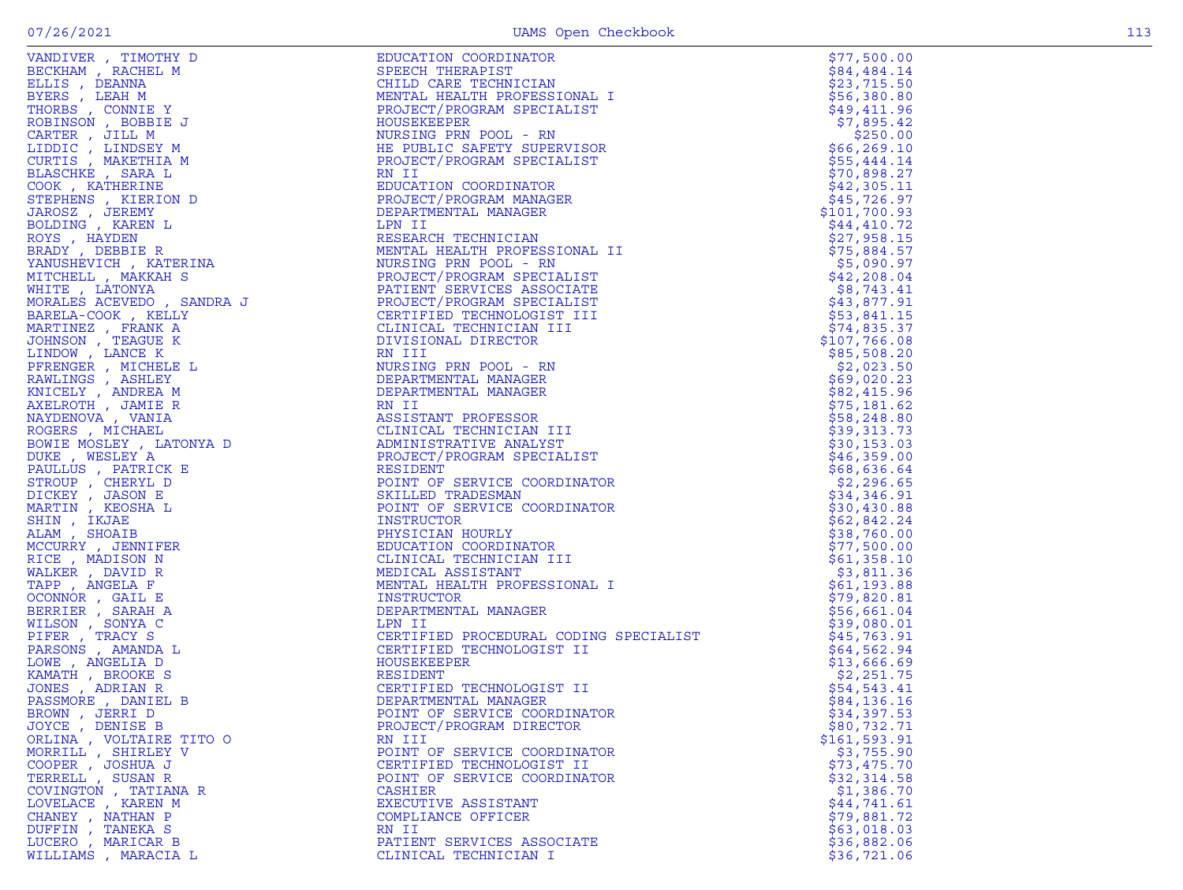| Name | Title | Amount |
|---|---|---|
| VANDIVER , TIMOTHY D | EDUCATION COORDINATOR | $77,500.00 |
| BECKHAM , RACHEL M | SPEECH THERAPIST | $84,484.14 |
| ELLIS , DEANNA | CHILD CARE TECHNICIAN | $23,715.50 |
| BYERS , LEAH M | MENTAL HEALTH PROFESSIONAL I | $56,380.80 |
| THORBS , CONNIE Y | PROJECT/PROGRAM SPECIALIST | $49,411.96 |
| ROBINSON , BOBBIE J | HOUSEKEEPER | $7,895.42 |
| CARTER , JILL M | NURSING PRN POOL - RN | $250.00 |
| LIDDIC , LINDSEY M | HE PUBLIC SAFETY SUPERVISOR | $66,269.10 |
| CURTIS , MAKETHIA M | PROJECT/PROGRAM SPECIALIST | $55,444.14 |
| BLASCHKE , SARA L | RN II | $70,898.27 |
| COOK , KATHERINE | EDUCATION COORDINATOR | $42,305.11 |
| STEPHENS , KIERION D | PROJECT/PROGRAM MANAGER | $45,726.97 |
| JAROSZ , JEREMY | DEPARTMENTAL MANAGER | $101,700.93 |
| BOLDING , KAREN L | LPN II | $44,410.72 |
| ROYS , HAYDEN | RESEARCH TECHNICIAN | $27,958.15 |
| BRADY , DEBBIE R | MENTAL HEALTH PROFESSIONAL II | $75,884.57 |
| YANUSHEVICH , KATERINA | NURSING PRN POOL - RN | $5,090.97 |
| MITCHELL , MAKKAH S | PROJECT/PROGRAM SPECIALIST | $42,208.04 |
| WHITE , LATONYA | PATIENT SERVICES ASSOCIATE | $8,743.41 |
| MORALES ACEVEDO , SANDRA J | PROJECT/PROGRAM SPECIALIST | $43,877.91 |
| BARELA-COOK , KELLY | CERTIFIED TECHNOLOGIST III | $53,841.15 |
| MARTINEZ , FRANK A | CLINICAL TECHNICIAN III | $74,835.37 |
| JOHNSON , TEAGUE K | DIVISIONAL DIRECTOR | $107,766.08 |
| LINDOW , LANCE K | RN III | $85,508.20 |
| PFRENGER , MICHELE L | NURSING PRN POOL - RN | $2,023.50 |
| RAWLINGS , ASHLEY | DEPARTMENTAL MANAGER | $69,020.23 |
| KNICELY , ANDREA M | DEPARTMENTAL MANAGER | $82,415.96 |
| AXELROTH , JAMIE R | RN II | $75,181.62 |
| NAYDENOVA , VANIA | ASSISTANT PROFESSOR | $58,248.80 |
| ROGERS , MICHAEL | CLINICAL TECHNICIAN III | $39,313.73 |
| BOWIE MOSLEY , LATONYA D | ADMINISTRATIVE ANALYST | $30,153.03 |
| DUKE , WESLEY A | PROJECT/PROGRAM SPECIALIST | $46,359.00 |
| PAULLUS , PATRICK E | RESIDENT | $68,636.64 |
| STROUP , CHERYL D | POINT OF SERVICE COORDINATOR | $2,296.65 |
| DICKEY , JASON E | SKILLED TRADESMAN | $34,346.91 |
| MARTIN , KEOSHA L | POINT OF SERVICE COORDINATOR | $30,430.88 |
| SHIN , IKJAE | INSTRUCTOR | $62,842.24 |
| ALAM , SHOAIB | PHYSICIAN HOURLY | $38,760.00 |
| MCCURRY , JENNIFER | EDUCATION COORDINATOR | $77,500.00 |
| RICE , MADISON N | CLINICAL TECHNICIAN III | $61,358.10 |
| WALKER , DAVID R | MEDICAL ASSISTANT | $3,811.36 |
| TAPP , ANGELA F | MENTAL HEALTH PROFESSIONAL I | $61,193.88 |
| OCONNOR , GAIL E | INSTRUCTOR | $79,820.81 |
| BERRIER , SARAH A | DEPARTMENTAL MANAGER | $56,661.04 |
| WILSON , SONYA C | LPN II | $39,080.01 |
| PIFER , TRACY S | CERTIFIED PROCEDURAL CODING SPECIALIST | $45,763.91 |
| PARSONS , AMANDA L | CERTIFIED TECHNOLOGIST II | $64,562.94 |
| LOWE , ANGELIA D | HOUSEKEEPER | $13,666.69 |
| KAMATH , BROOKE S | RESIDENT | $2,251.75 |
| JONES , ADRIAN R | CERTIFIED TECHNOLOGIST II | $54,543.41 |
| PASSMORE , DANIEL B | DEPARTMENTAL MANAGER | $84,136.16 |
| BROWN , JERRI D | POINT OF SERVICE COORDINATOR | $34,397.53 |
| JOYCE , DENISE B | PROJECT/PROGRAM DIRECTOR | $80,732.71 |
| ORLINA , VOLTAIRE TITO O | RN III | $161,593.91 |
| MORRILL , SHIRLEY V | POINT OF SERVICE COORDINATOR | $3,755.90 |
| COOPER , JOSHUA J | CERTIFIED TECHNOLOGIST II | $73,475.70 |
| TERRELL , SUSAN R | POINT OF SERVICE COORDINATOR | $32,314.58 |
| COVINGTON , TATIANA R | CASHIER | $1,386.70 |
| LOVELACE , KAREN M | EXECUTIVE ASSISTANT | $44,741.61 |
| CHANEY , NATHAN P | COMPLIANCE OFFICER | $79,881.72 |
| DUFFIN , TANEKA S | RN II | $63,018.03 |
| LUCERO , MARICAR B | PATIENT SERVICES ASSOCIATE | $36,882.06 |
| WILLIAMS , MARACIA L | CLINICAL TECHNICIAN I | $36,721.06 |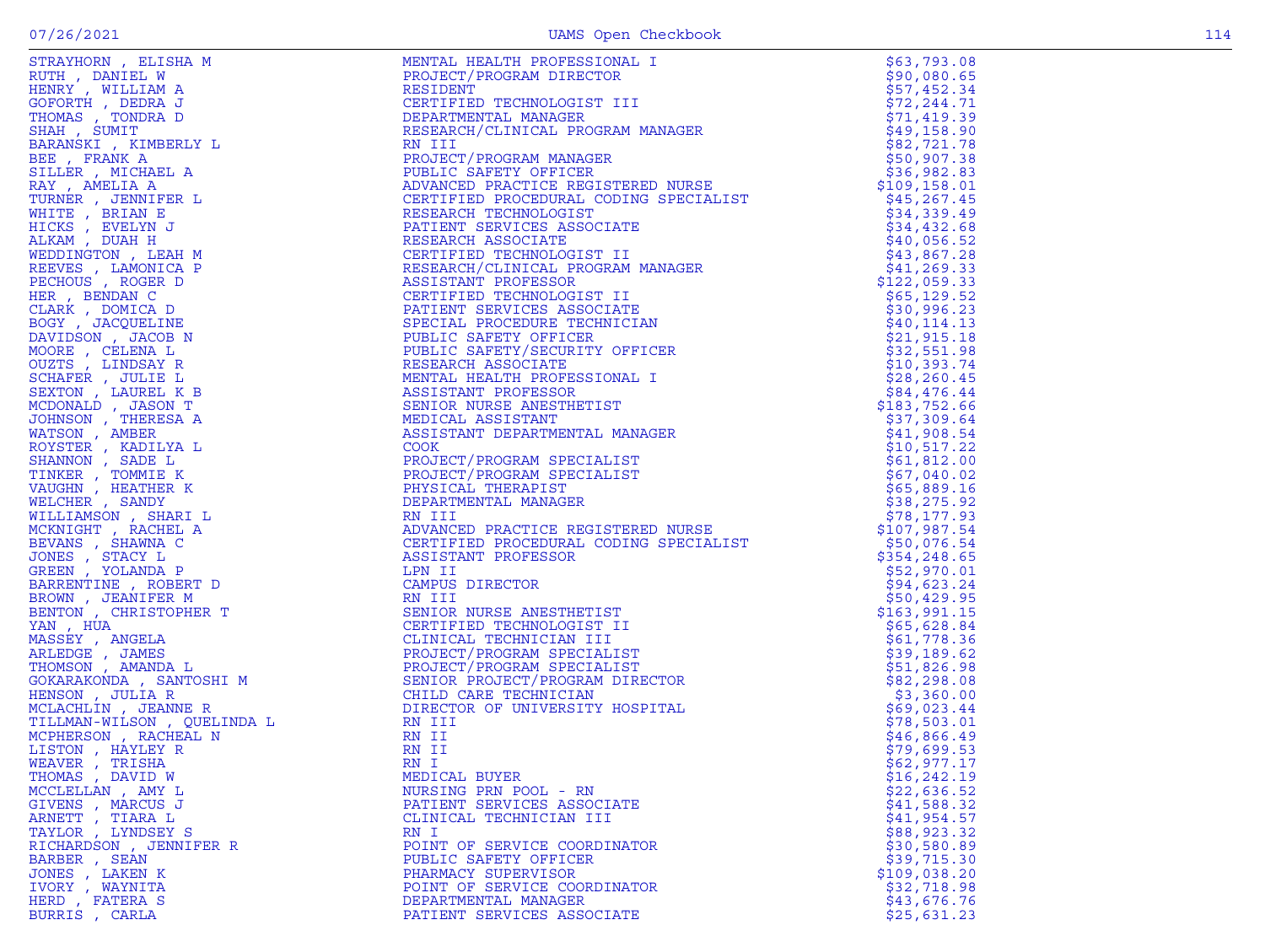| Name | Title | Amount |
|---|---|---|
| STRAYHORN , ELISHA M | MENTAL HEALTH PROFESSIONAL I | $63,793.08 |
| RUTH , DANIEL W | PROJECT/PROGRAM DIRECTOR | $90,080.65 |
| HENRY , WILLIAM A | RESIDENT | $57,452.34 |
| GOFORTH , DEDRA J | CERTIFIED TECHNOLOGIST III | $72,244.71 |
| THOMAS , TONDRA D | DEPARTMENTAL MANAGER | $71,419.39 |
| SHAH , SUMIT | RESEARCH/CLINICAL PROGRAM MANAGER | $49,158.90 |
| BARANSKI , KIMBERLY L | RN III | $82,721.78 |
| BEE , FRANK A | PROJECT/PROGRAM MANAGER | $50,907.38 |
| SILLER , MICHAEL A | PUBLIC SAFETY OFFICER | $36,982.83 |
| RAY , AMELIA A | ADVANCED PRACTICE REGISTERED NURSE | $109,158.01 |
| TURNER , JENNIFER L | CERTIFIED PROCEDURAL CODING SPECIALIST | $45,267.45 |
| WHITE , BRIAN E | RESEARCH TECHNOLOGIST | $34,339.49 |
| HICKS , EVELYN J | PATIENT SERVICES ASSOCIATE | $34,432.68 |
| ALKAM , DUAH H | RESEARCH ASSOCIATE | $40,056.52 |
| WEDDINGTON , LEAH M | CERTIFIED TECHNOLOGIST II | $43,867.28 |
| REEVES , LAMONICA P | RESEARCH/CLINICAL PROGRAM MANAGER | $41,269.33 |
| PECHOUS , ROGER D | ASSISTANT PROFESSOR | $122,059.33 |
| HER , BENDAN C | CERTIFIED TECHNOLOGIST II | $65,129.52 |
| CLARK , DOMICA D | PATIENT SERVICES ASSOCIATE | $30,996.23 |
| BOGY , JACQUELINE | SPECIAL PROCEDURE TECHNICIAN | $40,114.13 |
| DAVIDSON , JACOB N | PUBLIC SAFETY OFFICER | $21,915.18 |
| MOORE , CELENA L | PUBLIC SAFETY/SECURITY OFFICER | $32,551.98 |
| OUZTS , LINDSAY R | RESEARCH ASSOCIATE | $10,393.74 |
| SCHAFER , JULIE L | MENTAL HEALTH PROFESSIONAL I | $28,260.45 |
| SEXTON , LAUREL K B | ASSISTANT PROFESSOR | $84,476.44 |
| MCDONALD , JASON T | SENIOR NURSE ANESTHETIST | $183,752.66 |
| JOHNSON , THERESA A | MEDICAL ASSISTANT | $37,309.64 |
| WATSON , AMBER | ASSISTANT DEPARTMENTAL MANAGER | $41,908.54 |
| ROYSTER , KADILYA L | COOK | $10,517.22 |
| SHANNON , SADE L | PROJECT/PROGRAM SPECIALIST | $61,812.00 |
| TINKER , TOMMIE K | PROJECT/PROGRAM SPECIALIST | $67,040.02 |
| VAUGHN , HEATHER K | PHYSICAL THERAPIST | $65,889.16 |
| WELCHER , SANDY | DEPARTMENTAL MANAGER | $38,275.92 |
| WILLIAMSON , SHARI L | RN III | $78,177.93 |
| MCKNIGHT , RACHEL A | ADVANCED PRACTICE REGISTERED NURSE | $107,987.54 |
| BEVANS , SHAWNA C | CERTIFIED PROCEDURAL CODING SPECIALIST | $50,076.54 |
| JONES , STACY L | ASSISTANT PROFESSOR | $354,248.65 |
| GREEN , YOLANDA P | LPN II | $52,970.01 |
| BARRENTINE , ROBERT D | CAMPUS DIRECTOR | $94,623.24 |
| BROWN , JEANIFER M | RN III | $50,429.95 |
| BENTON , CHRISTOPHER T | SENIOR NURSE ANESTHETIST | $163,991.15 |
| YAN , HUA | CERTIFIED TECHNOLOGIST II | $65,628.84 |
| MASSEY , ANGELA | CLINICAL TECHNICIAN III | $61,778.36 |
| ARLEDGE , JAMES | PROJECT/PROGRAM SPECIALIST | $39,189.62 |
| THOMSON , AMANDA L | PROJECT/PROGRAM SPECIALIST | $51,826.98 |
| GOKARAKONDA , SANTOSHI M | SENIOR PROJECT/PROGRAM DIRECTOR | $82,298.08 |
| HENSON , JULIA R | CHILD CARE TECHNICIAN | $3,360.00 |
| MCLACHLIN , JEANNE R | DIRECTOR OF UNIVERSITY HOSPITAL | $69,023.44 |
| TILLMAN-WILSON , QUELINDA L | RN III | $78,503.01 |
| MCPHERSON , RACHEAL N | RN II | $46,866.49 |
| LISTON , HAYLEY R | RN II | $79,699.53 |
| WEAVER , TRISHA | RN I | $62,977.17 |
| THOMAS , DAVID W | MEDICAL BUYER | $16,242.19 |
| MCCLELLAN , AMY L | NURSING PRN POOL - RN | $22,636.52 |
| GIVENS , MARCUS J | PATIENT SERVICES ASSOCIATE | $41,588.32 |
| ARNETT , TIARA L | CLINICAL TECHNICIAN III | $41,954.57 |
| TAYLOR , LYNDSEY S | RN I | $88,923.32 |
| RICHARDSON , JENNIFER R | POINT OF SERVICE COORDINATOR | $30,580.89 |
| BARBER , SEAN | PUBLIC SAFETY OFFICER | $39,715.30 |
| JONES , LAKEN K | PHARMACY SUPERVISOR | $109,038.20 |
| IVORY , WAYNITA | POINT OF SERVICE COORDINATOR | $32,718.98 |
| HERD , FATERA S | DEPARTMENTAL MANAGER | $43,676.76 |
| BURRIS , CARLA | PATIENT SERVICES ASSOCIATE | $25,631.23 |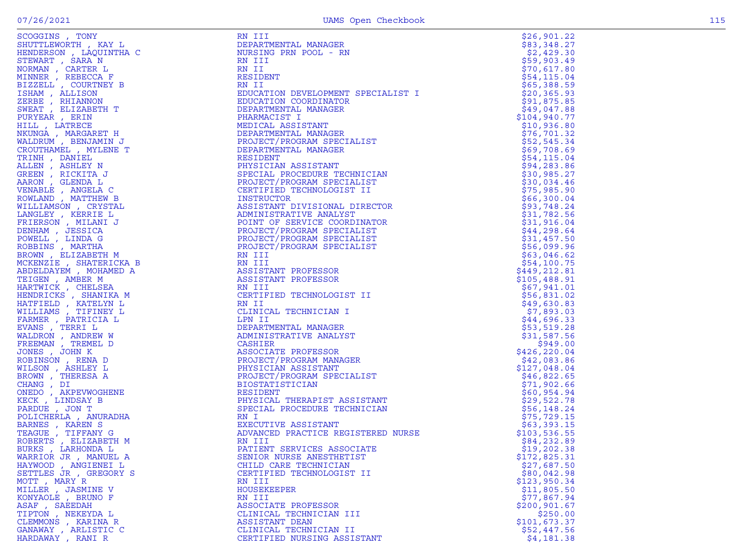| | | |
|---|---|---|
| SCOGGINS , TONY | RN III | $26,901.22 |
| SHUTTLEWORTH , KAY L | DEPARTMENTAL MANAGER | $83,348.27 |
| HENDERSON , LAQUINTHA C | NURSING PRN POOL - RN | $2,429.30 |
| STEWART , SARA N | RN III | $59,903.49 |
| NORMAN , CARTER L | RN II | $70,617.80 |
| MINNER , REBECCA F | RESIDENT | $54,115.04 |
| BIZZELL , COURTNEY B | RN II | $65,388.59 |
| ISHAM , ALLISON | EDUCATION DEVELOPMENT SPECIALIST I | $20,365.93 |
| ZERBE , RHIANNON | EDUCATION COORDINATOR | $91,875.85 |
| SWEAT , ELIZABETH T | DEPARTMENTAL MANAGER | $49,047.88 |
| PURYEAR , ERIN | PHARMACIST I | $104,940.77 |
| HILL , LATRECE | MEDICAL ASSISTANT | $10,936.80 |
| NKUNGA , MARGARET H | DEPARTMENTAL MANAGER | $76,701.32 |
| WALDRUM , BENJAMIN J | PROJECT/PROGRAM SPECIALIST | $52,545.34 |
| CROUTHAMEL , MYLENE T | DEPARTMENTAL MANAGER | $69,708.69 |
| TRINH , DANIEL | RESIDENT | $54,115.04 |
| ALLEN , ASHLEY N | PHYSICIAN ASSISTANT | $94,283.86 |
| GREEN , RICKITA J | SPECIAL PROCEDURE TECHNICIAN | $30,985.27 |
| AARON , GLENDA L | PROJECT/PROGRAM SPECIALIST | $30,034.46 |
| VENABLE , ANGELA C | CERTIFIED TECHNOLOGIST II | $75,985.90 |
| ROWLAND , MATTHEW B | INSTRUCTOR | $66,300.04 |
| WILLIAMSON , CRYSTAL | ASSISTANT DIVISIONAL DIRECTOR | $93,748.24 |
| LANGLEY , KERRIE L | ADMINISTRATIVE ANALYST | $31,782.56 |
| FRIERSON , MILANI J | POINT OF SERVICE COORDINATOR | $31,916.04 |
| DENHAM , JESSICA | PROJECT/PROGRAM SPECIALIST | $44,298.64 |
| POWELL , LINDA G | PROJECT/PROGRAM SPECIALIST | $31,457.50 |
| ROBBINS , MARTHA | PROJECT/PROGRAM SPECIALIST | $56,099.96 |
| BROWN , ELIZABETH M | RN III | $63,046.62 |
| MCKENZIE , SHATERICKA B | RN III | $54,100.75 |
| ABDELDAYEM , MOHAMED A | ASSISTANT PROFESSOR | $449,212.81 |
| TEIGEN , AMBER M | ASSISTANT PROFESSOR | $105,488.91 |
| HARTWICK , CHELSEA | RN III | $67,941.01 |
| HENDRICKS , SHANIKA M | CERTIFIED TECHNOLOGIST II | $56,831.02 |
| HATFIELD , KATELYN L | RN II | $49,630.83 |
| WILLIAMS , TIFINEY L | CLINICAL TECHNICIAN I | $7,893.03 |
| FARMER , PATRICIA L | LPN II | $44,696.33 |
| EVANS , TERRI L | DEPARTMENTAL MANAGER | $53,519.28 |
| WALDRON , ANDREW W | ADMINISTRATIVE ANALYST | $31,587.56 |
| FREEMAN , TREMEL D | CASHIER | $949.00 |
| JONES , JOHN K | ASSOCIATE PROFESSOR | $426,220.04 |
| ROBINSON , RENA D | PROJECT/PROGRAM MANAGER | $42,083.86 |
| WILSON , ASHLEY L | PHYSICIAN ASSISTANT | $127,048.04 |
| BROWN , THERESA A | PROJECT/PROGRAM SPECIALIST | $46,822.65 |
| CHANG , DI | BIOSTATISTICIAN | $71,902.66 |
| ONEDO , AKPEVWOGHENE | RESIDENT | $60,954.94 |
| KECK , LINDSAY B | PHYSICAL THERAPIST ASSISTANT | $29,522.78 |
| PARDUE , JON T | SPECIAL PROCEDURE TECHNICIAN | $56,148.24 |
| POLICHERLA , ANURADHA | RN I | $75,729.15 |
| BARNES , KAREN S | EXECUTIVE ASSISTANT | $63,393.15 |
| TEAGUE , TIFFANY G | ADVANCED PRACTICE REGISTERED NURSE | $103,536.55 |
| ROBERTS , ELIZABETH M | RN III | $84,232.89 |
| BURKS , LARHONDA L | PATIENT SERVICES ASSOCIATE | $19,202.38 |
| WARRIOR JR , MANUEL A | SENIOR NURSE ANESTHETIST | $172,825.31 |
| HAYWOOD , ANGIENEI L | CHILD CARE TECHNICIAN | $27,687.50 |
| SETTLES JR , GREGORY S | CERTIFIED TECHNOLOGIST II | $80,042.98 |
| MOTT , MARY R | RN III | $123,950.34 |
| MILLER , JASMINE V | HOUSEKEEPER | $11,805.50 |
| KONYAOLE , BRUNO F | RN III | $77,867.94 |
| ASAF , SAEEDAH | ASSOCIATE PROFESSOR | $200,901.67 |
| TIPTON , NEKEYDA L | CLINICAL TECHNICIAN III | $250.00 |
| CLEMMONS , KARINA R | ASSISTANT DEAN | $101,673.37 |
| GANAWAY , ARLISTIC C | CLINICAL TECHNICIAN II | $52,447.56 |
| HARDAWAY , RANI R | CERTIFIED NURSING ASSISTANT | $4,181.38 |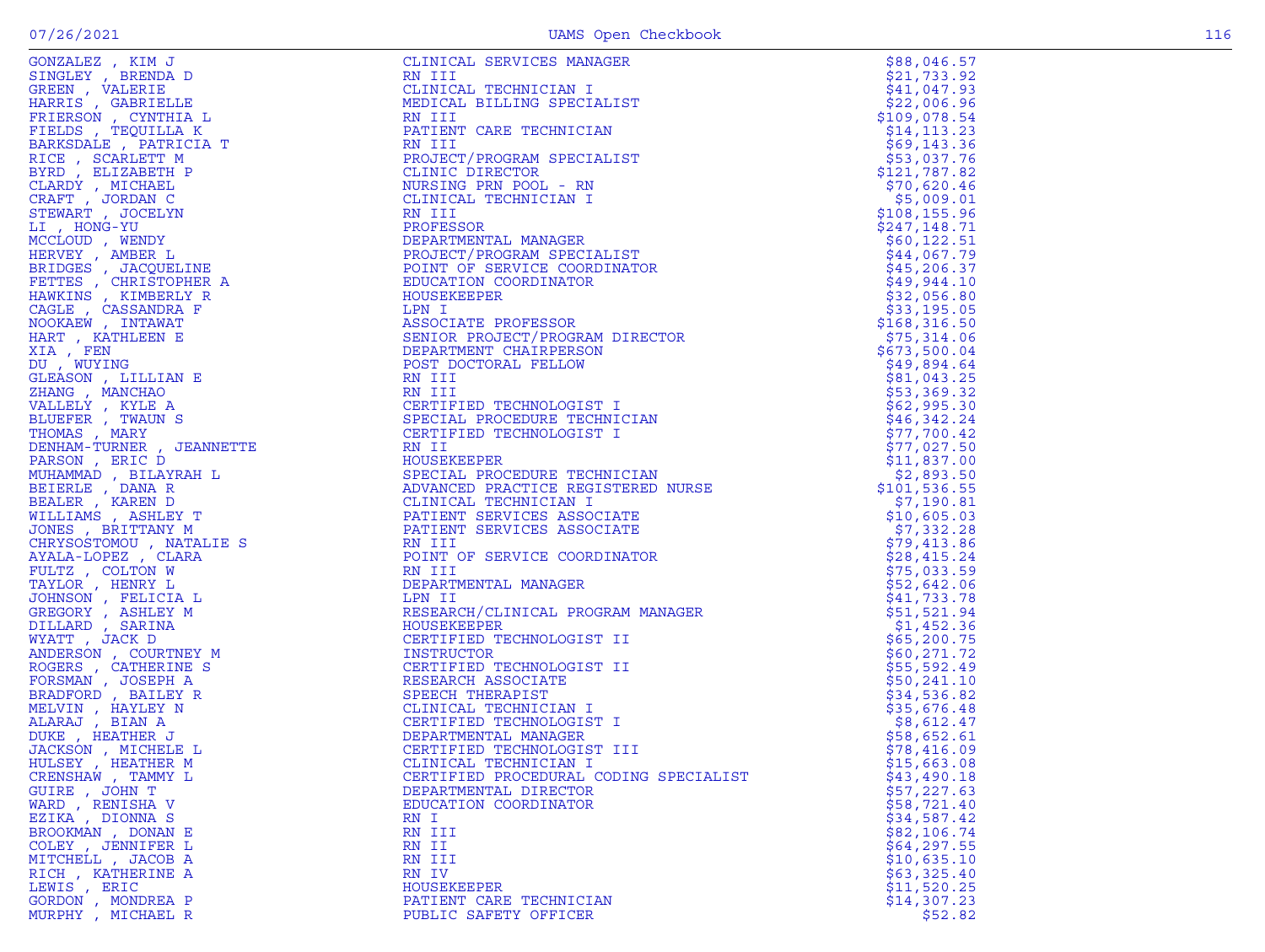| Name | Title | Amount |
|---|---|---|
| GONZALEZ , KIM J | CLINICAL SERVICES MANAGER | $88,046.57 |
| SINGLEY , BRENDA D | RN III | $21,733.92 |
| GREEN , VALERIE | CLINICAL TECHNICIAN I | $41,047.93 |
| HARRIS , GABRIELLE | MEDICAL BILLING SPECIALIST | $22,006.96 |
| FRIERSON , CYNTHIA L | RN III | $109,078.54 |
| FIELDS , TEQUILLA K | PATIENT CARE TECHNICIAN | $14,113.23 |
| BARKSDALE , PATRICIA T | RN III | $69,143.36 |
| RICE , SCARLETT M | PROJECT/PROGRAM SPECIALIST | $53,037.76 |
| BYRD , ELIZABETH P | CLINIC DIRECTOR | $121,787.82 |
| CLARDY , MICHAEL | NURSING PRN POOL - RN | $70,620.46 |
| CRAFT , JORDAN C | CLINICAL TECHNICIAN I | $5,009.01 |
| STEWART , JOCELYN | RN III | $108,155.96 |
| LI , HONG-YU | PROFESSOR | $247,148.71 |
| MCCLOUD , WENDY | DEPARTMENTAL MANAGER | $60,122.51 |
| HERVEY , AMBER L | PROJECT/PROGRAM SPECIALIST | $44,067.79 |
| BRIDGES , JACQUELINE | POINT OF SERVICE COORDINATOR | $45,206.37 |
| FETTES , CHRISTOPHER A | EDUCATION COORDINATOR | $49,944.10 |
| HAWKINS , KIMBERLY R | HOUSEKEEPER | $32,056.80 |
| CAGLE , CASSANDRA F | LPN I | $33,195.05 |
| NOOKAEW , INTAWAT | ASSOCIATE PROFESSOR | $168,316.50 |
| HART , KATHLEEN E | SENIOR PROJECT/PROGRAM DIRECTOR | $75,314.06 |
| XIA , FEN | DEPARTMENT CHAIRPERSON | $673,500.04 |
| DU , WUYING | POST DOCTORAL FELLOW | $49,894.64 |
| GLEASON , LILLIAN E | RN III | $81,043.25 |
| ZHANG , MANCHAO | RN III | $53,369.32 |
| VALLELY , KYLE A | CERTIFIED TECHNOLOGIST I | $62,995.30 |
| BLUEFER , TWAUN S | SPECIAL PROCEDURE TECHNICIAN | $46,342.24 |
| THOMAS , MARY | CERTIFIED TECHNOLOGIST I | $77,700.42 |
| DENHAM-TURNER , JEANNETTE | RN II | $77,027.50 |
| PARSON , ERIC D | HOUSEKEEPER | $11,837.00 |
| MUHAMMAD , BILAYRAH L | SPECIAL PROCEDURE TECHNICIAN | $2,893.50 |
| BEIERLE , DANA R | ADVANCED PRACTICE REGISTERED NURSE | $101,536.55 |
| BEALER , KAREN D | CLINICAL TECHNICIAN I | $7,190.81 |
| WILLIAMS , ASHLEY T | PATIENT SERVICES ASSOCIATE | $10,605.03 |
| JONES , BRITTANY M | PATIENT SERVICES ASSOCIATE | $7,332.28 |
| CHRYSOSTOMOU , NATALIE S | RN III | $79,413.86 |
| AYALA-LOPEZ , CLARA | POINT OF SERVICE COORDINATOR | $28,415.24 |
| FULTZ , COLTON W | RN III | $75,033.59 |
| TAYLOR , HENRY L | DEPARTMENTAL MANAGER | $52,642.06 |
| JOHNSON , FELICIA L | LPN II | $41,733.78 |
| GREGORY , ASHLEY M | RESEARCH/CLINICAL PROGRAM MANAGER | $51,521.94 |
| DILLARD , SARINA | HOUSEKEEPER | $1,452.36 |
| WYATT , JACK D | CERTIFIED TECHNOLOGIST II | $65,200.75 |
| ANDERSON , COURTNEY M | INSTRUCTOR | $60,271.72 |
| ROGERS , CATHERINE S | CERTIFIED TECHNOLOGIST II | $55,592.49 |
| FORSMAN , JOSEPH A | RESEARCH ASSOCIATE | $50,241.10 |
| BRADFORD , BAILEY R | SPEECH THERAPIST | $34,536.82 |
| MELVIN , HAYLEY N | CLINICAL TECHNICIAN I | $35,676.48 |
| ALARAJ , BIAN A | CERTIFIED TECHNOLOGIST I | $8,612.47 |
| DUKE , HEATHER J | DEPARTMENTAL MANAGER | $58,652.61 |
| JACKSON , MICHELE L | CERTIFIED TECHNOLOGIST III | $78,416.09 |
| HULSEY , HEATHER M | CLINICAL TECHNICIAN I | $15,663.08 |
| CRENSHAW , TAMMY L | CERTIFIED PROCEDURAL CODING SPECIALIST | $43,490.18 |
| GUIRE , JOHN T | DEPARTMENTAL DIRECTOR | $57,227.63 |
| WARD , RENISHA V | EDUCATION COORDINATOR | $58,721.40 |
| EZIKA , DIONNA S | RN I | $34,587.42 |
| BROOKMAN , DONAN E | RN III | $82,106.74 |
| COLEY , JENNIFER L | RN II | $64,297.55 |
| MITCHELL , JACOB A | RN III | $10,635.10 |
| RICH , KATHERINE A | RN IV | $63,325.40 |
| LEWIS , ERIC | HOUSEKEEPER | $11,520.25 |
| GORDON , MONDREA P | PATIENT CARE TECHNICIAN | $14,307.23 |
| MURPHY , MICHAEL R | PUBLIC SAFETY OFFICER | $52.82 |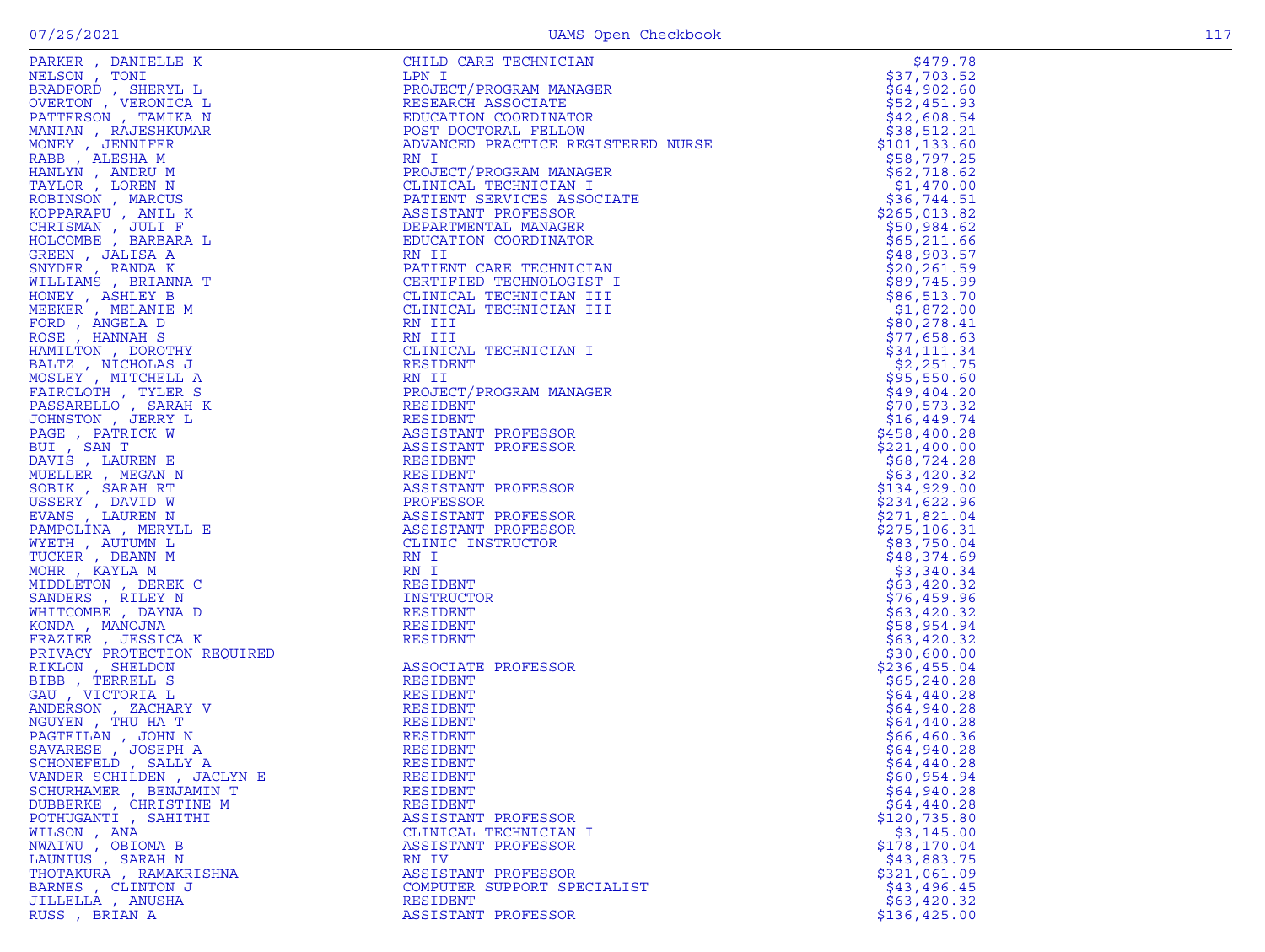| Name | Title | Amount |
|---|---|---|
| PARKER , DANIELLE K | CHILD CARE TECHNICIAN | $479.78 |
| NELSON , TONI | LPN I | $37,703.52 |
| BRADFORD , SHERYL L | PROJECT/PROGRAM MANAGER | $64,902.60 |
| OVERTON , VERONICA L | RESEARCH ASSOCIATE | $52,451.93 |
| PATTERSON , TAMIKA N | EDUCATION COORDINATOR | $42,608.54 |
| MANIAN , RAJESHKUMAR | POST DOCTORAL FELLOW | $38,512.21 |
| MONEY , JENNIFER | ADVANCED PRACTICE REGISTERED NURSE | $101,133.60 |
| RABB , ALESHA M | RN I | $58,797.25 |
| HANLYN , ANDRU M | PROJECT/PROGRAM MANAGER | $62,718.62 |
| TAYLOR , LOREN N | CLINICAL TECHNICIAN I | $1,470.00 |
| ROBINSON , MARCUS | PATIENT SERVICES ASSOCIATE | $36,744.51 |
| KOPPARAPU , ANIL K | ASSISTANT PROFESSOR | $265,013.82 |
| CHRISMAN , JULI F | DEPARTMENTAL MANAGER | $50,984.62 |
| HOLCOMBE , BARBARA L | EDUCATION COORDINATOR | $65,211.66 |
| GREEN , JALISA A | RN II | $48,903.57 |
| SNYDER , RANDA K | PATIENT CARE TECHNICIAN | $20,261.59 |
| WILLIAMS , BRIANNA T | CERTIFIED TECHNOLOGIST I | $89,745.99 |
| HONEY , ASHLEY B | CLINICAL TECHNICIAN III | $86,513.70 |
| MEEKER , MELANIE M | CLINICAL TECHNICIAN III | $1,872.00 |
| FORD , ANGELA D | RN III | $80,278.41 |
| ROSE , HANNAH S | RN III | $77,658.63 |
| HAMILTON , DOROTHY | CLINICAL TECHNICIAN I | $34,111.34 |
| BALTZ , NICHOLAS J | RESIDENT | $2,251.75 |
| MOSLEY , MITCHELL A | RN II | $95,550.60 |
| FAIRCLOTH , TYLER S | PROJECT/PROGRAM MANAGER | $49,404.20 |
| PASSARELLO , SARAH K | RESIDENT | $70,573.32 |
| JOHNSTON , JERRY L | RESIDENT | $16,449.74 |
| PAGE , PATRICK W | ASSISTANT PROFESSOR | $458,400.28 |
| BUI , SAN T | ASSISTANT PROFESSOR | $221,400.00 |
| DAVIS , LAUREN E | RESIDENT | $68,724.28 |
| MUELLER , MEGAN N | RESIDENT | $63,420.32 |
| SOBIK , SARAH RT | ASSISTANT PROFESSOR | $134,929.00 |
| USSERY , DAVID W | PROFESSOR | $234,622.96 |
| EVANS , LAUREN N | ASSISTANT PROFESSOR | $271,821.04 |
| PAMPOLINA , MERYLL E | ASSISTANT PROFESSOR | $275,106.31 |
| WYETH , AUTUMN L | CLINIC INSTRUCTOR | $83,750.04 |
| TUCKER , DEANN M | RN I | $48,374.69 |
| MOHR , KAYLA M | RN I | $3,340.34 |
| MIDDLETON , DEREK C | RESIDENT | $63,420.32 |
| SANDERS , RILEY N | INSTRUCTOR | $76,459.96 |
| WHITCOMBE , DAYNA D | RESIDENT | $63,420.32 |
| KONDA , MANOJNA | RESIDENT | $58,954.94 |
| FRAZIER , JESSICA K | RESIDENT | $63,420.32 |
| PRIVACY PROTECTION REQUIRED | | $30,600.00 |
| RIKLON , SHELDON | ASSOCIATE PROFESSOR | $236,455.04 |
| BIBB , TERRELL S | RESIDENT | $65,240.28 |
| GAU , VICTORIA L | RESIDENT | $64,440.28 |
| ANDERSON , ZACHARY V | RESIDENT | $64,940.28 |
| NGUYEN , THU HA T | RESIDENT | $64,440.28 |
| PAGTEILAN , JOHN N | RESIDENT | $66,460.36 |
| SAVARESE , JOSEPH A | RESIDENT | $64,940.28 |
| SCHONEFELD , SALLY A | RESIDENT | $64,440.28 |
| VANDER SCHILDEN , JACLYN E | RESIDENT | $60,954.94 |
| SCHURHAMER , BENJAMIN T | RESIDENT | $64,940.28 |
| DUBBERKE , CHRISTINE M | RESIDENT | $64,440.28 |
| POTHUGANTI , SAHITHI | ASSISTANT PROFESSOR | $120,735.80 |
| WILSON , ANA | CLINICAL TECHNICIAN I | $3,145.00 |
| NWAIWU , OBIOMA B | ASSISTANT PROFESSOR | $178,170.04 |
| LAUNIUS , SARAH N | RN IV | $43,883.75 |
| THOTAKURA , RAMAKRISHNA | ASSISTANT PROFESSOR | $321,061.09 |
| BARNES , CLINTON J | COMPUTER SUPPORT SPECIALIST | $43,496.45 |
| JILLELLA , ANUSHA | RESIDENT | $63,420.32 |
| RUSS , BRIAN A | ASSISTANT PROFESSOR | $136,425.00 |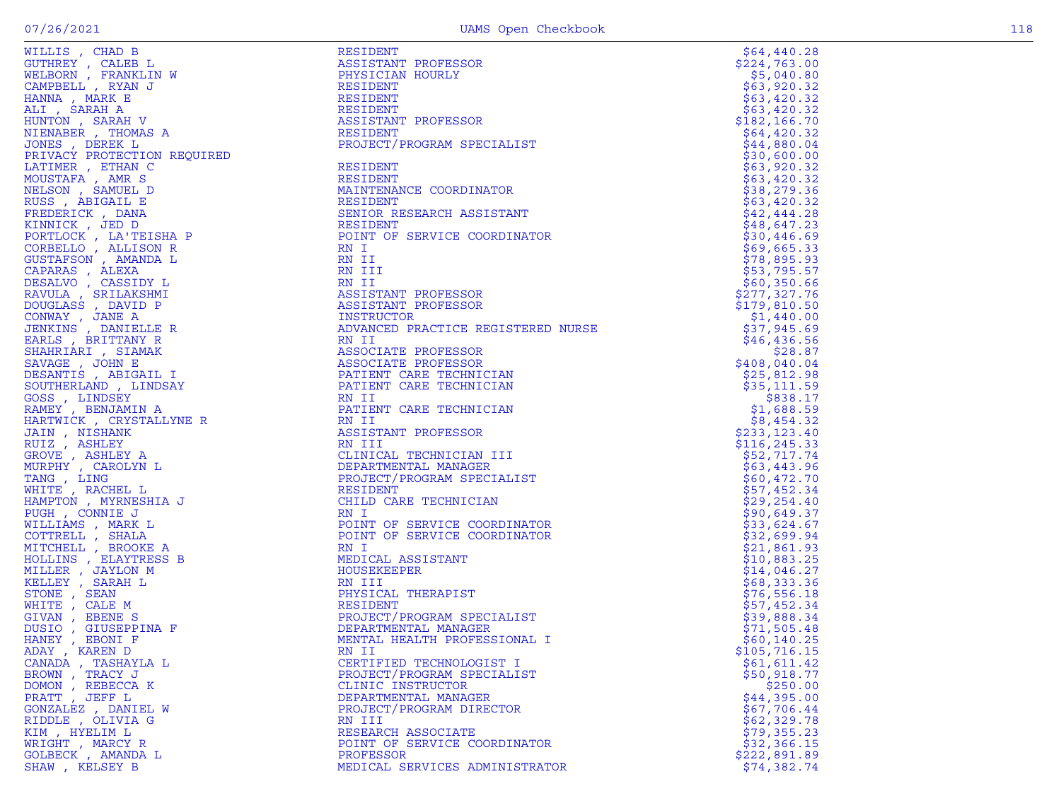| Name | Title | Amount |
|---|---|---|
| WILLIS , CHAD B | RESIDENT | $64,440.28 |
| GUTHREY , CALEB L | ASSISTANT PROFESSOR | $224,763.00 |
| WELBORN , FRANKLIN W | PHYSICIAN HOURLY | $5,040.80 |
| CAMPBELL , RYAN J | RESIDENT | $63,920.32 |
| HANNA , MARK E | RESIDENT | $63,420.32 |
| ALI , SARAH A | RESIDENT | $63,420.32 |
| HUNTON , SARAH V | ASSISTANT PROFESSOR | $182,166.70 |
| NIENABER , THOMAS A | RESIDENT | $64,420.32 |
| JONES , DEREK L | PROJECT/PROGRAM SPECIALIST | $44,880.04 |
| PRIVACY PROTECTION REQUIRED | | $30,600.00 |
| LATIMER , ETHAN C | RESIDENT | $63,920.32 |
| MOUSTAFA , AMR S | RESIDENT | $63,420.32 |
| NELSON , SAMUEL D | MAINTENANCE COORDINATOR | $38,279.36 |
| RUSS , ABIGAIL E | RESIDENT | $63,420.32 |
| FREDERICK , DANA | SENIOR RESEARCH ASSISTANT | $42,444.28 |
| KINNICK , JED D | RESIDENT | $48,647.23 |
| PORTLOCK , LA'TEISHA P | POINT OF SERVICE COORDINATOR | $30,446.69 |
| CORBELLO , ALLISON R | RN I | $69,665.33 |
| GUSTAFSON , AMANDA L | RN II | $78,895.93 |
| CAPARAS , ALEXA | RN III | $53,795.57 |
| DESALVO , CASSIDY L | RN II | $60,350.66 |
| RAVULA , SRILAKSHMI | ASSISTANT PROFESSOR | $277,327.76 |
| DOUGLASS , DAVID P | ASSISTANT PROFESSOR | $179,810.50 |
| CONWAY , JANE A | INSTRUCTOR | $1,440.00 |
| JENKINS , DANIELLE R | ADVANCED PRACTICE REGISTERED NURSE | $37,945.69 |
| EARLS , BRITTANY R | RN II | $46,436.56 |
| SHAHRIARI , SIAMAK | ASSOCIATE PROFESSOR | $28.87 |
| SAVAGE , JOHN E | ASSOCIATE PROFESSOR | $408,040.04 |
| DESANTIS , ABIGAIL I | PATIENT CARE TECHNICIAN | $25,812.98 |
| SOUTHERLAND , LINDSAY | PATIENT CARE TECHNICIAN | $35,111.59 |
| GOSS , LINDSEY | RN II | $838.17 |
| RAMEY , BENJAMIN A | PATIENT CARE TECHNICIAN | $1,688.59 |
| HARTWICK , CRYSTALLYNE R | RN II | $8,454.32 |
| JAIN , NISHANK | ASSISTANT PROFESSOR | $233,123.40 |
| RUIZ , ASHLEY | RN III | $116,245.33 |
| GROVE , ASHLEY A | CLINICAL TECHNICIAN III | $52,717.74 |
| MURPHY , CAROLYN L | DEPARTMENTAL MANAGER | $63,443.96 |
| TANG , LING | PROJECT/PROGRAM SPECIALIST | $60,472.70 |
| WHITE , RACHEL L | RESIDENT | $57,452.34 |
| HAMPTON , MYRNESHIA J | CHILD CARE TECHNICIAN | $29,254.40 |
| PUGH , CONNIE J | RN I | $90,649.37 |
| WILLIAMS , MARK L | POINT OF SERVICE COORDINATOR | $33,624.67 |
| COTTRELL , SHALA | POINT OF SERVICE COORDINATOR | $32,699.94 |
| MITCHELL , BROOKE A | RN I | $21,861.93 |
| HOLLINS , ELAYTRESS B | MEDICAL ASSISTANT | $10,883.25 |
| MILLER , JAYLON M | HOUSEKEEPER | $14,046.27 |
| KELLEY , SARAH L | RN III | $68,333.36 |
| STONE , SEAN | PHYSICAL THERAPIST | $76,556.18 |
| WHITE , CALE M | RESIDENT | $57,452.34 |
| GIVAN , EBENE S | PROJECT/PROGRAM SPECIALIST | $39,888.34 |
| DUSIO , GIUSEPPINA F | DEPARTMENTAL MANAGER | $71,505.48 |
| HANEY , EBONI F | MENTAL HEALTH PROFESSIONAL I | $60,140.25 |
| ADAY , KAREN D | RN II | $105,716.15 |
| CANADA , TASHAYLA L | CERTIFIED TECHNOLOGIST I | $61,611.42 |
| BROWN , TRACY J | PROJECT/PROGRAM SPECIALIST | $50,918.77 |
| DOMON , REBECCA K | CLINIC INSTRUCTOR | $250.00 |
| PRATT , JEFF L | DEPARTMENTAL MANAGER | $44,395.00 |
| GONZALEZ , DANIEL W | PROJECT/PROGRAM DIRECTOR | $67,706.44 |
| RIDDLE , OLIVIA G | RN III | $62,329.78 |
| KIM , HYELIM L | RESEARCH ASSOCIATE | $79,355.23 |
| WRIGHT , MARCY R | POINT OF SERVICE COORDINATOR | $32,366.15 |
| GOLBECK , AMANDA L | PROFESSOR | $222,891.89 |
| SHAW , KELSEY B | MEDICAL SERVICES ADMINISTRATOR | $74,382.74 |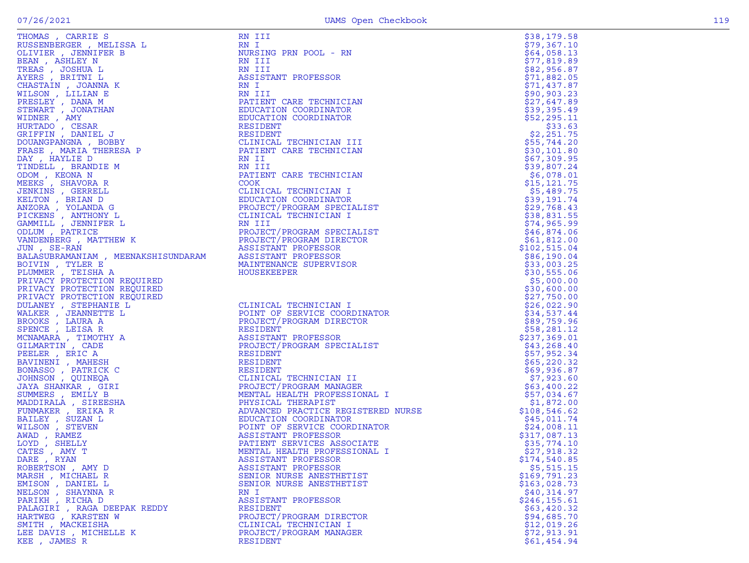| Name | Title | Amount |
|---|---|---|
| THOMAS , CARRIE S | RN III | $38,179.58 |
| RUSSENBERGER , MELISSA L | RN I | $79,367.10 |
| OLIVIER , JENNIFER B | NURSING PRN POOL - RN | $64,058.13 |
| BEAN , ASHLEY N | RN III | $77,819.89 |
| TREAS , JOSHUA L | RN III | $82,956.87 |
| AYERS , BRITNI L | ASSISTANT PROFESSOR | $71,882.05 |
| CHASTAIN , JOANNA K | RN I | $71,437.87 |
| WILSON , LILIAN E | RN III | $90,903.23 |
| PRESLEY , DANA M | PATIENT CARE TECHNICIAN | $27,647.89 |
| STEWART , JONATHAN | EDUCATION COORDINATOR | $39,395.49 |
| WIDNER , AMY | EDUCATION COORDINATOR | $52,295.11 |
| HURTADO , CESAR | RESIDENT | $33.63 |
| GRIFFIN , DANIEL J | RESIDENT | $2,251.75 |
| DOUANGPANGNA , BOBBY | CLINICAL TECHNICIAN III | $55,744.20 |
| FRASE , MARIA THERESA P | PATIENT CARE TECHNICIAN | $30,101.80 |
| DAY , HAYLIE D | RN II | $67,309.95 |
| TINDELL , BRANDIE M | RN III | $39,807.24 |
| ODOM , KEONA N | PATIENT CARE TECHNICIAN | $6,078.01 |
| MEEKS , SHAVORA R | COOK | $15,121.75 |
| JENKINS , GERRELL | CLINICAL TECHNICIAN I | $5,489.75 |
| KELTON , BRIAN D | EDUCATION COORDINATOR | $39,191.74 |
| ANZORA , YOLANDA G | PROJECT/PROGRAM SPECIALIST | $29,768.43 |
| PICKENS , ANTHONY L | CLINICAL TECHNICIAN I | $38,831.55 |
| GAMMILL , JENNIFER L | RN III | $74,965.99 |
| ODLUM , PATRICE | PROJECT/PROGRAM SPECIALIST | $46,874.06 |
| VANDENBERG , MATTHEW K | PROJECT/PROGRAM DIRECTOR | $61,812.00 |
| JUN , SE-RAN | ASSISTANT PROFESSOR | $102,515.04 |
| BALASUBRAMANIAM , MEENAKSHISUNDARAM | ASSISTANT PROFESSOR | $86,190.04 |
| BOIVIN , TYLER E | MAINTENANCE SUPERVISOR | $33,003.25 |
| PLUMMER , TEISHA A | HOUSEKEEPER | $30,555.06 |
| PRIVACY PROTECTION REQUIRED | | $5,000.00 |
| PRIVACY PROTECTION REQUIRED | | $30,600.00 |
| PRIVACY PROTECTION REQUIRED | | $27,750.00 |
| DULANEY , STEPHANIE L | CLINICAL TECHNICIAN I | $26,022.90 |
| WALKER , JEANNETTE L | POINT OF SERVICE COORDINATOR | $34,537.44 |
| BROOKS , LAURA A | PROJECT/PROGRAM DIRECTOR | $89,759.96 |
| SPENCE , LEISA R | RESIDENT | $58,281.12 |
| MCNAMARA , TIMOTHY A | ASSISTANT PROFESSOR | $237,369.01 |
| GILMARTIN , CADE | PROJECT/PROGRAM SPECIALIST | $43,268.40 |
| PEELER , ERIC A | RESIDENT | $57,952.34 |
| BAVINENI , MAHESH | RESIDENT | $65,220.32 |
| BONASSO , PATRICK C | RESIDENT | $69,936.87 |
| JOHNSON , QUINEQA | CLINICAL TECHNICIAN II | $7,923.60 |
| JAYA SHANKAR , GIRI | PROJECT/PROGRAM MANAGER | $63,400.22 |
| SUMMERS , EMILY B | MENTAL HEALTH PROFESSIONAL I | $57,034.67 |
| MADDIRALA , SIREESHA | PHYSICAL THERAPIST | $1,872.00 |
| FUNMAKER , ERIKA R | ADVANCED PRACTICE REGISTERED NURSE | $108,546.62 |
| BAILEY , SUZAN L | EDUCATION COORDINATOR | $45,011.74 |
| WILSON , STEVEN | POINT OF SERVICE COORDINATOR | $24,008.11 |
| AWAD , RAMEZ | ASSISTANT PROFESSOR | $317,087.13 |
| LOYD , SHELLY | PATIENT SERVICES ASSOCIATE | $35,774.10 |
| CATES , AMY T | MENTAL HEALTH PROFESSIONAL I | $27,918.32 |
| DARE , RYAN | ASSISTANT PROFESSOR | $174,540.85 |
| ROBERTSON , AMY D | ASSISTANT PROFESSOR | $5,515.15 |
| MARSH , MICHAEL R | SENIOR NURSE ANESTHETIST | $169,791.23 |
| EMISON , DANIEL L | SENIOR NURSE ANESTHETIST | $163,028.73 |
| NELSON , SHAYNNA R | RN I | $40,314.97 |
| PARIKH , RICHA D | ASSISTANT PROFESSOR | $246,155.61 |
| PALAGIRI , RAGA DEEPAK REDDY | RESIDENT | $63,420.32 |
| HARTWEG , KARSTEN W | PROJECT/PROGRAM DIRECTOR | $94,685.70 |
| SMITH , MACKEISHA | CLINICAL TECHNICIAN I | $12,019.26 |
| LEE DAVIS , MICHELLE K | PROJECT/PROGRAM MANAGER | $72,913.91 |
| KEE , JAMES R | RESIDENT | $61,454.94 |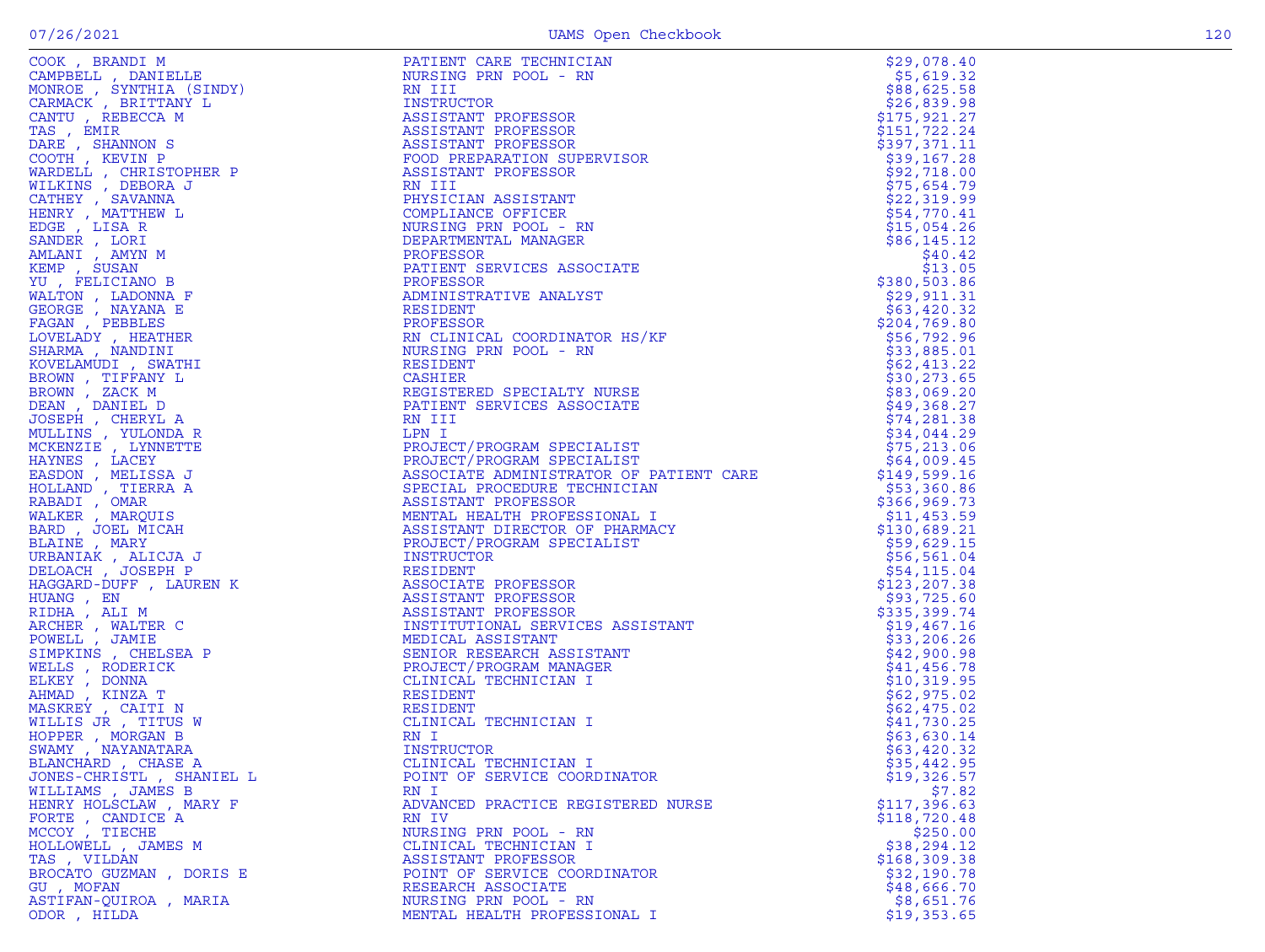| Name | Title | Amount |
|---|---|---|
| COOK , BRANDI M | PATIENT CARE TECHNICIAN | $29,078.40 |
| CAMPBELL , DANIELLE | NURSING PRN POOL - RN | $5,619.32 |
| MONROE , SYNTHIA (SINDY) | RN III | $88,625.58 |
| CARMACK , BRITTANY L | INSTRUCTOR | $26,839.98 |
| CANTU , REBECCA M | ASSISTANT PROFESSOR | $175,921.27 |
| TAS , EMIR | ASSISTANT PROFESSOR | $151,722.24 |
| DARE , SHANNON S | ASSISTANT PROFESSOR | $397,371.11 |
| COOTH , KEVIN P | FOOD PREPARATION SUPERVISOR | $39,167.28 |
| WARDELL , CHRISTOPHER P | ASSISTANT PROFESSOR | $92,718.00 |
| WILKINS , DEBORA J | RN III | $75,654.79 |
| CATHEY , SAVANNA | PHYSICIAN ASSISTANT | $22,319.99 |
| HENRY , MATTHEW L | COMPLIANCE OFFICER | $54,770.41 |
| EDGE , LISA R | NURSING PRN POOL - RN | $15,054.26 |
| SANDER , LORI | DEPARTMENTAL MANAGER | $86,145.12 |
| AMLANI , AMYN M | PROFESSOR | $40.42 |
| KEMP , SUSAN | PATIENT SERVICES ASSOCIATE | $13.05 |
| YU , FELICIANO B | PROFESSOR | $380,503.86 |
| WALTON , LADONNA F | ADMINISTRATIVE ANALYST | $29,911.31 |
| GEORGE , NAYANA E | RESIDENT | $63,420.32 |
| FAGAN , PEBBLES | PROFESSOR | $204,769.80 |
| LOVELADY , HEATHER | RN CLINICAL COORDINATOR HS/KF | $56,792.96 |
| SHARMA , NANDINI | NURSING PRN POOL - RN | $33,885.01 |
| KOVELAMUDI , SWATHI | RESIDENT | $62,413.22 |
| BROWN , TIFFANY L | CASHIER | $30,273.65 |
| BROWN , ZACK M | REGISTERED SPECIALTY NURSE | $83,069.20 |
| DEAN , DANIEL D | PATIENT SERVICES ASSOCIATE | $49,368.27 |
| JOSEPH , CHERYL A | RN III | $74,281.38 |
| MULLINS , YULONDA R | LPN I | $34,044.29 |
| MCKENZIE , LYNNETTE | PROJECT/PROGRAM SPECIALIST | $75,213.06 |
| HAYNES , LACEY | PROJECT/PROGRAM SPECIALIST | $64,009.45 |
| EASDON , MELISSA J | ASSOCIATE ADMINISTRATOR OF PATIENT CARE | $149,599.16 |
| HOLLAND , TIERRA A | SPECIAL PROCEDURE TECHNICIAN | $53,360.86 |
| RABADI , OMAR | ASSISTANT PROFESSOR | $366,969.73 |
| WALKER , MARQUIS | MENTAL HEALTH PROFESSIONAL I | $11,453.59 |
| BARD , JOEL MICAH | ASSISTANT DIRECTOR OF PHARMACY | $130,689.21 |
| BLAINE , MARY | PROJECT/PROGRAM SPECIALIST | $59,629.15 |
| URBANIAK , ALICJA J | INSTRUCTOR | $56,561.04 |
| DELOACH , JOSEPH P | RESIDENT | $54,115.04 |
| HAGGARD-DUFF , LAUREN K | ASSOCIATE PROFESSOR | $123,207.38 |
| HUANG , EN | ASSISTANT PROFESSOR | $93,725.60 |
| RIDHA , ALI M | ASSISTANT PROFESSOR | $335,399.74 |
| ARCHER , WALTER C | INSTITUTIONAL SERVICES ASSISTANT | $19,467.16 |
| POWELL , JAMIE | MEDICAL ASSISTANT | $33,206.26 |
| SIMPKINS , CHELSEA P | SENIOR RESEARCH ASSISTANT | $42,900.98 |
| WELLS , RODERICK | PROJECT/PROGRAM MANAGER | $41,456.78 |
| ELKEY , DONNA | CLINICAL TECHNICIAN I | $10,319.95 |
| AHMAD , KINZA T | RESIDENT | $62,975.02 |
| MASKREY , CAITI N | RESIDENT | $62,475.02 |
| WILLIS JR , TITUS W | CLINICAL TECHNICIAN I | $41,730.25 |
| HOPPER , MORGAN B | RN I | $63,630.14 |
| SWAMY , NAYANATARA | INSTRUCTOR | $63,420.32 |
| BLANCHARD , CHASE A | CLINICAL TECHNICIAN I | $35,442.95 |
| JONES-CHRISTL , SHANIEL L | POINT OF SERVICE COORDINATOR | $19,326.57 |
| WILLIAMS , JAMES B | RN I | $7.82 |
| HENRY HOLSCLAW , MARY F | ADVANCED PRACTICE REGISTERED NURSE | $117,396.63 |
| FORTE , CANDICE A | RN IV | $118,720.48 |
| MCCOY , TIECHE | NURSING PRN POOL - RN | $250.00 |
| HOLLOWELL , JAMES M | CLINICAL TECHNICIAN I | $38,294.12 |
| TAS , VILDAN | ASSISTANT PROFESSOR | $168,309.38 |
| BROCATO GUZMAN , DORIS E | POINT OF SERVICE COORDINATOR | $32,190.78 |
| GU , MOFAN | RESEARCH ASSOCIATE | $48,666.70 |
| ASTIFAN-QUIROA , MARIA | NURSING PRN POOL - RN | $8,651.76 |
| ODOR , HILDA | MENTAL HEALTH PROFESSIONAL I | $19,353.65 |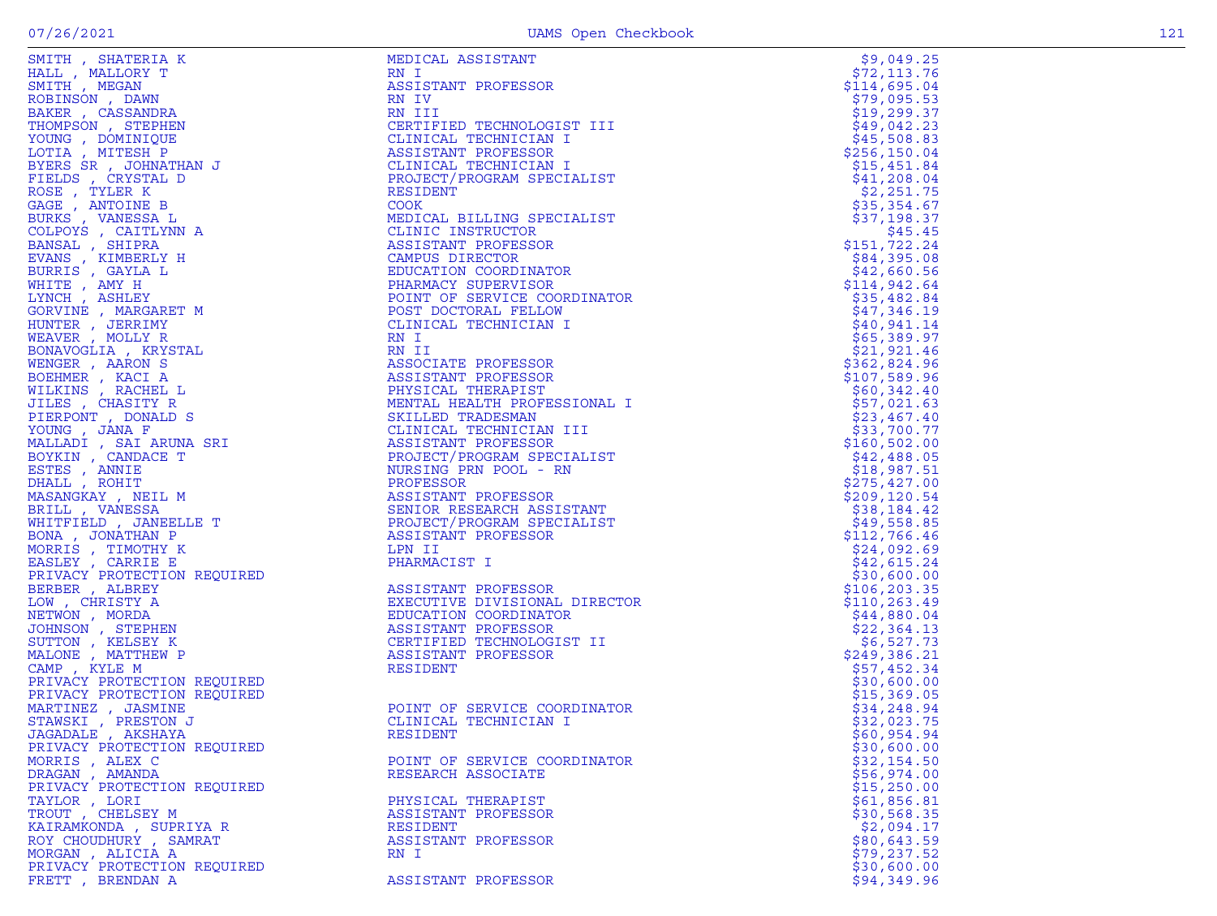| | | |
|---|---|---|
| SMITH , SHATERIA K | MEDICAL ASSISTANT | $9,049.25 |
| HALL , MALLORY T | RN I | $72,113.76 |
| SMITH , MEGAN | ASSISTANT PROFESSOR | $114,695.04 |
| ROBINSON , DAWN | RN IV | $79,095.53 |
| BAKER , CASSANDRA | RN III | $19,299.37 |
| THOMPSON , STEPHEN | CERTIFIED TECHNOLOGIST III | $49,042.23 |
| YOUNG , DOMINIQUE | CLINICAL TECHNICIAN I | $45,508.83 |
| LOTIA , MITESH P | ASSISTANT PROFESSOR | $256,150.04 |
| BYERS SR , JOHNATHAN J | CLINICAL TECHNICIAN I | $15,451.84 |
| FIELDS , CRYSTAL D | PROJECT/PROGRAM SPECIALIST | $41,208.04 |
| ROSE , TYLER K | RESIDENT | $2,251.75 |
| GAGE , ANTOINE B | COOK | $35,354.67 |
| BURKS , VANESSA L | MEDICAL BILLING SPECIALIST | $37,198.37 |
| COLPOYS , CAITLYNN A | CLINIC INSTRUCTOR | $45.45 |
| BANSAL , SHIPRA | ASSISTANT PROFESSOR | $151,722.24 |
| EVANS , KIMBERLY H | CAMPUS DIRECTOR | $84,395.08 |
| BURRIS , GAYLA L | EDUCATION COORDINATOR | $42,660.56 |
| WHITE , AMY H | PHARMACY SUPERVISOR | $114,942.64 |
| LYNCH , ASHLEY | POINT OF SERVICE COORDINATOR | $35,482.84 |
| GORVINE , MARGARET M | POST DOCTORAL FELLOW | $47,346.19 |
| HUNTER , JERRIMY | CLINICAL TECHNICIAN I | $40,941.14 |
| WEAVER , MOLLY R | RN I | $65,389.97 |
| BONAVOGLIA , KRYSTAL | RN II | $21,921.46 |
| WENGER , AARON S | ASSOCIATE PROFESSOR | $362,824.96 |
| BOEHMER , KACI A | ASSISTANT PROFESSOR | $107,589.96 |
| WILKINS , RACHEL L | PHYSICAL THERAPIST | $60,342.40 |
| JILES , CHASITY R | MENTAL HEALTH PROFESSIONAL I | $57,021.63 |
| PIERPONT , DONALD S | SKILLED TRADESMAN | $23,467.40 |
| YOUNG , JANA F | CLINICAL TECHNICIAN III | $33,700.77 |
| MALLADI , SAI ARUNA SRI | ASSISTANT PROFESSOR | $160,502.00 |
| BOYKIN , CANDACE T | PROJECT/PROGRAM SPECIALIST | $42,488.05 |
| ESTES , ANNIE | NURSING PRN POOL - RN | $18,987.51 |
| DHALL , ROHIT | PROFESSOR | $275,427.00 |
| MASANGKAY , NEIL M | ASSISTANT PROFESSOR | $209,120.54 |
| BRILL , VANESSA | SENIOR RESEARCH ASSISTANT | $38,184.42 |
| WHITFIELD , JANEELLE T | PROJECT/PROGRAM SPECIALIST | $49,558.85 |
| BONA , JONATHAN P | ASSISTANT PROFESSOR | $112,766.46 |
| MORRIS , TIMOTHY K | LPN II | $24,092.69 |
| EASLEY , CARRIE E | PHARMACIST I | $42,615.24 |
| PRIVACY PROTECTION REQUIRED | | $30,600.00 |
| BERBER , ALBREY | ASSISTANT PROFESSOR | $106,203.35 |
| LOW , CHRISTY A | EXECUTIVE DIVISIONAL DIRECTOR | $110,263.49 |
| NETWON , MORDA | EDUCATION COORDINATOR | $44,880.04 |
| JOHNSON , STEPHEN | ASSISTANT PROFESSOR | $22,364.13 |
| SUTTON , KELSEY K | CERTIFIED TECHNOLOGIST II | $6,527.73 |
| MALONE , MATTHEW P | ASSISTANT PROFESSOR | $249,386.21 |
| CAMP , KYLE M | RESIDENT | $57,452.34 |
| PRIVACY PROTECTION REQUIRED | | $30,600.00 |
| PRIVACY PROTECTION REQUIRED | | $15,369.05 |
| MARTINEZ , JASMINE | POINT OF SERVICE COORDINATOR | $34,248.94 |
| STAWSKI , PRESTON J | CLINICAL TECHNICIAN I | $32,023.75 |
| JAGADALE , AKSHAYA | RESIDENT | $60,954.94 |
| PRIVACY PROTECTION REQUIRED | | $30,600.00 |
| MORRIS , ALEX C | POINT OF SERVICE COORDINATOR | $32,154.50 |
| DRAGAN , AMANDA | RESEARCH ASSOCIATE | $56,974.00 |
| PRIVACY PROTECTION REQUIRED | | $15,250.00 |
| TAYLOR , LORI | PHYSICAL THERAPIST | $61,856.81 |
| TROUT , CHELSEY M | ASSISTANT PROFESSOR | $30,568.35 |
| KAIRAMKONDA , SUPRIYA R | RESIDENT | $2,094.17 |
| ROY CHOUDHURY , SAMRAT | ASSISTANT PROFESSOR | $80,643.59 |
| MORGAN , ALICIA A | RN I | $79,237.52 |
| PRIVACY PROTECTION REQUIRED | | $30,600.00 |
| FRETT , BRENDAN A | ASSISTANT PROFESSOR | $94,349.96 |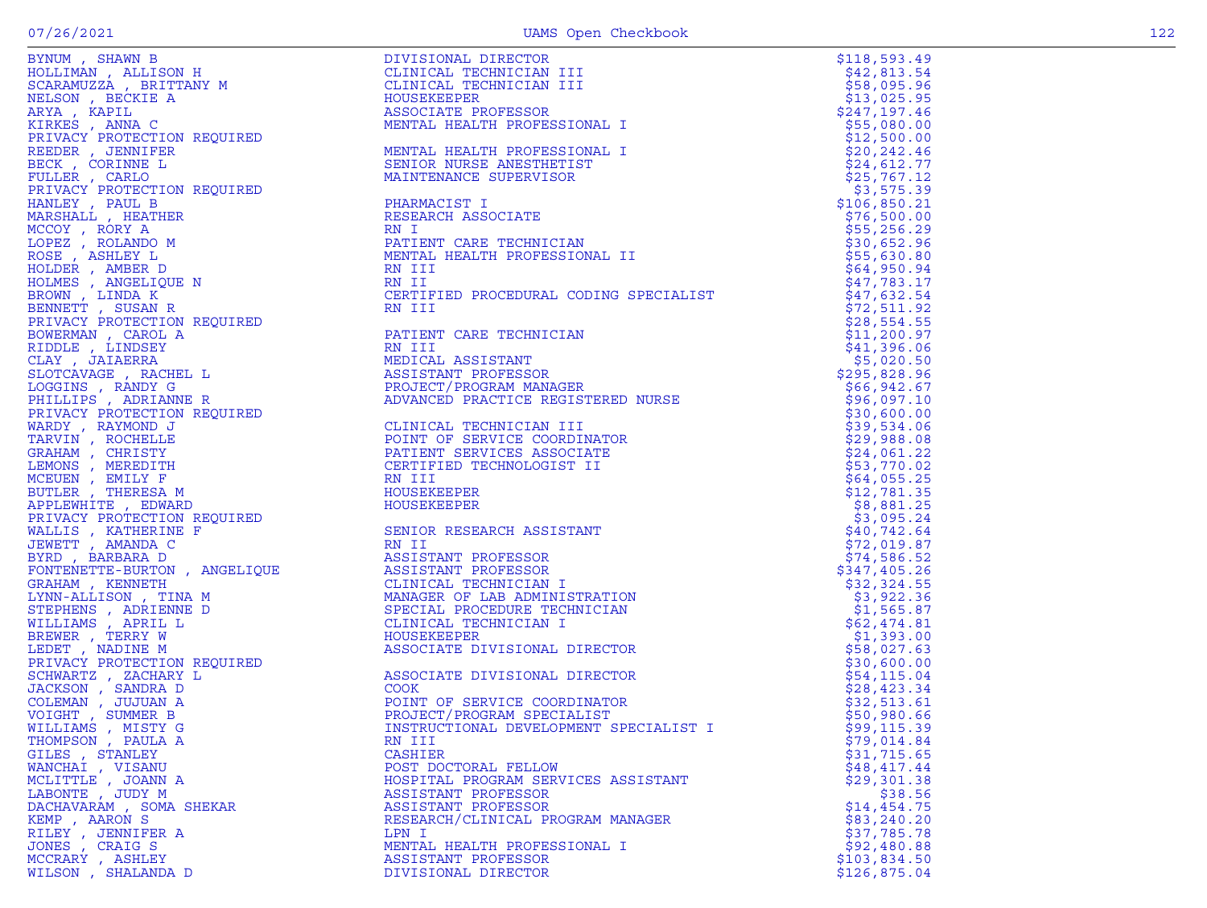| Name | Title | Amount |
|---|---|---|
| BYNUM , SHAWN B | DIVISIONAL DIRECTOR | $118,593.49 |
| HOLLIMAN , ALLISON H | CLINICAL TECHNICIAN III | $42,813.54 |
| SCARAMUZZA , BRITTANY M | CLINICAL TECHNICIAN III | $58,095.96 |
| NELSON , BECKIE A | HOUSEKEEPER | $13,025.95 |
| ARYA , KAPIL | ASSOCIATE PROFESSOR | $247,197.46 |
| KIRKES , ANNA C | MENTAL HEALTH PROFESSIONAL I | $55,080.00 |
| PRIVACY PROTECTION REQUIRED | | $12,500.00 |
| REEDER , JENNIFER | MENTAL HEALTH PROFESSIONAL I | $20,242.46 |
| BECK , CORINNE L | SENIOR NURSE ANESTHETIST | $24,612.77 |
| FULLER , CARLO | MAINTENANCE SUPERVISOR | $25,767.12 |
| PRIVACY PROTECTION REQUIRED | | $3,575.39 |
| HANLEY , PAUL B | PHARMACIST I | $106,850.21 |
| MARSHALL , HEATHER | RESEARCH ASSOCIATE | $76,500.00 |
| MCCOY , RORY A | RN I | $55,256.29 |
| LOPEZ , ROLANDO M | PATIENT CARE TECHNICIAN | $30,652.96 |
| ROSE , ASHLEY L | MENTAL HEALTH PROFESSIONAL II | $55,630.80 |
| HOLDER , AMBER D | RN III | $64,950.94 |
| HOLMES , ANGELIQUE N | RN II | $47,783.17 |
| BROWN , LINDA K | CERTIFIED PROCEDURAL CODING SPECIALIST | $47,632.54 |
| BENNETT , SUSAN R | RN III | $72,511.92 |
| PRIVACY PROTECTION REQUIRED | | $28,554.55 |
| BOWERMAN , CAROL A | PATIENT CARE TECHNICIAN | $11,200.97 |
| RIDDLE , LINDSEY | RN III | $41,396.06 |
| CLAY , JAIAERRA | MEDICAL ASSISTANT | $5,020.50 |
| SLOTCAVAGE , RACHEL L | ASSISTANT PROFESSOR | $295,828.96 |
| LOGGINS , RANDY G | PROJECT/PROGRAM MANAGER | $66,942.67 |
| PHILLIPS , ADRIANNE R | ADVANCED PRACTICE REGISTERED NURSE | $96,097.10 |
| PRIVACY PROTECTION REQUIRED | | $30,600.00 |
| WARDY , RAYMOND J | CLINICAL TECHNICIAN III | $39,534.06 |
| TARVIN , ROCHELLE | POINT OF SERVICE COORDINATOR | $29,988.08 |
| GRAHAM , CHRISTY | PATIENT SERVICES ASSOCIATE | $24,061.22 |
| LEMONS , MEREDITH | CERTIFIED TECHNOLOGIST II | $53,770.02 |
| MCEUEN , EMILY F | RN III | $64,055.25 |
| BUTLER , THERESA M | HOUSEKEEPER | $12,781.35 |
| APPLEWHITE , EDWARD | HOUSEKEEPER | $8,881.25 |
| PRIVACY PROTECTION REQUIRED | | $3,095.24 |
| WALLIS , KATHERINE F | SENIOR RESEARCH ASSISTANT | $40,742.64 |
| JEWETT , AMANDA C | RN II | $72,019.87 |
| BYRD , BARBARA D | ASSISTANT PROFESSOR | $74,586.52 |
| FONTENETTE-BURTON , ANGELIQUE | ASSISTANT PROFESSOR | $347,405.26 |
| GRAHAM , KENNETH | CLINICAL TECHNICIAN I | $32,324.55 |
| LYNN-ALLISON , TINA M | MANAGER OF LAB ADMINISTRATION | $3,922.36 |
| STEPHENS , ADRIENNE D | SPECIAL PROCEDURE TECHNICIAN | $1,565.87 |
| WILLIAMS , APRIL L | CLINICAL TECHNICIAN I | $62,474.81 |
| BREWER , TERRY W | HOUSEKEEPER | $1,393.00 |
| LEDET , NADINE M | ASSOCIATE DIVISIONAL DIRECTOR | $58,027.63 |
| PRIVACY PROTECTION REQUIRED | | $30,600.00 |
| SCHWARTZ , ZACHARY L | ASSOCIATE DIVISIONAL DIRECTOR | $54,115.04 |
| JACKSON , SANDRA D | COOK | $28,423.34 |
| COLEMAN , JUJUAN A | POINT OF SERVICE COORDINATOR | $32,513.61 |
| VOIGHT , SUMMER B | PROJECT/PROGRAM SPECIALIST | $50,980.66 |
| WILLIAMS , MISTY G | INSTRUCTIONAL DEVELOPMENT SPECIALIST I | $99,115.39 |
| THOMPSON , PAULA A | RN III | $79,014.84 |
| GILES , STANLEY | CASHIER | $31,715.65 |
| WANCHAI , VISANU | POST DOCTORAL FELLOW | $48,417.44 |
| MCLITTLE , JOANN A | HOSPITAL PROGRAM SERVICES ASSISTANT | $29,301.38 |
| LABONTE , JUDY M | ASSISTANT PROFESSOR | $38.56 |
| DACHAVARAM , SOMA SHEKAR | ASSISTANT PROFESSOR | $14,454.75 |
| KEMP , AARON S | RESEARCH/CLINICAL PROGRAM MANAGER | $83,240.20 |
| RILEY , JENNIFER A | LPN I | $37,785.78 |
| JONES , CRAIG S | MENTAL HEALTH PROFESSIONAL I | $92,480.88 |
| MCCRARY , ASHLEY | ASSISTANT PROFESSOR | $103,834.50 |
| WILSON , SHALANDA D | DIVISIONAL DIRECTOR | $126,875.04 |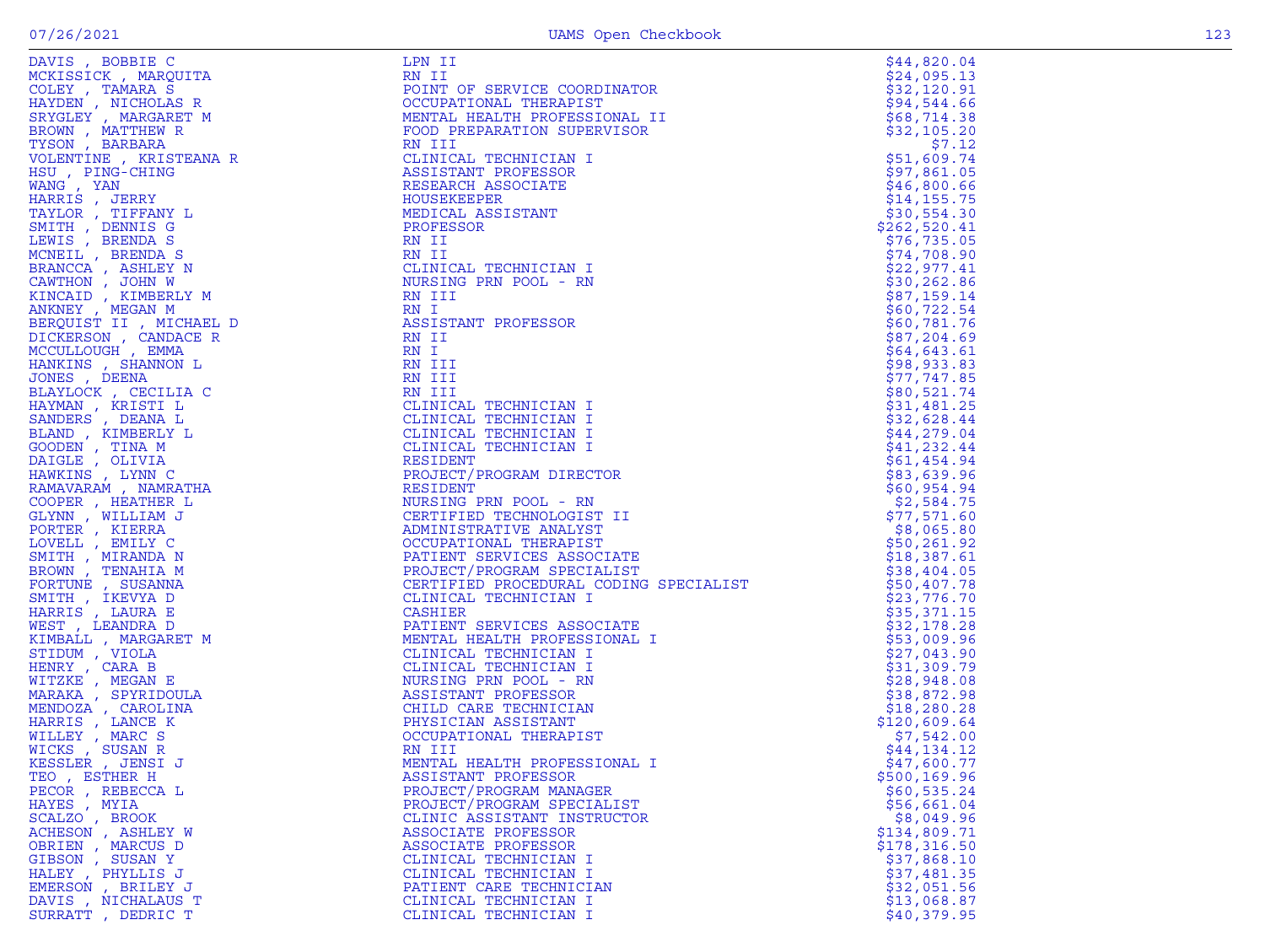| Name | Title | Amount |
|---|---|---|
| DAVIS , BOBBIE C | LPN II | $44,820.04 |
| MCKISSICK , MARQUITA | RN II | $24,095.13 |
| COLEY , TAMARA S | POINT OF SERVICE COORDINATOR | $32,120.91 |
| HAYDEN , NICHOLAS R | OCCUPATIONAL THERAPIST | $94,544.66 |
| SRYGLEY , MARGARET M | MENTAL HEALTH PROFESSIONAL II | $68,714.38 |
| BROWN , MATTHEW R | FOOD PREPARATION SUPERVISOR | $32,105.20 |
| TYSON , BARBARA | RN III | $7.12 |
| VOLENTINE , KRISTEANA R | CLINICAL TECHNICIAN I | $51,609.74 |
| HSU , PING-CHING | ASSISTANT PROFESSOR | $97,861.05 |
| WANG , YAN | RESEARCH ASSOCIATE | $46,800.66 |
| HARRIS , JERRY | HOUSEKEEPER | $14,155.75 |
| TAYLOR , TIFFANY L | MEDICAL ASSISTANT | $30,554.30 |
| SMITH , DENNIS G | PROFESSOR | $262,520.41 |
| LEWIS , BRENDA S | RN II | $76,735.05 |
| MCNEIL , BRENDA S | RN II | $74,708.90 |
| BRANCCA , ASHLEY N | CLINICAL TECHNICIAN I | $22,977.41 |
| CAWTHON , JOHN W | NURSING PRN POOL - RN | $30,262.86 |
| KINCAID , KIMBERLY M | RN III | $87,159.14 |
| ANKNEY , MEGAN M | RN I | $60,722.54 |
| BERQUIST II , MICHAEL D | ASSISTANT PROFESSOR | $60,781.76 |
| DICKERSON , CANDACE R | RN II | $87,204.69 |
| MCCULLOUGH , EMMA | RN I | $64,643.61 |
| HANKINS , SHANNON L | RN III | $98,933.83 |
| JONES , DEENA | RN III | $77,747.85 |
| BLAYLOCK , CECILIA C | RN III | $80,521.74 |
| HAYMAN , KRISTI L | CLINICAL TECHNICIAN I | $31,481.25 |
| SANDERS , DEANA L | CLINICAL TECHNICIAN I | $32,628.44 |
| BLAND , KIMBERLY L | CLINICAL TECHNICIAN I | $44,279.04 |
| GOODEN , TINA M | CLINICAL TECHNICIAN I | $41,232.44 |
| DAIGLE , OLIVIA | RESIDENT | $61,454.94 |
| HAWKINS , LYNN C | PROJECT/PROGRAM DIRECTOR | $83,639.96 |
| RAMAVARAM , NAMRATHA | RESIDENT | $60,954.94 |
| COOPER , HEATHER L | NURSING PRN POOL - RN | $2,584.75 |
| GLYNN , WILLIAM J | CERTIFIED TECHNOLOGIST II | $77,571.60 |
| PORTER , KIERRA | ADMINISTRATIVE ANALYST | $8,065.80 |
| LOVELL , EMILY C | OCCUPATIONAL THERAPIST | $50,261.92 |
| SMITH , MIRANDA N | PATIENT SERVICES ASSOCIATE | $18,387.61 |
| BROWN , TENAHIA M | PROJECT/PROGRAM SPECIALIST | $38,404.05 |
| FORTUNE , SUSANNA | CERTIFIED PROCEDURAL CODING SPECIALIST | $50,407.78 |
| SMITH , IKEVYA D | CLINICAL TECHNICIAN I | $23,776.70 |
| HARRIS , LAURA E | CASHIER | $35,371.15 |
| WEST , LEANDRA D | PATIENT SERVICES ASSOCIATE | $32,178.28 |
| KIMBALL , MARGARET M | MENTAL HEALTH PROFESSIONAL I | $53,009.96 |
| STIDUM , VIOLA | CLINICAL TECHNICIAN I | $27,043.90 |
| HENRY , CARA B | CLINICAL TECHNICIAN I | $31,309.79 |
| WITZKE , MEGAN E | NURSING PRN POOL - RN | $28,948.08 |
| MARAKA , SPYRIDOULA | ASSISTANT PROFESSOR | $38,872.98 |
| MENDOZA , CAROLINA | CHILD CARE TECHNICIAN | $18,280.28 |
| HARRIS , LANCE K | PHYSICIAN ASSISTANT | $120,609.64 |
| WILLEY , MARC S | OCCUPATIONAL THERAPIST | $7,542.00 |
| WICKS , SUSAN R | RN III | $44,134.12 |
| KESSLER , JENSI J | MENTAL HEALTH PROFESSIONAL I | $47,600.77 |
| TEO , ESTHER H | ASSISTANT PROFESSOR | $500,169.96 |
| PECOR , REBECCA L | PROJECT/PROGRAM MANAGER | $60,535.24 |
| HAYES , MYIA | PROJECT/PROGRAM SPECIALIST | $56,661.04 |
| SCALZO , BROOK | CLINIC ASSISTANT INSTRUCTOR | $8,049.96 |
| ACHESON , ASHLEY W | ASSOCIATE PROFESSOR | $134,809.71 |
| OBRIEN , MARCUS D | ASSOCIATE PROFESSOR | $178,316.50 |
| GIBSON , SUSAN Y | CLINICAL TECHNICIAN I | $37,868.10 |
| HALEY , PHYLLIS J | CLINICAL TECHNICIAN I | $37,481.35 |
| EMERSON , BRILEY J | PATIENT CARE TECHNICIAN | $32,051.56 |
| DAVIS , NICHALAUS T | CLINICAL TECHNICIAN I | $13,068.87 |
| SURRATT , DEDRIC T | CLINICAL TECHNICIAN I | $40,379.95 |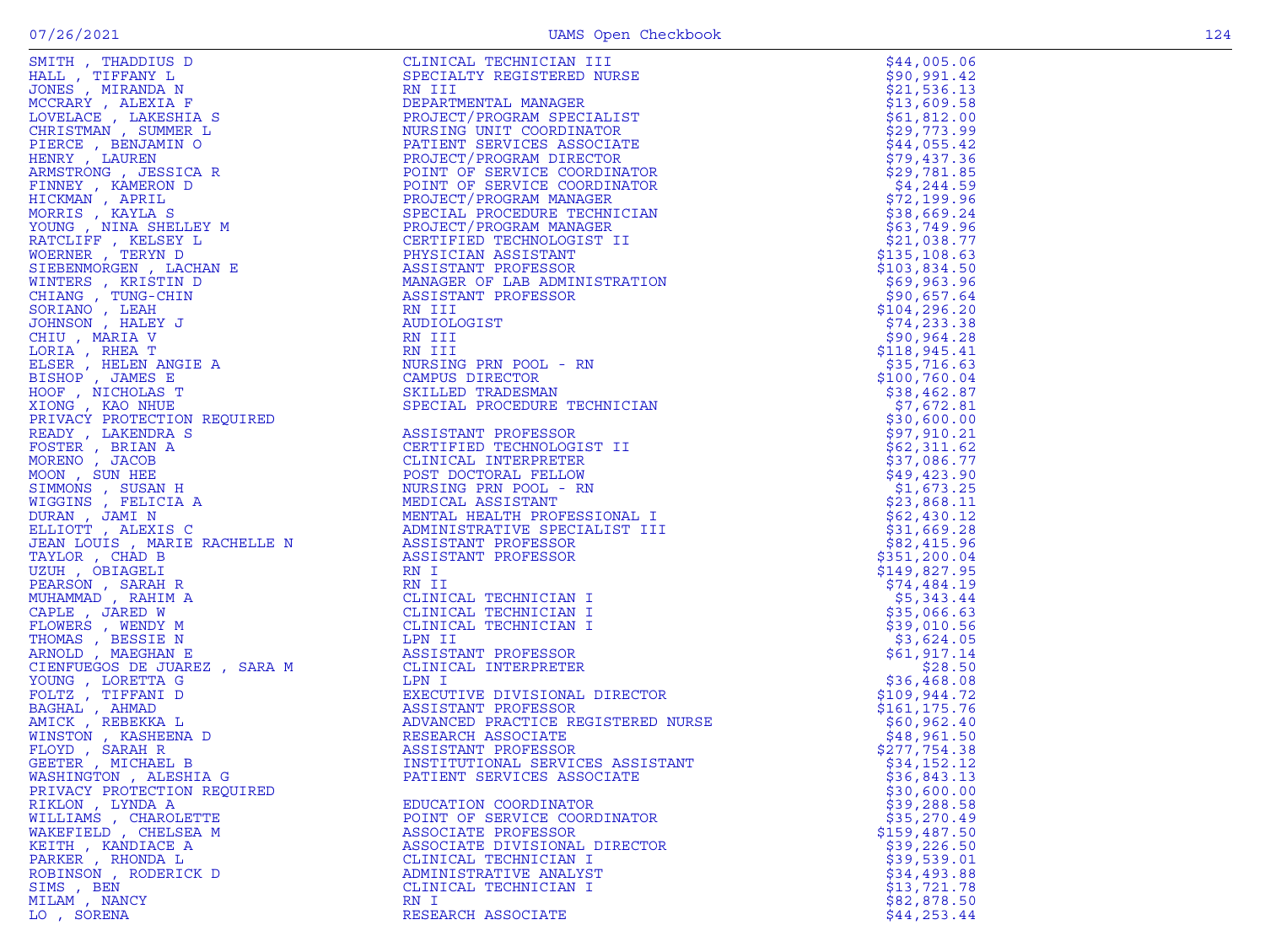| Name | Title | Amount |
|---|---|---|
| SMITH , THADDIUS D | CLINICAL TECHNICIAN III | $44,005.06 |
| HALL , TIFFANY L | SPECIALTY REGISTERED NURSE | $90,991.42 |
| JONES , MIRANDA N | RN III | $21,536.13 |
| MCCRARY , ALEXIA F | DEPARTMENTAL MANAGER | $13,609.58 |
| LOVELACE , LAKESHIA S | PROJECT/PROGRAM SPECIALIST | $61,812.00 |
| CHRISTMAN , SUMMER L | NURSING UNIT COORDINATOR | $29,773.99 |
| PIERCE , BENJAMIN O | PATIENT SERVICES ASSOCIATE | $44,055.42 |
| HENRY , LAUREN | PROJECT/PROGRAM DIRECTOR | $79,437.36 |
| ARMSTRONG , JESSICA R | POINT OF SERVICE COORDINATOR | $29,781.85 |
| FINNEY , KAMERON D | POINT OF SERVICE COORDINATOR | $4,244.59 |
| HICKMAN , APRIL | PROJECT/PROGRAM MANAGER | $72,199.96 |
| MORRIS , KAYLA S | SPECIAL PROCEDURE TECHNICIAN | $38,669.24 |
| YOUNG , NINA SHELLEY M | PROJECT/PROGRAM MANAGER | $63,749.96 |
| RATCLIFF , KELSEY L | CERTIFIED TECHNOLOGIST II | $21,038.77 |
| WOERNER , TERYN D | PHYSICIAN ASSISTANT | $135,108.63 |
| SIEBENMORGEN , LACHAN E | ASSISTANT PROFESSOR | $103,834.50 |
| WINTERS , KRISTIN D | MANAGER OF LAB ADMINISTRATION | $69,963.96 |
| CHIANG , TUNG-CHIN | ASSISTANT PROFESSOR | $90,657.64 |
| SORIANO , LEAH | RN III | $104,296.20 |
| JOHNSON , HALEY J | AUDIOLOGIST | $74,233.38 |
| CHIU , MARIA V | RN III | $90,964.28 |
| LORIA , RHEA T | RN III | $118,945.41 |
| ELSER , HELEN ANGIE A | NURSING PRN POOL - RN | $35,716.63 |
| BISHOP , JAMES E | CAMPUS DIRECTOR | $100,760.04 |
| HOOF , NICHOLAS T | SKILLED TRADESMAN | $38,462.87 |
| XIONG , KAO NHUE | SPECIAL PROCEDURE TECHNICIAN | $7,672.81 |
| PRIVACY PROTECTION REQUIRED | | $30,600.00 |
| READY , LAKENDRA S | ASSISTANT PROFESSOR | $97,910.21 |
| FOSTER , BRIAN A | CERTIFIED TECHNOLOGIST II | $62,311.62 |
| MORENO , JACOB | CLINICAL INTERPRETER | $37,086.77 |
| MOON , SUN HEE | POST DOCTORAL FELLOW | $49,423.90 |
| SIMMONS , SUSAN H | NURSING PRN POOL - RN | $1,673.25 |
| WIGGINS , FELICIA A | MEDICAL ASSISTANT | $23,868.11 |
| DURAN , JAMI N | MENTAL HEALTH PROFESSIONAL I | $62,430.12 |
| ELLIOTT , ALEXIS C | ADMINISTRATIVE SPECIALIST III | $31,669.28 |
| JEAN LOUIS , MARIE RACHELLE N | ASSISTANT PROFESSOR | $82,415.96 |
| TAYLOR , CHAD B | ASSISTANT PROFESSOR | $351,200.04 |
| UZUH , OBIAGELI | RN I | $149,827.95 |
| PEARSON , SARAH R | RN II | $74,484.19 |
| MUHAMMAD , RAHIM A | CLINICAL TECHNICIAN I | $5,343.44 |
| CAPLE , JARED W | CLINICAL TECHNICIAN I | $35,066.63 |
| FLOWERS , WENDY M | CLINICAL TECHNICIAN I | $39,010.56 |
| THOMAS , BESSIE N | LPN II | $3,624.05 |
| ARNOLD , MAEGHAN E | ASSISTANT PROFESSOR | $61,917.14 |
| CIENFUEGOS DE JUAREZ , SARA M | CLINICAL INTERPRETER | $28.50 |
| YOUNG , LORETTA G | LPN I | $36,468.08 |
| FOLTZ , TIFFANI D | EXECUTIVE DIVISIONAL DIRECTOR | $109,944.72 |
| BAGHAL , AHMAD | ASSISTANT PROFESSOR | $161,175.76 |
| AMICK , REBEKKA L | ADVANCED PRACTICE REGISTERED NURSE | $60,962.40 |
| WINSTON , KASHEENA D | RESEARCH ASSOCIATE | $48,961.50 |
| FLOYD , SARAH R | ASSISTANT PROFESSOR | $277,754.38 |
| GEETER , MICHAEL B | INSTITUTIONAL SERVICES ASSISTANT | $34,152.12 |
| WASHINGTON , ALESHIA G | PATIENT SERVICES ASSOCIATE | $36,843.13 |
| PRIVACY PROTECTION REQUIRED | | $30,600.00 |
| RIKLON , LYNDA A | EDUCATION COORDINATOR | $39,288.58 |
| WILLIAMS , CHAROLETTE | POINT OF SERVICE COORDINATOR | $35,270.49 |
| WAKEFIELD , CHELSEA M | ASSOCIATE PROFESSOR | $159,487.50 |
| KEITH , KANDIACE A | ASSOCIATE DIVISIONAL DIRECTOR | $39,226.50 |
| PARKER , RHONDA L | CLINICAL TECHNICIAN I | $39,539.01 |
| ROBINSON , RODERICK D | ADMINISTRATIVE ANALYST | $34,493.88 |
| SIMS , BEN | CLINICAL TECHNICIAN I | $13,721.78 |
| MILAM , NANCY | RN I | $82,878.50 |
| LO , SORENA | RESEARCH ASSOCIATE | $44,253.44 |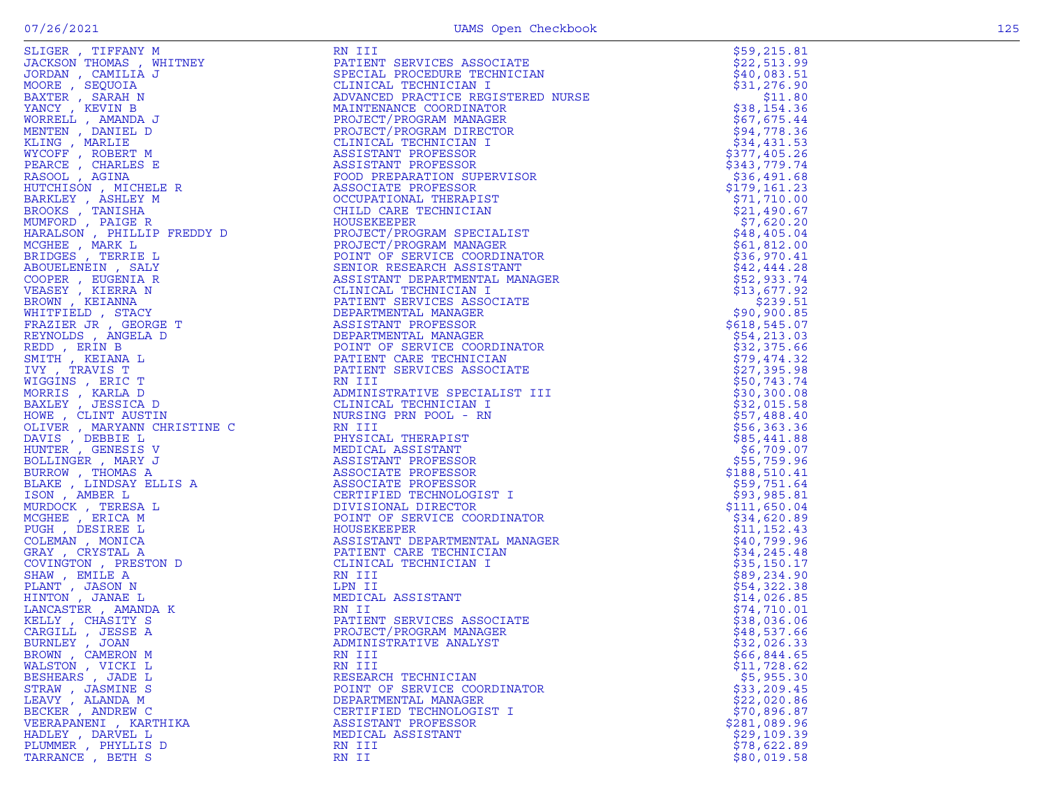| Name | Title | Amount |
|---|---|---|
| SLIGER , TIFFANY M | RN III | $59,215.81 |
| JACKSON THOMAS , WHITNEY | PATIENT SERVICES ASSOCIATE | $22,513.99 |
| JORDAN , CAMILIA J | SPECIAL PROCEDURE TECHNICIAN | $40,083.51 |
| MOORE , SEQUOIA | CLINICAL TECHNICIAN I | $31,276.90 |
| BAXTER , SARAH N | ADVANCED PRACTICE REGISTERED NURSE | $11.80 |
| YANCY , KEVIN B | MAINTENANCE COORDINATOR | $38,154.36 |
| WORRELL , AMANDA J | PROJECT/PROGRAM MANAGER | $67,675.44 |
| MENTEN , DANIEL D | PROJECT/PROGRAM DIRECTOR | $94,778.36 |
| KLING , MARLIE | CLINICAL TECHNICIAN I | $34,431.53 |
| WYCOFF , ROBERT M | ASSISTANT PROFESSOR | $377,405.26 |
| PEARCE , CHARLES E | ASSISTANT PROFESSOR | $343,779.74 |
| RASOOL , AGINA | FOOD PREPARATION SUPERVISOR | $36,491.68 |
| HUTCHISON , MICHELE R | ASSOCIATE PROFESSOR | $179,161.23 |
| BARKLEY , ASHLEY M | OCCUPATIONAL THERAPIST | $71,710.00 |
| BROOKS , TANISHA | CHILD CARE TECHNICIAN | $21,490.67 |
| MUMFORD , PAIGE R | HOUSEKEEPER | $7,620.20 |
| HARALSON , PHILLIP FREDDY D | PROJECT/PROGRAM SPECIALIST | $48,405.04 |
| MCGHEE , MARK L | PROJECT/PROGRAM MANAGER | $61,812.00 |
| BRIDGES , TERRIE L | POINT OF SERVICE COORDINATOR | $36,970.41 |
| ABOUELENEIN , SALY | SENIOR RESEARCH ASSISTANT | $42,444.28 |
| COOPER , EUGENIA R | ASSISTANT DEPARTMENTAL MANAGER | $52,933.74 |
| VEASEY , KIERRA N | CLINICAL TECHNICIAN I | $13,677.92 |
| BROWN , KEIANNA | PATIENT SERVICES ASSOCIATE | $239.51 |
| WHITFIELD , STACY | DEPARTMENTAL MANAGER | $90,900.85 |
| FRAZIER JR , GEORGE T | ASSISTANT PROFESSOR | $618,545.07 |
| REYNOLDS , ANGELA D | DEPARTMENTAL MANAGER | $54,213.03 |
| REDD , ERIN B | POINT OF SERVICE COORDINATOR | $32,375.66 |
| SMITH , KEIANA L | PATIENT CARE TECHNICIAN | $79,474.32 |
| IVY , TRAVIS T | PATIENT SERVICES ASSOCIATE | $27,395.98 |
| WIGGINS , ERIC T | RN III | $50,743.74 |
| MORRIS , KARLA D | ADMINISTRATIVE SPECIALIST III | $30,300.08 |
| BAXLEY , JESSICA D | CLINICAL TECHNICIAN I | $32,015.58 |
| HOWE , CLINT AUSTIN | NURSING PRN POOL - RN | $57,488.40 |
| OLIVER , MARYANN CHRISTINE C | RN III | $56,363.36 |
| DAVIS , DEBBIE L | PHYSICAL THERAPIST | $85,441.88 |
| HUNTER , GENESIS V | MEDICAL ASSISTANT | $6,709.07 |
| BOLLINGER , MARY J | ASSISTANT PROFESSOR | $55,759.96 |
| BURROW , THOMAS A | ASSOCIATE PROFESSOR | $188,510.41 |
| BLAKE , LINDSAY ELLIS A | ASSOCIATE PROFESSOR | $59,751.64 |
| ISON , AMBER L | CERTIFIED TECHNOLOGIST I | $93,985.81 |
| MURDOCK , TERESA L | DIVISIONAL DIRECTOR | $111,650.04 |
| MCGHEE , ERICA M | POINT OF SERVICE COORDINATOR | $34,620.89 |
| PUGH , DESIREE L | HOUSEKEEPER | $11,152.43 |
| COLEMAN , MONICA | ASSISTANT DEPARTMENTAL MANAGER | $40,799.96 |
| GRAY , CRYSTAL A | PATIENT CARE TECHNICIAN | $34,245.48 |
| COVINGTON , PRESTON D | CLINICAL TECHNICIAN I | $35,150.17 |
| SHAW , EMILE A | RN III | $89,234.90 |
| PLANT , JASON N | LPN II | $54,322.38 |
| HINTON , JANAE L | MEDICAL ASSISTANT | $14,026.85 |
| LANCASTER , AMANDA K | RN II | $74,710.01 |
| KELLY , CHASITY S | PATIENT SERVICES ASSOCIATE | $38,036.06 |
| CARGILL , JESSE A | PROJECT/PROGRAM MANAGER | $48,537.66 |
| BURNLEY , JOAN | ADMINISTRATIVE ANALYST | $32,026.33 |
| BROWN , CAMERON M | RN III | $66,844.65 |
| WALSTON , VICKI L | RN III | $11,728.62 |
| BESHEARS , JADE L | RESEARCH TECHNICIAN | $5,955.30 |
| STRAW , JASMINE S | POINT OF SERVICE COORDINATOR | $33,209.45 |
| LEAVY , ALANDA M | DEPARTMENTAL MANAGER | $22,020.86 |
| BECKER , ANDREW C | CERTIFIED TECHNOLOGIST I | $70,896.87 |
| VEERAPANENI , KARTHIKA | ASSISTANT PROFESSOR | $281,089.96 |
| HADLEY , DARVEL L | MEDICAL ASSISTANT | $29,109.39 |
| PLUMMER , PHYLLIS D | RN III | $78,622.89 |
| TARRANCE , BETH S | RN II | $80,019.58 |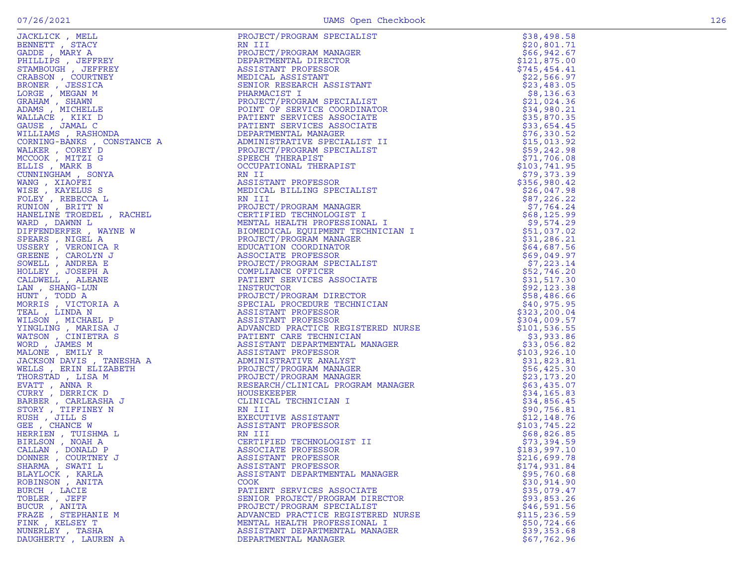| Name | Title | Amount |
|---|---|---|
| JACKLICK , MELL | PROJECT/PROGRAM SPECIALIST | $38,498.58 |
| BENNETT , STACY | RN III | $20,801.71 |
| GADDE , MARY A | PROJECT/PROGRAM MANAGER | $66,942.67 |
| PHILLIPS , JEFFREY | DEPARTMENTAL DIRECTOR | $121,875.00 |
| STAMBOUGH , JEFFREY | ASSISTANT PROFESSOR | $745,454.41 |
| CRABSON , COURTNEY | MEDICAL ASSISTANT | $22,566.97 |
| BRONER , JESSICA | SENIOR RESEARCH ASSISTANT | $23,483.05 |
| LORGE , MEGAN M | PHARMACIST I | $8,136.63 |
| GRAHAM , SHAWN | PROJECT/PROGRAM SPECIALIST | $21,024.36 |
| ADAMS , MICHELLE | POINT OF SERVICE COORDINATOR | $34,980.21 |
| WALLACE , KIKI D | PATIENT SERVICES ASSOCIATE | $35,870.35 |
| GAUSE , JAMAL C | PATIENT SERVICES ASSOCIATE | $33,654.45 |
| WILLIAMS , RASHONDA | DEPARTMENTAL MANAGER | $76,330.52 |
| CORNING-BANKS , CONSTANCE A | ADMINISTRATIVE SPECIALIST II | $15,013.92 |
| WALKER , COREY D | PROJECT/PROGRAM SPECIALIST | $59,242.98 |
| MCCOOK , MITZI G | SPEECH THERAPIST | $71,706.08 |
| ELLIS , MARK B | OCCUPATIONAL THERAPIST | $103,741.95 |
| CUNNINGHAM , SONYA | RN II | $79,373.39 |
| WANG , XIAOFEI | ASSISTANT PROFESSOR | $356,980.42 |
| WISE , KAYELUS S | MEDICAL BILLING SPECIALIST | $26,047.98 |
| FOLEY , REBECCA L | RN III | $87,226.22 |
| RUNION , BRITT N | PROJECT/PROGRAM MANAGER | $7,764.24 |
| HANELINE TROEDEL , RACHEL | CERTIFIED TECHNOLOGIST I | $68,125.99 |
| WARD , DAWNN L | MENTAL HEALTH PROFESSIONAL I | $9,574.29 |
| DIFFENDERFER , WAYNE W | BIOMEDICAL EQUIPMENT TECHNICIAN I | $51,037.02 |
| SPEARS , NIGEL A | PROJECT/PROGRAM MANAGER | $31,286.21 |
| USSERY , VERONICA R | EDUCATION COORDINATOR | $64,687.56 |
| GREENE , CAROLYN J | ASSOCIATE PROFESSOR | $69,049.97 |
| SOWELL , ANDREA E | PROJECT/PROGRAM SPECIALIST | $7,223.14 |
| HOLLEY , JOSEPH A | COMPLIANCE OFFICER | $52,746.20 |
| CALDWELL , ALEANE | PATIENT SERVICES ASSOCIATE | $31,517.30 |
| LAN , SHANG-LUN | INSTRUCTOR | $92,123.38 |
| HUNT , TODD A | PROJECT/PROGRAM DIRECTOR | $58,486.66 |
| MORRIS , VICTORIA A | SPECIAL PROCEDURE TECHNICIAN | $40,975.95 |
| TEAL , LINDA N | ASSISTANT PROFESSOR | $323,200.04 |
| WILSON , MICHAEL P | ASSISTANT PROFESSOR | $304,009.57 |
| YINGLING , MARISA J | ADVANCED PRACTICE REGISTERED NURSE | $101,536.55 |
| WATSON , CINIETRA S | PATIENT CARE TECHNICIAN | $3,933.86 |
| WORD , JAMES M | ASSISTANT DEPARTMENTAL MANAGER | $33,056.82 |
| MALONE , EMILY R | ASSISTANT PROFESSOR | $103,926.10 |
| JACKSON DAVIS , TANESHA A | ADMINISTRATIVE ANALYST | $31,823.81 |
| WELLS , ERIN ELIZABETH | PROJECT/PROGRAM MANAGER | $56,425.30 |
| THORSTAD , LISA M | PROJECT/PROGRAM MANAGER | $23,173.20 |
| EVATT , ANNA R | RESEARCH/CLINICAL PROGRAM MANAGER | $63,435.07 |
| CURRY , DERRICK D | HOUSEKEEPER | $34,165.83 |
| BARBER , CARLEASHA J | CLINICAL TECHNICIAN I | $34,856.45 |
| STORY , TIFFINEY N | RN III | $90,756.81 |
| RUSH , JILL S | EXECUTIVE ASSISTANT | $12,148.76 |
| GEE , CHANCE W | ASSISTANT PROFESSOR | $103,745.22 |
| HERRIEN , TUISHMA L | RN III | $68,826.85 |
| BIRLSON , NOAH A | CERTIFIED TECHNOLOGIST II | $73,394.59 |
| CALLAN , DONALD P | ASSOCIATE PROFESSOR | $183,997.10 |
| DONNER , COURTNEY J | ASSISTANT PROFESSOR | $216,699.78 |
| SHARMA , SWATI L | ASSISTANT PROFESSOR | $174,931.84 |
| BLAYLOCK , KARLA | ASSISTANT DEPARTMENTAL MANAGER | $95,760.68 |
| ROBINSON , ANITA | COOK | $30,914.90 |
| BURCH , LACIE | PATIENT SERVICES ASSOCIATE | $35,079.47 |
| TOBLER , JEFF | SENIOR PROJECT/PROGRAM DIRECTOR | $93,853.26 |
| BUCUR , ANITA | PROJECT/PROGRAM SPECIALIST | $46,591.56 |
| FRAZE , STEPHANIE M | ADVANCED PRACTICE REGISTERED NURSE | $115,236.59 |
| FINK , KELSEY T | MENTAL HEALTH PROFESSIONAL I | $50,724.66 |
| NUNERLEY , TASHA | ASSISTANT DEPARTMENTAL MANAGER | $39,353.68 |
| DAUGHERTY , LAUREN A | DEPARTMENTAL MANAGER | $67,762.96 |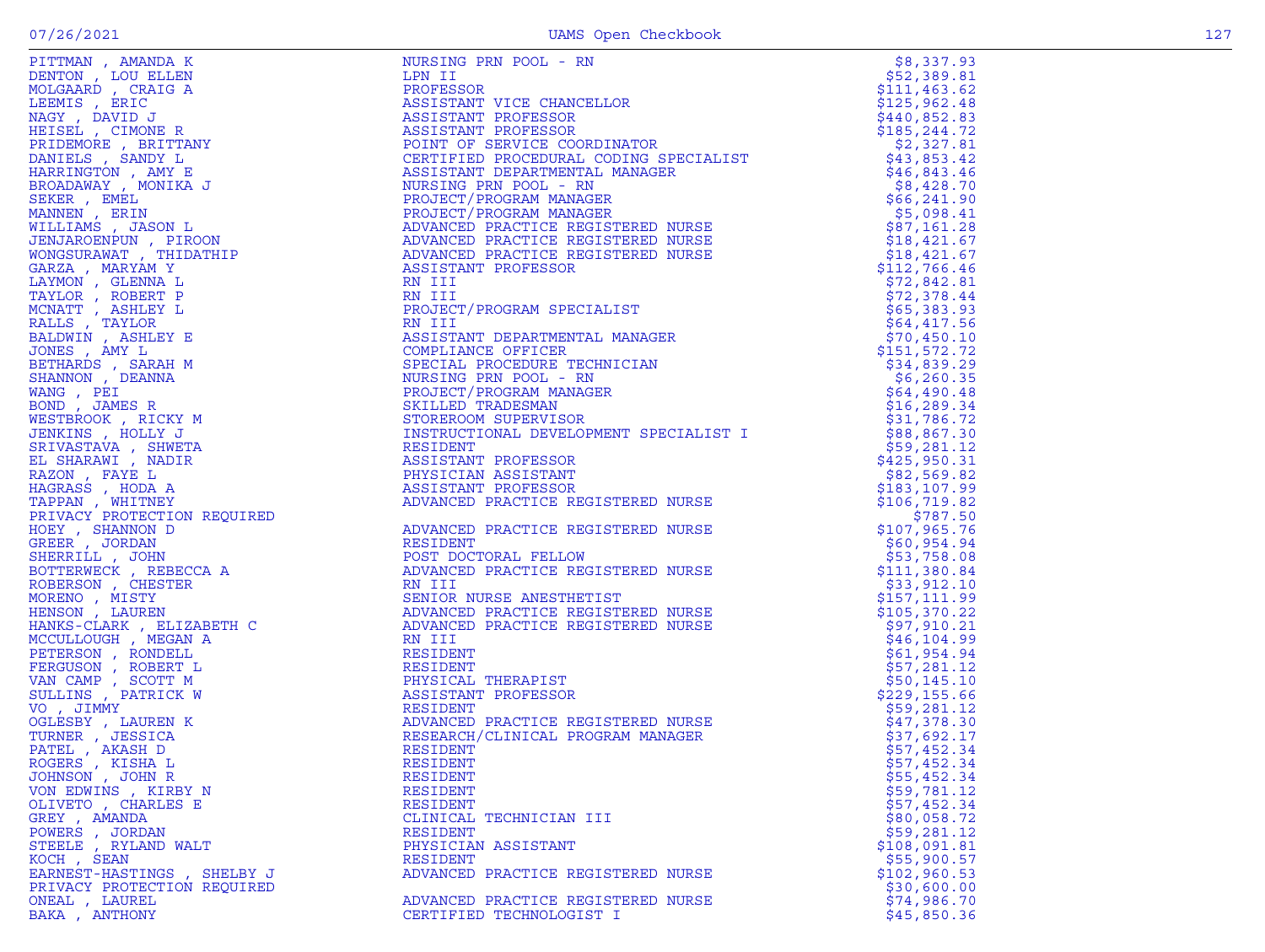| Name | Title | Amount |
|---|---|---|
| PITTMAN , AMANDA K | NURSING PRN POOL - RN | $8,337.93 |
| DENTON , LOU ELLEN | LPN II | $52,389.81 |
| MOLGAARD , CRAIG A | PROFESSOR | $111,463.62 |
| LEEMIS , ERIC | ASSISTANT VICE CHANCELLOR | $125,962.48 |
| NAGY , DAVID J | ASSISTANT PROFESSOR | $440,852.83 |
| HEISEL , CIMONE R | ASSISTANT PROFESSOR | $185,244.72 |
| PRIDEMORE , BRITTANY | POINT OF SERVICE COORDINATOR | $2,327.81 |
| DANIELS , SANDY L | CERTIFIED PROCEDURAL CODING SPECIALIST | $43,853.42 |
| HARRINGTON , AMY E | ASSISTANT DEPARTMENTAL MANAGER | $46,843.46 |
| BROADAWAY , MONIKA J | NURSING PRN POOL - RN | $8,428.70 |
| SEKER , EMEL | PROJECT/PROGRAM MANAGER | $66,241.90 |
| MANNEN , ERIN | PROJECT/PROGRAM MANAGER | $5,098.41 |
| WILLIAMS , JASON L | ADVANCED PRACTICE REGISTERED NURSE | $87,161.28 |
| JENJAROENPUN , PIROON | ADVANCED PRACTICE REGISTERED NURSE | $18,421.67 |
| WONGSURAWAT , THIDATHIP | ADVANCED PRACTICE REGISTERED NURSE | $18,421.67 |
| GARZA , MARYAM Y | ASSISTANT PROFESSOR | $112,766.46 |
| LAYMON , GLENNA L | RN III | $72,842.81 |
| TAYLOR , ROBERT P | RN III | $72,378.44 |
| MCNATT , ASHLEY L | PROJECT/PROGRAM SPECIALIST | $65,383.93 |
| RALLS , TAYLOR | RN III | $64,417.56 |
| BALDWIN , ASHLEY E | ASSISTANT DEPARTMENTAL MANAGER | $70,450.10 |
| JONES , AMY L | COMPLIANCE OFFICER | $151,572.72 |
| BETHARDS , SARAH M | SPECIAL PROCEDURE TECHNICIAN | $34,839.29 |
| SHANNON , DEANNA | NURSING PRN POOL - RN | $6,260.35 |
| WANG , PEI | PROJECT/PROGRAM MANAGER | $64,490.48 |
| BOND , JAMES R | SKILLED TRADESMAN | $16,289.34 |
| WESTBROOK , RICKY M | STOREROOM SUPERVISOR | $31,786.72 |
| JENKINS , HOLLY J | INSTRUCTIONAL DEVELOPMENT SPECIALIST I | $88,867.30 |
| SRIVASTAVA , SHWETA | RESIDENT | $59,281.12 |
| EL SHARAWI , NADIR | ASSISTANT PROFESSOR | $425,950.31 |
| RAZON , FAYE L | PHYSICIAN ASSISTANT | $82,569.82 |
| HAGRASS , HODA A | ASSISTANT PROFESSOR | $183,107.99 |
| TAPPAN , WHITNEY | ADVANCED PRACTICE REGISTERED NURSE | $106,719.82 |
| PRIVACY PROTECTION REQUIRED | | $787.50 |
| HOEY , SHANNON D | ADVANCED PRACTICE REGISTERED NURSE | $107,965.76 |
| GREER , JORDAN | RESIDENT | $60,954.94 |
| SHERRILL , JOHN | POST DOCTORAL FELLOW | $53,758.08 |
| BOTTERWECK , REBECCA A | ADVANCED PRACTICE REGISTERED NURSE | $111,380.84 |
| ROBERSON , CHESTER | RN III | $33,912.10 |
| MORENO , MISTY | SENIOR NURSE ANESTHETIST | $157,111.99 |
| HENSON , LAUREN | ADVANCED PRACTICE REGISTERED NURSE | $105,370.22 |
| HANKS-CLARK , ELIZABETH C | ADVANCED PRACTICE REGISTERED NURSE | $97,910.21 |
| MCCULLOUGH , MEGAN A | RN III | $46,104.99 |
| PETERSON , RONDELL | RESIDENT | $61,954.94 |
| FERGUSON , ROBERT L | RESIDENT | $57,281.12 |
| VAN CAMP , SCOTT M | PHYSICAL THERAPIST | $50,145.10 |
| SULLINS , PATRICK W | ASSISTANT PROFESSOR | $229,155.66 |
| VO , JIMMY | RESIDENT | $59,281.12 |
| OGLESBY , LAUREN K | ADVANCED PRACTICE REGISTERED NURSE | $47,378.30 |
| TURNER , JESSICA | RESEARCH/CLINICAL PROGRAM MANAGER | $37,692.17 |
| PATEL , AKASH D | RESIDENT | $57,452.34 |
| ROGERS , KISHA L | RESIDENT | $57,452.34 |
| JOHNSON , JOHN R | RESIDENT | $55,452.34 |
| VON EDWINS , KIRBY N | RESIDENT | $59,781.12 |
| OLIVETO , CHARLES E | RESIDENT | $57,452.34 |
| GREY , AMANDA | CLINICAL TECHNICIAN III | $80,058.72 |
| POWERS , JORDAN | RESIDENT | $59,281.12 |
| STEELE , RYLAND WALT | PHYSICIAN ASSISTANT | $108,091.81 |
| KOCH , SEAN | RESIDENT | $55,900.57 |
| EARNEST-HASTINGS , SHELBY J | ADVANCED PRACTICE REGISTERED NURSE | $102,960.53 |
| PRIVACY PROTECTION REQUIRED | | $30,600.00 |
| ONEAL , LAUREL | ADVANCED PRACTICE REGISTERED NURSE | $74,986.70 |
| BAKA , ANTHONY | CERTIFIED TECHNOLOGIST I | $45,850.36 |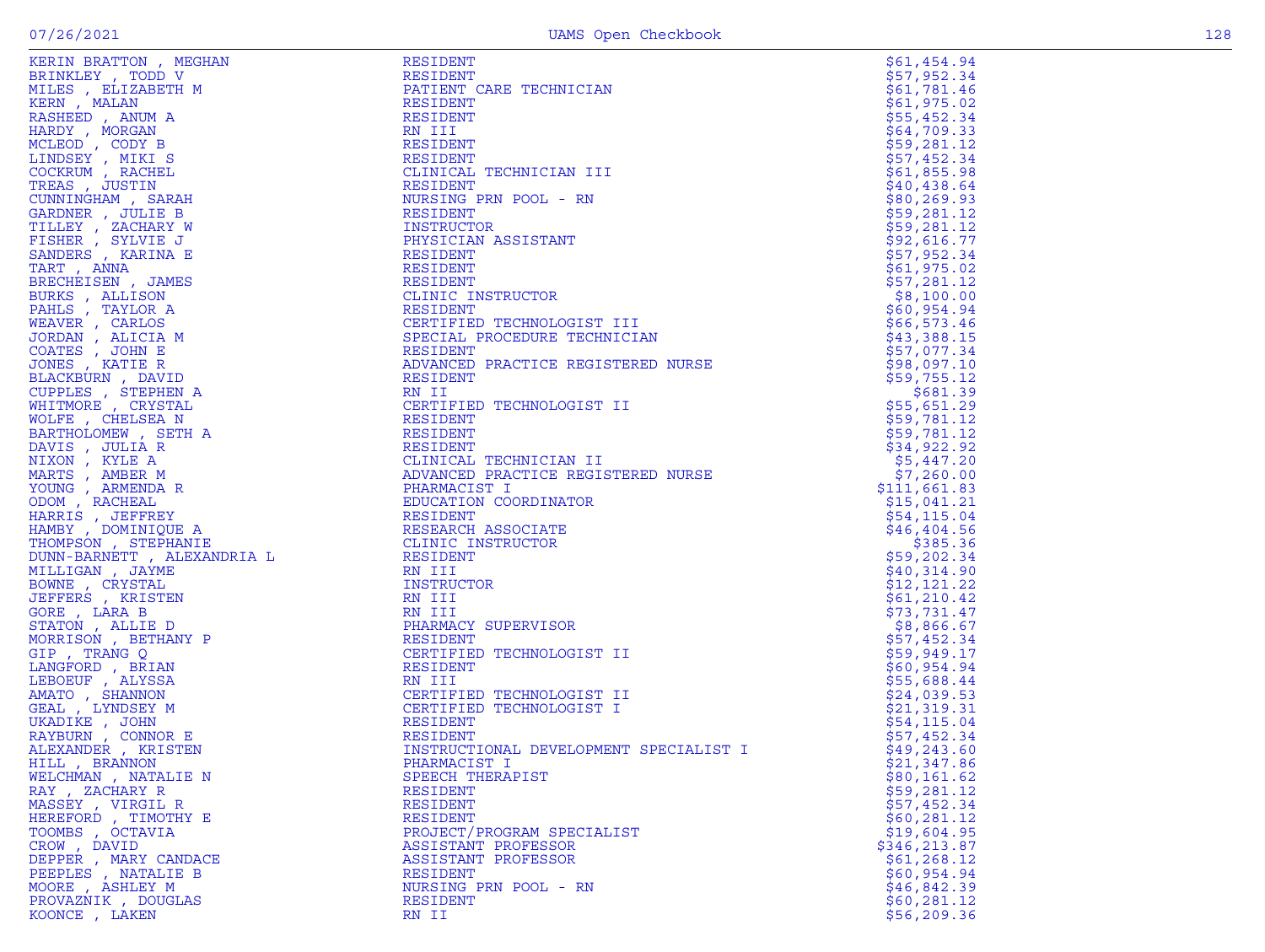| Name | Title | Amount |
|---|---|---|
| KERIN BRATTON , MEGHAN | RESIDENT | $61,454.94 |
| BRINKLEY , TODD V | RESIDENT | $57,952.34 |
| MILES , ELIZABETH M | PATIENT CARE TECHNICIAN | $61,781.46 |
| KERN , MALAN | RESIDENT | $61,975.02 |
| RASHEED , ANUM A | RESIDENT | $55,452.34 |
| HARDY , MORGAN | RN III | $64,709.33 |
| MCLEOD , CODY B | RESIDENT | $59,281.12 |
| LINDSEY , MIKI S | RESIDENT | $57,452.34 |
| COCKRUM , RACHEL | CLINICAL TECHNICIAN III | $61,855.98 |
| TREAS , JUSTIN | RESIDENT | $40,438.64 |
| CUNNINGHAM , SARAH | NURSING PRN POOL - RN | $80,269.93 |
| GARDNER , JULIE B | RESIDENT | $59,281.12 |
| TILLEY , ZACHARY W | INSTRUCTOR | $59,281.12 |
| FISHER , SYLVIE J | PHYSICIAN ASSISTANT | $92,616.77 |
| SANDERS , KARINA E | RESIDENT | $57,952.34 |
| TART , ANNA | RESIDENT | $61,975.02 |
| BRECHEISEN , JAMES | RESIDENT | $57,281.12 |
| BURKS , ALLISON | CLINIC INSTRUCTOR | $8,100.00 |
| PAHLS , TAYLOR A | RESIDENT | $60,954.94 |
| WEAVER , CARLOS | CERTIFIED TECHNOLOGIST III | $66,573.46 |
| JORDAN , ALICIA M | SPECIAL PROCEDURE TECHNICIAN | $43,388.15 |
| COATES , JOHN E | RESIDENT | $57,077.34 |
| JONES , KATIE R | ADVANCED PRACTICE REGISTERED NURSE | $98,097.10 |
| BLACKBURN , DAVID | RESIDENT | $59,755.12 |
| CUPPLES , STEPHEN A | RN II | $681.39 |
| WHITMORE , CRYSTAL | CERTIFIED TECHNOLOGIST II | $55,651.29 |
| WOLFE , CHELSEA N | RESIDENT | $59,781.12 |
| BARTHOLOMEW , SETH A | RESIDENT | $59,781.12 |
| DAVIS , JULIA R | RESIDENT | $34,922.92 |
| NIXON , KYLE A | CLINICAL TECHNICIAN II | $5,447.20 |
| MARTS , AMBER M | ADVANCED PRACTICE REGISTERED NURSE | $7,260.00 |
| YOUNG , ARMENDA R | PHARMACIST I | $111,661.83 |
| ODOM , RACHEAL | EDUCATION COORDINATOR | $15,041.21 |
| HARRIS , JEFFREY | RESIDENT | $54,115.04 |
| HAMBY , DOMINIQUE A | RESEARCH ASSOCIATE | $46,404.56 |
| THOMPSON , STEPHANIE | CLINIC INSTRUCTOR | $385.36 |
| DUNN-BARNETT , ALEXANDRIA L | RESIDENT | $59,202.34 |
| MILLIGAN , JAYME | RN III | $40,314.90 |
| BOWNE , CRYSTAL | INSTRUCTOR | $12,121.22 |
| JEFFERS , KRISTEN | RN III | $61,210.42 |
| GORE , LARA B | RN III | $73,731.47 |
| STATON , ALLIE D | PHARMACY SUPERVISOR | $8,866.67 |
| MORRISON , BETHANY P | RESIDENT | $57,452.34 |
| GIP , TRANG Q | CERTIFIED TECHNOLOGIST II | $59,949.17 |
| LANGFORD , BRIAN | RESIDENT | $60,954.94 |
| LEBOEUF , ALYSSA | RN III | $55,688.44 |
| AMATO , SHANNON | CERTIFIED TECHNOLOGIST II | $24,039.53 |
| GEAL , LYNDSEY M | CERTIFIED TECHNOLOGIST I | $21,319.31 |
| UKADIKE , JOHN | RESIDENT | $54,115.04 |
| RAYBURN , CONNOR E | RESIDENT | $57,452.34 |
| ALEXANDER , KRISTEN | INSTRUCTIONAL DEVELOPMENT SPECIALIST I | $49,243.60 |
| HILL , BRANNON | PHARMACIST I | $21,347.86 |
| WELCHMAN , NATALIE N | SPEECH THERAPIST | $80,161.62 |
| RAY , ZACHARY R | RESIDENT | $59,281.12 |
| MASSEY , VIRGIL R | RESIDENT | $57,452.34 |
| HEREFORD , TIMOTHY E | RESIDENT | $60,281.12 |
| TOOMBS , OCTAVIA | PROJECT/PROGRAM SPECIALIST | $19,604.95 |
| CROW , DAVID | ASSISTANT PROFESSOR | $346,213.87 |
| DEPPER , MARY CANDACE | ASSISTANT PROFESSOR | $61,268.12 |
| PEEPLES , NATALIE B | RESIDENT | $60,954.94 |
| MOORE , ASHLEY M | NURSING PRN POOL - RN | $46,842.39 |
| PROVAZNIK , DOUGLAS | RESIDENT | $60,281.12 |
| KOONCE , LAKEN | RN II | $56,209.36 |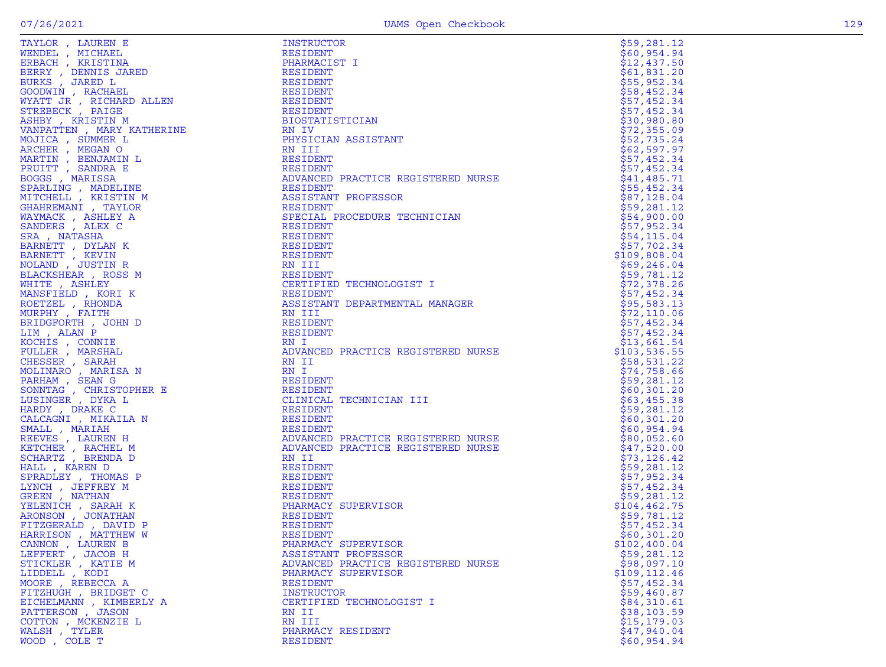| | | |
|---|---|---|
| TAYLOR , LAUREN E | INSTRUCTOR | $59,281.12 |
| WENDEL , MICHAEL | RESIDENT | $60,954.94 |
| ERBACH , KRISTINA | PHARMACIST I | $12,437.50 |
| BERRY , DENNIS JARED | RESIDENT | $61,831.20 |
| BURKS , JARED L | RESIDENT | $55,952.34 |
| GOODWIN , RACHAEL | RESIDENT | $58,452.34 |
| WYATT JR , RICHARD ALLEN | RESIDENT | $57,452.34 |
| STREBECK , PAIGE | RESIDENT | $57,452.34 |
| ASHBY , KRISTIN M | BIOSTATISTICIAN | $30,980.80 |
| VANPATTEN , MARY KATHERINE | RN IV | $72,355.09 |
| MOJICA , SUMMER L | PHYSICIAN ASSISTANT | $52,735.24 |
| ARCHER , MEGAN O | RN III | $62,597.97 |
| MARTIN , BENJAMIN L | RESIDENT | $57,452.34 |
| PRUITT , SANDRA E | RESIDENT | $57,452.34 |
| BOGGS , MARISSA | ADVANCED PRACTICE REGISTERED NURSE | $41,485.71 |
| SPARLING , MADELINE | RESIDENT | $55,452.34 |
| MITCHELL , KRISTIN M | ASSISTANT PROFESSOR | $87,128.04 |
| GHAHREMANI , TAYLOR | RESIDENT | $59,281.12 |
| WAYMACK , ASHLEY A | SPECIAL PROCEDURE TECHNICIAN | $54,900.00 |
| SANDERS , ALEX C | RESIDENT | $57,952.34 |
| SRA , NATASHA | RESIDENT | $54,115.04 |
| BARNETT , DYLAN K | RESIDENT | $57,702.34 |
| BARNETT , KEVIN | RESIDENT | $109,808.04 |
| NOLAND , JUSTIN R | RN III | $69,246.04 |
| BLACKSHEAR , ROSS M | RESIDENT | $59,781.12 |
| WHITE , ASHLEY | CERTIFIED TECHNOLOGIST I | $72,378.26 |
| MANSFIELD , KORI K | RESIDENT | $57,452.34 |
| ROETZEL , RHONDA | ASSISTANT DEPARTMENTAL MANAGER | $95,583.13 |
| MURPHY , FAITH | RN III | $72,110.06 |
| BRIDGFORTH , JOHN D | RESIDENT | $57,452.34 |
| LIM , ALAN P | RESIDENT | $57,452.34 |
| KOCHIS , CONNIE | RN I | $13,661.54 |
| FULLER , MARSHAL | ADVANCED PRACTICE REGISTERED NURSE | $103,536.55 |
| CHESSER , SARAH | RN II | $58,531.22 |
| MOLINARO , MARISA N | RN I | $74,758.66 |
| PARHAM , SEAN G | RESIDENT | $59,281.12 |
| SONNTAG , CHRISTOPHER E | RESIDENT | $60,301.20 |
| LUSINGER , DYKA L | CLINICAL TECHNICIAN III | $63,455.38 |
| HARDY , DRAKE C | RESIDENT | $59,281.12 |
| CALCAGNI , MIKAILA N | RESIDENT | $60,301.20 |
| SMALL , MARIAH | RESIDENT | $60,954.94 |
| REEVES , LAUREN H | ADVANCED PRACTICE REGISTERED NURSE | $80,052.60 |
| KETCHER , RACHEL M | ADVANCED PRACTICE REGISTERED NURSE | $47,520.00 |
| SCHARTZ , BRENDA D | RN II | $73,126.42 |
| HALL , KAREN D | RESIDENT | $59,281.12 |
| SPRADLEY , THOMAS P | RESIDENT | $57,952.34 |
| LYNCH , JEFFREY M | RESIDENT | $57,452.34 |
| GREEN , NATHAN | RESIDENT | $59,281.12 |
| YELENICH , SARAH K | PHARMACY SUPERVISOR | $104,462.75 |
| ARONSON , JONATHAN | RESIDENT | $59,781.12 |
| FITZGERALD , DAVID P | RESIDENT | $57,452.34 |
| HARRISON , MATTHEW W | RESIDENT | $60,301.20 |
| CANNON , LAUREN B | PHARMACY SUPERVISOR | $102,400.04 |
| LEFFERT , JACOB H | ASSISTANT PROFESSOR | $59,281.12 |
| STICKLER , KATIE M | ADVANCED PRACTICE REGISTERED NURSE | $98,097.10 |
| LIDDELL , KODI | PHARMACY SUPERVISOR | $109,112.46 |
| MOORE , REBECCA A | RESIDENT | $57,452.34 |
| FITZHUGH , BRIDGET C | INSTRUCTOR | $59,460.87 |
| EICHELMANN , KIMBERLY A | CERTIFIED TECHNOLOGIST I | $84,310.61 |
| PATTERSON , JASON | RN II | $38,103.59 |
| COTTON , MCKENZIE L | RN III | $15,179.03 |
| WALSH , TYLER | PHARMACY RESIDENT | $47,940.04 |
| WOOD , COLE T | RESIDENT | $60,954.94 |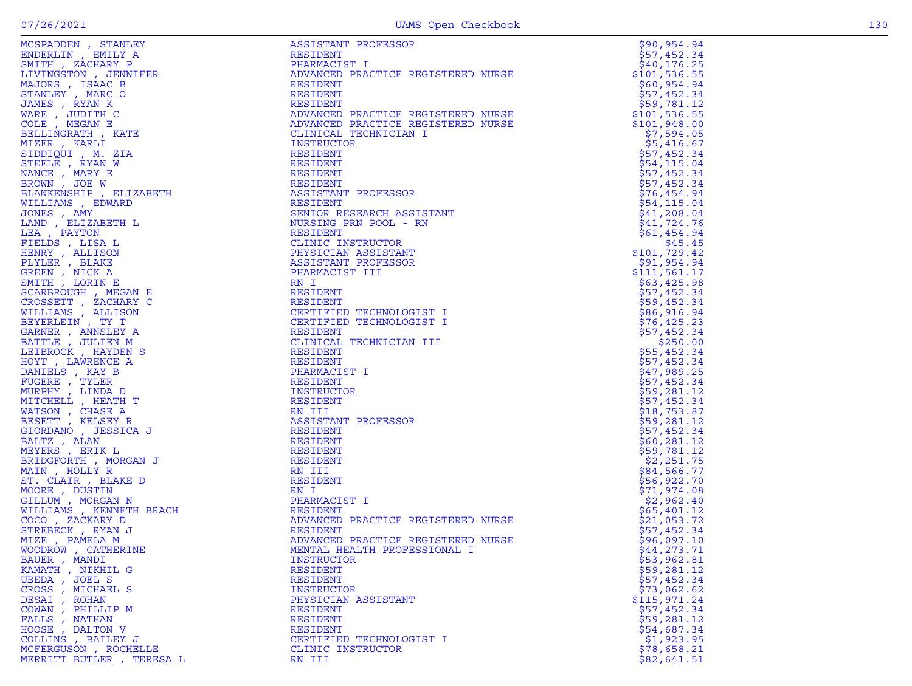| Name | Title | Amount |
|---|---|---|
| MCSPADDEN , STANLEY | ASSISTANT PROFESSOR | $90,954.94 |
| ENDERLIN , EMILY A | RESIDENT | $57,452.34 |
| SMITH , ZACHARY P | PHARMACIST I | $40,176.25 |
| LIVINGSTON , JENNIFER | ADVANCED PRACTICE REGISTERED NURSE | $101,536.55 |
| MAJORS , ISAAC B | RESIDENT | $60,954.94 |
| STANLEY , MARC O | RESIDENT | $57,452.34 |
| JAMES , RYAN K | RESIDENT | $59,781.12 |
| WARE , JUDITH C | ADVANCED PRACTICE REGISTERED NURSE | $101,536.55 |
| COLE , MEGAN E | ADVANCED PRACTICE REGISTERED NURSE | $101,948.00 |
| BELLINGRATH , KATE | CLINICAL TECHNICIAN I | $7,594.05 |
| MIZER , KARLI | INSTRUCTOR | $5,416.67 |
| SIDDIQUI , M. ZIA | RESIDENT | $57,452.34 |
| STEELE , RYAN W | RESIDENT | $54,115.04 |
| NANCE , MARY E | RESIDENT | $57,452.34 |
| BROWN , JOE W | RESIDENT | $57,452.34 |
| BLANKENSHIP , ELIZABETH | ASSISTANT PROFESSOR | $76,454.94 |
| WILLIAMS , EDWARD | RESIDENT | $54,115.04 |
| JONES , AMY | SENIOR RESEARCH ASSISTANT | $41,208.04 |
| LAND , ELIZABETH L | NURSING PRN POOL - RN | $41,724.76 |
| LEA , PAYTON | RESIDENT | $61,454.94 |
| FIELDS , LISA L | CLINIC INSTRUCTOR | $45.45 |
| HENRY , ALLISON | PHYSICIAN ASSISTANT | $101,729.42 |
| PLYLER , BLAKE | ASSISTANT PROFESSOR | $91,954.94 |
| GREEN , NICK A | PHARMACIST III | $111,561.17 |
| SMITH , LORIN E | RN I | $63,425.98 |
| SCARBROUGH , MEGAN E | RESIDENT | $57,452.34 |
| CROSSETT , ZACHARY C | RESIDENT | $59,452.34 |
| WILLIAMS , ALLISON | CERTIFIED TECHNOLOGIST I | $86,916.94 |
| BEYERLEIN , TY T | CERTIFIED TECHNOLOGIST I | $76,425.23 |
| GARNER , ANNSLEY A | RESIDENT | $57,452.34 |
| BATTLE , JULIEN M | CLINICAL TECHNICIAN III | $250.00 |
| LEIBROCK , HAYDEN S | RESIDENT | $55,452.34 |
| HOYT , LAWRENCE A | RESIDENT | $57,452.34 |
| DANIELS , KAY B | PHARMACIST I | $47,989.25 |
| FUGERE , TYLER | RESIDENT | $57,452.34 |
| MURPHY , LINDA D | INSTRUCTOR | $59,281.12 |
| MITCHELL , HEATH T | RESIDENT | $57,452.34 |
| WATSON , CHASE A | RN III | $18,753.87 |
| BESETT , KELSEY R | ASSISTANT PROFESSOR | $59,281.12 |
| GIORDANO , JESSICA J | RESIDENT | $57,452.34 |
| BALTZ , ALAN | RESIDENT | $60,281.12 |
| MEYERS , ERIK L | RESIDENT | $59,781.12 |
| BRIDGFORTH , MORGAN J | RESIDENT | $2,251.75 |
| MAIN , HOLLY R | RN III | $84,566.77 |
| ST. CLAIR , BLAKE D | RESIDENT | $56,922.70 |
| MOORE , DUSTIN | RN I | $71,974.08 |
| GILLUM , MORGAN N | PHARMACIST I | $2,962.40 |
| WILLIAMS , KENNETH BRACH | RESIDENT | $65,401.12 |
| COCO , ZACKARY D | ADVANCED PRACTICE REGISTERED NURSE | $21,053.72 |
| STREBECK , RYAN J | RESIDENT | $57,452.34 |
| MIZE , PAMELA M | ADVANCED PRACTICE REGISTERED NURSE | $96,097.10 |
| WOODROW , CATHERINE | MENTAL HEALTH PROFESSIONAL I | $44,273.71 |
| BAUER , MANDI | INSTRUCTOR | $53,962.81 |
| KAMATH , NIKHIL G | RESIDENT | $59,281.12 |
| UBEDA , JOEL S | RESIDENT | $57,452.34 |
| CROSS , MICHAEL S | INSTRUCTOR | $73,062.62 |
| DESAI , ROHAN | PHYSICIAN ASSISTANT | $115,971.24 |
| COWAN , PHILLIP M | RESIDENT | $57,452.34 |
| FALLS , NATHAN | RESIDENT | $59,281.12 |
| HOOSE , DALTON V | RESIDENT | $54,687.34 |
| COLLINS , BAILEY J | CERTIFIED TECHNOLOGIST I | $1,923.95 |
| MCFERGUSON , ROCHELLE | CLINIC INSTRUCTOR | $78,658.21 |
| MERRITT BUTLER , TERESA L | RN III | $82,641.51 |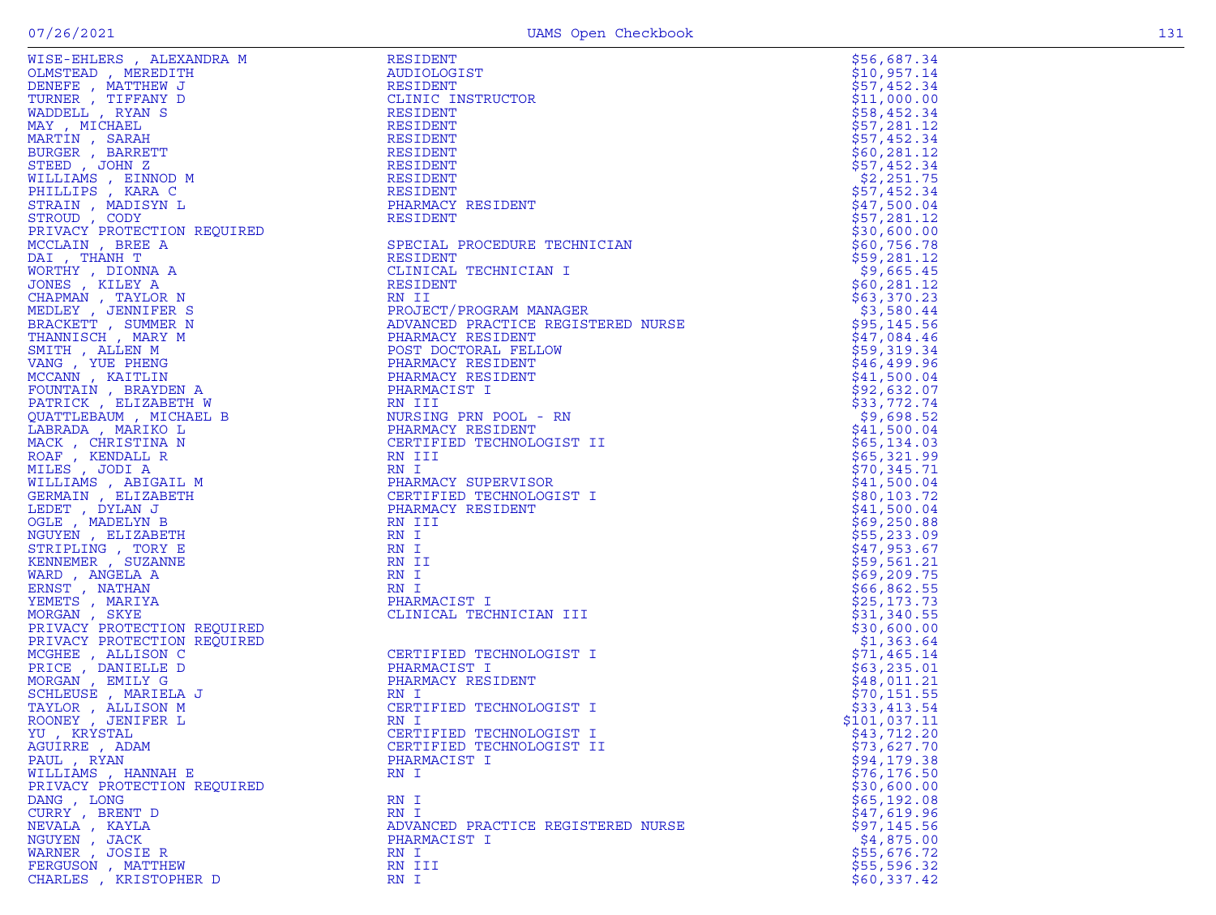| Name | Title | Amount |
|---|---|---|
| WISE-EHLERS , ALEXANDRA M | RESIDENT | $56,687.34 |
| OLMSTEAD , MEREDITH | AUDIOLOGIST | $10,957.14 |
| DENEFE , MATTHEW J | RESIDENT | $57,452.34 |
| TURNER , TIFFANY D | CLINIC INSTRUCTOR | $11,000.00 |
| WADDELL , RYAN S | RESIDENT | $58,452.34 |
| MAY , MICHAEL | RESIDENT | $57,281.12 |
| MARTIN , SARAH | RESIDENT | $57,452.34 |
| BURGER , BARRETT | RESIDENT | $60,281.12 |
| STEED , JOHN Z | RESIDENT | $57,452.34 |
| WILLIAMS , EINNOD M | RESIDENT | $2,251.75 |
| PHILLIPS , KARA C | RESIDENT | $57,452.34 |
| STRAIN , MADISYN L | PHARMACY RESIDENT | $47,500.04 |
| STROUD , CODY | RESIDENT | $57,281.12 |
| PRIVACY PROTECTION REQUIRED | | $30,600.00 |
| MCCLAIN , BREE A | SPECIAL PROCEDURE TECHNICIAN | $60,756.78 |
| DAI , THANH T | RESIDENT | $59,281.12 |
| WORTHY , DIONNA A | CLINICAL TECHNICIAN I | $9,665.45 |
| JONES , KILEY A | RESIDENT | $60,281.12 |
| CHAPMAN , TAYLOR N | RN II | $63,370.23 |
| MEDLEY , JENNIFER S | PROJECT/PROGRAM MANAGER | $3,580.44 |
| BRACKETT , SUMMER N | ADVANCED PRACTICE REGISTERED NURSE | $95,145.56 |
| THANNISCH , MARY M | PHARMACY RESIDENT | $47,084.46 |
| SMITH , ALLEN M | POST DOCTORAL FELLOW | $59,319.34 |
| VANG , YUE PHENG | PHARMACY RESIDENT | $46,499.96 |
| MCCANN , KAITLIN | PHARMACY RESIDENT | $41,500.04 |
| FOUNTAIN , BRAYDEN A | PHARMACIST I | $92,632.07 |
| PATRICK , ELIZABETH W | RN III | $33,772.74 |
| QUATTLEBAUM , MICHAEL B | NURSING PRN POOL - RN | $9,698.52 |
| LABRADA , MARIKO L | PHARMACY RESIDENT | $41,500.04 |
| MACK , CHRISTINA N | CERTIFIED TECHNOLOGIST II | $65,134.03 |
| ROAF , KENDALL R | RN III | $65,321.99 |
| MILES , JODI A | RN I | $70,345.71 |
| WILLIAMS , ABIGAIL M | PHARMACY SUPERVISOR | $41,500.04 |
| GERMAIN , ELIZABETH | CERTIFIED TECHNOLOGIST I | $80,103.72 |
| LEDET , DYLAN J | PHARMACY RESIDENT | $41,500.04 |
| OGLE , MADELYN B | RN III | $69,250.88 |
| NGUYEN , ELIZABETH | RN I | $55,233.09 |
| STRIPLING , TORY E | RN I | $47,953.67 |
| KENNEMER , SUZANNE | RN II | $59,561.21 |
| WARD , ANGELA A | RN I | $69,209.75 |
| ERNST , NATHAN | RN I | $66,862.55 |
| YEMETS , MARIYA | PHARMACIST I | $25,173.73 |
| MORGAN , SKYE | CLINICAL TECHNICIAN III | $31,340.55 |
| PRIVACY PROTECTION REQUIRED | | $30,600.00 |
| PRIVACY PROTECTION REQUIRED | | $1,363.64 |
| MCGHEE , ALLISON C | CERTIFIED TECHNOLOGIST I | $71,465.14 |
| PRICE , DANIELLE D | PHARMACIST I | $63,235.01 |
| MORGAN , EMILY G | PHARMACY RESIDENT | $48,011.21 |
| SCHLEUSE , MARIELA J | RN I | $70,151.55 |
| TAYLOR , ALLISON M | CERTIFIED TECHNOLOGIST I | $33,413.54 |
| ROONEY , JENIFER L | RN I | $101,037.11 |
| YU , KRYSTAL | CERTIFIED TECHNOLOGIST I | $43,712.20 |
| AGUIRRE , ADAM | CERTIFIED TECHNOLOGIST II | $73,627.70 |
| PAUL , RYAN | PHARMACIST I | $94,179.38 |
| WILLIAMS , HANNAH E | RN I | $76,176.50 |
| PRIVACY PROTECTION REQUIRED | | $30,600.00 |
| DANG , LONG | RN I | $65,192.08 |
| CURRY , BRENT D | RN I | $47,619.96 |
| NEVALA , KAYLA | ADVANCED PRACTICE REGISTERED NURSE | $97,145.56 |
| NGUYEN , JACK | PHARMACIST I | $4,875.00 |
| WARNER , JOSIE R | RN I | $55,676.72 |
| FERGUSON , MATTHEW | RN III | $55,596.32 |
| CHARLES , KRISTOPHER D | RN I | $60,337.42 |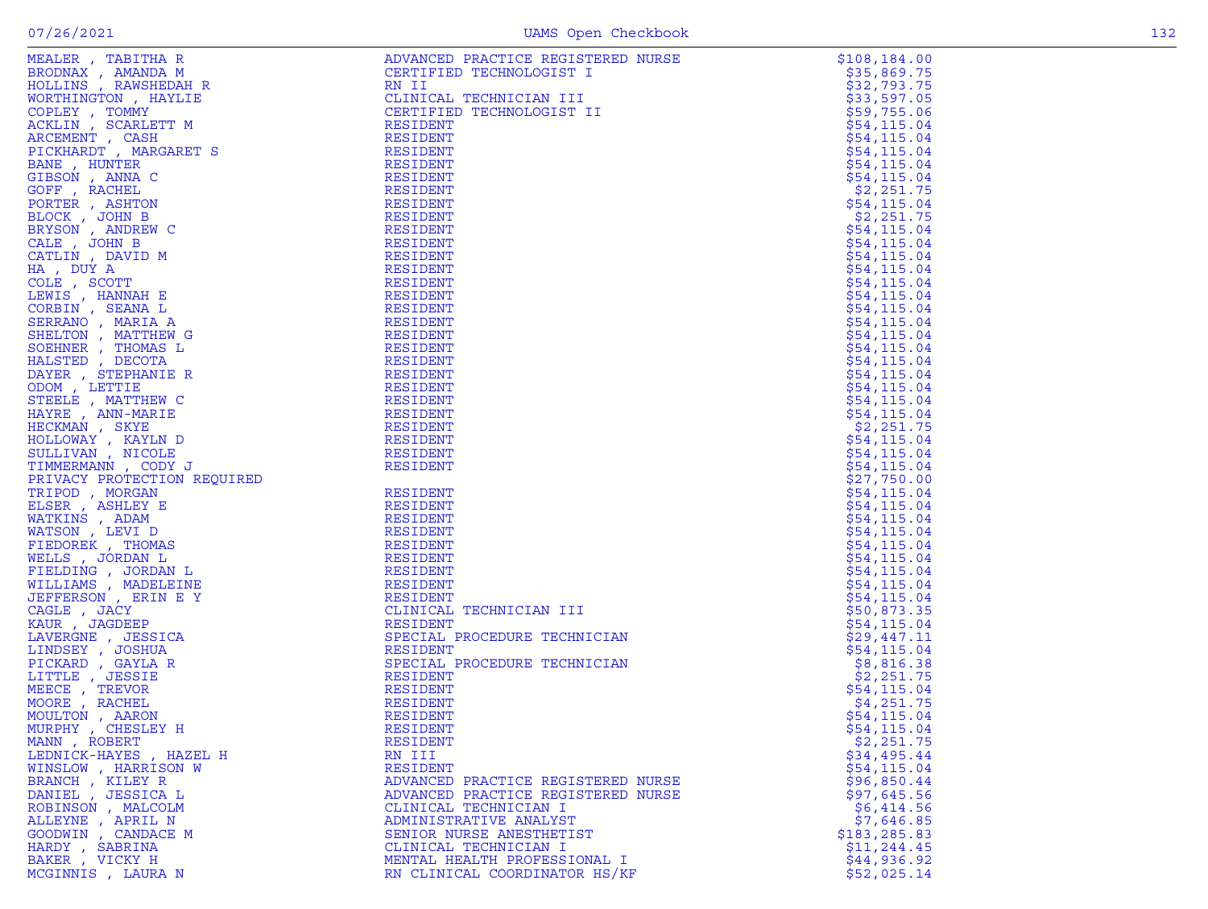| Name | Title | Amount |
|---|---|---|
| MEALER , TABITHA R | ADVANCED PRACTICE REGISTERED NURSE | $108,184.00 |
| BRODNAX , AMANDA M | CERTIFIED TECHNOLOGIST I | $35,869.75 |
| HOLLINS , RAWSHEDAH R | RN II | $32,793.75 |
| WORTHINGTON , HAYLIE | CLINICAL TECHNICIAN III | $33,597.05 |
| COPLEY , TOMMY | CERTIFIED TECHNOLOGIST II | $59,755.06 |
| ACKLIN , SCARLETT M | RESIDENT | $54,115.04 |
| ARCEMENT , CASH | RESIDENT | $54,115.04 |
| PICKHARDT , MARGARET S | RESIDENT | $54,115.04 |
| BANE , HUNTER | RESIDENT | $54,115.04 |
| GIBSON , ANNA C | RESIDENT | $54,115.04 |
| GOFF , RACHEL | RESIDENT | $2,251.75 |
| PORTER , ASHTON | RESIDENT | $54,115.04 |
| BLOCK , JOHN B | RESIDENT | $2,251.75 |
| BRYSON , ANDREW C | RESIDENT | $54,115.04 |
| CALE , JOHN B | RESIDENT | $54,115.04 |
| CATLIN , DAVID M | RESIDENT | $54,115.04 |
| HA , DUY A | RESIDENT | $54,115.04 |
| COLE , SCOTT | RESIDENT | $54,115.04 |
| LEWIS , HANNAH E | RESIDENT | $54,115.04 |
| CORBIN , SEANA L | RESIDENT | $54,115.04 |
| SERRANO , MARIA A | RESIDENT | $54,115.04 |
| SHELTON , MATTHEW G | RESIDENT | $54,115.04 |
| SOEHNER , THOMAS L | RESIDENT | $54,115.04 |
| HALSTED , DECOTA | RESIDENT | $54,115.04 |
| DAYER , STEPHANIE R | RESIDENT | $54,115.04 |
| ODOM , LETTIE | RESIDENT | $54,115.04 |
| STEELE , MATTHEW C | RESIDENT | $54,115.04 |
| HAYRE , ANN-MARIE | RESIDENT | $54,115.04 |
| HECKMAN , SKYE | RESIDENT | $2,251.75 |
| HOLLOWAY , KAYLN D | RESIDENT | $54,115.04 |
| SULLIVAN , NICOLE | RESIDENT | $54,115.04 |
| TIMMERMANN , CODY J | RESIDENT | $54,115.04 |
| PRIVACY PROTECTION REQUIRED | | $27,750.00 |
| TRIPOD , MORGAN | RESIDENT | $54,115.04 |
| ELSER , ASHLEY E | RESIDENT | $54,115.04 |
| WATKINS , ADAM | RESIDENT | $54,115.04 |
| WATSON , LEVI D | RESIDENT | $54,115.04 |
| FIEDOREK , THOMAS | RESIDENT | $54,115.04 |
| WELLS , JORDAN L | RESIDENT | $54,115.04 |
| FIELDING , JORDAN L | RESIDENT | $54,115.04 |
| WILLIAMS , MADELEINE | RESIDENT | $54,115.04 |
| JEFFERSON , ERIN E Y | RESIDENT | $54,115.04 |
| CAGLE , JACY | CLINICAL TECHNICIAN III | $50,873.35 |
| KAUR , JAGDEEP | RESIDENT | $54,115.04 |
| LAVERGNE , JESSICA | SPECIAL PROCEDURE TECHNICIAN | $29,447.11 |
| LINDSEY , JOSHUA | RESIDENT | $54,115.04 |
| PICKARD , GAYLA R | SPECIAL PROCEDURE TECHNICIAN | $8,816.38 |
| LITTLE , JESSIE | RESIDENT | $2,251.75 |
| MEECE , TREVOR | RESIDENT | $54,115.04 |
| MOORE , RACHEL | RESIDENT | $4,251.75 |
| MOULTON , AARON | RESIDENT | $54,115.04 |
| MURPHY , CHESLEY H | RESIDENT | $54,115.04 |
| MANN , ROBERT | RESIDENT | $2,251.75 |
| LEDNICK-HAYES , HAZEL H | RN III | $34,495.44 |
| WINSLOW , HARRISON W | RESIDENT | $54,115.04 |
| BRANCH , KILEY R | ADVANCED PRACTICE REGISTERED NURSE | $96,850.44 |
| DANIEL , JESSICA L | ADVANCED PRACTICE REGISTERED NURSE | $97,645.56 |
| ROBINSON , MALCOLM | CLINICAL TECHNICIAN I | $6,414.56 |
| ALLEYNE , APRIL N | ADMINISTRATIVE ANALYST | $7,646.85 |
| GOODWIN , CANDACE M | SENIOR NURSE ANESTHETIST | $183,285.83 |
| HARDY , SABRINA | CLINICAL TECHNICIAN I | $11,244.45 |
| BAKER , VICKY H | MENTAL HEALTH PROFESSIONAL I | $44,936.92 |
| MCGINNIS , LAURA N | RN CLINICAL COORDINATOR HS/KF | $52,025.14 |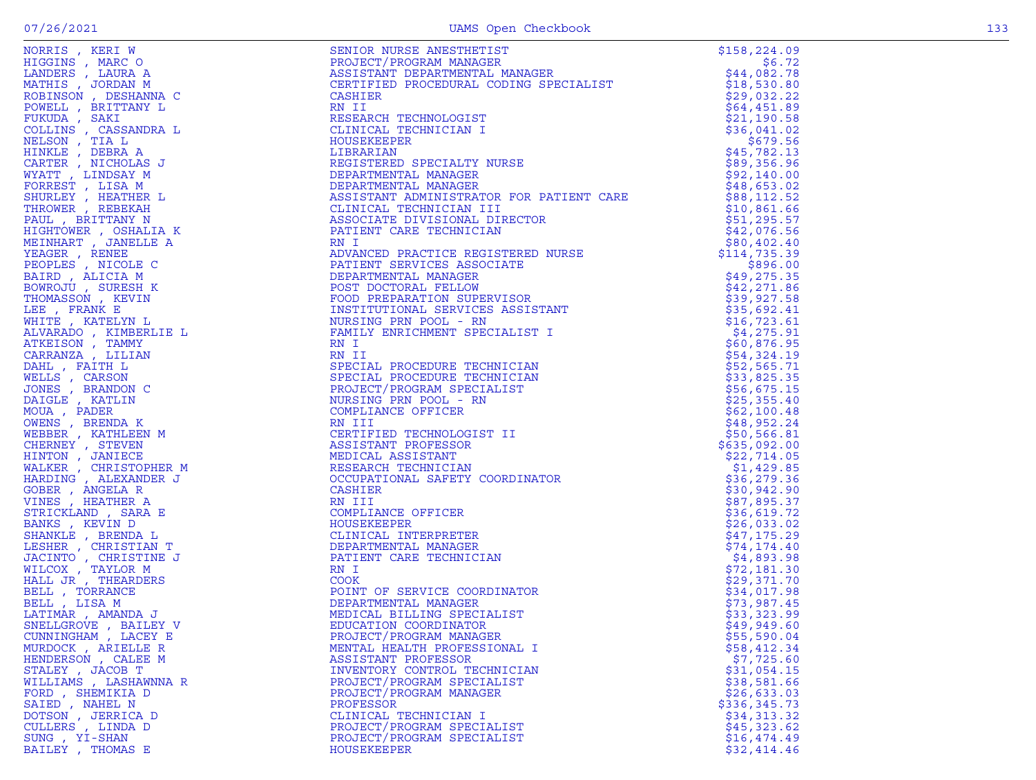| Name | Title | Amount |
|---|---|---|
| NORRIS , KERI W | SENIOR NURSE ANESTHETIST | $158,224.09 |
| HIGGINS , MARC O | PROJECT/PROGRAM MANAGER | $6.72 |
| LANDERS , LAURA A | ASSISTANT DEPARTMENTAL MANAGER | $44,082.78 |
| MATHIS , JORDAN M | CERTIFIED PROCEDURAL CODING SPECIALIST | $18,530.80 |
| ROBINSON , DESHANNA C | CASHIER | $29,032.22 |
| POWELL , BRITTANY L | RN II | $64,451.89 |
| FUKUDA , SAKI | RESEARCH TECHNOLOGIST | $21,190.58 |
| COLLINS , CASSANDRA L | CLINICAL TECHNICIAN I | $36,041.02 |
| NELSON , TIA L | HOUSEKEEPER | $679.56 |
| HINKLE , DEBRA A | LIBRARIAN | $45,782.13 |
| CARTER , NICHOLAS J | REGISTERED SPECIALTY NURSE | $89,356.96 |
| WYATT , LINDSAY M | DEPARTMENTAL MANAGER | $92,140.00 |
| FORREST , LISA M | DEPARTMENTAL MANAGER | $48,653.02 |
| SHURLEY , HEATHER L | ASSISTANT ADMINISTRATOR FOR PATIENT CARE | $88,112.52 |
| THROWER , REBEKAH | CLINICAL TECHNICIAN III | $10,861.66 |
| PAUL , BRITTANY N | ASSOCIATE DIVISIONAL DIRECTOR | $51,295.57 |
| HIGHTOWER , OSHALIA K | PATIENT CARE TECHNICIAN | $42,076.56 |
| MEINHART , JANELLE A | RN I | $80,402.40 |
| YEAGER , RENEE | ADVANCED PRACTICE REGISTERED NURSE | $114,735.39 |
| PEOPLES , NICOLE C | PATIENT SERVICES ASSOCIATE | $896.00 |
| BAIRD , ALICIA M | DEPARTMENTAL MANAGER | $49,275.35 |
| BOWROJU , SURESH K | POST DOCTORAL FELLOW | $42,271.86 |
| THOMASSON , KEVIN | FOOD PREPARATION SUPERVISOR | $39,927.58 |
| LEE , FRANK E | INSTITUTIONAL SERVICES ASSISTANT | $35,692.41 |
| WHITE , KATELYN L | NURSING PRN POOL - RN | $16,723.61 |
| ALVARADO , KIMBERLIE L | FAMILY ENRICHMENT SPECIALIST I | $4,275.91 |
| ATKEISON , TAMMY | RN I | $60,876.95 |
| CARRANZA , LILIAN | RN II | $54,324.19 |
| DAHL , FAITH L | SPECIAL PROCEDURE TECHNICIAN | $52,565.71 |
| WELLS , CARSON | SPECIAL PROCEDURE TECHNICIAN | $33,825.35 |
| JONES , BRANDON C | PROJECT/PROGRAM SPECIALIST | $56,675.15 |
| DAIGLE , KATLIN | NURSING PRN POOL - RN | $25,355.40 |
| MOUA , PADER | COMPLIANCE OFFICER | $62,100.48 |
| OWENS , BRENDA K | RN III | $48,952.24 |
| WEBBER , KATHLEEN M | CERTIFIED TECHNOLOGIST II | $50,566.81 |
| CHERNEY , STEVEN | ASSISTANT PROFESSOR | $635,092.00 |
| HINTON , JANIECE | MEDICAL ASSISTANT | $22,714.05 |
| WALKER , CHRISTOPHER M | RESEARCH TECHNICIAN | $1,429.85 |
| HARDING , ALEXANDER J | OCCUPATIONAL SAFETY COORDINATOR | $36,279.36 |
| GOBER , ANGELA R | CASHIER | $30,942.90 |
| VINES , HEATHER A | RN III | $87,895.37 |
| STRICKLAND , SARA E | COMPLIANCE OFFICER | $36,619.72 |
| BANKS , KEVIN D | HOUSEKEEPER | $26,033.02 |
| SHANKLE , BRENDA L | CLINICAL INTERPRETER | $47,175.29 |
| LESHER , CHRISTIAN T | DEPARTMENTAL MANAGER | $74,174.40 |
| JACINTO , CHRISTINE J | PATIENT CARE TECHNICIAN | $4,893.98 |
| WILCOX , TAYLOR M | RN I | $72,181.30 |
| HALL JR , THEARDERS | COOK | $29,371.70 |
| BELL , TORRANCE | POINT OF SERVICE COORDINATOR | $34,017.98 |
| BELL , LISA M | DEPARTMENTAL MANAGER | $73,987.45 |
| LATIMAR , AMANDA J | MEDICAL BILLING SPECIALIST | $33,323.99 |
| SNELLGROVE , BAILEY V | EDUCATION COORDINATOR | $49,949.60 |
| CUNNINGHAM , LACEY E | PROJECT/PROGRAM MANAGER | $55,590.04 |
| MURDOCK , ARIELLE R | MENTAL HEALTH PROFESSIONAL I | $58,412.34 |
| HENDERSON , CALEE M | ASSISTANT PROFESSOR | $7,725.60 |
| STALEY , JACOB T | INVENTORY CONTROL TECHNICIAN | $31,054.15 |
| WILLIAMS , LASHAWNNA R | PROJECT/PROGRAM SPECIALIST | $38,581.66 |
| FORD , SHEMIKIA D | PROJECT/PROGRAM MANAGER | $26,633.03 |
| SAIED , NAHEL N | PROFESSOR | $336,345.73 |
| DOTSON , JERRICA D | CLINICAL TECHNICIAN I | $34,313.32 |
| CULLERS , LINDA D | PROJECT/PROGRAM SPECIALIST | $45,323.62 |
| SUNG , YI-SHAN | PROJECT/PROGRAM SPECIALIST | $16,474.49 |
| BAILEY , THOMAS E | HOUSEKEEPER | $32,414.46 |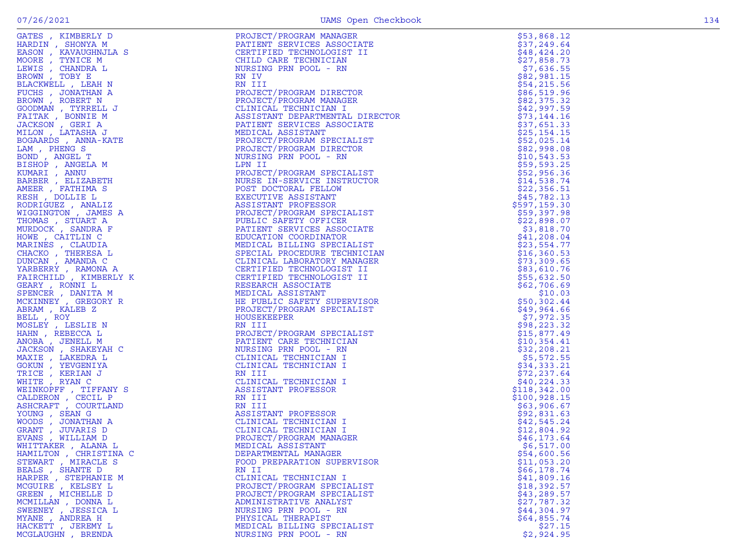| | | |
|---|---|---|
| GATES , KIMBERLY D | PROJECT/PROGRAM MANAGER | $53,868.12 |
| HARDIN , SHONYA M | PATIENT SERVICES ASSOCIATE | $37,249.64 |
| EASON , KAVAUGHNJLA S | CERTIFIED TECHNOLOGIST II | $48,424.20 |
| MOORE , TYNICE M | CHILD CARE TECHNICIAN | $27,858.73 |
| LEWIS , CHANDRA L | NURSING PRN POOL - RN | $7,636.55 |
| BROWN , TOBY E | RN IV | $82,981.15 |
| BLACKWELL , LEAH N | RN III | $54,215.56 |
| FUCHS , JONATHAN A | PROJECT/PROGRAM DIRECTOR | $86,519.96 |
| BROWN , ROBERT N | PROJECT/PROGRAM MANAGER | $82,375.32 |
| GOODMAN , TYRRELL J | CLINICAL TECHNICIAN I | $42,997.59 |
| FAITAK , BONNIE M | ASSISTANT DEPARTMENTAL DIRECTOR | $73,144.16 |
| JACKSON , GERI A | PATIENT SERVICES ASSOCIATE | $37,651.33 |
| MILON , LATASHA J | MEDICAL ASSISTANT | $25,154.15 |
| BOGAARDS , ANNA-KATE | PROJECT/PROGRAM SPECIALIST | $52,025.14 |
| LAM , PHENG S | PROJECT/PROGRAM DIRECTOR | $82,998.08 |
| BOND , ANGEL T | NURSING PRN POOL - RN | $10,543.53 |
| BISHOP , ANGELA M | LPN II | $59,593.25 |
| KUMARI , ANNU | PROJECT/PROGRAM SPECIALIST | $52,956.36 |
| BARBER , ELIZABETH | NURSE IN-SERVICE INSTRUCTOR | $14,538.74 |
| AMEER , FATHIMA S | POST DOCTORAL FELLOW | $22,356.51 |
| RESH , DOLLIE L | EXECUTIVE ASSISTANT | $45,782.13 |
| RODRIGUEZ , ANALIZ | ASSISTANT PROFESSOR | $597,159.30 |
| WIGGINGTON , JAMES A | PROJECT/PROGRAM SPECIALIST | $59,397.98 |
| THOMAS , STUART A | PUBLIC SAFETY OFFICER | $22,898.07 |
| MURDOCK , SANDRA F | PATIENT SERVICES ASSOCIATE | $3,818.70 |
| HOWE , CAITLIN C | EDUCATION COORDINATOR | $41,208.04 |
| MARINES , CLAUDIA | MEDICAL BILLING SPECIALIST | $23,554.77 |
| CHACKO , THERESA L | SPECIAL PROCEDURE TECHNICIAN | $16,360.53 |
| DUNCAN , AMANDA C | CLINICAL LABORATORY MANAGER | $73,309.65 |
| YARBERRY , RAMONA A | CERTIFIED TECHNOLOGIST II | $83,610.76 |
| FAIRCHILD , KIMBERLY K | CERTIFIED TECHNOLOGIST II | $55,632.50 |
| GEARY , RONNI L | RESEARCH ASSOCIATE | $62,706.69 |
| SPENCER , DANITA M | MEDICAL ASSISTANT | $10.03 |
| MCKINNEY , GREGORY R | HE PUBLIC SAFETY SUPERVISOR | $50,302.44 |
| ABRAM , KALEB Z | PROJECT/PROGRAM SPECIALIST | $49,964.66 |
| BELL , ROY | HOUSEKEEPER | $7,972.35 |
| MOSLEY , LESLIE N | RN III | $98,223.32 |
| HAHN , REBECCA L | PROJECT/PROGRAM SPECIALIST | $15,877.49 |
| ANOBA , JENELL M | PATIENT CARE TECHNICIAN | $10,354.41 |
| JACKSON , SHAKEYAH C | NURSING PRN POOL - RN | $32,208.21 |
| MAXIE , LAKEDRA L | CLINICAL TECHNICIAN I | $5,572.55 |
| GOKUN , YEVGENIYA | CLINICAL TECHNICIAN I | $34,333.21 |
| TRICE , KERIAN J | RN III | $72,237.64 |
| WHITE , RYAN C | CLINICAL TECHNICIAN I | $40,224.33 |
| WEINKOPFF , TIFFANY S | ASSISTANT PROFESSOR | $118,342.00 |
| CALDERON , CECIL P | RN III | $100,928.15 |
| ASHCRAFT , COURTLAND | RN III | $63,906.67 |
| YOUNG , SEAN G | ASSISTANT PROFESSOR | $92,831.63 |
| WOODS , JONATHAN A | CLINICAL TECHNICIAN I | $42,545.24 |
| GRANT , JUVARIS D | CLINICAL TECHNICIAN I | $12,804.92 |
| EVANS , WILLIAM D | PROJECT/PROGRAM MANAGER | $46,173.64 |
| WHITTAKER , ALANA L | MEDICAL ASSISTANT | $6,517.00 |
| HAMILTON , CHRISTINA C | DEPARTMENTAL MANAGER | $54,600.56 |
| STEWART , MIRACLE S | FOOD PREPARATION SUPERVISOR | $11,053.20 |
| BEALS , SHANTE D | RN II | $66,178.74 |
| HARPER , STEPHANIE M | CLINICAL TECHNICIAN I | $41,809.16 |
| MCGUIRE , KELSEY L | PROJECT/PROGRAM SPECIALIST | $18,392.57 |
| GREEN , MICHELLE D | PROJECT/PROGRAM SPECIALIST | $43,289.57 |
| MCMILLAN , DONNA L | ADMINISTRATIVE ANALYST | $27,787.32 |
| SWEENEY , JESSICA L | NURSING PRN POOL - RN | $44,304.97 |
| MYANE , ANDREA H | PHYSICAL THERAPIST | $64,855.74 |
| HACKETT , JEREMY L | MEDICAL BILLING SPECIALIST | $27.15 |
| MCGLAUGHN , BRENDA | NURSING PRN POOL - RN | $2,924.95 |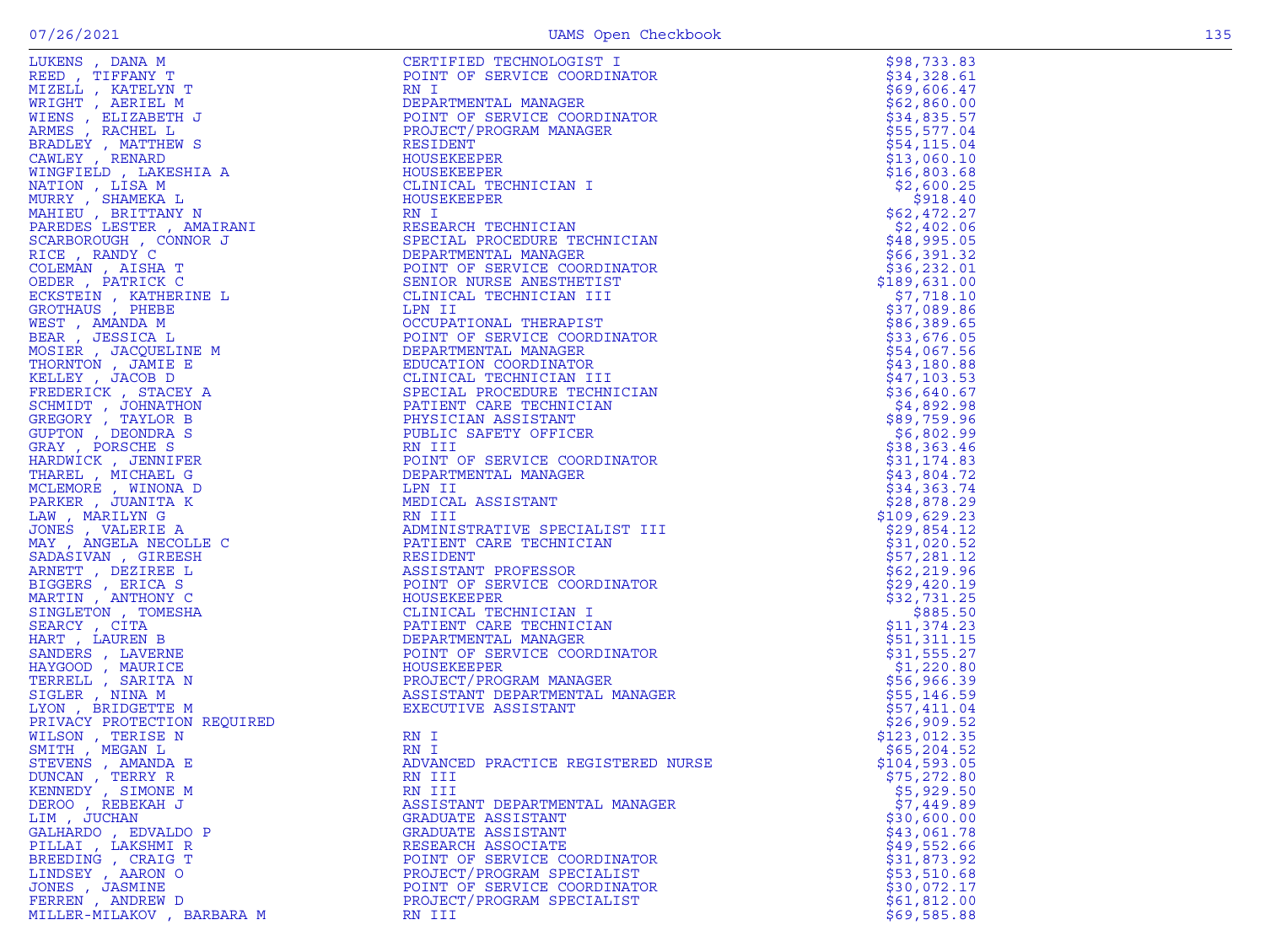| Name | Title | Amount |
|---|---|---|
| LUKENS , DANA M | CERTIFIED TECHNOLOGIST I | $98,733.83 |
| REED , TIFFANY T | POINT OF SERVICE COORDINATOR | $34,328.61 |
| MIZELL , KATELYN T | RN I | $69,606.47 |
| WRIGHT , AERIEL M | DEPARTMENTAL MANAGER | $62,860.00 |
| WIENS , ELIZABETH J | POINT OF SERVICE COORDINATOR | $34,835.57 |
| ARMES , RACHEL L | PROJECT/PROGRAM MANAGER | $55,577.04 |
| BRADLEY , MATTHEW S | RESIDENT | $54,115.04 |
| CAWLEY , RENARD | HOUSEKEEPER | $13,060.10 |
| WINGFIELD , LAKESHIA A | HOUSEKEEPER | $16,803.68 |
| NATION , LISA M | CLINICAL TECHNICIAN I | $2,600.25 |
| MURRY , SHAMEKA L | HOUSEKEEPER | $918.40 |
| MAHIEU , BRITTANY N | RN I | $62,472.27 |
| PAREDES LESTER , AMAIRANI | RESEARCH TECHNICIAN | $2,402.06 |
| SCARBOROUGH , CONNOR J | SPECIAL PROCEDURE TECHNICIAN | $48,995.05 |
| RICE , RANDY C | DEPARTMENTAL MANAGER | $66,391.32 |
| COLEMAN , AISHA T | POINT OF SERVICE COORDINATOR | $36,232.01 |
| OEDER , PATRICK C | SENIOR NURSE ANESTHETIST | $189,631.00 |
| ECKSTEIN , KATHERINE L | CLINICAL TECHNICIAN III | $7,718.10 |
| GROTHAUS , PHEBE | LPN II | $37,089.86 |
| WEST , AMANDA M | OCCUPATIONAL THERAPIST | $86,389.65 |
| BEAR , JESSICA L | POINT OF SERVICE COORDINATOR | $33,676.05 |
| MOSIER , JACQUELINE M | DEPARTMENTAL MANAGER | $54,067.56 |
| THORNTON , JAMIE E | EDUCATION COORDINATOR | $43,180.88 |
| KELLEY , JACOB D | CLINICAL TECHNICIAN III | $47,103.53 |
| FREDERICK , STACEY A | SPECIAL PROCEDURE TECHNICIAN | $36,640.67 |
| SCHMIDT , JOHNATHON | PATIENT CARE TECHNICIAN | $4,892.98 |
| GREGORY , TAYLOR B | PHYSICIAN ASSISTANT | $89,759.96 |
| GUPTON , DEONDRA S | PUBLIC SAFETY OFFICER | $6,802.99 |
| GRAY , PORSCHE S | RN III | $38,363.46 |
| HARDWICK , JENNIFER | POINT OF SERVICE COORDINATOR | $31,174.83 |
| THAREL , MICHAEL G | DEPARTMENTAL MANAGER | $43,804.72 |
| MCLEMORE , WINONA D | LPN II | $34,363.74 |
| PARKER , JUANITA K | MEDICAL ASSISTANT | $28,878.29 |
| LAW , MARILYN G | RN III | $109,629.23 |
| JONES , VALERIE A | ADMINISTRATIVE SPECIALIST III | $29,854.12 |
| MAY , ANGELA NECOLLE C | PATIENT CARE TECHNICIAN | $31,020.52 |
| SADASIVAN , GIREESH | RESIDENT | $57,281.12 |
| ARNETT , DEZIREE L | ASSISTANT PROFESSOR | $62,219.96 |
| BIGGERS , ERICA S | POINT OF SERVICE COORDINATOR | $29,420.19 |
| MARTIN , ANTHONY C | HOUSEKEEPER | $32,731.25 |
| SINGLETON , TOMESHA | CLINICAL TECHNICIAN I | $885.50 |
| SEARCY , CITA | PATIENT CARE TECHNICIAN | $11,374.23 |
| HART , LAUREN B | DEPARTMENTAL MANAGER | $51,311.15 |
| SANDERS , LAVERNE | POINT OF SERVICE COORDINATOR | $31,555.27 |
| HAYGOOD , MAURICE | HOUSEKEEPER | $1,220.80 |
| TERRELL , SARITA N | PROJECT/PROGRAM MANAGER | $56,966.39 |
| SIGLER , NINA M | ASSISTANT DEPARTMENTAL MANAGER | $55,146.59 |
| LYON , BRIDGETTE M | EXECUTIVE ASSISTANT | $57,411.04 |
| PRIVACY PROTECTION REQUIRED | | $26,909.52 |
| WILSON , TERISE N | RN I | $123,012.35 |
| SMITH , MEGAN L | RN I | $65,204.52 |
| STEVENS , AMANDA E | ADVANCED PRACTICE REGISTERED NURSE | $104,593.05 |
| DUNCAN , TERRY R | RN III | $75,272.80 |
| KENNEDY , SIMONE M | RN III | $5,929.50 |
| DEROO , REBEKAH J | ASSISTANT DEPARTMENTAL MANAGER | $7,449.89 |
| LIM , JUCHAN | GRADUATE ASSISTANT | $30,600.00 |
| GALHARDO , EDVALDO P | GRADUATE ASSISTANT | $43,061.78 |
| PILLAI , LAKSHMI R | RESEARCH ASSOCIATE | $49,552.66 |
| BREEDING , CRAIG T | POINT OF SERVICE COORDINATOR | $31,873.92 |
| LINDSEY , AARON O | PROJECT/PROGRAM SPECIALIST | $53,510.68 |
| JONES , JASMINE | POINT OF SERVICE COORDINATOR | $30,072.17 |
| FERREN , ANDREW D | PROJECT/PROGRAM SPECIALIST | $61,812.00 |
| MILLER-MILAKOV , BARBARA M | RN III | $69,585.88 |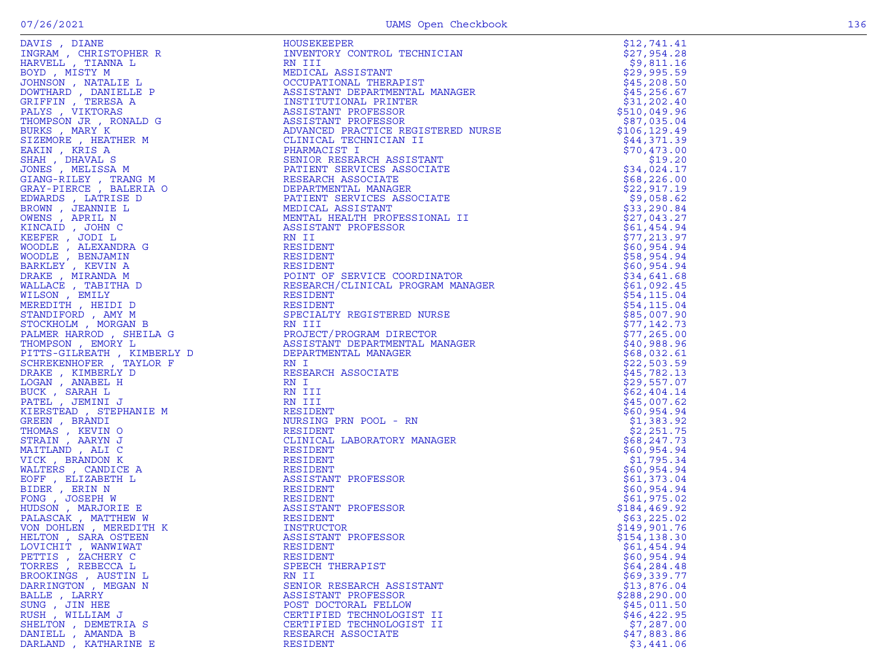| Name | Title | Amount |
|---|---|---|
| DAVIS , DIANE | HOUSEKEEPER | $12,741.41 |
| INGRAM , CHRISTOPHER R | INVENTORY CONTROL TECHNICIAN | $27,954.28 |
| HARVELL , TIANNA L | RN III | $9,811.16 |
| BOYD , MISTY M | MEDICAL ASSISTANT | $29,995.59 |
| JOHNSON , NATALIE L | OCCUPATIONAL THERAPIST | $45,208.50 |
| DOWTHARD , DANIELLE P | ASSISTANT DEPARTMENTAL MANAGER | $45,256.67 |
| GRIFFIN , TERESA A | INSTITUTIONAL PRINTER | $31,202.40 |
| PALYS , VIKTORAS | ASSISTANT PROFESSOR | $510,049.96 |
| THOMPSON JR , RONALD G | ASSISTANT PROFESSOR | $87,035.04 |
| BURKS , MARY K | ADVANCED PRACTICE REGISTERED NURSE | $106,129.49 |
| SIZEMORE , HEATHER M | CLINICAL TECHNICIAN II | $44,371.39 |
| EAKIN , KRIS A | PHARMACIST I | $70,473.00 |
| SHAH , DHAVAL S | SENIOR RESEARCH ASSISTANT | $19.20 |
| JONES , MELISSA M | PATIENT SERVICES ASSOCIATE | $34,024.17 |
| GIANG-RILEY , TRANG M | RESEARCH ASSOCIATE | $68,226.00 |
| GRAY-PIERCE , BALERIA O | DEPARTMENTAL MANAGER | $22,917.19 |
| EDWARDS , LATRISE D | PATIENT SERVICES ASSOCIATE | $9,058.62 |
| BROWN , JEANNIE L | MEDICAL ASSISTANT | $33,290.84 |
| OWENS , APRIL N | MENTAL HEALTH PROFESSIONAL II | $27,043.27 |
| KINCAID , JOHN C | ASSISTANT PROFESSOR | $61,454.94 |
| KEEFER , JODI L | RN II | $77,213.97 |
| WOODLE , ALEXANDRA G | RESIDENT | $60,954.94 |
| WOODLE , BENJAMIN | RESIDENT | $58,954.94 |
| BARKLEY , KEVIN A | RESIDENT | $60,954.94 |
| DRAKE , MIRANDA M | POINT OF SERVICE COORDINATOR | $34,641.68 |
| WALLACE , TABITHA D | RESEARCH/CLINICAL PROGRAM MANAGER | $61,092.45 |
| WILSON , EMILY | RESIDENT | $54,115.04 |
| MEREDITH , HEIDI D | RESIDENT | $54,115.04 |
| STANDIFORD , AMY M | SPECIALTY REGISTERED NURSE | $85,007.90 |
| STOCKHOLM , MORGAN B | RN III | $77,142.73 |
| PALMER HARROD , SHEILA G | PROJECT/PROGRAM DIRECTOR | $77,265.00 |
| THOMPSON , EMORY L | ASSISTANT DEPARTMENTAL MANAGER | $40,988.96 |
| PITTS-GILREATH , KIMBERLY D | DEPARTMENTAL MANAGER | $68,032.61 |
| SCHREKENHOFER , TAYLOR F | RN I | $22,503.59 |
| DRAKE , KIMBERLY D | RESEARCH ASSOCIATE | $45,782.13 |
| LOGAN , ANABEL H | RN I | $29,557.07 |
| BUCK , SARAH L | RN III | $62,404.14 |
| PATEL , JEMINI J | RN III | $45,007.62 |
| KIERSTEAD , STEPHANIE M | RESIDENT | $60,954.94 |
| GREEN , BRANDI | NURSING PRN POOL - RN | $1,383.92 |
| THOMAS , KEVIN O | RESIDENT | $2,251.75 |
| STRAIN , AARYN J | CLINICAL LABORATORY MANAGER | $68,247.73 |
| MAITLAND , ALI C | RESIDENT | $60,954.94 |
| VICK , BRANDON K | RESIDENT | $1,795.34 |
| WALTERS , CANDICE A | RESIDENT | $60,954.94 |
| EOFF , ELIZABETH L | ASSISTANT PROFESSOR | $61,373.04 |
| BIDER , ERIN N | RESIDENT | $60,954.94 |
| FONG , JOSEPH W | RESIDENT | $61,975.02 |
| HUDSON , MARJORIE E | ASSISTANT PROFESSOR | $184,469.92 |
| PALASCAK , MATTHEW W | RESIDENT | $63,225.02 |
| VON DOHLEN , MEREDITH K | INSTRUCTOR | $149,901.76 |
| HELTON , SARA OSTEEN | ASSISTANT PROFESSOR | $154,138.30 |
| LOVICHIT , WANWIWAT | RESIDENT | $61,454.94 |
| PETTIS , ZACHERY C | RESIDENT | $60,954.94 |
| TORRES , REBECCA L | SPEECH THERAPIST | $64,284.48 |
| BROOKINGS , AUSTIN L | RN II | $69,339.77 |
| DARRINGTON , MEGAN N | SENIOR RESEARCH ASSISTANT | $13,876.04 |
| BALLE , LARRY | ASSISTANT PROFESSOR | $288,290.00 |
| SUNG , JIN HEE | POST DOCTORAL FELLOW | $45,011.50 |
| RUSH , WILLIAM J | CERTIFIED TECHNOLOGIST II | $46,422.95 |
| SHELTON , DEMETRIA S | CERTIFIED TECHNOLOGIST II | $7,287.00 |
| DANIELL , AMANDA B | RESEARCH ASSOCIATE | $47,883.86 |
| DARLAND , KATHARINE E | RESIDENT | $3,441.06 |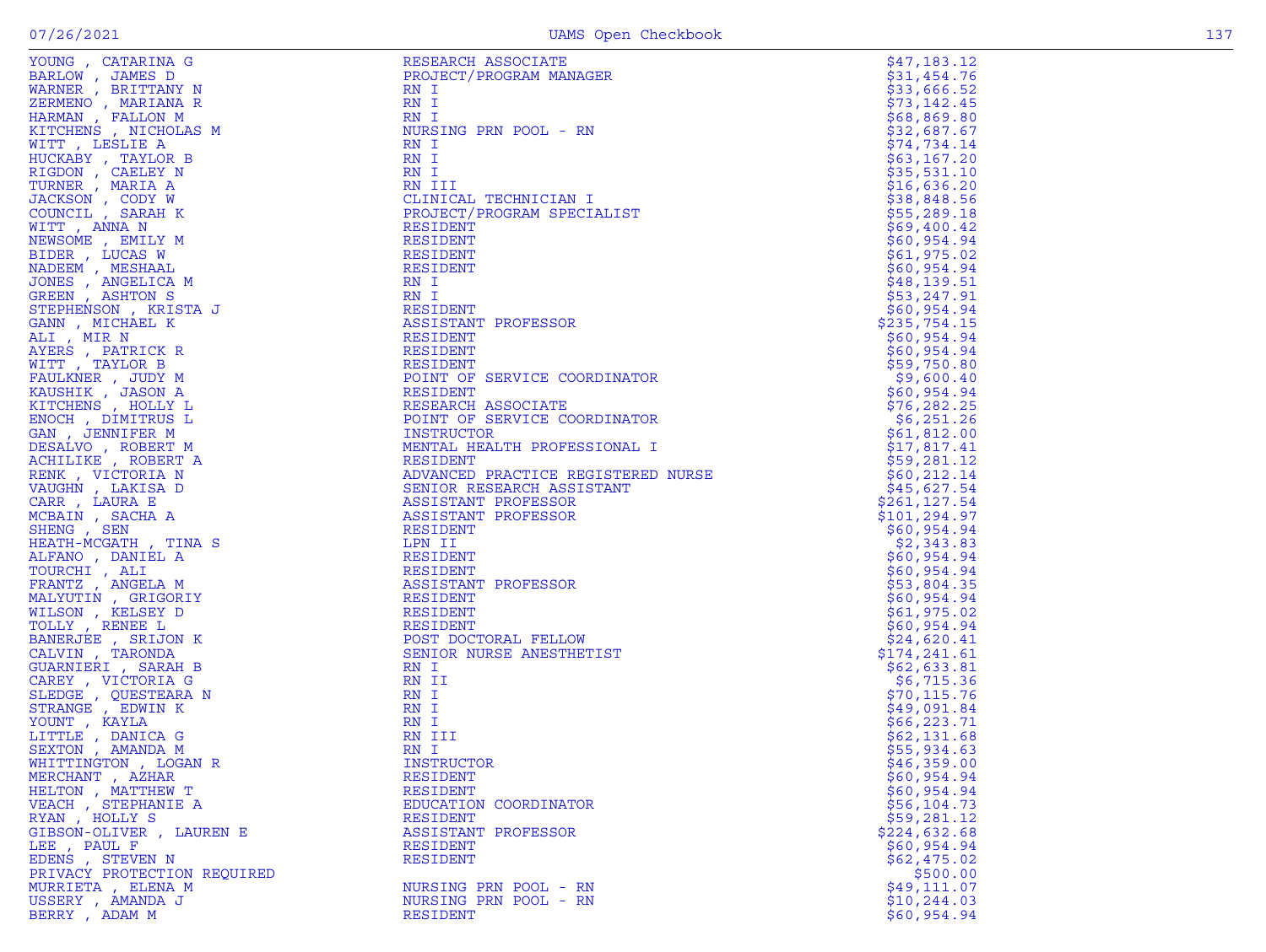| Name | Title | Amount |
|---|---|---|
| YOUNG , CATARINA G | RESEARCH ASSOCIATE | $47,183.12 |
| BARLOW , JAMES D | PROJECT/PROGRAM MANAGER | $31,454.76 |
| WARNER , BRITTANY N | RN I | $33,666.52 |
| ZERMENO , MARIANA R | RN I | $73,142.45 |
| HARMAN , FALLON M | RN I | $68,869.80 |
| KITCHENS , NICHOLAS M | NURSING PRN POOL - RN | $32,687.67 |
| WITT , LESLIE A | RN I | $74,734.14 |
| HUCKABY , TAYLOR B | RN I | $63,167.20 |
| RIGDON , CAELEY N | RN I | $35,531.10 |
| TURNER , MARIA A | RN III | $16,636.20 |
| JACKSON , CODY W | CLINICAL TECHNICIAN I | $38,848.56 |
| COUNCIL , SARAH K | PROJECT/PROGRAM SPECIALIST | $55,289.18 |
| WITT , ANNA N | RESIDENT | $69,400.42 |
| NEWSOME , EMILY M | RESIDENT | $60,954.94 |
| BIDER , LUCAS W | RESIDENT | $61,975.02 |
| NADEEM , MESHAAL | RESIDENT | $60,954.94 |
| JONES , ANGELICA M | RN I | $48,139.51 |
| GREEN , ASHTON S | RN I | $53,247.91 |
| STEPHENSON , KRISTA J | RESIDENT | $60,954.94 |
| GANN , MICHAEL K | ASSISTANT PROFESSOR | $235,754.15 |
| ALI , MIR N | RESIDENT | $60,954.94 |
| AYERS , PATRICK R | RESIDENT | $60,954.94 |
| WITT , TAYLOR B | RESIDENT | $59,750.80 |
| FAULKNER , JUDY M | POINT OF SERVICE COORDINATOR | $9,600.40 |
| KAUSHIK , JASON A | RESIDENT | $60,954.94 |
| KITCHENS , HOLLY L | RESEARCH ASSOCIATE | $76,282.25 |
| ENOCH , DIMITRUS L | POINT OF SERVICE COORDINATOR | $6,251.26 |
| GAN , JENNIFER M | INSTRUCTOR | $61,812.00 |
| DESALVO , ROBERT M | MENTAL HEALTH PROFESSIONAL I | $17,817.41 |
| ACHILIKE , ROBERT A | RESIDENT | $59,281.12 |
| RENK , VICTORIA N | ADVANCED PRACTICE REGISTERED NURSE | $60,212.14 |
| VAUGHN , LAKISA D | SENIOR RESEARCH ASSISTANT | $45,627.54 |
| CARR , LAURA E | ASSISTANT PROFESSOR | $261,127.54 |
| MCBAIN , SACHA A | ASSISTANT PROFESSOR | $101,294.97 |
| SHENG , SEN | RESIDENT | $60,954.94 |
| HEATH-MCGATH , TINA S | LPN II | $2,343.83 |
| ALFANO , DANIEL A | RESIDENT | $60,954.94 |
| TOURCHI , ALI | RESIDENT | $60,954.94 |
| FRANTZ , ANGELA M | ASSISTANT PROFESSOR | $53,804.35 |
| MALYUTIN , GRIGORIY | RESIDENT | $60,954.94 |
| WILSON , KELSEY D | RESIDENT | $61,975.02 |
| TOLLY , RENEE L | RESIDENT | $60,954.94 |
| BANERJEE , SRIJON K | POST DOCTORAL FELLOW | $24,620.41 |
| CALVIN , TARONDA | SENIOR NURSE ANESTHETIST | $174,241.61 |
| GUARNIERI , SARAH B | RN I | $62,633.81 |
| CAREY , VICTORIA G | RN II | $6,715.36 |
| SLEDGE , QUESTEARA N | RN I | $70,115.76 |
| STRANGE , EDWIN K | RN I | $49,091.84 |
| YOUNT , KAYLA | RN I | $66,223.71 |
| LITTLE , DANICA G | RN III | $62,131.68 |
| SEXTON , AMANDA M | RN I | $55,934.63 |
| WHITTINGTON , LOGAN R | INSTRUCTOR | $46,359.00 |
| MERCHANT , AZHAR | RESIDENT | $60,954.94 |
| HELTON , MATTHEW T | RESIDENT | $60,954.94 |
| VEACH , STEPHANIE A | EDUCATION COORDINATOR | $56,104.73 |
| RYAN , HOLLY S | RESIDENT | $59,281.12 |
| GIBSON-OLIVER , LAUREN E | ASSISTANT PROFESSOR | $224,632.68 |
| LEE , PAUL F | RESIDENT | $60,954.94 |
| EDENS , STEVEN N | RESIDENT | $62,475.02 |
| PRIVACY PROTECTION REQUIRED | | $500.00 |
| MURRIETA , ELENA M | NURSING PRN POOL - RN | $49,111.07 |
| USSERY , AMANDA J | NURSING PRN POOL - RN | $10,244.03 |
| BERRY , ADAM M | RESIDENT | $60,954.94 |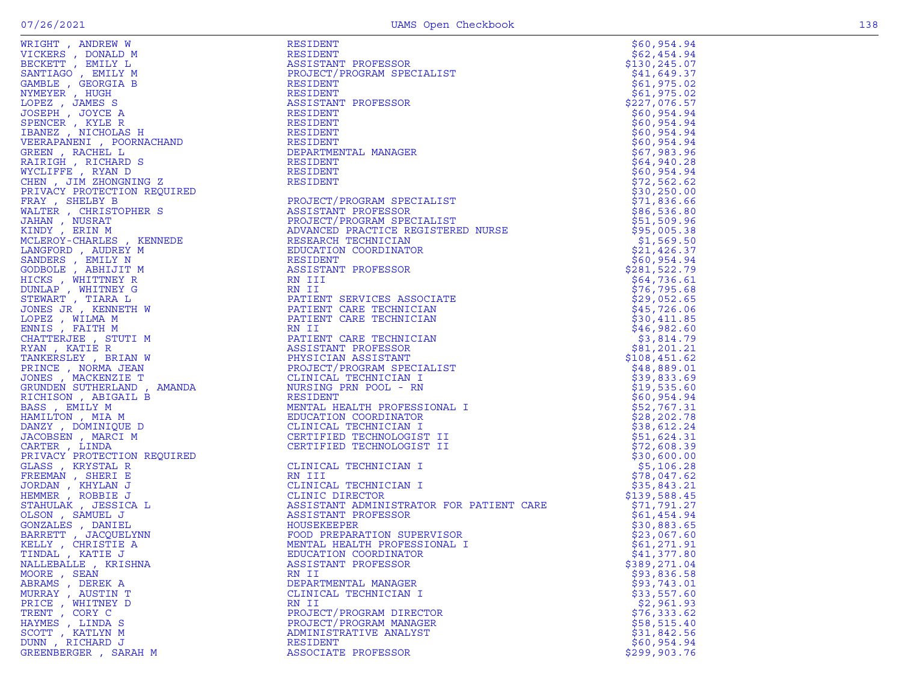| Name | Title | Amount |
|---|---|---|
| WRIGHT , ANDREW W | RESIDENT | $60,954.94 |
| VICKERS , DONALD M | RESIDENT | $62,454.94 |
| BECKETT , EMILY L | ASSISTANT PROFESSOR | $130,245.07 |
| SANTIAGO , EMILY M | PROJECT/PROGRAM SPECIALIST | $41,649.37 |
| GAMBLE , GEORGIA B | RESIDENT | $61,975.02 |
| NYMEYER , HUGH | RESIDENT | $61,975.02 |
| LOPEZ , JAMES S | ASSISTANT PROFESSOR | $227,076.57 |
| JOSEPH , JOYCE A | RESIDENT | $60,954.94 |
| SPENCER , KYLE R | RESIDENT | $60,954.94 |
| IBANEZ , NICHOLAS H | RESIDENT | $60,954.94 |
| VEERAPANENI , POORNACHAND | RESIDENT | $60,954.94 |
| GREEN , RACHEL L | DEPARTMENTAL MANAGER | $67,983.96 |
| RAIRIGH , RICHARD S | RESIDENT | $64,940.28 |
| WYCLIFFE , RYAN D | RESIDENT | $60,954.94 |
| CHEN , JIM ZHONGNING Z | RESIDENT | $72,562.62 |
| PRIVACY PROTECTION REQUIRED | | $30,250.00 |
| FRAY , SHELBY B | PROJECT/PROGRAM SPECIALIST | $71,836.66 |
| WALTER , CHRISTOPHER S | ASSISTANT PROFESSOR | $86,536.80 |
| JAHAN , NUSRAT | PROJECT/PROGRAM SPECIALIST | $51,509.96 |
| KINDY , ERIN M | ADVANCED PRACTICE REGISTERED NURSE | $95,005.38 |
| MCLEROY-CHARLES , KENNEDE | RESEARCH TECHNICIAN | $1,569.50 |
| LANGFORD , AUDREY M | EDUCATION COORDINATOR | $21,426.37 |
| SANDERS , EMILY N | RESIDENT | $60,954.94 |
| GODBOLE , ABHIJIT M | ASSISTANT PROFESSOR | $281,522.79 |
| HICKS , WHITTNEY R | RN III | $64,736.61 |
| DUNLAP , WHITNEY G | RN II | $76,795.68 |
| STEWART , TIARA L | PATIENT SERVICES ASSOCIATE | $29,052.65 |
| JONES JR , KENNETH W | PATIENT CARE TECHNICIAN | $45,726.06 |
| LOPEZ , WILMA M | PATIENT CARE TECHNICIAN | $30,411.85 |
| ENNIS , FAITH M | RN II | $46,982.60 |
| CHATTERJEE , STUTI M | PATIENT CARE TECHNICIAN | $3,814.79 |
| RYAN , KATIE R | ASSISTANT PROFESSOR | $81,201.21 |
| TANKERSLEY , BRIAN W | PHYSICIAN ASSISTANT | $108,451.62 |
| PRINCE , NORMA JEAN | PROJECT/PROGRAM SPECIALIST | $48,889.01 |
| JONES , MACKENZIE T | CLINICAL TECHNICIAN I | $39,833.69 |
| GRUNDEN SUTHERLAND , AMANDA | NURSING PRN POOL - RN | $19,535.60 |
| RICHISON , ABIGAIL B | RESIDENT | $60,954.94 |
| BASS , EMILY M | MENTAL HEALTH PROFESSIONAL I | $52,767.31 |
| HAMILTON , MIA M | EDUCATION COORDINATOR | $28,202.78 |
| DANZY , DOMINIQUE D | CLINICAL TECHNICIAN I | $38,612.24 |
| JACOBSEN , MARCI M | CERTIFIED TECHNOLOGIST II | $51,624.31 |
| CARTER , LINDA | CERTIFIED TECHNOLOGIST II | $72,608.39 |
| PRIVACY PROTECTION REQUIRED | | $30,600.00 |
| GLASS , KRYSTAL R | CLINICAL TECHNICIAN I | $5,106.28 |
| FREEMAN , SHERI E | RN III | $78,047.62 |
| JORDAN , KHYLAN J | CLINICAL TECHNICIAN I | $35,843.21 |
| HEMMER , ROBBIE J | CLINIC DIRECTOR | $139,588.45 |
| STAHULAK , JESSICA L | ASSISTANT ADMINISTRATOR FOR PATIENT CARE | $71,791.27 |
| OLSON , SAMUEL J | ASSISTANT PROFESSOR | $61,454.94 |
| GONZALES , DANIEL | HOUSEKEEPER | $30,883.65 |
| BARRETT , JACQUELYNN | FOOD PREPARATION SUPERVISOR | $23,067.60 |
| KELLY , CHRISTIE A | MENTAL HEALTH PROFESSIONAL I | $61,271.91 |
| TINDAL , KATIE J | EDUCATION COORDINATOR | $41,377.80 |
| NALLEBALLE , KRISHNA | ASSISTANT PROFESSOR | $389,271.04 |
| MOORE , SEAN | RN II | $93,836.58 |
| ABRAMS , DEREK A | DEPARTMENTAL MANAGER | $93,743.01 |
| MURRAY , AUSTIN T | CLINICAL TECHNICIAN I | $33,557.60 |
| PRICE , WHITNEY D | RN II | $2,961.93 |
| TRENT , CORY C | PROJECT/PROGRAM DIRECTOR | $76,333.62 |
| HAYMES , LINDA S | PROJECT/PROGRAM MANAGER | $58,515.40 |
| SCOTT , KATLYN M | ADMINISTRATIVE ANALYST | $31,842.56 |
| DUNN , RICHARD J | RESIDENT | $60,954.94 |
| GREENBERGER , SARAH M | ASSOCIATE PROFESSOR | $299,903.76 |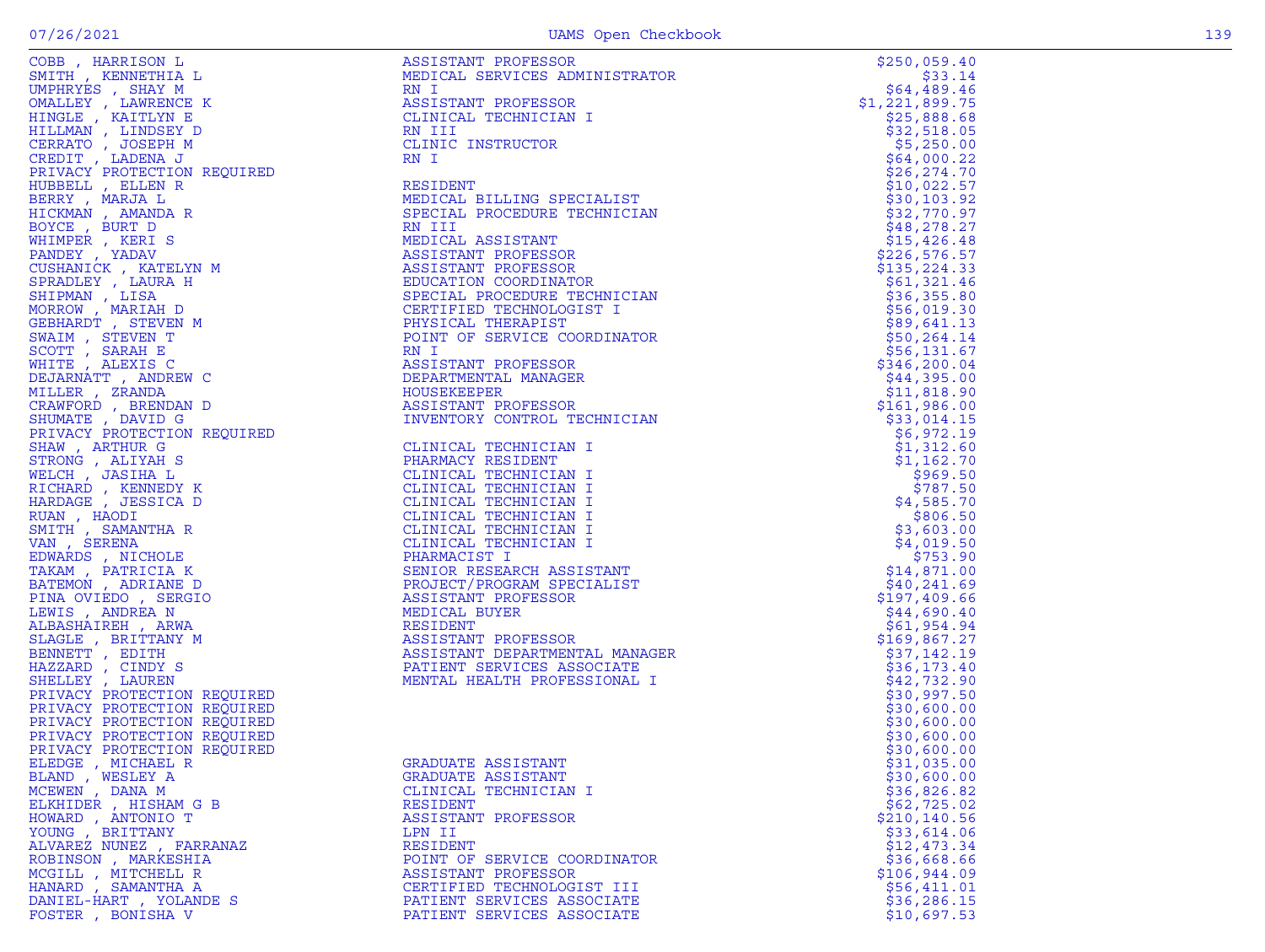| Name | Title | Amount |
|---|---|---|
| COBB , HARRISON L | ASSISTANT PROFESSOR | $250,059.40 |
| SMITH , KENNETHIA L | MEDICAL SERVICES ADMINISTRATOR | $33.14 |
| UMPHRYES , SHAY M | RN I | $64,489.46 |
| OMALLEY , LAWRENCE K | ASSISTANT PROFESSOR | $1,221,899.75 |
| HINGLE , KAITLYN E | CLINICAL TECHNICIAN I | $25,888.68 |
| HILLMAN , LINDSEY D | RN III | $32,518.05 |
| CERRATO , JOSEPH M | CLINIC INSTRUCTOR | $5,250.00 |
| CREDIT , LADENA J | RN I | $64,000.22 |
| PRIVACY PROTECTION REQUIRED | | $26,274.70 |
| HUBBELL , ELLEN R | RESIDENT | $10,022.57 |
| BERRY , MARJA L | MEDICAL BILLING SPECIALIST | $30,103.92 |
| HICKMAN , AMANDA R | SPECIAL PROCEDURE TECHNICIAN | $32,770.97 |
| BOYCE , BURT D | RN III | $48,278.27 |
| WHIMPER , KERI S | MEDICAL ASSISTANT | $15,426.48 |
| PANDEY , YADAV | ASSISTANT PROFESSOR | $226,576.57 |
| CUSHANICK , KATELYN M | ASSISTANT PROFESSOR | $135,224.33 |
| SPRADLEY , LAURA H | EDUCATION COORDINATOR | $61,321.46 |
| SHIPMAN , LISA | SPECIAL PROCEDURE TECHNICIAN | $36,355.80 |
| MORROW , MARIAH D | CERTIFIED TECHNOLOGIST I | $56,019.30 |
| GEBHARDT , STEVEN M | PHYSICAL THERAPIST | $89,641.13 |
| SWAIM , STEVEN T | POINT OF SERVICE COORDINATOR | $50,264.14 |
| SCOTT , SARAH E | RN I | $56,131.67 |
| WHITE , ALEXIS C | ASSISTANT PROFESSOR | $346,200.04 |
| DEJARNATT , ANDREW C | DEPARTMENTAL MANAGER | $44,395.00 |
| MILLER , ZRANDA | HOUSEKEEPER | $11,818.90 |
| CRAWFORD , BRENDAN D | ASSISTANT PROFESSOR | $161,986.00 |
| SHUMATE , DAVID G | INVENTORY CONTROL TECHNICIAN | $33,014.15 |
| PRIVACY PROTECTION REQUIRED | | $6,972.19 |
| SHAW , ARTHUR G | CLINICAL TECHNICIAN I | $1,312.60 |
| STRONG , ALIYAH S | PHARMACY RESIDENT | $1,162.70 |
| WELCH , JASIHA L | CLINICAL TECHNICIAN I | $969.50 |
| RICHARD , KENNEDY K | CLINICAL TECHNICIAN I | $787.50 |
| HARDAGE , JESSICA D | CLINICAL TECHNICIAN I | $4,585.70 |
| RUAN , HAODI | CLINICAL TECHNICIAN I | $806.50 |
| SMITH , SAMANTHA R | CLINICAL TECHNICIAN I | $3,603.00 |
| VAN , SERENA | CLINICAL TECHNICIAN I | $4,019.50 |
| EDWARDS , NICHOLE | PHARMACIST I | $753.90 |
| TAKAM , PATRICIA K | SENIOR RESEARCH ASSISTANT | $14,871.00 |
| BATEMON , ADRIANE D | PROJECT/PROGRAM SPECIALIST | $40,241.69 |
| PINA OVIEDO , SERGIO | ASSISTANT PROFESSOR | $197,409.66 |
| LEWIS , ANDREA N | MEDICAL BUYER | $44,690.40 |
| ALBASHAIREH , ARWA | RESIDENT | $61,954.94 |
| SLAGLE , BRITTANY M | ASSISTANT PROFESSOR | $169,867.27 |
| BENNETT , EDITH | ASSISTANT DEPARTMENTAL MANAGER | $37,142.19 |
| HAZZARD , CINDY S | PATIENT SERVICES ASSOCIATE | $36,173.40 |
| SHELLEY , LAUREN | MENTAL HEALTH PROFESSIONAL I | $42,732.90 |
| PRIVACY PROTECTION REQUIRED | | $30,997.50 |
| PRIVACY PROTECTION REQUIRED | | $30,600.00 |
| PRIVACY PROTECTION REQUIRED | | $30,600.00 |
| PRIVACY PROTECTION REQUIRED | | $30,600.00 |
| PRIVACY PROTECTION REQUIRED | | $30,600.00 |
| ELEDGE , MICHAEL R | GRADUATE ASSISTANT | $31,035.00 |
| BLAND , WESLEY A | GRADUATE ASSISTANT | $30,600.00 |
| MCEWEN , DANA M | CLINICAL TECHNICIAN I | $36,826.82 |
| ELKHIDER , HISHAM G B | RESIDENT | $62,725.02 |
| HOWARD , ANTONIO T | ASSISTANT PROFESSOR | $210,140.56 |
| YOUNG , BRITTANY | LPN II | $33,614.06 |
| ALVAREZ NUNEZ , FARRANAZ | RESIDENT | $12,473.34 |
| ROBINSON , MARKESHIA | POINT OF SERVICE COORDINATOR | $36,668.66 |
| MCGILL , MITCHELL R | ASSISTANT PROFESSOR | $106,944.09 |
| HANARD , SAMANTHA A | CERTIFIED TECHNOLOGIST III | $56,411.01 |
| DANIEL-HART , YOLANDE S | PATIENT SERVICES ASSOCIATE | $36,286.15 |
| FOSTER , BONISHA V | PATIENT SERVICES ASSOCIATE | $10,697.53 |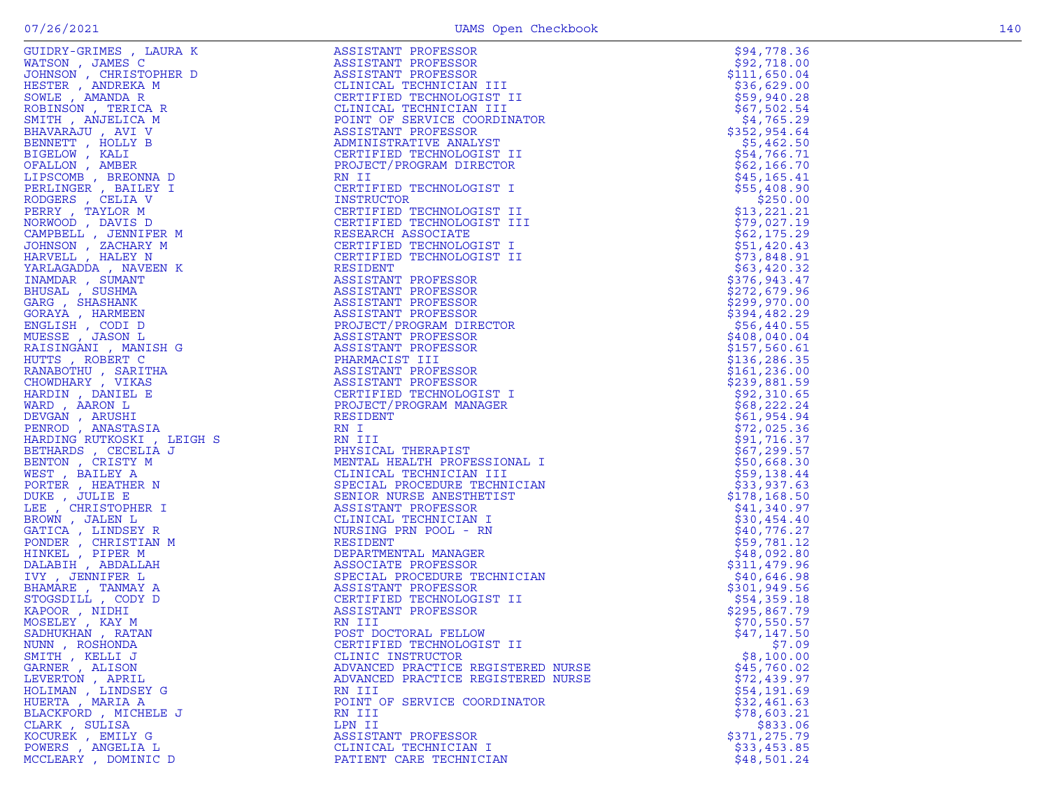| Name | Title | Amount |
|---|---|---|
| GUIDRY-GRIMES , LAURA K | ASSISTANT PROFESSOR | $94,778.36 |
| WATSON , JAMES C | ASSISTANT PROFESSOR | $92,718.00 |
| JOHNSON , CHRISTOPHER D | ASSISTANT PROFESSOR | $111,650.04 |
| HESTER , ANDREKA M | CLINICAL TECHNICIAN III | $36,629.00 |
| SOWLE , AMANDA R | CERTIFIED TECHNOLOGIST II | $59,940.28 |
| ROBINSON , TERICA R | CLINICAL TECHNICIAN III | $67,502.54 |
| SMITH , ANJELICA M | POINT OF SERVICE COORDINATOR | $4,765.29 |
| BHAVARAJU , AVI V | ASSISTANT PROFESSOR | $352,954.64 |
| BENNETT , HOLLY B | ADMINISTRATIVE ANALYST | $5,462.50 |
| BIGELOW , KALI | CERTIFIED TECHNOLOGIST II | $54,766.71 |
| OFALLON , AMBER | PROJECT/PROGRAM DIRECTOR | $62,166.70 |
| LIPSCOMB , BREONNA D | RN II | $45,165.41 |
| PERLINGER , BAILEY I | CERTIFIED TECHNOLOGIST I | $55,408.90 |
| RODGERS , CELIA V | INSTRUCTOR | $250.00 |
| PERRY , TAYLOR M | CERTIFIED TECHNOLOGIST II | $13,221.21 |
| NORWOOD , DAVIS D | CERTIFIED TECHNOLOGIST III | $79,027.19 |
| CAMPBELL , JENNIFER M | RESEARCH ASSOCIATE | $62,175.29 |
| JOHNSON , ZACHARY M | CERTIFIED TECHNOLOGIST I | $51,420.43 |
| HARVELL , HALEY N | CERTIFIED TECHNOLOGIST II | $73,848.91 |
| YARLAGADDA , NAVEEN K | RESIDENT | $63,420.32 |
| INAMDAR , SUMANT | ASSISTANT PROFESSOR | $376,943.47 |
| BHUSAL , SUSHMA | ASSISTANT PROFESSOR | $272,679.96 |
| GARG , SHASHANK | ASSISTANT PROFESSOR | $299,970.00 |
| GORAYA , HARMEEN | ASSISTANT PROFESSOR | $394,482.29 |
| ENGLISH , CODI D | PROJECT/PROGRAM DIRECTOR | $56,440.55 |
| MUESSE , JASON L | ASSISTANT PROFESSOR | $408,040.04 |
| RAISINGANI , MANISH G | ASSISTANT PROFESSOR | $157,560.61 |
| HUTTS , ROBERT C | PHARMACIST III | $136,286.35 |
| RANABOTHU , SARITHA | ASSISTANT PROFESSOR | $161,236.00 |
| CHOWDHARY , VIKAS | ASSISTANT PROFESSOR | $239,881.59 |
| HARDIN , DANIEL E | CERTIFIED TECHNOLOGIST I | $92,310.65 |
| WARD , AARON L | PROJECT/PROGRAM MANAGER | $68,222.24 |
| DEVGAN , ARUSHI | RESIDENT | $61,954.94 |
| PENROD , ANASTASIA | RN I | $72,025.36 |
| HARDING RUTKOSKI , LEIGH S | RN III | $91,716.37 |
| BETHARDS , CECELIA J | PHYSICAL THERAPIST | $67,299.57 |
| BENTON , CRISTY M | MENTAL HEALTH PROFESSIONAL I | $50,668.30 |
| WEST , BAILEY A | CLINICAL TECHNICIAN III | $59,138.44 |
| PORTER , HEATHER N | SPECIAL PROCEDURE TECHNICIAN | $33,937.63 |
| DUKE , JULIE E | SENIOR NURSE ANESTHETIST | $178,168.50 |
| LEE , CHRISTOPHER I | ASSISTANT PROFESSOR | $41,340.97 |
| BROWN , JALEN L | CLINICAL TECHNICIAN I | $30,454.40 |
| GATICA , LINDSEY R | NURSING PRN POOL - RN | $40,776.27 |
| PONDER , CHRISTIAN M | RESIDENT | $59,781.12 |
| HINKEL , PIPER M | DEPARTMENTAL MANAGER | $48,092.80 |
| DALABIH , ABDALLAH | ASSOCIATE PROFESSOR | $311,479.96 |
| IVY , JENNIFER L | SPECIAL PROCEDURE TECHNICIAN | $40,646.98 |
| BHAMARE , TANMAY A | ASSISTANT PROFESSOR | $301,949.56 |
| STOGSDILL , CODY D | CERTIFIED TECHNOLOGIST II | $54,359.18 |
| KAPOOR , NIDHI | ASSISTANT PROFESSOR | $295,867.79 |
| MOSELEY , KAY M | RN III | $70,550.57 |
| SADHUKHAN , RATAN | POST DOCTORAL FELLOW | $47,147.50 |
| NUNN , ROSHONDA | CERTIFIED TECHNOLOGIST II | $7.09 |
| SMITH , KELLI J | CLINIC INSTRUCTOR | $8,100.00 |
| GARNER , ALISON | ADVANCED PRACTICE REGISTERED NURSE | $45,760.02 |
| LEVERTON , APRIL | ADVANCED PRACTICE REGISTERED NURSE | $72,439.97 |
| HOLIMAN , LINDSEY G | RN III | $54,191.69 |
| HUERTA , MARIA A | POINT OF SERVICE COORDINATOR | $32,461.63 |
| BLACKFORD , MICHELE J | RN III | $78,603.21 |
| CLARK , SULISA | LPN II | $833.06 |
| KOCUREK , EMILY G | ASSISTANT PROFESSOR | $371,275.79 |
| POWERS , ANGELIA L | CLINICAL TECHNICIAN I | $33,453.85 |
| MCCLEARY , DOMINIC D | PATIENT CARE TECHNICIAN | $48,501.24 |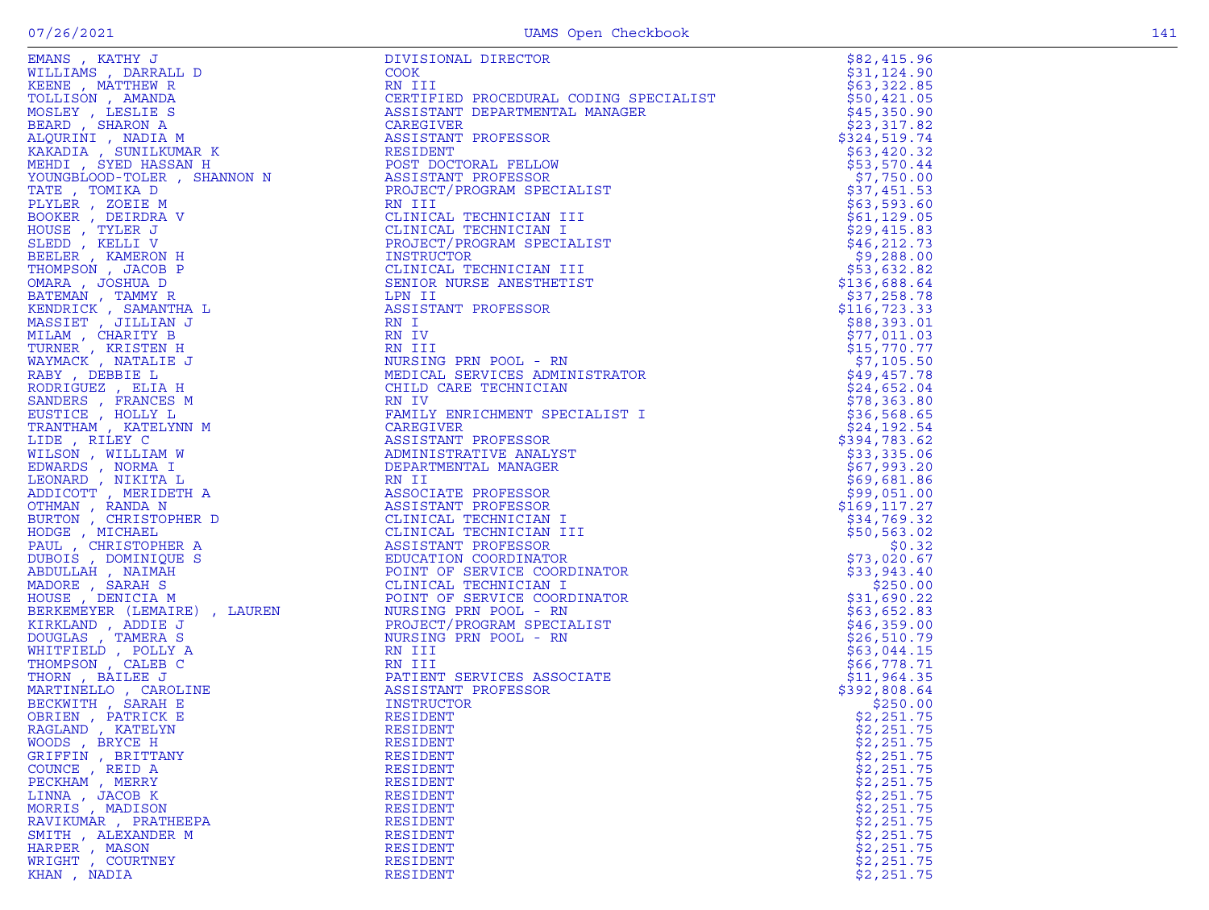| Name | Title | Amount |
|---|---|---|
| EMANS , KATHY J | DIVISIONAL DIRECTOR | $82,415.96 |
| WILLIAMS , DARRALL D | COOK | $31,124.90 |
| KEENE , MATTHEW R | RN III | $63,322.85 |
| TOLLISON , AMANDA | CERTIFIED PROCEDURAL CODING SPECIALIST | $50,421.05 |
| MOSLEY , LESLIE S | ASSISTANT DEPARTMENTAL MANAGER | $45,350.90 |
| BEARD , SHARON A | CAREGIVER | $23,317.82 |
| ALQURINI , NADIA M | ASSISTANT PROFESSOR | $324,519.74 |
| KAKADIA , SUNILKUMAR K | RESIDENT | $63,420.32 |
| MEHDI , SYED HASSAN H | POST DOCTORAL FELLOW | $53,570.44 |
| YOUNGBLOOD-TOLER , SHANNON N | ASSISTANT PROFESSOR | $7,750.00 |
| TATE , TOMIKA D | PROJECT/PROGRAM SPECIALIST | $37,451.53 |
| PLYLER , ZOEIE M | RN III | $63,593.60 |
| BOOKER , DEIRDRA V | CLINICAL TECHNICIAN III | $61,129.05 |
| HOUSE , TYLER J | CLINICAL TECHNICIAN I | $29,415.83 |
| SLEDD , KELLI V | PROJECT/PROGRAM SPECIALIST | $46,212.73 |
| BEELER , KAMERON H | INSTRUCTOR | $9,288.00 |
| THOMPSON , JACOB P | CLINICAL TECHNICIAN III | $53,632.82 |
| OMARA , JOSHUA D | SENIOR NURSE ANESTHETIST | $136,688.64 |
| BATEMAN , TAMMY R | LPN II | $37,258.78 |
| KENDRICK , SAMANTHA L | ASSISTANT PROFESSOR | $116,723.33 |
| MASSIET , JILLIAN J | RN I | $88,393.01 |
| MILAM , CHARITY B | RN IV | $77,011.03 |
| TURNER , KRISTEN H | RN III | $15,770.77 |
| WAYMACK , NATALIE J | NURSING PRN POOL - RN | $7,105.50 |
| RABY , DEBBIE L | MEDICAL SERVICES ADMINISTRATOR | $49,457.78 |
| RODRIGUEZ , ELIA H | CHILD CARE TECHNICIAN | $24,652.04 |
| SANDERS , FRANCES M | RN IV | $78,363.80 |
| EUSTICE , HOLLY L | FAMILY ENRICHMENT SPECIALIST I | $36,568.65 |
| TRANTHAM , KATELYNN M | CAREGIVER | $24,192.54 |
| LIDE , RILEY C | ASSISTANT PROFESSOR | $394,783.62 |
| WILSON , WILLIAM W | ADMINISTRATIVE ANALYST | $33,335.06 |
| EDWARDS , NORMA I | DEPARTMENTAL MANAGER | $67,993.20 |
| LEONARD , NIKITA L | RN II | $69,681.86 |
| ADDICOTT , MERIDETH A | ASSOCIATE PROFESSOR | $99,051.00 |
| OTHMAN , RANDA N | ASSISTANT PROFESSOR | $169,117.27 |
| BURTON , CHRISTOPHER D | CLINICAL TECHNICIAN I | $34,769.32 |
| HODGE , MICHAEL | CLINICAL TECHNICIAN III | $50,563.02 |
| PAUL , CHRISTOPHER A | ASSISTANT PROFESSOR | $0.32 |
| DUBOIS , DOMINIQUE S | EDUCATION COORDINATOR | $73,020.67 |
| ABDULLAH , NAIMAH | POINT OF SERVICE COORDINATOR | $33,943.40 |
| MADORE , SARAH S | CLINICAL TECHNICIAN I | $250.00 |
| HOUSE , DENICIA M | POINT OF SERVICE COORDINATOR | $31,690.22 |
| BERKEMEYER (LEMAIRE) , LAUREN | NURSING PRN POOL - RN | $63,652.83 |
| KIRKLAND , ADDIE J | PROJECT/PROGRAM SPECIALIST | $46,359.00 |
| DOUGLAS , TAMERA S | NURSING PRN POOL - RN | $26,510.79 |
| WHITFIELD , POLLY A | RN III | $63,044.15 |
| THOMPSON , CALEB C | RN III | $66,778.71 |
| THORN , BAILEE J | PATIENT SERVICES ASSOCIATE | $11,964.35 |
| MARTINELLO , CAROLINE | ASSISTANT PROFESSOR | $392,808.64 |
| BECKWITH , SARAH E | INSTRUCTOR | $250.00 |
| OBRIEN , PATRICK E | RESIDENT | $2,251.75 |
| RAGLAND , KATELYN | RESIDENT | $2,251.75 |
| WOODS , BRYCE H | RESIDENT | $2,251.75 |
| GRIFFIN , BRITTANY | RESIDENT | $2,251.75 |
| COUNCE , REID A | RESIDENT | $2,251.75 |
| PECKHAM , MERRY | RESIDENT | $2,251.75 |
| LINNA , JACOB K | RESIDENT | $2,251.75 |
| MORRIS , MADISON | RESIDENT | $2,251.75 |
| RAVIKUMAR , PRATHEEPA | RESIDENT | $2,251.75 |
| SMITH , ALEXANDER M | RESIDENT | $2,251.75 |
| HARPER , MASON | RESIDENT | $2,251.75 |
| WRIGHT , COURTNEY | RESIDENT | $2,251.75 |
| KHAN , NADIA | RESIDENT | $2,251.75 |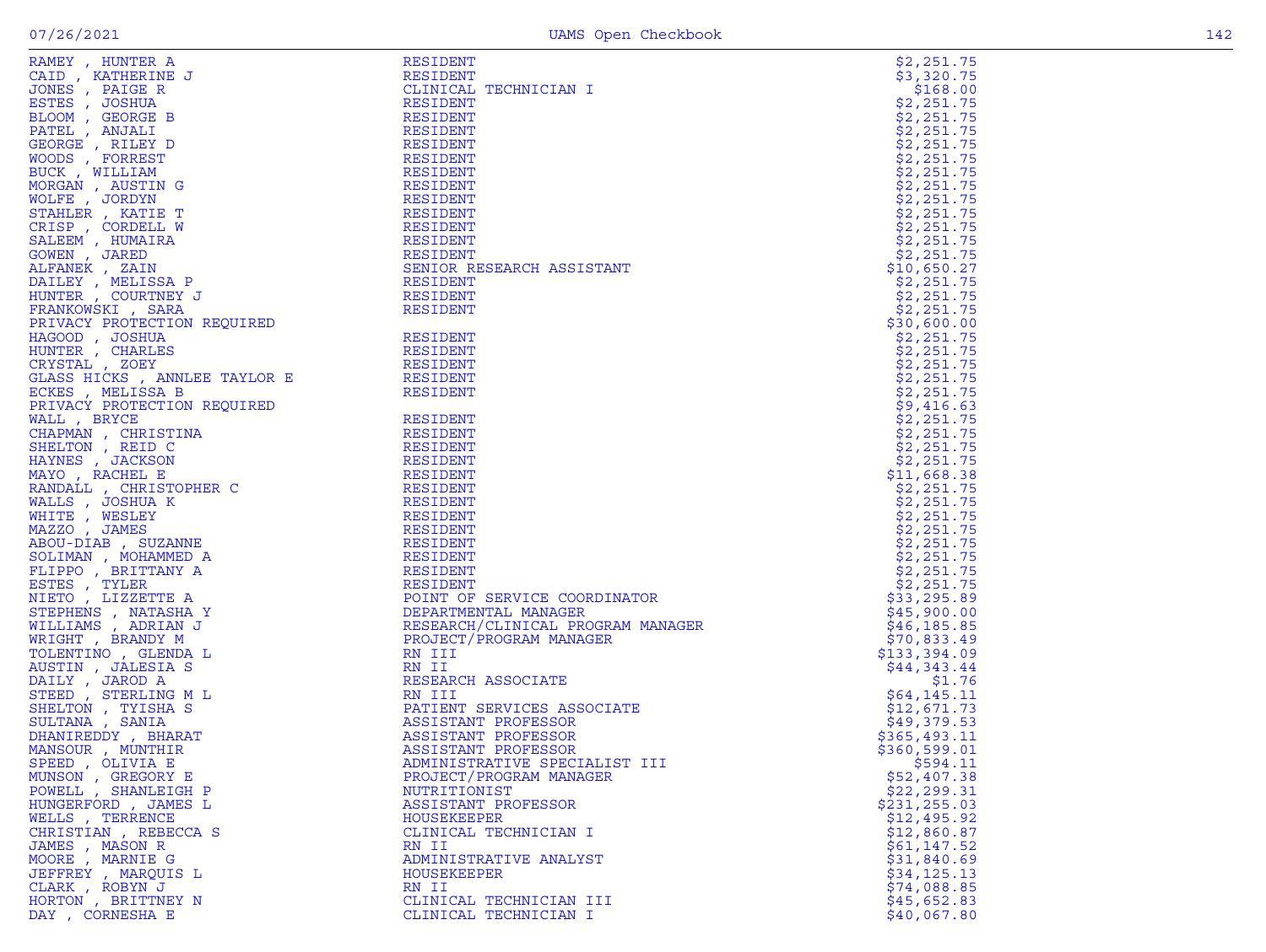| Name | Title | Amount |
|---|---|---|
| RAMEY , HUNTER A | RESIDENT | $2,251.75 |
| CAID , KATHERINE J | RESIDENT | $3,320.75 |
| JONES , PAIGE R | CLINICAL TECHNICIAN I | $168.00 |
| ESTES , JOSHUA | RESIDENT | $2,251.75 |
| BLOOM , GEORGE B | RESIDENT | $2,251.75 |
| PATEL , ANJALI | RESIDENT | $2,251.75 |
| GEORGE , RILEY D | RESIDENT | $2,251.75 |
| WOODS , FORREST | RESIDENT | $2,251.75 |
| BUCK , WILLIAM | RESIDENT | $2,251.75 |
| MORGAN , AUSTIN G | RESIDENT | $2,251.75 |
| WOLFE , JORDYN | RESIDENT | $2,251.75 |
| STAHLER , KATIE T | RESIDENT | $2,251.75 |
| CRISP , CORDELL W | RESIDENT | $2,251.75 |
| SALEEM , HUMAIRA | RESIDENT | $2,251.75 |
| GOWEN , JARED | RESIDENT | $2,251.75 |
| ALFANEK , ZAIN | SENIOR RESEARCH ASSISTANT | $10,650.27 |
| DAILEY , MELISSA P | RESIDENT | $2,251.75 |
| HUNTER , COURTNEY J | RESIDENT | $2,251.75 |
| FRANKOWSKI , SARA | RESIDENT | $2,251.75 |
| PRIVACY PROTECTION REQUIRED | | $30,600.00 |
| HAGOOD , JOSHUA | RESIDENT | $2,251.75 |
| HUNTER , CHARLES | RESIDENT | $2,251.75 |
| CRYSTAL , ZOEY | RESIDENT | $2,251.75 |
| GLASS HICKS , ANNLEE TAYLOR E | RESIDENT | $2,251.75 |
| ECKES , MELISSA B | RESIDENT | $2,251.75 |
| PRIVACY PROTECTION REQUIRED | | $9,416.63 |
| WALL , BRYCE | RESIDENT | $2,251.75 |
| CHAPMAN , CHRISTINA | RESIDENT | $2,251.75 |
| SHELTON , REID C | RESIDENT | $2,251.75 |
| HAYNES , JACKSON | RESIDENT | $2,251.75 |
| MAYO , RACHEL E | RESIDENT | $11,668.38 |
| RANDALL , CHRISTOPHER C | RESIDENT | $2,251.75 |
| WALLS , JOSHUA K | RESIDENT | $2,251.75 |
| WHITE , WESLEY | RESIDENT | $2,251.75 |
| MAZZO , JAMES | RESIDENT | $2,251.75 |
| ABOU-DIAB , SUZANNE | RESIDENT | $2,251.75 |
| SOLIMAN , MOHAMMED A | RESIDENT | $2,251.75 |
| FLIPPO , BRITTANY A | RESIDENT | $2,251.75 |
| ESTES , TYLER | RESIDENT | $2,251.75 |
| NIETO , LIZZETTE A | POINT OF SERVICE COORDINATOR | $33,295.89 |
| STEPHENS , NATASHA Y | DEPARTMENTAL MANAGER | $45,900.00 |
| WILLIAMS , ADRIAN J | RESEARCH/CLINICAL PROGRAM MANAGER | $46,185.85 |
| WRIGHT , BRANDY M | PROJECT/PROGRAM MANAGER | $70,833.49 |
| TOLENTINO , GLENDA L | RN III | $133,394.09 |
| AUSTIN , JALESIA S | RN II | $44,343.44 |
| DAILY , JAROD A | RESEARCH ASSOCIATE | $1.76 |
| STEED , STERLING M L | RN III | $64,145.11 |
| SHELTON , TYISHA S | PATIENT SERVICES ASSOCIATE | $12,671.73 |
| SULTANA , SANIA | ASSISTANT PROFESSOR | $49,379.53 |
| DHANIREDDY , BHARAT | ASSISTANT PROFESSOR | $365,493.11 |
| MANSOUR , MUNTHIR | ASSISTANT PROFESSOR | $360,599.01 |
| SPEED , OLIVIA E | ADMINISTRATIVE SPECIALIST III | $594.11 |
| MUNSON , GREGORY E | PROJECT/PROGRAM MANAGER | $52,407.38 |
| POWELL , SHANLEIGH P | NUTRITIONIST | $22,299.31 |
| HUNGERFORD , JAMES L | ASSISTANT PROFESSOR | $231,255.03 |
| WELLS , TERRENCE | HOUSEKEEPER | $12,495.92 |
| CHRISTIAN , REBECCA S | CLINICAL TECHNICIAN I | $12,860.87 |
| JAMES , MASON R | RN II | $61,147.52 |
| MOORE , MARNIE G | ADMINISTRATIVE ANALYST | $31,840.69 |
| JEFFREY , MARQUIS L | HOUSEKEEPER | $34,125.13 |
| CLARK , ROBYN J | RN II | $74,088.85 |
| HORTON , BRITTNEY N | CLINICAL TECHNICIAN III | $45,652.83 |
| DAY , CORNESHA E | CLINICAL TECHNICIAN I | $40,067.80 |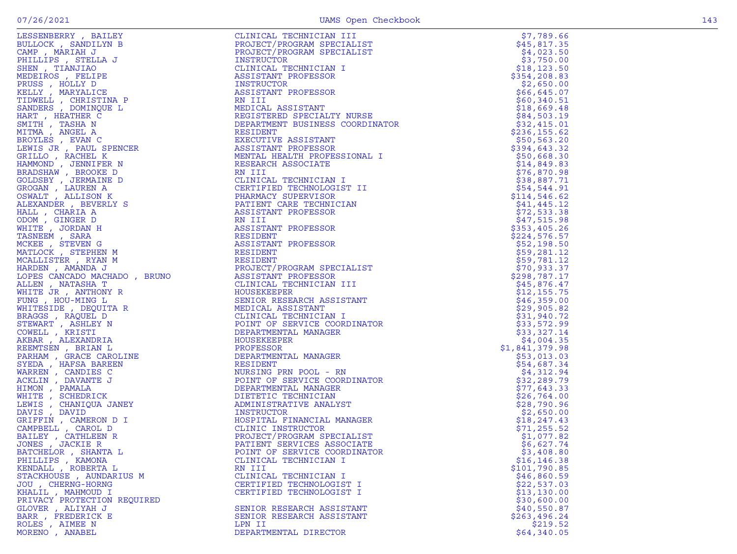| Name | Title | Amount |
|---|---|---|
| LESSENBERRY , BAILEY | CLINICAL TECHNICIAN III | $7,789.66 |
| BULLOCK , SANDILYN B | PROJECT/PROGRAM SPECIALIST | $45,817.35 |
| CAMP , MARIAH J | PROJECT/PROGRAM SPECIALIST | $4,023.50 |
| PHILLIPS , STELLA J | INSTRUCTOR | $3,750.00 |
| SHEN , TIANJIAO | CLINICAL TECHNICIAN I | $18,123.50 |
| MEDEIROS , FELIPE | ASSISTANT PROFESSOR | $354,208.83 |
| PRUSS , HOLLY D | INSTRUCTOR | $2,650.00 |
| KELLY , MARYALICE | ASSISTANT PROFESSOR | $66,645.07 |
| TIDWELL , CHRISTINA P | RN III | $60,340.51 |
| SANDERS , DOMINQUE L | MEDICAL ASSISTANT | $18,669.48 |
| HART , HEATHER C | REGISTERED SPECIALTY NURSE | $84,503.19 |
| SMITH , TASHA N | DEPARTMENT BUSINESS COORDINATOR | $32,415.01 |
| MITMA , ANGEL A | RESIDENT | $236,155.62 |
| BROYLES , EVAN C | EXECUTIVE ASSISTANT | $50,563.20 |
| LEWIS JR , PAUL SPENCER | ASSISTANT PROFESSOR | $394,643.32 |
| GRILLO , RACHEL K | MENTAL HEALTH PROFESSIONAL I | $50,668.30 |
| HAMMOND , JENNIFER N | RESEARCH ASSOCIATE | $14,849.83 |
| BRADSHAW , BROOKE D | RN III | $76,870.98 |
| GOLDSBY , JERMAINE D | CLINICAL TECHNICIAN I | $38,887.71 |
| GROGAN , LAUREN A | CERTIFIED TECHNOLOGIST II | $54,544.91 |
| OSWALT , ALLISON K | PHARMACY SUPERVISOR | $114,546.62 |
| ALEXANDER , BEVERLY S | PATIENT CARE TECHNICIAN | $41,445.12 |
| HALL , CHARIA A | ASSISTANT PROFESSOR | $72,533.38 |
| ODOM , GINGER D | RN III | $47,515.98 |
| WHITE , JORDAN H | ASSISTANT PROFESSOR | $353,405.26 |
| TASNEEM , SARA | RESIDENT | $224,576.57 |
| MCKEE , STEVEN G | ASSISTANT PROFESSOR | $52,198.50 |
| MATLOCK , STEPHEN M | RESIDENT | $59,281.12 |
| MCALLISTER , RYAN M | RESIDENT | $59,781.12 |
| HARDEN , AMANDA J | PROJECT/PROGRAM SPECIALIST | $70,933.37 |
| LOPES CANCADO MACHADO , BRUNO | ASSISTANT PROFESSOR | $298,787.17 |
| ALLEN , NATASHA T | CLINICAL TECHNICIAN III | $45,876.47 |
| WHITE JR , ANTHONY R | HOUSEKEEPER | $12,155.75 |
| FUNG , HOU-MING L | SENIOR RESEARCH ASSISTANT | $46,359.00 |
| WHITESIDE , DEQUITA R | MEDICAL ASSISTANT | $29,905.82 |
| BRAGGS , RAQUEL D | CLINICAL TECHNICIAN I | $31,940.72 |
| STEWART , ASHLEY N | POINT OF SERVICE COORDINATOR | $33,572.99 |
| COWELL , KRISTI | DEPARTMENTAL MANAGER | $33,327.14 |
| AKBAR , ALEXANDRIA | HOUSEKEEPER | $4,004.35 |
| REEMTSEN , BRIAN L | PROFESSOR | $1,841,379.98 |
| PARHAM , GRACE CAROLINE | DEPARTMENTAL MANAGER | $53,013.03 |
| SYEDA , HAFSA BAREEN | RESIDENT | $54,687.34 |
| WARREN , CANDIES C | NURSING PRN POOL - RN | $4,312.94 |
| ACKLIN , DAVANTE J | POINT OF SERVICE COORDINATOR | $32,289.79 |
| HIMON , PAMALA | DEPARTMENTAL MANAGER | $77,643.33 |
| WHITE , SCHEDRICK | DIETETIC TECHNICIAN | $26,764.00 |
| LEWIS , CHANIQUA JANEY | ADMINISTRATIVE ANALYST | $28,790.96 |
| DAVIS , DAVID | INSTRUCTOR | $2,650.00 |
| GRIFFIN , CAMERON D I | HOSPITAL FINANCIAL MANAGER | $18,247.43 |
| CAMPBELL , CAROL D | CLINIC INSTRUCTOR | $71,255.52 |
| BAILEY , CATHLEEN R | PROJECT/PROGRAM SPECIALIST | $1,077.82 |
| JONES , JACKIE R | PATIENT SERVICES ASSOCIATE | $6,627.74 |
| BATCHELOR , SHANTA L | POINT OF SERVICE COORDINATOR | $3,408.80 |
| PHILLIPS , KAMONA | CLINICAL TECHNICIAN I | $16,146.38 |
| KENDALL , ROBERTA L | RN III | $101,790.85 |
| STACKHOUSE , AUNDARIUS M | CLINICAL TECHNICIAN I | $46,860.59 |
| JOU , CHERNG-HORNG | CERTIFIED TECHNOLOGIST I | $22,537.03 |
| KHALIL , MAHMOUD I | CERTIFIED TECHNOLOGIST I | $13,130.00 |
| PRIVACY PROTECTION REQUIRED | | $30,600.00 |
| GLOVER , ALIYAH J | SENIOR RESEARCH ASSISTANT | $40,550.87 |
| BARR , FREDERICK E | SENIOR RESEARCH ASSISTANT | $263,496.24 |
| ROLES , AIMEE N | LPN II | $219.52 |
| MORENO , ANABEL | DEPARTMENTAL DIRECTOR | $64,340.05 |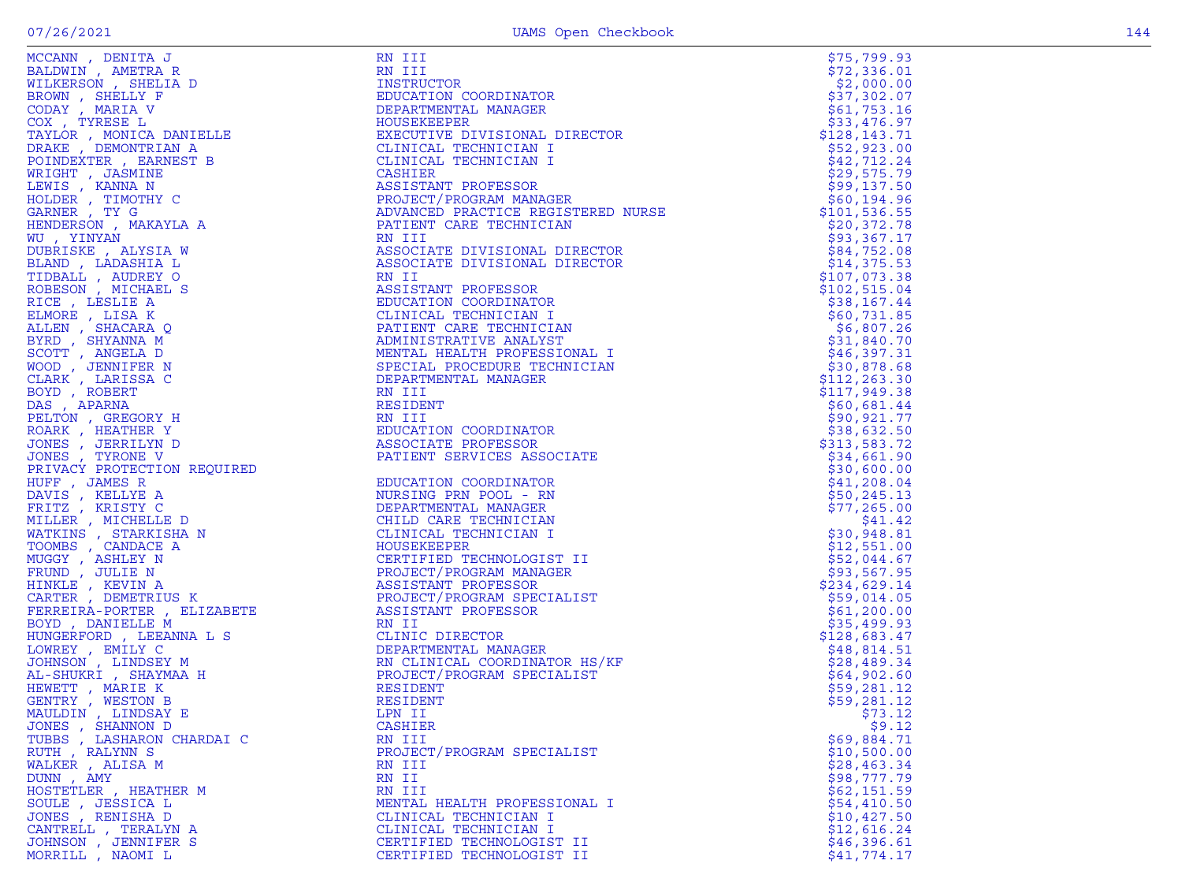| | | |
|---|---|---|
| MCCANN , DENITA J | RN III | $75,799.93 |
| BALDWIN , AMETRA R | RN III | $72,336.01 |
| WILKERSON , SHELIA D | INSTRUCTOR | $2,000.00 |
| BROWN , SHELLY F | EDUCATION COORDINATOR | $37,302.07 |
| CODAY , MARIA V | DEPARTMENTAL MANAGER | $61,753.16 |
| COX , TYRESE L | HOUSEKEEPER | $33,476.97 |
| TAYLOR , MONICA DANIELLE | EXECUTIVE DIVISIONAL DIRECTOR | $128,143.71 |
| DRAKE , DEMONTRIAN A | CLINICAL TECHNICIAN I | $52,923.00 |
| POINDEXTER , EARNEST B | CLINICAL TECHNICIAN I | $42,712.24 |
| WRIGHT , JASMINE | CASHIER | $29,575.79 |
| LEWIS , KANNA N | ASSISTANT PROFESSOR | $99,137.50 |
| HOLDER , TIMOTHY C | PROJECT/PROGRAM MANAGER | $60,194.96 |
| GARNER , TY G | ADVANCED PRACTICE REGISTERED NURSE | $101,536.55 |
| HENDERSON , MAKAYLA A | PATIENT CARE TECHNICIAN | $20,372.78 |
| WU , YINYAN | RN III | $93,367.17 |
| DUBRISKE , ALYSIA W | ASSOCIATE DIVISIONAL DIRECTOR | $84,752.08 |
| BLAND , LADASHIA L | ASSOCIATE DIVISIONAL DIRECTOR | $14,375.53 |
| TIDBALL , AUDREY O | RN II | $107,073.38 |
| ROBESON , MICHAEL S | ASSISTANT PROFESSOR | $102,515.04 |
| RICE , LESLIE A | EDUCATION COORDINATOR | $38,167.44 |
| ELMORE , LISA K | CLINICAL TECHNICIAN I | $60,731.85 |
| ALLEN , SHACARA Q | PATIENT CARE TECHNICIAN | $6,807.26 |
| BYRD , SHYANNA M | ADMINISTRATIVE ANALYST | $31,840.70 |
| SCOTT , ANGELA D | MENTAL HEALTH PROFESSIONAL I | $46,397.31 |
| WOOD , JENNIFER N | SPECIAL PROCEDURE TECHNICIAN | $30,878.68 |
| CLARK , LARISSA C | DEPARTMENTAL MANAGER | $112,263.30 |
| BOYD , ROBERT | RN III | $117,949.38 |
| DAS , APARNA | RESIDENT | $60,681.44 |
| PELTON , GREGORY H | RN III | $90,921.77 |
| ROARK , HEATHER Y | EDUCATION COORDINATOR | $38,632.50 |
| JONES , JERRILYN D | ASSOCIATE PROFESSOR | $313,583.72 |
| JONES , TYRONE V | PATIENT SERVICES ASSOCIATE | $34,661.90 |
| PRIVACY PROTECTION REQUIRED | | $30,600.00 |
| HUFF , JAMES R | EDUCATION COORDINATOR | $41,208.04 |
| DAVIS , KELLYE A | NURSING PRN POOL - RN | $50,245.13 |
| FRITZ , KRISTY C | DEPARTMENTAL MANAGER | $77,265.00 |
| MILLER , MICHELLE D | CHILD CARE TECHNICIAN | $41.42 |
| WATKINS , STARKISHA N | CLINICAL TECHNICIAN I | $30,948.81 |
| TOOMBS , CANDACE A | HOUSEKEEPER | $12,551.00 |
| MUGGY , ASHLEY N | CERTIFIED TECHNOLOGIST II | $52,044.67 |
| FRUND , JULIE N | PROJECT/PROGRAM MANAGER | $93,567.95 |
| HINKLE , KEVIN A | ASSISTANT PROFESSOR | $234,629.14 |
| CARTER , DEMETRIUS K | PROJECT/PROGRAM SPECIALIST | $59,014.05 |
| FERREIRA-PORTER , ELIZABETE | ASSISTANT PROFESSOR | $61,200.00 |
| BOYD , DANIELLE M | RN II | $35,499.93 |
| HUNGERFORD , LEEANNA L S | CLINIC DIRECTOR | $128,683.47 |
| LOWREY , EMILY C | DEPARTMENTAL MANAGER | $48,814.51 |
| JOHNSON , LINDSEY M | RN CLINICAL COORDINATOR HS/KF | $28,489.34 |
| AL-SHUKRI , SHAYMAA H | PROJECT/PROGRAM SPECIALIST | $64,902.60 |
| HEWETT , MARIE K | RESIDENT | $59,281.12 |
| GENTRY , WESTON B | RESIDENT | $59,281.12 |
| MAULDIN , LINDSAY E | LPN II | $73.12 |
| JONES , SHANNON D | CASHIER | $9.12 |
| TUBBS , LASHARON CHARDAI C | RN III | $69,884.71 |
| RUTH , RALYNN S | PROJECT/PROGRAM SPECIALIST | $10,500.00 |
| WALKER , ALISA M | RN III | $28,463.34 |
| DUNN , AMY | RN II | $98,777.79 |
| HOSTETLER , HEATHER M | RN III | $62,151.59 |
| SOULE , JESSICA L | MENTAL HEALTH PROFESSIONAL I | $54,410.50 |
| JONES , RENISHA D | CLINICAL TECHNICIAN I | $10,427.50 |
| CANTRELL , TERALYN A | CLINICAL TECHNICIAN I | $12,616.24 |
| JOHNSON , JENNIFER S | CERTIFIED TECHNOLOGIST II | $46,396.61 |
| MORRILL , NAOMI L | CERTIFIED TECHNOLOGIST II | $41,774.17 |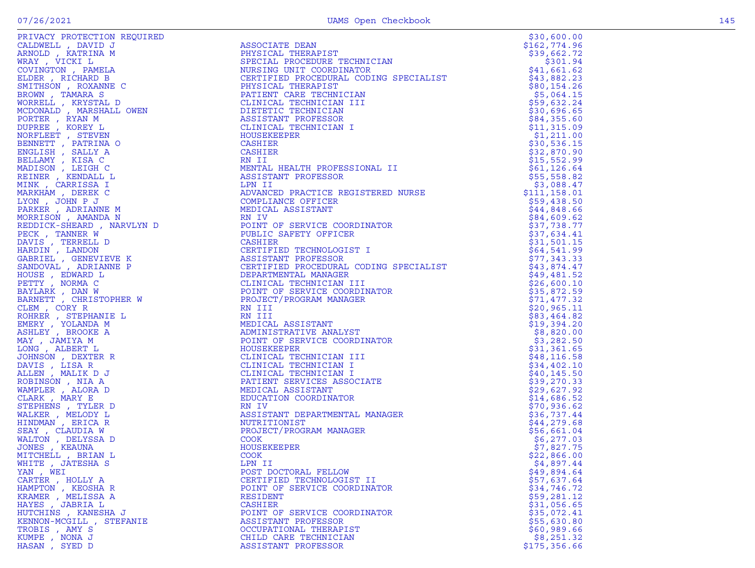| | | |
|---|---|---|
| PRIVACY PROTECTION REQUIRED | | $30,600.00 |
| CALDWELL , DAVID J | ASSOCIATE DEAN | $162,774.96 |
| ARNOLD , KATRINA M | PHYSICAL THERAPIST | $39,662.72 |
| WRAY , VICKI L | SPECIAL PROCEDURE TECHNICIAN | $301.94 |
| COVINGTON , PAMELA | NURSING UNIT COORDINATOR | $41,661.62 |
| ELDER , RICHARD B | CERTIFIED PROCEDURAL CODING SPECIALIST | $43,882.23 |
| SMITHSON , ROXANNE C | PHYSICAL THERAPIST | $80,154.26 |
| BROWN , TAMARA S | PATIENT CARE TECHNICIAN | $5,064.15 |
| WORRELL , KRYSTAL D | CLINICAL TECHNICIAN III | $59,632.24 |
| MCDONALD , MARSHALL OWEN | DIETETIC TECHNICIAN | $30,696.65 |
| PORTER , RYAN M | ASSISTANT PROFESSOR | $84,355.60 |
| DUPREE , KOREY L | CLINICAL TECHNICIAN I | $11,315.09 |
| NORFLEET , STEVEN | HOUSEKEEPER | $1,211.00 |
| BENNETT , PATRINA O | CASHIER | $30,536.15 |
| ENGLISH , SALLY A | CASHIER | $32,870.90 |
| BELLAMY , KISA C | RN II | $15,552.99 |
| MADISON , LEIGH C | MENTAL HEALTH PROFESSIONAL II | $61,126.64 |
| REINER , KENDALL L | ASSISTANT PROFESSOR | $55,558.82 |
| MINK , CARRISSA I | LPN II | $3,088.47 |
| MARKHAM , DEREK C | ADVANCED PRACTICE REGISTERED NURSE | $111,158.01 |
| LYON , JOHN P J | COMPLIANCE OFFICER | $59,438.50 |
| PARKER , ADRIANNE M | MEDICAL ASSISTANT | $44,848.66 |
| MORRISON , AMANDA N | RN IV | $84,609.62 |
| REDDICK-SHEARD , NARVLYN D | POINT OF SERVICE COORDINATOR | $37,738.77 |
| PECK , TANNER W | PUBLIC SAFETY OFFICER | $37,634.41 |
| DAVIS , TERRELL D | CASHIER | $31,501.15 |
| HARDIN , LANDON | CERTIFIED TECHNOLOGIST I | $64,541.99 |
| GABRIEL , GENEVIEVE K | ASSISTANT PROFESSOR | $77,343.33 |
| SANDOVAL , ADRIANNE P | CERTIFIED PROCEDURAL CODING SPECIALIST | $43,874.47 |
| HOUSE , EDWARD L | DEPARTMENTAL MANAGER | $49,481.52 |
| PETTY , NORMA C | CLINICAL TECHNICIAN III | $26,600.10 |
| BAYLARK , DAN W | POINT OF SERVICE COORDINATOR | $35,872.59 |
| BARNETT , CHRISTOPHER W | PROJECT/PROGRAM MANAGER | $71,477.32 |
| CLEM , CORY R | RN III | $20,965.11 |
| ROHRER , STEPHANIE L | RN III | $83,464.82 |
| EMERY , YOLANDA M | MEDICAL ASSISTANT | $19,394.20 |
| ASHLEY , BROOKE A | ADMINISTRATIVE ANALYST | $8,820.00 |
| MAY , JAMIYA M | POINT OF SERVICE COORDINATOR | $3,282.50 |
| LONG , ALBERT L | HOUSEKEEPER | $31,361.65 |
| JOHNSON , DEXTER R | CLINICAL TECHNICIAN III | $48,116.58 |
| DAVIS , LISA R | CLINICAL TECHNICIAN I | $34,402.10 |
| ALLEN , MALIK D J | CLINICAL TECHNICIAN I | $40,145.50 |
| ROBINSON , NIA A | PATIENT SERVICES ASSOCIATE | $39,270.33 |
| WAMPLER , ALORA D | MEDICAL ASSISTANT | $29,627.92 |
| CLARK , MARY E | EDUCATION COORDINATOR | $14,686.52 |
| STEPHENS , TYLER D | RN IV | $70,936.62 |
| WALKER , MELODY L | ASSISTANT DEPARTMENTAL MANAGER | $36,737.44 |
| HINDMAN , ERICA R | NUTRITIONIST | $44,279.68 |
| SEAY , CLAUDIA W | PROJECT/PROGRAM MANAGER | $56,661.04 |
| WALTON , DELYSSA D | COOK | $6,277.03 |
| JONES , KEAUNA | HOUSEKEEPER | $7,827.75 |
| MITCHELL , BRIAN L | COOK | $22,866.00 |
| WHITE , JATESHA S | LPN II | $4,897.44 |
| YAN , WEI | POST DOCTORAL FELLOW | $49,894.64 |
| CARTER , HOLLY A | CERTIFIED TECHNOLOGIST II | $57,637.64 |
| HAMPTON , KEOSHA R | POINT OF SERVICE COORDINATOR | $34,746.72 |
| KRAMER , MELISSA A | RESIDENT | $59,281.12 |
| HAYES , JABRIA L | CASHIER | $31,056.65 |
| HUTCHINS , KANESHA J | POINT OF SERVICE COORDINATOR | $35,072.41 |
| KENNON-MCGILL , STEFANIE | ASSISTANT PROFESSOR | $55,630.80 |
| TROBIS , AMY S | OCCUPATIONAL THERAPIST | $60,989.66 |
| KUMPE , NONA J | CHILD CARE TECHNICIAN | $8,251.32 |
| HASAN , SYED D | ASSISTANT PROFESSOR | $175,356.66 |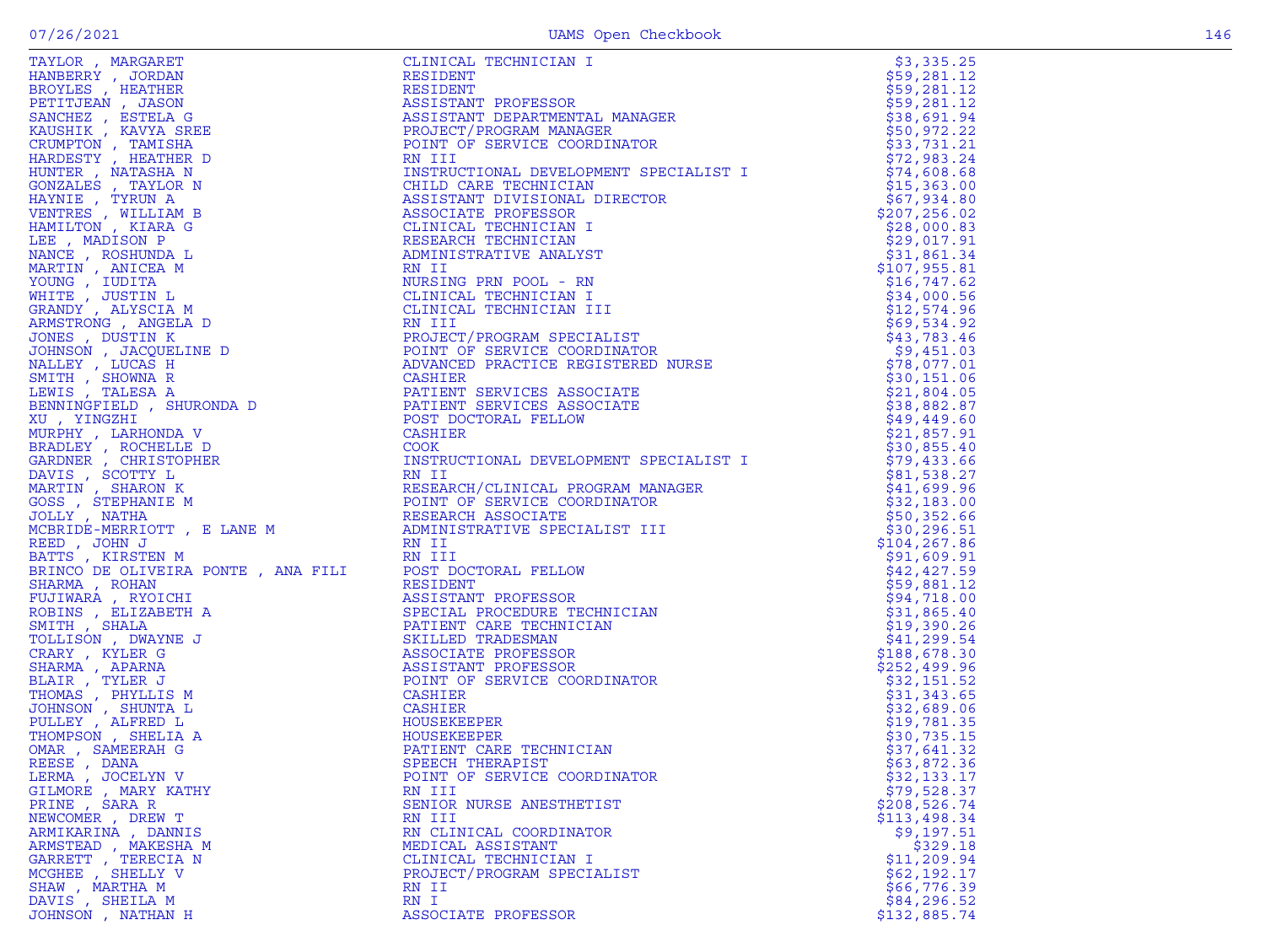| | | |
|---|---|---|
| TAYLOR , MARGARET | CLINICAL TECHNICIAN I | $3,335.25 |
| HANBERRY , JORDAN | RESIDENT | $59,281.12 |
| BROYLES , HEATHER | RESIDENT | $59,281.12 |
| PETITJEAN , JASON | ASSISTANT PROFESSOR | $59,281.12 |
| SANCHEZ , ESTELA G | ASSISTANT DEPARTMENTAL MANAGER | $38,691.94 |
| KAUSHIK , KAVYA SREE | PROJECT/PROGRAM MANAGER | $50,972.22 |
| CRUMPTON , TAMISHA | POINT OF SERVICE COORDINATOR | $33,731.21 |
| HARDESTY , HEATHER D | RN III | $72,983.24 |
| HUNTER , NATASHA N | INSTRUCTIONAL DEVELOPMENT SPECIALIST I | $74,608.68 |
| GONZALES , TAYLOR N | CHILD CARE TECHNICIAN | $15,363.00 |
| HAYNIE , TYRUN A | ASSISTANT DIVISIONAL DIRECTOR | $67,934.80 |
| VENTRES , WILLIAM B | ASSOCIATE PROFESSOR | $207,256.02 |
| HAMILTON , KIARA G | CLINICAL TECHNICIAN I | $28,000.83 |
| LEE , MADISON P | RESEARCH TECHNICIAN | $29,017.91 |
| NANCE , ROSHUNDA L | ADMINISTRATIVE ANALYST | $31,861.34 |
| MARTIN , ANICEA M | RN II | $107,955.81 |
| YOUNG , IUDITA | NURSING PRN POOL - RN | $16,747.62 |
| WHITE , JUSTIN L | CLINICAL TECHNICIAN I | $34,000.56 |
| GRANDY , ALYSCIA M | CLINICAL TECHNICIAN III | $12,574.96 |
| ARMSTRONG , ANGELA D | RN III | $69,534.92 |
| JONES , DUSTIN K | PROJECT/PROGRAM SPECIALIST | $43,783.46 |
| JOHNSON , JACQUELINE D | POINT OF SERVICE COORDINATOR | $9,451.03 |
| NALLEY , LUCAS H | ADVANCED PRACTICE REGISTERED NURSE | $78,077.01 |
| SMITH , SHOWNA R | CASHIER | $30,151.06 |
| LEWIS , TALESA A | PATIENT SERVICES ASSOCIATE | $21,804.05 |
| BENNINGFIELD , SHURONDA D | PATIENT SERVICES ASSOCIATE | $38,882.87 |
| XU , YINGZHI | POST DOCTORAL FELLOW | $49,449.60 |
| MURPHY , LARHONDA V | CASHIER | $21,857.91 |
| BRADLEY , ROCHELLE D | COOK | $30,855.40 |
| GARDNER , CHRISTOPHER | INSTRUCTIONAL DEVELOPMENT SPECIALIST I | $79,433.66 |
| DAVIS , SCOTTY L | RN II | $81,538.27 |
| MARTIN , SHARON K | RESEARCH/CLINICAL PROGRAM MANAGER | $41,699.96 |
| GOSS , STEPHANIE M | POINT OF SERVICE COORDINATOR | $32,183.00 |
| JOLLY , NATHA | RESEARCH ASSOCIATE | $50,352.66 |
| MCBRIDE-MERRIOTT , E LANE M | ADMINISTRATIVE SPECIALIST III | $30,296.51 |
| REED , JOHN J | RN II | $104,267.86 |
| BATTS , KIRSTEN M | RN III | $91,609.91 |
| BRINCO DE OLIVEIRA PONTE , ANA FILI | POST DOCTORAL FELLOW | $42,427.59 |
| SHARMA , ROHAN | RESIDENT | $59,881.12 |
| FUJIWARA , RYOICHI | ASSISTANT PROFESSOR | $94,718.00 |
| ROBINS , ELIZABETH A | SPECIAL PROCEDURE TECHNICIAN | $31,865.40 |
| SMITH , SHALA | PATIENT CARE TECHNICIAN | $19,390.26 |
| TOLLISON , DWAYNE J | SKILLED TRADESMAN | $41,299.54 |
| CRARY , KYLER G | ASSOCIATE PROFESSOR | $188,678.30 |
| SHARMA , APARNA | ASSISTANT PROFESSOR | $252,499.96 |
| BLAIR , TYLER J | POINT OF SERVICE COORDINATOR | $32,151.52 |
| THOMAS , PHYLLIS M | CASHIER | $31,343.65 |
| JOHNSON , SHUNTA L | CASHIER | $32,689.06 |
| PULLEY , ALFRED L | HOUSEKEEPER | $19,781.35 |
| THOMPSON , SHELIA A | HOUSEKEEPER | $30,735.15 |
| OMAR , SAMEERAH G | PATIENT CARE TECHNICIAN | $37,641.32 |
| REESE , DANA | SPEECH THERAPIST | $63,872.36 |
| LERMA , JOCELYN V | POINT OF SERVICE COORDINATOR | $32,133.17 |
| GILMORE , MARY KATHY | RN III | $79,528.37 |
| PRINE , SARA R | SENIOR NURSE ANESTHETIST | $208,526.74 |
| NEWCOMER , DREW T | RN III | $113,498.34 |
| ARMIKARINA , DANNIS | RN CLINICAL COORDINATOR | $9,197.51 |
| ARMSTEAD , MAKESHA M | MEDICAL ASSISTANT | $329.18 |
| GARRETT , TERECIA N | CLINICAL TECHNICIAN I | $11,209.94 |
| MCGHEE , SHELLY V | PROJECT/PROGRAM SPECIALIST | $62,192.17 |
| SHAW , MARTHA M | RN II | $66,776.39 |
| DAVIS , SHEILA M | RN I | $84,296.52 |
| JOHNSON , NATHAN H | ASSOCIATE PROFESSOR | $132,885.74 |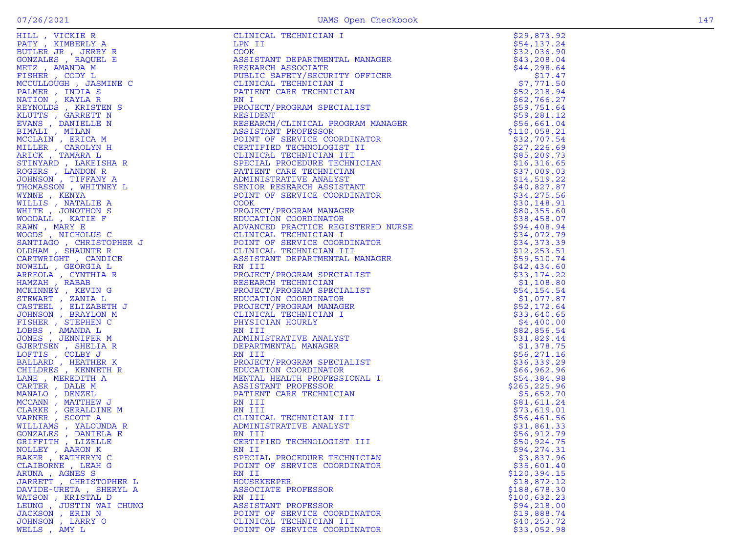| Name | Title | Amount |
|---|---|---|
| HILL , VICKIE R | CLINICAL TECHNICIAN I | $29,873.92 |
| PATY , KIMBERLY A | LPN II | $54,137.24 |
| BUTLER JR , JERRY R | COOK | $32,036.90 |
| GONZALES , RAQUEL E | ASSISTANT DEPARTMENTAL MANAGER | $43,208.04 |
| METZ , AMANDA M | RESEARCH ASSOCIATE | $44,298.64 |
| FISHER , CODY L | PUBLIC SAFETY/SECURITY OFFICER | $17.47 |
| MCCULLOUGH , JASMINE C | CLINICAL TECHNICIAN I | $7,771.50 |
| PALMER , INDIA S | PATIENT CARE TECHNICIAN | $52,218.94 |
| NATION , KAYLA R | RN I | $62,766.27 |
| REYNOLDS , KRISTEN S | PROJECT/PROGRAM SPECIALIST | $59,751.64 |
| KLUTTS , GARRETT N | RESIDENT | $59,281.12 |
| EVANS , DANIELLE N | RESEARCH/CLINICAL PROGRAM MANAGER | $56,661.04 |
| BIMALI , MILAN | ASSISTANT PROFESSOR | $110,058.21 |
| MCCLAIN , ERICA M | POINT OF SERVICE COORDINATOR | $32,707.54 |
| MILLER , CAROLYN H | CERTIFIED TECHNOLOGIST II | $27,226.69 |
| ARICK , TAMARA L | CLINICAL TECHNICIAN III | $85,209.73 |
| STINYARD , LAKEISHA R | SPECIAL PROCEDURE TECHNICIAN | $16,316.65 |
| ROGERS , LANDON R | PATIENT CARE TECHNICIAN | $37,009.03 |
| JOHNSON , TIFFANY A | ADMINISTRATIVE ANALYST | $14,519.22 |
| THOMASSON , WHITNEY L | SENIOR RESEARCH ASSISTANT | $40,827.87 |
| WYNNE , KENYA | POINT OF SERVICE COORDINATOR | $34,275.56 |
| WILLIS , NATALIE A | COOK | $30,148.91 |
| WHITE , JONOTHON S | PROJECT/PROGRAM MANAGER | $80,355.60 |
| WOODALL , KATIE F | EDUCATION COORDINATOR | $38,458.07 |
| RAWN , MARY E | ADVANCED PRACTICE REGISTERED NURSE | $94,408.94 |
| WOODS , NICHOLUS C | CLINICAL TECHNICIAN I | $34,072.79 |
| SANTIAGO , CHRISTOPHER J | POINT OF SERVICE COORDINATOR | $34,373.39 |
| OLDHAM , SHAUNTE R | CLINICAL TECHNICIAN III | $12,253.51 |
| CARTWRIGHT , CANDICE | ASSISTANT DEPARTMENTAL MANAGER | $59,510.74 |
| NOWELL , GEORGIA L | RN III | $42,434.60 |
| ARREOLA , CYNTHIA R | PROJECT/PROGRAM SPECIALIST | $33,174.22 |
| HAMZAH , RABAB | RESEARCH TECHNICIAN | $1,108.80 |
| MCKINNEY , KEVIN G | PROJECT/PROGRAM SPECIALIST | $54,154.54 |
| STEWART , ZANIA L | EDUCATION COORDINATOR | $1,077.87 |
| CASTEEL , ELIZABETH J | PROJECT/PROGRAM MANAGER | $52,172.64 |
| JOHNSON , BRAYLON M | CLINICAL TECHNICIAN I | $33,640.65 |
| FISHER , STEPHEN C | PHYSICIAN HOURLY | $4,400.00 |
| LOBBS , AMANDA L | RN III | $82,856.54 |
| JONES , JENNIFER M | ADMINISTRATIVE ANALYST | $31,829.44 |
| GJERTSEN , SHELIA R | DEPARTMENTAL MANAGER | $1,378.75 |
| LOFTIS , COLBY J | RN III | $56,271.16 |
| BALLARD , HEATHER K | PROJECT/PROGRAM SPECIALIST | $36,339.29 |
| CHILDRES , KENNETH R | EDUCATION COORDINATOR | $66,962.96 |
| LANE , MEREDITH A | MENTAL HEALTH PROFESSIONAL I | $54,384.98 |
| CARTER , DALE M | ASSISTANT PROFESSOR | $265,225.96 |
| MANALO , DENZEL | PATIENT CARE TECHNICIAN | $5,652.70 |
| MCCANN , MATTHEW J | RN III | $81,611.24 |
| CLARKE , GERALDINE M | RN III | $73,619.01 |
| VARNER , SCOTT A | CLINICAL TECHNICIAN III | $56,461.56 |
| WILLIAMS , YALOUNDA R | ADMINISTRATIVE ANALYST | $31,861.33 |
| GONZALES , DANIELA E | RN III | $56,912.79 |
| GRIFFITH , LIZELLE | CERTIFIED TECHNOLOGIST III | $50,924.75 |
| NOLLEY , AARON K | RN II | $94,274.31 |
| BAKER , KATHERYN C | SPECIAL PROCEDURE TECHNICIAN | $3,837.96 |
| CLAIBORNE , LEAH G | POINT OF SERVICE COORDINATOR | $35,601.40 |
| ARUNA , AGNES S | RN II | $120,394.15 |
| JARRETT , CHRISTOPHER L | HOUSEKEEPER | $18,872.12 |
| DAVIDE-URETA , SHERYL A | ASSOCIATE PROFESSOR | $188,678.30 |
| WATSON , KRISTAL D | RN III | $100,632.23 |
| LEUNG , JUSTIN WAI CHUNG | ASSISTANT PROFESSOR | $94,218.00 |
| JACKSON , ERIN N | POINT OF SERVICE COORDINATOR | $19,888.74 |
| JOHNSON , LARRY O | CLINICAL TECHNICIAN III | $40,253.72 |
| WELLS , AMY L | POINT OF SERVICE COORDINATOR | $33,052.98 |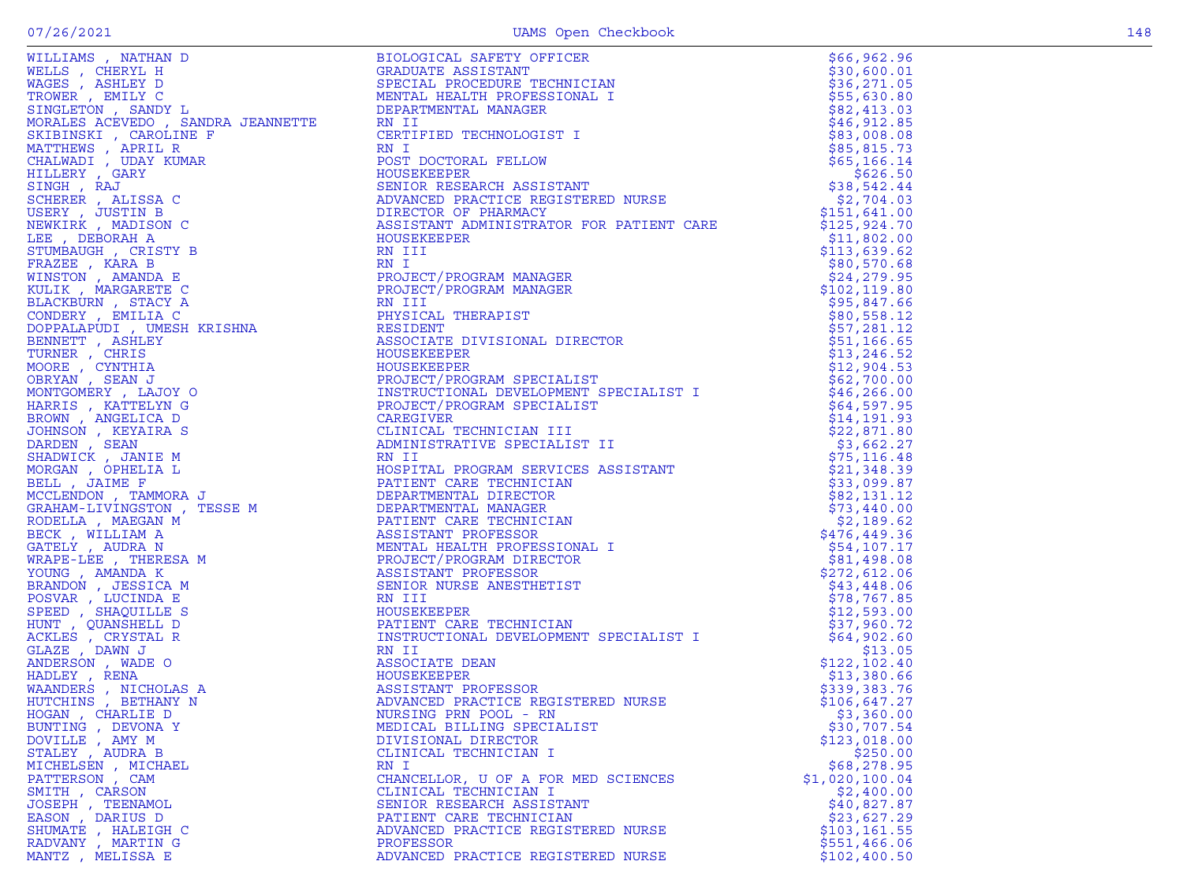| Name | Title | Amount |
|---|---|---|
| WILLIAMS , NATHAN D | BIOLOGICAL SAFETY OFFICER | $66,962.96 |
| WELLS , CHERYL H | GRADUATE ASSISTANT | $30,600.01 |
| WAGES , ASHLEY D | SPECIAL PROCEDURE TECHNICIAN | $36,271.05 |
| TROWER , EMILY C | MENTAL HEALTH PROFESSIONAL I | $55,630.80 |
| SINGLETON , SANDY L | DEPARTMENTAL MANAGER | $82,413.03 |
| MORALES ACEVEDO , SANDRA JEANNETTE | RN II | $46,912.85 |
| SKIBINSKI , CAROLINE F | CERTIFIED TECHNOLOGIST I | $83,008.08 |
| MATTHEWS , APRIL R | RN I | $85,815.73 |
| CHALWADI , UDAY KUMAR | POST DOCTORAL FELLOW | $65,166.14 |
| HILLERY , GARY | HOUSEKEEPER | $626.50 |
| SINGH , RAJ | SENIOR RESEARCH ASSISTANT | $38,542.44 |
| SCHERER , ALISSA C | ADVANCED PRACTICE REGISTERED NURSE | $2,704.03 |
| USERY , JUSTIN B | DIRECTOR OF PHARMACY | $151,641.00 |
| NEWKIRK , MADISON C | ASSISTANT ADMINISTRATOR FOR PATIENT CARE | $125,924.70 |
| LEE , DEBORAH A | HOUSEKEEPER | $11,802.00 |
| STUMBAUGH , CRISTY B | RN III | $113,639.62 |
| FRAZEE , KARA B | RN I | $80,570.68 |
| WINSTON , AMANDA E | PROJECT/PROGRAM MANAGER | $24,279.95 |
| KULIK , MARGARETE C | PROJECT/PROGRAM MANAGER | $102,119.80 |
| BLACKBURN , STACY A | RN III | $95,847.66 |
| CONDERY , EMILIA C | PHYSICAL THERAPIST | $80,558.12 |
| DOPPALAPUDI , UMESH KRISHNA | RESIDENT | $57,281.12 |
| BENNETT , ASHLEY | ASSOCIATE DIVISIONAL DIRECTOR | $51,166.65 |
| TURNER , CHRIS | HOUSEKEEPER | $13,246.52 |
| MOORE , CYNTHIA | HOUSEKEEPER | $12,904.53 |
| OBRYAN , SEAN J | PROJECT/PROGRAM SPECIALIST | $62,700.00 |
| MONTGOMERY , LAJOY O | INSTRUCTIONAL DEVELOPMENT SPECIALIST I | $46,266.00 |
| HARRIS , KATTELYN G | PROJECT/PROGRAM SPECIALIST | $64,597.95 |
| BROWN , ANGELICA D | CAREGIVER | $14,191.93 |
| JOHNSON , KEYAIRA S | CLINICAL TECHNICIAN III | $22,871.80 |
| DARDEN , SEAN | ADMINISTRATIVE SPECIALIST II | $3,662.27 |
| SHADWICK , JANIE M | RN II | $75,116.48 |
| MORGAN , OPHELIA L | HOSPITAL PROGRAM SERVICES ASSISTANT | $21,348.39 |
| BELL , JAIME F | PATIENT CARE TECHNICIAN | $33,099.87 |
| MCCLENDON , TAMMORA J | DEPARTMENTAL DIRECTOR | $82,131.12 |
| GRAHAM-LIVINGSTON , TESSE M | DEPARTMENTAL MANAGER | $73,440.00 |
| RODELLA , MAEGAN M | PATIENT CARE TECHNICIAN | $2,189.62 |
| BECK , WILLIAM A | ASSISTANT PROFESSOR | $476,449.36 |
| GATELY , AUDRA N | MENTAL HEALTH PROFESSIONAL I | $54,107.17 |
| WRAPE-LEE , THERESA M | PROJECT/PROGRAM DIRECTOR | $81,498.08 |
| YOUNG , AMANDA K | ASSISTANT PROFESSOR | $272,612.06 |
| BRANDON , JESSICA M | SENIOR NURSE ANESTHETIST | $43,448.06 |
| POSVAR , LUCINDA E | RN III | $78,767.85 |
| SPEED , SHAQUILLE S | HOUSEKEEPER | $12,593.00 |
| HUNT , QUANSHELL D | PATIENT CARE TECHNICIAN | $37,960.72 |
| ACKLES , CRYSTAL R | INSTRUCTIONAL DEVELOPMENT SPECIALIST I | $64,902.60 |
| GLAZE , DAWN J | RN II | $13.05 |
| ANDERSON , WADE O | ASSOCIATE DEAN | $122,102.40 |
| HADLEY , RENA | HOUSEKEEPER | $13,380.66 |
| WAANDERS , NICHOLAS A | ASSISTANT PROFESSOR | $339,383.76 |
| HUTCHINS , BETHANY N | ADVANCED PRACTICE REGISTERED NURSE | $106,647.27 |
| HOGAN , CHARLIE D | NURSING PRN POOL - RN | $3,360.00 |
| BUNTING , DEVONA Y | MEDICAL BILLING SPECIALIST | $30,707.54 |
| DOVILLE , AMY M | DIVISIONAL DIRECTOR | $123,018.00 |
| STALEY , AUDRA B | CLINICAL TECHNICIAN I | $250.00 |
| MICHELSEN , MICHAEL | RN I | $68,278.95 |
| PATTERSON , CAM | CHANCELLOR, U OF A FOR MED SCIENCES | $1,020,100.04 |
| SMITH , CARSON | CLINICAL TECHNICIAN I | $2,400.00 |
| JOSEPH , TEENAMOL | SENIOR RESEARCH ASSISTANT | $40,827.87 |
| EASON , DARIUS D | PATIENT CARE TECHNICIAN | $23,627.29 |
| SHUMATE , HALEIGH C | ADVANCED PRACTICE REGISTERED NURSE | $103,161.55 |
| RADVANY , MARTIN G | PROFESSOR | $551,466.06 |
| MANTZ , MELISSA E | ADVANCED PRACTICE REGISTERED NURSE | $102,400.50 |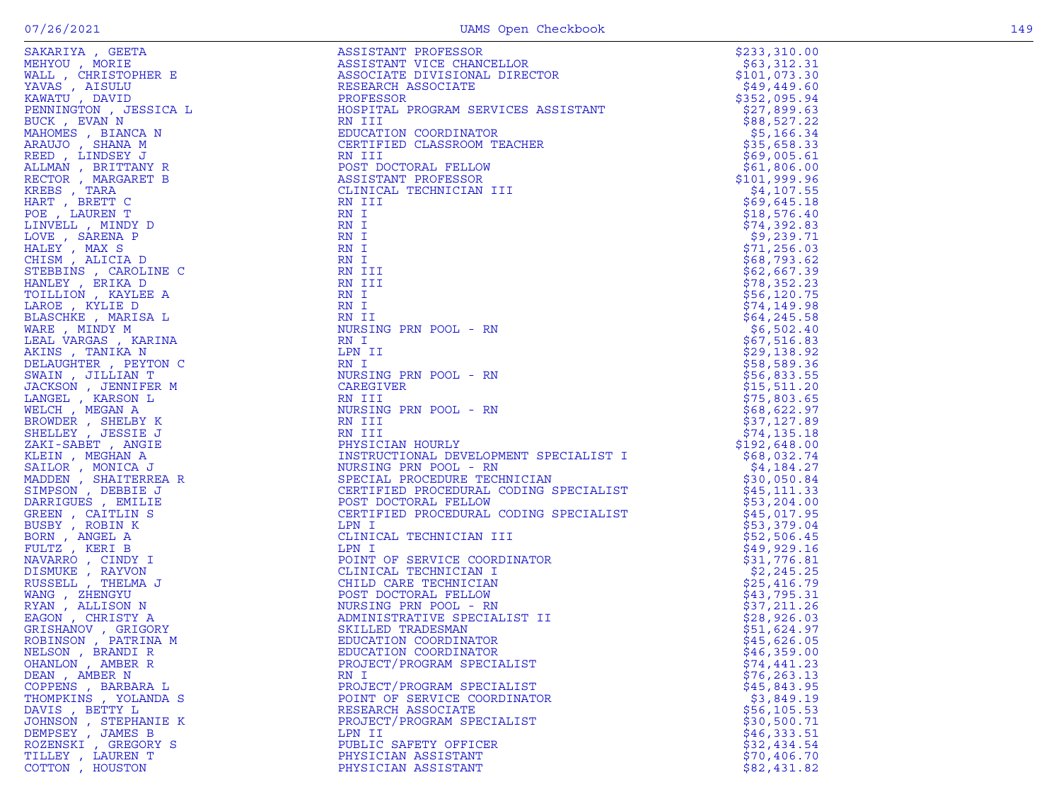| Name | Title | Amount |
|---|---|---|
| SAKARIYA , GEETA | ASSISTANT PROFESSOR | $233,310.00 |
| MEHYOU , MORIE | ASSISTANT VICE CHANCELLOR | $63,312.31 |
| WALL , CHRISTOPHER E | ASSOCIATE DIVISIONAL DIRECTOR | $101,073.30 |
| YAVAS , AISULU | RESEARCH ASSOCIATE | $49,449.60 |
| KAWATU , DAVID | PROFESSOR | $352,095.94 |
| PENNINGTON , JESSICA L | HOSPITAL PROGRAM SERVICES ASSISTANT | $27,899.63 |
| BUCK , EVAN N | RN III | $88,527.22 |
| MAHOMES , BIANCA N | EDUCATION COORDINATOR | $5,166.34 |
| ARAUJO , SHANA M | CERTIFIED CLASSROOM TEACHER | $35,658.33 |
| REED , LINDSEY J | RN III | $69,005.61 |
| ALLMAN , BRITTANY R | POST DOCTORAL FELLOW | $61,806.00 |
| RECTOR , MARGARET B | ASSISTANT PROFESSOR | $101,999.96 |
| KREBS , TARA | CLINICAL TECHNICIAN III | $4,107.55 |
| HART , BRETT C | RN III | $69,645.18 |
| POE , LAUREN T | RN I | $18,576.40 |
| LINVELL , MINDY D | RN I | $74,392.83 |
| LOVE , SARENA P | RN I | $9,239.71 |
| HALEY , MAX S | RN I | $71,256.03 |
| CHISM , ALICIA D | RN I | $68,793.62 |
| STEBBINS , CAROLINE C | RN III | $62,667.39 |
| HANLEY , ERIKA D | RN III | $78,352.23 |
| TOILLION , KAYLEE A | RN I | $56,120.75 |
| LAROE , KYLIE D | RN I | $74,149.98 |
| BLASCHKE , MARISA L | RN II | $64,245.58 |
| WARE , MINDY M | NURSING PRN POOL - RN | $6,502.40 |
| LEAL VARGAS , KARINA | RN I | $67,516.83 |
| AKINS , TANIKA N | LPN II | $29,138.92 |
| DELAUGHTER , PEYTON C | RN I | $58,589.36 |
| SWAIN , JILLIAN T | NURSING PRN POOL - RN | $56,833.55 |
| JACKSON , JENNIFER M | CAREGIVER | $15,511.20 |
| LANGEL , KARSON L | RN III | $75,803.65 |
| WELCH , MEGAN A | NURSING PRN POOL - RN | $68,622.97 |
| BROWDER , SHELBY K | RN III | $37,127.89 |
| SHELLEY , JESSIE J | RN III | $74,135.18 |
| ZAKI-SABET , ANGIE | PHYSICIAN HOURLY | $192,648.00 |
| KLEIN , MEGHAN A | INSTRUCTIONAL DEVELOPMENT SPECIALIST I | $68,032.74 |
| SAILOR , MONICA J | NURSING PRN POOL - RN | $4,184.27 |
| MADDEN , SHAITERREA R | SPECIAL PROCEDURE TECHNICIAN | $30,050.84 |
| SIMPSON , DEBBIE J | CERTIFIED PROCEDURAL CODING SPECIALIST | $45,111.33 |
| DARRIGUES , EMILIE | POST DOCTORAL FELLOW | $53,204.00 |
| GREEN , CAITLIN S | CERTIFIED PROCEDURAL CODING SPECIALIST | $45,017.95 |
| BUSBY , ROBIN K | LPN I | $53,379.04 |
| BORN , ANGEL A | CLINICAL TECHNICIAN III | $52,506.45 |
| FULTZ , KERI B | LPN I | $49,929.16 |
| NAVARRO , CINDY I | POINT OF SERVICE COORDINATOR | $31,776.81 |
| DISMUKE , RAYVON | CLINICAL TECHNICIAN I | $2,245.25 |
| RUSSELL , THELMA J | CHILD CARE TECHNICIAN | $25,416.79 |
| WANG , ZHENGYU | POST DOCTORAL FELLOW | $43,795.31 |
| RYAN , ALLISON N | NURSING PRN POOL - RN | $37,211.26 |
| EAGON , CHRISTY A | ADMINISTRATIVE SPECIALIST II | $28,926.03 |
| GRISHANOV , GRIGORY | SKILLED TRADESMAN | $51,624.97 |
| ROBINSON , PATRINA M | EDUCATION COORDINATOR | $45,626.05 |
| NELSON , BRANDI R | EDUCATION COORDINATOR | $46,359.00 |
| OHANLON , AMBER R | PROJECT/PROGRAM SPECIALIST | $74,441.23 |
| DEAN , AMBER N | RN I | $76,263.13 |
| COPPENS , BARBARA L | PROJECT/PROGRAM SPECIALIST | $45,843.95 |
| THOMPKINS , YOLANDA S | POINT OF SERVICE COORDINATOR | $3,849.19 |
| DAVIS , BETTY L | RESEARCH ASSOCIATE | $56,105.53 |
| JOHNSON , STEPHANIE K | PROJECT/PROGRAM SPECIALIST | $30,500.71 |
| DEMPSEY , JAMES B | LPN II | $46,333.51 |
| ROZENSKI , GREGORY S | PUBLIC SAFETY OFFICER | $32,434.54 |
| TILLEY , LAUREN T | PHYSICIAN ASSISTANT | $70,406.70 |
| COTTON , HOUSTON | PHYSICIAN ASSISTANT | $82,431.82 |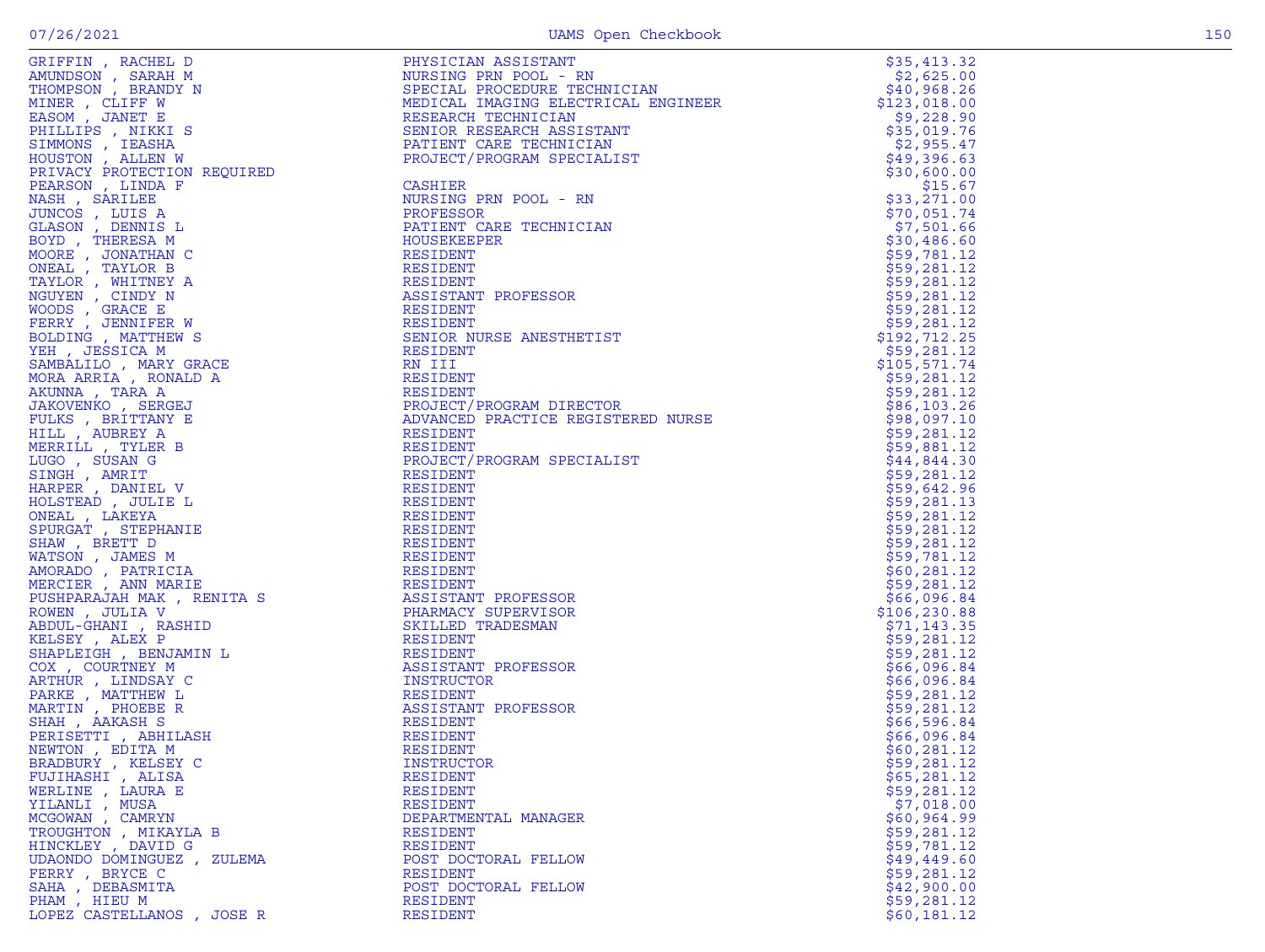| Name | Title | Amount |
|---|---|---|
| GRIFFIN , RACHEL D | PHYSICIAN ASSISTANT | $35,413.32 |
| AMUNDSON , SARAH M | NURSING PRN POOL - RN | $2,625.00 |
| THOMPSON , BRANDY N | SPECIAL PROCEDURE TECHNICIAN | $40,968.26 |
| MINER , CLIFF W | MEDICAL IMAGING ELECTRICAL ENGINEER | $123,018.00 |
| EASOM , JANET E | RESEARCH TECHNICIAN | $9,228.90 |
| PHILLIPS , NIKKI S | SENIOR RESEARCH ASSISTANT | $35,019.76 |
| SIMMONS , IEASHA | PATIENT CARE TECHNICIAN | $2,955.47 |
| HOUSTON , ALLEN W | PROJECT/PROGRAM SPECIALIST | $49,396.63 |
| PRIVACY PROTECTION REQUIRED | | $30,600.00 |
| PEARSON , LINDA F | CASHIER | $15.67 |
| NASH , SARILEE | NURSING PRN POOL - RN | $33,271.00 |
| JUNCOS , LUIS A | PROFESSOR | $70,051.74 |
| GLASON , DENNIS L | PATIENT CARE TECHNICIAN | $7,501.66 |
| BOYD , THERESA M | HOUSEKEEPER | $30,486.60 |
| MOORE , JONATHAN C | RESIDENT | $59,781.12 |
| ONEAL , TAYLOR B | RESIDENT | $59,281.12 |
| TAYLOR , WHITNEY A | RESIDENT | $59,281.12 |
| NGUYEN , CINDY N | ASSISTANT PROFESSOR | $59,281.12 |
| WOODS , GRACE E | RESIDENT | $59,281.12 |
| FERRY , JENNIFER W | RESIDENT | $59,281.12 |
| BOLDING , MATTHEW S | SENIOR NURSE ANESTHETIST | $192,712.25 |
| YEH , JESSICA M | RESIDENT | $59,281.12 |
| SAMBALILO , MARY GRACE | RN III | $105,571.74 |
| MORA ARRIA , RONALD A | RESIDENT | $59,281.12 |
| AKUNNA , TARA A | RESIDENT | $59,281.12 |
| JAKOVENKO , SERGEJ | PROJECT/PROGRAM DIRECTOR | $86,103.26 |
| FULKS , BRITTANY E | ADVANCED PRACTICE REGISTERED NURSE | $98,097.10 |
| HILL , AUBREY A | RESIDENT | $59,281.12 |
| MERRILL , TYLER B | RESIDENT | $59,881.12 |
| LUGO , SUSAN G | PROJECT/PROGRAM SPECIALIST | $44,844.30 |
| SINGH , AMRIT | RESIDENT | $59,281.12 |
| HARPER , DANIEL V | RESIDENT | $59,642.96 |
| HOLSTEAD , JULIE L | RESIDENT | $59,281.13 |
| ONEAL , LAKEYA | RESIDENT | $59,281.12 |
| SPURGAT , STEPHANIE | RESIDENT | $59,281.12 |
| SHAW , BRETT D | RESIDENT | $59,281.12 |
| WATSON , JAMES M | RESIDENT | $59,781.12 |
| AMORADO , PATRICIA | RESIDENT | $60,281.12 |
| MERCIER , ANN MARIE | RESIDENT | $59,281.12 |
| PUSHPARAJAH MAK , RENITA S | ASSISTANT PROFESSOR | $66,096.84 |
| ROWEN , JULIA V | PHARMACY SUPERVISOR | $106,230.88 |
| ABDUL-GHANI , RASHID | SKILLED TRADESMAN | $71,143.35 |
| KELSEY , ALEX P | RESIDENT | $59,281.12 |
| SHAPLEIGH , BENJAMIN L | RESIDENT | $59,281.12 |
| COX , COURTNEY M | ASSISTANT PROFESSOR | $66,096.84 |
| ARTHUR , LINDSAY C | INSTRUCTOR | $66,096.84 |
| PARKE , MATTHEW L | RESIDENT | $59,281.12 |
| MARTIN , PHOEBE R | ASSISTANT PROFESSOR | $59,281.12 |
| SHAH , AAKASH S | RESIDENT | $66,596.84 |
| PERISETTI , ABHILASH | RESIDENT | $66,096.84 |
| NEWTON , EDITA M | RESIDENT | $60,281.12 |
| BRADBURY , KELSEY C | INSTRUCTOR | $59,281.12 |
| FUJIHASHI , ALISA | RESIDENT | $65,281.12 |
| WERLINE , LAURA E | RESIDENT | $59,281.12 |
| YILANLI , MUSA | RESIDENT | $7,018.00 |
| MCGOWAN , CAMRYN | DEPARTMENTAL MANAGER | $60,964.99 |
| TROUGHTON , MIKAYLA B | RESIDENT | $59,281.12 |
| HINCKLEY , DAVID G | RESIDENT | $59,781.12 |
| UDAONDO DOMINGUEZ , ZULEMA | POST DOCTORAL FELLOW | $49,449.60 |
| FERRY , BRYCE C | RESIDENT | $59,281.12 |
| SAHA , DEBASMITA | POST DOCTORAL FELLOW | $42,900.00 |
| PHAM , HIEU M | RESIDENT | $59,281.12 |
| LOPEZ CASTELLANOS , JOSE R | RESIDENT | $60,181.12 |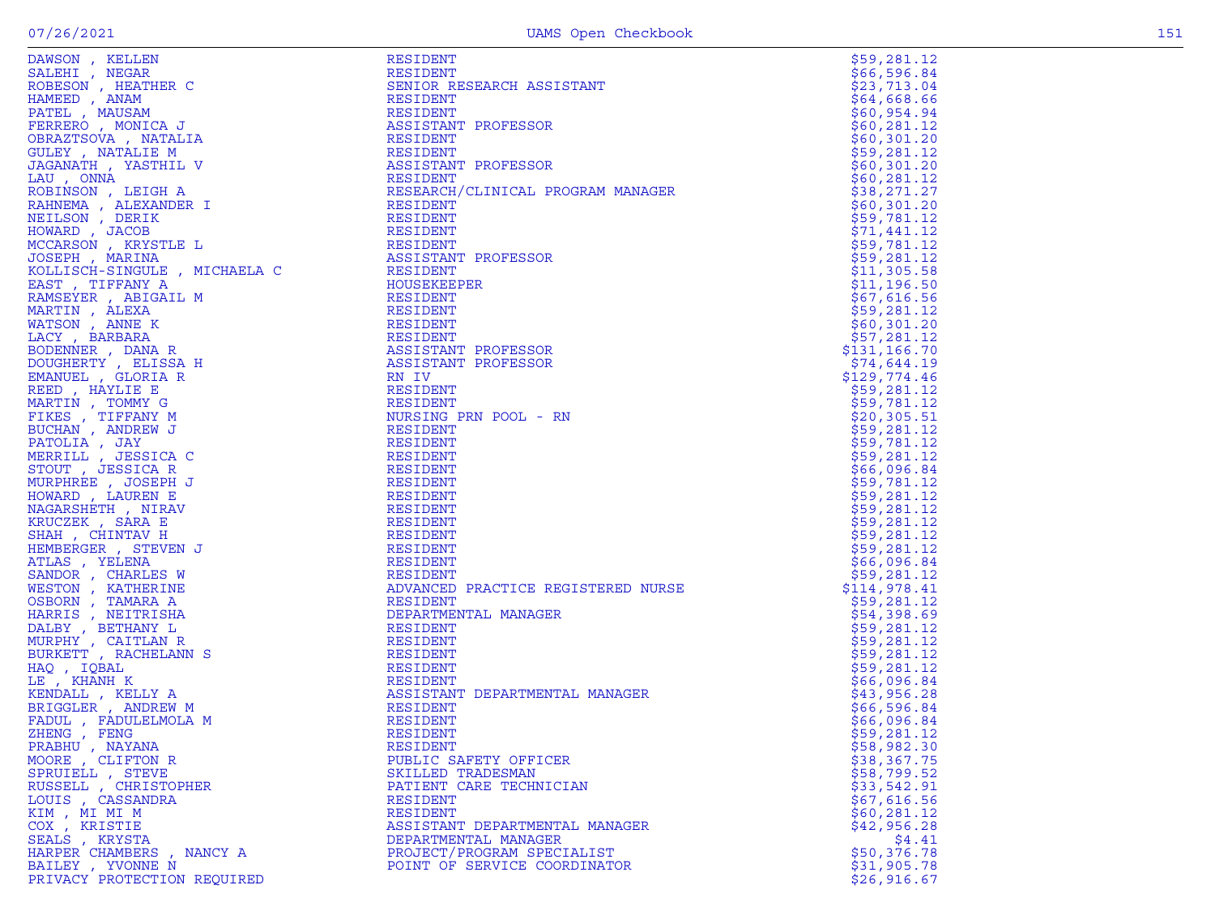| Name | Title | Amount |
|---|---|---|
| DAWSON , KELLEN | RESIDENT | $59,281.12 |
| SALEHI , NEGAR | RESIDENT | $66,596.84 |
| ROBESON , HEATHER C | SENIOR RESEARCH ASSISTANT | $23,713.04 |
| HAMEED , ANAM | RESIDENT | $64,668.66 |
| PATEL , MAUSAM | RESIDENT | $60,954.94 |
| FERRERO , MONICA J | ASSISTANT PROFESSOR | $60,281.12 |
| OBRAZTSOVA , NATALIA | RESIDENT | $60,301.20 |
| GULEY , NATALIE M | RESIDENT | $59,281.12 |
| JAGANATH , YASTHIL V | ASSISTANT PROFESSOR | $60,301.20 |
| LAU , ONNA | RESIDENT | $60,281.12 |
| ROBINSON , LEIGH A | RESEARCH/CLINICAL PROGRAM MANAGER | $38,271.27 |
| RAHNEMA , ALEXANDER I | RESIDENT | $60,301.20 |
| NEILSON , DERIK | RESIDENT | $59,781.12 |
| HOWARD , JACOB | RESIDENT | $71,441.12 |
| MCCARSON , KRYSTLE L | RESIDENT | $59,781.12 |
| JOSEPH , MARINA | ASSISTANT PROFESSOR | $59,281.12 |
| KOLLISCH-SINGULE , MICHAELA C | RESIDENT | $11,305.58 |
| EAST , TIFFANY A | HOUSEKEEPER | $11,196.50 |
| RAMSEYER , ABIGAIL M | RESIDENT | $67,616.56 |
| MARTIN , ALEXA | RESIDENT | $59,281.12 |
| WATSON , ANNE K | RESIDENT | $60,301.20 |
| LACY , BARBARA | RESIDENT | $57,281.12 |
| BODENNER , DANA R | ASSISTANT PROFESSOR | $131,166.70 |
| DOUGHERTY , ELISSA H | ASSISTANT PROFESSOR | $74,644.19 |
| EMANUEL , GLORIA R | RN IV | $129,774.46 |
| REED , HAYLIE E | RESIDENT | $59,281.12 |
| MARTIN , TOMMY G | RESIDENT | $59,781.12 |
| FIKES , TIFFANY M | NURSING PRN POOL - RN | $20,305.51 |
| BUCHAN , ANDREW J | RESIDENT | $59,281.12 |
| PATOLIA , JAY | RESIDENT | $59,781.12 |
| MERRILL , JESSICA C | RESIDENT | $59,281.12 |
| STOUT , JESSICA R | RESIDENT | $66,096.84 |
| MURPHREE , JOSEPH J | RESIDENT | $59,781.12 |
| HOWARD , LAUREN E | RESIDENT | $59,281.12 |
| NAGARSHETH , NIRAV | RESIDENT | $59,281.12 |
| KRUCZEK , SARA E | RESIDENT | $59,281.12 |
| SHAH , CHINTAV H | RESIDENT | $59,281.12 |
| HEMBERGER , STEVEN J | RESIDENT | $59,281.12 |
| ATLAS , YELENA | RESIDENT | $66,096.84 |
| SANDOR , CHARLES W | RESIDENT | $59,281.12 |
| WESTON , KATHERINE | ADVANCED PRACTICE REGISTERED NURSE | $114,978.41 |
| OSBORN , TAMARA A | RESIDENT | $59,281.12 |
| HARRIS , NEITRISHA | DEPARTMENTAL MANAGER | $54,398.69 |
| DALBY , BETHANY L | RESIDENT | $59,281.12 |
| MURPHY , CAITLAN R | RESIDENT | $59,281.12 |
| BURKETT , RACHELANN S | RESIDENT | $59,281.12 |
| HAQ , IQBAL | RESIDENT | $59,281.12 |
| LE , KHANH K | RESIDENT | $66,096.84 |
| KENDALL , KELLY A | ASSISTANT DEPARTMENTAL MANAGER | $43,956.28 |
| BRIGGLER , ANDREW M | RESIDENT | $66,596.84 |
| FADUL , FADULELMOLA M | RESIDENT | $66,096.84 |
| ZHENG , FENG | RESIDENT | $59,281.12 |
| PRABHU , NAYANA | RESIDENT | $58,982.30 |
| MOORE , CLIFTON R | PUBLIC SAFETY OFFICER | $38,367.75 |
| SPRUIELL , STEVE | SKILLED TRADESMAN | $58,799.52 |
| RUSSELL , CHRISTOPHER | PATIENT CARE TECHNICIAN | $33,542.91 |
| LOUIS , CASSANDRA | RESIDENT | $67,616.56 |
| KIM , MI MI M | RESIDENT | $60,281.12 |
| COX , KRISTIE | ASSISTANT DEPARTMENTAL MANAGER | $42,956.28 |
| SEALS , KRYSTA | DEPARTMENTAL MANAGER | $4.41 |
| HARPER CHAMBERS , NANCY A | PROJECT/PROGRAM SPECIALIST | $50,376.78 |
| BAILEY , YVONNE N | POINT OF SERVICE COORDINATOR | $31,905.78 |
| PRIVACY PROTECTION REQUIRED | | $26,916.67 |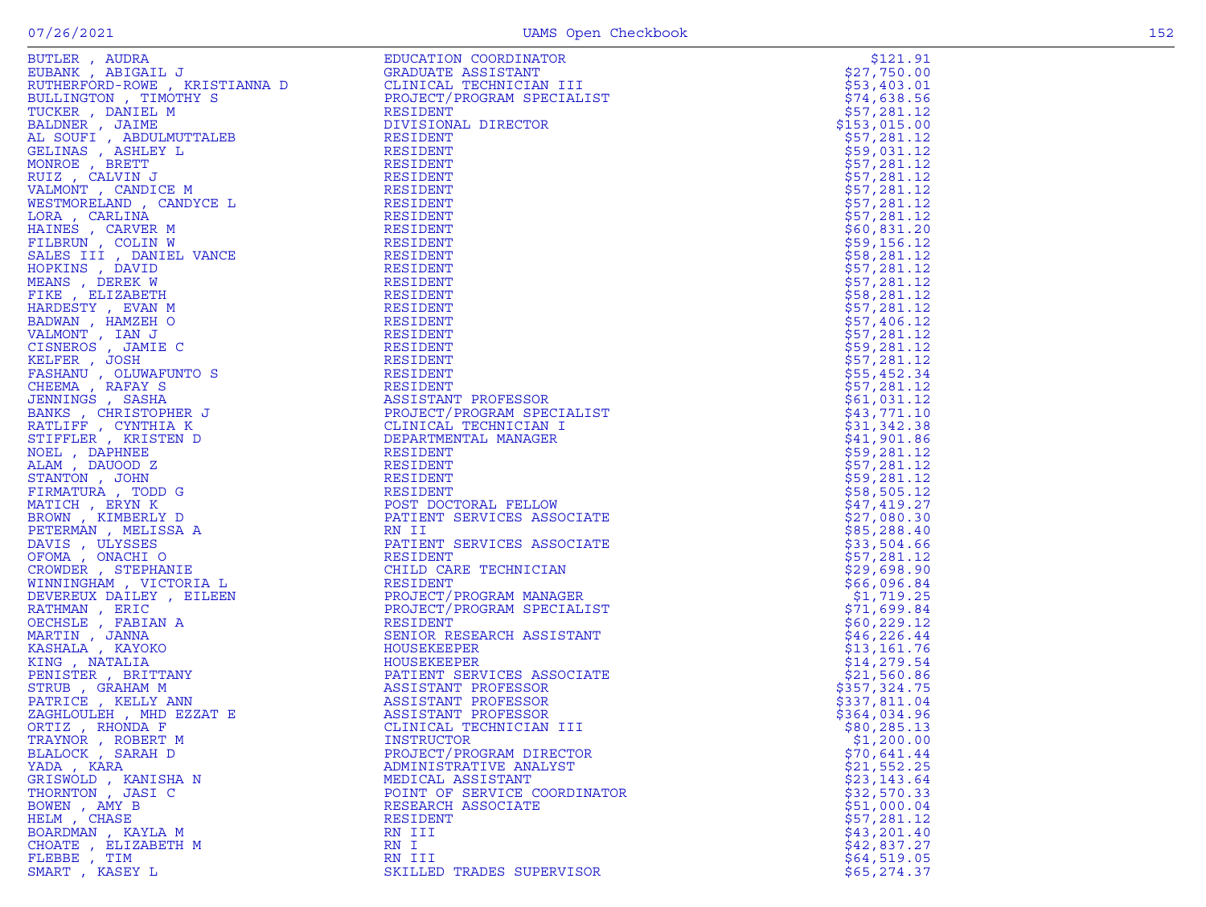| Name | Title | Amount |
|---|---|---|
| BUTLER , AUDRA | EDUCATION COORDINATOR | $121.91 |
| EUBANK , ABIGAIL J | GRADUATE ASSISTANT | $27,750.00 |
| RUTHERFORD-ROWE , KRISTIANNA D | CLINICAL TECHNICIAN III | $53,403.01 |
| BULLINGTON , TIMOTHY S | PROJECT/PROGRAM SPECIALIST | $74,638.56 |
| TUCKER , DANIEL M | RESIDENT | $57,281.12 |
| BALDNER , JAIME | DIVISIONAL DIRECTOR | $153,015.00 |
| AL SOUFI , ABDULMUTTALEB | RESIDENT | $57,281.12 |
| GELINAS , ASHLEY L | RESIDENT | $59,031.12 |
| MONROE , BRETT | RESIDENT | $57,281.12 |
| RUIZ , CALVIN J | RESIDENT | $57,281.12 |
| VALMONT , CANDICE M | RESIDENT | $57,281.12 |
| WESTMORELAND , CANDYCE L | RESIDENT | $57,281.12 |
| LORA , CARLINA | RESIDENT | $57,281.12 |
| HAINES , CARVER M | RESIDENT | $60,831.20 |
| FILBRUN , COLIN W | RESIDENT | $59,156.12 |
| SALES III , DANIEL VANCE | RESIDENT | $58,281.12 |
| HOPKINS , DAVID | RESIDENT | $57,281.12 |
| MEANS , DEREK W | RESIDENT | $57,281.12 |
| FIKE , ELIZABETH | RESIDENT | $58,281.12 |
| HARDESTY , EVAN M | RESIDENT | $57,281.12 |
| BADWAN , HAMZEH O | RESIDENT | $57,406.12 |
| VALMONT , IAN J | RESIDENT | $57,281.12 |
| CISNEROS , JAMIE C | RESIDENT | $59,281.12 |
| KELFER , JOSH | RESIDENT | $57,281.12 |
| FASHANU , OLUWAFUNTO S | RESIDENT | $55,452.34 |
| CHEEMA , RAFAY S | RESIDENT | $57,281.12 |
| JENNINGS , SASHA | ASSISTANT PROFESSOR | $61,031.12 |
| BANKS , CHRISTOPHER J | PROJECT/PROGRAM SPECIALIST | $43,771.10 |
| RATLIFF , CYNTHIA K | CLINICAL TECHNICIAN I | $31,342.38 |
| STIFFLER , KRISTEN D | DEPARTMENTAL MANAGER | $41,901.86 |
| NOEL , DAPHNEE | RESIDENT | $59,281.12 |
| ALAM , DAUOOD Z | RESIDENT | $57,281.12 |
| STANTON , JOHN | RESIDENT | $59,281.12 |
| FIRMATURA , TODD G | RESIDENT | $58,505.12 |
| MATICH , ERYN K | POST DOCTORAL FELLOW | $47,419.27 |
| BROWN , KIMBERLY D | PATIENT SERVICES ASSOCIATE | $27,080.30 |
| PETERMAN , MELISSA A | RN II | $85,288.40 |
| DAVIS , ULYSSES | PATIENT SERVICES ASSOCIATE | $33,504.66 |
| OFOMA , ONACHI O | RESIDENT | $57,281.12 |
| CROWDER , STEPHANIE | CHILD CARE TECHNICIAN | $29,698.90 |
| WINNINGHAM , VICTORIA L | RESIDENT | $66,096.84 |
| DEVEREUX DAILEY , EILEEN | PROJECT/PROGRAM MANAGER | $1,719.25 |
| RATHMAN , ERIC | PROJECT/PROGRAM SPECIALIST | $71,699.84 |
| OECHSLE , FABIAN A | RESIDENT | $60,229.12 |
| MARTIN , JANNA | SENIOR RESEARCH ASSISTANT | $46,226.44 |
| KASHALA , KAYOKO | HOUSEKEEPER | $13,161.76 |
| KING , NATALIA | HOUSEKEEPER | $14,279.54 |
| PENISTER , BRITTANY | PATIENT SERVICES ASSOCIATE | $21,560.86 |
| STRUB , GRAHAM M | ASSISTANT PROFESSOR | $357,324.75 |
| PATRICE , KELLY ANN | ASSISTANT PROFESSOR | $337,811.04 |
| ZAGHLOULEH , MHD EZZAT E | ASSISTANT PROFESSOR | $364,034.96 |
| ORTIZ , RHONDA F | CLINICAL TECHNICIAN III | $80,285.13 |
| TRAYNOR , ROBERT M | INSTRUCTOR | $1,200.00 |
| BLALOCK , SARAH D | PROJECT/PROGRAM DIRECTOR | $70,641.44 |
| YADA , KARA | ADMINISTRATIVE ANALYST | $21,552.25 |
| GRISWOLD , KANISHA N | MEDICAL ASSISTANT | $23,143.64 |
| THORNTON , JASI C | POINT OF SERVICE COORDINATOR | $32,570.33 |
| BOWEN , AMY B | RESEARCH ASSOCIATE | $51,000.04 |
| HELM , CHASE | RESIDENT | $57,281.12 |
| BOARDMAN , KAYLA M | RN III | $43,201.40 |
| CHOATE , ELIZABETH M | RN I | $42,837.27 |
| FLEBBE , TIM | RN III | $64,519.05 |
| SMART , KASEY L | SKILLED TRADES SUPERVISOR | $65,274.37 |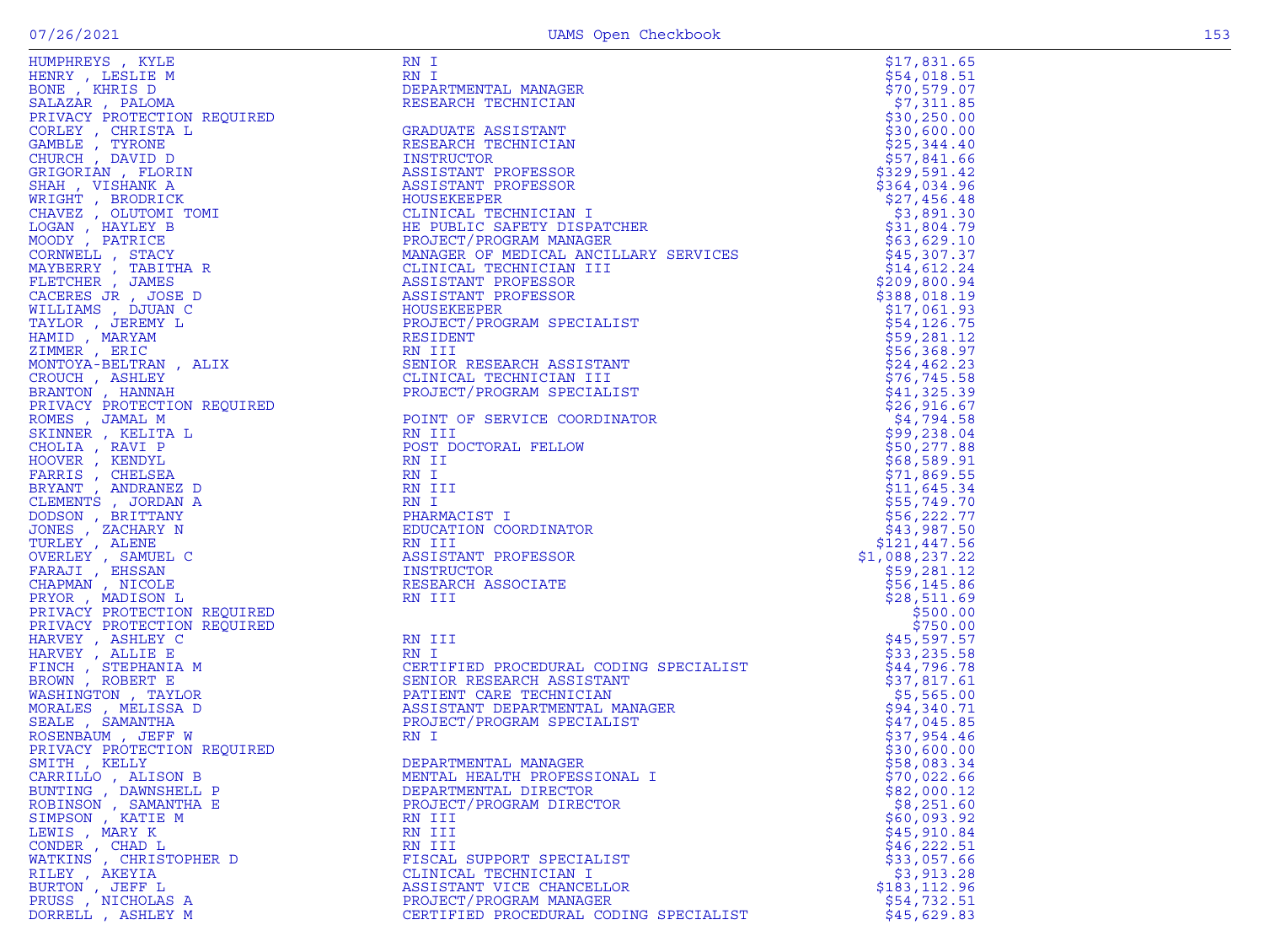| Name | Title | Amount |
|---|---|---|
| HUMPHREYS , KYLE | RN I | $17,831.65 |
| HENRY , LESLIE M | RN I | $54,018.51 |
| BONE , KHRIS D | DEPARTMENTAL MANAGER | $70,579.07 |
| SALAZAR , PALOMA | RESEARCH TECHNICIAN | $7,311.85 |
| PRIVACY PROTECTION REQUIRED | | $30,250.00 |
| CORLEY , CHRISTA L | GRADUATE ASSISTANT | $30,600.00 |
| GAMBLE , TYRONE | RESEARCH TECHNICIAN | $25,344.40 |
| CHURCH , DAVID D | INSTRUCTOR | $57,841.66 |
| GRIGORIAN , FLORIN | ASSISTANT PROFESSOR | $329,591.42 |
| SHAH , VISHANK A | ASSISTANT PROFESSOR | $364,034.96 |
| WRIGHT , BRODRICK | HOUSEKEEPER | $27,456.48 |
| CHAVEZ , OLUTOMI TOMI | CLINICAL TECHNICIAN I | $3,891.30 |
| LOGAN , HAYLEY B | HE PUBLIC SAFETY DISPATCHER | $31,804.79 |
| MOODY , PATRICE | PROJECT/PROGRAM MANAGER | $63,629.10 |
| CORNWELL , STACY | MANAGER OF MEDICAL ANCILLARY SERVICES | $45,307.37 |
| MAYBERRY , TABITHA R | CLINICAL TECHNICIAN III | $14,612.24 |
| FLETCHER , JAMES | ASSISTANT PROFESSOR | $209,800.94 |
| CACERES JR , JOSE D | ASSISTANT PROFESSOR | $388,018.19 |
| WILLIAMS , DJUAN C | HOUSEKEEPER | $17,061.93 |
| TAYLOR , JEREMY L | PROJECT/PROGRAM SPECIALIST | $54,126.75 |
| HAMID , MARYAM | RESIDENT | $59,281.12 |
| ZIMMER , ERIC | RN III | $56,368.97 |
| MONTOYA-BELTRAN , ALIX | SENIOR RESEARCH ASSISTANT | $24,462.23 |
| CROUCH , ASHLEY | CLINICAL TECHNICIAN III | $76,745.58 |
| BRANTON , HANNAH | PROJECT/PROGRAM SPECIALIST | $41,325.39 |
| PRIVACY PROTECTION REQUIRED | | $26,916.67 |
| ROMES , JAMAL M | POINT OF SERVICE COORDINATOR | $4,794.58 |
| SKINNER , KELITA L | RN III | $99,238.04 |
| CHOLIA , RAVI P | POST DOCTORAL FELLOW | $50,277.88 |
| HOOVER , KENDYL | RN II | $68,589.91 |
| FARRIS , CHELSEA | RN I | $71,869.55 |
| BRYANT , ANDRANEZ D | RN III | $11,645.34 |
| CLEMENTS , JORDAN A | RN I | $55,749.70 |
| DODSON , BRITTANY | PHARMACIST I | $56,222.77 |
| JONES , ZACHARY N | EDUCATION COORDINATOR | $43,987.50 |
| TURLEY , ALENE | RN III | $121,447.56 |
| OVERLEY , SAMUEL C | ASSISTANT PROFESSOR | $1,088,237.22 |
| FARAJI , EHSSAN | INSTRUCTOR | $59,281.12 |
| CHAPMAN , NICOLE | RESEARCH ASSOCIATE | $56,145.86 |
| PRYOR , MADISON L | RN III | $28,511.69 |
| PRIVACY PROTECTION REQUIRED | | $500.00 |
| PRIVACY PROTECTION REQUIRED | | $750.00 |
| HARVEY , ASHLEY C | RN III | $45,597.57 |
| HARVEY , ALLIE E | RN I | $33,235.58 |
| FINCH , STEPHANIA M | CERTIFIED PROCEDURAL CODING SPECIALIST | $44,796.78 |
| BROWN , ROBERT E | SENIOR RESEARCH ASSISTANT | $37,817.61 |
| WASHINGTON , TAYLOR | PATIENT CARE TECHNICIAN | $5,565.00 |
| MORALES , MELISSA D | ASSISTANT DEPARTMENTAL MANAGER | $94,340.71 |
| SEALE , SAMANTHA | PROJECT/PROGRAM SPECIALIST | $47,045.85 |
| ROSENBAUM , JEFF W | RN I | $37,954.46 |
| PRIVACY PROTECTION REQUIRED | | $30,600.00 |
| SMITH , KELLY | DEPARTMENTAL MANAGER | $58,083.34 |
| CARRILLO , ALISON B | MENTAL HEALTH PROFESSIONAL I | $70,022.66 |
| BUNTING , DAWNSHELL P | DEPARTMENTAL DIRECTOR | $82,000.12 |
| ROBINSON , SAMANTHA E | PROJECT/PROGRAM DIRECTOR | $8,251.60 |
| SIMPSON , KATIE M | RN III | $60,093.92 |
| LEWIS , MARY K | RN III | $45,910.84 |
| CONDER , CHAD L | RN III | $46,222.51 |
| WATKINS , CHRISTOPHER D | FISCAL SUPPORT SPECIALIST | $33,057.66 |
| RILEY , AKEYIA | CLINICAL TECHNICIAN I | $3,913.28 |
| BURTON , JEFF L | ASSISTANT VICE CHANCELLOR | $183,112.96 |
| PRUSS , NICHOLAS A | PROJECT/PROGRAM MANAGER | $54,732.51 |
| DORRELL , ASHLEY M | CERTIFIED PROCEDURAL CODING SPECIALIST | $45,629.83 |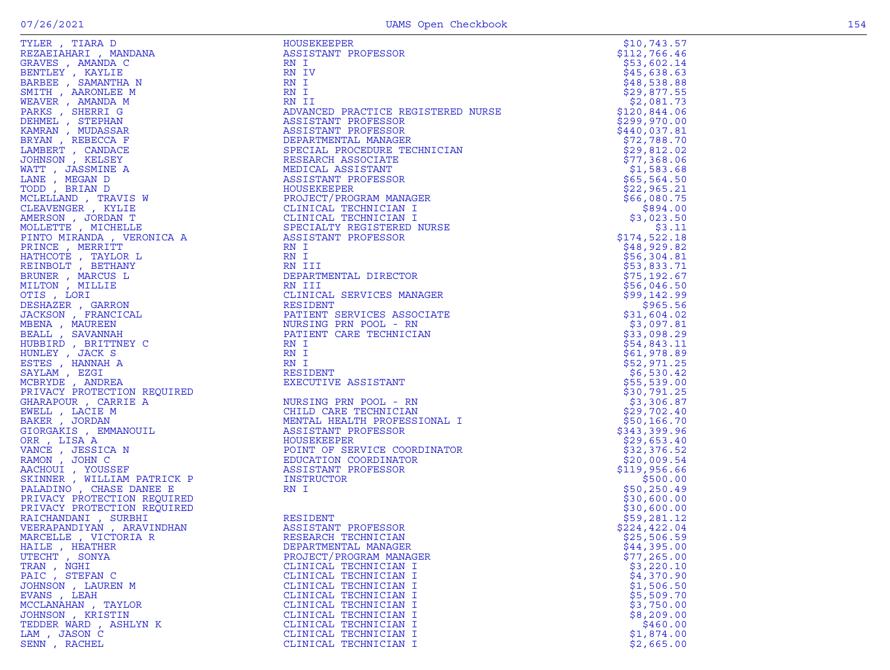| Name | Title | Amount |
|---|---|---|
| TYLER , TIARA D | HOUSEKEEPER | $10,743.57 |
| REZAEIAHARI , MANDANA | ASSISTANT PROFESSOR | $112,766.46 |
| GRAVES , AMANDA C | RN I | $53,602.14 |
| BENTLEY , KAYLIE | RN IV | $45,638.63 |
| BARBEE , SAMANTHA N | RN I | $48,538.88 |
| SMITH , AARONLEE M | RN I | $29,877.55 |
| WEAVER , AMANDA M | RN II | $2,081.73 |
| PARKS , SHERRI G | ADVANCED PRACTICE REGISTERED NURSE | $120,844.06 |
| DEHMEL , STEPHAN | ASSISTANT PROFESSOR | $299,970.00 |
| KAMRAN , MUDASSAR | ASSISTANT PROFESSOR | $440,037.81 |
| BRYAN , REBECCA F | DEPARTMENTAL MANAGER | $72,788.70 |
| LAMBERT , CANDACE | SPECIAL PROCEDURE TECHNICIAN | $29,812.02 |
| JOHNSON , KELSEY | RESEARCH ASSOCIATE | $77,368.06 |
| WATT , JASSMINE A | MEDICAL ASSISTANT | $1,583.68 |
| LANE , MEGAN D | ASSISTANT PROFESSOR | $65,564.50 |
| TODD , BRIAN D | HOUSEKEEPER | $22,965.21 |
| MCLELLAND , TRAVIS W | PROJECT/PROGRAM MANAGER | $66,080.75 |
| CLEAVENGER , KYLIE | CLINICAL TECHNICIAN I | $894.00 |
| AMERSON , JORDAN T | CLINICAL TECHNICIAN I | $3,023.50 |
| MOLLETTE , MICHELLE | SPECIALTY REGISTERED NURSE | $3.11 |
| PINTO MIRANDA , VERONICA A | ASSISTANT PROFESSOR | $174,522.18 |
| PRINCE , MERRITT | RN I | $48,929.82 |
| HATHCOTE , TAYLOR L | RN I | $56,304.81 |
| REINBOLT , BETHANY | RN III | $53,833.71 |
| BRUNER , MARCUS L | DEPARTMENTAL DIRECTOR | $75,192.67 |
| MILTON , MILLIE | RN III | $56,046.50 |
| OTIS , LORI | CLINICAL SERVICES MANAGER | $99,142.99 |
| DESHAZER , GARRON | RESIDENT | $965.56 |
| JACKSON , FRANCICAL | PATIENT SERVICES ASSOCIATE | $31,604.02 |
| MBENA , MAUREEN | NURSING PRN POOL - RN | $3,097.81 |
| BEALL , SAVANNAH | PATIENT CARE TECHNICIAN | $33,098.29 |
| HUBBIRD , BRITTNEY C | RN I | $54,843.11 |
| HUNLEY , JACK S | RN I | $61,978.89 |
| ESTES , HANNAH A | RN I | $52,971.25 |
| SAYLAM , EZGI | RESIDENT | $6,530.42 |
| MCBRYDE , ANDREA | EXECUTIVE ASSISTANT | $55,539.00 |
| PRIVACY PROTECTION REQUIRED | | $30,791.25 |
| GHARAPOUR , CARRIE A | NURSING PRN POOL - RN | $3,306.87 |
| EWELL , LACIE M | CHILD CARE TECHNICIAN | $29,702.40 |
| BAKER , JORDAN | MENTAL HEALTH PROFESSIONAL I | $50,166.70 |
| GIORGAKIS , EMMANOUIL | ASSISTANT PROFESSOR | $343,399.96 |
| ORR , LISA A | HOUSEKEEPER | $29,653.40 |
| VANCE , JESSICA N | POINT OF SERVICE COORDINATOR | $32,376.52 |
| RAMON , JOHN C | EDUCATION COORDINATOR | $20,009.54 |
| AACHOUI , YOUSSEF | ASSISTANT PROFESSOR | $119,956.66 |
| SKINNER , WILLIAM PATRICK P | INSTRUCTOR | $500.00 |
| PALADINO , CHASE DANEE E | RN I | $50,250.49 |
| PRIVACY PROTECTION REQUIRED | | $30,600.00 |
| PRIVACY PROTECTION REQUIRED | | $30,600.00 |
| RAICHANDANI , SURBHI | RESIDENT | $59,281.12 |
| VEERAPANDIYAN , ARAVINDHAN | ASSISTANT PROFESSOR | $224,422.04 |
| MARCELLE , VICTORIA R | RESEARCH TECHNICIAN | $25,506.59 |
| HAILE , HEATHER | DEPARTMENTAL MANAGER | $44,395.00 |
| UTECHT , SONYA | PROJECT/PROGRAM MANAGER | $77,265.00 |
| TRAN , NGHI | CLINICAL TECHNICIAN I | $3,220.10 |
| PAIC , STEFAN C | CLINICAL TECHNICIAN I | $4,370.90 |
| JOHNSON , LAUREN M | CLINICAL TECHNICIAN I | $1,506.50 |
| EVANS , LEAH | CLINICAL TECHNICIAN I | $5,509.70 |
| MCCLANAHAN , TAYLOR | CLINICAL TECHNICIAN I | $3,750.00 |
| JOHNSON , KRISTIN | CLINICAL TECHNICIAN I | $8,209.00 |
| TEDDER WARD , ASHLYN K | CLINICAL TECHNICIAN I | $460.00 |
| LAM , JASON C | CLINICAL TECHNICIAN I | $1,874.00 |
| SENN , RACHEL | CLINICAL TECHNICIAN I | $2,665.00 |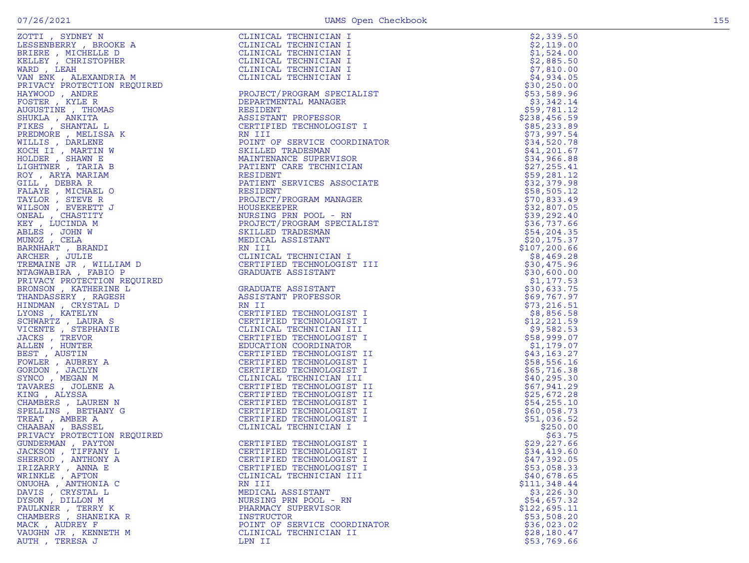| | | |
|---|---|---|
| ZOTTI , SYDNEY N | CLINICAL TECHNICIAN I | $2,339.50 |
| LESSENBERRY , BROOKE A | CLINICAL TECHNICIAN I | $2,119.00 |
| BRIERE , MICHELLE D | CLINICAL TECHNICIAN I | $1,524.00 |
| KELLEY , CHRISTOPHER | CLINICAL TECHNICIAN I | $2,885.50 |
| WARD , LEAH | CLINICAL TECHNICIAN I | $7,810.00 |
| VAN ENK , ALEXANDRIA M | CLINICAL TECHNICIAN I | $4,934.05 |
| PRIVACY PROTECTION REQUIRED | | $30,250.00 |
| HAYWOOD , ANDRE | PROJECT/PROGRAM SPECIALIST | $53,589.96 |
| FOSTER , KYLE R | DEPARTMENTAL MANAGER | $3,342.14 |
| AUGUSTINE , THOMAS | RESIDENT | $59,781.12 |
| SHUKLA , ANKITA | ASSISTANT PROFESSOR | $238,456.59 |
| FIKES , SHANTAL L | CERTIFIED TECHNOLOGIST I | $85,233.89 |
| PREDMORE , MELISSA K | RN III | $73,997.54 |
| WILLIS , DARLENE | POINT OF SERVICE COORDINATOR | $34,520.78 |
| KOCH II , MARTIN W | SKILLED TRADESMAN | $41,201.67 |
| HOLDER , SHAWN E | MAINTENANCE SUPERVISOR | $34,966.88 |
| LIGHTNER , TARIA B | PATIENT CARE TECHNICIAN | $27,255.41 |
| ROY , ARYA MARIAM | RESIDENT | $59,281.12 |
| GILL , DEBRA R | PATIENT SERVICES ASSOCIATE | $32,379.98 |
| FALAYE , MICHAEL O | RESIDENT | $58,505.12 |
| TAYLOR , STEVE R | PROJECT/PROGRAM MANAGER | $70,833.49 |
| WILSON , EVERETT J | HOUSEKEEPER | $32,807.05 |
| ONEAL , CHASTITY | NURSING PRN POOL - RN | $39,292.40 |
| KEY , LUCINDA M | PROJECT/PROGRAM SPECIALIST | $36,737.66 |
| ABLES , JOHN W | SKILLED TRADESMAN | $54,204.35 |
| MUNOZ , CELA | MEDICAL ASSISTANT | $20,175.37 |
| BARNHART , BRANDI | RN III | $107,200.66 |
| ARCHER , JULIE | CLINICAL TECHNICIAN I | $8,469.28 |
| TREMAINE JR , WILLIAM D | CERTIFIED TECHNOLOGIST III | $30,475.96 |
| NTAGWABIRA , FABIO P | GRADUATE ASSISTANT | $30,600.00 |
| PRIVACY PROTECTION REQUIRED | | $1,177.53 |
| BRONSON , KATHERINE L | GRADUATE ASSISTANT | $30,633.75 |
| THANDASSERY , RAGESH | ASSISTANT PROFESSOR | $69,767.97 |
| HINDMAN , CRYSTAL D | RN II | $73,216.51 |
| LYONS , KATELYN | CERTIFIED TECHNOLOGIST I | $8,856.58 |
| SCHWARTZ , LAURA S | CERTIFIED TECHNOLOGIST I | $12,221.59 |
| VICENTE , STEPHANIE | CLINICAL TECHNICIAN III | $9,582.53 |
| JACKS , TREVOR | CERTIFIED TECHNOLOGIST I | $58,999.07 |
| ALLEN , HUNTER | EDUCATION COORDINATOR | $1,179.07 |
| BEST , AUSTIN | CERTIFIED TECHNOLOGIST II | $43,163.27 |
| FOWLER , AUBREY A | CERTIFIED TECHNOLOGIST I | $58,556.16 |
| GORDON , JACLYN | CERTIFIED TECHNOLOGIST I | $65,716.38 |
| SYNCO , MEGAN M | CLINICAL TECHNICIAN III | $40,295.30 |
| TAVARES , JOLENE A | CERTIFIED TECHNOLOGIST II | $67,941.29 |
| KING , ALYSSA | CERTIFIED TECHNOLOGIST II | $25,672.28 |
| CHAMBERS , LAUREN N | CERTIFIED TECHNOLOGIST I | $54,255.10 |
| SPELLINS , BETHANY G | CERTIFIED TECHNOLOGIST I | $60,058.73 |
| TREAT , AMBER A | CERTIFIED TECHNOLOGIST I | $51,036.52 |
| CHAABAN , BASSEL | CLINICAL TECHNICIAN I | $250.00 |
| PRIVACY PROTECTION REQUIRED | | $63.75 |
| GUNDERMAN , PAYTON | CERTIFIED TECHNOLOGIST I | $29,227.66 |
| JACKSON , TIFFANY L | CERTIFIED TECHNOLOGIST I | $34,419.60 |
| SHERROD , ANTHONY A | CERTIFIED TECHNOLOGIST I | $47,392.05 |
| IRIZARRY , ANNA E | CERTIFIED TECHNOLOGIST I | $53,058.33 |
| WRINKLE , AFTON | CLINICAL TECHNICIAN III | $40,678.65 |
| ONUOHA , ANTHONIA C | RN III | $111,348.44 |
| DAVIS , CRYSTAL L | MEDICAL ASSISTANT | $3,226.30 |
| DYSON , DILLON M | NURSING PRN POOL - RN | $54,657.32 |
| FAULKNER , TERRY K | PHARMACY SUPERVISOR | $122,695.11 |
| CHAMBERS , SHANEIKA R | INSTRUCTOR | $53,508.20 |
| MACK , AUDREY F | POINT OF SERVICE COORDINATOR | $36,023.02 |
| VAUGHN JR , KENNETH M | CLINICAL TECHNICIAN II | $28,180.47 |
| AUTH , TERESA J | LPN II | $53,769.66 |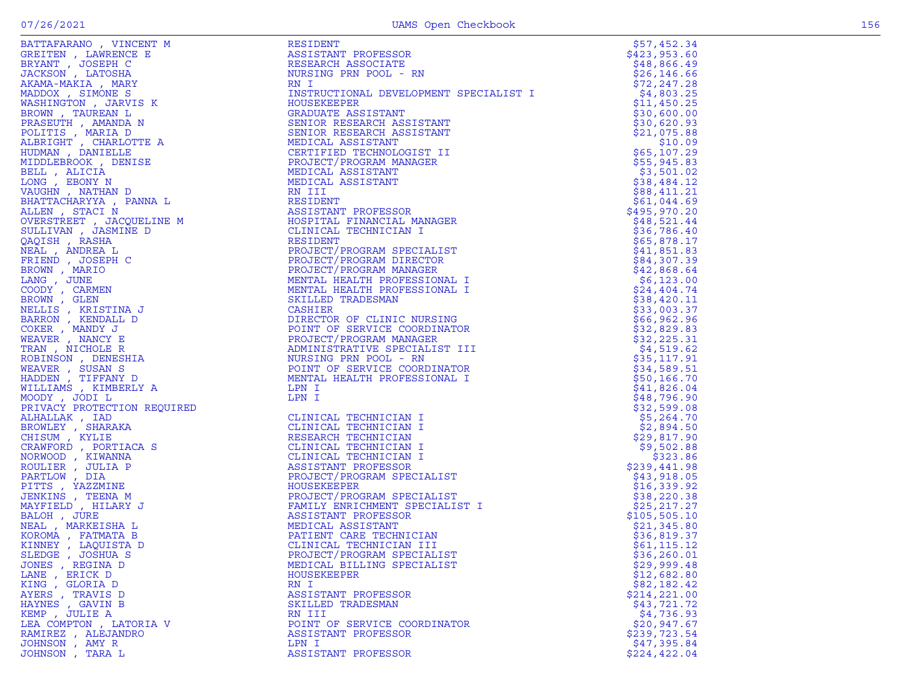| Name | Title | Amount |
|---|---|---|
| BATTAFARANO , VINCENT M | RESIDENT | $57,452.34 |
| GREITEN , LAWRENCE E | ASSISTANT PROFESSOR | $423,953.60 |
| BRYANT , JOSEPH C | RESEARCH ASSOCIATE | $48,866.49 |
| JACKSON , LATOSHA | NURSING PRN POOL - RN | $26,146.66 |
| AKAMA-MAKIA , MARY | RN I | $72,247.28 |
| MADDOX , SIMONE S | INSTRUCTIONAL DEVELOPMENT SPECIALIST I | $4,803.25 |
| WASHINGTON , JARVIS K | HOUSEKEEPER | $11,450.25 |
| BROWN , TAUREAN L | GRADUATE ASSISTANT | $30,600.00 |
| PRASEUTH , AMANDA N | SENIOR RESEARCH ASSISTANT | $30,620.93 |
| POLITIS , MARIA D | SENIOR RESEARCH ASSISTANT | $21,075.88 |
| ALBRIGHT , CHARLOTTE A | MEDICAL ASSISTANT | $10.09 |
| HUDMAN , DANIELLE | CERTIFIED TECHNOLOGIST II | $65,107.29 |
| MIDDLEBROOK , DENISE | PROJECT/PROGRAM MANAGER | $55,945.83 |
| BELL , ALICIA | MEDICAL ASSISTANT | $3,501.02 |
| LONG , EBONY N | MEDICAL ASSISTANT | $38,484.12 |
| VAUGHN , NATHAN D | RN III | $88,411.21 |
| BHATTACHARYYA , PANNA L | RESIDENT | $61,044.69 |
| ALLEN , STACI N | ASSISTANT PROFESSOR | $495,970.20 |
| OVERSTREET , JACQUELINE M | HOSPITAL FINANCIAL MANAGER | $48,521.44 |
| SULLIVAN , JASMINE D | CLINICAL TECHNICIAN I | $36,786.40 |
| QAQISH , RASHA | RESIDENT | $65,878.17 |
| NEAL , ANDREA L | PROJECT/PROGRAM SPECIALIST | $41,851.83 |
| FRIEND , JOSEPH C | PROJECT/PROGRAM DIRECTOR | $84,307.39 |
| BROWN , MARIO | PROJECT/PROGRAM MANAGER | $42,868.64 |
| LANG , JUNE | MENTAL HEALTH PROFESSIONAL I | $6,123.00 |
| COODY , CARMEN | MENTAL HEALTH PROFESSIONAL I | $24,404.74 |
| BROWN , GLEN | SKILLED TRADESMAN | $38,420.11 |
| NELLIS , KRISTINA J | CASHIER | $33,003.37 |
| BARRON , KENDALL D | DIRECTOR OF CLINIC NURSING | $66,962.96 |
| COKER , MANDY J | POINT OF SERVICE COORDINATOR | $32,829.83 |
| WEAVER , NANCY E | PROJECT/PROGRAM MANAGER | $32,225.31 |
| TRAN , NICHOLE R | ADMINISTRATIVE SPECIALIST III | $4,519.62 |
| ROBINSON , DENESHIA | NURSING PRN POOL - RN | $35,117.91 |
| WEAVER , SUSAN S | POINT OF SERVICE COORDINATOR | $34,589.51 |
| HADDEN , TIFFANY D | MENTAL HEALTH PROFESSIONAL I | $50,166.70 |
| WILLIAMS , KIMBERLY A | LPN I | $41,826.04 |
| MOODY , JODI L | LPN I | $48,796.90 |
| PRIVACY PROTECTION REQUIRED | | $32,599.08 |
| ALHALLAK , IAD | CLINICAL TECHNICIAN I | $5,264.70 |
| BROWLEY , SHARAKA | CLINICAL TECHNICIAN I | $2,894.50 |
| CHISUM , KYLIE | RESEARCH TECHNICIAN | $29,817.90 |
| CRAWFORD , PORTIACA S | CLINICAL TECHNICIAN I | $9,502.88 |
| NORWOOD , KIWANNA | CLINICAL TECHNICIAN I | $323.86 |
| ROULIER , JULIA P | ASSISTANT PROFESSOR | $239,441.98 |
| PARTLOW , DIA | PROJECT/PROGRAM SPECIALIST | $43,918.05 |
| PITTS , YAZZMINE | HOUSEKEEPER | $16,339.92 |
| JENKINS , TEENA M | PROJECT/PROGRAM SPECIALIST | $38,220.38 |
| MAYFIELD , HILARY J | FAMILY ENRICHMENT SPECIALIST I | $25,217.27 |
| BALOH , JURE | ASSISTANT PROFESSOR | $105,505.10 |
| NEAL , MARKEISHA L | MEDICAL ASSISTANT | $21,345.80 |
| KOROMA , FATMATA B | PATIENT CARE TECHNICIAN | $36,819.37 |
| KINNEY , LAQUISTA D | CLINICAL TECHNICIAN III | $61,115.12 |
| SLEDGE , JOSHUA S | PROJECT/PROGRAM SPECIALIST | $36,260.01 |
| JONES , REGINA D | MEDICAL BILLING SPECIALIST | $29,999.48 |
| LANE , ERICK D | HOUSEKEEPER | $12,682.80 |
| KING , GLORIA D | RN I | $82,182.42 |
| AYERS , TRAVIS D | ASSISTANT PROFESSOR | $214,221.00 |
| HAYNES , GAVIN B | SKILLED TRADESMAN | $43,721.72 |
| KEMP , JULIE A | RN III | $4,736.93 |
| LEA COMPTON , LATORIA V | POINT OF SERVICE COORDINATOR | $20,947.67 |
| RAMIREZ , ALEJANDRO | ASSISTANT PROFESSOR | $239,723.54 |
| JOHNSON , AMY R | LPN I | $47,395.84 |
| JOHNSON , TARA L | ASSISTANT PROFESSOR | $224,422.04 |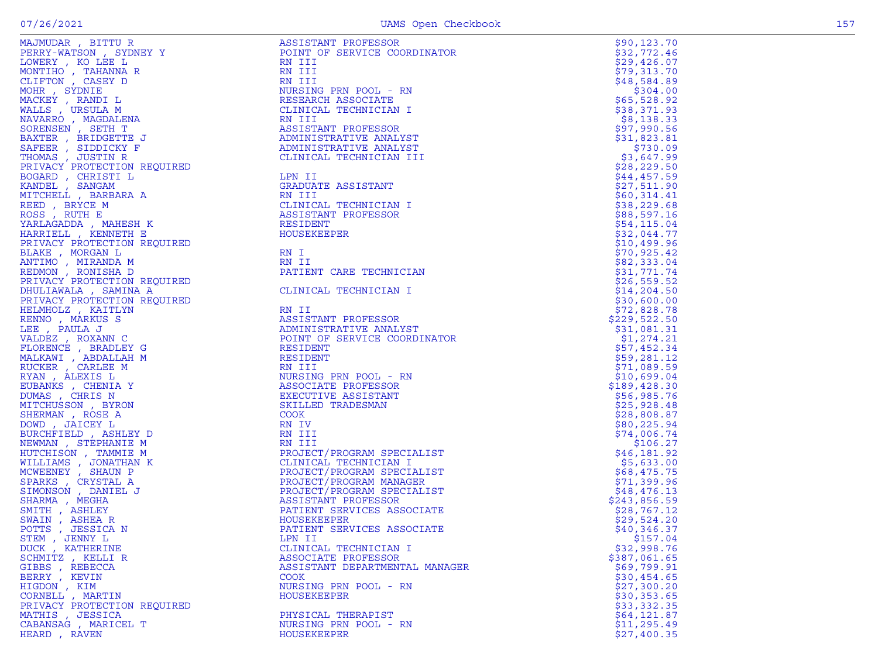| Name | Title | Amount |
|---|---|---|
| MAJMUDAR , BITTU R | ASSISTANT PROFESSOR | $90,123.70 |
| PERRY-WATSON , SYDNEY Y | POINT OF SERVICE COORDINATOR | $32,772.46 |
| LOWERY , KO LEE L | RN III | $29,426.07 |
| MONTIHO , TAHANNA R | RN III | $79,313.70 |
| CLIFTON , CASEY D | RN III | $48,584.89 |
| MOHR , SYDNIE | NURSING PRN POOL - RN | $304.00 |
| MACKEY , RANDI L | RESEARCH ASSOCIATE | $65,528.92 |
| WALLS , URSULA M | CLINICAL TECHNICIAN I | $38,371.93 |
| NAVARRO , MAGDALENA | RN III | $8,138.33 |
| SORENSEN , SETH T | ASSISTANT PROFESSOR | $97,990.56 |
| BAXTER , BRIDGETTE J | ADMINISTRATIVE ANALYST | $31,823.81 |
| SAFEER , SIDDICKY F | ADMINISTRATIVE ANALYST | $730.09 |
| THOMAS , JUSTIN R | CLINICAL TECHNICIAN III | $3,647.99 |
| PRIVACY PROTECTION REQUIRED | | $28,229.50 |
| BOGARD , CHRISTI L | LPN II | $44,457.59 |
| KANDEL , SANGAM | GRADUATE ASSISTANT | $27,511.90 |
| MITCHELL , BARBARA A | RN III | $60,314.41 |
| REED , BRYCE M | CLINICAL TECHNICIAN I | $38,229.68 |
| ROSS , RUTH E | ASSISTANT PROFESSOR | $88,597.16 |
| YARLAGADDA , MAHESH K | RESIDENT | $54,115.04 |
| HARRIELL , KENNETH E | HOUSEKEEPER | $32,044.77 |
| PRIVACY PROTECTION REQUIRED | | $10,499.96 |
| BLAKE , MORGAN L | RN I | $70,925.42 |
| ANTIMO , MIRANDA M | RN II | $82,333.04 |
| REDMON , RONISHA D | PATIENT CARE TECHNICIAN | $31,771.74 |
| PRIVACY PROTECTION REQUIRED | | $26,559.52 |
| DHULIAWALA , SAMINA A | CLINICAL TECHNICIAN I | $14,204.50 |
| PRIVACY PROTECTION REQUIRED | | $30,600.00 |
| HELMHOLZ , KAITLYN | RN II | $72,828.78 |
| RENNO , MARKUS S | ASSISTANT PROFESSOR | $229,522.50 |
| LEE , PAULA J | ADMINISTRATIVE ANALYST | $31,081.31 |
| VALDEZ , ROXANN C | POINT OF SERVICE COORDINATOR | $1,274.21 |
| FLORENCE , BRADLEY G | RESIDENT | $57,452.34 |
| MALKAWI , ABDALLAH M | RESIDENT | $59,281.12 |
| RUCKER , CARLEE M | RN III | $71,089.59 |
| RYAN , ALEXIS L | NURSING PRN POOL - RN | $10,699.04 |
| EUBANKS , CHENIA Y | ASSOCIATE PROFESSOR | $189,428.30 |
| DUMAS , CHRIS N | EXECUTIVE ASSISTANT | $56,985.76 |
| MITCHUSSON , BYRON | SKILLED TRADESMAN | $25,928.48 |
| SHERMAN , ROSE A | COOK | $28,808.87 |
| DOWD , JAICEY L | RN IV | $80,225.94 |
| BURCHFIELD , ASHLEY D | RN III | $74,006.74 |
| NEWMAN , STEPHANIE M | RN III | $106.27 |
| HUTCHISON , TAMMIE M | PROJECT/PROGRAM SPECIALIST | $46,181.92 |
| WILLIAMS , JONATHAN K | CLINICAL TECHNICIAN I | $5,633.00 |
| MCWEENEY , SHAUN P | PROJECT/PROGRAM SPECIALIST | $68,475.75 |
| SPARKS , CRYSTAL A | PROJECT/PROGRAM MANAGER | $71,399.96 |
| SIMONSON , DANIEL J | PROJECT/PROGRAM SPECIALIST | $48,476.13 |
| SHARMA , MEGHA | ASSISTANT PROFESSOR | $243,856.59 |
| SMITH , ASHLEY | PATIENT SERVICES ASSOCIATE | $28,767.12 |
| SWAIN , ASHEA R | HOUSEKEEPER | $29,524.20 |
| POTTS , JESSICA N | PATIENT SERVICES ASSOCIATE | $40,346.37 |
| STEM , JENNY L | LPN II | $157.04 |
| DUCK , KATHERINE | CLINICAL TECHNICIAN I | $32,998.76 |
| SCHMITZ , KELLI R | ASSOCIATE PROFESSOR | $387,061.65 |
| GIBBS , REBECCA | ASSISTANT DEPARTMENTAL MANAGER | $69,799.91 |
| BERRY , KEVIN | COOK | $30,454.65 |
| HIGDON , KIM | NURSING PRN POOL - RN | $27,300.20 |
| CORNELL , MARTIN | HOUSEKEEPER | $30,353.65 |
| PRIVACY PROTECTION REQUIRED | | $33,332.35 |
| MATHIS , JESSICA | PHYSICAL THERAPIST | $64,121.87 |
| CABANSAG , MARICEL T | NURSING PRN POOL - RN | $11,295.49 |
| HEARD , RAVEN | HOUSEKEEPER | $27,400.35 |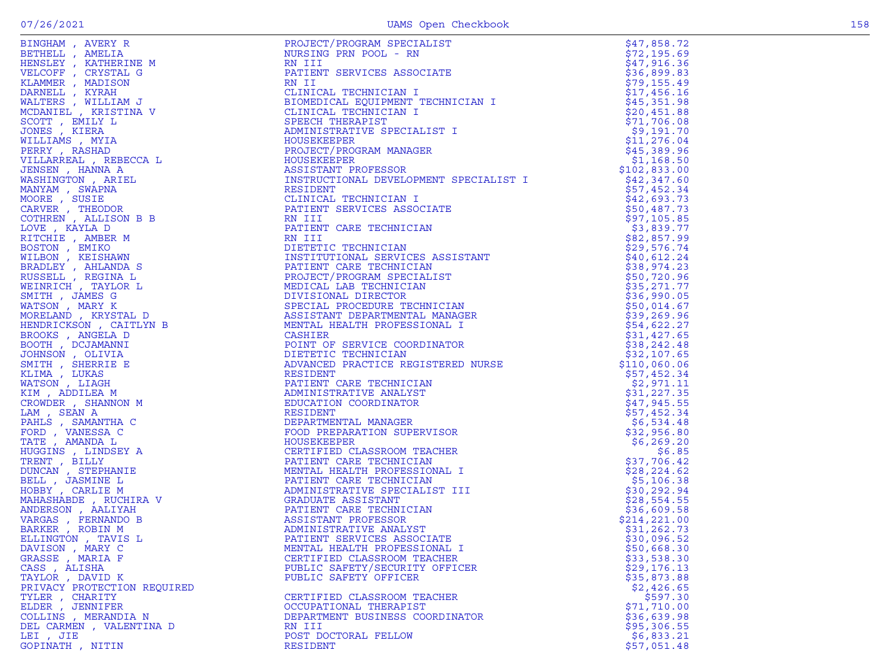| Name | Title | Amount |
|---|---|---|
| BINGHAM , AVERY R | PROJECT/PROGRAM SPECIALIST | $47,858.72 |
| BETHELL , AMELIA | NURSING PRN POOL - RN | $72,195.69 |
| HENSLEY , KATHERINE M | RN III | $47,916.36 |
| VELCOFF , CRYSTAL G | PATIENT SERVICES ASSOCIATE | $36,899.83 |
| KLAMMER , MADISON | RN II | $79,155.49 |
| DARNELL , KYRAH | CLINICAL TECHNICIAN I | $17,456.16 |
| WALTERS , WILLIAM J | BIOMEDICAL EQUIPMENT TECHNICIAN I | $45,351.98 |
| MCDANIEL , KRISTINA V | CLINICAL TECHNICIAN I | $20,451.88 |
| SCOTT , EMILY L | SPEECH THERAPIST | $71,706.08 |
| JONES , KIERA | ADMINISTRATIVE SPECIALIST I | $9,191.70 |
| WILLIAMS , MYIA | HOUSEKEEPER | $11,276.04 |
| PERRY , RASHAD | PROJECT/PROGRAM MANAGER | $45,389.96 |
| VILLARREAL , REBECCA L | HOUSEKEEPER | $1,168.50 |
| JENSEN , HANNA A | ASSISTANT PROFESSOR | $102,833.00 |
| WASHINGTON , ARIEL | INSTRUCTIONAL DEVELOPMENT SPECIALIST I | $42,347.60 |
| MANYAM , SWAPNA | RESIDENT | $57,452.34 |
| MOORE , SUSIE | CLINICAL TECHNICIAN I | $42,693.73 |
| CARVER , THEODOR | PATIENT SERVICES ASSOCIATE | $50,487.73 |
| COTHREN , ALLISON B B | RN III | $97,105.85 |
| LOVE , KAYLA D | PATIENT CARE TECHNICIAN | $3,839.77 |
| RITCHIE , AMBER M | RN III | $82,857.99 |
| BOSTON , EMIKO | DIETETIC TECHNICIAN | $29,576.74 |
| WILBON , KEISHAWN | INSTITUTIONAL SERVICES ASSISTANT | $40,612.24 |
| BRADLEY , AHLANDA S | PATIENT CARE TECHNICIAN | $38,974.23 |
| RUSSELL , REGINA L | PROJECT/PROGRAM SPECIALIST | $50,720.96 |
| WEINRICH , TAYLOR L | MEDICAL LAB TECHNICIAN | $35,271.77 |
| SMITH , JAMES G | DIVISIONAL DIRECTOR | $36,990.05 |
| WATSON , MARY K | SPECIAL PROCEDURE TECHNICIAN | $50,014.67 |
| MORELAND , KRYSTAL D | ASSISTANT DEPARTMENTAL MANAGER | $39,269.96 |
| HENDRICKSON , CAITLYN B | MENTAL HEALTH PROFESSIONAL I | $54,622.27 |
| BROOKS , ANGELA D | CASHIER | $31,427.65 |
| BOOTH , DCJAMANNI | POINT OF SERVICE COORDINATOR | $38,242.48 |
| JOHNSON , OLIVIA | DIETETIC TECHNICIAN | $32,107.65 |
| SMITH , SHERRIE E | ADVANCED PRACTICE REGISTERED NURSE | $110,060.06 |
| KLIMA , LUKAS | RESIDENT | $57,452.34 |
| WATSON , LIAGH | PATIENT CARE TECHNICIAN | $2,971.11 |
| KIM , ADDILEA M | ADMINISTRATIVE ANALYST | $31,227.35 |
| CROWDER , SHANNON M | EDUCATION COORDINATOR | $47,945.55 |
| LAM , SEAN A | RESIDENT | $57,452.34 |
| PAHLS , SAMANTHA C | DEPARTMENTAL MANAGER | $6,534.48 |
| FORD , VANESSA C | FOOD PREPARATION SUPERVISOR | $32,956.80 |
| TATE , AMANDA L | HOUSEKEEPER | $6,269.20 |
| HUGGINS , LINDSEY A | CERTIFIED CLASSROOM TEACHER | $6.85 |
| TRENT , BILLY | PATIENT CARE TECHNICIAN | $37,706.42 |
| DUNCAN , STEPHANIE | MENTAL HEALTH PROFESSIONAL I | $28,224.62 |
| BELL , JASMINE L | PATIENT CARE TECHNICIAN | $5,106.38 |
| HOBBY , CARLIE M | ADMINISTRATIVE SPECIALIST III | $30,292.94 |
| MAHASHABDE , RUCHIRA V | GRADUATE ASSISTANT | $28,554.55 |
| ANDERSON , AALIYAH | PATIENT CARE TECHNICIAN | $36,609.58 |
| VARGAS , FERNANDO B | ASSISTANT PROFESSOR | $214,221.00 |
| BARKER , ROBIN M | ADMINISTRATIVE ANALYST | $31,262.73 |
| ELLINGTON , TAVIS L | PATIENT SERVICES ASSOCIATE | $30,096.52 |
| DAVISON , MARY C | MENTAL HEALTH PROFESSIONAL I | $50,668.30 |
| GRASSE , MARIA F | CERTIFIED CLASSROOM TEACHER | $33,538.30 |
| CASS , ALISHA | PUBLIC SAFETY/SECURITY OFFICER | $29,176.13 |
| TAYLOR , DAVID K | PUBLIC SAFETY OFFICER | $35,873.88 |
| PRIVACY PROTECTION REQUIRED | | $2,426.65 |
| TYLER , CHARITY | CERTIFIED CLASSROOM TEACHER | $597.30 |
| ELDER , JENNIFER | OCCUPATIONAL THERAPIST | $71,710.00 |
| COLLINS , MERANDIA N | DEPARTMENT BUSINESS COORDINATOR | $36,639.98 |
| DEL CARMEN , VALENTINA D | RN III | $95,306.55 |
| LEI , JIE | POST DOCTORAL FELLOW | $6,833.21 |
| GOPINATH , NITIN | RESIDENT | $57,051.48 |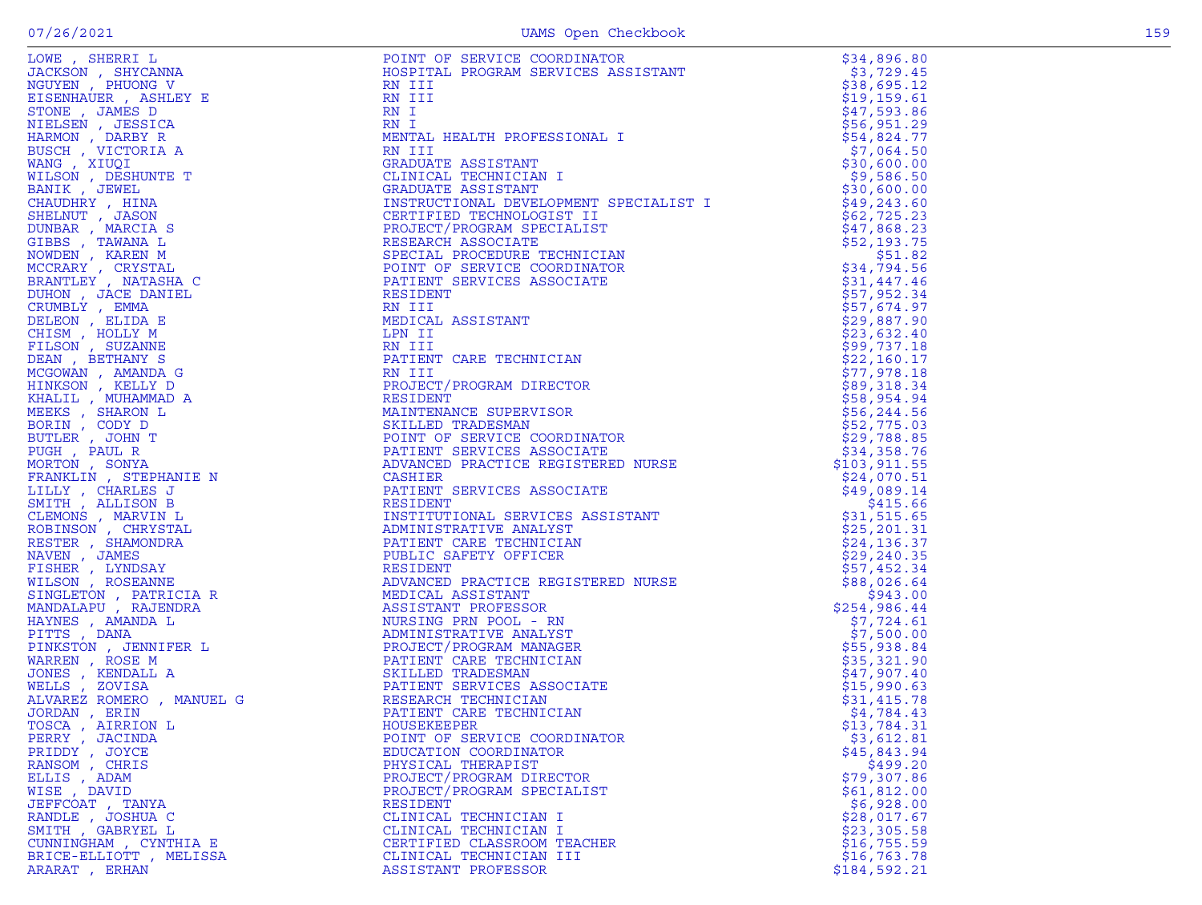| Name | Title | Amount |
|---|---|---|
| LOWE , SHERRI L | POINT OF SERVICE COORDINATOR | $34,896.80 |
| JACKSON , SHYCANNA | HOSPITAL PROGRAM SERVICES ASSISTANT | $3,729.45 |
| NGUYEN , PHUONG V | RN III | $38,695.12 |
| EISENHAUER , ASHLEY E | RN III | $19,159.61 |
| STONE , JAMES D | RN I | $47,593.86 |
| NIELSEN , JESSICA | RN I | $56,951.29 |
| HARMON , DARBY R | MENTAL HEALTH PROFESSIONAL I | $54,824.77 |
| BUSCH , VICTORIA A | RN III | $7,064.50 |
| WANG , XIUQI | GRADUATE ASSISTANT | $30,600.00 |
| WILSON , DESHUNTE T | CLINICAL TECHNICIAN I | $9,586.50 |
| BANIK , JEWEL | GRADUATE ASSISTANT | $30,600.00 |
| CHAUDHRY , HINA | INSTRUCTIONAL DEVELOPMENT SPECIALIST I | $49,243.60 |
| SHELNUT , JASON | CERTIFIED TECHNOLOGIST II | $62,725.23 |
| DUNBAR , MARCIA S | PROJECT/PROGRAM SPECIALIST | $47,868.23 |
| GIBBS , TAWANA L | RESEARCH ASSOCIATE | $52,193.75 |
| NOWDEN , KAREN M | SPECIAL PROCEDURE TECHNICIAN | $51.82 |
| MCCRARY , CRYSTAL | POINT OF SERVICE COORDINATOR | $34,794.56 |
| BRANTLEY , NATASHA C | PATIENT SERVICES ASSOCIATE | $31,447.46 |
| DUHON , JACE DANIEL | RESIDENT | $57,952.34 |
| CRUMBLY , EMMA | RN III | $57,674.97 |
| DELEON , ELIDA E | MEDICAL ASSISTANT | $29,887.90 |
| CHISM , HOLLY M | LPN II | $23,632.40 |
| FILSON , SUZANNE | RN III | $99,737.18 |
| DEAN , BETHANY S | PATIENT CARE TECHNICIAN | $22,160.17 |
| MCGOWAN , AMANDA G | RN III | $77,978.18 |
| HINKSON , KELLY D | PROJECT/PROGRAM DIRECTOR | $89,318.34 |
| KHALIL , MUHAMMAD A | RESIDENT | $58,954.94 |
| MEEKS , SHARON L | MAINTENANCE SUPERVISOR | $56,244.56 |
| BORIN , CODY D | SKILLED TRADESMAN | $52,775.03 |
| BUTLER , JOHN T | POINT OF SERVICE COORDINATOR | $29,788.85 |
| PUGH , PAUL R | PATIENT SERVICES ASSOCIATE | $34,358.76 |
| MORTON , SONYA | ADVANCED PRACTICE REGISTERED NURSE | $103,911.55 |
| FRANKLIN , STEPHANIE N | CASHIER | $24,070.51 |
| LILLY , CHARLES J | PATIENT SERVICES ASSOCIATE | $49,089.14 |
| SMITH , ALLISON B | RESIDENT | $415.66 |
| CLEMONS , MARVIN L | INSTITUTIONAL SERVICES ASSISTANT | $31,515.65 |
| ROBINSON , CHRYSTAL | ADMINISTRATIVE ANALYST | $25,201.31 |
| RESTER , SHAMONDRA | PATIENT CARE TECHNICIAN | $24,136.37 |
| NAVEN , JAMES | PUBLIC SAFETY OFFICER | $29,240.35 |
| FISHER , LYNDSAY | RESIDENT | $57,452.34 |
| WILSON , ROSEANNE | ADVANCED PRACTICE REGISTERED NURSE | $88,026.64 |
| SINGLETON , PATRICIA R | MEDICAL ASSISTANT | $943.00 |
| MANDALAPU , RAJENDRA | ASSISTANT PROFESSOR | $254,986.44 |
| HAYNES , AMANDA L | NURSING PRN POOL - RN | $7,724.61 |
| PITTS , DANA | ADMINISTRATIVE ANALYST | $7,500.00 |
| PINKSTON , JENNIFER L | PROJECT/PROGRAM MANAGER | $55,938.84 |
| WARREN , ROSE M | PATIENT CARE TECHNICIAN | $35,321.90 |
| JONES , KENDALL A | SKILLED TRADESMAN | $47,907.40 |
| WELLS , ZOVISA | PATIENT SERVICES ASSOCIATE | $15,990.63 |
| ALVAREZ ROMERO , MANUEL G | RESEARCH TECHNICIAN | $31,415.78 |
| JORDAN , ERIN | PATIENT CARE TECHNICIAN | $4,784.43 |
| TOSCA , AIRRION L | HOUSEKEEPER | $13,784.31 |
| PERRY , JACINDA | POINT OF SERVICE COORDINATOR | $3,612.81 |
| PRIDDY , JOYCE | EDUCATION COORDINATOR | $45,843.94 |
| RANSOM , CHRIS | PHYSICAL THERAPIST | $499.20 |
| ELLIS , ADAM | PROJECT/PROGRAM DIRECTOR | $79,307.86 |
| WISE , DAVID | PROJECT/PROGRAM SPECIALIST | $61,812.00 |
| JEFFCOAT , TANYA | RESIDENT | $6,928.00 |
| RANDLE , JOSHUA C | CLINICAL TECHNICIAN I | $28,017.67 |
| SMITH , GABRYEL L | CLINICAL TECHNICIAN I | $23,305.58 |
| CUNNINGHAM , CYNTHIA E | CERTIFIED CLASSROOM TEACHER | $16,755.59 |
| BRICE-ELLIOTT , MELISSA | CLINICAL TECHNICIAN III | $16,763.78 |
| ARARAT , ERHAN | ASSISTANT PROFESSOR | $184,592.21 |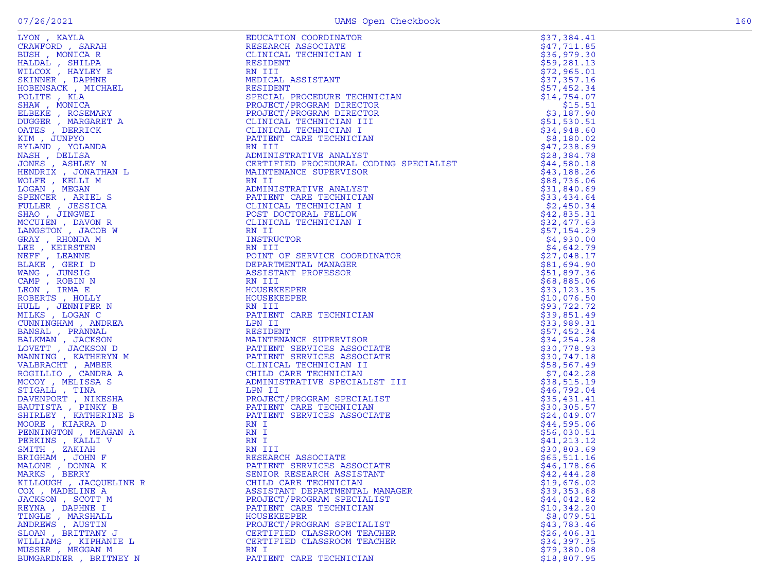| Name | Title | Amount |
|---|---|---|
| LYON , KAYLA | EDUCATION COORDINATOR | $37,384.41 |
| CRAWFORD , SARAH | RESEARCH ASSOCIATE | $47,711.85 |
| BUSH , MONICA R | CLINICAL TECHNICIAN I | $36,979.30 |
| HALDAL , SHILPA | RESIDENT | $59,281.13 |
| WILCOX , HAYLEY E | RN III | $72,965.01 |
| SKINNER , DAPHNE | MEDICAL ASSISTANT | $37,357.16 |
| HOBENSACK , MICHAEL | RESIDENT | $57,452.34 |
| POLITE , KLA | SPECIAL PROCEDURE TECHNICIAN | $14,754.07 |
| SHAW , MONICA | PROJECT/PROGRAM DIRECTOR | $15.51 |
| ELBEKE , ROSEMARY | PROJECT/PROGRAM DIRECTOR | $3,187.90 |
| DUGGER , MARGARET A | CLINICAL TECHNICIAN III | $51,530.51 |
| OATES , DERRICK | CLINICAL TECHNICIAN I | $34,948.60 |
| KIM , JUNPYO | PATIENT CARE TECHNICIAN | $8,180.02 |
| RYLAND , YOLANDA | RN III | $47,238.69 |
| NASH , DELISA | ADMINISTRATIVE ANALYST | $28,384.78 |
| JONES , ASHLEY N | CERTIFIED PROCEDURAL CODING SPECIALIST | $44,580.18 |
| HENDRIX , JONATHAN L | MAINTENANCE SUPERVISOR | $43,188.26 |
| WOLFE , KELLI M | RN II | $88,736.06 |
| LOGAN , MEGAN | ADMINISTRATIVE ANALYST | $31,840.69 |
| SPENCER , ARIEL S | PATIENT CARE TECHNICIAN | $33,434.64 |
| FULLER , JESSICA | CLINICAL TECHNICIAN I | $2,450.34 |
| SHAO , JINGWEI | POST DOCTORAL FELLOW | $42,835.31 |
| MCCUIEN , DAVON R | CLINICAL TECHNICIAN I | $32,477.63 |
| LANGSTON , JACOB W | RN II | $57,154.29 |
| GRAY , RHONDA M | INSTRUCTOR | $4,930.00 |
| LEE , KEIRSTEN | RN III | $4,642.79 |
| NEFF , LEANNE | POINT OF SERVICE COORDINATOR | $27,048.17 |
| BLAKE , GERI D | DEPARTMENTAL MANAGER | $81,694.90 |
| WANG , JUNSIG | ASSISTANT PROFESSOR | $51,897.36 |
| CAMP , ROBIN N | RN III | $68,885.06 |
| LEON , IRMA E | HOUSEKEEPER | $33,123.35 |
| ROBERTS , HOLLY | HOUSEKEEPER | $10,076.50 |
| HULL , JENNIFER N | RN III | $93,722.72 |
| MILKS , LOGAN C | PATIENT CARE TECHNICIAN | $39,851.49 |
| CUNNINGHAM , ANDREA | LPN II | $33,989.31 |
| BANSAL , PRANNAL | RESIDENT | $57,452.34 |
| BALKMAN , JACKSON | MAINTENANCE SUPERVISOR | $34,254.28 |
| LOVETT , JACKSON D | PATIENT SERVICES ASSOCIATE | $30,778.93 |
| MANNING , KATHERYN M | PATIENT SERVICES ASSOCIATE | $30,747.18 |
| VALBRACHT , AMBER | CLINICAL TECHNICIAN II | $58,567.49 |
| ROGILLIO , CANDRA A | CHILD CARE TECHNICIAN | $7,042.28 |
| MCCOY , MELISSA S | ADMINISTRATIVE SPECIALIST III | $38,515.19 |
| STIGALL , TINA | LPN II | $46,792.04 |
| DAVENPORT , NIKESHA | PROJECT/PROGRAM SPECIALIST | $35,431.41 |
| BAUTISTA , PINKY B | PATIENT CARE TECHNICIAN | $30,305.57 |
| SHIRLEY , KATHERINE B | PATIENT SERVICES ASSOCIATE | $24,049.07 |
| MOORE , KIARRA D | RN I | $44,595.06 |
| PENNINGTON , MEAGAN A | RN I | $56,030.51 |
| PERKINS , KALLI V | RN I | $41,213.12 |
| SMITH , ZAKIAH | RN III | $30,803.69 |
| BRIGHAM , JOHN F | RESEARCH ASSOCIATE | $65,511.16 |
| MALONE , DONNA K | PATIENT SERVICES ASSOCIATE | $46,178.66 |
| MARKS , BERRY | SENIOR RESEARCH ASSISTANT | $42,444.28 |
| KILLOUGH , JACQUELINE R | CHILD CARE TECHNICIAN | $19,676.02 |
| COX , MADELINE A | ASSISTANT DEPARTMENTAL MANAGER | $39,353.68 |
| JACKSON , SCOTT M | PROJECT/PROGRAM SPECIALIST | $44,042.82 |
| REYNA , DAPHNE I | PATIENT CARE TECHNICIAN | $10,342.20 |
| TINGLE , MARSHALL | HOUSEKEEPER | $8,079.51 |
| ANDREWS , AUSTIN | PROJECT/PROGRAM SPECIALIST | $43,783.46 |
| SLOAN , BRITTANY J | CERTIFIED CLASSROOM TEACHER | $26,406.31 |
| WILLIAMS , KIPHANIE L | CERTIFIED CLASSROOM TEACHER | $34,397.35 |
| MUSSER , MEGGAN M | RN I | $79,380.08 |
| BUMGARDNER , BRITNEY N | PATIENT CARE TECHNICIAN | $18,807.95 |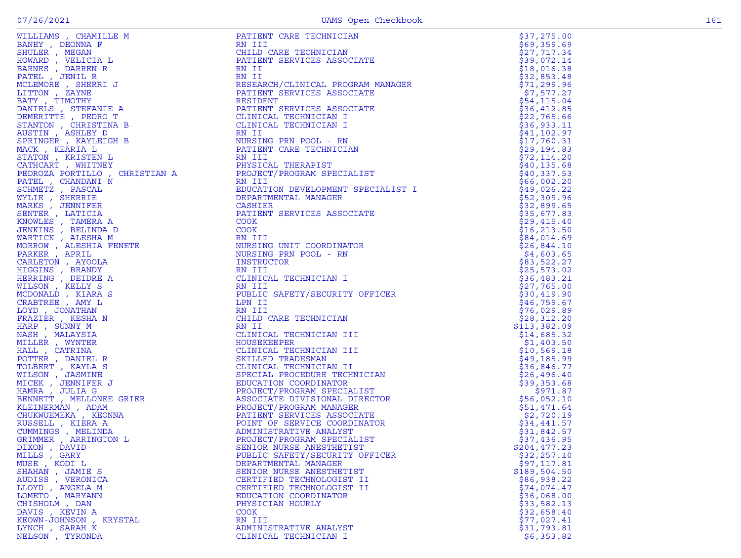| Name | Title | Amount |
|---|---|---|
| WILLIAMS , CHAMILLE M | PATIENT CARE TECHNICIAN | $37,275.00 |
| BANEY , DEONNA F | RN III | $69,359.69 |
| SHULER , MEGAN | CHILD CARE TECHNICIAN | $27,717.34 |
| HOWARD , VELICIA L | PATIENT SERVICES ASSOCIATE | $39,072.14 |
| BARNES , DARREN R | RN II | $18,016.38 |
| PATEL , JENIL R | RN II | $32,853.48 |
| MCLEMORE , SHERRI J | RESEARCH/CLINICAL PROGRAM MANAGER | $71,299.96 |
| LITTON , ZAYNE | PATIENT SERVICES ASSOCIATE | $7,577.27 |
| BATY , TIMOTHY | RESIDENT | $54,115.04 |
| DANIELS , STEFANIE A | PATIENT SERVICES ASSOCIATE | $36,412.85 |
| DEMERITTE , PEDRO T | CLINICAL TECHNICIAN I | $22,765.66 |
| STANTON , CHRISTINA B | CLINICAL TECHNICIAN I | $36,933.11 |
| AUSTIN , ASHLEY D | RN II | $41,102.97 |
| SPRINGER , KAYLEIGH B | NURSING PRN POOL - RN | $17,760.31 |
| MACK , KEARIA L | PATIENT CARE TECHNICIAN | $29,194.83 |
| STATON , KRISTEN L | RN III | $72,114.20 |
| CATHCART , WHITNEY | PHYSICAL THERAPIST | $40,135.68 |
| PEDROZA PORTILLO , CHRISTIAN A | PROJECT/PROGRAM SPECIALIST | $40,337.53 |
| PATEL , CHANDANI N | RN III | $66,002.20 |
| SCHMETZ , PASCAL | EDUCATION DEVELOPMENT SPECIALIST I | $49,026.22 |
| WYLIE , SHERRIE | DEPARTMENTAL MANAGER | $52,309.96 |
| MARKS , JENNIFER | CASHIER | $32,899.65 |
| SENTER , LATICIA | PATIENT SERVICES ASSOCIATE | $35,677.83 |
| KNOWLES , TAMERA A | COOK | $29,415.40 |
| JENKINS , BELINDA D | COOK | $16,213.50 |
| WARTICK , ALESHA M | RN III | $84,014.69 |
| MORROW , ALESHIA FENETE | NURSING UNIT COORDINATOR | $26,844.10 |
| PARKER , APRIL | NURSING PRN POOL - RN | $4,603.65 |
| CARLETON , AYOOLA | INSTRUCTOR | $83,522.27 |
| HIGGINS , BRANDY | RN III | $25,573.02 |
| HERRING , DEIDRE A | CLINICAL TECHNICIAN I | $36,483.21 |
| WILSON , KELLY S | RN III | $27,765.00 |
| MCDONALD , KIARA S | PUBLIC SAFETY/SECURITY OFFICER | $30,419.90 |
| CRABTREE , AMY L | LPN II | $46,759.67 |
| LOYD , JONATHAN | RN III | $76,029.89 |
| FRAZIER , KESHA N | CHILD CARE TECHNICIAN | $28,312.20 |
| HARP , SUNNY M | RN II | $113,382.09 |
| NASH , MALAYSIA | CLINICAL TECHNICIAN III | $14,685.32 |
| MILLER , WYNTER | HOUSEKEEPER | $1,403.50 |
| HALL , CATRINA | CLINICAL TECHNICIAN III | $10,569.18 |
| POTTER , DANIEL R | SKILLED TRADESMAN | $49,185.99 |
| TOLBERT , KAYLA S | CLINICAL TECHNICIAN II | $36,846.77 |
| WILSON , JASMINE | SPECIAL PROCEDURE TECHNICIAN | $26,496.40 |
| MICEK , JENNIFER J | EDUCATION COORDINATOR | $39,353.68 |
| HAMRA , JULIA G | PROJECT/PROGRAM SPECIALIST | $971.87 |
| BENNETT , MELLONEE GRIER | ASSOCIATE DIVISIONAL DIRECTOR | $56,052.10 |
| KLEINERMAN , ADAM | PROJECT/PROGRAM MANAGER | $51,471.64 |
| CHUKWUEMEKA , KEONNA | PATIENT SERVICES ASSOCIATE | $2,720.19 |
| RUSSELL , KIERA A | POINT OF SERVICE COORDINATOR | $34,441.57 |
| CUMMINGS , MELINDA | ADMINISTRATIVE ANALYST | $31,842.57 |
| GRIMMER , ARRINGTON L | PROJECT/PROGRAM SPECIALIST | $37,436.95 |
| DIXON , DAVID | SENIOR NURSE ANESTHETIST | $204,477.23 |
| MILLS , GARY | PUBLIC SAFETY/SECURITY OFFICER | $32,257.10 |
| MUSE , KODI L | DEPARTMENTAL MANAGER | $97,117.81 |
| SHAHAN , JAMIE S | SENIOR NURSE ANESTHETIST | $189,504.50 |
| AUDISS , VERONICA | CERTIFIED TECHNOLOGIST II | $86,938.22 |
| LLOYD , ANGELA M | CERTIFIED TECHNOLOGIST II | $74,074.47 |
| LOMETO , MARYANN | EDUCATION COORDINATOR | $36,068.00 |
| CHISHOLM , DAN | PHYSICIAN HOURLY | $33,582.13 |
| DAVIS , KEVIN A | COOK | $32,658.40 |
| KEOWN-JOHNSON , KRYSTAL | RN III | $77,027.41 |
| LYNCH , SARAH K | ADMINISTRATIVE ANALYST | $31,793.81 |
| NELSON , TYRONDA | CLINICAL TECHNICIAN I | $6,353.82 |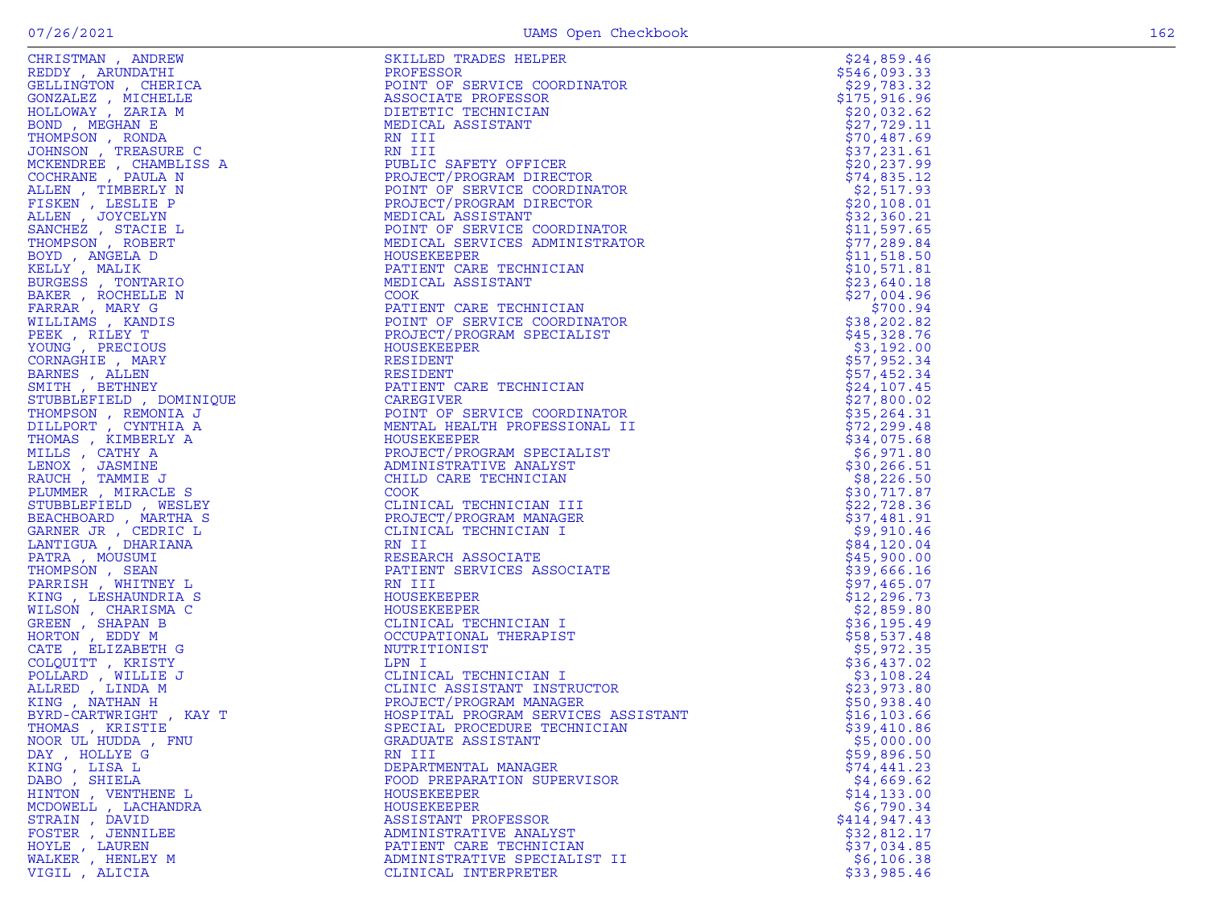| Name | Title | Amount |
|---|---|---|
| CHRISTMAN , ANDREW | SKILLED TRADES HELPER | $24,859.46 |
| REDDY , ARUNDATHI | PROFESSOR | $546,093.33 |
| GELLINGTON , CHERICA | POINT OF SERVICE COORDINATOR | $29,783.32 |
| GONZALEZ , MICHELLE | ASSOCIATE PROFESSOR | $175,916.96 |
| HOLLOWAY , ZARIA M | DIETETIC TECHNICIAN | $20,032.62 |
| BOND , MEGHAN E | MEDICAL ASSISTANT | $27,729.11 |
| THOMPSON , RONDA | RN III | $70,487.69 |
| JOHNSON , TREASURE C | RN III | $37,231.61 |
| MCKENDREE , CHAMBLISS A | PUBLIC SAFETY OFFICER | $20,237.99 |
| COCHRANE , PAULA N | PROJECT/PROGRAM DIRECTOR | $74,835.12 |
| ALLEN , TIMBERLY N | POINT OF SERVICE COORDINATOR | $2,517.93 |
| FISKEN , LESLIE P | PROJECT/PROGRAM DIRECTOR | $20,108.01 |
| ALLEN , JOYCELYN | MEDICAL ASSISTANT | $32,360.21 |
| SANCHEZ , STACIE L | POINT OF SERVICE COORDINATOR | $11,597.65 |
| THOMPSON , ROBERT | MEDICAL SERVICES ADMINISTRATOR | $77,289.84 |
| BOYD , ANGELA D | HOUSEKEEPER | $11,518.50 |
| KELLY , MALIK | PATIENT CARE TECHNICIAN | $10,571.81 |
| BURGESS , TONTARIO | MEDICAL ASSISTANT | $23,640.18 |
| BAKER , ROCHELLE N | COOK | $27,004.96 |
| FARRAR , MARY G | PATIENT CARE TECHNICIAN | $700.94 |
| WILLIAMS , KANDIS | POINT OF SERVICE COORDINATOR | $38,202.82 |
| PEEK , RILEY T | PROJECT/PROGRAM SPECIALIST | $45,328.76 |
| YOUNG , PRECIOUS | HOUSEKEEPER | $3,192.00 |
| CORNAGHIE , MARY | RESIDENT | $57,952.34 |
| BARNES , ALLEN | RESIDENT | $57,452.34 |
| SMITH , BETHNEY | PATIENT CARE TECHNICIAN | $24,107.45 |
| STUBBLEFIELD , DOMINIQUE | CAREGIVER | $27,800.02 |
| THOMPSON , REMONIA J | POINT OF SERVICE COORDINATOR | $35,264.31 |
| DILLPORT , CYNTHIA A | MENTAL HEALTH PROFESSIONAL II | $72,299.48 |
| THOMAS , KIMBERLY A | HOUSEKEEPER | $34,075.68 |
| MILLS , CATHY A | PROJECT/PROGRAM SPECIALIST | $6,971.80 |
| LENOX , JASMINE | ADMINISTRATIVE ANALYST | $30,266.51 |
| RAUCH , TAMMIE J | CHILD CARE TECHNICIAN | $8,226.50 |
| PLUMMER , MIRACLE S | COOK | $30,717.87 |
| STUBBLEFIELD , WESLEY | CLINICAL TECHNICIAN III | $22,728.36 |
| BEACHBOARD , MARTHA S | PROJECT/PROGRAM MANAGER | $37,481.91 |
| GARNER JR , CEDRIC L | CLINICAL TECHNICIAN I | $9,910.46 |
| LANTIGUA , DHARIANA | RN II | $84,120.04 |
| PATRA , MOUSUMI | RESEARCH ASSOCIATE | $45,900.00 |
| THOMPSON , SEAN | PATIENT SERVICES ASSOCIATE | $39,666.16 |
| PARRISH , WHITNEY L | RN III | $97,465.07 |
| KING , LESHAUNDRIA S | HOUSEKEEPER | $12,296.73 |
| WILSON , CHARISMA C | HOUSEKEEPER | $2,859.80 |
| GREEN , SHAPAN B | CLINICAL TECHNICIAN I | $36,195.49 |
| HORTON , EDDY M | OCCUPATIONAL THERAPIST | $58,537.48 |
| CATE , ELIZABETH G | NUTRITIONIST | $5,972.35 |
| COLQUITT , KRISTY | LPN I | $36,437.02 |
| POLLARD , WILLIE J | CLINICAL TECHNICIAN I | $3,108.24 |
| ALLRED , LINDA M | CLINIC ASSISTANT INSTRUCTOR | $23,973.80 |
| KING , NATHAN H | PROJECT/PROGRAM MANAGER | $50,938.40 |
| BYRD-CARTWRIGHT , KAY T | HOSPITAL PROGRAM SERVICES ASSISTANT | $16,103.66 |
| THOMAS , KRISTIE | SPECIAL PROCEDURE TECHNICIAN | $39,410.86 |
| NOOR UL HUDDA , FNU | GRADUATE ASSISTANT | $5,000.00 |
| DAY , HOLLYE G | RN III | $59,896.50 |
| KING , LISA L | DEPARTMENTAL MANAGER | $74,441.23 |
| DABO , SHIELA | FOOD PREPARATION SUPERVISOR | $4,669.62 |
| HINTON , VENTHENE L | HOUSEKEEPER | $14,133.00 |
| MCDOWELL , LACHANDRA | HOUSEKEEPER | $6,790.34 |
| STRAIN , DAVID | ASSISTANT PROFESSOR | $414,947.43 |
| FOSTER , JENNILEE | ADMINISTRATIVE ANALYST | $32,812.17 |
| HOYLE , LAUREN | PATIENT CARE TECHNICIAN | $37,034.85 |
| WALKER , HENLEY M | ADMINISTRATIVE SPECIALIST II | $6,106.38 |
| VIGIL , ALICIA | CLINICAL INTERPRETER | $33,985.46 |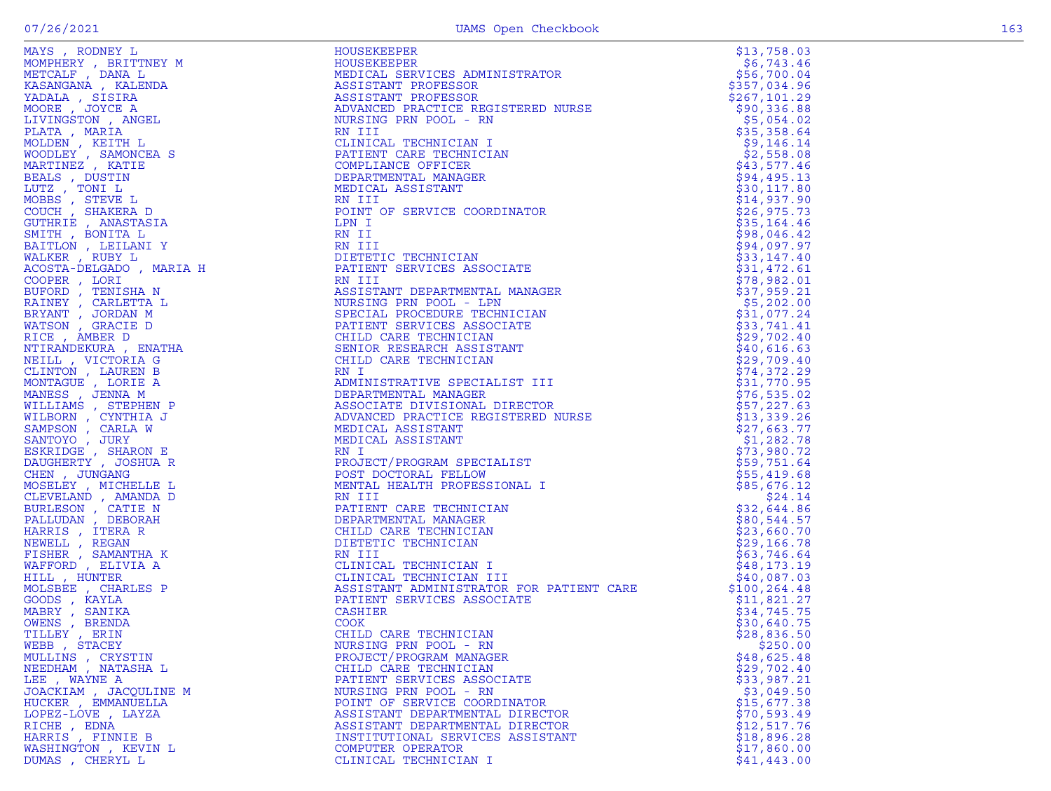| Name | Title | Amount |
|---|---|---|
| MAYS , RODNEY L | HOUSEKEEPER | $13,758.03 |
| MOMPHERY , BRITTNEY M | HOUSEKEEPER | $6,743.46 |
| METCALF , DANA L | MEDICAL SERVICES ADMINISTRATOR | $56,700.04 |
| KASANGANA , KALENDA | ASSISTANT PROFESSOR | $357,034.96 |
| YADALA , SISIRA | ASSISTANT PROFESSOR | $267,101.29 |
| MOORE , JOYCE A | ADVANCED PRACTICE REGISTERED NURSE | $90,336.88 |
| LIVINGSTON , ANGEL | NURSING PRN POOL - RN | $5,054.02 |
| PLATA , MARIA | RN III | $35,358.64 |
| MOLDEN , KEITH L | CLINICAL TECHNICIAN I | $9,146.14 |
| WOODLEY , SAMONCEA S | PATIENT CARE TECHNICIAN | $2,558.08 |
| MARTINEZ , KATIE | COMPLIANCE OFFICER | $43,577.46 |
| BEALS , DUSTIN | DEPARTMENTAL MANAGER | $94,495.13 |
| LUTZ , TONI L | MEDICAL ASSISTANT | $30,117.80 |
| MOBBS , STEVE L | RN III | $14,937.90 |
| COUCH , SHAKERA D | POINT OF SERVICE COORDINATOR | $26,975.73 |
| GUTHRIE , ANASTASIA | LPN I | $35,164.46 |
| SMITH , BONITA L | RN II | $98,046.42 |
| BAITLON , LEILANI Y | RN III | $94,097.97 |
| WALKER , RUBY L | DIETETIC TECHNICIAN | $33,147.40 |
| ACOSTA-DELGADO , MARIA H | PATIENT SERVICES ASSOCIATE | $31,472.61 |
| COOPER , LORI | RN III | $78,982.01 |
| BUFORD , TENISHA N | ASSISTANT DEPARTMENTAL MANAGER | $37,959.21 |
| RAINEY , CARLETTA L | NURSING PRN POOL - LPN | $5,202.00 |
| BRYANT , JORDAN M | SPECIAL PROCEDURE TECHNICIAN | $31,077.24 |
| WATSON , GRACIE D | PATIENT SERVICES ASSOCIATE | $33,741.41 |
| RICE , AMBER D | CHILD CARE TECHNICIAN | $29,702.40 |
| NTIRANDEKURA , ENATHA | SENIOR RESEARCH ASSISTANT | $40,616.63 |
| NEILL , VICTORIA G | CHILD CARE TECHNICIAN | $29,709.40 |
| CLINTON , LAUREN B | RN I | $74,372.29 |
| MONTAGUE , LORIE A | ADMINISTRATIVE SPECIALIST III | $31,770.95 |
| MANESS , JENNA M | DEPARTMENTAL MANAGER | $76,535.02 |
| WILLIAMS , STEPHEN P | ASSOCIATE DIVISIONAL DIRECTOR | $57,227.63 |
| WILBORN , CYNTHIA J | ADVANCED PRACTICE REGISTERED NURSE | $13,339.26 |
| SAMPSON , CARLA W | MEDICAL ASSISTANT | $27,663.77 |
| SANTOYO , JURY | MEDICAL ASSISTANT | $1,282.78 |
| ESKRIDGE , SHARON E | RN I | $73,980.72 |
| DAUGHERTY , JOSHUA R | PROJECT/PROGRAM SPECIALIST | $59,751.64 |
| CHEN , JUNGANG | POST DOCTORAL FELLOW | $55,419.68 |
| MOSELEY , MICHELLE L | MENTAL HEALTH PROFESSIONAL I | $85,676.12 |
| CLEVELAND , AMANDA D | RN III | $24.14 |
| BURLESON , CATIE N | PATIENT CARE TECHNICIAN | $32,644.86 |
| PALLUDAN , DEBORAH | DEPARTMENTAL MANAGER | $80,544.57 |
| HARRIS , ITERA R | CHILD CARE TECHNICIAN | $23,660.70 |
| NEWELL , REGAN | DIETETIC TECHNICIAN | $29,166.78 |
| FISHER , SAMANTHA K | RN III | $63,746.64 |
| WAFFORD , ELIVIA A | CLINICAL TECHNICIAN I | $48,173.19 |
| HILL , HUNTER | CLINICAL TECHNICIAN III | $40,087.03 |
| MOLSBEE , CHARLES P | ASSISTANT ADMINISTRATOR FOR PATIENT CARE | $100,264.48 |
| GOODS , KAYLA | PATIENT SERVICES ASSOCIATE | $11,821.27 |
| MABRY , SANIKA | CASHIER | $34,745.75 |
| OWENS , BRENDA | COOK | $30,640.75 |
| TILLEY , ERIN | CHILD CARE TECHNICIAN | $28,836.50 |
| WEBB , STACEY | NURSING PRN POOL - RN | $250.00 |
| MULLINS , CRYSTIN | PROJECT/PROGRAM MANAGER | $48,625.48 |
| NEEDHAM , NATASHA L | CHILD CARE TECHNICIAN | $29,702.40 |
| LEE , WAYNE A | PATIENT SERVICES ASSOCIATE | $33,987.21 |
| JOACKIAM , JACQULINE M | NURSING PRN POOL - RN | $3,049.50 |
| HUCKER , EMMANUELLA | POINT OF SERVICE COORDINATOR | $15,677.38 |
| LOPEZ-LOVE , LAYZA | ASSISTANT DEPARTMENTAL DIRECTOR | $70,593.49 |
| RICHE , EDNA | ASSISTANT DEPARTMENTAL DIRECTOR | $12,517.76 |
| HARRIS , FINNIE B | INSTITUTIONAL SERVICES ASSISTANT | $18,896.28 |
| WASHINGTON , KEVIN L | COMPUTER OPERATOR | $17,860.00 |
| DUMAS , CHERYL L | CLINICAL TECHNICIAN I | $41,443.00 |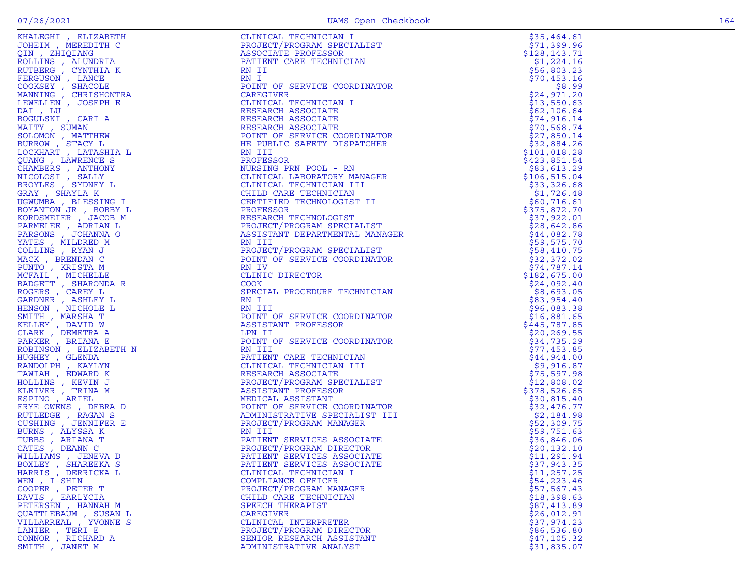| Name | Title | Amount |
|---|---|---|
| KHALEGHI , ELIZABETH | CLINICAL TECHNICIAN I | $35,464.61 |
| JOHEIM , MEREDITH C | PROJECT/PROGRAM SPECIALIST | $71,399.96 |
| QIN , ZHIQIANG | ASSOCIATE PROFESSOR | $128,143.71 |
| ROLLINS , ALUNDRIA | PATIENT CARE TECHNICIAN | $1,224.16 |
| RUTBERG , CYNTHIA K | RN II | $56,803.23 |
| FERGUSON , LANCE | RN I | $70,453.16 |
| COOKSEY , SHACOLE | POINT OF SERVICE COORDINATOR | $8.99 |
| MANNING , CHRISHONTRA | CAREGIVER | $24,971.20 |
| LEWELLEN , JOSEPH E | CLINICAL TECHNICIAN I | $13,550.63 |
| DAI , LU | RESEARCH ASSOCIATE | $62,106.64 |
| BOGULSKI , CARI A | RESEARCH ASSOCIATE | $74,916.14 |
| MAITY , SUMAN | RESEARCH ASSOCIATE | $70,568.74 |
| SOLOMON , MATTHEW | POINT OF SERVICE COORDINATOR | $27,850.14 |
| BURROW , STACY L | HE PUBLIC SAFETY DISPATCHER | $32,884.26 |
| LOCKHART , LATASHIA L | RN III | $101,018.28 |
| QUANG , LAWRENCE S | PROFESSOR | $423,851.54 |
| CHAMBERS , ANTHONY | NURSING PRN POOL - RN | $83,613.29 |
| NICOLOSI , SALLY | CLINICAL LABORATORY MANAGER | $106,515.04 |
| BROYLES , SYDNEY L | CLINICAL TECHNICIAN III | $33,326.68 |
| GRAY , SHAYLA K | CHILD CARE TECHNICIAN | $1,726.48 |
| UGWUMBA , BLESSING I | CERTIFIED TECHNOLOGIST II | $60,716.61 |
| BOYANTON JR , BOBBY L | PROFESSOR | $375,872.70 |
| KORDSMEIER , JACOB M | RESEARCH TECHNOLOGIST | $37,922.01 |
| PARMELEE , ADRIAN L | PROJECT/PROGRAM SPECIALIST | $28,642.86 |
| PARSONS , JOHANNA O | ASSISTANT DEPARTMENTAL MANAGER | $44,082.78 |
| YATES , MILDRED M | RN III | $59,575.70 |
| COLLINS , RYAN J | PROJECT/PROGRAM SPECIALIST | $58,410.75 |
| MACK , BRENDAN C | POINT OF SERVICE COORDINATOR | $32,372.02 |
| PUNTO , KRISTA M | RN IV | $74,787.14 |
| MCFAIL , MICHELLE | CLINIC DIRECTOR | $182,675.00 |
| BADGETT , SHARONDA R | COOK | $24,092.40 |
| ROGERS , CAREY L | SPECIAL PROCEDURE TECHNICIAN | $8,693.05 |
| GARDNER , ASHLEY L | RN I | $83,954.40 |
| HENSON , NICHOLE L | RN III | $96,083.38 |
| SMITH , MARSHA T | POINT OF SERVICE COORDINATOR | $16,881.65 |
| KELLEY , DAVID W | ASSISTANT PROFESSOR | $445,787.85 |
| CLARK , DEMETRA A | LPN II | $20,269.55 |
| PARKER , BRIANA E | POINT OF SERVICE COORDINATOR | $34,735.29 |
| ROBINSON , ELIZABETH N | RN III | $77,453.85 |
| HUGHEY , GLENDA | PATIENT CARE TECHNICIAN | $44,944.00 |
| RANDOLPH , KAYLYN | CLINICAL TECHNICIAN III | $9,916.87 |
| TAWIAH , EDWARD K | RESEARCH ASSOCIATE | $75,597.98 |
| HOLLINS , KEVIN J | PROJECT/PROGRAM SPECIALIST | $12,808.02 |
| KLEIVER , TRINA M | ASSISTANT PROFESSOR | $378,526.65 |
| ESPINO , ARIEL | MEDICAL ASSISTANT | $30,815.40 |
| FRYE-OWENS , DEBRA D | POINT OF SERVICE COORDINATOR | $32,476.77 |
| RUTLEDGE , RAGAN S | ADMINISTRATIVE SPECIALIST III | $2,184.98 |
| CUSHING , JENNIFER E | PROJECT/PROGRAM MANAGER | $52,309.75 |
| BURNS , ALYSSA K | RN III | $59,751.63 |
| TUBBS , ARIANA T | PATIENT SERVICES ASSOCIATE | $36,846.06 |
| CATES , DEANN C | PROJECT/PROGRAM DIRECTOR | $20,132.10 |
| WILLIAMS , JENEVA D | PATIENT SERVICES ASSOCIATE | $11,291.94 |
| BOXLEY , SHAREEKA S | PATIENT SERVICES ASSOCIATE | $37,943.35 |
| HARRIS , DERRICKA L | CLINICAL TECHNICIAN I | $11,257.25 |
| WEN , I-SHIN | COMPLIANCE OFFICER | $54,223.46 |
| COOPER , PETER T | PROJECT/PROGRAM MANAGER | $57,567.43 |
| DAVIS , EARLYCIA | CHILD CARE TECHNICIAN | $18,398.63 |
| PETERSEN , HANNAH M | SPEECH THERAPIST | $87,413.89 |
| QUATTLEBAUM , SUSAN L | CAREGIVER | $26,012.91 |
| VILLARREAL , YVONNE S | CLINICAL INTERPRETER | $37,974.23 |
| LANIER , TERI E | PROJECT/PROGRAM DIRECTOR | $86,536.80 |
| CONNOR , RICHARD A | SENIOR RESEARCH ASSISTANT | $47,105.32 |
| SMITH , JANET M | ADMINISTRATIVE ANALYST | $31,835.07 |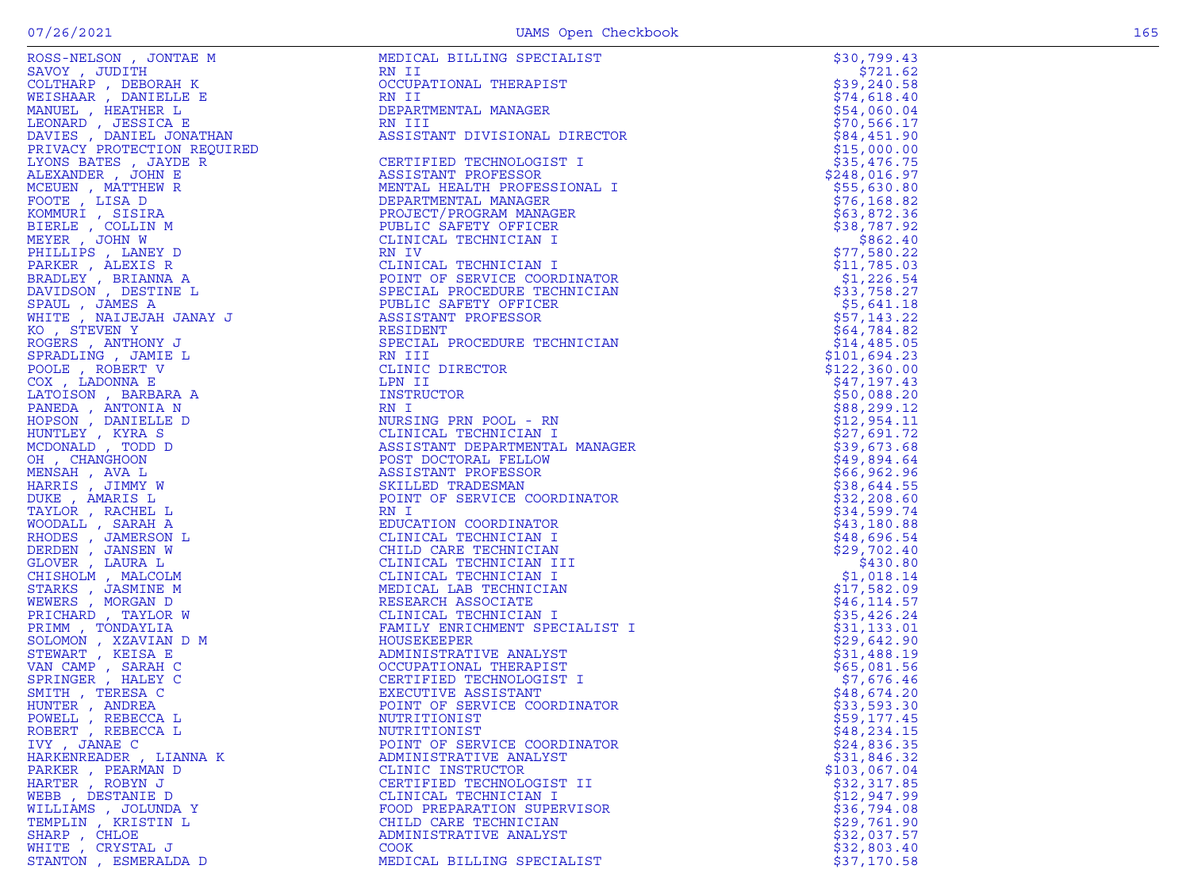| Name | Title | Amount |
|---|---|---|
| ROSS-NELSON , JONTAE M | MEDICAL BILLING SPECIALIST | $30,799.43 |
| SAVOY , JUDITH | RN II | $721.62 |
| COLTHARP , DEBORAH K | OCCUPATIONAL THERAPIST | $39,240.58 |
| WEISHAAR , DANIELLE E | RN II | $74,618.40 |
| MANUEL , HEATHER L | DEPARTMENTAL MANAGER | $54,060.04 |
| LEONARD , JESSICA E | RN III | $70,566.17 |
| DAVIES , DANIEL JONATHAN | ASSISTANT DIVISIONAL DIRECTOR | $84,451.90 |
| PRIVACY PROTECTION REQUIRED | | $15,000.00 |
| LYONS BATES , JAYDE R | CERTIFIED TECHNOLOGIST I | $35,476.75 |
| ALEXANDER , JOHN E | ASSISTANT PROFESSOR | $248,016.97 |
| MCEUEN , MATTHEW R | MENTAL HEALTH PROFESSIONAL I | $55,630.80 |
| FOOTE , LISA D | DEPARTMENTAL MANAGER | $76,168.82 |
| KOMMURI , SISIRA | PROJECT/PROGRAM MANAGER | $63,872.36 |
| BIERLE , COLLIN M | PUBLIC SAFETY OFFICER | $38,787.92 |
| MEYER , JOHN W | CLINICAL TECHNICIAN I | $862.40 |
| PHILLIPS , LANEY D | RN IV | $77,580.22 |
| PARKER , ALEXIS R | CLINICAL TECHNICIAN I | $11,785.03 |
| BRADLEY , BRIANNA A | POINT OF SERVICE COORDINATOR | $1,226.54 |
| DAVIDSON , DESTINE L | SPECIAL PROCEDURE TECHNICIAN | $33,758.27 |
| SPAUL , JAMES A | PUBLIC SAFETY OFFICER | $5,641.18 |
| WHITE , NAIJEJAH JANAY J | ASSISTANT PROFESSOR | $57,143.22 |
| KO , STEVEN Y | RESIDENT | $64,784.82 |
| ROGERS , ANTHONY J | SPECIAL PROCEDURE TECHNICIAN | $14,485.05 |
| SPRADLING , JAMIE L | RN III | $101,694.23 |
| POOLE , ROBERT V | CLINIC DIRECTOR | $122,360.00 |
| COX , LADONNA E | LPN II | $47,197.43 |
| LATOISON , BARBARA A | INSTRUCTOR | $50,088.20 |
| PANEDA , ANTONIA N | RN I | $88,299.12 |
| HOPSON , DANIELLE D | NURSING PRN POOL - RN | $12,954.11 |
| HUNTLEY , KYRA S | CLINICAL TECHNICIAN I | $27,691.72 |
| MCDONALD , TODD D | ASSISTANT DEPARTMENTAL MANAGER | $39,673.68 |
| OH , CHANGHOON | POST DOCTORAL FELLOW | $49,894.64 |
| MENSAH , AVA L | ASSISTANT PROFESSOR | $66,962.96 |
| HARRIS , JIMMY W | SKILLED TRADESMAN | $38,644.55 |
| DUKE , AMARIS L | POINT OF SERVICE COORDINATOR | $32,208.60 |
| TAYLOR , RACHEL L | RN I | $34,599.74 |
| WOODALL , SARAH A | EDUCATION COORDINATOR | $43,180.88 |
| RHODES , JAMERSON L | CLINICAL TECHNICIAN I | $48,696.54 |
| DERDEN , JANSEN W | CHILD CARE TECHNICIAN | $29,702.40 |
| GLOVER , LAURA L | CLINICAL TECHNICIAN III | $430.80 |
| CHISHOLM , MALCOLM | CLINICAL TECHNICIAN I | $1,018.14 |
| STARKS , JASMINE M | MEDICAL LAB TECHNICIAN | $17,582.09 |
| WEWERS , MORGAN D | RESEARCH ASSOCIATE | $46,114.57 |
| PRICHARD , TAYLOR W | CLINICAL TECHNICIAN I | $35,426.24 |
| PRIMM , TONDAYLIA | FAMILY ENRICHMENT SPECIALIST I | $31,133.01 |
| SOLOMON , XZAVIAN D M | HOUSEKEEPER | $29,642.90 |
| STEWART , KEISA E | ADMINISTRATIVE ANALYST | $31,488.19 |
| VAN CAMP , SARAH C | OCCUPATIONAL THERAPIST | $65,081.56 |
| SPRINGER , HALEY C | CERTIFIED TECHNOLOGIST I | $7,676.46 |
| SMITH , TERESA C | EXECUTIVE ASSISTANT | $48,674.20 |
| HUNTER , ANDREA | POINT OF SERVICE COORDINATOR | $33,593.30 |
| POWELL , REBECCA L | NUTRITIONIST | $59,177.45 |
| ROBERT , REBECCA L | NUTRITIONIST | $48,234.15 |
| IVY , JANAE C | POINT OF SERVICE COORDINATOR | $24,836.35 |
| HARKENREADER , LIANNA K | ADMINISTRATIVE ANALYST | $31,846.32 |
| PARKER , PEARMAN D | CLINIC INSTRUCTOR | $103,067.04 |
| HARTER , ROBYN J | CERTIFIED TECHNOLOGIST II | $32,317.85 |
| WEBB , DESTANIE D | CLINICAL TECHNICIAN I | $12,947.99 |
| WILLIAMS , JOLUNDA Y | FOOD PREPARATION SUPERVISOR | $36,794.08 |
| TEMPLIN , KRISTIN L | CHILD CARE TECHNICIAN | $29,761.90 |
| SHARP , CHLOE | ADMINISTRATIVE ANALYST | $32,037.57 |
| WHITE , CRYSTAL J | COOK | $32,803.40 |
| STANTON , ESMERALDA D | MEDICAL BILLING SPECIALIST | $37,170.58 |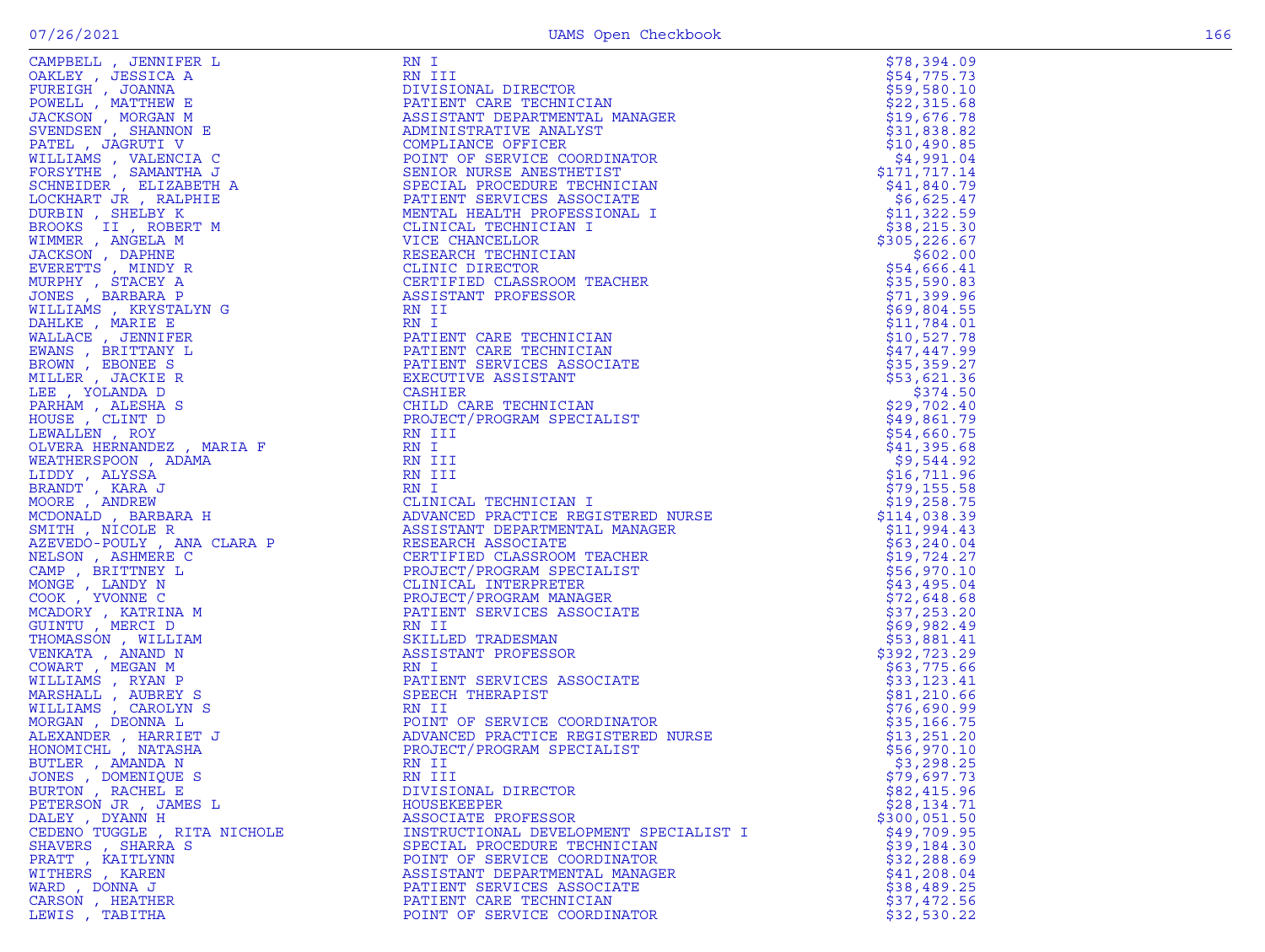| Name | Title | Amount |
|---|---|---|
| CAMPBELL , JENNIFER L | RN I | $78,394.09 |
| OAKLEY , JESSICA A | RN III | $54,775.73 |
| FUREIGH , JOANNA | DIVISIONAL DIRECTOR | $59,580.10 |
| POWELL , MATTHEW E | PATIENT CARE TECHNICIAN | $22,315.68 |
| JACKSON , MORGAN M | ASSISTANT DEPARTMENTAL MANAGER | $19,676.78 |
| SVENDSEN , SHANNON E | ADMINISTRATIVE ANALYST | $31,838.82 |
| PATEL , JAGRUTI V | COMPLIANCE OFFICER | $10,490.85 |
| WILLIAMS , VALENCIA C | POINT OF SERVICE COORDINATOR | $4,991.04 |
| FORSYTHE , SAMANTHA J | SENIOR NURSE ANESTHETIST | $171,717.14 |
| SCHNEIDER , ELIZABETH A | SPECIAL PROCEDURE TECHNICIAN | $41,840.79 |
| LOCKHART JR , RALPHIE | PATIENT SERVICES ASSOCIATE | $6,625.47 |
| DURBIN , SHELBY K | MENTAL HEALTH PROFESSIONAL I | $11,322.59 |
| BROOKS II , ROBERT M | CLINICAL TECHNICIAN I | $38,215.30 |
| WIMMER , ANGELA M | VICE CHANCELLOR | $305,226.67 |
| JACKSON , DAPHNE | RESEARCH TECHNICIAN | $602.00 |
| EVERETTS , MINDY R | CLINIC DIRECTOR | $54,666.41 |
| MURPHY , STACEY A | CERTIFIED CLASSROOM TEACHER | $35,590.83 |
| JONES , BARBARA P | ASSISTANT PROFESSOR | $71,399.96 |
| WILLIAMS , KRYSTALYN G | RN II | $69,804.55 |
| DAHLKE , MARIE E | RN I | $11,784.01 |
| WALLACE , JENNIFER | PATIENT CARE TECHNICIAN | $10,527.78 |
| EWANS , BRITTANY L | PATIENT CARE TECHNICIAN | $47,447.99 |
| BROWN , EBONEE S | PATIENT SERVICES ASSOCIATE | $35,359.27 |
| MILLER , JACKIE R | EXECUTIVE ASSISTANT | $53,621.36 |
| LEE , YOLANDA D | CASHIER | $374.50 |
| PARHAM , ALESHA S | CHILD CARE TECHNICIAN | $29,702.40 |
| HOUSE , CLINT D | PROJECT/PROGRAM SPECIALIST | $49,861.79 |
| LEWALLEN , ROY | RN III | $54,660.75 |
| OLVERA HERNANDEZ , MARIA F | RN I | $41,395.68 |
| WEATHERSPOON , ADAMA | RN III | $9,544.92 |
| LIDDY , ALYSSA | RN III | $16,711.96 |
| BRANDT , KARA J | RN I | $79,155.58 |
| MOORE , ANDREW | CLINICAL TECHNICIAN I | $19,258.75 |
| MCDONALD , BARBARA H | ADVANCED PRACTICE REGISTERED NURSE | $114,038.39 |
| SMITH , NICOLE R | ASSISTANT DEPARTMENTAL MANAGER | $11,994.43 |
| AZEVEDO-POULY , ANA CLARA P | RESEARCH ASSOCIATE | $63,240.04 |
| NELSON , ASHMERE C | CERTIFIED CLASSROOM TEACHER | $19,724.27 |
| CAMP , BRITTNEY L | PROJECT/PROGRAM SPECIALIST | $56,970.10 |
| MONGE , LANDY N | CLINICAL INTERPRETER | $43,495.04 |
| COOK , YVONNE C | PROJECT/PROGRAM MANAGER | $72,648.68 |
| MCADORY , KATRINA M | PATIENT SERVICES ASSOCIATE | $37,253.20 |
| GUINTU , MERCI D | RN II | $69,982.49 |
| THOMASSON , WILLIAM | SKILLED TRADESMAN | $53,881.41 |
| VENKATA , ANAND N | ASSISTANT PROFESSOR | $392,723.29 |
| COWART , MEGAN M | RN I | $63,775.66 |
| WILLIAMS , RYAN P | PATIENT SERVICES ASSOCIATE | $33,123.41 |
| MARSHALL , AUBREY S | SPEECH THERAPIST | $81,210.66 |
| WILLIAMS , CAROLYN S | RN II | $76,690.99 |
| MORGAN , DEONNA L | POINT OF SERVICE COORDINATOR | $35,166.75 |
| ALEXANDER , HARRIET J | ADVANCED PRACTICE REGISTERED NURSE | $13,251.20 |
| HONOMICHL , NATASHA | PROJECT/PROGRAM SPECIALIST | $56,970.10 |
| BUTLER , AMANDA N | RN II | $3,298.25 |
| JONES , DOMENIQUE S | RN III | $79,697.73 |
| BURTON , RACHEL E | DIVISIONAL DIRECTOR | $82,415.96 |
| PETERSON JR , JAMES L | HOUSEKEEPER | $28,134.71 |
| DALEY , DYANN H | ASSOCIATE PROFESSOR | $300,051.50 |
| CEDENO TUGGLE , RITA NICHOLE | INSTRUCTIONAL DEVELOPMENT SPECIALIST I | $49,709.95 |
| SHAVERS , SHARRA S | SPECIAL PROCEDURE TECHNICIAN | $39,184.30 |
| PRATT , KAITLYNN | POINT OF SERVICE COORDINATOR | $32,288.69 |
| WITHERS , KAREN | ASSISTANT DEPARTMENTAL MANAGER | $41,208.04 |
| WARD , DONNA J | PATIENT SERVICES ASSOCIATE | $38,489.25 |
| CARSON , HEATHER | PATIENT CARE TECHNICIAN | $37,472.56 |
| LEWIS , TABITHA | POINT OF SERVICE COORDINATOR | $32,530.22 |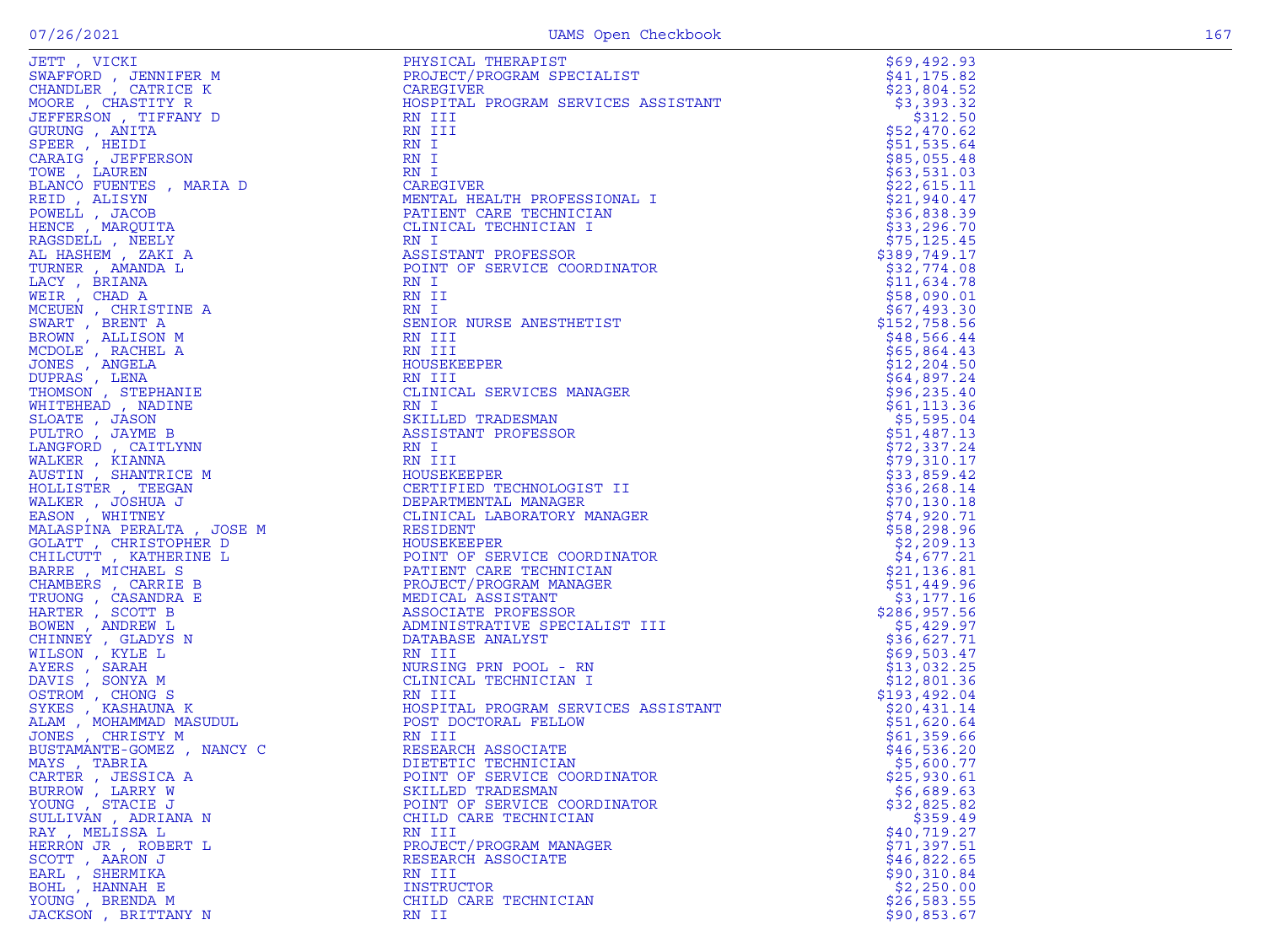| Name | Title | Amount |
|---|---|---|
| JETT , VICKI | PHYSICAL THERAPIST | $69,492.93 |
| SWAFFORD , JENNIFER M | PROJECT/PROGRAM SPECIALIST | $41,175.82 |
| CHANDLER , CATRICE K | CAREGIVER | $23,804.52 |
| MOORE , CHASTITY R | HOSPITAL PROGRAM SERVICES ASSISTANT | $3,393.32 |
| JEFFERSON , TIFFANY D | RN III | $312.50 |
| GURUNG , ANITA | RN III | $52,470.62 |
| SPEER , HEIDI | RN I | $51,535.64 |
| CARAIG , JEFFERSON | RN I | $85,055.48 |
| TOWE , LAUREN | RN I | $63,531.03 |
| BLANCO FUENTES , MARIA D | CAREGIVER | $22,615.11 |
| REID , ALISYN | MENTAL HEALTH PROFESSIONAL I | $21,940.47 |
| POWELL , JACOB | PATIENT CARE TECHNICIAN | $36,838.39 |
| HENCE , MARQUITA | CLINICAL TECHNICIAN I | $33,296.70 |
| RAGSDELL , NEELY | RN I | $75,125.45 |
| AL HASHEM , ZAKI A | ASSISTANT PROFESSOR | $389,749.17 |
| TURNER , AMANDA L | POINT OF SERVICE COORDINATOR | $32,774.08 |
| LACY , BRIANA | RN I | $11,634.78 |
| WEIR , CHAD A | RN II | $58,090.01 |
| MCEUEN , CHRISTINE A | RN I | $67,493.30 |
| SWART , BRENT A | SENIOR NURSE ANESTHETIST | $152,758.56 |
| BROWN , ALLISON M | RN III | $48,566.44 |
| MCDOLE , RACHEL A | RN III | $65,864.43 |
| JONES , ANGELA | HOUSEKEEPER | $12,204.50 |
| DUPRAS , LENA | RN III | $64,897.24 |
| THOMSON , STEPHANIE | CLINICAL SERVICES MANAGER | $96,235.40 |
| WHITEHEAD , NADINE | RN I | $61,113.36 |
| SLOATE , JASON | SKILLED TRADESMAN | $5,595.04 |
| PULTRO , JAYME B | ASSISTANT PROFESSOR | $51,487.13 |
| LANGFORD , CAITLYNN | RN I | $72,337.24 |
| WALKER , KIANNA | RN III | $79,310.17 |
| AUSTIN , SHANTRICE M | HOUSEKEEPER | $33,859.42 |
| HOLLISTER , TEEGAN | CERTIFIED TECHNOLOGIST II | $36,268.14 |
| WALKER , JOSHUA J | DEPARTMENTAL MANAGER | $70,130.18 |
| EASON , WHITNEY | CLINICAL LABORATORY MANAGER | $74,920.71 |
| MALASPINA PERALTA , JOSE M | RESIDENT | $58,298.96 |
| GOLATT , CHRISTOPHER D | HOUSEKEEPER | $2,209.13 |
| CHILCUTT , KATHERINE L | POINT OF SERVICE COORDINATOR | $4,677.21 |
| BARRE , MICHAEL S | PATIENT CARE TECHNICIAN | $21,136.81 |
| CHAMBERS , CARRIE B | PROJECT/PROGRAM MANAGER | $51,449.96 |
| TRUONG , CASANDRA E | MEDICAL ASSISTANT | $3,177.16 |
| HARTER , SCOTT B | ASSOCIATE PROFESSOR | $286,957.56 |
| BOWEN , ANDREW L | ADMINISTRATIVE SPECIALIST III | $5,429.97 |
| CHINNEY , GLADYS N | DATABASE ANALYST | $36,627.71 |
| WILSON , KYLE L | RN III | $69,503.47 |
| AYERS , SARAH | NURSING PRN POOL - RN | $13,032.25 |
| DAVIS , SONYA M | CLINICAL TECHNICIAN I | $12,801.36 |
| OSTROM , CHONG S | RN III | $193,492.04 |
| SYKES , KASHAUNA K | HOSPITAL PROGRAM SERVICES ASSISTANT | $20,431.14 |
| ALAM , MOHAMMAD MASUDUL | POST DOCTORAL FELLOW | $51,620.64 |
| JONES , CHRISTY M | RN III | $61,359.66 |
| BUSTAMANTE-GOMEZ , NANCY C | RESEARCH ASSOCIATE | $46,536.20 |
| MAYS , TABRIA | DIETETIC TECHNICIAN | $5,600.77 |
| CARTER , JESSICA A | POINT OF SERVICE COORDINATOR | $25,930.61 |
| BURROW , LARRY W | SKILLED TRADESMAN | $6,689.63 |
| YOUNG , STACIE J | POINT OF SERVICE COORDINATOR | $32,825.82 |
| SULLIVAN , ADRIANA N | CHILD CARE TECHNICIAN | $359.49 |
| RAY , MELISSA L | RN III | $40,719.27 |
| HERRON JR , ROBERT L | PROJECT/PROGRAM MANAGER | $71,397.51 |
| SCOTT , AARON J | RESEARCH ASSOCIATE | $46,822.65 |
| EARL , SHERMIKA | RN III | $90,310.84 |
| BOHL , HANNAH E | INSTRUCTOR | $2,250.00 |
| YOUNG , BRENDA M | CHILD CARE TECHNICIAN | $26,583.55 |
| JACKSON , BRITTANY N | RN II | $90,853.67 |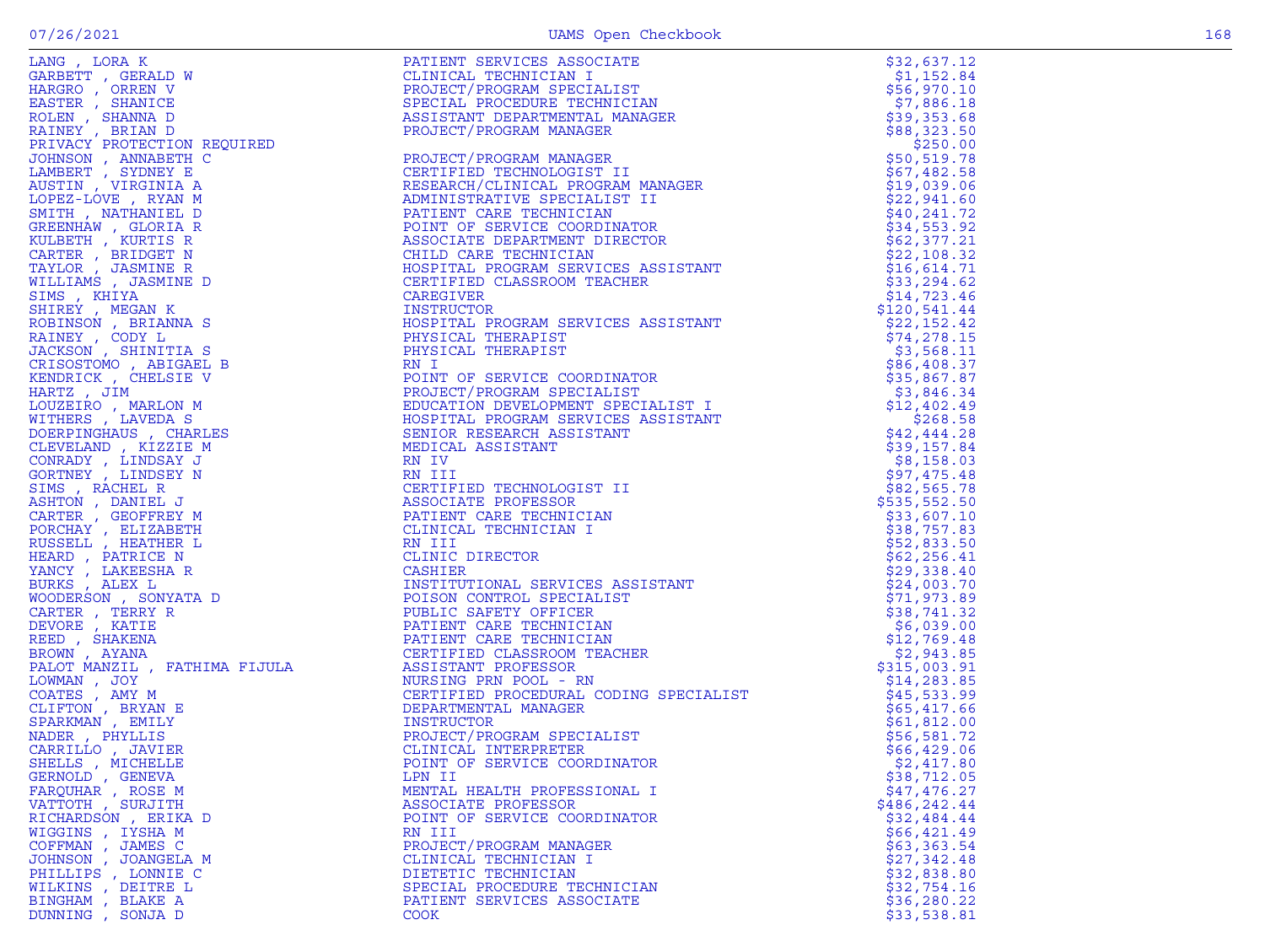| | | |
|---|---|---|
| LANG , LORA K | PATIENT SERVICES ASSOCIATE | $32,637.12 |
| GARBETT , GERALD W | CLINICAL TECHNICIAN I | $1,152.84 |
| HARGRO , ORREN V | PROJECT/PROGRAM SPECIALIST | $56,970.10 |
| EASTER , SHANICE | SPECIAL PROCEDURE TECHNICIAN | $7,886.18 |
| ROLEN , SHANNA D | ASSISTANT DEPARTMENTAL MANAGER | $39,353.68 |
| RAINEY , BRIAN D | PROJECT/PROGRAM MANAGER | $88,323.50 |
| PRIVACY PROTECTION REQUIRED | | $250.00 |
| JOHNSON , ANNABETH C | PROJECT/PROGRAM MANAGER | $50,519.78 |
| LAMBERT , SYDNEY E | CERTIFIED TECHNOLOGIST II | $67,482.58 |
| AUSTIN , VIRGINIA A | RESEARCH/CLINICAL PROGRAM MANAGER | $19,039.06 |
| LOPEZ-LOVE , RYAN M | ADMINISTRATIVE SPECIALIST II | $22,941.60 |
| SMITH , NATHANIEL D | PATIENT CARE TECHNICIAN | $40,241.72 |
| GREENHAW , GLORIA R | POINT OF SERVICE COORDINATOR | $34,553.92 |
| KULBETH , KURTIS R | ASSOCIATE DEPARTMENT DIRECTOR | $62,377.21 |
| CARTER , BRIDGET N | CHILD CARE TECHNICIAN | $22,108.32 |
| TAYLOR , JASMINE R | HOSPITAL PROGRAM SERVICES ASSISTANT | $16,614.71 |
| WILLIAMS , JASMINE D | CERTIFIED CLASSROOM TEACHER | $33,294.62 |
| SIMS , KHIYA | CAREGIVER | $14,723.46 |
| SHIREY , MEGAN K | INSTRUCTOR | $120,541.44 |
| ROBINSON , BRIANNA S | HOSPITAL PROGRAM SERVICES ASSISTANT | $22,152.42 |
| RAINEY , CODY L | PHYSICAL THERAPIST | $74,278.15 |
| JACKSON , SHINITIA S | PHYSICAL THERAPIST | $3,568.11 |
| CRISOSTOMO , ABIGAEL B | RN I | $86,408.37 |
| KENDRICK , CHELSIE V | POINT OF SERVICE COORDINATOR | $35,867.87 |
| HARTZ , JIM | PROJECT/PROGRAM SPECIALIST | $3,846.34 |
| LOUZEIRO , MARLON M | EDUCATION DEVELOPMENT SPECIALIST I | $12,402.49 |
| WITHERS , LAVEDA S | HOSPITAL PROGRAM SERVICES ASSISTANT | $268.58 |
| DOERPINGHAUS , CHARLES | SENIOR RESEARCH ASSISTANT | $42,444.28 |
| CLEVELAND , KIZZIE M | MEDICAL ASSISTANT | $39,157.84 |
| CONRADY , LINDSAY J | RN IV | $8,158.03 |
| GORTNEY , LINDSEY N | RN III | $97,475.48 |
| SIMS , RACHEL R | CERTIFIED TECHNOLOGIST II | $82,565.78 |
| ASHTON , DANIEL J | ASSOCIATE PROFESSOR | $535,552.50 |
| CARTER , GEOFFREY M | PATIENT CARE TECHNICIAN | $33,607.10 |
| PORCHAY , ELIZABETH | CLINICAL TECHNICIAN I | $38,757.83 |
| RUSSELL , HEATHER L | RN III | $52,833.50 |
| HEARD , PATRICE N | CLINIC DIRECTOR | $62,256.41 |
| YANCY , LAKEESHA R | CASHIER | $29,338.40 |
| BURKS , ALEX L | INSTITUTIONAL SERVICES ASSISTANT | $24,003.70 |
| WOODERSON , SONYATA D | POISON CONTROL SPECIALIST | $71,973.89 |
| CARTER , TERRY R | PUBLIC SAFETY OFFICER | $38,741.32 |
| DEVORE , KATIE | PATIENT CARE TECHNICIAN | $6,039.00 |
| REED , SHAKENA | PATIENT CARE TECHNICIAN | $12,769.48 |
| BROWN , AYANA | CERTIFIED CLASSROOM TEACHER | $2,943.85 |
| PALOT MANZIL , FATHIMA FIJULA | ASSISTANT PROFESSOR | $315,003.91 |
| LOWMAN , JOY | NURSING PRN POOL - RN | $14,283.85 |
| COATES , AMY M | CERTIFIED PROCEDURAL CODING SPECIALIST | $45,533.99 |
| CLIFTON , BRYAN E | DEPARTMENTAL MANAGER | $65,417.66 |
| SPARKMAN , EMILY | INSTRUCTOR | $61,812.00 |
| NADER , PHYLLIS | PROJECT/PROGRAM SPECIALIST | $56,581.72 |
| CARRILLO , JAVIER | CLINICAL INTERPRETER | $66,429.06 |
| SHELLS , MICHELLE | POINT OF SERVICE COORDINATOR | $2,417.80 |
| GERNOLD , GENEVA | LPN II | $38,712.05 |
| FARQUHAR , ROSE M | MENTAL HEALTH PROFESSIONAL I | $47,476.27 |
| VATTOTH , SURJITH | ASSOCIATE PROFESSOR | $486,242.44 |
| RICHARDSON , ERIKA D | POINT OF SERVICE COORDINATOR | $32,484.44 |
| WIGGINS , IYSHA M | RN III | $66,421.49 |
| COFFMAN , JAMES C | PROJECT/PROGRAM MANAGER | $63,363.54 |
| JOHNSON , JOANGELA M | CLINICAL TECHNICIAN I | $27,342.48 |
| PHILLIPS , LONNIE C | DIETETIC TECHNICIAN | $32,838.80 |
| WILKINS , DEITRE L | SPECIAL PROCEDURE TECHNICIAN | $32,754.16 |
| BINGHAM , BLAKE A | PATIENT SERVICES ASSOCIATE | $36,280.22 |
| DUNNING , SONJA D | COOK | $33,538.81 |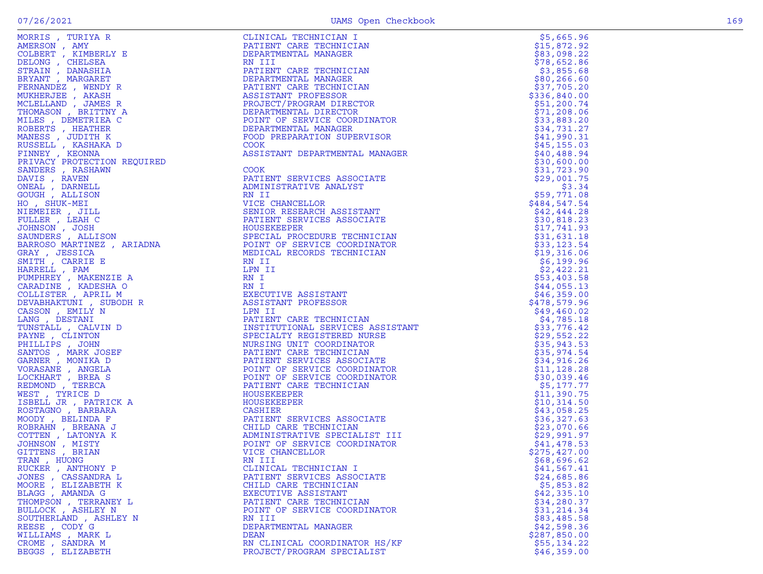| | | |
|---|---|---|
| MORRIS , TURIYA R | CLINICAL TECHNICIAN I | $5,665.96 |
| AMERSON , AMY | PATIENT CARE TECHNICIAN | $15,872.92 |
| COLBERT , KIMBERLY E | DEPARTMENTAL MANAGER | $83,098.22 |
| DELONG , CHELSEA | RN III | $78,652.86 |
| STRAIN , DANASHIA | PATIENT CARE TECHNICIAN | $3,855.68 |
| BRYANT , MARGARET | DEPARTMENTAL MANAGER | $80,266.60 |
| FERNANDEZ , WENDY R | PATIENT CARE TECHNICIAN | $37,705.20 |
| MUKHERJEE , AKASH | ASSISTANT PROFESSOR | $336,840.00 |
| MCLELLAND , JAMES R | PROJECT/PROGRAM DIRECTOR | $51,200.74 |
| THOMASON , BRITTNY A | DEPARTMENTAL DIRECTOR | $71,208.06 |
| MILES , DEMETRIEA C | POINT OF SERVICE COORDINATOR | $33,883.20 |
| ROBERTS , HEATHER | DEPARTMENTAL MANAGER | $34,731.27 |
| MANESS , JUDITH K | FOOD PREPARATION SUPERVISOR | $41,990.31 |
| RUSSELL , KASHAKA D | COOK | $45,155.03 |
| FINNEY , KEONNA | ASSISTANT DEPARTMENTAL MANAGER | $40,488.94 |
| PRIVACY PROTECTION REQUIRED | | $30,600.00 |
| SANDERS , RASHAWN | COOK | $31,723.90 |
| DAVIS , RAVEN | PATIENT SERVICES ASSOCIATE | $29,001.75 |
| ONEAL , DARNELL | ADMINISTRATIVE ANALYST | $3.34 |
| GOUGH , ALLISON | RN II | $59,771.08 |
| HO , SHUK-MEI | VICE CHANCELLOR | $484,547.54 |
| NIEMEIER , JILL | SENIOR RESEARCH ASSISTANT | $42,444.28 |
| FULLER , LEAH C | PATIENT SERVICES ASSOCIATE | $30,818.23 |
| JOHNSON , JOSH | HOUSEKEEPER | $17,741.93 |
| SAUNDERS , ALLISON | SPECIAL PROCEDURE TECHNICIAN | $31,631.18 |
| BARROSO MARTINEZ , ARIADNA | POINT OF SERVICE COORDINATOR | $33,123.54 |
| GRAY , JESSICA | MEDICAL RECORDS TECHNICIAN | $19,316.06 |
| SMITH , CARRIE E | RN II | $6,199.96 |
| HARRELL , PAM | LPN II | $2,422.21 |
| PUMPHREY , MAKENZIE A | RN I | $53,403.58 |
| CARADINE , KADESHA O | RN I | $44,055.13 |
| COLLISTER , APRIL M | EXECUTIVE ASSISTANT | $46,359.00 |
| DEVABHAKTUNI , SUBODH R | ASSISTANT PROFESSOR | $478,579.96 |
| CASSON , EMILY N | LPN II | $49,460.02 |
| LANG , DESTANI | PATIENT CARE TECHNICIAN | $4,785.18 |
| TUNSTALL , CALVIN D | INSTITUTIONAL SERVICES ASSISTANT | $33,776.42 |
| PAYNE , CLINTON | SPECIALTY REGISTERED NURSE | $29,552.22 |
| PHILLIPS , JOHN | NURSING UNIT COORDINATOR | $35,943.53 |
| SANTOS , MARK JOSEF | PATIENT CARE TECHNICIAN | $35,974.54 |
| GARNER , MONIKA D | PATIENT SERVICES ASSOCIATE | $34,916.26 |
| VORASANE , ANGELA | POINT OF SERVICE COORDINATOR | $11,128.28 |
| LOCKHART , BREA S | POINT OF SERVICE COORDINATOR | $30,039.46 |
| REDMOND , TERECA | PATIENT CARE TECHNICIAN | $5,177.77 |
| WEST , TYRICE D | HOUSEKEEPER | $11,390.75 |
| ISBELL JR , PATRICK A | HOUSEKEEPER | $10,314.50 |
| ROSTAGNO , BARBARA | CASHIER | $43,058.25 |
| MOODY , BELINDA F | PATIENT SERVICES ASSOCIATE | $36,327.63 |
| ROBRAHN , BREANA J | CHILD CARE TECHNICIAN | $23,070.66 |
| COTTEN , LATONYA K | ADMINISTRATIVE SPECIALIST III | $29,991.97 |
| JOHNSON , MISTY | POINT OF SERVICE COORDINATOR | $41,478.53 |
| GITTENS , BRIAN | VICE CHANCELLOR | $275,427.00 |
| TRAN , HUONG | RN III | $68,696.62 |
| RUCKER , ANTHONY P | CLINICAL TECHNICIAN I | $41,567.41 |
| JONES , CASSANDRA L | PATIENT SERVICES ASSOCIATE | $24,685.86 |
| MOORE , ELIZABETH K | CHILD CARE TECHNICIAN | $5,853.82 |
| BLAGG , AMANDA G | EXECUTIVE ASSISTANT | $42,335.10 |
| THOMPSON , TERRANEY L | PATIENT CARE TECHNICIAN | $34,280.37 |
| BULLOCK , ASHLEY N | POINT OF SERVICE COORDINATOR | $31,214.34 |
| SOUTHERLAND , ASHLEY N | RN III | $83,485.58 |
| REESE , CODY G | DEPARTMENTAL MANAGER | $42,598.36 |
| WILLIAMS , MARK L | DEAN | $287,850.00 |
| CROME , SANDRA M | RN CLINICAL COORDINATOR HS/KF | $55,134.22 |
| BEGGS , ELIZABETH | PROJECT/PROGRAM SPECIALIST | $46,359.00 |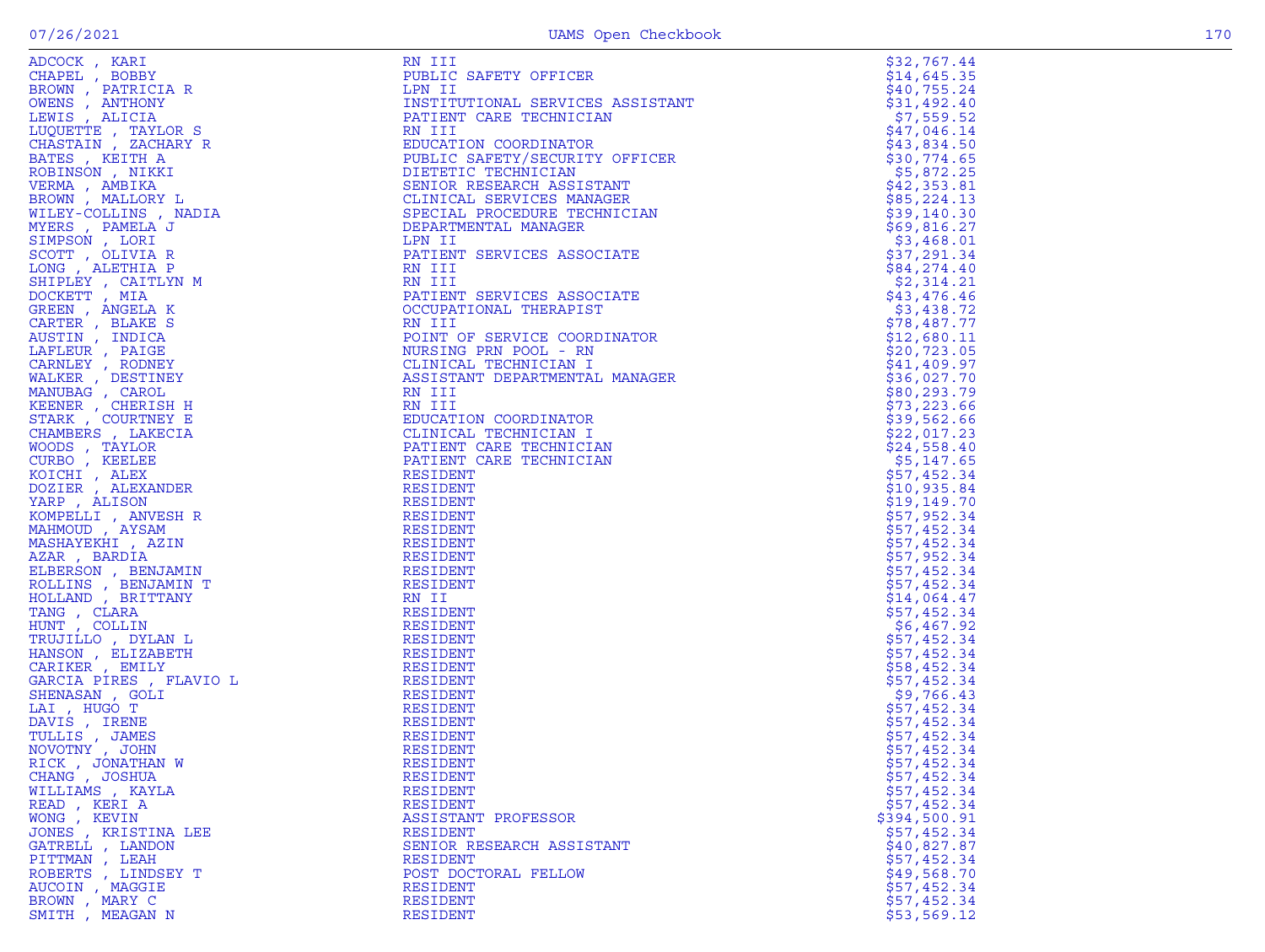| Name | Title | Amount |
|---|---|---|
| ADCOCK , KARI | RN III | $32,767.44 |
| CHAPEL , BOBBY | PUBLIC SAFETY OFFICER | $14,645.35 |
| BROWN , PATRICIA R | LPN II | $40,755.24 |
| OWENS , ANTHONY | INSTITUTIONAL SERVICES ASSISTANT | $31,492.40 |
| LEWIS , ALICIA | PATIENT CARE TECHNICIAN | $7,559.52 |
| LUQUETTE , TAYLOR S | RN III | $47,046.14 |
| CHASTAIN , ZACHARY R | EDUCATION COORDINATOR | $43,834.50 |
| BATES , KEITH A | PUBLIC SAFETY/SECURITY OFFICER | $30,774.65 |
| ROBINSON , NIKKI | DIETETIC TECHNICIAN | $5,872.25 |
| VERMA , AMBIKA | SENIOR RESEARCH ASSISTANT | $42,353.81 |
| BROWN , MALLORY L | CLINICAL SERVICES MANAGER | $85,224.13 |
| WILEY-COLLINS , NADIA | SPECIAL PROCEDURE TECHNICIAN | $39,140.30 |
| MYERS , PAMELA J | DEPARTMENTAL MANAGER | $69,816.27 |
| SIMPSON , LORI | LPN II | $3,468.01 |
| SCOTT , OLIVIA R | PATIENT SERVICES ASSOCIATE | $37,291.34 |
| LONG , ALETHIA P | RN III | $84,274.40 |
| SHIPLEY , CAITLYN M | RN III | $2,314.21 |
| DOCKETT , MIA | PATIENT SERVICES ASSOCIATE | $43,476.46 |
| GREEN , ANGELA K | OCCUPATIONAL THERAPIST | $3,438.72 |
| CARTER , BLAKE S | RN III | $78,487.77 |
| AUSTIN , INDICA | POINT OF SERVICE COORDINATOR | $12,680.11 |
| LAFLEUR , PAIGE | NURSING PRN POOL - RN | $20,723.05 |
| CARNLEY , RODNEY | CLINICAL TECHNICIAN I | $41,409.97 |
| WALKER , DESTINEY | ASSISTANT DEPARTMENTAL MANAGER | $36,027.70 |
| MANUBAG , CAROL | RN III | $80,293.79 |
| KEENER , CHERISH H | RN III | $73,223.66 |
| STARK , COURTNEY E | EDUCATION COORDINATOR | $39,562.66 |
| CHAMBERS , LAKECIA | CLINICAL TECHNICIAN I | $22,017.23 |
| WOODS , TAYLOR | PATIENT CARE TECHNICIAN | $24,558.40 |
| CURBO , KEELEE | PATIENT CARE TECHNICIAN | $5,147.65 |
| KOICHI , ALEX | RESIDENT | $57,452.34 |
| DOZIER , ALEXANDER | RESIDENT | $10,935.84 |
| YARP , ALISON | RESIDENT | $19,149.70 |
| KOMPELLI , ANVESH R | RESIDENT | $57,952.34 |
| MAHMOUD , AYSAM | RESIDENT | $57,452.34 |
| MASHAYEKHI , AZIN | RESIDENT | $57,452.34 |
| AZAR , BARDIA | RESIDENT | $57,952.34 |
| ELBERSON , BENJAMIN | RESIDENT | $57,452.34 |
| ROLLINS , BENJAMIN T | RESIDENT | $57,452.34 |
| HOLLAND , BRITTANY | RN II | $14,064.47 |
| TANG , CLARA | RESIDENT | $57,452.34 |
| HUNT , COLLIN | RESIDENT | $6,467.92 |
| TRUJILLO , DYLAN L | RESIDENT | $57,452.34 |
| HANSON , ELIZABETH | RESIDENT | $57,452.34 |
| CARIKER , EMILY | RESIDENT | $58,452.34 |
| GARCIA PIRES , FLAVIO L | RESIDENT | $57,452.34 |
| SHENASAN , GOLI | RESIDENT | $9,766.43 |
| LAI , HUGO T | RESIDENT | $57,452.34 |
| DAVIS , IRENE | RESIDENT | $57,452.34 |
| TULLIS , JAMES | RESIDENT | $57,452.34 |
| NOVOTNY , JOHN | RESIDENT | $57,452.34 |
| RICK , JONATHAN W | RESIDENT | $57,452.34 |
| CHANG , JOSHUA | RESIDENT | $57,452.34 |
| WILLIAMS , KAYLA | RESIDENT | $57,452.34 |
| READ , KERI A | RESIDENT | $57,452.34 |
| WONG , KEVIN | ASSISTANT PROFESSOR | $394,500.91 |
| JONES , KRISTINA LEE | RESIDENT | $57,452.34 |
| GATRELL , LANDON | SENIOR RESEARCH ASSISTANT | $40,827.87 |
| PITTMAN , LEAH | RESIDENT | $57,452.34 |
| ROBERTS , LINDSEY T | POST DOCTORAL FELLOW | $49,568.70 |
| AUCOIN , MAGGIE | RESIDENT | $57,452.34 |
| BROWN , MARY C | RESIDENT | $57,452.34 |
| SMITH , MEAGAN N | RESIDENT | $53,569.12 |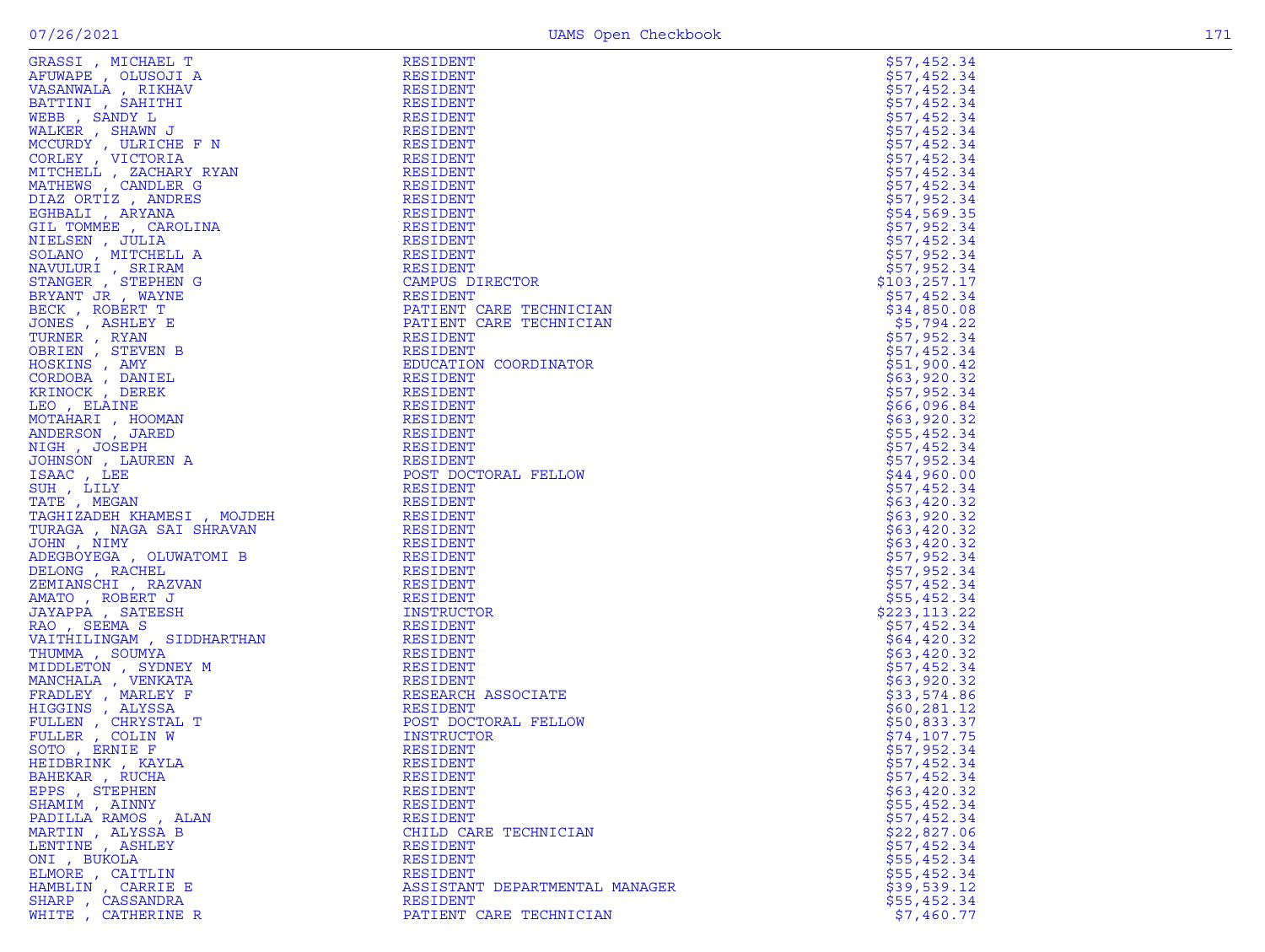| | | |
|---|---|---|
| GRASSI , MICHAEL T | RESIDENT | $57,452.34 |
| AFUWAPE , OLUSOJI A | RESIDENT | $57,452.34 |
| VASANWALA , RIKHAV | RESIDENT | $57,452.34 |
| BATTINI , SAHITHI | RESIDENT | $57,452.34 |
| WEBB , SANDY L | RESIDENT | $57,452.34 |
| WALKER , SHAWN J | RESIDENT | $57,452.34 |
| MCCURDY , ULRICHE F N | RESIDENT | $57,452.34 |
| CORLEY , VICTORIA | RESIDENT | $57,452.34 |
| MITCHELL , ZACHARY RYAN | RESIDENT | $57,452.34 |
| MATHEWS , CANDLER G | RESIDENT | $57,452.34 |
| DIAZ ORTIZ , ANDRES | RESIDENT | $57,952.34 |
| EGHBALI , ARYANA | RESIDENT | $54,569.35 |
| GIL TOMMEE , CAROLINA | RESIDENT | $57,952.34 |
| NIELSEN , JULIA | RESIDENT | $57,452.34 |
| SOLANO , MITCHELL A | RESIDENT | $57,952.34 |
| NAVULURI , SRIRAM | RESIDENT | $57,952.34 |
| STANGER , STEPHEN G | CAMPUS DIRECTOR | $103,257.17 |
| BRYANT JR , WAYNE | RESIDENT | $57,452.34 |
| BECK , ROBERT T | PATIENT CARE TECHNICIAN | $34,850.08 |
| JONES , ASHLEY E | PATIENT CARE TECHNICIAN | $5,794.22 |
| TURNER , RYAN | RESIDENT | $57,952.34 |
| OBRIEN , STEVEN B | RESIDENT | $57,452.34 |
| HOSKINS , AMY | EDUCATION COORDINATOR | $51,900.42 |
| CORDOBA , DANIEL | RESIDENT | $63,920.32 |
| KRINOCK , DEREK | RESIDENT | $57,952.34 |
| LEO , ELAINE | RESIDENT | $66,096.84 |
| MOTAHARI , HOOMAN | RESIDENT | $63,920.32 |
| ANDERSON , JARED | RESIDENT | $55,452.34 |
| NIGH , JOSEPH | RESIDENT | $57,452.34 |
| JOHNSON , LAUREN A | RESIDENT | $57,952.34 |
| ISAAC , LEE | POST DOCTORAL FELLOW | $44,960.00 |
| SUH , LILY | RESIDENT | $57,452.34 |
| TATE , MEGAN | RESIDENT | $63,420.32 |
| TAGHIZADEH KHAMESI , MOJDEH | RESIDENT | $63,920.32 |
| TURAGA , NAGA SAI SHRAVAN | RESIDENT | $63,420.32 |
| JOHN , NIMY | RESIDENT | $63,420.32 |
| ADEGBOYEGA , OLUWATOMI B | RESIDENT | $57,952.34 |
| DELONG , RACHEL | RESIDENT | $57,952.34 |
| ZEMIANSCHI , RAZVAN | RESIDENT | $57,452.34 |
| AMATO , ROBERT J | RESIDENT | $55,452.34 |
| JAYAPPA , SATEESH | INSTRUCTOR | $223,113.22 |
| RAO , SEEMA S | RESIDENT | $57,452.34 |
| VAITHILINGAM , SIDDHARTHAN | RESIDENT | $64,420.32 |
| THUMMA , SOUMYA | RESIDENT | $63,420.32 |
| MIDDLETON , SYDNEY M | RESIDENT | $57,452.34 |
| MANCHALA , VENKATA | RESIDENT | $63,920.32 |
| FRADLEY , MARLEY F | RESEARCH ASSOCIATE | $33,574.86 |
| HIGGINS , ALYSSA | RESIDENT | $60,281.12 |
| FULLEN , CHRYSTAL T | POST DOCTORAL FELLOW | $50,833.37 |
| FULLER , COLIN W | INSTRUCTOR | $74,107.75 |
| SOTO , ERNIE F | RESIDENT | $57,952.34 |
| HEIDBRINK , KAYLA | RESIDENT | $57,452.34 |
| BAHEKAR , RUCHA | RESIDENT | $57,452.34 |
| EPPS , STEPHEN | RESIDENT | $63,420.32 |
| SHAMIM , AINNY | RESIDENT | $55,452.34 |
| PADILLA RAMOS , ALAN | RESIDENT | $57,452.34 |
| MARTIN , ALYSSA B | CHILD CARE TECHNICIAN | $22,827.06 |
| LENTINE , ASHLEY | RESIDENT | $57,452.34 |
| ONI , BUKOLA | RESIDENT | $55,452.34 |
| ELMORE , CAITLIN | RESIDENT | $55,452.34 |
| HAMBLIN , CARRIE E | ASSISTANT DEPARTMENTAL MANAGER | $39,539.12 |
| SHARP , CASSANDRA | RESIDENT | $55,452.34 |
| WHITE , CATHERINE R | PATIENT CARE TECHNICIAN | $7,460.77 |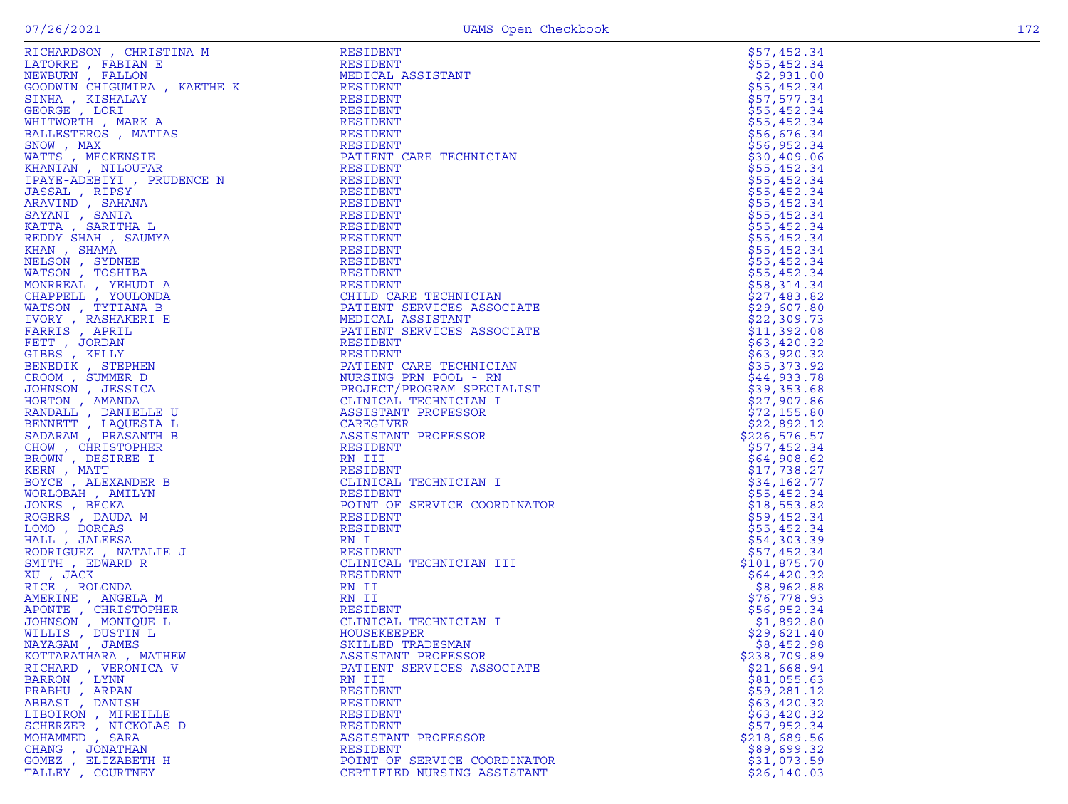| | | |
|---|---|---|
| RICHARDSON , CHRISTINA M | RESIDENT | $57,452.34 |
| LATORRE , FABIAN E | RESIDENT | $55,452.34 |
| NEWBURN , FALLON | MEDICAL ASSISTANT | $2,931.00 |
| GOODWIN CHIGUMIRA , KAETHE K | RESIDENT | $55,452.34 |
| SINHA , KISHALAY | RESIDENT | $57,577.34 |
| GEORGE , LORI | RESIDENT | $55,452.34 |
| WHITWORTH , MARK A | RESIDENT | $55,452.34 |
| BALLESTEROS , MATIAS | RESIDENT | $56,676.34 |
| SNOW , MAX | RESIDENT | $56,952.34 |
| WATTS , MECKENSIE | PATIENT CARE TECHNICIAN | $30,409.06 |
| KHANIAN , NILOUFAR | RESIDENT | $55,452.34 |
| IPAYE-ADEBIYI , PRUDENCE N | RESIDENT | $55,452.34 |
| JASSAL , RIPSY | RESIDENT | $55,452.34 |
| ARAVIND , SAHANA | RESIDENT | $55,452.34 |
| SAYANI , SANIA | RESIDENT | $55,452.34 |
| KATTA , SARITHA L | RESIDENT | $55,452.34 |
| REDDY SHAH , SAUMYA | RESIDENT | $55,452.34 |
| KHAN , SHAMA | RESIDENT | $55,452.34 |
| NELSON , SYDNEE | RESIDENT | $55,452.34 |
| WATSON , TOSHIBA | RESIDENT | $55,452.34 |
| MONRREAL , YEHUDI A | RESIDENT | $58,314.34 |
| CHAPPELL , YOULONDA | CHILD CARE TECHNICIAN | $27,483.82 |
| WATSON , TYTIANA B | PATIENT SERVICES ASSOCIATE | $29,607.80 |
| IVORY , RASHAKERI E | MEDICAL ASSISTANT | $22,309.73 |
| FARRIS , APRIL | PATIENT SERVICES ASSOCIATE | $11,392.08 |
| FETT , JORDAN | RESIDENT | $63,420.32 |
| GIBBS , KELLY | RESIDENT | $63,920.32 |
| BENEDIK , STEPHEN | PATIENT CARE TECHNICIAN | $35,373.92 |
| CROOM , SUMMER D | NURSING PRN POOL - RN | $44,933.78 |
| JOHNSON , JESSICA | PROJECT/PROGRAM SPECIALIST | $39,353.68 |
| HORTON , AMANDA | CLINICAL TECHNICIAN I | $27,907.86 |
| RANDALL , DANIELLE U | ASSISTANT PROFESSOR | $72,155.80 |
| BENNETT , LAQUESIA L | CAREGIVER | $22,892.12 |
| SADARAM , PRASANTH B | ASSISTANT PROFESSOR | $226,576.57 |
| CHOW , CHRISTOPHER | RESIDENT | $57,452.34 |
| BROWN , DESIREE I | RN III | $64,908.62 |
| KERN , MATT | RESIDENT | $17,738.27 |
| BOYCE , ALEXANDER B | CLINICAL TECHNICIAN I | $34,162.77 |
| WORLOBAH , AMILYN | RESIDENT | $55,452.34 |
| JONES , BECKA | POINT OF SERVICE COORDINATOR | $18,553.82 |
| ROGERS , DAUDA M | RESIDENT | $59,452.34 |
| LOMO , DORCAS | RESIDENT | $55,452.34 |
| HALL , JALEESA | RN I | $54,303.39 |
| RODRIGUEZ , NATALIE J | RESIDENT | $57,452.34 |
| SMITH , EDWARD R | CLINICAL TECHNICIAN III | $101,875.70 |
| XU , JACK | RESIDENT | $64,420.32 |
| RICE , ROLONDA | RN II | $8,962.88 |
| AMERINE , ANGELA M | RN II | $76,778.93 |
| APONTE , CHRISTOPHER | RESIDENT | $56,952.34 |
| JOHNSON , MONIQUE L | CLINICAL TECHNICIAN I | $1,892.80 |
| WILLIS , DUSTIN L | HOUSEKEEPER | $29,621.40 |
| NAYAGAM , JAMES | SKILLED TRADESMAN | $8,452.98 |
| KOTTARATHARA , MATHEW | ASSISTANT PROFESSOR | $238,709.89 |
| RICHARD , VERONICA V | PATIENT SERVICES ASSOCIATE | $21,668.94 |
| BARRON , LYNN | RN III | $81,055.63 |
| PRABHU , ARPAN | RESIDENT | $59,281.12 |
| ABBASI , DANISH | RESIDENT | $63,420.32 |
| LIBOIRON , MIREILLE | RESIDENT | $63,420.32 |
| SCHERZER , NICKOLAS D | RESIDENT | $57,952.34 |
| MOHAMMED , SARA | ASSISTANT PROFESSOR | $218,689.56 |
| CHANG , JONATHAN | RESIDENT | $89,699.32 |
| GOMEZ , ELIZABETH H | POINT OF SERVICE COORDINATOR | $31,073.59 |
| TALLEY , COURTNEY | CERTIFIED NURSING ASSISTANT | $26,140.03 |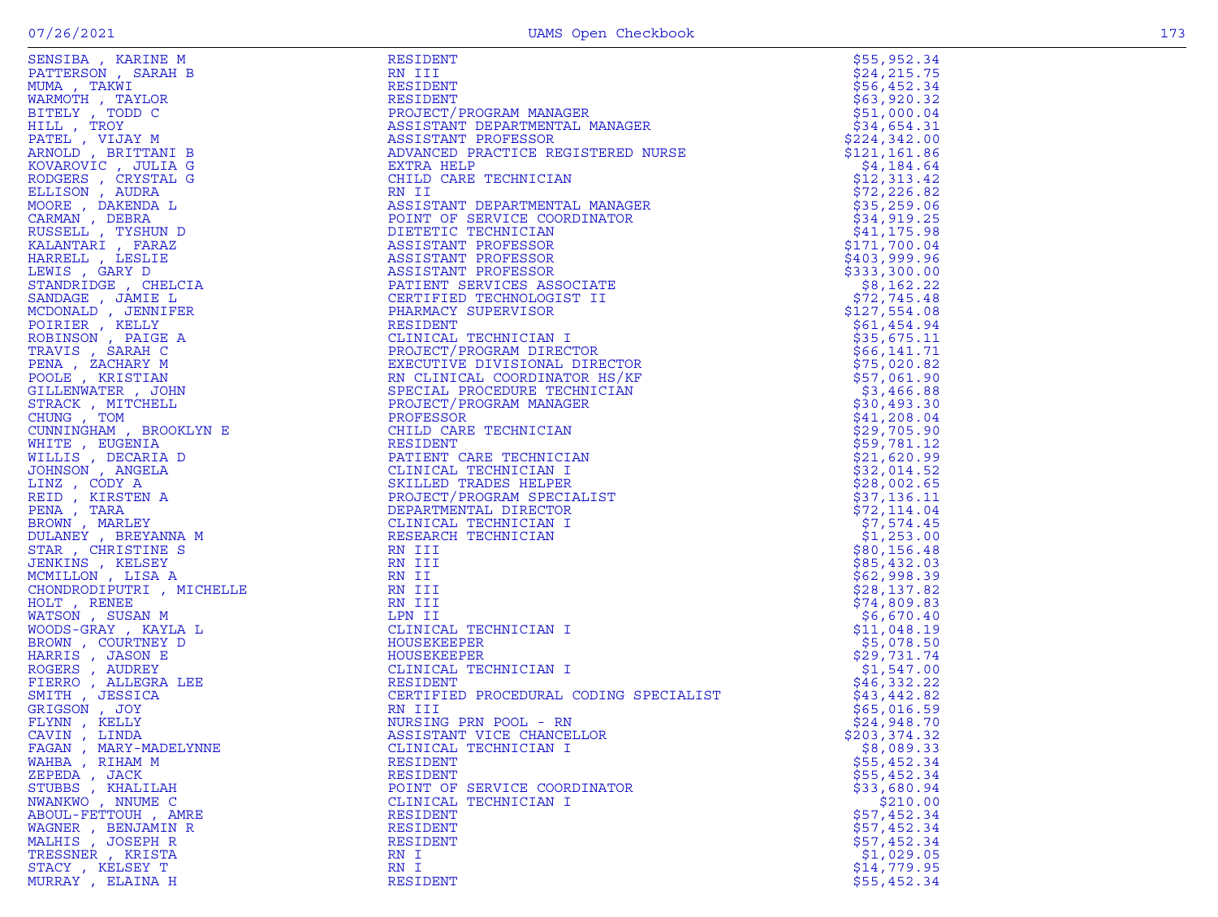| Name | Title | Amount |
|---|---|---|
| SENSIBA , KARINE M | RESIDENT | $55,952.34 |
| PATTERSON , SARAH B | RN III | $24,215.75 |
| MUMA , TAKWI | RESIDENT | $56,452.34 |
| WARMOTH , TAYLOR | RESIDENT | $63,920.32 |
| BITELY , TODD C | PROJECT/PROGRAM MANAGER | $51,000.04 |
| HILL , TROY | ASSISTANT DEPARTMENTAL MANAGER | $34,654.31 |
| PATEL , VIJAY M | ASSISTANT PROFESSOR | $224,342.00 |
| ARNOLD , BRITTANI B | ADVANCED PRACTICE REGISTERED NURSE | $121,161.86 |
| KOVAROVIC , JULIA G | EXTRA HELP | $4,184.64 |
| RODGERS , CRYSTAL G | CHILD CARE TECHNICIAN | $12,313.42 |
| ELLISON , AUDRA | RN II | $72,226.82 |
| MOORE , DAKENDA L | ASSISTANT DEPARTMENTAL MANAGER | $35,259.06 |
| CARMAN , DEBRA | POINT OF SERVICE COORDINATOR | $34,919.25 |
| RUSSELL , TYSHUN D | DIETETIC TECHNICIAN | $41,175.98 |
| KALANTARI , FARAZ | ASSISTANT PROFESSOR | $171,700.04 |
| HARRELL , LESLIE | ASSISTANT PROFESSOR | $403,999.96 |
| LEWIS , GARY D | ASSISTANT PROFESSOR | $333,300.00 |
| STANDRIDGE , CHELCIA | PATIENT SERVICES ASSOCIATE | $8,162.22 |
| SANDAGE , JAMIE L | CERTIFIED TECHNOLOGIST II | $72,745.48 |
| MCDONALD , JENNIFER | PHARMACY SUPERVISOR | $127,554.08 |
| POIRIER , KELLY | RESIDENT | $61,454.94 |
| ROBINSON , PAIGE A | CLINICAL TECHNICIAN I | $35,675.11 |
| TRAVIS , SARAH C | PROJECT/PROGRAM DIRECTOR | $66,141.71 |
| PENA , ZACHARY M | EXECUTIVE DIVISIONAL DIRECTOR | $75,020.82 |
| POOLE , KRISTIAN | RN CLINICAL COORDINATOR HS/KF | $57,061.90 |
| GILLENWATER , JOHN | SPECIAL PROCEDURE TECHNICIAN | $3,466.88 |
| STRACK , MITCHELL | PROJECT/PROGRAM MANAGER | $30,493.30 |
| CHUNG , TOM | PROFESSOR | $41,208.04 |
| CUNNINGHAM , BROOKLYN E | CHILD CARE TECHNICIAN | $29,705.90 |
| WHITE , EUGENIA | RESIDENT | $59,781.12 |
| WILLIS , DECARIA D | PATIENT CARE TECHNICIAN | $21,620.99 |
| JOHNSON , ANGELA | CLINICAL TECHNICIAN I | $32,014.52 |
| LINZ , CODY A | SKILLED TRADES HELPER | $28,002.65 |
| REID , KIRSTEN A | PROJECT/PROGRAM SPECIALIST | $37,136.11 |
| PENA , TARA | DEPARTMENTAL DIRECTOR | $72,114.04 |
| BROWN , MARLEY | CLINICAL TECHNICIAN I | $7,574.45 |
| DULANEY , BREYANNA M | RESEARCH TECHNICIAN | $1,253.00 |
| STAR , CHRISTINE S | RN III | $80,156.48 |
| JENKINS , KELSEY | RN III | $85,432.03 |
| MCMILLON , LISA A | RN II | $62,998.39 |
| CHONDRODIPUTRI , MICHELLE | RN III | $28,137.82 |
| HOLT , RENEE | RN III | $74,809.83 |
| WATSON , SUSAN M | LPN II | $6,670.40 |
| WOODS-GRAY , KAYLA L | CLINICAL TECHNICIAN I | $11,048.19 |
| BROWN , COURTNEY D | HOUSEKEEPER | $5,078.50 |
| HARRIS , JASON E | HOUSEKEEPER | $29,731.74 |
| ROGERS , AUDREY | CLINICAL TECHNICIAN I | $1,547.00 |
| FIERRO , ALLEGRA LEE | RESIDENT | $46,332.22 |
| SMITH , JESSICA | CERTIFIED PROCEDURAL CODING SPECIALIST | $43,442.82 |
| GRIGSON , JOY | RN III | $65,016.59 |
| FLYNN , KELLY | NURSING PRN POOL - RN | $24,948.70 |
| CAVIN , LINDA | ASSISTANT VICE CHANCELLOR | $203,374.32 |
| FAGAN , MARY-MADELYNNE | CLINICAL TECHNICIAN I | $8,089.33 |
| WAHBA , RIHAM M | RESIDENT | $55,452.34 |
| ZEPEDA , JACK | RESIDENT | $55,452.34 |
| STUBBS , KHALILAH | POINT OF SERVICE COORDINATOR | $33,680.94 |
| NWANKWO , NNUME C | CLINICAL TECHNICIAN I | $210.00 |
| ABOUL-FETTOUH , AMRE | RESIDENT | $57,452.34 |
| WAGNER , BENJAMIN R | RESIDENT | $57,452.34 |
| MALHIS , JOSEPH R | RESIDENT | $57,452.34 |
| TRESSNER , KRISTA | RN I | $1,029.05 |
| STACY , KELSEY T | RN I | $14,779.95 |
| MURRAY , ELAINA H | RESIDENT | $55,452.34 |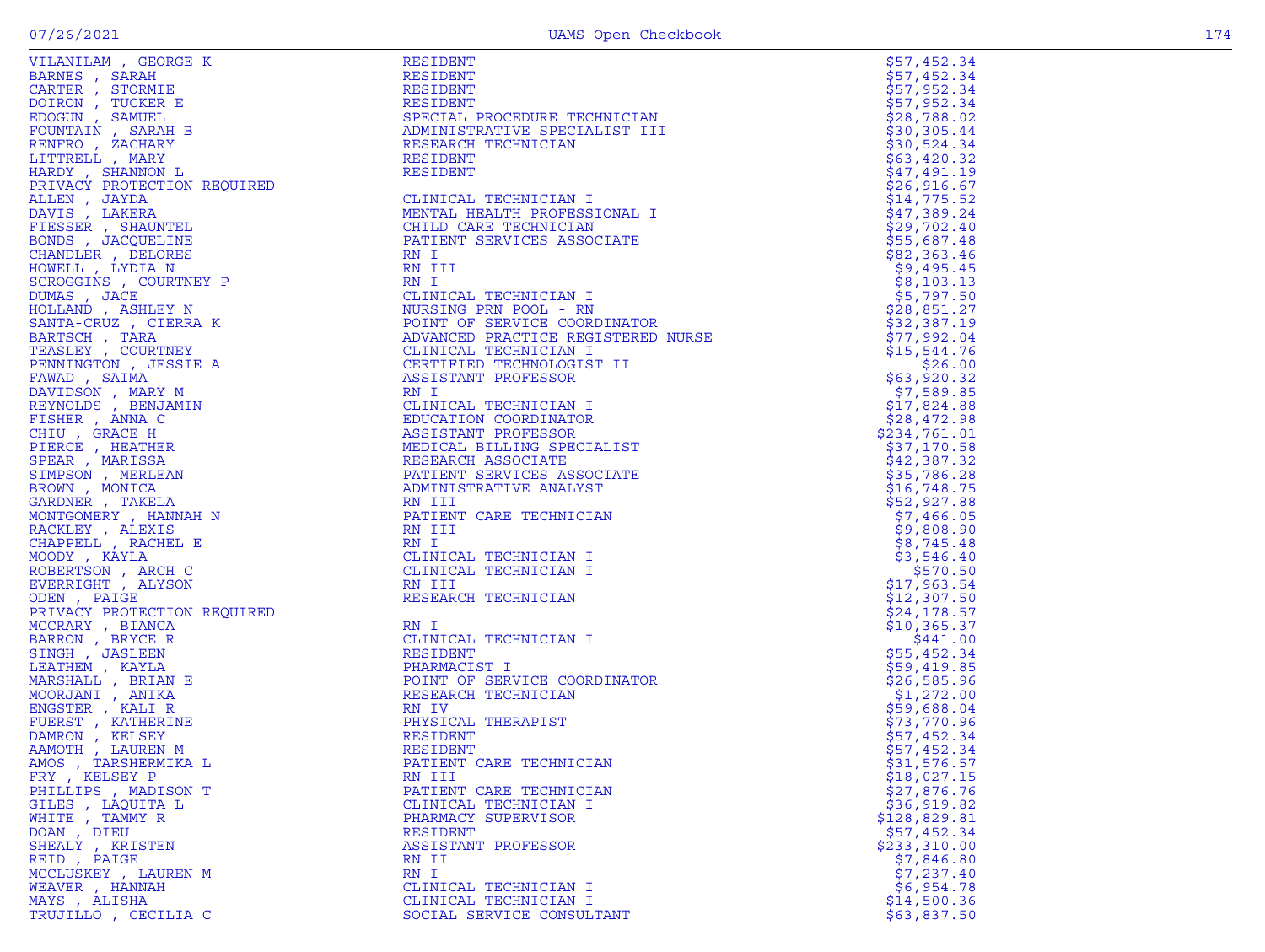| Name | Title | Amount |
|---|---|---|
| VILANILAM , GEORGE K | RESIDENT | $57,452.34 |
| BARNES , SARAH | RESIDENT | $57,452.34 |
| CARTER , STORMIE | RESIDENT | $57,952.34 |
| DOIRON , TUCKER E | RESIDENT | $57,952.34 |
| EDOGUN , SAMUEL | SPECIAL PROCEDURE TECHNICIAN | $28,788.02 |
| FOUNTAIN , SARAH B | ADMINISTRATIVE SPECIALIST III | $30,305.44 |
| RENFRO , ZACHARY | RESEARCH TECHNICIAN | $30,524.34 |
| LITTRELL , MARY | RESIDENT | $63,420.32 |
| HARDY , SHANNON L | RESIDENT | $47,491.19 |
| PRIVACY PROTECTION REQUIRED | | $26,916.67 |
| ALLEN , JAYDA | CLINICAL TECHNICIAN I | $14,775.52 |
| DAVIS , LAKERA | MENTAL HEALTH PROFESSIONAL I | $47,389.24 |
| FIESSER , SHAUNTEL | CHILD CARE TECHNICIAN | $29,702.40 |
| BONDS , JACQUELINE | PATIENT SERVICES ASSOCIATE | $55,687.48 |
| CHANDLER , DELORES | RN I | $82,363.46 |
| HOWELL , LYDIA N | RN III | $9,495.45 |
| SCROGGINS , COURTNEY P | RN I | $8,103.13 |
| DUMAS , JACE | CLINICAL TECHNICIAN I | $5,797.50 |
| HOLLAND , ASHLEY N | NURSING PRN POOL - RN | $28,851.27 |
| SANTA-CRUZ , CIERRA K | POINT OF SERVICE COORDINATOR | $32,387.19 |
| BARTSCH , TARA | ADVANCED PRACTICE REGISTERED NURSE | $77,992.04 |
| TEASLEY , COURTNEY | CLINICAL TECHNICIAN I | $15,544.76 |
| PENNINGTON , JESSIE A | CERTIFIED TECHNOLOGIST II | $26.00 |
| FAWAD , SAIMA | ASSISTANT PROFESSOR | $63,920.32 |
| DAVIDSON , MARY M | RN I | $7,589.85 |
| REYNOLDS , BENJAMIN | CLINICAL TECHNICIAN I | $17,824.88 |
| FISHER , ANNA C | EDUCATION COORDINATOR | $28,472.98 |
| CHIU , GRACE H | ASSISTANT PROFESSOR | $234,761.01 |
| PIERCE , HEATHER | MEDICAL BILLING SPECIALIST | $37,170.58 |
| SPEAR , MARISSA | RESEARCH ASSOCIATE | $42,387.32 |
| SIMPSON , MERLEAN | PATIENT SERVICES ASSOCIATE | $35,786.28 |
| BROWN , MONICA | ADMINISTRATIVE ANALYST | $16,748.75 |
| GARDNER , TAKELA | RN III | $52,927.88 |
| MONTGOMERY , HANNAH N | PATIENT CARE TECHNICIAN | $7,466.05 |
| RACKLEY , ALEXIS | RN III | $9,808.90 |
| CHAPPELL , RACHEL E | RN I | $8,745.48 |
| MOODY , KAYLA | CLINICAL TECHNICIAN I | $3,546.40 |
| ROBERTSON , ARCH C | CLINICAL TECHNICIAN I | $570.50 |
| EVERRIGHT , ALYSON | RN III | $17,963.54 |
| ODEN , PAIGE | RESEARCH TECHNICIAN | $12,307.50 |
| PRIVACY PROTECTION REQUIRED | | $24,178.57 |
| MCCRARY , BIANCA | RN I | $10,365.37 |
| BARRON , BRYCE R | CLINICAL TECHNICIAN I | $441.00 |
| SINGH , JASLEEN | RESIDENT | $55,452.34 |
| LEATHEM , KAYLA | PHARMACIST I | $59,419.85 |
| MARSHALL , BRIAN E | POINT OF SERVICE COORDINATOR | $26,585.96 |
| MOORJANI , ANIKA | RESEARCH TECHNICIAN | $1,272.00 |
| ENGSTER , KALI R | RN IV | $59,688.04 |
| FUERST , KATHERINE | PHYSICAL THERAPIST | $73,770.96 |
| DAMRON , KELSEY | RESIDENT | $57,452.34 |
| AAMOTH , LAUREN M | RESIDENT | $57,452.34 |
| AMOS , TARSHERMIKA L | PATIENT CARE TECHNICIAN | $31,576.57 |
| FRY , KELSEY P | RN III | $18,027.15 |
| PHILLIPS , MADISON T | PATIENT CARE TECHNICIAN | $27,876.76 |
| GILES , LAQUITA L | CLINICAL TECHNICIAN I | $36,919.82 |
| WHITE , TAMMY R | PHARMACY SUPERVISOR | $128,829.81 |
| DOAN , DIEU | RESIDENT | $57,452.34 |
| SHEALY , KRISTEN | ASSISTANT PROFESSOR | $233,310.00 |
| REID , PAIGE | RN II | $7,846.80 |
| MCCLUSKEY , LAUREN M | RN I | $7,237.40 |
| WEAVER , HANNAH | CLINICAL TECHNICIAN I | $6,954.78 |
| MAYS , ALISHA | CLINICAL TECHNICIAN I | $14,500.36 |
| TRUJILLO , CECILIA C | SOCIAL SERVICE CONSULTANT | $63,837.50 |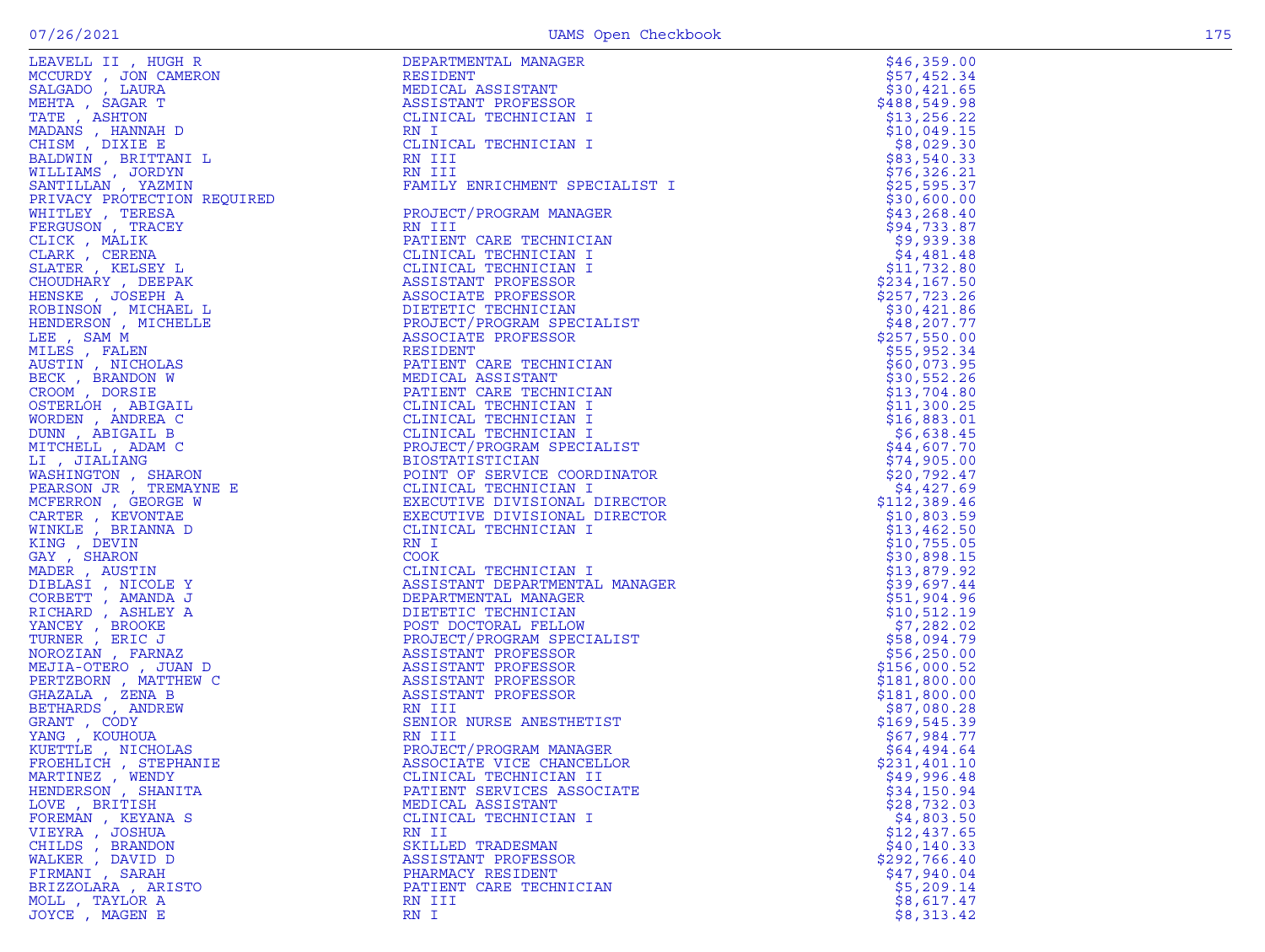| | | |
|---|---|---|
| LEAVELL II , HUGH R | DEPARTMENTAL MANAGER | $46,359.00 |
| MCCURDY , JON CAMERON | RESIDENT | $57,452.34 |
| SALGADO , LAURA | MEDICAL ASSISTANT | $30,421.65 |
| MEHTA , SAGAR T | ASSISTANT PROFESSOR | $488,549.98 |
| TATE , ASHTON | CLINICAL TECHNICIAN I | $13,256.22 |
| MADANS , HANNAH D | RN I | $10,049.15 |
| CHISM , DIXIE E | CLINICAL TECHNICIAN I | $8,029.30 |
| BALDWIN , BRITTANI L | RN III | $83,540.33 |
| WILLIAMS , JORDYN | RN III | $76,326.21 |
| SANTILLAN , YAZMIN | FAMILY ENRICHMENT SPECIALIST I | $25,595.37 |
| PRIVACY PROTECTION REQUIRED | | $30,600.00 |
| WHITLEY , TERESA | PROJECT/PROGRAM MANAGER | $43,268.40 |
| FERGUSON , TRACEY | RN III | $94,733.87 |
| CLICK , MALIK | PATIENT CARE TECHNICIAN | $9,939.38 |
| CLARK , CERENA | CLINICAL TECHNICIAN I | $4,481.48 |
| SLATER , KELSEY L | CLINICAL TECHNICIAN I | $11,732.80 |
| CHOUDHARY , DEEPAK | ASSISTANT PROFESSOR | $234,167.50 |
| HENSKE , JOSEPH A | ASSOCIATE PROFESSOR | $257,723.26 |
| ROBINSON , MICHAEL L | DIETETIC TECHNICIAN | $30,421.86 |
| HENDERSON , MICHELLE | PROJECT/PROGRAM SPECIALIST | $48,207.77 |
| LEE , SAM M | ASSOCIATE PROFESSOR | $257,550.00 |
| MILES , FALEN | RESIDENT | $55,952.34 |
| AUSTIN , NICHOLAS | PATIENT CARE TECHNICIAN | $60,073.95 |
| BECK , BRANDON W | MEDICAL ASSISTANT | $30,552.26 |
| CROOM , DORSIE | PATIENT CARE TECHNICIAN | $13,704.80 |
| OSTERLOH , ABIGAIL | CLINICAL TECHNICIAN I | $11,300.25 |
| WORDEN , ANDREA C | CLINICAL TECHNICIAN I | $16,883.01 |
| DUNN , ABIGAIL B | CLINICAL TECHNICIAN I | $6,638.45 |
| MITCHELL , ADAM C | PROJECT/PROGRAM SPECIALIST | $44,607.70 |
| LI , JIALIANG | BIOSTATISTICIAN | $74,905.00 |
| WASHINGTON , SHARON | POINT OF SERVICE COORDINATOR | $20,792.47 |
| PEARSON JR , TREMAYNE E | CLINICAL TECHNICIAN I | $4,427.69 |
| MCFERRON , GEORGE W | EXECUTIVE DIVISIONAL DIRECTOR | $112,389.46 |
| CARTER , KEVONTAE | EXECUTIVE DIVISIONAL DIRECTOR | $10,803.59 |
| WINKLE , BRIANNA D | CLINICAL TECHNICIAN I | $13,462.50 |
| KING , DEVIN | RN I | $10,755.05 |
| GAY , SHARON | COOK | $30,898.15 |
| MADER , AUSTIN | CLINICAL TECHNICIAN I | $13,879.92 |
| DIBLASI , NICOLE Y | ASSISTANT DEPARTMENTAL MANAGER | $39,697.44 |
| CORBETT , AMANDA J | DEPARTMENTAL MANAGER | $51,904.96 |
| RICHARD , ASHLEY A | DIETETIC TECHNICIAN | $10,512.19 |
| YANCEY , BROOKE | POST DOCTORAL FELLOW | $7,282.02 |
| TURNER , ERIC J | PROJECT/PROGRAM SPECIALIST | $58,094.79 |
| NOROZIAN , FARNAZ | ASSISTANT PROFESSOR | $56,250.00 |
| MEJIA-OTERO , JUAN D | ASSISTANT PROFESSOR | $156,000.52 |
| PERTZBORN , MATTHEW C | ASSISTANT PROFESSOR | $181,800.00 |
| GHAZALA , ZENA B | ASSISTANT PROFESSOR | $181,800.00 |
| BETHARDS , ANDREW | RN III | $87,080.28 |
| GRANT , CODY | SENIOR NURSE ANESTHETIST | $169,545.39 |
| YANG , KOUHOUA | RN III | $67,984.77 |
| KUETTLE , NICHOLAS | PROJECT/PROGRAM MANAGER | $64,494.64 |
| FROEHLICH , STEPHANIE | ASSOCIATE VICE CHANCELLOR | $231,401.10 |
| MARTINEZ , WENDY | CLINICAL TECHNICIAN II | $49,996.48 |
| HENDERSON , SHANITA | PATIENT SERVICES ASSOCIATE | $34,150.94 |
| LOVE , BRITISH | MEDICAL ASSISTANT | $28,732.03 |
| FOREMAN , KEYANA S | CLINICAL TECHNICIAN I | $4,803.50 |
| VIEYRA , JOSHUA | RN II | $12,437.65 |
| CHILDS , BRANDON | SKILLED TRADESMAN | $40,140.33 |
| WALKER , DAVID D | ASSISTANT PROFESSOR | $292,766.40 |
| FIRMANI , SARAH | PHARMACY RESIDENT | $47,940.04 |
| BRIZZOLARA , ARISTO | PATIENT CARE TECHNICIAN | $5,209.14 |
| MOLL , TAYLOR A | RN III | $8,617.47 |
| JOYCE , MAGEN E | RN I | $8,313.42 |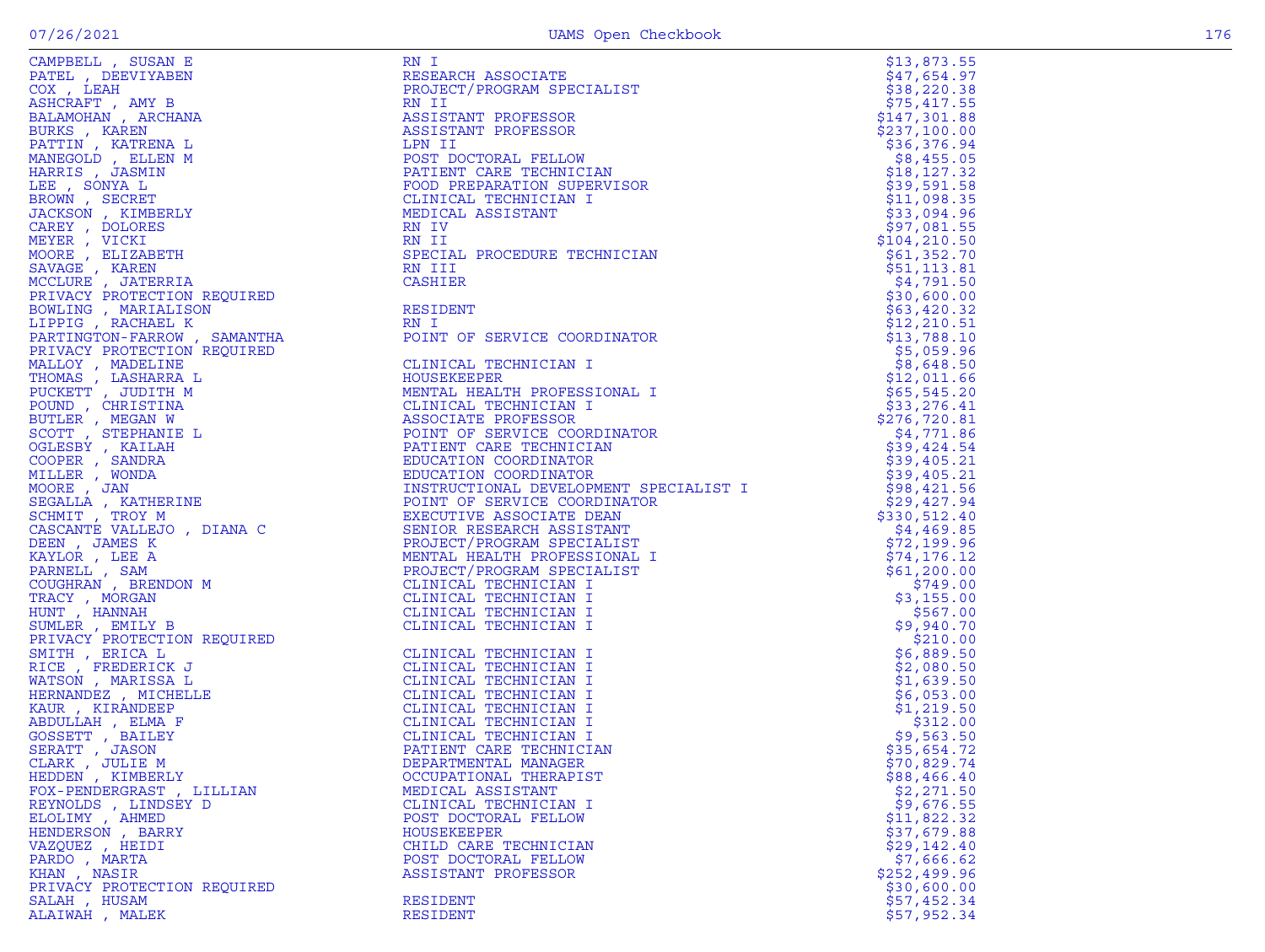| Name | Title | Amount |
|---|---|---|
| CAMPBELL , SUSAN E | RN I | $13,873.55 |
| PATEL , DEEVIYABEN | RESEARCH ASSOCIATE | $47,654.97 |
| COX , LEAH | PROJECT/PROGRAM SPECIALIST | $38,220.38 |
| ASHCRAFT , AMY B | RN II | $75,417.55 |
| BALAMOHAN , ARCHANA | ASSISTANT PROFESSOR | $147,301.88 |
| BURKS , KAREN | ASSISTANT PROFESSOR | $237,100.00 |
| PATTIN , KATRENA L | LPN II | $36,376.94 |
| MANEGOLD , ELLEN M | POST DOCTORAL FELLOW | $8,455.05 |
| HARRIS , JASMIN | PATIENT CARE TECHNICIAN | $18,127.32 |
| LEE , SONYA L | FOOD PREPARATION SUPERVISOR | $39,591.58 |
| BROWN , SECRET | CLINICAL TECHNICIAN I | $11,098.35 |
| JACKSON , KIMBERLY | MEDICAL ASSISTANT | $33,094.96 |
| CAREY , DOLORES | RN IV | $97,081.55 |
| MEYER , VICKI | RN II | $104,210.50 |
| MOORE , ELIZABETH | SPECIAL PROCEDURE TECHNICIAN | $61,352.70 |
| SAVAGE , KAREN | RN III | $51,113.81 |
| MCCLURE , JATERRIA | CASHIER | $4,791.50 |
| PRIVACY PROTECTION REQUIRED | | $30,600.00 |
| BOWLING , MARIALISON | RESIDENT | $63,420.32 |
| LIPPIG , RACHAEL K | RN I | $12,210.51 |
| PARTINGTON-FARROW , SAMANTHA | POINT OF SERVICE COORDINATOR | $13,788.10 |
| PRIVACY PROTECTION REQUIRED | | $5,059.96 |
| MALLOY , MADELINE | CLINICAL TECHNICIAN I | $8,648.50 |
| THOMAS , LASHARRA L | HOUSEKEEPER | $12,011.66 |
| PUCKETT , JUDITH M | MENTAL HEALTH PROFESSIONAL I | $65,545.20 |
| POUND , CHRISTINA | CLINICAL TECHNICIAN I | $33,276.41 |
| BUTLER , MEGAN W | ASSOCIATE PROFESSOR | $276,720.81 |
| SCOTT , STEPHANIE L | POINT OF SERVICE COORDINATOR | $4,771.86 |
| OGLESBY , KAILAH | PATIENT CARE TECHNICIAN | $39,424.54 |
| COOPER , SANDRA | EDUCATION COORDINATOR | $39,405.21 |
| MILLER , WONDA | EDUCATION COORDINATOR | $39,405.21 |
| MOORE , JAN | INSTRUCTIONAL DEVELOPMENT SPECIALIST I | $98,421.56 |
| SEGALLA , KATHERINE | POINT OF SERVICE COORDINATOR | $29,427.94 |
| SCHMIT , TROY M | EXECUTIVE ASSOCIATE DEAN | $330,512.40 |
| CASCANTE VALLEJO , DIANA C | SENIOR RESEARCH ASSISTANT | $4,469.85 |
| DEEN , JAMES K | PROJECT/PROGRAM SPECIALIST | $72,199.96 |
| KAYLOR , LEE A | MENTAL HEALTH PROFESSIONAL I | $74,176.12 |
| PARNELL , SAM | PROJECT/PROGRAM SPECIALIST | $61,200.00 |
| COUGHRAN , BRENDON M | CLINICAL TECHNICIAN I | $749.00 |
| TRACY , MORGAN | CLINICAL TECHNICIAN I | $3,155.00 |
| HUNT , HANNAH | CLINICAL TECHNICIAN I | $567.00 |
| SUMLER , EMILY B | CLINICAL TECHNICIAN I | $9,940.70 |
| PRIVACY PROTECTION REQUIRED | | $210.00 |
| SMITH , ERICA L | CLINICAL TECHNICIAN I | $6,889.50 |
| RICE , FREDERICK J | CLINICAL TECHNICIAN I | $2,080.50 |
| WATSON , MARISSA L | CLINICAL TECHNICIAN I | $1,639.50 |
| HERNANDEZ , MICHELLE | CLINICAL TECHNICIAN I | $6,053.00 |
| KAUR , KIRANDEEP | CLINICAL TECHNICIAN I | $1,219.50 |
| ABDULLAH , ELMA F | CLINICAL TECHNICIAN I | $312.00 |
| GOSSETT , BAILEY | CLINICAL TECHNICIAN I | $9,563.50 |
| SERATT , JASON | PATIENT CARE TECHNICIAN | $35,654.72 |
| CLARK , JULIE M | DEPARTMENTAL MANAGER | $70,829.74 |
| HEDDEN , KIMBERLY | OCCUPATIONAL THERAPIST | $88,466.40 |
| FOX-PENDERGRAST , LILLIAN | MEDICAL ASSISTANT | $2,271.50 |
| REYNOLDS , LINDSEY D | CLINICAL TECHNICIAN I | $9,676.55 |
| ELOLIMY , AHMED | POST DOCTORAL FELLOW | $11,822.32 |
| HENDERSON , BARRY | HOUSEKEEPER | $37,679.88 |
| VAZQUEZ , HEIDI | CHILD CARE TECHNICIAN | $29,142.40 |
| PARDO , MARTA | POST DOCTORAL FELLOW | $7,666.62 |
| KHAN , NASIR | ASSISTANT PROFESSOR | $252,499.96 |
| PRIVACY PROTECTION REQUIRED | | $30,600.00 |
| SALAH , HUSAM | RESIDENT | $57,452.34 |
| ALAIWAH , MALEK | RESIDENT | $57,952.34 |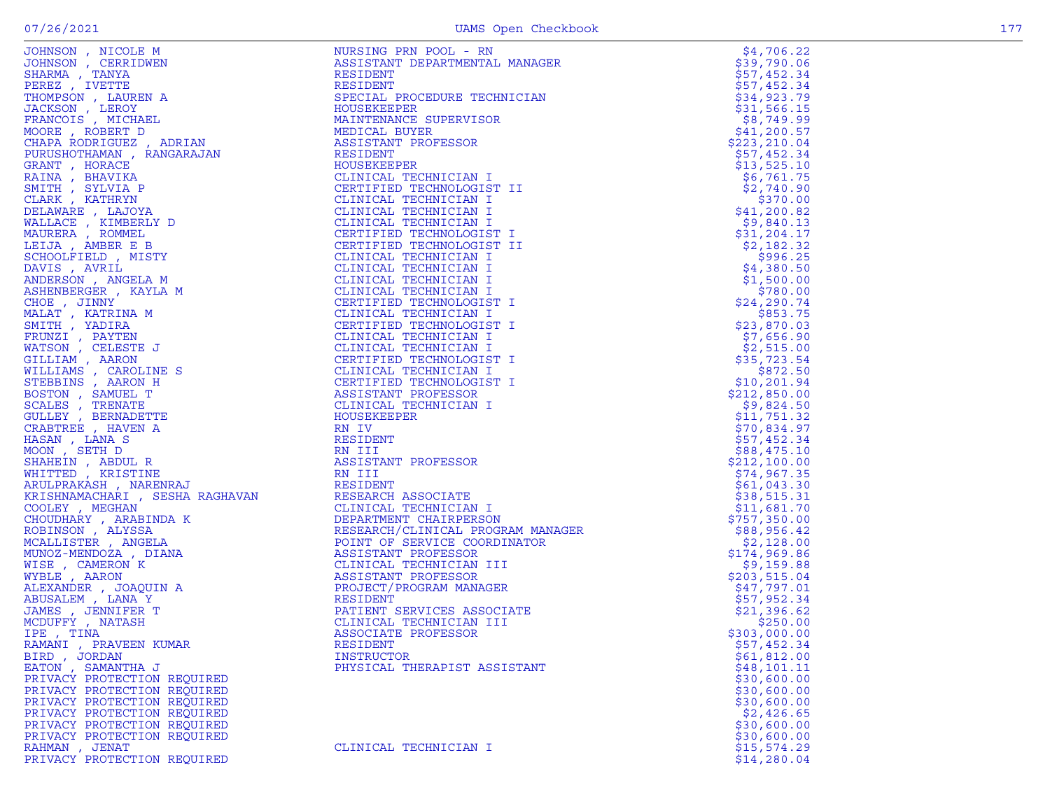| Name | Title | Amount |
|---|---|---|
| JOHNSON , NICOLE M | NURSING PRN POOL - RN | $4,706.22 |
| JOHNSON , CERRIDWEN | ASSISTANT DEPARTMENTAL MANAGER | $39,790.06 |
| SHARMA , TANYA | RESIDENT | $57,452.34 |
| PEREZ , IVETTE | RESIDENT | $57,452.34 |
| THOMPSON , LAUREN A | SPECIAL PROCEDURE TECHNICIAN | $34,923.79 |
| JACKSON , LEROY | HOUSEKEEPER | $31,566.15 |
| FRANCOIS , MICHAEL | MAINTENANCE SUPERVISOR | $8,749.99 |
| MOORE , ROBERT D | MEDICAL BUYER | $41,200.57 |
| CHAPA RODRIGUEZ , ADRIAN | ASSISTANT PROFESSOR | $223,210.04 |
| PURUSHOTHAMAN , RANGARAJAN | RESIDENT | $57,452.34 |
| GRANT , HORACE | HOUSEKEEPER | $13,525.10 |
| RAINA , BHAVIKA | CLINICAL TECHNICIAN I | $6,761.75 |
| SMITH , SYLVIA P | CERTIFIED TECHNOLOGIST II | $2,740.90 |
| CLARK , KATHRYN | CLINICAL TECHNICIAN I | $370.00 |
| DELAWARE , LAJOYA | CLINICAL TECHNICIAN I | $41,200.82 |
| WALLACE , KIMBERLY D | CLINICAL TECHNICIAN I | $9,840.13 |
| MAURERA , ROMMEL | CERTIFIED TECHNOLOGIST I | $31,204.17 |
| LEIJA , AMBER E B | CERTIFIED TECHNOLOGIST II | $2,182.32 |
| SCHOOLFIELD , MISTY | CLINICAL TECHNICIAN I | $996.25 |
| DAVIS , AVRIL | CLINICAL TECHNICIAN I | $4,380.50 |
| ANDERSON , ANGELA M | CLINICAL TECHNICIAN I | $1,500.00 |
| ASHENBERGER , KAYLA M | CLINICAL TECHNICIAN I | $780.00 |
| CHOE , JINNY | CERTIFIED TECHNOLOGIST I | $24,290.74 |
| MALAT , KATRINA M | CLINICAL TECHNICIAN I | $853.75 |
| SMITH , YADIRA | CERTIFIED TECHNOLOGIST I | $23,870.03 |
| FRUNZI , PAYTEN | CLINICAL TECHNICIAN I | $7,656.90 |
| WATSON , CELESTE J | CLINICAL TECHNICIAN I | $2,515.00 |
| GILLIAM , AARON | CERTIFIED TECHNOLOGIST I | $35,723.54 |
| WILLIAMS , CAROLINE S | CLINICAL TECHNICIAN I | $872.50 |
| STEBBINS , AARON H | CERTIFIED TECHNOLOGIST I | $10,201.94 |
| BOSTON , SAMUEL T | ASSISTANT PROFESSOR | $212,850.00 |
| SCALES , TRENATE | CLINICAL TECHNICIAN I | $9,824.50 |
| GULLEY , BERNADETTE | HOUSEKEEPER | $11,751.32 |
| CRABTREE , HAVEN A | RN IV | $70,834.97 |
| HASAN , LANA S | RESIDENT | $57,452.34 |
| MOON , SETH D | RN III | $88,475.10 |
| SHAHEIN , ABDUL R | ASSISTANT PROFESSOR | $212,100.00 |
| WHITTED , KRISTINE | RN III | $74,967.35 |
| ARULPRAKASH , NARENRAJ | RESIDENT | $61,043.30 |
| KRISHNAMACHARI , SESHA RAGHAVAN | RESEARCH ASSOCIATE | $38,515.31 |
| COOLEY , MEGHAN | CLINICAL TECHNICIAN I | $11,681.70 |
| CHOUDHARY , ARABINDA K | DEPARTMENT CHAIRPERSON | $757,350.00 |
| ROBINSON , ALYSSA | RESEARCH/CLINICAL PROGRAM MANAGER | $88,956.42 |
| MCALLISTER , ANGELA | POINT OF SERVICE COORDINATOR | $2,128.00 |
| MUNOZ-MENDOZA , DIANA | ASSISTANT PROFESSOR | $174,969.86 |
| WISE , CAMERON K | CLINICAL TECHNICIAN III | $9,159.88 |
| WYBLE , AARON | ASSISTANT PROFESSOR | $203,515.04 |
| ALEXANDER , JOAQUIN A | PROJECT/PROGRAM MANAGER | $47,797.01 |
| ABUSALEM , LANA Y | RESIDENT | $57,952.34 |
| JAMES , JENNIFER T | PATIENT SERVICES ASSOCIATE | $21,396.62 |
| MCDUFFY , NATASH | CLINICAL TECHNICIAN III | $250.00 |
| IPE , TINA | ASSOCIATE PROFESSOR | $303,000.00 |
| RAMANI , PRAVEEN KUMAR | RESIDENT | $57,452.34 |
| BIRD , JORDAN | INSTRUCTOR | $61,812.00 |
| EATON , SAMANTHA J | PHYSICAL THERAPIST ASSISTANT | $48,101.11 |
| PRIVACY PROTECTION REQUIRED | | $30,600.00 |
| PRIVACY PROTECTION REQUIRED | | $30,600.00 |
| PRIVACY PROTECTION REQUIRED | | $30,600.00 |
| PRIVACY PROTECTION REQUIRED | | $2,426.65 |
| PRIVACY PROTECTION REQUIRED | | $30,600.00 |
| PRIVACY PROTECTION REQUIRED | | $30,600.00 |
| RAHMAN , JENAT | CLINICAL TECHNICIAN I | $15,574.29 |
| PRIVACY PROTECTION REQUIRED | | $14,280.04 |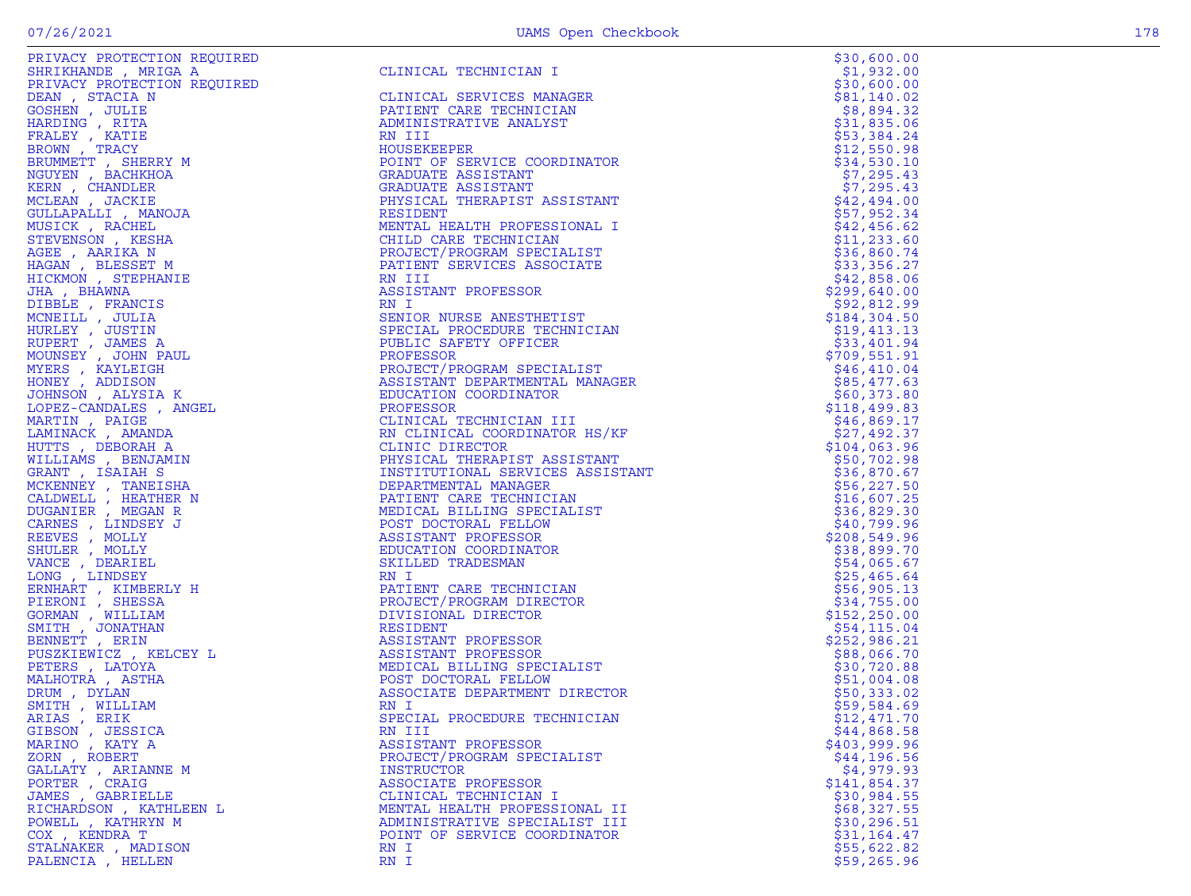| Name | Title | Amount |
|---|---|---|
| PRIVACY PROTECTION REQUIRED | | $30,600.00 |
| SHRIKHANDE , MRIGA A | CLINICAL TECHNICIAN I | $1,932.00 |
| PRIVACY PROTECTION REQUIRED | | $30,600.00 |
| DEAN , STACIA N | CLINICAL SERVICES MANAGER | $81,140.02 |
| GOSHEN , JULIE | PATIENT CARE TECHNICIAN | $8,894.32 |
| HARDING , RITA | ADMINISTRATIVE ANALYST | $31,835.06 |
| FRALEY , KATIE | RN III | $53,384.24 |
| BROWN , TRACY | HOUSEKEEPER | $12,550.98 |
| BRUMMETT , SHERRY M | POINT OF SERVICE COORDINATOR | $34,530.10 |
| NGUYEN , BACHKHOA | GRADUATE ASSISTANT | $7,295.43 |
| KERN , CHANDLER | GRADUATE ASSISTANT | $7,295.43 |
| MCLEAN , JACKIE | PHYSICAL THERAPIST ASSISTANT | $42,494.00 |
| GULLAPALLI , MANOJA | RESIDENT | $57,952.34 |
| MUSICK , RACHEL | MENTAL HEALTH PROFESSIONAL I | $42,456.62 |
| STEVENSON , KESHA | CHILD CARE TECHNICIAN | $11,233.60 |
| AGEE , AARIKA N | PROJECT/PROGRAM SPECIALIST | $36,860.74 |
| HAGAN , BLESSET M | PATIENT SERVICES ASSOCIATE | $33,356.27 |
| HICKMON , STEPHANIE | RN III | $42,858.06 |
| JHA , BHAWNA | ASSISTANT PROFESSOR | $299,640.00 |
| DIBBLE , FRANCIS | RN I | $92,812.99 |
| MCNEILL , JULIA | SENIOR NURSE ANESTHETIST | $184,304.50 |
| HURLEY , JUSTIN | SPECIAL PROCEDURE TECHNICIAN | $19,413.13 |
| RUPERT , JAMES A | PUBLIC SAFETY OFFICER | $33,401.94 |
| MOUNSEY , JOHN PAUL | PROFESSOR | $709,551.91 |
| MYERS , KAYLEIGH | PROJECT/PROGRAM SPECIALIST | $46,410.04 |
| HONEY , ADDISON | ASSISTANT DEPARTMENTAL MANAGER | $85,477.63 |
| JOHNSON , ALYSIA K | EDUCATION COORDINATOR | $60,373.80 |
| LOPEZ-CANDALES , ANGEL | PROFESSOR | $118,499.83 |
| MARTIN , PAIGE | CLINICAL TECHNICIAN III | $46,869.17 |
| LAMINACK , AMANDA | RN CLINICAL COORDINATOR HS/KF | $27,492.37 |
| HUTTS , DEBORAH A | CLINIC DIRECTOR | $104,063.96 |
| WILLIAMS , BENJAMIN | PHYSICAL THERAPIST ASSISTANT | $50,702.98 |
| GRANT , ISAIAH S | INSTITUTIONAL SERVICES ASSISTANT | $36,870.67 |
| MCKENNEY , TANEISHA | DEPARTMENTAL MANAGER | $56,227.50 |
| CALDWELL , HEATHER N | PATIENT CARE TECHNICIAN | $16,607.25 |
| DUGANIER , MEGAN R | MEDICAL BILLING SPECIALIST | $36,829.30 |
| CARNES , LINDSEY J | POST DOCTORAL FELLOW | $40,799.96 |
| REEVES , MOLLY | ASSISTANT PROFESSOR | $208,549.96 |
| SHULER , MOLLY | EDUCATION COORDINATOR | $38,899.70 |
| VANCE , DEARIEL | SKILLED TRADESMAN | $54,065.67 |
| LONG , LINDSEY | RN I | $25,465.64 |
| ERNHART , KIMBERLY H | PATIENT CARE TECHNICIAN | $56,905.13 |
| PIERONI , SHESSA | PROJECT/PROGRAM DIRECTOR | $34,755.00 |
| GORMAN , WILLIAM | DIVISIONAL DIRECTOR | $152,250.00 |
| SMITH , JONATHAN | RESIDENT | $54,115.04 |
| BENNETT , ERIN | ASSISTANT PROFESSOR | $252,986.21 |
| PUSZKIEWICZ , KELCEY L | ASSISTANT PROFESSOR | $88,066.70 |
| PETERS , LATOYA | MEDICAL BILLING SPECIALIST | $30,720.88 |
| MALHOTRA , ASTHA | POST DOCTORAL FELLOW | $51,004.08 |
| DRUM , DYLAN | ASSOCIATE DEPARTMENT DIRECTOR | $50,333.02 |
| SMITH , WILLIAM | RN I | $59,584.69 |
| ARIAS , ERIK | SPECIAL PROCEDURE TECHNICIAN | $12,471.70 |
| GIBSON , JESSICA | RN III | $44,868.58 |
| MARINO , KATY A | ASSISTANT PROFESSOR | $403,999.96 |
| ZORN , ROBERT | PROJECT/PROGRAM SPECIALIST | $44,196.56 |
| GALLATY , ARIANNE M | INSTRUCTOR | $4,979.93 |
| PORTER , CRAIG | ASSOCIATE PROFESSOR | $141,854.37 |
| JAMES , GABRIELLE | CLINICAL TECHNICIAN I | $30,984.55 |
| RICHARDSON , KATHLEEN L | MENTAL HEALTH PROFESSIONAL II | $68,327.55 |
| POWELL , KATHRYN M | ADMINISTRATIVE SPECIALIST III | $30,296.51 |
| COX , KENDRA T | POINT OF SERVICE COORDINATOR | $31,164.47 |
| STALNAKER , MADISON | RN I | $55,622.82 |
| PALENCIA , HELLEN | RN I | $59,265.96 |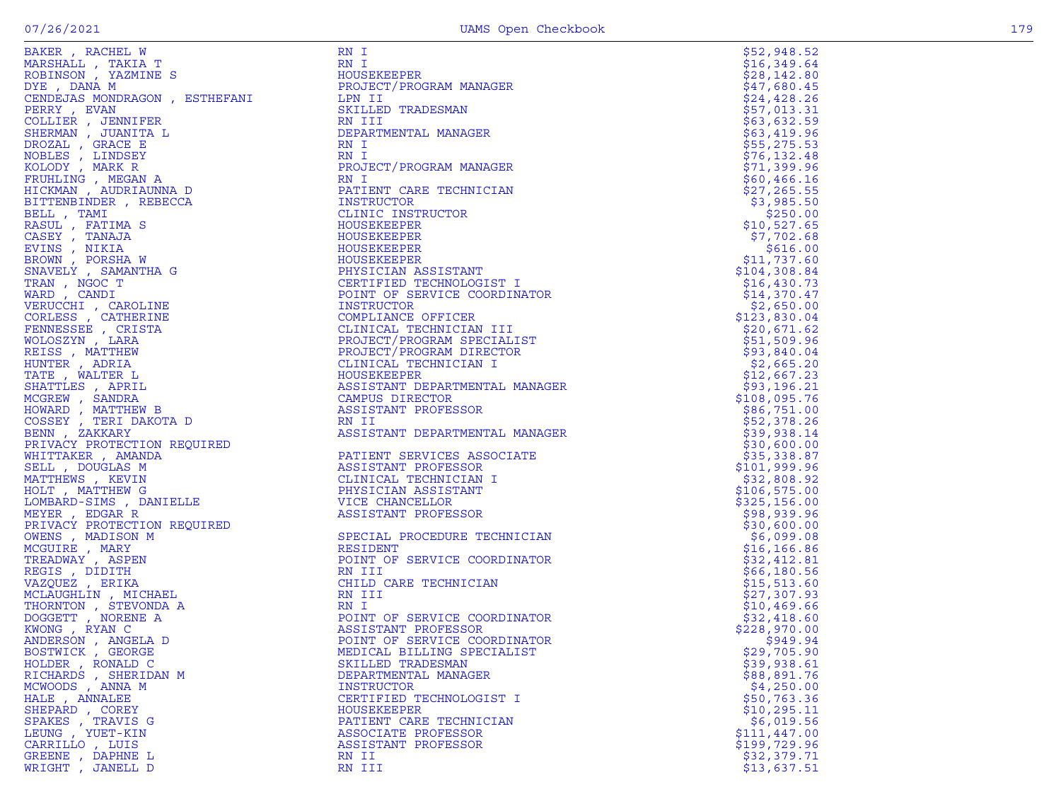| Name | Title | Amount |
|---|---|---|
| BAKER , RACHEL W | RN I | $52,948.52 |
| MARSHALL , TAKIA T | RN I | $16,349.64 |
| ROBINSON , YAZMINE S | HOUSEKEEPER | $28,142.80 |
| DYE , DANA M | PROJECT/PROGRAM MANAGER | $47,680.45 |
| CENDEJAS MONDRAGON , ESTHEFANI | LPN II | $24,428.26 |
| PERRY , EVAN | SKILLED TRADESMAN | $57,013.31 |
| COLLIER , JENNIFER | RN III | $63,632.59 |
| SHERMAN , JUANITA L | DEPARTMENTAL MANAGER | $63,419.96 |
| DROZAL , GRACE E | RN I | $55,275.53 |
| NOBLES , LINDSEY | RN I | $76,132.48 |
| KOLODY , MARK R | PROJECT/PROGRAM MANAGER | $71,399.96 |
| FRUHLING , MEGAN A | RN I | $60,466.16 |
| HICKMAN , AUDRIAUNNA D | PATIENT CARE TECHNICIAN | $27,265.55 |
| BITTENBINDER , REBECCA | INSTRUCTOR | $3,985.50 |
| BELL , TAMI | CLINIC INSTRUCTOR | $250.00 |
| RASUL , FATIMA S | HOUSEKEEPER | $10,527.65 |
| CASEY , TANAJA | HOUSEKEEPER | $7,702.68 |
| EVINS , NIKIA | HOUSEKEEPER | $616.00 |
| BROWN , PORSHA W | HOUSEKEEPER | $11,737.60 |
| SNAVELY , SAMANTHA G | PHYSICIAN ASSISTANT | $104,308.84 |
| TRAN , NGOC T | CERTIFIED TECHNOLOGIST I | $16,430.73 |
| WARD , CANDI | POINT OF SERVICE COORDINATOR | $14,370.47 |
| VERUCCHI , CAROLINE | INSTRUCTOR | $2,650.00 |
| CORLESS , CATHERINE | COMPLIANCE OFFICER | $123,830.04 |
| FENNESSEE , CRISTA | CLINICAL TECHNICIAN III | $20,671.62 |
| WOLOSZYN , LARA | PROJECT/PROGRAM SPECIALIST | $51,509.96 |
| REISS , MATTHEW | PROJECT/PROGRAM DIRECTOR | $93,840.04 |
| HUNTER , ADRIA | CLINICAL TECHNICIAN I | $2,665.20 |
| TATE , WALTER L | HOUSEKEEPER | $12,667.23 |
| SHATTLES , APRIL | ASSISTANT DEPARTMENTAL MANAGER | $93,196.21 |
| MCGREW , SANDRA | CAMPUS DIRECTOR | $108,095.76 |
| HOWARD , MATTHEW B | ASSISTANT PROFESSOR | $86,751.00 |
| COSSEY , TERI DAKOTA D | RN II | $52,378.26 |
| BENN , ZAKKARY | ASSISTANT DEPARTMENTAL MANAGER | $39,938.14 |
| PRIVACY PROTECTION REQUIRED | | $30,600.00 |
| WHITTAKER , AMANDA | PATIENT SERVICES ASSOCIATE | $35,338.87 |
| SELL , DOUGLAS M | ASSISTANT PROFESSOR | $101,999.96 |
| MATTHEWS , KEVIN | CLINICAL TECHNICIAN I | $32,808.92 |
| HOLT , MATTHEW G | PHYSICIAN ASSISTANT | $106,575.00 |
| LOMBARD-SIMS , DANIELLE | VICE CHANCELLOR | $325,156.00 |
| MEYER , EDGAR R | ASSISTANT PROFESSOR | $98,939.96 |
| PRIVACY PROTECTION REQUIRED | | $30,600.00 |
| OWENS , MADISON M | SPECIAL PROCEDURE TECHNICIAN | $6,099.08 |
| MCGUIRE , MARY | RESIDENT | $16,166.86 |
| TREADWAY , ASPEN | POINT OF SERVICE COORDINATOR | $32,412.81 |
| REGIS , DIDITH | RN III | $66,180.56 |
| VAZQUEZ , ERIKA | CHILD CARE TECHNICIAN | $15,513.60 |
| MCLAUGHLIN , MICHAEL | RN III | $27,307.93 |
| THORNTON , STEVONDA A | RN I | $10,469.66 |
| DOGGETT , NORENE A | POINT OF SERVICE COORDINATOR | $32,418.60 |
| KWONG , RYAN C | ASSISTANT PROFESSOR | $228,970.00 |
| ANDERSON , ANGELA D | POINT OF SERVICE COORDINATOR | $949.94 |
| BOSTWICK , GEORGE | MEDICAL BILLING SPECIALIST | $29,705.90 |
| HOLDER , RONALD C | SKILLED TRADESMAN | $39,938.61 |
| RICHARDS , SHERIDAN M | DEPARTMENTAL MANAGER | $88,891.76 |
| MCWOODS , ANNA M | INSTRUCTOR | $4,250.00 |
| HALE , ANNALEE | CERTIFIED TECHNOLOGIST I | $50,763.36 |
| SHEPARD , COREY | HOUSEKEEPER | $10,295.11 |
| SPAKES , TRAVIS G | PATIENT CARE TECHNICIAN | $6,019.56 |
| LEUNG , YUET-KIN | ASSOCIATE PROFESSOR | $111,447.00 |
| CARRILLO , LUIS | ASSISTANT PROFESSOR | $199,729.96 |
| GREENE , DAPHNE L | RN II | $32,379.71 |
| WRIGHT , JANELL D | RN III | $13,637.51 |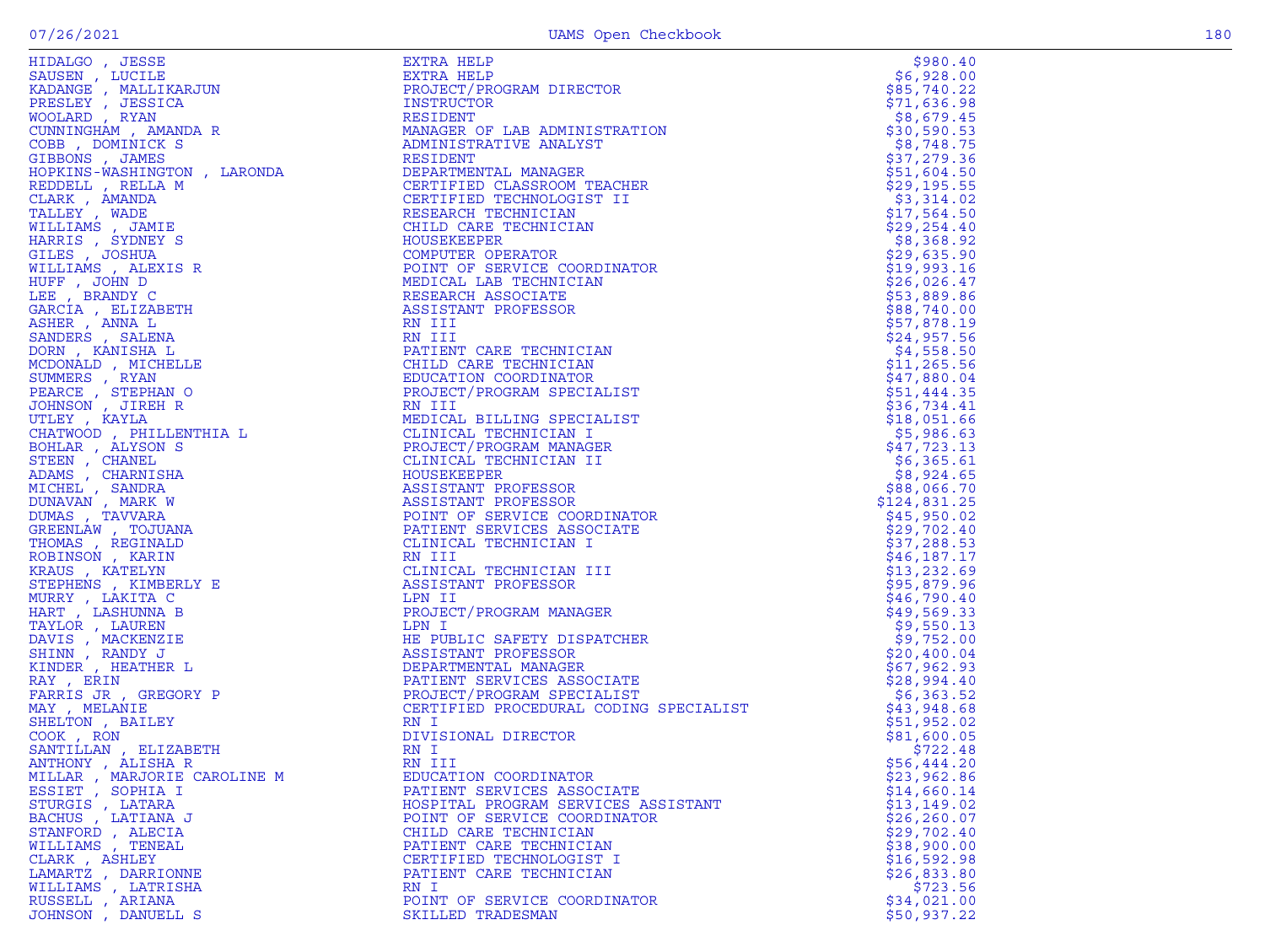| Name | Title | Amount |
|---|---|---|
| HIDALGO , JESSE | EXTRA HELP | $980.40 |
| SAUSEN , LUCILE | EXTRA HELP | $6,928.00 |
| KADANGE , MALLIKARJUN | PROJECT/PROGRAM DIRECTOR | $85,740.22 |
| PRESLEY , JESSICA | INSTRUCTOR | $71,636.98 |
| WOOLARD , RYAN | RESIDENT | $8,679.45 |
| CUNNINGHAM , AMANDA R | MANAGER OF LAB ADMINISTRATION | $30,590.53 |
| COBB , DOMINICK S | ADMINISTRATIVE ANALYST | $8,748.75 |
| GIBBONS , JAMES | RESIDENT | $37,279.36 |
| HOPKINS-WASHINGTON , LARONDA | DEPARTMENTAL MANAGER | $51,604.50 |
| REDDELL , RELLA M | CERTIFIED CLASSROOM TEACHER | $29,195.55 |
| CLARK , AMANDA | CERTIFIED TECHNOLOGIST II | $3,314.02 |
| TALLEY , WADE | RESEARCH TECHNICIAN | $17,564.50 |
| WILLIAMS , JAMIE | CHILD CARE TECHNICIAN | $29,254.40 |
| HARRIS , SYDNEY S | HOUSEKEEPER | $8,368.92 |
| GILES , JOSHUA | COMPUTER OPERATOR | $29,635.90 |
| WILLIAMS , ALEXIS R | POINT OF SERVICE COORDINATOR | $19,993.16 |
| HUFF , JOHN D | MEDICAL LAB TECHNICIAN | $26,026.47 |
| LEE , BRANDY C | RESEARCH ASSOCIATE | $53,889.86 |
| GARCIA , ELIZABETH | ASSISTANT PROFESSOR | $88,740.00 |
| ASHER , ANNA L | RN III | $57,878.19 |
| SANDERS , SALENA | RN III | $24,957.56 |
| DORN , KANISHA L | PATIENT CARE TECHNICIAN | $4,558.50 |
| MCDONALD , MICHELLE | CHILD CARE TECHNICIAN | $11,265.56 |
| SUMMERS , RYAN | EDUCATION COORDINATOR | $47,880.04 |
| PEARCE , STEPHAN O | PROJECT/PROGRAM SPECIALIST | $51,444.35 |
| JOHNSON , JIREH R | RN III | $36,734.41 |
| UTLEY , KAYLA | MEDICAL BILLING SPECIALIST | $18,051.66 |
| CHATWOOD , PHILLENTHIA L | CLINICAL TECHNICIAN I | $5,986.63 |
| BOHLAR , ALYSON S | PROJECT/PROGRAM MANAGER | $47,723.13 |
| STEEN , CHANEL | CLINICAL TECHNICIAN II | $6,365.61 |
| ADAMS , CHARNISHA | HOUSEKEEPER | $8,924.65 |
| MICHEL , SANDRA | ASSISTANT PROFESSOR | $88,066.70 |
| DUNAVAN , MARK W | ASSISTANT PROFESSOR | $124,831.25 |
| DUMAS , TAVVARA | POINT OF SERVICE COORDINATOR | $45,950.02 |
| GREENLAW , TOJUANA | PATIENT SERVICES ASSOCIATE | $29,702.40 |
| THOMAS , REGINALD | CLINICAL TECHNICIAN I | $37,288.53 |
| ROBINSON , KARIN | RN III | $46,187.17 |
| KRAUS , KATELYN | CLINICAL TECHNICIAN III | $13,232.69 |
| STEPHENS , KIMBERLY E | ASSISTANT PROFESSOR | $95,879.96 |
| MURRY , LAKITA C | LPN II | $46,790.40 |
| HART , LASHUNNA B | PROJECT/PROGRAM MANAGER | $49,569.33 |
| TAYLOR , LAUREN | LPN I | $9,550.13 |
| DAVIS , MACKENZIE | HE PUBLIC SAFETY DISPATCHER | $9,752.00 |
| SHINN , RANDY J | ASSISTANT PROFESSOR | $20,400.04 |
| KINDER , HEATHER L | DEPARTMENTAL MANAGER | $67,962.93 |
| RAY , ERIN | PATIENT SERVICES ASSOCIATE | $28,994.40 |
| FARRIS JR , GREGORY P | PROJECT/PROGRAM SPECIALIST | $6,363.52 |
| MAY , MELANIE | CERTIFIED PROCEDURAL CODING SPECIALIST | $43,948.68 |
| SHELTON , BAILEY | RN I | $51,952.02 |
| COOK , RON | DIVISIONAL DIRECTOR | $81,600.05 |
| SANTILLAN , ELIZABETH | RN I | $722.48 |
| ANTHONY , ALISHA R | RN III | $56,444.20 |
| MILLAR , MARJORIE CAROLINE M | EDUCATION COORDINATOR | $23,962.86 |
| ESSIET , SOPHIA I | PATIENT SERVICES ASSOCIATE | $14,660.14 |
| STURGIS , LATARA | HOSPITAL PROGRAM SERVICES ASSISTANT | $13,149.02 |
| BACHUS , LATIANA J | POINT OF SERVICE COORDINATOR | $26,260.07 |
| STANFORD , ALECIA | CHILD CARE TECHNICIAN | $29,702.40 |
| WILLIAMS , TENEAL | PATIENT CARE TECHNICIAN | $38,900.00 |
| CLARK , ASHLEY | CERTIFIED TECHNOLOGIST I | $16,592.98 |
| LAMARTZ , DARRIONNE | PATIENT CARE TECHNICIAN | $26,833.80 |
| WILLIAMS , LATRISHA | RN I | $723.56 |
| RUSSELL , ARIANA | POINT OF SERVICE COORDINATOR | $34,021.00 |
| JOHNSON , DANUELL S | SKILLED TRADESMAN | $50,937.22 |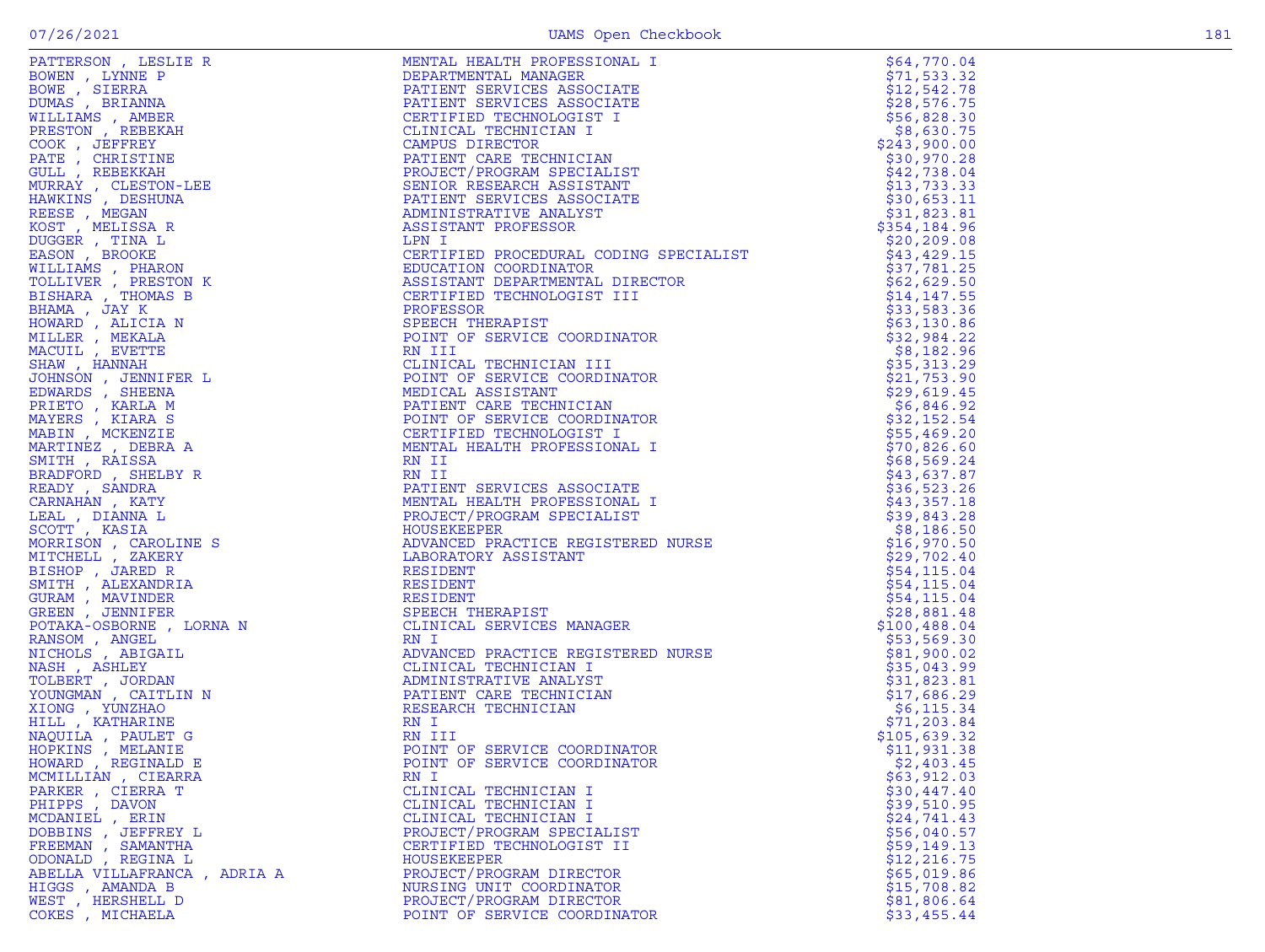| Name | Title | Amount |
|---|---|---|
| PATTERSON , LESLIE R | MENTAL HEALTH PROFESSIONAL I | $64,770.04 |
| BOWEN , LYNNE P | DEPARTMENTAL MANAGER | $71,533.32 |
| BOWE , SIERRA | PATIENT SERVICES ASSOCIATE | $12,542.78 |
| DUMAS , BRIANNA | PATIENT SERVICES ASSOCIATE | $28,576.75 |
| WILLIAMS , AMBER | CERTIFIED TECHNOLOGIST I | $56,828.30 |
| PRESTON , REBEKAH | CLINICAL TECHNICIAN I | $8,630.75 |
| COOK , JEFFREY | CAMPUS DIRECTOR | $243,900.00 |
| PATE , CHRISTINE | PATIENT CARE TECHNICIAN | $30,970.28 |
| GULL , REBEKKAH | PROJECT/PROGRAM SPECIALIST | $42,738.04 |
| MURRAY , CLESTON-LEE | SENIOR RESEARCH ASSISTANT | $13,733.33 |
| HAWKINS , DESHUNA | PATIENT SERVICES ASSOCIATE | $30,653.11 |
| REESE , MEGAN | ADMINISTRATIVE ANALYST | $31,823.81 |
| KOST , MELISSA R | ASSISTANT PROFESSOR | $354,184.96 |
| DUGGER , TINA L | LPN I | $20,209.08 |
| EASON , BROOKE | CERTIFIED PROCEDURAL CODING SPECIALIST | $43,429.15 |
| WILLIAMS , PHARON | EDUCATION COORDINATOR | $37,781.25 |
| TOLLIVER , PRESTON K | ASSISTANT DEPARTMENTAL DIRECTOR | $62,629.50 |
| BISHARA , THOMAS B | CERTIFIED TECHNOLOGIST III | $14,147.55 |
| BHAMA , JAY K | PROFESSOR | $33,583.36 |
| HOWARD , ALICIA N | SPEECH THERAPIST | $63,130.86 |
| MILLER , MEKALA | POINT OF SERVICE COORDINATOR | $32,984.22 |
| MACUIL , EVETTE | RN III | $8,182.96 |
| SHAW , HANNAH | CLINICAL TECHNICIAN III | $35,313.29 |
| JOHNSON , JENNIFER L | POINT OF SERVICE COORDINATOR | $21,753.90 |
| EDWARDS , SHEENA | MEDICAL ASSISTANT | $29,619.45 |
| PRIETO , KARLA M | PATIENT CARE TECHNICIAN | $6,846.92 |
| MAYERS , KIARA S | POINT OF SERVICE COORDINATOR | $32,152.54 |
| MABIN , MCKENZIE | CERTIFIED TECHNOLOGIST I | $55,469.20 |
| MARTINEZ , DEBRA A | MENTAL HEALTH PROFESSIONAL I | $70,826.60 |
| SMITH , RAISSA | RN II | $68,569.24 |
| BRADFORD , SHELBY R | RN II | $43,637.87 |
| READY , SANDRA | PATIENT SERVICES ASSOCIATE | $36,523.26 |
| CARNAHAN , KATY | MENTAL HEALTH PROFESSIONAL I | $43,357.18 |
| LEAL , DIANNA L | PROJECT/PROGRAM SPECIALIST | $39,843.28 |
| SCOTT , KASIA | HOUSEKEEPER | $8,186.50 |
| MORRISON , CAROLINE S | ADVANCED PRACTICE REGISTERED NURSE | $16,970.50 |
| MITCHELL , ZAKERY | LABORATORY ASSISTANT | $29,702.40 |
| BISHOP , JARED R | RESIDENT | $54,115.04 |
| SMITH , ALEXANDRIA | RESIDENT | $54,115.04 |
| GURAM , MAVINDER | RESIDENT | $54,115.04 |
| GREEN , JENNIFER | SPEECH THERAPIST | $28,881.48 |
| POTAKA-OSBORNE , LORNA N | CLINICAL SERVICES MANAGER | $100,488.04 |
| RANSOM , ANGEL | RN I | $53,569.30 |
| NICHOLS , ABIGAIL | ADVANCED PRACTICE REGISTERED NURSE | $81,900.02 |
| NASH , ASHLEY | CLINICAL TECHNICIAN I | $35,043.99 |
| TOLBERT , JORDAN | ADMINISTRATIVE ANALYST | $31,823.81 |
| YOUNGMAN , CAITLIN N | PATIENT CARE TECHNICIAN | $17,686.29 |
| XIONG , YUNZHAO | RESEARCH TECHNICIAN | $6,115.34 |
| HILL , KATHARINE | RN I | $71,203.84 |
| NAQUILA , PAULET G | RN III | $105,639.32 |
| HOPKINS , MELANIE | POINT OF SERVICE COORDINATOR | $11,931.38 |
| HOWARD , REGINALD E | POINT OF SERVICE COORDINATOR | $2,403.45 |
| MCMILLIAN , CIEARRA | RN I | $63,912.03 |
| PARKER , CIERRA T | CLINICAL TECHNICIAN I | $30,447.40 |
| PHIPPS , DAVON | CLINICAL TECHNICIAN I | $39,510.95 |
| MCDANIEL , ERIN | CLINICAL TECHNICIAN I | $24,741.43 |
| DOBBINS , JEFFREY L | PROJECT/PROGRAM SPECIALIST | $56,040.57 |
| FREEMAN , SAMANTHA | CERTIFIED TECHNOLOGIST II | $59,149.13 |
| ODONALD , REGINA L | HOUSEKEEPER | $12,216.75 |
| ABELLA VILLAFRANCA , ADRIA A | PROJECT/PROGRAM DIRECTOR | $65,019.86 |
| HIGGS , AMANDA B | NURSING UNIT COORDINATOR | $15,708.82 |
| WEST , HERSHELL D | PROJECT/PROGRAM DIRECTOR | $81,806.64 |
| COKES , MICHAELA | POINT OF SERVICE COORDINATOR | $33,455.44 |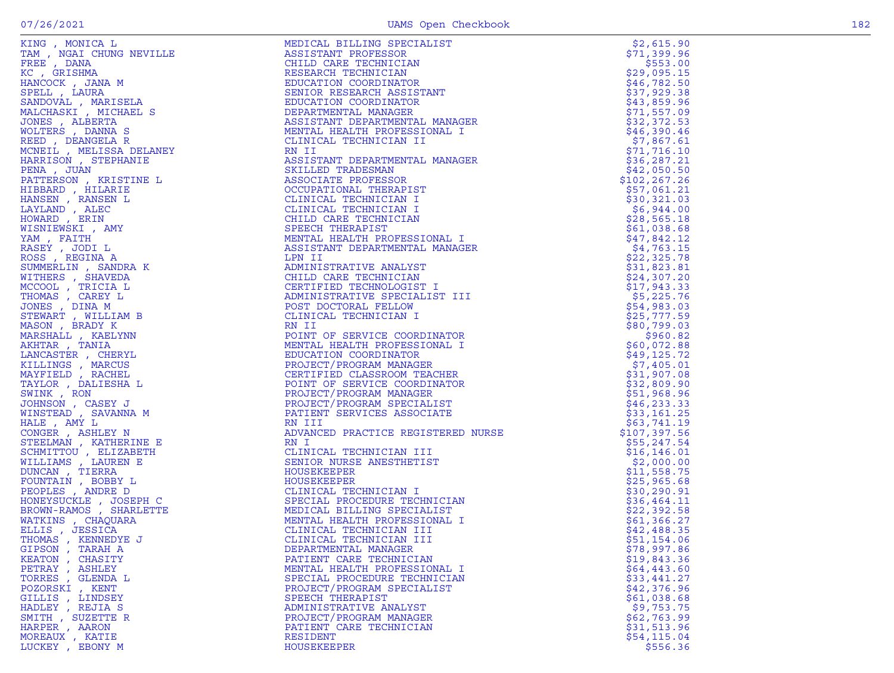| Name | Title | Amount |
|---|---|---|
| KING , MONICA L | MEDICAL BILLING SPECIALIST | $2,615.90 |
| TAM , NGAI CHUNG NEVILLE | ASSISTANT PROFESSOR | $71,399.96 |
| FREE , DANA | CHILD CARE TECHNICIAN | $553.00 |
| KC , GRISHMA | RESEARCH TECHNICIAN | $29,095.15 |
| HANCOCK , JANA M | EDUCATION COORDINATOR | $46,782.50 |
| SPELL , LAURA | SENIOR RESEARCH ASSISTANT | $37,929.38 |
| SANDOVAL , MARISELA | EDUCATION COORDINATOR | $43,859.96 |
| MALCHASKI , MICHAEL S | DEPARTMENTAL MANAGER | $71,557.09 |
| JONES , ALBERTA | ASSISTANT DEPARTMENTAL MANAGER | $32,372.53 |
| WOLTERS , DANNA S | MENTAL HEALTH PROFESSIONAL I | $46,390.46 |
| REED , DEANGELA R | CLINICAL TECHNICIAN II | $7,867.61 |
| MCNEIL , MELISSA DELANEY | RN II | $71,716.10 |
| HARRISON , STEPHANIE | ASSISTANT DEPARTMENTAL MANAGER | $36,287.21 |
| PENA , JUAN | SKILLED TRADESMAN | $42,050.50 |
| PATTERSON , KRISTINE L | ASSOCIATE PROFESSOR | $102,267.26 |
| HIBBARD , HILARIE | OCCUPATIONAL THERAPIST | $57,061.21 |
| HANSEN , RANSEN L | CLINICAL TECHNICIAN I | $30,321.03 |
| LAYLAND , ALEC | CLINICAL TECHNICIAN I | $6,944.00 |
| HOWARD , ERIN | CHILD CARE TECHNICIAN | $28,565.18 |
| WISNIEWSKI , AMY | SPEECH THERAPIST | $61,038.68 |
| YAM , FAITH | MENTAL HEALTH PROFESSIONAL I | $47,842.12 |
| RASEY , JODI L | ASSISTANT DEPARTMENTAL MANAGER | $4,763.15 |
| ROSS , REGINA A | LPN II | $22,325.78 |
| SUMMERLIN , SANDRA K | ADMINISTRATIVE ANALYST | $31,823.81 |
| WITHERS , SHAVEDA | CHILD CARE TECHNICIAN | $24,307.20 |
| MCCOOL , TRICIA L | CERTIFIED TECHNOLOGIST I | $17,943.33 |
| THOMAS , CAREY L | ADMINISTRATIVE SPECIALIST III | $5,225.76 |
| JONES , DINA M | POST DOCTORAL FELLOW | $54,983.03 |
| STEWART , WILLIAM B | CLINICAL TECHNICIAN I | $25,777.59 |
| MASON , BRADY K | RN II | $80,799.03 |
| MARSHALL , KAELYNN | POINT OF SERVICE COORDINATOR | $960.82 |
| AKHTAR , TANIA | MENTAL HEALTH PROFESSIONAL I | $60,072.88 |
| LANCASTER , CHERYL | EDUCATION COORDINATOR | $49,125.72 |
| KILLINGS , MARCUS | PROJECT/PROGRAM MANAGER | $7,405.01 |
| MAYFIELD , RACHEL | CERTIFIED CLASSROOM TEACHER | $31,907.08 |
| TAYLOR , DALIESHA L | POINT OF SERVICE COORDINATOR | $32,809.90 |
| SWINK , RON | PROJECT/PROGRAM MANAGER | $51,968.96 |
| JOHNSON , CASEY J | PROJECT/PROGRAM SPECIALIST | $46,233.33 |
| WINSTEAD , SAVANNA M | PATIENT SERVICES ASSOCIATE | $33,161.25 |
| HALE , AMY L | RN III | $63,741.19 |
| CONGER , ASHLEY N | ADVANCED PRACTICE REGISTERED NURSE | $107,397.56 |
| STEELMAN , KATHERINE E | RN I | $55,247.54 |
| SCHMITTOU , ELIZABETH | CLINICAL TECHNICIAN III | $16,146.01 |
| WILLIAMS , LAUREN E | SENIOR NURSE ANESTHETIST | $2,000.00 |
| DUNCAN , TIERRA | HOUSEKEEPER | $11,558.75 |
| FOUNTAIN , BOBBY L | HOUSEKEEPER | $25,965.68 |
| PEOPLES , ANDRE D | CLINICAL TECHNICIAN I | $30,290.91 |
| HONEYSUCKLE , JOSEPH C | SPECIAL PROCEDURE TECHNICIAN | $36,464.11 |
| BROWN-RAMOS , SHARLETTE | MEDICAL BILLING SPECIALIST | $22,392.58 |
| WATKINS , CHAQUARA | MENTAL HEALTH PROFESSIONAL I | $61,366.27 |
| ELLIS , JESSICA | CLINICAL TECHNICIAN III | $42,488.35 |
| THOMAS , KENNEDYE J | CLINICAL TECHNICIAN III | $51,154.06 |
| GIPSON , TARAH A | DEPARTMENTAL MANAGER | $78,997.86 |
| KEATON , CHASITY | PATIENT CARE TECHNICIAN | $19,843.36 |
| PETRAY , ASHLEY | MENTAL HEALTH PROFESSIONAL I | $64,443.60 |
| TORRES , GLENDA L | SPECIAL PROCEDURE TECHNICIAN | $33,441.27 |
| POZORSKI , KENT | PROJECT/PROGRAM SPECIALIST | $42,376.96 |
| GILLIS , LINDSEY | SPEECH THERAPIST | $61,038.68 |
| HADLEY , REJIA S | ADMINISTRATIVE ANALYST | $9,753.75 |
| SMITH , SUZETTE R | PROJECT/PROGRAM MANAGER | $62,763.99 |
| HARPER , AARON | PATIENT CARE TECHNICIAN | $31,513.96 |
| MOREAUX , KATIE | RESIDENT | $54,115.04 |
| LUCKEY , EBONY M | HOUSEKEEPER | $556.36 |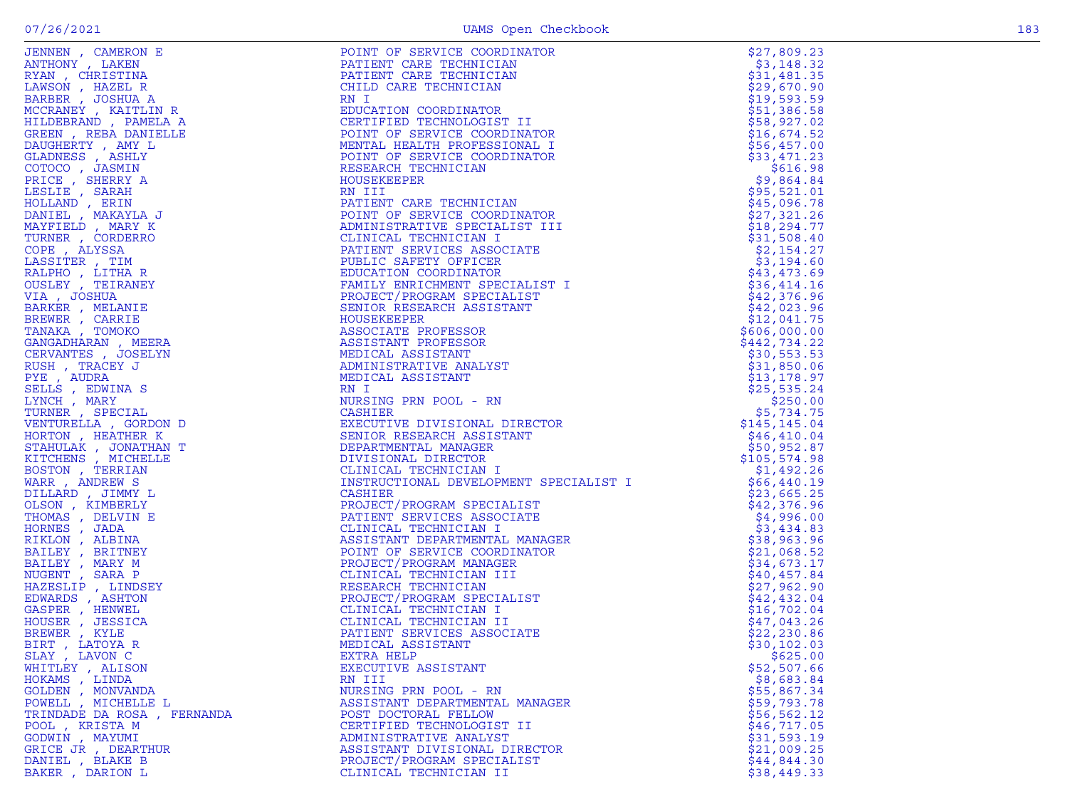| | | |
|---|---|---|
| JENNEN , CAMERON E | POINT OF SERVICE COORDINATOR | $27,809.23 |
| ANTHONY , LAKEN | PATIENT CARE TECHNICIAN | $3,148.32 |
| RYAN , CHRISTINA | PATIENT CARE TECHNICIAN | $31,481.35 |
| LAWSON , HAZEL R | CHILD CARE TECHNICIAN | $29,670.90 |
| BARBER , JOSHUA A | RN I | $19,593.59 |
| MCCRANEY , KAITLIN R | EDUCATION COORDINATOR | $51,386.58 |
| HILDEBRAND , PAMELA A | CERTIFIED TECHNOLOGIST II | $58,927.02 |
| GREEN , REBA DANIELLE | POINT OF SERVICE COORDINATOR | $16,674.52 |
| DAUGHERTY , AMY L | MENTAL HEALTH PROFESSIONAL I | $56,457.00 |
| GLADNESS , ASHLY | POINT OF SERVICE COORDINATOR | $33,471.23 |
| COTOCO , JASMIN | RESEARCH TECHNICIAN | $616.98 |
| PRICE , SHERRY A | HOUSEKEEPER | $9,864.84 |
| LESLIE , SARAH | RN III | $95,521.01 |
| HOLLAND , ERIN | PATIENT CARE TECHNICIAN | $45,096.78 |
| DANIEL , MAKAYLA J | POINT OF SERVICE COORDINATOR | $27,321.26 |
| MAYFIELD , MARY K | ADMINISTRATIVE SPECIALIST III | $18,294.77 |
| TURNER , CORDERRO | CLINICAL TECHNICIAN I | $31,508.40 |
| COPE , ALYSSA | PATIENT SERVICES ASSOCIATE | $2,154.27 |
| LASSITER , TIM | PUBLIC SAFETY OFFICER | $3,194.60 |
| RALPHO , LITHA R | EDUCATION COORDINATOR | $43,473.69 |
| OUSLEY , TEIRANEY | FAMILY ENRICHMENT SPECIALIST I | $36,414.16 |
| VIA , JOSHUA | PROJECT/PROGRAM SPECIALIST | $42,376.96 |
| BARKER , MELANIE | SENIOR RESEARCH ASSISTANT | $42,023.96 |
| BREWER , CARRIE | HOUSEKEEPER | $12,041.75 |
| TANAKA , TOMOKO | ASSOCIATE PROFESSOR | $606,000.00 |
| GANGADHARAN , MEERA | ASSISTANT PROFESSOR | $442,734.22 |
| CERVANTES , JOSELYN | MEDICAL ASSISTANT | $30,553.53 |
| RUSH , TRACEY J | ADMINISTRATIVE ANALYST | $31,850.06 |
| PYE , AUDRA | MEDICAL ASSISTANT | $13,178.97 |
| SELLS , EDWINA S | RN I | $25,535.24 |
| LYNCH , MARY | NURSING PRN POOL - RN | $250.00 |
| TURNER , SPECIAL | CASHIER | $5,734.75 |
| VENTURELLA , GORDON D | EXECUTIVE DIVISIONAL DIRECTOR | $145,145.04 |
| HORTON , HEATHER K | SENIOR RESEARCH ASSISTANT | $46,410.04 |
| STAHULAK , JONATHAN T | DEPARTMENTAL MANAGER | $50,952.87 |
| KITCHENS , MICHELLE | DIVISIONAL DIRECTOR | $105,574.98 |
| BOSTON , TERRIAN | CLINICAL TECHNICIAN I | $1,492.26 |
| WARR , ANDREW S | INSTRUCTIONAL DEVELOPMENT SPECIALIST I | $66,440.19 |
| DILLARD , JIMMY L | CASHIER | $23,665.25 |
| OLSON , KIMBERLY | PROJECT/PROGRAM SPECIALIST | $42,376.96 |
| THOMAS , DELVIN E | PATIENT SERVICES ASSOCIATE | $4,996.00 |
| HORNES , JADA | CLINICAL TECHNICIAN I | $3,434.83 |
| RIKLON , ALBINA | ASSISTANT DEPARTMENTAL MANAGER | $38,963.96 |
| BAILEY , BRITNEY | POINT OF SERVICE COORDINATOR | $21,068.52 |
| BAILEY , MARY M | PROJECT/PROGRAM MANAGER | $34,673.17 |
| NUGENT , SARA P | CLINICAL TECHNICIAN III | $40,457.84 |
| HAZESLIP , LINDSEY | RESEARCH TECHNICIAN | $27,962.90 |
| EDWARDS , ASHTON | PROJECT/PROGRAM SPECIALIST | $42,432.04 |
| GASPER , HENWEL | CLINICAL TECHNICIAN I | $16,702.04 |
| HOUSER , JESSICA | CLINICAL TECHNICIAN II | $47,043.26 |
| BREWER , KYLE | PATIENT SERVICES ASSOCIATE | $22,230.86 |
| BIRT , LATOYA R | MEDICAL ASSISTANT | $30,102.03 |
| SLAY , LAVON C | EXTRA HELP | $625.00 |
| WHITLEY , ALISON | EXECUTIVE ASSISTANT | $52,507.66 |
| HOKAMS , LINDA | RN III | $8,683.84 |
| GOLDEN , MONVANDA | NURSING PRN POOL - RN | $55,867.34 |
| POWELL , MICHELLE L | ASSISTANT DEPARTMENTAL MANAGER | $59,793.78 |
| TRINDADE DA ROSA , FERNANDA | POST DOCTORAL FELLOW | $56,562.12 |
| POOL , KRISTA M | CERTIFIED TECHNOLOGIST II | $46,717.05 |
| GODWIN , MAYUMI | ADMINISTRATIVE ANALYST | $31,593.19 |
| GRICE JR , DEARTHUR | ASSISTANT DIVISIONAL DIRECTOR | $21,009.25 |
| DANIEL , BLAKE B | PROJECT/PROGRAM SPECIALIST | $44,844.30 |
| BAKER , DARION L | CLINICAL TECHNICIAN II | $38,449.33 |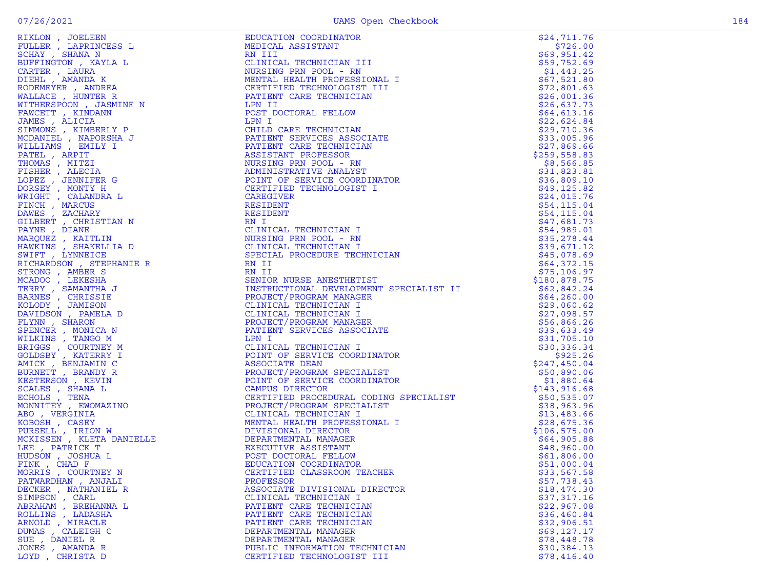| Name | Title | Amount |
|---|---|---|
| RIKLON , JOELEEN | EDUCATION COORDINATOR | $24,711.76 |
| FULLER , LAPRINCESS L | MEDICAL ASSISTANT | $726.00 |
| SCHAY , SHANA N | RN III | $69,951.42 |
| BUFFINGTON , KAYLA L | CLINICAL TECHNICIAN III | $59,752.69 |
| CARTER , LAURA | NURSING PRN POOL - RN | $1,443.25 |
| DIEHL , AMANDA K | MENTAL HEALTH PROFESSIONAL I | $67,521.80 |
| RODEMEYER , ANDREA | CERTIFIED TECHNOLOGIST III | $72,801.63 |
| WALLACE , HUNTER R | PATIENT CARE TECHNICIAN | $26,001.36 |
| WITHERSPOON , JASMINE N | LPN II | $26,637.73 |
| FAWCETT , KINDANN | POST DOCTORAL FELLOW | $64,613.16 |
| JAMES , ALICIA | LPN I | $22,624.84 |
| SIMMONS , KIMBERLY P | CHILD CARE TECHNICIAN | $29,710.36 |
| MCDANIEL , NAPORSHA J | PATIENT SERVICES ASSOCIATE | $33,005.96 |
| WILLIAMS , EMILY I | PATIENT CARE TECHNICIAN | $27,869.66 |
| PATEL , ARPIT | ASSISTANT PROFESSOR | $259,558.83 |
| THOMAS , MITZI | NURSING PRN POOL - RN | $8,566.85 |
| FISHER , ALECIA | ADMINISTRATIVE ANALYST | $31,823.81 |
| LOPEZ , JENNIFER G | POINT OF SERVICE COORDINATOR | $36,809.10 |
| DORSEY , MONTY H | CERTIFIED TECHNOLOGIST I | $49,125.82 |
| WRIGHT , CALANDRA L | CAREGIVER | $24,015.76 |
| FINCH , MARCUS | RESIDENT | $54,115.04 |
| DAWES , ZACHARY | RESIDENT | $54,115.04 |
| GILBERT , CHRISTIAN N | RN I | $47,681.73 |
| PAYNE , DIANE | CLINICAL TECHNICIAN I | $54,989.01 |
| MARQUEZ , KAITLIN | NURSING PRN POOL - RN | $35,278.44 |
| HAWKINS , SHAKELLIA D | CLINICAL TECHNICIAN I | $39,671.12 |
| SWIFT , LYNNEICE | SPECIAL PROCEDURE TECHNICIAN | $45,078.69 |
| RICHARDSON , STEPHANIE R | RN II | $64,372.15 |
| STRONG , AMBER S | RN II | $75,106.97 |
| MCADOO , LEKESHA | SENIOR NURSE ANESTHETIST | $180,878.75 |
| TERRY , SAMANTHA J | INSTRUCTIONAL DEVELOPMENT SPECIALIST II | $62,842.24 |
| BARNES , CHRISSIE | PROJECT/PROGRAM MANAGER | $64,260.00 |
| KOLODY , JAMISON | CLINICAL TECHNICIAN I | $29,060.62 |
| DAVIDSON , PAMELA D | CLINICAL TECHNICIAN I | $27,098.57 |
| FLYNN , SHARON | PROJECT/PROGRAM MANAGER | $56,866.26 |
| SPENCER , MONICA N | PATIENT SERVICES ASSOCIATE | $39,633.49 |
| WILKINS , TANGO M | LPN I | $31,705.10 |
| BRIGGS , COURTNEY M | CLINICAL TECHNICIAN I | $30,336.34 |
| GOLDSBY , KATERRY I | POINT OF SERVICE COORDINATOR | $925.26 |
| AMICK , BENJAMIN C | ASSOCIATE DEAN | $247,450.04 |
| BURNETT , BRANDY R | PROJECT/PROGRAM SPECIALIST | $50,890.06 |
| KESTERSON , KEVIN | POINT OF SERVICE COORDINATOR | $1,880.64 |
| SCALES , SHANA L | CAMPUS DIRECTOR | $143,916.68 |
| ECHOLS , TENA | CERTIFIED PROCEDURAL CODING SPECIALIST | $50,535.07 |
| MONNITEY , EWOMAZINO | PROJECT/PROGRAM SPECIALIST | $38,963.96 |
| ABO , VERGINIA | CLINICAL TECHNICIAN I | $13,483.66 |
| KOBOSH , CASEY | MENTAL HEALTH PROFESSIONAL I | $28,675.36 |
| PURSELL , IRION W | DIVISIONAL DIRECTOR | $106,575.00 |
| MCKISSEN , KLETA DANIELLE | DEPARTMENTAL MANAGER | $64,905.88 |
| LEE , PATRICK T | EXECUTIVE ASSISTANT | $48,960.00 |
| HUDSON , JOSHUA L | POST DOCTORAL FELLOW | $61,806.00 |
| FINK , CHAD F | EDUCATION COORDINATOR | $51,000.04 |
| MORRIS , COURTNEY N | CERTIFIED CLASSROOM TEACHER | $33,567.58 |
| PATWARDHAN , ANJALI | PROFESSOR | $57,738.43 |
| DECKER , NATHANIEL R | ASSOCIATE DIVISIONAL DIRECTOR | $18,474.30 |
| SIMPSON , CARL | CLINICAL TECHNICIAN I | $37,317.16 |
| ABRAHAM , BREHANNA L | PATIENT CARE TECHNICIAN | $22,967.08 |
| ROLLINS , LADASHA | PATIENT CARE TECHNICIAN | $36,460.84 |
| ARNOLD , MIRACLE | PATIENT CARE TECHNICIAN | $32,906.51 |
| DUMAS , CALEIGH C | DEPARTMENTAL MANAGER | $69,127.17 |
| SUE , DANIEL R | DEPARTMENTAL MANAGER | $78,448.78 |
| JONES , AMANDA R | PUBLIC INFORMATION TECHNICIAN | $30,384.13 |
| LOYD , CHRISTA D | CERTIFIED TECHNOLOGIST III | $78,416.40 |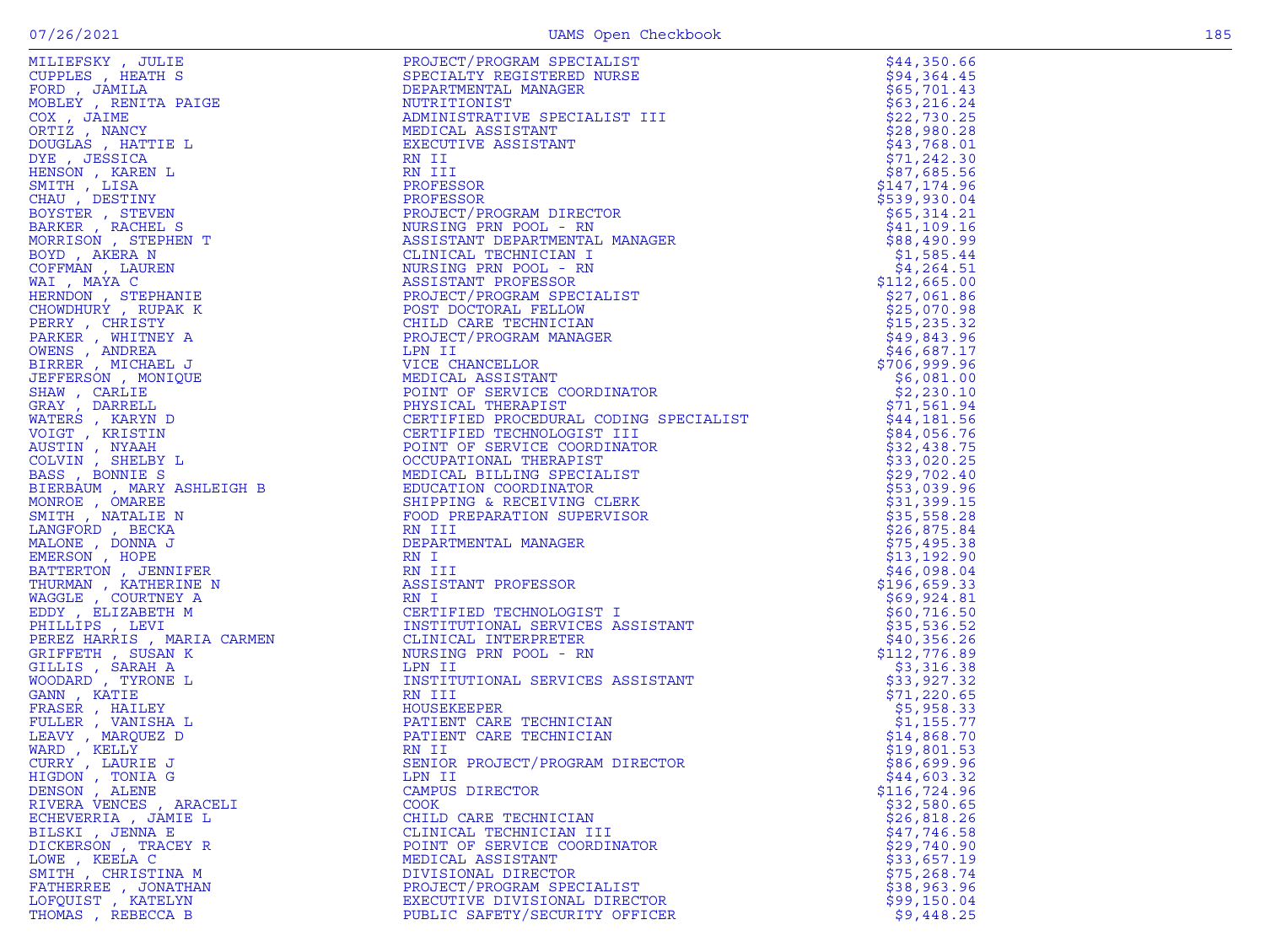| Name | Title | Amount |
|---|---|---|
| MILIEFSKY , JULIE | PROJECT/PROGRAM SPECIALIST | $44,350.66 |
| CUPPLES , HEATH S | SPECIALTY REGISTERED NURSE | $94,364.45 |
| FORD , JAMILA | DEPARTMENTAL MANAGER | $65,701.43 |
| MOBLEY , RENITA PAIGE | NUTRITIONIST | $63,216.24 |
| COX , JAIME | ADMINISTRATIVE SPECIALIST III | $22,730.25 |
| ORTIZ , NANCY | MEDICAL ASSISTANT | $28,980.28 |
| DOUGLAS , HATTIE L | EXECUTIVE ASSISTANT | $43,768.01 |
| DYE , JESSICA | RN II | $71,242.30 |
| HENSON , KAREN L | RN III | $87,685.56 |
| SMITH , LISA | PROFESSOR | $147,174.96 |
| CHAU , DESTINY | PROFESSOR | $539,930.04 |
| BOYSTER , STEVEN | PROJECT/PROGRAM DIRECTOR | $65,314.21 |
| BARKER , RACHEL S | NURSING PRN POOL - RN | $41,109.16 |
| MORRISON , STEPHEN T | ASSISTANT DEPARTMENTAL MANAGER | $88,490.99 |
| BOYD , AKERA N | CLINICAL TECHNICIAN I | $1,585.44 |
| COFFMAN , LAUREN | NURSING PRN POOL - RN | $4,264.51 |
| WAI , MAYA C | ASSISTANT PROFESSOR | $112,665.00 |
| HERNDON , STEPHANIE | PROJECT/PROGRAM SPECIALIST | $27,061.86 |
| CHOWDHURY , RUPAK K | POST DOCTORAL FELLOW | $25,070.98 |
| PERRY , CHRISTY | CHILD CARE TECHNICIAN | $15,235.32 |
| PARKER , WHITNEY A | PROJECT/PROGRAM MANAGER | $49,843.96 |
| OWENS , ANDREA | LPN II | $46,687.17 |
| BIRRER , MICHAEL J | VICE CHANCELLOR | $706,999.96 |
| JEFFERSON , MONIQUE | MEDICAL ASSISTANT | $6,081.00 |
| SHAW , CARLIE | POINT OF SERVICE COORDINATOR | $2,230.10 |
| GRAY , DARRELL | PHYSICAL THERAPIST | $71,561.94 |
| WATERS , KARYN D | CERTIFIED PROCEDURAL CODING SPECIALIST | $44,181.56 |
| VOIGT , KRISTIN | CERTIFIED TECHNOLOGIST III | $84,056.76 |
| AUSTIN , NYAAH | POINT OF SERVICE COORDINATOR | $32,438.75 |
| COLVIN , SHELBY L | OCCUPATIONAL THERAPIST | $33,020.25 |
| BASS , BONNIE S | MEDICAL BILLING SPECIALIST | $29,702.40 |
| BIERBAUM , MARY ASHLEIGH B | EDUCATION COORDINATOR | $53,039.96 |
| MONROE , OMAREE | SHIPPING & RECEIVING CLERK | $31,399.15 |
| SMITH , NATALIE N | FOOD PREPARATION SUPERVISOR | $35,558.28 |
| LANGFORD , BECKA | RN III | $26,875.84 |
| MALONE , DONNA J | DEPARTMENTAL MANAGER | $75,495.38 |
| EMERSON , HOPE | RN I | $13,192.90 |
| BATTERTON , JENNIFER | RN III | $46,098.04 |
| THURMAN , KATHERINE N | ASSISTANT PROFESSOR | $196,659.33 |
| WAGGLE , COURTNEY A | RN I | $69,924.81 |
| EDDY , ELIZABETH M | CERTIFIED TECHNOLOGIST I | $60,716.50 |
| PHILLIPS , LEVI | INSTITUTIONAL SERVICES ASSISTANT | $35,536.52 |
| PEREZ HARRIS , MARIA CARMEN | CLINICAL INTERPRETER | $40,356.26 |
| GRIFFETH , SUSAN K | NURSING PRN POOL - RN | $112,776.89 |
| GILLIS , SARAH A | LPN II | $3,316.38 |
| WOODARD , TYRONE L | INSTITUTIONAL SERVICES ASSISTANT | $33,927.32 |
| GANN , KATIE | RN III | $71,220.65 |
| FRASER , HAILEY | HOUSEKEEPER | $5,958.33 |
| FULLER , VANISHA L | PATIENT CARE TECHNICIAN | $1,155.77 |
| LEAVY , MARQUEZ D | PATIENT CARE TECHNICIAN | $14,868.70 |
| WARD , KELLY | RN II | $19,801.53 |
| CURRY , LAURIE J | SENIOR PROJECT/PROGRAM DIRECTOR | $86,699.96 |
| HIGDON , TONIA G | LPN II | $44,603.32 |
| DENSON , ALENE | CAMPUS DIRECTOR | $116,724.96 |
| RIVERA VENCES , ARACELI | COOK | $32,580.65 |
| ECHEVERRIA , JAMIE L | CHILD CARE TECHNICIAN | $26,818.26 |
| BILSKI , JENNA E | CLINICAL TECHNICIAN III | $47,746.58 |
| DICKERSON , TRACEY R | POINT OF SERVICE COORDINATOR | $29,740.90 |
| LOWE , KEELA C | MEDICAL ASSISTANT | $33,657.19 |
| SMITH , CHRISTINA M | DIVISIONAL DIRECTOR | $75,268.74 |
| FATHERREE , JONATHAN | PROJECT/PROGRAM SPECIALIST | $38,963.96 |
| LOFQUIST , KATELYN | EXECUTIVE DIVISIONAL DIRECTOR | $99,150.04 |
| THOMAS , REBECCA B | PUBLIC SAFETY/SECURITY OFFICER | $9,448.25 |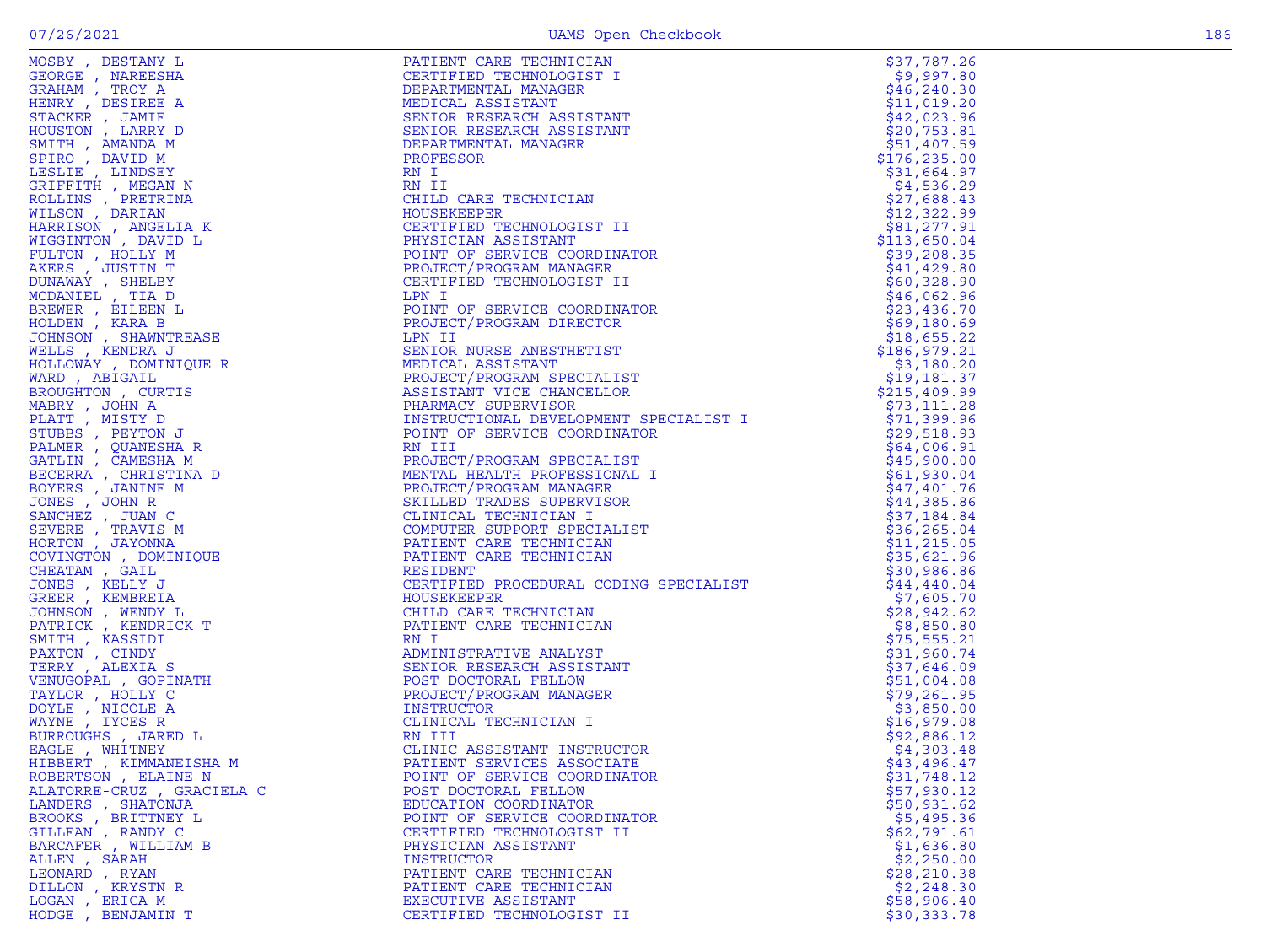| Name | Title | Amount |
|---|---|---|
| MOSBY , DESTANY L | PATIENT CARE TECHNICIAN | $37,787.26 |
| GEORGE , NAREESHA | CERTIFIED TECHNOLOGIST I | $9,997.80 |
| GRAHAM , TROY A | DEPARTMENTAL MANAGER | $46,240.30 |
| HENRY , DESIREE A | MEDICAL ASSISTANT | $11,019.20 |
| STACKER , JAMIE | SENIOR RESEARCH ASSISTANT | $42,023.96 |
| HOUSTON , LARRY D | SENIOR RESEARCH ASSISTANT | $20,753.81 |
| SMITH , AMANDA M | DEPARTMENTAL MANAGER | $51,407.59 |
| SPIRO , DAVID M | PROFESSOR | $176,235.00 |
| LESLIE , LINDSEY | RN I | $31,664.97 |
| GRIFFITH , MEGAN N | RN II | $4,536.29 |
| ROLLINS , PRETRINA | CHILD CARE TECHNICIAN | $27,688.43 |
| WILSON , DARIAN | HOUSEKEEPER | $12,322.99 |
| HARRISON , ANGELIA K | CERTIFIED TECHNOLOGIST II | $81,277.91 |
| WIGGINTON , DAVID L | PHYSICIAN ASSISTANT | $113,650.04 |
| FULTON , HOLLY M | POINT OF SERVICE COORDINATOR | $39,208.35 |
| AKERS , JUSTIN T | PROJECT/PROGRAM MANAGER | $41,429.80 |
| DUNAWAY , SHELBY | CERTIFIED TECHNOLOGIST II | $60,328.90 |
| MCDANIEL , TIA D | LPN I | $46,062.96 |
| BREWER , EILEEN L | POINT OF SERVICE COORDINATOR | $23,436.70 |
| HOLDEN , KARA B | PROJECT/PROGRAM DIRECTOR | $69,180.69 |
| JOHNSON , SHAWNTREASE | LPN II | $18,655.22 |
| WELLS , KENDRA J | SENIOR NURSE ANESTHETIST | $186,979.21 |
| HOLLOWAY , DOMINIQUE R | MEDICAL ASSISTANT | $3,180.20 |
| WARD , ABIGAIL | PROJECT/PROGRAM SPECIALIST | $19,181.37 |
| BROUGHTON , CURTIS | ASSISTANT VICE CHANCELLOR | $215,409.99 |
| MABRY , JOHN A | PHARMACY SUPERVISOR | $73,111.28 |
| PLATT , MISTY D | INSTRUCTIONAL DEVELOPMENT SPECIALIST I | $71,399.96 |
| STUBBS , PEYTON J | POINT OF SERVICE COORDINATOR | $29,518.93 |
| PALMER , QUANESHA R | RN III | $64,006.91 |
| GATLIN , CAMESHA M | PROJECT/PROGRAM SPECIALIST | $45,900.00 |
| BECERRA , CHRISTINA D | MENTAL HEALTH PROFESSIONAL I | $61,930.04 |
| BOYERS , JANINE M | PROJECT/PROGRAM MANAGER | $47,401.76 |
| JONES , JOHN R | SKILLED TRADES SUPERVISOR | $44,385.86 |
| SANCHEZ , JUAN C | CLINICAL TECHNICIAN I | $37,184.84 |
| SEVERE , TRAVIS M | COMPUTER SUPPORT SPECIALIST | $36,265.04 |
| HORTON , JAYONNA | PATIENT CARE TECHNICIAN | $11,215.05 |
| COVINGTON , DOMINIQUE | PATIENT CARE TECHNICIAN | $35,621.96 |
| CHEATAM , GAIL | RESIDENT | $30,986.86 |
| JONES , KELLY J | CERTIFIED PROCEDURAL CODING SPECIALIST | $44,440.04 |
| GREER , KEMBREIA | HOUSEKEEPER | $7,605.70 |
| JOHNSON , WENDY L | CHILD CARE TECHNICIAN | $28,942.62 |
| PATRICK , KENDRICK T | PATIENT CARE TECHNICIAN | $8,850.80 |
| SMITH , KASSIDI | RN I | $75,555.21 |
| PAXTON , CINDY | ADMINISTRATIVE ANALYST | $31,960.74 |
| TERRY , ALEXIA S | SENIOR RESEARCH ASSISTANT | $37,646.09 |
| VENUGOPAL , GOPINATH | POST DOCTORAL FELLOW | $51,004.08 |
| TAYLOR , HOLLY C | PROJECT/PROGRAM MANAGER | $79,261.95 |
| DOYLE , NICOLE A | INSTRUCTOR | $3,850.00 |
| WAYNE , IYCES R | CLINICAL TECHNICIAN I | $16,979.08 |
| BURROUGHS , JARED L | RN III | $92,886.12 |
| EAGLE , WHITNEY | CLINIC ASSISTANT INSTRUCTOR | $4,303.48 |
| HIBBERT , KIMMANEISHA M | PATIENT SERVICES ASSOCIATE | $43,496.47 |
| ROBERTSON , ELAINE N | POINT OF SERVICE COORDINATOR | $31,748.12 |
| ALATORRE-CRUZ , GRACIELA C | POST DOCTORAL FELLOW | $57,930.12 |
| LANDERS , SHATONJA | EDUCATION COORDINATOR | $50,931.62 |
| BROOKS , BRITTNEY L | POINT OF SERVICE COORDINATOR | $5,495.36 |
| GILLEAN , RANDY C | CERTIFIED TECHNOLOGIST II | $62,791.61 |
| BARCAFER , WILLIAM B | PHYSICIAN ASSISTANT | $1,636.80 |
| ALLEN , SARAH | INSTRUCTOR | $2,250.00 |
| LEONARD , RYAN | PATIENT CARE TECHNICIAN | $28,210.38 |
| DILLON , KRYSTN R | PATIENT CARE TECHNICIAN | $2,248.30 |
| LOGAN , ERICA M | EXECUTIVE ASSISTANT | $58,906.40 |
| HODGE , BENJAMIN T | CERTIFIED TECHNOLOGIST II | $30,333.78 |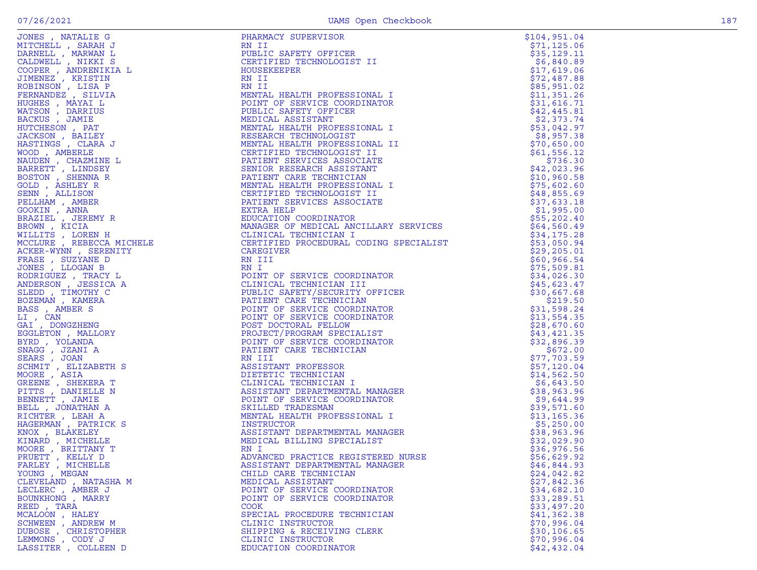| | | |
|---|---|---|
| JONES , NATALIE G | PHARMACY SUPERVISOR | $104,951.04 |
| MITCHELL , SARAH J | RN II | $71,125.06 |
| DARNELL , MARWAN L | PUBLIC SAFETY OFFICER | $35,129.11 |
| CALDWELL , NIKKI S | CERTIFIED TECHNOLOGIST II | $6,840.89 |
| COOPER , ANDRENIKIA L | HOUSEKEEPER | $17,619.06 |
| JIMENEZ , KRISTIN | RN II | $72,487.88 |
| ROBINSON , LISA P | RN II | $85,951.02 |
| FERNANDEZ , SILVIA | MENTAL HEALTH PROFESSIONAL I | $11,351.26 |
| HUGHES , MAYAI L | POINT OF SERVICE COORDINATOR | $31,616.71 |
| WATSON , DARRIUS | PUBLIC SAFETY OFFICER | $42,445.81 |
| BACKUS , JAMIE | MEDICAL ASSISTANT | $2,373.74 |
| HUTCHESON , PAT | MENTAL HEALTH PROFESSIONAL I | $53,042.97 |
| JACKSON , BAILEY | RESEARCH TECHNOLOGIST | $8,957.38 |
| HASTINGS , CLARA J | MENTAL HEALTH PROFESSIONAL II | $70,650.00 |
| WOOD , AMBERLE | CERTIFIED TECHNOLOGIST II | $61,556.12 |
| NAUDEN , CHAZMINE L | PATIENT SERVICES ASSOCIATE | $736.30 |
| BARRETT , LINDSEY | SENIOR RESEARCH ASSISTANT | $42,023.96 |
| BOSTON , SHENNA R | PATIENT CARE TECHNICIAN | $10,960.58 |
| GOLD , ASHLEY R | MENTAL HEALTH PROFESSIONAL I | $75,602.60 |
| SENN , ALLISON | CERTIFIED TECHNOLOGIST II | $48,855.69 |
| PELLHAM , AMBER | PATIENT SERVICES ASSOCIATE | $37,633.18 |
| GOOKIN , ANNA | EXTRA HELP | $1,995.00 |
| BRAZIEL , JEREMY R | EDUCATION COORDINATOR | $55,202.40 |
| BROWN , KICIA | MANAGER OF MEDICAL ANCILLARY SERVICES | $64,560.49 |
| WILLITS , LOREN H | CLINICAL TECHNICIAN I | $34,175.28 |
| MCCLURE , REBECCA MICHELE | CERTIFIED PROCEDURAL CODING SPECIALIST | $53,050.94 |
| ACKER-WYNN , SERENITY | CAREGIVER | $29,205.01 |
| FRASE , SUZYANE D | RN III | $60,966.54 |
| JONES , LLOGAN B | RN I | $75,509.81 |
| RODRIGUEZ , TRACY L | POINT OF SERVICE COORDINATOR | $34,026.30 |
| ANDERSON , JESSICA A | CLINICAL TECHNICIAN III | $45,623.47 |
| SLEDD , TIMOTHY C | PUBLIC SAFETY/SECURITY OFFICER | $30,667.68 |
| BOZEMAN , KAMERA | PATIENT CARE TECHNICIAN | $219.50 |
| BASS , AMBER S | POINT OF SERVICE COORDINATOR | $31,598.24 |
| LI , CAN | POINT OF SERVICE COORDINATOR | $13,554.35 |
| GAI , DONGZHENG | POST DOCTORAL FELLOW | $28,670.60 |
| EGGLETON , MALLORY | PROJECT/PROGRAM SPECIALIST | $43,421.35 |
| BYRD , YOLANDA | POINT OF SERVICE COORDINATOR | $32,896.39 |
| SNAGG , JZANI A | PATIENT CARE TECHNICIAN | $672.00 |
| SEARS , JOAN | RN III | $77,703.59 |
| SCHMIT , ELIZABETH S | ASSISTANT PROFESSOR | $57,120.04 |
| MOORE , ASIA | DIETETIC TECHNICIAN | $14,562.50 |
| GREENE , SHEKERA T | CLINICAL TECHNICIAN I | $6,643.50 |
| PITTS , DANIELLE N | ASSISTANT DEPARTMENTAL MANAGER | $38,963.96 |
| BENNETT , JAMIE | POINT OF SERVICE COORDINATOR | $9,644.99 |
| BELL , JONATHAN A | SKILLED TRADESMAN | $39,571.60 |
| RICHTER , LEAH A | MENTAL HEALTH PROFESSIONAL I | $13,165.36 |
| HAGERMAN , PATRICK S | INSTRUCTOR | $5,250.00 |
| KNOX , BLAKELEY | ASSISTANT DEPARTMENTAL MANAGER | $38,963.96 |
| KINARD , MICHELLE | MEDICAL BILLING SPECIALIST | $32,029.90 |
| MOORE , BRITTANY T | RN I | $36,976.56 |
| PRUETT , KELLY D | ADVANCED PRACTICE REGISTERED NURSE | $56,629.92 |
| FARLEY , MICHELLE | ASSISTANT DEPARTMENTAL MANAGER | $46,844.93 |
| YOUNG , MEGAN | CHILD CARE TECHNICIAN | $24,042.82 |
| CLEVELAND , NATASHA M | MEDICAL ASSISTANT | $27,842.36 |
| LECLERC , AMBER J | POINT OF SERVICE COORDINATOR | $34,682.10 |
| BOUNKHONG , MARRY | POINT OF SERVICE COORDINATOR | $33,289.51 |
| REED , TARA | COOK | $33,497.20 |
| MCALOON , HALEY | SPECIAL PROCEDURE TECHNICIAN | $41,362.38 |
| SCHWEEN , ANDREW M | CLINIC INSTRUCTOR | $70,996.04 |
| DUBOSE , CHRISTOPHER | SHIPPING & RECEIVING CLERK | $30,106.65 |
| LEMMONS , CODY J | CLINIC INSTRUCTOR | $70,996.04 |
| LASSITER , COLLEEN D | EDUCATION COORDINATOR | $42,432.04 |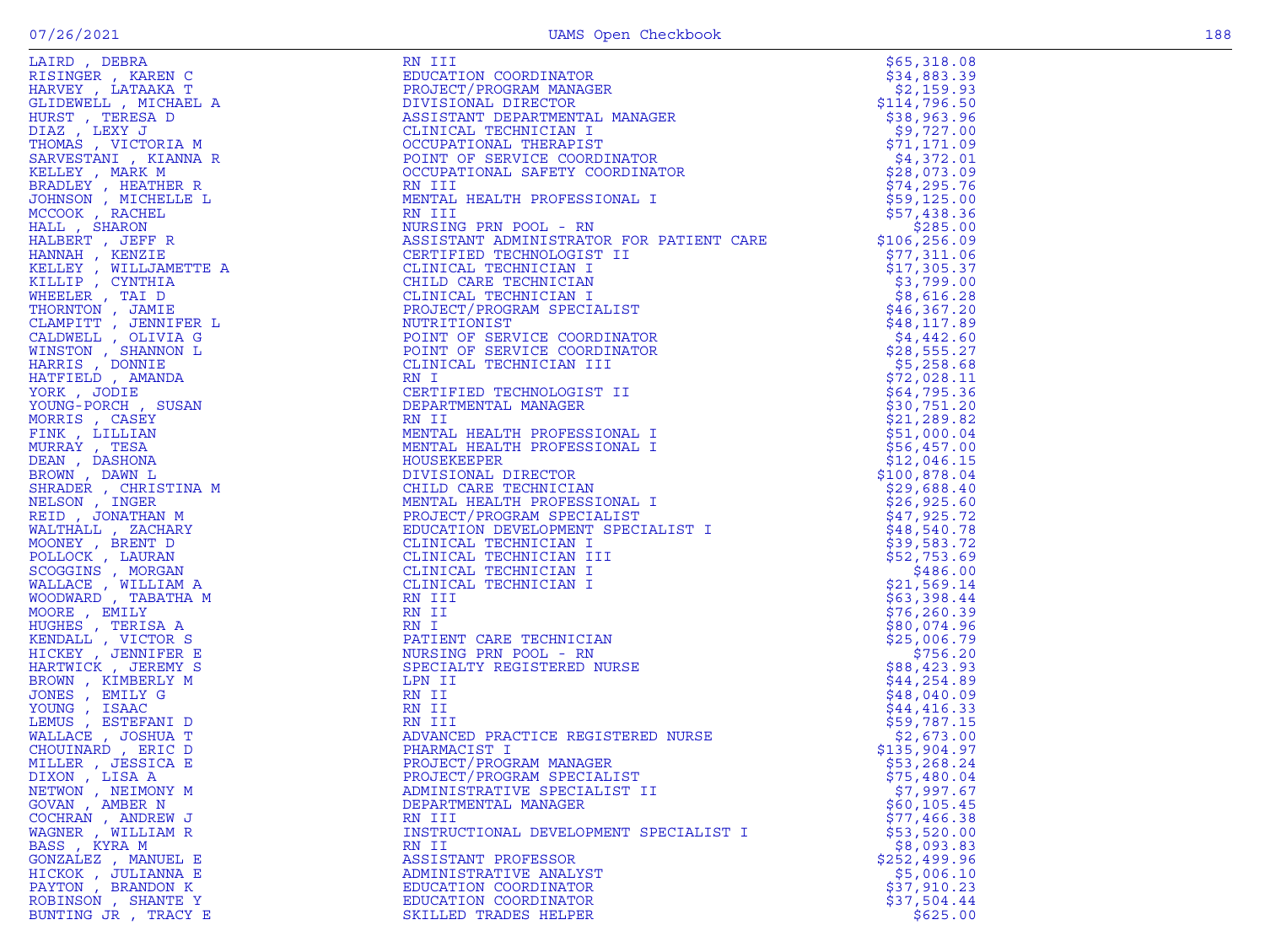| Name | Title | Amount |
|---|---|---|
| LAIRD , DEBRA | RN III | $65,318.08 |
| RISINGER , KAREN C | EDUCATION COORDINATOR | $34,883.39 |
| HARVEY , LATAAKA T | PROJECT/PROGRAM MANAGER | $2,159.93 |
| GLIDEWELL , MICHAEL A | DIVISIONAL DIRECTOR | $114,796.50 |
| HURST , TERESA D | ASSISTANT DEPARTMENTAL MANAGER | $38,963.96 |
| DIAZ , LEXY J | CLINICAL TECHNICIAN I | $9,727.00 |
| THOMAS , VICTORIA M | OCCUPATIONAL THERAPIST | $71,171.09 |
| SARVESTANI , KIANNA R | POINT OF SERVICE COORDINATOR | $4,372.01 |
| KELLEY , MARK M | OCCUPATIONAL SAFETY COORDINATOR | $28,073.09 |
| BRADLEY , HEATHER R | RN III | $74,295.76 |
| JOHNSON , MICHELLE L | MENTAL HEALTH PROFESSIONAL I | $59,125.00 |
| MCCOOK , RACHEL | RN III | $57,438.36 |
| HALL , SHARON | NURSING PRN POOL - RN | $285.00 |
| HALBERT , JEFF R | ASSISTANT ADMINISTRATOR FOR PATIENT CARE | $106,256.09 |
| HANNAH , KENZIE | CERTIFIED TECHNOLOGIST II | $77,311.06 |
| KELLEY , WILLJAMETTE A | CLINICAL TECHNICIAN I | $17,305.37 |
| KILLIP , CYNTHIA | CHILD CARE TECHNICIAN | $3,799.00 |
| WHEELER , TAI D | CLINICAL TECHNICIAN I | $8,616.28 |
| THORNTON , JAMIE | PROJECT/PROGRAM SPECIALIST | $46,367.20 |
| CLAMPITT , JENNIFER L | NUTRITIONIST | $48,117.89 |
| CALDWELL , OLIVIA G | POINT OF SERVICE COORDINATOR | $4,442.60 |
| WINSTON , SHANNON L | POINT OF SERVICE COORDINATOR | $28,555.27 |
| HARRIS , DONNIE | CLINICAL TECHNICIAN III | $5,258.68 |
| HATFIELD , AMANDA | RN I | $72,028.11 |
| YORK , JODIE | CERTIFIED TECHNOLOGIST II | $64,795.36 |
| YOUNG-PORCH , SUSAN | DEPARTMENTAL MANAGER | $30,751.20 |
| MORRIS , CASEY | RN II | $21,289.82 |
| FINK , LILLIAN | MENTAL HEALTH PROFESSIONAL I | $51,000.04 |
| MURRAY , TESA | MENTAL HEALTH PROFESSIONAL I | $56,457.00 |
| DEAN , DASHONA | HOUSEKEEPER | $12,046.15 |
| BROWN , DAWN L | DIVISIONAL DIRECTOR | $100,878.04 |
| SHRADER , CHRISTINA M | CHILD CARE TECHNICIAN | $29,688.40 |
| NELSON , INGER | MENTAL HEALTH PROFESSIONAL I | $26,925.60 |
| REID , JONATHAN M | PROJECT/PROGRAM SPECIALIST | $47,925.72 |
| WALTHALL , ZACHARY | EDUCATION DEVELOPMENT SPECIALIST I | $48,540.78 |
| MOONEY , BRENT D | CLINICAL TECHNICIAN I | $39,583.72 |
| POLLOCK , LAURAN | CLINICAL TECHNICIAN III | $52,753.69 |
| SCOGGINS , MORGAN | CLINICAL TECHNICIAN I | $486.00 |
| WALLACE , WILLIAM A | CLINICAL TECHNICIAN I | $21,569.14 |
| WOODWARD , TABATHA M | RN III | $63,398.44 |
| MOORE , EMILY | RN II | $76,260.39 |
| HUGHES , TERISA A | RN I | $80,074.96 |
| KENDALL , VICTOR S | PATIENT CARE TECHNICIAN | $25,006.79 |
| HICKEY , JENNIFER E | NURSING PRN POOL - RN | $756.20 |
| HARTWICK , JEREMY S | SPECIALTY REGISTERED NURSE | $88,423.93 |
| BROWN , KIMBERLY M | LPN II | $44,254.89 |
| JONES , EMILY G | RN II | $48,040.09 |
| YOUNG , ISAAC | RN II | $44,416.33 |
| LEMUS , ESTEFANI D | RN III | $59,787.15 |
| WALLACE , JOSHUA T | ADVANCED PRACTICE REGISTERED NURSE | $2,673.00 |
| CHOUINARD , ERIC D | PHARMACIST I | $135,904.97 |
| MILLER , JESSICA E | PROJECT/PROGRAM MANAGER | $53,268.24 |
| DIXON , LISA A | PROJECT/PROGRAM SPECIALIST | $75,480.04 |
| NETWON , NEIMONY M | ADMINISTRATIVE SPECIALIST II | $7,997.67 |
| GOVAN , AMBER N | DEPARTMENTAL MANAGER | $60,105.45 |
| COCHRAN , ANDREW J | RN III | $77,466.38 |
| WAGNER , WILLIAM R | INSTRUCTIONAL DEVELOPMENT SPECIALIST I | $53,520.00 |
| BASS , KYRA M | RN II | $8,093.83 |
| GONZALEZ , MANUEL E | ASSISTANT PROFESSOR | $252,499.96 |
| HICKOK , JULIANNA E | ADMINISTRATIVE ANALYST | $5,006.10 |
| PAYTON , BRANDON K | EDUCATION COORDINATOR | $37,910.23 |
| ROBINSON , SHANTE Y | EDUCATION COORDINATOR | $37,504.44 |
| BUNTING JR , TRACY E | SKILLED TRADES HELPER | $625.00 |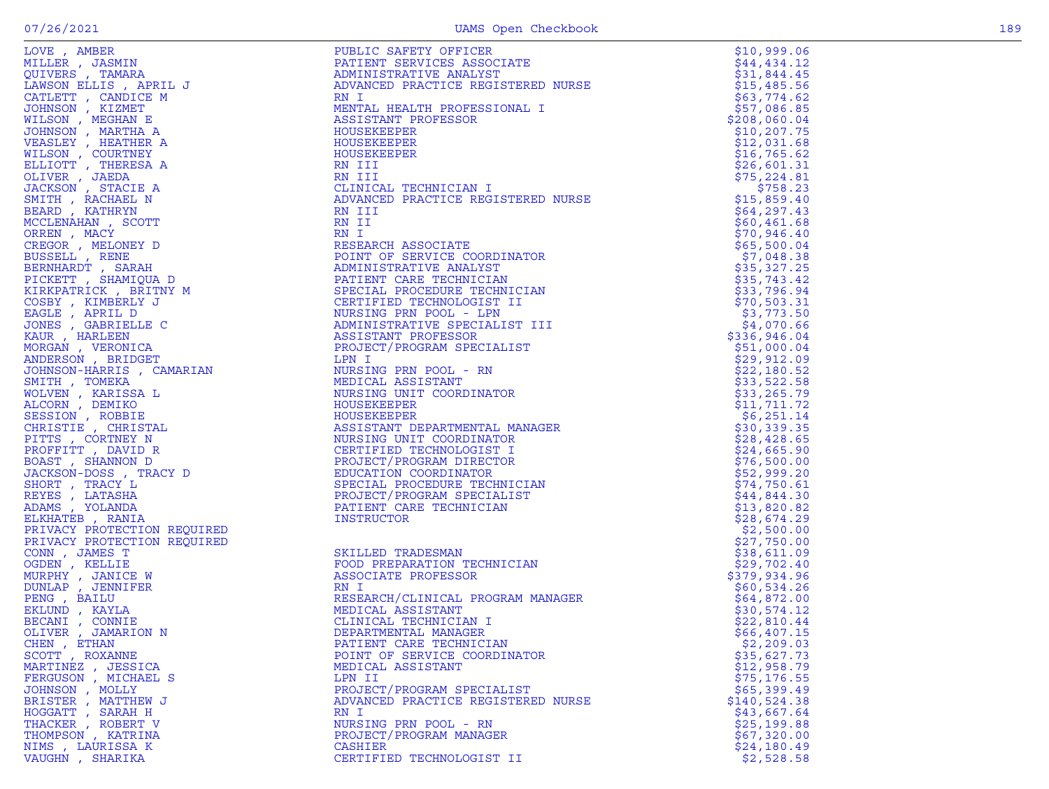| Name | Title | Amount |
|---|---|---|
| LOVE , AMBER | PUBLIC SAFETY OFFICER | $10,999.06 |
| MILLER , JASMIN | PATIENT SERVICES ASSOCIATE | $44,434.12 |
| QUIVERS , TAMARA | ADMINISTRATIVE ANALYST | $31,844.45 |
| LAWSON ELLIS , APRIL J | ADVANCED PRACTICE REGISTERED NURSE | $15,485.56 |
| CATLETT , CANDICE M | RN I | $63,774.62 |
| JOHNSON , KIZMET | MENTAL HEALTH PROFESSIONAL I | $57,086.85 |
| WILSON , MEGHAN E | ASSISTANT PROFESSOR | $208,060.04 |
| JOHNSON , MARTHA A | HOUSEKEEPER | $10,207.75 |
| VEASLEY , HEATHER A | HOUSEKEEPER | $12,031.68 |
| WILSON , COURTNEY | HOUSEKEEPER | $16,765.62 |
| ELLIOTT , THERESA A | RN III | $26,601.31 |
| OLIVER , JAEDA | RN III | $75,224.81 |
| JACKSON , STACIE A | CLINICAL TECHNICIAN I | $758.23 |
| SMITH , RACHAEL N | ADVANCED PRACTICE REGISTERED NURSE | $15,859.40 |
| BEARD , KATHRYN | RN III | $64,297.43 |
| MCCLENAHAN , SCOTT | RN II | $60,461.68 |
| ORREN , MACY | RN I | $70,946.40 |
| CREGOR , MELONEY D | RESEARCH ASSOCIATE | $65,500.04 |
| BUSSELL , RENE | POINT OF SERVICE COORDINATOR | $7,048.38 |
| BERNHARDT , SARAH | ADMINISTRATIVE ANALYST | $35,327.25 |
| PICKETT , SHAMIQUA D | PATIENT CARE TECHNICIAN | $35,743.42 |
| KIRKPATRICK , BRITNY M | SPECIAL PROCEDURE TECHNICIAN | $33,796.94 |
| COSBY , KIMBERLY J | CERTIFIED TECHNOLOGIST II | $70,503.31 |
| EAGLE , APRIL D | NURSING PRN POOL - LPN | $3,773.50 |
| JONES , GABRIELLE C | ADMINISTRATIVE SPECIALIST III | $4,070.66 |
| KAUR , HARLEEN | ASSISTANT PROFESSOR | $336,946.04 |
| MORGAN , VERONICA | PROJECT/PROGRAM SPECIALIST | $51,000.04 |
| ANDERSON , BRIDGET | LPN I | $29,912.09 |
| JOHNSON-HARRIS , CAMARIAN | NURSING PRN POOL - RN | $22,180.52 |
| SMITH , TOMEKA | MEDICAL ASSISTANT | $33,522.58 |
| WOLVEN , KARISSA L | NURSING UNIT COORDINATOR | $33,265.79 |
| ALCORN , DEMIKO | HOUSEKEEPER | $11,711.72 |
| SESSION , ROBBIE | HOUSEKEEPER | $6,251.14 |
| CHRISTIE , CHRISTAL | ASSISTANT DEPARTMENTAL MANAGER | $30,339.35 |
| PITTS , CORTNEY N | NURSING UNIT COORDINATOR | $28,428.65 |
| PROFFITT , DAVID R | CERTIFIED TECHNOLOGIST I | $24,665.90 |
| BOAST , SHANNON D | PROJECT/PROGRAM DIRECTOR | $76,500.00 |
| JACKSON-DOSS , TRACY D | EDUCATION COORDINATOR | $52,999.20 |
| SHORT , TRACY L | SPECIAL PROCEDURE TECHNICIAN | $74,750.61 |
| REYES , LATASHA | PROJECT/PROGRAM SPECIALIST | $44,844.30 |
| ADAMS , YOLANDA | PATIENT CARE TECHNICIAN | $13,820.82 |
| ELKHATEB , RANIA | INSTRUCTOR | $28,674.29 |
| PRIVACY PROTECTION REQUIRED | | $2,500.00 |
| PRIVACY PROTECTION REQUIRED | | $27,750.00 |
| CONN , JAMES T | SKILLED TRADESMAN | $38,611.09 |
| OGDEN , KELLIE | FOOD PREPARATION TECHNICIAN | $29,702.40 |
| MURPHY , JANICE W | ASSOCIATE PROFESSOR | $379,934.96 |
| DUNLAP , JENNIFER | RN I | $60,534.26 |
| PENG , BAILU | RESEARCH/CLINICAL PROGRAM MANAGER | $64,872.00 |
| EKLUND , KAYLA | MEDICAL ASSISTANT | $30,574.12 |
| BECANI , CONNIE | CLINICAL TECHNICIAN I | $22,810.44 |
| OLIVER , JAMARION N | DEPARTMENTAL MANAGER | $66,407.15 |
| CHEN , ETHAN | PATIENT CARE TECHNICIAN | $2,209.03 |
| SCOTT , ROXANNE | POINT OF SERVICE COORDINATOR | $35,627.73 |
| MARTINEZ , JESSICA | MEDICAL ASSISTANT | $12,958.79 |
| FERGUSON , MICHAEL S | LPN II | $75,176.55 |
| JOHNSON , MOLLY | PROJECT/PROGRAM SPECIALIST | $65,399.49 |
| BRISTER , MATTHEW J | ADVANCED PRACTICE REGISTERED NURSE | $140,524.38 |
| HOGGATT , SARAH H | RN I | $43,667.64 |
| THACKER , ROBERT V | NURSING PRN POOL - RN | $25,199.88 |
| THOMPSON , KATRINA | PROJECT/PROGRAM MANAGER | $67,320.00 |
| NIMS , LAURISSA K | CASHIER | $24,180.49 |
| VAUGHN , SHARIKA | CERTIFIED TECHNOLOGIST II | $2,528.58 |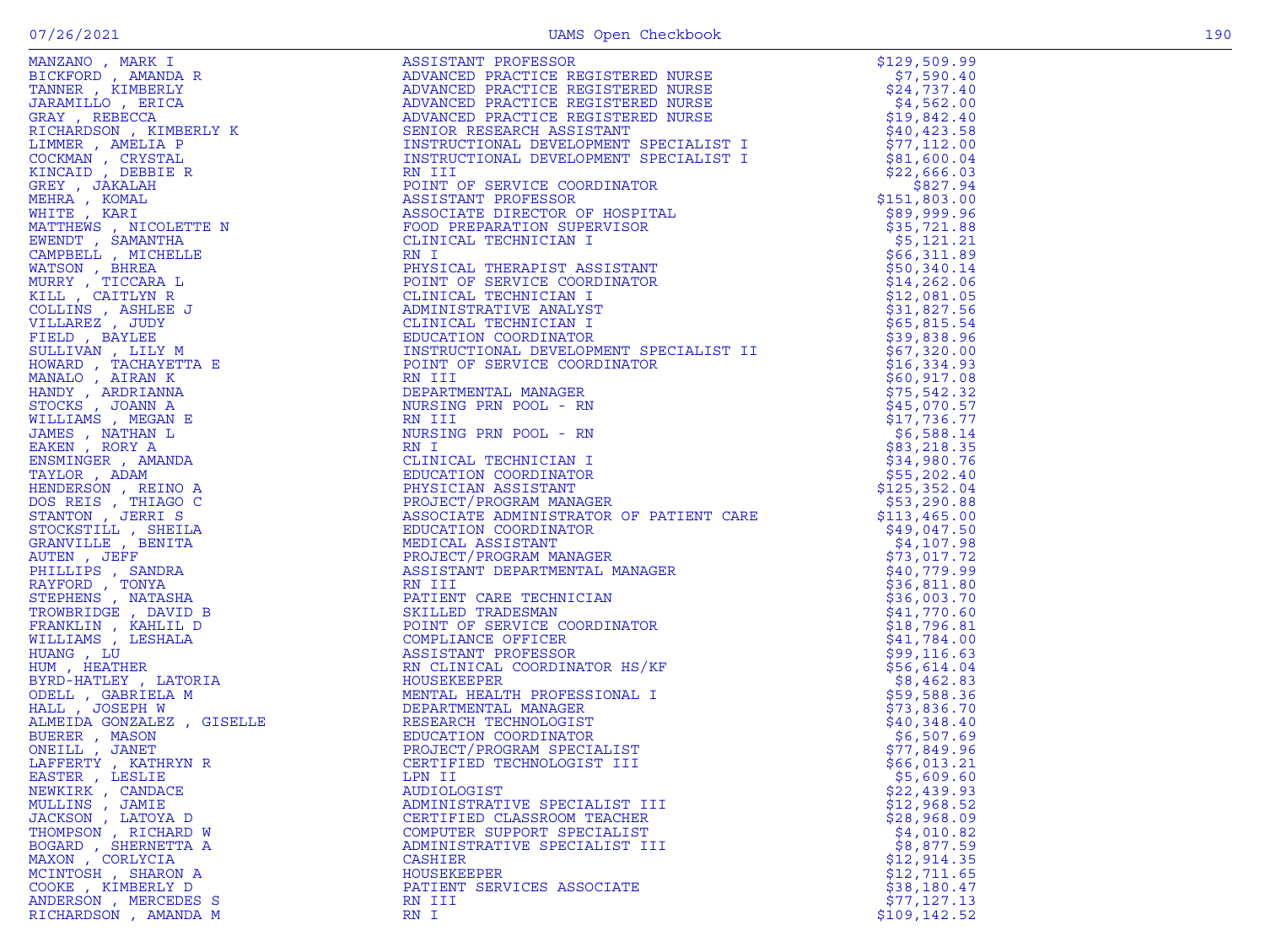| Name | Title | Amount |
|---|---|---|
| MANZANO , MARK I | ASSISTANT PROFESSOR | $129,509.99 |
| BICKFORD , AMANDA R | ADVANCED PRACTICE REGISTERED NURSE | $7,590.40 |
| TANNER , KIMBERLY | ADVANCED PRACTICE REGISTERED NURSE | $24,737.40 |
| JARAMILLO , ERICA | ADVANCED PRACTICE REGISTERED NURSE | $4,562.00 |
| GRAY , REBECCA | ADVANCED PRACTICE REGISTERED NURSE | $19,842.40 |
| RICHARDSON , KIMBERLY K | SENIOR RESEARCH ASSISTANT | $40,423.58 |
| LIMMER , AMELIA P | INSTRUCTIONAL DEVELOPMENT SPECIALIST I | $77,112.00 |
| COCKMAN , CRYSTAL | INSTRUCTIONAL DEVELOPMENT SPECIALIST I | $81,600.04 |
| KINCAID , DEBBIE R | RN III | $22,666.03 |
| GREY , JAKALAH | POINT OF SERVICE COORDINATOR | $827.94 |
| MEHRA , KOMAL | ASSISTANT PROFESSOR | $151,803.00 |
| WHITE , KARI | ASSOCIATE DIRECTOR OF HOSPITAL | $89,999.96 |
| MATTHEWS , NICOLETTE N | FOOD PREPARATION SUPERVISOR | $35,721.88 |
| EWENDT , SAMANTHA | CLINICAL TECHNICIAN I | $5,121.21 |
| CAMPBELL , MICHELLE | RN I | $66,311.89 |
| WATSON , BHREA | PHYSICAL THERAPIST ASSISTANT | $50,340.14 |
| MURRY , TICCARA L | POINT OF SERVICE COORDINATOR | $14,262.06 |
| KILL , CAITLYN R | CLINICAL TECHNICIAN I | $12,081.05 |
| COLLINS , ASHLEE J | ADMINISTRATIVE ANALYST | $31,827.56 |
| VILLAREZ , JUDY | CLINICAL TECHNICIAN I | $65,815.54 |
| FIELD , BAYLEE | EDUCATION COORDINATOR | $39,838.96 |
| SULLIVAN , LILY M | INSTRUCTIONAL DEVELOPMENT SPECIALIST II | $67,320.00 |
| HOWARD , TACHAYETTA E | POINT OF SERVICE COORDINATOR | $16,334.93 |
| MANALO , AIRAN K | RN III | $60,917.08 |
| HANDY , ARDRIANNA | DEPARTMENTAL MANAGER | $75,542.32 |
| STOCKS , JOANN A | NURSING PRN POOL - RN | $45,070.57 |
| WILLIAMS , MEGAN E | RN III | $17,736.77 |
| JAMES , NATHAN L | NURSING PRN POOL - RN | $6,588.14 |
| EAKEN , RORY A | RN I | $83,218.35 |
| ENSMINGER , AMANDA | CLINICAL TECHNICIAN I | $34,980.76 |
| TAYLOR , ADAM | EDUCATION COORDINATOR | $55,202.40 |
| HENDERSON , REINO A | PHYSICIAN ASSISTANT | $125,352.04 |
| DOS REIS , THIAGO C | PROJECT/PROGRAM MANAGER | $53,290.88 |
| STANTON , JERRI S | ASSOCIATE ADMINISTRATOR OF PATIENT CARE | $113,465.00 |
| STOCKSTILL , SHEILA | EDUCATION COORDINATOR | $49,047.50 |
| GRANVILLE , BENITA | MEDICAL ASSISTANT | $4,107.98 |
| AUTEN , JEFF | PROJECT/PROGRAM MANAGER | $73,017.72 |
| PHILLIPS , SANDRA | ASSISTANT DEPARTMENTAL MANAGER | $40,779.99 |
| RAYFORD , TONYA | RN III | $36,811.80 |
| STEPHENS , NATASHA | PATIENT CARE TECHNICIAN | $36,003.70 |
| TROWBRIDGE , DAVID B | SKILLED TRADESMAN | $41,770.60 |
| FRANKLIN , KAHLIL D | POINT OF SERVICE COORDINATOR | $18,796.81 |
| WILLIAMS , LESHALA | COMPLIANCE OFFICER | $41,784.00 |
| HUANG , LU | ASSISTANT PROFESSOR | $99,116.63 |
| HUM , HEATHER | RN CLINICAL COORDINATOR HS/KF | $56,614.04 |
| BYRD-HATLEY , LATORIA | HOUSEKEEPER | $8,462.83 |
| ODELL , GABRIELA M | MENTAL HEALTH PROFESSIONAL I | $59,588.36 |
| HALL , JOSEPH W | DEPARTMENTAL MANAGER | $73,836.70 |
| ALMEIDA GONZALEZ , GISELLE | RESEARCH TECHNOLOGIST | $40,348.40 |
| BUERER , MASON | EDUCATION COORDINATOR | $6,507.69 |
| ONEILL , JANET | PROJECT/PROGRAM SPECIALIST | $77,849.96 |
| LAFFERTY , KATHRYN R | CERTIFIED TECHNOLOGIST III | $66,013.21 |
| EASTER , LESLIE | LPN II | $5,609.60 |
| NEWKIRK , CANDACE | AUDIOLOGIST | $22,439.93 |
| MULLINS , JAMIE | ADMINISTRATIVE SPECIALIST III | $12,968.52 |
| JACKSON , LATOYA D | CERTIFIED CLASSROOM TEACHER | $28,968.09 |
| THOMPSON , RICHARD W | COMPUTER SUPPORT SPECIALIST | $4,010.82 |
| BOGARD , SHERNETTA A | ADMINISTRATIVE SPECIALIST III | $8,877.59 |
| MAXON , CORLYCIA | CASHIER | $12,914.35 |
| MCINTOSH , SHARON A | HOUSEKEEPER | $12,711.65 |
| COOKE , KIMBERLY D | PATIENT SERVICES ASSOCIATE | $38,180.47 |
| ANDERSON , MERCEDES S | RN III | $77,127.13 |
| RICHARDSON , AMANDA M | RN I | $109,142.52 |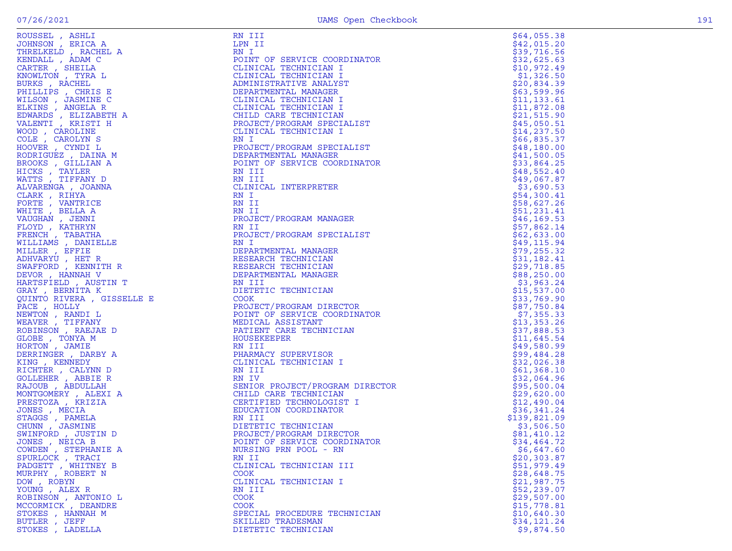| | | |
|---|---|---|
| ROUSSEL , ASHLI | RN III | $64,055.38 |
| JOHNSON , ERICA A | LPN II | $42,015.20 |
| THRELKELD , RACHEL A | RN I | $39,716.56 |
| KENDALL , ADAM C | POINT OF SERVICE COORDINATOR | $32,625.63 |
| CARTER , SHEILA | CLINICAL TECHNICIAN I | $10,972.49 |
| KNOWLTON , TYRA L | CLINICAL TECHNICIAN I | $1,326.50 |
| BURKS , RACHEL | ADMINISTRATIVE ANALYST | $20,834.39 |
| PHILLIPS , CHRIS E | DEPARTMENTAL MANAGER | $63,599.96 |
| WILSON , JASMINE C | CLINICAL TECHNICIAN I | $11,133.61 |
| ELKINS , ANGELA R | CLINICAL TECHNICIAN I | $11,872.08 |
| EDWARDS , ELIZABETH A | CHILD CARE TECHNICIAN | $21,515.90 |
| VALENTI , KRISTI H | PROJECT/PROGRAM SPECIALIST | $45,050.51 |
| WOOD , CAROLINE | CLINICAL TECHNICIAN I | $14,237.50 |
| COLE , CAROLYN S | RN I | $66,835.37 |
| HOOVER , CYNDI L | PROJECT/PROGRAM SPECIALIST | $48,180.00 |
| RODRIGUEZ , DAINA M | DEPARTMENTAL MANAGER | $41,500.05 |
| BROOKS , GILLIAN A | POINT OF SERVICE COORDINATOR | $33,864.25 |
| HICKS , TAYLER | RN III | $48,552.40 |
| WATTS , TIFFANY D | RN III | $49,067.87 |
| ALVARENGA , JOANNA | CLINICAL INTERPRETER | $3,690.53 |
| CLARK , RIHYA | RN I | $54,300.41 |
| FORTE , VANTRICE | RN II | $58,627.26 |
| WHITE , BELLA A | RN II | $51,231.41 |
| VAUGHAN , JENNI | PROJECT/PROGRAM MANAGER | $46,169.53 |
| FLOYD , KATHRYN | RN II | $57,862.14 |
| FRENCH , TABATHA | PROJECT/PROGRAM SPECIALIST | $62,633.00 |
| WILLIAMS , DANIELLE | RN I | $49,115.94 |
| MILLER , EFFIE | DEPARTMENTAL MANAGER | $79,255.32 |
| ADHVARYU , HET R | RESEARCH TECHNICIAN | $31,182.41 |
| SWAFFORD , KENNITH R | RESEARCH TECHNICIAN | $29,718.85 |
| DEVOR , HANNAH V | DEPARTMENTAL MANAGER | $88,250.00 |
| HARTSFIELD , AUSTIN T | RN III | $3,963.24 |
| GRAY , BERNITA K | DIETETIC TECHNICIAN | $15,537.00 |
| QUINTO RIVERA , GISSELLE E | COOK | $33,769.90 |
| PACE , HOLLY | PROJECT/PROGRAM DIRECTOR | $87,750.84 |
| NEWTON , RANDI L | POINT OF SERVICE COORDINATOR | $7,355.33 |
| WEAVER , TIFFANY | MEDICAL ASSISTANT | $13,353.26 |
| ROBINSON , RAEJAE D | PATIENT CARE TECHNICIAN | $37,888.53 |
| GLOBE , TONYA M | HOUSEKEEPER | $11,645.54 |
| HORTON , JAMIE | RN III | $49,580.99 |
| DERRINGER , DARBY A | PHARMACY SUPERVISOR | $99,484.28 |
| KING , KENNEDY | CLINICAL TECHNICIAN I | $32,026.38 |
| RICHTER , CALYNN D | RN III | $61,368.10 |
| GOLLEHER , ABBIE R | RN IV | $32,064.96 |
| RAJOUB , ABDULLAH | SENIOR PROJECT/PROGRAM DIRECTOR | $95,500.04 |
| MONTGOMERY , ALEXI A | CHILD CARE TECHNICIAN | $29,620.00 |
| PRESTOZA , KRIZIA | CERTIFIED TECHNOLOGIST I | $12,490.04 |
| JONES , MECIA | EDUCATION COORDINATOR | $36,341.24 |
| STAGGS , PAMELA | RN III | $139,821.09 |
| CHUNN , JASMINE | DIETETIC TECHNICIAN | $3,506.50 |
| SWINFORD , JUSTIN D | PROJECT/PROGRAM DIRECTOR | $81,410.12 |
| JONES , NEICA B | POINT OF SERVICE COORDINATOR | $34,464.72 |
| COWDEN , STEPHANIE A | NURSING PRN POOL - RN | $6,647.60 |
| SPURLOCK , TRACI | RN II | $20,303.87 |
| PADGETT , WHITNEY B | CLINICAL TECHNICIAN III | $51,979.49 |
| MURPHY , ROBERT N | COOK | $28,648.75 |
| DOW , ROBYN | CLINICAL TECHNICIAN I | $21,987.75 |
| YOUNG , ALEX R | RN III | $52,239.07 |
| ROBINSON , ANTONIO L | COOK | $29,507.00 |
| MCCORMICK , DEANDRE | COOK | $15,778.81 |
| STOKES , HANNAH M | SPECIAL PROCEDURE TECHNICIAN | $10,640.30 |
| BUTLER , JEFF | SKILLED TRADESMAN | $34,121.24 |
| STOKES , LADELLA | DIETETIC TECHNICIAN | $9,874.50 |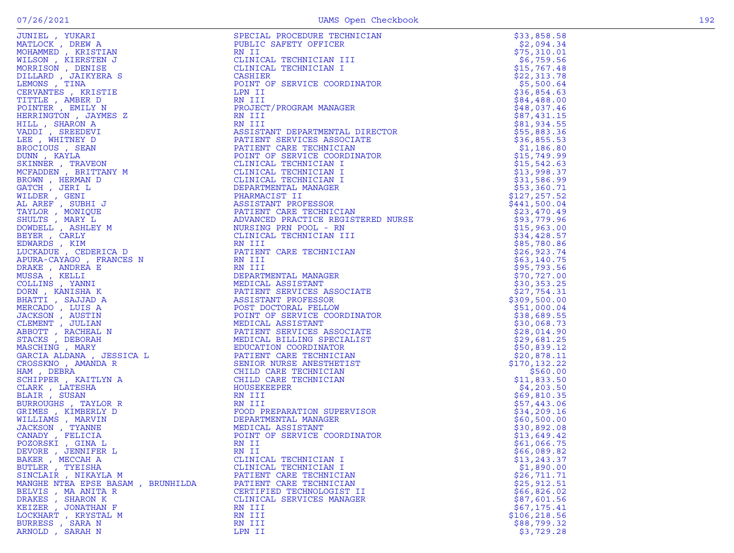| | | |
|---|---|---|
| JUNIEL , YUKARI | SPECIAL PROCEDURE TECHNICIAN | $33,858.58 |
| MATLOCK , DREW A | PUBLIC SAFETY OFFICER | $2,094.34 |
| MOHAMMED , KRISTIAN | RN II | $75,310.01 |
| WILSON , KIERSTEN J | CLINICAL TECHNICIAN III | $6,759.56 |
| MORRISON , DENISE | CLINICAL TECHNICIAN I | $15,767.48 |
| DILLARD , JAIKYERA S | CASHIER | $22,313.78 |
| LEMONS , TINA | POINT OF SERVICE COORDINATOR | $5,500.64 |
| CERVANTES , KRISTIE | LPN II | $36,854.63 |
| TITTLE , AMBER D | RN III | $84,488.00 |
| POINTER , EMILY N | PROJECT/PROGRAM MANAGER | $48,037.46 |
| HERRINGTON , JAYMES Z | RN III | $87,431.15 |
| HILL , SHARON A | RN III | $81,934.55 |
| VADDI , SREEDEVI | ASSISTANT DEPARTMENTAL DIRECTOR | $55,883.36 |
| LEE , WHITNEY D | PATIENT SERVICES ASSOCIATE | $36,855.53 |
| BROCIOUS , SEAN | PATIENT CARE TECHNICIAN | $1,186.80 |
| DUNN , KAYLA | POINT OF SERVICE COORDINATOR | $15,749.99 |
| SKINNER , TRAVEON | CLINICAL TECHNICIAN I | $15,542.63 |
| MCFADDEN , BRITTANY M | CLINICAL TECHNICIAN I | $13,998.37 |
| BROWN , HERMAN D | CLINICAL TECHNICIAN I | $31,586.99 |
| GATCH , JERI L | DEPARTMENTAL MANAGER | $53,360.71 |
| WILDER , GENI | PHARMACIST II | $127,257.52 |
| AL AREF , SUBHI J | ASSISTANT PROFESSOR | $441,500.04 |
| TAYLOR , MONIQUE | PATIENT CARE TECHNICIAN | $23,470.49 |
| SHULTS , MARY L | ADVANCED PRACTICE REGISTERED NURSE | $93,779.96 |
| DOWDELL , ASHLEY M | NURSING PRN POOL - RN | $15,963.00 |
| BEYER , CARLY | CLINICAL TECHNICIAN III | $34,428.57 |
| EDWARDS , KIM | RN III | $85,780.86 |
| LUCKADUE , CEDERICA D | PATIENT CARE TECHNICIAN | $26,923.74 |
| APURA-CAYAGO , FRANCES N | RN III | $63,140.75 |
| DRAKE , ANDREA E | RN III | $95,793.56 |
| MUSSA , KELLI | DEPARTMENTAL MANAGER | $70,727.00 |
| COLLINS , YANNI | MEDICAL ASSISTANT | $30,353.25 |
| DORN , KANISHA K | PATIENT SERVICES ASSOCIATE | $27,754.31 |
| BHATTI , SAJJAD A | ASSISTANT PROFESSOR | $309,500.00 |
| MERCADO , LUIS A | POST DOCTORAL FELLOW | $51,000.04 |
| JACKSON , AUSTIN | POINT OF SERVICE COORDINATOR | $38,689.55 |
| CLEMENT , JULIAN | MEDICAL ASSISTANT | $30,068.73 |
| ABBOTT , RACHEAL N | PATIENT SERVICES ASSOCIATE | $28,014.90 |
| STACKS , DEBORAH | MEDICAL BILLING SPECIALIST | $29,681.25 |
| MASCHING , MARY | EDUCATION COORDINATOR | $50,839.12 |
| GARCIA ALDANA , JESSICA L | PATIENT CARE TECHNICIAN | $20,878.11 |
| CROSSKNO , AMANDA R | SENIOR NURSE ANESTHETIST | $170,132.22 |
| HAM , DEBRA | CHILD CARE TECHNICIAN | $560.00 |
| SCHIPPER , KAITLYN A | CHILD CARE TECHNICIAN | $11,833.50 |
| CLARK , LATESHA | HOUSEKEEPER | $4,203.50 |
| BLAIR , SUSAN | RN III | $69,810.35 |
| BURROUGHS , TAYLOR R | RN III | $57,443.06 |
| GRIMES , KIMBERLY D | FOOD PREPARATION SUPERVISOR | $34,209.16 |
| WILLIAMS , MARVIN | DEPARTMENTAL MANAGER | $60,500.00 |
| JACKSON , TYANNE | MEDICAL ASSISTANT | $30,892.08 |
| CANADY , FELICIA | POINT OF SERVICE COORDINATOR | $13,649.42 |
| POZORSKI , GINA L | RN II | $61,066.75 |
| DEVORE , JENNIFER L | RN II | $66,089.82 |
| BAKER , MECCAH A | CLINICAL TECHNICIAN I | $13,243.37 |
| BUTLER , TYEISHA | CLINICAL TECHNICIAN I | $1,890.00 |
| SINCLAIR , NIKAYLA M | PATIENT CARE TECHNICIAN | $26,711.71 |
| MANGHE NTEA EPSE BASAM , BRUNHILDA | PATIENT CARE TECHNICIAN | $25,912.51 |
| BELVIS , MA ANITA R | CERTIFIED TECHNOLOGIST II | $66,826.02 |
| DRAKES , SHARON K | CLINICAL SERVICES MANAGER | $87,601.56 |
| KEIZER , JONATHAN F | RN III | $67,175.41 |
| LOCKHART , KRYSTAL M | RN III | $106,218.56 |
| BURRESS , SARA N | RN III | $88,799.32 |
| ARNOLD , SARAH N | LPN II | $3,729.28 |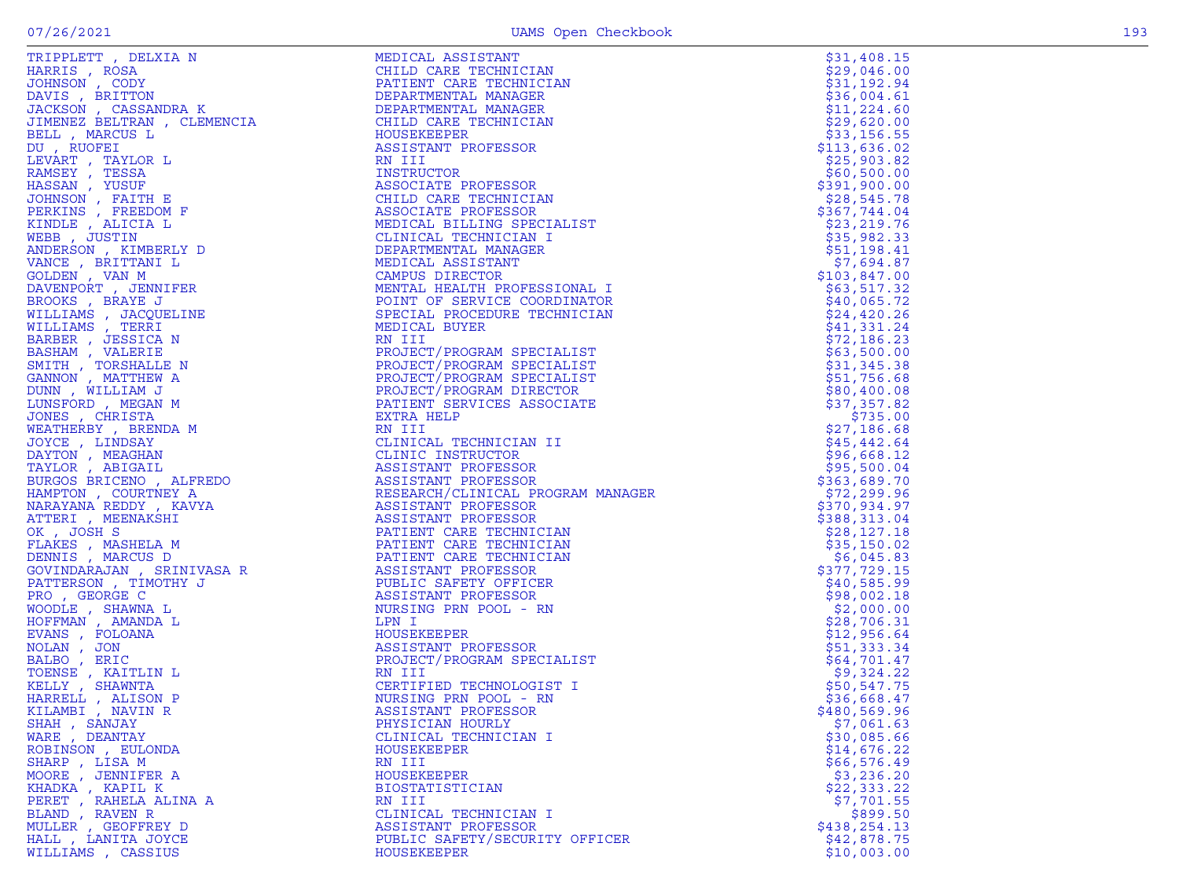| | | |
|---|---|---|
| TRIPPLETT , DELXIA N | MEDICAL ASSISTANT | $31,408.15 |
| HARRIS , ROSA | CHILD CARE TECHNICIAN | $29,046.00 |
| JOHNSON , CODY | PATIENT CARE TECHNICIAN | $31,192.94 |
| DAVIS , BRITTON | DEPARTMENTAL MANAGER | $36,004.61 |
| JACKSON , CASSANDRA K | DEPARTMENTAL MANAGER | $11,224.60 |
| JIMENEZ BELTRAN , CLEMENCIA | CHILD CARE TECHNICIAN | $29,620.00 |
| BELL , MARCUS L | HOUSEKEEPER | $33,156.55 |
| DU , RUOFEI | ASSISTANT PROFESSOR | $113,636.02 |
| LEVART , TAYLOR L | RN III | $25,903.82 |
| RAMSEY , TESSA | INSTRUCTOR | $60,500.00 |
| HASSAN , YUSUF | ASSOCIATE PROFESSOR | $391,900.00 |
| JOHNSON , FAITH E | CHILD CARE TECHNICIAN | $28,545.78 |
| PERKINS , FREEDOM F | ASSOCIATE PROFESSOR | $367,744.04 |
| KINDLE , ALICIA L | MEDICAL BILLING SPECIALIST | $23,219.76 |
| WEBB , JUSTIN | CLINICAL TECHNICIAN I | $35,982.33 |
| ANDERSON , KIMBERLY D | DEPARTMENTAL MANAGER | $51,198.41 |
| VANCE , BRITTANI L | MEDICAL ASSISTANT | $7,694.87 |
| GOLDEN , VAN M | CAMPUS DIRECTOR | $103,847.00 |
| DAVENPORT , JENNIFER | MENTAL HEALTH PROFESSIONAL I | $63,517.32 |
| BROOKS , BRAYE J | POINT OF SERVICE COORDINATOR | $40,065.72 |
| WILLIAMS , JACQUELINE | SPECIAL PROCEDURE TECHNICIAN | $24,420.26 |
| WILLIAMS , TERRI | MEDICAL BUYER | $41,331.24 |
| BARBER , JESSICA N | RN III | $72,186.23 |
| BASHAM , VALERIE | PROJECT/PROGRAM SPECIALIST | $63,500.00 |
| SMITH , TORSHALLE N | PROJECT/PROGRAM SPECIALIST | $31,345.38 |
| GANNON , MATTHEW A | PROJECT/PROGRAM SPECIALIST | $51,756.68 |
| DUNN , WILLIAM J | PROJECT/PROGRAM DIRECTOR | $80,400.08 |
| LUNSFORD , MEGAN M | PATIENT SERVICES ASSOCIATE | $37,357.82 |
| JONES , CHRISTA | EXTRA HELP | $735.00 |
| WEATHERBY , BRENDA M | RN III | $27,186.68 |
| JOYCE , LINDSAY | CLINICAL TECHNICIAN II | $45,442.64 |
| DAYTON , MEAGHAN | CLINIC INSTRUCTOR | $96,668.12 |
| TAYLOR , ABIGAIL | ASSISTANT PROFESSOR | $95,500.04 |
| BURGOS BRICENO , ALFREDO | ASSISTANT PROFESSOR | $363,689.70 |
| HAMPTON , COURTNEY A | RESEARCH/CLINICAL PROGRAM MANAGER | $72,299.96 |
| NARAYANA REDDY , KAVYA | ASSISTANT PROFESSOR | $370,934.97 |
| ATTERI , MEENAKSHI | ASSISTANT PROFESSOR | $388,313.04 |
| OK , JOSH S | PATIENT CARE TECHNICIAN | $28,127.18 |
| FLAKES , MASHELA M | PATIENT CARE TECHNICIAN | $35,150.02 |
| DENNIS , MARCUS D | PATIENT CARE TECHNICIAN | $6,045.83 |
| GOVINDARAJAN , SRINIVASA R | ASSISTANT PROFESSOR | $377,729.15 |
| PATTERSON , TIMOTHY J | PUBLIC SAFETY OFFICER | $40,585.99 |
| PRO , GEORGE C | ASSISTANT PROFESSOR | $98,002.18 |
| WOODLE , SHAWNA L | NURSING PRN POOL - RN | $2,000.00 |
| HOFFMAN , AMANDA L | LPN I | $28,706.31 |
| EVANS , FOLOANA | HOUSEKEEPER | $12,956.64 |
| NOLAN , JON | ASSISTANT PROFESSOR | $51,333.34 |
| BALBO , ERIC | PROJECT/PROGRAM SPECIALIST | $64,701.47 |
| TOENSE , KAITLIN L | RN III | $9,324.22 |
| KELLY , SHAWNTA | CERTIFIED TECHNOLOGIST I | $50,547.75 |
| HARRELL , ALISON P | NURSING PRN POOL - RN | $36,668.47 |
| KILAMBI , NAVIN R | ASSISTANT PROFESSOR | $480,569.96 |
| SHAH , SANJAY | PHYSICIAN HOURLY | $7,061.63 |
| WARE , DEANTAY | CLINICAL TECHNICIAN I | $30,085.66 |
| ROBINSON , EULONDA | HOUSEKEEPER | $14,676.22 |
| SHARP , LISA M | RN III | $66,576.49 |
| MOORE , JENNIFER A | HOUSEKEEPER | $3,236.20 |
| KHADKA , KAPIL K | BIOSTATISTICIAN | $22,333.22 |
| PERET , RAHELA ALINA A | RN III | $7,701.55 |
| BLAND , RAVEN R | CLINICAL TECHNICIAN I | $899.50 |
| MULLER , GEOFFREY D | ASSISTANT PROFESSOR | $438,254.13 |
| HALL , LANITA JOYCE | PUBLIC SAFETY/SECURITY OFFICER | $42,878.75 |
| WILLIAMS , CASSIUS | HOUSEKEEPER | $10,003.00 |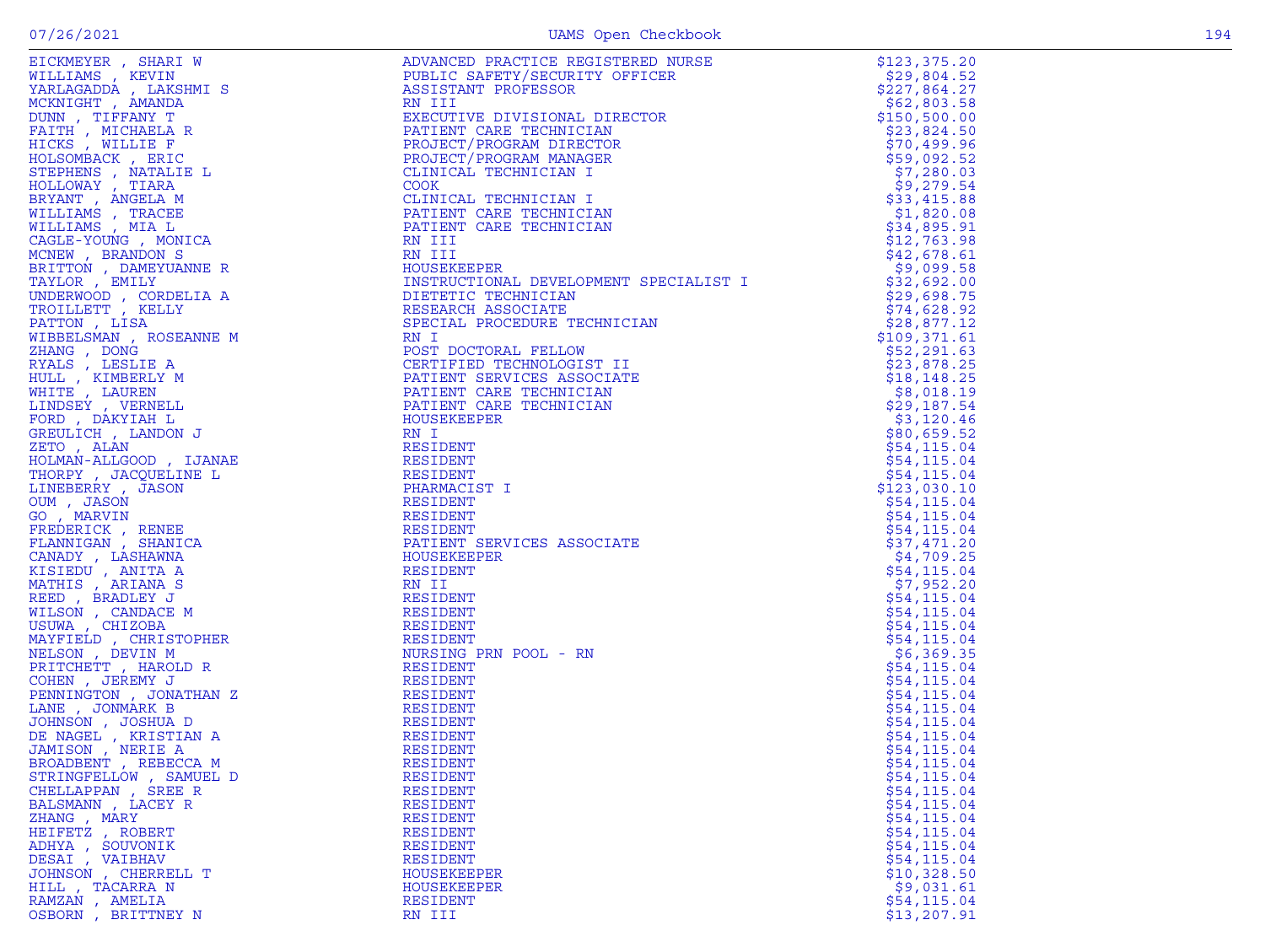| | | |
|---|---|---|
| EICKMEYER , SHARI W | ADVANCED PRACTICE REGISTERED NURSE | $123,375.20 |
| WILLIAMS , KEVIN | PUBLIC SAFETY/SECURITY OFFICER | $29,804.52 |
| YARLAGADDA , LAKSHMI S | ASSISTANT PROFESSOR | $227,864.27 |
| MCKNIGHT , AMANDA | RN III | $62,803.58 |
| DUNN , TIFFANY T | EXECUTIVE DIVISIONAL DIRECTOR | $150,500.00 |
| FAITH , MICHAELA R | PATIENT CARE TECHNICIAN | $23,824.50 |
| HICKS , WILLIE F | PROJECT/PROGRAM DIRECTOR | $70,499.96 |
| HOLSOMBACK , ERIC | PROJECT/PROGRAM MANAGER | $59,092.52 |
| STEPHENS , NATALIE L | CLINICAL TECHNICIAN I | $7,280.03 |
| HOLLOWAY , TIARA | COOK | $9,279.54 |
| BRYANT , ANGELA M | CLINICAL TECHNICIAN I | $33,415.88 |
| WILLIAMS , TRACEE | PATIENT CARE TECHNICIAN | $1,820.08 |
| WILLIAMS , MIA L | PATIENT CARE TECHNICIAN | $34,895.91 |
| CAGLE-YOUNG , MONICA | RN III | $12,763.98 |
| MCNEW , BRANDON S | RN III | $42,678.61 |
| BRITTON , DAMEYUANNE R | HOUSEKEEPER | $9,099.58 |
| TAYLOR , EMILY | INSTRUCTIONAL DEVELOPMENT SPECIALIST I | $32,692.00 |
| UNDERWOOD , CORDELIA A | DIETETIC TECHNICIAN | $29,698.75 |
| TROILLETT , KELLY | RESEARCH ASSOCIATE | $74,628.92 |
| PATTON , LISA | SPECIAL PROCEDURE TECHNICIAN | $28,877.12 |
| WIBBELSMAN , ROSEANNE M | RN I | $109,371.61 |
| ZHANG , DONG | POST DOCTORAL FELLOW | $52,291.63 |
| RYALS , LESLIE A | CERTIFIED TECHNOLOGIST II | $23,878.25 |
| HULL , KIMBERLY M | PATIENT SERVICES ASSOCIATE | $18,148.25 |
| WHITE , LAUREN | PATIENT CARE TECHNICIAN | $8,018.19 |
| LINDSEY , VERNELL | PATIENT CARE TECHNICIAN | $29,187.54 |
| FORD , DAKYIAH L | HOUSEKEEPER | $3,120.46 |
| GREULICH , LANDON J | RN I | $80,659.52 |
| ZETO , ALAN | RESIDENT | $54,115.04 |
| HOLMAN-ALLGOOD , IJANAE | RESIDENT | $54,115.04 |
| THORPY , JACQUELINE L | RESIDENT | $54,115.04 |
| LINEBERRY , JASON | PHARMACIST I | $123,030.10 |
| OUM , JASON | RESIDENT | $54,115.04 |
| GO , MARVIN | RESIDENT | $54,115.04 |
| FREDERICK , RENEE | RESIDENT | $54,115.04 |
| FLANNIGAN , SHANICA | PATIENT SERVICES ASSOCIATE | $37,471.20 |
| CANADY , LASHAWNA | HOUSEKEEPER | $4,709.25 |
| KISIEDU , ANITA A | RESIDENT | $54,115.04 |
| MATHIS , ARIANA S | RN II | $7,952.20 |
| REED , BRADLEY J | RESIDENT | $54,115.04 |
| WILSON , CANDACE M | RESIDENT | $54,115.04 |
| USUWA , CHIZOBA | RESIDENT | $54,115.04 |
| MAYFIELD , CHRISTOPHER | RESIDENT | $54,115.04 |
| NELSON , DEVIN M | NURSING PRN POOL - RN | $6,369.35 |
| PRITCHETT , HAROLD R | RESIDENT | $54,115.04 |
| COHEN , JEREMY J | RESIDENT | $54,115.04 |
| PENNINGTON , JONATHAN Z | RESIDENT | $54,115.04 |
| LANE , JONMARK B | RESIDENT | $54,115.04 |
| JOHNSON , JOSHUA D | RESIDENT | $54,115.04 |
| DE NAGEL , KRISTIAN A | RESIDENT | $54,115.04 |
| JAMISON , NERIE A | RESIDENT | $54,115.04 |
| BROADBENT , REBECCA M | RESIDENT | $54,115.04 |
| STRINGFELLOW , SAMUEL D | RESIDENT | $54,115.04 |
| CHELLAPPAN , SREE R | RESIDENT | $54,115.04 |
| BALSMANN , LACEY R | RESIDENT | $54,115.04 |
| ZHANG , MARY | RESIDENT | $54,115.04 |
| HEIFETZ , ROBERT | RESIDENT | $54,115.04 |
| ADHYA , SOUVONIK | RESIDENT | $54,115.04 |
| DESAI , VAIBHAV | RESIDENT | $54,115.04 |
| JOHNSON , CHERRELL T | HOUSEKEEPER | $10,328.50 |
| HILL , TACARRA N | HOUSEKEEPER | $9,031.61 |
| RAMZAN , AMELIA | RESIDENT | $54,115.04 |
| OSBORN , BRITTNEY N | RN III | $13,207.91 |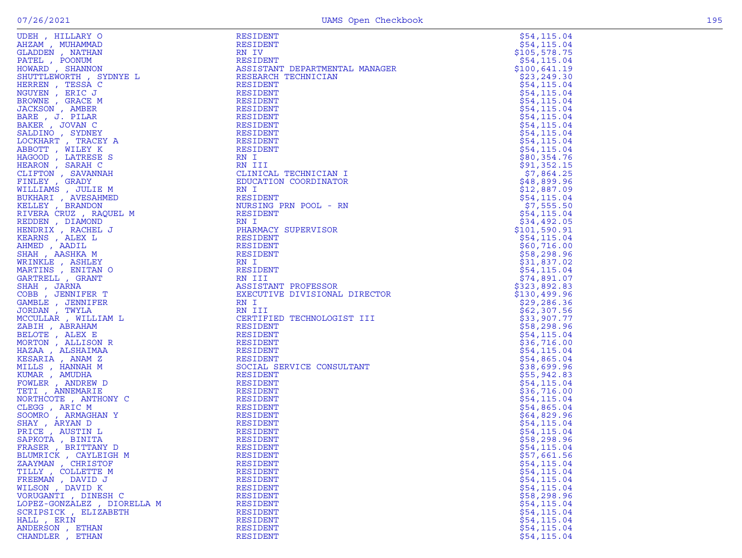| Name | Title | Amount |
|---|---|---|
| UDEH , HILLARY O | RESIDENT | $54,115.04 |
| AHZAM , MUHAMMAD | RESIDENT | $54,115.04 |
| GLADDEN , NATHAN | RN IV | $105,578.75 |
| PATEL , POONUM | RESIDENT | $54,115.04 |
| HOWARD , SHANNON | ASSISTANT DEPARTMENTAL MANAGER | $100,641.19 |
| SHUTTLEWORTH , SYDNYE L | RESEARCH TECHNICIAN | $23,249.30 |
| HERREN , TESSA C | RESIDENT | $54,115.04 |
| NGUYEN , ERIC J | RESIDENT | $54,115.04 |
| BROWNE , GRACE M | RESIDENT | $54,115.04 |
| JACKSON , AMBER | RESIDENT | $54,115.04 |
| BARE , J. PILAR | RESIDENT | $54,115.04 |
| BAKER , JOVAN C | RESIDENT | $54,115.04 |
| SALDINO , SYDNEY | RESIDENT | $54,115.04 |
| LOCKHART , TRACEY A | RESIDENT | $54,115.04 |
| ABBOTT , WILEY K | RESIDENT | $54,115.04 |
| HAGOOD , LATRESE S | RN I | $80,354.76 |
| HEARON , SARAH C | RN III | $91,352.15 |
| CLIFTON , SAVANNAH | CLINICAL TECHNICIAN I | $7,864.25 |
| FINLEY , GRADY | EDUCATION COORDINATOR | $48,899.96 |
| WILLIAMS , JULIE M | RN I | $12,887.09 |
| BUKHARI , AVESAHMED | RESIDENT | $54,115.04 |
| KELLEY , BRANDON | NURSING PRN POOL - RN | $7,555.50 |
| RIVERA CRUZ , RAQUEL M | RESIDENT | $54,115.04 |
| REDDEN , DIAMOND | RN I | $34,492.05 |
| HENDRIX , RACHEL J | PHARMACY SUPERVISOR | $101,590.91 |
| KEARNS , ALEX L | RESIDENT | $54,115.04 |
| AHMED , AADIL | RESIDENT | $60,716.00 |
| SHAH , AASHKA M | RESIDENT | $58,298.96 |
| WRINKLE , ASHLEY | RN I | $31,837.02 |
| MARTINS , ENITAN O | RESIDENT | $54,115.04 |
| GARTRELL , GRANT | RN III | $74,891.07 |
| SHAH , JARNA | ASSISTANT PROFESSOR | $323,892.83 |
| COBB , JENNIFER T | EXECUTIVE DIVISIONAL DIRECTOR | $130,499.96 |
| GAMBLE , JENNIFER | RN I | $29,286.36 |
| JORDAN , TWYLA | RN III | $62,307.56 |
| MCCULLAR , WILLIAM L | CERTIFIED TECHNOLOGIST III | $33,907.77 |
| ZABIH , ABRAHAM | RESIDENT | $58,298.96 |
| BELOTE , ALEX E | RESIDENT | $54,115.04 |
| MORTON , ALLISON R | RESIDENT | $36,716.00 |
| HAZAA , ALSHAIMAA | RESIDENT | $54,115.04 |
| KESARIA , ANAM Z | RESIDENT | $54,865.04 |
| MILLS , HANNAH M | SOCIAL SERVICE CONSULTANT | $38,699.96 |
| KUMAR , AMUDHA | RESIDENT | $55,942.83 |
| FOWLER , ANDREW D | RESIDENT | $54,115.04 |
| TETI , ANNEMARIE | RESIDENT | $36,716.00 |
| NORTHCOTE , ANTHONY C | RESIDENT | $54,115.04 |
| CLEGG , ARIC M | RESIDENT | $54,865.04 |
| SOOMRO , ARMAGHAN Y | RESIDENT | $64,829.96 |
| SHAY , ARYAN D | RESIDENT | $54,115.04 |
| PRICE , AUSTIN L | RESIDENT | $54,115.04 |
| SAPKOTA , BINITA | RESIDENT | $58,298.96 |
| FRASER , BRITTANY D | RESIDENT | $54,115.04 |
| BLUMRICK , CAYLEIGH M | RESIDENT | $57,661.56 |
| ZAAYMAN , CHRISTOF | RESIDENT | $54,115.04 |
| TILLY , COLLETTE M | RESIDENT | $54,115.04 |
| FREEMAN , DAVID J | RESIDENT | $54,115.04 |
| WILSON , DAVID K | RESIDENT | $54,115.04 |
| VORUGANTI , DINESH C | RESIDENT | $58,298.96 |
| LOPEZ-GONZALEZ , DIORELLA M | RESIDENT | $54,115.04 |
| SCRIPSICK , ELIZABETH | RESIDENT | $54,115.04 |
| HALL , ERIN | RESIDENT | $54,115.04 |
| ANDERSON , ETHAN | RESIDENT | $54,115.04 |
| CHANDLER , ETHAN | RESIDENT | $54,115.04 |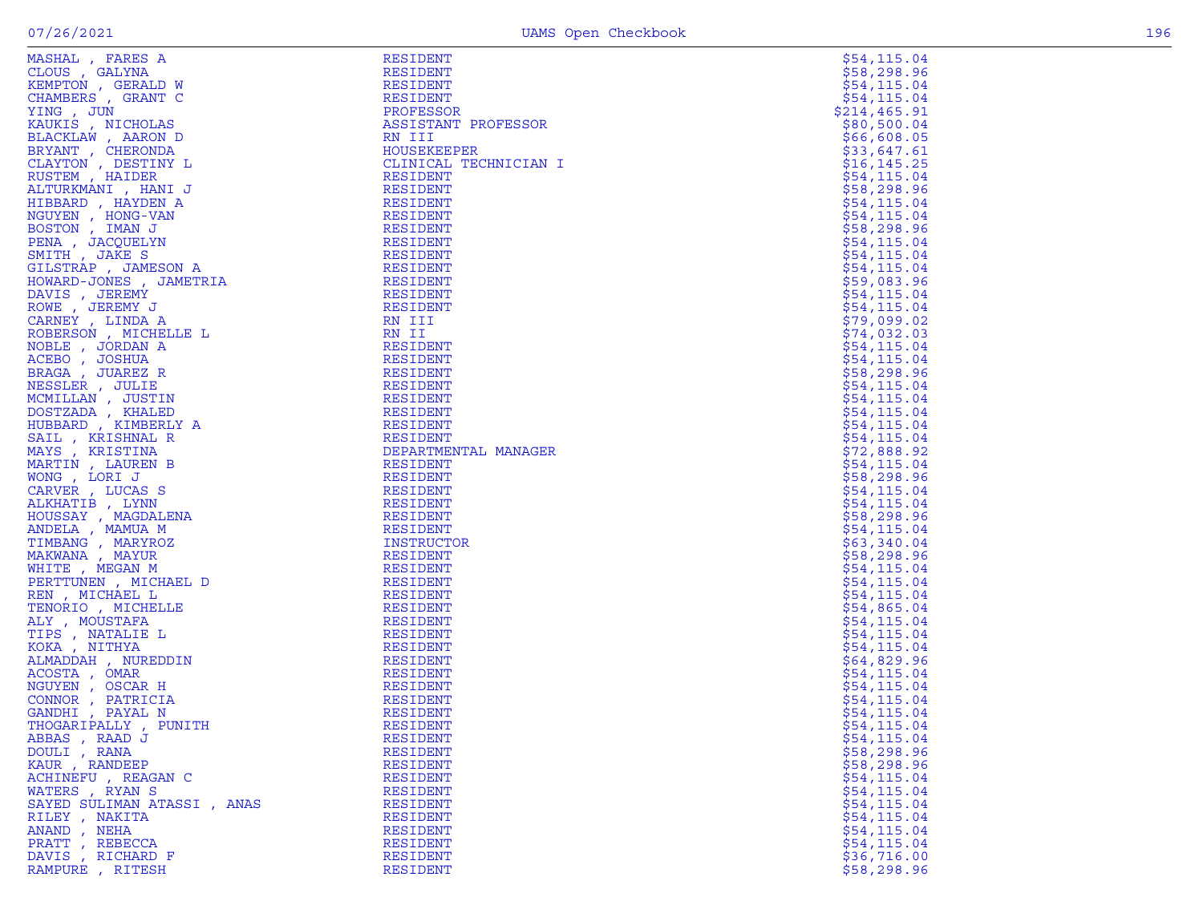| Name | Title | Amount |
|---|---|---|
| MASHAL , FARES A | RESIDENT | $54,115.04 |
| CLOUS , GALYNA | RESIDENT | $58,298.96 |
| KEMPTON , GERALD W | RESIDENT | $54,115.04 |
| CHAMBERS , GRANT C | RESIDENT | $54,115.04 |
| YING , JUN | PROFESSOR | $214,465.91 |
| KAUKIS , NICHOLAS | ASSISTANT PROFESSOR | $80,500.04 |
| BLACKLAW , AARON D | RN III | $66,608.05 |
| BRYANT , CHERONDA | HOUSEKEEPER | $33,647.61 |
| CLAYTON , DESTINY L | CLINICAL TECHNICIAN I | $16,145.25 |
| RUSTEM , HAIDER | RESIDENT | $54,115.04 |
| ALTURKMANI , HANI J | RESIDENT | $58,298.96 |
| HIBBARD , HAYDEN A | RESIDENT | $54,115.04 |
| NGUYEN , HONG-VAN | RESIDENT | $54,115.04 |
| BOSTON , IMAN J | RESIDENT | $58,298.96 |
| PENA , JACQUELYN | RESIDENT | $54,115.04 |
| SMITH , JAKE S | RESIDENT | $54,115.04 |
| GILSTRAP , JAMESON A | RESIDENT | $54,115.04 |
| HOWARD-JONES , JAMETRIA | RESIDENT | $59,083.96 |
| DAVIS , JEREMY | RESIDENT | $54,115.04 |
| ROWE , JEREMY J | RESIDENT | $54,115.04 |
| CARNEY , LINDA A | RN III | $79,099.02 |
| ROBERSON , MICHELLE L | RN II | $74,032.03 |
| NOBLE , JORDAN A | RESIDENT | $54,115.04 |
| ACEBO , JOSHUA | RESIDENT | $54,115.04 |
| BRAGA , JUAREZ R | RESIDENT | $58,298.96 |
| NESSLER , JULIE | RESIDENT | $54,115.04 |
| MCMILLAN , JUSTIN | RESIDENT | $54,115.04 |
| DOSTZADA , KHALED | RESIDENT | $54,115.04 |
| HUBBARD , KIMBERLY A | RESIDENT | $54,115.04 |
| SAIL , KRISHNAL R | RESIDENT | $54,115.04 |
| MAYS , KRISTINA | DEPARTMENTAL MANAGER | $72,888.92 |
| MARTIN , LAUREN B | RESIDENT | $54,115.04 |
| WONG , LORI J | RESIDENT | $58,298.96 |
| CARVER , LUCAS S | RESIDENT | $54,115.04 |
| ALKHATIB , LYNN | RESIDENT | $54,115.04 |
| HOUSSAY , MAGDALENA | RESIDENT | $58,298.96 |
| ANDELA , MAMUA M | RESIDENT | $54,115.04 |
| TIMBANG , MARYROZ | INSTRUCTOR | $63,340.04 |
| MAKWANA , MAYUR | RESIDENT | $58,298.96 |
| WHITE , MEGAN M | RESIDENT | $54,115.04 |
| PERTTUNEN , MICHAEL D | RESIDENT | $54,115.04 |
| REN , MICHAEL L | RESIDENT | $54,115.04 |
| TENORIO , MICHELLE | RESIDENT | $54,865.04 |
| ALY , MOUSTAFA | RESIDENT | $54,115.04 |
| TIPS , NATALIE L | RESIDENT | $54,115.04 |
| KOKA , NITHYA | RESIDENT | $54,115.04 |
| ALMADDAH , NUREDDIN | RESIDENT | $64,829.96 |
| ACOSTA , OMAR | RESIDENT | $54,115.04 |
| NGUYEN , OSCAR H | RESIDENT | $54,115.04 |
| CONNOR , PATRICIA | RESIDENT | $54,115.04 |
| GANDHI , PAYAL N | RESIDENT | $54,115.04 |
| THOGARIPALLY , PUNITH | RESIDENT | $54,115.04 |
| ABBAS , RAAD J | RESIDENT | $54,115.04 |
| DOULI , RANA | RESIDENT | $58,298.96 |
| KAUR , RANDEEP | RESIDENT | $58,298.96 |
| ACHINEFU , REAGAN C | RESIDENT | $54,115.04 |
| WATERS , RYAN S | RESIDENT | $54,115.04 |
| SAYED SULIMAN ATASSI , ANAS | RESIDENT | $54,115.04 |
| RILEY , NAKITA | RESIDENT | $54,115.04 |
| ANAND , NEHA | RESIDENT | $54,115.04 |
| PRATT , REBECCA | RESIDENT | $54,115.04 |
| DAVIS , RICHARD F | RESIDENT | $36,716.00 |
| RAMPURE , RITESH | RESIDENT | $58,298.96 |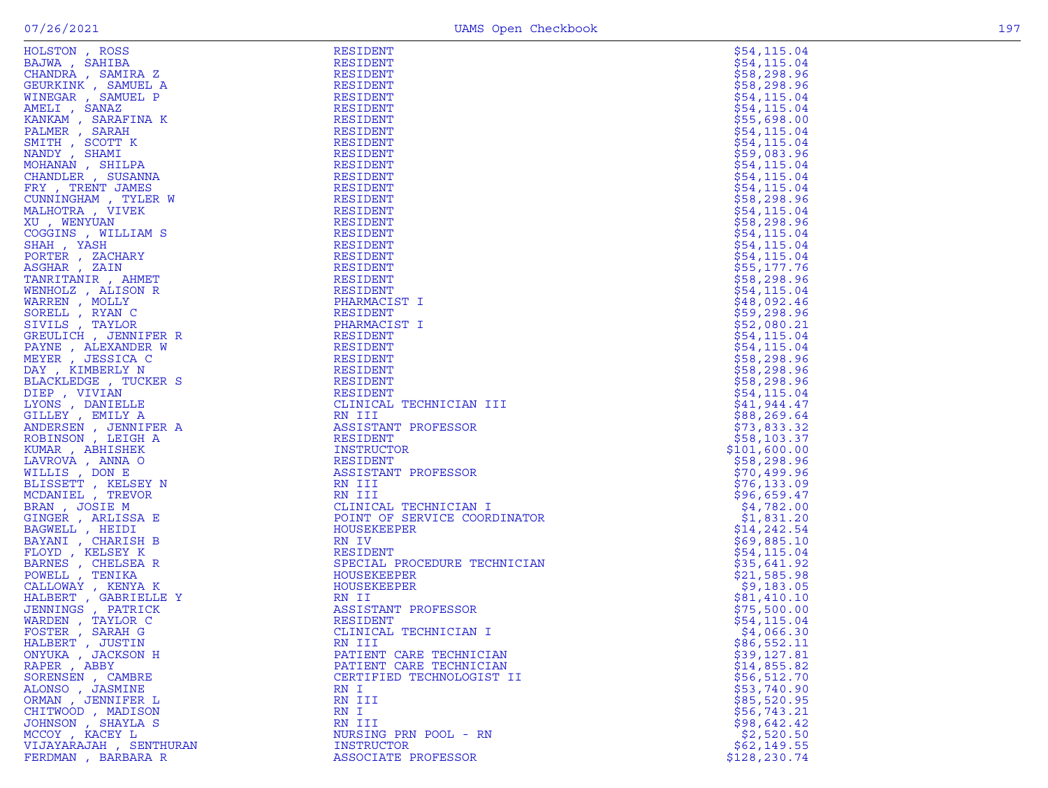| Name | Title | Amount |
|---|---|---|
| HOLSTON , ROSS | RESIDENT | $54,115.04 |
| BAJWA , SAHIBA | RESIDENT | $54,115.04 |
| CHANDRA , SAMIRA Z | RESIDENT | $58,298.96 |
| GEURKINK , SAMUEL A | RESIDENT | $58,298.96 |
| WINEGAR , SAMUEL P | RESIDENT | $54,115.04 |
| AMELI , SANAZ | RESIDENT | $54,115.04 |
| KANKAM , SARAFINA K | RESIDENT | $55,698.00 |
| PALMER , SARAH | RESIDENT | $54,115.04 |
| SMITH , SCOTT K | RESIDENT | $54,115.04 |
| NANDY , SHAMI | RESIDENT | $59,083.96 |
| MOHANAN , SHILPA | RESIDENT | $54,115.04 |
| CHANDLER , SUSANNA | RESIDENT | $54,115.04 |
| FRY , TRENT JAMES | RESIDENT | $54,115.04 |
| CUNNINGHAM , TYLER W | RESIDENT | $58,298.96 |
| MALHOTRA , VIVEK | RESIDENT | $54,115.04 |
| XU , WENYUAN | RESIDENT | $58,298.96 |
| COGGINS , WILLIAM S | RESIDENT | $54,115.04 |
| SHAH , YASH | RESIDENT | $54,115.04 |
| PORTER , ZACHARY | RESIDENT | $54,115.04 |
| ASGHAR , ZAIN | RESIDENT | $55,177.76 |
| TANRITANIR , AHMET | RESIDENT | $58,298.96 |
| WENHOLZ , ALISON R | RESIDENT | $54,115.04 |
| WARREN , MOLLY | PHARMACIST I | $48,092.46 |
| SORELL , RYAN C | RESIDENT | $59,298.96 |
| SIVILS , TAYLOR | PHARMACIST I | $52,080.21 |
| GREULICH , JENNIFER R | RESIDENT | $54,115.04 |
| PAYNE , ALEXANDER W | RESIDENT | $54,115.04 |
| MEYER , JESSICA C | RESIDENT | $58,298.96 |
| DAY , KIMBERLY N | RESIDENT | $58,298.96 |
| BLACKLEDGE , TUCKER S | RESIDENT | $58,298.96 |
| DIEP , VIVIAN | RESIDENT | $54,115.04 |
| LYONS , DANIELLE | CLINICAL TECHNICIAN III | $41,944.47 |
| GILLEY , EMILY A | RN III | $88,269.64 |
| ANDERSEN , JENNIFER A | ASSISTANT PROFESSOR | $73,833.32 |
| ROBINSON , LEIGH A | RESIDENT | $58,103.37 |
| KUMAR , ABHISHEK | INSTRUCTOR | $101,600.00 |
| LAVROVA , ANNA O | RESIDENT | $58,298.96 |
| WILLIS , DON E | ASSISTANT PROFESSOR | $70,499.96 |
| BLISSETT , KELSEY N | RN III | $76,133.09 |
| MCDANIEL , TREVOR | RN III | $96,659.47 |
| BRAN , JOSIE M | CLINICAL TECHNICIAN I | $4,782.00 |
| GINGER , ARLISSA E | POINT OF SERVICE COORDINATOR | $1,831.20 |
| BAGWELL , HEIDI | HOUSEKEEPER | $14,242.54 |
| BAYANI , CHARISH B | RN IV | $69,885.10 |
| FLOYD , KELSEY K | RESIDENT | $54,115.04 |
| BARNES , CHELSEA R | SPECIAL PROCEDURE TECHNICIAN | $35,641.92 |
| POWELL , TENIKA | HOUSEKEEPER | $21,585.98 |
| CALLOWAY , KENYA K | HOUSEKEEPER | $9,183.05 |
| HALBERT , GABRIELLE Y | RN II | $81,410.10 |
| JENNINGS , PATRICK | ASSISTANT PROFESSOR | $75,500.00 |
| WARDEN , TAYLOR C | RESIDENT | $54,115.04 |
| FOSTER , SARAH G | CLINICAL TECHNICIAN I | $4,066.30 |
| HALBERT , JUSTIN | RN III | $86,552.11 |
| ONYUKA , JACKSON H | PATIENT CARE TECHNICIAN | $39,127.81 |
| RAPER , ABBY | PATIENT CARE TECHNICIAN | $14,855.82 |
| SORENSEN , CAMBRE | CERTIFIED TECHNOLOGIST II | $56,512.70 |
| ALONSO , JASMINE | RN I | $53,740.90 |
| ORMAN , JENNIFER L | RN III | $85,520.95 |
| CHITWOOD , MADISON | RN I | $56,743.21 |
| JOHNSON , SHAYLA S | RN III | $98,642.42 |
| MCCOY , KACEY L | NURSING PRN POOL - RN | $2,520.50 |
| VIJAYARAJAH , SENTHURAN | INSTRUCTOR | $62,149.55 |
| FERDMAN , BARBARA R | ASSOCIATE PROFESSOR | $128,230.74 |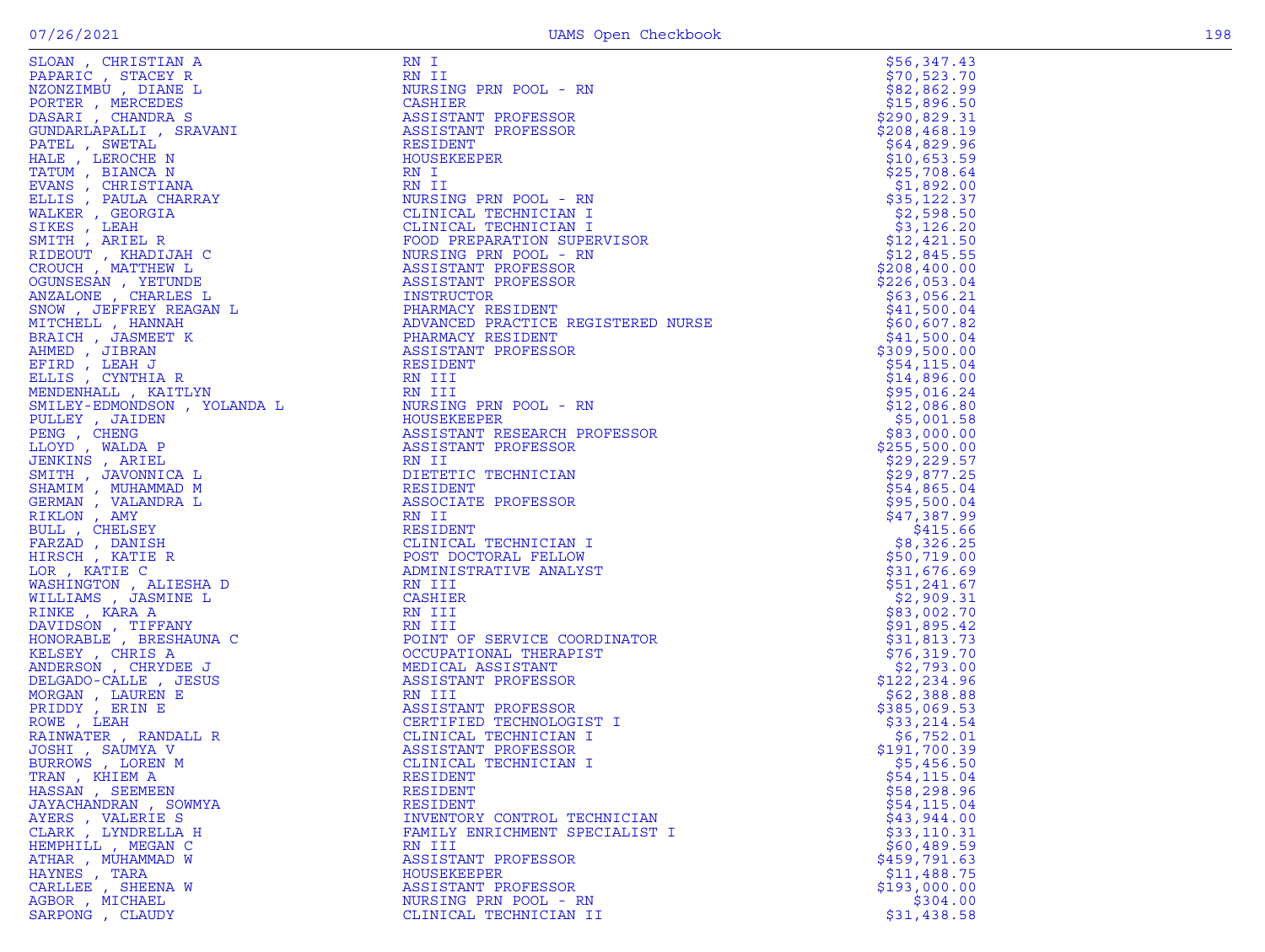| Name | Title | Amount |
|---|---|---|
| SLOAN , CHRISTIAN A | RN I | $56,347.43 |
| PAPARIC , STACEY R | RN II | $70,523.70 |
| NZONZIMBU , DIANE L | NURSING PRN POOL - RN | $82,862.99 |
| PORTER , MERCEDES | CASHIER | $15,896.50 |
| DASARI , CHANDRA S | ASSISTANT PROFESSOR | $290,829.31 |
| GUNDARLAPALLI , SRAVANI | ASSISTANT PROFESSOR | $208,468.19 |
| PATEL , SWETAL | RESIDENT | $64,829.96 |
| HALE , LEROCHE N | HOUSEKEEPER | $10,653.59 |
| TATUM , BIANCA N | RN I | $25,708.64 |
| EVANS , CHRISTIANA | RN II | $1,892.00 |
| ELLIS , PAULA CHARRAY | NURSING PRN POOL - RN | $35,122.37 |
| WALKER , GEORGIA | CLINICAL TECHNICIAN I | $2,598.50 |
| SIKES , LEAH | CLINICAL TECHNICIAN I | $3,126.20 |
| SMITH , ARIEL R | FOOD PREPARATION SUPERVISOR | $12,421.50 |
| RIDEOUT , KHADIJAH C | NURSING PRN POOL - RN | $12,845.55 |
| CROUCH , MATTHEW L | ASSISTANT PROFESSOR | $208,400.00 |
| OGUNSESAN , YETUNDE | ASSISTANT PROFESSOR | $226,053.04 |
| ANZALONE , CHARLES L | INSTRUCTOR | $63,056.21 |
| SNOW , JEFFREY REAGAN L | PHARMACY RESIDENT | $41,500.04 |
| MITCHELL , HANNAH | ADVANCED PRACTICE REGISTERED NURSE | $60,607.82 |
| BRAICH , JASMEET K | PHARMACY RESIDENT | $41,500.04 |
| AHMED , JIBRAN | ASSISTANT PROFESSOR | $309,500.00 |
| EFIRD , LEAH J | RESIDENT | $54,115.04 |
| ELLIS , CYNTHIA R | RN III | $14,896.00 |
| MENDENHALL , KAITLYN | RN III | $95,016.24 |
| SMILEY-EDMONDSON , YOLANDA L | NURSING PRN POOL - RN | $12,086.80 |
| PULLEY , JAIDEN | HOUSEKEEPER | $5,001.58 |
| PENG , CHENG | ASSISTANT RESEARCH PROFESSOR | $83,000.00 |
| LLOYD , WALDA P | ASSISTANT PROFESSOR | $255,500.00 |
| JENKINS , ARIEL | RN II | $29,229.57 |
| SMITH , JAVONNICA L | DIETETIC TECHNICIAN | $29,877.25 |
| SHAMIM , MUHAMMAD M | RESIDENT | $54,865.04 |
| GERMAN , VALANDRA L | ASSOCIATE PROFESSOR | $95,500.04 |
| RIKLON , AMY | RN II | $47,387.99 |
| BULL , CHELSEY | RESIDENT | $415.66 |
| FARZAD , DANISH | CLINICAL TECHNICIAN I | $8,326.25 |
| HIRSCH , KATIE R | POST DOCTORAL FELLOW | $50,719.00 |
| LOR , KATIE C | ADMINISTRATIVE ANALYST | $31,676.69 |
| WASHINGTON , ALIESHA D | RN III | $51,241.67 |
| WILLIAMS , JASMINE L | CASHIER | $2,909.31 |
| RINKE , KARA A | RN III | $83,002.70 |
| DAVIDSON , TIFFANY | RN III | $91,895.42 |
| HONORABLE , BRESHAUNA C | POINT OF SERVICE COORDINATOR | $31,813.73 |
| KELSEY , CHRIS A | OCCUPATIONAL THERAPIST | $76,319.70 |
| ANDERSON , CHRYDEE J | MEDICAL ASSISTANT | $2,793.00 |
| DELGADO-CALLE , JESUS | ASSISTANT PROFESSOR | $122,234.96 |
| MORGAN , LAUREN E | RN III | $62,388.88 |
| PRIDDY , ERIN E | ASSISTANT PROFESSOR | $385,069.53 |
| ROWE , LEAH | CERTIFIED TECHNOLOGIST I | $33,214.54 |
| RAINWATER , RANDALL R | CLINICAL TECHNICIAN I | $6,752.01 |
| JOSHI , SAUMYA V | ASSISTANT PROFESSOR | $191,700.39 |
| BURROWS , LOREN M | CLINICAL TECHNICIAN I | $5,456.50 |
| TRAN , KHIEM A | RESIDENT | $54,115.04 |
| HASSAN , SEEMEEN | RESIDENT | $58,298.96 |
| JAYACHANDRAN , SOWMYA | RESIDENT | $54,115.04 |
| AYERS , VALERIE S | INVENTORY CONTROL TECHNICIAN | $43,944.00 |
| CLARK , LYNDRELLA H | FAMILY ENRICHMENT SPECIALIST I | $33,110.31 |
| HEMPHILL , MEGAN C | RN III | $60,489.59 |
| ATHAR , MUHAMMAD W | ASSISTANT PROFESSOR | $459,791.63 |
| HAYNES , TARA | HOUSEKEEPER | $11,488.75 |
| CARLLEE , SHEENA W | ASSISTANT PROFESSOR | $193,000.00 |
| AGBOR , MICHAEL | NURSING PRN POOL - RN | $304.00 |
| SARPONG , CLAUDY | CLINICAL TECHNICIAN II | $31,438.58 |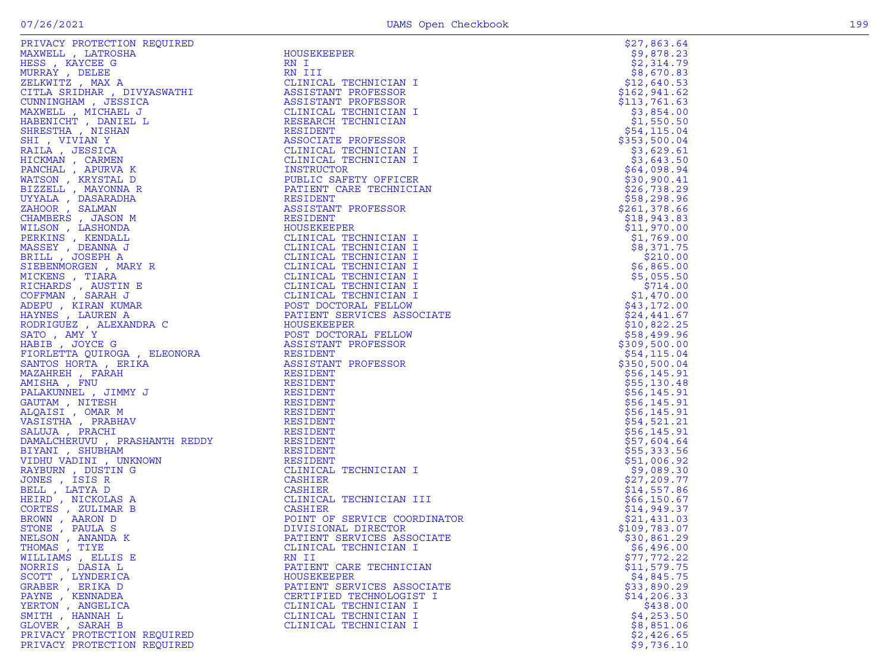| Name | Title | Amount |
|---|---|---|
| PRIVACY PROTECTION REQUIRED | | $27,863.64 |
| MAXWELL , LATROSHA | HOUSEKEEPER | $9,878.23 |
| HESS , KAYCEE G | RN I | $2,314.79 |
| MURRAY , DELEE | RN III | $8,670.83 |
| ZELKWITZ , MAX A | CLINICAL TECHNICIAN I | $12,640.53 |
| CITLA SRIDHAR , DIVYASWATHI | ASSISTANT PROFESSOR | $162,941.62 |
| CUNNINGHAM , JESSICA | ASSISTANT PROFESSOR | $113,761.63 |
| MAXWELL , MICHAEL J | CLINICAL TECHNICIAN I | $3,854.00 |
| HABENICHT , DANIEL L | RESEARCH TECHNICIAN | $1,550.50 |
| SHRESTHA , NISHAN | RESIDENT | $54,115.04 |
| SHI , VIVIAN Y | ASSOCIATE PROFESSOR | $353,500.04 |
| RAILA , JESSICA | CLINICAL TECHNICIAN I | $3,629.61 |
| HICKMAN , CARMEN | CLINICAL TECHNICIAN I | $3,643.50 |
| PANCHAL , APURVA K | INSTRUCTOR | $64,098.94 |
| WATSON , KRYSTAL D | PUBLIC SAFETY OFFICER | $30,900.41 |
| BIZZELL , MAYONNA R | PATIENT CARE TECHNICIAN | $26,738.29 |
| UYYALA , DASARADHA | RESIDENT | $58,298.96 |
| ZAHOOR , SALMAN | ASSISTANT PROFESSOR | $261,378.66 |
| CHAMBERS , JASON M | RESIDENT | $18,943.83 |
| WILSON , LASHONDA | HOUSEKEEPER | $11,970.00 |
| PERKINS , KENDALL | CLINICAL TECHNICIAN I | $1,769.00 |
| MASSEY , DEANNA J | CLINICAL TECHNICIAN I | $8,371.75 |
| BRILL , JOSEPH A | CLINICAL TECHNICIAN I | $210.00 |
| SIEBENMORGEN , MARY R | CLINICAL TECHNICIAN I | $6,865.00 |
| MICKENS , TIARA | CLINICAL TECHNICIAN I | $5,055.50 |
| RICHARDS , AUSTIN E | CLINICAL TECHNICIAN I | $714.00 |
| COFFMAN , SARAH J | CLINICAL TECHNICIAN I | $1,470.00 |
| ADEPU , KIRAN KUMAR | POST DOCTORAL FELLOW | $43,172.00 |
| HAYNES , LAUREN A | PATIENT SERVICES ASSOCIATE | $24,441.67 |
| RODRIGUEZ , ALEXANDRA C | HOUSEKEEPER | $10,822.25 |
| SATO , AMY Y | POST DOCTORAL FELLOW | $58,499.96 |
| HABIB , JOYCE G | ASSISTANT PROFESSOR | $309,500.00 |
| FIORLETTA QUIROGA , ELEONORA | RESIDENT | $54,115.04 |
| SANTOS HORTA , ERIKA | ASSISTANT PROFESSOR | $350,500.04 |
| MAZAHREH , FARAH | RESIDENT | $56,145.91 |
| AMISHA , FNU | RESIDENT | $55,130.48 |
| PALAKUNNEL , JIMMY J | RESIDENT | $56,145.91 |
| GAUTAM , NITESH | RESIDENT | $56,145.91 |
| ALQAISI , OMAR M | RESIDENT | $56,145.91 |
| VASISTHA , PRABHAV | RESIDENT | $54,521.21 |
| SALUJA , PRACHI | RESIDENT | $56,145.91 |
| DAMALCHERUVU , PRASHANTH REDDY | RESIDENT | $57,604.64 |
| BIYANI , SHUBHAM | RESIDENT | $55,333.56 |
| VIDHU VADINI , UNKNOWN | RESIDENT | $51,006.92 |
| RAYBURN , DUSTIN G | CLINICAL TECHNICIAN I | $9,089.30 |
| JONES , ISIS R | CASHIER | $27,209.77 |
| BELL , LATYA D | CASHIER | $14,557.86 |
| HEIRD , NICKOLAS A | CLINICAL TECHNICIAN III | $66,150.67 |
| CORTES , ZULIMAR B | CASHIER | $14,949.37 |
| BROWN , AARON D | POINT OF SERVICE COORDINATOR | $21,431.03 |
| STONE , PAULA S | DIVISIONAL DIRECTOR | $109,783.07 |
| NELSON , ANANDA K | PATIENT SERVICES ASSOCIATE | $30,861.29 |
| THOMAS , TIYE | CLINICAL TECHNICIAN I | $6,496.00 |
| WILLIAMS , ELLIS E | RN II | $77,772.22 |
| NORRIS , DASIA L | PATIENT CARE TECHNICIAN | $11,579.75 |
| SCOTT , LYNDERICA | HOUSEKEEPER | $4,845.75 |
| GRABER , ERIKA D | PATIENT SERVICES ASSOCIATE | $33,890.29 |
| PAYNE , KENNADEA | CERTIFIED TECHNOLOGIST I | $14,206.33 |
| YERTON , ANGELICA | CLINICAL TECHNICIAN I | $438.00 |
| SMITH , HANNAH L | CLINICAL TECHNICIAN I | $4,253.50 |
| GLOVER , SARAH B | CLINICAL TECHNICIAN I | $8,851.06 |
| PRIVACY PROTECTION REQUIRED | | $2,426.65 |
| PRIVACY PROTECTION REQUIRED | | $9,736.10 |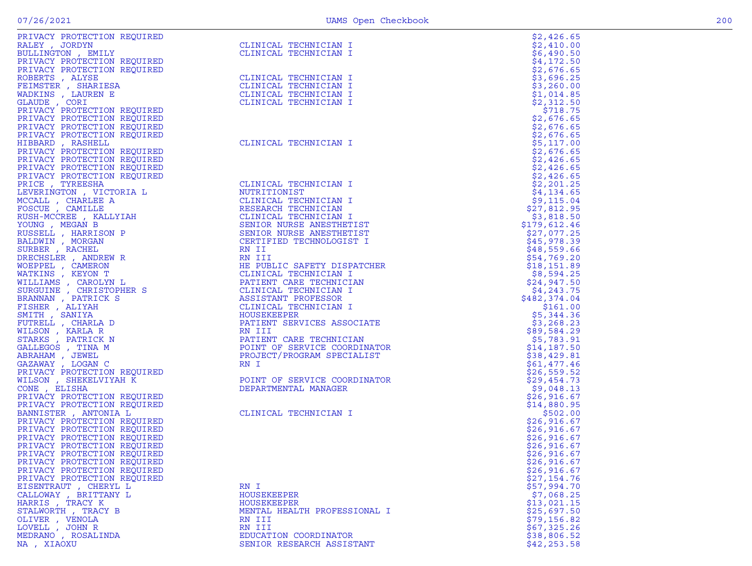| | | |
|---|---|---|
| PRIVACY PROTECTION REQUIRED | | $2,426.65 |
| RALEY , JORDYN | CLINICAL TECHNICIAN I | $2,410.00 |
| BULLINGTON , EMILY | CLINICAL TECHNICIAN I | $6,490.50 |
| PRIVACY PROTECTION REQUIRED | | $4,172.50 |
| PRIVACY PROTECTION REQUIRED | | $2,676.65 |
| ROBERTS , ALYSE | CLINICAL TECHNICIAN I | $3,696.25 |
| FEIMSTER , SHARIESA | CLINICAL TECHNICIAN I | $3,260.00 |
| WADKINS , LAUREN E | CLINICAL TECHNICIAN I | $1,014.85 |
| GLAUDE , CORI | CLINICAL TECHNICIAN I | $2,312.50 |
| PRIVACY PROTECTION REQUIRED | | $718.75 |
| PRIVACY PROTECTION REQUIRED | | $2,676.65 |
| PRIVACY PROTECTION REQUIRED | | $2,676.65 |
| PRIVACY PROTECTION REQUIRED | | $2,676.65 |
| HIBBARD , RASHELL | CLINICAL TECHNICIAN I | $5,117.00 |
| PRIVACY PROTECTION REQUIRED | | $2,676.65 |
| PRIVACY PROTECTION REQUIRED | | $2,426.65 |
| PRIVACY PROTECTION REQUIRED | | $2,426.65 |
| PRIVACY PROTECTION REQUIRED | | $2,426.65 |
| PRICE , TYREESHA | CLINICAL TECHNICIAN I | $2,201.25 |
| LEVERINGTON , VICTORIA L | NUTRITIONIST | $4,134.65 |
| MCCALL , CHARLEE A | CLINICAL TECHNICIAN I | $9,115.04 |
| FOSCUE , CAMILLE | RESEARCH TECHNICIAN | $27,812.95 |
| RUSH-MCCREE , KALLYIAH | CLINICAL TECHNICIAN I | $3,818.50 |
| YOUNG , MEGAN B | SENIOR NURSE ANESTHETIST | $179,612.46 |
| RUSSELL , HARRISON P | SENIOR NURSE ANESTHETIST | $27,077.25 |
| BALDWIN , MORGAN | CERTIFIED TECHNOLOGIST I | $45,978.39 |
| SURBER , RACHEL | RN II | $48,559.66 |
| DRECHSLER , ANDREW R | RN III | $54,769.20 |
| WOEPPEL , CAMERON | HE PUBLIC SAFETY DISPATCHER | $18,151.89 |
| WATKINS , KEYON T | CLINICAL TECHNICIAN I | $8,594.25 |
| WILLIAMS , CAROLYN L | PATIENT CARE TECHNICIAN | $24,947.50 |
| SURGUINE , CHRISTOPHER S | CLINICAL TECHNICIAN I | $4,243.75 |
| BRANNAN , PATRICK S | ASSISTANT PROFESSOR | $482,374.04 |
| FISHER , ALIYAH | CLINICAL TECHNICIAN I | $161.00 |
| SMITH , SANIYA | HOUSEKEEPER | $5,344.36 |
| FUTRELL , CHARLA D | PATIENT SERVICES ASSOCIATE | $3,268.23 |
| WILSON , KARLA R | RN III | $89,584.29 |
| STARKS , PATRICK N | PATIENT CARE TECHNICIAN | $5,783.91 |
| GALLEGOS , TINA M | POINT OF SERVICE COORDINATOR | $14,187.50 |
| ABRAHAM , JEWEL | PROJECT/PROGRAM SPECIALIST | $38,429.81 |
| GAZAWAY , LOGAN C | RN I | $61,477.46 |
| PRIVACY PROTECTION REQUIRED | | $26,559.52 |
| WILSON , SHEKELVIYAH K | POINT OF SERVICE COORDINATOR | $29,454.73 |
| CONE , ELISHA | DEPARTMENTAL MANAGER | $9,048.13 |
| PRIVACY PROTECTION REQUIRED | | $26,916.67 |
| PRIVACY PROTECTION REQUIRED | | $14,880.95 |
| BANNISTER , ANTONIA L | CLINICAL TECHNICIAN I | $502.00 |
| PRIVACY PROTECTION REQUIRED | | $26,916.67 |
| PRIVACY PROTECTION REQUIRED | | $26,916.67 |
| PRIVACY PROTECTION REQUIRED | | $26,916.67 |
| PRIVACY PROTECTION REQUIRED | | $26,916.67 |
| PRIVACY PROTECTION REQUIRED | | $26,916.67 |
| PRIVACY PROTECTION REQUIRED | | $26,916.67 |
| PRIVACY PROTECTION REQUIRED | | $26,916.67 |
| PRIVACY PROTECTION REQUIRED | | $27,154.76 |
| EISENTRAUT , CHERYL L | RN I | $57,994.70 |
| CALLOWAY , BRITTANY L | HOUSEKEEPER | $7,068.25 |
| HARRIS , TRACY K | HOUSEKEEPER | $13,021.15 |
| STALWORTH , TRACY B | MENTAL HEALTH PROFESSIONAL I | $25,697.50 |
| OLIVER , VENOLA | RN III | $79,156.82 |
| LOVELL , JOHN R | RN III | $67,325.26 |
| MEDRANO , ROSALINDA | EDUCATION COORDINATOR | $38,806.52 |
| NA , XIAOXU | SENIOR RESEARCH ASSISTANT | $42,253.58 |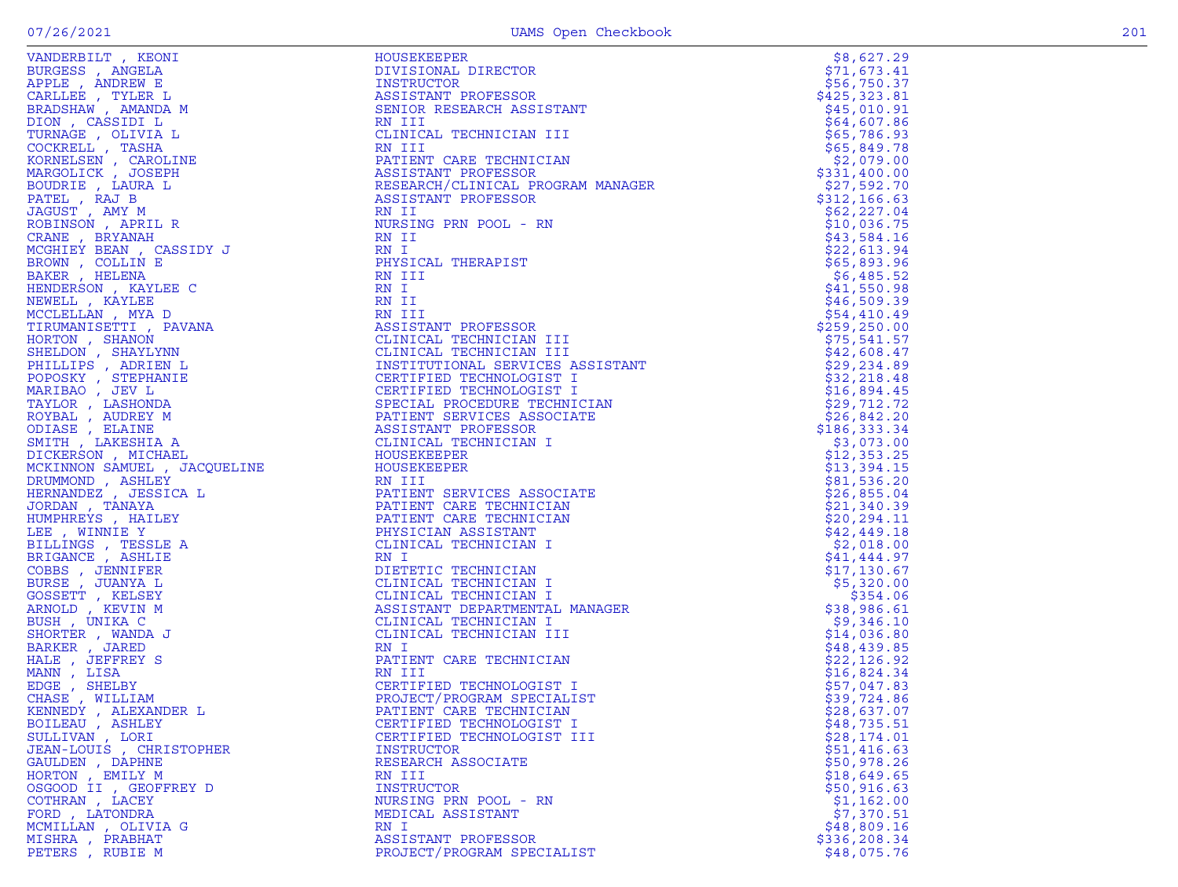| Name | Title | Amount |
|---|---|---|
| VANDERBILT , KEONI | HOUSEKEEPER | $8,627.29 |
| BURGESS , ANGELA | DIVISIONAL DIRECTOR | $71,673.41 |
| APPLE , ANDREW E | INSTRUCTOR | $56,750.37 |
| CARLLEE , TYLER L | ASSISTANT PROFESSOR | $425,323.81 |
| BRADSHAW , AMANDA M | SENIOR RESEARCH ASSISTANT | $45,010.91 |
| DION , CASSIDI L | RN III | $64,607.86 |
| TURNAGE , OLIVIA L | CLINICAL TECHNICIAN III | $65,786.93 |
| COCKRELL , TASHA | RN III | $65,849.78 |
| KORNELSEN , CAROLINE | PATIENT CARE TECHNICIAN | $2,079.00 |
| MARGOLICK , JOSEPH | ASSISTANT PROFESSOR | $331,400.00 |
| BOUDRIE , LAURA L | RESEARCH/CLINICAL PROGRAM MANAGER | $27,592.70 |
| PATEL , RAJ B | ASSISTANT PROFESSOR | $312,166.63 |
| JAGUST , AMY M | RN II | $62,227.04 |
| ROBINSON , APRIL R | NURSING PRN POOL - RN | $10,036.75 |
| CRANE , BRYANAH | RN II | $43,584.16 |
| MCGHIEY BEAN , CASSIDY J | RN I | $22,613.94 |
| BROWN , COLLIN E | PHYSICAL THERAPIST | $65,893.96 |
| BAKER , HELENA | RN III | $6,485.52 |
| HENDERSON , KAYLEE C | RN I | $41,550.98 |
| NEWELL , KAYLEE | RN II | $46,509.39 |
| MCCLELLAN , MYA D | RN III | $54,410.49 |
| TIRUMANISETTI , PAVANA | ASSISTANT PROFESSOR | $259,250.00 |
| HORTON , SHANON | CLINICAL TECHNICIAN III | $75,541.57 |
| SHELDON , SHAYLYNN | CLINICAL TECHNICIAN III | $42,608.47 |
| PHILLIPS , ADRIEN L | INSTITUTIONAL SERVICES ASSISTANT | $29,234.89 |
| POPOSKY , STEPHANIE | CERTIFIED TECHNOLOGIST I | $32,218.48 |
| MARIBAO , JEV L | CERTIFIED TECHNOLOGIST I | $16,894.45 |
| TAYLOR , LASHONDA | SPECIAL PROCEDURE TECHNICIAN | $29,712.72 |
| ROYBAL , AUDREY M | PATIENT SERVICES ASSOCIATE | $26,842.20 |
| ODIASE , ELAINE | ASSISTANT PROFESSOR | $186,333.34 |
| SMITH , LAKESHIA A | CLINICAL TECHNICIAN I | $3,073.00 |
| DICKERSON , MICHAEL | HOUSEKEEPER | $12,353.25 |
| MCKINNON SAMUEL , JACQUELINE | HOUSEKEEPER | $13,394.15 |
| DRUMMOND , ASHLEY | RN III | $81,536.20 |
| HERNANDEZ , JESSICA L | PATIENT SERVICES ASSOCIATE | $26,855.04 |
| JORDAN , TANAYA | PATIENT CARE TECHNICIAN | $21,340.39 |
| HUMPHREYS , HAILEY | PATIENT CARE TECHNICIAN | $20,294.11 |
| LEE , WINNIE Y | PHYSICIAN ASSISTANT | $42,449.18 |
| BILLINGS , TESSLE A | CLINICAL TECHNICIAN I | $2,018.00 |
| BRIGANCE , ASHLIE | RN I | $41,444.97 |
| COBBS , JENNIFER | DIETETIC TECHNICIAN | $17,130.67 |
| BURSE , JUANYA L | CLINICAL TECHNICIAN I | $5,320.00 |
| GOSSETT , KELSEY | CLINICAL TECHNICIAN I | $354.06 |
| ARNOLD , KEVIN M | ASSISTANT DEPARTMENTAL MANAGER | $38,986.61 |
| BUSH , UNIKA C | CLINICAL TECHNICIAN I | $9,346.10 |
| SHORTER , WANDA J | CLINICAL TECHNICIAN III | $14,036.80 |
| BARKER , JARED | RN I | $48,439.85 |
| HALE , JEFFREY S | PATIENT CARE TECHNICIAN | $22,126.92 |
| MANN , LISA | RN III | $16,824.34 |
| EDGE , SHELBY | CERTIFIED TECHNOLOGIST I | $57,047.83 |
| CHASE , WILLIAM | PROJECT/PROGRAM SPECIALIST | $39,724.86 |
| KENNEDY , ALEXANDER L | PATIENT CARE TECHNICIAN | $28,637.07 |
| BOILEAU , ASHLEY | CERTIFIED TECHNOLOGIST I | $48,735.51 |
| SULLIVAN , LORI | CERTIFIED TECHNOLOGIST III | $28,174.01 |
| JEAN-LOUIS , CHRISTOPHER | INSTRUCTOR | $51,416.63 |
| GAULDEN , DAPHNE | RESEARCH ASSOCIATE | $50,978.26 |
| HORTON , EMILY M | RN III | $18,649.65 |
| OSGOOD II , GEOFFREY D | INSTRUCTOR | $50,916.63 |
| COTHRAN , LACEY | NURSING PRN POOL - RN | $1,162.00 |
| FORD , LATONDRA | MEDICAL ASSISTANT | $7,370.51 |
| MCMILLAN , OLIVIA G | RN I | $48,809.16 |
| MISHRA , PRABHAT | ASSISTANT PROFESSOR | $336,208.34 |
| PETERS , RUBIE M | PROJECT/PROGRAM SPECIALIST | $48,075.76 |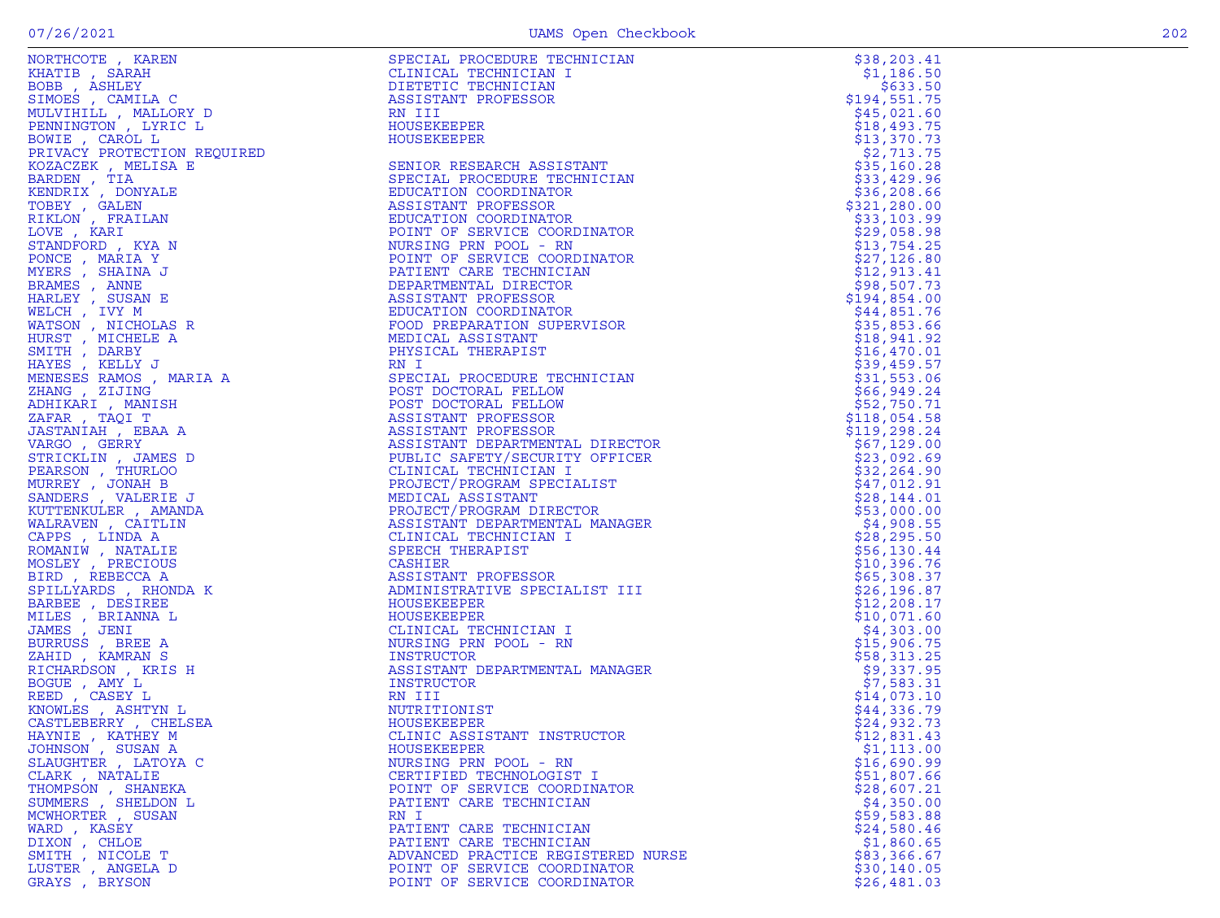| Name | Title | Amount |
|---|---|---|
| NORTHCOTE , KAREN | SPECIAL PROCEDURE TECHNICIAN | $38,203.41 |
| KHATIB , SARAH | CLINICAL TECHNICIAN I | $1,186.50 |
| BOBB , ASHLEY | DIETETIC TECHNICIAN | $633.50 |
| SIMOES , CAMILA C | ASSISTANT PROFESSOR | $194,551.75 |
| MULVIHILL , MALLORY D | RN III | $45,021.60 |
| PENNINGTON , LYRIC L | HOUSEKEEPER | $18,493.75 |
| BOWIE , CAROL L | HOUSEKEEPER | $13,370.73 |
| PRIVACY PROTECTION REQUIRED | | $2,713.75 |
| KOZACZEK , MELISA E | SENIOR RESEARCH ASSISTANT | $35,160.28 |
| BARDEN , TIA | SPECIAL PROCEDURE TECHNICIAN | $33,429.96 |
| KENDRIX , DONYALE | EDUCATION COORDINATOR | $36,208.66 |
| TOBEY , GALEN | ASSISTANT PROFESSOR | $321,280.00 |
| RIKLON , FRAILAN | EDUCATION COORDINATOR | $33,103.99 |
| LOVE , KARI | POINT OF SERVICE COORDINATOR | $29,058.98 |
| STANDFORD , KYA N | NURSING PRN POOL - RN | $13,754.25 |
| PONCE , MARIA Y | POINT OF SERVICE COORDINATOR | $27,126.80 |
| MYERS , SHAINA J | PATIENT CARE TECHNICIAN | $12,913.41 |
| BRAMES , ANNE | DEPARTMENTAL DIRECTOR | $98,507.73 |
| HARLEY , SUSAN E | ASSISTANT PROFESSOR | $194,854.00 |
| WELCH , IVY M | EDUCATION COORDINATOR | $44,851.76 |
| WATSON , NICHOLAS R | FOOD PREPARATION SUPERVISOR | $35,853.66 |
| HURST , MICHELE A | MEDICAL ASSISTANT | $18,941.92 |
| SMITH , DARBY | PHYSICAL THERAPIST | $16,470.01 |
| HAYES , KELLY J | RN I | $39,459.57 |
| MENESES RAMOS , MARIA A | SPECIAL PROCEDURE TECHNICIAN | $31,553.06 |
| ZHANG , ZIJING | POST DOCTORAL FELLOW | $66,949.24 |
| ADHIKARI , MANISH | POST DOCTORAL FELLOW | $52,750.71 |
| ZAFAR , TAQI T | ASSISTANT PROFESSOR | $118,054.58 |
| JASTANIAH , EBAA A | ASSISTANT PROFESSOR | $119,298.24 |
| VARGO , GERRY | ASSISTANT DEPARTMENTAL DIRECTOR | $67,129.00 |
| STRICKLIN , JAMES D | PUBLIC SAFETY/SECURITY OFFICER | $23,092.69 |
| PEARSON , THURLOO | CLINICAL TECHNICIAN I | $32,264.90 |
| MURREY , JONAH B | PROJECT/PROGRAM SPECIALIST | $47,012.91 |
| SANDERS , VALERIE J | MEDICAL ASSISTANT | $28,144.01 |
| KUTTENKULER , AMANDA | PROJECT/PROGRAM DIRECTOR | $53,000.00 |
| WALRAVEN , CAITLIN | ASSISTANT DEPARTMENTAL MANAGER | $4,908.55 |
| CAPPS , LINDA A | CLINICAL TECHNICIAN I | $28,295.50 |
| ROMANIW , NATALIE | SPEECH THERAPIST | $56,130.44 |
| MOSLEY , PRECIOUS | CASHIER | $10,396.76 |
| BIRD , REBECCA A | ASSISTANT PROFESSOR | $65,308.37 |
| SPILLYARDS , RHONDA K | ADMINISTRATIVE SPECIALIST III | $26,196.87 |
| BARBEE , DESIREE | HOUSEKEEPER | $12,208.17 |
| MILES , BRIANNA L | HOUSEKEEPER | $10,071.60 |
| JAMES , JENI | CLINICAL TECHNICIAN I | $4,303.00 |
| BURRUSS , BREE A | NURSING PRN POOL - RN | $15,906.75 |
| ZAHID , KAMRAN S | INSTRUCTOR | $58,313.25 |
| RICHARDSON , KRIS H | ASSISTANT DEPARTMENTAL MANAGER | $9,337.95 |
| BOGUE , AMY L | INSTRUCTOR | $7,583.31 |
| REED , CASEY L | RN III | $14,073.10 |
| KNOWLES , ASHTYN L | NUTRITIONIST | $44,336.79 |
| CASTLEBERRY , CHELSEA | HOUSEKEEPER | $24,932.73 |
| HAYNIE , KATHEY M | CLINIC ASSISTANT INSTRUCTOR | $12,831.43 |
| JOHNSON , SUSAN A | HOUSEKEEPER | $1,113.00 |
| SLAUGHTER , LATOYA C | NURSING PRN POOL - RN | $16,690.99 |
| CLARK , NATALIE | CERTIFIED TECHNOLOGIST I | $51,807.66 |
| THOMPSON , SHANEKA | POINT OF SERVICE COORDINATOR | $28,607.21 |
| SUMMERS , SHELDON L | PATIENT CARE TECHNICIAN | $4,350.00 |
| MCWHORTER , SUSAN | RN I | $59,583.88 |
| WARD , KASEY | PATIENT CARE TECHNICIAN | $24,580.46 |
| DIXON , CHLOE | PATIENT CARE TECHNICIAN | $1,860.65 |
| SMITH , NICOLE T | ADVANCED PRACTICE REGISTERED NURSE | $83,366.67 |
| LUSTER , ANGELA D | POINT OF SERVICE COORDINATOR | $30,140.05 |
| GRAYS , BRYSON | POINT OF SERVICE COORDINATOR | $26,481.03 |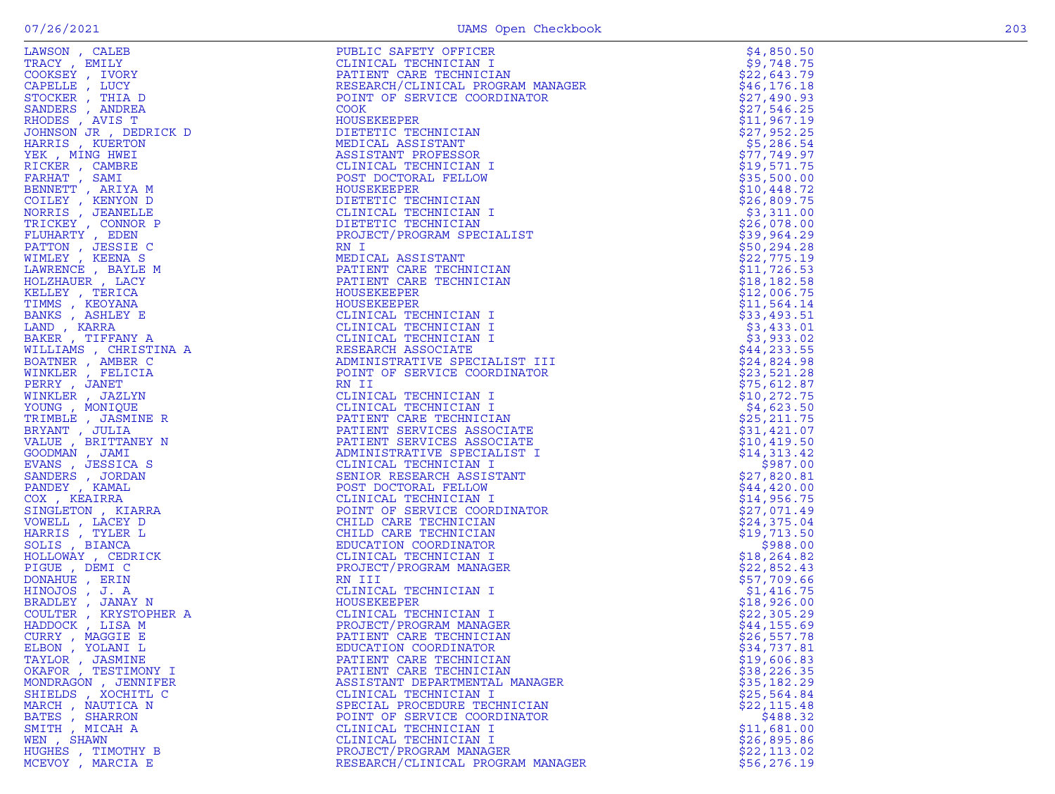| Name | Title | Amount |
|---|---|---|
| LAWSON , CALEB | PUBLIC SAFETY OFFICER | $4,850.50 |
| TRACY , EMILY | CLINICAL TECHNICIAN I | $9,748.75 |
| COOKSEY , IVORY | PATIENT CARE TECHNICIAN | $22,643.79 |
| CAPELLE , LUCY | RESEARCH/CLINICAL PROGRAM MANAGER | $46,176.18 |
| STOCKER , THIA D | POINT OF SERVICE COORDINATOR | $27,490.93 |
| SANDERS , ANDREA | COOK | $27,546.25 |
| RHODES , AVIS T | HOUSEKEEPER | $11,967.19 |
| JOHNSON JR , DEDRICK D | DIETETIC TECHNICIAN | $27,952.25 |
| HARRIS , KUERTON | MEDICAL ASSISTANT | $5,286.54 |
| YEK , MING HWEI | ASSISTANT PROFESSOR | $77,749.97 |
| RICKER , CAMBRE | CLINICAL TECHNICIAN I | $19,571.75 |
| FARHAT , SAMI | POST DOCTORAL FELLOW | $35,500.00 |
| BENNETT , ARIYA M | HOUSEKEEPER | $10,448.72 |
| COILEY , KENYON D | DIETETIC TECHNICIAN | $26,809.75 |
| NORRIS , JEANELLE | CLINICAL TECHNICIAN I | $3,311.00 |
| TRICKEY , CONNOR P | DIETETIC TECHNICIAN | $26,078.00 |
| FLUHARTY , EDEN | PROJECT/PROGRAM SPECIALIST | $39,964.29 |
| PATTON , JESSIE C | RN I | $50,294.28 |
| WIMLEY , KEENA S | MEDICAL ASSISTANT | $22,775.19 |
| LAWRENCE , BAYLE M | PATIENT CARE TECHNICIAN | $11,726.53 |
| HOLZHAUER , LACY | PATIENT CARE TECHNICIAN | $18,182.58 |
| KELLEY , TERICA | HOUSEKEEPER | $12,006.75 |
| TIMMS , KEOYANA | HOUSEKEEPER | $11,564.14 |
| BANKS , ASHLEY E | CLINICAL TECHNICIAN I | $33,493.51 |
| LAND , KARRA | CLINICAL TECHNICIAN I | $3,433.01 |
| BAKER , TIFFANY A | CLINICAL TECHNICIAN I | $3,933.02 |
| WILLIAMS , CHRISTINA A | RESEARCH ASSOCIATE | $44,233.55 |
| BOATNER , AMBER C | ADMINISTRATIVE SPECIALIST III | $24,824.98 |
| WINKLER , FELICIA | POINT OF SERVICE COORDINATOR | $23,521.28 |
| PERRY , JANET | RN II | $75,612.87 |
| WINKLER , JAZLYN | CLINICAL TECHNICIAN I | $10,272.75 |
| YOUNG , MONIQUE | CLINICAL TECHNICIAN I | $4,623.50 |
| TRIMBLE , JASMINE R | PATIENT CARE TECHNICIAN | $25,211.75 |
| BRYANT , JULIA | PATIENT SERVICES ASSOCIATE | $31,421.07 |
| VALUE , BRITTANEY N | PATIENT SERVICES ASSOCIATE | $10,419.50 |
| GOODMAN , JAMI | ADMINISTRATIVE SPECIALIST I | $14,313.42 |
| EVANS , JESSICA S | CLINICAL TECHNICIAN I | $987.00 |
| SANDERS , JORDAN | SENIOR RESEARCH ASSISTANT | $27,820.81 |
| PANDEY , KAMAL | POST DOCTORAL FELLOW | $44,420.00 |
| COX , KEAIRRA | CLINICAL TECHNICIAN I | $14,956.75 |
| SINGLETON , KIARRA | POINT OF SERVICE COORDINATOR | $27,071.49 |
| VOWELL , LACEY D | CHILD CARE TECHNICIAN | $24,375.04 |
| HARRIS , TYLER L | CHILD CARE TECHNICIAN | $19,713.50 |
| SOLIS , BIANCA | EDUCATION COORDINATOR | $988.00 |
| HOLLOWAY , CEDRICK | CLINICAL TECHNICIAN I | $18,264.82 |
| PIGUE , DEMI C | PROJECT/PROGRAM MANAGER | $22,852.43 |
| DONAHUE , ERIN | RN III | $57,709.66 |
| HINOJOS , J. A | CLINICAL TECHNICIAN I | $1,416.75 |
| BRADLEY , JANAY N | HOUSEKEEPER | $18,926.00 |
| COULTER , KRYSTOPHER A | CLINICAL TECHNICIAN I | $22,305.29 |
| HADDOCK , LISA M | PROJECT/PROGRAM MANAGER | $44,155.69 |
| CURRY , MAGGIE E | PATIENT CARE TECHNICIAN | $26,557.78 |
| ELBON , YOLANI L | EDUCATION COORDINATOR | $34,737.81 |
| TAYLOR , JASMINE | PATIENT CARE TECHNICIAN | $19,606.83 |
| OKAFOR , TESTIMONY I | PATIENT CARE TECHNICIAN | $38,226.35 |
| MONDRAGON , JENNIFER | ASSISTANT DEPARTMENTAL MANAGER | $35,182.29 |
| SHIELDS , XOCHITL C | CLINICAL TECHNICIAN I | $25,564.84 |
| MARCH , NAUTICA N | SPECIAL PROCEDURE TECHNICIAN | $22,115.48 |
| BATES , SHARRON | POINT OF SERVICE COORDINATOR | $488.32 |
| SMITH , MICAH A | CLINICAL TECHNICIAN I | $11,681.00 |
| WEN , SHAWN | CLINICAL TECHNICIAN I | $26,895.86 |
| HUGHES , TIMOTHY B | PROJECT/PROGRAM MANAGER | $22,113.02 |
| MCEVOY , MARCIA E | RESEARCH/CLINICAL PROGRAM MANAGER | $56,276.19 |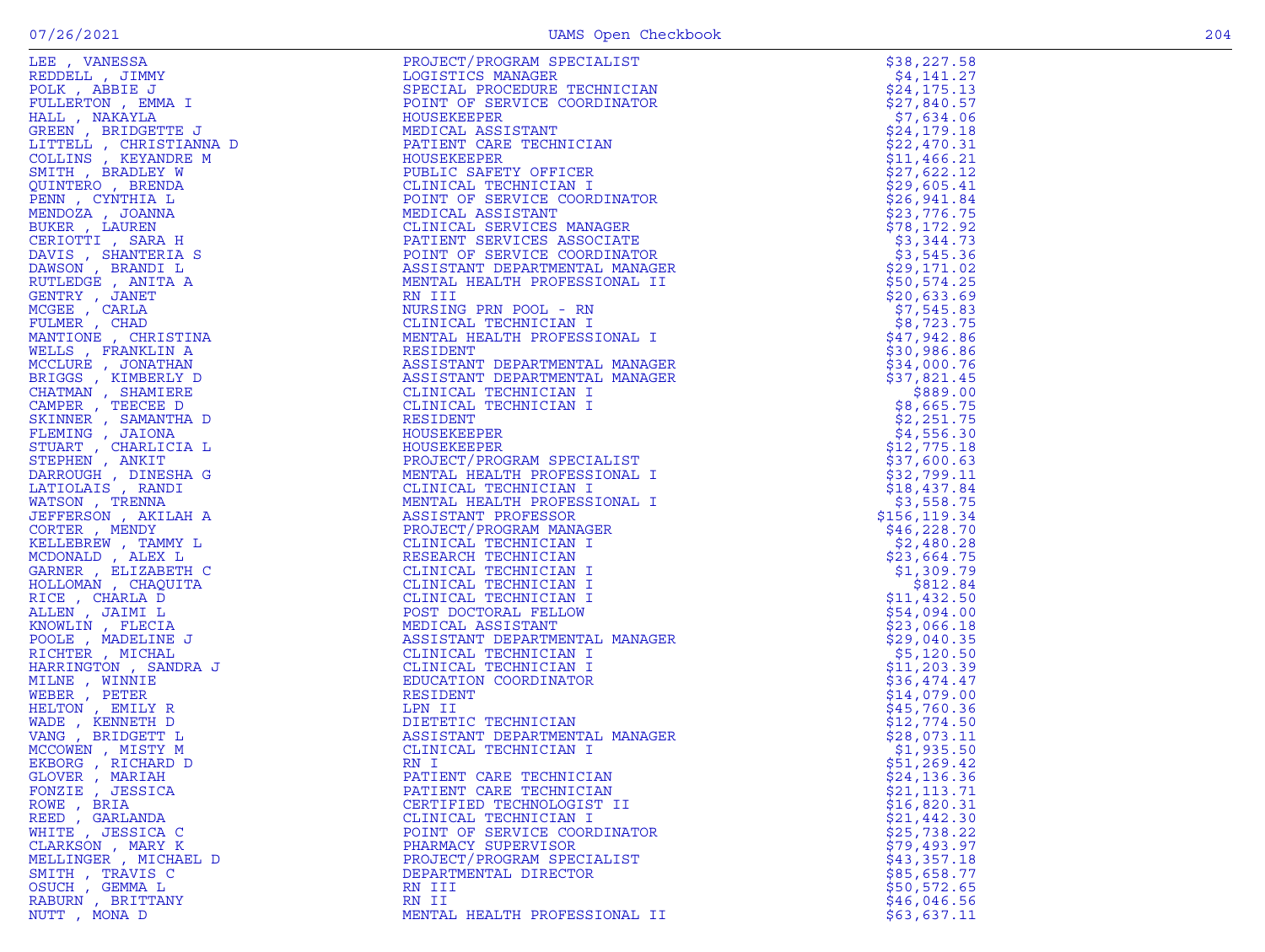| Name | Title | Amount |
|---|---|---|
| LEE , VANESSA | PROJECT/PROGRAM SPECIALIST | $38,227.58 |
| REDDELL , JIMMY | LOGISTICS MANAGER | $4,141.27 |
| POLK , ABBIE J | SPECIAL PROCEDURE TECHNICIAN | $24,175.13 |
| FULLERTON , EMMA I | POINT OF SERVICE COORDINATOR | $27,840.57 |
| HALL , NAKAYLA | HOUSEKEEPER | $7,634.06 |
| GREEN , BRIDGETTE J | MEDICAL ASSISTANT | $24,179.18 |
| LITTELL , CHRISTIANNA D | PATIENT CARE TECHNICIAN | $22,470.31 |
| COLLINS , KEYANDRE M | HOUSEKEEPER | $11,466.21 |
| SMITH , BRADLEY W | PUBLIC SAFETY OFFICER | $27,622.12 |
| QUINTERO , BRENDA | CLINICAL TECHNICIAN I | $29,605.41 |
| PENN , CYNTHIA L | POINT OF SERVICE COORDINATOR | $26,941.84 |
| MENDOZA , JOANNA | MEDICAL ASSISTANT | $23,776.75 |
| BUKER , LAUREN | CLINICAL SERVICES MANAGER | $78,172.92 |
| CERIOTTI , SARA H | PATIENT SERVICES ASSOCIATE | $3,344.73 |
| DAVIS , SHANTERIA S | POINT OF SERVICE COORDINATOR | $3,545.36 |
| DAWSON , BRANDI L | ASSISTANT DEPARTMENTAL MANAGER | $29,171.02 |
| RUTLEDGE , ANITA A | MENTAL HEALTH PROFESSIONAL II | $50,574.25 |
| GENTRY , JANET | RN III | $20,633.69 |
| MCGEE , CARLA | NURSING PRN POOL - RN | $7,545.83 |
| FULMER , CHAD | CLINICAL TECHNICIAN I | $8,723.75 |
| MANTIONE , CHRISTINA | MENTAL HEALTH PROFESSIONAL I | $47,942.86 |
| WELLS , FRANKLIN A | RESIDENT | $30,986.86 |
| MCCLURE , JONATHAN | ASSISTANT DEPARTMENTAL MANAGER | $34,000.76 |
| BRIGGS , KIMBERLY D | ASSISTANT DEPARTMENTAL MANAGER | $37,821.45 |
| CHATMAN , SHAMIERE | CLINICAL TECHNICIAN I | $889.00 |
| CAMPER , TEECEE D | CLINICAL TECHNICIAN I | $8,665.75 |
| SKINNER , SAMANTHA D | RESIDENT | $2,251.75 |
| FLEMING , JAIONA | HOUSEKEEPER | $4,556.30 |
| STUART , CHARLICIA L | HOUSEKEEPER | $12,775.18 |
| STEPHEN , ANKIT | PROJECT/PROGRAM SPECIALIST | $37,600.63 |
| DARROUGH , DINESHA G | MENTAL HEALTH PROFESSIONAL I | $32,799.11 |
| LATIOLAIS , RANDI | CLINICAL TECHNICIAN I | $18,437.84 |
| WATSON , TRENNA | MENTAL HEALTH PROFESSIONAL I | $3,558.75 |
| JEFFERSON , AKILAH A | ASSISTANT PROFESSOR | $156,119.34 |
| CORTER , MENDY | PROJECT/PROGRAM MANAGER | $46,228.70 |
| KELLEBREW , TAMMY L | CLINICAL TECHNICIAN I | $2,480.28 |
| MCDONALD , ALEX L | RESEARCH TECHNICIAN | $23,664.75 |
| GARNER , ELIZABETH C | CLINICAL TECHNICIAN I | $1,309.79 |
| HOLLOMAN , CHAQUITA | CLINICAL TECHNICIAN I | $812.84 |
| RICE , CHARLA D | CLINICAL TECHNICIAN I | $11,432.50 |
| ALLEN , JAIMI L | POST DOCTORAL FELLOW | $54,094.00 |
| KNOWLIN , FLECIA | MEDICAL ASSISTANT | $23,066.18 |
| POOLE , MADELINE J | ASSISTANT DEPARTMENTAL MANAGER | $29,040.35 |
| RICHTER , MICHAL | CLINICAL TECHNICIAN I | $5,120.50 |
| HARRINGTON , SANDRA J | CLINICAL TECHNICIAN I | $11,203.39 |
| MILNE , WINNIE | EDUCATION COORDINATOR | $36,474.47 |
| WEBER , PETER | RESIDENT | $14,079.00 |
| HELTON , EMILY R | LPN II | $45,760.36 |
| WADE , KENNETH D | DIETETIC TECHNICIAN | $12,774.50 |
| VANG , BRIDGETT L | ASSISTANT DEPARTMENTAL MANAGER | $28,073.11 |
| MCCOWEN , MISTY M | CLINICAL TECHNICIAN I | $1,935.50 |
| EKBORG , RICHARD D | RN I | $51,269.42 |
| GLOVER , MARIAH | PATIENT CARE TECHNICIAN | $24,136.36 |
| FONZIE , JESSICA | PATIENT CARE TECHNICIAN | $21,113.71 |
| ROWE , BRIA | CERTIFIED TECHNOLOGIST II | $16,820.31 |
| REED , GARLANDA | CLINICAL TECHNICIAN I | $21,442.30 |
| WHITE , JESSICA C | POINT OF SERVICE COORDINATOR | $25,738.22 |
| CLARKSON , MARY K | PHARMACY SUPERVISOR | $79,493.97 |
| MELLINGER , MICHAEL D | PROJECT/PROGRAM SPECIALIST | $43,357.18 |
| SMITH , TRAVIS C | DEPARTMENTAL DIRECTOR | $85,658.77 |
| OSUCH , GEMMA L | RN III | $50,572.65 |
| RABURN , BRITTANY | RN II | $46,046.56 |
| NUTT , MONA D | MENTAL HEALTH PROFESSIONAL II | $63,637.11 |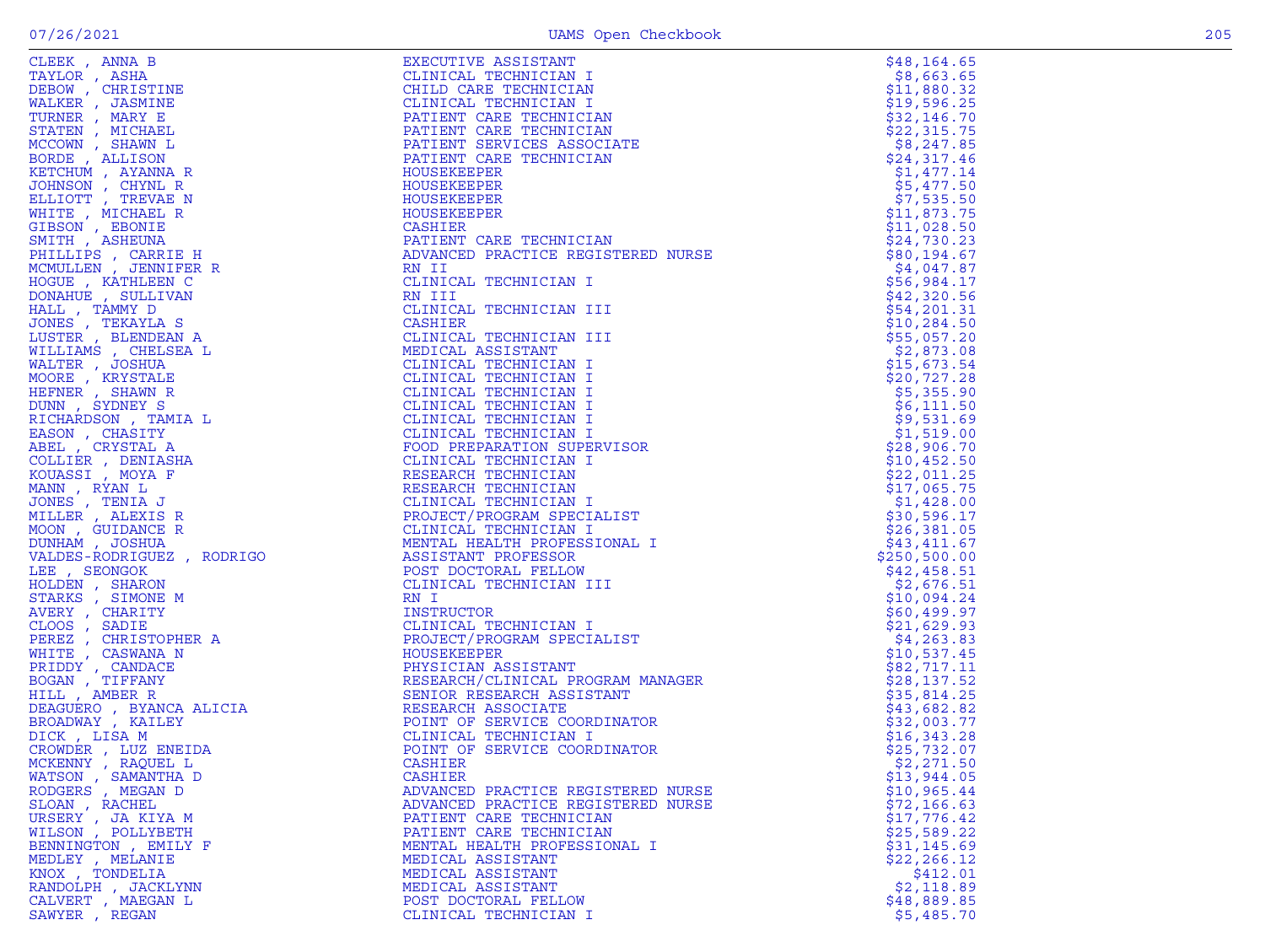| Name | Title | Amount |
|---|---|---|
| CLEEK , ANNA B | EXECUTIVE ASSISTANT | $48,164.65 |
| TAYLOR , ASHA | CLINICAL TECHNICIAN I | $8,663.65 |
| DEBOW , CHRISTINE | CHILD CARE TECHNICIAN | $11,880.32 |
| WALKER , JASMINE | CLINICAL TECHNICIAN I | $19,596.25 |
| TURNER , MARY E | PATIENT CARE TECHNICIAN | $32,146.70 |
| STATEN , MICHAEL | PATIENT CARE TECHNICIAN | $22,315.75 |
| MCCOWN , SHAWN L | PATIENT SERVICES ASSOCIATE | $8,247.85 |
| BORDE , ALLISON | PATIENT CARE TECHNICIAN | $24,317.46 |
| KETCHUM , AYANNA R | HOUSEKEEPER | $1,477.14 |
| JOHNSON , CHYNL R | HOUSEKEEPER | $5,477.50 |
| ELLIOTT , TREVAE N | HOUSEKEEPER | $7,535.50 |
| WHITE , MICHAEL R | HOUSEKEEPER | $11,873.75 |
| GIBSON , EBONIE | CASHIER | $11,028.50 |
| SMITH , ASHEUNA | PATIENT CARE TECHNICIAN | $24,730.23 |
| PHILLIPS , CARRIE H | ADVANCED PRACTICE REGISTERED NURSE | $80,194.67 |
| MCMULLEN , JENNIFER R | RN II | $4,047.87 |
| HOGUE , KATHLEEN C | CLINICAL TECHNICIAN I | $56,984.17 |
| DONAHUE , SULLIVAN | RN III | $42,320.56 |
| HALL , TAMMY D | CLINICAL TECHNICIAN III | $54,201.31 |
| JONES , TEKAYLA S | CASHIER | $10,284.50 |
| LUSTER , BLENDEAN A | CLINICAL TECHNICIAN III | $55,057.20 |
| WILLIAMS , CHELSEA L | MEDICAL ASSISTANT | $2,873.08 |
| WALTER , JOSHUA | CLINICAL TECHNICIAN I | $15,673.54 |
| MOORE , KRYSTALE | CLINICAL TECHNICIAN I | $20,727.28 |
| HEFNER , SHAWN R | CLINICAL TECHNICIAN I | $5,355.90 |
| DUNN , SYDNEY S | CLINICAL TECHNICIAN I | $6,111.50 |
| RICHARDSON , TAMIA L | CLINICAL TECHNICIAN I | $9,531.69 |
| EASON , CHASITY | CLINICAL TECHNICIAN I | $1,519.00 |
| ABEL , CRYSTAL A | FOOD PREPARATION SUPERVISOR | $28,906.70 |
| COLLIER , DENIASHA | CLINICAL TECHNICIAN I | $10,452.50 |
| KOUASSI , MOYA F | RESEARCH TECHNICIAN | $22,011.25 |
| MANN , RYAN L | RESEARCH TECHNICIAN | $17,065.75 |
| JONES , TENIA J | CLINICAL TECHNICIAN I | $1,428.00 |
| MILLER , ALEXIS R | PROJECT/PROGRAM SPECIALIST | $30,596.17 |
| MOON , GUIDANCE R | CLINICAL TECHNICIAN I | $26,381.05 |
| DUNHAM , JOSHUA | MENTAL HEALTH PROFESSIONAL I | $43,411.67 |
| VALDES-RODRIGUEZ , RODRIGO | ASSISTANT PROFESSOR | $250,500.00 |
| LEE , SEONGOK | POST DOCTORAL FELLOW | $42,458.51 |
| HOLDEN , SHARON | CLINICAL TECHNICIAN III | $2,676.51 |
| STARKS , SIMONE M | RN I | $10,094.24 |
| AVERY , CHARITY | INSTRUCTOR | $60,499.97 |
| CLOOS , SADIE | CLINICAL TECHNICIAN I | $21,629.93 |
| PEREZ , CHRISTOPHER A | PROJECT/PROGRAM SPECIALIST | $4,263.83 |
| WHITE , CASWANA N | HOUSEKEEPER | $10,537.45 |
| PRIDDY , CANDACE | PHYSICIAN ASSISTANT | $82,717.11 |
| BOGAN , TIFFANY | RESEARCH/CLINICAL PROGRAM MANAGER | $28,137.52 |
| HILL , AMBER R | SENIOR RESEARCH ASSISTANT | $35,814.25 |
| DEAGUERO , BYANCA ALICIA | RESEARCH ASSOCIATE | $43,682.82 |
| BROADWAY , KAILEY | POINT OF SERVICE COORDINATOR | $32,003.77 |
| DICK , LISA M | CLINICAL TECHNICIAN I | $16,343.28 |
| CROWDER , LUZ ENEIDA | POINT OF SERVICE COORDINATOR | $25,732.07 |
| MCKENNY , RAQUEL L | CASHIER | $2,271.50 |
| WATSON , SAMANTHA D | CASHIER | $13,944.05 |
| RODGERS , MEGAN D | ADVANCED PRACTICE REGISTERED NURSE | $10,965.44 |
| SLOAN , RACHEL | ADVANCED PRACTICE REGISTERED NURSE | $72,166.63 |
| URSERY , JA KIYA M | PATIENT CARE TECHNICIAN | $17,776.42 |
| WILSON , POLLYBETH | PATIENT CARE TECHNICIAN | $25,589.22 |
| BENNINGTON , EMILY F | MENTAL HEALTH PROFESSIONAL I | $31,145.69 |
| MEDLEY , MELANIE | MEDICAL ASSISTANT | $22,266.12 |
| KNOX , TONDELIA | MEDICAL ASSISTANT | $412.01 |
| RANDOLPH , JACKLYNN | MEDICAL ASSISTANT | $2,118.89 |
| CALVERT , MAEGAN L | POST DOCTORAL FELLOW | $48,889.85 |
| SAWYER , REGAN | CLINICAL TECHNICIAN I | $5,485.70 |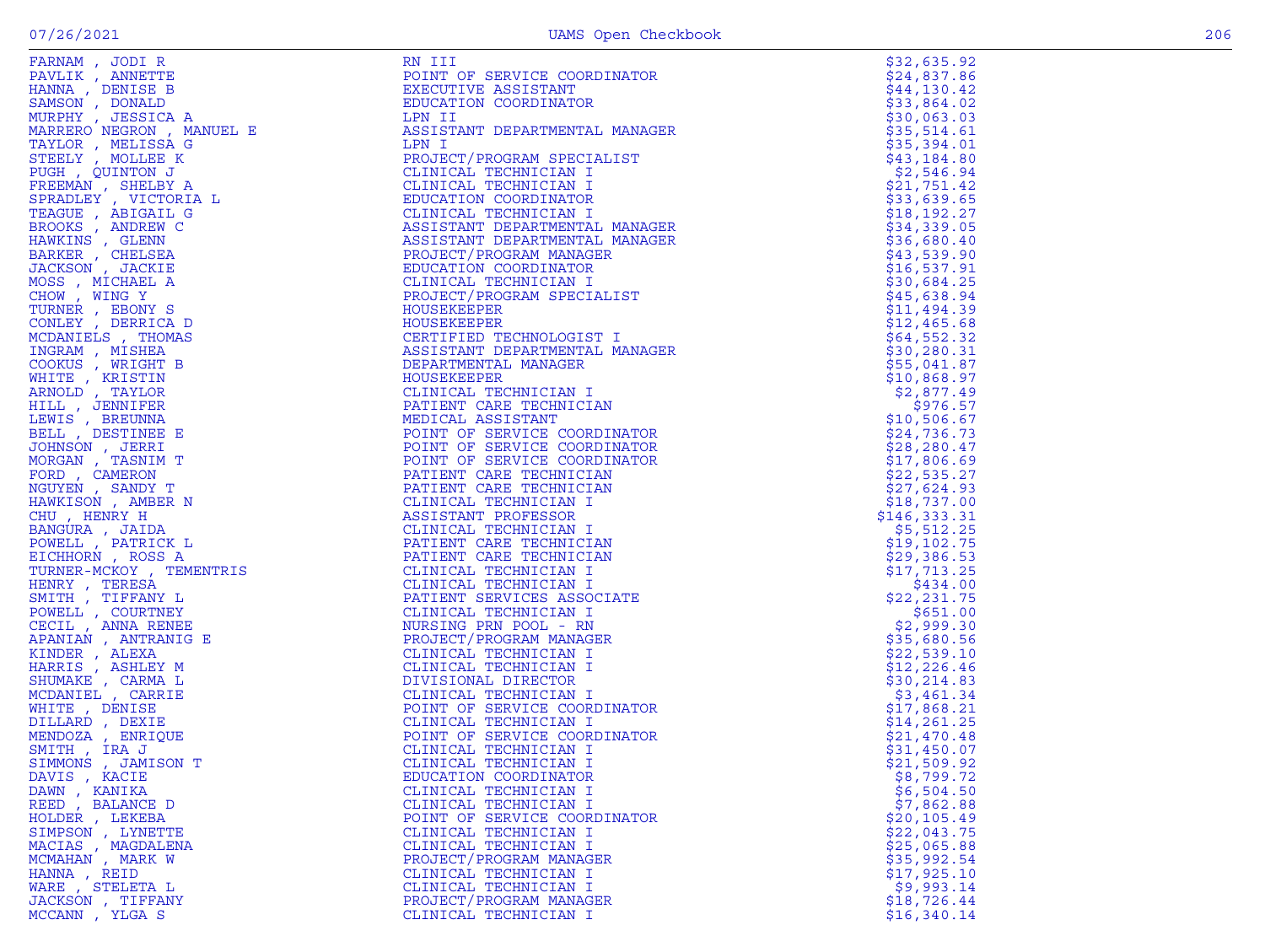| Name | Title | Amount |
|---|---|---|
| FARNAM , JODI R | RN III | $32,635.92 |
| PAVLIK , ANNETTE | POINT OF SERVICE COORDINATOR | $24,837.86 |
| HANNA , DENISE B | EXECUTIVE ASSISTANT | $44,130.42 |
| SAMSON , DONALD | EDUCATION COORDINATOR | $33,864.02 |
| MURPHY , JESSICA A | LPN II | $30,063.03 |
| MARRERO NEGRON , MANUEL E | ASSISTANT DEPARTMENTAL MANAGER | $35,514.61 |
| TAYLOR , MELISSA G | LPN I | $35,394.01 |
| STEELY , MOLLEE K | PROJECT/PROGRAM SPECIALIST | $43,184.80 |
| PUGH , QUINTON J | CLINICAL TECHNICIAN I | $2,546.94 |
| FREEMAN , SHELBY A | CLINICAL TECHNICIAN I | $21,751.42 |
| SPRADLEY , VICTORIA L | EDUCATION COORDINATOR | $33,639.65 |
| TEAGUE , ABIGAIL G | CLINICAL TECHNICIAN I | $18,192.27 |
| BROOKS , ANDREW C | ASSISTANT DEPARTMENTAL MANAGER | $34,339.05 |
| HAWKINS , GLENN | ASSISTANT DEPARTMENTAL MANAGER | $36,680.40 |
| BARKER , CHELSEA | PROJECT/PROGRAM MANAGER | $43,539.90 |
| JACKSON , JACKIE | EDUCATION COORDINATOR | $16,537.91 |
| MOSS , MICHAEL A | CLINICAL TECHNICIAN I | $30,684.25 |
| CHOW , WING Y | PROJECT/PROGRAM SPECIALIST | $45,638.94 |
| TURNER , EBONY S | HOUSEKEEPER | $11,494.39 |
| CONLEY , DERRICA D | HOUSEKEEPER | $12,465.68 |
| MCDANIELS , THOMAS | CERTIFIED TECHNOLOGIST I | $64,552.32 |
| INGRAM , MISHEA | ASSISTANT DEPARTMENTAL MANAGER | $30,280.31 |
| COOKUS , WRIGHT B | DEPARTMENTAL MANAGER | $55,041.87 |
| WHITE , KRISTIN | HOUSEKEEPER | $10,868.97 |
| ARNOLD , TAYLOR | CLINICAL TECHNICIAN I | $2,877.49 |
| HILL , JENNIFER | PATIENT CARE TECHNICIAN | $976.57 |
| LEWIS , BREUNNA | MEDICAL ASSISTANT | $10,506.67 |
| BELL , DESTINEE E | POINT OF SERVICE COORDINATOR | $24,736.73 |
| JOHNSON , JERRI | POINT OF SERVICE COORDINATOR | $28,280.47 |
| MORGAN , TASNIM T | POINT OF SERVICE COORDINATOR | $17,806.69 |
| FORD , CAMERON | PATIENT CARE TECHNICIAN | $22,535.27 |
| NGUYEN , SANDY T | PATIENT CARE TECHNICIAN | $27,624.93 |
| HAWKISON , AMBER N | CLINICAL TECHNICIAN I | $18,737.00 |
| CHU , HENRY H | ASSISTANT PROFESSOR | $146,333.31 |
| BANGURA , JAIDA | CLINICAL TECHNICIAN I | $5,512.25 |
| POWELL , PATRICK L | PATIENT CARE TECHNICIAN | $19,102.75 |
| EICHHORN , ROSS A | PATIENT CARE TECHNICIAN | $29,386.53 |
| TURNER-MCKOY , TEMENTRIS | CLINICAL TECHNICIAN I | $17,713.25 |
| HENRY , TERESA | CLINICAL TECHNICIAN I | $434.00 |
| SMITH , TIFFANY L | PATIENT SERVICES ASSOCIATE | $22,231.75 |
| POWELL , COURTNEY | CLINICAL TECHNICIAN I | $651.00 |
| CECIL , ANNA RENEE | NURSING PRN POOL - RN | $2,999.30 |
| APANIAN , ANTRANIG E | PROJECT/PROGRAM MANAGER | $35,680.56 |
| KINDER , ALEXA | CLINICAL TECHNICIAN I | $22,539.10 |
| HARRIS , ASHLEY M | CLINICAL TECHNICIAN I | $12,226.46 |
| SHUMAKE , CARMA L | DIVISIONAL DIRECTOR | $30,214.83 |
| MCDANIEL , CARRIE | CLINICAL TECHNICIAN I | $3,461.34 |
| WHITE , DENISE | POINT OF SERVICE COORDINATOR | $17,868.21 |
| DILLARD , DEXIE | CLINICAL TECHNICIAN I | $14,261.25 |
| MENDOZA , ENRIQUE | POINT OF SERVICE COORDINATOR | $21,470.48 |
| SMITH , IRA J | CLINICAL TECHNICIAN I | $31,450.07 |
| SIMMONS , JAMISON T | CLINICAL TECHNICIAN I | $21,509.92 |
| DAVIS , KACIE | EDUCATION COORDINATOR | $8,799.72 |
| DAWN , KANIKA | CLINICAL TECHNICIAN I | $6,504.50 |
| REED , BALANCE D | CLINICAL TECHNICIAN I | $7,862.88 |
| HOLDER , LEKEBA | POINT OF SERVICE COORDINATOR | $20,105.49 |
| SIMPSON , LYNETTE | CLINICAL TECHNICIAN I | $22,043.75 |
| MACIAS , MAGDALENA | CLINICAL TECHNICIAN I | $25,065.88 |
| MCMAHAN , MARK W | PROJECT/PROGRAM MANAGER | $35,992.54 |
| HANNA , REID | CLINICAL TECHNICIAN I | $17,925.10 |
| WARE , STELETA L | CLINICAL TECHNICIAN I | $9,993.14 |
| JACKSON , TIFFANY | PROJECT/PROGRAM MANAGER | $18,726.44 |
| MCCANN , YLGA S | CLINICAL TECHNICIAN I | $16,340.14 |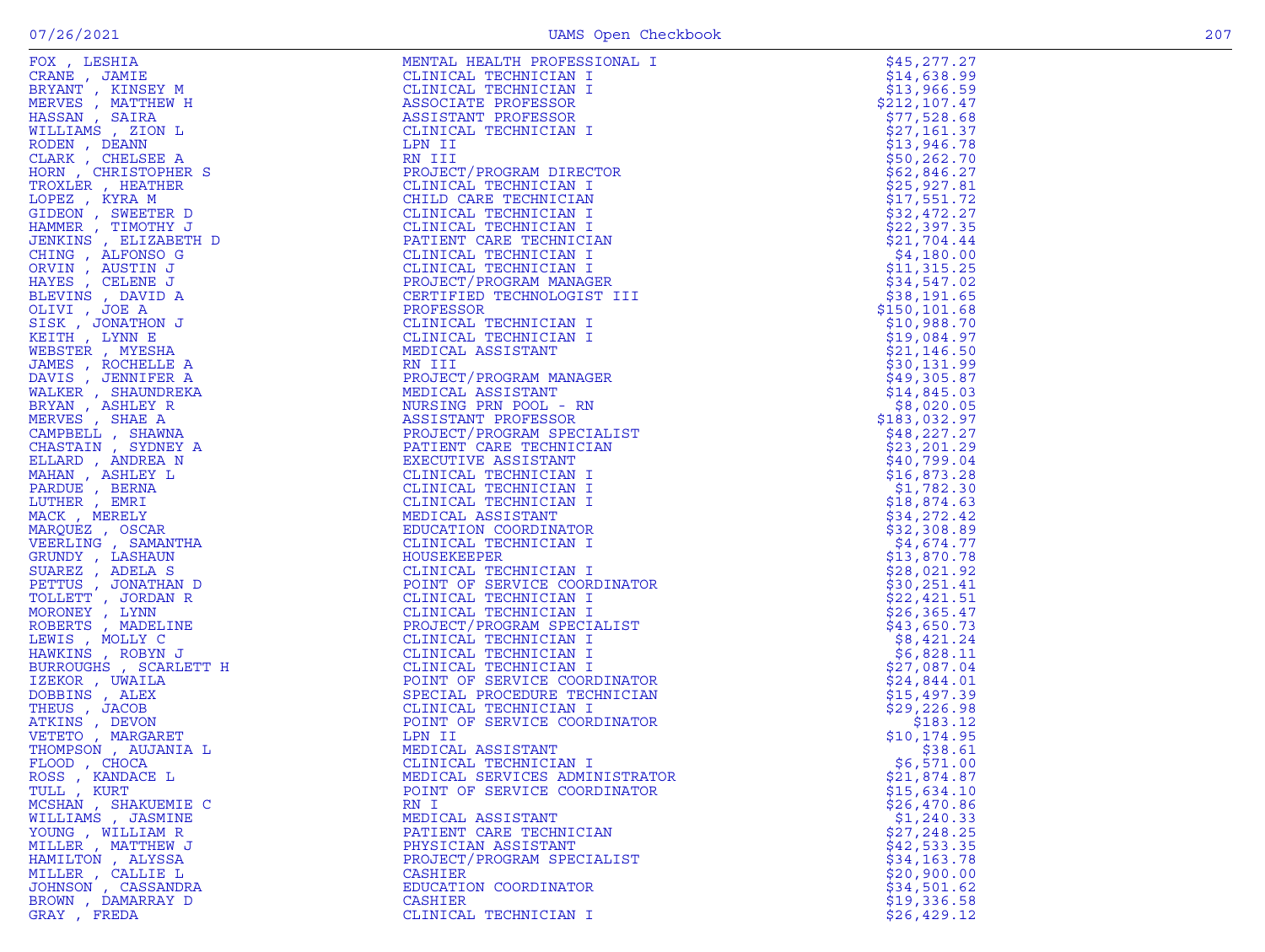| Name | Title | Amount |
|---|---|---|
| FOX , LESHIA | MENTAL HEALTH PROFESSIONAL I | $45,277.27 |
| CRANE , JAMIE | CLINICAL TECHNICIAN I | $14,638.99 |
| BRYANT , KINSEY M | CLINICAL TECHNICIAN I | $13,966.59 |
| MERVES , MATTHEW H | ASSOCIATE PROFESSOR | $212,107.47 |
| HASSAN , SAIRA | ASSISTANT PROFESSOR | $77,528.68 |
| WILLIAMS , ZION L | CLINICAL TECHNICIAN I | $27,161.37 |
| RODEN , DEANN | LPN II | $13,946.78 |
| CLARK , CHELSEE A | RN III | $50,262.70 |
| HORN , CHRISTOPHER S | PROJECT/PROGRAM DIRECTOR | $62,846.27 |
| TROXLER , HEATHER | CLINICAL TECHNICIAN I | $25,927.81 |
| LOPEZ , KYRA M | CHILD CARE TECHNICIAN | $17,551.72 |
| GIDEON , SWEETER D | CLINICAL TECHNICIAN I | $32,472.27 |
| HAMMER , TIMOTHY J | CLINICAL TECHNICIAN I | $22,397.35 |
| JENKINS , ELIZABETH D | PATIENT CARE TECHNICIAN | $21,704.44 |
| CHING , ALFONSO G | CLINICAL TECHNICIAN I | $4,180.00 |
| ORVIN , AUSTIN J | CLINICAL TECHNICIAN I | $11,315.25 |
| HAYES , CELENE J | PROJECT/PROGRAM MANAGER | $34,547.02 |
| BLEVINS , DAVID A | CERTIFIED TECHNOLOGIST III | $38,191.65 |
| OLIVI , JOE A | PROFESSOR | $150,101.68 |
| SISK , JONATHON J | CLINICAL TECHNICIAN I | $10,988.70 |
| KEITH , LYNN E | CLINICAL TECHNICIAN I | $19,084.97 |
| WEBSTER , MYESHA | MEDICAL ASSISTANT | $21,146.50 |
| JAMES , ROCHELLE A | RN III | $30,131.99 |
| DAVIS , JENNIFER A | PROJECT/PROGRAM MANAGER | $49,305.87 |
| WALKER , SHAUNDREKA | MEDICAL ASSISTANT | $14,845.03 |
| BRYAN , ASHLEY R | NURSING PRN POOL - RN | $8,020.05 |
| MERVES , SHAE A | ASSISTANT PROFESSOR | $183,032.97 |
| CAMPBELL , SHAWNA | PROJECT/PROGRAM SPECIALIST | $48,227.27 |
| CHASTAIN , SYDNEY A | PATIENT CARE TECHNICIAN | $23,201.29 |
| ELLARD , ANDREA N | EXECUTIVE ASSISTANT | $40,799.04 |
| MAHAN , ASHLEY L | CLINICAL TECHNICIAN I | $16,873.28 |
| PARDUE , BERNA | CLINICAL TECHNICIAN I | $1,782.30 |
| LUTHER , EMRI | CLINICAL TECHNICIAN I | $18,874.63 |
| MACK , MERELY | MEDICAL ASSISTANT | $34,272.42 |
| MARQUEZ , OSCAR | EDUCATION COORDINATOR | $32,308.89 |
| VEERLING , SAMANTHA | CLINICAL TECHNICIAN I | $4,674.77 |
| GRUNDY , LASHAUN | HOUSEKEEPER | $13,870.78 |
| SUAREZ , ADELA S | CLINICAL TECHNICIAN I | $28,021.92 |
| PETTUS , JONATHAN D | POINT OF SERVICE COORDINATOR | $30,251.41 |
| TOLLETT , JORDAN R | CLINICAL TECHNICIAN I | $22,421.51 |
| MORONEY , LYNN | CLINICAL TECHNICIAN I | $26,365.47 |
| ROBERTS , MADELINE | PROJECT/PROGRAM SPECIALIST | $43,650.73 |
| LEWIS , MOLLY C | CLINICAL TECHNICIAN I | $8,421.24 |
| HAWKINS , ROBYN J | CLINICAL TECHNICIAN I | $6,828.11 |
| BURROUGHS , SCARLETT H | CLINICAL TECHNICIAN I | $27,087.04 |
| IZEKOR , UWAILA | POINT OF SERVICE COORDINATOR | $24,844.01 |
| DOBBINS , ALEX | SPECIAL PROCEDURE TECHNICIAN | $15,497.39 |
| THEUS , JACOB | CLINICAL TECHNICIAN I | $29,226.98 |
| ATKINS , DEVON | POINT OF SERVICE COORDINATOR | $183.12 |
| VETETO , MARGARET | LPN II | $10,174.95 |
| THOMPSON , AUJANIA L | MEDICAL ASSISTANT | $38.61 |
| FLOOD , CHOCA | CLINICAL TECHNICIAN I | $6,571.00 |
| ROSS , KANDACE L | MEDICAL SERVICES ADMINISTRATOR | $21,874.87 |
| TULL , KURT | POINT OF SERVICE COORDINATOR | $15,634.10 |
| MCSHAN , SHAKUEMIE C | RN I | $26,470.86 |
| WILLIAMS , JASMINE | MEDICAL ASSISTANT | $1,240.33 |
| YOUNG , WILLIAM R | PATIENT CARE TECHNICIAN | $27,248.25 |
| MILLER , MATTHEW J | PHYSICIAN ASSISTANT | $42,533.35 |
| HAMILTON , ALYSSA | PROJECT/PROGRAM SPECIALIST | $34,163.78 |
| MILLER , CALLIE L | CASHIER | $20,900.00 |
| JOHNSON , CASSANDRA | EDUCATION COORDINATOR | $34,501.62 |
| BROWN , DAMARRAY D | CASHIER | $19,336.58 |
| GRAY , FREDA | CLINICAL TECHNICIAN I | $26,429.12 |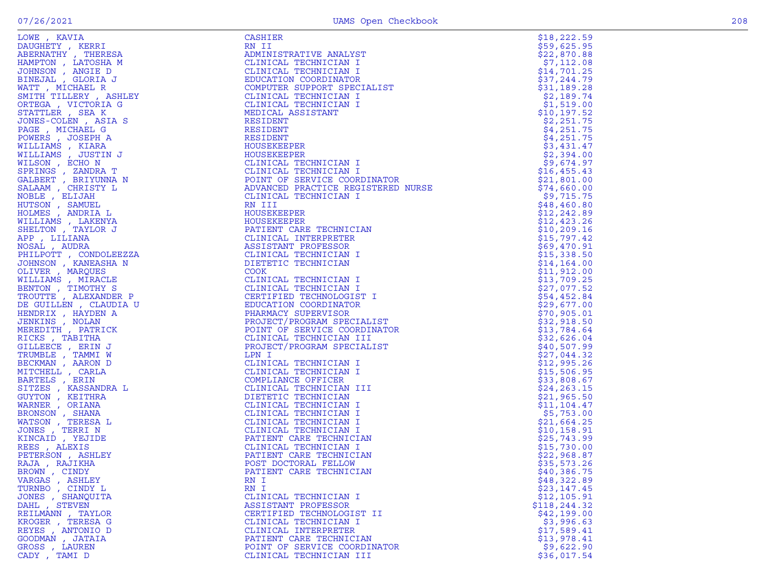| Name | Title | Amount |
|---|---|---|
| LOWE , KAVIA | CASHIER | $18,222.59 |
| DAUGHETY , KERRI | RN II | $59,625.95 |
| ABERNATHY , THERESA | ADMINISTRATIVE ANALYST | $22,870.88 |
| HAMPTON , LATOSHA M | CLINICAL TECHNICIAN I | $7,112.08 |
| JOHNSON , ANGIE D | CLINICAL TECHNICIAN I | $14,701.25 |
| BINEJAL , GLORIA J | EDUCATION COORDINATOR | $37,244.79 |
| WATT , MICHAEL R | COMPUTER SUPPORT SPECIALIST | $31,189.28 |
| SMITH TILLERY , ASHLEY | CLINICAL TECHNICIAN I | $2,189.74 |
| ORTEGA , VICTORIA G | CLINICAL TECHNICIAN I | $1,519.00 |
| STATTLER , SEA K | MEDICAL ASSISTANT | $10,197.52 |
| JONES-COLEN , ASIA S | RESIDENT | $2,251.75 |
| PAGE , MICHAEL G | RESIDENT | $4,251.75 |
| POWERS , JOSEPH A | RESIDENT | $4,251.75 |
| WILLIAMS , KIARA | HOUSEKEEPER | $3,431.47 |
| WILLIAMS , JUSTIN J | HOUSEKEEPER | $2,394.00 |
| WILSON , ECHO N | CLINICAL TECHNICIAN I | $9,674.97 |
| SPRINGS , ZANDRA T | CLINICAL TECHNICIAN I | $16,455.43 |
| GALBERT , BRIYUNNA N | POINT OF SERVICE COORDINATOR | $21,801.00 |
| SALAAM , CHRISTY L | ADVANCED PRACTICE REGISTERED NURSE | $74,660.00 |
| NOBLE , ELIJAH | CLINICAL TECHNICIAN I | $9,715.75 |
| HUTSON , SAMUEL | RN III | $48,460.80 |
| HOLMES , ANDRIA L | HOUSEKEEPER | $12,242.89 |
| WILLIAMS , LAKENYA | HOUSEKEEPER | $12,423.26 |
| SHELTON , TAYLOR J | PATIENT CARE TECHNICIAN | $10,209.16 |
| APP , LILIANA | CLINICAL INTERPRETER | $15,797.42 |
| NOSAL , AUDRA | ASSISTANT PROFESSOR | $69,470.91 |
| PHILPOTT , CONDOLEEZZA | CLINICAL TECHNICIAN I | $15,338.50 |
| JOHNSON , KANEASHA N | DIETETIC TECHNICIAN | $14,164.00 |
| OLIVER , MARQUES | COOK | $11,912.00 |
| WILLIAMS , MIRACLE | CLINICAL TECHNICIAN I | $13,709.25 |
| BENTON , TIMOTHY S | CLINICAL TECHNICIAN I | $27,077.52 |
| TROUTTE , ALEXANDER P | CERTIFIED TECHNOLOGIST I | $54,452.84 |
| DE GUILLEN , CLAUDIA U | EDUCATION COORDINATOR | $29,677.00 |
| HENDRIX , HAYDEN A | PHARMACY SUPERVISOR | $70,905.01 |
| JENKINS , NOLAN | PROJECT/PROGRAM SPECIALIST | $32,918.50 |
| MEREDITH , PATRICK | POINT OF SERVICE COORDINATOR | $13,784.64 |
| RICKS , TABITHA | CLINICAL TECHNICIAN III | $32,626.04 |
| GILLEECE , ERIN J | PROJECT/PROGRAM SPECIALIST | $40,507.99 |
| TRUMBLE , TAMMI W | LPN I | $27,044.32 |
| BECKMAN , AARON D | CLINICAL TECHNICIAN I | $12,995.26 |
| MITCHELL , CARLA | CLINICAL TECHNICIAN I | $15,506.95 |
| BARTELS , ERIN | COMPLIANCE OFFICER | $33,808.67 |
| SITZES , KASSANDRA L | CLINICAL TECHNICIAN III | $24,263.15 |
| GUYTON , KEITHRA | DIETETIC TECHNICIAN | $21,965.50 |
| WARNER , ORIANA | CLINICAL TECHNICIAN I | $11,104.47 |
| BRONSON , SHANA | CLINICAL TECHNICIAN I | $5,753.00 |
| WATSON , TERESA L | CLINICAL TECHNICIAN I | $21,664.25 |
| JONES , TERRI N | CLINICAL TECHNICIAN I | $10,158.91 |
| KINCAID , YEJIDE | PATIENT CARE TECHNICIAN | $25,743.99 |
| REES , ALEXIS | CLINICAL TECHNICIAN I | $15,730.00 |
| PETERSON , ASHLEY | PATIENT CARE TECHNICIAN | $22,968.87 |
| RAJA , RAJIKHA | POST DOCTORAL FELLOW | $35,573.26 |
| BROWN , CINDY | PATIENT CARE TECHNICIAN | $40,386.75 |
| VARGAS , ASHLEY | RN I | $48,322.89 |
| TURNBO , CINDY L | RN I | $23,147.45 |
| JONES , SHANQUITA | CLINICAL TECHNICIAN I | $12,105.91 |
| DAHL , STEVEN | ASSISTANT PROFESSOR | $118,244.32 |
| REILMANN , TAYLOR | CERTIFIED TECHNOLOGIST II | $42,199.00 |
| KROGER , TERESA G | CLINICAL TECHNICIAN I | $3,996.63 |
| REYES , ANTONIO D | CLINICAL INTERPRETER | $17,589.41 |
| GOODMAN , JATAIA | PATIENT CARE TECHNICIAN | $13,978.41 |
| GROSS , LAUREN | POINT OF SERVICE COORDINATOR | $9,622.90 |
| CADY , TAMI D | CLINICAL TECHNICIAN III | $36,017.54 |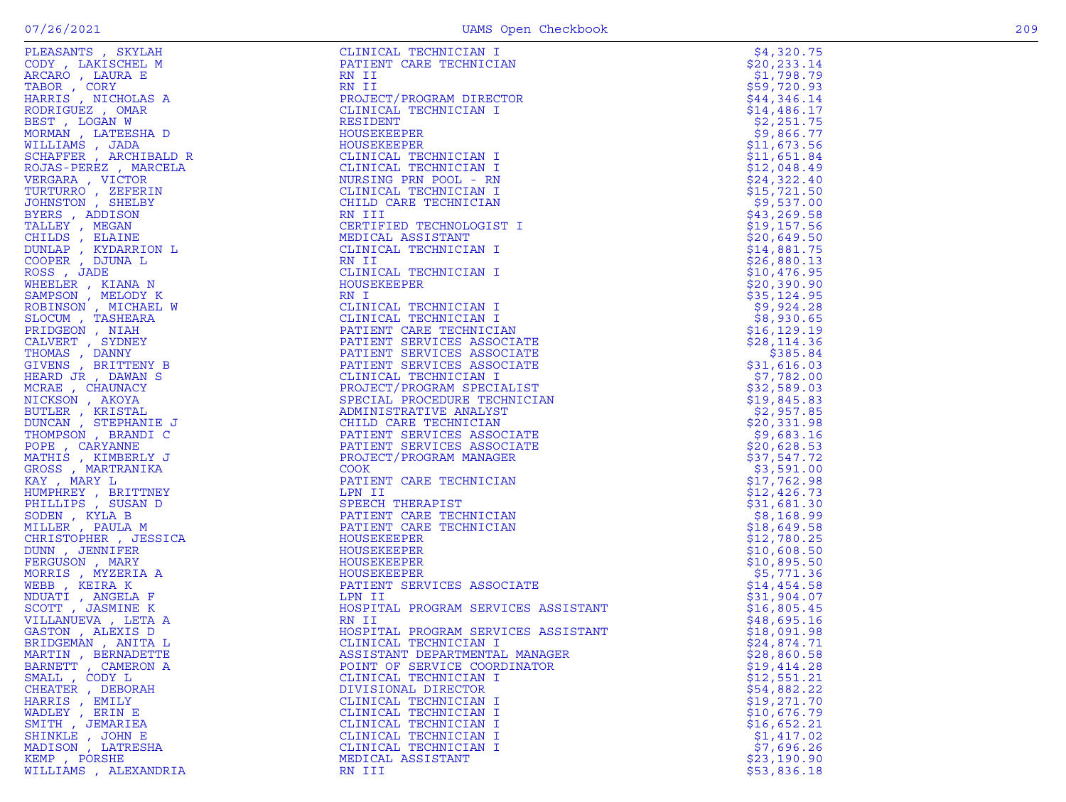| Name | Title | Amount |
|---|---|---|
| PLEASANTS , SKYLAH | CLINICAL TECHNICIAN I | $4,320.75 |
| CODY , LAKISCHEL M | PATIENT CARE TECHNICIAN | $20,233.14 |
| ARCARO , LAURA E | RN II | $1,798.79 |
| TABOR , CORY | RN II | $59,720.93 |
| HARRIS , NICHOLAS A | PROJECT/PROGRAM DIRECTOR | $44,346.14 |
| RODRIGUEZ , OMAR | CLINICAL TECHNICIAN I | $14,486.17 |
| BEST , LOGAN W | RESIDENT | $2,251.75 |
| MORMAN , LATEESHA D | HOUSEKEEPER | $9,866.77 |
| WILLIAMS , JADA | HOUSEKEEPER | $11,673.56 |
| SCHAFFER , ARCHIBALD R | CLINICAL TECHNICIAN I | $11,651.84 |
| ROJAS-PEREZ , MARCELA | CLINICAL TECHNICIAN I | $12,048.49 |
| VERGARA , VICTOR | NURSING PRN POOL - RN | $24,322.40 |
| TURTURRO , ZEFERIN | CLINICAL TECHNICIAN I | $15,721.50 |
| JOHNSTON , SHELBY | CHILD CARE TECHNICIAN | $9,537.00 |
| BYERS , ADDISON | RN III | $43,269.58 |
| TALLEY , MEGAN | CERTIFIED TECHNOLOGIST I | $19,157.56 |
| CHILDS , ELAINE | MEDICAL ASSISTANT | $20,649.50 |
| DUNLAP , KYDARRION L | CLINICAL TECHNICIAN I | $14,881.75 |
| COOPER , DJUNA L | RN II | $26,880.13 |
| ROSS , JADE | CLINICAL TECHNICIAN I | $10,476.95 |
| WHEELER , KIANA N | HOUSEKEEPER | $20,390.90 |
| SAMPSON , MELODY K | RN I | $35,124.95 |
| ROBINSON , MICHAEL W | CLINICAL TECHNICIAN I | $9,924.28 |
| SLOCUM , TASHEARA | CLINICAL TECHNICIAN I | $8,930.65 |
| PRIDGEON , NIAH | PATIENT CARE TECHNICIAN | $16,129.19 |
| CALVERT , SYDNEY | PATIENT SERVICES ASSOCIATE | $28,114.36 |
| THOMAS , DANNY | PATIENT SERVICES ASSOCIATE | $385.84 |
| GIVENS , BRITTENY B | PATIENT SERVICES ASSOCIATE | $31,616.03 |
| HEARD JR , DAWAN S | CLINICAL TECHNICIAN I | $7,782.00 |
| MCRAE , CHAUNACY | PROJECT/PROGRAM SPECIALIST | $32,589.03 |
| NICKSON , AKOYA | SPECIAL PROCEDURE TECHNICIAN | $19,845.83 |
| BUTLER , KRISTAL | ADMINISTRATIVE ANALYST | $2,957.85 |
| DUNCAN , STEPHANIE J | CHILD CARE TECHNICIAN | $20,331.98 |
| THOMPSON , BRANDI C | PATIENT SERVICES ASSOCIATE | $9,683.16 |
| POPE , CARYANNE | PATIENT SERVICES ASSOCIATE | $20,628.53 |
| MATHIS , KIMBERLY J | PROJECT/PROGRAM MANAGER | $37,547.72 |
| GROSS , MARTRANIKA | COOK | $3,591.00 |
| KAY , MARY L | PATIENT CARE TECHNICIAN | $17,762.98 |
| HUMPHREY , BRITTNEY | LPN II | $12,426.73 |
| PHILLIPS , SUSAN D | SPEECH THERAPIST | $31,681.30 |
| SODEN , KYLA B | PATIENT CARE TECHNICIAN | $8,168.99 |
| MILLER , PAULA M | PATIENT CARE TECHNICIAN | $18,649.58 |
| CHRISTOPHER , JESSICA | HOUSEKEEPER | $12,780.25 |
| DUNN , JENNIFER | HOUSEKEEPER | $10,608.50 |
| FERGUSON , MARY | HOUSEKEEPER | $10,895.50 |
| MORRIS , MYZERIA A | HOUSEKEEPER | $5,771.36 |
| WEBB , KEIRA K | PATIENT SERVICES ASSOCIATE | $14,454.58 |
| NDUATI , ANGELA F | LPN II | $31,904.07 |
| SCOTT , JASMINE K | HOSPITAL PROGRAM SERVICES ASSISTANT | $16,805.45 |
| VILLANUEVA , LETA A | RN II | $48,695.16 |
| GASTON , ALEXIS D | HOSPITAL PROGRAM SERVICES ASSISTANT | $18,091.98 |
| BRIDGEMAN , ANITA L | CLINICAL TECHNICIAN I | $24,874.71 |
| MARTIN , BERNADETTE | ASSISTANT DEPARTMENTAL MANAGER | $28,860.58 |
| BARNETT , CAMERON A | POINT OF SERVICE COORDINATOR | $19,414.28 |
| SMALL , CODY L | CLINICAL TECHNICIAN I | $12,551.21 |
| CHEATER , DEBORAH | DIVISIONAL DIRECTOR | $54,882.22 |
| HARRIS , EMILY | CLINICAL TECHNICIAN I | $19,271.70 |
| WADLEY , ERIN E | CLINICAL TECHNICIAN I | $10,676.79 |
| SMITH , JEMARIEA | CLINICAL TECHNICIAN I | $16,652.21 |
| SHINKLE , JOHN E | CLINICAL TECHNICIAN I | $1,417.02 |
| MADISON , LATRESHA | CLINICAL TECHNICIAN I | $7,696.26 |
| KEMP , PORSHE | MEDICAL ASSISTANT | $23,190.90 |
| WILLIAMS , ALEXANDRIA | RN III | $53,836.18 |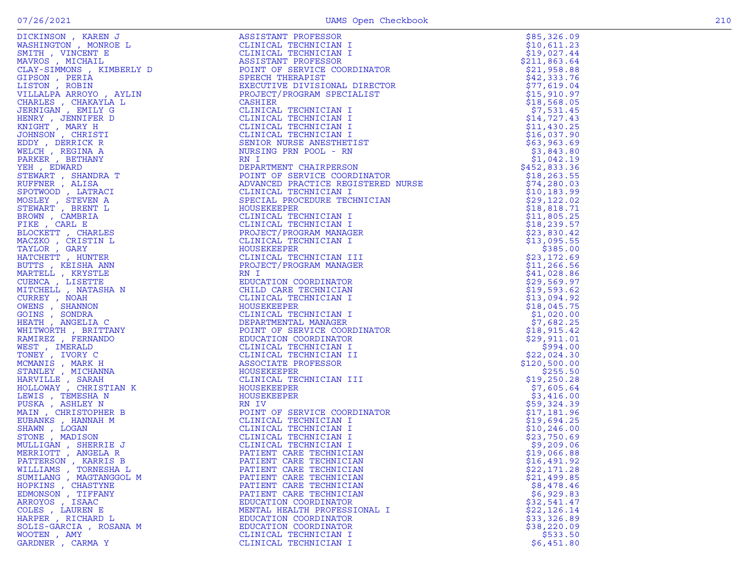| Name | Title | Amount |
|---|---|---|
| DICKINSON , KAREN J | ASSISTANT PROFESSOR | $85,326.09 |
| WASHINGTON , MONROE L | CLINICAL TECHNICIAN I | $10,611.23 |
| SMITH , VINCENT E | CLINICAL TECHNICIAN I | $19,027.44 |
| MAVROS , MICHAIL | ASSISTANT PROFESSOR | $211,863.64 |
| CLAY-SIMMONS , KIMBERLY D | POINT OF SERVICE COORDINATOR | $21,958.88 |
| GIPSON , PERIA | SPEECH THERAPIST | $42,333.76 |
| LISTON , ROBIN | EXECUTIVE DIVISIONAL DIRECTOR | $77,619.04 |
| VILLALPA ARROYO , AYLIN | PROJECT/PROGRAM SPECIALIST | $15,910.97 |
| CHARLES , CHAKAYLA L | CASHIER | $18,568.05 |
| JERNIGAN , EMILY G | CLINICAL TECHNICIAN I | $7,531.45 |
| HENRY , JENNIFER D | CLINICAL TECHNICIAN I | $14,727.43 |
| KNIGHT , MARY H | CLINICAL TECHNICIAN I | $11,430.25 |
| JOHNSON , CHRISTI | CLINICAL TECHNICIAN I | $16,037.90 |
| EDDY , DERRICK R | SENIOR NURSE ANESTHETIST | $63,963.69 |
| WELCH , REGINA A | NURSING PRN POOL - RN | $3,843.80 |
| PARKER , BETHANY | RN I | $1,042.19 |
| YEH , EDWARD | DEPARTMENT CHAIRPERSON | $452,833.36 |
| STEWART , SHANDRA T | POINT OF SERVICE COORDINATOR | $18,263.55 |
| RUFFNER , ALISA | ADVANCED PRACTICE REGISTERED NURSE | $74,280.03 |
| SPOTWOOD , LATRACI | CLINICAL TECHNICIAN I | $10,183.99 |
| MOSLEY , STEVEN A | SPECIAL PROCEDURE TECHNICIAN | $29,122.02 |
| STEWART , BRENT L | HOUSEKEEPER | $18,818.71 |
| BROWN , CAMBRIA | CLINICAL TECHNICIAN I | $11,805.25 |
| FIKE , CARL E | CLINICAL TECHNICIAN I | $18,239.57 |
| BLOCKETT , CHARLES | PROJECT/PROGRAM MANAGER | $23,830.42 |
| MACZKO , CRISTIN L | CLINICAL TECHNICIAN I | $13,095.55 |
| TAYLOR , GARY | HOUSEKEEPER | $385.00 |
| HATCHETT , HUNTER | CLINICAL TECHNICIAN III | $23,172.69 |
| BUTTS , KEISHA ANN | PROJECT/PROGRAM MANAGER | $11,266.56 |
| MARTELL , KRYSTLE | RN I | $41,028.86 |
| CUENCA , LISETTE | EDUCATION COORDINATOR | $29,569.97 |
| MITCHELL , NATASHA N | CHILD CARE TECHNICIAN | $19,593.62 |
| CURREY , NOAH | CLINICAL TECHNICIAN I | $13,094.92 |
| OWENS , SHANNON | HOUSEKEEPER | $18,045.75 |
| GOINS , SONDRA | CLINICAL TECHNICIAN I | $1,020.00 |
| HEATH , ANGELIA C | DEPARTMENTAL MANAGER | $7,682.25 |
| WHITWORTH , BRITTANY | POINT OF SERVICE COORDINATOR | $18,915.42 |
| RAMIREZ , FERNANDO | EDUCATION COORDINATOR | $29,911.01 |
| WEST , IMERALD | CLINICAL TECHNICIAN I | $994.00 |
| TONEY , IVORY C | CLINICAL TECHNICIAN II | $22,024.30 |
| MCMANIS , MARK H | ASSOCIATE PROFESSOR | $120,500.00 |
| STANLEY , MICHANNA | HOUSEKEEPER | $255.50 |
| HARVILLE , SARAH | CLINICAL TECHNICIAN III | $19,250.28 |
| HOLLOWAY , CHRISTIAN K | HOUSEKEEPER | $7,605.64 |
| LEWIS , TEMESHA N | HOUSEKEEPER | $3,416.00 |
| PUSKA , ASHLEY N | RN IV | $59,324.39 |
| MAIN , CHRISTOPHER B | POINT OF SERVICE COORDINATOR | $17,181.96 |
| EUBANKS , HANNAH M | CLINICAL TECHNICIAN I | $19,694.25 |
| SHAWN , LOGAN | CLINICAL TECHNICIAN I | $10,246.00 |
| STONE , MADISON | CLINICAL TECHNICIAN I | $23,750.69 |
| MULLIGAN , SHERRIE J | CLINICAL TECHNICIAN I | $9,209.06 |
| MERRIOTT , ANGELA R | PATIENT CARE TECHNICIAN | $19,066.88 |
| PATTERSON , KARRIS B | PATIENT CARE TECHNICIAN | $16,491.92 |
| WILLIAMS , TORNESHA L | PATIENT CARE TECHNICIAN | $22,171.28 |
| SUMILANG , MAGTANGGOL M | PATIENT CARE TECHNICIAN | $21,499.85 |
| HOPKINS , CHASTYNE | PATIENT CARE TECHNICIAN | $8,478.46 |
| EDMONSON , TIFFANY | PATIENT CARE TECHNICIAN | $6,929.83 |
| ARROYOS , ISAAC | EDUCATION COORDINATOR | $32,541.47 |
| COLES , LAUREN E | MENTAL HEALTH PROFESSIONAL I | $22,126.14 |
| HARPER , RICHARD L | EDUCATION COORDINATOR | $33,326.89 |
| SOLIS-GARCIA , ROSANA M | EDUCATION COORDINATOR | $38,220.09 |
| WOOTEN , AMY | CLINICAL TECHNICIAN I | $533.50 |
| GARDNER , CARMA Y | CLINICAL TECHNICIAN I | $6,451.80 |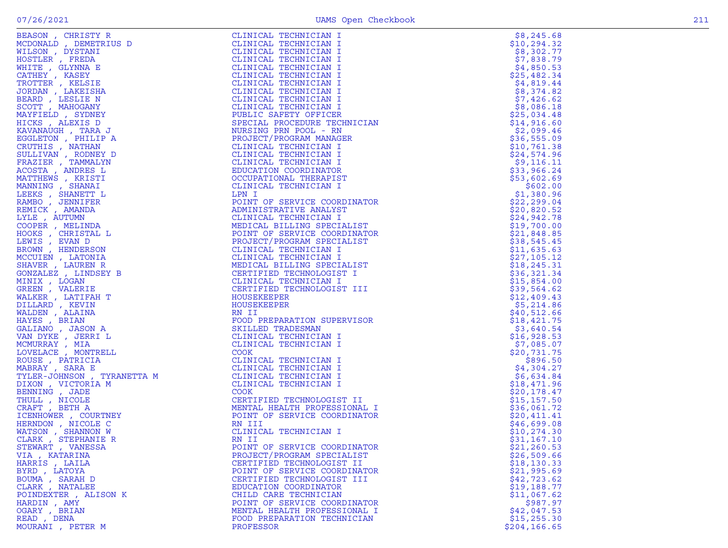| Name | Title | Amount |
|---|---|---|
| BEASON , CHRISTY R | CLINICAL TECHNICIAN I | $8,245.68 |
| MCDONALD , DEMETRIUS D | CLINICAL TECHNICIAN I | $10,294.32 |
| WILSON , DYSTANI | CLINICAL TECHNICIAN I | $8,302.77 |
| HOSTLER , FREDA | CLINICAL TECHNICIAN I | $7,838.79 |
| WHITE , GLYNNA E | CLINICAL TECHNICIAN I | $4,850.53 |
| CATHEY , KASEY | CLINICAL TECHNICIAN I | $25,482.34 |
| TROTTER , KELSIE | CLINICAL TECHNICIAN I | $4,819.44 |
| JORDAN , LAKEISHA | CLINICAL TECHNICIAN I | $8,374.82 |
| BEARD , LESLIE N | CLINICAL TECHNICIAN I | $7,426.62 |
| SCOTT , MAHOGANY | CLINICAL TECHNICIAN I | $8,086.18 |
| MAYFIELD , SYDNEY | PUBLIC SAFETY OFFICER | $25,034.48 |
| HICKS , ALEXIS D | SPECIAL PROCEDURE TECHNICIAN | $14,916.60 |
| KAVANAUGH , TARA J | NURSING PRN POOL - RN | $2,099.46 |
| EGGLETON , PHILIP A | PROJECT/PROGRAM MANAGER | $36,555.09 |
| CRUTHIS , NATHAN | CLINICAL TECHNICIAN I | $10,761.38 |
| SULLIVAN , RODNEY D | CLINICAL TECHNICIAN I | $24,574.96 |
| FRAZIER , TAMMALYN | CLINICAL TECHNICIAN I | $9,116.11 |
| ACOSTA , ANDRES L | EDUCATION COORDINATOR | $33,966.24 |
| MATTHEWS , KRISTI | OCCUPATIONAL THERAPIST | $53,602.69 |
| MANNING , SHANAI | CLINICAL TECHNICIAN I | $602.00 |
| LEEKS , SHANETT L | LPN I | $1,380.96 |
| RAMBO , JENNIFER | POINT OF SERVICE COORDINATOR | $22,299.04 |
| REMICK , AMANDA | ADMINISTRATIVE ANALYST | $20,820.52 |
| LYLE , AUTUMN | CLINICAL TECHNICIAN I | $24,942.78 |
| COOPER , MELINDA | MEDICAL BILLING SPECIALIST | $19,700.00 |
| HOOKS , CHRISTAL L | POINT OF SERVICE COORDINATOR | $21,848.85 |
| LEWIS , EVAN D | PROJECT/PROGRAM SPECIALIST | $38,545.45 |
| BROWN , HENDERSON | CLINICAL TECHNICIAN I | $11,635.63 |
| MCCUIEN , LATONIA | CLINICAL TECHNICIAN I | $27,105.12 |
| SHAVER , LAUREN R | MEDICAL BILLING SPECIALIST | $18,245.31 |
| GONZALEZ , LINDSEY B | CERTIFIED TECHNOLOGIST I | $36,321.34 |
| MINIX , LOGAN | CLINICAL TECHNICIAN I | $15,854.00 |
| GREEN , VALERIE | CERTIFIED TECHNOLOGIST III | $39,564.62 |
| WALKER , LATIFAH T | HOUSEKEEPER | $12,409.43 |
| DILLARD , KEVIN | HOUSEKEEPER | $5,214.86 |
| WALDEN , ALAINA | RN II | $40,512.66 |
| HAYES , BRIAN | FOOD PREPARATION SUPERVISOR | $18,421.75 |
| GALIANO , JASON A | SKILLED TRADESMAN | $3,640.54 |
| VAN DYKE , JERRI L | CLINICAL TECHNICIAN I | $16,928.53 |
| MCMURRAY , MIA | CLINICAL TECHNICIAN I | $7,085.07 |
| LOVELACE , MONTRELL | COOK | $20,731.75 |
| ROUSE , PATRICIA | CLINICAL TECHNICIAN I | $896.50 |
| MABRAY , SARA E | CLINICAL TECHNICIAN I | $4,304.27 |
| TYLER-JOHNSON , TYRANETTA M | CLINICAL TECHNICIAN I | $6,634.84 |
| DIXON , VICTORIA M | CLINICAL TECHNICIAN I | $18,471.96 |
| BENNING , JADE | COOK | $20,178.47 |
| THULL , NICOLE | CERTIFIED TECHNOLOGIST II | $15,157.50 |
| CRAFT , BETH A | MENTAL HEALTH PROFESSIONAL I | $36,061.72 |
| ICENHOWER , COURTNEY | POINT OF SERVICE COORDINATOR | $20,411.41 |
| HERNDON , NICOLE C | RN III | $46,699.08 |
| WATSON , SHANNON W | CLINICAL TECHNICIAN I | $10,274.30 |
| CLARK , STEPHANIE R | RN II | $31,167.10 |
| STEWART , VANESSA | POINT OF SERVICE COORDINATOR | $21,260.53 |
| VIA , KATARINA | PROJECT/PROGRAM SPECIALIST | $26,509.66 |
| HARRIS , LAILA | CERTIFIED TECHNOLOGIST II | $18,130.33 |
| BYRD , LATOYA | POINT OF SERVICE COORDINATOR | $21,995.69 |
| BOUMA , SARAH D | CERTIFIED TECHNOLOGIST III | $42,723.62 |
| CLARK , NATALEE | EDUCATION COORDINATOR | $19,188.77 |
| POINDEXTER , ALISON K | CHILD CARE TECHNICIAN | $11,067.62 |
| HARDIN , AMY | POINT OF SERVICE COORDINATOR | $987.97 |
| OGARY , BRIAN | MENTAL HEALTH PROFESSIONAL I | $42,047.53 |
| READ , DENA | FOOD PREPARATION TECHNICIAN | $15,255.30 |
| MOURANI , PETER M | PROFESSOR | $204,166.65 |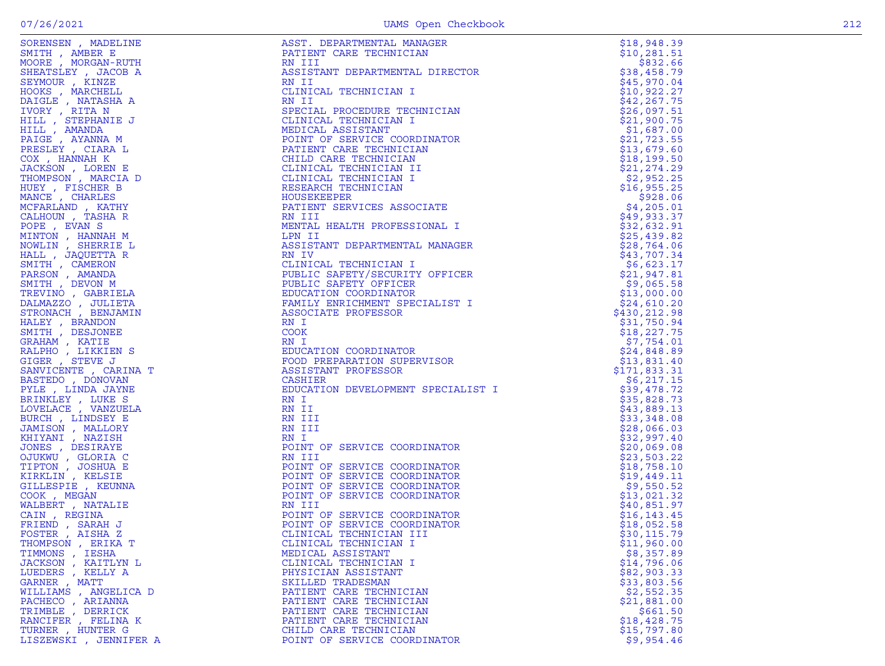| | | |
|---|---|---|
| SORENSEN , MADELINE | ASST. DEPARTMENTAL MANAGER | $18,948.39 |
| SMITH , AMBER E | PATIENT CARE TECHNICIAN | $10,281.51 |
| MOORE , MORGAN-RUTH | RN III | $832.66 |
| SHEATSLEY , JACOB A | ASSISTANT DEPARTMENTAL DIRECTOR | $38,458.79 |
| SEYMOUR , KINZE | RN II | $45,970.04 |
| HOOKS , MARCHELL | CLINICAL TECHNICIAN I | $10,922.27 |
| DAIGLE , NATASHA A | RN II | $42,267.75 |
| IVORY , RITA N | SPECIAL PROCEDURE TECHNICIAN | $26,097.51 |
| HILL , STEPHANIE J | CLINICAL TECHNICIAN I | $21,900.75 |
| HILL , AMANDA | MEDICAL ASSISTANT | $1,687.00 |
| PAIGE , AYANNA M | POINT OF SERVICE COORDINATOR | $21,723.55 |
| PRESLEY , CIARA L | PATIENT CARE TECHNICIAN | $13,679.60 |
| COX , HANNAH K | CHILD CARE TECHNICIAN | $18,199.50 |
| JACKSON , LOREN E | CLINICAL TECHNICIAN II | $21,274.29 |
| THOMPSON , MARCIA D | CLINICAL TECHNICIAN I | $2,952.25 |
| HUEY , FISCHER B | RESEARCH TECHNICIAN | $16,955.25 |
| MANCE , CHARLES | HOUSEKEEPER | $928.06 |
| MCFARLAND , KATHY | PATIENT SERVICES ASSOCIATE | $4,205.01 |
| CALHOUN , TASHA R | RN III | $49,933.37 |
| POPE , EVAN S | MENTAL HEALTH PROFESSIONAL I | $32,632.91 |
| MINTON , HANNAH M | LPN II | $25,439.82 |
| NOWLIN , SHERRIE L | ASSISTANT DEPARTMENTAL MANAGER | $28,764.06 |
| HALL , JAQUETTA R | RN IV | $43,707.34 |
| SMITH , CAMERON | CLINICAL TECHNICIAN I | $6,623.17 |
| PARSON , AMANDA | PUBLIC SAFETY/SECURITY OFFICER | $21,947.81 |
| SMITH , DEVON M | PUBLIC SAFETY OFFICER | $9,065.58 |
| TREVINO , GABRIELA | EDUCATION COORDINATOR | $13,000.00 |
| DALMAZZO , JULIETA | FAMILY ENRICHMENT SPECIALIST I | $24,610.20 |
| STRONACH , BENJAMIN | ASSOCIATE PROFESSOR | $430,212.98 |
| HALEY , BRANDON | RN I | $31,750.94 |
| SMITH , DESJONEE | COOK | $18,227.75 |
| GRAHAM , KATIE | RN I | $7,754.01 |
| RALPHO , LIKKIEN S | EDUCATION COORDINATOR | $24,848.89 |
| GIGER , STEVE J | FOOD PREPARATION SUPERVISOR | $13,831.40 |
| SANVICENTE , CARINA T | ASSISTANT PROFESSOR | $171,833.31 |
| BASTEDO , DONOVAN | CASHIER | $6,217.15 |
| PYLE , LINDA JAYNE | EDUCATION DEVELOPMENT SPECIALIST I | $39,478.72 |
| BRINKLEY , LUKE S | RN I | $35,828.73 |
| LOVELACE , VANZUELA | RN II | $43,889.13 |
| BURCH , LINDSEY E | RN III | $33,348.08 |
| JAMISON , MALLORY | RN III | $28,066.03 |
| KHIYANI , NAZISH | RN I | $32,997.40 |
| JONES , DESIRAYE | POINT OF SERVICE COORDINATOR | $20,069.08 |
| OJUKWU , GLORIA C | RN III | $23,503.22 |
| TIPTON , JOSHUA E | POINT OF SERVICE COORDINATOR | $18,758.10 |
| KIRKLIN , KELSIE | POINT OF SERVICE COORDINATOR | $19,449.11 |
| GILLESPIE , KEUNNA | POINT OF SERVICE COORDINATOR | $9,550.52 |
| COOK , MEGAN | POINT OF SERVICE COORDINATOR | $13,021.32 |
| WALBERT , NATALIE | RN III | $40,851.97 |
| CAIN , REGINA | POINT OF SERVICE COORDINATOR | $16,143.45 |
| FRIEND , SARAH J | POINT OF SERVICE COORDINATOR | $18,052.58 |
| FOSTER , AISHA Z | CLINICAL TECHNICIAN III | $30,115.79 |
| THOMPSON , ERIKA T | CLINICAL TECHNICIAN I | $11,960.00 |
| TIMMONS , IESHA | MEDICAL ASSISTANT | $8,357.89 |
| JACKSON , KAITLYN L | CLINICAL TECHNICIAN I | $14,796.06 |
| LUEDERS , KELLY A | PHYSICIAN ASSISTANT | $82,903.33 |
| GARNER , MATT | SKILLED TRADESMAN | $33,803.56 |
| WILLIAMS , ANGELICA D | PATIENT CARE TECHNICIAN | $2,552.35 |
| PACHECO , ARIANNA | PATIENT CARE TECHNICIAN | $21,881.00 |
| TRIMBLE , DERRICK | PATIENT CARE TECHNICIAN | $661.50 |
| RANCIFER , FELINA K | PATIENT CARE TECHNICIAN | $18,428.75 |
| TURNER , HUNTER G | CHILD CARE TECHNICIAN | $15,797.80 |
| LISZEWSKI , JENNIFER A | POINT OF SERVICE COORDINATOR | $9,954.46 |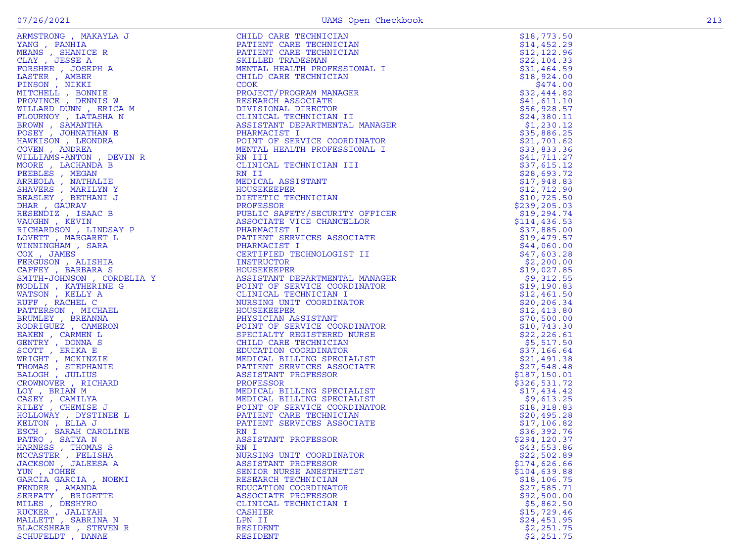| | | |
|---|---|---|
| ARMSTRONG , MAKAYLA J | CHILD CARE TECHNICIAN | $18,773.50 |
| YANG , PANHIA | PATIENT CARE TECHNICIAN | $14,452.29 |
| MEANS , SHANICE R | PATIENT CARE TECHNICIAN | $12,122.96 |
| CLAY , JESSE A | SKILLED TRADESMAN | $22,104.33 |
| FORSHEE , JOSEPH A | MENTAL HEALTH PROFESSIONAL I | $31,464.59 |
| LASTER , AMBER | CHILD CARE TECHNICIAN | $18,924.00 |
| PINSON , NIKKI | COOK | $474.00 |
| MITCHELL , BONNIE | PROJECT/PROGRAM MANAGER | $32,444.82 |
| PROVINCE , DENNIS W | RESEARCH ASSOCIATE | $41,611.10 |
| WILLARD-DUNN , ERICA M | DIVISIONAL DIRECTOR | $56,928.57 |
| FLOURNOY , LATASHA N | CLINICAL TECHNICIAN II | $24,380.11 |
| BROWN , SAMANTHA | ASSISTANT DEPARTMENTAL MANAGER | $1,230.12 |
| POSEY , JOHNATHAN E | PHARMACIST I | $35,886.25 |
| HAWKISON , LEONDRA | POINT OF SERVICE COORDINATOR | $21,701.62 |
| COVEN , ANDREA | MENTAL HEALTH PROFESSIONAL I | $33,833.36 |
| WILLIAMS-ANTON , DEVIN R | RN III | $41,711.27 |
| MOORE , LACHANDA B | CLINICAL TECHNICIAN III | $37,615.12 |
| PEEBLES , MEGAN | RN II | $28,693.72 |
| ARREOLA , NATHALIE | MEDICAL ASSISTANT | $17,948.83 |
| SHAVERS , MARILYN Y | HOUSEKEEPER | $12,712.90 |
| BEASLEY , BETHANI J | DIETETIC TECHNICIAN | $10,725.50 |
| DHAR , GAURAV | PROFESSOR | $239,205.03 |
| RESENDIZ , ISAAC B | PUBLIC SAFETY/SECURITY OFFICER | $19,294.74 |
| VAUGHN , KEVIN | ASSOCIATE VICE CHANCELLOR | $114,436.53 |
| RICHARDSON , LINDSAY P | PHARMACIST I | $37,885.00 |
| LOVETT , MARGARET L | PATIENT SERVICES ASSOCIATE | $19,479.57 |
| WINNINGHAM , SARA | PHARMACIST I | $44,060.00 |
| COX , JAMES | CERTIFIED TECHNOLOGIST II | $47,603.28 |
| FERGUSON , ALISHIA | INSTRUCTOR | $2,200.00 |
| CAFFEY , BARBARA S | HOUSEKEEPER | $19,027.85 |
| SMITH-JOHNSON , CORDELIA Y | ASSISTANT DEPARTMENTAL MANAGER | $9,312.55 |
| MODLIN , KATHERINE G | POINT OF SERVICE COORDINATOR | $19,190.83 |
| WATSON , KELLY A | CLINICAL TECHNICIAN I | $12,461.50 |
| RUFF , RACHEL C | NURSING UNIT COORDINATOR | $20,206.34 |
| PATTERSON , MICHAEL | HOUSEKEEPER | $12,413.80 |
| BRUMLEY , BREANNA | PHYSICIAN ASSISTANT | $70,500.00 |
| RODRIGUEZ , CAMERON | POINT OF SERVICE COORDINATOR | $10,743.30 |
| EAKEN , CARMEN L | SPECIALTY REGISTERED NURSE | $22,226.61 |
| GENTRY , DONNA S | CHILD CARE TECHNICIAN | $5,517.50 |
| SCOTT , ERIKA E | EDUCATION COORDINATOR | $37,166.64 |
| WRIGHT , MCKINZIE | MEDICAL BILLING SPECIALIST | $21,491.38 |
| THOMAS , STEPHANIE | PATIENT SERVICES ASSOCIATE | $27,548.48 |
| BALOGH , JULIUS | ASSISTANT PROFESSOR | $187,150.01 |
| CROWNOVER , RICHARD | PROFESSOR | $326,531.72 |
| LOY , BRIAN M | MEDICAL BILLING SPECIALIST | $17,434.42 |
| CASEY , CAMILYA | MEDICAL BILLING SPECIALIST | $9,613.25 |
| RILEY , CHEMISE J | POINT OF SERVICE COORDINATOR | $18,318.83 |
| HOLLOWAY , DYSTINEE L | PATIENT CARE TECHNICIAN | $20,495.28 |
| KELTON , ELLA J | PATIENT SERVICES ASSOCIATE | $17,106.82 |
| ESCH , SARAH CAROLINE | RN I | $36,392.76 |
| PATRO , SATYA N | ASSISTANT PROFESSOR | $294,120.37 |
| HARNESS , THOMAS S | RN I | $43,553.86 |
| MCCASTER , FELISHA | NURSING UNIT COORDINATOR | $22,502.89 |
| JACKSON , JALEESA A | ASSISTANT PROFESSOR | $174,626.66 |
| YUN , JOHEE | SENIOR NURSE ANESTHETIST | $104,639.88 |
| GARCIA GARCIA , NOEMI | RESEARCH TECHNICIAN | $18,106.75 |
| FENDER , AMANDA | EDUCATION COORDINATOR | $27,585.71 |
| SERFATY , BRIGETTE | ASSOCIATE PROFESSOR | $92,500.00 |
| MILES , DESHYRO | CLINICAL TECHNICIAN I | $5,862.50 |
| RUCKER , JALIYAH | CASHIER | $15,729.46 |
| MALLETT , SABRINA N | LPN II | $24,451.95 |
| BLACKSHEAR , STEVEN R | RESIDENT | $2,251.75 |
| SCHUFELDT , DANAE | RESIDENT | $2,251.75 |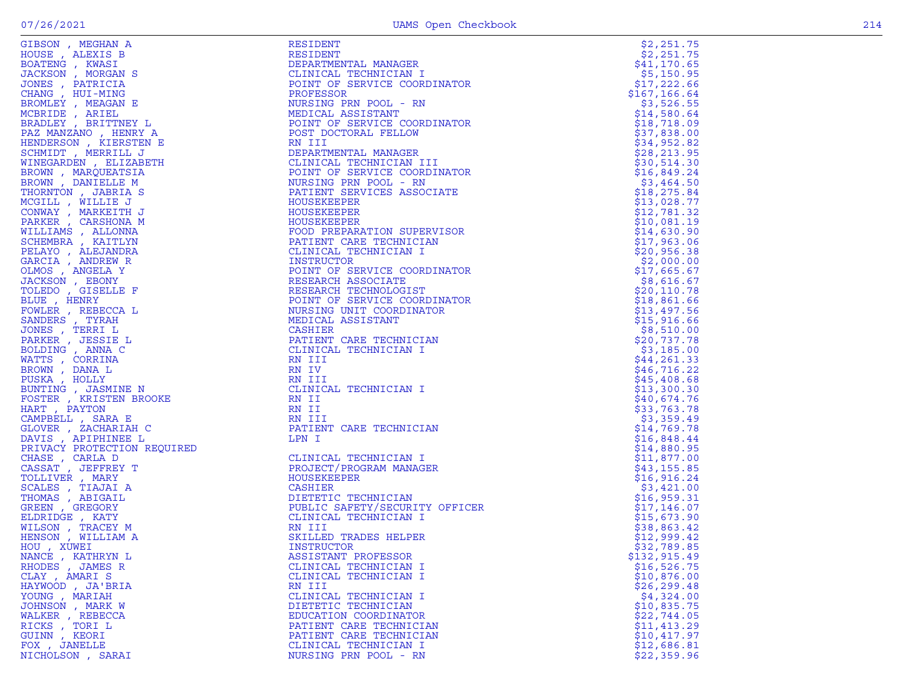| Name | Title | Amount |
|---|---|---|
| GIBSON , MEGHAN A | RESIDENT | $2,251.75 |
| HOUSE , ALEXIS B | RESIDENT | $2,251.75 |
| BOATENG , KWASI | DEPARTMENTAL MANAGER | $41,170.65 |
| JACKSON , MORGAN S | CLINICAL TECHNICIAN I | $5,150.95 |
| JONES , PATRICIA | POINT OF SERVICE COORDINATOR | $17,222.66 |
| CHANG , HUI-MING | PROFESSOR | $167,166.64 |
| BROMLEY , MEAGAN E | NURSING PRN POOL - RN | $3,526.55 |
| MCBRIDE , ARIEL | MEDICAL ASSISTANT | $14,580.64 |
| BRADLEY , BRITTNEY L | POINT OF SERVICE COORDINATOR | $18,718.09 |
| PAZ MANZANO , HENRY A | POST DOCTORAL FELLOW | $37,838.00 |
| HENDERSON , KIERSTEN E | RN III | $34,952.82 |
| SCHMIDT , MERRILL J | DEPARTMENTAL MANAGER | $28,213.95 |
| WINEGARDEN , ELIZABETH | CLINICAL TECHNICIAN III | $30,514.30 |
| BROWN , MARQUEATSIA | POINT OF SERVICE COORDINATOR | $16,849.24 |
| BROWN , DANIELLE M | NURSING PRN POOL - RN | $3,464.50 |
| THORNTON , JABRIA S | PATIENT SERVICES ASSOCIATE | $18,275.84 |
| MCGILL , WILLIE J | HOUSEKEEPER | $13,028.77 |
| CONWAY , MARKEITH J | HOUSEKEEPER | $12,781.32 |
| PARKER , CARSHONA M | HOUSEKEEPER | $10,081.19 |
| WILLIAMS , ALLONNA | FOOD PREPARATION SUPERVISOR | $14,630.90 |
| SCHEMBRA , KAITLYN | PATIENT CARE TECHNICIAN | $17,963.06 |
| PELAYO , ALEJANDRA | CLINICAL TECHNICIAN I | $20,956.38 |
| GARCIA , ANDREW R | INSTRUCTOR | $2,000.00 |
| OLMOS , ANGELA Y | POINT OF SERVICE COORDINATOR | $17,665.67 |
| JACKSON , EBONY | RESEARCH ASSOCIATE | $8,616.67 |
| TOLEDO , GISELLE F | RESEARCH TECHNOLOGIST | $20,110.78 |
| BLUE , HENRY | POINT OF SERVICE COORDINATOR | $18,861.66 |
| FOWLER , REBECCA L | NURSING UNIT COORDINATOR | $13,497.56 |
| SANDERS , TYRAH | MEDICAL ASSISTANT | $15,916.66 |
| JONES , TERRI L | CASHIER | $8,510.00 |
| PARKER , JESSIE L | PATIENT CARE TECHNICIAN | $20,737.78 |
| BOLDING , ANNA C | CLINICAL TECHNICIAN I | $3,185.00 |
| WATTS , CORRINA | RN III | $44,261.33 |
| BROWN , DANA L | RN IV | $46,716.22 |
| PUSKA , HOLLY | RN III | $45,408.68 |
| BUNTING , JASMINE N | CLINICAL TECHNICIAN I | $13,300.30 |
| FOSTER , KRISTEN BROOKE | RN II | $40,674.76 |
| HART , PAYTON | RN II | $33,763.78 |
| CAMPBELL , SARA E | RN III | $3,359.49 |
| GLOVER , ZACHARIAH C | PATIENT CARE TECHNICIAN | $14,769.78 |
| DAVIS , APIPHINEE L | LPN I | $16,848.44 |
| PRIVACY PROTECTION REQUIRED | | $14,880.95 |
| CHASE , CARLA D | CLINICAL TECHNICIAN I | $11,877.00 |
| CASSAT , JEFFREY T | PROJECT/PROGRAM MANAGER | $43,155.85 |
| TOLLIVER , MARY | HOUSEKEEPER | $16,916.24 |
| SCALES , TIAJAI A | CASHIER | $3,421.00 |
| THOMAS , ABIGAIL | DIETETIC TECHNICIAN | $16,959.31 |
| GREEN , GREGORY | PUBLIC SAFETY/SECURITY OFFICER | $17,146.07 |
| ELDRIDGE , KATY | CLINICAL TECHNICIAN I | $15,673.90 |
| WILSON , TRACEY M | RN III | $38,863.42 |
| HENSON , WILLIAM A | SKILLED TRADES HELPER | $12,999.42 |
| HOU , XUWEI | INSTRUCTOR | $32,789.85 |
| NANCE , KATHRYN L | ASSISTANT PROFESSOR | $132,915.49 |
| RHODES , JAMES R | CLINICAL TECHNICIAN I | $16,526.75 |
| CLAY , AMARI S | CLINICAL TECHNICIAN I | $10,876.00 |
| HAYWOOD , JA'BRIA | RN III | $26,299.48 |
| YOUNG , MARIAH | CLINICAL TECHNICIAN I | $4,324.00 |
| JOHNSON , MARK W | DIETETIC TECHNICIAN | $10,835.75 |
| WALKER , REBECCA | EDUCATION COORDINATOR | $22,744.05 |
| RICKS , TORI L | PATIENT CARE TECHNICIAN | $11,413.29 |
| GUINN , KEORI | PATIENT CARE TECHNICIAN | $10,417.97 |
| FOX , JANELLE | CLINICAL TECHNICIAN I | $12,686.81 |
| NICHOLSON , SARAI | NURSING PRN POOL - RN | $22,359.96 |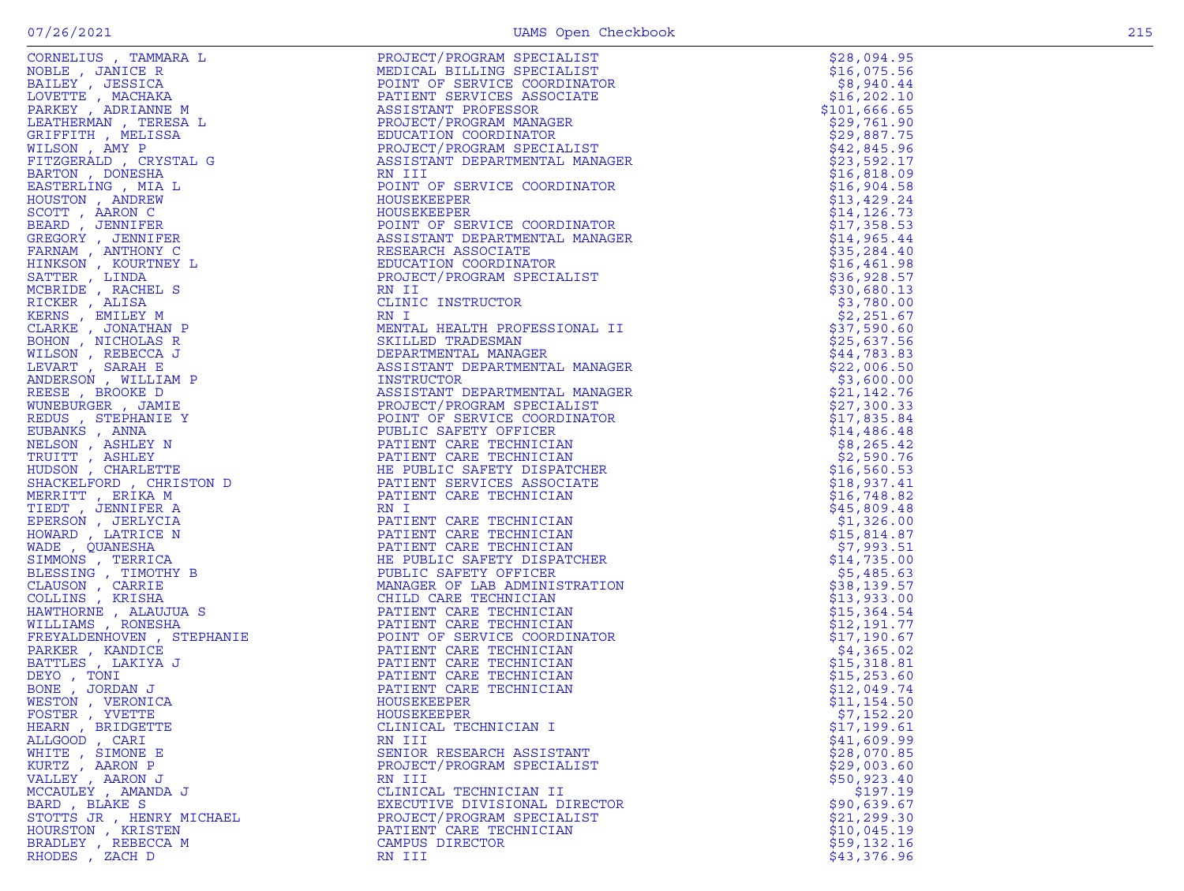| | | |
|---|---|---|
| CORNELIUS , TAMMARA L | PROJECT/PROGRAM SPECIALIST | $28,094.95 |
| NOBLE , JANICE R | MEDICAL BILLING SPECIALIST | $16,075.56 |
| BAILEY , JESSICA | POINT OF SERVICE COORDINATOR | $8,940.44 |
| LOVETTE , MACHAKA | PATIENT SERVICES ASSOCIATE | $16,202.10 |
| PARKEY , ADRIANNE M | ASSISTANT PROFESSOR | $101,666.65 |
| LEATHERMAN , TERESA L | PROJECT/PROGRAM MANAGER | $29,761.90 |
| GRIFFITH , MELISSA | EDUCATION COORDINATOR | $29,887.75 |
| WILSON , AMY P | PROJECT/PROGRAM SPECIALIST | $42,845.96 |
| FITZGERALD , CRYSTAL G | ASSISTANT DEPARTMENTAL MANAGER | $23,592.17 |
| BARTON , DONESHA | RN III | $16,818.09 |
| EASTERLING , MIA L | POINT OF SERVICE COORDINATOR | $16,904.58 |
| HOUSTON , ANDREW | HOUSEKEEPER | $13,429.24 |
| SCOTT , AARON C | HOUSEKEEPER | $14,126.73 |
| BEARD , JENNIFER | POINT OF SERVICE COORDINATOR | $17,358.53 |
| GREGORY , JENNIFER | ASSISTANT DEPARTMENTAL MANAGER | $14,965.44 |
| FARNAM , ANTHONY C | RESEARCH ASSOCIATE | $35,284.40 |
| HINKSON , KOURTNEY L | EDUCATION COORDINATOR | $16,461.98 |
| SATTER , LINDA | PROJECT/PROGRAM SPECIALIST | $36,928.57 |
| MCBRIDE , RACHEL S | RN II | $30,680.13 |
| RICKER , ALISA | CLINIC INSTRUCTOR | $3,780.00 |
| KERNS , EMILEY M | RN I | $2,251.67 |
| CLARKE , JONATHAN P | MENTAL HEALTH PROFESSIONAL II | $37,590.60 |
| BOHON , NICHOLAS R | SKILLED TRADESMAN | $25,637.56 |
| WILSON , REBECCA J | DEPARTMENTAL MANAGER | $44,783.83 |
| LEVART , SARAH E | ASSISTANT DEPARTMENTAL MANAGER | $22,006.50 |
| ANDERSON , WILLIAM P | INSTRUCTOR | $3,600.00 |
| REESE , BROOKE D | ASSISTANT DEPARTMENTAL MANAGER | $21,142.76 |
| WUNEBURGER , JAMIE | PROJECT/PROGRAM SPECIALIST | $27,300.33 |
| REDUS , STEPHANIE Y | POINT OF SERVICE COORDINATOR | $17,835.84 |
| EUBANKS , ANNA | PUBLIC SAFETY OFFICER | $14,486.48 |
| NELSON , ASHLEY N | PATIENT CARE TECHNICIAN | $8,265.42 |
| TRUITT , ASHLEY | PATIENT CARE TECHNICIAN | $2,590.76 |
| HUDSON , CHARLETTE | HE PUBLIC SAFETY DISPATCHER | $16,560.53 |
| SHACKELFORD , CHRISTON D | PATIENT SERVICES ASSOCIATE | $18,937.41 |
| MERRITT , ERIKA M | PATIENT CARE TECHNICIAN | $16,748.82 |
| TIEDT , JENNIFER A | RN I | $45,809.48 |
| EPERSON , JERLYCIA | PATIENT CARE TECHNICIAN | $1,326.00 |
| HOWARD , LATRICE N | PATIENT CARE TECHNICIAN | $15,814.87 |
| WADE , QUANESHA | PATIENT CARE TECHNICIAN | $7,993.51 |
| SIMMONS , TERRICA | HE PUBLIC SAFETY DISPATCHER | $14,735.00 |
| BLESSING , TIMOTHY B | PUBLIC SAFETY OFFICER | $5,485.63 |
| CLAUSON , CARRIE | MANAGER OF LAB ADMINISTRATION | $38,139.57 |
| COLLINS , KRISHA | CHILD CARE TECHNICIAN | $13,933.00 |
| HAWTHORNE , ALAUJUA S | PATIENT CARE TECHNICIAN | $15,364.54 |
| WILLIAMS , RONESHA | PATIENT CARE TECHNICIAN | $12,191.77 |
| FREYALDENHOVEN , STEPHANIE | POINT OF SERVICE COORDINATOR | $17,190.67 |
| PARKER , KANDICE | PATIENT CARE TECHNICIAN | $4,365.02 |
| BATTLES , LAKIYA J | PATIENT CARE TECHNICIAN | $15,318.81 |
| DEYO , TONI | PATIENT CARE TECHNICIAN | $15,253.60 |
| BONE , JORDAN J | PATIENT CARE TECHNICIAN | $12,049.74 |
| WESTON , VERONICA | HOUSEKEEPER | $11,154.50 |
| FOSTER , YVETTE | HOUSEKEEPER | $7,152.20 |
| HEARN , BRIDGETTE | CLINICAL TECHNICIAN I | $17,199.61 |
| ALLGOOD , CARI | RN III | $41,609.99 |
| WHITE , SIMONE E | SENIOR RESEARCH ASSISTANT | $28,070.85 |
| KURTZ , AARON P | PROJECT/PROGRAM SPECIALIST | $29,003.60 |
| VALLEY , AARON J | RN III | $50,923.40 |
| MCCAULEY , AMANDA J | CLINICAL TECHNICIAN II | $197.19 |
| BARD , BLAKE S | EXECUTIVE DIVISIONAL DIRECTOR | $90,639.67 |
| STOTTS JR , HENRY MICHAEL | PROJECT/PROGRAM SPECIALIST | $21,299.30 |
| HOURSTON , KRISTEN | PATIENT CARE TECHNICIAN | $10,045.19 |
| BRADLEY , REBECCA M | CAMPUS DIRECTOR | $59,132.16 |
| RHODES , ZACH D | RN III | $43,376.96 |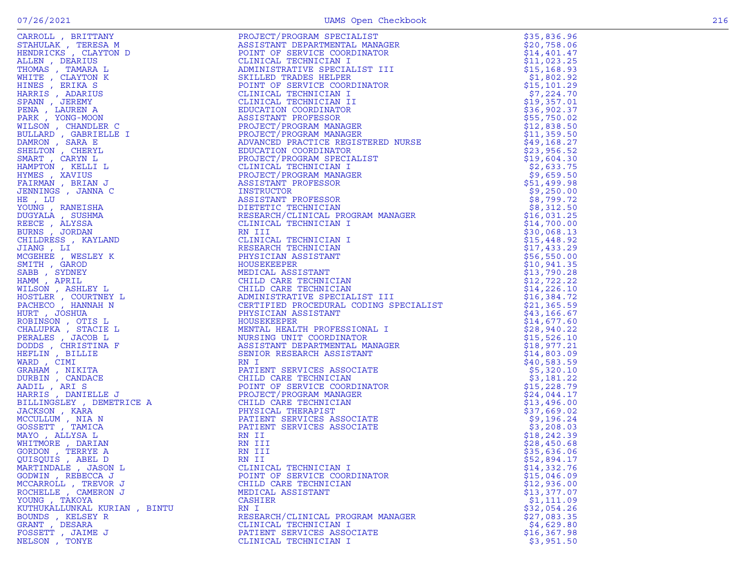| | | |
|---|---|---|
| CARROLL , BRITTANY | PROJECT/PROGRAM SPECIALIST | $35,836.96 |
| STAHULAK , TERESA M | ASSISTANT DEPARTMENTAL MANAGER | $20,758.06 |
| HENDRICKS , CLAYTON D | POINT OF SERVICE COORDINATOR | $14,401.47 |
| ALLEN , DEARIUS | CLINICAL TECHNICIAN I | $11,023.25 |
| THOMAS , TAMARA L | ADMINISTRATIVE SPECIALIST III | $15,168.93 |
| WHITE , CLAYTON K | SKILLED TRADES HELPER | $1,802.92 |
| HINES , ERIKA S | POINT OF SERVICE COORDINATOR | $15,101.29 |
| HARRIS , ADARIUS | CLINICAL TECHNICIAN I | $7,224.70 |
| SPANN , JEREMY | CLINICAL TECHNICIAN II | $19,357.01 |
| PENA , LAUREN A | EDUCATION COORDINATOR | $36,902.37 |
| PARK , YONG-MOON | ASSISTANT PROFESSOR | $55,750.02 |
| WILSON , CHANDLER C | PROJECT/PROGRAM MANAGER | $12,838.50 |
| BULLARD , GABRIELLE I | PROJECT/PROGRAM MANAGER | $11,359.50 |
| DAMRON , SARA E | ADVANCED PRACTICE REGISTERED NURSE | $49,168.27 |
| SHELTON , CHERYL | EDUCATION COORDINATOR | $23,956.52 |
| SMART , CARYN L | PROJECT/PROGRAM SPECIALIST | $19,604.30 |
| HAMPTON , KELLI L | CLINICAL TECHNICIAN I | $2,633.75 |
| HYMES , XAVIUS | PROJECT/PROGRAM MANAGER | $9,659.50 |
| FAIRMAN , BRIAN J | ASSISTANT PROFESSOR | $51,499.98 |
| JENNINGS , JANNA C | INSTRUCTOR | $9,250.00 |
| HE , LU | ASSISTANT PROFESSOR | $8,799.72 |
| YOUNG , RANEISHA | DIETETIC TECHNICIAN | $8,312.50 |
| DUGYALA , SUSHMA | RESEARCH/CLINICAL PROGRAM MANAGER | $16,031.25 |
| REECE , ALYSSA | CLINICAL TECHNICIAN I | $14,700.00 |
| BURNS , JORDAN | RN III | $30,068.13 |
| CHILDRESS , KAYLAND | CLINICAL TECHNICIAN I | $15,448.92 |
| JIANG , LI | RESEARCH TECHNICIAN | $17,433.29 |
| MCGEHEE , WESLEY K | PHYSICIAN ASSISTANT | $56,550.00 |
| SMITH , GAROD | HOUSEKEEPER | $10,941.35 |
| SABB , SYDNEY | MEDICAL ASSISTANT | $13,790.28 |
| HAMM , APRIL | CHILD CARE TECHNICIAN | $12,722.22 |
| WILSON , ASHLEY L | CHILD CARE TECHNICIAN | $14,226.10 |
| HOSTLER , COURTNEY L | ADMINISTRATIVE SPECIALIST III | $16,384.72 |
| PACHECO , HANNAH N | CERTIFIED PROCEDURAL CODING SPECIALIST | $21,365.59 |
| HURT , JOSHUA | PHYSICIAN ASSISTANT | $43,166.67 |
| ROBINSON , OTIS L | HOUSEKEEPER | $14,677.60 |
| CHALUPKA , STACIE L | MENTAL HEALTH PROFESSIONAL I | $28,940.22 |
| PERALES , JACOB L | NURSING UNIT COORDINATOR | $15,526.10 |
| DODDS , CHRISTINA F | ASSISTANT DEPARTMENTAL MANAGER | $18,977.21 |
| HEFLIN , BILLIE | SENIOR RESEARCH ASSISTANT | $14,803.09 |
| WARD , CIMI | RN I | $40,583.59 |
| GRAHAM , NIKITA | PATIENT SERVICES ASSOCIATE | $5,320.10 |
| DURBIN , CANDACE | CHILD CARE TECHNICIAN | $3,181.22 |
| AADIL , ARI S | POINT OF SERVICE COORDINATOR | $15,228.79 |
| HARRIS , DANIELLE J | PROJECT/PROGRAM MANAGER | $24,044.17 |
| BILLINGSLEY , DEMETRICE A | CHILD CARE TECHNICIAN | $13,496.00 |
| JACKSON , KARA | PHYSICAL THERAPIST | $37,669.02 |
| MCCULLUM , NIA N | PATIENT SERVICES ASSOCIATE | $9,196.24 |
| GOSSETT , TAMICA | PATIENT SERVICES ASSOCIATE | $3,208.03 |
| MAYO , ALLYSA L | RN II | $18,242.39 |
| WHITMORE , DARIAN | RN III | $28,450.68 |
| GORDON , TERRYE A | RN III | $35,636.06 |
| QUISQUIS , ABEL D | RN II | $52,894.17 |
| MARTINDALE , JASON L | CLINICAL TECHNICIAN I | $14,332.76 |
| GODWIN , REBECCA J | POINT OF SERVICE COORDINATOR | $15,046.09 |
| MCCARROLL , TREVOR J | CHILD CARE TECHNICIAN | $12,936.00 |
| ROCHELLE , CAMERON J | MEDICAL ASSISTANT | $13,377.07 |
| YOUNG , TAKOYA | CASHIER | $1,111.09 |
| KUTHUKALLUNKAL KURIAN , BINTU | RN I | $32,054.26 |
| BOUNDS , KELSEY R | RESEARCH/CLINICAL PROGRAM MANAGER | $27,083.35 |
| GRANT , DESARA | CLINICAL TECHNICIAN I | $4,629.80 |
| FOSSETT , JAIME J | PATIENT SERVICES ASSOCIATE | $16,367.98 |
| NELSON , TONYE | CLINICAL TECHNICIAN I | $3,951.50 |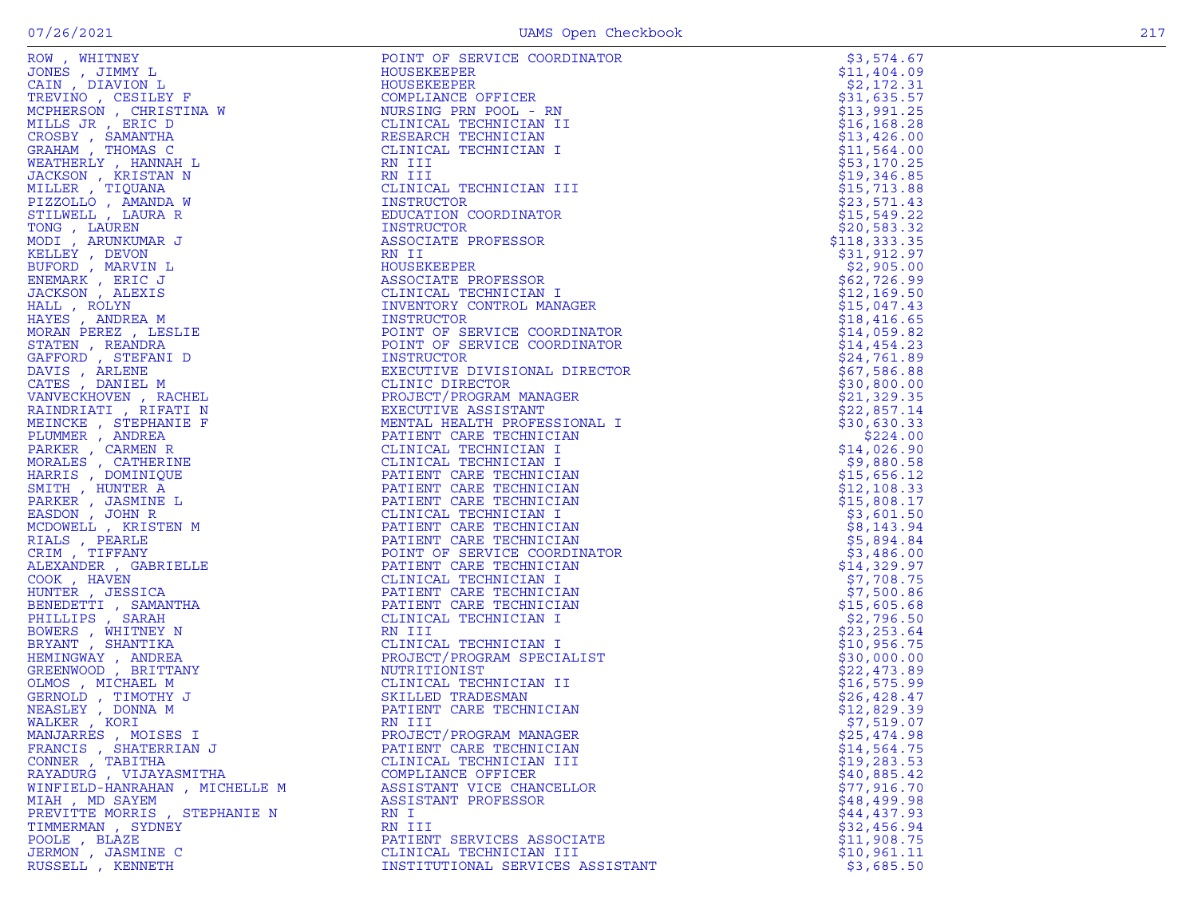| Name | Title | Amount |
|---|---|---|
| ROW , WHITNEY | POINT OF SERVICE COORDINATOR | $3,574.67 |
| JONES , JIMMY L | HOUSEKEEPER | $11,404.09 |
| CAIN , DIAVION L | HOUSEKEEPER | $2,172.31 |
| TREVINO , CESILEY F | COMPLIANCE OFFICER | $31,635.57 |
| MCPHERSON , CHRISTINA W | NURSING PRN POOL - RN | $13,991.25 |
| MILLS JR , ERIC D | CLINICAL TECHNICIAN II | $16,168.28 |
| CROSBY , SAMANTHA | RESEARCH TECHNICIAN | $13,426.00 |
| GRAHAM , THOMAS C | CLINICAL TECHNICIAN I | $11,564.00 |
| WEATHERLY , HANNAH L | RN III | $53,170.25 |
| JACKSON , KRISTAN N | RN III | $19,346.85 |
| MILLER , TIQUANA | CLINICAL TECHNICIAN III | $15,713.88 |
| PIZZOLLO , AMANDA W | INSTRUCTOR | $23,571.43 |
| STILWELL , LAURA R | EDUCATION COORDINATOR | $15,549.22 |
| TONG , LAUREN | INSTRUCTOR | $20,583.32 |
| MODI , ARUNKUMAR J | ASSOCIATE PROFESSOR | $118,333.35 |
| KELLEY , DEVON | RN II | $31,912.97 |
| BUFORD , MARVIN L | HOUSEKEEPER | $2,905.00 |
| ENEMARK , ERIC J | ASSOCIATE PROFESSOR | $62,726.99 |
| JACKSON , ALEXIS | CLINICAL TECHNICIAN I | $12,169.50 |
| HALL , ROLYN | INVENTORY CONTROL MANAGER | $15,047.43 |
| HAYES , ANDREA M | INSTRUCTOR | $18,416.65 |
| MORAN PEREZ , LESLIE | POINT OF SERVICE COORDINATOR | $14,059.82 |
| STATEN , REANDRA | POINT OF SERVICE COORDINATOR | $14,454.23 |
| GAFFORD , STEFANI D | INSTRUCTOR | $24,761.89 |
| DAVIS , ARLENE | EXECUTIVE DIVISIONAL DIRECTOR | $67,586.88 |
| CATES , DANIEL M | CLINIC DIRECTOR | $30,800.00 |
| VANVECKHOVEN , RACHEL | PROJECT/PROGRAM MANAGER | $21,329.35 |
| RAINDRIATI , RIFATI N | EXECUTIVE ASSISTANT | $22,857.14 |
| MEINCKE , STEPHANIE F | MENTAL HEALTH PROFESSIONAL I | $30,630.33 |
| PLUMMER , ANDREA | PATIENT CARE TECHNICIAN | $224.00 |
| PARKER , CARMEN R | CLINICAL TECHNICIAN I | $14,026.90 |
| MORALES , CATHERINE | CLINICAL TECHNICIAN I | $9,880.58 |
| HARRIS , DOMINIQUE | PATIENT CARE TECHNICIAN | $15,656.12 |
| SMITH , HUNTER A | PATIENT CARE TECHNICIAN | $12,108.33 |
| PARKER , JASMINE L | PATIENT CARE TECHNICIAN | $15,808.17 |
| EASDON , JOHN R | CLINICAL TECHNICIAN I | $3,601.50 |
| MCDOWELL , KRISTEN M | PATIENT CARE TECHNICIAN | $8,143.94 |
| RIALS , PEARLE | PATIENT CARE TECHNICIAN | $5,894.84 |
| CRIM , TIFFANY | POINT OF SERVICE COORDINATOR | $3,486.00 |
| ALEXANDER , GABRIELLE | PATIENT CARE TECHNICIAN | $14,329.97 |
| COOK , HAVEN | CLINICAL TECHNICIAN I | $7,708.75 |
| HUNTER , JESSICA | PATIENT CARE TECHNICIAN | $7,500.86 |
| BENEDETTI , SAMANTHA | PATIENT CARE TECHNICIAN | $15,605.68 |
| PHILLIPS , SARAH | CLINICAL TECHNICIAN I | $2,796.50 |
| BOWERS , WHITNEY N | RN III | $23,253.64 |
| BRYANT , SHANTIKA | CLINICAL TECHNICIAN I | $10,956.75 |
| HEMINGWAY , ANDREA | PROJECT/PROGRAM SPECIALIST | $30,000.00 |
| GREENWOOD , BRITTANY | NUTRITIONIST | $22,473.89 |
| OLMOS , MICHAEL M | CLINICAL TECHNICIAN II | $16,575.99 |
| GERNOLD , TIMOTHY J | SKILLED TRADESMAN | $26,428.47 |
| NEASLEY , DONNA M | PATIENT CARE TECHNICIAN | $12,829.39 |
| WALKER , KORI | RN III | $7,519.07 |
| MANJARRES , MOISES I | PROJECT/PROGRAM MANAGER | $25,474.98 |
| FRANCIS , SHATERRIAN J | PATIENT CARE TECHNICIAN | $14,564.75 |
| CONNER , TABITHA | CLINICAL TECHNICIAN III | $19,283.53 |
| RAYADURG , VIJAYASMITHA | COMPLIANCE OFFICER | $40,885.42 |
| WINFIELD-HANRAHAN , MICHELLE M | ASSISTANT VICE CHANCELLOR | $77,916.70 |
| MIAH , MD SAYEM | ASSISTANT PROFESSOR | $48,499.98 |
| PREVITTE MORRIS , STEPHANIE N | RN I | $44,437.93 |
| TIMMERMAN , SYDNEY | RN III | $32,456.94 |
| POOLE , BLAZE | PATIENT SERVICES ASSOCIATE | $11,908.75 |
| JERMON , JASMINE C | CLINICAL TECHNICIAN III | $10,961.11 |
| RUSSELL , KENNETH | INSTITUTIONAL SERVICES ASSISTANT | $3,685.50 |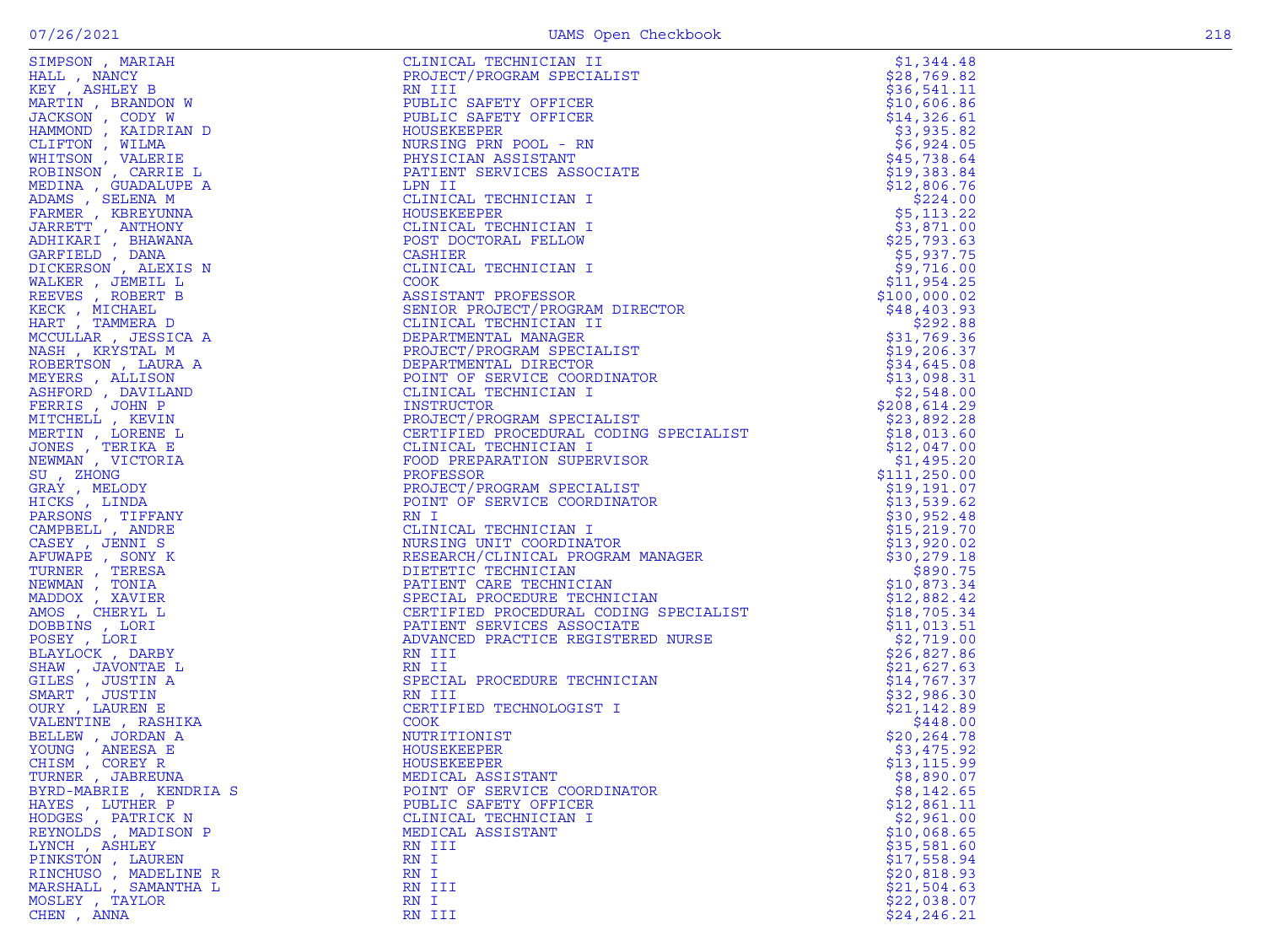| | | |
|---|---|---|
| SIMPSON , MARIAH | CLINICAL TECHNICIAN II | $1,344.48 |
| HALL , NANCY | PROJECT/PROGRAM SPECIALIST | $28,769.82 |
| KEY , ASHLEY B | RN III | $36,541.11 |
| MARTIN , BRANDON W | PUBLIC SAFETY OFFICER | $10,606.86 |
| JACKSON , CODY W | PUBLIC SAFETY OFFICER | $14,326.61 |
| HAMMOND , KAIDRIAN D | HOUSEKEEPER | $3,935.82 |
| CLIFTON , WILMA | NURSING PRN POOL - RN | $6,924.05 |
| WHITSON , VALERIE | PHYSICIAN ASSISTANT | $45,738.64 |
| ROBINSON , CARRIE L | PATIENT SERVICES ASSOCIATE | $19,383.84 |
| MEDINA , GUADALUPE A | LPN II | $12,806.76 |
| ADAMS , SELENA M | CLINICAL TECHNICIAN I | $224.00 |
| FARMER , KBREYUNNA | HOUSEKEEPER | $5,113.22 |
| JARRETT , ANTHONY | CLINICAL TECHNICIAN I | $3,871.00 |
| ADHIKARI , BHAWANA | POST DOCTORAL FELLOW | $25,793.63 |
| GARFIELD , DANA | CASHIER | $5,937.75 |
| DICKERSON , ALEXIS N | CLINICAL TECHNICIAN I | $9,716.00 |
| WALKER , JEMEIL L | COOK | $11,954.25 |
| REEVES , ROBERT B | ASSISTANT PROFESSOR | $100,000.02 |
| KECK , MICHAEL | SENIOR PROJECT/PROGRAM DIRECTOR | $48,403.93 |
| HART , TAMMERA D | CLINICAL TECHNICIAN II | $292.88 |
| MCCULLAR , JESSICA A | DEPARTMENTAL MANAGER | $31,769.36 |
| NASH , KRYSTAL M | PROJECT/PROGRAM SPECIALIST | $19,206.37 |
| ROBERTSON , LAURA A | DEPARTMENTAL DIRECTOR | $34,645.08 |
| MEYERS , ALLISON | POINT OF SERVICE COORDINATOR | $13,098.31 |
| ASHFORD , DAVILAND | CLINICAL TECHNICIAN I | $2,548.00 |
| FERRIS , JOHN P | INSTRUCTOR | $208,614.29 |
| MITCHELL , KEVIN | PROJECT/PROGRAM SPECIALIST | $23,892.28 |
| MERTIN , LORENE L | CERTIFIED PROCEDURAL CODING SPECIALIST | $18,013.60 |
| JONES , TERIKA E | CLINICAL TECHNICIAN I | $12,047.00 |
| NEWMAN , VICTORIA | FOOD PREPARATION SUPERVISOR | $1,495.20 |
| SU , ZHONG | PROFESSOR | $111,250.00 |
| GRAY , MELODY | PROJECT/PROGRAM SPECIALIST | $19,191.07 |
| HICKS , LINDA | POINT OF SERVICE COORDINATOR | $13,539.62 |
| PARSONS , TIFFANY | RN I | $30,952.48 |
| CAMPBELL , ANDRE | CLINICAL TECHNICIAN I | $15,219.70 |
| CASEY , JENNI S | NURSING UNIT COORDINATOR | $13,920.02 |
| AFUWAPE , SONY K | RESEARCH/CLINICAL PROGRAM MANAGER | $30,279.18 |
| TURNER , TERESA | DIETETIC TECHNICIAN | $890.75 |
| NEWMAN , TONIA | PATIENT CARE TECHNICIAN | $10,873.34 |
| MADDOX , XAVIER | SPECIAL PROCEDURE TECHNICIAN | $12,882.42 |
| AMOS , CHERYL L | CERTIFIED PROCEDURAL CODING SPECIALIST | $18,705.34 |
| DOBBINS , LORI | PATIENT SERVICES ASSOCIATE | $11,013.51 |
| POSEY , LORI | ADVANCED PRACTICE REGISTERED NURSE | $2,719.00 |
| BLAYLOCK , DARBY | RN III | $26,827.86 |
| SHAW , JAVONTAE L | RN II | $21,627.63 |
| GILES , JUSTIN A | SPECIAL PROCEDURE TECHNICIAN | $14,767.37 |
| SMART , JUSTIN | RN III | $32,986.30 |
| OURY , LAUREN E | CERTIFIED TECHNOLOGIST I | $21,142.89 |
| VALENTINE , RASHIKA | COOK | $448.00 |
| BELLEW , JORDAN A | NUTRITIONIST | $20,264.78 |
| YOUNG , ANEESA E | HOUSEKEEPER | $3,475.92 |
| CHISM , COREY R | HOUSEKEEPER | $13,115.99 |
| TURNER , JABREUNA | MEDICAL ASSISTANT | $8,890.07 |
| BYRD-MABRIE , KENDRIA S | POINT OF SERVICE COORDINATOR | $8,142.65 |
| HAYES , LUTHER P | PUBLIC SAFETY OFFICER | $12,861.11 |
| HODGES , PATRICK N | CLINICAL TECHNICIAN I | $2,961.00 |
| REYNOLDS , MADISON P | MEDICAL ASSISTANT | $10,068.65 |
| LYNCH , ASHLEY | RN III | $35,581.60 |
| PINKSTON , LAUREN | RN I | $17,558.94 |
| RINCHUSO , MADELINE R | RN I | $20,818.93 |
| MARSHALL , SAMANTHA L | RN III | $21,504.63 |
| MOSLEY , TAYLOR | RN I | $22,038.07 |
| CHEN , ANNA | RN III | $24,246.21 |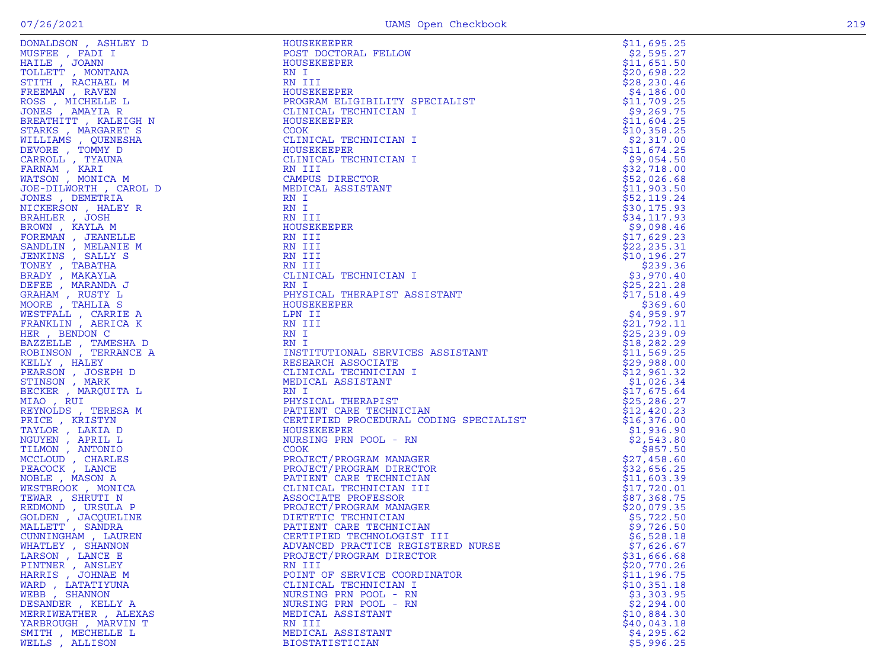| Name | Title | Amount |
|---|---|---|
| DONALDSON , ASHLEY D | HOUSEKEEPER | $11,695.25 |
| MUSFEE , FADI I | POST DOCTORAL FELLOW | $2,595.27 |
| HAILE , JOANN | HOUSEKEEPER | $11,651.50 |
| TOLLETT , MONTANA | RN I | $20,698.22 |
| STITH , RACHAEL M | RN III | $28,230.46 |
| FREEMAN , RAVEN | HOUSEKEEPER | $4,186.00 |
| ROSS , MICHELLE L | PROGRAM ELIGIBILITY SPECIALIST | $11,709.25 |
| JONES , AMAYIA R | CLINICAL TECHNICIAN I | $9,269.75 |
| BREATHITT , KALEIGH N | HOUSEKEEPER | $11,604.25 |
| STARKS , MARGARET S | COOK | $10,358.25 |
| WILLIAMS , QUENESHA | CLINICAL TECHNICIAN I | $2,317.00 |
| DEVORE , TOMMY D | HOUSEKEEPER | $11,674.25 |
| CARROLL , TYAUNA | CLINICAL TECHNICIAN I | $9,054.50 |
| FARNAM , KARI | RN III | $32,718.00 |
| WATSON , MONICA M | CAMPUS DIRECTOR | $52,026.68 |
| JOE-DILWORTH , CAROL D | MEDICAL ASSISTANT | $11,903.50 |
| JONES , DEMETRIA | RN I | $52,119.24 |
| NICKERSON , HALEY R | RN I | $30,175.93 |
| BRAHLER , JOSH | RN III | $34,117.93 |
| BROWN , KAYLA M | HOUSEKEEPER | $9,098.46 |
| FOREMAN , JEANELLE | RN III | $17,629.23 |
| SANDLIN , MELANIE M | RN III | $22,235.31 |
| JENKINS , SALLY S | RN III | $10,196.27 |
| TONEY , TABATHA | RN III | $239.36 |
| BRADY , MAKAYLA | CLINICAL TECHNICIAN I | $3,970.40 |
| DEFEE , MARANDA J | RN I | $25,221.28 |
| GRAHAM , RUSTY L | PHYSICAL THERAPIST ASSISTANT | $17,518.49 |
| MOORE , TAHLIA S | HOUSEKEEPER | $369.60 |
| WESTFALL , CARRIE A | LPN II | $4,959.97 |
| FRANKLIN , AERICA K | RN III | $21,792.11 |
| HER , BENDON C | RN I | $25,239.09 |
| BAZZELLE , TAMESHA D | RN I | $18,282.29 |
| ROBINSON , TERRANCE A | INSTITUTIONAL SERVICES ASSISTANT | $11,569.25 |
| KELLY , HALEY | RESEARCH ASSOCIATE | $29,988.00 |
| PEARSON , JOSEPH D | CLINICAL TECHNICIAN I | $12,961.32 |
| STINSON , MARK | MEDICAL ASSISTANT | $1,026.34 |
| BECKER , MARQUITA L | RN I | $17,675.64 |
| MIAO , RUI | PHYSICAL THERAPIST | $25,286.27 |
| REYNOLDS , TERESA M | PATIENT CARE TECHNICIAN | $12,420.23 |
| PRICE , KRISTYN | CERTIFIED PROCEDURAL CODING SPECIALIST | $16,376.00 |
| TAYLOR , LAKIA D | HOUSEKEEPER | $1,936.90 |
| NGUYEN , APRIL L | NURSING PRN POOL - RN | $2,543.80 |
| TILMON , ANTONIO | COOK | $857.50 |
| MCCLOUD , CHARLES | PROJECT/PROGRAM MANAGER | $27,458.60 |
| PEACOCK , LANCE | PROJECT/PROGRAM DIRECTOR | $32,656.25 |
| NOBLE , MASON A | PATIENT CARE TECHNICIAN | $11,603.39 |
| WESTBROOK , MONICA | CLINICAL TECHNICIAN III | $17,720.01 |
| TEWAR , SHRUTI N | ASSOCIATE PROFESSOR | $87,368.75 |
| REDMOND , URSULA P | PROJECT/PROGRAM MANAGER | $20,079.35 |
| GOLDEN , JACQUELINE | DIETETIC TECHNICIAN | $5,722.50 |
| MALLETT , SANDRA | PATIENT CARE TECHNICIAN | $9,726.50 |
| CUNNINGHAM , LAUREN | CERTIFIED TECHNOLOGIST III | $6,528.18 |
| WHATLEY , SHANNON | ADVANCED PRACTICE REGISTERED NURSE | $7,626.67 |
| LARSON , LANCE E | PROJECT/PROGRAM DIRECTOR | $31,666.68 |
| PINTNER , ANSLEY | RN III | $20,770.26 |
| HARRIS , JOHNAE M | POINT OF SERVICE COORDINATOR | $11,196.75 |
| WARD , LATATIYUNA | CLINICAL TECHNICIAN I | $10,351.18 |
| WEBB , SHANNON | NURSING PRN POOL - RN | $3,303.95 |
| DESANDER , KELLY A | NURSING PRN POOL - RN | $2,294.00 |
| MERRIWEATHER , ALEXAS | MEDICAL ASSISTANT | $10,884.30 |
| YARBROUGH , MARVIN T | RN III | $40,043.18 |
| SMITH , MECHELLE L | MEDICAL ASSISTANT | $4,295.62 |
| WELLS , ALLISON | BIOSTATISTICIAN | $5,996.25 |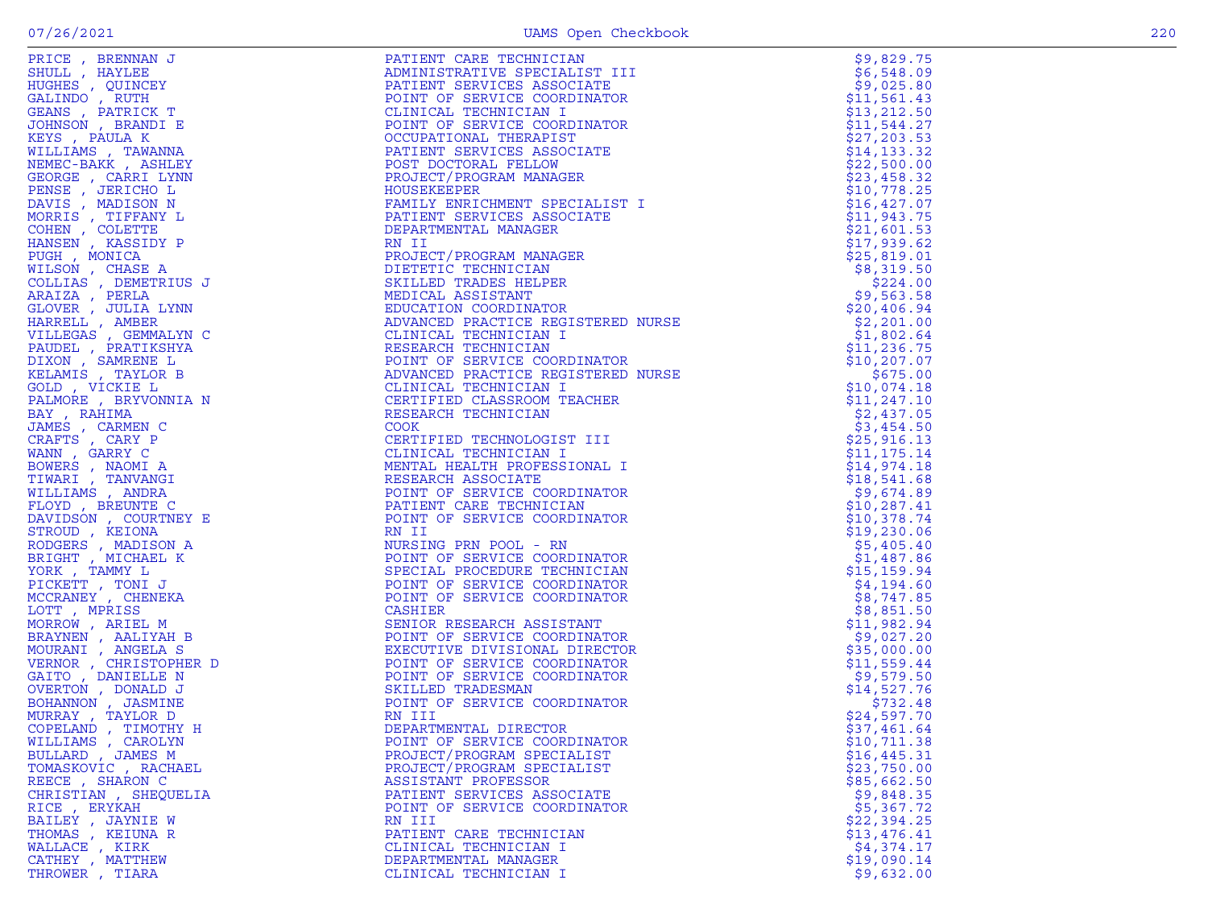| | | |
|---|---|---|
| PRICE , BRENNAN J | PATIENT CARE TECHNICIAN | $9,829.75 |
| SHULL , HAYLEE | ADMINISTRATIVE SPECIALIST III | $6,548.09 |
| HUGHES , QUINCEY | PATIENT SERVICES ASSOCIATE | $9,025.80 |
| GALINDO , RUTH | POINT OF SERVICE COORDINATOR | $11,561.43 |
| GEANS , PATRICK T | CLINICAL TECHNICIAN I | $13,212.50 |
| JOHNSON , BRANDI E | POINT OF SERVICE COORDINATOR | $11,544.27 |
| KEYS , PAULA K | OCCUPATIONAL THERAPIST | $27,203.53 |
| WILLIAMS , TAWANNA | PATIENT SERVICES ASSOCIATE | $14,133.32 |
| NEMEC-BAKK , ASHLEY | POST DOCTORAL FELLOW | $22,500.00 |
| GEORGE , CARRI LYNN | PROJECT/PROGRAM MANAGER | $23,458.32 |
| PENSE , JERICHO L | HOUSEKEEPER | $10,778.25 |
| DAVIS , MADISON N | FAMILY ENRICHMENT SPECIALIST I | $16,427.07 |
| MORRIS , TIFFANY L | PATIENT SERVICES ASSOCIATE | $11,943.75 |
| COHEN , COLETTE | DEPARTMENTAL MANAGER | $21,601.53 |
| HANSEN , KASSIDY P | RN II | $17,939.62 |
| PUGH , MONICA | PROJECT/PROGRAM MANAGER | $25,819.01 |
| WILSON , CHASE A | DIETETIC TECHNICIAN | $8,319.50 |
| COLLIAS , DEMETRIUS J | SKILLED TRADES HELPER | $224.00 |
| ARAIZA , PERLA | MEDICAL ASSISTANT | $9,563.58 |
| GLOVER , JULIA LYNN | EDUCATION COORDINATOR | $20,406.94 |
| HARRELL , AMBER | ADVANCED PRACTICE REGISTERED NURSE | $2,201.00 |
| VILLEGAS , GEMMALYN C | CLINICAL TECHNICIAN I | $1,802.64 |
| PAUDEL , PRATIKSHYA | RESEARCH TECHNICIAN | $11,236.75 |
| DIXON , SAMRENE L | POINT OF SERVICE COORDINATOR | $10,207.07 |
| KELAMIS , TAYLOR B | ADVANCED PRACTICE REGISTERED NURSE | $675.00 |
| GOLD , VICKIE L | CLINICAL TECHNICIAN I | $10,074.18 |
| PALMORE , BRYVONNIA N | CERTIFIED CLASSROOM TEACHER | $11,247.10 |
| BAY , RAHIMA | RESEARCH TECHNICIAN | $2,437.05 |
| JAMES , CARMEN C | COOK | $3,454.50 |
| CRAFTS , CARY P | CERTIFIED TECHNOLOGIST III | $25,916.13 |
| WANN , GARRY C | CLINICAL TECHNICIAN I | $11,175.14 |
| BOWERS , NAOMI A | MENTAL HEALTH PROFESSIONAL I | $14,974.18 |
| TIWARI , TANVANGI | RESEARCH ASSOCIATE | $18,541.68 |
| WILLIAMS , ANDRA | POINT OF SERVICE COORDINATOR | $9,674.89 |
| FLOYD , BREUNTE C | PATIENT CARE TECHNICIAN | $10,287.41 |
| DAVIDSON , COURTNEY E | POINT OF SERVICE COORDINATOR | $10,378.74 |
| STROUD , KEIONA | RN II | $19,230.06 |
| RODGERS , MADISON A | NURSING PRN POOL - RN | $5,405.40 |
| BRIGHT , MICHAEL K | POINT OF SERVICE COORDINATOR | $1,487.86 |
| YORK , TAMMY L | SPECIAL PROCEDURE TECHNICIAN | $15,159.94 |
| PICKETT , TONI J | POINT OF SERVICE COORDINATOR | $4,194.60 |
| MCCRANEY , CHENEKA | POINT OF SERVICE COORDINATOR | $8,747.85 |
| LOTT , MPRISS | CASHIER | $8,851.50 |
| MORROW , ARIEL M | SENIOR RESEARCH ASSISTANT | $11,982.94 |
| BRAYNEN , AALIYAH B | POINT OF SERVICE COORDINATOR | $9,027.20 |
| MOURANI , ANGELA S | EXECUTIVE DIVISIONAL DIRECTOR | $35,000.00 |
| VERNOR , CHRISTOPHER D | POINT OF SERVICE COORDINATOR | $11,559.44 |
| GAITO , DANIELLE N | POINT OF SERVICE COORDINATOR | $9,579.50 |
| OVERTON , DONALD J | SKILLED TRADESMAN | $14,527.76 |
| BOHANNON , JASMINE | POINT OF SERVICE COORDINATOR | $732.48 |
| MURRAY , TAYLOR D | RN III | $24,597.70 |
| COPELAND , TIMOTHY H | DEPARTMENTAL DIRECTOR | $37,461.64 |
| WILLIAMS , CAROLYN | POINT OF SERVICE COORDINATOR | $10,711.38 |
| BULLARD , JAMES M | PROJECT/PROGRAM SPECIALIST | $16,445.31 |
| TOMASKOVIC , RACHAEL | PROJECT/PROGRAM SPECIALIST | $23,750.00 |
| REECE , SHARON C | ASSISTANT PROFESSOR | $85,662.50 |
| CHRISTIAN , SHEQUELIA | PATIENT SERVICES ASSOCIATE | $9,848.35 |
| RICE , ERYKAH | POINT OF SERVICE COORDINATOR | $5,367.72 |
| BAILEY , JAYNIE W | RN III | $22,394.25 |
| THOMAS , KEIUNA R | PATIENT CARE TECHNICIAN | $13,476.41 |
| WALLACE , KIRK | CLINICAL TECHNICIAN I | $4,374.17 |
| CATHEY , MATTHEW | DEPARTMENTAL MANAGER | $19,090.14 |
| THROWER , TIARA | CLINICAL TECHNICIAN I | $9,632.00 |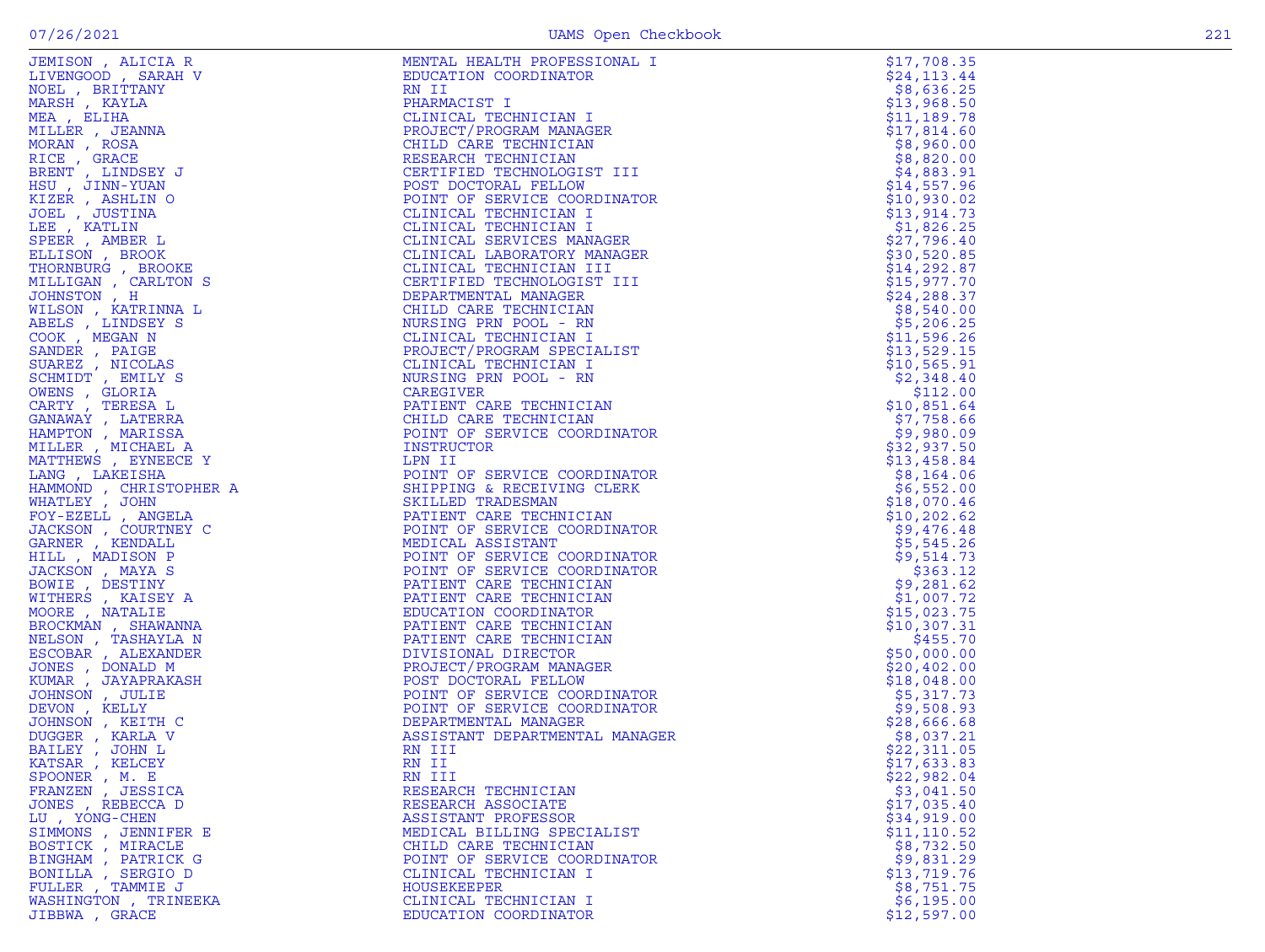| | | |
|---|---|---|
| JEMISON , ALICIA R | MENTAL HEALTH PROFESSIONAL I | $17,708.35 |
| LIVENGOOD , SARAH V | EDUCATION COORDINATOR | $24,113.44 |
| NOEL , BRITTANY | RN II | $8,636.25 |
| MARSH , KAYLA | PHARMACIST I | $13,968.50 |
| MEA , ELIHA | CLINICAL TECHNICIAN I | $11,189.78 |
| MILLER , JEANNA | PROJECT/PROGRAM MANAGER | $17,814.60 |
| MORAN , ROSA | CHILD CARE TECHNICIAN | $8,960.00 |
| RICE , GRACE | RESEARCH TECHNICIAN | $8,820.00 |
| BRENT , LINDSEY J | CERTIFIED TECHNOLOGIST III | $4,883.91 |
| HSU , JINN-YUAN | POST DOCTORAL FELLOW | $14,557.96 |
| KIZER , ASHLIN O | POINT OF SERVICE COORDINATOR | $10,930.02 |
| JOEL , JUSTINA | CLINICAL TECHNICIAN I | $13,914.73 |
| LEE , KATLIN | CLINICAL TECHNICIAN I | $1,826.25 |
| SPEER , AMBER L | CLINICAL SERVICES MANAGER | $27,796.40 |
| ELLISON , BROOK | CLINICAL LABORATORY MANAGER | $30,520.85 |
| THORNBURG , BROOKE | CLINICAL TECHNICIAN III | $14,292.87 |
| MILLIGAN , CARLTON S | CERTIFIED TECHNOLOGIST III | $15,977.70 |
| JOHNSTON , H | DEPARTMENTAL MANAGER | $24,288.37 |
| WILSON , KATRINNA L | CHILD CARE TECHNICIAN | $8,540.00 |
| ABELS , LINDSEY S | NURSING PRN POOL - RN | $5,206.25 |
| COOK , MEGAN N | CLINICAL TECHNICIAN I | $11,596.26 |
| SANDER , PAIGE | PROJECT/PROGRAM SPECIALIST | $13,529.15 |
| SUAREZ , NICOLAS | CLINICAL TECHNICIAN I | $10,565.91 |
| SCHMIDT , EMILY S | NURSING PRN POOL - RN | $2,348.40 |
| OWENS , GLORIA | CAREGIVER | $112.00 |
| CARTY , TERESA L | PATIENT CARE TECHNICIAN | $10,851.64 |
| GANAWAY , LATERRA | CHILD CARE TECHNICIAN | $7,758.66 |
| HAMPTON , MARISSA | POINT OF SERVICE COORDINATOR | $9,980.09 |
| MILLER , MICHAEL A | INSTRUCTOR | $32,937.50 |
| MATTHEWS , EYNEECE Y | LPN II | $13,458.84 |
| LANG , LAKEISHA | POINT OF SERVICE COORDINATOR | $8,164.06 |
| HAMMOND , CHRISTOPHER A | SHIPPING & RECEIVING CLERK | $6,552.00 |
| WHATLEY , JOHN | SKILLED TRADESMAN | $18,070.46 |
| FOY-EZELL , ANGELA | PATIENT CARE TECHNICIAN | $10,202.62 |
| JACKSON , COURTNEY C | POINT OF SERVICE COORDINATOR | $9,476.48 |
| GARNER , KENDALL | MEDICAL ASSISTANT | $5,545.26 |
| HILL , MADISON P | POINT OF SERVICE COORDINATOR | $9,514.73 |
| JACKSON , MAYA S | POINT OF SERVICE COORDINATOR | $363.12 |
| BOWIE , DESTINY | PATIENT CARE TECHNICIAN | $9,281.62 |
| WITHERS , KAISEY A | PATIENT CARE TECHNICIAN | $1,007.72 |
| MOORE , NATALIE | EDUCATION COORDINATOR | $15,023.75 |
| BROCKMAN , SHAWANNA | PATIENT CARE TECHNICIAN | $10,307.31 |
| NELSON , TASHAYLA N | PATIENT CARE TECHNICIAN | $455.70 |
| ESCOBAR , ALEXANDER | DIVISIONAL DIRECTOR | $50,000.00 |
| JONES , DONALD M | PROJECT/PROGRAM MANAGER | $20,402.00 |
| KUMAR , JAYAPRAKASH | POST DOCTORAL FELLOW | $18,048.00 |
| JOHNSON , JULIE | POINT OF SERVICE COORDINATOR | $5,317.73 |
| DEVON , KELLY | POINT OF SERVICE COORDINATOR | $9,508.93 |
| JOHNSON , KEITH C | DEPARTMENTAL MANAGER | $28,666.68 |
| DUGGER , KARLA V | ASSISTANT DEPARTMENTAL MANAGER | $8,037.21 |
| BAILEY , JOHN L | RN III | $22,311.05 |
| KATSAR , KELCEY | RN II | $17,633.83 |
| SPOONER , M. E | RN III | $22,982.04 |
| FRANZEN , JESSICA | RESEARCH TECHNICIAN | $3,041.50 |
| JONES , REBECCA D | RESEARCH ASSOCIATE | $17,035.40 |
| LU , YONG-CHEN | ASSISTANT PROFESSOR | $34,919.00 |
| SIMMONS , JENNIFER E | MEDICAL BILLING SPECIALIST | $11,110.52 |
| BOSTICK , MIRACLE | CHILD CARE TECHNICIAN | $8,732.50 |
| BINGHAM , PATRICK G | POINT OF SERVICE COORDINATOR | $9,831.29 |
| BONILLA , SERGIO D | CLINICAL TECHNICIAN I | $13,719.76 |
| FULLER , TAMMIE J | HOUSEKEEPER | $8,751.75 |
| WASHINGTON , TRINEEKA | CLINICAL TECHNICIAN I | $6,195.00 |
| JIBBWA , GRACE | EDUCATION COORDINATOR | $12,597.00 |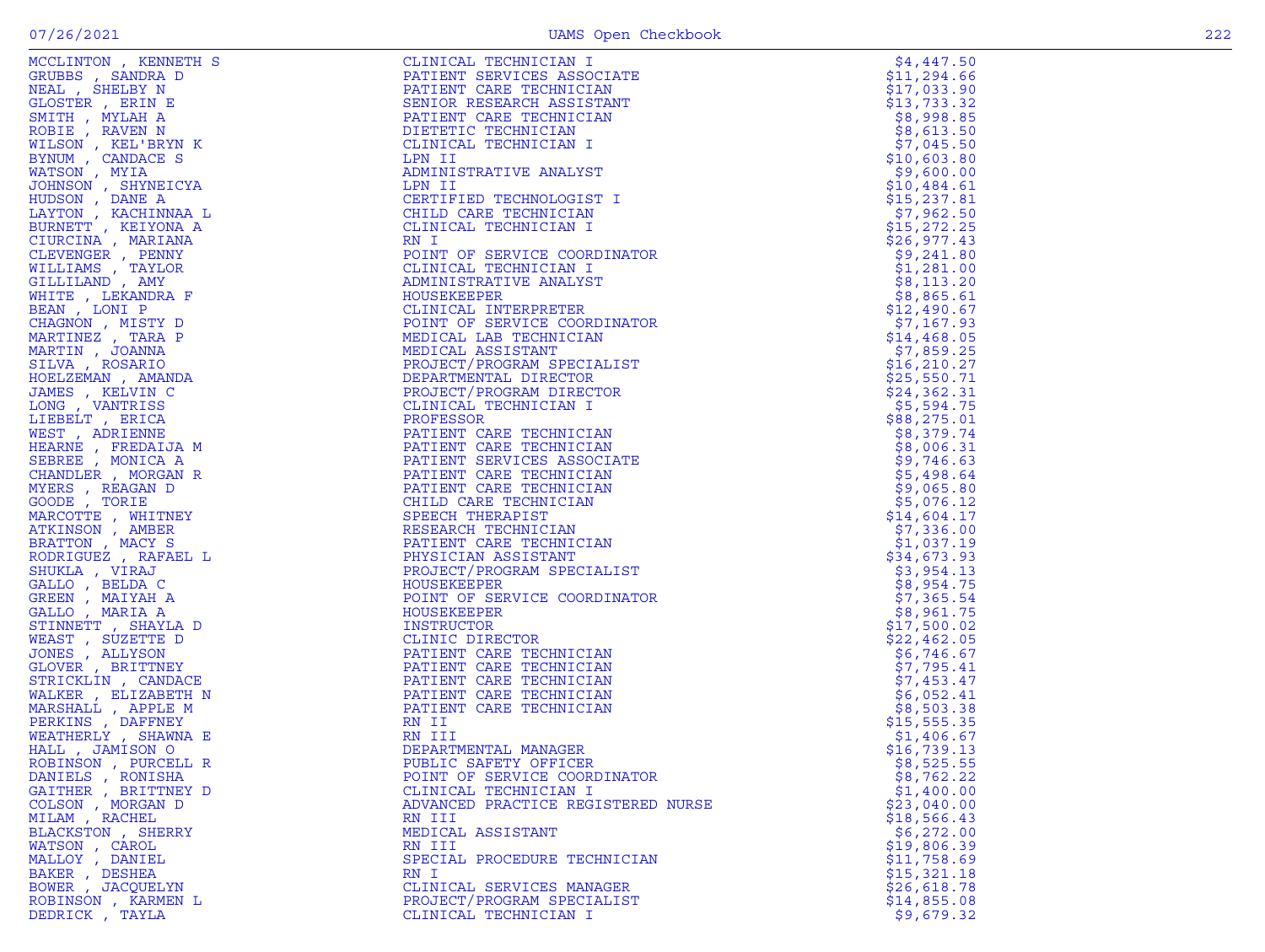| | | |
|---|---|---|
| MCCLINTON , KENNETH S | CLINICAL TECHNICIAN I | $4,447.50 |
| GRUBBS , SANDRA D | PATIENT SERVICES ASSOCIATE | $11,294.66 |
| NEAL , SHELBY N | PATIENT CARE TECHNICIAN | $17,033.90 |
| GLOSTER , ERIN E | SENIOR RESEARCH ASSISTANT | $13,733.32 |
| SMITH , MYLAH A | PATIENT CARE TECHNICIAN | $8,998.85 |
| ROBIE , RAVEN N | DIETETIC TECHNICIAN | $8,613.50 |
| WILSON , KEL'BRYN K | CLINICAL TECHNICIAN I | $7,045.50 |
| BYNUM , CANDACE S | LPN II | $10,603.80 |
| WATSON , MYIA | ADMINISTRATIVE ANALYST | $9,600.00 |
| JOHNSON , SHYNEICYA | LPN II | $10,484.61 |
| HUDSON , DANE A | CERTIFIED TECHNOLOGIST I | $15,237.81 |
| LAYTON , KACHINNAA L | CHILD CARE TECHNICIAN | $7,962.50 |
| BURNETT , KEIYONA A | CLINICAL TECHNICIAN I | $15,272.25 |
| CIURCINA , MARIANA | RN I | $26,977.43 |
| CLEVENGER , PENNY | POINT OF SERVICE COORDINATOR | $9,241.80 |
| WILLIAMS , TAYLOR | CLINICAL TECHNICIAN I | $1,281.00 |
| GILLILAND , AMY | ADMINISTRATIVE ANALYST | $8,113.20 |
| WHITE , LEKANDRA F | HOUSEKEEPER | $8,865.61 |
| BEAN , LONI P | CLINICAL INTERPRETER | $12,490.67 |
| CHAGNON , MISTY D | POINT OF SERVICE COORDINATOR | $7,167.93 |
| MARTINEZ , TARA P | MEDICAL LAB TECHNICIAN | $14,468.05 |
| MARTIN , JOANNA | MEDICAL ASSISTANT | $7,859.25 |
| SILVA , ROSARIO | PROJECT/PROGRAM SPECIALIST | $16,210.27 |
| HOELZEMAN , AMANDA | DEPARTMENTAL DIRECTOR | $25,550.71 |
| JAMES , KELVIN C | PROJECT/PROGRAM DIRECTOR | $24,362.31 |
| LONG , VANTRISS | CLINICAL TECHNICIAN I | $5,594.75 |
| LIEBELT , ERICA | PROFESSOR | $88,275.01 |
| WEST , ADRIENNE | PATIENT CARE TECHNICIAN | $8,379.74 |
| HEARNE , FREDAIJA M | PATIENT CARE TECHNICIAN | $8,006.31 |
| SEBREE , MONICA A | PATIENT SERVICES ASSOCIATE | $9,746.63 |
| CHANDLER , MORGAN R | PATIENT CARE TECHNICIAN | $5,498.64 |
| MYERS , REAGAN D | PATIENT CARE TECHNICIAN | $9,065.80 |
| GOODE , TORIE | CHILD CARE TECHNICIAN | $5,076.12 |
| MARCOTTE , WHITNEY | SPEECH THERAPIST | $14,604.17 |
| ATKINSON , AMBER | RESEARCH TECHNICIAN | $7,336.00 |
| BRATTON , MACY S | PATIENT CARE TECHNICIAN | $1,037.19 |
| RODRIGUEZ , RAFAEL L | PHYSICIAN ASSISTANT | $34,673.93 |
| SHUKLA , VIRAJ | PROJECT/PROGRAM SPECIALIST | $3,954.13 |
| GALLO , BELDA C | HOUSEKEEPER | $8,954.75 |
| GREEN , MAIYAH A | POINT OF SERVICE COORDINATOR | $7,365.54 |
| GALLO , MARIA A | HOUSEKEEPER | $8,961.75 |
| STINNETT , SHAYLA D | INSTRUCTOR | $17,500.02 |
| WEAST , SUZETTE D | CLINIC DIRECTOR | $22,462.05 |
| JONES , ALLYSON | PATIENT CARE TECHNICIAN | $6,746.67 |
| GLOVER , BRITTNEY | PATIENT CARE TECHNICIAN | $7,795.41 |
| STRICKLIN , CANDACE | PATIENT CARE TECHNICIAN | $7,453.47 |
| WALKER , ELIZABETH N | PATIENT CARE TECHNICIAN | $6,052.41 |
| MARSHALL , APPLE M | PATIENT CARE TECHNICIAN | $8,503.38 |
| PERKINS , DAFFNEY | RN II | $15,555.35 |
| WEATHERLY , SHAWNA E | RN III | $1,406.67 |
| HALL , JAMISON O | DEPARTMENTAL MANAGER | $16,739.13 |
| ROBINSON , PURCELL R | PUBLIC SAFETY OFFICER | $8,525.55 |
| DANIELS , RONISHA | POINT OF SERVICE COORDINATOR | $8,762.22 |
| GAITHER , BRITTNEY D | CLINICAL TECHNICIAN I | $1,400.00 |
| COLSON , MORGAN D | ADVANCED PRACTICE REGISTERED NURSE | $23,040.00 |
| MILAM , RACHEL | RN III | $18,566.43 |
| BLACKSTON , SHERRY | MEDICAL ASSISTANT | $6,272.00 |
| WATSON , CAROL | RN III | $19,806.39 |
| MALLOY , DANIEL | SPECIAL PROCEDURE TECHNICIAN | $11,758.69 |
| BAKER , DESHEA | RN I | $15,321.18 |
| BOWER , JACQUELYN | CLINICAL SERVICES MANAGER | $26,618.78 |
| ROBINSON , KARMEN L | PROJECT/PROGRAM SPECIALIST | $14,855.08 |
| DEDRICK , TAYLA | CLINICAL TECHNICIAN I | $9,679.32 |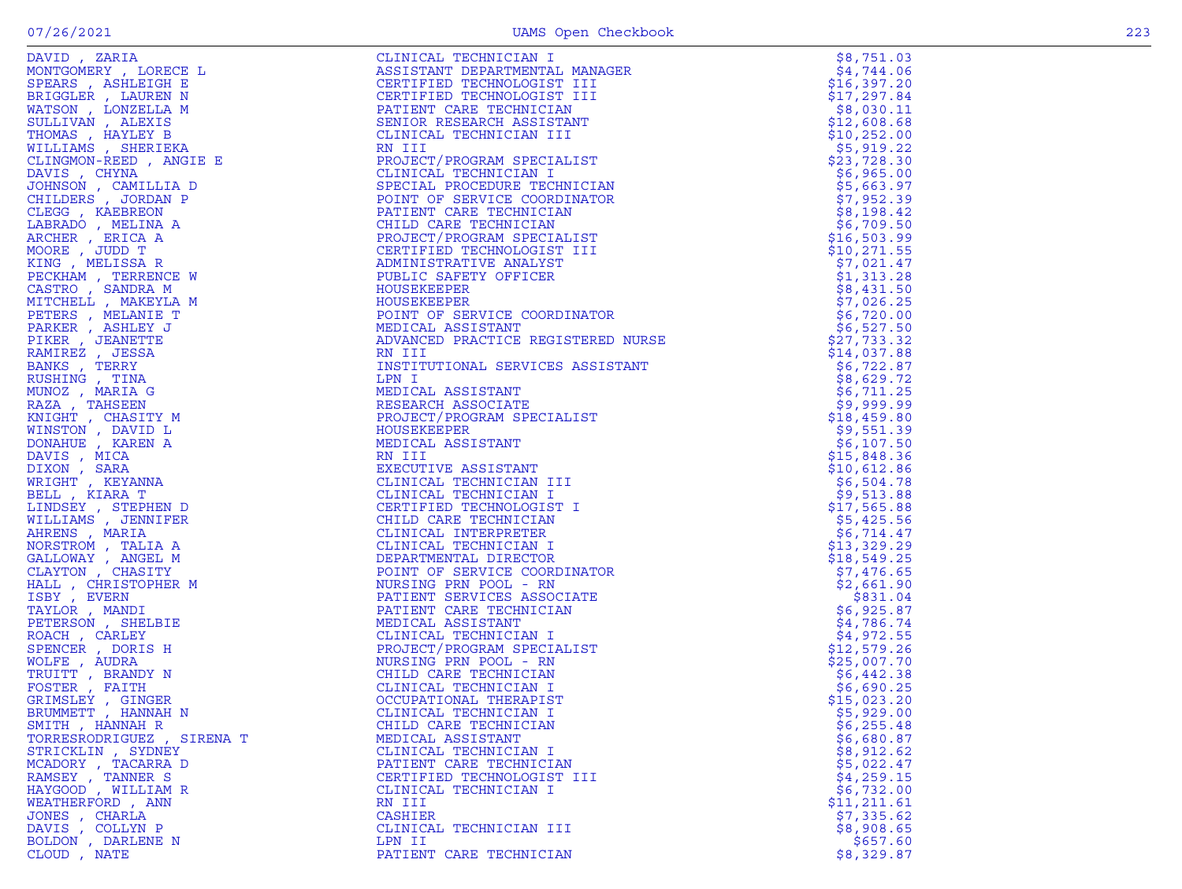| Name | Title | Amount |
|---|---|---|
| DAVID , ZARIA | CLINICAL TECHNICIAN I | $8,751.03 |
| MONTGOMERY , LORECE L | ASSISTANT DEPARTMENTAL MANAGER | $4,744.06 |
| SPEARS , ASHLEIGH E | CERTIFIED TECHNOLOGIST III | $16,397.20 |
| BRIGGLER , LAUREN N | CERTIFIED TECHNOLOGIST III | $17,297.84 |
| WATSON , LONZELLA M | PATIENT CARE TECHNICIAN | $8,030.11 |
| SULLIVAN , ALEXIS | SENIOR RESEARCH ASSISTANT | $12,608.68 |
| THOMAS , HAYLEY B | CLINICAL TECHNICIAN III | $10,252.00 |
| WILLIAMS , SHERIEKA | RN III | $5,919.22 |
| CLINGMON-REED , ANGIE E | PROJECT/PROGRAM SPECIALIST | $23,728.30 |
| DAVIS , CHYNA | CLINICAL TECHNICIAN I | $6,965.00 |
| JOHNSON , CAMILLIA D | SPECIAL PROCEDURE TECHNICIAN | $5,663.97 |
| CHILDERS , JORDAN P | POINT OF SERVICE COORDINATOR | $7,952.39 |
| CLEGG , KAEBREON | PATIENT CARE TECHNICIAN | $8,198.42 |
| LABRADO , MELINA A | CHILD CARE TECHNICIAN | $6,709.50 |
| ARCHER , ERICA A | PROJECT/PROGRAM SPECIALIST | $16,503.99 |
| MOORE , JUDD T | CERTIFIED TECHNOLOGIST III | $10,271.55 |
| KING , MELISSA R | ADMINISTRATIVE ANALYST | $7,021.47 |
| PECKHAM , TERRENCE W | PUBLIC SAFETY OFFICER | $1,313.28 |
| CASTRO , SANDRA M | HOUSEKEEPER | $8,431.50 |
| MITCHELL , MAKEYLA M | HOUSEKEEPER | $7,026.25 |
| PETERS , MELANIE T | POINT OF SERVICE COORDINATOR | $6,720.00 |
| PARKER , ASHLEY J | MEDICAL ASSISTANT | $6,527.50 |
| PIKER , JEANETTE | ADVANCED PRACTICE REGISTERED NURSE | $27,733.32 |
| RAMIREZ , JESSA | RN III | $14,037.88 |
| BANKS , TERRY | INSTITUTIONAL SERVICES ASSISTANT | $6,722.87 |
| RUSHING , TINA | LPN I | $8,629.72 |
| MUNOZ , MARIA G | MEDICAL ASSISTANT | $6,711.25 |
| RAZA , TAHSEEN | RESEARCH ASSOCIATE | $9,999.99 |
| KNIGHT , CHASITY M | PROJECT/PROGRAM SPECIALIST | $18,459.80 |
| WINSTON , DAVID L | HOUSEKEEPER | $9,551.39 |
| DONAHUE , KAREN A | MEDICAL ASSISTANT | $6,107.50 |
| DAVIS , MICA | RN III | $15,848.36 |
| DIXON , SARA | EXECUTIVE ASSISTANT | $10,612.86 |
| WRIGHT , KEYANNA | CLINICAL TECHNICIAN III | $6,504.78 |
| BELL , KIARA T | CLINICAL TECHNICIAN I | $9,513.88 |
| LINDSEY , STEPHEN D | CERTIFIED TECHNOLOGIST I | $17,565.88 |
| WILLIAMS , JENNIFER | CHILD CARE TECHNICIAN | $5,425.56 |
| AHRENS , MARIA | CLINICAL INTERPRETER | $6,714.47 |
| NORSTROM , TALIA A | CLINICAL TECHNICIAN I | $13,329.29 |
| GALLOWAY , ANGEL M | DEPARTMENTAL DIRECTOR | $18,549.25 |
| CLAYTON , CHASITY | POINT OF SERVICE COORDINATOR | $7,476.65 |
| HALL , CHRISTOPHER M | NURSING PRN POOL - RN | $2,661.90 |
| ISBY , EVERN | PATIENT SERVICES ASSOCIATE | $831.04 |
| TAYLOR , MANDI | PATIENT CARE TECHNICIAN | $6,925.87 |
| PETERSON , SHELBIE | MEDICAL ASSISTANT | $4,786.74 |
| ROACH , CARLEY | CLINICAL TECHNICIAN I | $4,972.55 |
| SPENCER , DORIS H | PROJECT/PROGRAM SPECIALIST | $12,579.26 |
| WOLFE , AUDRA | NURSING PRN POOL - RN | $25,007.70 |
| TRUITT , BRANDY N | CHILD CARE TECHNICIAN | $6,442.38 |
| FOSTER , FAITH | CLINICAL TECHNICIAN I | $6,690.25 |
| GRIMSLEY , GINGER | OCCUPATIONAL THERAPIST | $15,023.20 |
| BRUMMETT , HANNAH N | CLINICAL TECHNICIAN I | $5,929.00 |
| SMITH , HANNAH R | CHILD CARE TECHNICIAN | $6,255.48 |
| TORRESRODRIGUEZ , SIRENA T | MEDICAL ASSISTANT | $6,680.87 |
| STRICKLIN , SYDNEY | CLINICAL TECHNICIAN I | $8,912.62 |
| MCADORY , TACARRA D | PATIENT CARE TECHNICIAN | $5,022.47 |
| RAMSEY , TANNER S | CERTIFIED TECHNOLOGIST III | $4,259.15 |
| HAYGOOD , WILLIAM R | CLINICAL TECHNICIAN I | $6,732.00 |
| WEATHERFORD , ANN | RN III | $11,211.61 |
| JONES , CHARLA | CASHIER | $7,335.62 |
| DAVIS , COLLYN P | CLINICAL TECHNICIAN III | $8,908.65 |
| BOLDON , DARLENE N | LPN II | $657.60 |
| CLOUD , NATE | PATIENT CARE TECHNICIAN | $8,329.87 |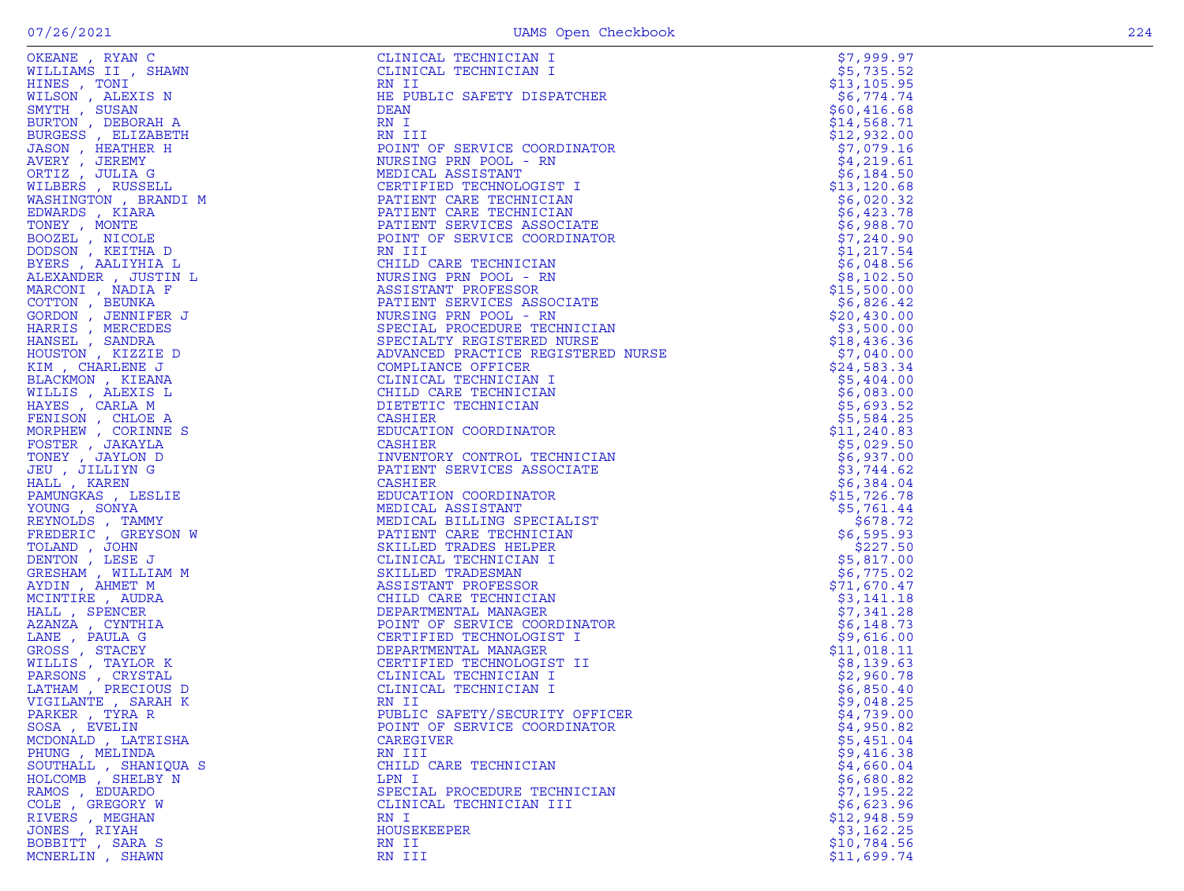| Name | Title | Amount |
|---|---|---|
| OKEANE , RYAN C | CLINICAL TECHNICIAN I | $7,999.97 |
| WILLIAMS II , SHAWN | CLINICAL TECHNICIAN I | $5,735.52 |
| HINES , TONI | RN II | $13,105.95 |
| WILSON , ALEXIS N | HE PUBLIC SAFETY DISPATCHER | $6,774.74 |
| SMYTH , SUSAN | DEAN | $60,416.68 |
| BURTON , DEBORAH A | RN I | $14,568.71 |
| BURGESS , ELIZABETH | RN III | $12,932.00 |
| JASON , HEATHER H | POINT OF SERVICE COORDINATOR | $7,079.16 |
| AVERY , JEREMY | NURSING PRN POOL - RN | $4,219.61 |
| ORTIZ , JULIA G | MEDICAL ASSISTANT | $6,184.50 |
| WILBERS , RUSSELL | CERTIFIED TECHNOLOGIST I | $13,120.68 |
| WASHINGTON , BRANDI M | PATIENT CARE TECHNICIAN | $6,020.32 |
| EDWARDS , KIARA | PATIENT CARE TECHNICIAN | $6,423.78 |
| TONEY , MONTE | PATIENT SERVICES ASSOCIATE | $6,988.70 |
| BOOZEL , NICOLE | POINT OF SERVICE COORDINATOR | $7,240.90 |
| DODSON , KEITHA D | RN III | $1,217.54 |
| BYERS , AALIYHIA L | CHILD CARE TECHNICIAN | $6,048.56 |
| ALEXANDER , JUSTIN L | NURSING PRN POOL - RN | $8,102.50 |
| MARCONI , NADIA F | ASSISTANT PROFESSOR | $15,500.00 |
| COTTON , BEUNKA | PATIENT SERVICES ASSOCIATE | $6,826.42 |
| GORDON , JENNIFER J | NURSING PRN POOL - RN | $20,430.00 |
| HARRIS , MERCEDES | SPECIAL PROCEDURE TECHNICIAN | $3,500.00 |
| HANSEL , SANDRA | SPECIALTY REGISTERED NURSE | $18,436.36 |
| HOUSTON , KIZZIE D | ADVANCED PRACTICE REGISTERED NURSE | $7,040.00 |
| KIM , CHARLENE J | COMPLIANCE OFFICER | $24,583.34 |
| BLACKMON , KIEANA | CLINICAL TECHNICIAN I | $5,404.00 |
| WILLIS , ALEXIS L | CHILD CARE TECHNICIAN | $6,083.00 |
| HAYES , CARLA M | DIETETIC TECHNICIAN | $5,693.52 |
| FENISON , CHLOE A | CASHIER | $5,584.25 |
| MORPHEW , CORINNE S | EDUCATION COORDINATOR | $11,240.83 |
| FOSTER , JAKAYLA | CASHIER | $5,029.50 |
| TONEY , JAYLON D | INVENTORY CONTROL TECHNICIAN | $6,937.00 |
| JEU , JILLIYN G | PATIENT SERVICES ASSOCIATE | $3,744.62 |
| HALL , KAREN | CASHIER | $6,384.04 |
| PAMUNGKAS , LESLIE | EDUCATION COORDINATOR | $15,726.78 |
| YOUNG , SONYA | MEDICAL ASSISTANT | $5,761.44 |
| REYNOLDS , TAMMY | MEDICAL BILLING SPECIALIST | $678.72 |
| FREDERIC , GREYSON W | PATIENT CARE TECHNICIAN | $6,595.93 |
| TOLAND , JOHN | SKILLED TRADES HELPER | $227.50 |
| DENTON , LESE J | CLINICAL TECHNICIAN I | $5,817.00 |
| GRESHAM , WILLIAM M | SKILLED TRADESMAN | $6,775.02 |
| AYDIN , AHMET M | ASSISTANT PROFESSOR | $71,670.47 |
| MCINTIRE , AUDRA | CHILD CARE TECHNICIAN | $3,141.18 |
| HALL , SPENCER | DEPARTMENTAL MANAGER | $7,341.28 |
| AZANZA , CYNTHIA | POINT OF SERVICE COORDINATOR | $6,148.73 |
| LANE , PAULA G | CERTIFIED TECHNOLOGIST I | $9,616.00 |
| GROSS , STACEY | DEPARTMENTAL MANAGER | $11,018.11 |
| WILLIS , TAYLOR K | CERTIFIED TECHNOLOGIST II | $8,139.63 |
| PARSONS , CRYSTAL | CLINICAL TECHNICIAN I | $2,960.78 |
| LATHAM , PRECIOUS D | CLINICAL TECHNICIAN I | $6,850.40 |
| VIGILANTE , SARAH K | RN II | $9,048.25 |
| PARKER , TYRA R | PUBLIC SAFETY/SECURITY OFFICER | $4,739.00 |
| SOSA , EVELIN | POINT OF SERVICE COORDINATOR | $4,950.82 |
| MCDONALD , LATEISHA | CAREGIVER | $5,451.04 |
| PHUNG , MELINDA | RN III | $9,416.38 |
| SOUTHALL , SHANIQUA S | CHILD CARE TECHNICIAN | $4,660.04 |
| HOLCOMB , SHELBY N | LPN I | $6,680.82 |
| RAMOS , EDUARDO | SPECIAL PROCEDURE TECHNICIAN | $7,195.22 |
| COLE , GREGORY W | CLINICAL TECHNICIAN III | $6,623.96 |
| RIVERS , MEGHAN | RN I | $12,948.59 |
| JONES , RIYAH | HOUSEKEEPER | $3,162.25 |
| BOBBITT , SARA S | RN II | $10,784.56 |
| MCNERLIN , SHAWN | RN III | $11,699.74 |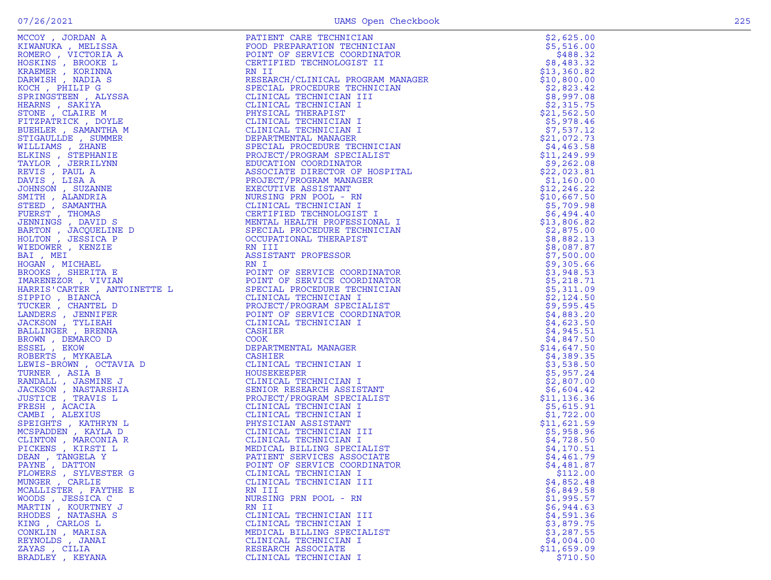| | | |
|---|---|---|
| MCCOY , JORDAN A | PATIENT CARE TECHNICIAN | $2,625.00 |
| KIWANUKA , MELISSA | FOOD PREPARATION TECHNICIAN | $5,516.00 |
| ROMERO , VICTORIA A | POINT OF SERVICE COORDINATOR | $488.32 |
| HOSKINS , BROOKE L | CERTIFIED TECHNOLOGIST II | $8,483.32 |
| KRAEMER , KORINNA | RN II | $13,360.82 |
| DARWISH , NADIA S | RESEARCH/CLINICAL PROGRAM MANAGER | $10,800.00 |
| KOCH , PHILIP G | SPECIAL PROCEDURE TECHNICIAN | $2,823.42 |
| SPRINGSTEEN , ALYSSA | CLINICAL TECHNICIAN III | $8,997.08 |
| HEARNS , SAKIYA | CLINICAL TECHNICIAN I | $2,315.75 |
| STONE , CLAIRE M | PHYSICAL THERAPIST | $21,562.50 |
| FITZPATRICK , DOYLE | CLINICAL TECHNICIAN I | $5,978.46 |
| BUEHLER , SAMANTHA M | CLINICAL TECHNICIAN I | $7,537.12 |
| STIGAULLDE , SUMMER | DEPARTMENTAL MANAGER | $21,072.73 |
| WILLIAMS , ZHANE | SPECIAL PROCEDURE TECHNICIAN | $4,463.58 |
| ELKINS , STEPHANIE | PROJECT/PROGRAM SPECIALIST | $11,249.99 |
| TAYLOR , JERRILYNN | EDUCATION COORDINATOR | $9,262.08 |
| REVIS , PAUL A | ASSOCIATE DIRECTOR OF HOSPITAL | $22,023.81 |
| DAVIS , LISA A | PROJECT/PROGRAM MANAGER | $1,160.00 |
| JOHNSON , SUZANNE | EXECUTIVE ASSISTANT | $12,246.22 |
| SMITH , ALANDRIA | NURSING PRN POOL - RN | $10,667.50 |
| STEED , SAMANTHA | CLINICAL TECHNICIAN I | $5,709.98 |
| FUERST , THOMAS | CERTIFIED TECHNOLOGIST I | $6,494.40 |
| JENNINGS , DAVID S | MENTAL HEALTH PROFESSIONAL I | $13,806.82 |
| BARTON , JACQUELINE D | SPECIAL PROCEDURE TECHNICIAN | $2,875.00 |
| HOLTON , JESSICA P | OCCUPATIONAL THERAPIST | $8,882.13 |
| WIEDOWER , KENZIE | RN III | $8,087.87 |
| BAI , MEI | ASSISTANT PROFESSOR | $7,500.00 |
| HOGAN , MICHAEL | RN I | $9,305.66 |
| BROOKS , SHERITA E | POINT OF SERVICE COORDINATOR | $3,948.53 |
| IMARENEZOR , VIVIAN | POINT OF SERVICE COORDINATOR | $5,218.71 |
| HARRIS'CARTER , ANTOINETTE L | SPECIAL PROCEDURE TECHNICIAN | $5,311.09 |
| SIPPIO , BIANCA | CLINICAL TECHNICIAN I | $2,124.50 |
| TUCKER , CHANTEL D | PROJECT/PROGRAM SPECIALIST | $9,595.45 |
| LANDERS , JENNIFER | POINT OF SERVICE COORDINATOR | $4,883.20 |
| JACKSON , TYLIEAH | CLINICAL TECHNICIAN I | $4,623.50 |
| BALLINGER , BRENNA | CASHIER | $4,945.51 |
| BROWN , DEMARCO D | COOK | $4,847.50 |
| ESSEL , EKOW | DEPARTMENTAL MANAGER | $14,647.50 |
| ROBERTS , MYKAELA | CASHIER | $4,389.35 |
| LEWIS-BROWN , OCTAVIA D | CLINICAL TECHNICIAN I | $3,538.50 |
| TURNER , ASIA B | HOUSEKEEPER | $5,957.24 |
| RANDALL , JASMINE J | CLINICAL TECHNICIAN I | $2,807.00 |
| JACKSON , NASTARSHIA | SENIOR RESEARCH ASSISTANT | $6,604.42 |
| JUSTICE , TRAVIS L | PROJECT/PROGRAM SPECIALIST | $11,136.36 |
| FRESH , ACACIA | CLINICAL TECHNICIAN I | $5,615.91 |
| CAMBI , ALEXIUS | CLINICAL TECHNICIAN I | $1,722.00 |
| SPEIGHTS , KATHRYN L | PHYSICIAN ASSISTANT | $11,621.59 |
| MCSPADDEN , KAYLA D | CLINICAL TECHNICIAN III | $5,958.96 |
| CLINTON , MARCONIA R | CLINICAL TECHNICIAN I | $4,728.50 |
| PICKENS , KIRSTI L | MEDICAL BILLING SPECIALIST | $4,170.51 |
| DEAN , TANGELA Y | PATIENT SERVICES ASSOCIATE | $4,461.79 |
| PAYNE , DATTON | POINT OF SERVICE COORDINATOR | $4,481.87 |
| FLOWERS , SYLVESTER G | CLINICAL TECHNICIAN I | $112.00 |
| MUNGER , CARLIE | CLINICAL TECHNICIAN III | $4,852.48 |
| MCALLISTER , FAYTHE E | RN III | $6,849.58 |
| WOODS , JESSICA C | NURSING PRN POOL - RN | $1,995.57 |
| MARTIN , KOURTNEY J | RN II | $6,944.63 |
| RHODES , NATASHA S | CLINICAL TECHNICIAN III | $4,591.36 |
| KING , CARLOS L | CLINICAL TECHNICIAN I | $3,879.75 |
| CONKLIN , MARISA | MEDICAL BILLING SPECIALIST | $3,287.55 |
| REYNOLDS , JANAI | CLINICAL TECHNICIAN I | $4,004.00 |
| ZAYAS , CILIA | RESEARCH ASSOCIATE | $11,659.09 |
| BRADLEY , KEYANA | CLINICAL TECHNICIAN I | $710.50 |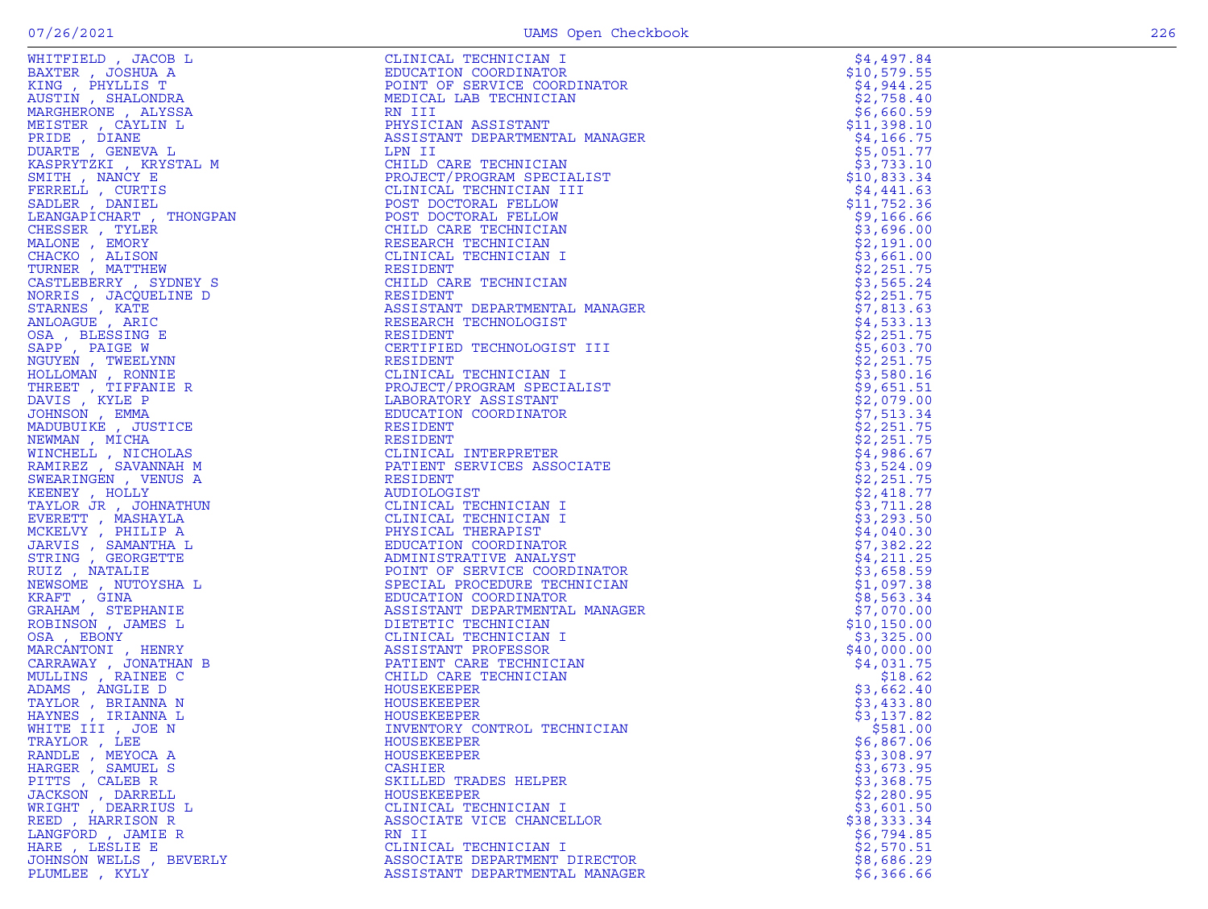| Name | Title | Amount |
|---|---|---|
| WHITFIELD , JACOB L | CLINICAL TECHNICIAN I | $4,497.84 |
| BAXTER , JOSHUA A | EDUCATION COORDINATOR | $10,579.55 |
| KING , PHYLLIS T | POINT OF SERVICE COORDINATOR | $4,944.25 |
| AUSTIN , SHALONDRA | MEDICAL LAB TECHNICIAN | $2,758.40 |
| MARGHERONE , ALYSSA | RN III | $6,660.59 |
| MEISTER , CAYLIN L | PHYSICIAN ASSISTANT | $11,398.10 |
| PRIDE , DIANE | ASSISTANT DEPARTMENTAL MANAGER | $4,166.75 |
| DUARTE , GENEVA L | LPN II | $5,051.77 |
| KASPRYTZKI , KRYSTAL M | CHILD CARE TECHNICIAN | $3,733.10 |
| SMITH , NANCY E | PROJECT/PROGRAM SPECIALIST | $10,833.34 |
| FERRELL , CURTIS | CLINICAL TECHNICIAN III | $4,441.63 |
| SADLER , DANIEL | POST DOCTORAL FELLOW | $11,752.36 |
| LEANGAPICHART , THONGPAN | POST DOCTORAL FELLOW | $9,166.66 |
| CHESSER , TYLER | CHILD CARE TECHNICIAN | $3,696.00 |
| MALONE , EMORY | RESEARCH TECHNICIAN | $2,191.00 |
| CHACKO , ALISON | CLINICAL TECHNICIAN I | $3,661.00 |
| TURNER , MATTHEW | RESIDENT | $2,251.75 |
| CASTLEBERRY , SYDNEY S | CHILD CARE TECHNICIAN | $3,565.24 |
| NORRIS , JACQUELINE D | RESIDENT | $2,251.75 |
| STARNES , KATE | ASSISTANT DEPARTMENTAL MANAGER | $7,813.63 |
| ANLOAGUE , ARIC | RESEARCH TECHNOLOGIST | $4,533.13 |
| OSA , BLESSING E | RESIDENT | $2,251.75 |
| SAPP , PAIGE W | CERTIFIED TECHNOLOGIST III | $5,603.70 |
| NGUYEN , TWEELYNN | RESIDENT | $2,251.75 |
| HOLLOMAN , RONNIE | CLINICAL TECHNICIAN I | $3,580.16 |
| THREET , TIFFANIE R | PROJECT/PROGRAM SPECIALIST | $9,651.51 |
| DAVIS , KYLE P | LABORATORY ASSISTANT | $2,079.00 |
| JOHNSON , EMMA | EDUCATION COORDINATOR | $7,513.34 |
| MADUBUIKE , JUSTICE | RESIDENT | $2,251.75 |
| NEWMAN , MICHA | RESIDENT | $2,251.75 |
| WINCHELL , NICHOLAS | CLINICAL INTERPRETER | $4,986.67 |
| RAMIREZ , SAVANNAH M | PATIENT SERVICES ASSOCIATE | $3,524.09 |
| SWEARINGEN , VENUS A | RESIDENT | $2,251.75 |
| KEENEY , HOLLY | AUDIOLOGIST | $2,418.77 |
| TAYLOR JR , JOHNATHUN | CLINICAL TECHNICIAN I | $3,711.28 |
| EVERETT , MASHAYLA | CLINICAL TECHNICIAN I | $3,293.50 |
| MCKELVY , PHILIP A | PHYSICAL THERAPIST | $4,040.30 |
| JARVIS , SAMANTHA L | EDUCATION COORDINATOR | $7,382.22 |
| STRING , GEORGETTE | ADMINISTRATIVE ANALYST | $4,211.25 |
| RUIZ , NATALIE | POINT OF SERVICE COORDINATOR | $3,658.59 |
| NEWSOME , NUTOYSHA L | SPECIAL PROCEDURE TECHNICIAN | $1,097.38 |
| KRAFT , GINA | EDUCATION COORDINATOR | $8,563.34 |
| GRAHAM , STEPHANIE | ASSISTANT DEPARTMENTAL MANAGER | $7,070.00 |
| ROBINSON , JAMES L | DIETETIC TECHNICIAN | $10,150.00 |
| OSA , EBONY | CLINICAL TECHNICIAN I | $3,325.00 |
| MARCANTONI , HENRY | ASSISTANT PROFESSOR | $40,000.00 |
| CARRAWAY , JONATHAN B | PATIENT CARE TECHNICIAN | $4,031.75 |
| MULLINS , RAINEE C | CHILD CARE TECHNICIAN | $18.62 |
| ADAMS , ANGLIE D | HOUSEKEEPER | $3,662.40 |
| TAYLOR , BRIANNA N | HOUSEKEEPER | $3,433.80 |
| HAYNES , IRIANNA L | HOUSEKEEPER | $3,137.82 |
| WHITE III , JOE N | INVENTORY CONTROL TECHNICIAN | $581.00 |
| TRAYLOR , LEE | HOUSEKEEPER | $6,867.06 |
| RANDLE , MEYOCA A | HOUSEKEEPER | $3,308.97 |
| HARGER , SAMUEL S | CASHIER | $3,673.95 |
| PITTS , CALEB R | SKILLED TRADES HELPER | $3,368.75 |
| JACKSON , DARRELL | HOUSEKEEPER | $2,280.95 |
| WRIGHT , DEARRIUS L | CLINICAL TECHNICIAN I | $3,601.50 |
| REED , HARRISON R | ASSOCIATE VICE CHANCELLOR | $38,333.34 |
| LANGFORD , JAMIE R | RN II | $6,794.85 |
| HARE , LESLIE E | CLINICAL TECHNICIAN I | $2,570.51 |
| JOHNSON WELLS , BEVERLY | ASSOCIATE DEPARTMENT DIRECTOR | $8,686.29 |
| PLUMLEE , KYLY | ASSISTANT DEPARTMENTAL MANAGER | $6,366.66 |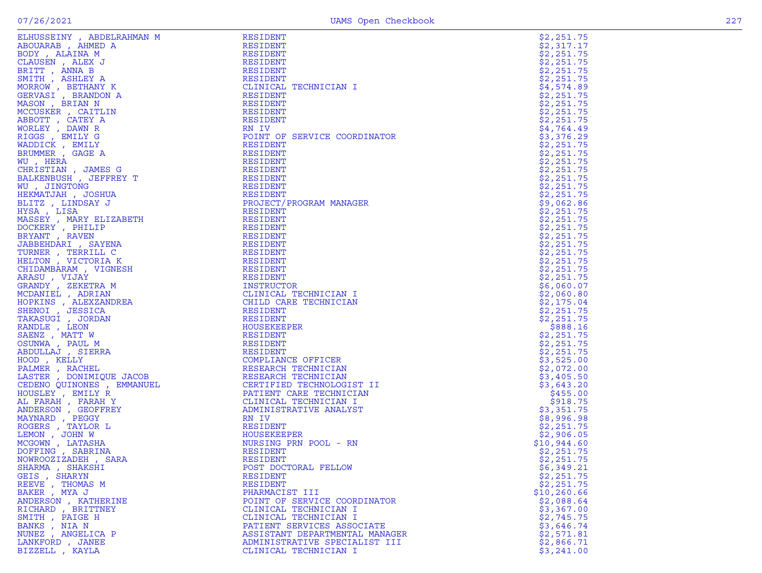| Name | Title | Amount |
|---|---|---|
| ELHUSSEINY , ABDELRAHMAN M | RESIDENT | $2,251.75 |
| ABOUARAB , AHMED A | RESIDENT | $2,317.17 |
| BODY , ALAINA M | RESIDENT | $2,251.75 |
| CLAUSEN , ALEX J | RESIDENT | $2,251.75 |
| BRITT , ANNA B | RESIDENT | $2,251.75 |
| SMITH , ASHLEY A | RESIDENT | $2,251.75 |
| MORROW , BETHANY K | CLINICAL TECHNICIAN I | $4,574.89 |
| GERVASI , BRANDON A | RESIDENT | $2,251.75 |
| MASON , BRIAN N | RESIDENT | $2,251.75 |
| MCCUSKER , CAITLIN | RESIDENT | $2,251.75 |
| ABBOTT , CATEY A | RESIDENT | $2,251.75 |
| WORLEY , DAWN R | RN IV | $4,764.49 |
| RIGGS , EMILY G | POINT OF SERVICE COORDINATOR | $3,376.29 |
| WADDICK , EMILY | RESIDENT | $2,251.75 |
| BRUMMER , GAGE A | RESIDENT | $2,251.75 |
| WU , HERA | RESIDENT | $2,251.75 |
| CHRISTIAN , JAMES G | RESIDENT | $2,251.75 |
| BALKENBUSH , JEFFREY T | RESIDENT | $2,251.75 |
| WU , JINGTONG | RESIDENT | $2,251.75 |
| HEKMATJAH , JOSHUA | RESIDENT | $2,251.75 |
| BLITZ , LINDSAY J | PROJECT/PROGRAM MANAGER | $9,062.86 |
| HYSA , LISA | RESIDENT | $2,251.75 |
| MASSEY , MARY ELIZABETH | RESIDENT | $2,251.75 |
| DOCKERY , PHILIP | RESIDENT | $2,251.75 |
| BRYANT , RAVEN | RESIDENT | $2,251.75 |
| JABBEHDARI , SAYENA | RESIDENT | $2,251.75 |
| TURNER , TERRILL C | RESIDENT | $2,251.75 |
| HELTON , VICTORIA K | RESIDENT | $2,251.75 |
| CHIDAMBARAM , VIGNESH | RESIDENT | $2,251.75 |
| ARASU , VIJAY | RESIDENT | $2,251.75 |
| GRANDY , ZEKETRA M | INSTRUCTOR | $6,060.07 |
| MCDANIEL , ADRIAN | CLINICAL TECHNICIAN I | $2,060.80 |
| HOPKINS , ALEXZANDREA | CHILD CARE TECHNICIAN | $2,175.04 |
| SHENOI , JESSICA | RESIDENT | $2,251.75 |
| TAKASUGI , JORDAN | RESIDENT | $2,251.75 |
| RANDLE , LEON | HOUSEKEEPER | $888.16 |
| SAENZ , MATT W | RESIDENT | $2,251.75 |
| OSUNWA , PAUL M | RESIDENT | $2,251.75 |
| ABDULLAJ , SIERRA | RESIDENT | $2,251.75 |
| HOOD , KELLY | COMPLIANCE OFFICER | $3,525.00 |
| PALMER , RACHEL | RESEARCH TECHNICIAN | $2,072.00 |
| LASTER , DONIMIQUE JACOB | RESEARCH TECHNICIAN | $3,405.50 |
| CEDENO QUINONES , EMMANUEL | CERTIFIED TECHNOLOGIST II | $3,643.20 |
| HOUSLEY , EMILY R | PATIENT CARE TECHNICIAN | $455.00 |
| AL FARAH , FARAH Y | CLINICAL TECHNICIAN I | $918.75 |
| ANDERSON , GEOFFREY | ADMINISTRATIVE ANALYST | $3,351.75 |
| MAYNARD , PEGGY | RN IV | $8,996.98 |
| ROGERS , TAYLOR L | RESIDENT | $2,251.75 |
| LEMON , JOHN W | HOUSEKEEPER | $2,906.05 |
| MCGOWN , LATASHA | NURSING PRN POOL - RN | $10,944.60 |
| DOFFING , SABRINA | RESIDENT | $2,251.75 |
| NOWROOZIZADEH , SARA | RESIDENT | $2,251.75 |
| SHARMA , SHAKSHI | POST DOCTORAL FELLOW | $6,349.21 |
| GEIS , SHARYN | RESIDENT | $2,251.75 |
| REEVE , THOMAS M | RESIDENT | $2,251.75 |
| BAKER , MYA J | PHARMACIST III | $10,260.66 |
| ANDERSON , KATHERINE | POINT OF SERVICE COORDINATOR | $2,088.64 |
| RICHARD , BRITTNEY | CLINICAL TECHNICIAN I | $3,367.00 |
| SMITH , PAIGE H | CLINICAL TECHNICIAN I | $2,745.75 |
| BANKS , NIA N | PATIENT SERVICES ASSOCIATE | $3,646.74 |
| NUNEZ , ANGELICA P | ASSISTANT DEPARTMENTAL MANAGER | $2,571.81 |
| LANKFORD , JANEE | ADMINISTRATIVE SPECIALIST III | $2,866.71 |
| BIZZELL , KAYLA | CLINICAL TECHNICIAN I | $3,241.00 |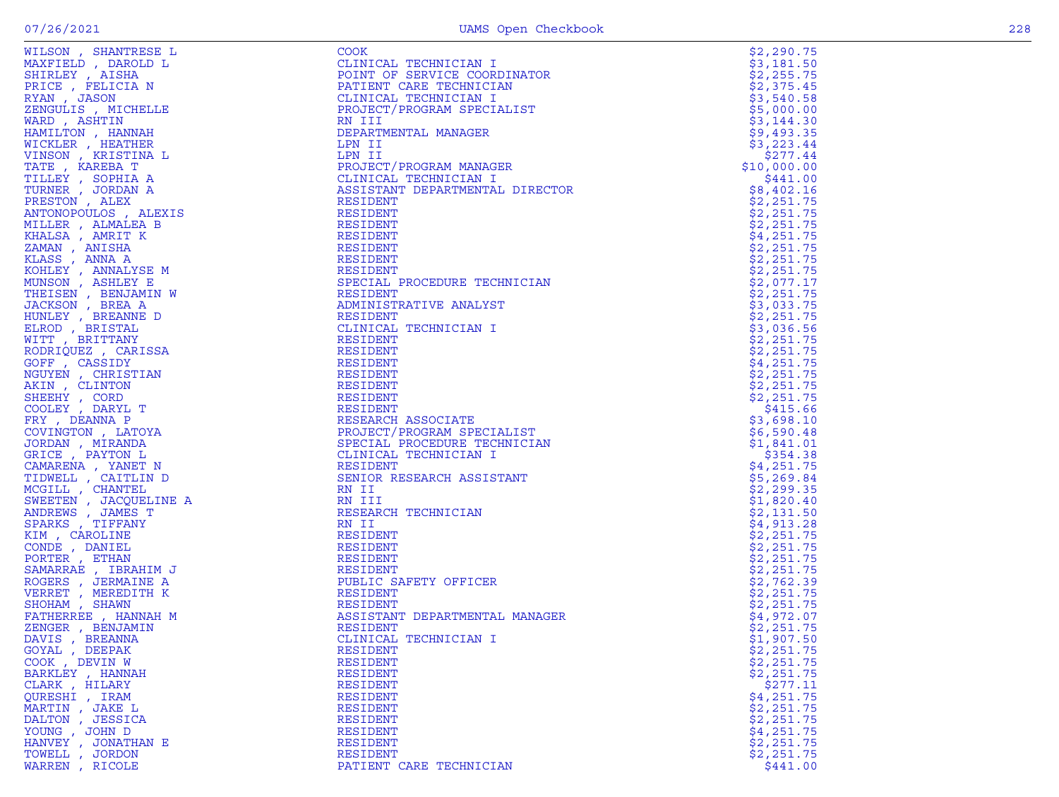| Name | Title | Amount |
|---|---|---|
| WILSON , SHANTRESE L | COOK | $2,290.75 |
| MAXFIELD , DAROLD L | CLINICAL TECHNICIAN I | $3,181.50 |
| SHIRLEY , AISHA | POINT OF SERVICE COORDINATOR | $2,255.75 |
| PRICE , FELICIA N | PATIENT CARE TECHNICIAN | $2,375.45 |
| RYAN , JASON | CLINICAL TECHNICIAN I | $3,540.58 |
| ZENGULIS , MICHELLE | PROJECT/PROGRAM SPECIALIST | $5,000.00 |
| WARD , ASHTIN | RN III | $3,144.30 |
| HAMILTON , HANNAH | DEPARTMENTAL MANAGER | $9,493.35 |
| WICKLER , HEATHER | LPN II | $3,223.44 |
| VINSON , KRISTINA L | LPN II | $277.44 |
| TATE , KAREBA T | PROJECT/PROGRAM MANAGER | $10,000.00 |
| TILLEY , SOPHIA A | CLINICAL TECHNICIAN I | $441.00 |
| TURNER , JORDAN A | ASSISTANT DEPARTMENTAL DIRECTOR | $8,402.16 |
| PRESTON , ALEX | RESIDENT | $2,251.75 |
| ANTONOPOULOS , ALEXIS | RESIDENT | $2,251.75 |
| MILLER , ALMALEA B | RESIDENT | $2,251.75 |
| KHALSA , AMRIT K | RESIDENT | $4,251.75 |
| ZAMAN , ANISHA | RESIDENT | $2,251.75 |
| KLASS , ANNA A | RESIDENT | $2,251.75 |
| KOHLEY , ANNALYSE M | RESIDENT | $2,251.75 |
| MUNSON , ASHLEY E | SPECIAL PROCEDURE TECHNICIAN | $2,077.17 |
| THEISEN , BENJAMIN W | RESIDENT | $2,251.75 |
| JACKSON , BREA A | ADMINISTRATIVE ANALYST | $3,033.75 |
| HUNLEY , BREANNE D | RESIDENT | $2,251.75 |
| ELROD , BRISTAL | CLINICAL TECHNICIAN I | $3,036.56 |
| WITT , BRITTANY | RESIDENT | $2,251.75 |
| RODRIQUEZ , CARISSA | RESIDENT | $2,251.75 |
| GOFF , CASSIDY | RESIDENT | $4,251.75 |
| NGUYEN , CHRISTIAN | RESIDENT | $2,251.75 |
| AKIN , CLINTON | RESIDENT | $2,251.75 |
| SHEEHY , CORD | RESIDENT | $2,251.75 |
| COOLEY , DARYL T | RESIDENT | $415.66 |
| FRY , DEANNA P | RESEARCH ASSOCIATE | $3,698.10 |
| COVINGTON , LATOYA | PROJECT/PROGRAM SPECIALIST | $6,590.48 |
| JORDAN , MIRANDA | SPECIAL PROCEDURE TECHNICIAN | $1,841.01 |
| GRICE , PAYTON L | CLINICAL TECHNICIAN I | $354.38 |
| CAMARENA , YANET N | RESIDENT | $4,251.75 |
| TIDWELL , CAITLIN D | SENIOR RESEARCH ASSISTANT | $5,269.84 |
| MCGILL , CHANTEL | RN II | $2,299.35 |
| SWEETEN , JACQUELINE A | RN III | $1,820.40 |
| ANDREWS , JAMES T | RESEARCH TECHNICIAN | $2,131.50 |
| SPARKS , TIFFANY | RN II | $4,913.28 |
| KIM , CAROLINE | RESIDENT | $2,251.75 |
| CONDE , DANIEL | RESIDENT | $2,251.75 |
| PORTER , ETHAN | RESIDENT | $2,251.75 |
| SAMARRAE , IBRAHIM J | RESIDENT | $2,251.75 |
| ROGERS , JERMAINE A | PUBLIC SAFETY OFFICER | $2,762.39 |
| VERRET , MEREDITH K | RESIDENT | $2,251.75 |
| SHOHAM , SHAWN | RESIDENT | $2,251.75 |
| FATHERREE , HANNAH M | ASSISTANT DEPARTMENTAL MANAGER | $4,972.07 |
| ZENGER , BENJAMIN | RESIDENT | $2,251.75 |
| DAVIS , BREANNA | CLINICAL TECHNICIAN I | $1,907.50 |
| GOYAL , DEEPAK | RESIDENT | $2,251.75 |
| COOK , DEVIN W | RESIDENT | $2,251.75 |
| BARKLEY , HANNAH | RESIDENT | $2,251.75 |
| CLARK , HILARY | RESIDENT | $277.11 |
| QURESHI , IRAM | RESIDENT | $4,251.75 |
| MARTIN , JAKE L | RESIDENT | $2,251.75 |
| DALTON , JESSICA | RESIDENT | $2,251.75 |
| YOUNG , JOHN D | RESIDENT | $4,251.75 |
| HANVEY , JONATHAN E | RESIDENT | $2,251.75 |
| TOWELL , JORDON | RESIDENT | $2,251.75 |
| WARREN , RICOLE | PATIENT CARE TECHNICIAN | $441.00 |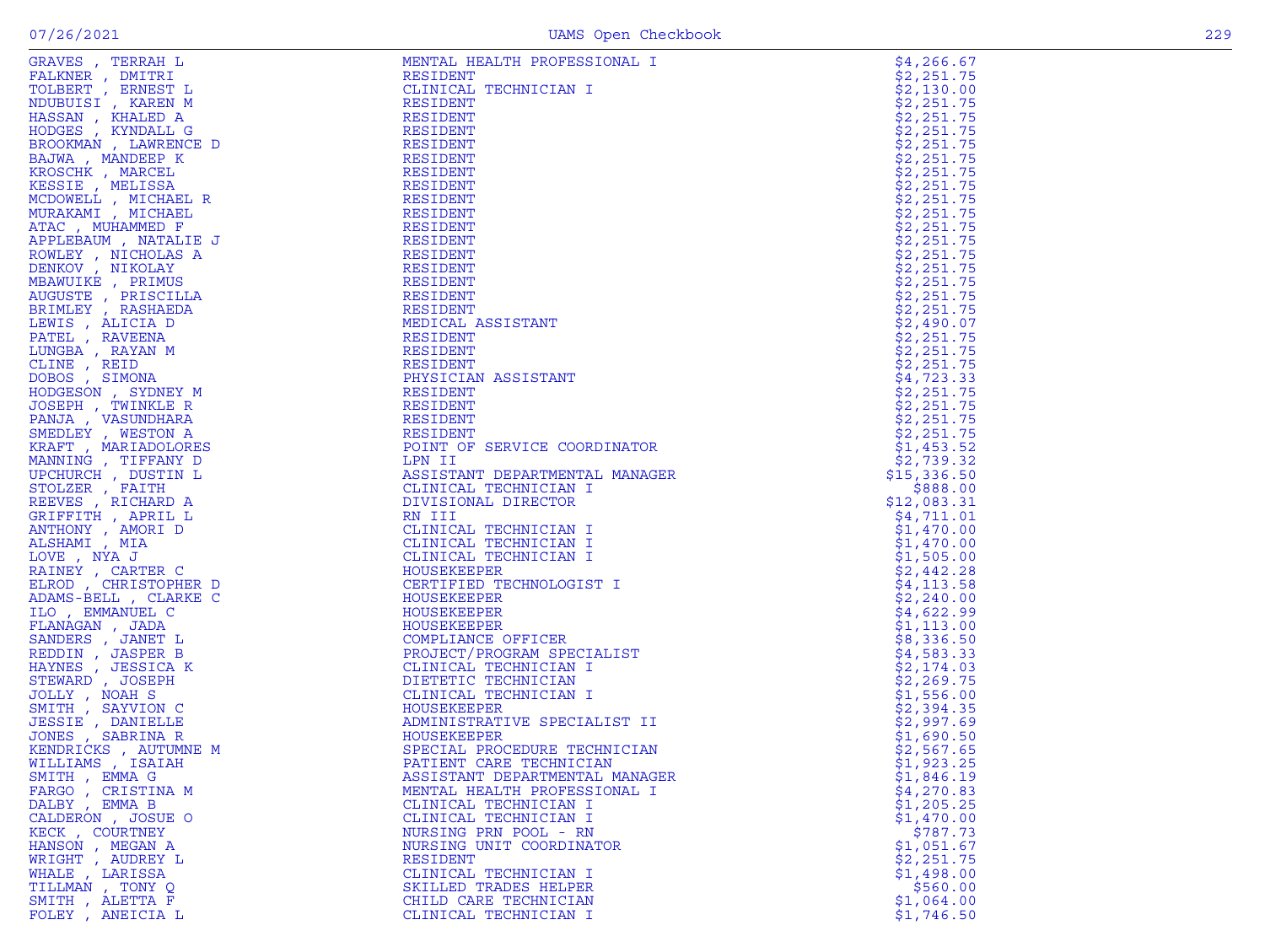| | | |
|---|---|---|
| GRAVES , TERRAH L | MENTAL HEALTH PROFESSIONAL I | $4,266.67 |
| FALKNER , DMITRI | RESIDENT | $2,251.75 |
| TOLBERT , ERNEST L | CLINICAL TECHNICIAN I | $2,130.00 |
| NDUBUISI , KAREN M | RESIDENT | $2,251.75 |
| HASSAN , KHALED A | RESIDENT | $2,251.75 |
| HODGES , KYNDALL G | RESIDENT | $2,251.75 |
| BROOKMAN , LAWRENCE D | RESIDENT | $2,251.75 |
| BAJWA , MANDEEP K | RESIDENT | $2,251.75 |
| KROSCHK , MARCEL | RESIDENT | $2,251.75 |
| KESSIE , MELISSA | RESIDENT | $2,251.75 |
| MCDOWELL , MICHAEL R | RESIDENT | $2,251.75 |
| MURAKAMI , MICHAEL | RESIDENT | $2,251.75 |
| ATAC , MUHAMMED F | RESIDENT | $2,251.75 |
| APPLEBAUM , NATALIE J | RESIDENT | $2,251.75 |
| ROWLEY , NICHOLAS A | RESIDENT | $2,251.75 |
| DENKOV , NIKOLAY | RESIDENT | $2,251.75 |
| MBAWUIKE , PRIMUS | RESIDENT | $2,251.75 |
| AUGUSTE , PRISCILLA | RESIDENT | $2,251.75 |
| BRIMLEY , RASHAEDA | RESIDENT | $2,251.75 |
| LEWIS , ALICIA D | MEDICAL ASSISTANT | $2,490.07 |
| PATEL , RAVEENA | RESIDENT | $2,251.75 |
| LUNGBA , RAYAN M | RESIDENT | $2,251.75 |
| CLINE , REID | RESIDENT | $2,251.75 |
| DOBOS , SIMONA | PHYSICIAN ASSISTANT | $4,723.33 |
| HODGESON , SYDNEY M | RESIDENT | $2,251.75 |
| JOSEPH , TWINKLE R | RESIDENT | $2,251.75 |
| PANJA , VASUNDHARA | RESIDENT | $2,251.75 |
| SMEDLEY , WESTON A | RESIDENT | $2,251.75 |
| KRAFT , MARIADOLORES | POINT OF SERVICE COORDINATOR | $1,453.52 |
| MANNING , TIFFANY D | LPN II | $2,739.32 |
| UPCHURCH , DUSTIN L | ASSISTANT DEPARTMENTAL MANAGER | $15,336.50 |
| STOLZER , FAITH | CLINICAL TECHNICIAN I | $888.00 |
| REEVES , RICHARD A | DIVISIONAL DIRECTOR | $12,083.31 |
| GRIFFITH , APRIL L | RN III | $4,711.01 |
| ANTHONY , AMORI D | CLINICAL TECHNICIAN I | $1,470.00 |
| ALSHAMI , MIA | CLINICAL TECHNICIAN I | $1,470.00 |
| LOVE , NYA J | CLINICAL TECHNICIAN I | $1,505.00 |
| RAINEY , CARTER C | HOUSEKEEPER | $2,442.28 |
| ELROD , CHRISTOPHER D | CERTIFIED TECHNOLOGIST I | $4,113.58 |
| ADAMS-BELL , CLARKE C | HOUSEKEEPER | $2,240.00 |
| ILO , EMMANUEL C | HOUSEKEEPER | $4,622.99 |
| FLANAGAN , JADA | HOUSEKEEPER | $1,113.00 |
| SANDERS , JANET L | COMPLIANCE OFFICER | $8,336.50 |
| REDDIN , JASPER B | PROJECT/PROGRAM SPECIALIST | $4,583.33 |
| HAYNES , JESSICA K | CLINICAL TECHNICIAN I | $2,174.03 |
| STEWARD , JOSEPH | DIETETIC TECHNICIAN | $2,269.75 |
| JOLLY , NOAH S | CLINICAL TECHNICIAN I | $1,556.00 |
| SMITH , SAYVION C | HOUSEKEEPER | $2,394.35 |
| JESSIE , DANIELLE | ADMINISTRATIVE SPECIALIST II | $2,997.69 |
| JONES , SABRINA R | HOUSEKEEPER | $1,690.50 |
| KENDRICKS , AUTUMNE M | SPECIAL PROCEDURE TECHNICIAN | $2,567.65 |
| WILLIAMS , ISAIAH | PATIENT CARE TECHNICIAN | $1,923.25 |
| SMITH , EMMA G | ASSISTANT DEPARTMENTAL MANAGER | $1,846.19 |
| FARGO , CRISTINA M | MENTAL HEALTH PROFESSIONAL I | $4,270.83 |
| DALBY , EMMA B | CLINICAL TECHNICIAN I | $1,205.25 |
| CALDERON , JOSUE O | CLINICAL TECHNICIAN I | $1,470.00 |
| KECK , COURTNEY | NURSING PRN POOL - RN | $787.73 |
| HANSON , MEGAN A | NURSING UNIT COORDINATOR | $1,051.67 |
| WRIGHT , AUDREY L | RESIDENT | $2,251.75 |
| WHALE , LARISSA | CLINICAL TECHNICIAN I | $1,498.00 |
| TILLMAN , TONY Q | SKILLED TRADES HELPER | $560.00 |
| SMITH , ALETTA F | CHILD CARE TECHNICIAN | $1,064.00 |
| FOLEY , ANEICIA L | CLINICAL TECHNICIAN I | $1,746.50 |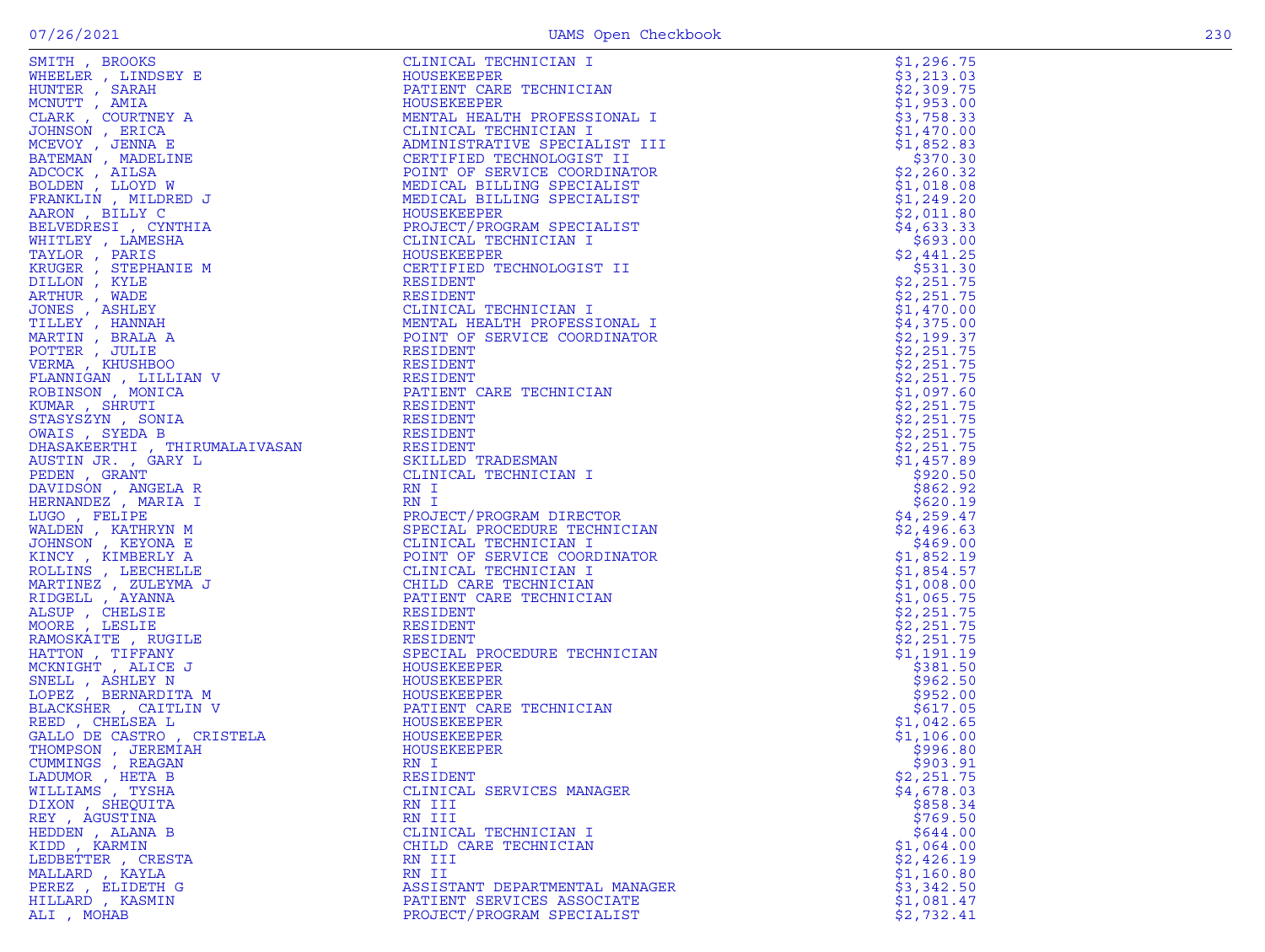| Name | Title | Amount |
|---|---|---|
| SMITH , BROOKS | CLINICAL TECHNICIAN I | $1,296.75 |
| WHEELER , LINDSEY E | HOUSEKEEPER | $3,213.03 |
| HUNTER , SARAH | PATIENT CARE TECHNICIAN | $2,309.75 |
| MCNUTT , AMIA | HOUSEKEEPER | $1,953.00 |
| CLARK , COURTNEY A | MENTAL HEALTH PROFESSIONAL I | $3,758.33 |
| JOHNSON , ERICA | CLINICAL TECHNICIAN I | $1,470.00 |
| MCEVOY , JENNA E | ADMINISTRATIVE SPECIALIST III | $1,852.83 |
| BATEMAN , MADELINE | CERTIFIED TECHNOLOGIST II | $370.30 |
| ADCOCK , AILSA | POINT OF SERVICE COORDINATOR | $2,260.32 |
| BOLDEN , LLOYD W | MEDICAL BILLING SPECIALIST | $1,018.08 |
| FRANKLIN , MILDRED J | MEDICAL BILLING SPECIALIST | $1,249.20 |
| AARON , BILLY C | HOUSEKEEPER | $2,011.80 |
| BELVEDRESI , CYNTHIA | PROJECT/PROGRAM SPECIALIST | $4,633.33 |
| WHITLEY , LAMESHA | CLINICAL TECHNICIAN I | $693.00 |
| TAYLOR , PARIS | HOUSEKEEPER | $2,441.25 |
| KRUGER , STEPHANIE M | CERTIFIED TECHNOLOGIST II | $531.30 |
| DILLON , KYLE | RESIDENT | $2,251.75 |
| ARTHUR , WADE | RESIDENT | $2,251.75 |
| JONES , ASHLEY | CLINICAL TECHNICIAN I | $1,470.00 |
| TILLEY , HANNAH | MENTAL HEALTH PROFESSIONAL I | $4,375.00 |
| MARTIN , BRALA A | POINT OF SERVICE COORDINATOR | $2,199.37 |
| POTTER , JULIE | RESIDENT | $2,251.75 |
| VERMA , KHUSHBOO | RESIDENT | $2,251.75 |
| FLANNIGAN , LILLIAN V | RESIDENT | $2,251.75 |
| ROBINSON , MONICA | PATIENT CARE TECHNICIAN | $1,097.60 |
| KUMAR , SHRUTI | RESIDENT | $2,251.75 |
| STASYSZYN , SONIA | RESIDENT | $2,251.75 |
| OWAIS , SYEDA B | RESIDENT | $2,251.75 |
| DHASAKEERTHI , THIRUMALAIVASAN | RESIDENT | $2,251.75 |
| AUSTIN JR. , GARY L | SKILLED TRADESMAN | $1,457.89 |
| PEDEN , GRANT | CLINICAL TECHNICIAN I | $920.50 |
| DAVIDSON , ANGELA R | RN I | $862.92 |
| HERNANDEZ , MARIA I | RN I | $620.19 |
| LUGO , FELIPE | PROJECT/PROGRAM DIRECTOR | $4,259.47 |
| WALDEN , KATHRYN M | SPECIAL PROCEDURE TECHNICIAN | $2,496.63 |
| JOHNSON , KEYONA E | CLINICAL TECHNICIAN I | $469.00 |
| KINCY , KIMBERLY A | POINT OF SERVICE COORDINATOR | $1,852.19 |
| ROLLINS , LEECHELLE | CLINICAL TECHNICIAN I | $1,854.57 |
| MARTINEZ , ZULEYMA J | CHILD CARE TECHNICIAN | $1,008.00 |
| RIDGELL , AYANNA | PATIENT CARE TECHNICIAN | $1,065.75 |
| ALSUP , CHELSIE | RESIDENT | $2,251.75 |
| MOORE , LESLIE | RESIDENT | $2,251.75 |
| RAMOSKAITE , RUGILE | RESIDENT | $2,251.75 |
| HATTON , TIFFANY | SPECIAL PROCEDURE TECHNICIAN | $1,191.19 |
| MCKNIGHT , ALICE J | HOUSEKEEPER | $381.50 |
| SNELL , ASHLEY N | HOUSEKEEPER | $962.50 |
| LOPEZ , BERNARDITA M | HOUSEKEEPER | $952.00 |
| BLACKSHER , CAITLIN V | PATIENT CARE TECHNICIAN | $617.05 |
| REED , CHELSEA L | HOUSEKEEPER | $1,042.65 |
| GALLO DE CASTRO , CRISTELA | HOUSEKEEPER | $1,106.00 |
| THOMPSON , JEREMIAH | HOUSEKEEPER | $996.80 |
| CUMMINGS , REAGAN | RN I | $903.91 |
| LADUMOR , HETA B | RESIDENT | $2,251.75 |
| WILLIAMS , TYSHA | CLINICAL SERVICES MANAGER | $4,678.03 |
| DIXON , SHEQUITA | RN III | $858.34 |
| REY , AGUSTINA | RN III | $769.50 |
| HEDDEN , ALANA B | CLINICAL TECHNICIAN I | $644.00 |
| KIDD , KARMIN | CHILD CARE TECHNICIAN | $1,064.00 |
| LEDBETTER , CRESTA | RN III | $2,426.19 |
| MALLARD , KAYLA | RN II | $1,160.80 |
| PEREZ , ELIDETH G | ASSISTANT DEPARTMENTAL MANAGER | $3,342.50 |
| HILLARD , KASMIN | PATIENT SERVICES ASSOCIATE | $1,081.47 |
| ALI , MOHAB | PROJECT/PROGRAM SPECIALIST | $2,732.41 |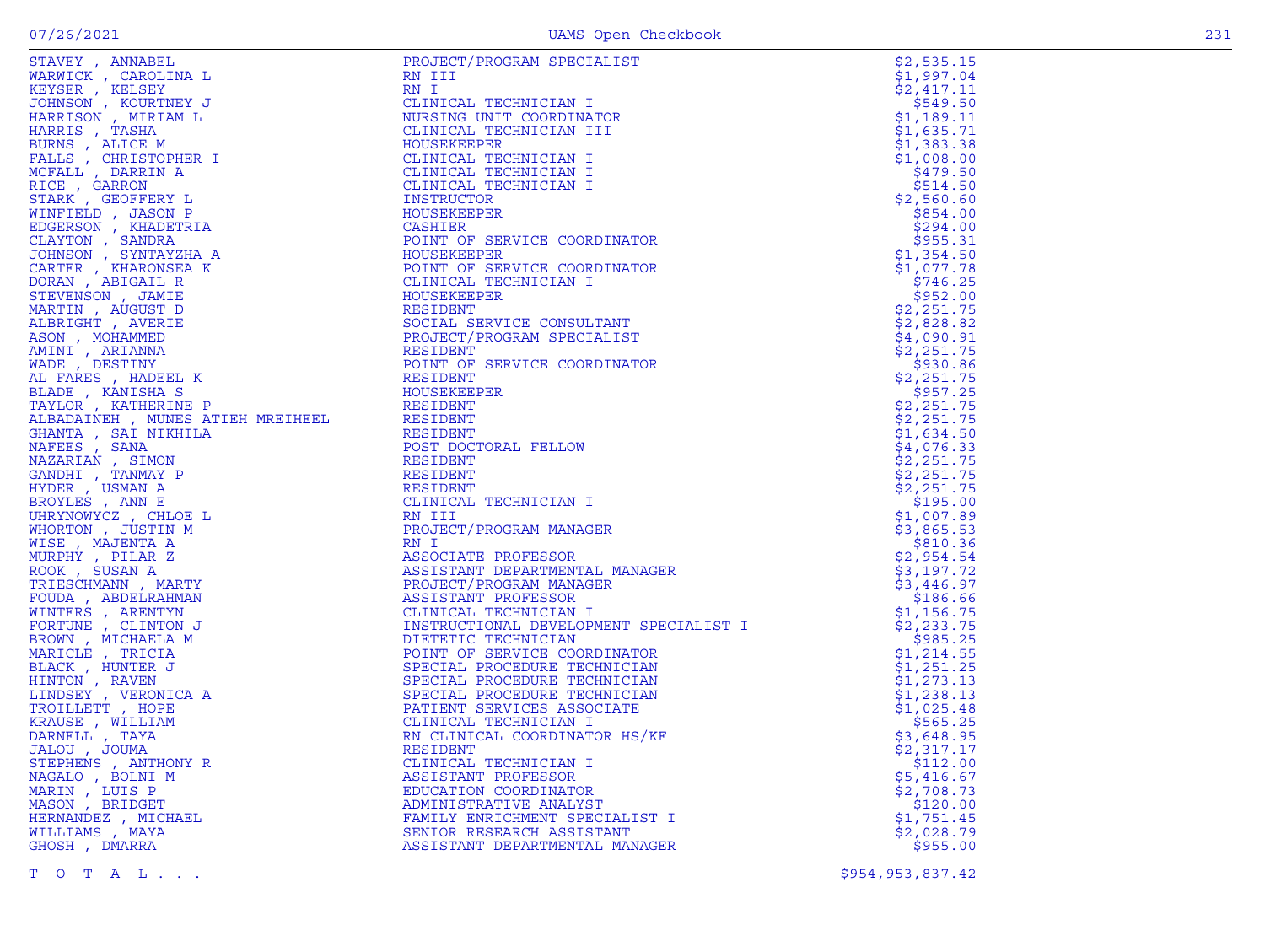| | | |
|---|---|---|
| STAVEY , ANNABEL | PROJECT/PROGRAM SPECIALIST | $2,535.15 |
| WARWICK , CAROLINA L | RN III | $1,997.04 |
| KEYSER , KELSEY | RN I | $2,417.11 |
| JOHNSON , KOURTNEY J | CLINICAL TECHNICIAN I | $549.50 |
| HARRISON , MIRIAM L | NURSING UNIT COORDINATOR | $1,189.11 |
| HARRIS , TASHA | CLINICAL TECHNICIAN III | $1,635.71 |
| BURNS , ALICE M | HOUSEKEEPER | $1,383.38 |
| FALLS , CHRISTOPHER I | CLINICAL TECHNICIAN I | $1,008.00 |
| MCFALL , DARRIN A | CLINICAL TECHNICIAN I | $479.50 |
| RICE , GARRON | CLINICAL TECHNICIAN I | $514.50 |
| STARK , GEOFFERY L | INSTRUCTOR | $2,560.60 |
| WINFIELD , JASON P | HOUSEKEEPER | $854.00 |
| EDGERSON , KHADETRIA | CASHIER | $294.00 |
| CLAYTON , SANDRA | POINT OF SERVICE COORDINATOR | $955.31 |
| JOHNSON , SYNTAYZHA A | HOUSEKEEPER | $1,354.50 |
| CARTER , KHARONSEA K | POINT OF SERVICE COORDINATOR | $1,077.78 |
| DORAN , ABIGAIL R | CLINICAL TECHNICIAN I | $746.25 |
| STEVENSON , JAMIE | HOUSEKEEPER | $952.00 |
| MARTIN , AUGUST D | RESIDENT | $2,251.75 |
| ALBRIGHT , AVERIE | SOCIAL SERVICE CONSULTANT | $2,828.82 |
| ASON , MOHAMMED | PROJECT/PROGRAM SPECIALIST | $4,090.91 |
| AMINI , ARIANNA | RESIDENT | $2,251.75 |
| WADE , DESTINY | POINT OF SERVICE COORDINATOR | $930.86 |
| AL FARES , HADEEL K | RESIDENT | $2,251.75 |
| BLADE , KANISHA S | HOUSEKEEPER | $957.25 |
| TAYLOR , KATHERINE P | RESIDENT | $2,251.75 |
| ALBADAINEH , MUNES ATIEH MREIHEEL | RESIDENT | $2,251.75 |
| GHANTA , SAI NIKHILA | RESIDENT | $1,634.50 |
| NAFEES , SANA | POST DOCTORAL FELLOW | $4,076.33 |
| NAZARIAN , SIMON | RESIDENT | $2,251.75 |
| GANDHI , TANMAY P | RESIDENT | $2,251.75 |
| HYDER , USMAN A | RESIDENT | $2,251.75 |
| BROYLES , ANN E | CLINICAL TECHNICIAN I | $195.00 |
| UHRYNOWYCZ , CHLOE L | RN III | $1,007.89 |
| WHORTON , JUSTIN M | PROJECT/PROGRAM MANAGER | $3,865.53 |
| WISE , MAJENTA A | RN I | $810.36 |
| MURPHY , PILAR Z | ASSOCIATE PROFESSOR | $2,954.54 |
| ROOK , SUSAN A | ASSISTANT DEPARTMENTAL MANAGER | $3,197.72 |
| TRIESCHMANN , MARTY | PROJECT/PROGRAM MANAGER | $3,446.97 |
| FOUDA , ABDELRAHMAN | ASSISTANT PROFESSOR | $186.66 |
| WINTERS , ARENTYN | CLINICAL TECHNICIAN I | $1,156.75 |
| FORTUNE , CLINTON J | INSTRUCTIONAL DEVELOPMENT SPECIALIST I | $2,233.75 |
| BROWN , MICHAELA M | DIETETIC TECHNICIAN | $985.25 |
| MARICLE , TRICIA | POINT OF SERVICE COORDINATOR | $1,214.55 |
| BLACK , HUNTER J | SPECIAL PROCEDURE TECHNICIAN | $1,251.25 |
| HINTON , RAVEN | SPECIAL PROCEDURE TECHNICIAN | $1,273.13 |
| LINDSEY , VERONICA A | SPECIAL PROCEDURE TECHNICIAN | $1,238.13 |
| TROILLETT , HOPE | PATIENT SERVICES ASSOCIATE | $1,025.48 |
| KRAUSE , WILLIAM | CLINICAL TECHNICIAN I | $565.25 |
| DARNELL , TAYA | RN CLINICAL COORDINATOR HS/KF | $3,648.95 |
| JALOU , JOUMA | RESIDENT | $2,317.17 |
| STEPHENS , ANTHONY R | CLINICAL TECHNICIAN I | $112.00 |
| NAGALO , BOLNI M | ASSISTANT PROFESSOR | $5,416.67 |
| MARIN , LUIS P | EDUCATION COORDINATOR | $2,708.73 |
| MASON , BRIDGET | ADMINISTRATIVE ANALYST | $120.00 |
| HERNANDEZ , MICHAEL | FAMILY ENRICHMENT SPECIALIST I | $1,751.45 |
| WILLIAMS , MAYA | SENIOR RESEARCH ASSISTANT | $2,028.79 |
| GHOSH , DMARRA | ASSISTANT DEPARTMENTAL MANAGER | $955.00 |
| T O T A L . . . | | $954,953,837.42 |